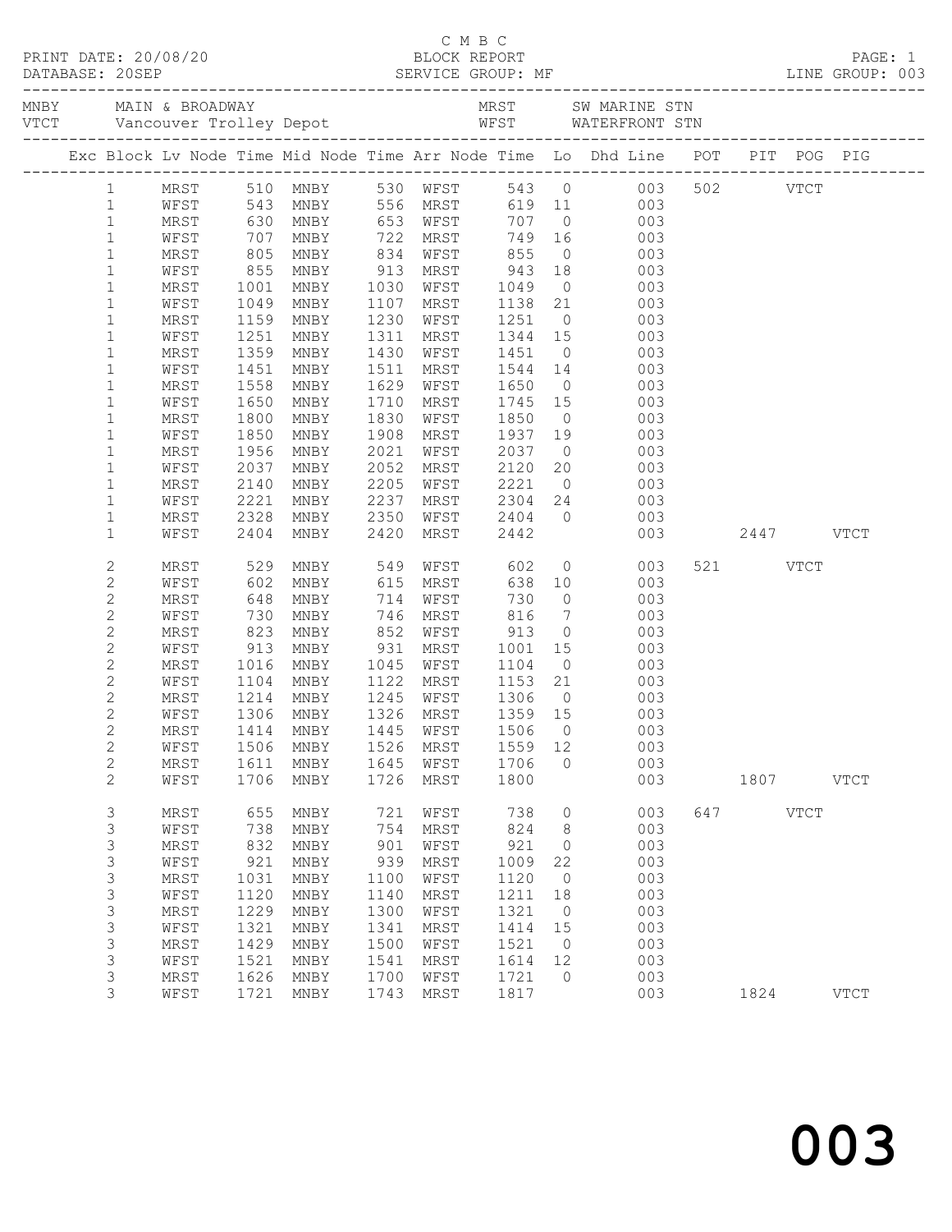C M B C

PRINT DATE: 20/08/20 BLOCK REPORT
DATABASE: 20SEP SERVICE GROUP: MF LINE GROUP: 003

| | | | |
|---|---|---|---|
| MNBY | MAIN & BROADWAY | MRST | SW MARINE STN |
| VTCT | Vancouver Trolley Depot | WFST | WATERFRONT STN |

| Exc | Block | Lv Node | Time | Mid Node | Time | Arr Node | Time | Lo | Dhd Line | POT | PIT | POG | PIG |
|---|---|---|---|---|---|---|---|---|---|---|---|---|---|
| | 1 | MRST | 510 | MNBY | 530 | WFST | 543 | 0 | 003 | 502 | | VTCT | |
| | 1 | WFST | 543 | MNBY | 556 | MRST | 619 | 11 | 003 | | | | |
| | 1 | MRST | 630 | MNBY | 653 | WFST | 707 | 0 | 003 | | | | |
| | 1 | WFST | 707 | MNBY | 722 | MRST | 749 | 16 | 003 | | | | |
| | 1 | MRST | 805 | MNBY | 834 | WFST | 855 | 0 | 003 | | | | |
| | 1 | WFST | 855 | MNBY | 913 | MRST | 943 | 18 | 003 | | | | |
| | 1 | MRST | 1001 | MNBY | 1030 | WFST | 1049 | 0 | 003 | | | | |
| | 1 | WFST | 1049 | MNBY | 1107 | MRST | 1138 | 21 | 003 | | | | |
| | 1 | MRST | 1159 | MNBY | 1230 | WFST | 1251 | 0 | 003 | | | | |
| | 1 | WFST | 1251 | MNBY | 1311 | MRST | 1344 | 15 | 003 | | | | |
| | 1 | MRST | 1359 | MNBY | 1430 | WFST | 1451 | 0 | 003 | | | | |
| | 1 | WFST | 1451 | MNBY | 1511 | MRST | 1544 | 14 | 003 | | | | |
| | 1 | MRST | 1558 | MNBY | 1629 | WFST | 1650 | 0 | 003 | | | | |
| | 1 | WFST | 1650 | MNBY | 1710 | MRST | 1745 | 15 | 003 | | | | |
| | 1 | MRST | 1800 | MNBY | 1830 | WFST | 1850 | 0 | 003 | | | | |
| | 1 | WFST | 1850 | MNBY | 1908 | MRST | 1937 | 19 | 003 | | | | |
| | 1 | MRST | 1956 | MNBY | 2021 | WFST | 2037 | 0 | 003 | | | | |
| | 1 | WFST | 2037 | MNBY | 2052 | MRST | 2120 | 20 | 003 | | | | |
| | 1 | MRST | 2140 | MNBY | 2205 | WFST | 2221 | 0 | 003 | | | | |
| | 1 | WFST | 2221 | MNBY | 2237 | MRST | 2304 | 24 | 003 | | | | |
| | 1 | MRST | 2328 | MNBY | 2350 | WFST | 2404 | 0 | 003 | | | | |
| | 1 | WFST | 2404 | MNBY | 2420 | MRST | 2442 | | 003 | | 2447 | | VTCT |
| | 2 | MRST | 529 | MNBY | 549 | WFST | 602 | 0 | 003 | 521 | | VTCT | |
| | 2 | WFST | 602 | MNBY | 615 | MRST | 638 | 10 | 003 | | | | |
| | 2 | MRST | 648 | MNBY | 714 | WFST | 730 | 0 | 003 | | | | |
| | 2 | WFST | 730 | MNBY | 746 | MRST | 816 | 7 | 003 | | | | |
| | 2 | MRST | 823 | MNBY | 852 | WFST | 913 | 0 | 003 | | | | |
| | 2 | WFST | 913 | MNBY | 931 | MRST | 1001 | 15 | 003 | | | | |
| | 2 | MRST | 1016 | MNBY | 1045 | WFST | 1104 | 0 | 003 | | | | |
| | 2 | WFST | 1104 | MNBY | 1122 | MRST | 1153 | 21 | 003 | | | | |
| | 2 | MRST | 1214 | MNBY | 1245 | WFST | 1306 | 0 | 003 | | | | |
| | 2 | WFST | 1306 | MNBY | 1326 | MRST | 1359 | 15 | 003 | | | | |
| | 2 | MRST | 1414 | MNBY | 1445 | WFST | 1506 | 0 | 003 | | | | |
| | 2 | WFST | 1506 | MNBY | 1526 | MRST | 1559 | 12 | 003 | | | | |
| | 2 | MRST | 1611 | MNBY | 1645 | WFST | 1706 | 0 | 003 | | | | |
| | 2 | WFST | 1706 | MNBY | 1726 | MRST | 1800 | | 003 | | 1807 | | VTCT |
| | 3 | MRST | 655 | MNBY | 721 | WFST | 738 | 0 | 003 | 647 | | VTCT | |
| | 3 | WFST | 738 | MNBY | 754 | MRST | 824 | 8 | 003 | | | | |
| | 3 | MRST | 832 | MNBY | 901 | WFST | 921 | 0 | 003 | | | | |
| | 3 | WFST | 921 | MNBY | 939 | MRST | 1009 | 22 | 003 | | | | |
| | 3 | MRST | 1031 | MNBY | 1100 | WFST | 1120 | 0 | 003 | | | | |
| | 3 | WFST | 1120 | MNBY | 1140 | MRST | 1211 | 18 | 003 | | | | |
| | 3 | MRST | 1229 | MNBY | 1300 | WFST | 1321 | 0 | 003 | | | | |
| | 3 | WFST | 1321 | MNBY | 1341 | MRST | 1414 | 15 | 003 | | | | |
| | 3 | MRST | 1429 | MNBY | 1500 | WFST | 1521 | 0 | 003 | | | | |
| | 3 | WFST | 1521 | MNBY | 1541 | MRST | 1614 | 12 | 003 | | | | |
| | 3 | MRST | 1626 | MNBY | 1700 | WFST | 1721 | 0 | 003 | | | | |
| | 3 | WFST | 1721 | MNBY | 1743 | MRST | 1817 | | 003 | | 1824 | | VTCT |

# 003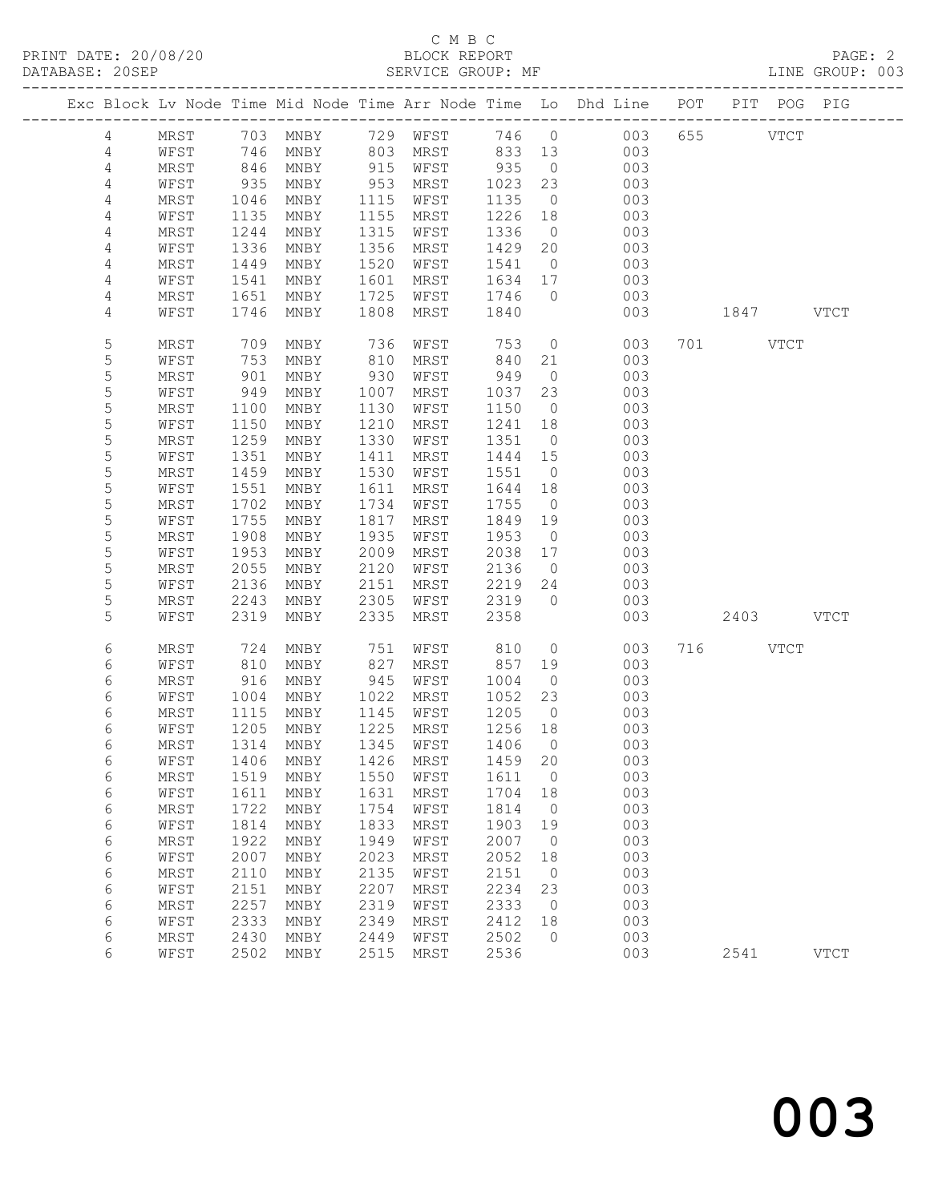C M B C
PRINT DATE: 20/08/20 BLOCK REPORT
DATABASE: 20SEP SERVICE GROUP: MF LINE GROUP: 003

| Exc | Block | Lv | Node | Time | Mid Node | Time | Arr Node | Time | Lo | Dhd Line | POT | PIT | POG | PIG |
|---|---|---|---|---|---|---|---|---|---|---|---|---|---|---|
| | 4 | | MRST | 703 | MNBY | 729 | WFST | 746 | 0 | 003 | 655 | | VTCT | |
| | 4 | | WFST | 746 | MNBY | 803 | MRST | 833 | 13 | 003 | | | | |
| | 4 | | MRST | 846 | MNBY | 915 | WFST | 935 | 0 | 003 | | | | |
| | 4 | | WFST | 935 | MNBY | 953 | MRST | 1023 | 23 | 003 | | | | |
| | 4 | | MRST | 1046 | MNBY | 1115 | WFST | 1135 | 0 | 003 | | | | |
| | 4 | | WFST | 1135 | MNBY | 1155 | MRST | 1226 | 18 | 003 | | | | |
| | 4 | | MRST | 1244 | MNBY | 1315 | WFST | 1336 | 0 | 003 | | | | |
| | 4 | | WFST | 1336 | MNBY | 1356 | MRST | 1429 | 20 | 003 | | | | |
| | 4 | | MRST | 1449 | MNBY | 1520 | WFST | 1541 | 0 | 003 | | | | |
| | 4 | | WFST | 1541 | MNBY | 1601 | MRST | 1634 | 17 | 003 | | | | |
| | 4 | | MRST | 1651 | MNBY | 1725 | WFST | 1746 | 0 | 003 | | | | |
| | 4 | | WFST | 1746 | MNBY | 1808 | MRST | 1840 | | 003 | | 1847 | | VTCT |
| | 5 | | MRST | 709 | MNBY | 736 | WFST | 753 | 0 | 003 | 701 | | VTCT | |
| | 5 | | WFST | 753 | MNBY | 810 | MRST | 840 | 21 | 003 | | | | |
| | 5 | | MRST | 901 | MNBY | 930 | WFST | 949 | 0 | 003 | | | | |
| | 5 | | WFST | 949 | MNBY | 1007 | MRST | 1037 | 23 | 003 | | | | |
| | 5 | | MRST | 1100 | MNBY | 1130 | WFST | 1150 | 0 | 003 | | | | |
| | 5 | | WFST | 1150 | MNBY | 1210 | MRST | 1241 | 18 | 003 | | | | |
| | 5 | | MRST | 1259 | MNBY | 1330 | WFST | 1351 | 0 | 003 | | | | |
| | 5 | | WFST | 1351 | MNBY | 1411 | MRST | 1444 | 15 | 003 | | | | |
| | 5 | | MRST | 1459 | MNBY | 1530 | WFST | 1551 | 0 | 003 | | | | |
| | 5 | | WFST | 1551 | MNBY | 1611 | MRST | 1644 | 18 | 003 | | | | |
| | 5 | | MRST | 1702 | MNBY | 1734 | WFST | 1755 | 0 | 003 | | | | |
| | 5 | | WFST | 1755 | MNBY | 1817 | MRST | 1849 | 19 | 003 | | | | |
| | 5 | | MRST | 1908 | MNBY | 1935 | WFST | 1953 | 0 | 003 | | | | |
| | 5 | | WFST | 1953 | MNBY | 2009 | MRST | 2038 | 17 | 003 | | | | |
| | 5 | | MRST | 2055 | MNBY | 2120 | WFST | 2136 | 0 | 003 | | | | |
| | 5 | | WFST | 2136 | MNBY | 2151 | MRST | 2219 | 24 | 003 | | | | |
| | 5 | | MRST | 2243 | MNBY | 2305 | WFST | 2319 | 0 | 003 | | | | |
| | 5 | | WFST | 2319 | MNBY | 2335 | MRST | 2358 | | 003 | | 2403 | | VTCT |
| | 6 | | MRST | 724 | MNBY | 751 | WFST | 810 | 0 | 003 | 716 | | VTCT | |
| | 6 | | WFST | 810 | MNBY | 827 | MRST | 857 | 19 | 003 | | | | |
| | 6 | | MRST | 916 | MNBY | 945 | WFST | 1004 | 0 | 003 | | | | |
| | 6 | | WFST | 1004 | MNBY | 1022 | MRST | 1052 | 23 | 003 | | | | |
| | 6 | | MRST | 1115 | MNBY | 1145 | WFST | 1205 | 0 | 003 | | | | |
| | 6 | | WFST | 1205 | MNBY | 1225 | MRST | 1256 | 18 | 003 | | | | |
| | 6 | | MRST | 1314 | MNBY | 1345 | WFST | 1406 | 0 | 003 | | | | |
| | 6 | | WFST | 1406 | MNBY | 1426 | MRST | 1459 | 20 | 003 | | | | |
| | 6 | | MRST | 1519 | MNBY | 1550 | WFST | 1611 | 0 | 003 | | | | |
| | 6 | | WFST | 1611 | MNBY | 1631 | MRST | 1704 | 18 | 003 | | | | |
| | 6 | | MRST | 1722 | MNBY | 1754 | WFST | 1814 | 0 | 003 | | | | |
| | 6 | | WFST | 1814 | MNBY | 1833 | MRST | 1903 | 19 | 003 | | | | |
| | 6 | | MRST | 1922 | MNBY | 1949 | WFST | 2007 | 0 | 003 | | | | |
| | 6 | | WFST | 2007 | MNBY | 2023 | MRST | 2052 | 18 | 003 | | | | |
| | 6 | | MRST | 2110 | MNBY | 2135 | WFST | 2151 | 0 | 003 | | | | |
| | 6 | | WFST | 2151 | MNBY | 2207 | MRST | 2234 | 23 | 003 | | | | |
| | 6 | | MRST | 2257 | MNBY | 2319 | WFST | 2333 | 0 | 003 | | | | |
| | 6 | | WFST | 2333 | MNBY | 2349 | MRST | 2412 | 18 | 003 | | | | |
| | 6 | | MRST | 2430 | MNBY | 2449 | WFST | 2502 | 0 | 003 | | | | |
| | 6 | | WFST | 2502 | MNBY | 2515 | MRST | 2536 | | 003 | | 2541 | | VTCT |

003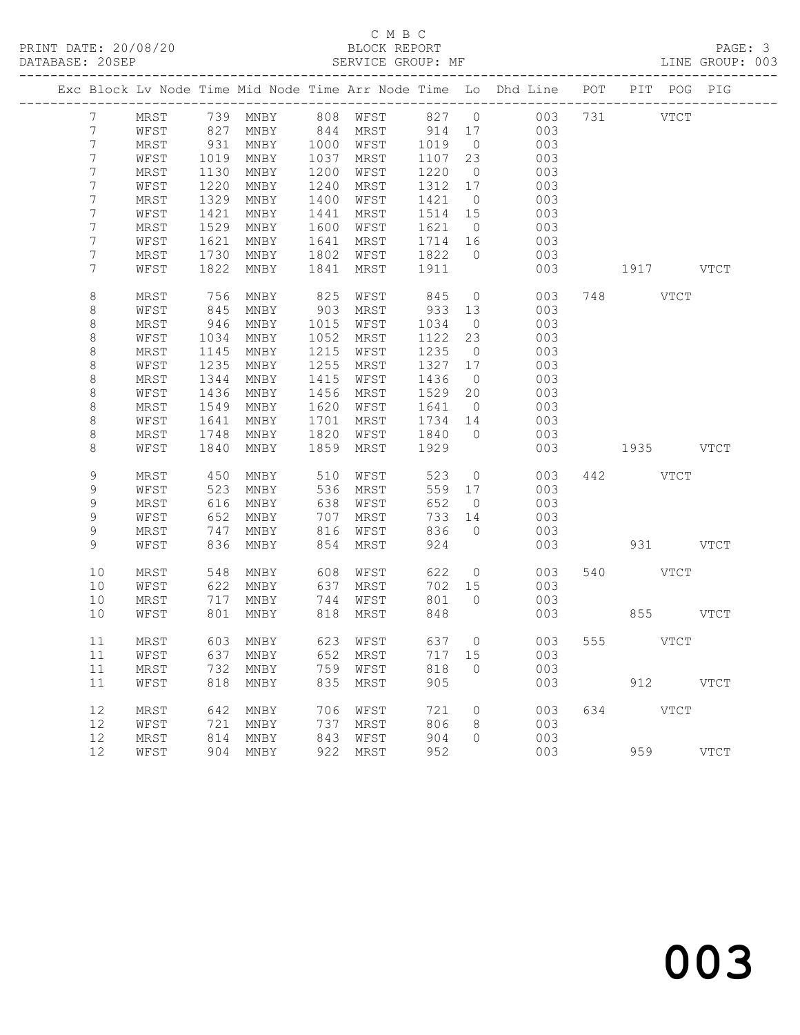C M B C

BLOCK REPORT

SERVICE GROUP: MF

PRINT DATE: 20/08/20
DATABASE: 20SEP
LINE GROUP: 003

| Exc | Block | Lv | Node | Time | Mid Node | Time | Arr Node | Time | Lo | Dhd Line | POT | PIT | POG | PIG |
|---|---|---|---|---|---|---|---|---|---|---|---|---|---|---|
| | 7 | | MRST | 739 | MNBY | 808 | WFST | 827 | 0 | 003 | 731 | | VTCT | |
| | 7 | | WFST | 827 | MNBY | 844 | MRST | 914 | 17 | 003 | | | | |
| | 7 | | MRST | 931 | MNBY | 1000 | WFST | 1019 | 0 | 003 | | | | |
| | 7 | | WFST | 1019 | MNBY | 1037 | MRST | 1107 | 23 | 003 | | | | |
| | 7 | | MRST | 1130 | MNBY | 1200 | WFST | 1220 | 0 | 003 | | | | |
| | 7 | | WFST | 1220 | MNBY | 1240 | MRST | 1312 | 17 | 003 | | | | |
| | 7 | | MRST | 1329 | MNBY | 1400 | WFST | 1421 | 0 | 003 | | | | |
| | 7 | | WFST | 1421 | MNBY | 1441 | MRST | 1514 | 15 | 003 | | | | |
| | 7 | | MRST | 1529 | MNBY | 1600 | WFST | 1621 | 0 | 003 | | | | |
| | 7 | | WFST | 1621 | MNBY | 1641 | MRST | 1714 | 16 | 003 | | | | |
| | 7 | | MRST | 1730 | MNBY | 1802 | WFST | 1822 | 0 | 003 | | | | |
| | 7 | | WFST | 1822 | MNBY | 1841 | MRST | 1911 | | 003 | | 1917 | | VTCT |
| | 8 | | MRST | 756 | MNBY | 825 | WFST | 845 | 0 | 003 | 748 | | VTCT | |
| | 8 | | WFST | 845 | MNBY | 903 | MRST | 933 | 13 | 003 | | | | |
| | 8 | | MRST | 946 | MNBY | 1015 | WFST | 1034 | 0 | 003 | | | | |
| | 8 | | WFST | 1034 | MNBY | 1052 | MRST | 1122 | 23 | 003 | | | | |
| | 8 | | MRST | 1145 | MNBY | 1215 | WFST | 1235 | 0 | 003 | | | | |
| | 8 | | WFST | 1235 | MNBY | 1255 | MRST | 1327 | 17 | 003 | | | | |
| | 8 | | MRST | 1344 | MNBY | 1415 | WFST | 1436 | 0 | 003 | | | | |
| | 8 | | WFST | 1436 | MNBY | 1456 | MRST | 1529 | 20 | 003 | | | | |
| | 8 | | MRST | 1549 | MNBY | 1620 | WFST | 1641 | 0 | 003 | | | | |
| | 8 | | WFST | 1641 | MNBY | 1701 | MRST | 1734 | 14 | 003 | | | | |
| | 8 | | MRST | 1748 | MNBY | 1820 | WFST | 1840 | 0 | 003 | | | | |
| | 8 | | WFST | 1840 | MNBY | 1859 | MRST | 1929 | | 003 | | 1935 | | VTCT |
| | 9 | | MRST | 450 | MNBY | 510 | WFST | 523 | 0 | 003 | 442 | | VTCT | |
| | 9 | | WFST | 523 | MNBY | 536 | MRST | 559 | 17 | 003 | | | | |
| | 9 | | MRST | 616 | MNBY | 638 | WFST | 652 | 0 | 003 | | | | |
| | 9 | | WFST | 652 | MNBY | 707 | MRST | 733 | 14 | 003 | | | | |
| | 9 | | MRST | 747 | MNBY | 816 | WFST | 836 | 0 | 003 | | | | |
| | 9 | | WFST | 836 | MNBY | 854 | MRST | 924 | | 003 | | 931 | | VTCT |
| | 10 | | MRST | 548 | MNBY | 608 | WFST | 622 | 0 | 003 | 540 | | VTCT | |
| | 10 | | WFST | 622 | MNBY | 637 | MRST | 702 | 15 | 003 | | | | |
| | 10 | | MRST | 717 | MNBY | 744 | WFST | 801 | 0 | 003 | | | | |
| | 10 | | WFST | 801 | MNBY | 818 | MRST | 848 | | 003 | | 855 | | VTCT |
| | 11 | | MRST | 603 | MNBY | 623 | WFST | 637 | 0 | 003 | 555 | | VTCT | |
| | 11 | | WFST | 637 | MNBY | 652 | MRST | 717 | 15 | 003 | | | | |
| | 11 | | MRST | 732 | MNBY | 759 | WFST | 818 | 0 | 003 | | | | |
| | 11 | | WFST | 818 | MNBY | 835 | MRST | 905 | | 003 | | 912 | | VTCT |
| | 12 | | MRST | 642 | MNBY | 706 | WFST | 721 | 0 | 003 | 634 | | VTCT | |
| | 12 | | WFST | 721 | MNBY | 737 | MRST | 806 | 8 | 003 | | | | |
| | 12 | | MRST | 814 | MNBY | 843 | WFST | 904 | 0 | 003 | | | | |
| | 12 | | WFST | 904 | MNBY | 922 | MRST | 952 | | 003 | | 959 | | VTCT |

003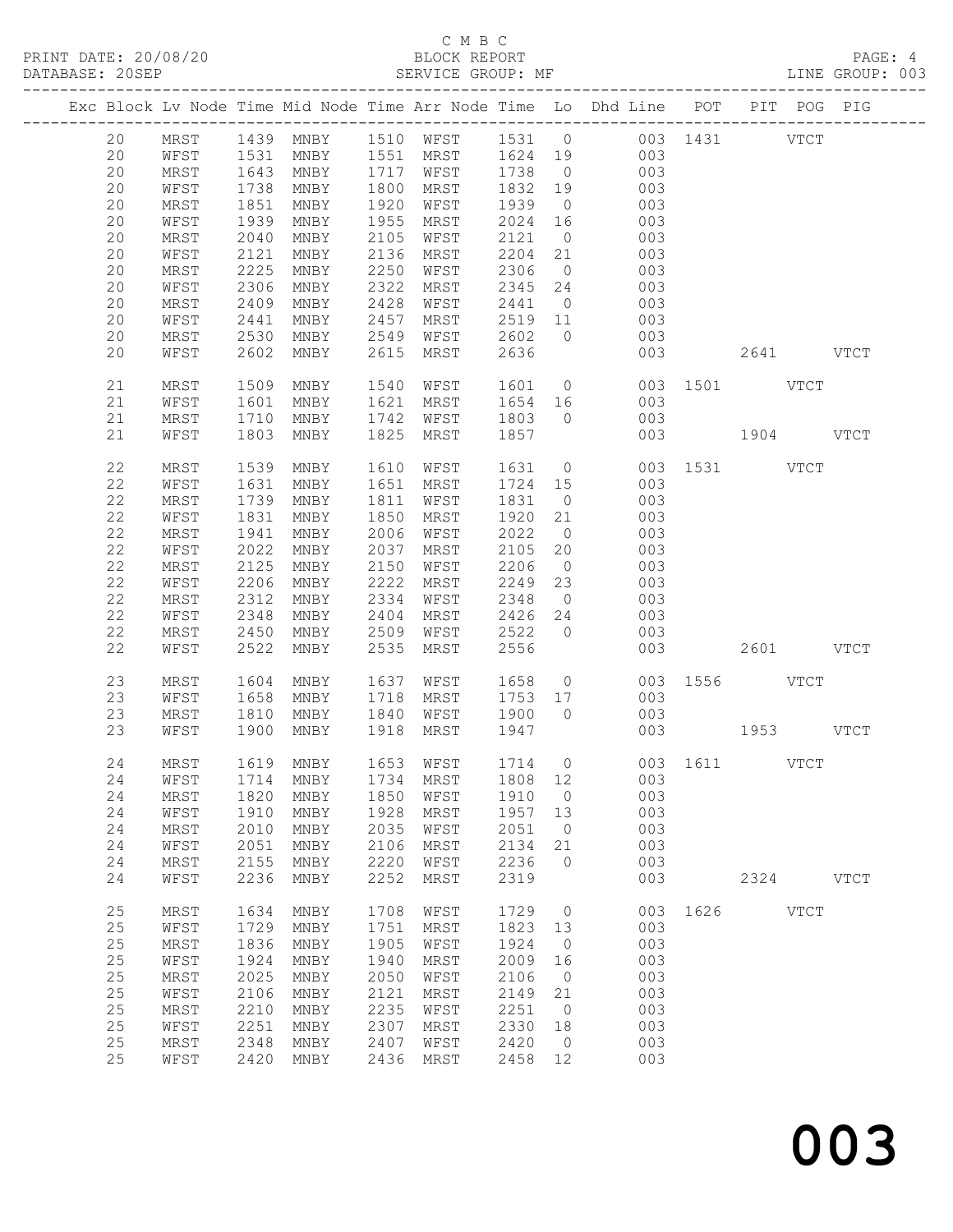C M B C
BLOCK REPORT
SERVICE GROUP: MF

PRINT DATE: 20/08/20
DATABASE: 20SEP
LINE GROUP: 003

| Exc | Block | Lv | Node | Time | Mid Node | Time | Arr Node | Time | Lo | Dhd Line | POT | PIT | POG | PIG |
|---|---|---|---|---|---|---|---|---|---|---|---|---|---|---|
| | 20 | | MRST | 1439 | MNBY | 1510 | WFST | 1531 | 0 | 003 | 1431 | | VTCT | |
| | 20 | | WFST | 1531 | MNBY | 1551 | MRST | 1624 | 19 | 003 | | | | |
| | 20 | | MRST | 1643 | MNBY | 1717 | WFST | 1738 | 0 | 003 | | | | |
| | 20 | | WFST | 1738 | MNBY | 1800 | MRST | 1832 | 19 | 003 | | | | |
| | 20 | | MRST | 1851 | MNBY | 1920 | WFST | 1939 | 0 | 003 | | | | |
| | 20 | | WFST | 1939 | MNBY | 1955 | MRST | 2024 | 16 | 003 | | | | |
| | 20 | | MRST | 2040 | MNBY | 2105 | WFST | 2121 | 0 | 003 | | | | |
| | 20 | | WFST | 2121 | MNBY | 2136 | MRST | 2204 | 21 | 003 | | | | |
| | 20 | | MRST | 2225 | MNBY | 2250 | WFST | 2306 | 0 | 003 | | | | |
| | 20 | | WFST | 2306 | MNBY | 2322 | MRST | 2345 | 24 | 003 | | | | |
| | 20 | | MRST | 2409 | MNBY | 2428 | WFST | 2441 | 0 | 003 | | | | |
| | 20 | | WFST | 2441 | MNBY | 2457 | MRST | 2519 | 11 | 003 | | | | |
| | 20 | | MRST | 2530 | MNBY | 2549 | WFST | 2602 | 0 | 003 | | | | |
| | 20 | | WFST | 2602 | MNBY | 2615 | MRST | 2636 | | 003 | | 2641 | | VTCT |
| | 21 | | MRST | 1509 | MNBY | 1540 | WFST | 1601 | 0 | 003 | 1501 | | VTCT | |
| | 21 | | WFST | 1601 | MNBY | 1621 | MRST | 1654 | 16 | 003 | | | | |
| | 21 | | MRST | 1710 | MNBY | 1742 | WFST | 1803 | 0 | 003 | | | | |
| | 21 | | WFST | 1803 | MNBY | 1825 | MRST | 1857 | | 003 | | 1904 | | VTCT |
| | 22 | | MRST | 1539 | MNBY | 1610 | WFST | 1631 | 0 | 003 | 1531 | | VTCT | |
| | 22 | | WFST | 1631 | MNBY | 1651 | MRST | 1724 | 15 | 003 | | | | |
| | 22 | | MRST | 1739 | MNBY | 1811 | WFST | 1831 | 0 | 003 | | | | |
| | 22 | | WFST | 1831 | MNBY | 1850 | MRST | 1920 | 21 | 003 | | | | |
| | 22 | | MRST | 1941 | MNBY | 2006 | WFST | 2022 | 0 | 003 | | | | |
| | 22 | | WFST | 2022 | MNBY | 2037 | MRST | 2105 | 20 | 003 | | | | |
| | 22 | | MRST | 2125 | MNBY | 2150 | WFST | 2206 | 0 | 003 | | | | |
| | 22 | | WFST | 2206 | MNBY | 2222 | MRST | 2249 | 23 | 003 | | | | |
| | 22 | | MRST | 2312 | MNBY | 2334 | WFST | 2348 | 0 | 003 | | | | |
| | 22 | | WFST | 2348 | MNBY | 2404 | MRST | 2426 | 24 | 003 | | | | |
| | 22 | | MRST | 2450 | MNBY | 2509 | WFST | 2522 | 0 | 003 | | | | |
| | 22 | | WFST | 2522 | MNBY | 2535 | MRST | 2556 | | 003 | | 2601 | | VTCT |
| | 23 | | MRST | 1604 | MNBY | 1637 | WFST | 1658 | 0 | 003 | 1556 | | VTCT | |
| | 23 | | WFST | 1658 | MNBY | 1718 | MRST | 1753 | 17 | 003 | | | | |
| | 23 | | MRST | 1810 | MNBY | 1840 | WFST | 1900 | 0 | 003 | | | | |
| | 23 | | WFST | 1900 | MNBY | 1918 | MRST | 1947 | | 003 | | 1953 | | VTCT |
| | 24 | | MRST | 1619 | MNBY | 1653 | WFST | 1714 | 0 | 003 | 1611 | | VTCT | |
| | 24 | | WFST | 1714 | MNBY | 1734 | MRST | 1808 | 12 | 003 | | | | |
| | 24 | | MRST | 1820 | MNBY | 1850 | WFST | 1910 | 0 | 003 | | | | |
| | 24 | | WFST | 1910 | MNBY | 1928 | MRST | 1957 | 13 | 003 | | | | |
| | 24 | | MRST | 2010 | MNBY | 2035 | WFST | 2051 | 0 | 003 | | | | |
| | 24 | | WFST | 2051 | MNBY | 2106 | MRST | 2134 | 21 | 003 | | | | |
| | 24 | | MRST | 2155 | MNBY | 2220 | WFST | 2236 | 0 | 003 | | | | |
| | 24 | | WFST | 2236 | MNBY | 2252 | MRST | 2319 | | 003 | | 2324 | | VTCT |
| | 25 | | MRST | 1634 | MNBY | 1708 | WFST | 1729 | 0 | 003 | 1626 | | VTCT | |
| | 25 | | WFST | 1729 | MNBY | 1751 | MRST | 1823 | 13 | 003 | | | | |
| | 25 | | MRST | 1836 | MNBY | 1905 | WFST | 1924 | 0 | 003 | | | | |
| | 25 | | WFST | 1924 | MNBY | 1940 | MRST | 2009 | 16 | 003 | | | | |
| | 25 | | MRST | 2025 | MNBY | 2050 | WFST | 2106 | 0 | 003 | | | | |
| | 25 | | WFST | 2106 | MNBY | 2121 | MRST | 2149 | 21 | 003 | | | | |
| | 25 | | MRST | 2210 | MNBY | 2235 | WFST | 2251 | 0 | 003 | | | | |
| | 25 | | WFST | 2251 | MNBY | 2307 | MRST | 2330 | 18 | 003 | | | | |
| | 25 | | MRST | 2348 | MNBY | 2407 | WFST | 2420 | 0 | 003 | | | | |
| | 25 | | WFST | 2420 | MNBY | 2436 | MRST | 2458 | 12 | 003 | | | | |

003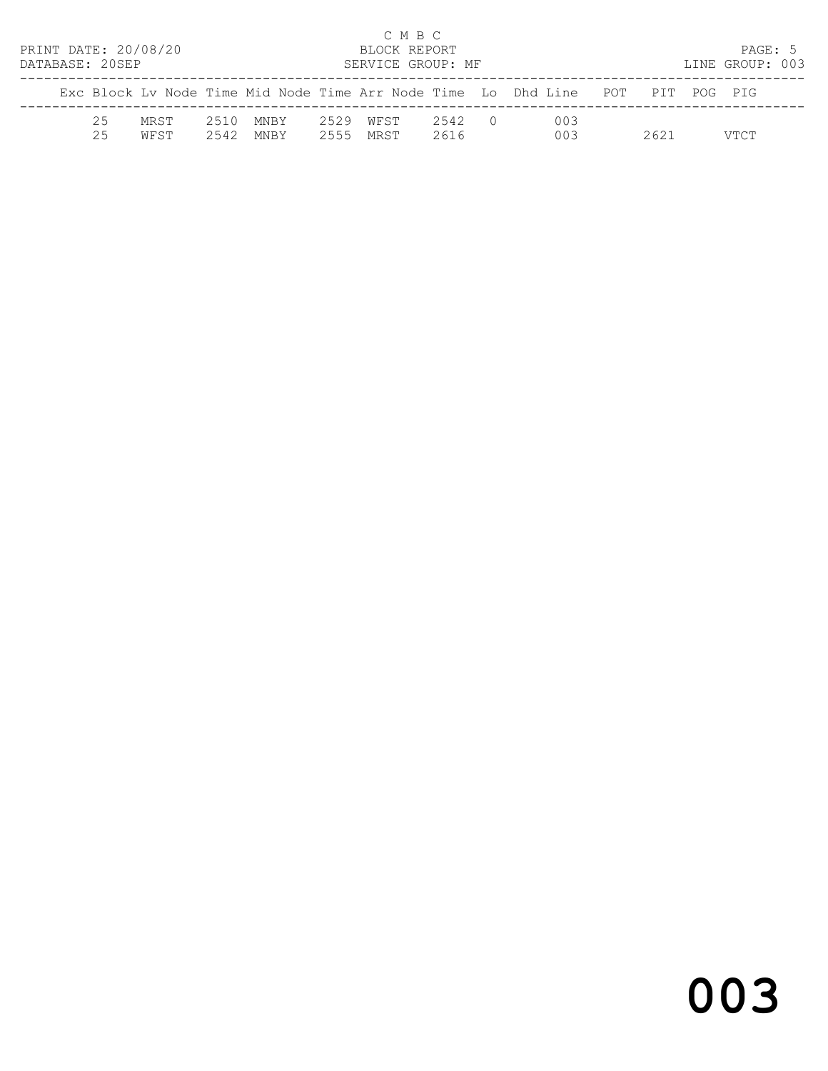C M B C
BLOCK REPORT
SERVICE GROUP: MF

PRINT DATE: 20/08/20
DATABASE: 20SEP

LINE GROUP: 003

| Exc | Block | Lv Node | Time | Mid Node | Time | Arr Node | Time | Lo | Dhd | Line | POT | PIT | POG | PIG |
|---|---|---|---|---|---|---|---|---|---|---|---|---|---|---|
| | 25 | MRST | 2510 | MNBY | 2529 | WFST | 2542 | 0 | | 003 | | | | |
| | 25 | WFST | 2542 | MNBY | 2555 | MRST | 2616 | | | 003 | | 2621 | | VTCT |

003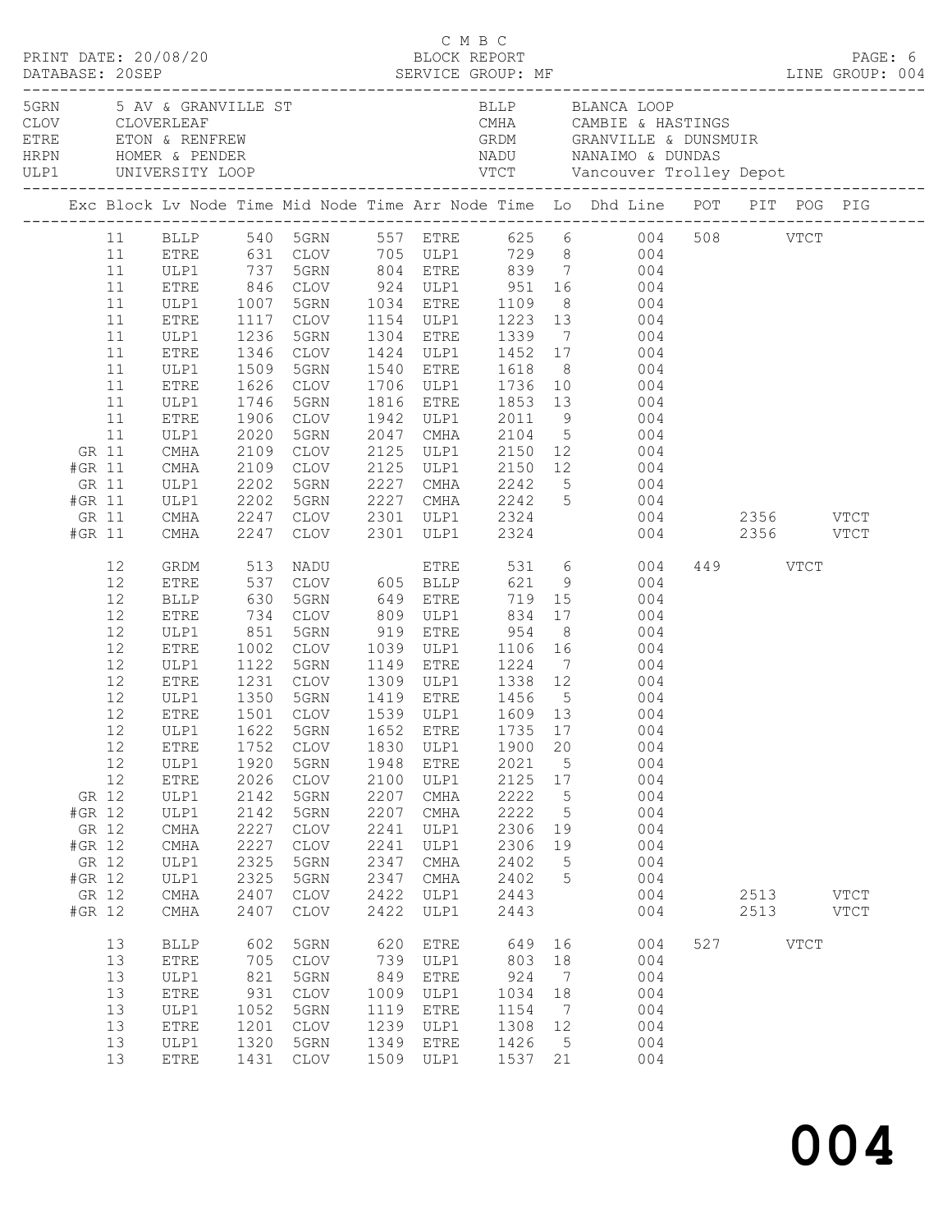C M B C
PRINT DATE: 20/08/20 BLOCK REPORT
DATABASE: 20SEP SERVICE GROUP: MF LINE GROUP: 004

| Code | Location | Code | Location |
|---|---|---|---|
| 5GRN | 5 AV & GRANVILLE ST | BLLP | BLANCA LOOP |
| CLOV | CLOVERLEAF | CMHA | CAMBIE & HASTINGS |
| ETRE | ETON & RENFREW | GRDM | GRANVILLE & DUNSMUIR |
| HRPN | HOMER & PENDER | NADU | NANAIMO & DUNDAS |
| ULP1 | UNIVERSITY LOOP | VTCT | Vancouver Trolley Depot |

| Exc | Block | Lv Node | Time | Mid Node | Time | Arr Node | Time | Lo | Dhd Line | POT | PIT | POG | PIG |
|---|---|---|---|---|---|---|---|---|---|---|---|---|---|
| | 11 | BLLP | 540 | 5GRN | 557 | ETRE | 625 | 6 | 004 | 508 | | VTCT | |
| | 11 | ETRE | 631 | CLOV | 705 | ULP1 | 729 | 8 | 004 | | | | |
| | 11 | ULP1 | 737 | 5GRN | 804 | ETRE | 839 | 7 | 004 | | | | |
| | 11 | ETRE | 846 | CLOV | 924 | ULP1 | 951 | 16 | 004 | | | | |
| | 11 | ULP1 | 1007 | 5GRN | 1034 | ETRE | 1109 | 8 | 004 | | | | |
| | 11 | ETRE | 1117 | CLOV | 1154 | ULP1 | 1223 | 13 | 004 | | | | |
| | 11 | ULP1 | 1236 | 5GRN | 1304 | ETRE | 1339 | 7 | 004 | | | | |
| | 11 | ETRE | 1346 | CLOV | 1424 | ULP1 | 1452 | 17 | 004 | | | | |
| | 11 | ULP1 | 1509 | 5GRN | 1540 | ETRE | 1618 | 8 | 004 | | | | |
| | 11 | ETRE | 1626 | CLOV | 1706 | ULP1 | 1736 | 10 | 004 | | | | |
| | 11 | ULP1 | 1746 | 5GRN | 1816 | ETRE | 1853 | 13 | 004 | | | | |
| | 11 | ETRE | 1906 | CLOV | 1942 | ULP1 | 2011 | 9 | 004 | | | | |
| | 11 | ULP1 | 2020 | 5GRN | 2047 | CMHA | 2104 | 5 | 004 | | | | |
| GR | 11 | CMHA | 2109 | CLOV | 2125 | ULP1 | 2150 | 12 | 004 | | | | |
| #GR | 11 | CMHA | 2109 | CLOV | 2125 | ULP1 | 2150 | 12 | 004 | | | | |
| GR | 11 | ULP1 | 2202 | 5GRN | 2227 | CMHA | 2242 | 5 | 004 | | | | |
| #GR | 11 | ULP1 | 2202 | 5GRN | 2227 | CMHA | 2242 | 5 | 004 | | | | |
| GR | 11 | CMHA | 2247 | CLOV | 2301 | ULP1 | 2324 | | 004 | | 2356 | | VTCT |
| #GR | 11 | CMHA | 2247 | CLOV | 2301 | ULP1 | 2324 | | 004 | | 2356 | | VTCT |
| | 12 | GRDM | 513 | NADU | | ETRE | 531 | 6 | 004 | 449 | | VTCT | |
| | 12 | ETRE | 537 | CLOV | 605 | BLLP | 621 | 9 | 004 | | | | |
| | 12 | BLLP | 630 | 5GRN | 649 | ETRE | 719 | 15 | 004 | | | | |
| | 12 | ETRE | 734 | CLOV | 809 | ULP1 | 834 | 17 | 004 | | | | |
| | 12 | ULP1 | 851 | 5GRN | 919 | ETRE | 954 | 8 | 004 | | | | |
| | 12 | ETRE | 1002 | CLOV | 1039 | ULP1 | 1106 | 16 | 004 | | | | |
| | 12 | ULP1 | 1122 | 5GRN | 1149 | ETRE | 1224 | 7 | 004 | | | | |
| | 12 | ETRE | 1231 | CLOV | 1309 | ULP1 | 1338 | 12 | 004 | | | | |
| | 12 | ULP1 | 1350 | 5GRN | 1419 | ETRE | 1456 | 5 | 004 | | | | |
| | 12 | ETRE | 1501 | CLOV | 1539 | ULP1 | 1609 | 13 | 004 | | | | |
| | 12 | ULP1 | 1622 | 5GRN | 1652 | ETRE | 1735 | 17 | 004 | | | | |
| | 12 | ETRE | 1752 | CLOV | 1830 | ULP1 | 1900 | 20 | 004 | | | | |
| | 12 | ULP1 | 1920 | 5GRN | 1948 | ETRE | 2021 | 5 | 004 | | | | |
| | 12 | ETRE | 2026 | CLOV | 2100 | ULP1 | 2125 | 17 | 004 | | | | |
| GR | 12 | ULP1 | 2142 | 5GRN | 2207 | CMHA | 2222 | 5 | 004 | | | | |
| #GR | 12 | ULP1 | 2142 | 5GRN | 2207 | CMHA | 2222 | 5 | 004 | | | | |
| GR | 12 | CMHA | 2227 | CLOV | 2241 | ULP1 | 2306 | 19 | 004 | | | | |
| #GR | 12 | CMHA | 2227 | CLOV | 2241 | ULP1 | 2306 | 19 | 004 | | | | |
| GR | 12 | ULP1 | 2325 | 5GRN | 2347 | CMHA | 2402 | 5 | 004 | | | | |
| #GR | 12 | ULP1 | 2325 | 5GRN | 2347 | CMHA | 2402 | 5 | 004 | | | | |
| GR | 12 | CMHA | 2407 | CLOV | 2422 | ULP1 | 2443 | | 004 | | 2513 | | VTCT |
| #GR | 12 | CMHA | 2407 | CLOV | 2422 | ULP1 | 2443 | | 004 | | 2513 | | VTCT |
| | 13 | BLLP | 602 | 5GRN | 620 | ETRE | 649 | 16 | 004 | 527 | | VTCT | |
| | 13 | ETRE | 705 | CLOV | 739 | ULP1 | 803 | 18 | 004 | | | | |
| | 13 | ULP1 | 821 | 5GRN | 849 | ETRE | 924 | 7 | 004 | | | | |
| | 13 | ETRE | 931 | CLOV | 1009 | ULP1 | 1034 | 18 | 004 | | | | |
| | 13 | ULP1 | 1052 | 5GRN | 1119 | ETRE | 1154 | 7 | 004 | | | | |
| | 13 | ETRE | 1201 | CLOV | 1239 | ULP1 | 1308 | 12 | 004 | | | | |
| | 13 | ULP1 | 1320 | 5GRN | 1349 | ETRE | 1426 | 5 | 004 | | | | |
| | 13 | ETRE | 1431 | CLOV | 1509 | ULP1 | 1537 | 21 | 004 | | | | |

004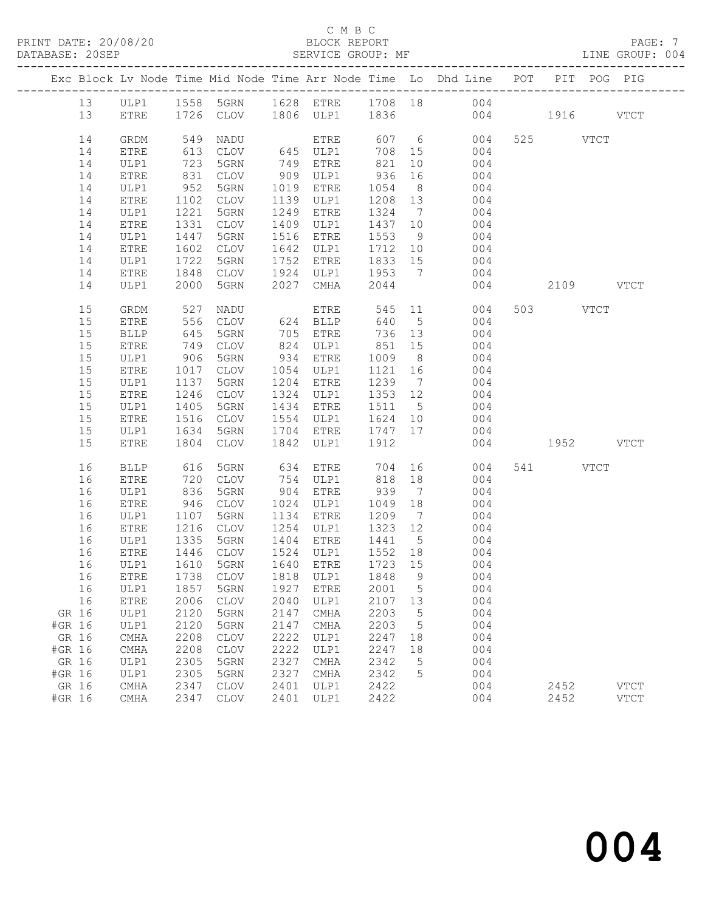C M B C
BLOCK REPORT
SERVICE GROUP: MF

PRINT DATE: 20/08/20
DATABASE: 20SEP
LINE GROUP: 004

| Exc | Block | Lv Node | Time | Mid Node | Time | Arr Node | Time | Lo | Dhd Line | POT | PIT | POG | PIG |
|---|---|---|---|---|---|---|---|---|---|---|---|---|---|
| | 13 | ULP1 | 1558 | 5GRN | 1628 | ETRE | 1708 | 18 | 004 | | | | |
| | 13 | ETRE | 1726 | CLOV | 1806 | ULP1 | 1836 | | 004 | | 1916 | | VTCT |
| | 14 | GRDM | 549 | NADU | | ETRE | 607 | 6 | 004 | 525 | | VTCT | |
| | 14 | ETRE | 613 | CLOV | 645 | ULP1 | 708 | 15 | 004 | | | | |
| | 14 | ULP1 | 723 | 5GRN | 749 | ETRE | 821 | 10 | 004 | | | | |
| | 14 | ETRE | 831 | CLOV | 909 | ULP1 | 936 | 16 | 004 | | | | |
| | 14 | ULP1 | 952 | 5GRN | 1019 | ETRE | 1054 | 8 | 004 | | | | |
| | 14 | ETRE | 1102 | CLOV | 1139 | ULP1 | 1208 | 13 | 004 | | | | |
| | 14 | ULP1 | 1221 | 5GRN | 1249 | ETRE | 1324 | 7 | 004 | | | | |
| | 14 | ETRE | 1331 | CLOV | 1409 | ULP1 | 1437 | 10 | 004 | | | | |
| | 14 | ULP1 | 1447 | 5GRN | 1516 | ETRE | 1553 | 9 | 004 | | | | |
| | 14 | ETRE | 1602 | CLOV | 1642 | ULP1 | 1712 | 10 | 004 | | | | |
| | 14 | ULP1 | 1722 | 5GRN | 1752 | ETRE | 1833 | 15 | 004 | | | | |
| | 14 | ETRE | 1848 | CLOV | 1924 | ULP1 | 1953 | 7 | 004 | | | | |
| | 14 | ULP1 | 2000 | 5GRN | 2027 | CMHA | 2044 | | 004 | | 2109 | | VTCT |
| | 15 | GRDM | 527 | NADU | | ETRE | 545 | 11 | 004 | 503 | | VTCT | |
| | 15 | ETRE | 556 | CLOV | 624 | BLLP | 640 | 5 | 004 | | | | |
| | 15 | BLLP | 645 | 5GRN | 705 | ETRE | 736 | 13 | 004 | | | | |
| | 15 | ETRE | 749 | CLOV | 824 | ULP1 | 851 | 15 | 004 | | | | |
| | 15 | ULP1 | 906 | 5GRN | 934 | ETRE | 1009 | 8 | 004 | | | | |
| | 15 | ETRE | 1017 | CLOV | 1054 | ULP1 | 1121 | 16 | 004 | | | | |
| | 15 | ULP1 | 1137 | 5GRN | 1204 | ETRE | 1239 | 7 | 004 | | | | |
| | 15 | ETRE | 1246 | CLOV | 1324 | ULP1 | 1353 | 12 | 004 | | | | |
| | 15 | ULP1 | 1405 | 5GRN | 1434 | ETRE | 1511 | 5 | 004 | | | | |
| | 15 | ETRE | 1516 | CLOV | 1554 | ULP1 | 1624 | 10 | 004 | | | | |
| | 15 | ULP1 | 1634 | 5GRN | 1704 | ETRE | 1747 | 17 | 004 | | | | |
| | 15 | ETRE | 1804 | CLOV | 1842 | ULP1 | 1912 | | 004 | | 1952 | | VTCT |
| | 16 | BLLP | 616 | 5GRN | 634 | ETRE | 704 | 16 | 004 | 541 | | VTCT | |
| | 16 | ETRE | 720 | CLOV | 754 | ULP1 | 818 | 18 | 004 | | | | |
| | 16 | ULP1 | 836 | 5GRN | 904 | ETRE | 939 | 7 | 004 | | | | |
| | 16 | ETRE | 946 | CLOV | 1024 | ULP1 | 1049 | 18 | 004 | | | | |
| | 16 | ULP1 | 1107 | 5GRN | 1134 | ETRE | 1209 | 7 | 004 | | | | |
| | 16 | ETRE | 1216 | CLOV | 1254 | ULP1 | 1323 | 12 | 004 | | | | |
| | 16 | ULP1 | 1335 | 5GRN | 1404 | ETRE | 1441 | 5 | 004 | | | | |
| | 16 | ETRE | 1446 | CLOV | 1524 | ULP1 | 1552 | 18 | 004 | | | | |
| | 16 | ULP1 | 1610 | 5GRN | 1640 | ETRE | 1723 | 15 | 004 | | | | |
| | 16 | ETRE | 1738 | CLOV | 1818 | ULP1 | 1848 | 9 | 004 | | | | |
| | 16 | ULP1 | 1857 | 5GRN | 1927 | ETRE | 2001 | 5 | 004 | | | | |
| | 16 | ETRE | 2006 | CLOV | 2040 | ULP1 | 2107 | 13 | 004 | | | | |
| GR | 16 | ULP1 | 2120 | 5GRN | 2147 | CMHA | 2203 | 5 | 004 | | | | |
| #GR | 16 | ULP1 | 2120 | 5GRN | 2147 | CMHA | 2203 | 5 | 004 | | | | |
| GR | 16 | CMHA | 2208 | CLOV | 2222 | ULP1 | 2247 | 18 | 004 | | | | |
| #GR | 16 | CMHA | 2208 | CLOV | 2222 | ULP1 | 2247 | 18 | 004 | | | | |
| GR | 16 | ULP1 | 2305 | 5GRN | 2327 | CMHA | 2342 | 5 | 004 | | | | |
| #GR | 16 | ULP1 | 2305 | 5GRN | 2327 | CMHA | 2342 | 5 | 004 | | | | |
| GR | 16 | CMHA | 2347 | CLOV | 2401 | ULP1 | 2422 | | 004 | | 2452 | | VTCT |
| #GR | 16 | CMHA | 2347 | CLOV | 2401 | ULP1 | 2422 | | 004 | | 2452 | | VTCT |

004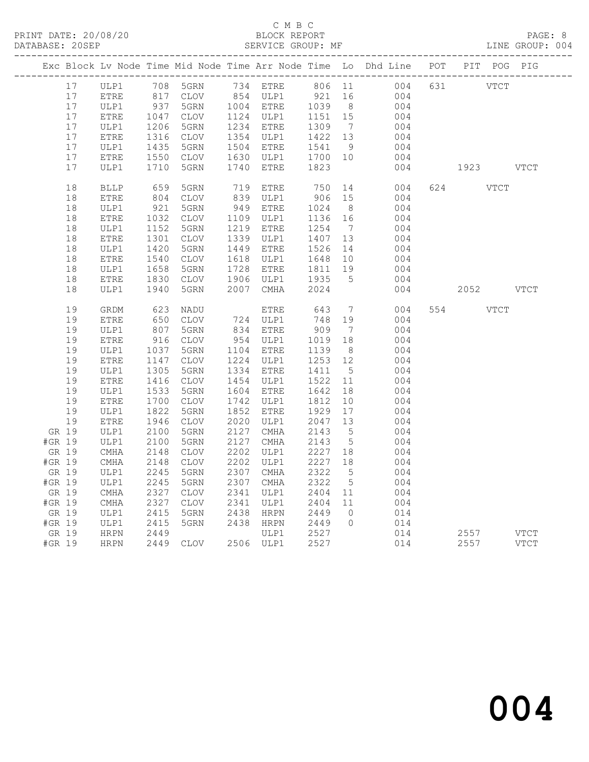C M B C

PRINT DATE: 20/08/20 BLOCK REPORT

DATABASE: 20SEP SERVICE GROUP: MF LINE GROUP: 004

| Exc | Block | Lv | Node | Time | Mid Node | Time | Arr Node | Time | Lo | Dhd Line | POT | PIT | POG | PIG |
|---|---|---|---|---|---|---|---|---|---|---|---|---|---|---|
| | 17 | | ULP1 | 708 | 5GRN | 734 | ETRE | 806 | 11 | 004 | 631 | | VTCT | |
| | 17 | | ETRE | 817 | CLOV | 854 | ULP1 | 921 | 16 | 004 | | | | |
| | 17 | | ULP1 | 937 | 5GRN | 1004 | ETRE | 1039 | 8 | 004 | | | | |
| | 17 | | ETRE | 1047 | CLOV | 1124 | ULP1 | 1151 | 15 | 004 | | | | |
| | 17 | | ULP1 | 1206 | 5GRN | 1234 | ETRE | 1309 | 7 | 004 | | | | |
| | 17 | | ETRE | 1316 | CLOV | 1354 | ULP1 | 1422 | 13 | 004 | | | | |
| | 17 | | ULP1 | 1435 | 5GRN | 1504 | ETRE | 1541 | 9 | 004 | | | | |
| | 17 | | ETRE | 1550 | CLOV | 1630 | ULP1 | 1700 | 10 | 004 | | | | |
| | 17 | | ULP1 | 1710 | 5GRN | 1740 | ETRE | 1823 | | 004 | | 1923 | | VTCT |
| | 18 | | BLLP | 659 | 5GRN | 719 | ETRE | 750 | 14 | 004 | 624 | | VTCT | |
| | 18 | | ETRE | 804 | CLOV | 839 | ULP1 | 906 | 15 | 004 | | | | |
| | 18 | | ULP1 | 921 | 5GRN | 949 | ETRE | 1024 | 8 | 004 | | | | |
| | 18 | | ETRE | 1032 | CLOV | 1109 | ULP1 | 1136 | 16 | 004 | | | | |
| | 18 | | ULP1 | 1152 | 5GRN | 1219 | ETRE | 1254 | 7 | 004 | | | | |
| | 18 | | ETRE | 1301 | CLOV | 1339 | ULP1 | 1407 | 13 | 004 | | | | |
| | 18 | | ULP1 | 1420 | 5GRN | 1449 | ETRE | 1526 | 14 | 004 | | | | |
| | 18 | | ETRE | 1540 | CLOV | 1618 | ULP1 | 1648 | 10 | 004 | | | | |
| | 18 | | ULP1 | 1658 | 5GRN | 1728 | ETRE | 1811 | 19 | 004 | | | | |
| | 18 | | ETRE | 1830 | CLOV | 1906 | ULP1 | 1935 | 5 | 004 | | | | |
| | 18 | | ULP1 | 1940 | 5GRN | 2007 | CMHA | 2024 | | 004 | | 2052 | | VTCT |
| | 19 | | GRDM | 623 | NADU | | ETRE | 643 | 7 | 004 | 554 | | VTCT | |
| | 19 | | ETRE | 650 | CLOV | 724 | ULP1 | 748 | 19 | 004 | | | | |
| | 19 | | ULP1 | 807 | 5GRN | 834 | ETRE | 909 | 7 | 004 | | | | |
| | 19 | | ETRE | 916 | CLOV | 954 | ULP1 | 1019 | 18 | 004 | | | | |
| | 19 | | ULP1 | 1037 | 5GRN | 1104 | ETRE | 1139 | 8 | 004 | | | | |
| | 19 | | ETRE | 1147 | CLOV | 1224 | ULP1 | 1253 | 12 | 004 | | | | |
| | 19 | | ULP1 | 1305 | 5GRN | 1334 | ETRE | 1411 | 5 | 004 | | | | |
| | 19 | | ETRE | 1416 | CLOV | 1454 | ULP1 | 1522 | 11 | 004 | | | | |
| | 19 | | ULP1 | 1533 | 5GRN | 1604 | ETRE | 1642 | 18 | 004 | | | | |
| | 19 | | ETRE | 1700 | CLOV | 1742 | ULP1 | 1812 | 10 | 004 | | | | |
| | 19 | | ULP1 | 1822 | 5GRN | 1852 | ETRE | 1929 | 17 | 004 | | | | |
| | 19 | | ETRE | 1946 | CLOV | 2020 | ULP1 | 2047 | 13 | 004 | | | | |
| GR | 19 | | ULP1 | 2100 | 5GRN | 2127 | CMHA | 2143 | 5 | 004 | | | | |
| #GR | 19 | | ULP1 | 2100 | 5GRN | 2127 | CMHA | 2143 | 5 | 004 | | | | |
| GR | 19 | | CMHA | 2148 | CLOV | 2202 | ULP1 | 2227 | 18 | 004 | | | | |
| #GR | 19 | | CMHA | 2148 | CLOV | 2202 | ULP1 | 2227 | 18 | 004 | | | | |
| GR | 19 | | ULP1 | 2245 | 5GRN | 2307 | CMHA | 2322 | 5 | 004 | | | | |
| #GR | 19 | | ULP1 | 2245 | 5GRN | 2307 | CMHA | 2322 | 5 | 004 | | | | |
| GR | 19 | | CMHA | 2327 | CLOV | 2341 | ULP1 | 2404 | 11 | 004 | | | | |
| #GR | 19 | | CMHA | 2327 | CLOV | 2341 | ULP1 | 2404 | 11 | 004 | | | | |
| GR | 19 | | ULP1 | 2415 | 5GRN | 2438 | HRPN | 2449 | 0 | 014 | | | | |
| #GR | 19 | | ULP1 | 2415 | 5GRN | 2438 | HRPN | 2449 | 0 | 014 | | | | |
| GR | 19 | | HRPN | 2449 | | | ULP1 | 2527 | | 014 | | 2557 | | VTCT |
| #GR | 19 | | HRPN | 2449 | CLOV | 2506 | ULP1 | 2527 | | 014 | | 2557 | | VTCT |

004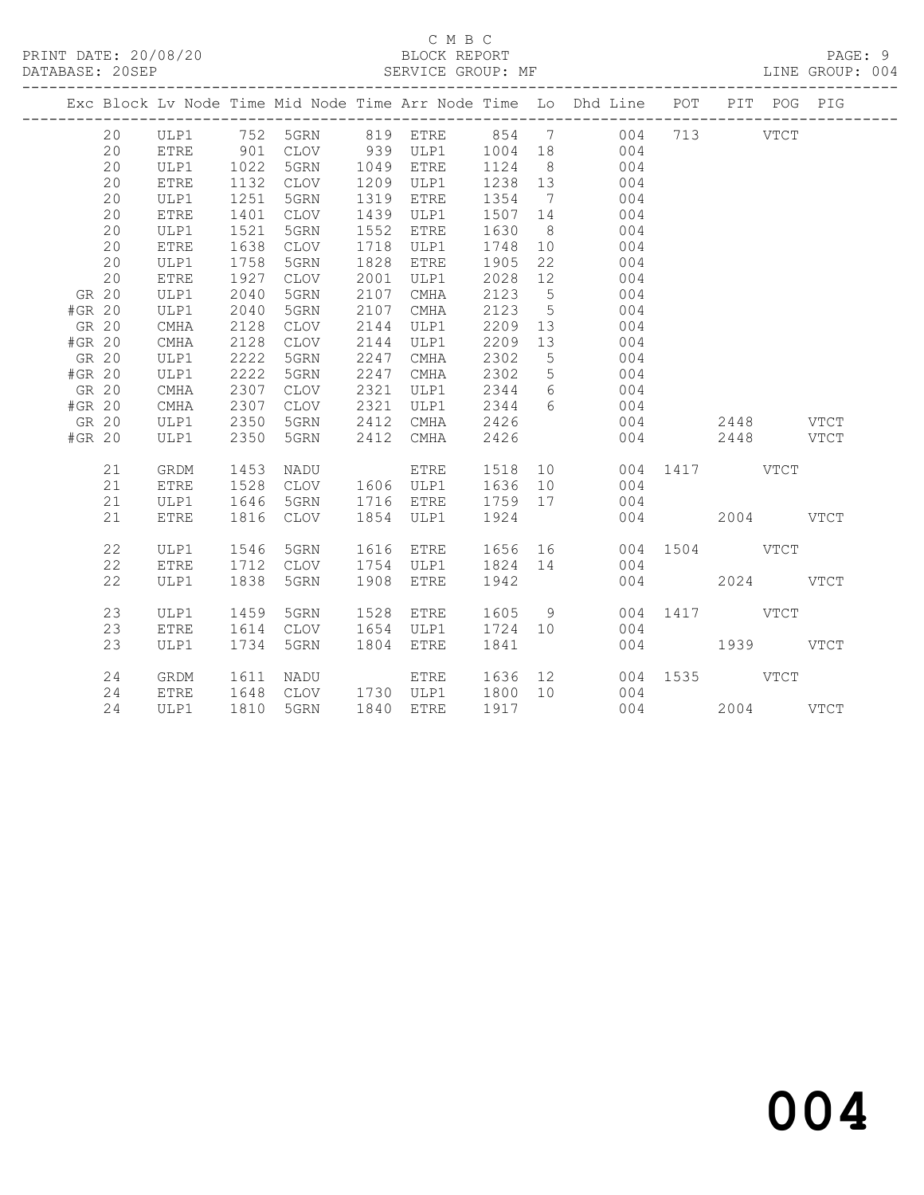C M B C
PRINT DATE: 20/08/20 BLOCK REPORT PAGE: 9
DATABASE: 20SEP SERVICE GROUP: MF LINE GROUP: 004

| Exc | Block | Lv | Node | Time | Mid Node | Time | Arr Node | Time | Lo | Dhd Line | POT | PIT | POG | PIG |
|---|---|---|---|---|---|---|---|---|---|---|---|---|---|---|
| | 20 | | ULP1 | 752 | 5GRN | 819 | ETRE | 854 | 7 | 004 | 713 | | VTCT | |
| | 20 | | ETRE | 901 | CLOV | 939 | ULP1 | 1004 | 18 | 004 | | | | |
| | 20 | | ULP1 | 1022 | 5GRN | 1049 | ETRE | 1124 | 8 | 004 | | | | |
| | 20 | | ETRE | 1132 | CLOV | 1209 | ULP1 | 1238 | 13 | 004 | | | | |
| | 20 | | ULP1 | 1251 | 5GRN | 1319 | ETRE | 1354 | 7 | 004 | | | | |
| | 20 | | ETRE | 1401 | CLOV | 1439 | ULP1 | 1507 | 14 | 004 | | | | |
| | 20 | | ULP1 | 1521 | 5GRN | 1552 | ETRE | 1630 | 8 | 004 | | | | |
| | 20 | | ETRE | 1638 | CLOV | 1718 | ULP1 | 1748 | 10 | 004 | | | | |
| | 20 | | ULP1 | 1758 | 5GRN | 1828 | ETRE | 1905 | 22 | 004 | | | | |
| | 20 | | ETRE | 1927 | CLOV | 2001 | ULP1 | 2028 | 12 | 004 | | | | |
| GR | 20 | | ULP1 | 2040 | 5GRN | 2107 | CMHA | 2123 | 5 | 004 | | | | |
| #GR | 20 | | ULP1 | 2040 | 5GRN | 2107 | CMHA | 2123 | 5 | 004 | | | | |
| GR | 20 | | CMHA | 2128 | CLOV | 2144 | ULP1 | 2209 | 13 | 004 | | | | |
| #GR | 20 | | CMHA | 2128 | CLOV | 2144 | ULP1 | 2209 | 13 | 004 | | | | |
| GR | 20 | | ULP1 | 2222 | 5GRN | 2247 | CMHA | 2302 | 5 | 004 | | | | |
| #GR | 20 | | ULP1 | 2222 | 5GRN | 2247 | CMHA | 2302 | 5 | 004 | | | | |
| GR | 20 | | CMHA | 2307 | CLOV | 2321 | ULP1 | 2344 | 6 | 004 | | | | |
| #GR | 20 | | CMHA | 2307 | CLOV | 2321 | ULP1 | 2344 | 6 | 004 | | | | |
| GR | 20 | | ULP1 | 2350 | 5GRN | 2412 | CMHA | 2426 | | 004 | | 2448 | | VTCT |
| #GR | 20 | | ULP1 | 2350 | 5GRN | 2412 | CMHA | 2426 | | 004 | | 2448 | | VTCT |
| | 21 | | GRDM | 1453 | NADU | | ETRE | 1518 | 10 | 004 | 1417 | | VTCT | |
| | 21 | | ETRE | 1528 | CLOV | 1606 | ULP1 | 1636 | 10 | 004 | | | | |
| | 21 | | ULP1 | 1646 | 5GRN | 1716 | ETRE | 1759 | 17 | 004 | | | | |
| | 21 | | ETRE | 1816 | CLOV | 1854 | ULP1 | 1924 | | 004 | | 2004 | | VTCT |
| | 22 | | ULP1 | 1546 | 5GRN | 1616 | ETRE | 1656 | 16 | 004 | 1504 | | VTCT | |
| | 22 | | ETRE | 1712 | CLOV | 1754 | ULP1 | 1824 | 14 | 004 | | | | |
| | 22 | | ULP1 | 1838 | 5GRN | 1908 | ETRE | 1942 | | 004 | | 2024 | | VTCT |
| | 23 | | ULP1 | 1459 | 5GRN | 1528 | ETRE | 1605 | 9 | 004 | 1417 | | VTCT | |
| | 23 | | ETRE | 1614 | CLOV | 1654 | ULP1 | 1724 | 10 | 004 | | | | |
| | 23 | | ULP1 | 1734 | 5GRN | 1804 | ETRE | 1841 | | 004 | | 1939 | | VTCT |
| | 24 | | GRDM | 1611 | NADU | | ETRE | 1636 | 12 | 004 | 1535 | | VTCT | |
| | 24 | | ETRE | 1648 | CLOV | 1730 | ULP1 | 1800 | 10 | 004 | | | | |
| | 24 | | ULP1 | 1810 | 5GRN | 1840 | ETRE | 1917 | | 004 | | 2004 | | VTCT |

004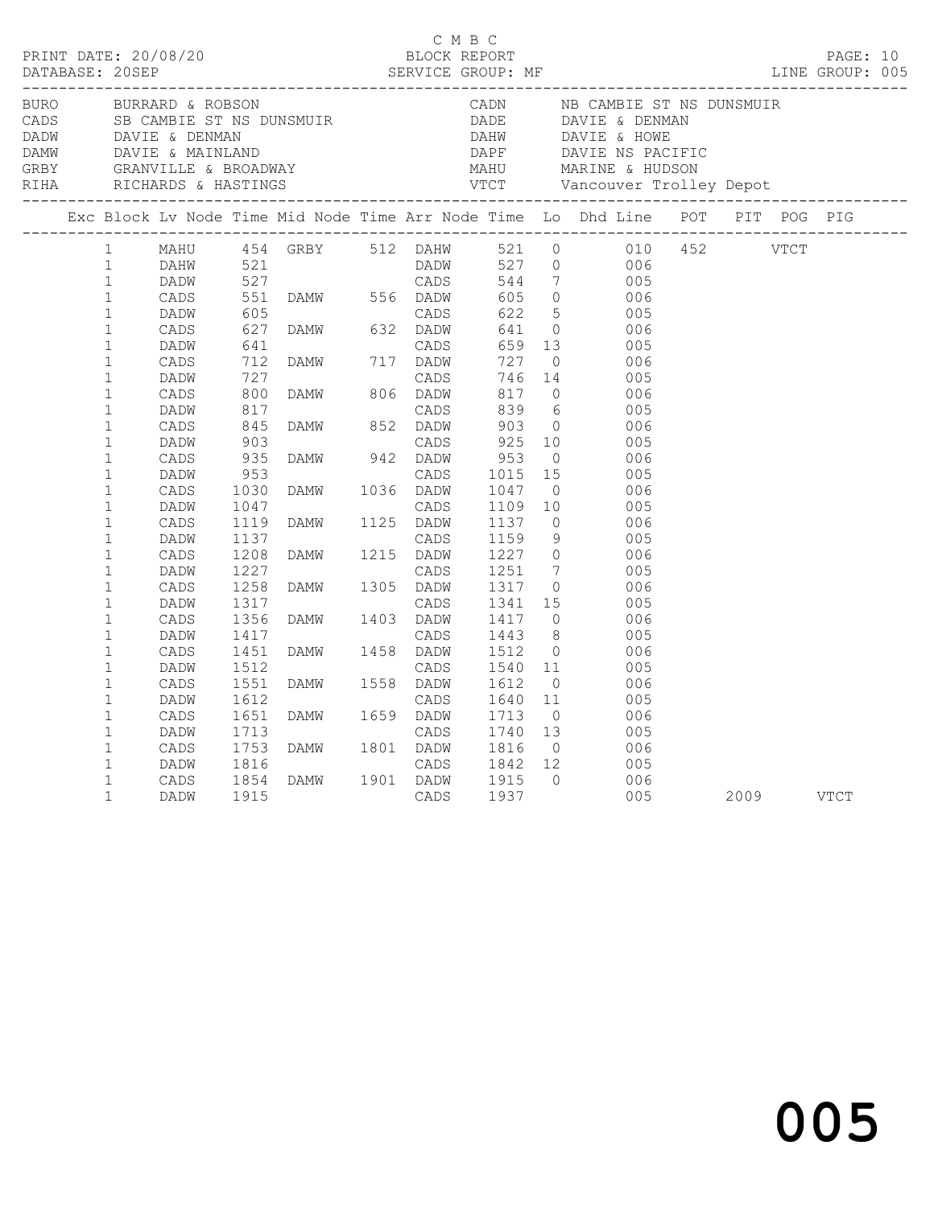C M B C

PRINT DATE: 20/08/20 BLOCK REPORT

DATABASE: 20SEP SERVICE GROUP: MF LINE GROUP: 005

| Code | Description | Code | Description |
|---|---|---|---|
| BURO | BURRARD & ROBSON | CADN | NB CAMBIE ST NS DUNSMUIR |
| CADS | SB CAMBIE ST NS DUNSMUIR | DADE | DAVIE & DENMAN |
| DADW | DAVIE & DENMAN | DAHW | DAVIE & HOWE |
| DAMW | DAVIE & MAINLAND | DAPF | DAVIE NS PACIFIC |
| GRBY | GRANVILLE & BROADWAY | MAHU | MARINE & HUDSON |
| RIHA | RICHARDS & HASTINGS | VTCT | Vancouver Trolley Depot |

| Exc | Block | Lv Node | Time | Mid Node | Time | Arr Node | Time | Lo | Dhd Line | POT | PIT | POG | PIG |
|---|---|---|---|---|---|---|---|---|---|---|---|---|---|
| | 1 | MAHU | 454 | GRBY | 512 | DAHW | 521 | 0 | 010 | 452 | | VTCT | |
| | 1 | DAHW | 521 | | | DADW | 527 | 0 | 006 | | | | |
| | 1 | DADW | 527 | | | CADS | 544 | 7 | 005 | | | | |
| | 1 | CADS | 551 | DAMW | 556 | DADW | 605 | 0 | 006 | | | | |
| | 1 | DADW | 605 | | | CADS | 622 | 5 | 005 | | | | |
| | 1 | CADS | 627 | DAMW | 632 | DADW | 641 | 0 | 006 | | | | |
| | 1 | DADW | 641 | | | CADS | 659 | 13 | 005 | | | | |
| | 1 | CADS | 712 | DAMW | 717 | DADW | 727 | 0 | 006 | | | | |
| | 1 | DADW | 727 | | | CADS | 746 | 14 | 005 | | | | |
| | 1 | CADS | 800 | DAMW | 806 | DADW | 817 | 0 | 006 | | | | |
| | 1 | DADW | 817 | | | CADS | 839 | 6 | 005 | | | | |
| | 1 | CADS | 845 | DAMW | 852 | DADW | 903 | 0 | 006 | | | | |
| | 1 | DADW | 903 | | | CADS | 925 | 10 | 005 | | | | |
| | 1 | CADS | 935 | DAMW | 942 | DADW | 953 | 0 | 006 | | | | |
| | 1 | DADW | 953 | | | CADS | 1015 | 15 | 005 | | | | |
| | 1 | CADS | 1030 | DAMW | 1036 | DADW | 1047 | 0 | 006 | | | | |
| | 1 | DADW | 1047 | | | CADS | 1109 | 10 | 005 | | | | |
| | 1 | CADS | 1119 | DAMW | 1125 | DADW | 1137 | 0 | 006 | | | | |
| | 1 | DADW | 1137 | | | CADS | 1159 | 9 | 005 | | | | |
| | 1 | CADS | 1208 | DAMW | 1215 | DADW | 1227 | 0 | 006 | | | | |
| | 1 | DADW | 1227 | | | CADS | 1251 | 7 | 005 | | | | |
| | 1 | CADS | 1258 | DAMW | 1305 | DADW | 1317 | 0 | 006 | | | | |
| | 1 | DADW | 1317 | | | CADS | 1341 | 15 | 005 | | | | |
| | 1 | CADS | 1356 | DAMW | 1403 | DADW | 1417 | 0 | 006 | | | | |
| | 1 | DADW | 1417 | | | CADS | 1443 | 8 | 005 | | | | |
| | 1 | CADS | 1451 | DAMW | 1458 | DADW | 1512 | 0 | 006 | | | | |
| | 1 | DADW | 1512 | | | CADS | 1540 | 11 | 005 | | | | |
| | 1 | CADS | 1551 | DAMW | 1558 | DADW | 1612 | 0 | 006 | | | | |
| | 1 | DADW | 1612 | | | CADS | 1640 | 11 | 005 | | | | |
| | 1 | CADS | 1651 | DAMW | 1659 | DADW | 1713 | 0 | 006 | | | | |
| | 1 | DADW | 1713 | | | CADS | 1740 | 13 | 005 | | | | |
| | 1 | CADS | 1753 | DAMW | 1801 | DADW | 1816 | 0 | 006 | | | | |
| | 1 | DADW | 1816 | | | CADS | 1842 | 12 | 005 | | | | |
| | 1 | CADS | 1854 | DAMW | 1901 | DADW | 1915 | 0 | 006 | | | | |
| | 1 | DADW | 1915 | | | CADS | 1937 | | 005 | | 2009 | | VTCT |

005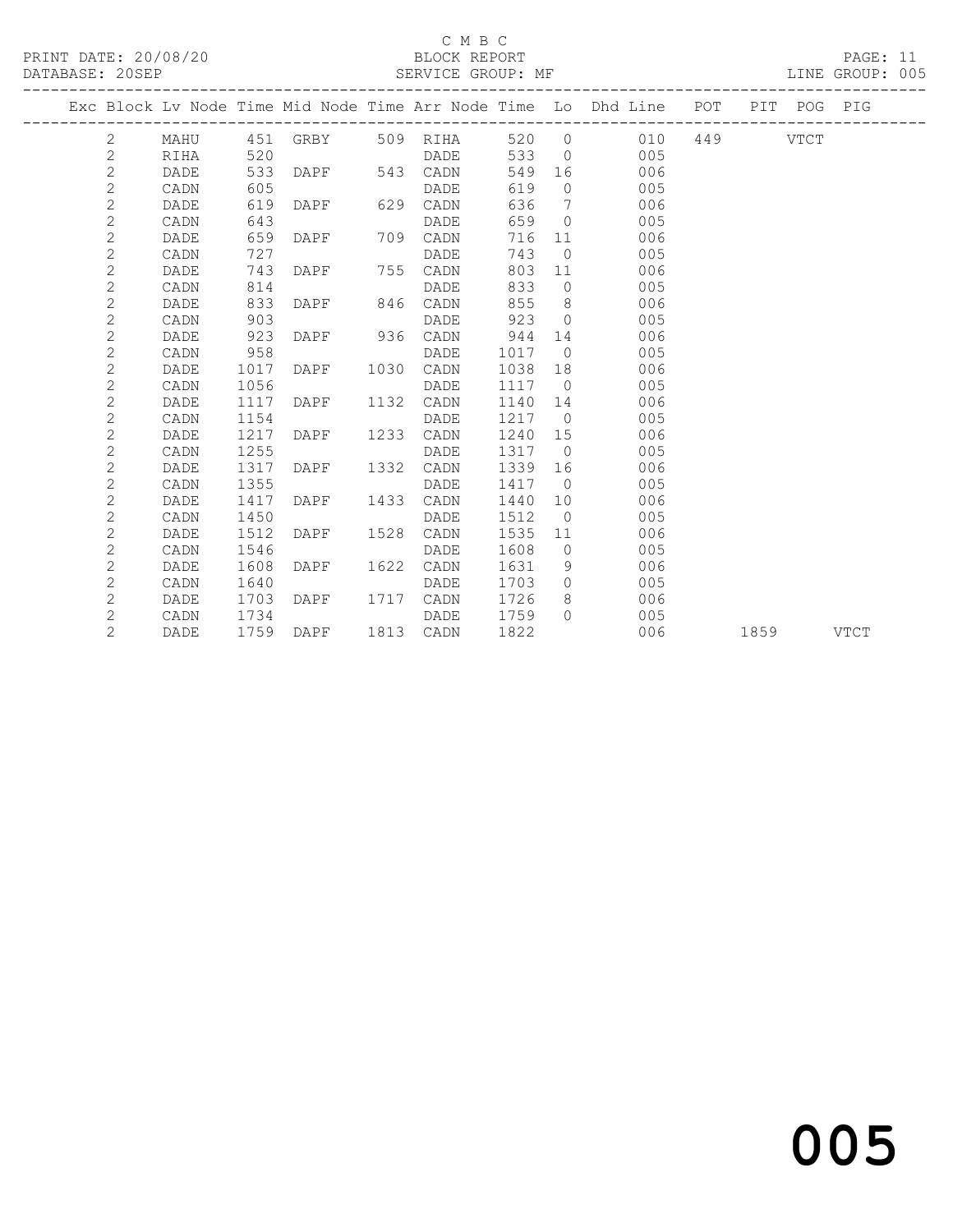C M B C

PRINT DATE: 20/08/20 BLOCK REPORT

DATABASE: 20SEP SERVICE GROUP: MF LINE GROUP: 005

| Exc | Block | Lv | Node | Time | Mid Node | Time | Arr Node | Time | Lo | Dhd Line | POT | PIT | POG | PIG |
|---|---|---|---|---|---|---|---|---|---|---|---|---|---|---|
| | 2 | | MAHU | 451 | GRBY | 509 | RIHA | 520 | 0 | 010 | 449 | | VTCT | |
| | 2 | | RIHA | 520 | | | DADE | 533 | 0 | 005 | | | | |
| | 2 | | DADE | 533 | DAPF | 543 | CADN | 549 | 16 | 006 | | | | |
| | 2 | | CADN | 605 | | | DADE | 619 | 0 | 005 | | | | |
| | 2 | | DADE | 619 | DAPF | 629 | CADN | 636 | 7 | 006 | | | | |
| | 2 | | CADN | 643 | | | DADE | 659 | 0 | 005 | | | | |
| | 2 | | DADE | 659 | DAPF | 709 | CADN | 716 | 11 | 006 | | | | |
| | 2 | | CADN | 727 | | | DADE | 743 | 0 | 005 | | | | |
| | 2 | | DADE | 743 | DAPF | 755 | CADN | 803 | 11 | 006 | | | | |
| | 2 | | CADN | 814 | | | DADE | 833 | 0 | 005 | | | | |
| | 2 | | DADE | 833 | DAPF | 846 | CADN | 855 | 8 | 006 | | | | |
| | 2 | | CADN | 903 | | | DADE | 923 | 0 | 005 | | | | |
| | 2 | | DADE | 923 | DAPF | 936 | CADN | 944 | 14 | 006 | | | | |
| | 2 | | CADN | 958 | | | DADE | 1017 | 0 | 005 | | | | |
| | 2 | | DADE | 1017 | DAPF | 1030 | CADN | 1038 | 18 | 006 | | | | |
| | 2 | | CADN | 1056 | | | DADE | 1117 | 0 | 005 | | | | |
| | 2 | | DADE | 1117 | DAPF | 1132 | CADN | 1140 | 14 | 006 | | | | |
| | 2 | | CADN | 1154 | | | DADE | 1217 | 0 | 005 | | | | |
| | 2 | | DADE | 1217 | DAPF | 1233 | CADN | 1240 | 15 | 006 | | | | |
| | 2 | | CADN | 1255 | | | DADE | 1317 | 0 | 005 | | | | |
| | 2 | | DADE | 1317 | DAPF | 1332 | CADN | 1339 | 16 | 006 | | | | |
| | 2 | | CADN | 1355 | | | DADE | 1417 | 0 | 005 | | | | |
| | 2 | | DADE | 1417 | DAPF | 1433 | CADN | 1440 | 10 | 006 | | | | |
| | 2 | | CADN | 1450 | | | DADE | 1512 | 0 | 005 | | | | |
| | 2 | | DADE | 1512 | DAPF | 1528 | CADN | 1535 | 11 | 006 | | | | |
| | 2 | | CADN | 1546 | | | DADE | 1608 | 0 | 005 | | | | |
| | 2 | | DADE | 1608 | DAPF | 1622 | CADN | 1631 | 9 | 006 | | | | |
| | 2 | | CADN | 1640 | | | DADE | 1703 | 0 | 005 | | | | |
| | 2 | | DADE | 1703 | DAPF | 1717 | CADN | 1726 | 8 | 006 | | | | |
| | 2 | | CADN | 1734 | | | DADE | 1759 | 0 | 005 | | | | |
| | 2 | | DADE | 1759 | DAPF | 1813 | CADN | 1822 | | 006 | | 1859 | | VTCT |

005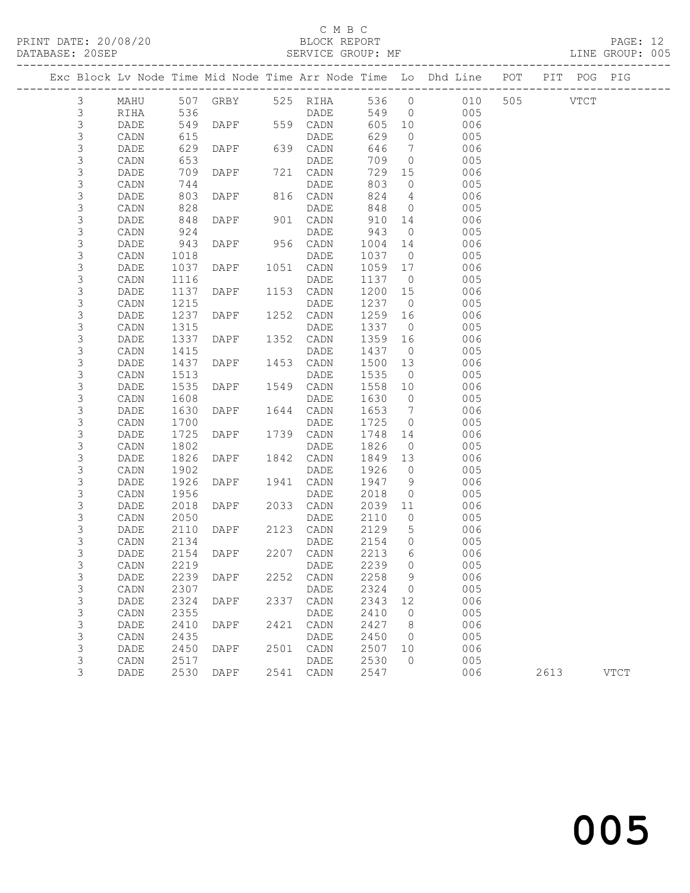C M B C

BLOCK REPORT

SERVICE GROUP: MF

PRINT DATE: 20/08/20
DATABASE: 20SEP
LINE GROUP: 005

| Exc | Block | Lv | Node | Time | Mid Node | Time | Arr Node | Time | Lo | Dhd Line | POT | PIT | POG | PIG |
|---|---|---|---|---|---|---|---|---|---|---|---|---|---|---|
| | 3 | | MAHU | 507 | GRBY | 525 | RIHA | 536 | 0 | 010 | 505 | | VTCT | |
| | 3 | | RIHA | 536 | | | DADE | 549 | 0 | 005 | | | | |
| | 3 | | DADE | 549 | DAPF | 559 | CADN | 605 | 10 | 006 | | | | |
| | 3 | | CADN | 615 | | | DADE | 629 | 0 | 005 | | | | |
| | 3 | | DADE | 629 | DAPF | 639 | CADN | 646 | 7 | 006 | | | | |
| | 3 | | CADN | 653 | | | DADE | 709 | 0 | 005 | | | | |
| | 3 | | DADE | 709 | DAPF | 721 | CADN | 729 | 15 | 006 | | | | |
| | 3 | | CADN | 744 | | | DADE | 803 | 0 | 005 | | | | |
| | 3 | | DADE | 803 | DAPF | 816 | CADN | 824 | 4 | 006 | | | | |
| | 3 | | CADN | 828 | | | DADE | 848 | 0 | 005 | | | | |
| | 3 | | DADE | 848 | DAPF | 901 | CADN | 910 | 14 | 006 | | | | |
| | 3 | | CADN | 924 | | | DADE | 943 | 0 | 005 | | | | |
| | 3 | | DADE | 943 | DAPF | 956 | CADN | 1004 | 14 | 006 | | | | |
| | 3 | | CADN | 1018 | | | DADE | 1037 | 0 | 005 | | | | |
| | 3 | | DADE | 1037 | DAPF | 1051 | CADN | 1059 | 17 | 006 | | | | |
| | 3 | | CADN | 1116 | | | DADE | 1137 | 0 | 005 | | | | |
| | 3 | | DADE | 1137 | DAPF | 1153 | CADN | 1200 | 15 | 006 | | | | |
| | 3 | | CADN | 1215 | | | DADE | 1237 | 0 | 005 | | | | |
| | 3 | | DADE | 1237 | DAPF | 1252 | CADN | 1259 | 16 | 006 | | | | |
| | 3 | | CADN | 1315 | | | DADE | 1337 | 0 | 005 | | | | |
| | 3 | | DADE | 1337 | DAPF | 1352 | CADN | 1359 | 16 | 006 | | | | |
| | 3 | | CADN | 1415 | | | DADE | 1437 | 0 | 005 | | | | |
| | 3 | | DADE | 1437 | DAPF | 1453 | CADN | 1500 | 13 | 006 | | | | |
| | 3 | | CADN | 1513 | | | DADE | 1535 | 0 | 005 | | | | |
| | 3 | | DADE | 1535 | DAPF | 1549 | CADN | 1558 | 10 | 006 | | | | |
| | 3 | | CADN | 1608 | | | DADE | 1630 | 0 | 005 | | | | |
| | 3 | | DADE | 1630 | DAPF | 1644 | CADN | 1653 | 7 | 006 | | | | |
| | 3 | | CADN | 1700 | | | DADE | 1725 | 0 | 005 | | | | |
| | 3 | | DADE | 1725 | DAPF | 1739 | CADN | 1748 | 14 | 006 | | | | |
| | 3 | | CADN | 1802 | | | DADE | 1826 | 0 | 005 | | | | |
| | 3 | | DADE | 1826 | DAPF | 1842 | CADN | 1849 | 13 | 006 | | | | |
| | 3 | | CADN | 1902 | | | DADE | 1926 | 0 | 005 | | | | |
| | 3 | | DADE | 1926 | DAPF | 1941 | CADN | 1947 | 9 | 006 | | | | |
| | 3 | | CADN | 1956 | | | DADE | 2018 | 0 | 005 | | | | |
| | 3 | | DADE | 2018 | DAPF | 2033 | CADN | 2039 | 11 | 006 | | | | |
| | 3 | | CADN | 2050 | | | DADE | 2110 | 0 | 005 | | | | |
| | 3 | | DADE | 2110 | DAPF | 2123 | CADN | 2129 | 5 | 006 | | | | |
| | 3 | | CADN | 2134 | | | DADE | 2154 | 0 | 005 | | | | |
| | 3 | | DADE | 2154 | DAPF | 2207 | CADN | 2213 | 6 | 006 | | | | |
| | 3 | | CADN | 2219 | | | DADE | 2239 | 0 | 005 | | | | |
| | 3 | | DADE | 2239 | DAPF | 2252 | CADN | 2258 | 9 | 006 | | | | |
| | 3 | | CADN | 2307 | | | DADE | 2324 | 0 | 005 | | | | |
| | 3 | | DADE | 2324 | DAPF | 2337 | CADN | 2343 | 12 | 006 | | | | |
| | 3 | | CADN | 2355 | | | DADE | 2410 | 0 | 005 | | | | |
| | 3 | | DADE | 2410 | DAPF | 2421 | CADN | 2427 | 8 | 006 | | | | |
| | 3 | | CADN | 2435 | | | DADE | 2450 | 0 | 005 | | | | |
| | 3 | | DADE | 2450 | DAPF | 2501 | CADN | 2507 | 10 | 006 | | | | |
| | 3 | | CADN | 2517 | | | DADE | 2530 | 0 | 005 | | | | |
| | 3 | | DADE | 2530 | DAPF | 2541 | CADN | 2547 | | 006 | | 2613 | | VTCT |

005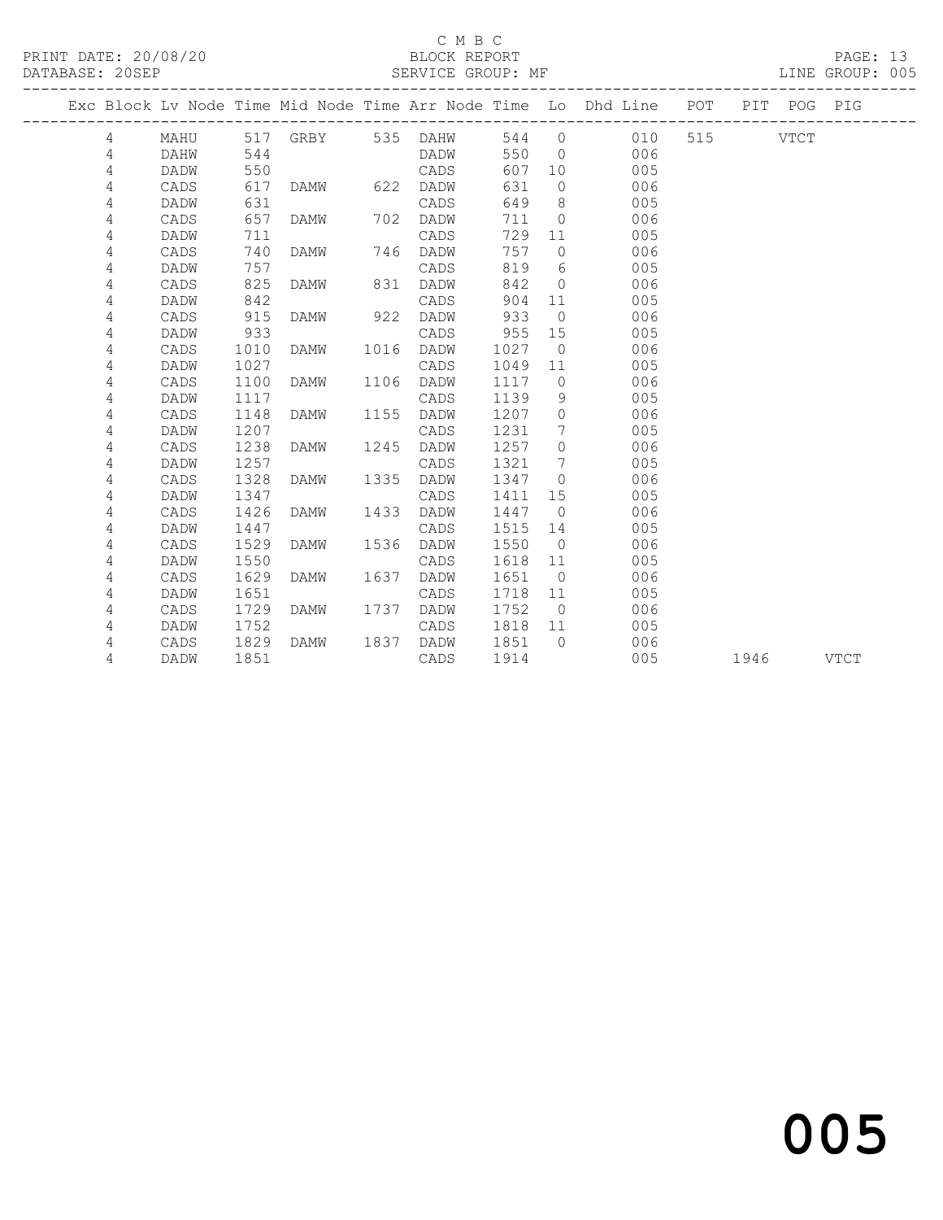C M B C

BLOCK REPORT

SERVICE GROUP: MF

LINE GROUP: 005

| Exc | Block | Lv Node | Time | Mid Node | Time | Arr Node | Time | Lo | Dhd Line | POT | PIT | POG | PIG |
|---|---|---|---|---|---|---|---|---|---|---|---|---|---|
| | 4 | MAHU | 517 | GRBY | 535 | DAHW | 544 | 0 | 010 | 515 | | VTCT | |
| | 4 | DAHW | 544 | | | DADW | 550 | 0 | 006 | | | | |
| | 4 | DADW | 550 | | | CADS | 607 | 10 | 005 | | | | |
| | 4 | CADS | 617 | DAMW | 622 | DADW | 631 | 0 | 006 | | | | |
| | 4 | DADW | 631 | | | CADS | 649 | 8 | 005 | | | | |
| | 4 | CADS | 657 | DAMW | 702 | DADW | 711 | 0 | 006 | | | | |
| | 4 | DADW | 711 | | | CADS | 729 | 11 | 005 | | | | |
| | 4 | CADS | 740 | DAMW | 746 | DADW | 757 | 0 | 006 | | | | |
| | 4 | DADW | 757 | | | CADS | 819 | 6 | 005 | | | | |
| | 4 | CADS | 825 | DAMW | 831 | DADW | 842 | 0 | 006 | | | | |
| | 4 | DADW | 842 | | | CADS | 904 | 11 | 005 | | | | |
| | 4 | CADS | 915 | DAMW | 922 | DADW | 933 | 0 | 006 | | | | |
| | 4 | DADW | 933 | | | CADS | 955 | 15 | 005 | | | | |
| | 4 | CADS | 1010 | DAMW | 1016 | DADW | 1027 | 0 | 006 | | | | |
| | 4 | DADW | 1027 | | | CADS | 1049 | 11 | 005 | | | | |
| | 4 | CADS | 1100 | DAMW | 1106 | DADW | 1117 | 0 | 006 | | | | |
| | 4 | DADW | 1117 | | | CADS | 1139 | 9 | 005 | | | | |
| | 4 | CADS | 1148 | DAMW | 1155 | DADW | 1207 | 0 | 006 | | | | |
| | 4 | DADW | 1207 | | | CADS | 1231 | 7 | 005 | | | | |
| | 4 | CADS | 1238 | DAMW | 1245 | DADW | 1257 | 0 | 006 | | | | |
| | 4 | DADW | 1257 | | | CADS | 1321 | 7 | 005 | | | | |
| | 4 | CADS | 1328 | DAMW | 1335 | DADW | 1347 | 0 | 006 | | | | |
| | 4 | DADW | 1347 | | | CADS | 1411 | 15 | 005 | | | | |
| | 4 | CADS | 1426 | DAMW | 1433 | DADW | 1447 | 0 | 006 | | | | |
| | 4 | DADW | 1447 | | | CADS | 1515 | 14 | 005 | | | | |
| | 4 | CADS | 1529 | DAMW | 1536 | DADW | 1550 | 0 | 006 | | | | |
| | 4 | DADW | 1550 | | | CADS | 1618 | 11 | 005 | | | | |
| | 4 | CADS | 1629 | DAMW | 1637 | DADW | 1651 | 0 | 006 | | | | |
| | 4 | DADW | 1651 | | | CADS | 1718 | 11 | 005 | | | | |
| | 4 | CADS | 1729 | DAMW | 1737 | DADW | 1752 | 0 | 006 | | | | |
| | 4 | DADW | 1752 | | | CADS | 1818 | 11 | 005 | | | | |
| | 4 | CADS | 1829 | DAMW | 1837 | DADW | 1851 | 0 | 006 | | | | |
| | 4 | DADW | 1851 | | | CADS | 1914 | | 005 | | 1946 | | VTCT |

005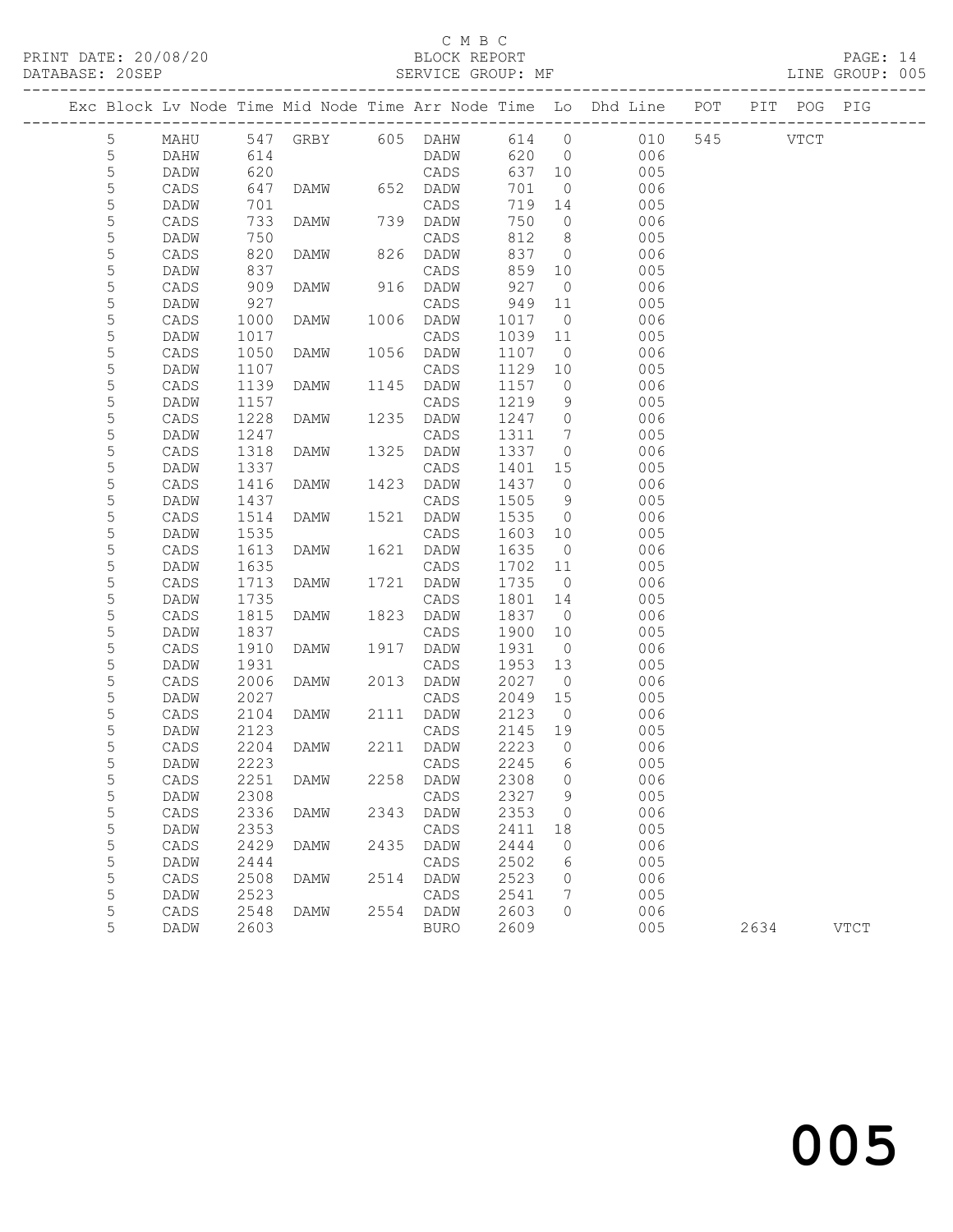C M B C
PRINT DATE: 20/08/20 BLOCK REPORT
DATABASE: 20SEP SERVICE GROUP: MF LINE GROUP: 005

| Exc | Block | Lv | Node | Time | Mid Node | Time | Arr Node | Time | Lo | Dhd Line | POT | PIT | POG | PIG |
|---|---|---|---|---|---|---|---|---|---|---|---|---|---|---|
| | 5 | | MAHU | 547 | GRBY | 605 | DAHW | 614 | 0 | 010 | 545 | | VTCT | |
| | 5 | | DAHW | 614 | | | DADW | 620 | 0 | 006 | | | | |
| | 5 | | DADW | 620 | | | CADS | 637 | 10 | 005 | | | | |
| | 5 | | CADS | 647 | DAMW | 652 | DADW | 701 | 0 | 006 | | | | |
| | 5 | | DADW | 701 | | | CADS | 719 | 14 | 005 | | | | |
| | 5 | | CADS | 733 | DAMW | 739 | DADW | 750 | 0 | 006 | | | | |
| | 5 | | DADW | 750 | | | CADS | 812 | 8 | 005 | | | | |
| | 5 | | CADS | 820 | DAMW | 826 | DADW | 837 | 0 | 006 | | | | |
| | 5 | | DADW | 837 | | | CADS | 859 | 10 | 005 | | | | |
| | 5 | | CADS | 909 | DAMW | 916 | DADW | 927 | 0 | 006 | | | | |
| | 5 | | DADW | 927 | | | CADS | 949 | 11 | 005 | | | | |
| | 5 | | CADS | 1000 | DAMW | 1006 | DADW | 1017 | 0 | 006 | | | | |
| | 5 | | DADW | 1017 | | | CADS | 1039 | 11 | 005 | | | | |
| | 5 | | CADS | 1050 | DAMW | 1056 | DADW | 1107 | 0 | 006 | | | | |
| | 5 | | DADW | 1107 | | | CADS | 1129 | 10 | 005 | | | | |
| | 5 | | CADS | 1139 | DAMW | 1145 | DADW | 1157 | 0 | 006 | | | | |
| | 5 | | DADW | 1157 | | | CADS | 1219 | 9 | 005 | | | | |
| | 5 | | CADS | 1228 | DAMW | 1235 | DADW | 1247 | 0 | 006 | | | | |
| | 5 | | DADW | 1247 | | | CADS | 1311 | 7 | 005 | | | | |
| | 5 | | CADS | 1318 | DAMW | 1325 | DADW | 1337 | 0 | 006 | | | | |
| | 5 | | DADW | 1337 | | | CADS | 1401 | 15 | 005 | | | | |
| | 5 | | CADS | 1416 | DAMW | 1423 | DADW | 1437 | 0 | 006 | | | | |
| | 5 | | DADW | 1437 | | | CADS | 1505 | 9 | 005 | | | | |
| | 5 | | CADS | 1514 | DAMW | 1521 | DADW | 1535 | 0 | 006 | | | | |
| | 5 | | DADW | 1535 | | | CADS | 1603 | 10 | 005 | | | | |
| | 5 | | CADS | 1613 | DAMW | 1621 | DADW | 1635 | 0 | 006 | | | | |
| | 5 | | DADW | 1635 | | | CADS | 1702 | 11 | 005 | | | | |
| | 5 | | CADS | 1713 | DAMW | 1721 | DADW | 1735 | 0 | 006 | | | | |
| | 5 | | DADW | 1735 | | | CADS | 1801 | 14 | 005 | | | | |
| | 5 | | CADS | 1815 | DAMW | 1823 | DADW | 1837 | 0 | 006 | | | | |
| | 5 | | DADW | 1837 | | | CADS | 1900 | 10 | 005 | | | | |
| | 5 | | CADS | 1910 | DAMW | 1917 | DADW | 1931 | 0 | 006 | | | | |
| | 5 | | DADW | 1931 | | | CADS | 1953 | 13 | 005 | | | | |
| | 5 | | CADS | 2006 | DAMW | 2013 | DADW | 2027 | 0 | 006 | | | | |
| | 5 | | DADW | 2027 | | | CADS | 2049 | 15 | 005 | | | | |
| | 5 | | CADS | 2104 | DAMW | 2111 | DADW | 2123 | 0 | 006 | | | | |
| | 5 | | DADW | 2123 | | | CADS | 2145 | 19 | 005 | | | | |
| | 5 | | CADS | 2204 | DAMW | 2211 | DADW | 2223 | 0 | 006 | | | | |
| | 5 | | DADW | 2223 | | | CADS | 2245 | 6 | 005 | | | | |
| | 5 | | CADS | 2251 | DAMW | 2258 | DADW | 2308 | 0 | 006 | | | | |
| | 5 | | DADW | 2308 | | | CADS | 2327 | 9 | 005 | | | | |
| | 5 | | CADS | 2336 | DAMW | 2343 | DADW | 2353 | 0 | 006 | | | | |
| | 5 | | DADW | 2353 | | | CADS | 2411 | 18 | 005 | | | | |
| | 5 | | CADS | 2429 | DAMW | 2435 | DADW | 2444 | 0 | 006 | | | | |
| | 5 | | DADW | 2444 | | | CADS | 2502 | 6 | 005 | | | | |
| | 5 | | CADS | 2508 | DAMW | 2514 | DADW | 2523 | 0 | 006 | | | | |
| | 5 | | DADW | 2523 | | | CADS | 2541 | 7 | 005 | | | | |
| | 5 | | CADS | 2548 | DAMW | 2554 | DADW | 2603 | 0 | 006 | | | | |
| | 5 | | DADW | 2603 | | | BURO | 2609 | | 005 | | 2634 | | VTCT |

005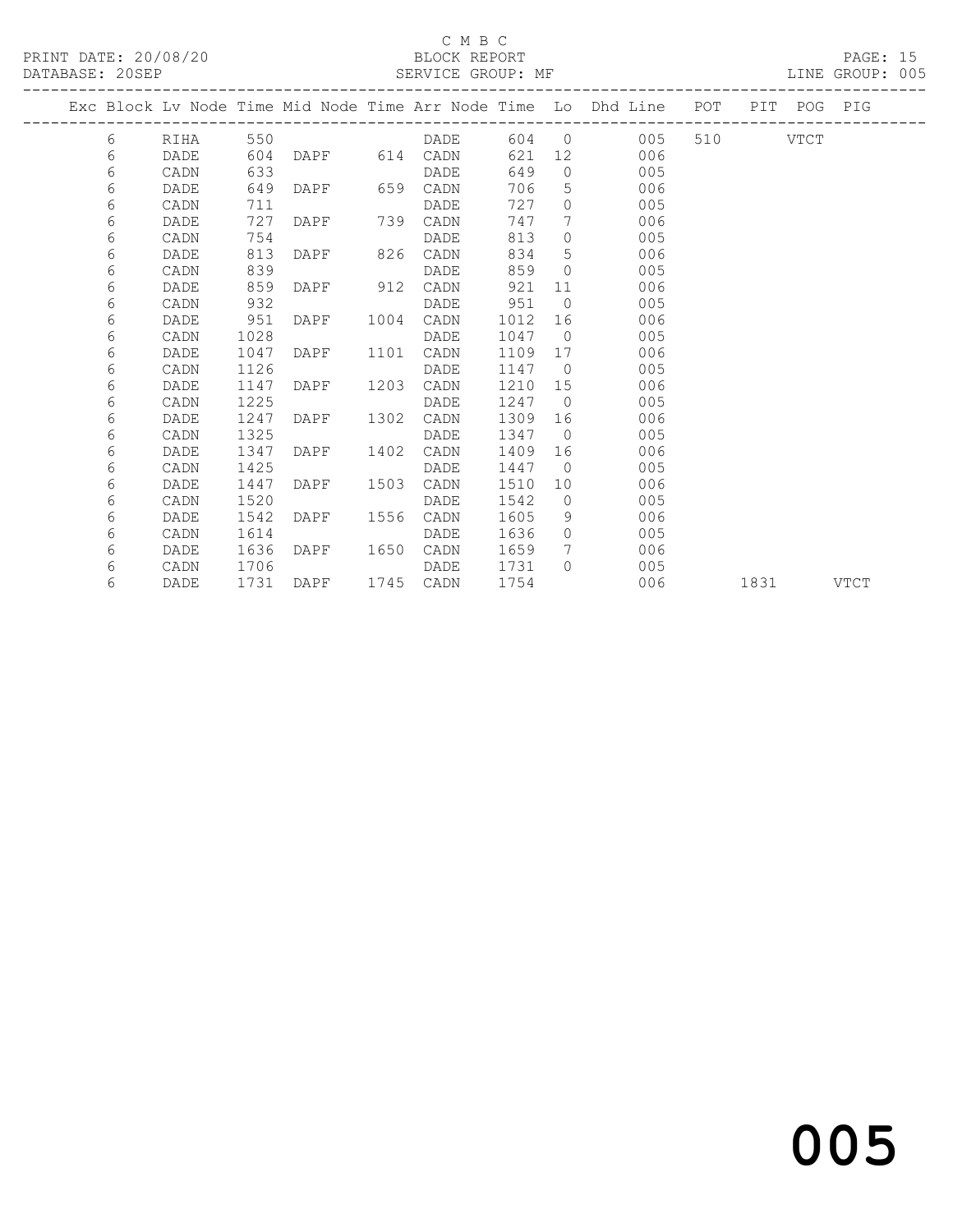C M B C
BLOCK REPORT
SERVICE GROUP: MF

PRINT DATE: 20/08/20
DATABASE: 20SEP

LINE GROUP: 005

| Exc | Block | Lv | Node | Time | Mid Node | Time | Arr Node | Time | Lo | Dhd Line | POT | PIT | POG | PIG |
|---|---|---|---|---|---|---|---|---|---|---|---|---|---|---|
| | 6 | | RIHA | 550 | | | DADE | 604 | 0 | 005 | 510 | | VTCT | |
| | 6 | | DADE | 604 | DAPF | 614 | CADN | 621 | 12 | 006 | | | | |
| | 6 | | CADN | 633 | | | DADE | 649 | 0 | 005 | | | | |
| | 6 | | DADE | 649 | DAPF | 659 | CADN | 706 | 5 | 006 | | | | |
| | 6 | | CADN | 711 | | | DADE | 727 | 0 | 005 | | | | |
| | 6 | | DADE | 727 | DAPF | 739 | CADN | 747 | 7 | 006 | | | | |
| | 6 | | CADN | 754 | | | DADE | 813 | 0 | 005 | | | | |
| | 6 | | DADE | 813 | DAPF | 826 | CADN | 834 | 5 | 006 | | | | |
| | 6 | | CADN | 839 | | | DADE | 859 | 0 | 005 | | | | |
| | 6 | | DADE | 859 | DAPF | 912 | CADN | 921 | 11 | 006 | | | | |
| | 6 | | CADN | 932 | | | DADE | 951 | 0 | 005 | | | | |
| | 6 | | DADE | 951 | DAPF | 1004 | CADN | 1012 | 16 | 006 | | | | |
| | 6 | | CADN | 1028 | | | DADE | 1047 | 0 | 005 | | | | |
| | 6 | | DADE | 1047 | DAPF | 1101 | CADN | 1109 | 17 | 006 | | | | |
| | 6 | | CADN | 1126 | | | DADE | 1147 | 0 | 005 | | | | |
| | 6 | | DADE | 1147 | DAPF | 1203 | CADN | 1210 | 15 | 006 | | | | |
| | 6 | | CADN | 1225 | | | DADE | 1247 | 0 | 005 | | | | |
| | 6 | | DADE | 1247 | DAPF | 1302 | CADN | 1309 | 16 | 006 | | | | |
| | 6 | | CADN | 1325 | | | DADE | 1347 | 0 | 005 | | | | |
| | 6 | | DADE | 1347 | DAPF | 1402 | CADN | 1409 | 16 | 006 | | | | |
| | 6 | | CADN | 1425 | | | DADE | 1447 | 0 | 005 | | | | |
| | 6 | | DADE | 1447 | DAPF | 1503 | CADN | 1510 | 10 | 006 | | | | |
| | 6 | | CADN | 1520 | | | DADE | 1542 | 0 | 005 | | | | |
| | 6 | | DADE | 1542 | DAPF | 1556 | CADN | 1605 | 9 | 006 | | | | |
| | 6 | | CADN | 1614 | | | DADE | 1636 | 0 | 005 | | | | |
| | 6 | | DADE | 1636 | DAPF | 1650 | CADN | 1659 | 7 | 006 | | | | |
| | 6 | | CADN | 1706 | | | DADE | 1731 | 0 | 005 | | | | |
| | 6 | | DADE | 1731 | DAPF | 1745 | CADN | 1754 | | 006 | | 1831 | | VTCT |

005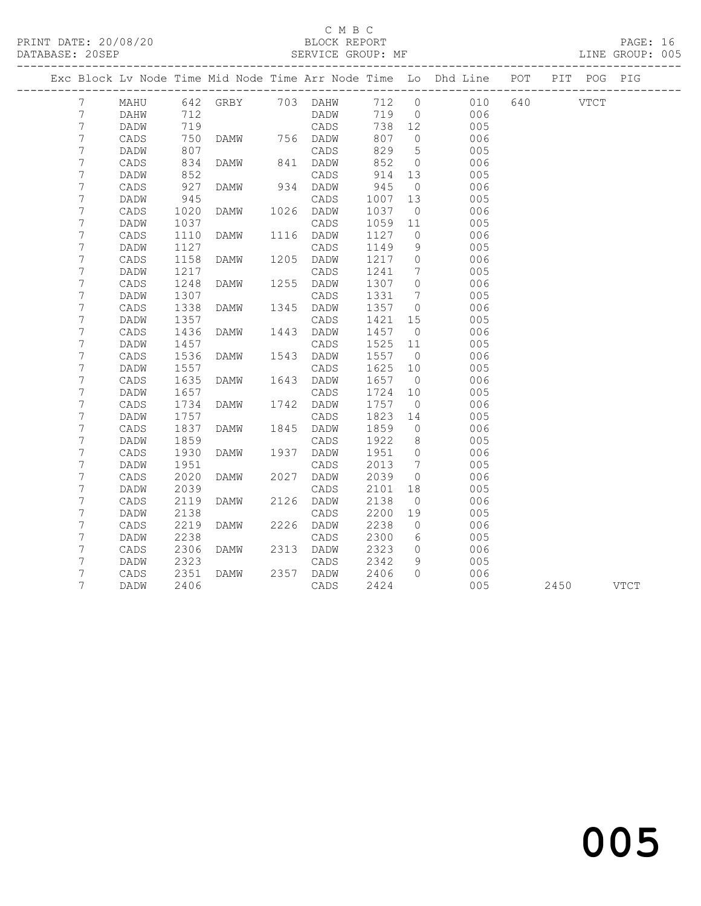C M B C
PRINT DATE: 20/08/20 BLOCK REPORT
DATABASE: 20SEP SERVICE GROUP: MF LINE GROUP: 005

| Exc | Block | Lv | Node | Time | Mid Node | Time | Arr Node | Time | Lo | Dhd Line | POT | PIT | POG | PIG |
|---|---|---|---|---|---|---|---|---|---|---|---|---|---|---|
| | 7 | | MAHU | 642 | GRBY | 703 | DAHW | 712 | 0 | 010 | 640 | | VTCT | |
| | 7 | | DAHW | 712 | | | DADW | 719 | 0 | 006 | | | | |
| | 7 | | DADW | 719 | | | CADS | 738 | 12 | 005 | | | | |
| | 7 | | CADS | 750 | DAMW | 756 | DADW | 807 | 0 | 006 | | | | |
| | 7 | | DADW | 807 | | | CADS | 829 | 5 | 005 | | | | |
| | 7 | | CADS | 834 | DAMW | 841 | DADW | 852 | 0 | 006 | | | | |
| | 7 | | DADW | 852 | | | CADS | 914 | 13 | 005 | | | | |
| | 7 | | CADS | 927 | DAMW | 934 | DADW | 945 | 0 | 006 | | | | |
| | 7 | | DADW | 945 | | | CADS | 1007 | 13 | 005 | | | | |
| | 7 | | CADS | 1020 | DAMW | 1026 | DADW | 1037 | 0 | 006 | | | | |
| | 7 | | DADW | 1037 | | | CADS | 1059 | 11 | 005 | | | | |
| | 7 | | CADS | 1110 | DAMW | 1116 | DADW | 1127 | 0 | 006 | | | | |
| | 7 | | DADW | 1127 | | | CADS | 1149 | 9 | 005 | | | | |
| | 7 | | CADS | 1158 | DAMW | 1205 | DADW | 1217 | 0 | 006 | | | | |
| | 7 | | DADW | 1217 | | | CADS | 1241 | 7 | 005 | | | | |
| | 7 | | CADS | 1248 | DAMW | 1255 | DADW | 1307 | 0 | 006 | | | | |
| | 7 | | DADW | 1307 | | | CADS | 1331 | 7 | 005 | | | | |
| | 7 | | CADS | 1338 | DAMW | 1345 | DADW | 1357 | 0 | 006 | | | | |
| | 7 | | DADW | 1357 | | | CADS | 1421 | 15 | 005 | | | | |
| | 7 | | CADS | 1436 | DAMW | 1443 | DADW | 1457 | 0 | 006 | | | | |
| | 7 | | DADW | 1457 | | | CADS | 1525 | 11 | 005 | | | | |
| | 7 | | CADS | 1536 | DAMW | 1543 | DADW | 1557 | 0 | 006 | | | | |
| | 7 | | DADW | 1557 | | | CADS | 1625 | 10 | 005 | | | | |
| | 7 | | CADS | 1635 | DAMW | 1643 | DADW | 1657 | 0 | 006 | | | | |
| | 7 | | DADW | 1657 | | | CADS | 1724 | 10 | 005 | | | | |
| | 7 | | CADS | 1734 | DAMW | 1742 | DADW | 1757 | 0 | 006 | | | | |
| | 7 | | DADW | 1757 | | | CADS | 1823 | 14 | 005 | | | | |
| | 7 | | CADS | 1837 | DAMW | 1845 | DADW | 1859 | 0 | 006 | | | | |
| | 7 | | DADW | 1859 | | | CADS | 1922 | 8 | 005 | | | | |
| | 7 | | CADS | 1930 | DAMW | 1937 | DADW | 1951 | 0 | 006 | | | | |
| | 7 | | DADW | 1951 | | | CADS | 2013 | 7 | 005 | | | | |
| | 7 | | CADS | 2020 | DAMW | 2027 | DADW | 2039 | 0 | 006 | | | | |
| | 7 | | DADW | 2039 | | | CADS | 2101 | 18 | 005 | | | | |
| | 7 | | CADS | 2119 | DAMW | 2126 | DADW | 2138 | 0 | 006 | | | | |
| | 7 | | DADW | 2138 | | | CADS | 2200 | 19 | 005 | | | | |
| | 7 | | CADS | 2219 | DAMW | 2226 | DADW | 2238 | 0 | 006 | | | | |
| | 7 | | DADW | 2238 | | | CADS | 2300 | 6 | 005 | | | | |
| | 7 | | CADS | 2306 | DAMW | 2313 | DADW | 2323 | 0 | 006 | | | | |
| | 7 | | DADW | 2323 | | | CADS | 2342 | 9 | 005 | | | | |
| | 7 | | CADS | 2351 | DAMW | 2357 | DADW | 2406 | 0 | 006 | | | | |
| | 7 | | DADW | 2406 | | | CADS | 2424 | | 005 | | 2450 | | VTCT |

005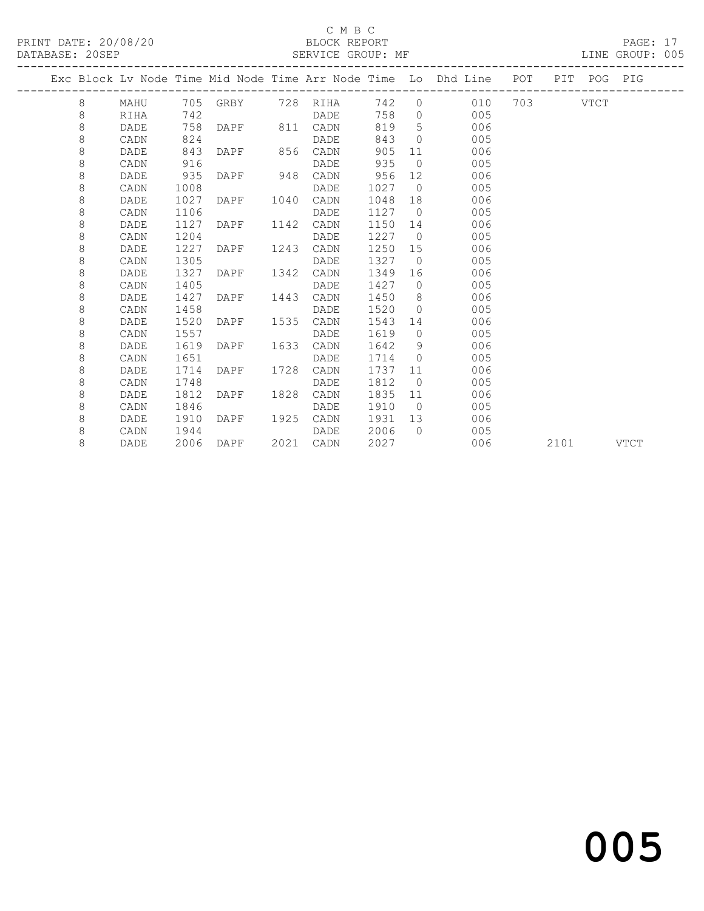C M B C

PRINT DATE: 20/08/20 BLOCK REPORT

DATABASE: 20SEP SERVICE GROUP: MF LINE GROUP: 005

| Exc | Block | Lv Node | Time | Mid Node | Time | Arr Node | Time | Lo | Dhd Line | POT | PIT | POG | PIG |
|---|---|---|---|---|---|---|---|---|---|---|---|---|---|
| | 8 | MAHU | 705 | GRBY | 728 | RIHA | 742 | 0 | 010 | 703 | | VTCT | |
| | 8 | RIHA | 742 | | | DADE | 758 | 0 | 005 | | | | |
| | 8 | DADE | 758 | DAPF | 811 | CADN | 819 | 5 | 006 | | | | |
| | 8 | CADN | 824 | | | DADE | 843 | 0 | 005 | | | | |
| | 8 | DADE | 843 | DAPF | 856 | CADN | 905 | 11 | 006 | | | | |
| | 8 | CADN | 916 | | | DADE | 935 | 0 | 005 | | | | |
| | 8 | DADE | 935 | DAPF | 948 | CADN | 956 | 12 | 006 | | | | |
| | 8 | CADN | 1008 | | | DADE | 1027 | 0 | 005 | | | | |
| | 8 | DADE | 1027 | DAPF | 1040 | CADN | 1048 | 18 | 006 | | | | |
| | 8 | CADN | 1106 | | | DADE | 1127 | 0 | 005 | | | | |
| | 8 | DADE | 1127 | DAPF | 1142 | CADN | 1150 | 14 | 006 | | | | |
| | 8 | CADN | 1204 | | | DADE | 1227 | 0 | 005 | | | | |
| | 8 | DADE | 1227 | DAPF | 1243 | CADN | 1250 | 15 | 006 | | | | |
| | 8 | CADN | 1305 | | | DADE | 1327 | 0 | 005 | | | | |
| | 8 | DADE | 1327 | DAPF | 1342 | CADN | 1349 | 16 | 006 | | | | |
| | 8 | CADN | 1405 | | | DADE | 1427 | 0 | 005 | | | | |
| | 8 | DADE | 1427 | DAPF | 1443 | CADN | 1450 | 8 | 006 | | | | |
| | 8 | CADN | 1458 | | | DADE | 1520 | 0 | 005 | | | | |
| | 8 | DADE | 1520 | DAPF | 1535 | CADN | 1543 | 14 | 006 | | | | |
| | 8 | CADN | 1557 | | | DADE | 1619 | 0 | 005 | | | | |
| | 8 | DADE | 1619 | DAPF | 1633 | CADN | 1642 | 9 | 006 | | | | |
| | 8 | CADN | 1651 | | | DADE | 1714 | 0 | 005 | | | | |
| | 8 | DADE | 1714 | DAPF | 1728 | CADN | 1737 | 11 | 006 | | | | |
| | 8 | CADN | 1748 | | | DADE | 1812 | 0 | 005 | | | | |
| | 8 | DADE | 1812 | DAPF | 1828 | CADN | 1835 | 11 | 006 | | | | |
| | 8 | CADN | 1846 | | | DADE | 1910 | 0 | 005 | | | | |
| | 8 | DADE | 1910 | DAPF | 1925 | CADN | 1931 | 13 | 006 | | | | |
| | 8 | CADN | 1944 | | | DADE | 2006 | 0 | 005 | | | | |
| | 8 | DADE | 2006 | DAPF | 2021 | CADN | 2027 | | 006 | | 2101 | | VTCT |

005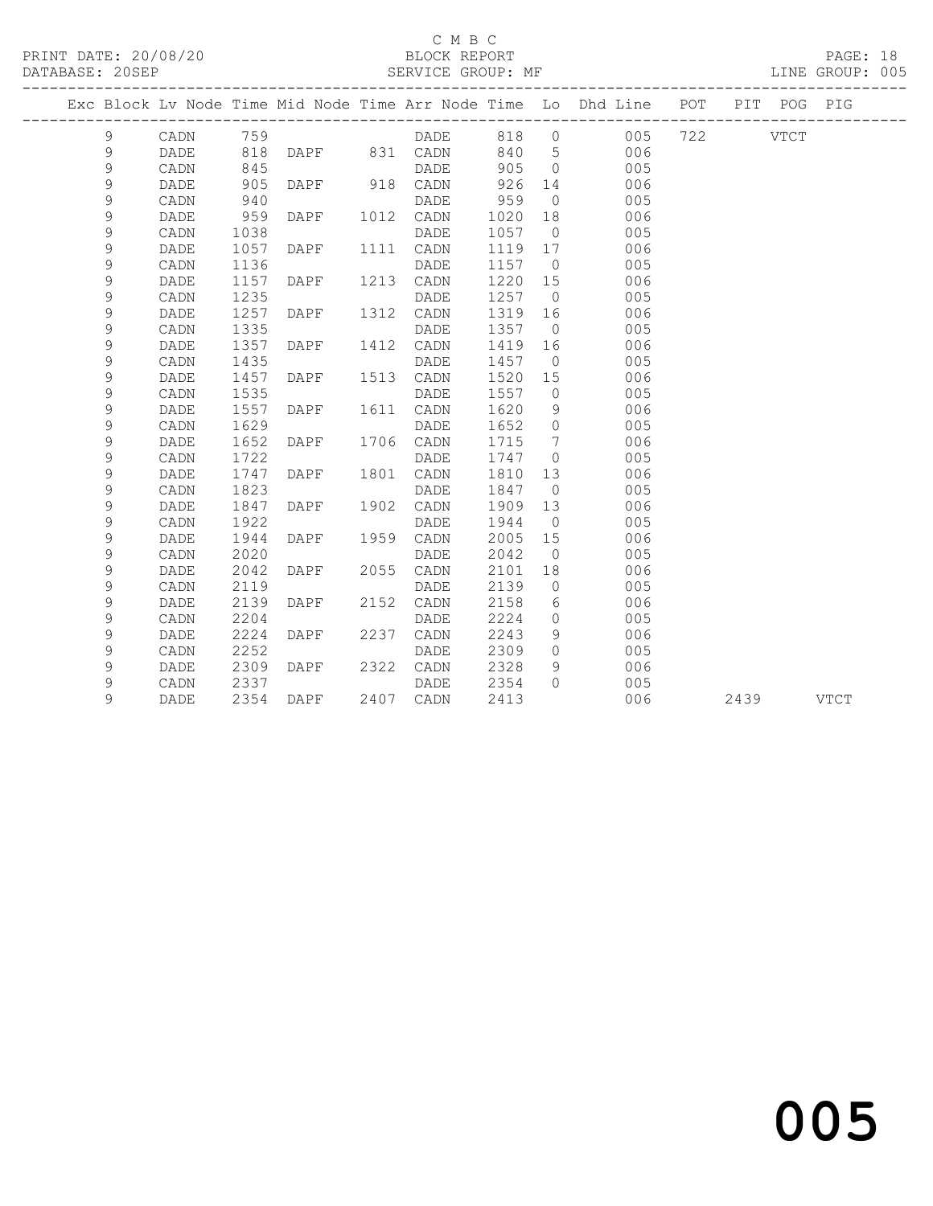C M B C

BLOCK REPORT

SERVICE GROUP: MF

PRINT DATE: 20/08/20

DATABASE: 20SEP

LINE GROUP: 005

| Exc | Block | Lv | Node | Time | Mid Node | Time | Arr Node | Time | Lo | Dhd Line | POT | PIT | POG | PIG |
|---|---|---|---|---|---|---|---|---|---|---|---|---|---|---|
| | 9 | | CADN | 759 | | | DADE | 818 | 0 | 005 | 722 | | VTCT | |
| | 9 | | DADE | 818 | DAPF | 831 | CADN | 840 | 5 | 006 | | | | |
| | 9 | | CADN | 845 | | | DADE | 905 | 0 | 005 | | | | |
| | 9 | | DADE | 905 | DAPF | 918 | CADN | 926 | 14 | 006 | | | | |
| | 9 | | CADN | 940 | | | DADE | 959 | 0 | 005 | | | | |
| | 9 | | DADE | 959 | DAPF | 1012 | CADN | 1020 | 18 | 006 | | | | |
| | 9 | | CADN | 1038 | | | DADE | 1057 | 0 | 005 | | | | |
| | 9 | | DADE | 1057 | DAPF | 1111 | CADN | 1119 | 17 | 006 | | | | |
| | 9 | | CADN | 1136 | | | DADE | 1157 | 0 | 005 | | | | |
| | 9 | | DADE | 1157 | DAPF | 1213 | CADN | 1220 | 15 | 006 | | | | |
| | 9 | | CADN | 1235 | | | DADE | 1257 | 0 | 005 | | | | |
| | 9 | | DADE | 1257 | DAPF | 1312 | CADN | 1319 | 16 | 006 | | | | |
| | 9 | | CADN | 1335 | | | DADE | 1357 | 0 | 005 | | | | |
| | 9 | | DADE | 1357 | DAPF | 1412 | CADN | 1419 | 16 | 006 | | | | |
| | 9 | | CADN | 1435 | | | DADE | 1457 | 0 | 005 | | | | |
| | 9 | | DADE | 1457 | DAPF | 1513 | CADN | 1520 | 15 | 006 | | | | |
| | 9 | | CADN | 1535 | | | DADE | 1557 | 0 | 005 | | | | |
| | 9 | | DADE | 1557 | DAPF | 1611 | CADN | 1620 | 9 | 006 | | | | |
| | 9 | | CADN | 1629 | | | DADE | 1652 | 0 | 005 | | | | |
| | 9 | | DADE | 1652 | DAPF | 1706 | CADN | 1715 | 7 | 006 | | | | |
| | 9 | | CADN | 1722 | | | DADE | 1747 | 0 | 005 | | | | |
| | 9 | | DADE | 1747 | DAPF | 1801 | CADN | 1810 | 13 | 006 | | | | |
| | 9 | | CADN | 1823 | | | DADE | 1847 | 0 | 005 | | | | |
| | 9 | | DADE | 1847 | DAPF | 1902 | CADN | 1909 | 13 | 006 | | | | |
| | 9 | | CADN | 1922 | | | DADE | 1944 | 0 | 005 | | | | |
| | 9 | | DADE | 1944 | DAPF | 1959 | CADN | 2005 | 15 | 006 | | | | |
| | 9 | | CADN | 2020 | | | DADE | 2042 | 0 | 005 | | | | |
| | 9 | | DADE | 2042 | DAPF | 2055 | CADN | 2101 | 18 | 006 | | | | |
| | 9 | | CADN | 2119 | | | DADE | 2139 | 0 | 005 | | | | |
| | 9 | | DADE | 2139 | DAPF | 2152 | CADN | 2158 | 6 | 006 | | | | |
| | 9 | | CADN | 2204 | | | DADE | 2224 | 0 | 005 | | | | |
| | 9 | | DADE | 2224 | DAPF | 2237 | CADN | 2243 | 9 | 006 | | | | |
| | 9 | | CADN | 2252 | | | DADE | 2309 | 0 | 005 | | | | |
| | 9 | | DADE | 2309 | DAPF | 2322 | CADN | 2328 | 9 | 006 | | | | |
| | 9 | | CADN | 2337 | | | DADE | 2354 | 0 | 005 | | | | |
| | 9 | | DADE | 2354 | DAPF | 2407 | CADN | 2413 | | 006 | | 2439 | | VTCT |

005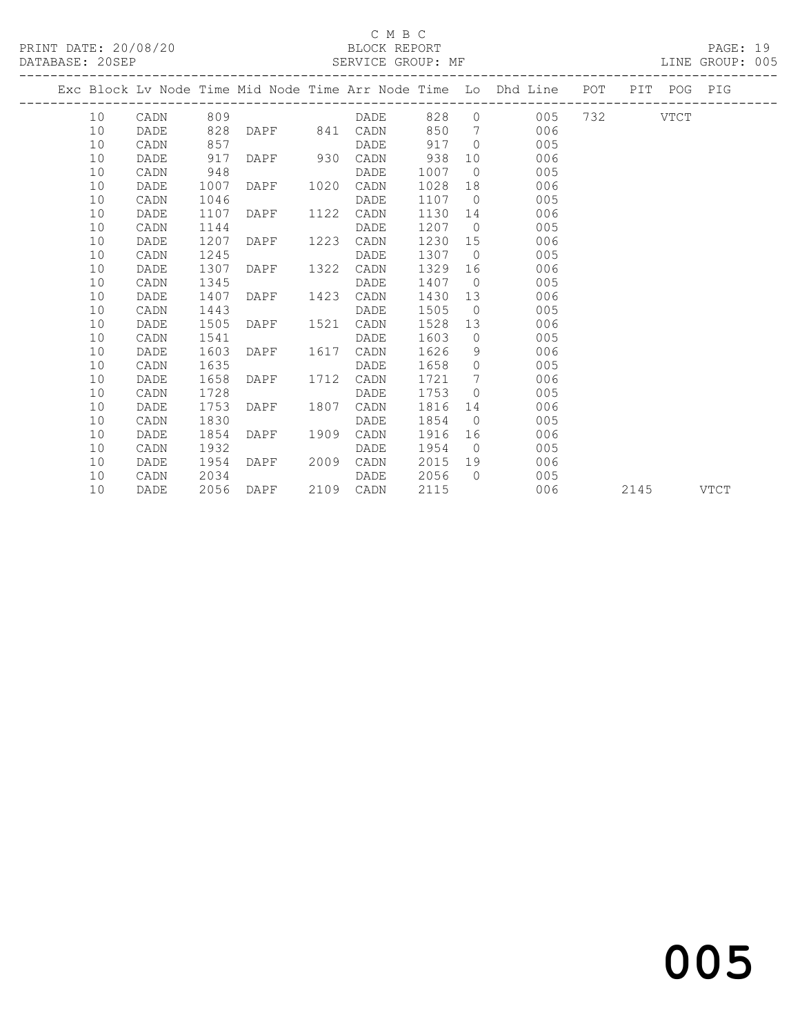C M B C

PRINT DATE: 20/08/20 BLOCK REPORT
DATABASE: 20SEP SERVICE GROUP: MF LINE GROUP: 005

| Exc | Block | Lv | Node | Time | Mid Node | Time | Arr Node | Time | Lo | Dhd Line | POT | PIT | POG | PIG |
|---|---|---|---|---|---|---|---|---|---|---|---|---|---|---|
| | 10 | | CADN | 809 | | | DADE | 828 | 0 | 005 | 732 | | VTCT | |
| | 10 | | DADE | 828 | DAPF | 841 | CADN | 850 | 7 | 006 | | | | |
| | 10 | | CADN | 857 | | | DADE | 917 | 0 | 005 | | | | |
| | 10 | | DADE | 917 | DAPF | 930 | CADN | 938 | 10 | 006 | | | | |
| | 10 | | CADN | 948 | | | DADE | 1007 | 0 | 005 | | | | |
| | 10 | | DADE | 1007 | DAPF | 1020 | CADN | 1028 | 18 | 006 | | | | |
| | 10 | | CADN | 1046 | | | DADE | 1107 | 0 | 005 | | | | |
| | 10 | | DADE | 1107 | DAPF | 1122 | CADN | 1130 | 14 | 006 | | | | |
| | 10 | | CADN | 1144 | | | DADE | 1207 | 0 | 005 | | | | |
| | 10 | | DADE | 1207 | DAPF | 1223 | CADN | 1230 | 15 | 006 | | | | |
| | 10 | | CADN | 1245 | | | DADE | 1307 | 0 | 005 | | | | |
| | 10 | | DADE | 1307 | DAPF | 1322 | CADN | 1329 | 16 | 006 | | | | |
| | 10 | | CADN | 1345 | | | DADE | 1407 | 0 | 005 | | | | |
| | 10 | | DADE | 1407 | DAPF | 1423 | CADN | 1430 | 13 | 006 | | | | |
| | 10 | | CADN | 1443 | | | DADE | 1505 | 0 | 005 | | | | |
| | 10 | | DADE | 1505 | DAPF | 1521 | CADN | 1528 | 13 | 006 | | | | |
| | 10 | | CADN | 1541 | | | DADE | 1603 | 0 | 005 | | | | |
| | 10 | | DADE | 1603 | DAPF | 1617 | CADN | 1626 | 9 | 006 | | | | |
| | 10 | | CADN | 1635 | | | DADE | 1658 | 0 | 005 | | | | |
| | 10 | | DADE | 1658 | DAPF | 1712 | CADN | 1721 | 7 | 006 | | | | |
| | 10 | | CADN | 1728 | | | DADE | 1753 | 0 | 005 | | | | |
| | 10 | | DADE | 1753 | DAPF | 1807 | CADN | 1816 | 14 | 006 | | | | |
| | 10 | | CADN | 1830 | | | DADE | 1854 | 0 | 005 | | | | |
| | 10 | | DADE | 1854 | DAPF | 1909 | CADN | 1916 | 16 | 006 | | | | |
| | 10 | | CADN | 1932 | | | DADE | 1954 | 0 | 005 | | | | |
| | 10 | | DADE | 1954 | DAPF | 2009 | CADN | 2015 | 19 | 006 | | | | |
| | 10 | | CADN | 2034 | | | DADE | 2056 | 0 | 005 | | | | |
| | 10 | | DADE | 2056 | DAPF | 2109 | CADN | 2115 | | 006 | | 2145 | | VTCT |

005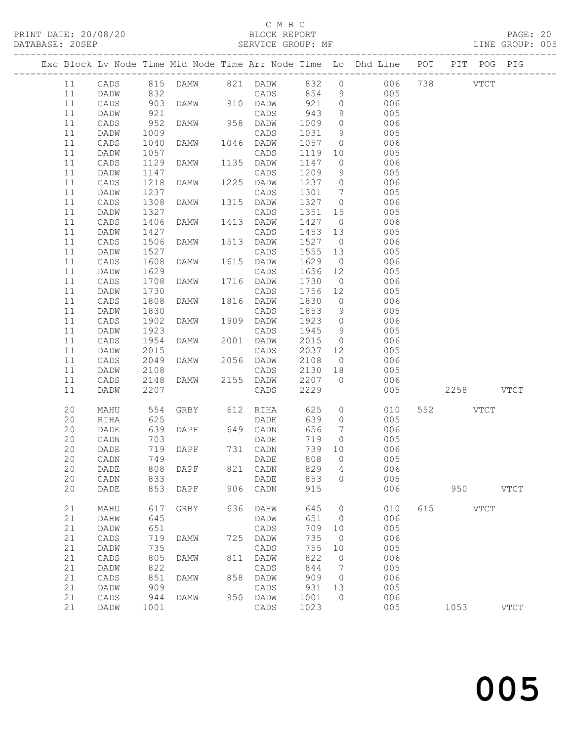C M B C

PRINT DATE: 20/08/20 BLOCK REPORT PAGE: 20
DATABASE: 20SEP SERVICE GROUP: MF LINE GROUP: 005

| Exc | Block | Lv | Node | Time | Mid Node | Time | Arr Node | Time | Lo | Dhd Line | POT | PIT | POG | PIG |
|---|---|---|---|---|---|---|---|---|---|---|---|---|---|---|
| | 11 | | CADS | 815 | DAMW | 821 | DADW | 832 | 0 | 006 | 738 | | VTCT | |
| | 11 | | DADW | 832 | | | CADS | 854 | 9 | 005 | | | | |
| | 11 | | CADS | 903 | DAMW | 910 | DADW | 921 | 0 | 006 | | | | |
| | 11 | | DADW | 921 | | | CADS | 943 | 9 | 005 | | | | |
| | 11 | | CADS | 952 | DAMW | 958 | DADW | 1009 | 0 | 006 | | | | |
| | 11 | | DADW | 1009 | | | CADS | 1031 | 9 | 005 | | | | |
| | 11 | | CADS | 1040 | DAMW | 1046 | DADW | 1057 | 0 | 006 | | | | |
| | 11 | | DADW | 1057 | | | CADS | 1119 | 10 | 005 | | | | |
| | 11 | | CADS | 1129 | DAMW | 1135 | DADW | 1147 | 0 | 006 | | | | |
| | 11 | | DADW | 1147 | | | CADS | 1209 | 9 | 005 | | | | |
| | 11 | | CADS | 1218 | DAMW | 1225 | DADW | 1237 | 0 | 006 | | | | |
| | 11 | | DADW | 1237 | | | CADS | 1301 | 7 | 005 | | | | |
| | 11 | | CADS | 1308 | DAMW | 1315 | DADW | 1327 | 0 | 006 | | | | |
| | 11 | | DADW | 1327 | | | CADS | 1351 | 15 | 005 | | | | |
| | 11 | | CADS | 1406 | DAMW | 1413 | DADW | 1427 | 0 | 006 | | | | |
| | 11 | | DADW | 1427 | | | CADS | 1453 | 13 | 005 | | | | |
| | 11 | | CADS | 1506 | DAMW | 1513 | DADW | 1527 | 0 | 006 | | | | |
| | 11 | | DADW | 1527 | | | CADS | 1555 | 13 | 005 | | | | |
| | 11 | | CADS | 1608 | DAMW | 1615 | DADW | 1629 | 0 | 006 | | | | |
| | 11 | | DADW | 1629 | | | CADS | 1656 | 12 | 005 | | | | |
| | 11 | | CADS | 1708 | DAMW | 1716 | DADW | 1730 | 0 | 006 | | | | |
| | 11 | | DADW | 1730 | | | CADS | 1756 | 12 | 005 | | | | |
| | 11 | | CADS | 1808 | DAMW | 1816 | DADW | 1830 | 0 | 006 | | | | |
| | 11 | | DADW | 1830 | | | CADS | 1853 | 9 | 005 | | | | |
| | 11 | | CADS | 1902 | DAMW | 1909 | DADW | 1923 | 0 | 006 | | | | |
| | 11 | | DADW | 1923 | | | CADS | 1945 | 9 | 005 | | | | |
| | 11 | | CADS | 1954 | DAMW | 2001 | DADW | 2015 | 0 | 006 | | | | |
| | 11 | | DADW | 2015 | | | CADS | 2037 | 12 | 005 | | | | |
| | 11 | | CADS | 2049 | DAMW | 2056 | DADW | 2108 | 0 | 006 | | | | |
| | 11 | | DADW | 2108 | | | CADS | 2130 | 18 | 005 | | | | |
| | 11 | | CADS | 2148 | DAMW | 2155 | DADW | 2207 | 0 | 006 | | | | |
| | 11 | | DADW | 2207 | | | CADS | 2229 | | 005 | | 2258 | | VTCT |
| | 20 | | MAHU | 554 | GRBY | 612 | RIHA | 625 | 0 | 010 | 552 | | VTCT | |
| | 20 | | RIHA | 625 | | | DADE | 639 | 0 | 005 | | | | |
| | 20 | | DADE | 639 | DAPF | 649 | CADN | 656 | 7 | 006 | | | | |
| | 20 | | CADN | 703 | | | DADE | 719 | 0 | 005 | | | | |
| | 20 | | DADE | 719 | DAPF | 731 | CADN | 739 | 10 | 006 | | | | |
| | 20 | | CADN | 749 | | | DADE | 808 | 0 | 005 | | | | |
| | 20 | | DADE | 808 | DAPF | 821 | CADN | 829 | 4 | 006 | | | | |
| | 20 | | CADN | 833 | | | DADE | 853 | 0 | 005 | | | | |
| | 20 | | DADE | 853 | DAPF | 906 | CADN | 915 | | 006 | | 950 | | VTCT |
| | 21 | | MAHU | 617 | GRBY | 636 | DAHW | 645 | 0 | 010 | 615 | | VTCT | |
| | 21 | | DAHW | 645 | | | DADW | 651 | 0 | 006 | | | | |
| | 21 | | DADW | 651 | | | CADS | 709 | 10 | 005 | | | | |
| | 21 | | CADS | 719 | DAMW | 725 | DADW | 735 | 0 | 006 | | | | |
| | 21 | | DADW | 735 | | | CADS | 755 | 10 | 005 | | | | |
| | 21 | | CADS | 805 | DAMW | 811 | DADW | 822 | 0 | 006 | | | | |
| | 21 | | DADW | 822 | | | CADS | 844 | 7 | 005 | | | | |
| | 21 | | CADS | 851 | DAMW | 858 | DADW | 909 | 0 | 006 | | | | |
| | 21 | | DADW | 909 | | | CADS | 931 | 13 | 005 | | | | |
| | 21 | | CADS | 944 | DAMW | 950 | DADW | 1001 | 0 | 006 | | | | |
| | 21 | | DADW | 1001 | | | CADS | 1023 | | 005 | | 1053 | | VTCT |

# 005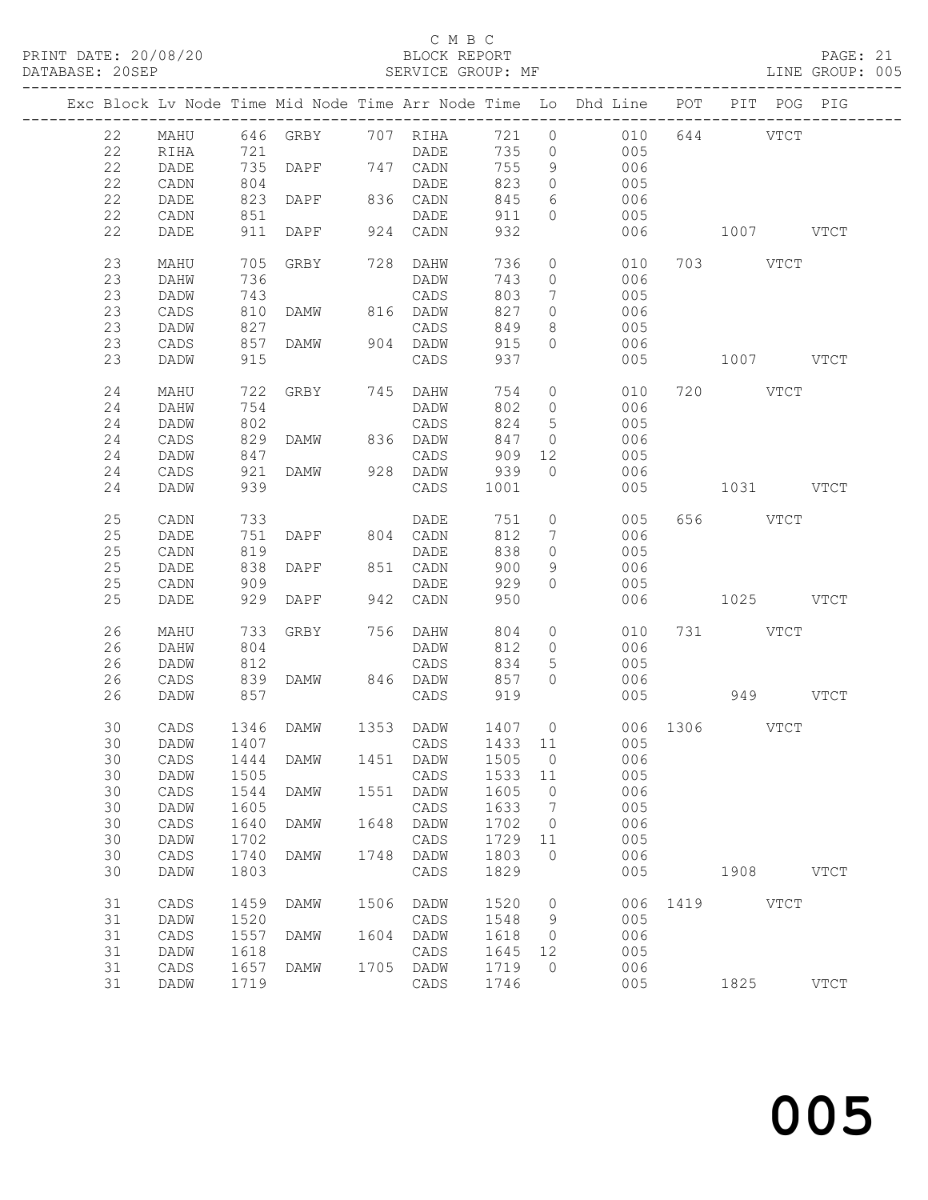C M B C
PRINT DATE: 20/08/20 BLOCK REPORT
DATABASE: 20SEP SERVICE GROUP: MF LINE GROUP: 005

| Exc | Block | Lv | Node | Time | Mid Node | Time | Arr Node | Time | Lo | Dhd Line | POT | PIT | POG | PIG |
|---|---|---|---|---|---|---|---|---|---|---|---|---|---|---|
| | 22 | | MAHU | 646 | GRBY | 707 | RIHA | 721 | 0 | 010 | 644 | | VTCT | |
| | 22 | | RIHA | 721 | | | DADE | 735 | 0 | 005 | | | | |
| | 22 | | DADE | 735 | DAPF | 747 | CADN | 755 | 9 | 006 | | | | |
| | 22 | | CADN | 804 | | | DADE | 823 | 0 | 005 | | | | |
| | 22 | | DADE | 823 | DAPF | 836 | CADN | 845 | 6 | 006 | | | | |
| | 22 | | CADN | 851 | | | DADE | 911 | 0 | 005 | | | | |
| | 22 | | DADE | 911 | DAPF | 924 | CADN | 932 | | 006 | | 1007 | | VTCT |
| | 23 | | MAHU | 705 | GRBY | 728 | DAHW | 736 | 0 | 010 | 703 | | VTCT | |
| | 23 | | DAHW | 736 | | | DADW | 743 | 0 | 006 | | | | |
| | 23 | | DADW | 743 | | | CADS | 803 | 7 | 005 | | | | |
| | 23 | | CADS | 810 | DAMW | 816 | DADW | 827 | 0 | 006 | | | | |
| | 23 | | DADW | 827 | | | CADS | 849 | 8 | 005 | | | | |
| | 23 | | CADS | 857 | DAMW | 904 | DADW | 915 | 0 | 006 | | | | |
| | 23 | | DADW | 915 | | | CADS | 937 | | 005 | | 1007 | | VTCT |
| | 24 | | MAHU | 722 | GRBY | 745 | DAHW | 754 | 0 | 010 | 720 | | VTCT | |
| | 24 | | DAHW | 754 | | | DADW | 802 | 0 | 006 | | | | |
| | 24 | | DADW | 802 | | | CADS | 824 | 5 | 005 | | | | |
| | 24 | | CADS | 829 | DAMW | 836 | DADW | 847 | 0 | 006 | | | | |
| | 24 | | DADW | 847 | | | CADS | 909 | 12 | 005 | | | | |
| | 24 | | CADS | 921 | DAMW | 928 | DADW | 939 | 0 | 006 | | | | |
| | 24 | | DADW | 939 | | | CADS | 1001 | | 005 | | 1031 | | VTCT |
| | 25 | | CADN | 733 | | | DADE | 751 | 0 | 005 | 656 | | VTCT | |
| | 25 | | DADE | 751 | DAPF | 804 | CADN | 812 | 7 | 006 | | | | |
| | 25 | | CADN | 819 | | | DADE | 838 | 0 | 005 | | | | |
| | 25 | | DADE | 838 | DAPF | 851 | CADN | 900 | 9 | 006 | | | | |
| | 25 | | CADN | 909 | | | DADE | 929 | 0 | 005 | | | | |
| | 25 | | DADE | 929 | DAPF | 942 | CADN | 950 | | 006 | | 1025 | | VTCT |
| | 26 | | MAHU | 733 | GRBY | 756 | DAHW | 804 | 0 | 010 | 731 | | VTCT | |
| | 26 | | DAHW | 804 | | | DADW | 812 | 0 | 006 | | | | |
| | 26 | | DADW | 812 | | | CADS | 834 | 5 | 005 | | | | |
| | 26 | | CADS | 839 | DAMW | 846 | DADW | 857 | 0 | 006 | | | | |
| | 26 | | DADW | 857 | | | CADS | 919 | | 005 | | 949 | | VTCT |
| | 30 | | CADS | 1346 | DAMW | 1353 | DADW | 1407 | 0 | 006 | 1306 | | VTCT | |
| | 30 | | DADW | 1407 | | | CADS | 1433 | 11 | 005 | | | | |
| | 30 | | CADS | 1444 | DAMW | 1451 | DADW | 1505 | 0 | 006 | | | | |
| | 30 | | DADW | 1505 | | | CADS | 1533 | 11 | 005 | | | | |
| | 30 | | CADS | 1544 | DAMW | 1551 | DADW | 1605 | 0 | 006 | | | | |
| | 30 | | DADW | 1605 | | | CADS | 1633 | 7 | 005 | | | | |
| | 30 | | CADS | 1640 | DAMW | 1648 | DADW | 1702 | 0 | 006 | | | | |
| | 30 | | DADW | 1702 | | | CADS | 1729 | 11 | 005 | | | | |
| | 30 | | CADS | 1740 | DAMW | 1748 | DADW | 1803 | 0 | 006 | | | | |
| | 30 | | DADW | 1803 | | | CADS | 1829 | | 005 | | 1908 | | VTCT |
| | 31 | | CADS | 1459 | DAMW | 1506 | DADW | 1520 | 0 | 006 | 1419 | | VTCT | |
| | 31 | | DADW | 1520 | | | CADS | 1548 | 9 | 005 | | | | |
| | 31 | | CADS | 1557 | DAMW | 1604 | DADW | 1618 | 0 | 006 | | | | |
| | 31 | | DADW | 1618 | | | CADS | 1645 | 12 | 005 | | | | |
| | 31 | | CADS | 1657 | DAMW | 1705 | DADW | 1719 | 0 | 006 | | | | |
| | 31 | | DADW | 1719 | | | CADS | 1746 | | 005 | | 1825 | | VTCT |

# 005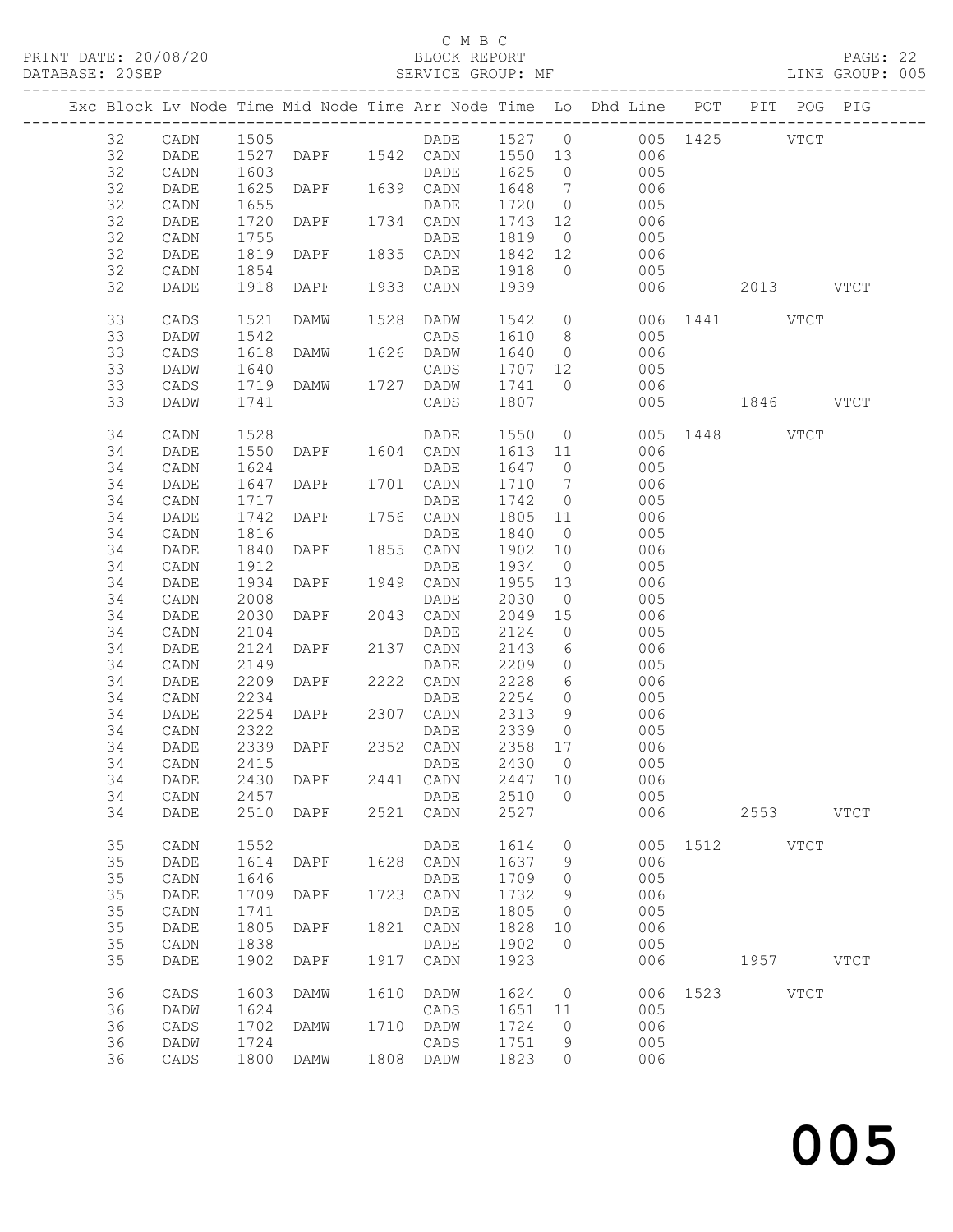C M B C
PRINT DATE: 20/08/20 BLOCK REPORT PAGE: 22
DATABASE: 20SEP SERVICE GROUP: MF LINE GROUP: 005

| Exc | Block | Lv | Node | Time | Mid Node | Time | Arr Node | Time | Lo | Dhd Line | POT | PIT | POG | PIG |
|---|---|---|---|---|---|---|---|---|---|---|---|---|---|---|
| | 32 | | CADN | 1505 | | | DADE | 1527 | 0 | 005 | 1425 | | VTCT | |
| | 32 | | DADE | 1527 | DAPF | 1542 | CADN | 1550 | 13 | 006 | | | | |
| | 32 | | CADN | 1603 | | | DADE | 1625 | 0 | 005 | | | | |
| | 32 | | DADE | 1625 | DAPF | 1639 | CADN | 1648 | 7 | 006 | | | | |
| | 32 | | CADN | 1655 | | | DADE | 1720 | 0 | 005 | | | | |
| | 32 | | DADE | 1720 | DAPF | 1734 | CADN | 1743 | 12 | 006 | | | | |
| | 32 | | CADN | 1755 | | | DADE | 1819 | 0 | 005 | | | | |
| | 32 | | DADE | 1819 | DAPF | 1835 | CADN | 1842 | 12 | 006 | | | | |
| | 32 | | CADN | 1854 | | | DADE | 1918 | 0 | 005 | | | | |
| | 32 | | DADE | 1918 | DAPF | 1933 | CADN | 1939 | | 006 | | 2013 | | VTCT |
| | 33 | | CADS | 1521 | DAMW | 1528 | DADW | 1542 | 0 | 006 | 1441 | | VTCT | |
| | 33 | | DADW | 1542 | | | CADS | 1610 | 8 | 005 | | | | |
| | 33 | | CADS | 1618 | DAMW | 1626 | DADW | 1640 | 0 | 006 | | | | |
| | 33 | | DADW | 1640 | | | CADS | 1707 | 12 | 005 | | | | |
| | 33 | | CADS | 1719 | DAMW | 1727 | DADW | 1741 | 0 | 006 | | | | |
| | 33 | | DADW | 1741 | | | CADS | 1807 | | 005 | | 1846 | | VTCT |
| | 34 | | CADN | 1528 | | | DADE | 1550 | 0 | 005 | 1448 | | VTCT | |
| | 34 | | DADE | 1550 | DAPF | 1604 | CADN | 1613 | 11 | 006 | | | | |
| | 34 | | CADN | 1624 | | | DADE | 1647 | 0 | 005 | | | | |
| | 34 | | DADE | 1647 | DAPF | 1701 | CADN | 1710 | 7 | 006 | | | | |
| | 34 | | CADN | 1717 | | | DADE | 1742 | 0 | 005 | | | | |
| | 34 | | DADE | 1742 | DAPF | 1756 | CADN | 1805 | 11 | 006 | | | | |
| | 34 | | CADN | 1816 | | | DADE | 1840 | 0 | 005 | | | | |
| | 34 | | DADE | 1840 | DAPF | 1855 | CADN | 1902 | 10 | 006 | | | | |
| | 34 | | CADN | 1912 | | | DADE | 1934 | 0 | 005 | | | | |
| | 34 | | DADE | 1934 | DAPF | 1949 | CADN | 1955 | 13 | 006 | | | | |
| | 34 | | CADN | 2008 | | | DADE | 2030 | 0 | 005 | | | | |
| | 34 | | DADE | 2030 | DAPF | 2043 | CADN | 2049 | 15 | 006 | | | | |
| | 34 | | CADN | 2104 | | | DADE | 2124 | 0 | 005 | | | | |
| | 34 | | DADE | 2124 | DAPF | 2137 | CADN | 2143 | 6 | 006 | | | | |
| | 34 | | CADN | 2149 | | | DADE | 2209 | 0 | 005 | | | | |
| | 34 | | DADE | 2209 | DAPF | 2222 | CADN | 2228 | 6 | 006 | | | | |
| | 34 | | CADN | 2234 | | | DADE | 2254 | 0 | 005 | | | | |
| | 34 | | DADE | 2254 | DAPF | 2307 | CADN | 2313 | 9 | 006 | | | | |
| | 34 | | CADN | 2322 | | | DADE | 2339 | 0 | 005 | | | | |
| | 34 | | DADE | 2339 | DAPF | 2352 | CADN | 2358 | 17 | 006 | | | | |
| | 34 | | CADN | 2415 | | | DADE | 2430 | 0 | 005 | | | | |
| | 34 | | DADE | 2430 | DAPF | 2441 | CADN | 2447 | 10 | 006 | | | | |
| | 34 | | CADN | 2457 | | | DADE | 2510 | 0 | 005 | | | | |
| | 34 | | DADE | 2510 | DAPF | 2521 | CADN | 2527 | | 006 | | 2553 | | VTCT |
| | 35 | | CADN | 1552 | | | DADE | 1614 | 0 | 005 | 1512 | | VTCT | |
| | 35 | | DADE | 1614 | DAPF | 1628 | CADN | 1637 | 9 | 006 | | | | |
| | 35 | | CADN | 1646 | | | DADE | 1709 | 0 | 005 | | | | |
| | 35 | | DADE | 1709 | DAPF | 1723 | CADN | 1732 | 9 | 006 | | | | |
| | 35 | | CADN | 1741 | | | DADE | 1805 | 0 | 005 | | | | |
| | 35 | | DADE | 1805 | DAPF | 1821 | CADN | 1828 | 10 | 006 | | | | |
| | 35 | | CADN | 1838 | | | DADE | 1902 | 0 | 005 | | | | |
| | 35 | | DADE | 1902 | DAPF | 1917 | CADN | 1923 | | 006 | | 1957 | | VTCT |
| | 36 | | CADS | 1603 | DAMW | 1610 | DADW | 1624 | 0 | 006 | 1523 | | VTCT | |
| | 36 | | DADW | 1624 | | | CADS | 1651 | 11 | 005 | | | | |
| | 36 | | CADS | 1702 | DAMW | 1710 | DADW | 1724 | 0 | 006 | | | | |
| | 36 | | DADW | 1724 | | | CADS | 1751 | 9 | 005 | | | | |
| | 36 | | CADS | 1800 | DAMW | 1808 | DADW | 1823 | 0 | 006 | | | | |

005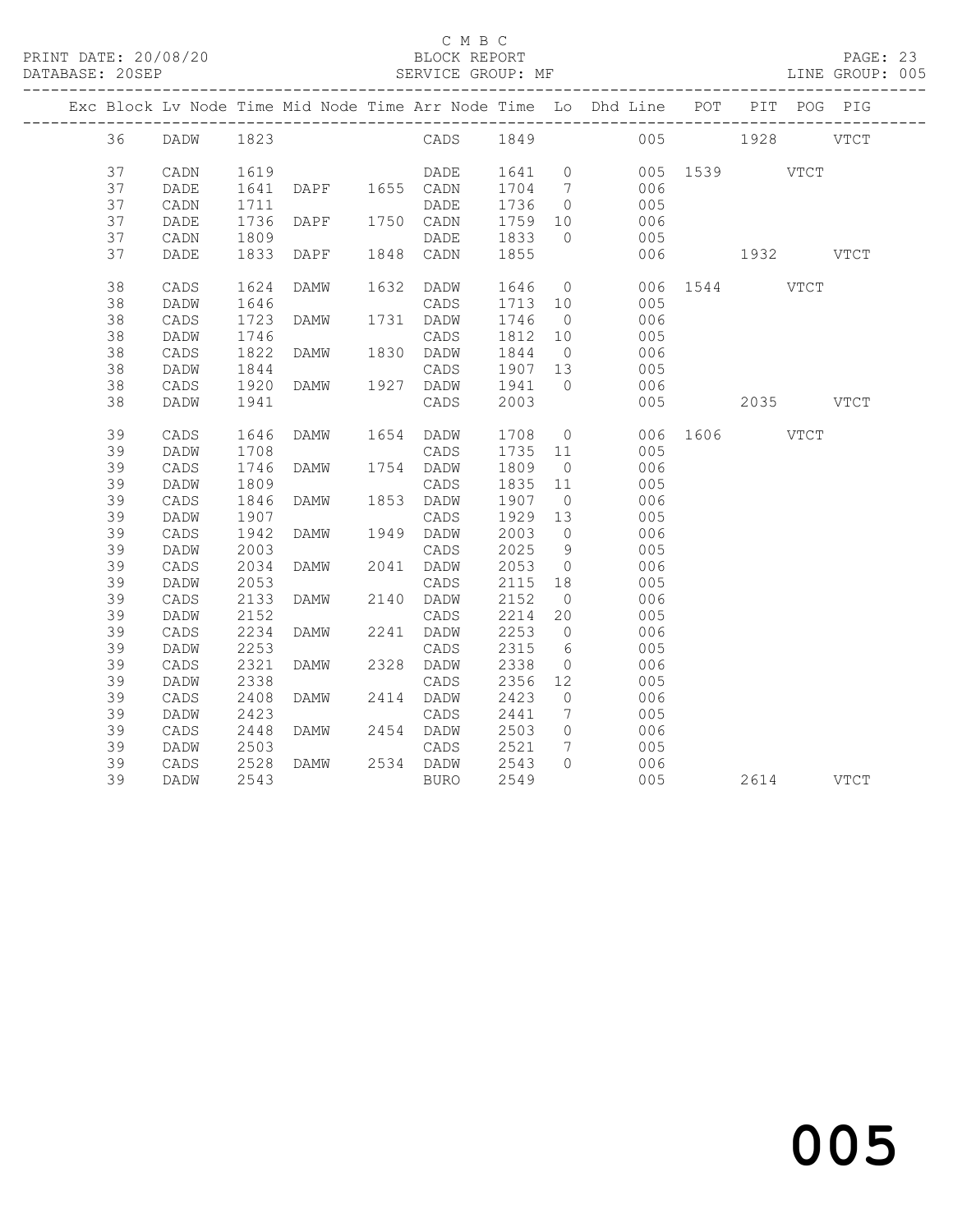C M B C
BLOCK REPORT
SERVICE GROUP: MF

PRINT DATE: 20/08/20
DATABASE: 20SEP
LINE GROUP: 005

| Exc | Block | Lv | Node | Time | Mid Node | Time | Arr Node | Time | Lo | Dhd Line | POT | PIT | POG | PIG |
|---|---|---|---|---|---|---|---|---|---|---|---|---|---|---|
| | 36 | | DADW | 1823 | | | CADS | 1849 | | 005 | | 1928 | | VTCT |
| | 37 | | CADN | 1619 | | | DADE | 1641 | 0 | 005 | 1539 | | VTCT | |
| | 37 | | DADE | 1641 | DAPF | 1655 | CADN | 1704 | 7 | 006 | | | | |
| | 37 | | CADN | 1711 | | | DADE | 1736 | 0 | 005 | | | | |
| | 37 | | DADE | 1736 | DAPF | 1750 | CADN | 1759 | 10 | 006 | | | | |
| | 37 | | CADN | 1809 | | | DADE | 1833 | 0 | 005 | | | | |
| | 37 | | DADE | 1833 | DAPF | 1848 | CADN | 1855 | | 006 | | 1932 | | VTCT |
| | 38 | | CADS | 1624 | DAMW | 1632 | DADW | 1646 | 0 | 006 | 1544 | | VTCT | |
| | 38 | | DADW | 1646 | | | CADS | 1713 | 10 | 005 | | | | |
| | 38 | | CADS | 1723 | DAMW | 1731 | DADW | 1746 | 0 | 006 | | | | |
| | 38 | | DADW | 1746 | | | CADS | 1812 | 10 | 005 | | | | |
| | 38 | | CADS | 1822 | DAMW | 1830 | DADW | 1844 | 0 | 006 | | | | |
| | 38 | | DADW | 1844 | | | CADS | 1907 | 13 | 005 | | | | |
| | 38 | | CADS | 1920 | DAMW | 1927 | DADW | 1941 | 0 | 006 | | | | |
| | 38 | | DADW | 1941 | | | CADS | 2003 | | 005 | | 2035 | | VTCT |
| | 39 | | CADS | 1646 | DAMW | 1654 | DADW | 1708 | 0 | 006 | 1606 | | VTCT | |
| | 39 | | DADW | 1708 | | | CADS | 1735 | 11 | 005 | | | | |
| | 39 | | CADS | 1746 | DAMW | 1754 | DADW | 1809 | 0 | 006 | | | | |
| | 39 | | DADW | 1809 | | | CADS | 1835 | 11 | 005 | | | | |
| | 39 | | CADS | 1846 | DAMW | 1853 | DADW | 1907 | 0 | 006 | | | | |
| | 39 | | DADW | 1907 | | | CADS | 1929 | 13 | 005 | | | | |
| | 39 | | CADS | 1942 | DAMW | 1949 | DADW | 2003 | 0 | 006 | | | | |
| | 39 | | DADW | 2003 | | | CADS | 2025 | 9 | 005 | | | | |
| | 39 | | CADS | 2034 | DAMW | 2041 | DADW | 2053 | 0 | 006 | | | | |
| | 39 | | DADW | 2053 | | | CADS | 2115 | 18 | 005 | | | | |
| | 39 | | CADS | 2133 | DAMW | 2140 | DADW | 2152 | 0 | 006 | | | | |
| | 39 | | DADW | 2152 | | | CADS | 2214 | 20 | 005 | | | | |
| | 39 | | CADS | 2234 | DAMW | 2241 | DADW | 2253 | 0 | 006 | | | | |
| | 39 | | DADW | 2253 | | | CADS | 2315 | 6 | 005 | | | | |
| | 39 | | CADS | 2321 | DAMW | 2328 | DADW | 2338 | 0 | 006 | | | | |
| | 39 | | DADW | 2338 | | | CADS | 2356 | 12 | 005 | | | | |
| | 39 | | CADS | 2408 | DAMW | 2414 | DADW | 2423 | 0 | 006 | | | | |
| | 39 | | DADW | 2423 | | | CADS | 2441 | 7 | 005 | | | | |
| | 39 | | CADS | 2448 | DAMW | 2454 | DADW | 2503 | 0 | 006 | | | | |
| | 39 | | DADW | 2503 | | | CADS | 2521 | 7 | 005 | | | | |
| | 39 | | CADS | 2528 | DAMW | 2534 | DADW | 2543 | 0 | 006 | | | | |
| | 39 | | DADW | 2543 | | | BURO | 2549 | | 005 | | 2614 | | VTCT |

005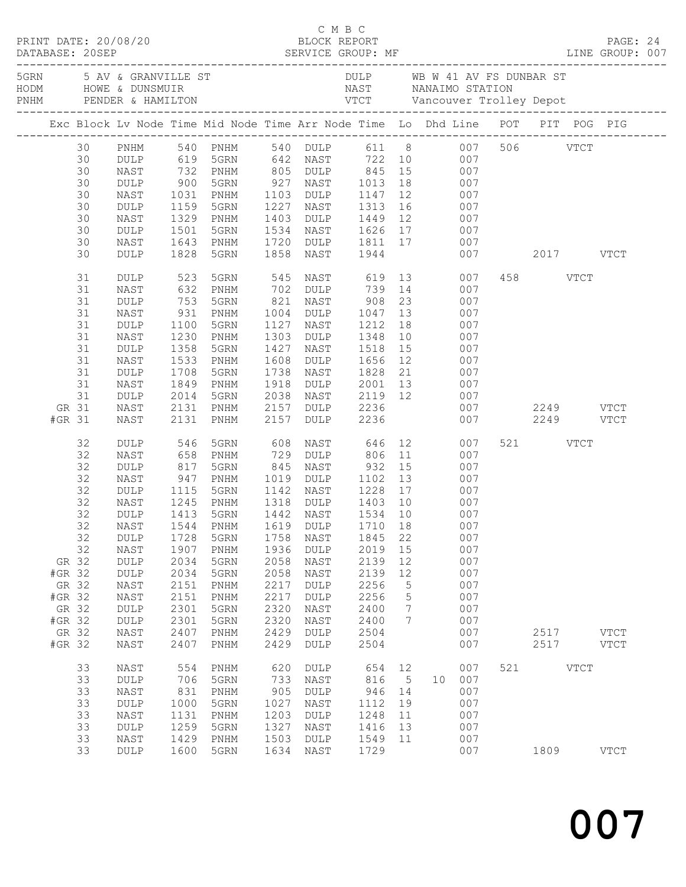C M B C
PRINT DATE: 20/08/20 BLOCK REPORT
DATABASE: 20SEP SERVICE GROUP: MF LINE GROUP: 007

| Code | Location | Code | Location |
|---|---|---|---|
| 5GRN | 5 AV & GRANVILLE ST | DULP | WB W 41 AV FS DUNBAR ST |
| HODM | HOWE & DUNSMUIR | NAST | NANAIMO STATION |
| PNHM | PENDER & HAMILTON | VTCT | Vancouver Trolley Depot |

| Exc | Block | Lv Node | Time | Mid Node | Time | Arr Node | Time | Lo | Dhd | Line | POT | PIT | POG | PIG |
|---|---|---|---|---|---|---|---|---|---|---|---|---|---|---|
| | 30 | PNHM | 540 | PNHM | 540 | DULP | 611 | 8 | | 007 | 506 | | VTCT | |
| | 30 | DULP | 619 | 5GRN | 642 | NAST | 722 | 10 | | 007 | | | | |
| | 30 | NAST | 732 | PNHM | 805 | DULP | 845 | 15 | | 007 | | | | |
| | 30 | DULP | 900 | 5GRN | 927 | NAST | 1013 | 18 | | 007 | | | | |
| | 30 | NAST | 1031 | PNHM | 1103 | DULP | 1147 | 12 | | 007 | | | | |
| | 30 | DULP | 1159 | 5GRN | 1227 | NAST | 1313 | 16 | | 007 | | | | |
| | 30 | NAST | 1329 | PNHM | 1403 | DULP | 1449 | 12 | | 007 | | | | |
| | 30 | DULP | 1501 | 5GRN | 1534 | NAST | 1626 | 17 | | 007 | | | | |
| | 30 | NAST | 1643 | PNHM | 1720 | DULP | 1811 | 17 | | 007 | | | | |
| | 30 | DULP | 1828 | 5GRN | 1858 | NAST | 1944 | | | 007 | | 2017 | | VTCT |
| | 31 | DULP | 523 | 5GRN | 545 | NAST | 619 | 13 | | 007 | 458 | | VTCT | |
| | 31 | NAST | 632 | PNHM | 702 | DULP | 739 | 14 | | 007 | | | | |
| | 31 | DULP | 753 | 5GRN | 821 | NAST | 908 | 23 | | 007 | | | | |
| | 31 | NAST | 931 | PNHM | 1004 | DULP | 1047 | 13 | | 007 | | | | |
| | 31 | DULP | 1100 | 5GRN | 1127 | NAST | 1212 | 18 | | 007 | | | | |
| | 31 | NAST | 1230 | PNHM | 1303 | DULP | 1348 | 10 | | 007 | | | | |
| | 31 | DULP | 1358 | 5GRN | 1427 | NAST | 1518 | 15 | | 007 | | | | |
| | 31 | NAST | 1533 | PNHM | 1608 | DULP | 1656 | 12 | | 007 | | | | |
| | 31 | DULP | 1708 | 5GRN | 1738 | NAST | 1828 | 21 | | 007 | | | | |
| | 31 | NAST | 1849 | PNHM | 1918 | DULP | 2001 | 13 | | 007 | | | | |
| | 31 | DULP | 2014 | 5GRN | 2038 | NAST | 2119 | 12 | | 007 | | | | |
| GR | 31 | NAST | 2131 | PNHM | 2157 | DULP | 2236 | | | 007 | | 2249 | | VTCT |
| #GR | 31 | NAST | 2131 | PNHM | 2157 | DULP | 2236 | | | 007 | | 2249 | | VTCT |
| | 32 | DULP | 546 | 5GRN | 608 | NAST | 646 | 12 | | 007 | 521 | | VTCT | |
| | 32 | NAST | 658 | PNHM | 729 | DULP | 806 | 11 | | 007 | | | | |
| | 32 | DULP | 817 | 5GRN | 845 | NAST | 932 | 15 | | 007 | | | | |
| | 32 | NAST | 947 | PNHM | 1019 | DULP | 1102 | 13 | | 007 | | | | |
| | 32 | DULP | 1115 | 5GRN | 1142 | NAST | 1228 | 17 | | 007 | | | | |
| | 32 | NAST | 1245 | PNHM | 1318 | DULP | 1403 | 10 | | 007 | | | | |
| | 32 | DULP | 1413 | 5GRN | 1442 | NAST | 1534 | 10 | | 007 | | | | |
| | 32 | NAST | 1544 | PNHM | 1619 | DULP | 1710 | 18 | | 007 | | | | |
| | 32 | DULP | 1728 | 5GRN | 1758 | NAST | 1845 | 22 | | 007 | | | | |
| | 32 | NAST | 1907 | PNHM | 1936 | DULP | 2019 | 15 | | 007 | | | | |
| GR | 32 | DULP | 2034 | 5GRN | 2058 | NAST | 2139 | 12 | | 007 | | | | |
| #GR | 32 | DULP | 2034 | 5GRN | 2058 | NAST | 2139 | 12 | | 007 | | | | |
| GR | 32 | NAST | 2151 | PNHM | 2217 | DULP | 2256 | 5 | | 007 | | | | |
| #GR | 32 | NAST | 2151 | PNHM | 2217 | DULP | 2256 | 5 | | 007 | | | | |
| GR | 32 | DULP | 2301 | 5GRN | 2320 | NAST | 2400 | 7 | | 007 | | | | |
| #GR | 32 | DULP | 2301 | 5GRN | 2320 | NAST | 2400 | 7 | | 007 | | | | |
| GR | 32 | NAST | 2407 | PNHM | 2429 | DULP | 2504 | | | 007 | | 2517 | | VTCT |
| #GR | 32 | NAST | 2407 | PNHM | 2429 | DULP | 2504 | | | 007 | | 2517 | | VTCT |
| | 33 | NAST | 554 | PNHM | 620 | DULP | 654 | 12 | | 007 | 521 | | VTCT | |
| | 33 | DULP | 706 | 5GRN | 733 | NAST | 816 | 5 | 10 | 007 | | | | |
| | 33 | NAST | 831 | PNHM | 905 | DULP | 946 | 14 | | 007 | | | | |
| | 33 | DULP | 1000 | 5GRN | 1027 | NAST | 1112 | 19 | | 007 | | | | |
| | 33 | NAST | 1131 | PNHM | 1203 | DULP | 1248 | 11 | | 007 | | | | |
| | 33 | DULP | 1259 | 5GRN | 1327 | NAST | 1416 | 13 | | 007 | | | | |
| | 33 | NAST | 1429 | PNHM | 1503 | DULP | 1549 | 11 | | 007 | | | | |
| | 33 | DULP | 1600 | 5GRN | 1634 | NAST | 1729 | | | 007 | | 1809 | | VTCT |

007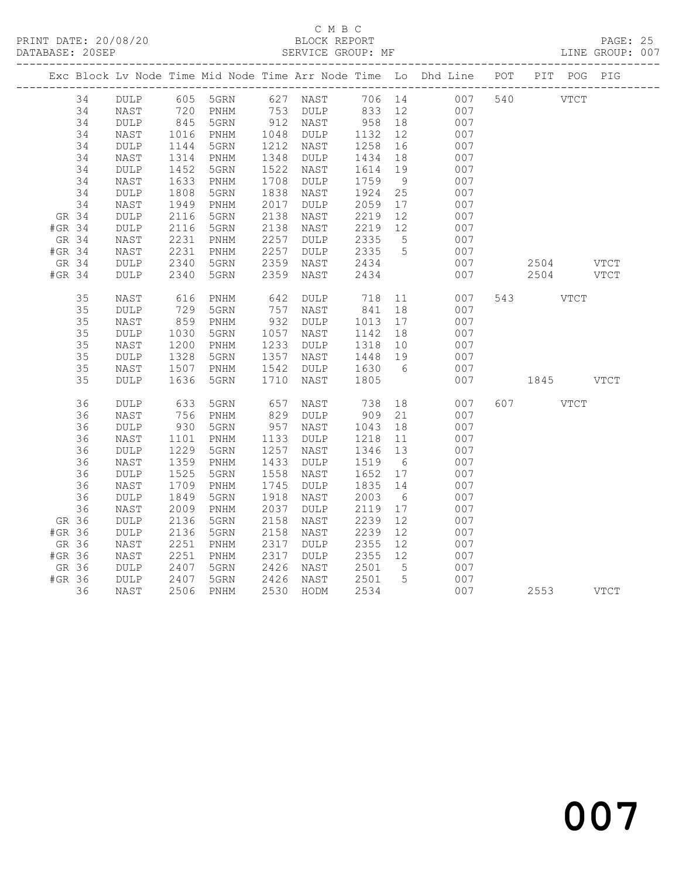C M B C
PRINT DATE: 20/08/20 BLOCK REPORT
DATABASE: 20SEP SERVICE GROUP: MF LINE GROUP: 007

| Exc | Block | Lv | Node | Time | Mid Node | Time | Arr Node | Time | Lo | Dhd Line | POT | PIT | POG | PIG |
|---|---|---|---|---|---|---|---|---|---|---|---|---|---|---|
| | 34 | | DULP | 605 | 5GRN | 627 | NAST | 706 | 14 | 007 | 540 | | VTCT | |
| | 34 | | NAST | 720 | PNHM | 753 | DULP | 833 | 12 | 007 | | | | |
| | 34 | | DULP | 845 | 5GRN | 912 | NAST | 958 | 18 | 007 | | | | |
| | 34 | | NAST | 1016 | PNHM | 1048 | DULP | 1132 | 12 | 007 | | | | |
| | 34 | | DULP | 1144 | 5GRN | 1212 | NAST | 1258 | 16 | 007 | | | | |
| | 34 | | NAST | 1314 | PNHM | 1348 | DULP | 1434 | 18 | 007 | | | | |
| | 34 | | DULP | 1452 | 5GRN | 1522 | NAST | 1614 | 19 | 007 | | | | |
| | 34 | | NAST | 1633 | PNHM | 1708 | DULP | 1759 | 9 | 007 | | | | |
| | 34 | | DULP | 1808 | 5GRN | 1838 | NAST | 1924 | 25 | 007 | | | | |
| | 34 | | NAST | 1949 | PNHM | 2017 | DULP | 2059 | 17 | 007 | | | | |
| GR | 34 | | DULP | 2116 | 5GRN | 2138 | NAST | 2219 | 12 | 007 | | | | |
| #GR | 34 | | DULP | 2116 | 5GRN | 2138 | NAST | 2219 | 12 | 007 | | | | |
| GR | 34 | | NAST | 2231 | PNHM | 2257 | DULP | 2335 | 5 | 007 | | | | |
| #GR | 34 | | NAST | 2231 | PNHM | 2257 | DULP | 2335 | 5 | 007 | | | | |
| GR | 34 | | DULP | 2340 | 5GRN | 2359 | NAST | 2434 | | 007 | | 2504 | | VTCT |
| #GR | 34 | | DULP | 2340 | 5GRN | 2359 | NAST | 2434 | | 007 | | 2504 | | VTCT |
| | 35 | | NAST | 616 | PNHM | 642 | DULP | 718 | 11 | 007 | 543 | | VTCT | |
| | 35 | | DULP | 729 | 5GRN | 757 | NAST | 841 | 18 | 007 | | | | |
| | 35 | | NAST | 859 | PNHM | 932 | DULP | 1013 | 17 | 007 | | | | |
| | 35 | | DULP | 1030 | 5GRN | 1057 | NAST | 1142 | 18 | 007 | | | | |
| | 35 | | NAST | 1200 | PNHM | 1233 | DULP | 1318 | 10 | 007 | | | | |
| | 35 | | DULP | 1328 | 5GRN | 1357 | NAST | 1448 | 19 | 007 | | | | |
| | 35 | | NAST | 1507 | PNHM | 1542 | DULP | 1630 | 6 | 007 | | | | |
| | 35 | | DULP | 1636 | 5GRN | 1710 | NAST | 1805 | | 007 | | 1845 | | VTCT |
| | 36 | | DULP | 633 | 5GRN | 657 | NAST | 738 | 18 | 007 | 607 | | VTCT | |
| | 36 | | NAST | 756 | PNHM | 829 | DULP | 909 | 21 | 007 | | | | |
| | 36 | | DULP | 930 | 5GRN | 957 | NAST | 1043 | 18 | 007 | | | | |
| | 36 | | NAST | 1101 | PNHM | 1133 | DULP | 1218 | 11 | 007 | | | | |
| | 36 | | DULP | 1229 | 5GRN | 1257 | NAST | 1346 | 13 | 007 | | | | |
| | 36 | | NAST | 1359 | PNHM | 1433 | DULP | 1519 | 6 | 007 | | | | |
| | 36 | | DULP | 1525 | 5GRN | 1558 | NAST | 1652 | 17 | 007 | | | | |
| | 36 | | NAST | 1709 | PNHM | 1745 | DULP | 1835 | 14 | 007 | | | | |
| | 36 | | DULP | 1849 | 5GRN | 1918 | NAST | 2003 | 6 | 007 | | | | |
| | 36 | | NAST | 2009 | PNHM | 2037 | DULP | 2119 | 17 | 007 | | | | |
| GR | 36 | | DULP | 2136 | 5GRN | 2158 | NAST | 2239 | 12 | 007 | | | | |
| #GR | 36 | | DULP | 2136 | 5GRN | 2158 | NAST | 2239 | 12 | 007 | | | | |
| GR | 36 | | NAST | 2251 | PNHM | 2317 | DULP | 2355 | 12 | 007 | | | | |
| #GR | 36 | | NAST | 2251 | PNHM | 2317 | DULP | 2355 | 12 | 007 | | | | |
| GR | 36 | | DULP | 2407 | 5GRN | 2426 | NAST | 2501 | 5 | 007 | | | | |
| #GR | 36 | | DULP | 2407 | 5GRN | 2426 | NAST | 2501 | 5 | 007 | | | | |
| | 36 | | NAST | 2506 | PNHM | 2530 | HODM | 2534 | | 007 | | 2553 | | VTCT |

007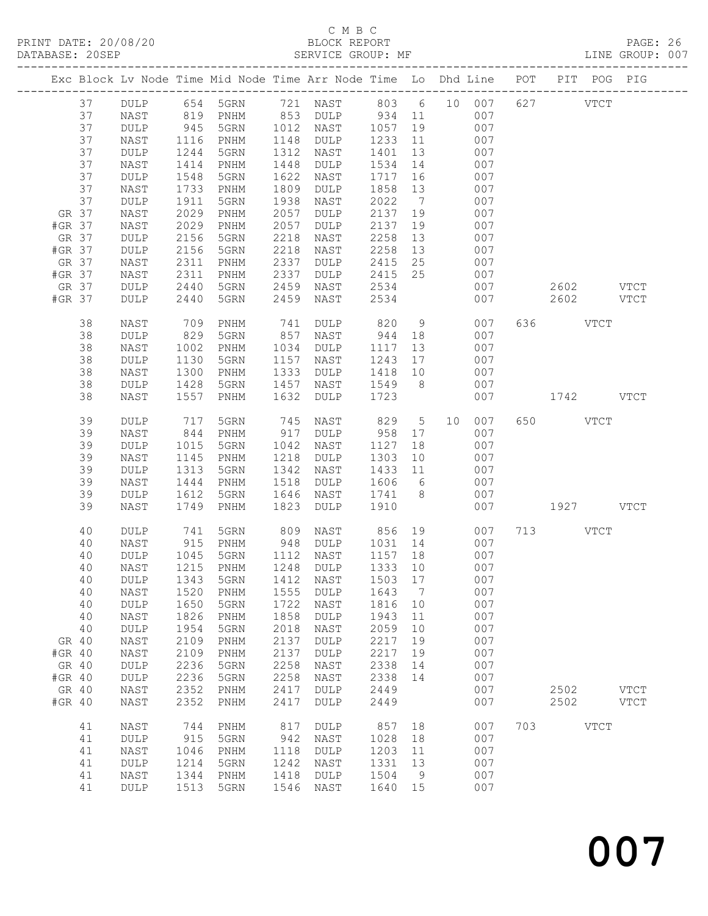C M B C
PRINT DATE: 20/08/20 BLOCK REPORT
DATABASE: 20SEP SERVICE GROUP: MF LINE GROUP: 007

| Exc | Block | Lv | Node | Time | Mid Node | Time | Arr Node | Time | Lo | Dhd Line | POT | PIT | POG | PIG |
|---|---|---|---|---|---|---|---|---|---|---|---|---|---|---|
| | 37 | | DULP | 654 | 5GRN | 721 | NAST | 803 | 6 | 10 007 | 627 | | VTCT | |
| | 37 | | NAST | 819 | PNHM | 853 | DULP | 934 | 11 | 007 | | | | |
| | 37 | | DULP | 945 | 5GRN | 1012 | NAST | 1057 | 19 | 007 | | | | |
| | 37 | | NAST | 1116 | PNHM | 1148 | DULP | 1233 | 11 | 007 | | | | |
| | 37 | | DULP | 1244 | 5GRN | 1312 | NAST | 1401 | 13 | 007 | | | | |
| | 37 | | NAST | 1414 | PNHM | 1448 | DULP | 1534 | 14 | 007 | | | | |
| | 37 | | DULP | 1548 | 5GRN | 1622 | NAST | 1717 | 16 | 007 | | | | |
| | 37 | | NAST | 1733 | PNHM | 1809 | DULP | 1858 | 13 | 007 | | | | |
| | 37 | | DULP | 1911 | 5GRN | 1938 | NAST | 2022 | 7 | 007 | | | | |
| GR | 37 | | NAST | 2029 | PNHM | 2057 | DULP | 2137 | 19 | 007 | | | | |
| #GR | 37 | | NAST | 2029 | PNHM | 2057 | DULP | 2137 | 19 | 007 | | | | |
| GR | 37 | | DULP | 2156 | 5GRN | 2218 | NAST | 2258 | 13 | 007 | | | | |
| #GR | 37 | | DULP | 2156 | 5GRN | 2218 | NAST | 2258 | 13 | 007 | | | | |
| GR | 37 | | NAST | 2311 | PNHM | 2337 | DULP | 2415 | 25 | 007 | | | | |
| #GR | 37 | | NAST | 2311 | PNHM | 2337 | DULP | 2415 | 25 | 007 | | | | |
| GR | 37 | | DULP | 2440 | 5GRN | 2459 | NAST | 2534 | | 007 | | 2602 | | VTCT |
| #GR | 37 | | DULP | 2440 | 5GRN | 2459 | NAST | 2534 | | 007 | | 2602 | | VTCT |
| | 38 | | NAST | 709 | PNHM | 741 | DULP | 820 | 9 | 007 | 636 | | VTCT | |
| | 38 | | DULP | 829 | 5GRN | 857 | NAST | 944 | 18 | 007 | | | | |
| | 38 | | NAST | 1002 | PNHM | 1034 | DULP | 1117 | 13 | 007 | | | | |
| | 38 | | DULP | 1130 | 5GRN | 1157 | NAST | 1243 | 17 | 007 | | | | |
| | 38 | | NAST | 1300 | PNHM | 1333 | DULP | 1418 | 10 | 007 | | | | |
| | 38 | | DULP | 1428 | 5GRN | 1457 | NAST | 1549 | 8 | 007 | | | | |
| | 38 | | NAST | 1557 | PNHM | 1632 | DULP | 1723 | | 007 | | 1742 | | VTCT |
| | 39 | | DULP | 717 | 5GRN | 745 | NAST | 829 | 5 | 10 007 | 650 | | VTCT | |
| | 39 | | NAST | 844 | PNHM | 917 | DULP | 958 | 17 | 007 | | | | |
| | 39 | | DULP | 1015 | 5GRN | 1042 | NAST | 1127 | 18 | 007 | | | | |
| | 39 | | NAST | 1145 | PNHM | 1218 | DULP | 1303 | 10 | 007 | | | | |
| | 39 | | DULP | 1313 | 5GRN | 1342 | NAST | 1433 | 11 | 007 | | | | |
| | 39 | | NAST | 1444 | PNHM | 1518 | DULP | 1606 | 6 | 007 | | | | |
| | 39 | | DULP | 1612 | 5GRN | 1646 | NAST | 1741 | 8 | 007 | | | | |
| | 39 | | NAST | 1749 | PNHM | 1823 | DULP | 1910 | | 007 | | 1927 | | VTCT |
| | 40 | | DULP | 741 | 5GRN | 809 | NAST | 856 | 19 | 007 | 713 | | VTCT | |
| | 40 | | NAST | 915 | PNHM | 948 | DULP | 1031 | 14 | 007 | | | | |
| | 40 | | DULP | 1045 | 5GRN | 1112 | NAST | 1157 | 18 | 007 | | | | |
| | 40 | | NAST | 1215 | PNHM | 1248 | DULP | 1333 | 10 | 007 | | | | |
| | 40 | | DULP | 1343 | 5GRN | 1412 | NAST | 1503 | 17 | 007 | | | | |
| | 40 | | NAST | 1520 | PNHM | 1555 | DULP | 1643 | 7 | 007 | | | | |
| | 40 | | DULP | 1650 | 5GRN | 1722 | NAST | 1816 | 10 | 007 | | | | |
| | 40 | | NAST | 1826 | PNHM | 1858 | DULP | 1943 | 11 | 007 | | | | |
| | 40 | | DULP | 1954 | 5GRN | 2018 | NAST | 2059 | 10 | 007 | | | | |
| GR | 40 | | NAST | 2109 | PNHM | 2137 | DULP | 2217 | 19 | 007 | | | | |
| #GR | 40 | | NAST | 2109 | PNHM | 2137 | DULP | 2217 | 19 | 007 | | | | |
| GR | 40 | | DULP | 2236 | 5GRN | 2258 | NAST | 2338 | 14 | 007 | | | | |
| #GR | 40 | | DULP | 2236 | 5GRN | 2258 | NAST | 2338 | 14 | 007 | | | | |
| GR | 40 | | NAST | 2352 | PNHM | 2417 | DULP | 2449 | | 007 | | 2502 | | VTCT |
| #GR | 40 | | NAST | 2352 | PNHM | 2417 | DULP | 2449 | | 007 | | 2502 | | VTCT |
| | 41 | | NAST | 744 | PNHM | 817 | DULP | 857 | 18 | 007 | 703 | | VTCT | |
| | 41 | | DULP | 915 | 5GRN | 942 | NAST | 1028 | 18 | 007 | | | | |
| | 41 | | NAST | 1046 | PNHM | 1118 | DULP | 1203 | 11 | 007 | | | | |
| | 41 | | DULP | 1214 | 5GRN | 1242 | NAST | 1331 | 13 | 007 | | | | |
| | 41 | | NAST | 1344 | PNHM | 1418 | DULP | 1504 | 9 | 007 | | | | |
| | 41 | | DULP | 1513 | 5GRN | 1546 | NAST | 1640 | 15 | 007 | | | | |

007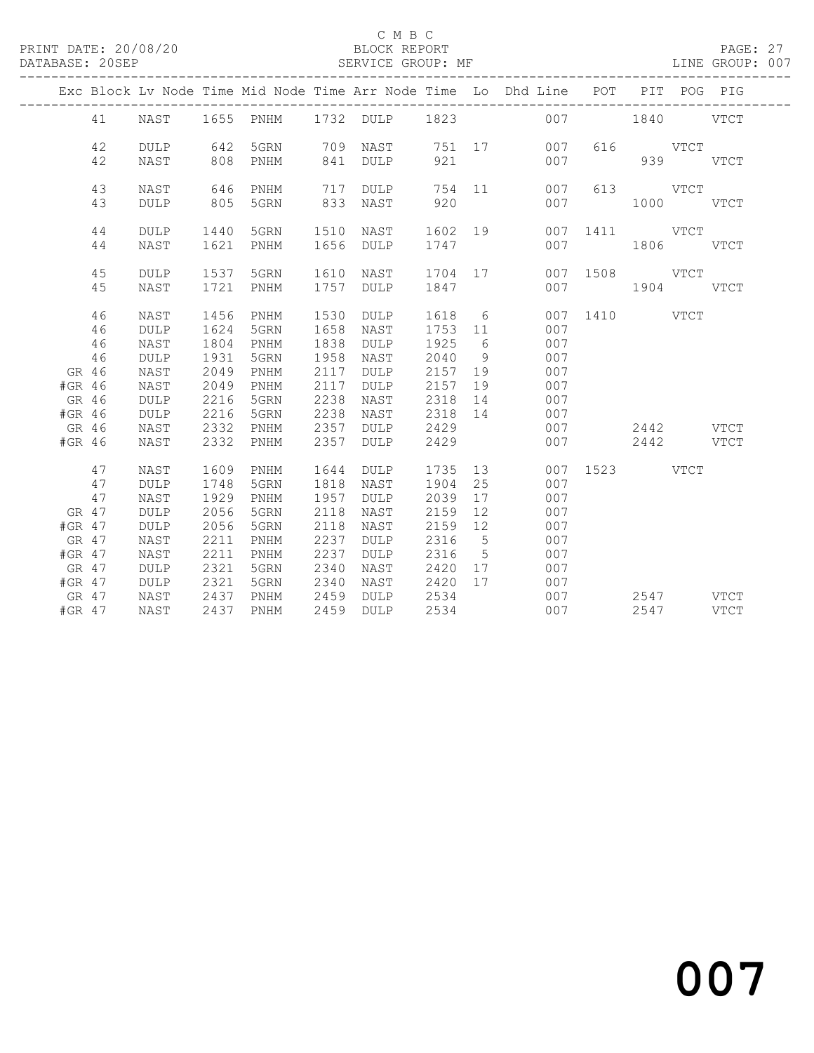C M B C
PRINT DATE: 20/08/20 BLOCK REPORT
DATABASE: 20SEP SERVICE GROUP: MF LINE GROUP: 007

| Exc | Block | Lv | Node | Time | Mid Node | Time | Arr Node | Time | Lo | Dhd Line | POT | PIT | POG | PIG |
|---|---|---|---|---|---|---|---|---|---|---|---|---|---|---|
| | 41 | | NAST | 1655 | PNHM | 1732 | DULP | 1823 | | 007 | | 1840 | | VTCT |
| | 42 | | DULP | 642 | 5GRN | 709 | NAST | 751 | 17 | 007 | 616 | | VTCT | |
| | 42 | | NAST | 808 | PNHM | 841 | DULP | 921 | | 007 | | 939 | | VTCT |
| | 43 | | NAST | 646 | PNHM | 717 | DULP | 754 | 11 | 007 | 613 | | VTCT | |
| | 43 | | DULP | 805 | 5GRN | 833 | NAST | 920 | | 007 | | 1000 | | VTCT |
| | 44 | | DULP | 1440 | 5GRN | 1510 | NAST | 1602 | 19 | 007 | 1411 | | VTCT | |
| | 44 | | NAST | 1621 | PNHM | 1656 | DULP | 1747 | | 007 | | 1806 | | VTCT |
| | 45 | | DULP | 1537 | 5GRN | 1610 | NAST | 1704 | 17 | 007 | 1508 | | VTCT | |
| | 45 | | NAST | 1721 | PNHM | 1757 | DULP | 1847 | | 007 | | 1904 | | VTCT |
| | 46 | | NAST | 1456 | PNHM | 1530 | DULP | 1618 | 6 | 007 | 1410 | | VTCT | |
| | 46 | | DULP | 1624 | 5GRN | 1658 | NAST | 1753 | 11 | 007 | | | | |
| | 46 | | NAST | 1804 | PNHM | 1838 | DULP | 1925 | 6 | 007 | | | | |
| | 46 | | DULP | 1931 | 5GRN | 1958 | NAST | 2040 | 9 | 007 | | | | |
| GR | 46 | | NAST | 2049 | PNHM | 2117 | DULP | 2157 | 19 | 007 | | | | |
| #GR | 46 | | NAST | 2049 | PNHM | 2117 | DULP | 2157 | 19 | 007 | | | | |
| GR | 46 | | DULP | 2216 | 5GRN | 2238 | NAST | 2318 | 14 | 007 | | | | |
| #GR | 46 | | DULP | 2216 | 5GRN | 2238 | NAST | 2318 | 14 | 007 | | | | |
| GR | 46 | | NAST | 2332 | PNHM | 2357 | DULP | 2429 | | 007 | | 2442 | | VTCT |
| #GR | 46 | | NAST | 2332 | PNHM | 2357 | DULP | 2429 | | 007 | | 2442 | | VTCT |
| | 47 | | NAST | 1609 | PNHM | 1644 | DULP | 1735 | 13 | 007 | 1523 | | VTCT | |
| | 47 | | DULP | 1748 | 5GRN | 1818 | NAST | 1904 | 25 | 007 | | | | |
| | 47 | | NAST | 1929 | PNHM | 1957 | DULP | 2039 | 17 | 007 | | | | |
| GR | 47 | | DULP | 2056 | 5GRN | 2118 | NAST | 2159 | 12 | 007 | | | | |
| #GR | 47 | | DULP | 2056 | 5GRN | 2118 | NAST | 2159 | 12 | 007 | | | | |
| GR | 47 | | NAST | 2211 | PNHM | 2237 | DULP | 2316 | 5 | 007 | | | | |
| #GR | 47 | | NAST | 2211 | PNHM | 2237 | DULP | 2316 | 5 | 007 | | | | |
| GR | 47 | | DULP | 2321 | 5GRN | 2340 | NAST | 2420 | 17 | 007 | | | | |
| #GR | 47 | | DULP | 2321 | 5GRN | 2340 | NAST | 2420 | 17 | 007 | | | | |
| GR | 47 | | NAST | 2437 | PNHM | 2459 | DULP | 2534 | | 007 | | 2547 | | VTCT |
| #GR | 47 | | NAST | 2437 | PNHM | 2459 | DULP | 2534 | | 007 | | 2547 | | VTCT |

007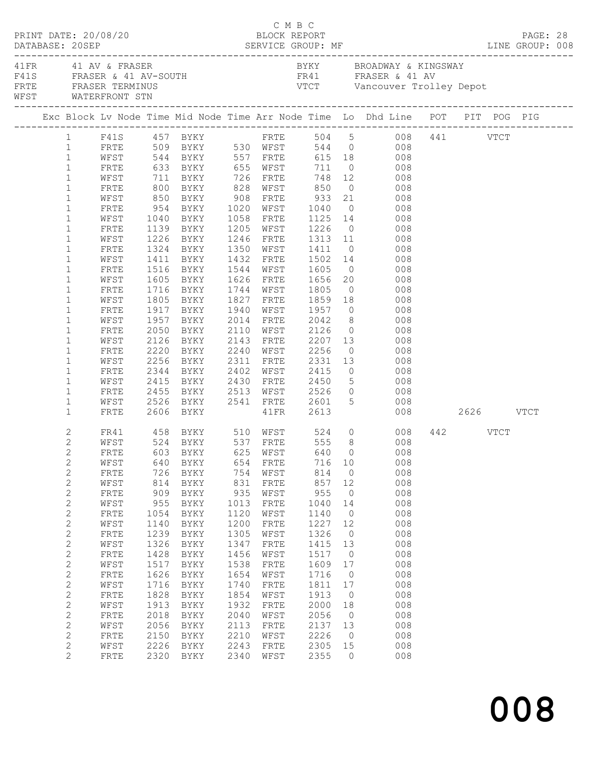C M B C
PRINT DATE: 20/08/20 BLOCK REPORT
DATABASE: 20SEP SERVICE GROUP: MF LINE GROUP: 008

| | | | |
|---|---|---|---|
| 41FR | 41 AV & FRASER | BYKY | BROADWAY & KINGSWAY |
| F41S | FRASER & 41 AV-SOUTH | FR41 | FRASER & 41 AV |
| FRTE | FRASER TERMINUS | VTCT | Vancouver Trolley Depot |
| WFST | WATERFRONT STN | | |

| Exc | Block | Lv Node | Time | Mid Node | Time | Arr Node | Time | Lo | Dhd Line | POT | PIT | POG | PIG |
|---|---|---|---|---|---|---|---|---|---|---|---|---|---|
| | 1 | F41S | 457 | BYKY | | FRTE | 504 | 5 | 008 | 441 | | VTCT | |
| | 1 | FRTE | 509 | BYKY | 530 | WFST | 544 | 0 | 008 | | | | |
| | 1 | WFST | 544 | BYKY | 557 | FRTE | 615 | 18 | 008 | | | | |
| | 1 | FRTE | 633 | BYKY | 655 | WFST | 711 | 0 | 008 | | | | |
| | 1 | WFST | 711 | BYKY | 726 | FRTE | 748 | 12 | 008 | | | | |
| | 1 | FRTE | 800 | BYKY | 828 | WFST | 850 | 0 | 008 | | | | |
| | 1 | WFST | 850 | BYKY | 908 | FRTE | 933 | 21 | 008 | | | | |
| | 1 | FRTE | 954 | BYKY | 1020 | WFST | 1040 | 0 | 008 | | | | |
| | 1 | WFST | 1040 | BYKY | 1058 | FRTE | 1125 | 14 | 008 | | | | |
| | 1 | FRTE | 1139 | BYKY | 1205 | WFST | 1226 | 0 | 008 | | | | |
| | 1 | WFST | 1226 | BYKY | 1246 | FRTE | 1313 | 11 | 008 | | | | |
| | 1 | FRTE | 1324 | BYKY | 1350 | WFST | 1411 | 0 | 008 | | | | |
| | 1 | WFST | 1411 | BYKY | 1432 | FRTE | 1502 | 14 | 008 | | | | |
| | 1 | FRTE | 1516 | BYKY | 1544 | WFST | 1605 | 0 | 008 | | | | |
| | 1 | WFST | 1605 | BYKY | 1626 | FRTE | 1656 | 20 | 008 | | | | |
| | 1 | FRTE | 1716 | BYKY | 1744 | WFST | 1805 | 0 | 008 | | | | |
| | 1 | WFST | 1805 | BYKY | 1827 | FRTE | 1859 | 18 | 008 | | | | |
| | 1 | FRTE | 1917 | BYKY | 1940 | WFST | 1957 | 0 | 008 | | | | |
| | 1 | WFST | 1957 | BYKY | 2014 | FRTE | 2042 | 8 | 008 | | | | |
| | 1 | FRTE | 2050 | BYKY | 2110 | WFST | 2126 | 0 | 008 | | | | |
| | 1 | WFST | 2126 | BYKY | 2143 | FRTE | 2207 | 13 | 008 | | | | |
| | 1 | FRTE | 2220 | BYKY | 2240 | WFST | 2256 | 0 | 008 | | | | |
| | 1 | WFST | 2256 | BYKY | 2311 | FRTE | 2331 | 13 | 008 | | | | |
| | 1 | FRTE | 2344 | BYKY | 2402 | WFST | 2415 | 0 | 008 | | | | |
| | 1 | WFST | 2415 | BYKY | 2430 | FRTE | 2450 | 5 | 008 | | | | |
| | 1 | FRTE | 2455 | BYKY | 2513 | WFST | 2526 | 0 | 008 | | | | |
| | 1 | WFST | 2526 | BYKY | 2541 | FRTE | 2601 | 5 | 008 | | | | |
| | 1 | FRTE | 2606 | BYKY | | 41FR | 2613 | | 008 | | 2626 | | VTCT |
| | 2 | FR41 | 458 | BYKY | 510 | WFST | 524 | 0 | 008 | 442 | | VTCT | |
| | 2 | WFST | 524 | BYKY | 537 | FRTE | 555 | 8 | 008 | | | | |
| | 2 | FRTE | 603 | BYKY | 625 | WFST | 640 | 0 | 008 | | | | |
| | 2 | WFST | 640 | BYKY | 654 | FRTE | 716 | 10 | 008 | | | | |
| | 2 | FRTE | 726 | BYKY | 754 | WFST | 814 | 0 | 008 | | | | |
| | 2 | WFST | 814 | BYKY | 831 | FRTE | 857 | 12 | 008 | | | | |
| | 2 | FRTE | 909 | BYKY | 935 | WFST | 955 | 0 | 008 | | | | |
| | 2 | WFST | 955 | BYKY | 1013 | FRTE | 1040 | 14 | 008 | | | | |
| | 2 | FRTE | 1054 | BYKY | 1120 | WFST | 1140 | 0 | 008 | | | | |
| | 2 | WFST | 1140 | BYKY | 1200 | FRTE | 1227 | 12 | 008 | | | | |
| | 2 | FRTE | 1239 | BYKY | 1305 | WFST | 1326 | 0 | 008 | | | | |
| | 2 | WFST | 1326 | BYKY | 1347 | FRTE | 1415 | 13 | 008 | | | | |
| | 2 | FRTE | 1428 | BYKY | 1456 | WFST | 1517 | 0 | 008 | | | | |
| | 2 | WFST | 1517 | BYKY | 1538 | FRTE | 1609 | 17 | 008 | | | | |
| | 2 | FRTE | 1626 | BYKY | 1654 | WFST | 1716 | 0 | 008 | | | | |
| | 2 | WFST | 1716 | BYKY | 1740 | FRTE | 1811 | 17 | 008 | | | | |
| | 2 | FRTE | 1828 | BYKY | 1854 | WFST | 1913 | 0 | 008 | | | | |
| | 2 | WFST | 1913 | BYKY | 1932 | FRTE | 2000 | 18 | 008 | | | | |
| | 2 | FRTE | 2018 | BYKY | 2040 | WFST | 2056 | 0 | 008 | | | | |
| | 2 | WFST | 2056 | BYKY | 2113 | FRTE | 2137 | 13 | 008 | | | | |
| | 2 | FRTE | 2150 | BYKY | 2210 | WFST | 2226 | 0 | 008 | | | | |
| | 2 | WFST | 2226 | BYKY | 2243 | FRTE | 2305 | 15 | 008 | | | | |
| | 2 | FRTE | 2320 | BYKY | 2340 | WFST | 2355 | 0 | 008 | | | | |

008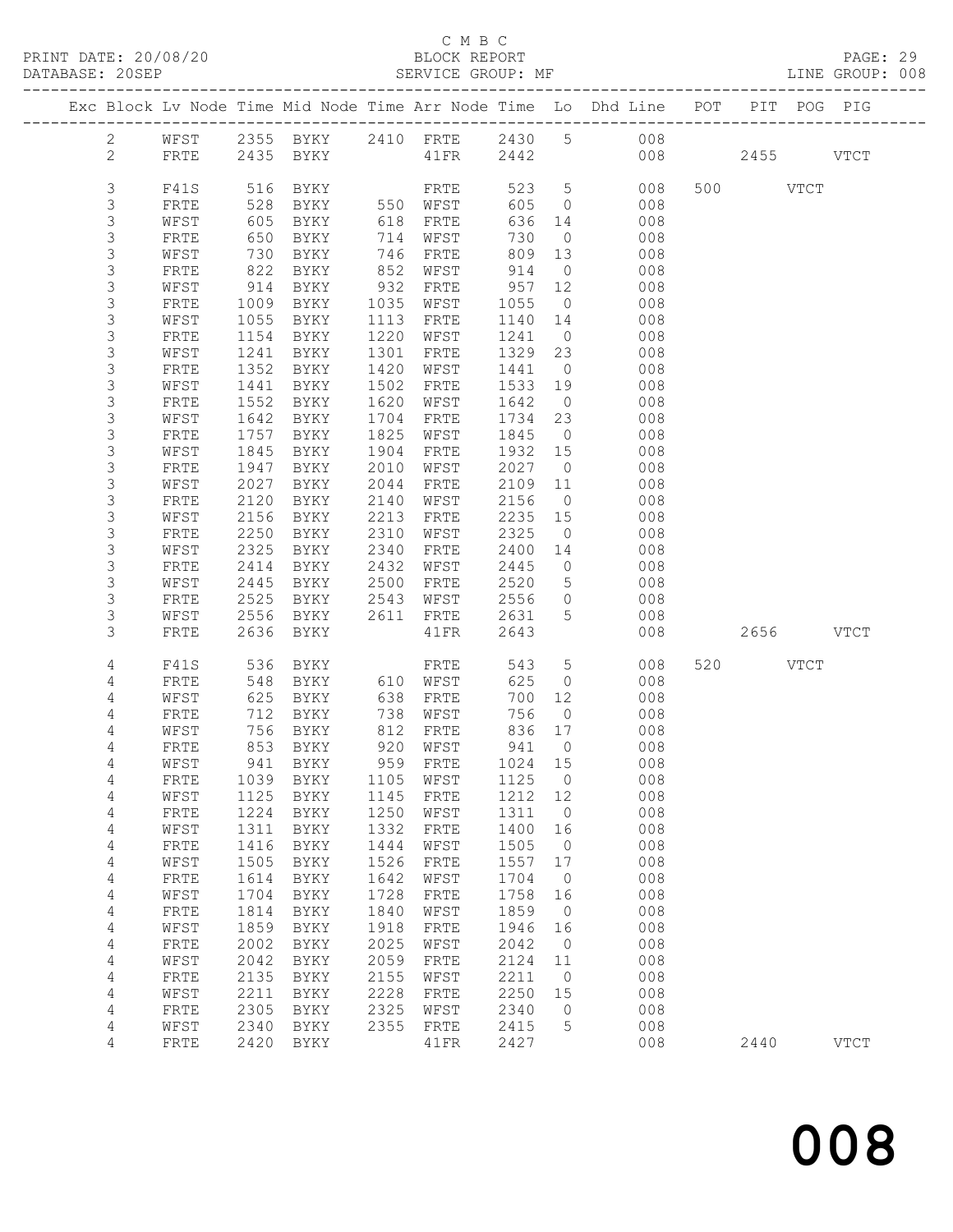C M B C
BLOCK REPORT
SERVICE GROUP: MF

PRINT DATE: 20/08/20
DATABASE: 20SEP
LINE GROUP: 008

| Exc | Block | Lv | Node | Time | Mid Node | Time | Arr Node | Time | Lo | Dhd Line | POT | PIT | POG | PIG |
|---|---|---|---|---|---|---|---|---|---|---|---|---|---|---|
| | 2 | | WFST | 2355 | BYKY | 2410 | FRTE | 2430 | 5 | 008 | | | | |
| | 2 | | FRTE | 2435 | BYKY | | 41FR | 2442 | | 008 | | 2455 | | VTCT |
| | 3 | | F41S | 516 | BYKY | | FRTE | 523 | 5 | 008 | 500 | | VTCT | |
| | 3 | | FRTE | 528 | BYKY | 550 | WFST | 605 | 0 | 008 | | | | |
| | 3 | | WFST | 605 | BYKY | 618 | FRTE | 636 | 14 | 008 | | | | |
| | 3 | | FRTE | 650 | BYKY | 714 | WFST | 730 | 0 | 008 | | | | |
| | 3 | | WFST | 730 | BYKY | 746 | FRTE | 809 | 13 | 008 | | | | |
| | 3 | | FRTE | 822 | BYKY | 852 | WFST | 914 | 0 | 008 | | | | |
| | 3 | | WFST | 914 | BYKY | 932 | FRTE | 957 | 12 | 008 | | | | |
| | 3 | | FRTE | 1009 | BYKY | 1035 | WFST | 1055 | 0 | 008 | | | | |
| | 3 | | WFST | 1055 | BYKY | 1113 | FRTE | 1140 | 14 | 008 | | | | |
| | 3 | | FRTE | 1154 | BYKY | 1220 | WFST | 1241 | 0 | 008 | | | | |
| | 3 | | WFST | 1241 | BYKY | 1301 | FRTE | 1329 | 23 | 008 | | | | |
| | 3 | | FRTE | 1352 | BYKY | 1420 | WFST | 1441 | 0 | 008 | | | | |
| | 3 | | WFST | 1441 | BYKY | 1502 | FRTE | 1533 | 19 | 008 | | | | |
| | 3 | | FRTE | 1552 | BYKY | 1620 | WFST | 1642 | 0 | 008 | | | | |
| | 3 | | WFST | 1642 | BYKY | 1704 | FRTE | 1734 | 23 | 008 | | | | |
| | 3 | | FRTE | 1757 | BYKY | 1825 | WFST | 1845 | 0 | 008 | | | | |
| | 3 | | WFST | 1845 | BYKY | 1904 | FRTE | 1932 | 15 | 008 | | | | |
| | 3 | | FRTE | 1947 | BYKY | 2010 | WFST | 2027 | 0 | 008 | | | | |
| | 3 | | WFST | 2027 | BYKY | 2044 | FRTE | 2109 | 11 | 008 | | | | |
| | 3 | | FRTE | 2120 | BYKY | 2140 | WFST | 2156 | 0 | 008 | | | | |
| | 3 | | WFST | 2156 | BYKY | 2213 | FRTE | 2235 | 15 | 008 | | | | |
| | 3 | | FRTE | 2250 | BYKY | 2310 | WFST | 2325 | 0 | 008 | | | | |
| | 3 | | WFST | 2325 | BYKY | 2340 | FRTE | 2400 | 14 | 008 | | | | |
| | 3 | | FRTE | 2414 | BYKY | 2432 | WFST | 2445 | 0 | 008 | | | | |
| | 3 | | WFST | 2445 | BYKY | 2500 | FRTE | 2520 | 5 | 008 | | | | |
| | 3 | | FRTE | 2525 | BYKY | 2543 | WFST | 2556 | 0 | 008 | | | | |
| | 3 | | WFST | 2556 | BYKY | 2611 | FRTE | 2631 | 5 | 008 | | | | |
| | 3 | | FRTE | 2636 | BYKY | | 41FR | 2643 | | 008 | | 2656 | | VTCT |
| | 4 | | F41S | 536 | BYKY | | FRTE | 543 | 5 | 008 | 520 | | VTCT | |
| | 4 | | FRTE | 548 | BYKY | 610 | WFST | 625 | 0 | 008 | | | | |
| | 4 | | WFST | 625 | BYKY | 638 | FRTE | 700 | 12 | 008 | | | | |
| | 4 | | FRTE | 712 | BYKY | 738 | WFST | 756 | 0 | 008 | | | | |
| | 4 | | WFST | 756 | BYKY | 812 | FRTE | 836 | 17 | 008 | | | | |
| | 4 | | FRTE | 853 | BYKY | 920 | WFST | 941 | 0 | 008 | | | | |
| | 4 | | WFST | 941 | BYKY | 959 | FRTE | 1024 | 15 | 008 | | | | |
| | 4 | | FRTE | 1039 | BYKY | 1105 | WFST | 1125 | 0 | 008 | | | | |
| | 4 | | WFST | 1125 | BYKY | 1145 | FRTE | 1212 | 12 | 008 | | | | |
| | 4 | | FRTE | 1224 | BYKY | 1250 | WFST | 1311 | 0 | 008 | | | | |
| | 4 | | WFST | 1311 | BYKY | 1332 | FRTE | 1400 | 16 | 008 | | | | |
| | 4 | | FRTE | 1416 | BYKY | 1444 | WFST | 1505 | 0 | 008 | | | | |
| | 4 | | WFST | 1505 | BYKY | 1526 | FRTE | 1557 | 17 | 008 | | | | |
| | 4 | | FRTE | 1614 | BYKY | 1642 | WFST | 1704 | 0 | 008 | | | | |
| | 4 | | WFST | 1704 | BYKY | 1728 | FRTE | 1758 | 16 | 008 | | | | |
| | 4 | | FRTE | 1814 | BYKY | 1840 | WFST | 1859 | 0 | 008 | | | | |
| | 4 | | WFST | 1859 | BYKY | 1918 | FRTE | 1946 | 16 | 008 | | | | |
| | 4 | | FRTE | 2002 | BYKY | 2025 | WFST | 2042 | 0 | 008 | | | | |
| | 4 | | WFST | 2042 | BYKY | 2059 | FRTE | 2124 | 11 | 008 | | | | |
| | 4 | | FRTE | 2135 | BYKY | 2155 | WFST | 2211 | 0 | 008 | | | | |
| | 4 | | WFST | 2211 | BYKY | 2228 | FRTE | 2250 | 15 | 008 | | | | |
| | 4 | | FRTE | 2305 | BYKY | 2325 | WFST | 2340 | 0 | 008 | | | | |
| | 4 | | WFST | 2340 | BYKY | 2355 | FRTE | 2415 | 5 | 008 | | | | |
| | 4 | | FRTE | 2420 | BYKY | | 41FR | 2427 | | 008 | | 2440 | | VTCT |

008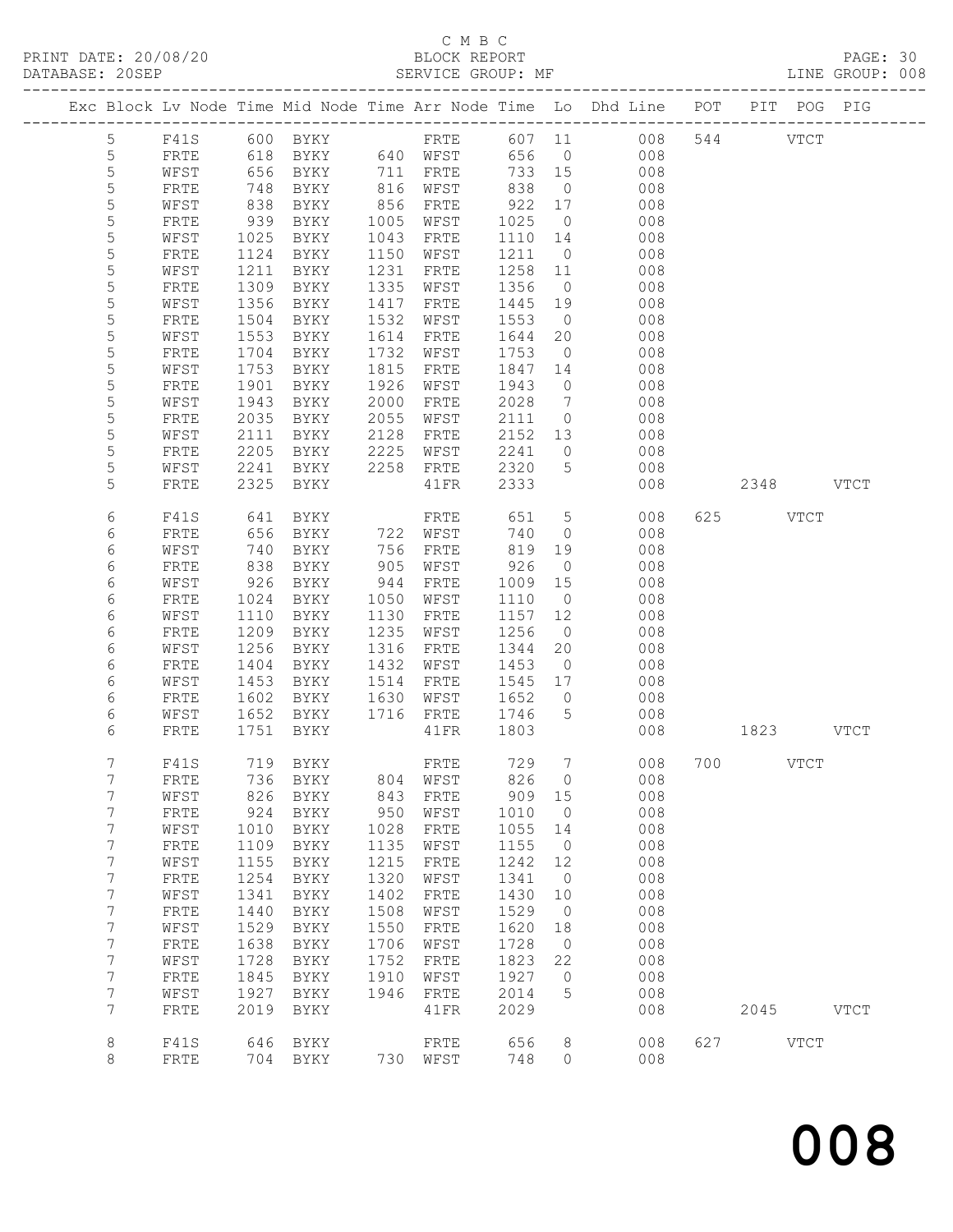C M B C

BLOCK REPORT

SERVICE GROUP: MF

PRINT DATE: 20/08/20

DATABASE: 20SEP

LINE GROUP: 008

| Exc | Block | Lv | Node | Time | Mid Node | Time | Arr Node | Time | Lo | Dhd Line | POT | PIT | POG | PIG |
|---|---|---|---|---|---|---|---|---|---|---|---|---|---|---|
| | 5 | | F41S | 600 | BYKY | | FRTE | 607 | 11 | 008 | 544 | | VTCT | |
| | 5 | | FRTE | 618 | BYKY | 640 | WFST | 656 | 0 | 008 | | | | |
| | 5 | | WFST | 656 | BYKY | 711 | FRTE | 733 | 15 | 008 | | | | |
| | 5 | | FRTE | 748 | BYKY | 816 | WFST | 838 | 0 | 008 | | | | |
| | 5 | | WFST | 838 | BYKY | 856 | FRTE | 922 | 17 | 008 | | | | |
| | 5 | | FRTE | 939 | BYKY | 1005 | WFST | 1025 | 0 | 008 | | | | |
| | 5 | | WFST | 1025 | BYKY | 1043 | FRTE | 1110 | 14 | 008 | | | | |
| | 5 | | FRTE | 1124 | BYKY | 1150 | WFST | 1211 | 0 | 008 | | | | |
| | 5 | | WFST | 1211 | BYKY | 1231 | FRTE | 1258 | 11 | 008 | | | | |
| | 5 | | FRTE | 1309 | BYKY | 1335 | WFST | 1356 | 0 | 008 | | | | |
| | 5 | | WFST | 1356 | BYKY | 1417 | FRTE | 1445 | 19 | 008 | | | | |
| | 5 | | FRTE | 1504 | BYKY | 1532 | WFST | 1553 | 0 | 008 | | | | |
| | 5 | | WFST | 1553 | BYKY | 1614 | FRTE | 1644 | 20 | 008 | | | | |
| | 5 | | FRTE | 1704 | BYKY | 1732 | WFST | 1753 | 0 | 008 | | | | |
| | 5 | | WFST | 1753 | BYKY | 1815 | FRTE | 1847 | 14 | 008 | | | | |
| | 5 | | FRTE | 1901 | BYKY | 1926 | WFST | 1943 | 0 | 008 | | | | |
| | 5 | | WFST | 1943 | BYKY | 2000 | FRTE | 2028 | 7 | 008 | | | | |
| | 5 | | FRTE | 2035 | BYKY | 2055 | WFST | 2111 | 0 | 008 | | | | |
| | 5 | | WFST | 2111 | BYKY | 2128 | FRTE | 2152 | 13 | 008 | | | | |
| | 5 | | FRTE | 2205 | BYKY | 2225 | WFST | 2241 | 0 | 008 | | | | |
| | 5 | | WFST | 2241 | BYKY | 2258 | FRTE | 2320 | 5 | 008 | | | | |
| | 5 | | FRTE | 2325 | BYKY | | 41FR | 2333 | | 008 | | 2348 | | VTCT |
| | 6 | | F41S | 641 | BYKY | | FRTE | 651 | 5 | 008 | 625 | | VTCT | |
| | 6 | | FRTE | 656 | BYKY | 722 | WFST | 740 | 0 | 008 | | | | |
| | 6 | | WFST | 740 | BYKY | 756 | FRTE | 819 | 19 | 008 | | | | |
| | 6 | | FRTE | 838 | BYKY | 905 | WFST | 926 | 0 | 008 | | | | |
| | 6 | | WFST | 926 | BYKY | 944 | FRTE | 1009 | 15 | 008 | | | | |
| | 6 | | FRTE | 1024 | BYKY | 1050 | WFST | 1110 | 0 | 008 | | | | |
| | 6 | | WFST | 1110 | BYKY | 1130 | FRTE | 1157 | 12 | 008 | | | | |
| | 6 | | FRTE | 1209 | BYKY | 1235 | WFST | 1256 | 0 | 008 | | | | |
| | 6 | | WFST | 1256 | BYKY | 1316 | FRTE | 1344 | 20 | 008 | | | | |
| | 6 | | FRTE | 1404 | BYKY | 1432 | WFST | 1453 | 0 | 008 | | | | |
| | 6 | | WFST | 1453 | BYKY | 1514 | FRTE | 1545 | 17 | 008 | | | | |
| | 6 | | FRTE | 1602 | BYKY | 1630 | WFST | 1652 | 0 | 008 | | | | |
| | 6 | | WFST | 1652 | BYKY | 1716 | FRTE | 1746 | 5 | 008 | | | | |
| | 6 | | FRTE | 1751 | BYKY | | 41FR | 1803 | | 008 | | 1823 | | VTCT |
| | 7 | | F41S | 719 | BYKY | | FRTE | 729 | 7 | 008 | 700 | | VTCT | |
| | 7 | | FRTE | 736 | BYKY | 804 | WFST | 826 | 0 | 008 | | | | |
| | 7 | | WFST | 826 | BYKY | 843 | FRTE | 909 | 15 | 008 | | | | |
| | 7 | | FRTE | 924 | BYKY | 950 | WFST | 1010 | 0 | 008 | | | | |
| | 7 | | WFST | 1010 | BYKY | 1028 | FRTE | 1055 | 14 | 008 | | | | |
| | 7 | | FRTE | 1109 | BYKY | 1135 | WFST | 1155 | 0 | 008 | | | | |
| | 7 | | WFST | 1155 | BYKY | 1215 | FRTE | 1242 | 12 | 008 | | | | |
| | 7 | | FRTE | 1254 | BYKY | 1320 | WFST | 1341 | 0 | 008 | | | | |
| | 7 | | WFST | 1341 | BYKY | 1402 | FRTE | 1430 | 10 | 008 | | | | |
| | 7 | | FRTE | 1440 | BYKY | 1508 | WFST | 1529 | 0 | 008 | | | | |
| | 7 | | WFST | 1529 | BYKY | 1550 | FRTE | 1620 | 18 | 008 | | | | |
| | 7 | | FRTE | 1638 | BYKY | 1706 | WFST | 1728 | 0 | 008 | | | | |
| | 7 | | WFST | 1728 | BYKY | 1752 | FRTE | 1823 | 22 | 008 | | | | |
| | 7 | | FRTE | 1845 | BYKY | 1910 | WFST | 1927 | 0 | 008 | | | | |
| | 7 | | WFST | 1927 | BYKY | 1946 | FRTE | 2014 | 5 | 008 | | | | |
| | 7 | | FRTE | 2019 | BYKY | | 41FR | 2029 | | 008 | | 2045 | | VTCT |
| | 8 | | F41S | 646 | BYKY | | FRTE | 656 | 8 | 008 | 627 | | VTCT | |
| | 8 | | FRTE | 704 | BYKY | 730 | WFST | 748 | 0 | 008 | | | | |

# 008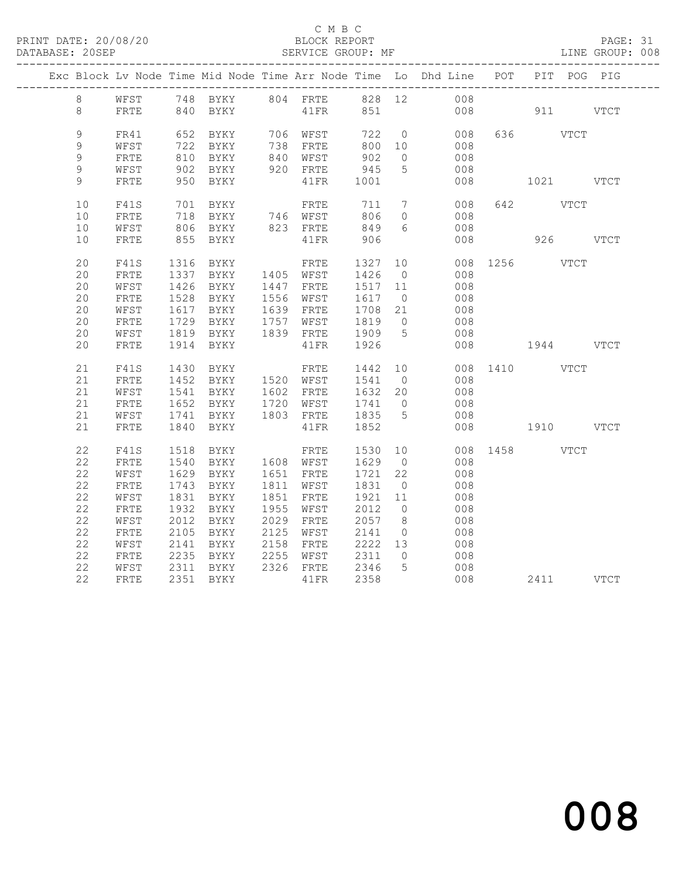C M B C

BLOCK REPORT

SERVICE GROUP: MF

PRINT DATE: 20/08/20
DATABASE: 20SEP

LINE GROUP: 008

| Exc | Block | Lv | Node | Time | Mid Node | Time | Arr Node | Time | Lo | Dhd Line | POT | PIT | POG | PIG |
|---|---|---|---|---|---|---|---|---|---|---|---|---|---|---|
| | 8 | | WFST | 748 | BYKY | 804 | FRTE | 828 | 12 | 008 | | | | |
| | 8 | | FRTE | 840 | BYKY | | 41FR | 851 | | 008 | | 911 | | VTCT |
| | 9 | | FR41 | 652 | BYKY | 706 | WFST | 722 | 0 | 008 | 636 | | VTCT | |
| | 9 | | WFST | 722 | BYKY | 738 | FRTE | 800 | 10 | 008 | | | | |
| | 9 | | FRTE | 810 | BYKY | 840 | WFST | 902 | 0 | 008 | | | | |
| | 9 | | WFST | 902 | BYKY | 920 | FRTE | 945 | 5 | 008 | | | | |
| | 9 | | FRTE | 950 | BYKY | | 41FR | 1001 | | 008 | | 1021 | | VTCT |
| | 10 | | F41S | 701 | BYKY | | FRTE | 711 | 7 | 008 | 642 | | VTCT | |
| | 10 | | FRTE | 718 | BYKY | 746 | WFST | 806 | 0 | 008 | | | | |
| | 10 | | WFST | 806 | BYKY | 823 | FRTE | 849 | 6 | 008 | | | | |
| | 10 | | FRTE | 855 | BYKY | | 41FR | 906 | | 008 | | 926 | | VTCT |
| | 20 | | F41S | 1316 | BYKY | | FRTE | 1327 | 10 | 008 | 1256 | | VTCT | |
| | 20 | | FRTE | 1337 | BYKY | 1405 | WFST | 1426 | 0 | 008 | | | | |
| | 20 | | WFST | 1426 | BYKY | 1447 | FRTE | 1517 | 11 | 008 | | | | |
| | 20 | | FRTE | 1528 | BYKY | 1556 | WFST | 1617 | 0 | 008 | | | | |
| | 20 | | WFST | 1617 | BYKY | 1639 | FRTE | 1708 | 21 | 008 | | | | |
| | 20 | | FRTE | 1729 | BYKY | 1757 | WFST | 1819 | 0 | 008 | | | | |
| | 20 | | WFST | 1819 | BYKY | 1839 | FRTE | 1909 | 5 | 008 | | | | |
| | 20 | | FRTE | 1914 | BYKY | | 41FR | 1926 | | 008 | | 1944 | | VTCT |
| | 21 | | F41S | 1430 | BYKY | | FRTE | 1442 | 10 | 008 | 1410 | | VTCT | |
| | 21 | | FRTE | 1452 | BYKY | 1520 | WFST | 1541 | 0 | 008 | | | | |
| | 21 | | WFST | 1541 | BYKY | 1602 | FRTE | 1632 | 20 | 008 | | | | |
| | 21 | | FRTE | 1652 | BYKY | 1720 | WFST | 1741 | 0 | 008 | | | | |
| | 21 | | WFST | 1741 | BYKY | 1803 | FRTE | 1835 | 5 | 008 | | | | |
| | 21 | | FRTE | 1840 | BYKY | | 41FR | 1852 | | 008 | | 1910 | | VTCT |
| | 22 | | F41S | 1518 | BYKY | | FRTE | 1530 | 10 | 008 | 1458 | | VTCT | |
| | 22 | | FRTE | 1540 | BYKY | 1608 | WFST | 1629 | 0 | 008 | | | | |
| | 22 | | WFST | 1629 | BYKY | 1651 | FRTE | 1721 | 22 | 008 | | | | |
| | 22 | | FRTE | 1743 | BYKY | 1811 | WFST | 1831 | 0 | 008 | | | | |
| | 22 | | WFST | 1831 | BYKY | 1851 | FRTE | 1921 | 11 | 008 | | | | |
| | 22 | | FRTE | 1932 | BYKY | 1955 | WFST | 2012 | 0 | 008 | | | | |
| | 22 | | WFST | 2012 | BYKY | 2029 | FRTE | 2057 | 8 | 008 | | | | |
| | 22 | | FRTE | 2105 | BYKY | 2125 | WFST | 2141 | 0 | 008 | | | | |
| | 22 | | WFST | 2141 | BYKY | 2158 | FRTE | 2222 | 13 | 008 | | | | |
| | 22 | | FRTE | 2235 | BYKY | 2255 | WFST | 2311 | 0 | 008 | | | | |
| | 22 | | WFST | 2311 | BYKY | 2326 | FRTE | 2346 | 5 | 008 | | | | |
| | 22 | | FRTE | 2351 | BYKY | | 41FR | 2358 | | 008 | | 2411 | | VTCT |

008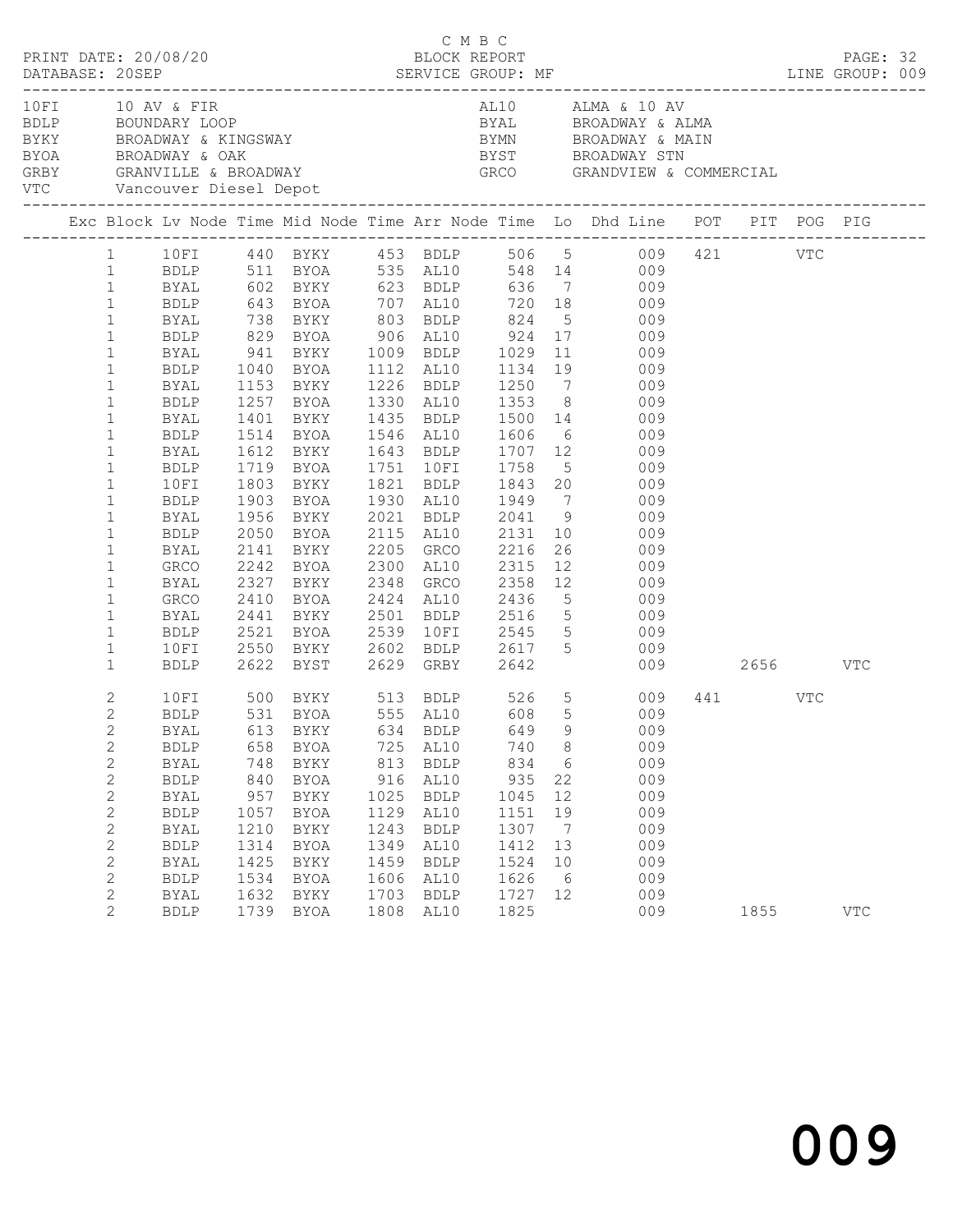C M B C

PRINT DATE: 20/08/20 BLOCK REPORT

DATABASE: 20SEP SERVICE GROUP: MF LINE GROUP: 009

| Code | Name | Code | Name |
|---|---|---|---|
| 10FI | 10 AV & FIR | AL10 | ALMA & 10 AV |
| BDLP | BOUNDARY LOOP | BYAL | BROADWAY & ALMA |
| BYKY | BROADWAY & KINGSWAY | BYMN | BROADWAY & MAIN |
| BYOA | BROADWAY & OAK | BYST | BROADWAY STN |
| GRBY | GRANVILLE & BROADWAY | GRCO | GRANDVIEW & COMMERCIAL |
| VTC | Vancouver Diesel Depot | | |

| Exc | Block | Lv Node | Time | Mid Node | Time | Arr Node | Time | Lo | Dhd Line | POT | PIT | POG | PIG |
|---|---|---|---|---|---|---|---|---|---|---|---|---|---|
| | 1 | 10FI | 440 | BYKY | 453 | BDLP | 506 | 5 | 009 | 421 | | VTC | |
| | 1 | BDLP | 511 | BYOA | 535 | AL10 | 548 | 14 | 009 | | | | |
| | 1 | BYAL | 602 | BYKY | 623 | BDLP | 636 | 7 | 009 | | | | |
| | 1 | BDLP | 643 | BYOA | 707 | AL10 | 720 | 18 | 009 | | | | |
| | 1 | BYAL | 738 | BYKY | 803 | BDLP | 824 | 5 | 009 | | | | |
| | 1 | BDLP | 829 | BYOA | 906 | AL10 | 924 | 17 | 009 | | | | |
| | 1 | BYAL | 941 | BYKY | 1009 | BDLP | 1029 | 11 | 009 | | | | |
| | 1 | BDLP | 1040 | BYOA | 1112 | AL10 | 1134 | 19 | 009 | | | | |
| | 1 | BYAL | 1153 | BYKY | 1226 | BDLP | 1250 | 7 | 009 | | | | |
| | 1 | BDLP | 1257 | BYOA | 1330 | AL10 | 1353 | 8 | 009 | | | | |
| | 1 | BYAL | 1401 | BYKY | 1435 | BDLP | 1500 | 14 | 009 | | | | |
| | 1 | BDLP | 1514 | BYOA | 1546 | AL10 | 1606 | 6 | 009 | | | | |
| | 1 | BYAL | 1612 | BYKY | 1643 | BDLP | 1707 | 12 | 009 | | | | |
| | 1 | BDLP | 1719 | BYOA | 1751 | 10FI | 1758 | 5 | 009 | | | | |
| | 1 | 10FI | 1803 | BYKY | 1821 | BDLP | 1843 | 20 | 009 | | | | |
| | 1 | BDLP | 1903 | BYOA | 1930 | AL10 | 1949 | 7 | 009 | | | | |
| | 1 | BYAL | 1956 | BYKY | 2021 | BDLP | 2041 | 9 | 009 | | | | |
| | 1 | BDLP | 2050 | BYOA | 2115 | AL10 | 2131 | 10 | 009 | | | | |
| | 1 | BYAL | 2141 | BYKY | 2205 | GRCO | 2216 | 26 | 009 | | | | |
| | 1 | GRCO | 2242 | BYOA | 2300 | AL10 | 2315 | 12 | 009 | | | | |
| | 1 | BYAL | 2327 | BYKY | 2348 | GRCO | 2358 | 12 | 009 | | | | |
| | 1 | GRCO | 2410 | BYOA | 2424 | AL10 | 2436 | 5 | 009 | | | | |
| | 1 | BYAL | 2441 | BYKY | 2501 | BDLP | 2516 | 5 | 009 | | | | |
| | 1 | BDLP | 2521 | BYOA | 2539 | 10FI | 2545 | 5 | 009 | | | | |
| | 1 | 10FI | 2550 | BYKY | 2602 | BDLP | 2617 | 5 | 009 | | | | |
| | 1 | BDLP | 2622 | BYST | 2629 | GRBY | 2642 | | 009 | | 2656 | | VTC |
| | 2 | 10FI | 500 | BYKY | 513 | BDLP | 526 | 5 | 009 | 441 | | VTC | |
| | 2 | BDLP | 531 | BYOA | 555 | AL10 | 608 | 5 | 009 | | | | |
| | 2 | BYAL | 613 | BYKY | 634 | BDLP | 649 | 9 | 009 | | | | |
| | 2 | BDLP | 658 | BYOA | 725 | AL10 | 740 | 8 | 009 | | | | |
| | 2 | BYAL | 748 | BYKY | 813 | BDLP | 834 | 6 | 009 | | | | |
| | 2 | BDLP | 840 | BYOA | 916 | AL10 | 935 | 22 | 009 | | | | |
| | 2 | BYAL | 957 | BYKY | 1025 | BDLP | 1045 | 12 | 009 | | | | |
| | 2 | BDLP | 1057 | BYOA | 1129 | AL10 | 1151 | 19 | 009 | | | | |
| | 2 | BYAL | 1210 | BYKY | 1243 | BDLP | 1307 | 7 | 009 | | | | |
| | 2 | BDLP | 1314 | BYOA | 1349 | AL10 | 1412 | 13 | 009 | | | | |
| | 2 | BYAL | 1425 | BYKY | 1459 | BDLP | 1524 | 10 | 009 | | | | |
| | 2 | BDLP | 1534 | BYOA | 1606 | AL10 | 1626 | 6 | 009 | | | | |
| | 2 | BYAL | 1632 | BYKY | 1703 | BDLP | 1727 | 12 | 009 | | | | |
| | 2 | BDLP | 1739 | BYOA | 1808 | AL10 | 1825 | | 009 | | 1855 | | VTC |

009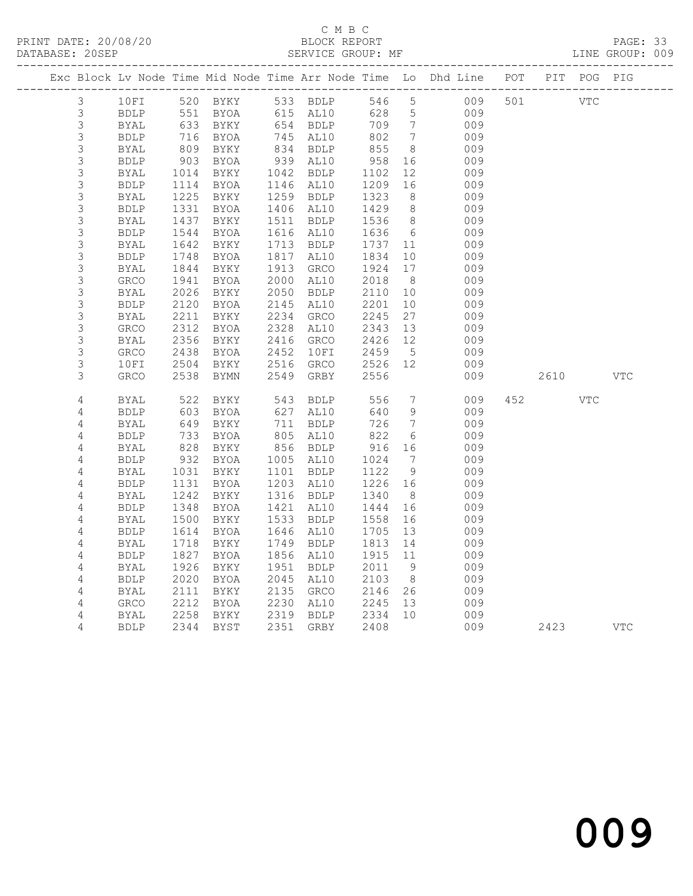C M B C
BLOCK REPORT
SERVICE GROUP: MF

PRINT DATE: 20/08/20
DATABASE: 20SEP
LINE GROUP: 009

| Exc | Block | Lv | Node | Time | Mid Node | Time | Arr Node | Time | Lo | Dhd Line | POT | PIT | POG | PIG |
|---|---|---|---|---|---|---|---|---|---|---|---|---|---|---|
| | 3 | | 10FI | 520 | BYKY | 533 | BDLP | 546 | 5 | 009 | 501 | | VTC | |
| | 3 | | BDLP | 551 | BYOA | 615 | AL10 | 628 | 5 | 009 | | | | |
| | 3 | | BYAL | 633 | BYKY | 654 | BDLP | 709 | 7 | 009 | | | | |
| | 3 | | BDLP | 716 | BYOA | 745 | AL10 | 802 | 7 | 009 | | | | |
| | 3 | | BYAL | 809 | BYKY | 834 | BDLP | 855 | 8 | 009 | | | | |
| | 3 | | BDLP | 903 | BYOA | 939 | AL10 | 958 | 16 | 009 | | | | |
| | 3 | | BYAL | 1014 | BYKY | 1042 | BDLP | 1102 | 12 | 009 | | | | |
| | 3 | | BDLP | 1114 | BYOA | 1146 | AL10 | 1209 | 16 | 009 | | | | |
| | 3 | | BYAL | 1225 | BYKY | 1259 | BDLP | 1323 | 8 | 009 | | | | |
| | 3 | | BDLP | 1331 | BYOA | 1406 | AL10 | 1429 | 8 | 009 | | | | |
| | 3 | | BYAL | 1437 | BYKY | 1511 | BDLP | 1536 | 8 | 009 | | | | |
| | 3 | | BDLP | 1544 | BYOA | 1616 | AL10 | 1636 | 6 | 009 | | | | |
| | 3 | | BYAL | 1642 | BYKY | 1713 | BDLP | 1737 | 11 | 009 | | | | |
| | 3 | | BDLP | 1748 | BYOA | 1817 | AL10 | 1834 | 10 | 009 | | | | |
| | 3 | | BYAL | 1844 | BYKY | 1913 | GRCO | 1924 | 17 | 009 | | | | |
| | 3 | | GRCO | 1941 | BYOA | 2000 | AL10 | 2018 | 8 | 009 | | | | |
| | 3 | | BYAL | 2026 | BYKY | 2050 | BDLP | 2110 | 10 | 009 | | | | |
| | 3 | | BDLP | 2120 | BYOA | 2145 | AL10 | 2201 | 10 | 009 | | | | |
| | 3 | | BYAL | 2211 | BYKY | 2234 | GRCO | 2245 | 27 | 009 | | | | |
| | 3 | | GRCO | 2312 | BYOA | 2328 | AL10 | 2343 | 13 | 009 | | | | |
| | 3 | | BYAL | 2356 | BYKY | 2416 | GRCO | 2426 | 12 | 009 | | | | |
| | 3 | | GRCO | 2438 | BYOA | 2452 | 10FI | 2459 | 5 | 009 | | | | |
| | 3 | | 10FI | 2504 | BYKY | 2516 | GRCO | 2526 | 12 | 009 | | | | |
| | 3 | | GRCO | 2538 | BYMN | 2549 | GRBY | 2556 | | 009 | | 2610 | | VTC |
| | 4 | | BYAL | 522 | BYKY | 543 | BDLP | 556 | 7 | 009 | 452 | | VTC | |
| | 4 | | BDLP | 603 | BYOA | 627 | AL10 | 640 | 9 | 009 | | | | |
| | 4 | | BYAL | 649 | BYKY | 711 | BDLP | 726 | 7 | 009 | | | | |
| | 4 | | BDLP | 733 | BYOA | 805 | AL10 | 822 | 6 | 009 | | | | |
| | 4 | | BYAL | 828 | BYKY | 856 | BDLP | 916 | 16 | 009 | | | | |
| | 4 | | BDLP | 932 | BYOA | 1005 | AL10 | 1024 | 7 | 009 | | | | |
| | 4 | | BYAL | 1031 | BYKY | 1101 | BDLP | 1122 | 9 | 009 | | | | |
| | 4 | | BDLP | 1131 | BYOA | 1203 | AL10 | 1226 | 16 | 009 | | | | |
| | 4 | | BYAL | 1242 | BYKY | 1316 | BDLP | 1340 | 8 | 009 | | | | |
| | 4 | | BDLP | 1348 | BYOA | 1421 | AL10 | 1444 | 16 | 009 | | | | |
| | 4 | | BYAL | 1500 | BYKY | 1533 | BDLP | 1558 | 16 | 009 | | | | |
| | 4 | | BDLP | 1614 | BYOA | 1646 | AL10 | 1705 | 13 | 009 | | | | |
| | 4 | | BYAL | 1718 | BYKY | 1749 | BDLP | 1813 | 14 | 009 | | | | |
| | 4 | | BDLP | 1827 | BYOA | 1856 | AL10 | 1915 | 11 | 009 | | | | |
| | 4 | | BYAL | 1926 | BYKY | 1951 | BDLP | 2011 | 9 | 009 | | | | |
| | 4 | | BDLP | 2020 | BYOA | 2045 | AL10 | 2103 | 8 | 009 | | | | |
| | 4 | | BYAL | 2111 | BYKY | 2135 | GRCO | 2146 | 26 | 009 | | | | |
| | 4 | | GRCO | 2212 | BYOA | 2230 | AL10 | 2245 | 13 | 009 | | | | |
| | 4 | | BYAL | 2258 | BYKY | 2319 | BDLP | 2334 | 10 | 009 | | | | |
| | 4 | | BDLP | 2344 | BYST | 2351 | GRBY | 2408 | | 009 | | 2423 | | VTC |

009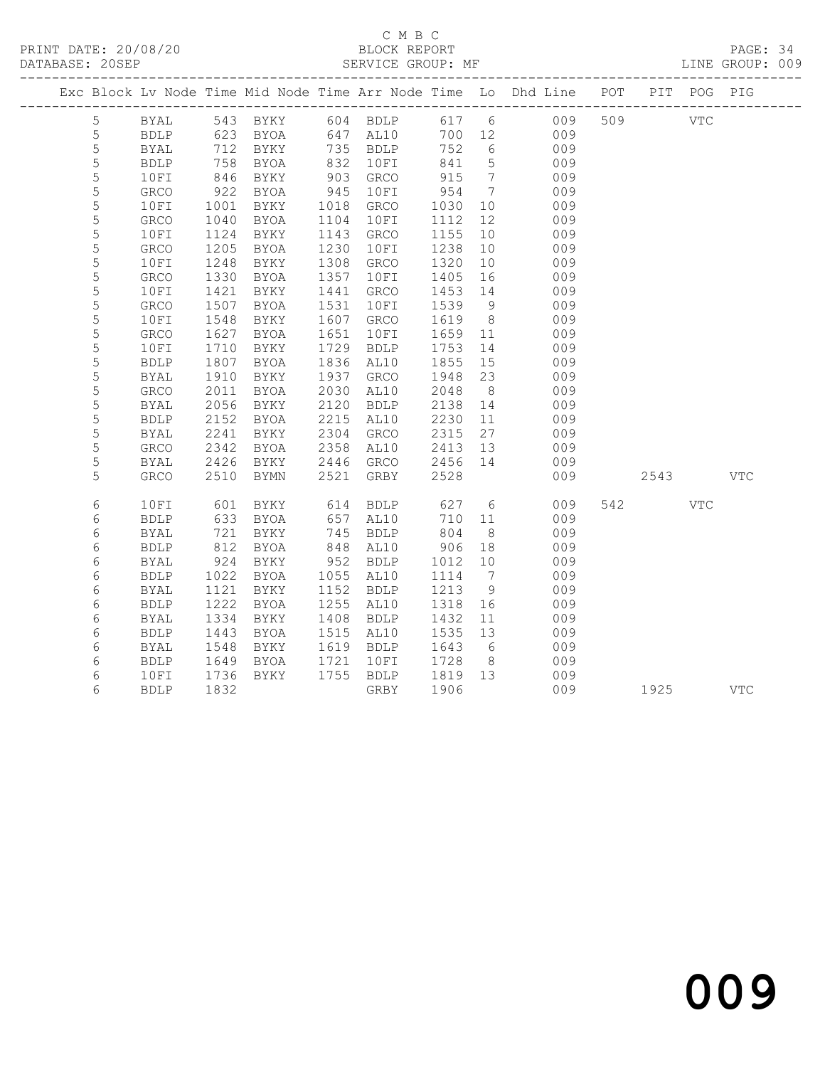C M B C

PRINT DATE: 20/08/20 BLOCK REPORT

DATABASE: 20SEP SERVICE GROUP: MF LINE GROUP: 009

| Exc | Block | Lv | Node | Time | Mid Node | Time | Arr Node | Time | Lo | Dhd Line | POT | PIT | POG | PIG |
|---|---|---|---|---|---|---|---|---|---|---|---|---|---|---|
| | 5 | | BYAL | 543 | BYKY | 604 | BDLP | 617 | 6 | 009 | 509 | | VTC | |
| | 5 | | BDLP | 623 | BYOA | 647 | AL10 | 700 | 12 | 009 | | | | |
| | 5 | | BYAL | 712 | BYKY | 735 | BDLP | 752 | 6 | 009 | | | | |
| | 5 | | BDLP | 758 | BYOA | 832 | 10FI | 841 | 5 | 009 | | | | |
| | 5 | | 10FI | 846 | BYKY | 903 | GRCO | 915 | 7 | 009 | | | | |
| | 5 | | GRCO | 922 | BYOA | 945 | 10FI | 954 | 7 | 009 | | | | |
| | 5 | | 10FI | 1001 | BYKY | 1018 | GRCO | 1030 | 10 | 009 | | | | |
| | 5 | | GRCO | 1040 | BYOA | 1104 | 10FI | 1112 | 12 | 009 | | | | |
| | 5 | | 10FI | 1124 | BYKY | 1143 | GRCO | 1155 | 10 | 009 | | | | |
| | 5 | | GRCO | 1205 | BYOA | 1230 | 10FI | 1238 | 10 | 009 | | | | |
| | 5 | | 10FI | 1248 | BYKY | 1308 | GRCO | 1320 | 10 | 009 | | | | |
| | 5 | | GRCO | 1330 | BYOA | 1357 | 10FI | 1405 | 16 | 009 | | | | |
| | 5 | | 10FI | 1421 | BYKY | 1441 | GRCO | 1453 | 14 | 009 | | | | |
| | 5 | | GRCO | 1507 | BYOA | 1531 | 10FI | 1539 | 9 | 009 | | | | |
| | 5 | | 10FI | 1548 | BYKY | 1607 | GRCO | 1619 | 8 | 009 | | | | |
| | 5 | | GRCO | 1627 | BYOA | 1651 | 10FI | 1659 | 11 | 009 | | | | |
| | 5 | | 10FI | 1710 | BYKY | 1729 | BDLP | 1753 | 14 | 009 | | | | |
| | 5 | | BDLP | 1807 | BYOA | 1836 | AL10 | 1855 | 15 | 009 | | | | |
| | 5 | | BYAL | 1910 | BYKY | 1937 | GRCO | 1948 | 23 | 009 | | | | |
| | 5 | | GRCO | 2011 | BYOA | 2030 | AL10 | 2048 | 8 | 009 | | | | |
| | 5 | | BYAL | 2056 | BYKY | 2120 | BDLP | 2138 | 14 | 009 | | | | |
| | 5 | | BDLP | 2152 | BYOA | 2215 | AL10 | 2230 | 11 | 009 | | | | |
| | 5 | | BYAL | 2241 | BYKY | 2304 | GRCO | 2315 | 27 | 009 | | | | |
| | 5 | | GRCO | 2342 | BYOA | 2358 | AL10 | 2413 | 13 | 009 | | | | |
| | 5 | | BYAL | 2426 | BYKY | 2446 | GRCO | 2456 | 14 | 009 | | | | |
| | 5 | | GRCO | 2510 | BYMN | 2521 | GRBY | 2528 | | 009 | | 2543 | | VTC |
| | 6 | | 10FI | 601 | BYKY | 614 | BDLP | 627 | 6 | 009 | 542 | | VTC | |
| | 6 | | BDLP | 633 | BYOA | 657 | AL10 | 710 | 11 | 009 | | | | |
| | 6 | | BYAL | 721 | BYKY | 745 | BDLP | 804 | 8 | 009 | | | | |
| | 6 | | BDLP | 812 | BYOA | 848 | AL10 | 906 | 18 | 009 | | | | |
| | 6 | | BYAL | 924 | BYKY | 952 | BDLP | 1012 | 10 | 009 | | | | |
| | 6 | | BDLP | 1022 | BYOA | 1055 | AL10 | 1114 | 7 | 009 | | | | |
| | 6 | | BYAL | 1121 | BYKY | 1152 | BDLP | 1213 | 9 | 009 | | | | |
| | 6 | | BDLP | 1222 | BYOA | 1255 | AL10 | 1318 | 16 | 009 | | | | |
| | 6 | | BYAL | 1334 | BYKY | 1408 | BDLP | 1432 | 11 | 009 | | | | |
| | 6 | | BDLP | 1443 | BYOA | 1515 | AL10 | 1535 | 13 | 009 | | | | |
| | 6 | | BYAL | 1548 | BYKY | 1619 | BDLP | 1643 | 6 | 009 | | | | |
| | 6 | | BDLP | 1649 | BYOA | 1721 | 10FI | 1728 | 8 | 009 | | | | |
| | 6 | | 10FI | 1736 | BYKY | 1755 | BDLP | 1819 | 13 | 009 | | | | |
| | 6 | | BDLP | 1832 | | | GRBY | 1906 | | 009 | | 1925 | | VTC |

009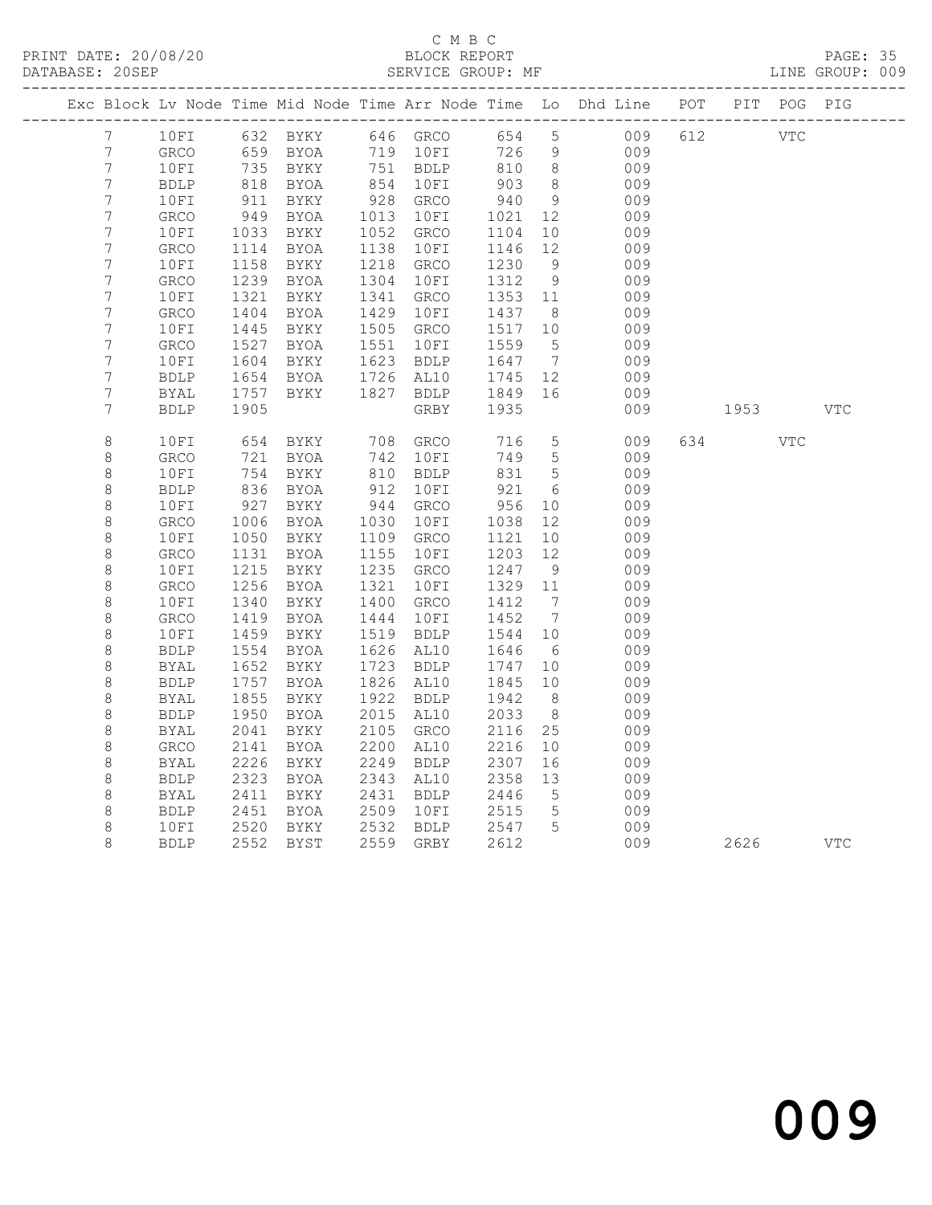C M B C
BLOCK REPORT
SERVICE GROUP: MF

PRINT DATE: 20/08/20
DATABASE: 20SEP
LINE GROUP: 009

| Exc | Block | Lv | Node | Time | Mid Node | Time | Arr Node | Time | Lo | Dhd Line | POT | PIT | POG | PIG |
|---|---|---|---|---|---|---|---|---|---|---|---|---|---|---|
| | 7 | | 10FI | 632 | BYKY | 646 | GRCO | 654 | 5 | 009 | 612 | | VTC | |
| | 7 | | GRCO | 659 | BYOA | 719 | 10FI | 726 | 9 | 009 | | | | |
| | 7 | | 10FI | 735 | BYKY | 751 | BDLP | 810 | 8 | 009 | | | | |
| | 7 | | BDLP | 818 | BYOA | 854 | 10FI | 903 | 8 | 009 | | | | |
| | 7 | | 10FI | 911 | BYKY | 928 | GRCO | 940 | 9 | 009 | | | | |
| | 7 | | GRCO | 949 | BYOA | 1013 | 10FI | 1021 | 12 | 009 | | | | |
| | 7 | | 10FI | 1033 | BYKY | 1052 | GRCO | 1104 | 10 | 009 | | | | |
| | 7 | | GRCO | 1114 | BYOA | 1138 | 10FI | 1146 | 12 | 009 | | | | |
| | 7 | | 10FI | 1158 | BYKY | 1218 | GRCO | 1230 | 9 | 009 | | | | |
| | 7 | | GRCO | 1239 | BYOA | 1304 | 10FI | 1312 | 9 | 009 | | | | |
| | 7 | | 10FI | 1321 | BYKY | 1341 | GRCO | 1353 | 11 | 009 | | | | |
| | 7 | | GRCO | 1404 | BYOA | 1429 | 10FI | 1437 | 8 | 009 | | | | |
| | 7 | | 10FI | 1445 | BYKY | 1505 | GRCO | 1517 | 10 | 009 | | | | |
| | 7 | | GRCO | 1527 | BYOA | 1551 | 10FI | 1559 | 5 | 009 | | | | |
| | 7 | | 10FI | 1604 | BYKY | 1623 | BDLP | 1647 | 7 | 009 | | | | |
| | 7 | | BDLP | 1654 | BYOA | 1726 | AL10 | 1745 | 12 | 009 | | | | |
| | 7 | | BYAL | 1757 | BYKY | 1827 | BDLP | 1849 | 16 | 009 | | | | |
| | 7 | | BDLP | 1905 | | | GRBY | 1935 | | 009 | | 1953 | | VTC |
| | 8 | | 10FI | 654 | BYKY | 708 | GRCO | 716 | 5 | 009 | 634 | | VTC | |
| | 8 | | GRCO | 721 | BYOA | 742 | 10FI | 749 | 5 | 009 | | | | |
| | 8 | | 10FI | 754 | BYKY | 810 | BDLP | 831 | 5 | 009 | | | | |
| | 8 | | BDLP | 836 | BYOA | 912 | 10FI | 921 | 6 | 009 | | | | |
| | 8 | | 10FI | 927 | BYKY | 944 | GRCO | 956 | 10 | 009 | | | | |
| | 8 | | GRCO | 1006 | BYOA | 1030 | 10FI | 1038 | 12 | 009 | | | | |
| | 8 | | 10FI | 1050 | BYKY | 1109 | GRCO | 1121 | 10 | 009 | | | | |
| | 8 | | GRCO | 1131 | BYOA | 1155 | 10FI | 1203 | 12 | 009 | | | | |
| | 8 | | 10FI | 1215 | BYKY | 1235 | GRCO | 1247 | 9 | 009 | | | | |
| | 8 | | GRCO | 1256 | BYOA | 1321 | 10FI | 1329 | 11 | 009 | | | | |
| | 8 | | 10FI | 1340 | BYKY | 1400 | GRCO | 1412 | 7 | 009 | | | | |
| | 8 | | GRCO | 1419 | BYOA | 1444 | 10FI | 1452 | 7 | 009 | | | | |
| | 8 | | 10FI | 1459 | BYKY | 1519 | BDLP | 1544 | 10 | 009 | | | | |
| | 8 | | BDLP | 1554 | BYOA | 1626 | AL10 | 1646 | 6 | 009 | | | | |
| | 8 | | BYAL | 1652 | BYKY | 1723 | BDLP | 1747 | 10 | 009 | | | | |
| | 8 | | BDLP | 1757 | BYOA | 1826 | AL10 | 1845 | 10 | 009 | | | | |
| | 8 | | BYAL | 1855 | BYKY | 1922 | BDLP | 1942 | 8 | 009 | | | | |
| | 8 | | BDLP | 1950 | BYOA | 2015 | AL10 | 2033 | 8 | 009 | | | | |
| | 8 | | BYAL | 2041 | BYKY | 2105 | GRCO | 2116 | 25 | 009 | | | | |
| | 8 | | GRCO | 2141 | BYOA | 2200 | AL10 | 2216 | 10 | 009 | | | | |
| | 8 | | BYAL | 2226 | BYKY | 2249 | BDLP | 2307 | 16 | 009 | | | | |
| | 8 | | BDLP | 2323 | BYOA | 2343 | AL10 | 2358 | 13 | 009 | | | | |
| | 8 | | BYAL | 2411 | BYKY | 2431 | BDLP | 2446 | 5 | 009 | | | | |
| | 8 | | BDLP | 2451 | BYOA | 2509 | 10FI | 2515 | 5 | 009 | | | | |
| | 8 | | 10FI | 2520 | BYKY | 2532 | BDLP | 2547 | 5 | 009 | | | | |
| | 8 | | BDLP | 2552 | BYST | 2559 | GRBY | 2612 | | 009 | | 2626 | | VTC |

009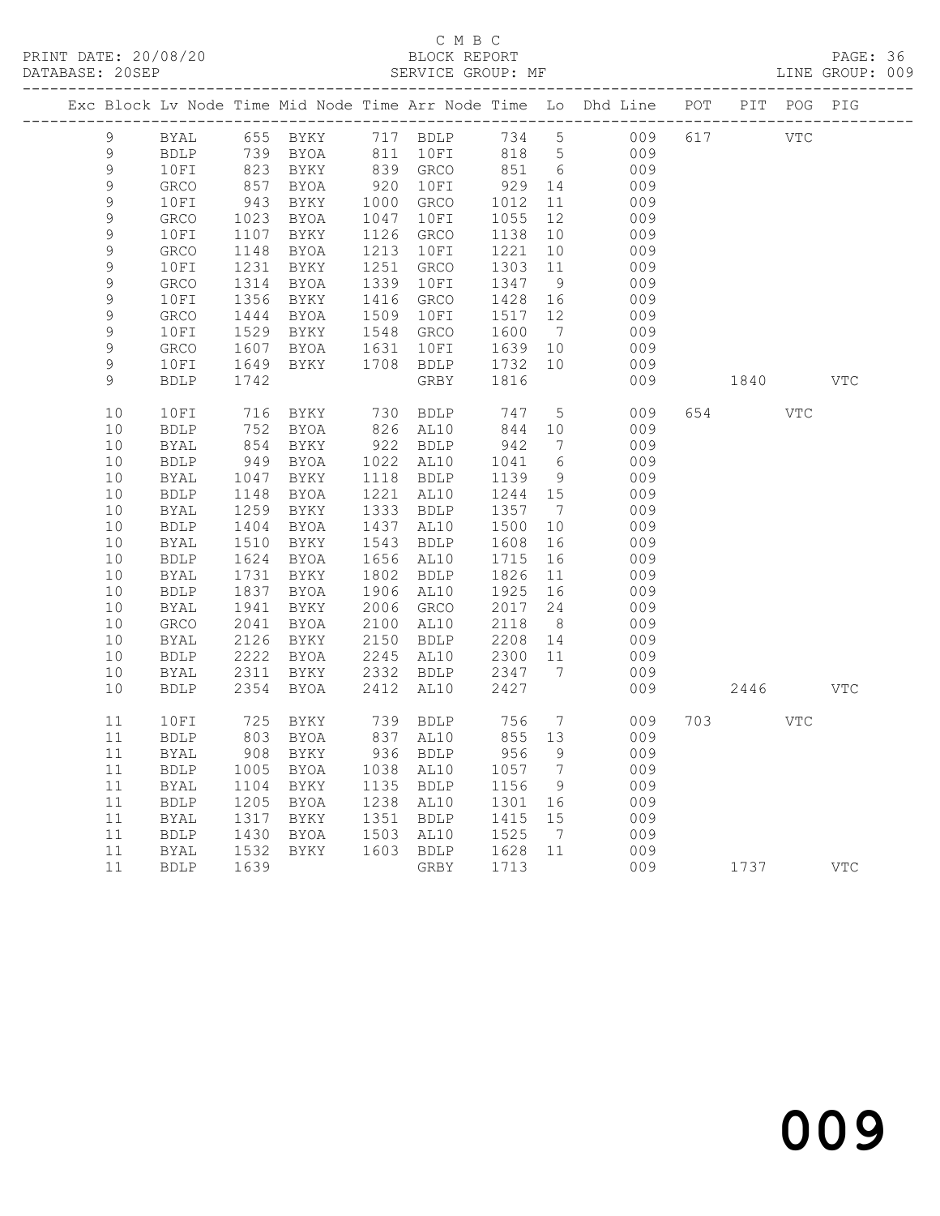C M B C

PRINT DATE: 20/08/20 BLOCK REPORT

DATABASE: 20SEP SERVICE GROUP: MF LINE GROUP: 009

| Exc | Block | Lv | Node | Time | Mid Node | Time | Arr Node | Time | Lo | Dhd Line | POT | PIT | POG | PIG |
|---|---|---|---|---|---|---|---|---|---|---|---|---|---|---|
| | 9 | | BYAL | 655 | BYKY | 717 | BDLP | 734 | 5 | 009 | 617 | | VTC | |
| | 9 | | BDLP | 739 | BYOA | 811 | 10FI | 818 | 5 | 009 | | | | |
| | 9 | | 10FI | 823 | BYKY | 839 | GRCO | 851 | 6 | 009 | | | | |
| | 9 | | GRCO | 857 | BYOA | 920 | 10FI | 929 | 14 | 009 | | | | |
| | 9 | | 10FI | 943 | BYKY | 1000 | GRCO | 1012 | 11 | 009 | | | | |
| | 9 | | GRCO | 1023 | BYOA | 1047 | 10FI | 1055 | 12 | 009 | | | | |
| | 9 | | 10FI | 1107 | BYKY | 1126 | GRCO | 1138 | 10 | 009 | | | | |
| | 9 | | GRCO | 1148 | BYOA | 1213 | 10FI | 1221 | 10 | 009 | | | | |
| | 9 | | 10FI | 1231 | BYKY | 1251 | GRCO | 1303 | 11 | 009 | | | | |
| | 9 | | GRCO | 1314 | BYOA | 1339 | 10FI | 1347 | 9 | 009 | | | | |
| | 9 | | 10FI | 1356 | BYKY | 1416 | GRCO | 1428 | 16 | 009 | | | | |
| | 9 | | GRCO | 1444 | BYOA | 1509 | 10FI | 1517 | 12 | 009 | | | | |
| | 9 | | 10FI | 1529 | BYKY | 1548 | GRCO | 1600 | 7 | 009 | | | | |
| | 9 | | GRCO | 1607 | BYOA | 1631 | 10FI | 1639 | 10 | 009 | | | | |
| | 9 | | 10FI | 1649 | BYKY | 1708 | BDLP | 1732 | 10 | 009 | | | | |
| | 9 | | BDLP | 1742 | | | GRBY | 1816 | | 009 | | 1840 | | VTC |
| | 10 | | 10FI | 716 | BYKY | 730 | BDLP | 747 | 5 | 009 | 654 | | VTC | |
| | 10 | | BDLP | 752 | BYOA | 826 | AL10 | 844 | 10 | 009 | | | | |
| | 10 | | BYAL | 854 | BYKY | 922 | BDLP | 942 | 7 | 009 | | | | |
| | 10 | | BDLP | 949 | BYOA | 1022 | AL10 | 1041 | 6 | 009 | | | | |
| | 10 | | BYAL | 1047 | BYKY | 1118 | BDLP | 1139 | 9 | 009 | | | | |
| | 10 | | BDLP | 1148 | BYOA | 1221 | AL10 | 1244 | 15 | 009 | | | | |
| | 10 | | BYAL | 1259 | BYKY | 1333 | BDLP | 1357 | 7 | 009 | | | | |
| | 10 | | BDLP | 1404 | BYOA | 1437 | AL10 | 1500 | 10 | 009 | | | | |
| | 10 | | BYAL | 1510 | BYKY | 1543 | BDLP | 1608 | 16 | 009 | | | | |
| | 10 | | BDLP | 1624 | BYOA | 1656 | AL10 | 1715 | 16 | 009 | | | | |
| | 10 | | BYAL | 1731 | BYKY | 1802 | BDLP | 1826 | 11 | 009 | | | | |
| | 10 | | BDLP | 1837 | BYOA | 1906 | AL10 | 1925 | 16 | 009 | | | | |
| | 10 | | BYAL | 1941 | BYKY | 2006 | GRCO | 2017 | 24 | 009 | | | | |
| | 10 | | GRCO | 2041 | BYOA | 2100 | AL10 | 2118 | 8 | 009 | | | | |
| | 10 | | BYAL | 2126 | BYKY | 2150 | BDLP | 2208 | 14 | 009 | | | | |
| | 10 | | BDLP | 2222 | BYOA | 2245 | AL10 | 2300 | 11 | 009 | | | | |
| | 10 | | BYAL | 2311 | BYKY | 2332 | BDLP | 2347 | 7 | 009 | | | | |
| | 10 | | BDLP | 2354 | BYOA | 2412 | AL10 | 2427 | | 009 | | 2446 | | VTC |
| | 11 | | 10FI | 725 | BYKY | 739 | BDLP | 756 | 7 | 009 | 703 | | VTC | |
| | 11 | | BDLP | 803 | BYOA | 837 | AL10 | 855 | 13 | 009 | | | | |
| | 11 | | BYAL | 908 | BYKY | 936 | BDLP | 956 | 9 | 009 | | | | |
| | 11 | | BDLP | 1005 | BYOA | 1038 | AL10 | 1057 | 7 | 009 | | | | |
| | 11 | | BYAL | 1104 | BYKY | 1135 | BDLP | 1156 | 9 | 009 | | | | |
| | 11 | | BDLP | 1205 | BYOA | 1238 | AL10 | 1301 | 16 | 009 | | | | |
| | 11 | | BYAL | 1317 | BYKY | 1351 | BDLP | 1415 | 15 | 009 | | | | |
| | 11 | | BDLP | 1430 | BYOA | 1503 | AL10 | 1525 | 7 | 009 | | | | |
| | 11 | | BYAL | 1532 | BYKY | 1603 | BDLP | 1628 | 11 | 009 | | | | |
| | 11 | | BDLP | 1639 | | | GRBY | 1713 | | 009 | | 1737 | | VTC |

009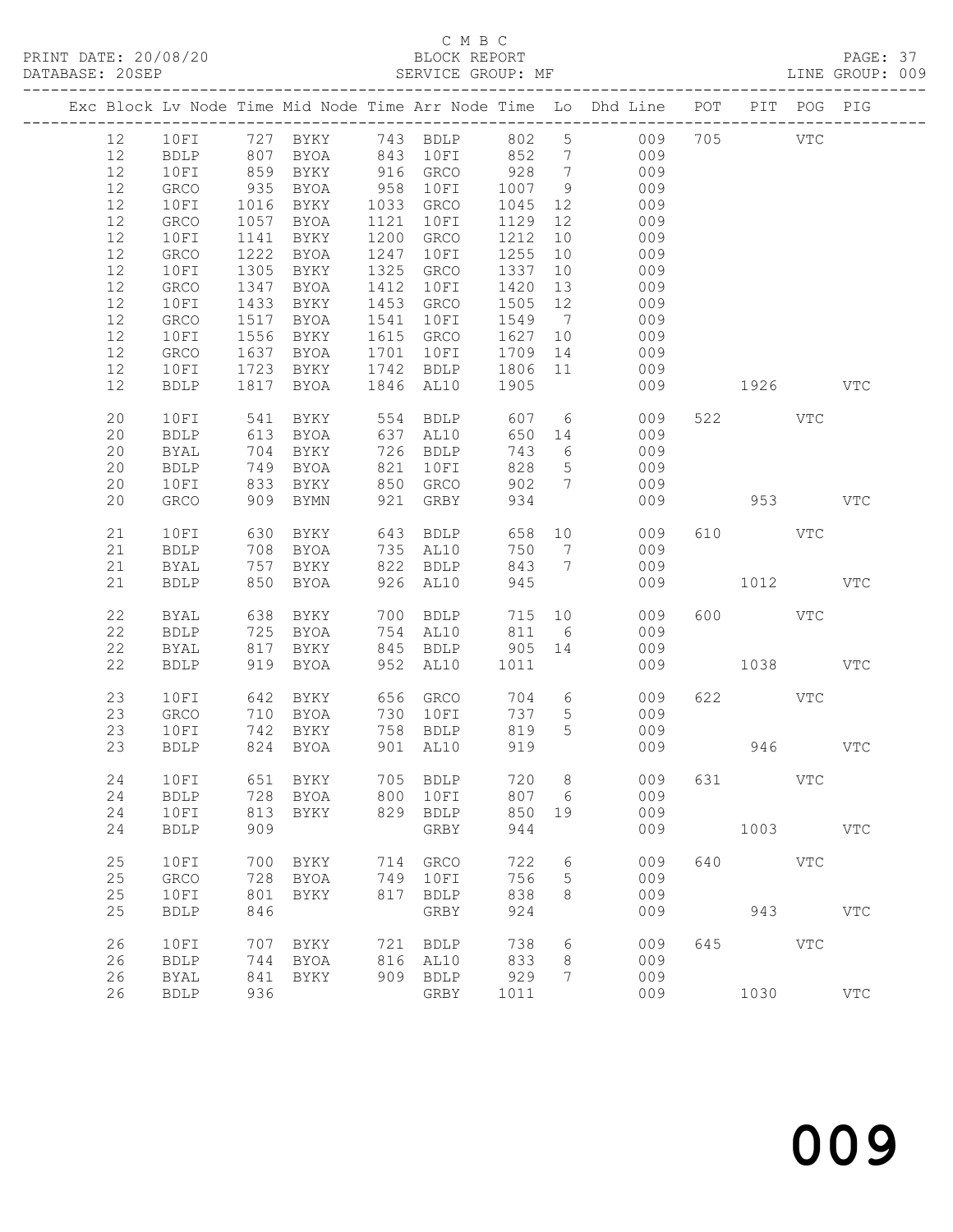C M B C

BLOCK REPORT

SERVICE GROUP: MF

PRINT DATE: 20/08/20
DATABASE: 20SEP

PAGE: 37
LINE GROUP: 009

| Exc | Block | Lv | Node | Time | Mid Node | Time | Arr Node | Time | Lo | Dhd Line | POT | PIT | POG | PIG |
|---|---|---|---|---|---|---|---|---|---|---|---|---|---|---|
| | 12 | | 10FI | 727 | BYKY | 743 | BDLP | 802 | 5 | 009 | 705 | | VTC | |
| | 12 | | BDLP | 807 | BYOA | 843 | 10FI | 852 | 7 | 009 | | | | |
| | 12 | | 10FI | 859 | BYKY | 916 | GRCO | 928 | 7 | 009 | | | | |
| | 12 | | GRCO | 935 | BYOA | 958 | 10FI | 1007 | 9 | 009 | | | | |
| | 12 | | 10FI | 1016 | BYKY | 1033 | GRCO | 1045 | 12 | 009 | | | | |
| | 12 | | GRCO | 1057 | BYOA | 1121 | 10FI | 1129 | 12 | 009 | | | | |
| | 12 | | 10FI | 1141 | BYKY | 1200 | GRCO | 1212 | 10 | 009 | | | | |
| | 12 | | GRCO | 1222 | BYOA | 1247 | 10FI | 1255 | 10 | 009 | | | | |
| | 12 | | 10FI | 1305 | BYKY | 1325 | GRCO | 1337 | 10 | 009 | | | | |
| | 12 | | GRCO | 1347 | BYOA | 1412 | 10FI | 1420 | 13 | 009 | | | | |
| | 12 | | 10FI | 1433 | BYKY | 1453 | GRCO | 1505 | 12 | 009 | | | | |
| | 12 | | GRCO | 1517 | BYOA | 1541 | 10FI | 1549 | 7 | 009 | | | | |
| | 12 | | 10FI | 1556 | BYKY | 1615 | GRCO | 1627 | 10 | 009 | | | | |
| | 12 | | GRCO | 1637 | BYOA | 1701 | 10FI | 1709 | 14 | 009 | | | | |
| | 12 | | 10FI | 1723 | BYKY | 1742 | BDLP | 1806 | 11 | 009 | | | | |
| | 12 | | BDLP | 1817 | BYOA | 1846 | AL10 | 1905 | | 009 | | 1926 | | VTC |
| | 20 | | 10FI | 541 | BYKY | 554 | BDLP | 607 | 6 | 009 | 522 | | VTC | |
| | 20 | | BDLP | 613 | BYOA | 637 | AL10 | 650 | 14 | 009 | | | | |
| | 20 | | BYAL | 704 | BYKY | 726 | BDLP | 743 | 6 | 009 | | | | |
| | 20 | | BDLP | 749 | BYOA | 821 | 10FI | 828 | 5 | 009 | | | | |
| | 20 | | 10FI | 833 | BYKY | 850 | GRCO | 902 | 7 | 009 | | | | |
| | 20 | | GRCO | 909 | BYMN | 921 | GRBY | 934 | | 009 | | 953 | | VTC |
| | 21 | | 10FI | 630 | BYKY | 643 | BDLP | 658 | 10 | 009 | 610 | | VTC | |
| | 21 | | BDLP | 708 | BYOA | 735 | AL10 | 750 | 7 | 009 | | | | |
| | 21 | | BYAL | 757 | BYKY | 822 | BDLP | 843 | 7 | 009 | | | | |
| | 21 | | BDLP | 850 | BYOA | 926 | AL10 | 945 | | 009 | | 1012 | | VTC |
| | 22 | | BYAL | 638 | BYKY | 700 | BDLP | 715 | 10 | 009 | 600 | | VTC | |
| | 22 | | BDLP | 725 | BYOA | 754 | AL10 | 811 | 6 | 009 | | | | |
| | 22 | | BYAL | 817 | BYKY | 845 | BDLP | 905 | 14 | 009 | | | | |
| | 22 | | BDLP | 919 | BYOA | 952 | AL10 | 1011 | | 009 | | 1038 | | VTC |
| | 23 | | 10FI | 642 | BYKY | 656 | GRCO | 704 | 6 | 009 | 622 | | VTC | |
| | 23 | | GRCO | 710 | BYOA | 730 | 10FI | 737 | 5 | 009 | | | | |
| | 23 | | 10FI | 742 | BYKY | 758 | BDLP | 819 | 5 | 009 | | | | |
| | 23 | | BDLP | 824 | BYOA | 901 | AL10 | 919 | | 009 | | 946 | | VTC |
| | 24 | | 10FI | 651 | BYKY | 705 | BDLP | 720 | 8 | 009 | 631 | | VTC | |
| | 24 | | BDLP | 728 | BYOA | 800 | 10FI | 807 | 6 | 009 | | | | |
| | 24 | | 10FI | 813 | BYKY | 829 | BDLP | 850 | 19 | 009 | | | | |
| | 24 | | BDLP | 909 | | | GRBY | 944 | | 009 | | 1003 | | VTC |
| | 25 | | 10FI | 700 | BYKY | 714 | GRCO | 722 | 6 | 009 | 640 | | VTC | |
| | 25 | | GRCO | 728 | BYOA | 749 | 10FI | 756 | 5 | 009 | | | | |
| | 25 | | 10FI | 801 | BYKY | 817 | BDLP | 838 | 8 | 009 | | | | |
| | 25 | | BDLP | 846 | | | GRBY | 924 | | 009 | | 943 | | VTC |
| | 26 | | 10FI | 707 | BYKY | 721 | BDLP | 738 | 6 | 009 | 645 | | VTC | |
| | 26 | | BDLP | 744 | BYOA | 816 | AL10 | 833 | 8 | 009 | | | | |
| | 26 | | BYAL | 841 | BYKY | 909 | BDLP | 929 | 7 | 009 | | | | |
| | 26 | | BDLP | 936 | | | GRBY | 1011 | | 009 | | 1030 | | VTC |

009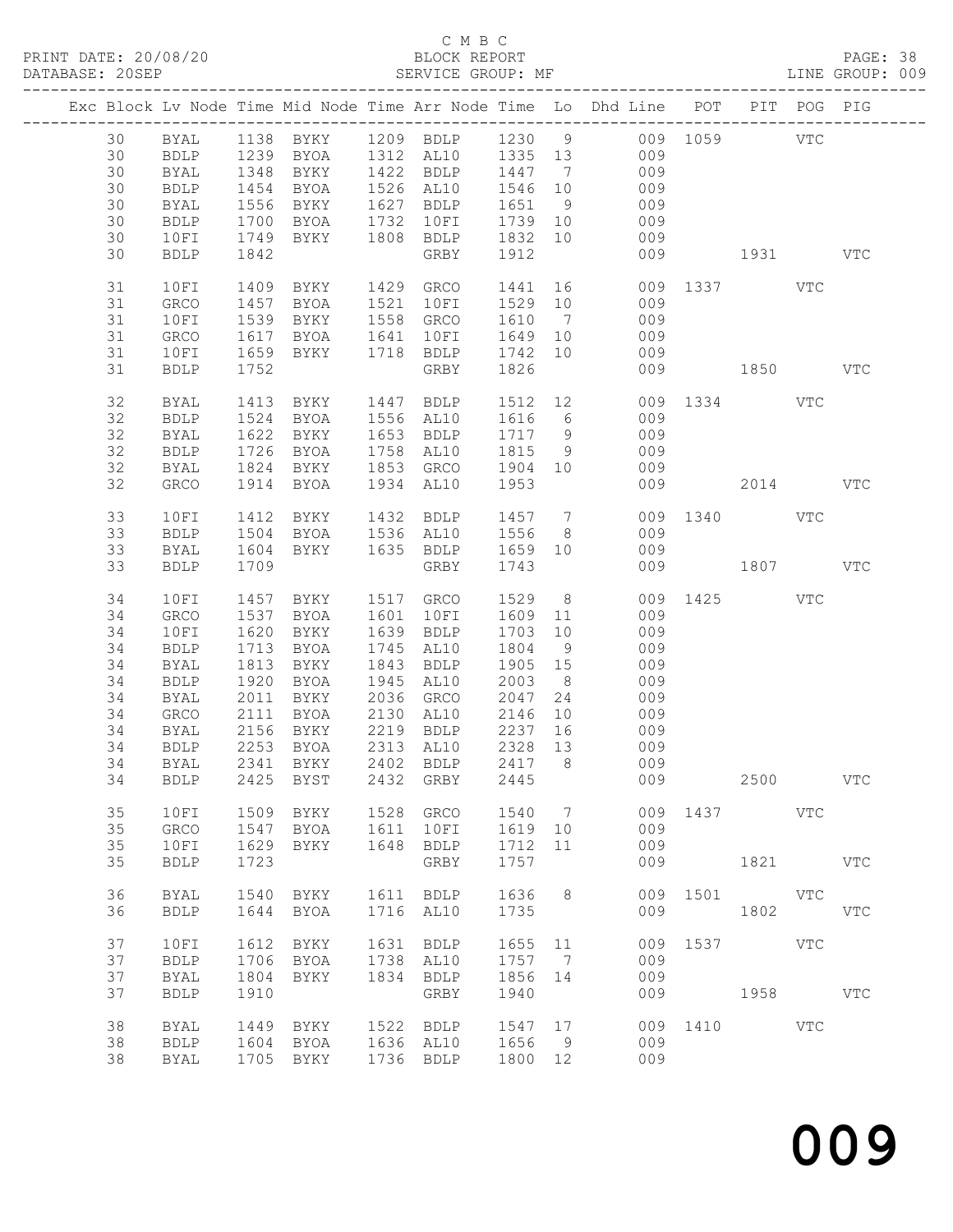C M B C
BLOCK REPORT
SERVICE GROUP: MF

PRINT DATE: 20/08/20
DATABASE: 20SEP
LINE GROUP: 009

| Exc | Block | Lv | Node | Time | Mid Node | Time | Arr Node | Time | Lo | Dhd Line | POT | PIT | POG | PIG |
|---|---|---|---|---|---|---|---|---|---|---|---|---|---|---|
| | 30 | | BYAL | 1138 | BYKY | 1209 | BDLP | 1230 | 9 | 009 | 1059 | | VTC | |
| | 30 | | BDLP | 1239 | BYOA | 1312 | AL10 | 1335 | 13 | 009 | | | | |
| | 30 | | BYAL | 1348 | BYKY | 1422 | BDLP | 1447 | 7 | 009 | | | | |
| | 30 | | BDLP | 1454 | BYOA | 1526 | AL10 | 1546 | 10 | 009 | | | | |
| | 30 | | BYAL | 1556 | BYKY | 1627 | BDLP | 1651 | 9 | 009 | | | | |
| | 30 | | BDLP | 1700 | BYOA | 1732 | 10FI | 1739 | 10 | 009 | | | | |
| | 30 | | 10FI | 1749 | BYKY | 1808 | BDLP | 1832 | 10 | 009 | | | | |
| | 30 | | BDLP | 1842 | | | GRBY | 1912 | | 009 | | 1931 | | VTC |
| | 31 | | 10FI | 1409 | BYKY | 1429 | GRCO | 1441 | 16 | 009 | 1337 | | VTC | |
| | 31 | | GRCO | 1457 | BYOA | 1521 | 10FI | 1529 | 10 | 009 | | | | |
| | 31 | | 10FI | 1539 | BYKY | 1558 | GRCO | 1610 | 7 | 009 | | | | |
| | 31 | | GRCO | 1617 | BYOA | 1641 | 10FI | 1649 | 10 | 009 | | | | |
| | 31 | | 10FI | 1659 | BYKY | 1718 | BDLP | 1742 | 10 | 009 | | | | |
| | 31 | | BDLP | 1752 | | | GRBY | 1826 | | 009 | | 1850 | | VTC |
| | 32 | | BYAL | 1413 | BYKY | 1447 | BDLP | 1512 | 12 | 009 | 1334 | | VTC | |
| | 32 | | BDLP | 1524 | BYOA | 1556 | AL10 | 1616 | 6 | 009 | | | | |
| | 32 | | BYAL | 1622 | BYKY | 1653 | BDLP | 1717 | 9 | 009 | | | | |
| | 32 | | BDLP | 1726 | BYOA | 1758 | AL10 | 1815 | 9 | 009 | | | | |
| | 32 | | BYAL | 1824 | BYKY | 1853 | GRCO | 1904 | 10 | 009 | | | | |
| | 32 | | GRCO | 1914 | BYOA | 1934 | AL10 | 1953 | | 009 | | 2014 | | VTC |
| | 33 | | 10FI | 1412 | BYKY | 1432 | BDLP | 1457 | 7 | 009 | 1340 | | VTC | |
| | 33 | | BDLP | 1504 | BYOA | 1536 | AL10 | 1556 | 8 | 009 | | | | |
| | 33 | | BYAL | 1604 | BYKY | 1635 | BDLP | 1659 | 10 | 009 | | | | |
| | 33 | | BDLP | 1709 | | | GRBY | 1743 | | 009 | | 1807 | | VTC |
| | 34 | | 10FI | 1457 | BYKY | 1517 | GRCO | 1529 | 8 | 009 | 1425 | | VTC | |
| | 34 | | GRCO | 1537 | BYOA | 1601 | 10FI | 1609 | 11 | 009 | | | | |
| | 34 | | 10FI | 1620 | BYKY | 1639 | BDLP | 1703 | 10 | 009 | | | | |
| | 34 | | BDLP | 1713 | BYOA | 1745 | AL10 | 1804 | 9 | 009 | | | | |
| | 34 | | BYAL | 1813 | BYKY | 1843 | BDLP | 1905 | 15 | 009 | | | | |
| | 34 | | BDLP | 1920 | BYOA | 1945 | AL10 | 2003 | 8 | 009 | | | | |
| | 34 | | BYAL | 2011 | BYKY | 2036 | GRCO | 2047 | 24 | 009 | | | | |
| | 34 | | GRCO | 2111 | BYOA | 2130 | AL10 | 2146 | 10 | 009 | | | | |
| | 34 | | BYAL | 2156 | BYKY | 2219 | BDLP | 2237 | 16 | 009 | | | | |
| | 34 | | BDLP | 2253 | BYOA | 2313 | AL10 | 2328 | 13 | 009 | | | | |
| | 34 | | BYAL | 2341 | BYKY | 2402 | BDLP | 2417 | 8 | 009 | | | | |
| | 34 | | BDLP | 2425 | BYST | 2432 | GRBY | 2445 | | 009 | | 2500 | | VTC |
| | 35 | | 10FI | 1509 | BYKY | 1528 | GRCO | 1540 | 7 | 009 | 1437 | | VTC | |
| | 35 | | GRCO | 1547 | BYOA | 1611 | 10FI | 1619 | 10 | 009 | | | | |
| | 35 | | 10FI | 1629 | BYKY | 1648 | BDLP | 1712 | 11 | 009 | | | | |
| | 35 | | BDLP | 1723 | | | GRBY | 1757 | | 009 | | 1821 | | VTC |
| | 36 | | BYAL | 1540 | BYKY | 1611 | BDLP | 1636 | 8 | 009 | 1501 | | VTC | |
| | 36 | | BDLP | 1644 | BYOA | 1716 | AL10 | 1735 | | 009 | | 1802 | | VTC |
| | 37 | | 10FI | 1612 | BYKY | 1631 | BDLP | 1655 | 11 | 009 | 1537 | | VTC | |
| | 37 | | BDLP | 1706 | BYOA | 1738 | AL10 | 1757 | 7 | 009 | | | | |
| | 37 | | BYAL | 1804 | BYKY | 1834 | BDLP | 1856 | 14 | 009 | | | | |
| | 37 | | BDLP | 1910 | | | GRBY | 1940 | | 009 | | 1958 | | VTC |
| | 38 | | BYAL | 1449 | BYKY | 1522 | BDLP | 1547 | 17 | 009 | 1410 | | VTC | |
| | 38 | | BDLP | 1604 | BYOA | 1636 | AL10 | 1656 | 9 | 009 | | | | |
| | 38 | | BYAL | 1705 | BYKY | 1736 | BDLP | 1800 | 12 | 009 | | | | |

009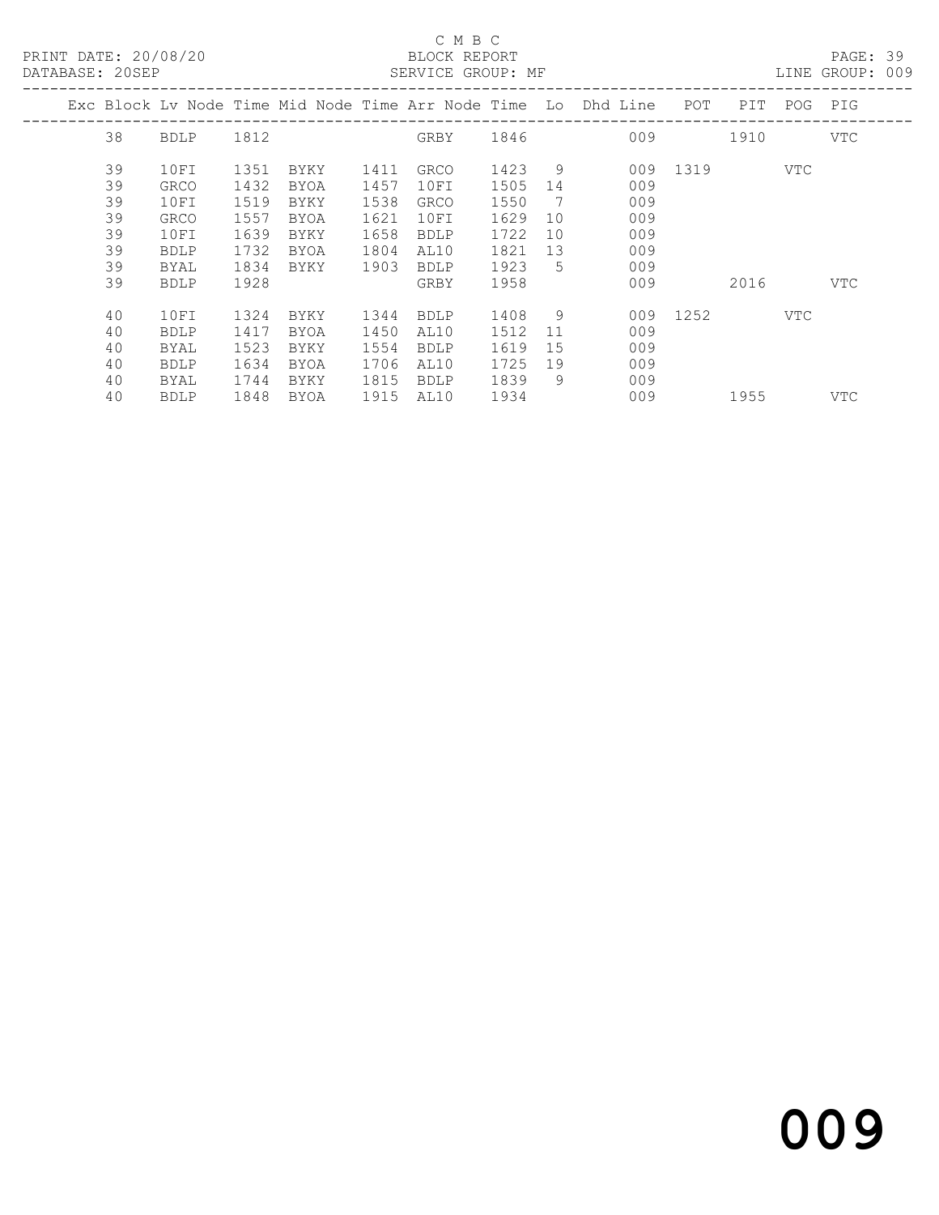C M B C

BLOCK REPORT

PRINT DATE: 20/08/20 DATABASE: 20SEP SERVICE GROUP: MF LINE GROUP: 009

| Exc | Block | Lv Node | Time | Mid Node | Time | Arr Node | Time | Lo | Dhd Line | POT | PIT | POG | PIG |
|---|---|---|---|---|---|---|---|---|---|---|---|---|---|
| | 38 | BDLP | 1812 | | | GRBY | 1846 | | 009 | | 1910 | | VTC |
| | 39 | 10FI | 1351 | BYKY | 1411 | GRCO | 1423 | 9 | 009 | 1319 | | VTC | |
| | 39 | GRCO | 1432 | BYOA | 1457 | 10FI | 1505 | 14 | 009 | | | | |
| | 39 | 10FI | 1519 | BYKY | 1538 | GRCO | 1550 | 7 | 009 | | | | |
| | 39 | GRCO | 1557 | BYOA | 1621 | 10FI | 1629 | 10 | 009 | | | | |
| | 39 | 10FI | 1639 | BYKY | 1658 | BDLP | 1722 | 10 | 009 | | | | |
| | 39 | BDLP | 1732 | BYOA | 1804 | AL10 | 1821 | 13 | 009 | | | | |
| | 39 | BYAL | 1834 | BYKY | 1903 | BDLP | 1923 | 5 | 009 | | | | |
| | 39 | BDLP | 1928 | | | GRBY | 1958 | | 009 | | 2016 | | VTC |
| | 40 | 10FI | 1324 | BYKY | 1344 | BDLP | 1408 | 9 | 009 | 1252 | | VTC | |
| | 40 | BDLP | 1417 | BYOA | 1450 | AL10 | 1512 | 11 | 009 | | | | |
| | 40 | BYAL | 1523 | BYKY | 1554 | BDLP | 1619 | 15 | 009 | | | | |
| | 40 | BDLP | 1634 | BYOA | 1706 | AL10 | 1725 | 19 | 009 | | | | |
| | 40 | BYAL | 1744 | BYKY | 1815 | BDLP | 1839 | 9 | 009 | | | | |
| | 40 | BDLP | 1848 | BYOA | 1915 | AL10 | 1934 | | 009 | | 1955 | | VTC |

009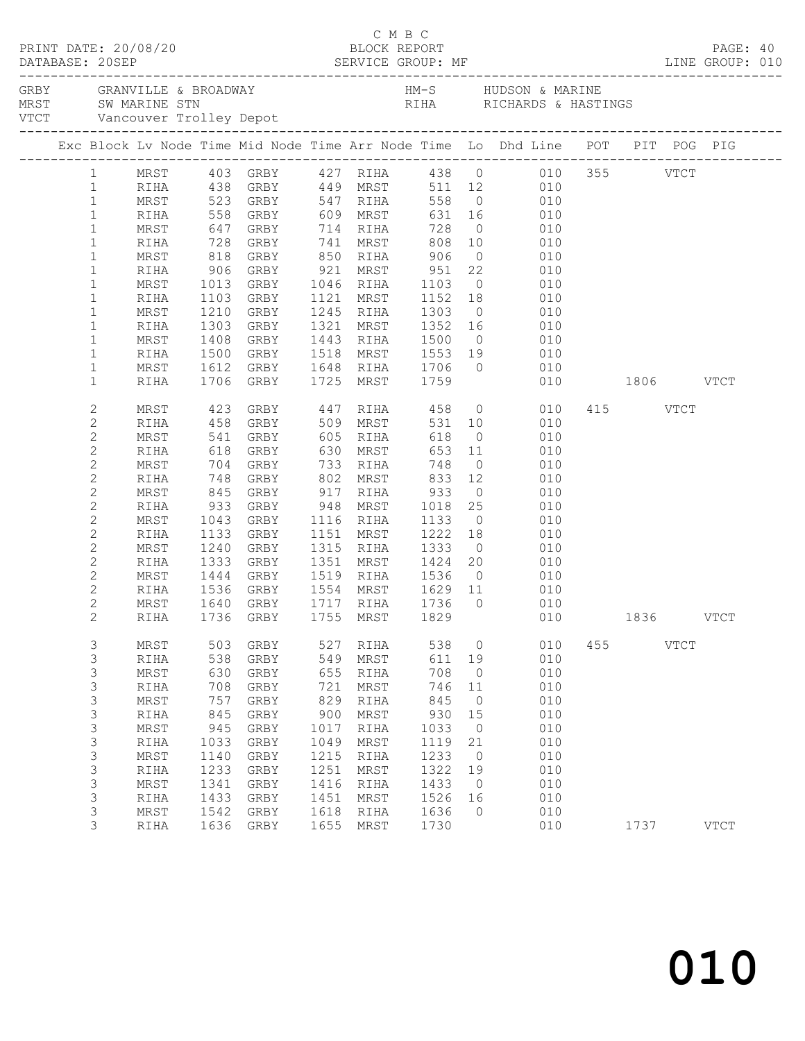C M B C
PRINT DATE: 20/08/20 BLOCK REPORT
DATABASE: 20SEP SERVICE GROUP: MF LINE GROUP: 010

| | | | |
|---|---|---|---|
| GRBY | GRANVILLE & BROADWAY | HM-S | HUDSON & MARINE |
| MRST | SW MARINE STN | RIHA | RICHARDS & HASTINGS |
| VCTT | Vancouver Trolley Depot | | |

| Exc | Block | Lv Node | Time | Mid Node | Time | Arr Node | Time | Lo | Dhd Line | POT | PIT | POG | PIG |
|---|---|---|---|---|---|---|---|---|---|---|---|---|---|
| | 1 | MRST | 403 | GRBY | 427 | RIHA | 438 | 0 | 010 | 355 | | VTCT | |
| | 1 | RIHA | 438 | GRBY | 449 | MRST | 511 | 12 | 010 | | | | |
| | 1 | MRST | 523 | GRBY | 547 | RIHA | 558 | 0 | 010 | | | | |
| | 1 | RIHA | 558 | GRBY | 609 | MRST | 631 | 16 | 010 | | | | |
| | 1 | MRST | 647 | GRBY | 714 | RIHA | 728 | 0 | 010 | | | | |
| | 1 | RIHA | 728 | GRBY | 741 | MRST | 808 | 10 | 010 | | | | |
| | 1 | MRST | 818 | GRBY | 850 | RIHA | 906 | 0 | 010 | | | | |
| | 1 | RIHA | 906 | GRBY | 921 | MRST | 951 | 22 | 010 | | | | |
| | 1 | MRST | 1013 | GRBY | 1046 | RIHA | 1103 | 0 | 010 | | | | |
| | 1 | RIHA | 1103 | GRBY | 1121 | MRST | 1152 | 18 | 010 | | | | |
| | 1 | MRST | 1210 | GRBY | 1245 | RIHA | 1303 | 0 | 010 | | | | |
| | 1 | RIHA | 1303 | GRBY | 1321 | MRST | 1352 | 16 | 010 | | | | |
| | 1 | MRST | 1408 | GRBY | 1443 | RIHA | 1500 | 0 | 010 | | | | |
| | 1 | RIHA | 1500 | GRBY | 1518 | MRST | 1553 | 19 | 010 | | | | |
| | 1 | MRST | 1612 | GRBY | 1648 | RIHA | 1706 | 0 | 010 | | | | |
| | 1 | RIHA | 1706 | GRBY | 1725 | MRST | 1759 | | 010 | | 1806 | | VTCT |
| | 2 | MRST | 423 | GRBY | 447 | RIHA | 458 | 0 | 010 | 415 | | VTCT | |
| | 2 | RIHA | 458 | GRBY | 509 | MRST | 531 | 10 | 010 | | | | |
| | 2 | MRST | 541 | GRBY | 605 | RIHA | 618 | 0 | 010 | | | | |
| | 2 | RIHA | 618 | GRBY | 630 | MRST | 653 | 11 | 010 | | | | |
| | 2 | MRST | 704 | GRBY | 733 | RIHA | 748 | 0 | 010 | | | | |
| | 2 | RIHA | 748 | GRBY | 802 | MRST | 833 | 12 | 010 | | | | |
| | 2 | MRST | 845 | GRBY | 917 | RIHA | 933 | 0 | 010 | | | | |
| | 2 | RIHA | 933 | GRBY | 948 | MRST | 1018 | 25 | 010 | | | | |
| | 2 | MRST | 1043 | GRBY | 1116 | RIHA | 1133 | 0 | 010 | | | | |
| | 2 | RIHA | 1133 | GRBY | 1151 | MRST | 1222 | 18 | 010 | | | | |
| | 2 | MRST | 1240 | GRBY | 1315 | RIHA | 1333 | 0 | 010 | | | | |
| | 2 | RIHA | 1333 | GRBY | 1351 | MRST | 1424 | 20 | 010 | | | | |
| | 2 | MRST | 1444 | GRBY | 1519 | RIHA | 1536 | 0 | 010 | | | | |
| | 2 | RIHA | 1536 | GRBY | 1554 | MRST | 1629 | 11 | 010 | | | | |
| | 2 | MRST | 1640 | GRBY | 1717 | RIHA | 1736 | 0 | 010 | | | | |
| | 2 | RIHA | 1736 | GRBY | 1755 | MRST | 1829 | | 010 | | 1836 | | VTCT |
| | 3 | MRST | 503 | GRBY | 527 | RIHA | 538 | 0 | 010 | 455 | | VTCT | |
| | 3 | RIHA | 538 | GRBY | 549 | MRST | 611 | 19 | 010 | | | | |
| | 3 | MRST | 630 | GRBY | 655 | RIHA | 708 | 0 | 010 | | | | |
| | 3 | RIHA | 708 | GRBY | 721 | MRST | 746 | 11 | 010 | | | | |
| | 3 | MRST | 757 | GRBY | 829 | RIHA | 845 | 0 | 010 | | | | |
| | 3 | RIHA | 845 | GRBY | 900 | MRST | 930 | 15 | 010 | | | | |
| | 3 | MRST | 945 | GRBY | 1017 | RIHA | 1033 | 0 | 010 | | | | |
| | 3 | RIHA | 1033 | GRBY | 1049 | MRST | 1119 | 21 | 010 | | | | |
| | 3 | MRST | 1140 | GRBY | 1215 | RIHA | 1233 | 0 | 010 | | | | |
| | 3 | RIHA | 1233 | GRBY | 1251 | MRST | 1322 | 19 | 010 | | | | |
| | 3 | MRST | 1341 | GRBY | 1416 | RIHA | 1433 | 0 | 010 | | | | |
| | 3 | RIHA | 1433 | GRBY | 1451 | MRST | 1526 | 16 | 010 | | | | |
| | 3 | MRST | 1542 | GRBY | 1618 | RIHA | 1636 | 0 | 010 | | | | |
| | 3 | RIHA | 1636 | GRBY | 1655 | MRST | 1730 | | 010 | | 1737 | | VTCT |

010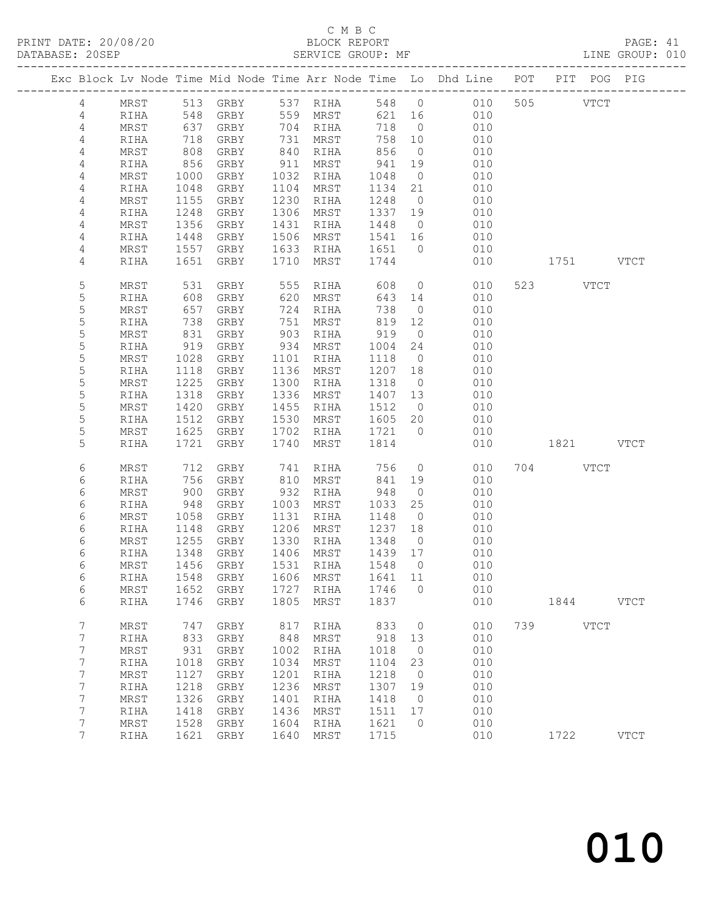C M B C
BLOCK REPORT
SERVICE GROUP: MF

PRINT DATE: 20/08/20
DATABASE: 20SEP
LINE GROUP: 010

| Exc | Block | Lv | Node | Time | Mid Node | Time | Arr Node | Time | Lo | Dhd Line | POT | PIT | POG | PIG |
|---|---|---|---|---|---|---|---|---|---|---|---|---|---|---|
| | 4 | | MRST | 513 | GRBY | 537 | RIHA | 548 | 0 | 010 | 505 | | VTCT | |
| | 4 | | RIHA | 548 | GRBY | 559 | MRST | 621 | 16 | 010 | | | | |
| | 4 | | MRST | 637 | GRBY | 704 | RIHA | 718 | 0 | 010 | | | | |
| | 4 | | RIHA | 718 | GRBY | 731 | MRST | 758 | 10 | 010 | | | | |
| | 4 | | MRST | 808 | GRBY | 840 | RIHA | 856 | 0 | 010 | | | | |
| | 4 | | RIHA | 856 | GRBY | 911 | MRST | 941 | 19 | 010 | | | | |
| | 4 | | MRST | 1000 | GRBY | 1032 | RIHA | 1048 | 0 | 010 | | | | |
| | 4 | | RIHA | 1048 | GRBY | 1104 | MRST | 1134 | 21 | 010 | | | | |
| | 4 | | MRST | 1155 | GRBY | 1230 | RIHA | 1248 | 0 | 010 | | | | |
| | 4 | | RIHA | 1248 | GRBY | 1306 | MRST | 1337 | 19 | 010 | | | | |
| | 4 | | MRST | 1356 | GRBY | 1431 | RIHA | 1448 | 0 | 010 | | | | |
| | 4 | | RIHA | 1448 | GRBY | 1506 | MRST | 1541 | 16 | 010 | | | | |
| | 4 | | MRST | 1557 | GRBY | 1633 | RIHA | 1651 | 0 | 010 | | | | |
| | 4 | | RIHA | 1651 | GRBY | 1710 | MRST | 1744 | | 010 | | 1751 | | VTCT |
| | 5 | | MRST | 531 | GRBY | 555 | RIHA | 608 | 0 | 010 | 523 | | VTCT | |
| | 5 | | RIHA | 608 | GRBY | 620 | MRST | 643 | 14 | 010 | | | | |
| | 5 | | MRST | 657 | GRBY | 724 | RIHA | 738 | 0 | 010 | | | | |
| | 5 | | RIHA | 738 | GRBY | 751 | MRST | 819 | 12 | 010 | | | | |
| | 5 | | MRST | 831 | GRBY | 903 | RIHA | 919 | 0 | 010 | | | | |
| | 5 | | RIHA | 919 | GRBY | 934 | MRST | 1004 | 24 | 010 | | | | |
| | 5 | | MRST | 1028 | GRBY | 1101 | RIHA | 1118 | 0 | 010 | | | | |
| | 5 | | RIHA | 1118 | GRBY | 1136 | MRST | 1207 | 18 | 010 | | | | |
| | 5 | | MRST | 1225 | GRBY | 1300 | RIHA | 1318 | 0 | 010 | | | | |
| | 5 | | RIHA | 1318 | GRBY | 1336 | MRST | 1407 | 13 | 010 | | | | |
| | 5 | | MRST | 1420 | GRBY | 1455 | RIHA | 1512 | 0 | 010 | | | | |
| | 5 | | RIHA | 1512 | GRBY | 1530 | MRST | 1605 | 20 | 010 | | | | |
| | 5 | | MRST | 1625 | GRBY | 1702 | RIHA | 1721 | 0 | 010 | | | | |
| | 5 | | RIHA | 1721 | GRBY | 1740 | MRST | 1814 | | 010 | | 1821 | | VTCT |
| | 6 | | MRST | 712 | GRBY | 741 | RIHA | 756 | 0 | 010 | 704 | | VTCT | |
| | 6 | | RIHA | 756 | GRBY | 810 | MRST | 841 | 19 | 010 | | | | |
| | 6 | | MRST | 900 | GRBY | 932 | RIHA | 948 | 0 | 010 | | | | |
| | 6 | | RIHA | 948 | GRBY | 1003 | MRST | 1033 | 25 | 010 | | | | |
| | 6 | | MRST | 1058 | GRBY | 1131 | RIHA | 1148 | 0 | 010 | | | | |
| | 6 | | RIHA | 1148 | GRBY | 1206 | MRST | 1237 | 18 | 010 | | | | |
| | 6 | | MRST | 1255 | GRBY | 1330 | RIHA | 1348 | 0 | 010 | | | | |
| | 6 | | RIHA | 1348 | GRBY | 1406 | MRST | 1439 | 17 | 010 | | | | |
| | 6 | | MRST | 1456 | GRBY | 1531 | RIHA | 1548 | 0 | 010 | | | | |
| | 6 | | RIHA | 1548 | GRBY | 1606 | MRST | 1641 | 11 | 010 | | | | |
| | 6 | | MRST | 1652 | GRBY | 1727 | RIHA | 1746 | 0 | 010 | | | | |
| | 6 | | RIHA | 1746 | GRBY | 1805 | MRST | 1837 | | 010 | | 1844 | | VTCT |
| | 7 | | MRST | 747 | GRBY | 817 | RIHA | 833 | 0 | 010 | 739 | | VTCT | |
| | 7 | | RIHA | 833 | GRBY | 848 | MRST | 918 | 13 | 010 | | | | |
| | 7 | | MRST | 931 | GRBY | 1002 | RIHA | 1018 | 0 | 010 | | | | |
| | 7 | | RIHA | 1018 | GRBY | 1034 | MRST | 1104 | 23 | 010 | | | | |
| | 7 | | MRST | 1127 | GRBY | 1201 | RIHA | 1218 | 0 | 010 | | | | |
| | 7 | | RIHA | 1218 | GRBY | 1236 | MRST | 1307 | 19 | 010 | | | | |
| | 7 | | MRST | 1326 | GRBY | 1401 | RIHA | 1418 | 0 | 010 | | | | |
| | 7 | | RIHA | 1418 | GRBY | 1436 | MRST | 1511 | 17 | 010 | | | | |
| | 7 | | MRST | 1528 | GRBY | 1604 | RIHA | 1621 | 0 | 010 | | | | |
| | 7 | | RIHA | 1621 | GRBY | 1640 | MRST | 1715 | | 010 | | 1722 | | VTCT |

010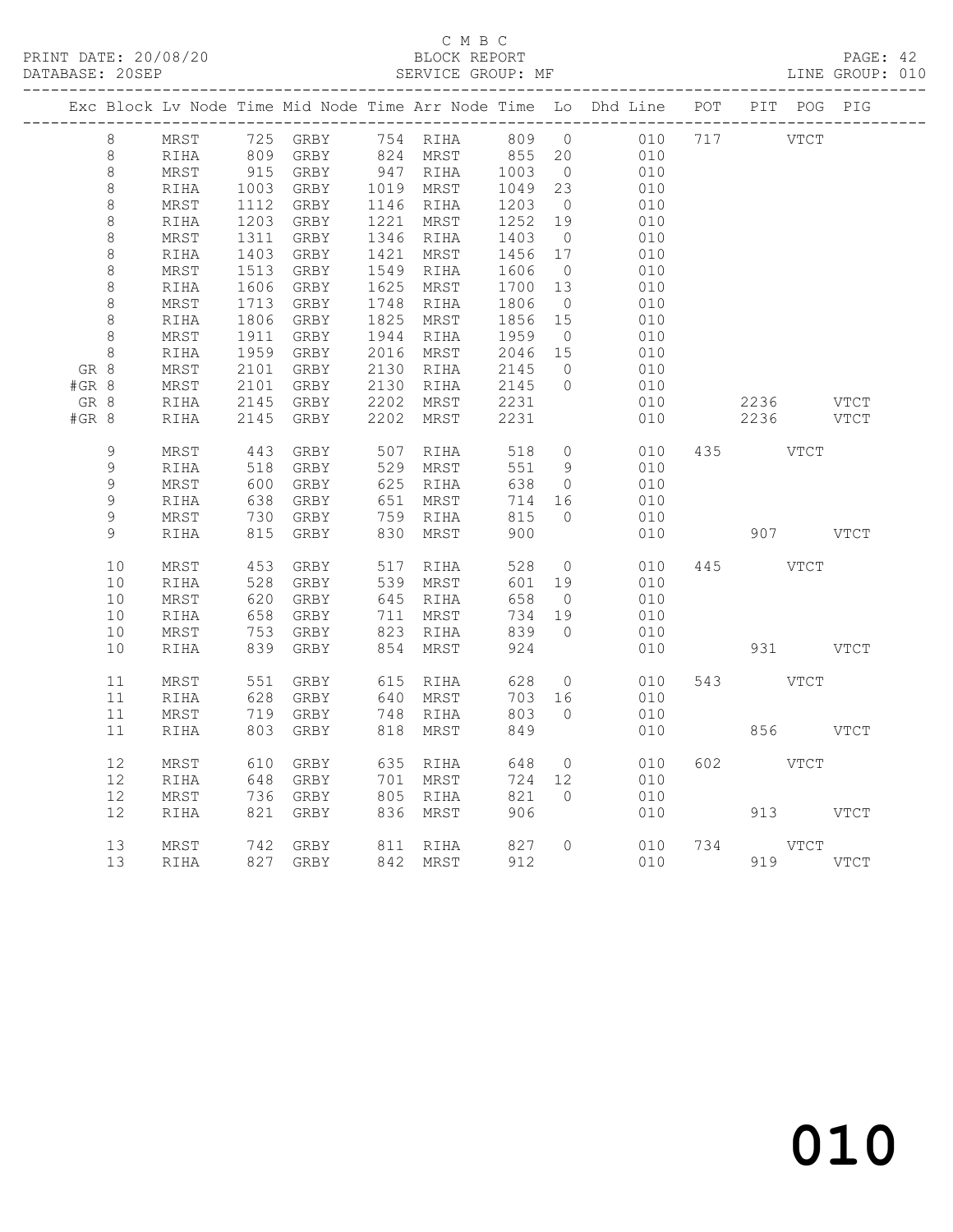C M B C

PRINT DATE: 20/08/20 BLOCK REPORT

DATABASE: 20SEP SERVICE GROUP: MF LINE GROUP: 010

| Exc | Block | Lv | Node | Time | Mid Node | Time | Arr Node | Time | Lo | Dhd Line | POT | PIT | POG | PIG |
|---|---|---|---|---|---|---|---|---|---|---|---|---|---|---|
| | 8 | | MRST | 725 | GRBY | 754 | RIHA | 809 | 0 | 010 | 717 | | VTCT | |
| | 8 | | RIHA | 809 | GRBY | 824 | MRST | 855 | 20 | 010 | | | | |
| | 8 | | MRST | 915 | GRBY | 947 | RIHA | 1003 | 0 | 010 | | | | |
| | 8 | | RIHA | 1003 | GRBY | 1019 | MRST | 1049 | 23 | 010 | | | | |
| | 8 | | MRST | 1112 | GRBY | 1146 | RIHA | 1203 | 0 | 010 | | | | |
| | 8 | | RIHA | 1203 | GRBY | 1221 | MRST | 1252 | 19 | 010 | | | | |
| | 8 | | MRST | 1311 | GRBY | 1346 | RIHA | 1403 | 0 | 010 | | | | |
| | 8 | | RIHA | 1403 | GRBY | 1421 | MRST | 1456 | 17 | 010 | | | | |
| | 8 | | MRST | 1513 | GRBY | 1549 | RIHA | 1606 | 0 | 010 | | | | |
| | 8 | | RIHA | 1606 | GRBY | 1625 | MRST | 1700 | 13 | 010 | | | | |
| | 8 | | MRST | 1713 | GRBY | 1748 | RIHA | 1806 | 0 | 010 | | | | |
| | 8 | | RIHA | 1806 | GRBY | 1825 | MRST | 1856 | 15 | 010 | | | | |
| | 8 | | MRST | 1911 | GRBY | 1944 | RIHA | 1959 | 0 | 010 | | | | |
| | 8 | | RIHA | 1959 | GRBY | 2016 | MRST | 2046 | 15 | 010 | | | | |
| GR | 8 | | MRST | 2101 | GRBY | 2130 | RIHA | 2145 | 0 | 010 | | | | |
| #GR | 8 | | MRST | 2101 | GRBY | 2130 | RIHA | 2145 | 0 | 010 | | | | |
| GR | 8 | | RIHA | 2145 | GRBY | 2202 | MRST | 2231 | | 010 | | 2236 | | VTCT |
| #GR | 8 | | RIHA | 2145 | GRBY | 2202 | MRST | 2231 | | 010 | | 2236 | | VTCT |
| | 9 | | MRST | 443 | GRBY | 507 | RIHA | 518 | 0 | 010 | 435 | | VTCT | |
| | 9 | | RIHA | 518 | GRBY | 529 | MRST | 551 | 9 | 010 | | | | |
| | 9 | | MRST | 600 | GRBY | 625 | RIHA | 638 | 0 | 010 | | | | |
| | 9 | | RIHA | 638 | GRBY | 651 | MRST | 714 | 16 | 010 | | | | |
| | 9 | | MRST | 730 | GRBY | 759 | RIHA | 815 | 0 | 010 | | | | |
| | 9 | | RIHA | 815 | GRBY | 830 | MRST | 900 | | 010 | | 907 | | VTCT |
| | 10 | | MRST | 453 | GRBY | 517 | RIHA | 528 | 0 | 010 | 445 | | VTCT | |
| | 10 | | RIHA | 528 | GRBY | 539 | MRST | 601 | 19 | 010 | | | | |
| | 10 | | MRST | 620 | GRBY | 645 | RIHA | 658 | 0 | 010 | | | | |
| | 10 | | RIHA | 658 | GRBY | 711 | MRST | 734 | 19 | 010 | | | | |
| | 10 | | MRST | 753 | GRBY | 823 | RIHA | 839 | 0 | 010 | | | | |
| | 10 | | RIHA | 839 | GRBY | 854 | MRST | 924 | | 010 | | 931 | | VTCT |
| | 11 | | MRST | 551 | GRBY | 615 | RIHA | 628 | 0 | 010 | 543 | | VTCT | |
| | 11 | | RIHA | 628 | GRBY | 640 | MRST | 703 | 16 | 010 | | | | |
| | 11 | | MRST | 719 | GRBY | 748 | RIHA | 803 | 0 | 010 | | | | |
| | 11 | | RIHA | 803 | GRBY | 818 | MRST | 849 | | 010 | | 856 | | VTCT |
| | 12 | | MRST | 610 | GRBY | 635 | RIHA | 648 | 0 | 010 | 602 | | VTCT | |
| | 12 | | RIHA | 648 | GRBY | 701 | MRST | 724 | 12 | 010 | | | | |
| | 12 | | MRST | 736 | GRBY | 805 | RIHA | 821 | 0 | 010 | | | | |
| | 12 | | RIHA | 821 | GRBY | 836 | MRST | 906 | | 010 | | 913 | | VTCT |
| | 13 | | MRST | 742 | GRBY | 811 | RIHA | 827 | 0 | 010 | 734 | | VTCT | |
| | 13 | | RIHA | 827 | GRBY | 842 | MRST | 912 | | 010 | | 919 | | VTCT |

010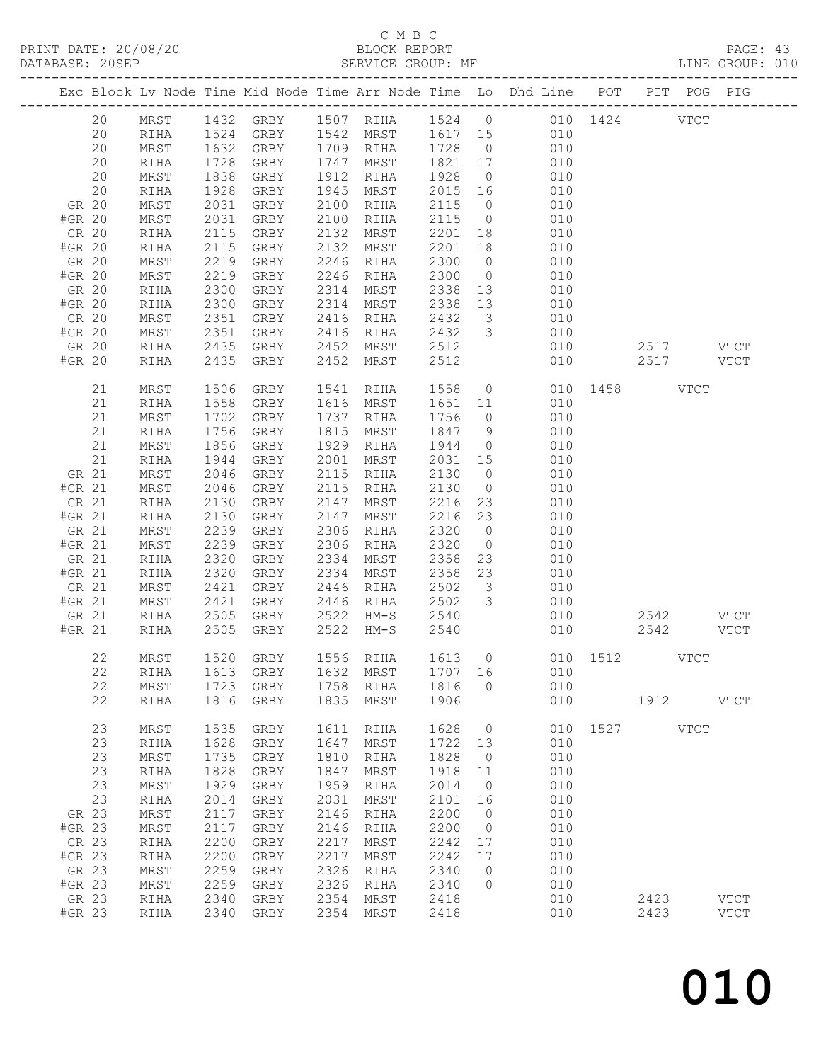C M B C
PRINT DATE: 20/08/20 BLOCK REPORT
DATABASE: 20SEP SERVICE GROUP: MF LINE GROUP: 010

| Exc | Block | Lv | Node | Time | Mid | Node | Time | Arr | Node | Time | Lo | Dhd | Line | POT | PIT | POG | PIG |
|---|---|---|---|---|---|---|---|---|---|---|---|---|---|---|---|---|---|
| | 20 | | MRST | 1432 | GRBY | | 1507 | RIHA | | 1524 | 0 | | 010 | 1424 | | VTCT | |
| | 20 | | RIHA | 1524 | GRBY | | 1542 | MRST | | 1617 | 15 | | 010 | | | | |
| | 20 | | MRST | 1632 | GRBY | | 1709 | RIHA | | 1728 | 0 | | 010 | | | | |
| | 20 | | RIHA | 1728 | GRBY | | 1747 | MRST | | 1821 | 17 | | 010 | | | | |
| | 20 | | MRST | 1838 | GRBY | | 1912 | RIHA | | 1928 | 0 | | 010 | | | | |
| | 20 | | RIHA | 1928 | GRBY | | 1945 | MRST | | 2015 | 16 | | 010 | | | | |
| GR | 20 | | MRST | 2031 | GRBY | | 2100 | RIHA | | 2115 | 0 | | 010 | | | | |
| #GR | 20 | | MRST | 2031 | GRBY | | 2100 | RIHA | | 2115 | 0 | | 010 | | | | |
| GR | 20 | | RIHA | 2115 | GRBY | | 2132 | MRST | | 2201 | 18 | | 010 | | | | |
| #GR | 20 | | RIHA | 2115 | GRBY | | 2132 | MRST | | 2201 | 18 | | 010 | | | | |
| GR | 20 | | MRST | 2219 | GRBY | | 2246 | RIHA | | 2300 | 0 | | 010 | | | | |
| #GR | 20 | | MRST | 2219 | GRBY | | 2246 | RIHA | | 2300 | 0 | | 010 | | | | |
| GR | 20 | | RIHA | 2300 | GRBY | | 2314 | MRST | | 2338 | 13 | | 010 | | | | |
| #GR | 20 | | RIHA | 2300 | GRBY | | 2314 | MRST | | 2338 | 13 | | 010 | | | | |
| GR | 20 | | MRST | 2351 | GRBY | | 2416 | RIHA | | 2432 | 3 | | 010 | | | | |
| #GR | 20 | | MRST | 2351 | GRBY | | 2416 | RIHA | | 2432 | 3 | | 010 | | | | |
| GR | 20 | | RIHA | 2435 | GRBY | | 2452 | MRST | | 2512 | | | 010 | | 2517 | | VTCT |
| #GR | 20 | | RIHA | 2435 | GRBY | | 2452 | MRST | | 2512 | | | 010 | | 2517 | | VTCT |
| | 21 | | MRST | 1506 | GRBY | | 1541 | RIHA | | 1558 | 0 | | 010 | 1458 | | VTCT | |
| | 21 | | RIHA | 1558 | GRBY | | 1616 | MRST | | 1651 | 11 | | 010 | | | | |
| | 21 | | MRST | 1702 | GRBY | | 1737 | RIHA | | 1756 | 0 | | 010 | | | | |
| | 21 | | RIHA | 1756 | GRBY | | 1815 | MRST | | 1847 | 9 | | 010 | | | | |
| | 21 | | MRST | 1856 | GRBY | | 1929 | RIHA | | 1944 | 0 | | 010 | | | | |
| | 21 | | RIHA | 1944 | GRBY | | 2001 | MRST | | 2031 | 15 | | 010 | | | | |
| GR | 21 | | MRST | 2046 | GRBY | | 2115 | RIHA | | 2130 | 0 | | 010 | | | | |
| #GR | 21 | | MRST | 2046 | GRBY | | 2115 | RIHA | | 2130 | 0 | | 010 | | | | |
| GR | 21 | | RIHA | 2130 | GRBY | | 2147 | MRST | | 2216 | 23 | | 010 | | | | |
| #GR | 21 | | RIHA | 2130 | GRBY | | 2147 | MRST | | 2216 | 23 | | 010 | | | | |
| GR | 21 | | MRST | 2239 | GRBY | | 2306 | RIHA | | 2320 | 0 | | 010 | | | | |
| #GR | 21 | | MRST | 2239 | GRBY | | 2306 | RIHA | | 2320 | 0 | | 010 | | | | |
| GR | 21 | | RIHA | 2320 | GRBY | | 2334 | MRST | | 2358 | 23 | | 010 | | | | |
| #GR | 21 | | RIHA | 2320 | GRBY | | 2334 | MRST | | 2358 | 23 | | 010 | | | | |
| GR | 21 | | MRST | 2421 | GRBY | | 2446 | RIHA | | 2502 | 3 | | 010 | | | | |
| #GR | 21 | | MRST | 2421 | GRBY | | 2446 | RIHA | | 2502 | 3 | | 010 | | | | |
| GR | 21 | | RIHA | 2505 | GRBY | | 2522 | HM-S | | 2540 | | | 010 | | 2542 | | VTCT |
| #GR | 21 | | RIHA | 2505 | GRBY | | 2522 | HM-S | | 2540 | | | 010 | | 2542 | | VTCT |
| | 22 | | MRST | 1520 | GRBY | | 1556 | RIHA | | 1613 | 0 | | 010 | 1512 | | VTCT | |
| | 22 | | RIHA | 1613 | GRBY | | 1632 | MRST | | 1707 | 16 | | 010 | | | | |
| | 22 | | MRST | 1723 | GRBY | | 1758 | RIHA | | 1816 | 0 | | 010 | | | | |
| | 22 | | RIHA | 1816 | GRBY | | 1835 | MRST | | 1906 | | | 010 | | 1912 | | VTCT |
| | 23 | | MRST | 1535 | GRBY | | 1611 | RIHA | | 1628 | 0 | | 010 | 1527 | | VTCT | |
| | 23 | | RIHA | 1628 | GRBY | | 1647 | MRST | | 1722 | 13 | | 010 | | | | |
| | 23 | | MRST | 1735 | GRBY | | 1810 | RIHA | | 1828 | 0 | | 010 | | | | |
| | 23 | | RIHA | 1828 | GRBY | | 1847 | MRST | | 1918 | 11 | | 010 | | | | |
| | 23 | | MRST | 1929 | GRBY | | 1959 | RIHA | | 2014 | 0 | | 010 | | | | |
| | 23 | | RIHA | 2014 | GRBY | | 2031 | MRST | | 2101 | 16 | | 010 | | | | |
| GR | 23 | | MRST | 2117 | GRBY | | 2146 | RIHA | | 2200 | 0 | | 010 | | | | |
| #GR | 23 | | MRST | 2117 | GRBY | | 2146 | RIHA | | 2200 | 0 | | 010 | | | | |
| GR | 23 | | RIHA | 2200 | GRBY | | 2217 | MRST | | 2242 | 17 | | 010 | | | | |
| #GR | 23 | | RIHA | 2200 | GRBY | | 2217 | MRST | | 2242 | 17 | | 010 | | | | |
| GR | 23 | | MRST | 2259 | GRBY | | 2326 | RIHA | | 2340 | 0 | | 010 | | | | |
| #GR | 23 | | MRST | 2259 | GRBY | | 2326 | RIHA | | 2340 | 0 | | 010 | | | | |
| GR | 23 | | RIHA | 2340 | GRBY | | 2354 | MRST | | 2418 | | | 010 | | 2423 | | VTCT |
| #GR | 23 | | RIHA | 2340 | GRBY | | 2354 | MRST | | 2418 | | | 010 | | 2423 | | VTCT |

010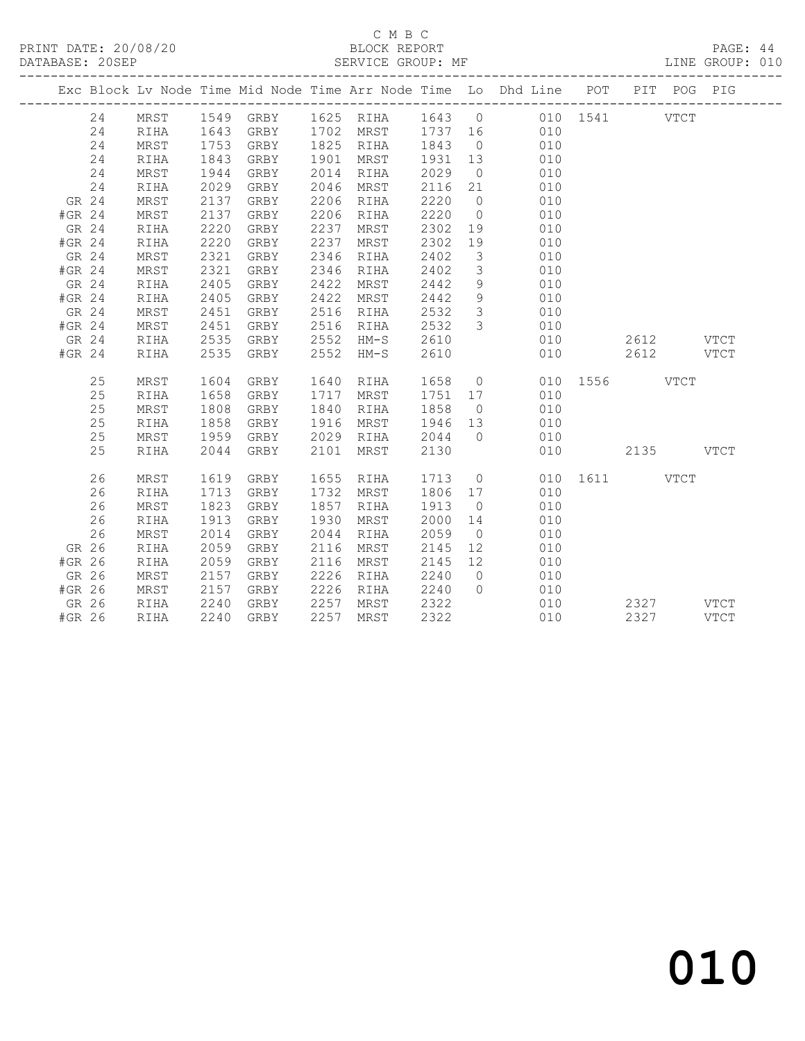C M B C

PRINT DATE: 20/08/20 BLOCK REPORT

DATABASE: 20SEP SERVICE GROUP: MF LINE GROUP: 010

| Exc | Block | Lv | Node | Time | Mid Node | Time | Arr Node | Time | Lo | Dhd Line | POT | PIT | POG | PIG |
|---|---|---|---|---|---|---|---|---|---|---|---|---|---|---|
| | 24 | | MRST | 1549 | GRBY | 1625 | RIHA | 1643 | 0 | 010 | 1541 | | VTCT | |
| | 24 | | RIHA | 1643 | GRBY | 1702 | MRST | 1737 | 16 | 010 | | | | |
| | 24 | | MRST | 1753 | GRBY | 1825 | RIHA | 1843 | 0 | 010 | | | | |
| | 24 | | RIHA | 1843 | GRBY | 1901 | MRST | 1931 | 13 | 010 | | | | |
| | 24 | | MRST | 1944 | GRBY | 2014 | RIHA | 2029 | 0 | 010 | | | | |
| | 24 | | RIHA | 2029 | GRBY | 2046 | MRST | 2116 | 21 | 010 | | | | |
| GR | 24 | | MRST | 2137 | GRBY | 2206 | RIHA | 2220 | 0 | 010 | | | | |
| #GR | 24 | | MRST | 2137 | GRBY | 2206 | RIHA | 2220 | 0 | 010 | | | | |
| GR | 24 | | RIHA | 2220 | GRBY | 2237 | MRST | 2302 | 19 | 010 | | | | |
| #GR | 24 | | RIHA | 2220 | GRBY | 2237 | MRST | 2302 | 19 | 010 | | | | |
| GR | 24 | | MRST | 2321 | GRBY | 2346 | RIHA | 2402 | 3 | 010 | | | | |
| #GR | 24 | | MRST | 2321 | GRBY | 2346 | RIHA | 2402 | 3 | 010 | | | | |
| GR | 24 | | RIHA | 2405 | GRBY | 2422 | MRST | 2442 | 9 | 010 | | | | |
| #GR | 24 | | RIHA | 2405 | GRBY | 2422 | MRST | 2442 | 9 | 010 | | | | |
| GR | 24 | | MRST | 2451 | GRBY | 2516 | RIHA | 2532 | 3 | 010 | | | | |
| #GR | 24 | | MRST | 2451 | GRBY | 2516 | RIHA | 2532 | 3 | 010 | | | | |
| GR | 24 | | RIHA | 2535 | GRBY | 2552 | HM-S | 2610 | | 010 | | 2612 | | VTCT |
| #GR | 24 | | RIHA | 2535 | GRBY | 2552 | HM-S | 2610 | | 010 | | 2612 | | VTCT |
| | 25 | | MRST | 1604 | GRBY | 1640 | RIHA | 1658 | 0 | 010 | 1556 | | VTCT | |
| | 25 | | RIHA | 1658 | GRBY | 1717 | MRST | 1751 | 17 | 010 | | | | |
| | 25 | | MRST | 1808 | GRBY | 1840 | RIHA | 1858 | 0 | 010 | | | | |
| | 25 | | RIHA | 1858 | GRBY | 1916 | MRST | 1946 | 13 | 010 | | | | |
| | 25 | | MRST | 1959 | GRBY | 2029 | RIHA | 2044 | 0 | 010 | | | | |
| | 25 | | RIHA | 2044 | GRBY | 2101 | MRST | 2130 | | 010 | | 2135 | | VTCT |
| | 26 | | MRST | 1619 | GRBY | 1655 | RIHA | 1713 | 0 | 010 | 1611 | | VTCT | |
| | 26 | | RIHA | 1713 | GRBY | 1732 | MRST | 1806 | 17 | 010 | | | | |
| | 26 | | MRST | 1823 | GRBY | 1857 | RIHA | 1913 | 0 | 010 | | | | |
| | 26 | | RIHA | 1913 | GRBY | 1930 | MRST | 2000 | 14 | 010 | | | | |
| | 26 | | MRST | 2014 | GRBY | 2044 | RIHA | 2059 | 0 | 010 | | | | |
| GR | 26 | | RIHA | 2059 | GRBY | 2116 | MRST | 2145 | 12 | 010 | | | | |
| #GR | 26 | | RIHA | 2059 | GRBY | 2116 | MRST | 2145 | 12 | 010 | | | | |
| GR | 26 | | MRST | 2157 | GRBY | 2226 | RIHA | 2240 | 0 | 010 | | | | |
| #GR | 26 | | MRST | 2157 | GRBY | 2226 | RIHA | 2240 | 0 | 010 | | | | |
| GR | 26 | | RIHA | 2240 | GRBY | 2257 | MRST | 2322 | | 010 | | 2327 | | VTCT |
| #GR | 26 | | RIHA | 2240 | GRBY | 2257 | MRST | 2322 | | 010 | | 2327 | | VTCT |

010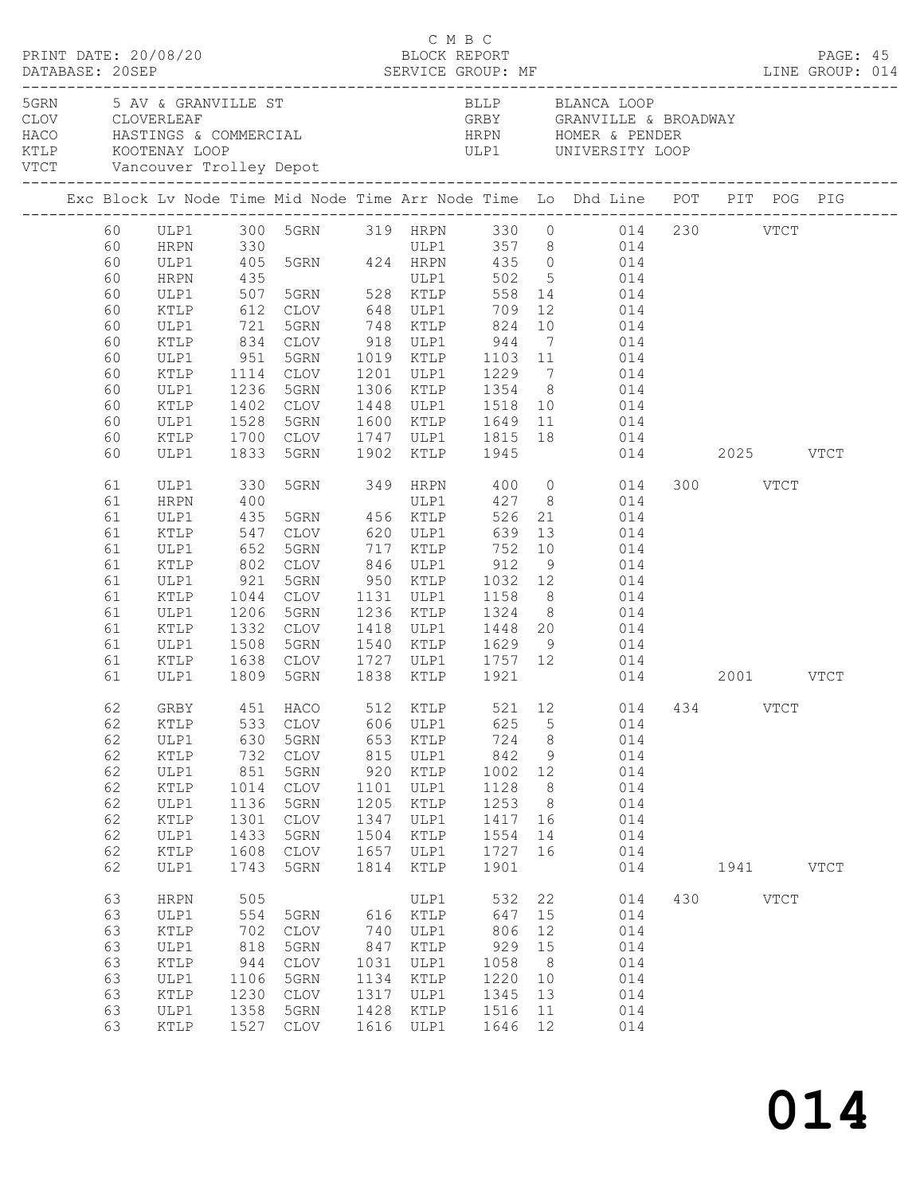C M B C
PRINT DATE: 20/08/20 BLOCK REPORT
DATABASE: 20SEP SERVICE GROUP: MF LINE GROUP: 014

| Code | Location | Code | Location |
|---|---|---|---|
| 5GRN | 5 AV & GRANVILLE ST | BLLP | BLANCA LOOP |
| CLOV | CLOVERLEAF | GRBY | GRANVILLE & BROADWAY |
| HACO | HASTINGS & COMMERCIAL | HRPN | HOMER & PENDER |
| KTLP | KOOTENAY LOOP | ULP1 | UNIVERSITY LOOP |
| VTCT | Vancouver Trolley Depot | | |

| Exc | Block | Lv Node | Time | Mid Node | Time | Arr Node | Time | Lo | Dhd Line | POT | PIT | POG | PIG |
|---|---|---|---|---|---|---|---|---|---|---|---|---|---|
| | 60 | ULP1 | 300 | 5GRN | 319 | HRPN | 330 | 0 | 014 | 230 | | VTCT | |
| | 60 | HRPN | 330 | | | ULP1 | 357 | 8 | 014 | | | | |
| | 60 | ULP1 | 405 | 5GRN | 424 | HRPN | 435 | 0 | 014 | | | | |
| | 60 | HRPN | 435 | | | ULP1 | 502 | 5 | 014 | | | | |
| | 60 | ULP1 | 507 | 5GRN | 528 | KTLP | 558 | 14 | 014 | | | | |
| | 60 | KTLP | 612 | CLOV | 648 | ULP1 | 709 | 12 | 014 | | | | |
| | 60 | ULP1 | 721 | 5GRN | 748 | KTLP | 824 | 10 | 014 | | | | |
| | 60 | KTLP | 834 | CLOV | 918 | ULP1 | 944 | 7 | 014 | | | | |
| | 60 | ULP1 | 951 | 5GRN | 1019 | KTLP | 1103 | 11 | 014 | | | | |
| | 60 | KTLP | 1114 | CLOV | 1201 | ULP1 | 1229 | 7 | 014 | | | | |
| | 60 | ULP1 | 1236 | 5GRN | 1306 | KTLP | 1354 | 8 | 014 | | | | |
| | 60 | KTLP | 1402 | CLOV | 1448 | ULP1 | 1518 | 10 | 014 | | | | |
| | 60 | ULP1 | 1528 | 5GRN | 1600 | KTLP | 1649 | 11 | 014 | | | | |
| | 60 | KTLP | 1700 | CLOV | 1747 | ULP1 | 1815 | 18 | 014 | | | | |
| | 60 | ULP1 | 1833 | 5GRN | 1902 | KTLP | 1945 | | 014 | | 2025 | | VTCT |
| | 61 | ULP1 | 330 | 5GRN | 349 | HRPN | 400 | 0 | 014 | 300 | | VTCT | |
| | 61 | HRPN | 400 | | | ULP1 | 427 | 8 | 014 | | | | |
| | 61 | ULP1 | 435 | 5GRN | 456 | KTLP | 526 | 21 | 014 | | | | |
| | 61 | KTLP | 547 | CLOV | 620 | ULP1 | 639 | 13 | 014 | | | | |
| | 61 | ULP1 | 652 | 5GRN | 717 | KTLP | 752 | 10 | 014 | | | | |
| | 61 | KTLP | 802 | CLOV | 846 | ULP1 | 912 | 9 | 014 | | | | |
| | 61 | ULP1 | 921 | 5GRN | 950 | KTLP | 1032 | 12 | 014 | | | | |
| | 61 | KTLP | 1044 | CLOV | 1131 | ULP1 | 1158 | 8 | 014 | | | | |
| | 61 | ULP1 | 1206 | 5GRN | 1236 | KTLP | 1324 | 8 | 014 | | | | |
| | 61 | KTLP | 1332 | CLOV | 1418 | ULP1 | 1448 | 20 | 014 | | | | |
| | 61 | ULP1 | 1508 | 5GRN | 1540 | KTLP | 1629 | 9 | 014 | | | | |
| | 61 | KTLP | 1638 | CLOV | 1727 | ULP1 | 1757 | 12 | 014 | | | | |
| | 61 | ULP1 | 1809 | 5GRN | 1838 | KTLP | 1921 | | 014 | | 2001 | | VTCT |
| | 62 | GRBY | 451 | HACO | 512 | KTLP | 521 | 12 | 014 | 434 | | VTCT | |
| | 62 | KTLP | 533 | CLOV | 606 | ULP1 | 625 | 5 | 014 | | | | |
| | 62 | ULP1 | 630 | 5GRN | 653 | KTLP | 724 | 8 | 014 | | | | |
| | 62 | KTLP | 732 | CLOV | 815 | ULP1 | 842 | 9 | 014 | | | | |
| | 62 | ULP1 | 851 | 5GRN | 920 | KTLP | 1002 | 12 | 014 | | | | |
| | 62 | KTLP | 1014 | CLOV | 1101 | ULP1 | 1128 | 8 | 014 | | | | |
| | 62 | ULP1 | 1136 | 5GRN | 1205 | KTLP | 1253 | 8 | 014 | | | | |
| | 62 | KTLP | 1301 | CLOV | 1347 | ULP1 | 1417 | 16 | 014 | | | | |
| | 62 | ULP1 | 1433 | 5GRN | 1504 | KTLP | 1554 | 14 | 014 | | | | |
| | 62 | KTLP | 1608 | CLOV | 1657 | ULP1 | 1727 | 16 | 014 | | | | |
| | 62 | ULP1 | 1743 | 5GRN | 1814 | KTLP | 1901 | | 014 | | 1941 | | VTCT |
| | 63 | HRPN | 505 | | | ULP1 | 532 | 22 | 014 | 430 | | VTCT | |
| | 63 | ULP1 | 554 | 5GRN | 616 | KTLP | 647 | 15 | 014 | | | | |
| | 63 | KTLP | 702 | CLOV | 740 | ULP1 | 806 | 12 | 014 | | | | |
| | 63 | ULP1 | 818 | 5GRN | 847 | KTLP | 929 | 15 | 014 | | | | |
| | 63 | KTLP | 944 | CLOV | 1031 | ULP1 | 1058 | 8 | 014 | | | | |
| | 63 | ULP1 | 1106 | 5GRN | 1134 | KTLP | 1220 | 10 | 014 | | | | |
| | 63 | KTLP | 1230 | CLOV | 1317 | ULP1 | 1345 | 13 | 014 | | | | |
| | 63 | ULP1 | 1358 | 5GRN | 1428 | KTLP | 1516 | 11 | 014 | | | | |
| | 63 | KTLP | 1527 | CLOV | 1616 | ULP1 | 1646 | 12 | 014 | | | | |

014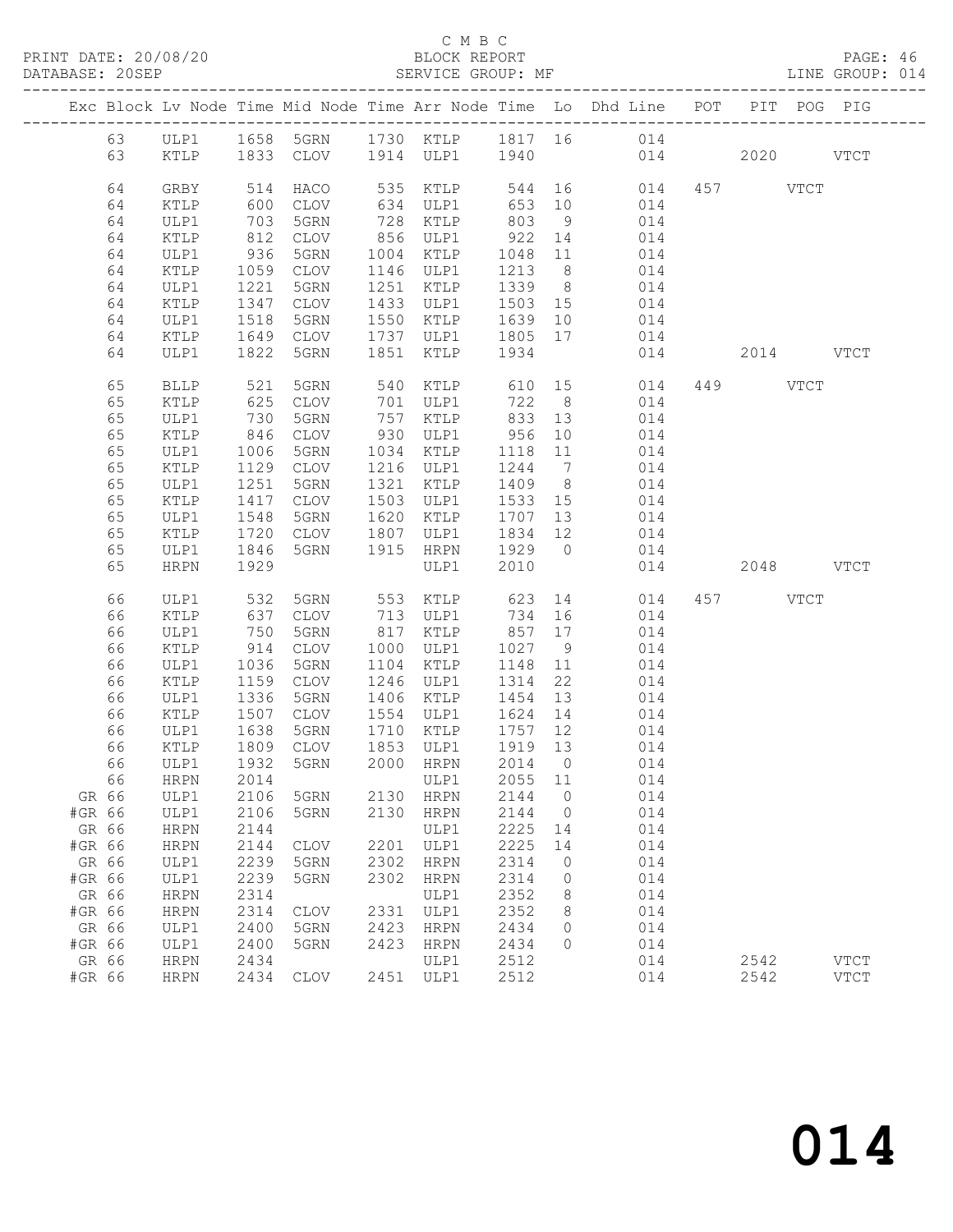C M B C
PRINT DATE: 20/08/20 BLOCK REPORT PAGE: 46
DATABASE: 20SEP SERVICE GROUP: MF LINE GROUP: 014

| Exc | Block | Lv | Node | Time | Mid Node | Time | Arr Node | Time | Lo | Dhd Line | POT | PIT | POG | PIG |
|---|---|---|---|---|---|---|---|---|---|---|---|---|---|---|
| | 63 | | ULP1 | 1658 | 5GRN | 1730 | KTLP | 1817 | 16 | 014 | | | | |
| | 63 | | KTLP | 1833 | CLOV | 1914 | ULP1 | 1940 | | 014 | | 2020 | | VTCT |
| | 64 | | GRBY | 514 | HACO | 535 | KTLP | 544 | 16 | 014 | 457 | | VTCT | |
| | 64 | | KTLP | 600 | CLOV | 634 | ULP1 | 653 | 10 | 014 | | | | |
| | 64 | | ULP1 | 703 | 5GRN | 728 | KTLP | 803 | 9 | 014 | | | | |
| | 64 | | KTLP | 812 | CLOV | 856 | ULP1 | 922 | 14 | 014 | | | | |
| | 64 | | ULP1 | 936 | 5GRN | 1004 | KTLP | 1048 | 11 | 014 | | | | |
| | 64 | | KTLP | 1059 | CLOV | 1146 | ULP1 | 1213 | 8 | 014 | | | | |
| | 64 | | ULP1 | 1221 | 5GRN | 1251 | KTLP | 1339 | 8 | 014 | | | | |
| | 64 | | KTLP | 1347 | CLOV | 1433 | ULP1 | 1503 | 15 | 014 | | | | |
| | 64 | | ULP1 | 1518 | 5GRN | 1550 | KTLP | 1639 | 10 | 014 | | | | |
| | 64 | | KTLP | 1649 | CLOV | 1737 | ULP1 | 1805 | 17 | 014 | | | | |
| | 64 | | ULP1 | 1822 | 5GRN | 1851 | KTLP | 1934 | | 014 | | 2014 | | VTCT |
| | 65 | | BLLP | 521 | 5GRN | 540 | KTLP | 610 | 15 | 014 | 449 | | VTCT | |
| | 65 | | KTLP | 625 | CLOV | 701 | ULP1 | 722 | 8 | 014 | | | | |
| | 65 | | ULP1 | 730 | 5GRN | 757 | KTLP | 833 | 13 | 014 | | | | |
| | 65 | | KTLP | 846 | CLOV | 930 | ULP1 | 956 | 10 | 014 | | | | |
| | 65 | | ULP1 | 1006 | 5GRN | 1034 | KTLP | 1118 | 11 | 014 | | | | |
| | 65 | | KTLP | 1129 | CLOV | 1216 | ULP1 | 1244 | 7 | 014 | | | | |
| | 65 | | ULP1 | 1251 | 5GRN | 1321 | KTLP | 1409 | 8 | 014 | | | | |
| | 65 | | KTLP | 1417 | CLOV | 1503 | ULP1 | 1533 | 15 | 014 | | | | |
| | 65 | | ULP1 | 1548 | 5GRN | 1620 | KTLP | 1707 | 13 | 014 | | | | |
| | 65 | | KTLP | 1720 | CLOV | 1807 | ULP1 | 1834 | 12 | 014 | | | | |
| | 65 | | ULP1 | 1846 | 5GRN | 1915 | HRPN | 1929 | 0 | 014 | | | | |
| | 65 | | HRPN | 1929 | | | ULP1 | 2010 | | 014 | | 2048 | | VTCT |
| | 66 | | ULP1 | 532 | 5GRN | 553 | KTLP | 623 | 14 | 014 | 457 | | VTCT | |
| | 66 | | KTLP | 637 | CLOV | 713 | ULP1 | 734 | 16 | 014 | | | | |
| | 66 | | ULP1 | 750 | 5GRN | 817 | KTLP | 857 | 17 | 014 | | | | |
| | 66 | | KTLP | 914 | CLOV | 1000 | ULP1 | 1027 | 9 | 014 | | | | |
| | 66 | | ULP1 | 1036 | 5GRN | 1104 | KTLP | 1148 | 11 | 014 | | | | |
| | 66 | | KTLP | 1159 | CLOV | 1246 | ULP1 | 1314 | 22 | 014 | | | | |
| | 66 | | ULP1 | 1336 | 5GRN | 1406 | KTLP | 1454 | 13 | 014 | | | | |
| | 66 | | KTLP | 1507 | CLOV | 1554 | ULP1 | 1624 | 14 | 014 | | | | |
| | 66 | | ULP1 | 1638 | 5GRN | 1710 | KTLP | 1757 | 12 | 014 | | | | |
| | 66 | | KTLP | 1809 | CLOV | 1853 | ULP1 | 1919 | 13 | 014 | | | | |
| | 66 | | ULP1 | 1932 | 5GRN | 2000 | HRPN | 2014 | 0 | 014 | | | | |
| | 66 | | HRPN | 2014 | | | ULP1 | 2055 | 11 | 014 | | | | |
| GR | 66 | | ULP1 | 2106 | 5GRN | 2130 | HRPN | 2144 | 0 | 014 | | | | |
| #GR | 66 | | ULP1 | 2106 | 5GRN | 2130 | HRPN | 2144 | 0 | 014 | | | | |
| GR | 66 | | HRPN | 2144 | | | ULP1 | 2225 | 14 | 014 | | | | |
| #GR | 66 | | HRPN | 2144 | CLOV | 2201 | ULP1 | 2225 | 14 | 014 | | | | |
| GR | 66 | | ULP1 | 2239 | 5GRN | 2302 | HRPN | 2314 | 0 | 014 | | | | |
| #GR | 66 | | ULP1 | 2239 | 5GRN | 2302 | HRPN | 2314 | 0 | 014 | | | | |
| GR | 66 | | HRPN | 2314 | | | ULP1 | 2352 | 8 | 014 | | | | |
| #GR | 66 | | HRPN | 2314 | CLOV | 2331 | ULP1 | 2352 | 8 | 014 | | | | |
| GR | 66 | | ULP1 | 2400 | 5GRN | 2423 | HRPN | 2434 | 0 | 014 | | | | |
| #GR | 66 | | ULP1 | 2400 | 5GRN | 2423 | HRPN | 2434 | 0 | 014 | | | | |
| GR | 66 | | HRPN | 2434 | | | ULP1 | 2512 | | 014 | | 2542 | | VTCT |
| #GR | 66 | | HRPN | 2434 | CLOV | 2451 | ULP1 | 2512 | | 014 | | 2542 | | VTCT |

014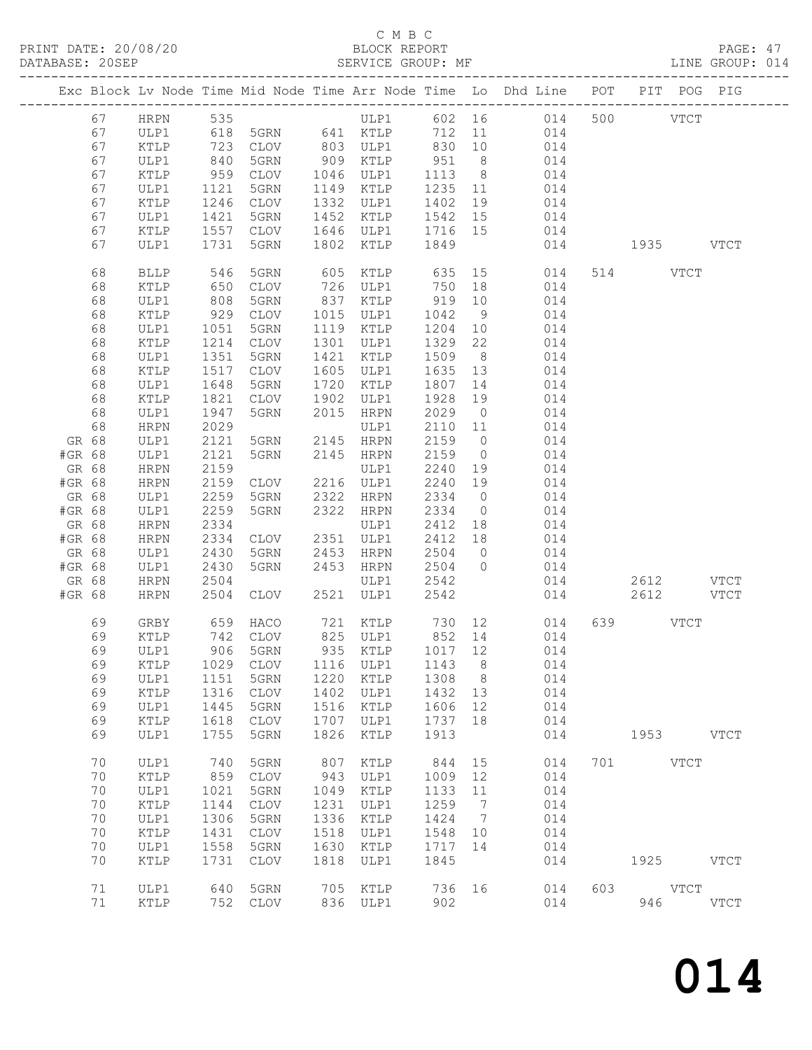C M B C
BLOCK REPORT
SERVICE GROUP: MF

PRINT DATE: 20/08/20
DATABASE: 20SEP
LINE GROUP: 014

| Exc | Block | Lv | Node | Time | Mid Node | Time | Arr Node | Time | Lo | Dhd Line | POT | PIT | POG | PIG |
|---|---|---|---|---|---|---|---|---|---|---|---|---|---|---|
| | 67 | | HRPN | 535 | | | ULP1 | 602 | 16 | 014 | 500 | | VTCT | |
| | 67 | | ULP1 | 618 | 5GRN | 641 | KTLP | 712 | 11 | 014 | | | | |
| | 67 | | KTLP | 723 | CLOV | 803 | ULP1 | 830 | 10 | 014 | | | | |
| | 67 | | ULP1 | 840 | 5GRN | 909 | KTLP | 951 | 8 | 014 | | | | |
| | 67 | | KTLP | 959 | CLOV | 1046 | ULP1 | 1113 | 8 | 014 | | | | |
| | 67 | | ULP1 | 1121 | 5GRN | 1149 | KTLP | 1235 | 11 | 014 | | | | |
| | 67 | | KTLP | 1246 | CLOV | 1332 | ULP1 | 1402 | 19 | 014 | | | | |
| | 67 | | ULP1 | 1421 | 5GRN | 1452 | KTLP | 1542 | 15 | 014 | | | | |
| | 67 | | KTLP | 1557 | CLOV | 1646 | ULP1 | 1716 | 15 | 014 | | | | |
| | 67 | | ULP1 | 1731 | 5GRN | 1802 | KTLP | 1849 | | 014 | | 1935 | | VTCT |
| | 68 | | BLLP | 546 | 5GRN | 605 | KTLP | 635 | 15 | 014 | 514 | | VTCT | |
| | 68 | | KTLP | 650 | CLOV | 726 | ULP1 | 750 | 18 | 014 | | | | |
| | 68 | | ULP1 | 808 | 5GRN | 837 | KTLP | 919 | 10 | 014 | | | | |
| | 68 | | KTLP | 929 | CLOV | 1015 | ULP1 | 1042 | 9 | 014 | | | | |
| | 68 | | ULP1 | 1051 | 5GRN | 1119 | KTLP | 1204 | 10 | 014 | | | | |
| | 68 | | KTLP | 1214 | CLOV | 1301 | ULP1 | 1329 | 22 | 014 | | | | |
| | 68 | | ULP1 | 1351 | 5GRN | 1421 | KTLP | 1509 | 8 | 014 | | | | |
| | 68 | | KTLP | 1517 | CLOV | 1605 | ULP1 | 1635 | 13 | 014 | | | | |
| | 68 | | ULP1 | 1648 | 5GRN | 1720 | KTLP | 1807 | 14 | 014 | | | | |
| | 68 | | KTLP | 1821 | CLOV | 1902 | ULP1 | 1928 | 19 | 014 | | | | |
| | 68 | | ULP1 | 1947 | 5GRN | 2015 | HRPN | 2029 | 0 | 014 | | | | |
| | 68 | | HRPN | 2029 | | | ULP1 | 2110 | 11 | 014 | | | | |
| GR | 68 | | ULP1 | 2121 | 5GRN | 2145 | HRPN | 2159 | 0 | 014 | | | | |
| #GR | 68 | | ULP1 | 2121 | 5GRN | 2145 | HRPN | 2159 | 0 | 014 | | | | |
| GR | 68 | | HRPN | 2159 | | | ULP1 | 2240 | 19 | 014 | | | | |
| #GR | 68 | | HRPN | 2159 | CLOV | 2216 | ULP1 | 2240 | 19 | 014 | | | | |
| GR | 68 | | ULP1 | 2259 | 5GRN | 2322 | HRPN | 2334 | 0 | 014 | | | | |
| #GR | 68 | | ULP1 | 2259 | 5GRN | 2322 | HRPN | 2334 | 0 | 014 | | | | |
| GR | 68 | | HRPN | 2334 | | | ULP1 | 2412 | 18 | 014 | | | | |
| #GR | 68 | | HRPN | 2334 | CLOV | 2351 | ULP1 | 2412 | 18 | 014 | | | | |
| GR | 68 | | ULP1 | 2430 | 5GRN | 2453 | HRPN | 2504 | 0 | 014 | | | | |
| #GR | 68 | | ULP1 | 2430 | 5GRN | 2453 | HRPN | 2504 | 0 | 014 | | | | |
| GR | 68 | | HRPN | 2504 | | | ULP1 | 2542 | | 014 | | 2612 | | VTCT |
| #GR | 68 | | HRPN | 2504 | CLOV | 2521 | ULP1 | 2542 | | 014 | | 2612 | | VTCT |
| | 69 | | GRBY | 659 | HACO | 721 | KTLP | 730 | 12 | 014 | 639 | | VTCT | |
| | 69 | | KTLP | 742 | CLOV | 825 | ULP1 | 852 | 14 | 014 | | | | |
| | 69 | | ULP1 | 906 | 5GRN | 935 | KTLP | 1017 | 12 | 014 | | | | |
| | 69 | | KTLP | 1029 | CLOV | 1116 | ULP1 | 1143 | 8 | 014 | | | | |
| | 69 | | ULP1 | 1151 | 5GRN | 1220 | KTLP | 1308 | 8 | 014 | | | | |
| | 69 | | KTLP | 1316 | CLOV | 1402 | ULP1 | 1432 | 13 | 014 | | | | |
| | 69 | | ULP1 | 1445 | 5GRN | 1516 | KTLP | 1606 | 12 | 014 | | | | |
| | 69 | | KTLP | 1618 | CLOV | 1707 | ULP1 | 1737 | 18 | 014 | | | | |
| | 69 | | ULP1 | 1755 | 5GRN | 1826 | KTLP | 1913 | | 014 | | 1953 | | VTCT |
| | 70 | | ULP1 | 740 | 5GRN | 807 | KTLP | 844 | 15 | 014 | 701 | | VTCT | |
| | 70 | | KTLP | 859 | CLOV | 943 | ULP1 | 1009 | 12 | 014 | | | | |
| | 70 | | ULP1 | 1021 | 5GRN | 1049 | KTLP | 1133 | 11 | 014 | | | | |
| | 70 | | KTLP | 1144 | CLOV | 1231 | ULP1 | 1259 | 7 | 014 | | | | |
| | 70 | | ULP1 | 1306 | 5GRN | 1336 | KTLP | 1424 | 7 | 014 | | | | |
| | 70 | | KTLP | 1431 | CLOV | 1518 | ULP1 | 1548 | 10 | 014 | | | | |
| | 70 | | ULP1 | 1558 | 5GRN | 1630 | KTLP | 1717 | 14 | 014 | | | | |
| | 70 | | KTLP | 1731 | CLOV | 1818 | ULP1 | 1845 | | 014 | | 1925 | | VTCT |
| | 71 | | ULP1 | 640 | 5GRN | 705 | KTLP | 736 | 16 | 014 | 603 | | VTCT | |
| | 71 | | KTLP | 752 | CLOV | 836 | ULP1 | 902 | | 014 | | 946 | | VTCT |

014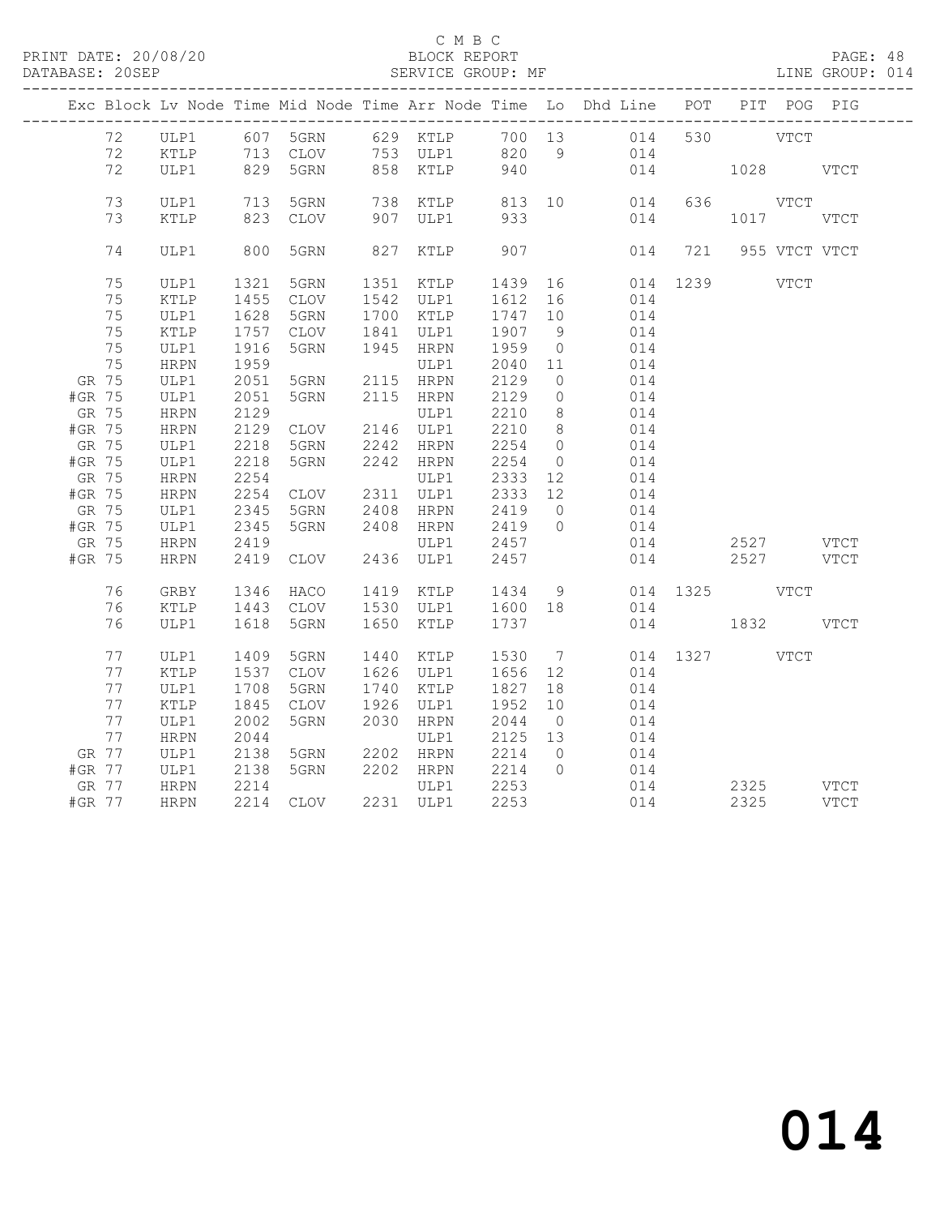C M B C
PRINT DATE: 20/08/20 BLOCK REPORT
DATABASE: 20SEP SERVICE GROUP: MF LINE GROUP: 014

| Exc | Block | Lv | Node | Time | Mid Node | Time | Arr Node | Time | Lo | Dhd Line | POT | PIT | POG | PIG |
|---|---|---|---|---|---|---|---|---|---|---|---|---|---|---|
| | 72 | | ULP1 | 607 | 5GRN | 629 | KTLP | 700 | 13 | 014 | 530 | | VTCT | |
| | 72 | | KTLP | 713 | CLOV | 753 | ULP1 | 820 | 9 | 014 | | | | |
| | 72 | | ULP1 | 829 | 5GRN | 858 | KTLP | 940 | | 014 | | 1028 | | VTCT |
| | 73 | | ULP1 | 713 | 5GRN | 738 | KTLP | 813 | 10 | 014 | 636 | | VTCT | |
| | 73 | | KTLP | 823 | CLOV | 907 | ULP1 | 933 | | 014 | | 1017 | | VTCT |
| | 74 | | ULP1 | 800 | 5GRN | 827 | KTLP | 907 | | 014 | 721 | 955 | VTCT | VTCT |
| | 75 | | ULP1 | 1321 | 5GRN | 1351 | KTLP | 1439 | 16 | 014 | 1239 | | VTCT | |
| | 75 | | KTLP | 1455 | CLOV | 1542 | ULP1 | 1612 | 16 | 014 | | | | |
| | 75 | | ULP1 | 1628 | 5GRN | 1700 | KTLP | 1747 | 10 | 014 | | | | |
| | 75 | | KTLP | 1757 | CLOV | 1841 | ULP1 | 1907 | 9 | 014 | | | | |
| | 75 | | ULP1 | 1916 | 5GRN | 1945 | HRPN | 1959 | 0 | 014 | | | | |
| | 75 | | HRPN | 1959 | | | ULP1 | 2040 | 11 | 014 | | | | |
| GR | 75 | | ULP1 | 2051 | 5GRN | 2115 | HRPN | 2129 | 0 | 014 | | | | |
| #GR | 75 | | ULP1 | 2051 | 5GRN | 2115 | HRPN | 2129 | 0 | 014 | | | | |
| GR | 75 | | HRPN | 2129 | | | ULP1 | 2210 | 8 | 014 | | | | |
| #GR | 75 | | HRPN | 2129 | CLOV | 2146 | ULP1 | 2210 | 8 | 014 | | | | |
| GR | 75 | | ULP1 | 2218 | 5GRN | 2242 | HRPN | 2254 | 0 | 014 | | | | |
| #GR | 75 | | ULP1 | 2218 | 5GRN | 2242 | HRPN | 2254 | 0 | 014 | | | | |
| GR | 75 | | HRPN | 2254 | | | ULP1 | 2333 | 12 | 014 | | | | |
| #GR | 75 | | HRPN | 2254 | CLOV | 2311 | ULP1 | 2333 | 12 | 014 | | | | |
| GR | 75 | | ULP1 | 2345 | 5GRN | 2408 | HRPN | 2419 | 0 | 014 | | | | |
| #GR | 75 | | ULP1 | 2345 | 5GRN | 2408 | HRPN | 2419 | 0 | 014 | | | | |
| GR | 75 | | HRPN | 2419 | | | ULP1 | 2457 | | 014 | | 2527 | | VTCT |
| #GR | 75 | | HRPN | 2419 | CLOV | 2436 | ULP1 | 2457 | | 014 | | 2527 | | VTCT |
| | 76 | | GRBY | 1346 | HACO | 1419 | KTLP | 1434 | 9 | 014 | 1325 | | VTCT | |
| | 76 | | KTLP | 1443 | CLOV | 1530 | ULP1 | 1600 | 18 | 014 | | | | |
| | 76 | | ULP1 | 1618 | 5GRN | 1650 | KTLP | 1737 | | 014 | | 1832 | | VTCT |
| | 77 | | ULP1 | 1409 | 5GRN | 1440 | KTLP | 1530 | 7 | 014 | 1327 | | VTCT | |
| | 77 | | KTLP | 1537 | CLOV | 1626 | ULP1 | 1656 | 12 | 014 | | | | |
| | 77 | | ULP1 | 1708 | 5GRN | 1740 | KTLP | 1827 | 18 | 014 | | | | |
| | 77 | | KTLP | 1845 | CLOV | 1926 | ULP1 | 1952 | 10 | 014 | | | | |
| | 77 | | ULP1 | 2002 | 5GRN | 2030 | HRPN | 2044 | 0 | 014 | | | | |
| | 77 | | HRPN | 2044 | | | ULP1 | 2125 | 13 | 014 | | | | |
| GR | 77 | | ULP1 | 2138 | 5GRN | 2202 | HRPN | 2214 | 0 | 014 | | | | |
| #GR | 77 | | ULP1 | 2138 | 5GRN | 2202 | HRPN | 2214 | 0 | 014 | | | | |
| GR | 77 | | HRPN | 2214 | | | ULP1 | 2253 | | 014 | | 2325 | | VTCT |
| #GR | 77 | | HRPN | 2214 | CLOV | 2231 | ULP1 | 2253 | | 014 | | 2325 | | VTCT |

014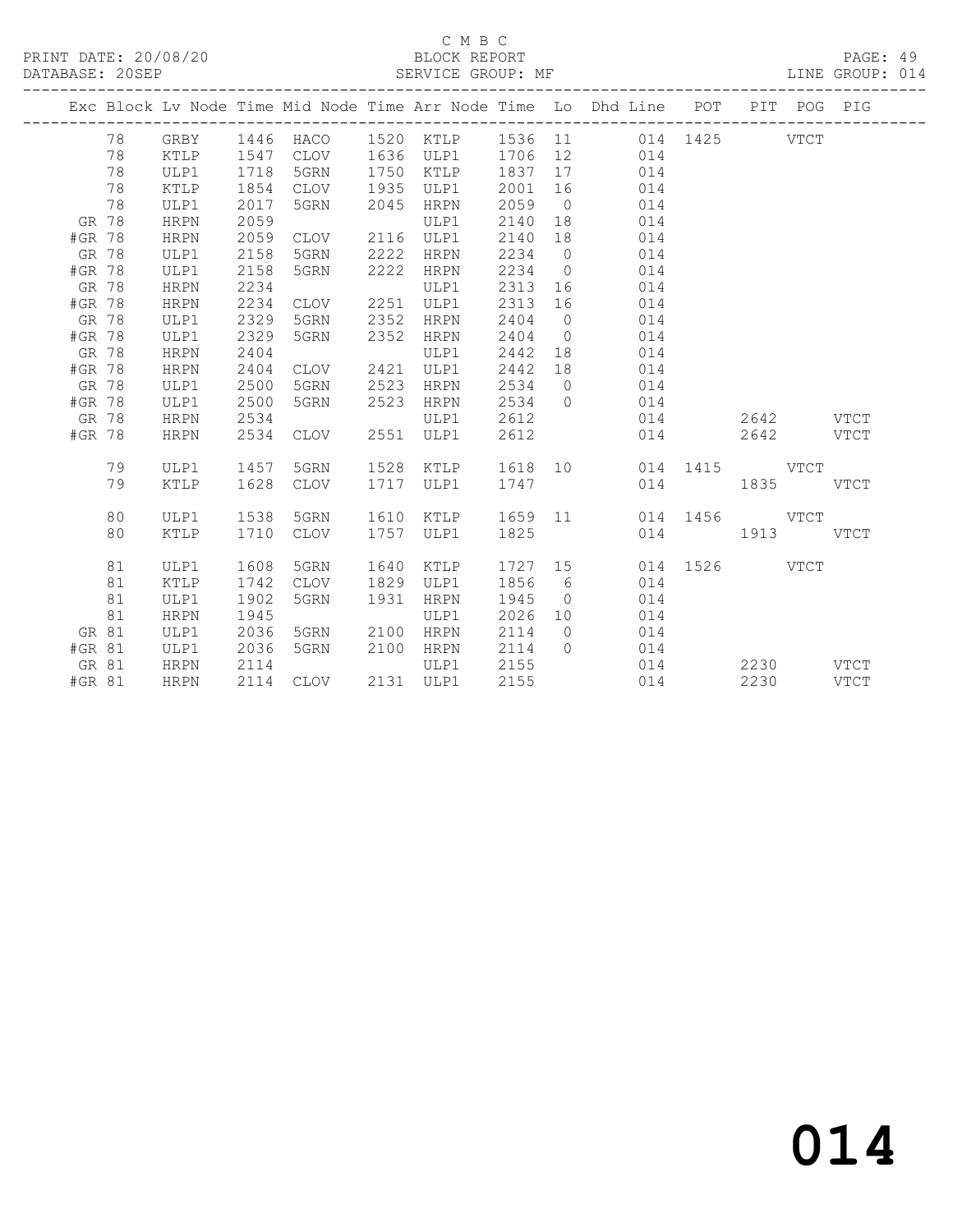C M B C
BLOCK REPORT
SERVICE GROUP: MF

PRINT DATE: 20/08/20
DATABASE: 20SEP
LINE GROUP: 014

| Exc | Block | Lv | Node | Time | Mid Node | Time | Arr Node | Time | Lo | Dhd Line | POT | PIT | POG | PIG |
|---|---|---|---|---|---|---|---|---|---|---|---|---|---|---|
| | 78 | | GRBY | 1446 | HACO | 1520 | KTLP | 1536 | 11 | 014 | 1425 | | VTCT | |
| | 78 | | KTLP | 1547 | CLOV | 1636 | ULP1 | 1706 | 12 | 014 | | | | |
| | 78 | | ULP1 | 1718 | 5GRN | 1750 | KTLP | 1837 | 17 | 014 | | | | |
| | 78 | | KTLP | 1854 | CLOV | 1935 | ULP1 | 2001 | 16 | 014 | | | | |
| | 78 | | ULP1 | 2017 | 5GRN | 2045 | HRPN | 2059 | 0 | 014 | | | | |
| GR | 78 | | HRPN | 2059 | | | ULP1 | 2140 | 18 | 014 | | | | |
| #GR | 78 | | HRPN | 2059 | CLOV | 2116 | ULP1 | 2140 | 18 | 014 | | | | |
| GR | 78 | | ULP1 | 2158 | 5GRN | 2222 | HRPN | 2234 | 0 | 014 | | | | |
| #GR | 78 | | ULP1 | 2158 | 5GRN | 2222 | HRPN | 2234 | 0 | 014 | | | | |
| GR | 78 | | HRPN | 2234 | | | ULP1 | 2313 | 16 | 014 | | | | |
| #GR | 78 | | HRPN | 2234 | CLOV | 2251 | ULP1 | 2313 | 16 | 014 | | | | |
| GR | 78 | | ULP1 | 2329 | 5GRN | 2352 | HRPN | 2404 | 0 | 014 | | | | |
| #GR | 78 | | ULP1 | 2329 | 5GRN | 2352 | HRPN | 2404 | 0 | 014 | | | | |
| GR | 78 | | HRPN | 2404 | | | ULP1 | 2442 | 18 | 014 | | | | |
| #GR | 78 | | HRPN | 2404 | CLOV | 2421 | ULP1 | 2442 | 18 | 014 | | | | |
| GR | 78 | | ULP1 | 2500 | 5GRN | 2523 | HRPN | 2534 | 0 | 014 | | | | |
| #GR | 78 | | ULP1 | 2500 | 5GRN | 2523 | HRPN | 2534 | 0 | 014 | | | | |
| GR | 78 | | HRPN | 2534 | | | ULP1 | 2612 | | 014 | | 2642 | | VTCT |
| #GR | 78 | | HRPN | 2534 | CLOV | 2551 | ULP1 | 2612 | | 014 | | 2642 | | VTCT |
| | 79 | | ULP1 | 1457 | 5GRN | 1528 | KTLP | 1618 | 10 | 014 | 1415 | | VTCT | |
| | 79 | | KTLP | 1628 | CLOV | 1717 | ULP1 | 1747 | | 014 | | 1835 | | VTCT |
| | 80 | | ULP1 | 1538 | 5GRN | 1610 | KTLP | 1659 | 11 | 014 | 1456 | | VTCT | |
| | 80 | | KTLP | 1710 | CLOV | 1757 | ULP1 | 1825 | | 014 | | 1913 | | VTCT |
| | 81 | | ULP1 | 1608 | 5GRN | 1640 | KTLP | 1727 | 15 | 014 | 1526 | | VTCT | |
| | 81 | | KTLP | 1742 | CLOV | 1829 | ULP1 | 1856 | 6 | 014 | | | | |
| | 81 | | ULP1 | 1902 | 5GRN | 1931 | HRPN | 1945 | 0 | 014 | | | | |
| | 81 | | HRPN | 1945 | | | ULP1 | 2026 | 10 | 014 | | | | |
| GR | 81 | | ULP1 | 2036 | 5GRN | 2100 | HRPN | 2114 | 0 | 014 | | | | |
| #GR | 81 | | ULP1 | 2036 | 5GRN | 2100 | HRPN | 2114 | 0 | 014 | | | | |
| GR | 81 | | HRPN | 2114 | | | ULP1 | 2155 | | 014 | | 2230 | | VTCT |
| #GR | 81 | | HRPN | 2114 | CLOV | 2131 | ULP1 | 2155 | | 014 | | 2230 | | VTCT |

014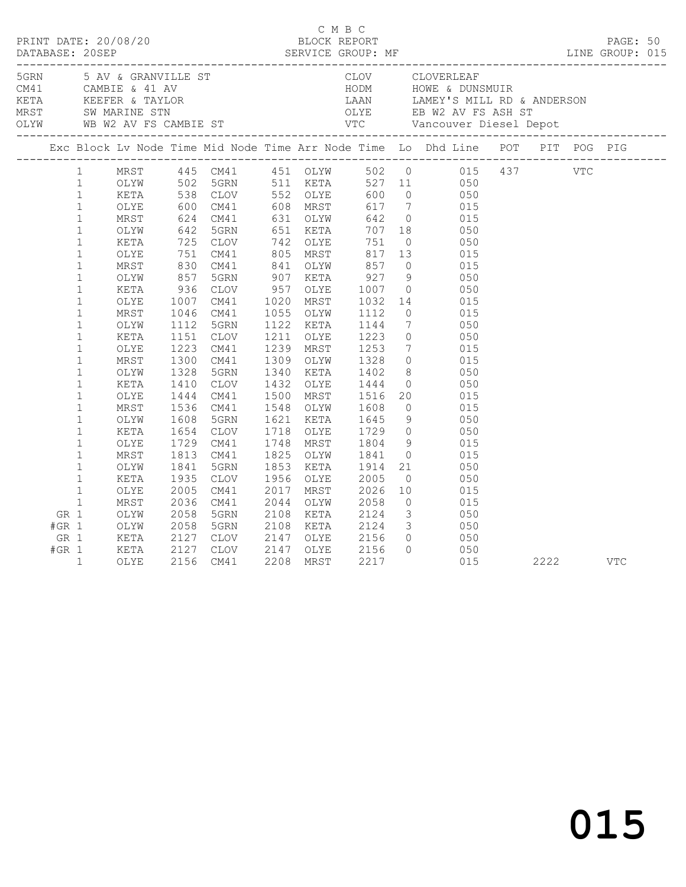C M B C
PRINT DATE: 20/08/20 BLOCK REPORT
DATABASE: 20SEP SERVICE GROUP: MF LINE GROUP: 015

| Code | Description | Code | Description |
|---|---|---|---|
| 5GRN | 5 AV & GRANVILLE ST | CLOV | CLOVERLEAF |
| CM41 | CAMBIE & 41 AV | HODM | HOWE & DUNSMUIR |
| KETA | KEEFER & TAYLOR | LAAN | LAMEY'S MILL RD & ANDERSON |
| MRST | SW MARINE STN | OLYE | EB W2 AV FS ASH ST |
| OLYW | WB W2 AV FS CAMBIE ST | VTC | Vancouver Diesel Depot |

| Exc | Block | Lv Node | Time | Mid Node | Time | Arr Node | Time | Lo | Dhd Line | POT | PIT | POG | PIG |
|---|---|---|---|---|---|---|---|---|---|---|---|---|---|
| | 1 | MRST | 445 | CM41 | 451 | OLYW | 502 | 0 | 015 | 437 | | VTC | |
| | 1 | OLYW | 502 | 5GRN | 511 | KETA | 527 | 11 | 050 | | | | |
| | 1 | KETA | 538 | CLOV | 552 | OLYE | 600 | 0 | 050 | | | | |
| | 1 | OLYE | 600 | CM41 | 608 | MRST | 617 | 7 | 015 | | | | |
| | 1 | MRST | 624 | CM41 | 631 | OLYW | 642 | 0 | 015 | | | | |
| | 1 | OLYW | 642 | 5GRN | 651 | KETA | 707 | 18 | 050 | | | | |
| | 1 | KETA | 725 | CLOV | 742 | OLYE | 751 | 0 | 050 | | | | |
| | 1 | OLYE | 751 | CM41 | 805 | MRST | 817 | 13 | 015 | | | | |
| | 1 | MRST | 830 | CM41 | 841 | OLYW | 857 | 0 | 015 | | | | |
| | 1 | OLYW | 857 | 5GRN | 907 | KETA | 927 | 9 | 050 | | | | |
| | 1 | KETA | 936 | CLOV | 957 | OLYE | 1007 | 0 | 050 | | | | |
| | 1 | OLYE | 1007 | CM41 | 1020 | MRST | 1032 | 14 | 015 | | | | |
| | 1 | MRST | 1046 | CM41 | 1055 | OLYW | 1112 | 0 | 015 | | | | |
| | 1 | OLYW | 1112 | 5GRN | 1122 | KETA | 1144 | 7 | 050 | | | | |
| | 1 | KETA | 1151 | CLOV | 1211 | OLYE | 1223 | 0 | 050 | | | | |
| | 1 | OLYE | 1223 | CM41 | 1239 | MRST | 1253 | 7 | 015 | | | | |
| | 1 | MRST | 1300 | CM41 | 1309 | OLYW | 1328 | 0 | 015 | | | | |
| | 1 | OLYW | 1328 | 5GRN | 1340 | KETA | 1402 | 8 | 050 | | | | |
| | 1 | KETA | 1410 | CLOV | 1432 | OLYE | 1444 | 0 | 050 | | | | |
| | 1 | OLYE | 1444 | CM41 | 1500 | MRST | 1516 | 20 | 015 | | | | |
| | 1 | MRST | 1536 | CM41 | 1548 | OLYW | 1608 | 0 | 015 | | | | |
| | 1 | OLYW | 1608 | 5GRN | 1621 | KETA | 1645 | 9 | 050 | | | | |
| | 1 | KETA | 1654 | CLOV | 1718 | OLYE | 1729 | 0 | 050 | | | | |
| | 1 | OLYE | 1729 | CM41 | 1748 | MRST | 1804 | 9 | 015 | | | | |
| | 1 | MRST | 1813 | CM41 | 1825 | OLYW | 1841 | 0 | 015 | | | | |
| | 1 | OLYW | 1841 | 5GRN | 1853 | KETA | 1914 | 21 | 050 | | | | |
| | 1 | KETA | 1935 | CLOV | 1956 | OLYE | 2005 | 0 | 050 | | | | |
| | 1 | OLYE | 2005 | CM41 | 2017 | MRST | 2026 | 10 | 015 | | | | |
| | 1 | MRST | 2036 | CM41 | 2044 | OLYW | 2058 | 0 | 015 | | | | |
| GR | 1 | OLYW | 2058 | 5GRN | 2108 | KETA | 2124 | 3 | 050 | | | | |
| #GR | 1 | OLYW | 2058 | 5GRN | 2108 | KETA | 2124 | 3 | 050 | | | | |
| GR | 1 | KETA | 2127 | CLOV | 2147 | OLYE | 2156 | 0 | 050 | | | | |
| #GR | 1 | KETA | 2127 | CLOV | 2147 | OLYE | 2156 | 0 | 050 | | | | |
| | 1 | OLYE | 2156 | CM41 | 2208 | MRST | 2217 | | 015 | | 2222 | | VTC |

015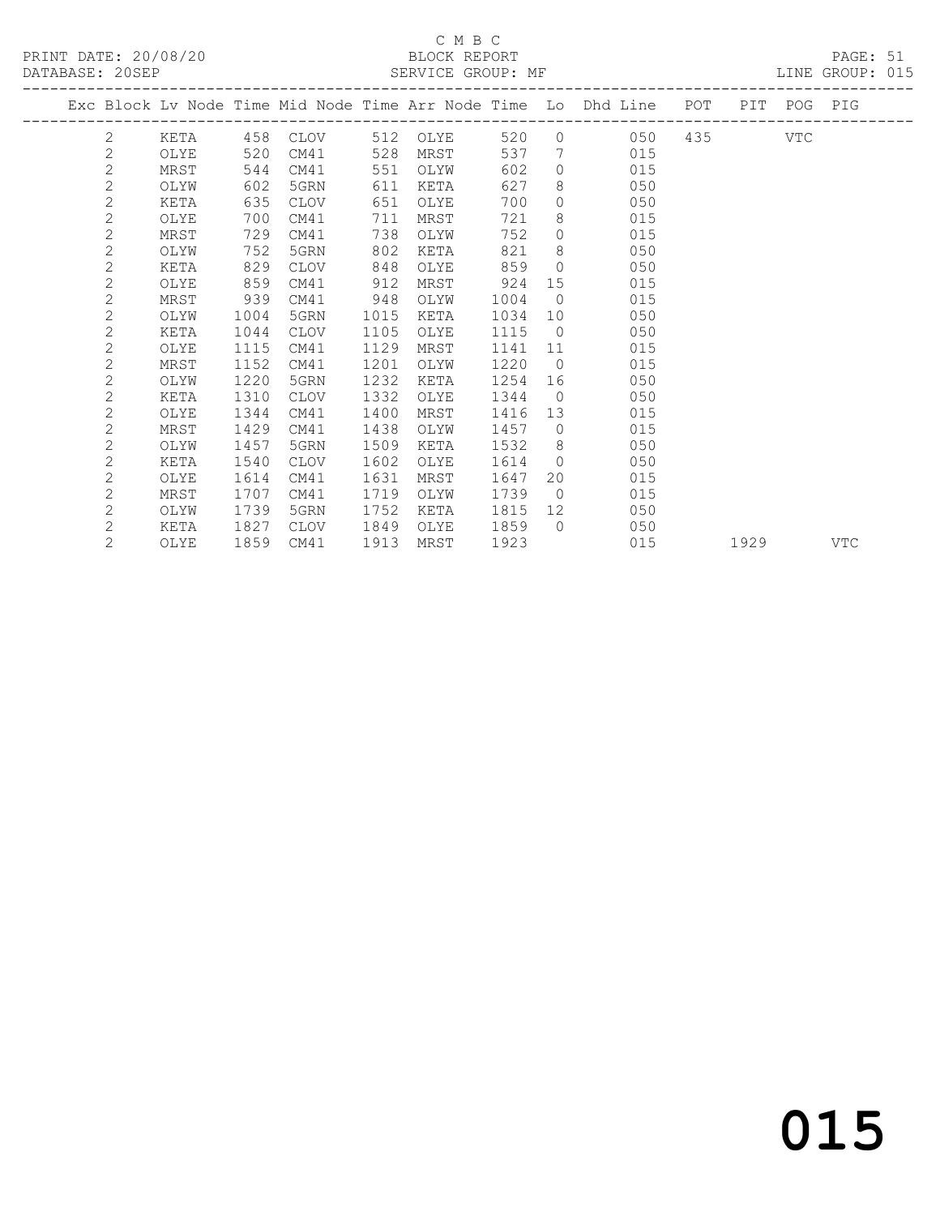C M B C

BLOCK REPORT

SERVICE GROUP: MF

PRINT DATE: 20/08/20
DATABASE: 20SEP

LINE GROUP: 015

| Exc | Block | Lv | Node | Time | Mid Node | Time | Arr Node | Time | Lo | Dhd Line | POT | PIT | POG | PIG |
|---|---|---|---|---|---|---|---|---|---|---|---|---|---|---|
| | 2 | | KETA | 458 | CLOV | 512 | OLYE | 520 | 0 | 050 | 435 | | VTC | |
| | 2 | | OLYE | 520 | CM41 | 528 | MRST | 537 | 7 | 015 | | | | |
| | 2 | | MRST | 544 | CM41 | 551 | OLYW | 602 | 0 | 015 | | | | |
| | 2 | | OLYW | 602 | 5GRN | 611 | KETA | 627 | 8 | 050 | | | | |
| | 2 | | KETA | 635 | CLOV | 651 | OLYE | 700 | 0 | 050 | | | | |
| | 2 | | OLYE | 700 | CM41 | 711 | MRST | 721 | 8 | 015 | | | | |
| | 2 | | MRST | 729 | CM41 | 738 | OLYW | 752 | 0 | 015 | | | | |
| | 2 | | OLYW | 752 | 5GRN | 802 | KETA | 821 | 8 | 050 | | | | |
| | 2 | | KETA | 829 | CLOV | 848 | OLYE | 859 | 0 | 050 | | | | |
| | 2 | | OLYE | 859 | CM41 | 912 | MRST | 924 | 15 | 015 | | | | |
| | 2 | | MRST | 939 | CM41 | 948 | OLYW | 1004 | 0 | 015 | | | | |
| | 2 | | OLYW | 1004 | 5GRN | 1015 | KETA | 1034 | 10 | 050 | | | | |
| | 2 | | KETA | 1044 | CLOV | 1105 | OLYE | 1115 | 0 | 050 | | | | |
| | 2 | | OLYE | 1115 | CM41 | 1129 | MRST | 1141 | 11 | 015 | | | | |
| | 2 | | MRST | 1152 | CM41 | 1201 | OLYW | 1220 | 0 | 015 | | | | |
| | 2 | | OLYW | 1220 | 5GRN | 1232 | KETA | 1254 | 16 | 050 | | | | |
| | 2 | | KETA | 1310 | CLOV | 1332 | OLYE | 1344 | 0 | 050 | | | | |
| | 2 | | OLYE | 1344 | CM41 | 1400 | MRST | 1416 | 13 | 015 | | | | |
| | 2 | | MRST | 1429 | CM41 | 1438 | OLYW | 1457 | 0 | 015 | | | | |
| | 2 | | OLYW | 1457 | 5GRN | 1509 | KETA | 1532 | 8 | 050 | | | | |
| | 2 | | KETA | 1540 | CLOV | 1602 | OLYE | 1614 | 0 | 050 | | | | |
| | 2 | | OLYE | 1614 | CM41 | 1631 | MRST | 1647 | 20 | 015 | | | | |
| | 2 | | MRST | 1707 | CM41 | 1719 | OLYW | 1739 | 0 | 015 | | | | |
| | 2 | | OLYW | 1739 | 5GRN | 1752 | KETA | 1815 | 12 | 050 | | | | |
| | 2 | | KETA | 1827 | CLOV | 1849 | OLYE | 1859 | 0 | 050 | | | | |
| | 2 | | OLYE | 1859 | CM41 | 1913 | MRST | 1923 | | 015 | | 1929 | | VTC |

015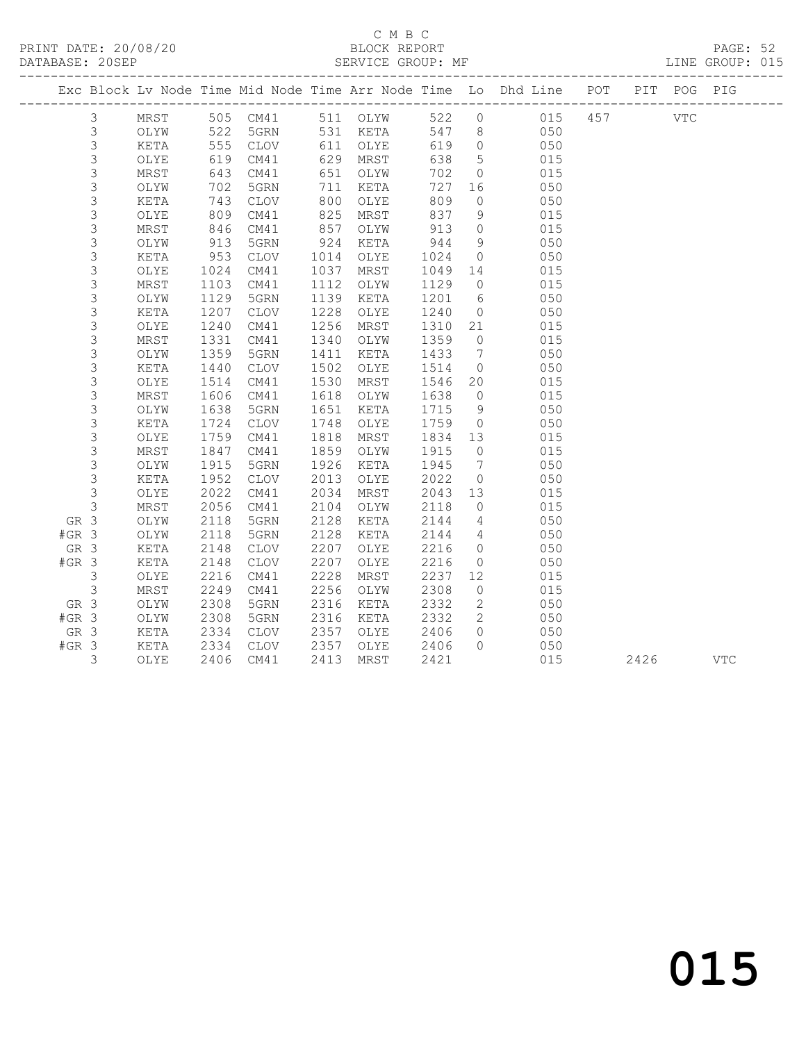C M B C

BLOCK REPORT

SERVICE GROUP: MF

PRINT DATE: 20/08/20
DATABASE: 20SEP

LINE GROUP: 015

| Exc | Block | Lv | Node | Time | Mid Node | Time | Arr Node | Time | Lo | Dhd Line | POT | PIT | POG | PIG |
|---|---|---|---|---|---|---|---|---|---|---|---|---|---|---|
| | 3 | | MRST | 505 | CM41 | 511 | OLYW | 522 | 0 | 015 | 457 | | VTC | |
| | 3 | | OLYW | 522 | 5GRN | 531 | KETA | 547 | 8 | 050 | | | | |
| | 3 | | KETA | 555 | CLOV | 611 | OLYE | 619 | 0 | 050 | | | | |
| | 3 | | OLYE | 619 | CM41 | 629 | MRST | 638 | 5 | 015 | | | | |
| | 3 | | MRST | 643 | CM41 | 651 | OLYW | 702 | 0 | 015 | | | | |
| | 3 | | OLYW | 702 | 5GRN | 711 | KETA | 727 | 16 | 050 | | | | |
| | 3 | | KETA | 743 | CLOV | 800 | OLYE | 809 | 0 | 050 | | | | |
| | 3 | | OLYE | 809 | CM41 | 825 | MRST | 837 | 9 | 015 | | | | |
| | 3 | | MRST | 846 | CM41 | 857 | OLYW | 913 | 0 | 015 | | | | |
| | 3 | | OLYW | 913 | 5GRN | 924 | KETA | 944 | 9 | 050 | | | | |
| | 3 | | KETA | 953 | CLOV | 1014 | OLYE | 1024 | 0 | 050 | | | | |
| | 3 | | OLYE | 1024 | CM41 | 1037 | MRST | 1049 | 14 | 015 | | | | |
| | 3 | | MRST | 1103 | CM41 | 1112 | OLYW | 1129 | 0 | 015 | | | | |
| | 3 | | OLYW | 1129 | 5GRN | 1139 | KETA | 1201 | 6 | 050 | | | | |
| | 3 | | KETA | 1207 | CLOV | 1228 | OLYE | 1240 | 0 | 050 | | | | |
| | 3 | | OLYE | 1240 | CM41 | 1256 | MRST | 1310 | 21 | 015 | | | | |
| | 3 | | MRST | 1331 | CM41 | 1340 | OLYW | 1359 | 0 | 015 | | | | |
| | 3 | | OLYW | 1359 | 5GRN | 1411 | KETA | 1433 | 7 | 050 | | | | |
| | 3 | | KETA | 1440 | CLOV | 1502 | OLYE | 1514 | 0 | 050 | | | | |
| | 3 | | OLYE | 1514 | CM41 | 1530 | MRST | 1546 | 20 | 015 | | | | |
| | 3 | | MRST | 1606 | CM41 | 1618 | OLYW | 1638 | 0 | 015 | | | | |
| | 3 | | OLYW | 1638 | 5GRN | 1651 | KETA | 1715 | 9 | 050 | | | | |
| | 3 | | KETA | 1724 | CLOV | 1748 | OLYE | 1759 | 0 | 050 | | | | |
| | 3 | | OLYE | 1759 | CM41 | 1818 | MRST | 1834 | 13 | 015 | | | | |
| | 3 | | MRST | 1847 | CM41 | 1859 | OLYW | 1915 | 0 | 015 | | | | |
| | 3 | | OLYW | 1915 | 5GRN | 1926 | KETA | 1945 | 7 | 050 | | | | |
| | 3 | | KETA | 1952 | CLOV | 2013 | OLYE | 2022 | 0 | 050 | | | | |
| | 3 | | OLYE | 2022 | CM41 | 2034 | MRST | 2043 | 13 | 015 | | | | |
| | 3 | | MRST | 2056 | CM41 | 2104 | OLYW | 2118 | 0 | 015 | | | | |
| GR | 3 | | OLYW | 2118 | 5GRN | 2128 | KETA | 2144 | 4 | 050 | | | | |
| #GR | 3 | | OLYW | 2118 | 5GRN | 2128 | KETA | 2144 | 4 | 050 | | | | |
| GR | 3 | | KETA | 2148 | CLOV | 2207 | OLYE | 2216 | 0 | 050 | | | | |
| #GR | 3 | | KETA | 2148 | CLOV | 2207 | OLYE | 2216 | 0 | 050 | | | | |
| | 3 | | OLYE | 2216 | CM41 | 2228 | MRST | 2237 | 12 | 015 | | | | |
| | 3 | | MRST | 2249 | CM41 | 2256 | OLYW | 2308 | 0 | 015 | | | | |
| GR | 3 | | OLYW | 2308 | 5GRN | 2316 | KETA | 2332 | 2 | 050 | | | | |
| #GR | 3 | | OLYW | 2308 | 5GRN | 2316 | KETA | 2332 | 2 | 050 | | | | |
| GR | 3 | | KETA | 2334 | CLOV | 2357 | OLYE | 2406 | 0 | 050 | | | | |
| #GR | 3 | | KETA | 2334 | CLOV | 2357 | OLYE | 2406 | 0 | 050 | | | | |
| | 3 | | OLYE | 2406 | CM41 | 2413 | MRST | 2421 | | 015 | | 2426 | | VTC |

015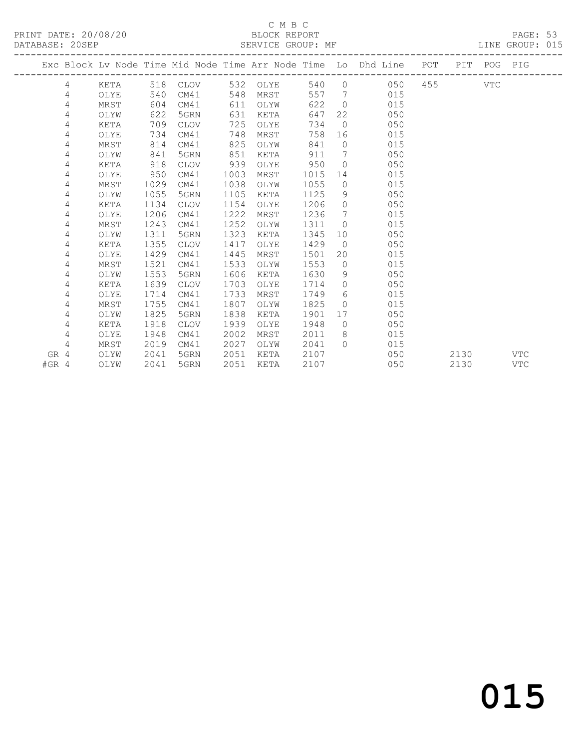C M B C
BLOCK REPORT
SERVICE GROUP: MF

PRINT DATE: 20/08/20
DATABASE: 20SEP
PAGE: 53
LINE GROUP: 015

| Exc | Block | Lv Node | Time | Mid Node | Time | Arr Node | Time | Lo | Dhd Line | POT | PIT | POG | PIG |
|---|---|---|---|---|---|---|---|---|---|---|---|---|---|
| | 4 | KETA | 518 | CLOV | 532 | OLYE | 540 | 0 | 050 | 455 | | VTC | |
| | 4 | OLYE | 540 | CM41 | 548 | MRST | 557 | 7 | 015 | | | | |
| | 4 | MRST | 604 | CM41 | 611 | OLYW | 622 | 0 | 015 | | | | |
| | 4 | OLYW | 622 | 5GRN | 631 | KETA | 647 | 22 | 050 | | | | |
| | 4 | KETA | 709 | CLOV | 725 | OLYE | 734 | 0 | 050 | | | | |
| | 4 | OLYE | 734 | CM41 | 748 | MRST | 758 | 16 | 015 | | | | |
| | 4 | MRST | 814 | CM41 | 825 | OLYW | 841 | 0 | 015 | | | | |
| | 4 | OLYW | 841 | 5GRN | 851 | KETA | 911 | 7 | 050 | | | | |
| | 4 | KETA | 918 | CLOV | 939 | OLYE | 950 | 0 | 050 | | | | |
| | 4 | OLYE | 950 | CM41 | 1003 | MRST | 1015 | 14 | 015 | | | | |
| | 4 | MRST | 1029 | CM41 | 1038 | OLYW | 1055 | 0 | 015 | | | | |
| | 4 | OLYW | 1055 | 5GRN | 1105 | KETA | 1125 | 9 | 050 | | | | |
| | 4 | KETA | 1134 | CLOV | 1154 | OLYE | 1206 | 0 | 050 | | | | |
| | 4 | OLYE | 1206 | CM41 | 1222 | MRST | 1236 | 7 | 015 | | | | |
| | 4 | MRST | 1243 | CM41 | 1252 | OLYW | 1311 | 0 | 015 | | | | |
| | 4 | OLYW | 1311 | 5GRN | 1323 | KETA | 1345 | 10 | 050 | | | | |
| | 4 | KETA | 1355 | CLOV | 1417 | OLYE | 1429 | 0 | 050 | | | | |
| | 4 | OLYE | 1429 | CM41 | 1445 | MRST | 1501 | 20 | 015 | | | | |
| | 4 | MRST | 1521 | CM41 | 1533 | OLYW | 1553 | 0 | 015 | | | | |
| | 4 | OLYW | 1553 | 5GRN | 1606 | KETA | 1630 | 9 | 050 | | | | |
| | 4 | KETA | 1639 | CLOV | 1703 | OLYE | 1714 | 0 | 050 | | | | |
| | 4 | OLYE | 1714 | CM41 | 1733 | MRST | 1749 | 6 | 015 | | | | |
| | 4 | MRST | 1755 | CM41 | 1807 | OLYW | 1825 | 0 | 015 | | | | |
| | 4 | OLYW | 1825 | 5GRN | 1838 | KETA | 1901 | 17 | 050 | | | | |
| | 4 | KETA | 1918 | CLOV | 1939 | OLYE | 1948 | 0 | 050 | | | | |
| | 4 | OLYE | 1948 | CM41 | 2002 | MRST | 2011 | 8 | 015 | | | | |
| | 4 | MRST | 2019 | CM41 | 2027 | OLYW | 2041 | 0 | 015 | | | | |
| GR | 4 | OLYW | 2041 | 5GRN | 2051 | KETA | 2107 | | 050 | | 2130 | | VTC |
| #GR | 4 | OLYW | 2041 | 5GRN | 2051 | KETA | 2107 | | 050 | | 2130 | | VTC |

015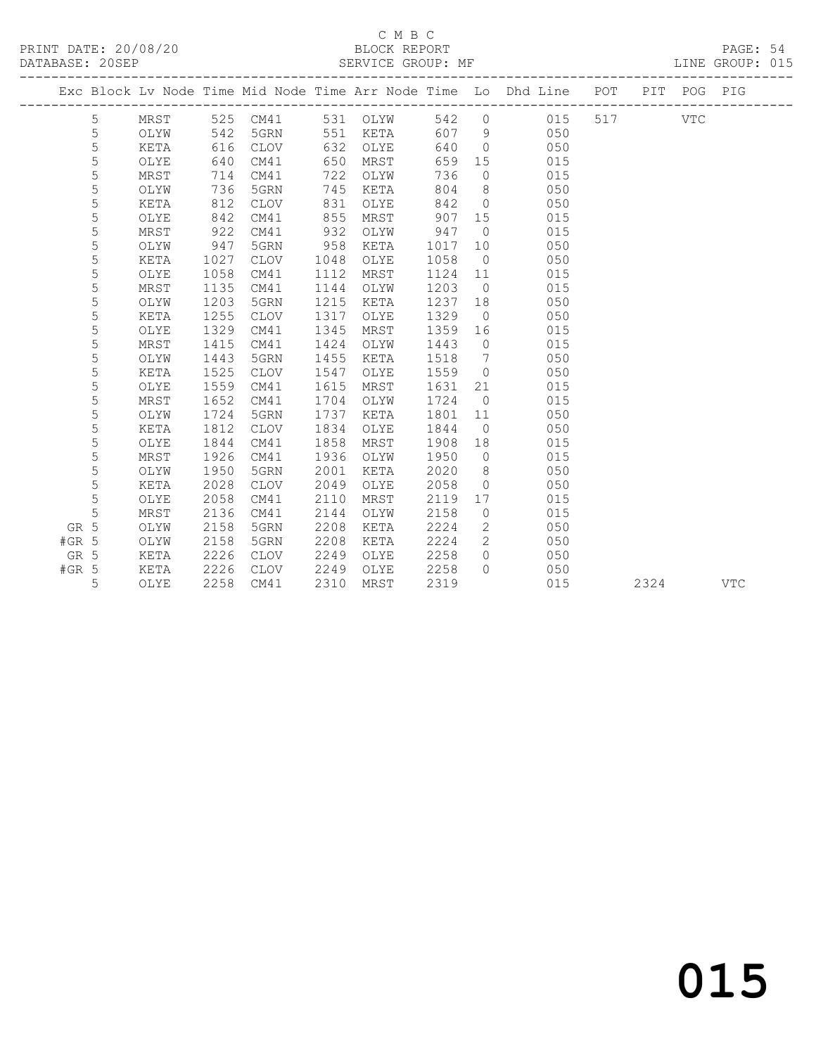C M B C

BLOCK REPORT

SERVICE GROUP: MF

PRINT DATE: 20/08/20
DATABASE: 20SEP

PAGE: 54
LINE GROUP: 015

| Exc | Block | Lv | Node | Time | Mid Node | Time | Arr Node | Time | Lo | Dhd Line | POT | PIT | POG | PIG |
|---|---|---|---|---|---|---|---|---|---|---|---|---|---|---|
| | 5 | | MRST | 525 | CM41 | 531 | OLYW | 542 | 0 | 015 | 517 | | VTC | |
| | 5 | | OLYW | 542 | 5GRN | 551 | KETA | 607 | 9 | 050 | | | | |
| | 5 | | KETA | 616 | CLOV | 632 | OLYE | 640 | 0 | 050 | | | | |
| | 5 | | OLYE | 640 | CM41 | 650 | MRST | 659 | 15 | 015 | | | | |
| | 5 | | MRST | 714 | CM41 | 722 | OLYW | 736 | 0 | 015 | | | | |
| | 5 | | OLYW | 736 | 5GRN | 745 | KETA | 804 | 8 | 050 | | | | |
| | 5 | | KETA | 812 | CLOV | 831 | OLYE | 842 | 0 | 050 | | | | |
| | 5 | | OLYE | 842 | CM41 | 855 | MRST | 907 | 15 | 015 | | | | |
| | 5 | | MRST | 922 | CM41 | 932 | OLYW | 947 | 0 | 015 | | | | |
| | 5 | | OLYW | 947 | 5GRN | 958 | KETA | 1017 | 10 | 050 | | | | |
| | 5 | | KETA | 1027 | CLOV | 1048 | OLYE | 1058 | 0 | 050 | | | | |
| | 5 | | OLYE | 1058 | CM41 | 1112 | MRST | 1124 | 11 | 015 | | | | |
| | 5 | | MRST | 1135 | CM41 | 1144 | OLYW | 1203 | 0 | 015 | | | | |
| | 5 | | OLYW | 1203 | 5GRN | 1215 | KETA | 1237 | 18 | 050 | | | | |
| | 5 | | KETA | 1255 | CLOV | 1317 | OLYE | 1329 | 0 | 050 | | | | |
| | 5 | | OLYE | 1329 | CM41 | 1345 | MRST | 1359 | 16 | 015 | | | | |
| | 5 | | MRST | 1415 | CM41 | 1424 | OLYW | 1443 | 0 | 015 | | | | |
| | 5 | | OLYW | 1443 | 5GRN | 1455 | KETA | 1518 | 7 | 050 | | | | |
| | 5 | | KETA | 1525 | CLOV | 1547 | OLYE | 1559 | 0 | 050 | | | | |
| | 5 | | OLYE | 1559 | CM41 | 1615 | MRST | 1631 | 21 | 015 | | | | |
| | 5 | | MRST | 1652 | CM41 | 1704 | OLYW | 1724 | 0 | 015 | | | | |
| | 5 | | OLYW | 1724 | 5GRN | 1737 | KETA | 1801 | 11 | 050 | | | | |
| | 5 | | KETA | 1812 | CLOV | 1834 | OLYE | 1844 | 0 | 050 | | | | |
| | 5 | | OLYE | 1844 | CM41 | 1858 | MRST | 1908 | 18 | 015 | | | | |
| | 5 | | MRST | 1926 | CM41 | 1936 | OLYW | 1950 | 0 | 015 | | | | |
| | 5 | | OLYW | 1950 | 5GRN | 2001 | KETA | 2020 | 8 | 050 | | | | |
| | 5 | | KETA | 2028 | CLOV | 2049 | OLYE | 2058 | 0 | 050 | | | | |
| | 5 | | OLYE | 2058 | CM41 | 2110 | MRST | 2119 | 17 | 015 | | | | |
| | 5 | | MRST | 2136 | CM41 | 2144 | OLYW | 2158 | 0 | 015 | | | | |
| GR | 5 | | OLYW | 2158 | 5GRN | 2208 | KETA | 2224 | 2 | 050 | | | | |
| #GR | 5 | | OLYW | 2158 | 5GRN | 2208 | KETA | 2224 | 2 | 050 | | | | |
| GR | 5 | | KETA | 2226 | CLOV | 2249 | OLYE | 2258 | 0 | 050 | | | | |
| #GR | 5 | | KETA | 2226 | CLOV | 2249 | OLYE | 2258 | 0 | 050 | | | | |
| | 5 | | OLYE | 2258 | CM41 | 2310 | MRST | 2319 | | 015 | | 2324 | | VTC |

015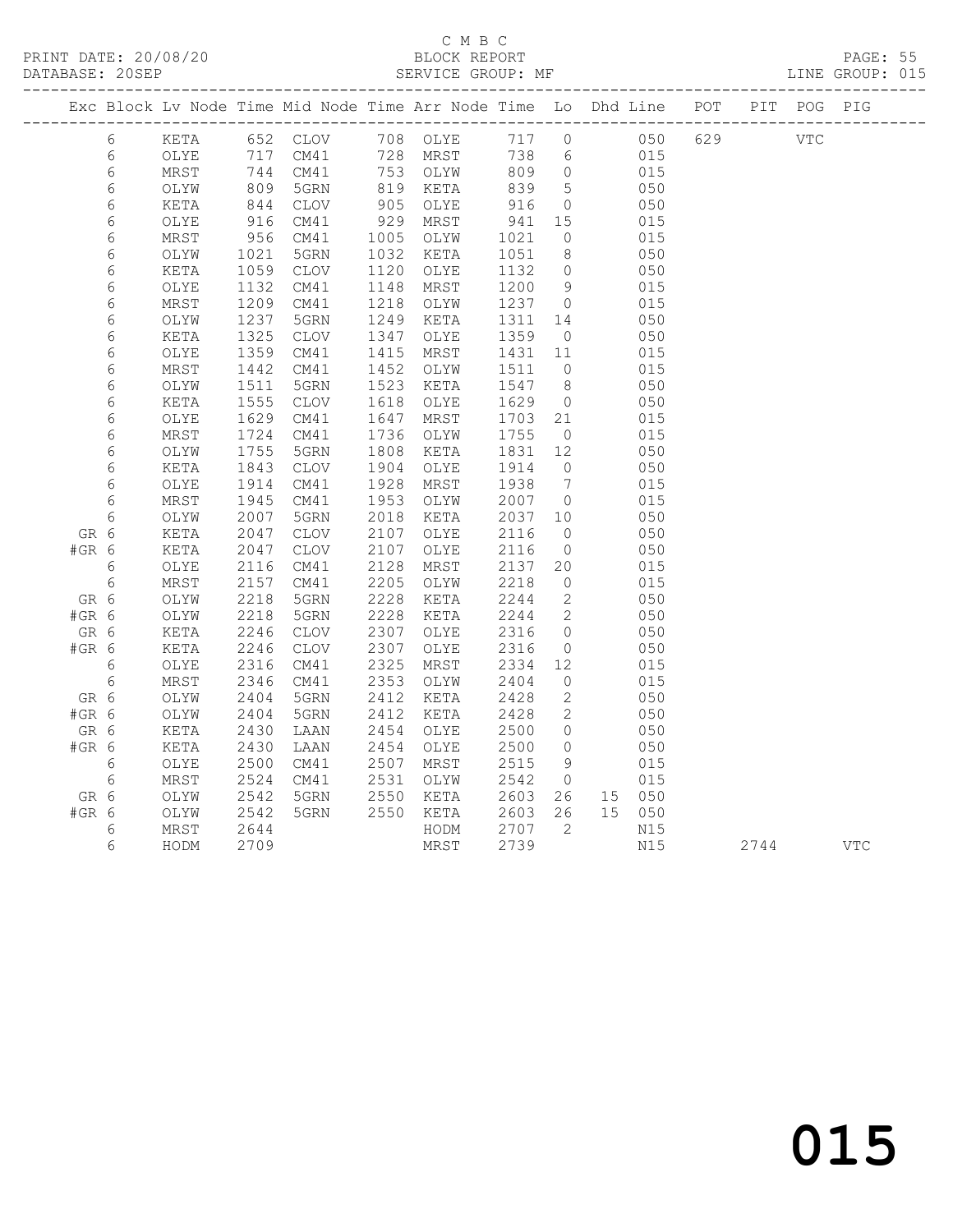C M B C
PRINT DATE: 20/08/20 BLOCK REPORT
DATABASE: 20SEP SERVICE GROUP: MF LINE GROUP: 015

| Exc | Block | Lv | Node | Time | Mid Node | Time | Arr Node | Time | Lo | Dhd | Line | POT | PIT | POG | PIG |
|---|---|---|---|---|---|---|---|---|---|---|---|---|---|---|---|
| | 6 | | KETA | 652 | CLOV | 708 | OLYE | 717 | 0 | | 050 | 629 | | VTC | |
| | 6 | | OLYE | 717 | CM41 | 728 | MRST | 738 | 6 | | 015 | | | | |
| | 6 | | MRST | 744 | CM41 | 753 | OLYW | 809 | 0 | | 015 | | | | |
| | 6 | | OLYW | 809 | 5GRN | 819 | KETA | 839 | 5 | | 050 | | | | |
| | 6 | | KETA | 844 | CLOV | 905 | OLYE | 916 | 0 | | 050 | | | | |
| | 6 | | OLYE | 916 | CM41 | 929 | MRST | 941 | 15 | | 015 | | | | |
| | 6 | | MRST | 956 | CM41 | 1005 | OLYW | 1021 | 0 | | 015 | | | | |
| | 6 | | OLYW | 1021 | 5GRN | 1032 | KETA | 1051 | 8 | | 050 | | | | |
| | 6 | | KETA | 1059 | CLOV | 1120 | OLYE | 1132 | 0 | | 050 | | | | |
| | 6 | | OLYE | 1132 | CM41 | 1148 | MRST | 1200 | 9 | | 015 | | | | |
| | 6 | | MRST | 1209 | CM41 | 1218 | OLYW | 1237 | 0 | | 015 | | | | |
| | 6 | | OLYW | 1237 | 5GRN | 1249 | KETA | 1311 | 14 | | 050 | | | | |
| | 6 | | KETA | 1325 | CLOV | 1347 | OLYE | 1359 | 0 | | 050 | | | | |
| | 6 | | OLYE | 1359 | CM41 | 1415 | MRST | 1431 | 11 | | 015 | | | | |
| | 6 | | MRST | 1442 | CM41 | 1452 | OLYW | 1511 | 0 | | 015 | | | | |
| | 6 | | OLYW | 1511 | 5GRN | 1523 | KETA | 1547 | 8 | | 050 | | | | |
| | 6 | | KETA | 1555 | CLOV | 1618 | OLYE | 1629 | 0 | | 050 | | | | |
| | 6 | | OLYE | 1629 | CM41 | 1647 | MRST | 1703 | 21 | | 015 | | | | |
| | 6 | | MRST | 1724 | CM41 | 1736 | OLYW | 1755 | 0 | | 015 | | | | |
| | 6 | | OLYW | 1755 | 5GRN | 1808 | KETA | 1831 | 12 | | 050 | | | | |
| | 6 | | KETA | 1843 | CLOV | 1904 | OLYE | 1914 | 0 | | 050 | | | | |
| | 6 | | OLYE | 1914 | CM41 | 1928 | MRST | 1938 | 7 | | 015 | | | | |
| | 6 | | MRST | 1945 | CM41 | 1953 | OLYW | 2007 | 0 | | 015 | | | | |
| | 6 | | OLYW | 2007 | 5GRN | 2018 | KETA | 2037 | 10 | | 050 | | | | |
| GR | 6 | | KETA | 2047 | CLOV | 2107 | OLYE | 2116 | 0 | | 050 | | | | |
| #GR | 6 | | KETA | 2047 | CLOV | 2107 | OLYE | 2116 | 0 | | 050 | | | | |
| | 6 | | OLYE | 2116 | CM41 | 2128 | MRST | 2137 | 20 | | 015 | | | | |
| | 6 | | MRST | 2157 | CM41 | 2205 | OLYW | 2218 | 0 | | 015 | | | | |
| GR | 6 | | OLYW | 2218 | 5GRN | 2228 | KETA | 2244 | 2 | | 050 | | | | |
| #GR | 6 | | OLYW | 2218 | 5GRN | 2228 | KETA | 2244 | 2 | | 050 | | | | |
| GR | 6 | | KETA | 2246 | CLOV | 2307 | OLYE | 2316 | 0 | | 050 | | | | |
| #GR | 6 | | KETA | 2246 | CLOV | 2307 | OLYE | 2316 | 0 | | 050 | | | | |
| | 6 | | OLYE | 2316 | CM41 | 2325 | MRST | 2334 | 12 | | 015 | | | | |
| | 6 | | MRST | 2346 | CM41 | 2353 | OLYW | 2404 | 0 | | 015 | | | | |
| GR | 6 | | OLYW | 2404 | 5GRN | 2412 | KETA | 2428 | 2 | | 050 | | | | |
| #GR | 6 | | OLYW | 2404 | 5GRN | 2412 | KETA | 2428 | 2 | | 050 | | | | |
| GR | 6 | | KETA | 2430 | LAAN | 2454 | OLYE | 2500 | 0 | | 050 | | | | |
| #GR | 6 | | KETA | 2430 | LAAN | 2454 | OLYE | 2500 | 0 | | 050 | | | | |
| | 6 | | OLYE | 2500 | CM41 | 2507 | MRST | 2515 | 9 | | 015 | | | | |
| | 6 | | MRST | 2524 | CM41 | 2531 | OLYW | 2542 | 0 | | 015 | | | | |
| GR | 6 | | OLYW | 2542 | 5GRN | 2550 | KETA | 2603 | 26 | 15 | 050 | | | | |
| #GR | 6 | | OLYW | 2542 | 5GRN | 2550 | KETA | 2603 | 26 | 15 | 050 | | | | |
| | 6 | | MRST | 2644 | | | HODM | 2707 | 2 | | N15 | | | | |
| | 6 | | HODM | 2709 | | | MRST | 2739 | | | N15 | | 2744 | | VTC |

015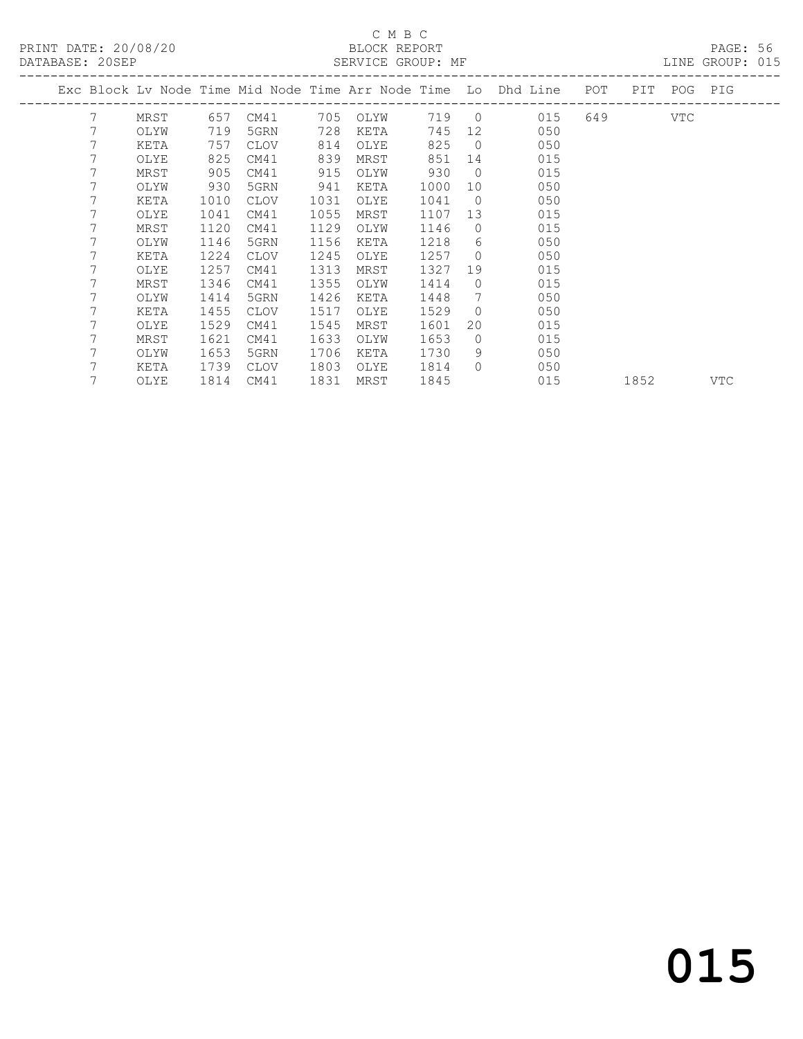C M B C

PRINT DATE: 20/08/20 BLOCK REPORT

DATABASE: 20SEP SERVICE GROUP: MF LINE GROUP: 015

| Exc | Block | Lv | Node | Time | Mid Node | Time | Arr Node | Time | Lo | Dhd Line | POT | PIT | POG | PIG |
|---|---|---|---|---|---|---|---|---|---|---|---|---|---|---|
| | 7 | | MRST | 657 | CM41 | 705 | OLYW | 719 | 0 | 015 | 649 | | VTC | |
| | 7 | | OLYW | 719 | 5GRN | 728 | KETA | 745 | 12 | 050 | | | | |
| | 7 | | KETA | 757 | CLOV | 814 | OLYE | 825 | 0 | 050 | | | | |
| | 7 | | OLYE | 825 | CM41 | 839 | MRST | 851 | 14 | 015 | | | | |
| | 7 | | MRST | 905 | CM41 | 915 | OLYW | 930 | 0 | 015 | | | | |
| | 7 | | OLYW | 930 | 5GRN | 941 | KETA | 1000 | 10 | 050 | | | | |
| | 7 | | KETA | 1010 | CLOV | 1031 | OLYE | 1041 | 0 | 050 | | | | |
| | 7 | | OLYE | 1041 | CM41 | 1055 | MRST | 1107 | 13 | 015 | | | | |
| | 7 | | MRST | 1120 | CM41 | 1129 | OLYW | 1146 | 0 | 015 | | | | |
| | 7 | | OLYW | 1146 | 5GRN | 1156 | KETA | 1218 | 6 | 050 | | | | |
| | 7 | | KETA | 1224 | CLOV | 1245 | OLYE | 1257 | 0 | 050 | | | | |
| | 7 | | OLYE | 1257 | CM41 | 1313 | MRST | 1327 | 19 | 015 | | | | |
| | 7 | | MRST | 1346 | CM41 | 1355 | OLYW | 1414 | 0 | 015 | | | | |
| | 7 | | OLYW | 1414 | 5GRN | 1426 | KETA | 1448 | 7 | 050 | | | | |
| | 7 | | KETA | 1455 | CLOV | 1517 | OLYE | 1529 | 0 | 050 | | | | |
| | 7 | | OLYE | 1529 | CM41 | 1545 | MRST | 1601 | 20 | 015 | | | | |
| | 7 | | MRST | 1621 | CM41 | 1633 | OLYW | 1653 | 0 | 015 | | | | |
| | 7 | | OLYW | 1653 | 5GRN | 1706 | KETA | 1730 | 9 | 050 | | | | |
| | 7 | | KETA | 1739 | CLOV | 1803 | OLYE | 1814 | 0 | 050 | | | | |
| | 7 | | OLYE | 1814 | CM41 | 1831 | MRST | 1845 | | 015 | | 1852 | | VTC |

015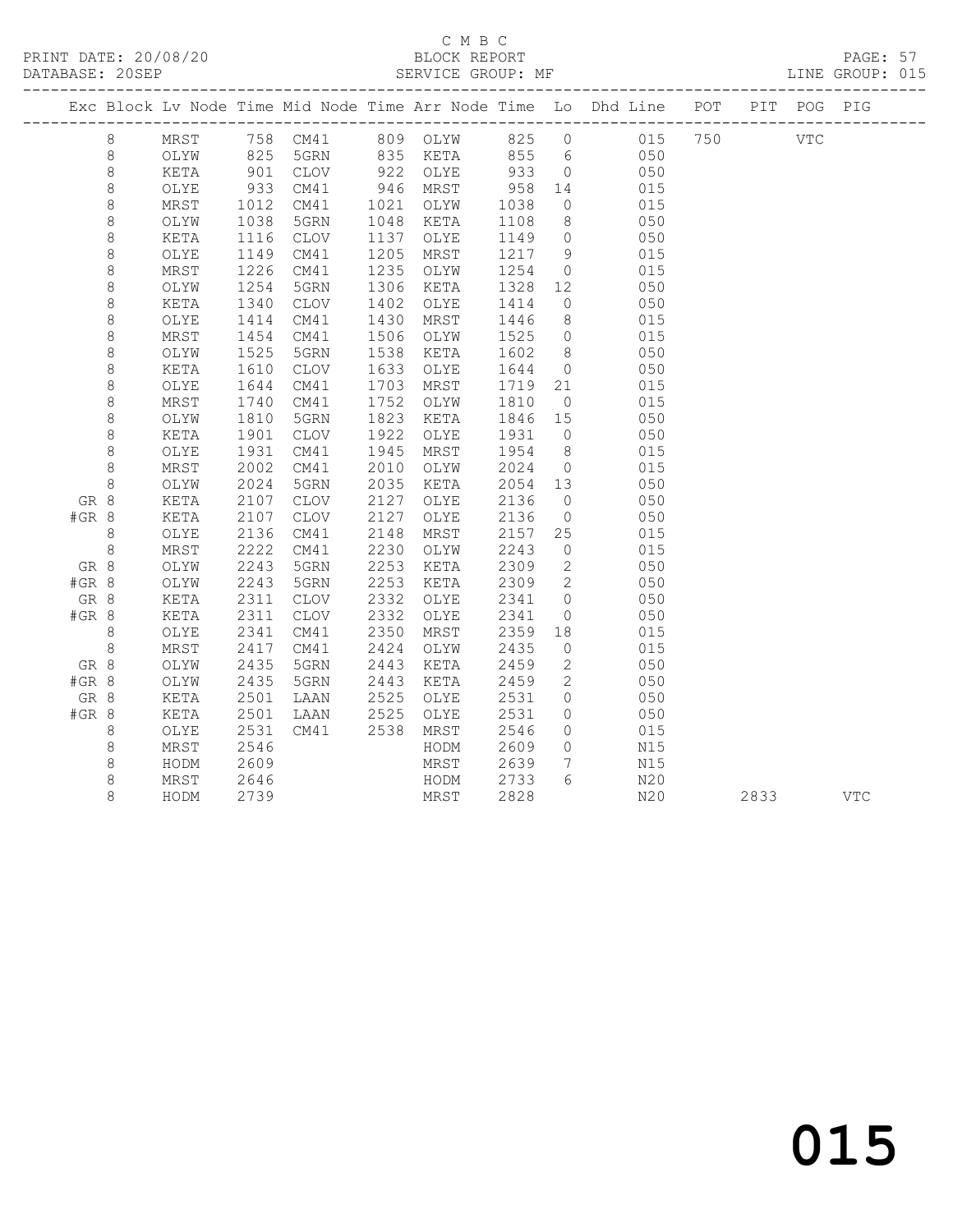C M B C

PRINT DATE: 20/08/20 BLOCK REPORT

DATABASE: 20SEP SERVICE GROUP: MF LINE GROUP: 015

| Exc | Block | Lv | Node | Time | Mid Node | Time | Arr Node | Time | Lo | Dhd Line | POT | PIT | POG | PIG |
|---|---|---|---|---|---|---|---|---|---|---|---|---|---|---|
| | 8 | | MRST | 758 | CM41 | 809 | OLYW | 825 | 0 | 015 | 750 | | VTC | |
| | 8 | | OLYW | 825 | 5GRN | 835 | KETA | 855 | 6 | 050 | | | | |
| | 8 | | KETA | 901 | CLOV | 922 | OLYE | 933 | 0 | 050 | | | | |
| | 8 | | OLYE | 933 | CM41 | 946 | MRST | 958 | 14 | 015 | | | | |
| | 8 | | MRST | 1012 | CM41 | 1021 | OLYW | 1038 | 0 | 015 | | | | |
| | 8 | | OLYW | 1038 | 5GRN | 1048 | KETA | 1108 | 8 | 050 | | | | |
| | 8 | | KETA | 1116 | CLOV | 1137 | OLYE | 1149 | 0 | 050 | | | | |
| | 8 | | OLYE | 1149 | CM41 | 1205 | MRST | 1217 | 9 | 015 | | | | |
| | 8 | | MRST | 1226 | CM41 | 1235 | OLYW | 1254 | 0 | 015 | | | | |
| | 8 | | OLYW | 1254 | 5GRN | 1306 | KETA | 1328 | 12 | 050 | | | | |
| | 8 | | KETA | 1340 | CLOV | 1402 | OLYE | 1414 | 0 | 050 | | | | |
| | 8 | | OLYE | 1414 | CM41 | 1430 | MRST | 1446 | 8 | 015 | | | | |
| | 8 | | MRST | 1454 | CM41 | 1506 | OLYW | 1525 | 0 | 015 | | | | |
| | 8 | | OLYW | 1525 | 5GRN | 1538 | KETA | 1602 | 8 | 050 | | | | |
| | 8 | | KETA | 1610 | CLOV | 1633 | OLYE | 1644 | 0 | 050 | | | | |
| | 8 | | OLYE | 1644 | CM41 | 1703 | MRST | 1719 | 21 | 015 | | | | |
| | 8 | | MRST | 1740 | CM41 | 1752 | OLYW | 1810 | 0 | 015 | | | | |
| | 8 | | OLYW | 1810 | 5GRN | 1823 | KETA | 1846 | 15 | 050 | | | | |
| | 8 | | KETA | 1901 | CLOV | 1922 | OLYE | 1931 | 0 | 050 | | | | |
| | 8 | | OLYE | 1931 | CM41 | 1945 | MRST | 1954 | 8 | 015 | | | | |
| | 8 | | MRST | 2002 | CM41 | 2010 | OLYW | 2024 | 0 | 015 | | | | |
| | 8 | | OLYW | 2024 | 5GRN | 2035 | KETA | 2054 | 13 | 050 | | | | |
| GR | 8 | | KETA | 2107 | CLOV | 2127 | OLYE | 2136 | 0 | 050 | | | | |
| #GR | 8 | | KETA | 2107 | CLOV | 2127 | OLYE | 2136 | 0 | 050 | | | | |
| | 8 | | OLYE | 2136 | CM41 | 2148 | MRST | 2157 | 25 | 015 | | | | |
| | 8 | | MRST | 2222 | CM41 | 2230 | OLYW | 2243 | 0 | 015 | | | | |
| GR | 8 | | OLYW | 2243 | 5GRN | 2253 | KETA | 2309 | 2 | 050 | | | | |
| #GR | 8 | | OLYW | 2243 | 5GRN | 2253 | KETA | 2309 | 2 | 050 | | | | |
| GR | 8 | | KETA | 2311 | CLOV | 2332 | OLYE | 2341 | 0 | 050 | | | | |
| #GR | 8 | | KETA | 2311 | CLOV | 2332 | OLYE | 2341 | 0 | 050 | | | | |
| | 8 | | OLYE | 2341 | CM41 | 2350 | MRST | 2359 | 18 | 015 | | | | |
| | 8 | | MRST | 2417 | CM41 | 2424 | OLYW | 2435 | 0 | 015 | | | | |
| GR | 8 | | OLYW | 2435 | 5GRN | 2443 | KETA | 2459 | 2 | 050 | | | | |
| #GR | 8 | | OLYW | 2435 | 5GRN | 2443 | KETA | 2459 | 2 | 050 | | | | |
| GR | 8 | | KETA | 2501 | LAAN | 2525 | OLYE | 2531 | 0 | 050 | | | | |
| #GR | 8 | | KETA | 2501 | LAAN | 2525 | OLYE | 2531 | 0 | 050 | | | | |
| | 8 | | OLYE | 2531 | CM41 | 2538 | MRST | 2546 | 0 | 015 | | | | |
| | 8 | | MRST | 2546 | | | HODM | 2609 | 0 | N15 | | | | |
| | 8 | | HODM | 2609 | | | MRST | 2639 | 7 | N15 | | | | |
| | 8 | | MRST | 2646 | | | HODM | 2733 | 6 | N20 | | | | |
| | 8 | | HODM | 2739 | | | MRST | 2828 | | N20 | | 2833 | | VTC |

015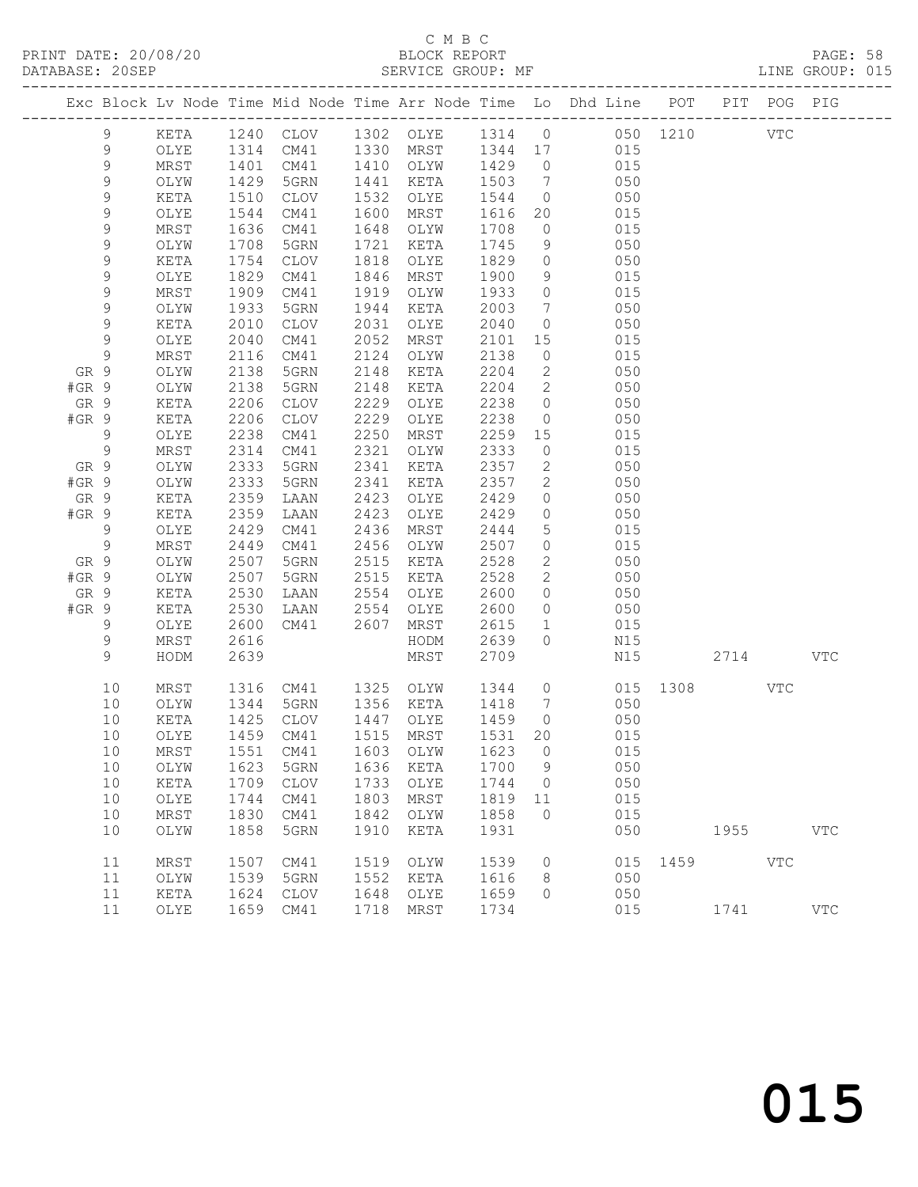C M B C
PRINT DATE: 20/08/20 BLOCK REPORT PAGE: 58
DATABASE: 20SEP SERVICE GROUP: MF LINE GROUP: 015

| Exc | Block | Lv | Node | Time | Mid Node | Time | Arr Node | Time | Lo | Dhd Line | POT | PIT | POG | PIG |
|---|---|---|---|---|---|---|---|---|---|---|---|---|---|---|
| | 9 | | KETA | 1240 | CLOV | 1302 | OLYE | 1314 | 0 | 050 | 1210 | | VTC | |
| | 9 | | OLYE | 1314 | CM41 | 1330 | MRST | 1344 | 17 | 015 | | | | |
| | 9 | | MRST | 1401 | CM41 | 1410 | OLYW | 1429 | 0 | 015 | | | | |
| | 9 | | OLYW | 1429 | 5GRN | 1441 | KETA | 1503 | 7 | 050 | | | | |
| | 9 | | KETA | 1510 | CLOV | 1532 | OLYE | 1544 | 0 | 050 | | | | |
| | 9 | | OLYE | 1544 | CM41 | 1600 | MRST | 1616 | 20 | 015 | | | | |
| | 9 | | MRST | 1636 | CM41 | 1648 | OLYW | 1708 | 0 | 015 | | | | |
| | 9 | | OLYW | 1708 | 5GRN | 1721 | KETA | 1745 | 9 | 050 | | | | |
| | 9 | | KETA | 1754 | CLOV | 1818 | OLYE | 1829 | 0 | 050 | | | | |
| | 9 | | OLYE | 1829 | CM41 | 1846 | MRST | 1900 | 9 | 015 | | | | |
| | 9 | | MRST | 1909 | CM41 | 1919 | OLYW | 1933 | 0 | 015 | | | | |
| | 9 | | OLYW | 1933 | 5GRN | 1944 | KETA | 2003 | 7 | 050 | | | | |
| | 9 | | KETA | 2010 | CLOV | 2031 | OLYE | 2040 | 0 | 050 | | | | |
| | 9 | | OLYE | 2040 | CM41 | 2052 | MRST | 2101 | 15 | 015 | | | | |
| | 9 | | MRST | 2116 | CM41 | 2124 | OLYW | 2138 | 0 | 015 | | | | |
| GR | 9 | | OLYW | 2138 | 5GRN | 2148 | KETA | 2204 | 2 | 050 | | | | |
| #GR | 9 | | OLYW | 2138 | 5GRN | 2148 | KETA | 2204 | 2 | 050 | | | | |
| GR | 9 | | KETA | 2206 | CLOV | 2229 | OLYE | 2238 | 0 | 050 | | | | |
| #GR | 9 | | KETA | 2206 | CLOV | 2229 | OLYE | 2238 | 0 | 050 | | | | |
| | 9 | | OLYE | 2238 | CM41 | 2250 | MRST | 2259 | 15 | 015 | | | | |
| | 9 | | MRST | 2314 | CM41 | 2321 | OLYW | 2333 | 0 | 015 | | | | |
| GR | 9 | | OLYW | 2333 | 5GRN | 2341 | KETA | 2357 | 2 | 050 | | | | |
| #GR | 9 | | OLYW | 2333 | 5GRN | 2341 | KETA | 2357 | 2 | 050 | | | | |
| GR | 9 | | KETA | 2359 | LAAN | 2423 | OLYE | 2429 | 0 | 050 | | | | |
| #GR | 9 | | KETA | 2359 | LAAN | 2423 | OLYE | 2429 | 0 | 050 | | | | |
| | 9 | | OLYE | 2429 | CM41 | 2436 | MRST | 2444 | 5 | 015 | | | | |
| | 9 | | MRST | 2449 | CM41 | 2456 | OLYW | 2507 | 0 | 015 | | | | |
| GR | 9 | | OLYW | 2507 | 5GRN | 2515 | KETA | 2528 | 2 | 050 | | | | |
| #GR | 9 | | OLYW | 2507 | 5GRN | 2515 | KETA | 2528 | 2 | 050 | | | | |
| GR | 9 | | KETA | 2530 | LAAN | 2554 | OLYE | 2600 | 0 | 050 | | | | |
| #GR | 9 | | KETA | 2530 | LAAN | 2554 | OLYE | 2600 | 0 | 050 | | | | |
| | 9 | | OLYE | 2600 | CM41 | 2607 | MRST | 2615 | 1 | 015 | | | | |
| | 9 | | MRST | 2616 | | | HODM | 2639 | 0 | N15 | | | | |
| | 9 | | HODM | 2639 | | | MRST | 2709 | | N15 | | 2714 | | VTC |
| | 10 | | MRST | 1316 | CM41 | 1325 | OLYW | 1344 | 0 | 015 | 1308 | | VTC | |
| | 10 | | OLYW | 1344 | 5GRN | 1356 | KETA | 1418 | 7 | 050 | | | | |
| | 10 | | KETA | 1425 | CLOV | 1447 | OLYE | 1459 | 0 | 050 | | | | |
| | 10 | | OLYE | 1459 | CM41 | 1515 | MRST | 1531 | 20 | 015 | | | | |
| | 10 | | MRST | 1551 | CM41 | 1603 | OLYW | 1623 | 0 | 015 | | | | |
| | 10 | | OLYW | 1623 | 5GRN | 1636 | KETA | 1700 | 9 | 050 | | | | |
| | 10 | | KETA | 1709 | CLOV | 1733 | OLYE | 1744 | 0 | 050 | | | | |
| | 10 | | OLYE | 1744 | CM41 | 1803 | MRST | 1819 | 11 | 015 | | | | |
| | 10 | | MRST | 1830 | CM41 | 1842 | OLYW | 1858 | 0 | 015 | | | | |
| | 10 | | OLYW | 1858 | 5GRN | 1910 | KETA | 1931 | | 050 | | 1955 | | VTC |
| | 11 | | MRST | 1507 | CM41 | 1519 | OLYW | 1539 | 0 | 015 | 1459 | | VTC | |
| | 11 | | OLYW | 1539 | 5GRN | 1552 | KETA | 1616 | 8 | 050 | | | | |
| | 11 | | KETA | 1624 | CLOV | 1648 | OLYE | 1659 | 0 | 050 | | | | |
| | 11 | | OLYE | 1659 | CM41 | 1718 | MRST | 1734 | | 015 | | 1741 | | VTC |

015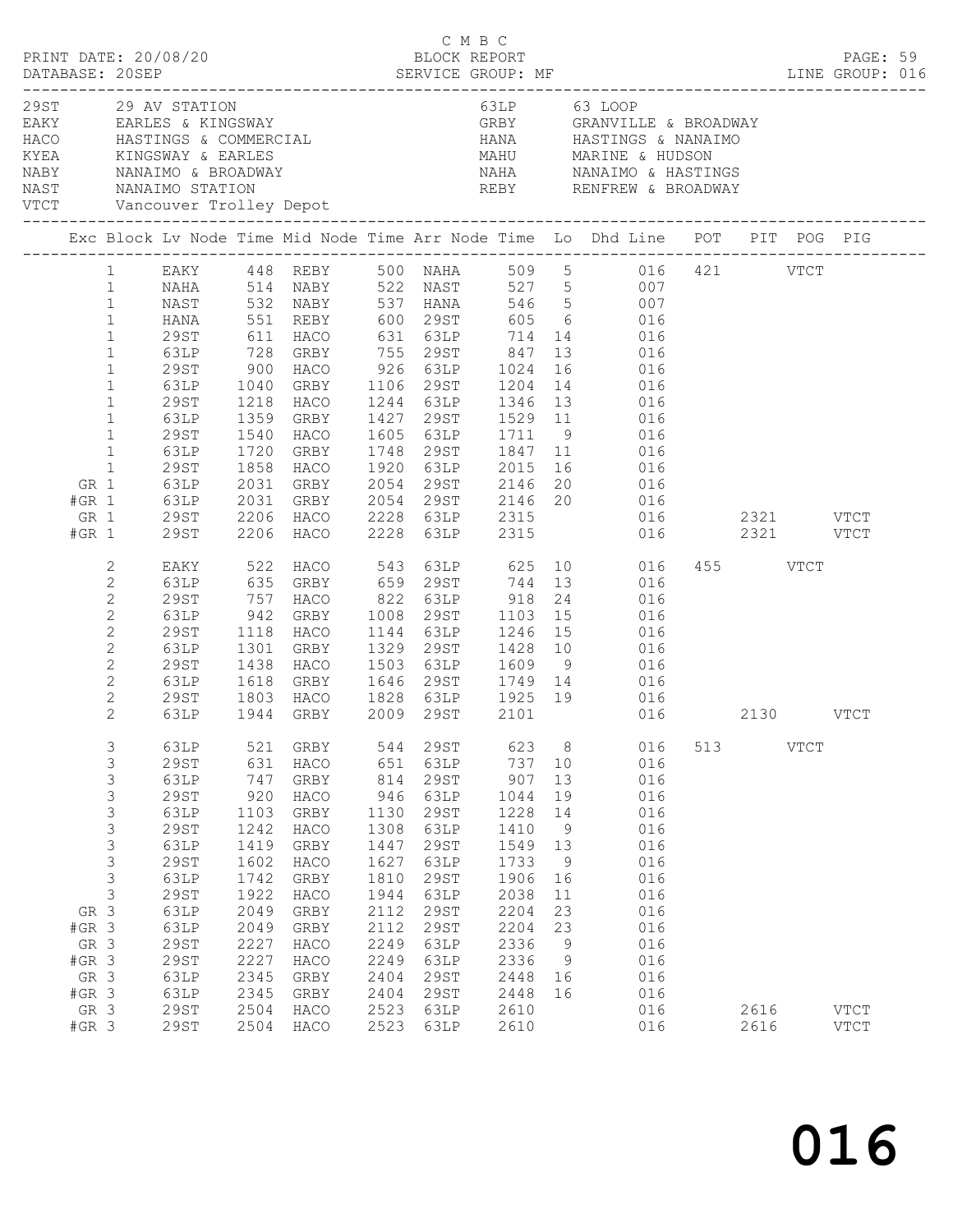C M B C

PRINT DATE: 20/08/20 BLOCK REPORT PAGE: 59
DATABASE: 20SEP SERVICE GROUP: MF LINE GROUP: 016

| Code | Description | Code | Description |
|---|---|---|---|
| 29ST | 29 AV STATION | 63LP | 63 LOOP |
| EAKY | EARLES & KINGSWAY | GRBY | GRANVILLE & BROADWAY |
| HACO | HASTINGS & COMMERCIAL | HANA | HASTINGS & NANAIMO |
| KYEA | KINGSWAY & EARLES | MAHU | MARINE & HUDSON |
| NABY | NANAIMO & BROADWAY | NAHA | NANAIMO & HASTINGS |
| NAST | NANAIMO STATION | REBY | RENFREW & BROADWAY |
| VTCT | Vancouver Trolley Depot | | |

| Exc | Block | Lv Node | Time | Mid Node | Time | Arr Node | Time | Lo | Dhd Line | POT | PIT | POG | PIG |
|---|---|---|---|---|---|---|---|---|---|---|---|---|---|
| | 1 | EAKY | 448 | REBY | 500 | NAHA | 509 | 5 | 016 | 421 | | VTCT | |
| | 1 | NAHA | 514 | NABY | 522 | NAST | 527 | 5 | 007 | | | | |
| | 1 | NAST | 532 | NABY | 537 | HANA | 546 | 5 | 007 | | | | |
| | 1 | HANA | 551 | REBY | 600 | 29ST | 605 | 6 | 016 | | | | |
| | 1 | 29ST | 611 | HACO | 631 | 63LP | 714 | 14 | 016 | | | | |
| | 1 | 63LP | 728 | GRBY | 755 | 29ST | 847 | 13 | 016 | | | | |
| | 1 | 29ST | 900 | HACO | 926 | 63LP | 1024 | 16 | 016 | | | | |
| | 1 | 63LP | 1040 | GRBY | 1106 | 29ST | 1204 | 14 | 016 | | | | |
| | 1 | 29ST | 1218 | HACO | 1244 | 63LP | 1346 | 13 | 016 | | | | |
| | 1 | 63LP | 1359 | GRBY | 1427 | 29ST | 1529 | 11 | 016 | | | | |
| | 1 | 29ST | 1540 | HACO | 1605 | 63LP | 1711 | 9 | 016 | | | | |
| | 1 | 63LP | 1720 | GRBY | 1748 | 29ST | 1847 | 11 | 016 | | | | |
| | 1 | 29ST | 1858 | HACO | 1920 | 63LP | 2015 | 16 | 016 | | | | |
| GR | 1 | 63LP | 2031 | GRBY | 2054 | 29ST | 2146 | 20 | 016 | | | | |
| #GR | 1 | 63LP | 2031 | GRBY | 2054 | 29ST | 2146 | 20 | 016 | | | | |
| GR | 1 | 29ST | 2206 | HACO | 2228 | 63LP | 2315 | | 016 | | 2321 | | VTCT |
| #GR | 1 | 29ST | 2206 | HACO | 2228 | 63LP | 2315 | | 016 | | 2321 | | VTCT |
| | 2 | EAKY | 522 | HACO | 543 | 63LP | 625 | 10 | 016 | 455 | | VTCT | |
| | 2 | 63LP | 635 | GRBY | 659 | 29ST | 744 | 13 | 016 | | | | |
| | 2 | 29ST | 757 | HACO | 822 | 63LP | 918 | 24 | 016 | | | | |
| | 2 | 63LP | 942 | GRBY | 1008 | 29ST | 1103 | 15 | 016 | | | | |
| | 2 | 29ST | 1118 | HACO | 1144 | 63LP | 1246 | 15 | 016 | | | | |
| | 2 | 63LP | 1301 | GRBY | 1329 | 29ST | 1428 | 10 | 016 | | | | |
| | 2 | 29ST | 1438 | HACO | 1503 | 63LP | 1609 | 9 | 016 | | | | |
| | 2 | 63LP | 1618 | GRBY | 1646 | 29ST | 1749 | 14 | 016 | | | | |
| | 2 | 29ST | 1803 | HACO | 1828 | 63LP | 1925 | 19 | 016 | | | | |
| | 2 | 63LP | 1944 | GRBY | 2009 | 29ST | 2101 | | 016 | | 2130 | | VTCT |
| | 3 | 63LP | 521 | GRBY | 544 | 29ST | 623 | 8 | 016 | 513 | | VTCT | |
| | 3 | 29ST | 631 | HACO | 651 | 63LP | 737 | 10 | 016 | | | | |
| | 3 | 63LP | 747 | GRBY | 814 | 29ST | 907 | 13 | 016 | | | | |
| | 3 | 29ST | 920 | HACO | 946 | 63LP | 1044 | 19 | 016 | | | | |
| | 3 | 63LP | 1103 | GRBY | 1130 | 29ST | 1228 | 14 | 016 | | | | |
| | 3 | 29ST | 1242 | HACO | 1308 | 63LP | 1410 | 9 | 016 | | | | |
| | 3 | 63LP | 1419 | GRBY | 1447 | 29ST | 1549 | 13 | 016 | | | | |
| | 3 | 29ST | 1602 | HACO | 1627 | 63LP | 1733 | 9 | 016 | | | | |
| | 3 | 63LP | 1742 | GRBY | 1810 | 29ST | 1906 | 16 | 016 | | | | |
| | 3 | 29ST | 1922 | HACO | 1944 | 63LP | 2038 | 11 | 016 | | | | |
| GR | 3 | 63LP | 2049 | GRBY | 2112 | 29ST | 2204 | 23 | 016 | | | | |
| #GR | 3 | 63LP | 2049 | GRBY | 2112 | 29ST | 2204 | 23 | 016 | | | | |
| GR | 3 | 29ST | 2227 | HACO | 2249 | 63LP | 2336 | 9 | 016 | | | | |
| #GR | 3 | 29ST | 2227 | HACO | 2249 | 63LP | 2336 | 9 | 016 | | | | |
| GR | 3 | 63LP | 2345 | GRBY | 2404 | 29ST | 2448 | 16 | 016 | | | | |
| #GR | 3 | 63LP | 2345 | GRBY | 2404 | 29ST | 2448 | 16 | 016 | | | | |
| GR | 3 | 29ST | 2504 | HACO | 2523 | 63LP | 2610 | | 016 | | 2616 | | VTCT |
| #GR | 3 | 29ST | 2504 | HACO | 2523 | 63LP | 2610 | | 016 | | 2616 | | VTCT |

016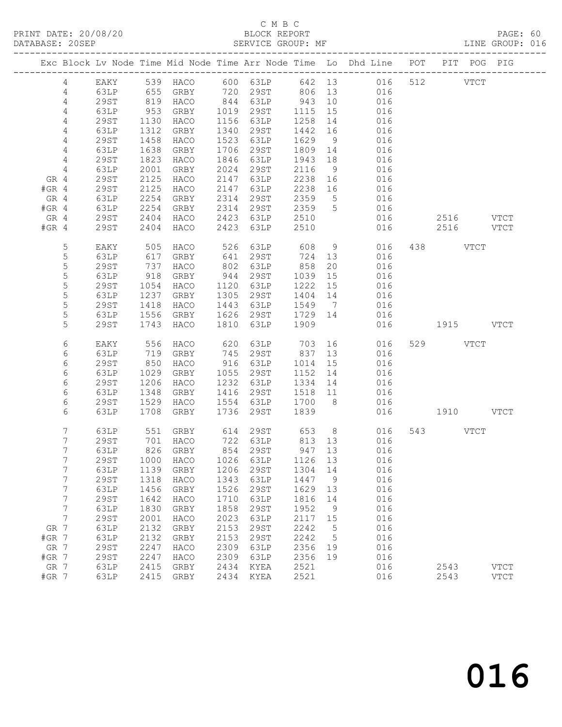C M B C
PRINT DATE: 20/08/20 BLOCK REPORT PAGE: 60
DATABASE: 20SEP SERVICE GROUP: MF LINE GROUP: 016

| Exc | Block | Lv | Node | Time | Mid Node | Time | Arr Node | Time | Lo | Dhd Line | POT | PIT | POG | PIG |
|---|---|---|---|---|---|---|---|---|---|---|---|---|---|---|
| | 4 | | EAKY | 539 | HACO | 600 | 63LP | 642 | 13 | 016 | 512 | | VTCT | |
| | 4 | | 63LP | 655 | GRBY | 720 | 29ST | 806 | 13 | 016 | | | | |
| | 4 | | 29ST | 819 | HACO | 844 | 63LP | 943 | 10 | 016 | | | | |
| | 4 | | 63LP | 953 | GRBY | 1019 | 29ST | 1115 | 15 | 016 | | | | |
| | 4 | | 29ST | 1130 | HACO | 1156 | 63LP | 1258 | 14 | 016 | | | | |
| | 4 | | 63LP | 1312 | GRBY | 1340 | 29ST | 1442 | 16 | 016 | | | | |
| | 4 | | 29ST | 1458 | HACO | 1523 | 63LP | 1629 | 9 | 016 | | | | |
| | 4 | | 63LP | 1638 | GRBY | 1706 | 29ST | 1809 | 14 | 016 | | | | |
| | 4 | | 29ST | 1823 | HACO | 1846 | 63LP | 1943 | 18 | 016 | | | | |
| | 4 | | 63LP | 2001 | GRBY | 2024 | 29ST | 2116 | 9 | 016 | | | | |
| GR | 4 | | 29ST | 2125 | HACO | 2147 | 63LP | 2238 | 16 | 016 | | | | |
| #GR | 4 | | 29ST | 2125 | HACO | 2147 | 63LP | 2238 | 16 | 016 | | | | |
| GR | 4 | | 63LP | 2254 | GRBY | 2314 | 29ST | 2359 | 5 | 016 | | | | |
| #GR | 4 | | 63LP | 2254 | GRBY | 2314 | 29ST | 2359 | 5 | 016 | | | | |
| GR | 4 | | 29ST | 2404 | HACO | 2423 | 63LP | 2510 | | 016 | | 2516 | | VTCT |
| #GR | 4 | | 29ST | 2404 | HACO | 2423 | 63LP | 2510 | | 016 | | 2516 | | VTCT |
| | 5 | | EAKY | 505 | HACO | 526 | 63LP | 608 | 9 | 016 | 438 | | VTCT | |
| | 5 | | 63LP | 617 | GRBY | 641 | 29ST | 724 | 13 | 016 | | | | |
| | 5 | | 29ST | 737 | HACO | 802 | 63LP | 858 | 20 | 016 | | | | |
| | 5 | | 63LP | 918 | GRBY | 944 | 29ST | 1039 | 15 | 016 | | | | |
| | 5 | | 29ST | 1054 | HACO | 1120 | 63LP | 1222 | 15 | 016 | | | | |
| | 5 | | 63LP | 1237 | GRBY | 1305 | 29ST | 1404 | 14 | 016 | | | | |
| | 5 | | 29ST | 1418 | HACO | 1443 | 63LP | 1549 | 7 | 016 | | | | |
| | 5 | | 63LP | 1556 | GRBY | 1626 | 29ST | 1729 | 14 | 016 | | | | |
| | 5 | | 29ST | 1743 | HACO | 1810 | 63LP | 1909 | | 016 | | 1915 | | VTCT |
| | 6 | | EAKY | 556 | HACO | 620 | 63LP | 703 | 16 | 016 | 529 | | VTCT | |
| | 6 | | 63LP | 719 | GRBY | 745 | 29ST | 837 | 13 | 016 | | | | |
| | 6 | | 29ST | 850 | HACO | 916 | 63LP | 1014 | 15 | 016 | | | | |
| | 6 | | 63LP | 1029 | GRBY | 1055 | 29ST | 1152 | 14 | 016 | | | | |
| | 6 | | 29ST | 1206 | HACO | 1232 | 63LP | 1334 | 14 | 016 | | | | |
| | 6 | | 63LP | 1348 | GRBY | 1416 | 29ST | 1518 | 11 | 016 | | | | |
| | 6 | | 29ST | 1529 | HACO | 1554 | 63LP | 1700 | 8 | 016 | | | | |
| | 6 | | 63LP | 1708 | GRBY | 1736 | 29ST | 1839 | | 016 | | 1910 | | VTCT |
| | 7 | | 63LP | 551 | GRBY | 614 | 29ST | 653 | 8 | 016 | 543 | | VTCT | |
| | 7 | | 29ST | 701 | HACO | 722 | 63LP | 813 | 13 | 016 | | | | |
| | 7 | | 63LP | 826 | GRBY | 854 | 29ST | 947 | 13 | 016 | | | | |
| | 7 | | 29ST | 1000 | HACO | 1026 | 63LP | 1126 | 13 | 016 | | | | |
| | 7 | | 63LP | 1139 | GRBY | 1206 | 29ST | 1304 | 14 | 016 | | | | |
| | 7 | | 29ST | 1318 | HACO | 1343 | 63LP | 1447 | 9 | 016 | | | | |
| | 7 | | 63LP | 1456 | GRBY | 1526 | 29ST | 1629 | 13 | 016 | | | | |
| | 7 | | 29ST | 1642 | HACO | 1710 | 63LP | 1816 | 14 | 016 | | | | |
| | 7 | | 63LP | 1830 | GRBY | 1858 | 29ST | 1952 | 9 | 016 | | | | |
| | 7 | | 29ST | 2001 | HACO | 2023 | 63LP | 2117 | 15 | 016 | | | | |
| GR | 7 | | 63LP | 2132 | GRBY | 2153 | 29ST | 2242 | 5 | 016 | | | | |
| #GR | 7 | | 63LP | 2132 | GRBY | 2153 | 29ST | 2242 | 5 | 016 | | | | |
| GR | 7 | | 29ST | 2247 | HACO | 2309 | 63LP | 2356 | 19 | 016 | | | | |
| #GR | 7 | | 29ST | 2247 | HACO | 2309 | 63LP | 2356 | 19 | 016 | | | | |
| GR | 7 | | 63LP | 2415 | GRBY | 2434 | KYEA | 2521 | | 016 | | 2543 | | VTCT |
| #GR | 7 | | 63LP | 2415 | GRBY | 2434 | KYEA | 2521 | | 016 | | 2543 | | VTCT |

016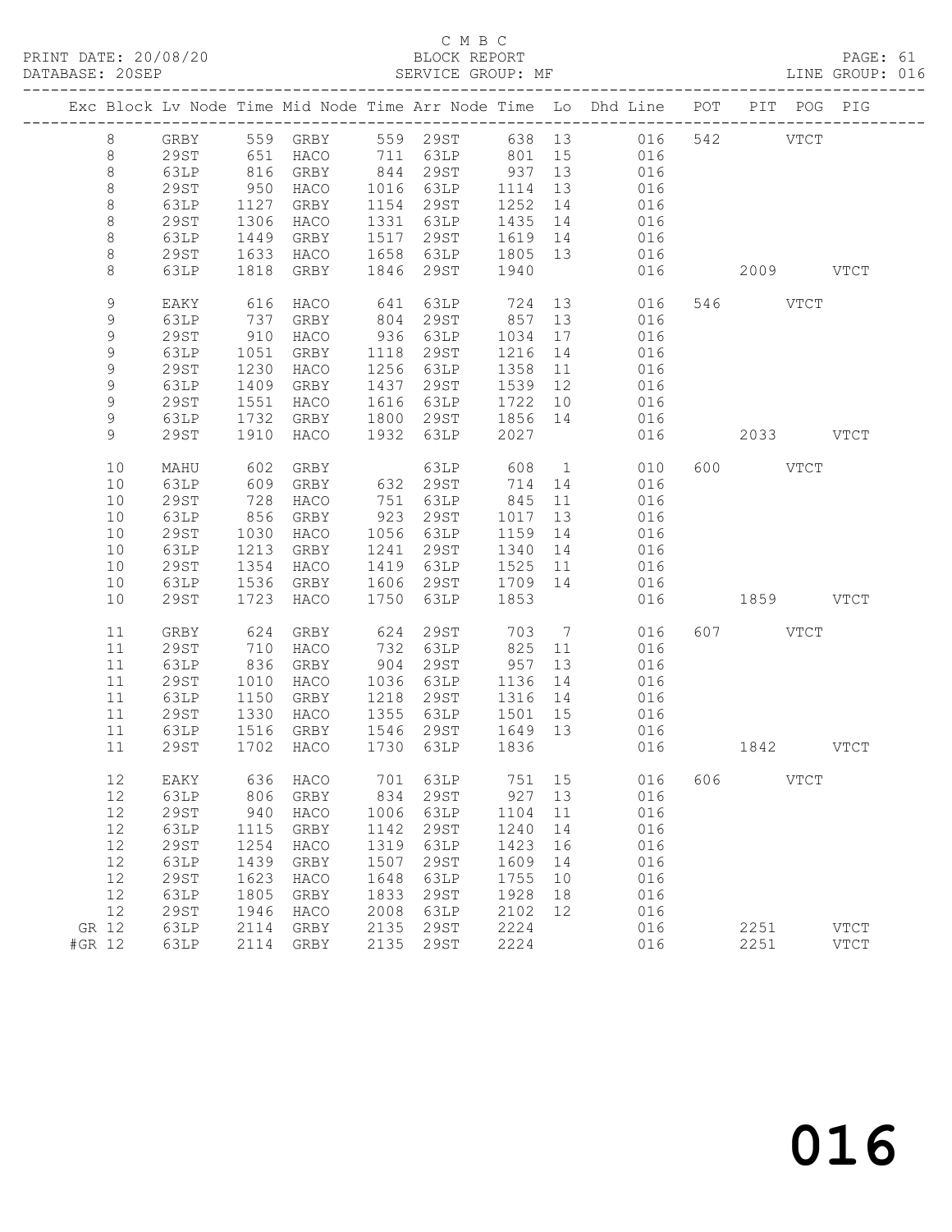C M B C

PRINT DATE: 20/08/20 BLOCK REPORT

DATABASE: 20SEP SERVICE GROUP: MF LINE GROUP: 016

| Exc | Block | Lv | Node | Time | Mid Node | Time | Arr Node | Time | Lo | Dhd Line | POT | PIT | POG | PIG |
|---|---|---|---|---|---|---|---|---|---|---|---|---|---|---|
| | 8 | | GRBY | 559 | GRBY | 559 | 29ST | 638 | 13 | 016 | 542 | | VTCT | |
| | 8 | | 29ST | 651 | HACO | 711 | 63LP | 801 | 15 | 016 | | | | |
| | 8 | | 63LP | 816 | GRBY | 844 | 29ST | 937 | 13 | 016 | | | | |
| | 8 | | 29ST | 950 | HACO | 1016 | 63LP | 1114 | 13 | 016 | | | | |
| | 8 | | 63LP | 1127 | GRBY | 1154 | 29ST | 1252 | 14 | 016 | | | | |
| | 8 | | 29ST | 1306 | HACO | 1331 | 63LP | 1435 | 14 | 016 | | | | |
| | 8 | | 63LP | 1449 | GRBY | 1517 | 29ST | 1619 | 14 | 016 | | | | |
| | 8 | | 29ST | 1633 | HACO | 1658 | 63LP | 1805 | 13 | 016 | | | | |
| | 8 | | 63LP | 1818 | GRBY | 1846 | 29ST | 1940 | | 016 | | 2009 | | VTCT |
| | 9 | | EAKY | 616 | HACO | 641 | 63LP | 724 | 13 | 016 | 546 | | VTCT | |
| | 9 | | 63LP | 737 | GRBY | 804 | 29ST | 857 | 13 | 016 | | | | |
| | 9 | | 29ST | 910 | HACO | 936 | 63LP | 1034 | 17 | 016 | | | | |
| | 9 | | 63LP | 1051 | GRBY | 1118 | 29ST | 1216 | 14 | 016 | | | | |
| | 9 | | 29ST | 1230 | HACO | 1256 | 63LP | 1358 | 11 | 016 | | | | |
| | 9 | | 63LP | 1409 | GRBY | 1437 | 29ST | 1539 | 12 | 016 | | | | |
| | 9 | | 29ST | 1551 | HACO | 1616 | 63LP | 1722 | 10 | 016 | | | | |
| | 9 | | 63LP | 1732 | GRBY | 1800 | 29ST | 1856 | 14 | 016 | | | | |
| | 9 | | 29ST | 1910 | HACO | 1932 | 63LP | 2027 | | 016 | | 2033 | | VTCT |
| | 10 | | MAHU | 602 | GRBY | | 63LP | 608 | 1 | 010 | 600 | | VTCT | |
| | 10 | | 63LP | 609 | GRBY | 632 | 29ST | 714 | 14 | 016 | | | | |
| | 10 | | 29ST | 728 | HACO | 751 | 63LP | 845 | 11 | 016 | | | | |
| | 10 | | 63LP | 856 | GRBY | 923 | 29ST | 1017 | 13 | 016 | | | | |
| | 10 | | 29ST | 1030 | HACO | 1056 | 63LP | 1159 | 14 | 016 | | | | |
| | 10 | | 63LP | 1213 | GRBY | 1241 | 29ST | 1340 | 14 | 016 | | | | |
| | 10 | | 29ST | 1354 | HACO | 1419 | 63LP | 1525 | 11 | 016 | | | | |
| | 10 | | 63LP | 1536 | GRBY | 1606 | 29ST | 1709 | 14 | 016 | | | | |
| | 10 | | 29ST | 1723 | HACO | 1750 | 63LP | 1853 | | 016 | | 1859 | | VTCT |
| | 11 | | GRBY | 624 | GRBY | 624 | 29ST | 703 | 7 | 016 | 607 | | VTCT | |
| | 11 | | 29ST | 710 | HACO | 732 | 63LP | 825 | 11 | 016 | | | | |
| | 11 | | 63LP | 836 | GRBY | 904 | 29ST | 957 | 13 | 016 | | | | |
| | 11 | | 29ST | 1010 | HACO | 1036 | 63LP | 1136 | 14 | 016 | | | | |
| | 11 | | 63LP | 1150 | GRBY | 1218 | 29ST | 1316 | 14 | 016 | | | | |
| | 11 | | 29ST | 1330 | HACO | 1355 | 63LP | 1501 | 15 | 016 | | | | |
| | 11 | | 63LP | 1516 | GRBY | 1546 | 29ST | 1649 | 13 | 016 | | | | |
| | 11 | | 29ST | 1702 | HACO | 1730 | 63LP | 1836 | | 016 | | 1842 | | VTCT |
| | 12 | | EAKY | 636 | HACO | 701 | 63LP | 751 | 15 | 016 | 606 | | VTCT | |
| | 12 | | 63LP | 806 | GRBY | 834 | 29ST | 927 | 13 | 016 | | | | |
| | 12 | | 29ST | 940 | HACO | 1006 | 63LP | 1104 | 11 | 016 | | | | |
| | 12 | | 63LP | 1115 | GRBY | 1142 | 29ST | 1240 | 14 | 016 | | | | |
| | 12 | | 29ST | 1254 | HACO | 1319 | 63LP | 1423 | 16 | 016 | | | | |
| | 12 | | 63LP | 1439 | GRBY | 1507 | 29ST | 1609 | 14 | 016 | | | | |
| | 12 | | 29ST | 1623 | HACO | 1648 | 63LP | 1755 | 10 | 016 | | | | |
| | 12 | | 63LP | 1805 | GRBY | 1833 | 29ST | 1928 | 18 | 016 | | | | |
| | 12 | | 29ST | 1946 | HACO | 2008 | 63LP | 2102 | 12 | 016 | | | | |
| GR | 12 | | 63LP | 2114 | GRBY | 2135 | 29ST | 2224 | | 016 | | 2251 | | VTCT |
| #GR | 12 | | 63LP | 2114 | GRBY | 2135 | 29ST | 2224 | | 016 | | 2251 | | VTCT |

016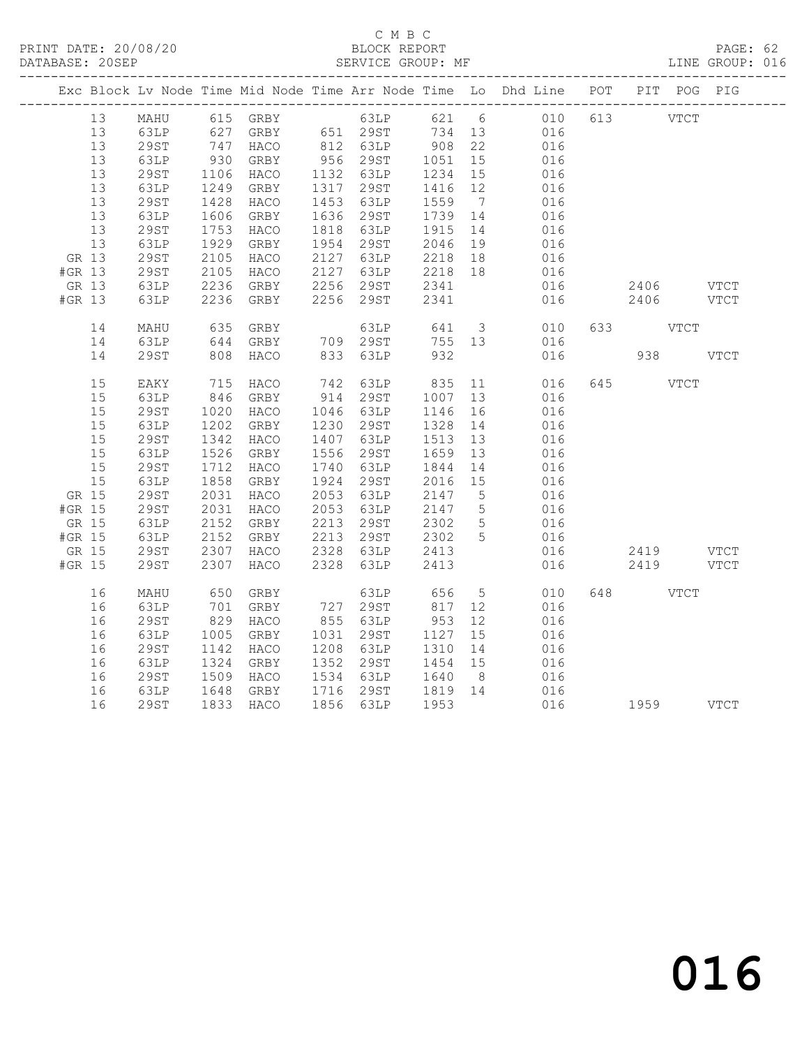C M B C
PRINT DATE: 20/08/20 BLOCK REPORT PAGE: 62
DATABASE: 20SEP SERVICE GROUP: MF LINE GROUP: 016

| Exc | Block | Lv Node | Time | Mid Node | Time | Arr Node | Time | Lo | Dhd Line | POT | PIT | POG | PIG |
|---|---|---|---|---|---|---|---|---|---|---|---|---|---|
| | 13 | MAHU | 615 | GRBY | | 63LP | 621 | 6 | 010 | 613 | | VTCT | |
| | 13 | 63LP | 627 | GRBY | 651 | 29ST | 734 | 13 | 016 | | | | |
| | 13 | 29ST | 747 | HACO | 812 | 63LP | 908 | 22 | 016 | | | | |
| | 13 | 63LP | 930 | GRBY | 956 | 29ST | 1051 | 15 | 016 | | | | |
| | 13 | 29ST | 1106 | HACO | 1132 | 63LP | 1234 | 15 | 016 | | | | |
| | 13 | 63LP | 1249 | GRBY | 1317 | 29ST | 1416 | 12 | 016 | | | | |
| | 13 | 29ST | 1428 | HACO | 1453 | 63LP | 1559 | 7 | 016 | | | | |
| | 13 | 63LP | 1606 | GRBY | 1636 | 29ST | 1739 | 14 | 016 | | | | |
| | 13 | 29ST | 1753 | HACO | 1818 | 63LP | 1915 | 14 | 016 | | | | |
| | 13 | 63LP | 1929 | GRBY | 1954 | 29ST | 2046 | 19 | 016 | | | | |
| GR | 13 | 29ST | 2105 | HACO | 2127 | 63LP | 2218 | 18 | 016 | | | | |
| #GR | 13 | 29ST | 2105 | HACO | 2127 | 63LP | 2218 | 18 | 016 | | | | |
| GR | 13 | 63LP | 2236 | GRBY | 2256 | 29ST | 2341 | | 016 | | 2406 | | VTCT |
| #GR | 13 | 63LP | 2236 | GRBY | 2256 | 29ST | 2341 | | 016 | | 2406 | | VTCT |
| | 14 | MAHU | 635 | GRBY | | 63LP | 641 | 3 | 010 | 633 | | VTCT | |
| | 14 | 63LP | 644 | GRBY | 709 | 29ST | 755 | 13 | 016 | | | | |
| | 14 | 29ST | 808 | HACO | 833 | 63LP | 932 | | 016 | | 938 | | VTCT |
| | 15 | EAKY | 715 | HACO | 742 | 63LP | 835 | 11 | 016 | 645 | | VTCT | |
| | 15 | 63LP | 846 | GRBY | 914 | 29ST | 1007 | 13 | 016 | | | | |
| | 15 | 29ST | 1020 | HACO | 1046 | 63LP | 1146 | 16 | 016 | | | | |
| | 15 | 63LP | 1202 | GRBY | 1230 | 29ST | 1328 | 14 | 016 | | | | |
| | 15 | 29ST | 1342 | HACO | 1407 | 63LP | 1513 | 13 | 016 | | | | |
| | 15 | 63LP | 1526 | GRBY | 1556 | 29ST | 1659 | 13 | 016 | | | | |
| | 15 | 29ST | 1712 | HACO | 1740 | 63LP | 1844 | 14 | 016 | | | | |
| | 15 | 63LP | 1858 | GRBY | 1924 | 29ST | 2016 | 15 | 016 | | | | |
| GR | 15 | 29ST | 2031 | HACO | 2053 | 63LP | 2147 | 5 | 016 | | | | |
| #GR | 15 | 29ST | 2031 | HACO | 2053 | 63LP | 2147 | 5 | 016 | | | | |
| GR | 15 | 63LP | 2152 | GRBY | 2213 | 29ST | 2302 | 5 | 016 | | | | |
| #GR | 15 | 63LP | 2152 | GRBY | 2213 | 29ST | 2302 | 5 | 016 | | | | |
| GR | 15 | 29ST | 2307 | HACO | 2328 | 63LP | 2413 | | 016 | | 2419 | | VTCT |
| #GR | 15 | 29ST | 2307 | HACO | 2328 | 63LP | 2413 | | 016 | | 2419 | | VTCT |
| | 16 | MAHU | 650 | GRBY | | 63LP | 656 | 5 | 010 | 648 | | VTCT | |
| | 16 | 63LP | 701 | GRBY | 727 | 29ST | 817 | 12 | 016 | | | | |
| | 16 | 29ST | 829 | HACO | 855 | 63LP | 953 | 12 | 016 | | | | |
| | 16 | 63LP | 1005 | GRBY | 1031 | 29ST | 1127 | 15 | 016 | | | | |
| | 16 | 29ST | 1142 | HACO | 1208 | 63LP | 1310 | 14 | 016 | | | | |
| | 16 | 63LP | 1324 | GRBY | 1352 | 29ST | 1454 | 15 | 016 | | | | |
| | 16 | 29ST | 1509 | HACO | 1534 | 63LP | 1640 | 8 | 016 | | | | |
| | 16 | 63LP | 1648 | GRBY | 1716 | 29ST | 1819 | 14 | 016 | | | | |
| | 16 | 29ST | 1833 | HACO | 1856 | 63LP | 1953 | | 016 | | 1959 | | VTCT |

016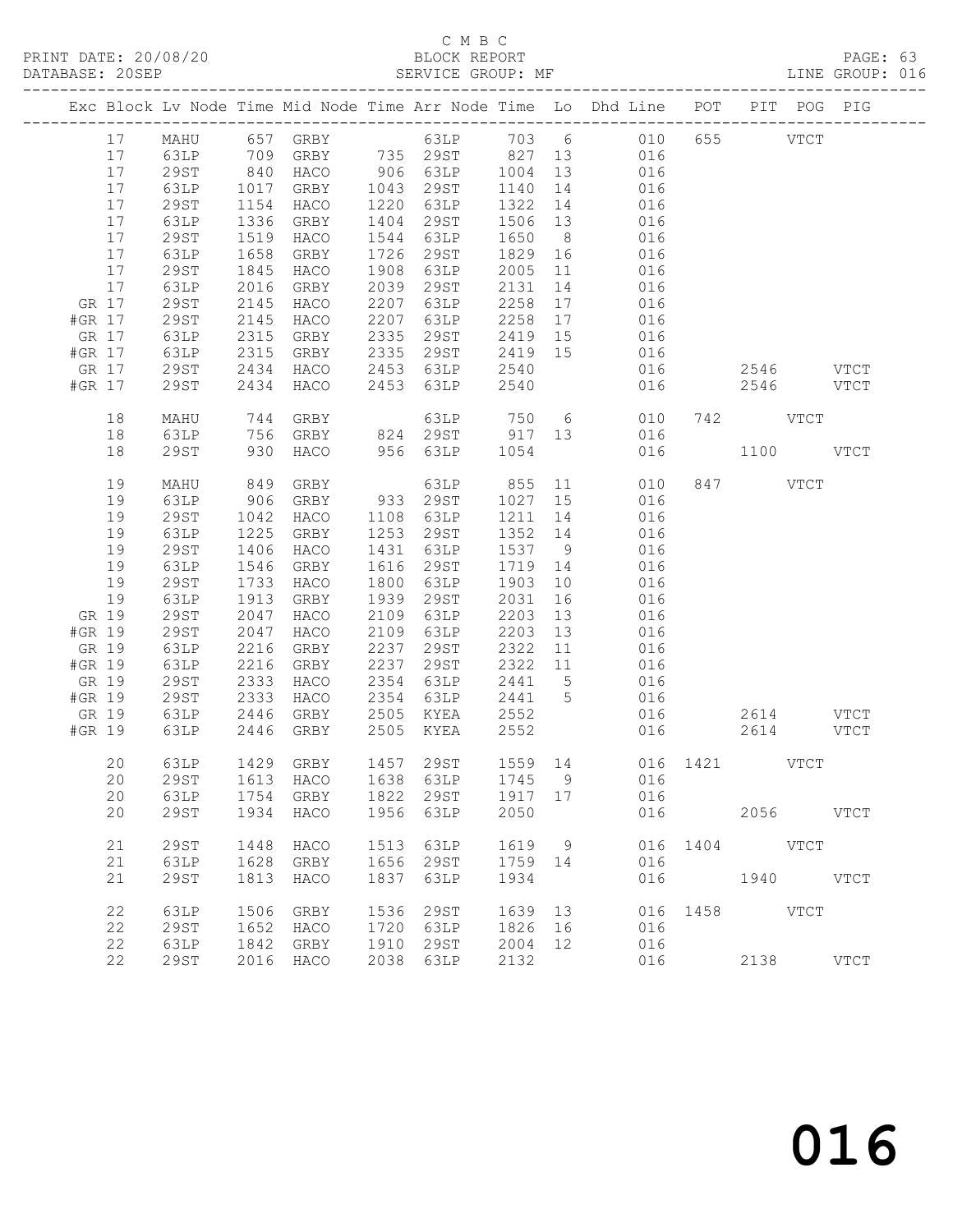C M B C
PRINT DATE: 20/08/20 BLOCK REPORT PAGE: 63
DATABASE: 20SEP SERVICE GROUP: MF LINE GROUP: 016

| Exc | Block | Lv | Node | Time | Mid Node | Time | Arr Node | Time | Lo | Dhd Line | POT | PIT | POG | PIG |
|---|---|---|---|---|---|---|---|---|---|---|---|---|---|---|
| | 17 | | MAHU | 657 | GRBY | | 63LP | 703 | 6 | 010 | 655 | | VTCT | |
| | 17 | | 63LP | 709 | GRBY | 735 | 29ST | 827 | 13 | 016 | | | | |
| | 17 | | 29ST | 840 | HACO | 906 | 63LP | 1004 | 13 | 016 | | | | |
| | 17 | | 63LP | 1017 | GRBY | 1043 | 29ST | 1140 | 14 | 016 | | | | |
| | 17 | | 29ST | 1154 | HACO | 1220 | 63LP | 1322 | 14 | 016 | | | | |
| | 17 | | 63LP | 1336 | GRBY | 1404 | 29ST | 1506 | 13 | 016 | | | | |
| | 17 | | 29ST | 1519 | HACO | 1544 | 63LP | 1650 | 8 | 016 | | | | |
| | 17 | | 63LP | 1658 | GRBY | 1726 | 29ST | 1829 | 16 | 016 | | | | |
| | 17 | | 29ST | 1845 | HACO | 1908 | 63LP | 2005 | 11 | 016 | | | | |
| | 17 | | 63LP | 2016 | GRBY | 2039 | 29ST | 2131 | 14 | 016 | | | | |
| GR | 17 | | 29ST | 2145 | HACO | 2207 | 63LP | 2258 | 17 | 016 | | | | |
| #GR | 17 | | 29ST | 2145 | HACO | 2207 | 63LP | 2258 | 17 | 016 | | | | |
| GR | 17 | | 63LP | 2315 | GRBY | 2335 | 29ST | 2419 | 15 | 016 | | | | |
| #GR | 17 | | 63LP | 2315 | GRBY | 2335 | 29ST | 2419 | 15 | 016 | | | | |
| GR | 17 | | 29ST | 2434 | HACO | 2453 | 63LP | 2540 | | 016 | | 2546 | | VTCT |
| #GR | 17 | | 29ST | 2434 | HACO | 2453 | 63LP | 2540 | | 016 | | 2546 | | VTCT |
| | 18 | | MAHU | 744 | GRBY | | 63LP | 750 | 6 | 010 | 742 | | VTCT | |
| | 18 | | 63LP | 756 | GRBY | 824 | 29ST | 917 | 13 | 016 | | | | |
| | 18 | | 29ST | 930 | HACO | 956 | 63LP | 1054 | | 016 | | 1100 | | VTCT |
| | 19 | | MAHU | 849 | GRBY | | 63LP | 855 | 11 | 010 | 847 | | VTCT | |
| | 19 | | 63LP | 906 | GRBY | 933 | 29ST | 1027 | 15 | 016 | | | | |
| | 19 | | 29ST | 1042 | HACO | 1108 | 63LP | 1211 | 14 | 016 | | | | |
| | 19 | | 63LP | 1225 | GRBY | 1253 | 29ST | 1352 | 14 | 016 | | | | |
| | 19 | | 29ST | 1406 | HACO | 1431 | 63LP | 1537 | 9 | 016 | | | | |
| | 19 | | 63LP | 1546 | GRBY | 1616 | 29ST | 1719 | 14 | 016 | | | | |
| | 19 | | 29ST | 1733 | HACO | 1800 | 63LP | 1903 | 10 | 016 | | | | |
| | 19 | | 63LP | 1913 | GRBY | 1939 | 29ST | 2031 | 16 | 016 | | | | |
| GR | 19 | | 29ST | 2047 | HACO | 2109 | 63LP | 2203 | 13 | 016 | | | | |
| #GR | 19 | | 29ST | 2047 | HACO | 2109 | 63LP | 2203 | 13 | 016 | | | | |
| GR | 19 | | 63LP | 2216 | GRBY | 2237 | 29ST | 2322 | 11 | 016 | | | | |
| #GR | 19 | | 63LP | 2216 | GRBY | 2237 | 29ST | 2322 | 11 | 016 | | | | |
| GR | 19 | | 29ST | 2333 | HACO | 2354 | 63LP | 2441 | 5 | 016 | | | | |
| #GR | 19 | | 29ST | 2333 | HACO | 2354 | 63LP | 2441 | 5 | 016 | | | | |
| GR | 19 | | 63LP | 2446 | GRBY | 2505 | KYEA | 2552 | | 016 | | 2614 | | VTCT |
| #GR | 19 | | 63LP | 2446 | GRBY | 2505 | KYEA | 2552 | | 016 | | 2614 | | VTCT |
| | 20 | | 63LP | 1429 | GRBY | 1457 | 29ST | 1559 | 14 | 016 | 1421 | | VTCT | |
| | 20 | | 29ST | 1613 | HACO | 1638 | 63LP | 1745 | 9 | 016 | | | | |
| | 20 | | 63LP | 1754 | GRBY | 1822 | 29ST | 1917 | 17 | 016 | | | | |
| | 20 | | 29ST | 1934 | HACO | 1956 | 63LP | 2050 | | 016 | | 2056 | | VTCT |
| | 21 | | 29ST | 1448 | HACO | 1513 | 63LP | 1619 | 9 | 016 | 1404 | | VTCT | |
| | 21 | | 63LP | 1628 | GRBY | 1656 | 29ST | 1759 | 14 | 016 | | | | |
| | 21 | | 29ST | 1813 | HACO | 1837 | 63LP | 1934 | | 016 | | 1940 | | VTCT |
| | 22 | | 63LP | 1506 | GRBY | 1536 | 29ST | 1639 | 13 | 016 | 1458 | | VTCT | |
| | 22 | | 29ST | 1652 | HACO | 1720 | 63LP | 1826 | 16 | 016 | | | | |
| | 22 | | 63LP | 1842 | GRBY | 1910 | 29ST | 2004 | 12 | 016 | | | | |
| | 22 | | 29ST | 2016 | HACO | 2038 | 63LP | 2132 | | 016 | | 2138 | | VTCT |

016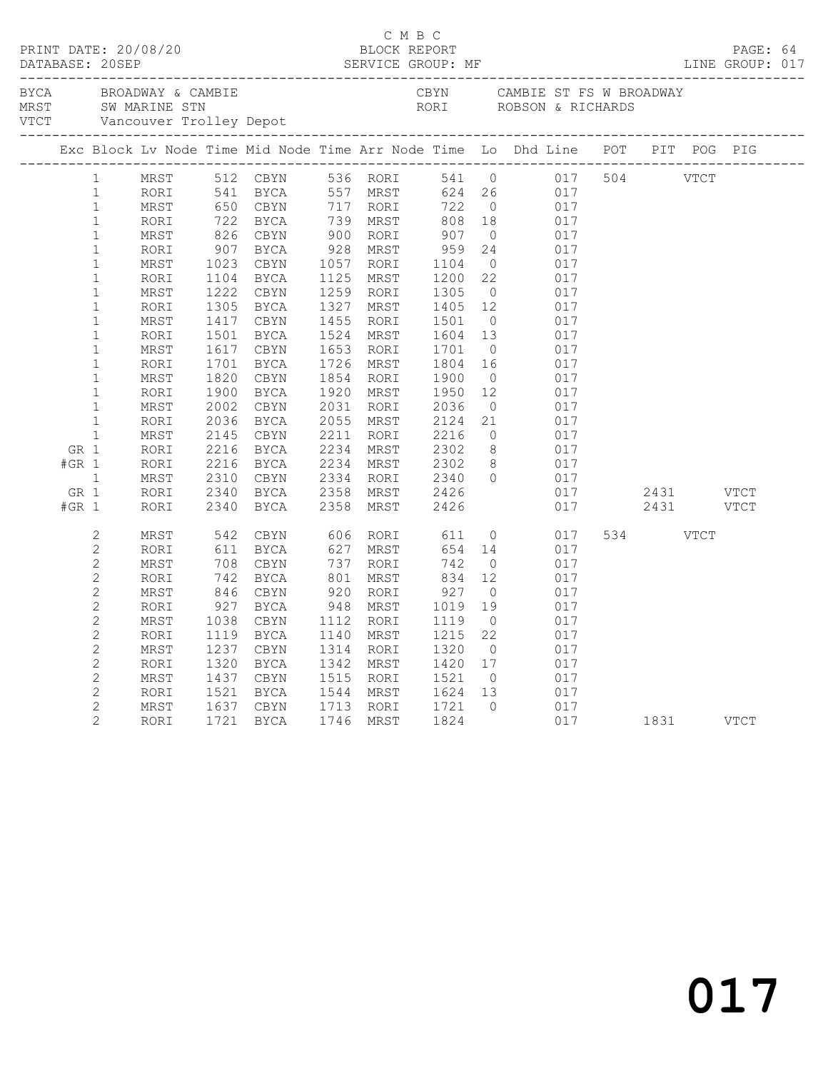C M B C

PRINT DATE: 20/08/20 BLOCK REPORT
DATABASE: 20SEP SERVICE GROUP: MF LINE GROUP: 017

BYCA BROADWAY & CAMBIE CBYN CAMBIE ST FS W BROADWAY
MRST SW MARINE STN RORI ROBSON & RICHARDS
VTCT Vancouver Trolley Depot

| Exc | Block | Lv Node | Time | Mid Node | Time | Arr Node | Time | Lo | Dhd Line | POT | PIT | POG | PIG |
|---|---|---|---|---|---|---|---|---|---|---|---|---|---|
| | 1 | MRST | 512 | CBYN | 536 | RORI | 541 | 0 | 017 | 504 | | VTCT | |
| | 1 | RORI | 541 | BYCA | 557 | MRST | 624 | 26 | 017 | | | | |
| | 1 | MRST | 650 | CBYN | 717 | RORI | 722 | 0 | 017 | | | | |
| | 1 | RORI | 722 | BYCA | 739 | MRST | 808 | 18 | 017 | | | | |
| | 1 | MRST | 826 | CBYN | 900 | RORI | 907 | 0 | 017 | | | | |
| | 1 | RORI | 907 | BYCA | 928 | MRST | 959 | 24 | 017 | | | | |
| | 1 | MRST | 1023 | CBYN | 1057 | RORI | 1104 | 0 | 017 | | | | |
| | 1 | RORI | 1104 | BYCA | 1125 | MRST | 1200 | 22 | 017 | | | | |
| | 1 | MRST | 1222 | CBYN | 1259 | RORI | 1305 | 0 | 017 | | | | |
| | 1 | RORI | 1305 | BYCA | 1327 | MRST | 1405 | 12 | 017 | | | | |
| | 1 | MRST | 1417 | CBYN | 1455 | RORI | 1501 | 0 | 017 | | | | |
| | 1 | RORI | 1501 | BYCA | 1524 | MRST | 1604 | 13 | 017 | | | | |
| | 1 | MRST | 1617 | CBYN | 1653 | RORI | 1701 | 0 | 017 | | | | |
| | 1 | RORI | 1701 | BYCA | 1726 | MRST | 1804 | 16 | 017 | | | | |
| | 1 | MRST | 1820 | CBYN | 1854 | RORI | 1900 | 0 | 017 | | | | |
| | 1 | RORI | 1900 | BYCA | 1920 | MRST | 1950 | 12 | 017 | | | | |
| | 1 | MRST | 2002 | CBYN | 2031 | RORI | 2036 | 0 | 017 | | | | |
| | 1 | RORI | 2036 | BYCA | 2055 | MRST | 2124 | 21 | 017 | | | | |
| | 1 | MRST | 2145 | CBYN | 2211 | RORI | 2216 | 0 | 017 | | | | |
| GR | 1 | RORI | 2216 | BYCA | 2234 | MRST | 2302 | 8 | 017 | | | | |
| #GR | 1 | RORI | 2216 | BYCA | 2234 | MRST | 2302 | 8 | 017 | | | | |
| | 1 | MRST | 2310 | CBYN | 2334 | RORI | 2340 | 0 | 017 | | | | |
| GR | 1 | RORI | 2340 | BYCA | 2358 | MRST | 2426 | | 017 | | 2431 | | VTCT |
| #GR | 1 | RORI | 2340 | BYCA | 2358 | MRST | 2426 | | 017 | | 2431 | | VTCT |
| | 2 | MRST | 542 | CBYN | 606 | RORI | 611 | 0 | 017 | 534 | | VTCT | |
| | 2 | RORI | 611 | BYCA | 627 | MRST | 654 | 14 | 017 | | | | |
| | 2 | MRST | 708 | CBYN | 737 | RORI | 742 | 0 | 017 | | | | |
| | 2 | RORI | 742 | BYCA | 801 | MRST | 834 | 12 | 017 | | | | |
| | 2 | MRST | 846 | CBYN | 920 | RORI | 927 | 0 | 017 | | | | |
| | 2 | RORI | 927 | BYCA | 948 | MRST | 1019 | 19 | 017 | | | | |
| | 2 | MRST | 1038 | CBYN | 1112 | RORI | 1119 | 0 | 017 | | | | |
| | 2 | RORI | 1119 | BYCA | 1140 | MRST | 1215 | 22 | 017 | | | | |
| | 2 | MRST | 1237 | CBYN | 1314 | RORI | 1320 | 0 | 017 | | | | |
| | 2 | RORI | 1320 | BYCA | 1342 | MRST | 1420 | 17 | 017 | | | | |
| | 2 | MRST | 1437 | CBYN | 1515 | RORI | 1521 | 0 | 017 | | | | |
| | 2 | RORI | 1521 | BYCA | 1544 | MRST | 1624 | 13 | 017 | | | | |
| | 2 | MRST | 1637 | CBYN | 1713 | RORI | 1721 | 0 | 017 | | | | |
| | 2 | RORI | 1721 | BYCA | 1746 | MRST | 1824 | | 017 | | 1831 | | VTCT |

017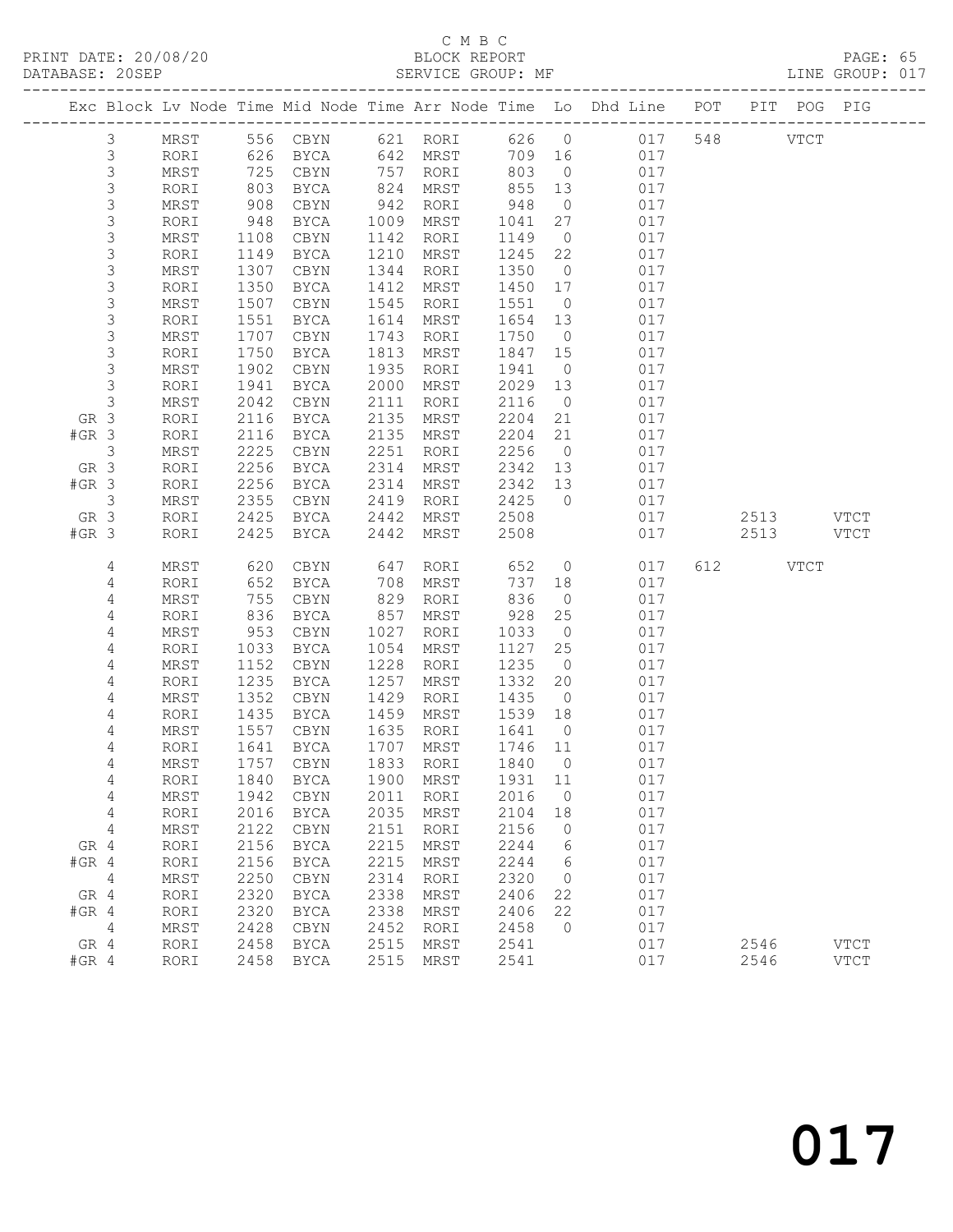C M B C

PRINT DATE: 20/08/20 BLOCK REPORT

DATABASE: 20SEP SERVICE GROUP: MF LINE GROUP: 017

| Exc | Block | Lv | Node | Time | Mid Node | Time | Arr Node | Time | Lo | Dhd Line | POT | PIT | POG | PIG |
|---|---|---|---|---|---|---|---|---|---|---|---|---|---|---|
| | 3 | | MRST | 556 | CBYN | 621 | RORI | 626 | 0 | 017 | 548 | | VTCT | |
| | 3 | | RORI | 626 | BYCA | 642 | MRST | 709 | 16 | 017 | | | | |
| | 3 | | MRST | 725 | CBYN | 757 | RORI | 803 | 0 | 017 | | | | |
| | 3 | | RORI | 803 | BYCA | 824 | MRST | 855 | 13 | 017 | | | | |
| | 3 | | MRST | 908 | CBYN | 942 | RORI | 948 | 0 | 017 | | | | |
| | 3 | | RORI | 948 | BYCA | 1009 | MRST | 1041 | 27 | 017 | | | | |
| | 3 | | MRST | 1108 | CBYN | 1142 | RORI | 1149 | 0 | 017 | | | | |
| | 3 | | RORI | 1149 | BYCA | 1210 | MRST | 1245 | 22 | 017 | | | | |
| | 3 | | MRST | 1307 | CBYN | 1344 | RORI | 1350 | 0 | 017 | | | | |
| | 3 | | RORI | 1350 | BYCA | 1412 | MRST | 1450 | 17 | 017 | | | | |
| | 3 | | MRST | 1507 | CBYN | 1545 | RORI | 1551 | 0 | 017 | | | | |
| | 3 | | RORI | 1551 | BYCA | 1614 | MRST | 1654 | 13 | 017 | | | | |
| | 3 | | MRST | 1707 | CBYN | 1743 | RORI | 1750 | 0 | 017 | | | | |
| | 3 | | RORI | 1750 | BYCA | 1813 | MRST | 1847 | 15 | 017 | | | | |
| | 3 | | MRST | 1902 | CBYN | 1935 | RORI | 1941 | 0 | 017 | | | | |
| | 3 | | RORI | 1941 | BYCA | 2000 | MRST | 2029 | 13 | 017 | | | | |
| | 3 | | MRST | 2042 | CBYN | 2111 | RORI | 2116 | 0 | 017 | | | | |
| GR | 3 | | RORI | 2116 | BYCA | 2135 | MRST | 2204 | 21 | 017 | | | | |
| #GR | 3 | | RORI | 2116 | BYCA | 2135 | MRST | 2204 | 21 | 017 | | | | |
| | 3 | | MRST | 2225 | CBYN | 2251 | RORI | 2256 | 0 | 017 | | | | |
| GR | 3 | | RORI | 2256 | BYCA | 2314 | MRST | 2342 | 13 | 017 | | | | |
| #GR | 3 | | RORI | 2256 | BYCA | 2314 | MRST | 2342 | 13 | 017 | | | | |
| | 3 | | MRST | 2355 | CBYN | 2419 | RORI | 2425 | 0 | 017 | | | | |
| GR | 3 | | RORI | 2425 | BYCA | 2442 | MRST | 2508 | | 017 | | 2513 | | VTCT |
| #GR | 3 | | RORI | 2425 | BYCA | 2442 | MRST | 2508 | | 017 | | 2513 | | VTCT |
| | 4 | | MRST | 620 | CBYN | 647 | RORI | 652 | 0 | 017 | 612 | | VTCT | |
| | 4 | | RORI | 652 | BYCA | 708 | MRST | 737 | 18 | 017 | | | | |
| | 4 | | MRST | 755 | CBYN | 829 | RORI | 836 | 0 | 017 | | | | |
| | 4 | | RORI | 836 | BYCA | 857 | MRST | 928 | 25 | 017 | | | | |
| | 4 | | MRST | 953 | CBYN | 1027 | RORI | 1033 | 0 | 017 | | | | |
| | 4 | | RORI | 1033 | BYCA | 1054 | MRST | 1127 | 25 | 017 | | | | |
| | 4 | | MRST | 1152 | CBYN | 1228 | RORI | 1235 | 0 | 017 | | | | |
| | 4 | | RORI | 1235 | BYCA | 1257 | MRST | 1332 | 20 | 017 | | | | |
| | 4 | | MRST | 1352 | CBYN | 1429 | RORI | 1435 | 0 | 017 | | | | |
| | 4 | | RORI | 1435 | BYCA | 1459 | MRST | 1539 | 18 | 017 | | | | |
| | 4 | | MRST | 1557 | CBYN | 1635 | RORI | 1641 | 0 | 017 | | | | |
| | 4 | | RORI | 1641 | BYCA | 1707 | MRST | 1746 | 11 | 017 | | | | |
| | 4 | | MRST | 1757 | CBYN | 1833 | RORI | 1840 | 0 | 017 | | | | |
| | 4 | | RORI | 1840 | BYCA | 1900 | MRST | 1931 | 11 | 017 | | | | |
| | 4 | | MRST | 1942 | CBYN | 2011 | RORI | 2016 | 0 | 017 | | | | |
| | 4 | | RORI | 2016 | BYCA | 2035 | MRST | 2104 | 18 | 017 | | | | |
| | 4 | | MRST | 2122 | CBYN | 2151 | RORI | 2156 | 0 | 017 | | | | |
| GR | 4 | | RORI | 2156 | BYCA | 2215 | MRST | 2244 | 6 | 017 | | | | |
| #GR | 4 | | RORI | 2156 | BYCA | 2215 | MRST | 2244 | 6 | 017 | | | | |
| | 4 | | MRST | 2250 | CBYN | 2314 | RORI | 2320 | 0 | 017 | | | | |
| GR | 4 | | RORI | 2320 | BYCA | 2338 | MRST | 2406 | 22 | 017 | | | | |
| #GR | 4 | | RORI | 2320 | BYCA | 2338 | MRST | 2406 | 22 | 017 | | | | |
| | 4 | | MRST | 2428 | CBYN | 2452 | RORI | 2458 | 0 | 017 | | | | |
| GR | 4 | | RORI | 2458 | BYCA | 2515 | MRST | 2541 | | 017 | | 2546 | | VTCT |
| #GR | 4 | | RORI | 2458 | BYCA | 2515 | MRST | 2541 | | 017 | | 2546 | | VTCT |

017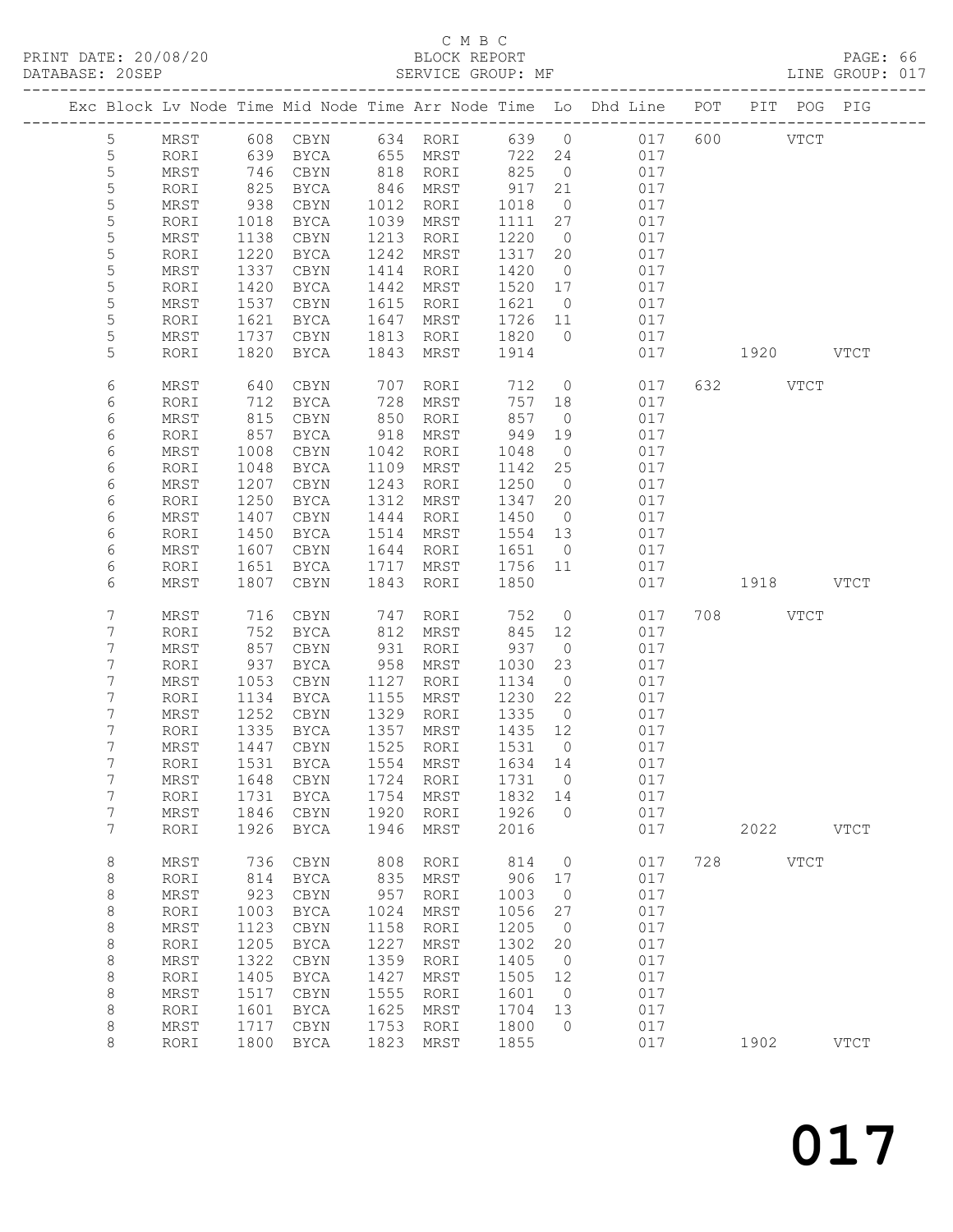C M B C

PRINT DATE: 20/08/20 BLOCK REPORT

DATABASE: 20SEP SERVICE GROUP: MF LINE GROUP: 017

| Exc | Block | Lv | Node | Time | Mid Node | Time | Arr Node | Time | Lo | Dhd Line | POT | PIT | POG | PIG |
|---|---|---|---|---|---|---|---|---|---|---|---|---|---|---|
| | 5 | | MRST | 608 | CBYN | 634 | RORI | 639 | 0 | 017 | 600 | | VTCT | |
| | 5 | | RORI | 639 | BYCA | 655 | MRST | 722 | 24 | 017 | | | | |
| | 5 | | MRST | 746 | CBYN | 818 | RORI | 825 | 0 | 017 | | | | |
| | 5 | | RORI | 825 | BYCA | 846 | MRST | 917 | 21 | 017 | | | | |
| | 5 | | MRST | 938 | CBYN | 1012 | RORI | 1018 | 0 | 017 | | | | |
| | 5 | | RORI | 1018 | BYCA | 1039 | MRST | 1111 | 27 | 017 | | | | |
| | 5 | | MRST | 1138 | CBYN | 1213 | RORI | 1220 | 0 | 017 | | | | |
| | 5 | | RORI | 1220 | BYCA | 1242 | MRST | 1317 | 20 | 017 | | | | |
| | 5 | | MRST | 1337 | CBYN | 1414 | RORI | 1420 | 0 | 017 | | | | |
| | 5 | | RORI | 1420 | BYCA | 1442 | MRST | 1520 | 17 | 017 | | | | |
| | 5 | | MRST | 1537 | CBYN | 1615 | RORI | 1621 | 0 | 017 | | | | |
| | 5 | | RORI | 1621 | BYCA | 1647 | MRST | 1726 | 11 | 017 | | | | |
| | 5 | | MRST | 1737 | CBYN | 1813 | RORI | 1820 | 0 | 017 | | | | |
| | 5 | | RORI | 1820 | BYCA | 1843 | MRST | 1914 | | 017 | | 1920 | | VTCT |
| | 6 | | MRST | 640 | CBYN | 707 | RORI | 712 | 0 | 017 | 632 | | VTCT | |
| | 6 | | RORI | 712 | BYCA | 728 | MRST | 757 | 18 | 017 | | | | |
| | 6 | | MRST | 815 | CBYN | 850 | RORI | 857 | 0 | 017 | | | | |
| | 6 | | RORI | 857 | BYCA | 918 | MRST | 949 | 19 | 017 | | | | |
| | 6 | | MRST | 1008 | CBYN | 1042 | RORI | 1048 | 0 | 017 | | | | |
| | 6 | | RORI | 1048 | BYCA | 1109 | MRST | 1142 | 25 | 017 | | | | |
| | 6 | | MRST | 1207 | CBYN | 1243 | RORI | 1250 | 0 | 017 | | | | |
| | 6 | | RORI | 1250 | BYCA | 1312 | MRST | 1347 | 20 | 017 | | | | |
| | 6 | | MRST | 1407 | CBYN | 1444 | RORI | 1450 | 0 | 017 | | | | |
| | 6 | | RORI | 1450 | BYCA | 1514 | MRST | 1554 | 13 | 017 | | | | |
| | 6 | | MRST | 1607 | CBYN | 1644 | RORI | 1651 | 0 | 017 | | | | |
| | 6 | | RORI | 1651 | BYCA | 1717 | MRST | 1756 | 11 | 017 | | | | |
| | 6 | | MRST | 1807 | CBYN | 1843 | RORI | 1850 | | 017 | | 1918 | | VTCT |
| | 7 | | MRST | 716 | CBYN | 747 | RORI | 752 | 0 | 017 | 708 | | VTCT | |
| | 7 | | RORI | 752 | BYCA | 812 | MRST | 845 | 12 | 017 | | | | |
| | 7 | | MRST | 857 | CBYN | 931 | RORI | 937 | 0 | 017 | | | | |
| | 7 | | RORI | 937 | BYCA | 958 | MRST | 1030 | 23 | 017 | | | | |
| | 7 | | MRST | 1053 | CBYN | 1127 | RORI | 1134 | 0 | 017 | | | | |
| | 7 | | RORI | 1134 | BYCA | 1155 | MRST | 1230 | 22 | 017 | | | | |
| | 7 | | MRST | 1252 | CBYN | 1329 | RORI | 1335 | 0 | 017 | | | | |
| | 7 | | RORI | 1335 | BYCA | 1357 | MRST | 1435 | 12 | 017 | | | | |
| | 7 | | MRST | 1447 | CBYN | 1525 | RORI | 1531 | 0 | 017 | | | | |
| | 7 | | RORI | 1531 | BYCA | 1554 | MRST | 1634 | 14 | 017 | | | | |
| | 7 | | MRST | 1648 | CBYN | 1724 | RORI | 1731 | 0 | 017 | | | | |
| | 7 | | RORI | 1731 | BYCA | 1754 | MRST | 1832 | 14 | 017 | | | | |
| | 7 | | MRST | 1846 | CBYN | 1920 | RORI | 1926 | 0 | 017 | | | | |
| | 7 | | RORI | 1926 | BYCA | 1946 | MRST | 2016 | | 017 | | 2022 | | VTCT |
| | 8 | | MRST | 736 | CBYN | 808 | RORI | 814 | 0 | 017 | 728 | | VTCT | |
| | 8 | | RORI | 814 | BYCA | 835 | MRST | 906 | 17 | 017 | | | | |
| | 8 | | MRST | 923 | CBYN | 957 | RORI | 1003 | 0 | 017 | | | | |
| | 8 | | RORI | 1003 | BYCA | 1024 | MRST | 1056 | 27 | 017 | | | | |
| | 8 | | MRST | 1123 | CBYN | 1158 | RORI | 1205 | 0 | 017 | | | | |
| | 8 | | RORI | 1205 | BYCA | 1227 | MRST | 1302 | 20 | 017 | | | | |
| | 8 | | MRST | 1322 | CBYN | 1359 | RORI | 1405 | 0 | 017 | | | | |
| | 8 | | RORI | 1405 | BYCA | 1427 | MRST | 1505 | 12 | 017 | | | | |
| | 8 | | MRST | 1517 | CBYN | 1555 | RORI | 1601 | 0 | 017 | | | | |
| | 8 | | RORI | 1601 | BYCA | 1625 | MRST | 1704 | 13 | 017 | | | | |
| | 8 | | MRST | 1717 | CBYN | 1753 | RORI | 1800 | 0 | 017 | | | | |
| | 8 | | RORI | 1800 | BYCA | 1823 | MRST | 1855 | | 017 | | 1902 | | VTCT |

017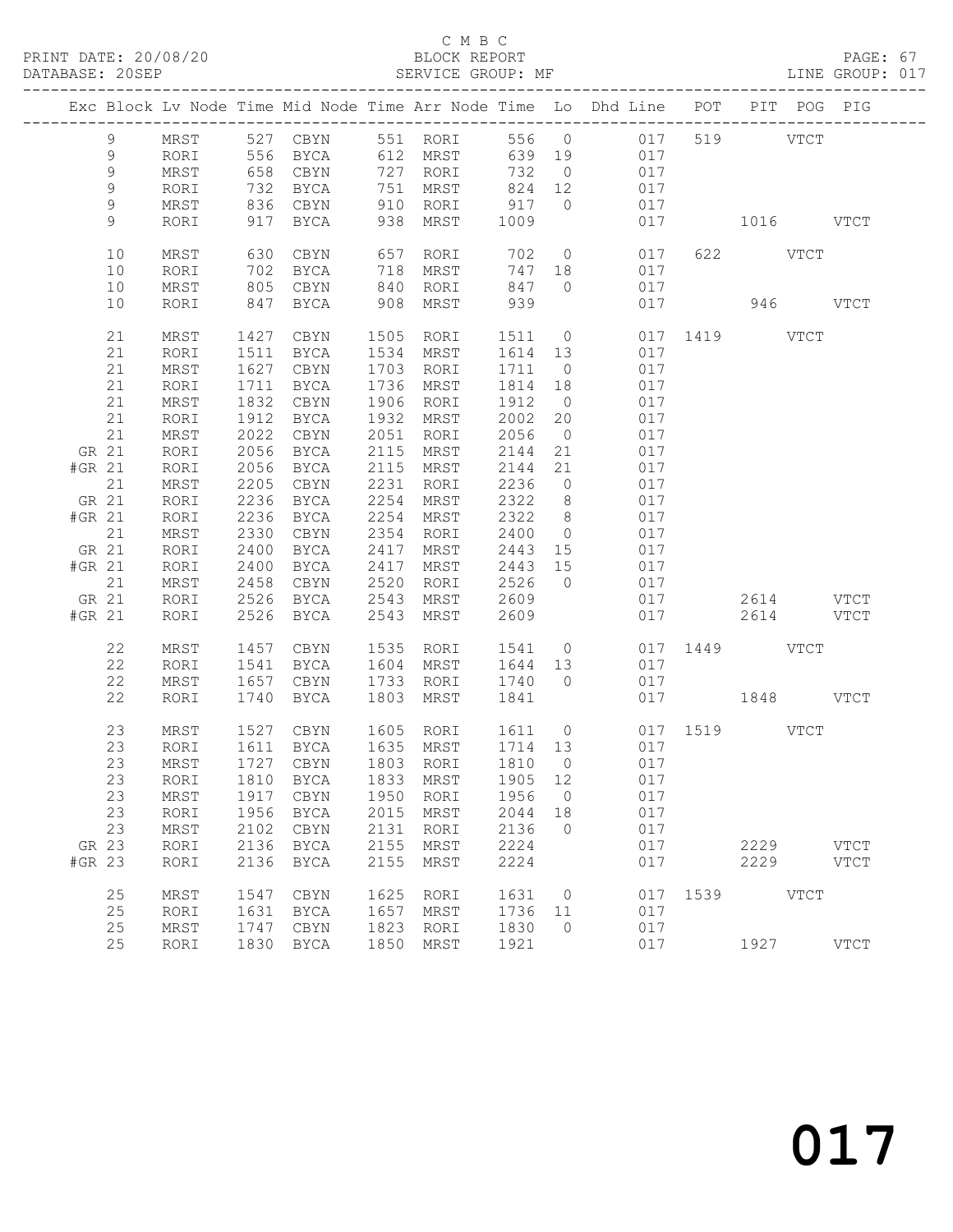C M B C
PRINT DATE: 20/08/20 BLOCK REPORT
DATABASE: 20SEP SERVICE GROUP: MF LINE GROUP: 017

| Exc | Block | Lv | Node | Time | Mid Node | Time | Arr Node | Time | Lo | Dhd Line | POT | PIT | POG | PIG |
|---|---|---|---|---|---|---|---|---|---|---|---|---|---|---|
| | 9 | | MRST | 527 | CBYN | 551 | RORI | 556 | 0 | 017 | 519 | | VTCT | |
| | 9 | | RORI | 556 | BYCA | 612 | MRST | 639 | 19 | 017 | | | | |
| | 9 | | MRST | 658 | CBYN | 727 | RORI | 732 | 0 | 017 | | | | |
| | 9 | | RORI | 732 | BYCA | 751 | MRST | 824 | 12 | 017 | | | | |
| | 9 | | MRST | 836 | CBYN | 910 | RORI | 917 | 0 | 017 | | | | |
| | 9 | | RORI | 917 | BYCA | 938 | MRST | 1009 | | 017 | | 1016 | | VTCT |
| | 10 | | MRST | 630 | CBYN | 657 | RORI | 702 | 0 | 017 | 622 | | VTCT | |
| | 10 | | RORI | 702 | BYCA | 718 | MRST | 747 | 18 | 017 | | | | |
| | 10 | | MRST | 805 | CBYN | 840 | RORI | 847 | 0 | 017 | | | | |
| | 10 | | RORI | 847 | BYCA | 908 | MRST | 939 | | 017 | | 946 | | VTCT |
| | 21 | | MRST | 1427 | CBYN | 1505 | RORI | 1511 | 0 | 017 | 1419 | | VTCT | |
| | 21 | | RORI | 1511 | BYCA | 1534 | MRST | 1614 | 13 | 017 | | | | |
| | 21 | | MRST | 1627 | CBYN | 1703 | RORI | 1711 | 0 | 017 | | | | |
| | 21 | | RORI | 1711 | BYCA | 1736 | MRST | 1814 | 18 | 017 | | | | |
| | 21 | | MRST | 1832 | CBYN | 1906 | RORI | 1912 | 0 | 017 | | | | |
| | 21 | | RORI | 1912 | BYCA | 1932 | MRST | 2002 | 20 | 017 | | | | |
| | 21 | | MRST | 2022 | CBYN | 2051 | RORI | 2056 | 0 | 017 | | | | |
| GR | 21 | | RORI | 2056 | BYCA | 2115 | MRST | 2144 | 21 | 017 | | | | |
| #GR | 21 | | RORI | 2056 | BYCA | 2115 | MRST | 2144 | 21 | 017 | | | | |
| | 21 | | MRST | 2205 | CBYN | 2231 | RORI | 2236 | 0 | 017 | | | | |
| GR | 21 | | RORI | 2236 | BYCA | 2254 | MRST | 2322 | 8 | 017 | | | | |
| #GR | 21 | | RORI | 2236 | BYCA | 2254 | MRST | 2322 | 8 | 017 | | | | |
| | 21 | | MRST | 2330 | CBYN | 2354 | RORI | 2400 | 0 | 017 | | | | |
| GR | 21 | | RORI | 2400 | BYCA | 2417 | MRST | 2443 | 15 | 017 | | | | |
| #GR | 21 | | RORI | 2400 | BYCA | 2417 | MRST | 2443 | 15 | 017 | | | | |
| | 21 | | MRST | 2458 | CBYN | 2520 | RORI | 2526 | 0 | 017 | | | | |
| GR | 21 | | RORI | 2526 | BYCA | 2543 | MRST | 2609 | | 017 | | 2614 | | VTCT |
| #GR | 21 | | RORI | 2526 | BYCA | 2543 | MRST | 2609 | | 017 | | 2614 | | VTCT |
| | 22 | | MRST | 1457 | CBYN | 1535 | RORI | 1541 | 0 | 017 | 1449 | | VTCT | |
| | 22 | | RORI | 1541 | BYCA | 1604 | MRST | 1644 | 13 | 017 | | | | |
| | 22 | | MRST | 1657 | CBYN | 1733 | RORI | 1740 | 0 | 017 | | | | |
| | 22 | | RORI | 1740 | BYCA | 1803 | MRST | 1841 | | 017 | | 1848 | | VTCT |
| | 23 | | MRST | 1527 | CBYN | 1605 | RORI | 1611 | 0 | 017 | 1519 | | VTCT | |
| | 23 | | RORI | 1611 | BYCA | 1635 | MRST | 1714 | 13 | 017 | | | | |
| | 23 | | MRST | 1727 | CBYN | 1803 | RORI | 1810 | 0 | 017 | | | | |
| | 23 | | RORI | 1810 | BYCA | 1833 | MRST | 1905 | 12 | 017 | | | | |
| | 23 | | MRST | 1917 | CBYN | 1950 | RORI | 1956 | 0 | 017 | | | | |
| | 23 | | RORI | 1956 | BYCA | 2015 | MRST | 2044 | 18 | 017 | | | | |
| | 23 | | MRST | 2102 | CBYN | 2131 | RORI | 2136 | 0 | 017 | | | | |
| GR | 23 | | RORI | 2136 | BYCA | 2155 | MRST | 2224 | | 017 | | 2229 | | VTCT |
| #GR | 23 | | RORI | 2136 | BYCA | 2155 | MRST | 2224 | | 017 | | 2229 | | VTCT |
| | 25 | | MRST | 1547 | CBYN | 1625 | RORI | 1631 | 0 | 017 | 1539 | | VTCT | |
| | 25 | | RORI | 1631 | BYCA | 1657 | MRST | 1736 | 11 | 017 | | | | |
| | 25 | | MRST | 1747 | CBYN | 1823 | RORI | 1830 | 0 | 017 | | | | |
| | 25 | | RORI | 1830 | BYCA | 1850 | MRST | 1921 | | 017 | | 1927 | | VTCT |

017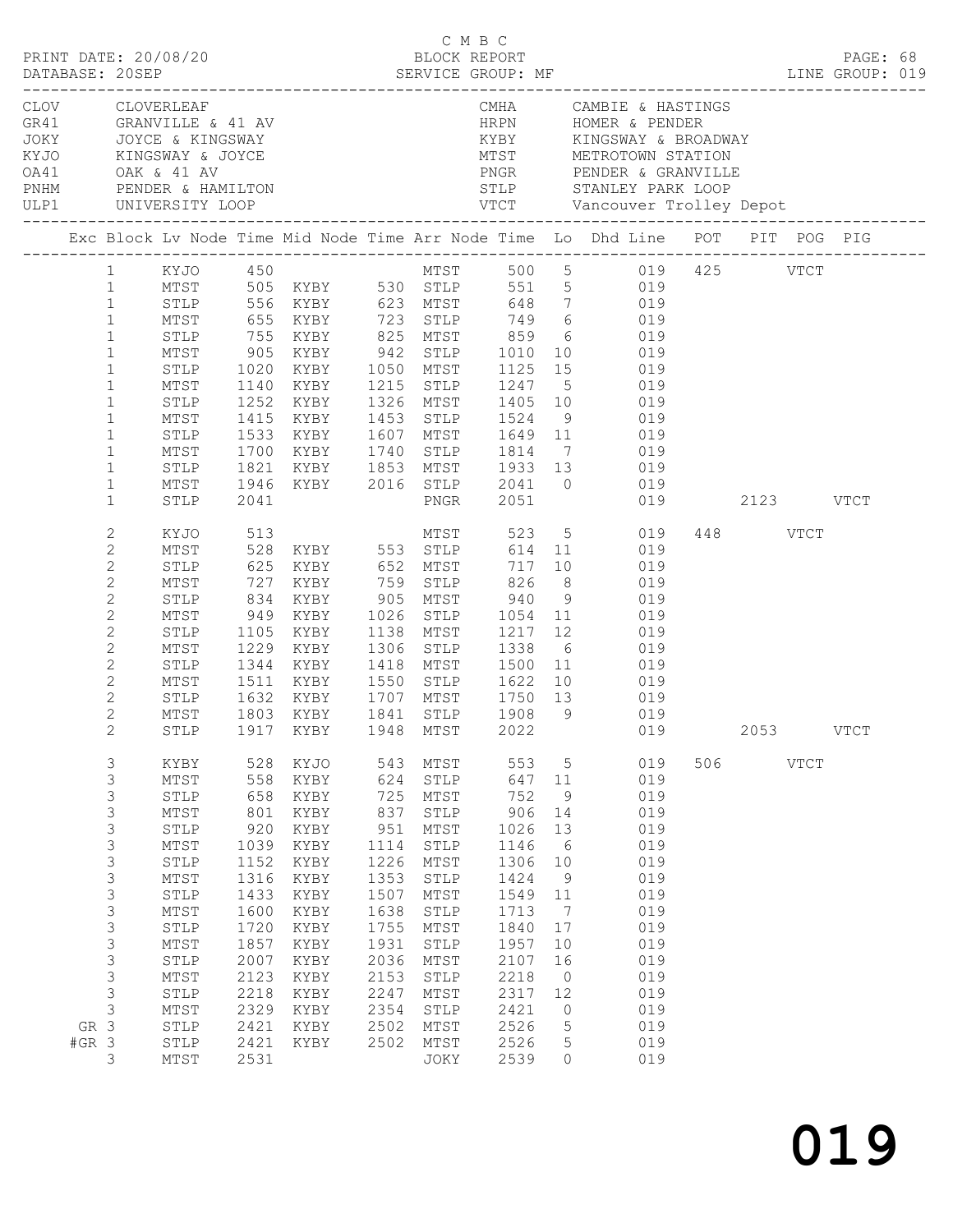C M B C
BLOCK REPORT
SERVICE GROUP: MF

PRINT DATE: 20/08/20
DATABASE: 20SEP

LINE GROUP: 019

| Code | Location | Code | Location |
|---|---|---|---|
| CLOV | CLOVERLEAF | CMHA | CAMBIE & HASTINGS |
| GR41 | GRANVILLE & 41 AV | HRPN | HOMER & PENDER |
| JOKY | JOYCE & KINGSWAY | KYBY | KINGSWAY & BROADWAY |
| KYJO | KINGSWAY & JOYCE | MTST | METROTOWN STATION |
| OA41 | OAK & 41 AV | PNGR | PENDER & GRANVILLE |
| PNHM | PENDER & HAMILTON | STLP | STANLEY PARK LOOP |
| ULP1 | UNIVERSITY LOOP | VTCT | Vancouver Trolley Depot |

| Exc | Block | Lv Node | Time | Mid Node | Time | Arr Node | Time | Lo | Dhd Line | POT | PIT | POG | PIG |
|---|---|---|---|---|---|---|---|---|---|---|---|---|---|
| | 1 | KYJO | 450 | | | MTST | 500 | 5 | 019 | 425 | | VTCT | |
| | 1 | MTST | 505 | KYBY | 530 | STLP | 551 | 5 | 019 | | | | |
| | 1 | STLP | 556 | KYBY | 623 | MTST | 648 | 7 | 019 | | | | |
| | 1 | MTST | 655 | KYBY | 723 | STLP | 749 | 6 | 019 | | | | |
| | 1 | STLP | 755 | KYBY | 825 | MTST | 859 | 6 | 019 | | | | |
| | 1 | MTST | 905 | KYBY | 942 | STLP | 1010 | 10 | 019 | | | | |
| | 1 | STLP | 1020 | KYBY | 1050 | MTST | 1125 | 15 | 019 | | | | |
| | 1 | MTST | 1140 | KYBY | 1215 | STLP | 1247 | 5 | 019 | | | | |
| | 1 | STLP | 1252 | KYBY | 1326 | MTST | 1405 | 10 | 019 | | | | |
| | 1 | MTST | 1415 | KYBY | 1453 | STLP | 1524 | 9 | 019 | | | | |
| | 1 | STLP | 1533 | KYBY | 1607 | MTST | 1649 | 11 | 019 | | | | |
| | 1 | MTST | 1700 | KYBY | 1740 | STLP | 1814 | 7 | 019 | | | | |
| | 1 | STLP | 1821 | KYBY | 1853 | MTST | 1933 | 13 | 019 | | | | |
| | 1 | MTST | 1946 | KYBY | 2016 | STLP | 2041 | 0 | 019 | | | | |
| | 1 | STLP | 2041 | | | PNGR | 2051 | | 019 | | 2123 | | VTCT |
| | 2 | KYJO | 513 | | | MTST | 523 | 5 | 019 | 448 | | VTCT | |
| | 2 | MTST | 528 | KYBY | 553 | STLP | 614 | 11 | 019 | | | | |
| | 2 | STLP | 625 | KYBY | 652 | MTST | 717 | 10 | 019 | | | | |
| | 2 | MTST | 727 | KYBY | 759 | STLP | 826 | 8 | 019 | | | | |
| | 2 | STLP | 834 | KYBY | 905 | MTST | 940 | 9 | 019 | | | | |
| | 2 | MTST | 949 | KYBY | 1026 | STLP | 1054 | 11 | 019 | | | | |
| | 2 | STLP | 1105 | KYBY | 1138 | MTST | 1217 | 12 | 019 | | | | |
| | 2 | MTST | 1229 | KYBY | 1306 | STLP | 1338 | 6 | 019 | | | | |
| | 2 | STLP | 1344 | KYBY | 1418 | MTST | 1500 | 11 | 019 | | | | |
| | 2 | MTST | 1511 | KYBY | 1550 | STLP | 1622 | 10 | 019 | | | | |
| | 2 | STLP | 1632 | KYBY | 1707 | MTST | 1750 | 13 | 019 | | | | |
| | 2 | MTST | 1803 | KYBY | 1841 | STLP | 1908 | 9 | 019 | | | | |
| | 2 | STLP | 1917 | KYBY | 1948 | MTST | 2022 | | 019 | | 2053 | | VTCT |
| | 3 | KYBY | 528 | KYJO | 543 | MTST | 553 | 5 | 019 | 506 | | VTCT | |
| | 3 | MTST | 558 | KYBY | 624 | STLP | 647 | 11 | 019 | | | | |
| | 3 | STLP | 658 | KYBY | 725 | MTST | 752 | 9 | 019 | | | | |
| | 3 | MTST | 801 | KYBY | 837 | STLP | 906 | 14 | 019 | | | | |
| | 3 | STLP | 920 | KYBY | 951 | MTST | 1026 | 13 | 019 | | | | |
| | 3 | MTST | 1039 | KYBY | 1114 | STLP | 1146 | 6 | 019 | | | | |
| | 3 | STLP | 1152 | KYBY | 1226 | MTST | 1306 | 10 | 019 | | | | |
| | 3 | MTST | 1316 | KYBY | 1353 | STLP | 1424 | 9 | 019 | | | | |
| | 3 | STLP | 1433 | KYBY | 1507 | MTST | 1549 | 11 | 019 | | | | |
| | 3 | MTST | 1600 | KYBY | 1638 | STLP | 1713 | 7 | 019 | | | | |
| | 3 | STLP | 1720 | KYBY | 1755 | MTST | 1840 | 17 | 019 | | | | |
| | 3 | MTST | 1857 | KYBY | 1931 | STLP | 1957 | 10 | 019 | | | | |
| | 3 | STLP | 2007 | KYBY | 2036 | MTST | 2107 | 16 | 019 | | | | |
| | 3 | MTST | 2123 | KYBY | 2153 | STLP | 2218 | 0 | 019 | | | | |
| | 3 | STLP | 2218 | KYBY | 2247 | MTST | 2317 | 12 | 019 | | | | |
| | 3 | MTST | 2329 | KYBY | 2354 | STLP | 2421 | 0 | 019 | | | | |
| GR | 3 | STLP | 2421 | KYBY | 2502 | MTST | 2526 | 5 | 019 | | | | |
| #GR | 3 | STLP | 2421 | KYBY | 2502 | MTST | 2526 | 5 | 019 | | | | |
| | 3 | MTST | 2531 | | | JOKY | 2539 | 0 | 019 | | | | |

019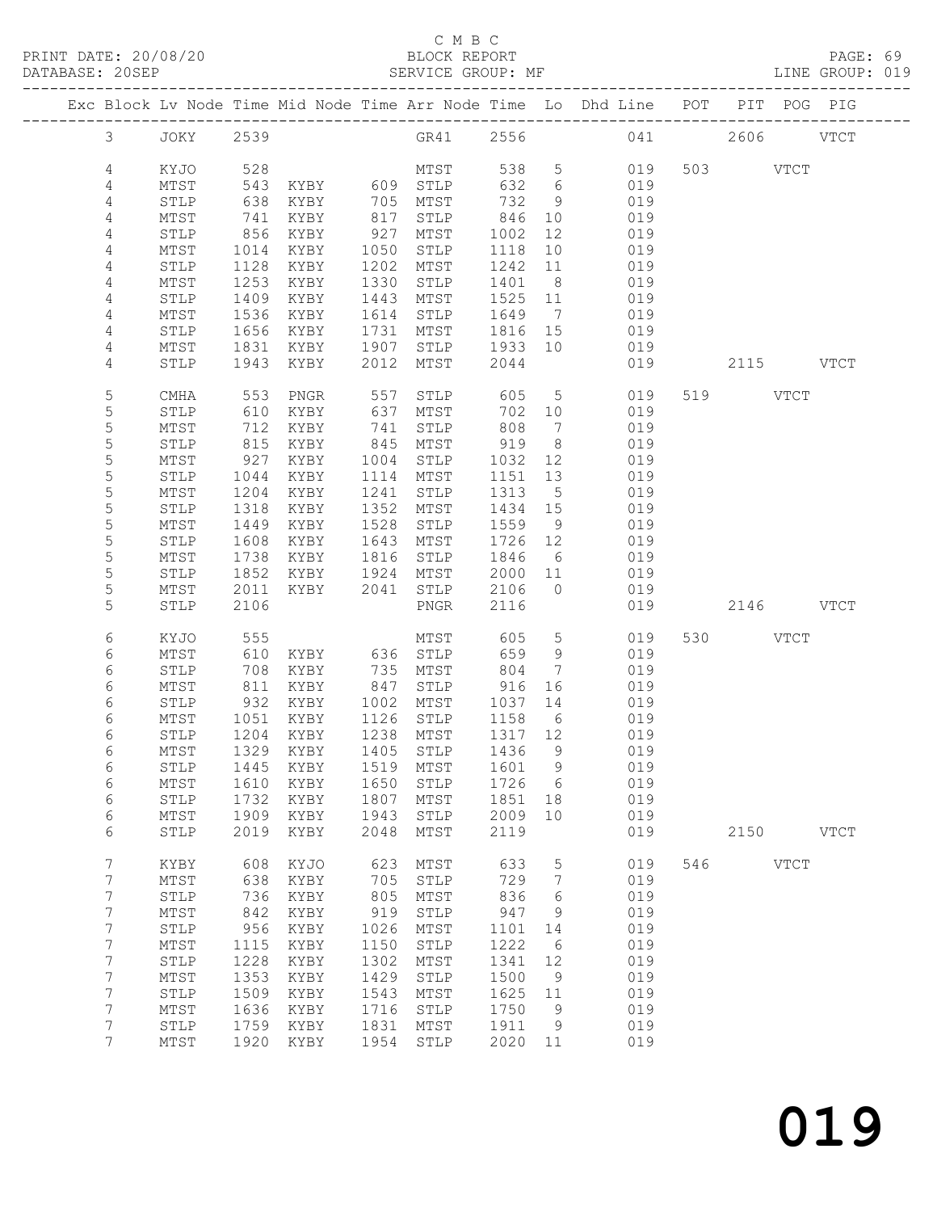C M B C

BLOCK REPORT

SERVICE GROUP: MF

PRINT DATE: 20/08/20
DATABASE: 20SEP

LINE GROUP: 019

| Exc | Block | Lv | Node | Time | Mid Node | Time | Arr Node | Time | Lo | Dhd Line | POT | PIT | POG | PIG |
|---|---|---|---|---|---|---|---|---|---|---|---|---|---|---|
| | 3 | | JOKY | 2539 | | | GR41 | 2556 | | 041 | | 2606 | | VTCT |
| | 4 | | KYJO | 528 | | | MTST | 538 | 5 | 019 | 503 | | VTCT | |
| | 4 | | MTST | 543 | KYBY | 609 | STLP | 632 | 6 | 019 | | | | |
| | 4 | | STLP | 638 | KYBY | 705 | MTST | 732 | 9 | 019 | | | | |
| | 4 | | MTST | 741 | KYBY | 817 | STLP | 846 | 10 | 019 | | | | |
| | 4 | | STLP | 856 | KYBY | 927 | MTST | 1002 | 12 | 019 | | | | |
| | 4 | | MTST | 1014 | KYBY | 1050 | STLP | 1118 | 10 | 019 | | | | |
| | 4 | | STLP | 1128 | KYBY | 1202 | MTST | 1242 | 11 | 019 | | | | |
| | 4 | | MTST | 1253 | KYBY | 1330 | STLP | 1401 | 8 | 019 | | | | |
| | 4 | | STLP | 1409 | KYBY | 1443 | MTST | 1525 | 11 | 019 | | | | |
| | 4 | | MTST | 1536 | KYBY | 1614 | STLP | 1649 | 7 | 019 | | | | |
| | 4 | | STLP | 1656 | KYBY | 1731 | MTST | 1816 | 15 | 019 | | | | |
| | 4 | | MTST | 1831 | KYBY | 1907 | STLP | 1933 | 10 | 019 | | | | |
| | 4 | | STLP | 1943 | KYBY | 2012 | MTST | 2044 | | 019 | | 2115 | | VTCT |
| | 5 | | CMHA | 553 | PNGR | 557 | STLP | 605 | 5 | 019 | 519 | | VTCT | |
| | 5 | | STLP | 610 | KYBY | 637 | MTST | 702 | 10 | 019 | | | | |
| | 5 | | MTST | 712 | KYBY | 741 | STLP | 808 | 7 | 019 | | | | |
| | 5 | | STLP | 815 | KYBY | 845 | MTST | 919 | 8 | 019 | | | | |
| | 5 | | MTST | 927 | KYBY | 1004 | STLP | 1032 | 12 | 019 | | | | |
| | 5 | | STLP | 1044 | KYBY | 1114 | MTST | 1151 | 13 | 019 | | | | |
| | 5 | | MTST | 1204 | KYBY | 1241 | STLP | 1313 | 5 | 019 | | | | |
| | 5 | | STLP | 1318 | KYBY | 1352 | MTST | 1434 | 15 | 019 | | | | |
| | 5 | | MTST | 1449 | KYBY | 1528 | STLP | 1559 | 9 | 019 | | | | |
| | 5 | | STLP | 1608 | KYBY | 1643 | MTST | 1726 | 12 | 019 | | | | |
| | 5 | | MTST | 1738 | KYBY | 1816 | STLP | 1846 | 6 | 019 | | | | |
| | 5 | | STLP | 1852 | KYBY | 1924 | MTST | 2000 | 11 | 019 | | | | |
| | 5 | | MTST | 2011 | KYBY | 2041 | STLP | 2106 | 0 | 019 | | | | |
| | 5 | | STLP | 2106 | | | PNGR | 2116 | | 019 | | 2146 | | VTCT |
| | 6 | | KYJO | 555 | | | MTST | 605 | 5 | 019 | 530 | | VTCT | |
| | 6 | | MTST | 610 | KYBY | 636 | STLP | 659 | 9 | 019 | | | | |
| | 6 | | STLP | 708 | KYBY | 735 | MTST | 804 | 7 | 019 | | | | |
| | 6 | | MTST | 811 | KYBY | 847 | STLP | 916 | 16 | 019 | | | | |
| | 6 | | STLP | 932 | KYBY | 1002 | MTST | 1037 | 14 | 019 | | | | |
| | 6 | | MTST | 1051 | KYBY | 1126 | STLP | 1158 | 6 | 019 | | | | |
| | 6 | | STLP | 1204 | KYBY | 1238 | MTST | 1317 | 12 | 019 | | | | |
| | 6 | | MTST | 1329 | KYBY | 1405 | STLP | 1436 | 9 | 019 | | | | |
| | 6 | | STLP | 1445 | KYBY | 1519 | MTST | 1601 | 9 | 019 | | | | |
| | 6 | | MTST | 1610 | KYBY | 1650 | STLP | 1726 | 6 | 019 | | | | |
| | 6 | | STLP | 1732 | KYBY | 1807 | MTST | 1851 | 18 | 019 | | | | |
| | 6 | | MTST | 1909 | KYBY | 1943 | STLP | 2009 | 10 | 019 | | | | |
| | 6 | | STLP | 2019 | KYBY | 2048 | MTST | 2119 | | 019 | | 2150 | | VTCT |
| | 7 | | KYBY | 608 | KYJO | 623 | MTST | 633 | 5 | 019 | 546 | | VTCT | |
| | 7 | | MTST | 638 | KYBY | 705 | STLP | 729 | 7 | 019 | | | | |
| | 7 | | STLP | 736 | KYBY | 805 | MTST | 836 | 6 | 019 | | | | |
| | 7 | | MTST | 842 | KYBY | 919 | STLP | 947 | 9 | 019 | | | | |
| | 7 | | STLP | 956 | KYBY | 1026 | MTST | 1101 | 14 | 019 | | | | |
| | 7 | | MTST | 1115 | KYBY | 1150 | STLP | 1222 | 6 | 019 | | | | |
| | 7 | | STLP | 1228 | KYBY | 1302 | MTST | 1341 | 12 | 019 | | | | |
| | 7 | | MTST | 1353 | KYBY | 1429 | STLP | 1500 | 9 | 019 | | | | |
| | 7 | | STLP | 1509 | KYBY | 1543 | MTST | 1625 | 11 | 019 | | | | |
| | 7 | | MTST | 1636 | KYBY | 1716 | STLP | 1750 | 9 | 019 | | | | |
| | 7 | | STLP | 1759 | KYBY | 1831 | MTST | 1911 | 9 | 019 | | | | |
| | 7 | | MTST | 1920 | KYBY | 1954 | STLP | 2020 | 11 | 019 | | | | |

019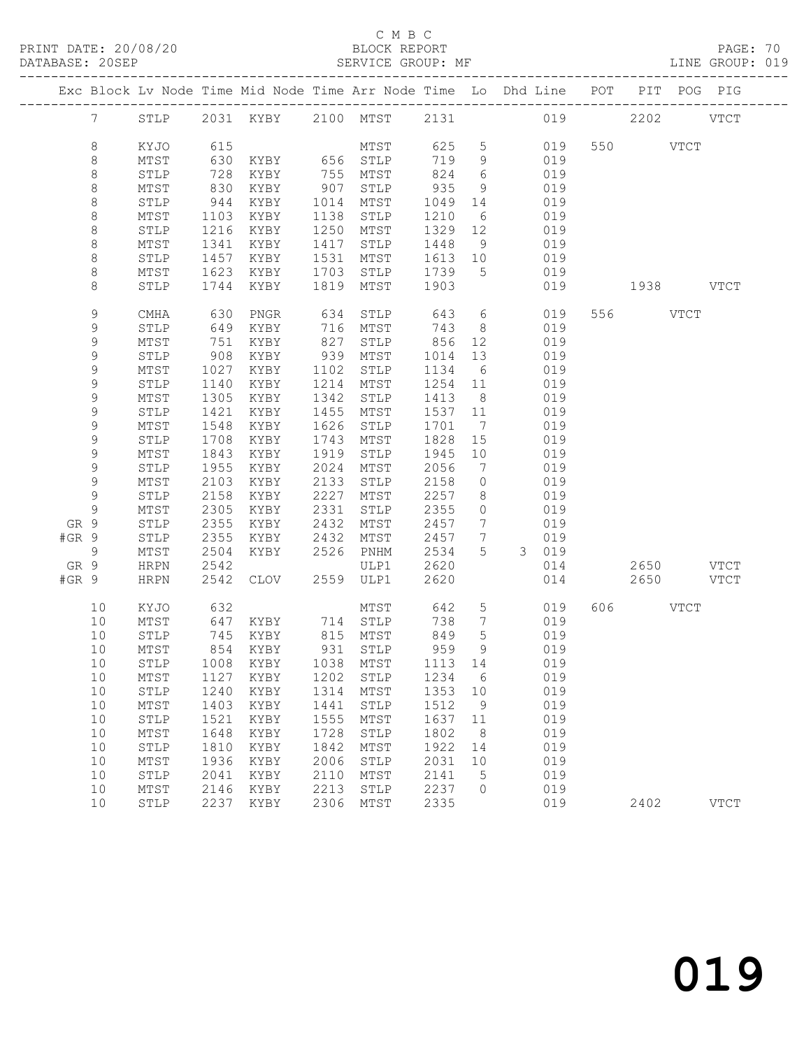C M B C
PRINT DATE: 20/08/20 BLOCK REPORT
DATABASE: 20SEP SERVICE GROUP: MF LINE GROUP: 019

| Exc | Block | Lv | Node | Time | Mid Node | Time | Arr Node | Time | Lo | Dhd | Line | POT | PIT | POG | PIG |
|---|---|---|---|---|---|---|---|---|---|---|---|---|---|---|---|
| | 7 | | STLP | 2031 | KYBY | 2100 | MTST | 2131 | | | 019 | | 2202 | | VTCT |
| | 8 | | KYJO | 615 | | | MTST | 625 | 5 | | 019 | 550 | | VTCT | |
| | 8 | | MTST | 630 | KYBY | 656 | STLP | 719 | 9 | | 019 | | | | |
| | 8 | | STLP | 728 | KYBY | 755 | MTST | 824 | 6 | | 019 | | | | |
| | 8 | | MTST | 830 | KYBY | 907 | STLP | 935 | 9 | | 019 | | | | |
| | 8 | | STLP | 944 | KYBY | 1014 | MTST | 1049 | 14 | | 019 | | | | |
| | 8 | | MTST | 1103 | KYBY | 1138 | STLP | 1210 | 6 | | 019 | | | | |
| | 8 | | STLP | 1216 | KYBY | 1250 | MTST | 1329 | 12 | | 019 | | | | |
| | 8 | | MTST | 1341 | KYBY | 1417 | STLP | 1448 | 9 | | 019 | | | | |
| | 8 | | STLP | 1457 | KYBY | 1531 | MTST | 1613 | 10 | | 019 | | | | |
| | 8 | | MTST | 1623 | KYBY | 1703 | STLP | 1739 | 5 | | 019 | | | | |
| | 8 | | STLP | 1744 | KYBY | 1819 | MTST | 1903 | | | 019 | | 1938 | | VTCT |
| | 9 | | CMHA | 630 | PNGR | 634 | STLP | 643 | 6 | | 019 | 556 | | VTCT | |
| | 9 | | STLP | 649 | KYBY | 716 | MTST | 743 | 8 | | 019 | | | | |
| | 9 | | MTST | 751 | KYBY | 827 | STLP | 856 | 12 | | 019 | | | | |
| | 9 | | STLP | 908 | KYBY | 939 | MTST | 1014 | 13 | | 019 | | | | |
| | 9 | | MTST | 1027 | KYBY | 1102 | STLP | 1134 | 6 | | 019 | | | | |
| | 9 | | STLP | 1140 | KYBY | 1214 | MTST | 1254 | 11 | | 019 | | | | |
| | 9 | | MTST | 1305 | KYBY | 1342 | STLP | 1413 | 8 | | 019 | | | | |
| | 9 | | STLP | 1421 | KYBY | 1455 | MTST | 1537 | 11 | | 019 | | | | |
| | 9 | | MTST | 1548 | KYBY | 1626 | STLP | 1701 | 7 | | 019 | | | | |
| | 9 | | STLP | 1708 | KYBY | 1743 | MTST | 1828 | 15 | | 019 | | | | |
| | 9 | | MTST | 1843 | KYBY | 1919 | STLP | 1945 | 10 | | 019 | | | | |
| | 9 | | STLP | 1955 | KYBY | 2024 | MTST | 2056 | 7 | | 019 | | | | |
| | 9 | | MTST | 2103 | KYBY | 2133 | STLP | 2158 | 0 | | 019 | | | | |
| | 9 | | STLP | 2158 | KYBY | 2227 | MTST | 2257 | 8 | | 019 | | | | |
| | 9 | | MTST | 2305 | KYBY | 2331 | STLP | 2355 | 0 | | 019 | | | | |
| GR | 9 | | STLP | 2355 | KYBY | 2432 | MTST | 2457 | 7 | | 019 | | | | |
| #GR | 9 | | STLP | 2355 | KYBY | 2432 | MTST | 2457 | 7 | | 019 | | | | |
| | 9 | | MTST | 2504 | KYBY | 2526 | PNHM | 2534 | 5 | 3 | 019 | | | | |
| GR | 9 | | HRPN | 2542 | | | ULP1 | 2620 | | | 014 | | 2650 | | VTCT |
| #GR | 9 | | HRPN | 2542 | CLOV | 2559 | ULP1 | 2620 | | | 014 | | 2650 | | VTCT |
| | 10 | | KYJO | 632 | | | MTST | 642 | 5 | | 019 | 606 | | VTCT | |
| | 10 | | MTST | 647 | KYBY | 714 | STLP | 738 | 7 | | 019 | | | | |
| | 10 | | STLP | 745 | KYBY | 815 | MTST | 849 | 5 | | 019 | | | | |
| | 10 | | MTST | 854 | KYBY | 931 | STLP | 959 | 9 | | 019 | | | | |
| | 10 | | STLP | 1008 | KYBY | 1038 | MTST | 1113 | 14 | | 019 | | | | |
| | 10 | | MTST | 1127 | KYBY | 1202 | STLP | 1234 | 6 | | 019 | | | | |
| | 10 | | STLP | 1240 | KYBY | 1314 | MTST | 1353 | 10 | | 019 | | | | |
| | 10 | | MTST | 1403 | KYBY | 1441 | STLP | 1512 | 9 | | 019 | | | | |
| | 10 | | STLP | 1521 | KYBY | 1555 | MTST | 1637 | 11 | | 019 | | | | |
| | 10 | | MTST | 1648 | KYBY | 1728 | STLP | 1802 | 8 | | 019 | | | | |
| | 10 | | STLP | 1810 | KYBY | 1842 | MTST | 1922 | 14 | | 019 | | | | |
| | 10 | | MTST | 1936 | KYBY | 2006 | STLP | 2031 | 10 | | 019 | | | | |
| | 10 | | STLP | 2041 | KYBY | 2110 | MTST | 2141 | 5 | | 019 | | | | |
| | 10 | | MTST | 2146 | KYBY | 2213 | STLP | 2237 | 0 | | 019 | | | | |
| | 10 | | STLP | 2237 | KYBY | 2306 | MTST | 2335 | | | 019 | | 2402 | | VTCT |

019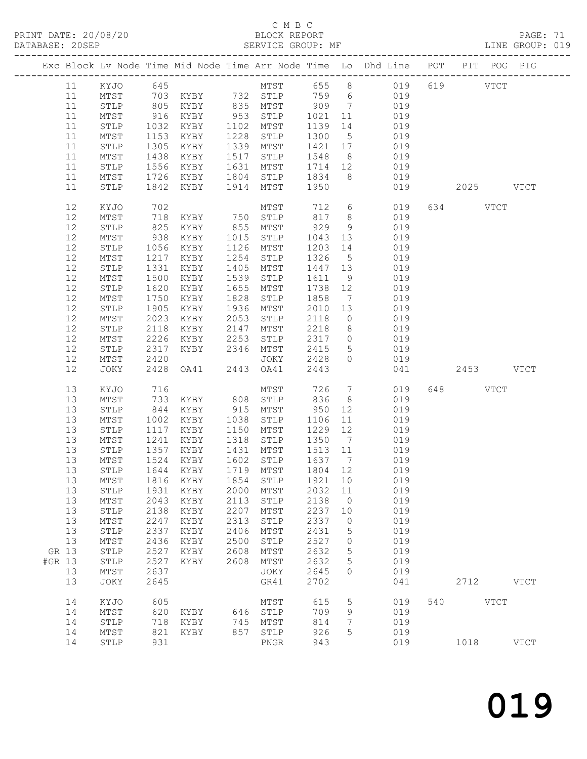C M B C

PRINT DATE: 20/08/20 BLOCK REPORT

DATABASE: 20SEP SERVICE GROUP: MF LINE GROUP: 019

| Exc | Block | Lv | Node | Time | Mid Node | Time | Arr Node | Time | Lo | Dhd Line | POT | PIT | POG | PIG |
|---|---|---|---|---|---|---|---|---|---|---|---|---|---|---|
| | 11 | | KYJO | 645 | | | MTST | 655 | 8 | 019 | 619 | | VTCT | |
| | 11 | | MTST | 703 | KYBY | 732 | STLP | 759 | 6 | 019 | | | | |
| | 11 | | STLP | 805 | KYBY | 835 | MTST | 909 | 7 | 019 | | | | |
| | 11 | | MTST | 916 | KYBY | 953 | STLP | 1021 | 11 | 019 | | | | |
| | 11 | | STLP | 1032 | KYBY | 1102 | MTST | 1139 | 14 | 019 | | | | |
| | 11 | | MTST | 1153 | KYBY | 1228 | STLP | 1300 | 5 | 019 | | | | |
| | 11 | | STLP | 1305 | KYBY | 1339 | MTST | 1421 | 17 | 019 | | | | |
| | 11 | | MTST | 1438 | KYBY | 1517 | STLP | 1548 | 8 | 019 | | | | |
| | 11 | | STLP | 1556 | KYBY | 1631 | MTST | 1714 | 12 | 019 | | | | |
| | 11 | | MTST | 1726 | KYBY | 1804 | STLP | 1834 | 8 | 019 | | | | |
| | 11 | | STLP | 1842 | KYBY | 1914 | MTST | 1950 | | 019 | | 2025 | | VTCT |
| | 12 | | KYJO | 702 | | | MTST | 712 | 6 | 019 | 634 | | VTCT | |
| | 12 | | MTST | 718 | KYBY | 750 | STLP | 817 | 8 | 019 | | | | |
| | 12 | | STLP | 825 | KYBY | 855 | MTST | 929 | 9 | 019 | | | | |
| | 12 | | MTST | 938 | KYBY | 1015 | STLP | 1043 | 13 | 019 | | | | |
| | 12 | | STLP | 1056 | KYBY | 1126 | MTST | 1203 | 14 | 019 | | | | |
| | 12 | | MTST | 1217 | KYBY | 1254 | STLP | 1326 | 5 | 019 | | | | |
| | 12 | | STLP | 1331 | KYBY | 1405 | MTST | 1447 | 13 | 019 | | | | |
| | 12 | | MTST | 1500 | KYBY | 1539 | STLP | 1611 | 9 | 019 | | | | |
| | 12 | | STLP | 1620 | KYBY | 1655 | MTST | 1738 | 12 | 019 | | | | |
| | 12 | | MTST | 1750 | KYBY | 1828 | STLP | 1858 | 7 | 019 | | | | |
| | 12 | | STLP | 1905 | KYBY | 1936 | MTST | 2010 | 13 | 019 | | | | |
| | 12 | | MTST | 2023 | KYBY | 2053 | STLP | 2118 | 0 | 019 | | | | |
| | 12 | | STLP | 2118 | KYBY | 2147 | MTST | 2218 | 8 | 019 | | | | |
| | 12 | | MTST | 2226 | KYBY | 2253 | STLP | 2317 | 0 | 019 | | | | |
| | 12 | | STLP | 2317 | KYBY | 2346 | MTST | 2415 | 5 | 019 | | | | |
| | 12 | | MTST | 2420 | | | JOKY | 2428 | 0 | 019 | | | | |
| | 12 | | JOKY | 2428 | OA41 | 2443 | OA41 | 2443 | | 041 | | 2453 | | VTCT |
| | 13 | | KYJO | 716 | | | MTST | 726 | 7 | 019 | 648 | | VTCT | |
| | 13 | | MTST | 733 | KYBY | 808 | STLP | 836 | 8 | 019 | | | | |
| | 13 | | STLP | 844 | KYBY | 915 | MTST | 950 | 12 | 019 | | | | |
| | 13 | | MTST | 1002 | KYBY | 1038 | STLP | 1106 | 11 | 019 | | | | |
| | 13 | | STLP | 1117 | KYBY | 1150 | MTST | 1229 | 12 | 019 | | | | |
| | 13 | | MTST | 1241 | KYBY | 1318 | STLP | 1350 | 7 | 019 | | | | |
| | 13 | | STLP | 1357 | KYBY | 1431 | MTST | 1513 | 11 | 019 | | | | |
| | 13 | | MTST | 1524 | KYBY | 1602 | STLP | 1637 | 7 | 019 | | | | |
| | 13 | | STLP | 1644 | KYBY | 1719 | MTST | 1804 | 12 | 019 | | | | |
| | 13 | | MTST | 1816 | KYBY | 1854 | STLP | 1921 | 10 | 019 | | | | |
| | 13 | | STLP | 1931 | KYBY | 2000 | MTST | 2032 | 11 | 019 | | | | |
| | 13 | | MTST | 2043 | KYBY | 2113 | STLP | 2138 | 0 | 019 | | | | |
| | 13 | | STLP | 2138 | KYBY | 2207 | MTST | 2237 | 10 | 019 | | | | |
| | 13 | | MTST | 2247 | KYBY | 2313 | STLP | 2337 | 0 | 019 | | | | |
| | 13 | | STLP | 2337 | KYBY | 2406 | MTST | 2431 | 5 | 019 | | | | |
| | 13 | | MTST | 2436 | KYBY | 2500 | STLP | 2527 | 0 | 019 | | | | |
| GR | 13 | | STLP | 2527 | KYBY | 2608 | MTST | 2632 | 5 | 019 | | | | |
| #GR | 13 | | STLP | 2527 | KYBY | 2608 | MTST | 2632 | 5 | 019 | | | | |
| | 13 | | MTST | 2637 | | | JOKY | 2645 | 0 | 019 | | | | |
| | 13 | | JOKY | 2645 | | | GR41 | 2702 | | 041 | | 2712 | | VTCT |
| | 14 | | KYJO | 605 | | | MTST | 615 | 5 | 019 | 540 | | VTCT | |
| | 14 | | MTST | 620 | KYBY | 646 | STLP | 709 | 9 | 019 | | | | |
| | 14 | | STLP | 718 | KYBY | 745 | MTST | 814 | 7 | 019 | | | | |
| | 14 | | MTST | 821 | KYBY | 857 | STLP | 926 | 5 | 019 | | | | |
| | 14 | | STLP | 931 | | | PNGR | 943 | | 019 | | 1018 | | VTCT |

019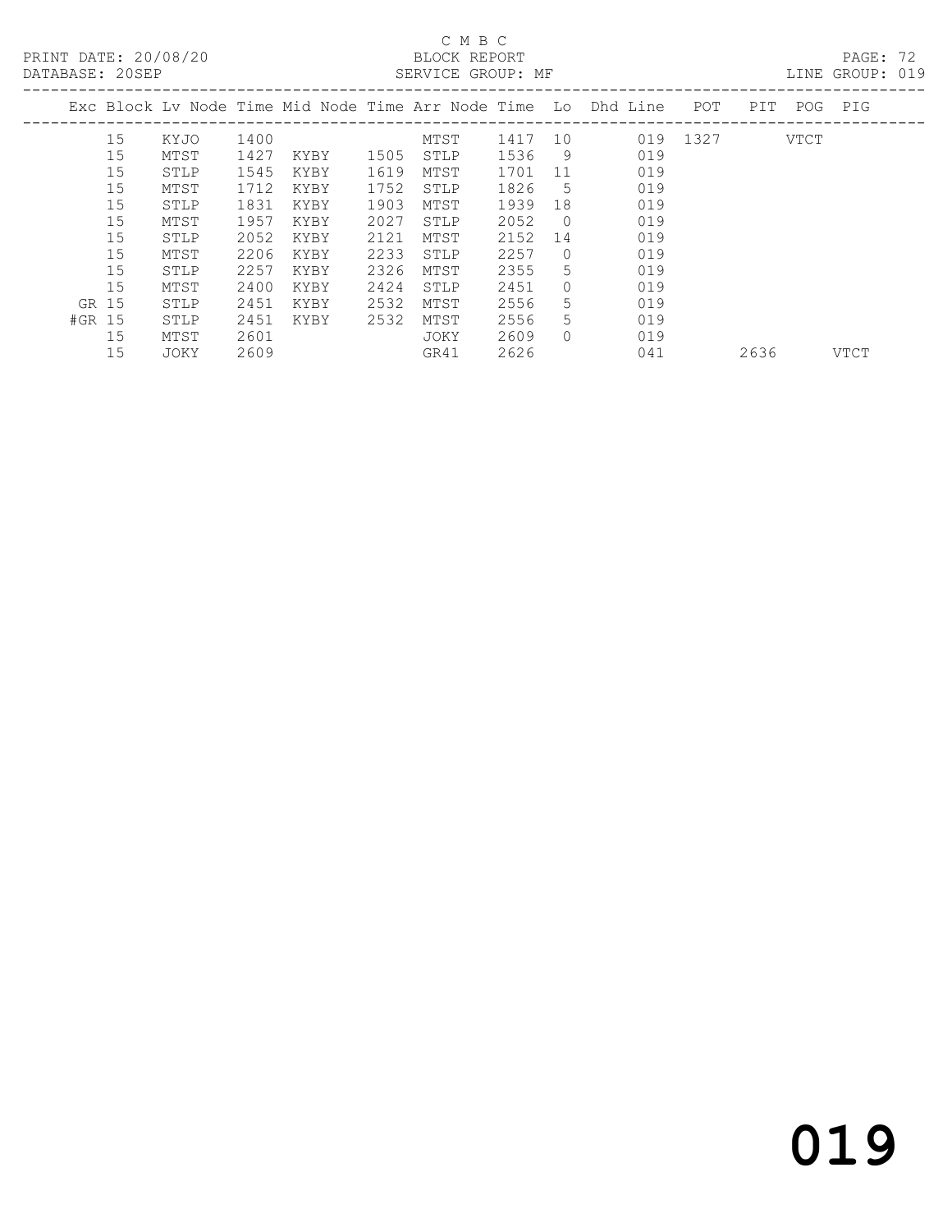C M B C

PRINT DATE: 20/08/20 BLOCK REPORT

DATABASE: 20SEP SERVICE GROUP: MF LINE GROUP: 019

| Exc | Block | Lv Node | Time | Mid Node | Time | Arr Node | Time | Lo | Dhd Line | POT | PIT | POG | PIG |
|---|---|---|---|---|---|---|---|---|---|---|---|---|---|
| | 15 | KYJO | 1400 | | | MTST | 1417 | 10 | 019 | 1327 | | VTCT | |
| | 15 | MTST | 1427 | KYBY | 1505 | STLP | 1536 | 9 | 019 | | | | |
| | 15 | STLP | 1545 | KYBY | 1619 | MTST | 1701 | 11 | 019 | | | | |
| | 15 | MTST | 1712 | KYBY | 1752 | STLP | 1826 | 5 | 019 | | | | |
| | 15 | STLP | 1831 | KYBY | 1903 | MTST | 1939 | 18 | 019 | | | | |
| | 15 | MTST | 1957 | KYBY | 2027 | STLP | 2052 | 0 | 019 | | | | |
| | 15 | STLP | 2052 | KYBY | 2121 | MTST | 2152 | 14 | 019 | | | | |
| | 15 | MTST | 2206 | KYBY | 2233 | STLP | 2257 | 0 | 019 | | | | |
| | 15 | STLP | 2257 | KYBY | 2326 | MTST | 2355 | 5 | 019 | | | | |
| | 15 | MTST | 2400 | KYBY | 2424 | STLP | 2451 | 0 | 019 | | | | |
| GR | 15 | STLP | 2451 | KYBY | 2532 | MTST | 2556 | 5 | 019 | | | | |
| #GR | 15 | STLP | 2451 | KYBY | 2532 | MTST | 2556 | 5 | 019 | | | | |
| | 15 | MTST | 2601 | | | JOKY | 2609 | 0 | 019 | | | | |
| | 15 | JOKY | 2609 | | | GR41 | 2626 | | 041 | | 2636 | | VTCT |

019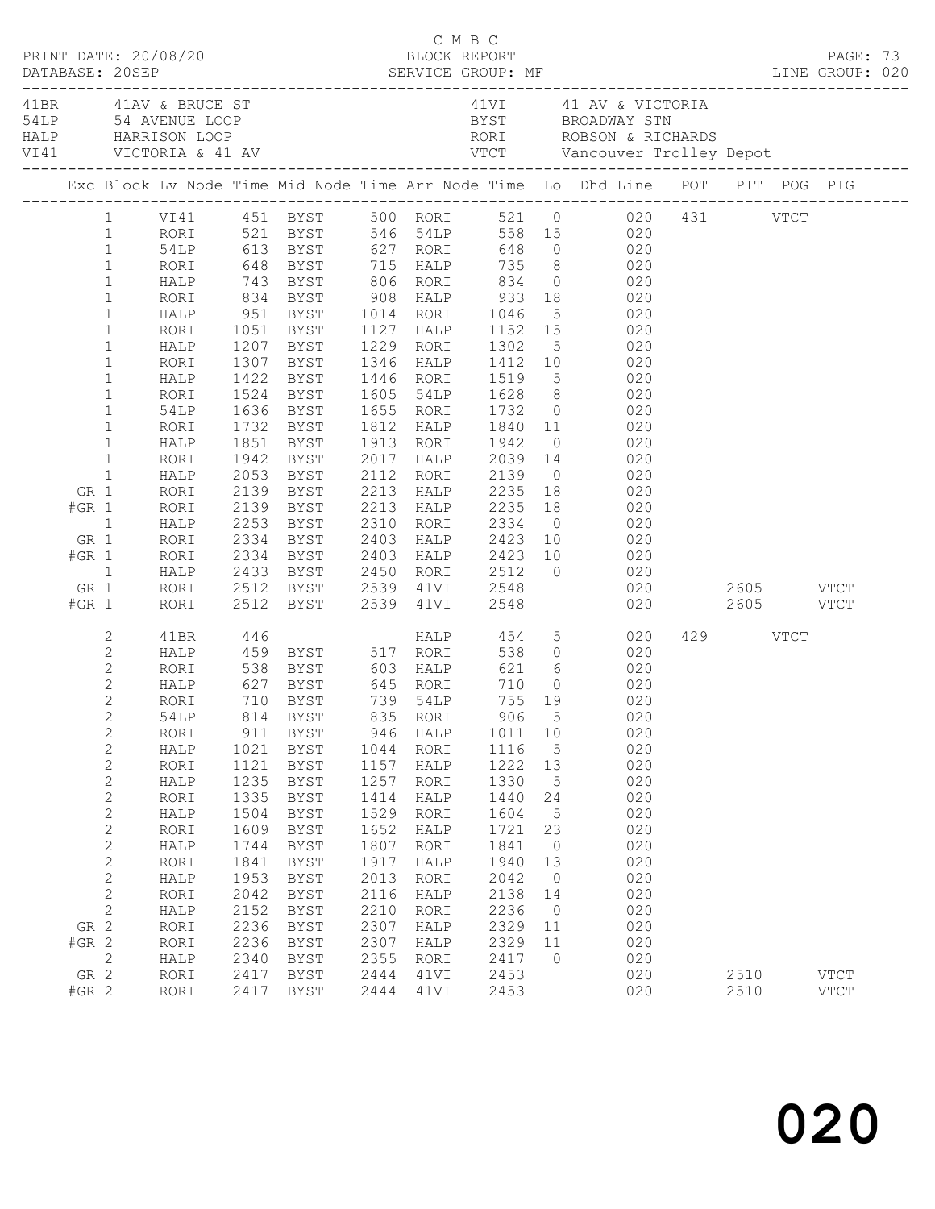C M B C
PRINT DATE: 20/08/20 BLOCK REPORT
DATABASE: 20SEP SERVICE GROUP: MF LINE GROUP: 020

| Code | Description | Code | Description |
|---|---|---|---|
| 41BR | 41AV & BRUCE ST | 41VI | 41 AV & VICTORIA |
| 54LP | 54 AVENUE LOOP | BYST | BROADWAY STN |
| HALP | HARRISON LOOP | RORI | ROBSON & RICHARDS |
| VI41 | VICTORIA & 41 AV | VTCT | Vancouver Trolley Depot |

| Exc | Block | Lv Node | Time | Mid Node | Time | Arr Node | Time | Lo | Dhd Line | POT | PIT | POG | PIG |
|---|---|---|---|---|---|---|---|---|---|---|---|---|---|
| | 1 | VI41 | 451 | BYST | 500 | RORI | 521 | 0 | 020 | 431 | | VTCT | |
| | 1 | RORI | 521 | BYST | 546 | 54LP | 558 | 15 | 020 | | | | |
| | 1 | 54LP | 613 | BYST | 627 | RORI | 648 | 0 | 020 | | | | |
| | 1 | RORI | 648 | BYST | 715 | HALP | 735 | 8 | 020 | | | | |
| | 1 | HALP | 743 | BYST | 806 | RORI | 834 | 0 | 020 | | | | |
| | 1 | RORI | 834 | BYST | 908 | HALP | 933 | 18 | 020 | | | | |
| | 1 | HALP | 951 | BYST | 1014 | RORI | 1046 | 5 | 020 | | | | |
| | 1 | RORI | 1051 | BYST | 1127 | HALP | 1152 | 15 | 020 | | | | |
| | 1 | HALP | 1207 | BYST | 1229 | RORI | 1302 | 5 | 020 | | | | |
| | 1 | RORI | 1307 | BYST | 1346 | HALP | 1412 | 10 | 020 | | | | |
| | 1 | HALP | 1422 | BYST | 1446 | RORI | 1519 | 5 | 020 | | | | |
| | 1 | RORI | 1524 | BYST | 1605 | 54LP | 1628 | 8 | 020 | | | | |
| | 1 | 54LP | 1636 | BYST | 1655 | RORI | 1732 | 0 | 020 | | | | |
| | 1 | RORI | 1732 | BYST | 1812 | HALP | 1840 | 11 | 020 | | | | |
| | 1 | HALP | 1851 | BYST | 1913 | RORI | 1942 | 0 | 020 | | | | |
| | 1 | RORI | 1942 | BYST | 2017 | HALP | 2039 | 14 | 020 | | | | |
| | 1 | HALP | 2053 | BYST | 2112 | RORI | 2139 | 0 | 020 | | | | |
| GR | 1 | RORI | 2139 | BYST | 2213 | HALP | 2235 | 18 | 020 | | | | |
| #GR | 1 | RORI | 2139 | BYST | 2213 | HALP | 2235 | 18 | 020 | | | | |
| | 1 | HALP | 2253 | BYST | 2310 | RORI | 2334 | 0 | 020 | | | | |
| GR | 1 | RORI | 2334 | BYST | 2403 | HALP | 2423 | 10 | 020 | | | | |
| #GR | 1 | RORI | 2334 | BYST | 2403 | HALP | 2423 | 10 | 020 | | | | |
| | 1 | HALP | 2433 | BYST | 2450 | RORI | 2512 | 0 | 020 | | | | |
| GR | 1 | RORI | 2512 | BYST | 2539 | 41VI | 2548 | | 020 | | 2605 | | VTCT |
| #GR | 1 | RORI | 2512 | BYST | 2539 | 41VI | 2548 | | 020 | | 2605 | | VTCT |
| | 2 | 41BR | 446 | | | HALP | 454 | 5 | 020 | 429 | | VTCT | |
| | 2 | HALP | 459 | BYST | 517 | RORI | 538 | 0 | 020 | | | | |
| | 2 | RORI | 538 | BYST | 603 | HALP | 621 | 6 | 020 | | | | |
| | 2 | HALP | 627 | BYST | 645 | RORI | 710 | 0 | 020 | | | | |
| | 2 | RORI | 710 | BYST | 739 | 54LP | 755 | 19 | 020 | | | | |
| | 2 | 54LP | 814 | BYST | 835 | RORI | 906 | 5 | 020 | | | | |
| | 2 | RORI | 911 | BYST | 946 | HALP | 1011 | 10 | 020 | | | | |
| | 2 | HALP | 1021 | BYST | 1044 | RORI | 1116 | 5 | 020 | | | | |
| | 2 | RORI | 1121 | BYST | 1157 | HALP | 1222 | 13 | 020 | | | | |
| | 2 | HALP | 1235 | BYST | 1257 | RORI | 1330 | 5 | 020 | | | | |
| | 2 | RORI | 1335 | BYST | 1414 | HALP | 1440 | 24 | 020 | | | | |
| | 2 | HALP | 1504 | BYST | 1529 | RORI | 1604 | 5 | 020 | | | | |
| | 2 | RORI | 1609 | BYST | 1652 | HALP | 1721 | 23 | 020 | | | | |
| | 2 | HALP | 1744 | BYST | 1807 | RORI | 1841 | 0 | 020 | | | | |
| | 2 | RORI | 1841 | BYST | 1917 | HALP | 1940 | 13 | 020 | | | | |
| | 2 | HALP | 1953 | BYST | 2013 | RORI | 2042 | 0 | 020 | | | | |
| | 2 | RORI | 2042 | BYST | 2116 | HALP | 2138 | 14 | 020 | | | | |
| | 2 | HALP | 2152 | BYST | 2210 | RORI | 2236 | 0 | 020 | | | | |
| GR | 2 | RORI | 2236 | BYST | 2307 | HALP | 2329 | 11 | 020 | | | | |
| #GR | 2 | RORI | 2236 | BYST | 2307 | HALP | 2329 | 11 | 020 | | | | |
| | 2 | HALP | 2340 | BYST | 2355 | RORI | 2417 | 0 | 020 | | | | |
| GR | 2 | RORI | 2417 | BYST | 2444 | 41VI | 2453 | | 020 | | 2510 | | VTCT |
| #GR | 2 | RORI | 2417 | BYST | 2444 | 41VI | 2453 | | 020 | | 2510 | | VTCT |

020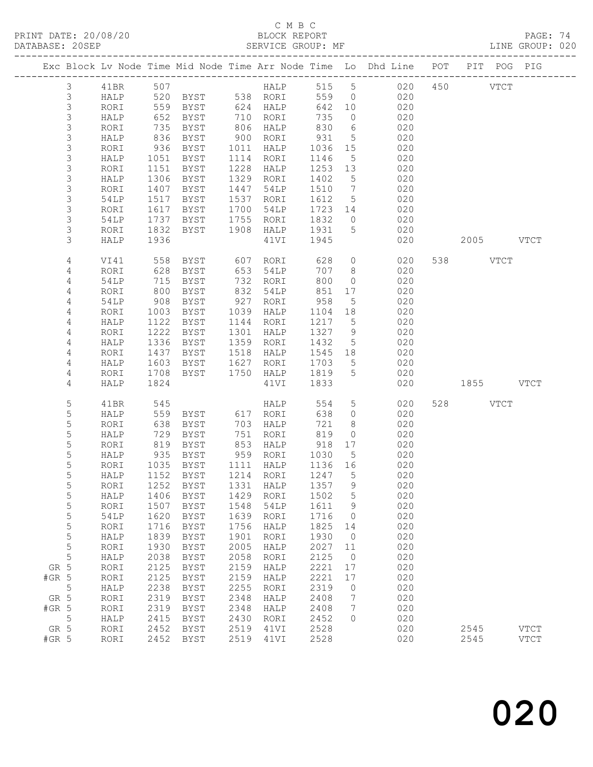C M B C
PRINT DATE: 20/08/20 BLOCK REPORT
DATABASE: 20SEP SERVICE GROUP: MF LINE GROUP: 020

| Exc | Block | Lv | Node | Time | Mid Node | Time | Arr Node | Time | Lo | Dhd Line | POT | PIT | POG | PIG |
|---|---|---|---|---|---|---|---|---|---|---|---|---|---|---|
| | 3 | | 41BR | 507 | | | HALP | 515 | 5 | 020 | 450 | | VTCT | |
| | 3 | | HALP | 520 | BYST | 538 | RORI | 559 | 0 | 020 | | | | |
| | 3 | | RORI | 559 | BYST | 624 | HALP | 642 | 10 | 020 | | | | |
| | 3 | | HALP | 652 | BYST | 710 | RORI | 735 | 0 | 020 | | | | |
| | 3 | | RORI | 735 | BYST | 806 | HALP | 830 | 6 | 020 | | | | |
| | 3 | | HALP | 836 | BYST | 900 | RORI | 931 | 5 | 020 | | | | |
| | 3 | | RORI | 936 | BYST | 1011 | HALP | 1036 | 15 | 020 | | | | |
| | 3 | | HALP | 1051 | BYST | 1114 | RORI | 1146 | 5 | 020 | | | | |
| | 3 | | RORI | 1151 | BYST | 1228 | HALP | 1253 | 13 | 020 | | | | |
| | 3 | | HALP | 1306 | BYST | 1329 | RORI | 1402 | 5 | 020 | | | | |
| | 3 | | RORI | 1407 | BYST | 1447 | 54LP | 1510 | 7 | 020 | | | | |
| | 3 | | 54LP | 1517 | BYST | 1537 | RORI | 1612 | 5 | 020 | | | | |
| | 3 | | RORI | 1617 | BYST | 1700 | 54LP | 1723 | 14 | 020 | | | | |
| | 3 | | 54LP | 1737 | BYST | 1755 | RORI | 1832 | 0 | 020 | | | | |
| | 3 | | RORI | 1832 | BYST | 1908 | HALP | 1931 | 5 | 020 | | | | |
| | 3 | | HALP | 1936 | | | 41VI | 1945 | | 020 | | 2005 | | VTCT |
| | 4 | | VI41 | 558 | BYST | 607 | RORI | 628 | 0 | 020 | 538 | | VTCT | |
| | 4 | | RORI | 628 | BYST | 653 | 54LP | 707 | 8 | 020 | | | | |
| | 4 | | 54LP | 715 | BYST | 732 | RORI | 800 | 0 | 020 | | | | |
| | 4 | | RORI | 800 | BYST | 832 | 54LP | 851 | 17 | 020 | | | | |
| | 4 | | 54LP | 908 | BYST | 927 | RORI | 958 | 5 | 020 | | | | |
| | 4 | | RORI | 1003 | BYST | 1039 | HALP | 1104 | 18 | 020 | | | | |
| | 4 | | HALP | 1122 | BYST | 1144 | RORI | 1217 | 5 | 020 | | | | |
| | 4 | | RORI | 1222 | BYST | 1301 | HALP | 1327 | 9 | 020 | | | | |
| | 4 | | HALP | 1336 | BYST | 1359 | RORI | 1432 | 5 | 020 | | | | |
| | 4 | | RORI | 1437 | BYST | 1518 | HALP | 1545 | 18 | 020 | | | | |
| | 4 | | HALP | 1603 | BYST | 1627 | RORI | 1703 | 5 | 020 | | | | |
| | 4 | | RORI | 1708 | BYST | 1750 | HALP | 1819 | 5 | 020 | | | | |
| | 4 | | HALP | 1824 | | | 41VI | 1833 | | 020 | | 1855 | | VTCT |
| | 5 | | 41BR | 545 | | | HALP | 554 | 5 | 020 | 528 | | VTCT | |
| | 5 | | HALP | 559 | BYST | 617 | RORI | 638 | 0 | 020 | | | | |
| | 5 | | RORI | 638 | BYST | 703 | HALP | 721 | 8 | 020 | | | | |
| | 5 | | HALP | 729 | BYST | 751 | RORI | 819 | 0 | 020 | | | | |
| | 5 | | RORI | 819 | BYST | 853 | HALP | 918 | 17 | 020 | | | | |
| | 5 | | HALP | 935 | BYST | 959 | RORI | 1030 | 5 | 020 | | | | |
| | 5 | | RORI | 1035 | BYST | 1111 | HALP | 1136 | 16 | 020 | | | | |
| | 5 | | HALP | 1152 | BYST | 1214 | RORI | 1247 | 5 | 020 | | | | |
| | 5 | | RORI | 1252 | BYST | 1331 | HALP | 1357 | 9 | 020 | | | | |
| | 5 | | HALP | 1406 | BYST | 1429 | RORI | 1502 | 5 | 020 | | | | |
| | 5 | | RORI | 1507 | BYST | 1548 | 54LP | 1611 | 9 | 020 | | | | |
| | 5 | | 54LP | 1620 | BYST | 1639 | RORI | 1716 | 0 | 020 | | | | |
| | 5 | | RORI | 1716 | BYST | 1756 | HALP | 1825 | 14 | 020 | | | | |
| | 5 | | HALP | 1839 | BYST | 1901 | RORI | 1930 | 0 | 020 | | | | |
| | 5 | | RORI | 1930 | BYST | 2005 | HALP | 2027 | 11 | 020 | | | | |
| | 5 | | HALP | 2038 | BYST | 2058 | RORI | 2125 | 0 | 020 | | | | |
| GR | 5 | | RORI | 2125 | BYST | 2159 | HALP | 2221 | 17 | 020 | | | | |
| #GR | 5 | | RORI | 2125 | BYST | 2159 | HALP | 2221 | 17 | 020 | | | | |
| | 5 | | HALP | 2238 | BYST | 2255 | RORI | 2319 | 0 | 020 | | | | |
| GR | 5 | | RORI | 2319 | BYST | 2348 | HALP | 2408 | 7 | 020 | | | | |
| #GR | 5 | | RORI | 2319 | BYST | 2348 | HALP | 2408 | 7 | 020 | | | | |
| | 5 | | HALP | 2415 | BYST | 2430 | RORI | 2452 | 0 | 020 | | | | |
| GR | 5 | | RORI | 2452 | BYST | 2519 | 41VI | 2528 | | 020 | | 2545 | | VTCT |
| #GR | 5 | | RORI | 2452 | BYST | 2519 | 41VI | 2528 | | 020 | | 2545 | | VTCT |

020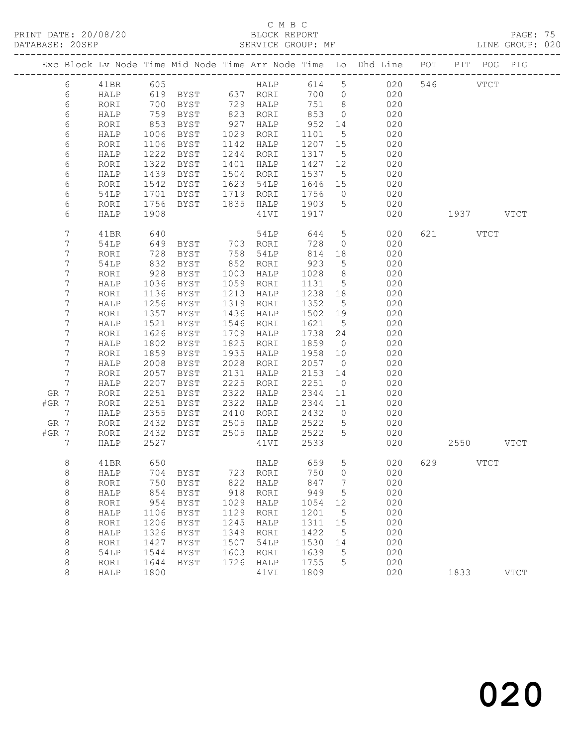# C M B C

PRINT DATE: 20/08/20 BLOCK REPORT PAGE: 75
DATABASE: 20SEP SERVICE GROUP: MF LINE GROUP: 020

| Exc | Block | Lv | Node | Time | Mid Node | Time | Arr Node | Time | Lo | Dhd Line | POT | PIT | POG | PIG |
|---|---|---|---|---|---|---|---|---|---|---|---|---|---|---|
| | 6 | | 41BR | 605 | | | HALP | 614 | 5 | 020 | 546 | | VTCT | |
| | 6 | | HALP | 619 | BYST | 637 | RORI | 700 | 0 | 020 | | | | |
| | 6 | | RORI | 700 | BYST | 729 | HALP | 751 | 8 | 020 | | | | |
| | 6 | | HALP | 759 | BYST | 823 | RORI | 853 | 0 | 020 | | | | |
| | 6 | | RORI | 853 | BYST | 927 | HALP | 952 | 14 | 020 | | | | |
| | 6 | | HALP | 1006 | BYST | 1029 | RORI | 1101 | 5 | 020 | | | | |
| | 6 | | RORI | 1106 | BYST | 1142 | HALP | 1207 | 15 | 020 | | | | |
| | 6 | | HALP | 1222 | BYST | 1244 | RORI | 1317 | 5 | 020 | | | | |
| | 6 | | RORI | 1322 | BYST | 1401 | HALP | 1427 | 12 | 020 | | | | |
| | 6 | | HALP | 1439 | BYST | 1504 | RORI | 1537 | 5 | 020 | | | | |
| | 6 | | RORI | 1542 | BYST | 1623 | 54LP | 1646 | 15 | 020 | | | | |
| | 6 | | 54LP | 1701 | BYST | 1719 | RORI | 1756 | 0 | 020 | | | | |
| | 6 | | RORI | 1756 | BYST | 1835 | HALP | 1903 | 5 | 020 | | | | |
| | 6 | | HALP | 1908 | | | 41VI | 1917 | | 020 | | 1937 | | VTCT |
| | 7 | | 41BR | 640 | | | 54LP | 644 | 5 | 020 | 621 | | VTCT | |
| | 7 | | 54LP | 649 | BYST | 703 | RORI | 728 | 0 | 020 | | | | |
| | 7 | | RORI | 728 | BYST | 758 | 54LP | 814 | 18 | 020 | | | | |
| | 7 | | 54LP | 832 | BYST | 852 | RORI | 923 | 5 | 020 | | | | |
| | 7 | | RORI | 928 | BYST | 1003 | HALP | 1028 | 8 | 020 | | | | |
| | 7 | | HALP | 1036 | BYST | 1059 | RORI | 1131 | 5 | 020 | | | | |
| | 7 | | RORI | 1136 | BYST | 1213 | HALP | 1238 | 18 | 020 | | | | |
| | 7 | | HALP | 1256 | BYST | 1319 | RORI | 1352 | 5 | 020 | | | | |
| | 7 | | RORI | 1357 | BYST | 1436 | HALP | 1502 | 19 | 020 | | | | |
| | 7 | | HALP | 1521 | BYST | 1546 | RORI | 1621 | 5 | 020 | | | | |
| | 7 | | RORI | 1626 | BYST | 1709 | HALP | 1738 | 24 | 020 | | | | |
| | 7 | | HALP | 1802 | BYST | 1825 | RORI | 1859 | 0 | 020 | | | | |
| | 7 | | RORI | 1859 | BYST | 1935 | HALP | 1958 | 10 | 020 | | | | |
| | 7 | | HALP | 2008 | BYST | 2028 | RORI | 2057 | 0 | 020 | | | | |
| | 7 | | RORI | 2057 | BYST | 2131 | HALP | 2153 | 14 | 020 | | | | |
| | 7 | | HALP | 2207 | BYST | 2225 | RORI | 2251 | 0 | 020 | | | | |
| GR | 7 | | RORI | 2251 | BYST | 2322 | HALP | 2344 | 11 | 020 | | | | |
| #GR | 7 | | RORI | 2251 | BYST | 2322 | HALP | 2344 | 11 | 020 | | | | |
| | 7 | | HALP | 2355 | BYST | 2410 | RORI | 2432 | 0 | 020 | | | | |
| GR | 7 | | RORI | 2432 | BYST | 2505 | HALP | 2522 | 5 | 020 | | | | |
| #GR | 7 | | RORI | 2432 | BYST | 2505 | HALP | 2522 | 5 | 020 | | | | |
| | 7 | | HALP | 2527 | | | 41VI | 2533 | | 020 | | 2550 | | VTCT |
| | 8 | | 41BR | 650 | | | HALP | 659 | 5 | 020 | 629 | | VTCT | |
| | 8 | | HALP | 704 | BYST | 723 | RORI | 750 | 0 | 020 | | | | |
| | 8 | | RORI | 750 | BYST | 822 | HALP | 847 | 7 | 020 | | | | |
| | 8 | | HALP | 854 | BYST | 918 | RORI | 949 | 5 | 020 | | | | |
| | 8 | | RORI | 954 | BYST | 1029 | HALP | 1054 | 12 | 020 | | | | |
| | 8 | | HALP | 1106 | BYST | 1129 | RORI | 1201 | 5 | 020 | | | | |
| | 8 | | RORI | 1206 | BYST | 1245 | HALP | 1311 | 15 | 020 | | | | |
| | 8 | | HALP | 1326 | BYST | 1349 | RORI | 1422 | 5 | 020 | | | | |
| | 8 | | RORI | 1427 | BYST | 1507 | 54LP | 1530 | 14 | 020 | | | | |
| | 8 | | 54LP | 1544 | BYST | 1603 | RORI | 1639 | 5 | 020 | | | | |
| | 8 | | RORI | 1644 | BYST | 1726 | HALP | 1755 | 5 | 020 | | | | |
| | 8 | | HALP | 1800 | | | 41VI | 1809 | | 020 | | 1833 | | VTCT |

020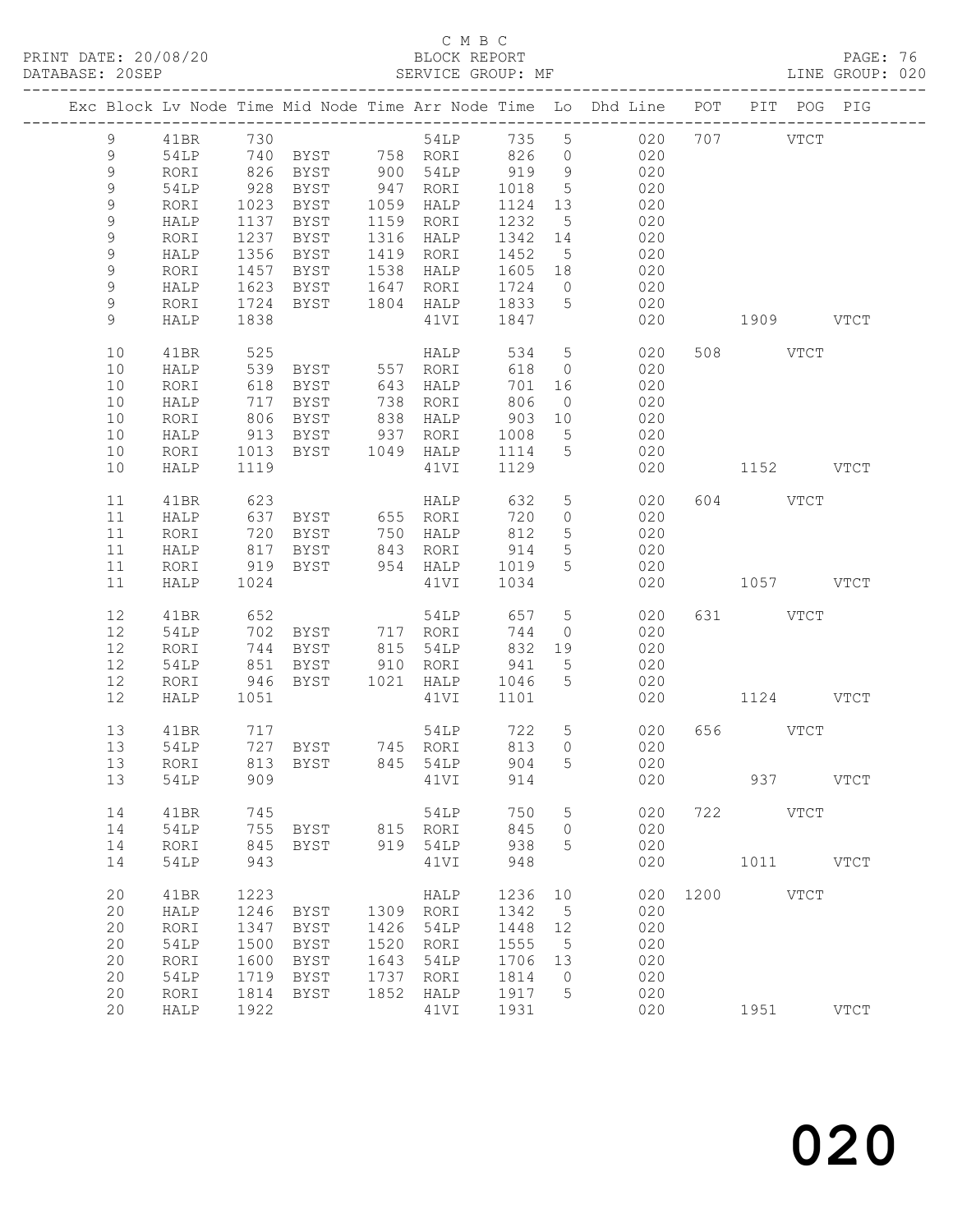C M B C
PRINT DATE: 20/08/20 BLOCK REPORT
DATABASE: 20SEP SERVICE GROUP: MF LINE GROUP: 020

| Exc | Block | Lv | Node | Time | Mid Node | Time | Arr Node | Time | Lo | Dhd Line | POT | PIT | POG | PIG |
|---|---|---|---|---|---|---|---|---|---|---|---|---|---|---|
| | 9 | | 41BR | 730 | | | 54LP | 735 | 5 | 020 | 707 | | VTCT | |
| | 9 | | 54LP | 740 | BYST | 758 | RORI | 826 | 0 | 020 | | | | |
| | 9 | | RORI | 826 | BYST | 900 | 54LP | 919 | 9 | 020 | | | | |
| | 9 | | 54LP | 928 | BYST | 947 | RORI | 1018 | 5 | 020 | | | | |
| | 9 | | RORI | 1023 | BYST | 1059 | HALP | 1124 | 13 | 020 | | | | |
| | 9 | | HALP | 1137 | BYST | 1159 | RORI | 1232 | 5 | 020 | | | | |
| | 9 | | RORI | 1237 | BYST | 1316 | HALP | 1342 | 14 | 020 | | | | |
| | 9 | | HALP | 1356 | BYST | 1419 | RORI | 1452 | 5 | 020 | | | | |
| | 9 | | RORI | 1457 | BYST | 1538 | HALP | 1605 | 18 | 020 | | | | |
| | 9 | | HALP | 1623 | BYST | 1647 | RORI | 1724 | 0 | 020 | | | | |
| | 9 | | RORI | 1724 | BYST | 1804 | HALP | 1833 | 5 | 020 | | | | |
| | 9 | | HALP | 1838 | | | 41VI | 1847 | | 020 | | 1909 | | VTCT |
| | 10 | | 41BR | 525 | | | HALP | 534 | 5 | 020 | 508 | | VTCT | |
| | 10 | | HALP | 539 | BYST | 557 | RORI | 618 | 0 | 020 | | | | |
| | 10 | | RORI | 618 | BYST | 643 | HALP | 701 | 16 | 020 | | | | |
| | 10 | | HALP | 717 | BYST | 738 | RORI | 806 | 0 | 020 | | | | |
| | 10 | | RORI | 806 | BYST | 838 | HALP | 903 | 10 | 020 | | | | |
| | 10 | | HALP | 913 | BYST | 937 | RORI | 1008 | 5 | 020 | | | | |
| | 10 | | RORI | 1013 | BYST | 1049 | HALP | 1114 | 5 | 020 | | | | |
| | 10 | | HALP | 1119 | | | 41VI | 1129 | | 020 | | 1152 | | VTCT |
| | 11 | | 41BR | 623 | | | HALP | 632 | 5 | 020 | 604 | | VTCT | |
| | 11 | | HALP | 637 | BYST | 655 | RORI | 720 | 0 | 020 | | | | |
| | 11 | | RORI | 720 | BYST | 750 | HALP | 812 | 5 | 020 | | | | |
| | 11 | | HALP | 817 | BYST | 843 | RORI | 914 | 5 | 020 | | | | |
| | 11 | | RORI | 919 | BYST | 954 | HALP | 1019 | 5 | 020 | | | | |
| | 11 | | HALP | 1024 | | | 41VI | 1034 | | 020 | | 1057 | | VTCT |
| | 12 | | 41BR | 652 | | | 54LP | 657 | 5 | 020 | 631 | | VTCT | |
| | 12 | | 54LP | 702 | BYST | 717 | RORI | 744 | 0 | 020 | | | | |
| | 12 | | RORI | 744 | BYST | 815 | 54LP | 832 | 19 | 020 | | | | |
| | 12 | | 54LP | 851 | BYST | 910 | RORI | 941 | 5 | 020 | | | | |
| | 12 | | RORI | 946 | BYST | 1021 | HALP | 1046 | 5 | 020 | | | | |
| | 12 | | HALP | 1051 | | | 41VI | 1101 | | 020 | | 1124 | | VTCT |
| | 13 | | 41BR | 717 | | | 54LP | 722 | 5 | 020 | 656 | | VTCT | |
| | 13 | | 54LP | 727 | BYST | 745 | RORI | 813 | 0 | 020 | | | | |
| | 13 | | RORI | 813 | BYST | 845 | 54LP | 904 | 5 | 020 | | | | |
| | 13 | | 54LP | 909 | | | 41VI | 914 | | 020 | | 937 | | VTCT |
| | 14 | | 41BR | 745 | | | 54LP | 750 | 5 | 020 | 722 | | VTCT | |
| | 14 | | 54LP | 755 | BYST | 815 | RORI | 845 | 0 | 020 | | | | |
| | 14 | | RORI | 845 | BYST | 919 | 54LP | 938 | 5 | 020 | | | | |
| | 14 | | 54LP | 943 | | | 41VI | 948 | | 020 | | 1011 | | VTCT |
| | 20 | | 41BR | 1223 | | | HALP | 1236 | 10 | 020 | 1200 | | VTCT | |
| | 20 | | HALP | 1246 | BYST | 1309 | RORI | 1342 | 5 | 020 | | | | |
| | 20 | | RORI | 1347 | BYST | 1426 | 54LP | 1448 | 12 | 020 | | | | |
| | 20 | | 54LP | 1500 | BYST | 1520 | RORI | 1555 | 5 | 020 | | | | |
| | 20 | | RORI | 1600 | BYST | 1643 | 54LP | 1706 | 13 | 020 | | | | |
| | 20 | | 54LP | 1719 | BYST | 1737 | RORI | 1814 | 0 | 020 | | | | |
| | 20 | | RORI | 1814 | BYST | 1852 | HALP | 1917 | 5 | 020 | | | | |
| | 20 | | HALP | 1922 | | | 41VI | 1931 | | 020 | | 1951 | | VTCT |

020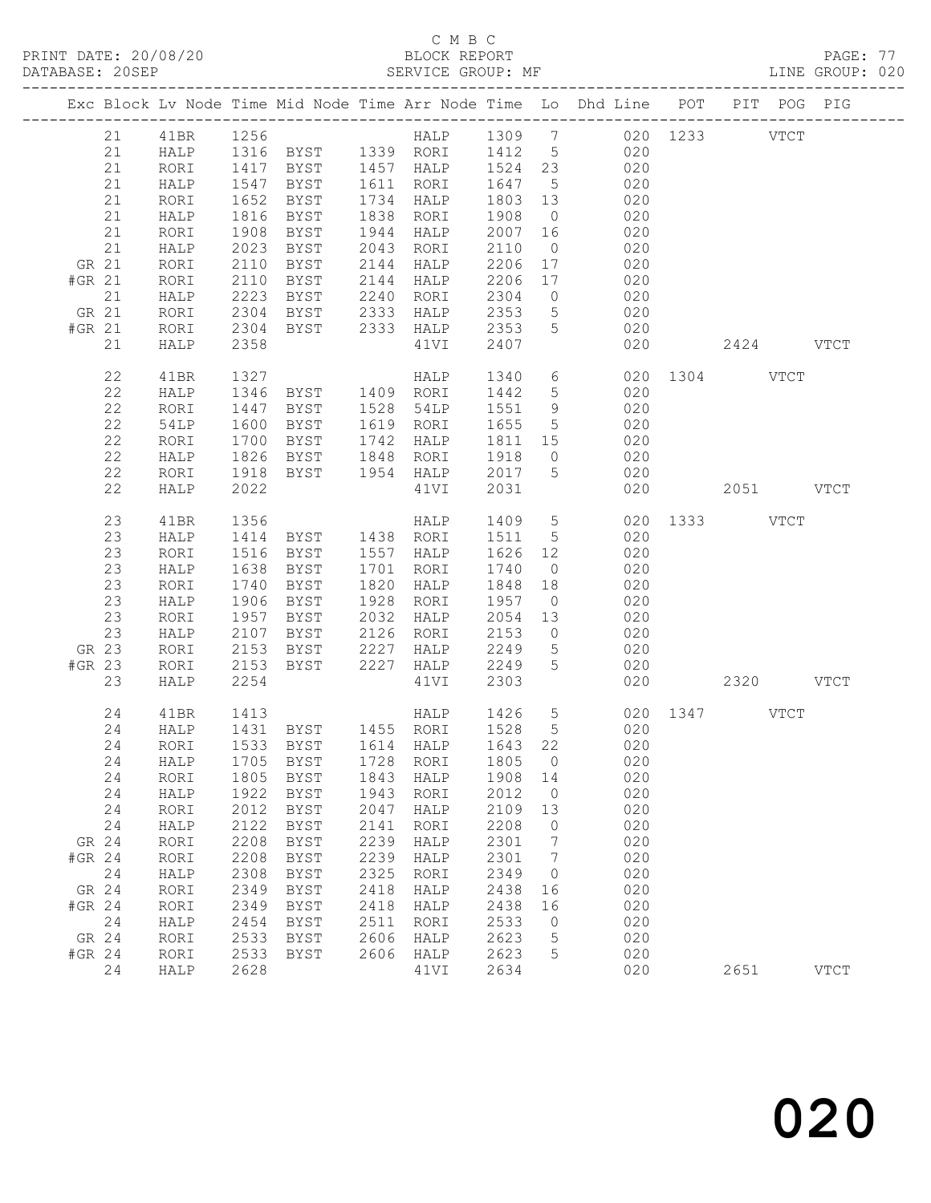C M B C
BLOCK REPORT
SERVICE GROUP: MF

PRINT DATE: 20/08/20
DATABASE: 20SEP

PAGE: 77
LINE GROUP: 020

| Exc | Block | Lv | Node | Time | Mid Node | Time | Arr Node | Time | Lo | Dhd Line | POT | PIT | POG | PIG |
|---|---|---|---|---|---|---|---|---|---|---|---|---|---|---|
| | 21 | | 41BR | 1256 | | | HALP | 1309 | 7 | 020 | 1233 | | VTCT | |
| | 21 | | HALP | 1316 | BYST | 1339 | RORI | 1412 | 5 | 020 | | | | |
| | 21 | | RORI | 1417 | BYST | 1457 | HALP | 1524 | 23 | 020 | | | | |
| | 21 | | HALP | 1547 | BYST | 1611 | RORI | 1647 | 5 | 020 | | | | |
| | 21 | | RORI | 1652 | BYST | 1734 | HALP | 1803 | 13 | 020 | | | | |
| | 21 | | HALP | 1816 | BYST | 1838 | RORI | 1908 | 0 | 020 | | | | |
| | 21 | | RORI | 1908 | BYST | 1944 | HALP | 2007 | 16 | 020 | | | | |
| | 21 | | HALP | 2023 | BYST | 2043 | RORI | 2110 | 0 | 020 | | | | |
| GR | 21 | | RORI | 2110 | BYST | 2144 | HALP | 2206 | 17 | 020 | | | | |
| #GR | 21 | | RORI | 2110 | BYST | 2144 | HALP | 2206 | 17 | 020 | | | | |
| | 21 | | HALP | 2223 | BYST | 2240 | RORI | 2304 | 0 | 020 | | | | |
| GR | 21 | | RORI | 2304 | BYST | 2333 | HALP | 2353 | 5 | 020 | | | | |
| #GR | 21 | | RORI | 2304 | BYST | 2333 | HALP | 2353 | 5 | 020 | | | | |
| | 21 | | HALP | 2358 | | | 41VI | 2407 | | 020 | | 2424 | | VTCT |
| | 22 | | 41BR | 1327 | | | HALP | 1340 | 6 | 020 | 1304 | | VTCT | |
| | 22 | | HALP | 1346 | BYST | 1409 | RORI | 1442 | 5 | 020 | | | | |
| | 22 | | RORI | 1447 | BYST | 1528 | 54LP | 1551 | 9 | 020 | | | | |
| | 22 | | 54LP | 1600 | BYST | 1619 | RORI | 1655 | 5 | 020 | | | | |
| | 22 | | RORI | 1700 | BYST | 1742 | HALP | 1811 | 15 | 020 | | | | |
| | 22 | | HALP | 1826 | BYST | 1848 | RORI | 1918 | 0 | 020 | | | | |
| | 22 | | RORI | 1918 | BYST | 1954 | HALP | 2017 | 5 | 020 | | | | |
| | 22 | | HALP | 2022 | | | 41VI | 2031 | | 020 | | 2051 | | VTCT |
| | 23 | | 41BR | 1356 | | | HALP | 1409 | 5 | 020 | 1333 | | VTCT | |
| | 23 | | HALP | 1414 | BYST | 1438 | RORI | 1511 | 5 | 020 | | | | |
| | 23 | | RORI | 1516 | BYST | 1557 | HALP | 1626 | 12 | 020 | | | | |
| | 23 | | HALP | 1638 | BYST | 1701 | RORI | 1740 | 0 | 020 | | | | |
| | 23 | | RORI | 1740 | BYST | 1820 | HALP | 1848 | 18 | 020 | | | | |
| | 23 | | HALP | 1906 | BYST | 1928 | RORI | 1957 | 0 | 020 | | | | |
| | 23 | | RORI | 1957 | BYST | 2032 | HALP | 2054 | 13 | 020 | | | | |
| | 23 | | HALP | 2107 | BYST | 2126 | RORI | 2153 | 0 | 020 | | | | |
| GR | 23 | | RORI | 2153 | BYST | 2227 | HALP | 2249 | 5 | 020 | | | | |
| #GR | 23 | | RORI | 2153 | BYST | 2227 | HALP | 2249 | 5 | 020 | | | | |
| | 23 | | HALP | 2254 | | | 41VI | 2303 | | 020 | | 2320 | | VTCT |
| | 24 | | 41BR | 1413 | | | HALP | 1426 | 5 | 020 | 1347 | | VTCT | |
| | 24 | | HALP | 1431 | BYST | 1455 | RORI | 1528 | 5 | 020 | | | | |
| | 24 | | RORI | 1533 | BYST | 1614 | HALP | 1643 | 22 | 020 | | | | |
| | 24 | | HALP | 1705 | BYST | 1728 | RORI | 1805 | 0 | 020 | | | | |
| | 24 | | RORI | 1805 | BYST | 1843 | HALP | 1908 | 14 | 020 | | | | |
| | 24 | | HALP | 1922 | BYST | 1943 | RORI | 2012 | 0 | 020 | | | | |
| | 24 | | RORI | 2012 | BYST | 2047 | HALP | 2109 | 13 | 020 | | | | |
| | 24 | | HALP | 2122 | BYST | 2141 | RORI | 2208 | 0 | 020 | | | | |
| GR | 24 | | RORI | 2208 | BYST | 2239 | HALP | 2301 | 7 | 020 | | | | |
| #GR | 24 | | RORI | 2208 | BYST | 2239 | HALP | 2301 | 7 | 020 | | | | |
| | 24 | | HALP | 2308 | BYST | 2325 | RORI | 2349 | 0 | 020 | | | | |
| GR | 24 | | RORI | 2349 | BYST | 2418 | HALP | 2438 | 16 | 020 | | | | |
| #GR | 24 | | RORI | 2349 | BYST | 2418 | HALP | 2438 | 16 | 020 | | | | |
| | 24 | | HALP | 2454 | BYST | 2511 | RORI | 2533 | 0 | 020 | | | | |
| GR | 24 | | RORI | 2533 | BYST | 2606 | HALP | 2623 | 5 | 020 | | | | |
| #GR | 24 | | RORI | 2533 | BYST | 2606 | HALP | 2623 | 5 | 020 | | | | |
| | 24 | | HALP | 2628 | | | 41VI | 2634 | | 020 | | 2651 | | VTCT |

020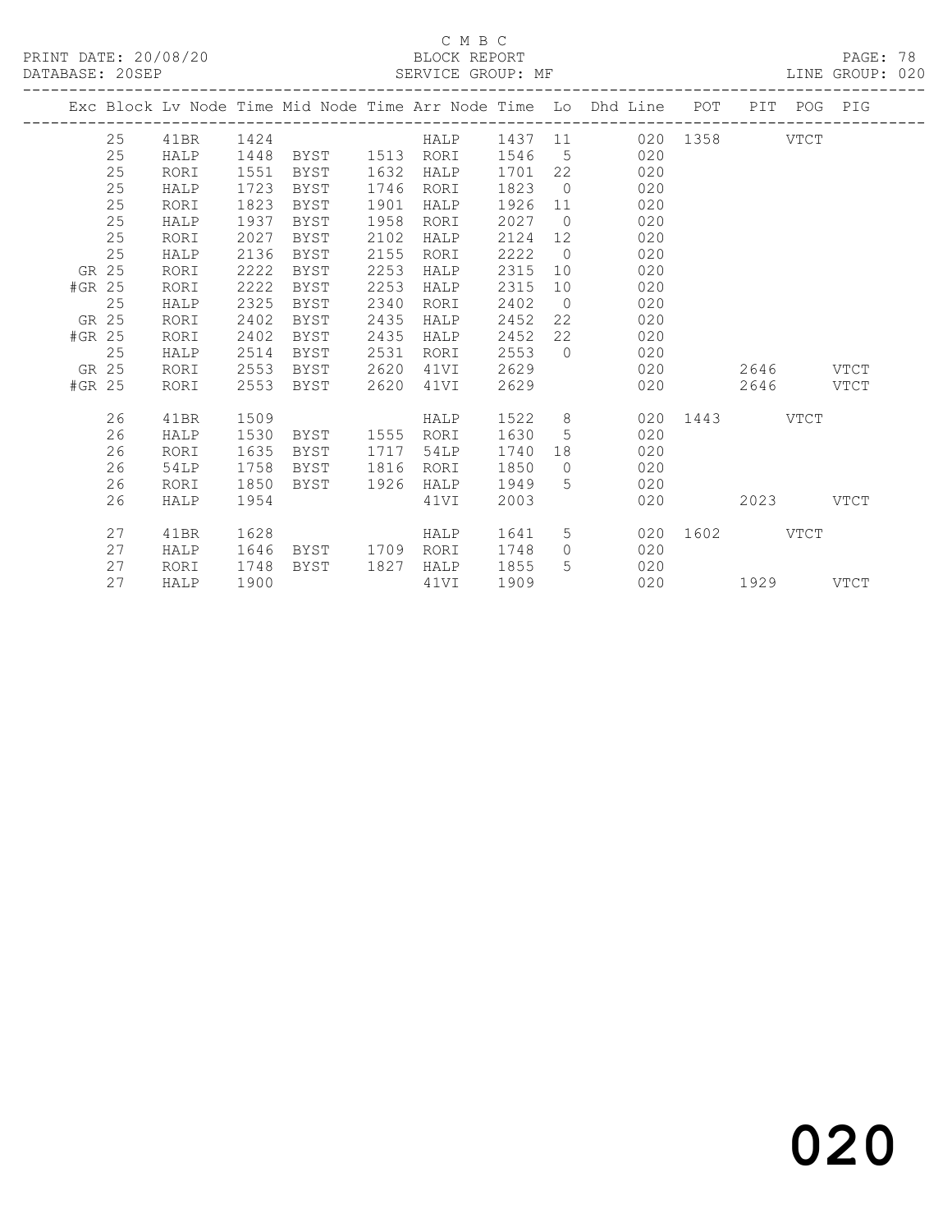C M B C

PRINT DATE: 20/08/20 BLOCK REPORT

DATABASE: 20SEP SERVICE GROUP: MF LINE GROUP: 020

| Exc | Block | Lv Node | Time | Mid Node | Time | Arr Node | Time | Lo | Dhd Line | POT | PIT | POG | PIG |
|---|---|---|---|---|---|---|---|---|---|---|---|---|---|
| | 25 | 41BR | 1424 | | | HALP | 1437 | 11 | 020 | 1358 | | VTCT | |
| | 25 | HALP | 1448 | BYST | 1513 | RORI | 1546 | 5 | 020 | | | | |
| | 25 | RORI | 1551 | BYST | 1632 | HALP | 1701 | 22 | 020 | | | | |
| | 25 | HALP | 1723 | BYST | 1746 | RORI | 1823 | 0 | 020 | | | | |
| | 25 | RORI | 1823 | BYST | 1901 | HALP | 1926 | 11 | 020 | | | | |
| | 25 | HALP | 1937 | BYST | 1958 | RORI | 2027 | 0 | 020 | | | | |
| | 25 | RORI | 2027 | BYST | 2102 | HALP | 2124 | 12 | 020 | | | | |
| | 25 | HALP | 2136 | BYST | 2155 | RORI | 2222 | 0 | 020 | | | | |
| GR | 25 | RORI | 2222 | BYST | 2253 | HALP | 2315 | 10 | 020 | | | | |
| #GR | 25 | RORI | 2222 | BYST | 2253 | HALP | 2315 | 10 | 020 | | | | |
| | 25 | HALP | 2325 | BYST | 2340 | RORI | 2402 | 0 | 020 | | | | |
| GR | 25 | RORI | 2402 | BYST | 2435 | HALP | 2452 | 22 | 020 | | | | |
| #GR | 25 | RORI | 2402 | BYST | 2435 | HALP | 2452 | 22 | 020 | | | | |
| | 25 | HALP | 2514 | BYST | 2531 | RORI | 2553 | 0 | 020 | | | | |
| GR | 25 | RORI | 2553 | BYST | 2620 | 41VI | 2629 | | 020 | | 2646 | | VTCT |
| #GR | 25 | RORI | 2553 | BYST | 2620 | 41VI | 2629 | | 020 | | 2646 | | VTCT |
| | 26 | 41BR | 1509 | | | HALP | 1522 | 8 | 020 | 1443 | | VTCT | |
| | 26 | HALP | 1530 | BYST | 1555 | RORI | 1630 | 5 | 020 | | | | |
| | 26 | RORI | 1635 | BYST | 1717 | 54LP | 1740 | 18 | 020 | | | | |
| | 26 | 54LP | 1758 | BYST | 1816 | RORI | 1850 | 0 | 020 | | | | |
| | 26 | RORI | 1850 | BYST | 1926 | HALP | 1949 | 5 | 020 | | | | |
| | 26 | HALP | 1954 | | | 41VI | 2003 | | 020 | | 2023 | | VTCT |
| | 27 | 41BR | 1628 | | | HALP | 1641 | 5 | 020 | 1602 | | VTCT | |
| | 27 | HALP | 1646 | BYST | 1709 | RORI | 1748 | 0 | 020 | | | | |
| | 27 | RORI | 1748 | BYST | 1827 | HALP | 1855 | 5 | 020 | | | | |
| | 27 | HALP | 1900 | | | 41VI | 1909 | | 020 | | 1929 | | VTCT |

020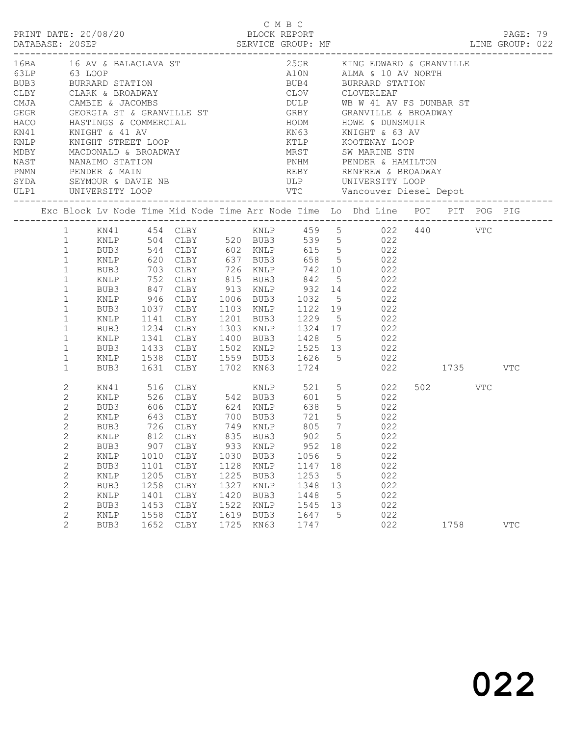C M B C

PRINT DATE: 20/08/20 BLOCK REPORT

DATABASE: 20SEP SERVICE GROUP: MF LINE GROUP: 022

| Code | Description | Code | Description |
|---|---|---|---|
| 16BA | 16 AV & BALACLAVA ST | 25GR | KING EDWARD & GRANVILLE |
| 63LP | 63 LOOP | A10N | ALMA & 10 AV NORTH |
| BUB3 | BURRARD STATION | BUB4 | BURRARD STATION |
| CLBY | CLARK & BROADWAY | CLOV | CLOVERLEAF |
| CMJA | CAMBIE & JACOMBS | DULP | WB W 41 AV FS DUNBAR ST |
| GEGR | GEORGIA ST & GRANVILLE ST | GRBY | GRANVILLE & BROADWAY |
| HACO | HASTINGS & COMMERCIAL | HODM | HOWE & DUNSMUIR |
| KN41 | KNIGHT & 41 AV | KN63 | KNIGHT & 63 AV |
| KNLP | KNIGHT STREET LOOP | KTLP | KOOTENAY LOOP |
| MDBY | MACDONALD & BROADWAY | MRST | SW MARINE STN |
| NAST | NANAIMO STATION | PNHM | PENDER & HAMILTON |
| PNMN | PENDER & MAIN | REBY | RENFREW & BROADWAY |
| SYDA | SEYMOUR & DAVIE NB | ULP | UNIVERSITY LOOP |
| ULP1 | UNIVERSITY LOOP | VTC | Vancouver Diesel Depot |

| Exc | Block | Lv Node | Time | Mid Node | Time | Arr Node | Time | Lo | Dhd Line | POT | PIT | POG | PIG |
|---|---|---|---|---|---|---|---|---|---|---|---|---|---|
| | 1 | KN41 | 454 | CLBY | | KNLP | 459 | 5 | 022 | 440 | | VTC | |
| | 1 | KNLP | 504 | CLBY | 520 | BUB3 | 539 | 5 | 022 | | | | |
| | 1 | BUB3 | 544 | CLBY | 602 | KNLP | 615 | 5 | 022 | | | | |
| | 1 | KNLP | 620 | CLBY | 637 | BUB3 | 658 | 5 | 022 | | | | |
| | 1 | BUB3 | 703 | CLBY | 726 | KNLP | 742 | 10 | 022 | | | | |
| | 1 | KNLP | 752 | CLBY | 815 | BUB3 | 842 | 5 | 022 | | | | |
| | 1 | BUB3 | 847 | CLBY | 913 | KNLP | 932 | 14 | 022 | | | | |
| | 1 | KNLP | 946 | CLBY | 1006 | BUB3 | 1032 | 5 | 022 | | | | |
| | 1 | BUB3 | 1037 | CLBY | 1103 | KNLP | 1122 | 19 | 022 | | | | |
| | 1 | KNLP | 1141 | CLBY | 1201 | BUB3 | 1229 | 5 | 022 | | | | |
| | 1 | BUB3 | 1234 | CLBY | 1303 | KNLP | 1324 | 17 | 022 | | | | |
| | 1 | KNLP | 1341 | CLBY | 1400 | BUB3 | 1428 | 5 | 022 | | | | |
| | 1 | BUB3 | 1433 | CLBY | 1502 | KNLP | 1525 | 13 | 022 | | | | |
| | 1 | KNLP | 1538 | CLBY | 1559 | BUB3 | 1626 | 5 | 022 | | | | |
| | 1 | BUB3 | 1631 | CLBY | 1702 | KN63 | 1724 | | 022 | | 1735 | | VTC |
| | 2 | KN41 | 516 | CLBY | | KNLP | 521 | 5 | 022 | 502 | | VTC | |
| | 2 | KNLP | 526 | CLBY | 542 | BUB3 | 601 | 5 | 022 | | | | |
| | 2 | BUB3 | 606 | CLBY | 624 | KNLP | 638 | 5 | 022 | | | | |
| | 2 | KNLP | 643 | CLBY | 700 | BUB3 | 721 | 5 | 022 | | | | |
| | 2 | BUB3 | 726 | CLBY | 749 | KNLP | 805 | 7 | 022 | | | | |
| | 2 | KNLP | 812 | CLBY | 835 | BUB3 | 902 | 5 | 022 | | | | |
| | 2 | BUB3 | 907 | CLBY | 933 | KNLP | 952 | 18 | 022 | | | | |
| | 2 | KNLP | 1010 | CLBY | 1030 | BUB3 | 1056 | 5 | 022 | | | | |
| | 2 | BUB3 | 1101 | CLBY | 1128 | KNLP | 1147 | 18 | 022 | | | | |
| | 2 | KNLP | 1205 | CLBY | 1225 | BUB3 | 1253 | 5 | 022 | | | | |
| | 2 | BUB3 | 1258 | CLBY | 1327 | KNLP | 1348 | 13 | 022 | | | | |
| | 2 | KNLP | 1401 | CLBY | 1420 | BUB3 | 1448 | 5 | 022 | | | | |
| | 2 | BUB3 | 1453 | CLBY | 1522 | KNLP | 1545 | 13 | 022 | | | | |
| | 2 | KNLP | 1558 | CLBY | 1619 | BUB3 | 1647 | 5 | 022 | | | | |
| | 2 | BUB3 | 1652 | CLBY | 1725 | KN63 | 1747 | | 022 | | 1758 | | VTC |

022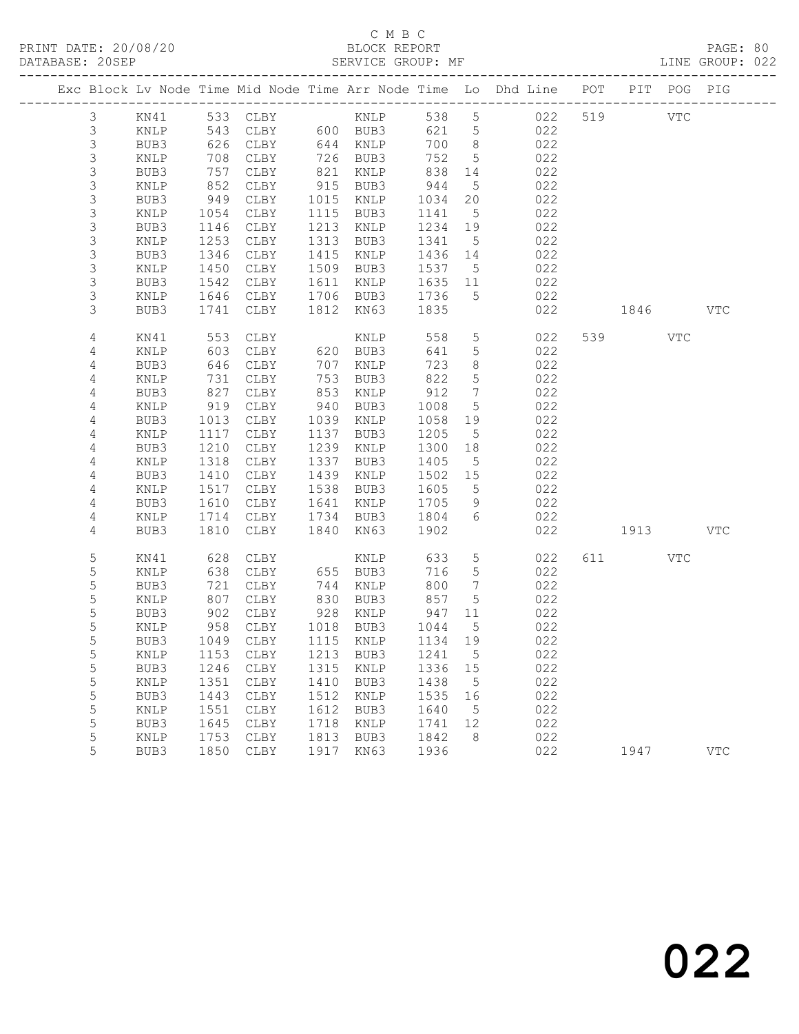C M B C
PRINT DATE: 20/08/20 BLOCK REPORT
DATABASE: 20SEP SERVICE GROUP: MF LINE GROUP: 022

| Exc | Block | Lv | Node | Time | Mid Node | Time | Arr Node | Time | Lo | Dhd Line | POT | PIT | POG | PIG |
|---|---|---|---|---|---|---|---|---|---|---|---|---|---|---|
| | 3 | | KN41 | 533 | CLBY | | KNLP | 538 | 5 | 022 | 519 | | VTC | |
| | 3 | | KNLP | 543 | CLBY | 600 | BUB3 | 621 | 5 | 022 | | | | |
| | 3 | | BUB3 | 626 | CLBY | 644 | KNLP | 700 | 8 | 022 | | | | |
| | 3 | | KNLP | 708 | CLBY | 726 | BUB3 | 752 | 5 | 022 | | | | |
| | 3 | | BUB3 | 757 | CLBY | 821 | KNLP | 838 | 14 | 022 | | | | |
| | 3 | | KNLP | 852 | CLBY | 915 | BUB3 | 944 | 5 | 022 | | | | |
| | 3 | | BUB3 | 949 | CLBY | 1015 | KNLP | 1034 | 20 | 022 | | | | |
| | 3 | | KNLP | 1054 | CLBY | 1115 | BUB3 | 1141 | 5 | 022 | | | | |
| | 3 | | BUB3 | 1146 | CLBY | 1213 | KNLP | 1234 | 19 | 022 | | | | |
| | 3 | | KNLP | 1253 | CLBY | 1313 | BUB3 | 1341 | 5 | 022 | | | | |
| | 3 | | BUB3 | 1346 | CLBY | 1415 | KNLP | 1436 | 14 | 022 | | | | |
| | 3 | | KNLP | 1450 | CLBY | 1509 | BUB3 | 1537 | 5 | 022 | | | | |
| | 3 | | BUB3 | 1542 | CLBY | 1611 | KNLP | 1635 | 11 | 022 | | | | |
| | 3 | | KNLP | 1646 | CLBY | 1706 | BUB3 | 1736 | 5 | 022 | | | | |
| | 3 | | BUB3 | 1741 | CLBY | 1812 | KN63 | 1835 | | 022 | | 1846 | | VTC |
| | 4 | | KN41 | 553 | CLBY | | KNLP | 558 | 5 | 022 | 539 | | VTC | |
| | 4 | | KNLP | 603 | CLBY | 620 | BUB3 | 641 | 5 | 022 | | | | |
| | 4 | | BUB3 | 646 | CLBY | 707 | KNLP | 723 | 8 | 022 | | | | |
| | 4 | | KNLP | 731 | CLBY | 753 | BUB3 | 822 | 5 | 022 | | | | |
| | 4 | | BUB3 | 827 | CLBY | 853 | KNLP | 912 | 7 | 022 | | | | |
| | 4 | | KNLP | 919 | CLBY | 940 | BUB3 | 1008 | 5 | 022 | | | | |
| | 4 | | BUB3 | 1013 | CLBY | 1039 | KNLP | 1058 | 19 | 022 | | | | |
| | 4 | | KNLP | 1117 | CLBY | 1137 | BUB3 | 1205 | 5 | 022 | | | | |
| | 4 | | BUB3 | 1210 | CLBY | 1239 | KNLP | 1300 | 18 | 022 | | | | |
| | 4 | | KNLP | 1318 | CLBY | 1337 | BUB3 | 1405 | 5 | 022 | | | | |
| | 4 | | BUB3 | 1410 | CLBY | 1439 | KNLP | 1502 | 15 | 022 | | | | |
| | 4 | | KNLP | 1517 | CLBY | 1538 | BUB3 | 1605 | 5 | 022 | | | | |
| | 4 | | BUB3 | 1610 | CLBY | 1641 | KNLP | 1705 | 9 | 022 | | | | |
| | 4 | | KNLP | 1714 | CLBY | 1734 | BUB3 | 1804 | 6 | 022 | | | | |
| | 4 | | BUB3 | 1810 | CLBY | 1840 | KN63 | 1902 | | 022 | | 1913 | | VTC |
| | 5 | | KN41 | 628 | CLBY | | KNLP | 633 | 5 | 022 | 611 | | VTC | |
| | 5 | | KNLP | 638 | CLBY | 655 | BUB3 | 716 | 5 | 022 | | | | |
| | 5 | | BUB3 | 721 | CLBY | 744 | KNLP | 800 | 7 | 022 | | | | |
| | 5 | | KNLP | 807 | CLBY | 830 | BUB3 | 857 | 5 | 022 | | | | |
| | 5 | | BUB3 | 902 | CLBY | 928 | KNLP | 947 | 11 | 022 | | | | |
| | 5 | | KNLP | 958 | CLBY | 1018 | BUB3 | 1044 | 5 | 022 | | | | |
| | 5 | | BUB3 | 1049 | CLBY | 1115 | KNLP | 1134 | 19 | 022 | | | | |
| | 5 | | KNLP | 1153 | CLBY | 1213 | BUB3 | 1241 | 5 | 022 | | | | |
| | 5 | | BUB3 | 1246 | CLBY | 1315 | KNLP | 1336 | 15 | 022 | | | | |
| | 5 | | KNLP | 1351 | CLBY | 1410 | BUB3 | 1438 | 5 | 022 | | | | |
| | 5 | | BUB3 | 1443 | CLBY | 1512 | KNLP | 1535 | 16 | 022 | | | | |
| | 5 | | KNLP | 1551 | CLBY | 1612 | BUB3 | 1640 | 5 | 022 | | | | |
| | 5 | | BUB3 | 1645 | CLBY | 1718 | KNLP | 1741 | 12 | 022 | | | | |
| | 5 | | KNLP | 1753 | CLBY | 1813 | BUB3 | 1842 | 8 | 022 | | | | |
| | 5 | | BUB3 | 1850 | CLBY | 1917 | KN63 | 1936 | | 022 | | 1947 | | VTC |

022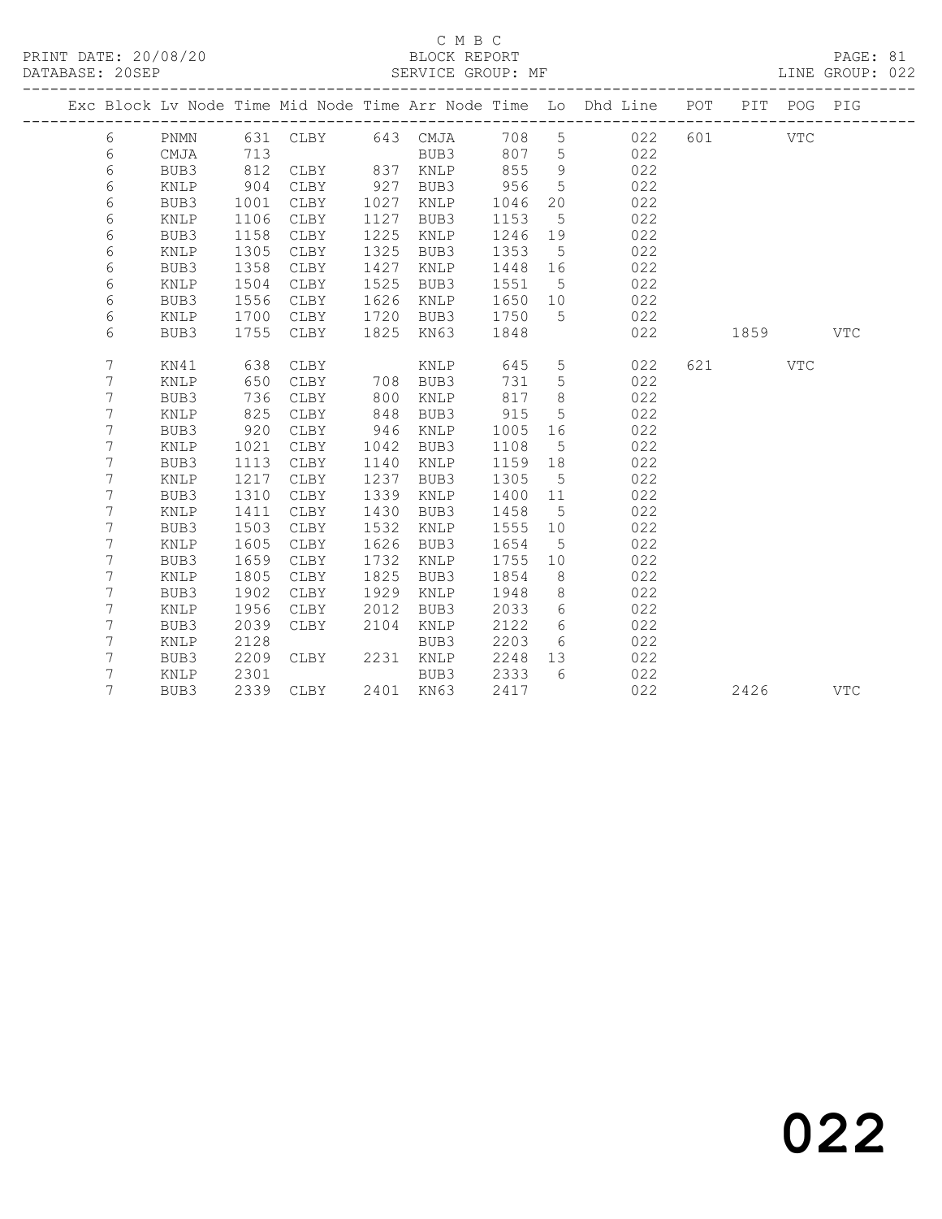C M B C
BLOCK REPORT
SERVICE GROUP: MF

PRINT DATE: 20/08/20
DATABASE: 20SEP
LINE GROUP: 022

| Exc | Block | Lv | Node | Time | Mid Node | Time | Arr Node | Time | Lo | Dhd Line | POT | PIT | POG | PIG |
|---|---|---|---|---|---|---|---|---|---|---|---|---|---|---|
| | 6 | | PNMN | 631 | CLBY | 643 | CMJA | 708 | 5 | 022 | 601 | | VTC | |
| | 6 | | CMJA | 713 | | | BUB3 | 807 | 5 | 022 | | | | |
| | 6 | | BUB3 | 812 | CLBY | 837 | KNLP | 855 | 9 | 022 | | | | |
| | 6 | | KNLP | 904 | CLBY | 927 | BUB3 | 956 | 5 | 022 | | | | |
| | 6 | | BUB3 | 1001 | CLBY | 1027 | KNLP | 1046 | 20 | 022 | | | | |
| | 6 | | KNLP | 1106 | CLBY | 1127 | BUB3 | 1153 | 5 | 022 | | | | |
| | 6 | | BUB3 | 1158 | CLBY | 1225 | KNLP | 1246 | 19 | 022 | | | | |
| | 6 | | KNLP | 1305 | CLBY | 1325 | BUB3 | 1353 | 5 | 022 | | | | |
| | 6 | | BUB3 | 1358 | CLBY | 1427 | KNLP | 1448 | 16 | 022 | | | | |
| | 6 | | KNLP | 1504 | CLBY | 1525 | BUB3 | 1551 | 5 | 022 | | | | |
| | 6 | | BUB3 | 1556 | CLBY | 1626 | KNLP | 1650 | 10 | 022 | | | | |
| | 6 | | KNLP | 1700 | CLBY | 1720 | BUB3 | 1750 | 5 | 022 | | | | |
| | 6 | | BUB3 | 1755 | CLBY | 1825 | KN63 | 1848 | | 022 | | 1859 | | VTC |
| | 7 | | KN41 | 638 | CLBY | | KNLP | 645 | 5 | 022 | 621 | | VTC | |
| | 7 | | KNLP | 650 | CLBY | 708 | BUB3 | 731 | 5 | 022 | | | | |
| | 7 | | BUB3 | 736 | CLBY | 800 | KNLP | 817 | 8 | 022 | | | | |
| | 7 | | KNLP | 825 | CLBY | 848 | BUB3 | 915 | 5 | 022 | | | | |
| | 7 | | BUB3 | 920 | CLBY | 946 | KNLP | 1005 | 16 | 022 | | | | |
| | 7 | | KNLP | 1021 | CLBY | 1042 | BUB3 | 1108 | 5 | 022 | | | | |
| | 7 | | BUB3 | 1113 | CLBY | 1140 | KNLP | 1159 | 18 | 022 | | | | |
| | 7 | | KNLP | 1217 | CLBY | 1237 | BUB3 | 1305 | 5 | 022 | | | | |
| | 7 | | BUB3 | 1310 | CLBY | 1339 | KNLP | 1400 | 11 | 022 | | | | |
| | 7 | | KNLP | 1411 | CLBY | 1430 | BUB3 | 1458 | 5 | 022 | | | | |
| | 7 | | BUB3 | 1503 | CLBY | 1532 | KNLP | 1555 | 10 | 022 | | | | |
| | 7 | | KNLP | 1605 | CLBY | 1626 | BUB3 | 1654 | 5 | 022 | | | | |
| | 7 | | BUB3 | 1659 | CLBY | 1732 | KNLP | 1755 | 10 | 022 | | | | |
| | 7 | | KNLP | 1805 | CLBY | 1825 | BUB3 | 1854 | 8 | 022 | | | | |
| | 7 | | BUB3 | 1902 | CLBY | 1929 | KNLP | 1948 | 8 | 022 | | | | |
| | 7 | | KNLP | 1956 | CLBY | 2012 | BUB3 | 2033 | 6 | 022 | | | | |
| | 7 | | BUB3 | 2039 | CLBY | 2104 | KNLP | 2122 | 6 | 022 | | | | |
| | 7 | | KNLP | 2128 | | | BUB3 | 2203 | 6 | 022 | | | | |
| | 7 | | BUB3 | 2209 | CLBY | 2231 | KNLP | 2248 | 13 | 022 | | | | |
| | 7 | | KNLP | 2301 | | | BUB3 | 2333 | 6 | 022 | | | | |
| | 7 | | BUB3 | 2339 | CLBY | 2401 | KN63 | 2417 | | 022 | | 2426 | | VTC |

022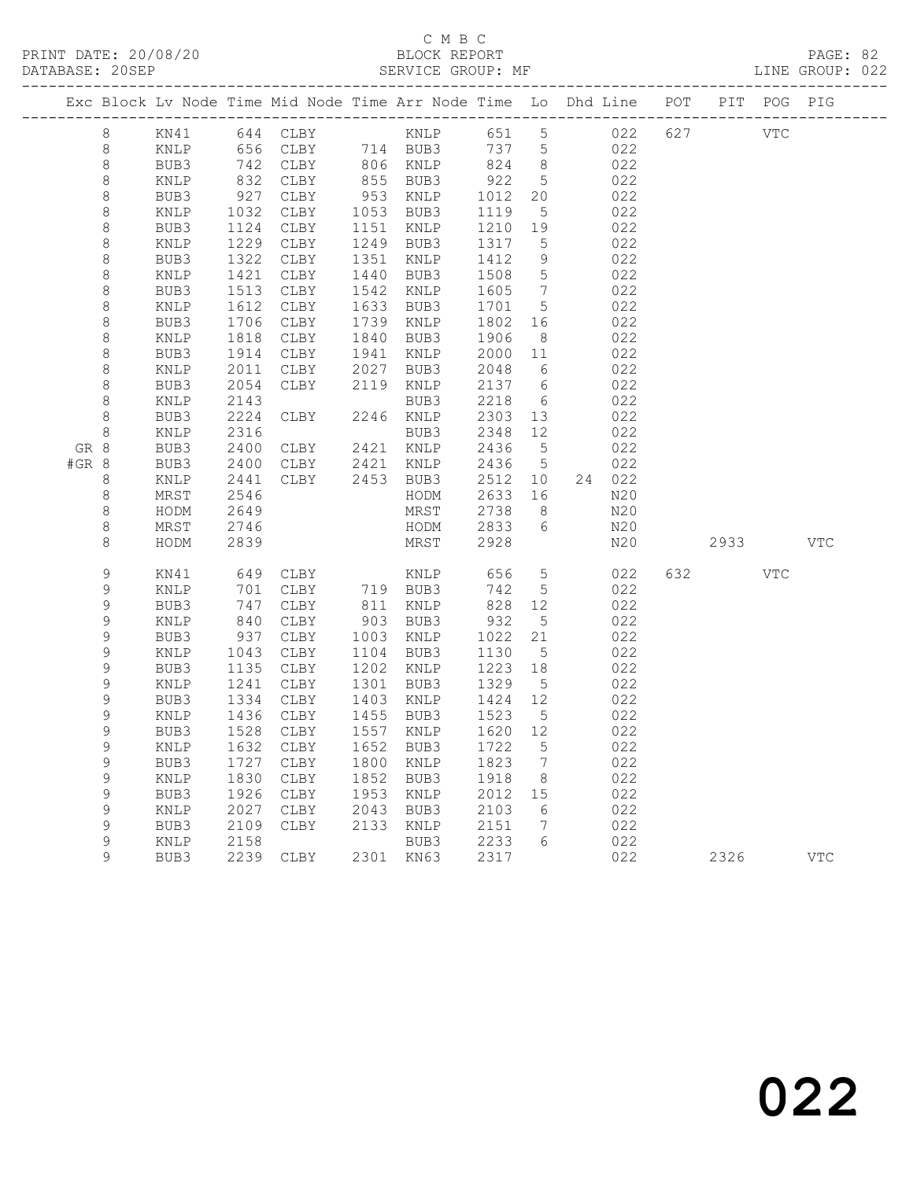C M B C
PRINT DATE: 20/08/20 BLOCK REPORT
DATABASE: 20SEP SERVICE GROUP: MF LINE GROUP: 022

| Exc | Block | Lv | Node | Time | Mid Node | Time | Arr Node | Time | Lo | Dhd | Line | POT | PIT | POG | PIG |
|---|---|---|---|---|---|---|---|---|---|---|---|---|---|---|---|
| | 8 | | KN41 | 644 | CLBY | | KNLP | 651 | 5 | | 022 | 627 | | VTC | |
| | 8 | | KNLP | 656 | CLBY | 714 | BUB3 | 737 | 5 | | 022 | | | | |
| | 8 | | BUB3 | 742 | CLBY | 806 | KNLP | 824 | 8 | | 022 | | | | |
| | 8 | | KNLP | 832 | CLBY | 855 | BUB3 | 922 | 5 | | 022 | | | | |
| | 8 | | BUB3 | 927 | CLBY | 953 | KNLP | 1012 | 20 | | 022 | | | | |
| | 8 | | KNLP | 1032 | CLBY | 1053 | BUB3 | 1119 | 5 | | 022 | | | | |
| | 8 | | BUB3 | 1124 | CLBY | 1151 | KNLP | 1210 | 19 | | 022 | | | | |
| | 8 | | KNLP | 1229 | CLBY | 1249 | BUB3 | 1317 | 5 | | 022 | | | | |
| | 8 | | BUB3 | 1322 | CLBY | 1351 | KNLP | 1412 | 9 | | 022 | | | | |
| | 8 | | KNLP | 1421 | CLBY | 1440 | BUB3 | 1508 | 5 | | 022 | | | | |
| | 8 | | BUB3 | 1513 | CLBY | 1542 | KNLP | 1605 | 7 | | 022 | | | | |
| | 8 | | KNLP | 1612 | CLBY | 1633 | BUB3 | 1701 | 5 | | 022 | | | | |
| | 8 | | BUB3 | 1706 | CLBY | 1739 | KNLP | 1802 | 16 | | 022 | | | | |
| | 8 | | KNLP | 1818 | CLBY | 1840 | BUB3 | 1906 | 8 | | 022 | | | | |
| | 8 | | BUB3 | 1914 | CLBY | 1941 | KNLP | 2000 | 11 | | 022 | | | | |
| | 8 | | KNLP | 2011 | CLBY | 2027 | BUB3 | 2048 | 6 | | 022 | | | | |
| | 8 | | BUB3 | 2054 | CLBY | 2119 | KNLP | 2137 | 6 | | 022 | | | | |
| | 8 | | KNLP | 2143 | | | BUB3 | 2218 | 6 | | 022 | | | | |
| | 8 | | BUB3 | 2224 | CLBY | 2246 | KNLP | 2303 | 13 | | 022 | | | | |
| | 8 | | KNLP | 2316 | | | BUB3 | 2348 | 12 | | 022 | | | | |
| GR | 8 | | BUB3 | 2400 | CLBY | 2421 | KNLP | 2436 | 5 | | 022 | | | | |
| #GR | 8 | | BUB3 | 2400 | CLBY | 2421 | KNLP | 2436 | 5 | | 022 | | | | |
| | 8 | | KNLP | 2441 | CLBY | 2453 | BUB3 | 2512 | 10 | 24 | 022 | | | | |
| | 8 | | MRST | 2546 | | | HODM | 2633 | 16 | | N20 | | | | |
| | 8 | | HODM | 2649 | | | MRST | 2738 | 8 | | N20 | | | | |
| | 8 | | MRST | 2746 | | | HODM | 2833 | 6 | | N20 | | | | |
| | 8 | | HODM | 2839 | | | MRST | 2928 | | | N20 | | 2933 | | VTC |
| | 9 | | KN41 | 649 | CLBY | | KNLP | 656 | 5 | | 022 | 632 | | VTC | |
| | 9 | | KNLP | 701 | CLBY | 719 | BUB3 | 742 | 5 | | 022 | | | | |
| | 9 | | BUB3 | 747 | CLBY | 811 | KNLP | 828 | 12 | | 022 | | | | |
| | 9 | | KNLP | 840 | CLBY | 903 | BUB3 | 932 | 5 | | 022 | | | | |
| | 9 | | BUB3 | 937 | CLBY | 1003 | KNLP | 1022 | 21 | | 022 | | | | |
| | 9 | | KNLP | 1043 | CLBY | 1104 | BUB3 | 1130 | 5 | | 022 | | | | |
| | 9 | | BUB3 | 1135 | CLBY | 1202 | KNLP | 1223 | 18 | | 022 | | | | |
| | 9 | | KNLP | 1241 | CLBY | 1301 | BUB3 | 1329 | 5 | | 022 | | | | |
| | 9 | | BUB3 | 1334 | CLBY | 1403 | KNLP | 1424 | 12 | | 022 | | | | |
| | 9 | | KNLP | 1436 | CLBY | 1455 | BUB3 | 1523 | 5 | | 022 | | | | |
| | 9 | | BUB3 | 1528 | CLBY | 1557 | KNLP | 1620 | 12 | | 022 | | | | |
| | 9 | | KNLP | 1632 | CLBY | 1652 | BUB3 | 1722 | 5 | | 022 | | | | |
| | 9 | | BUB3 | 1727 | CLBY | 1800 | KNLP | 1823 | 7 | | 022 | | | | |
| | 9 | | KNLP | 1830 | CLBY | 1852 | BUB3 | 1918 | 8 | | 022 | | | | |
| | 9 | | BUB3 | 1926 | CLBY | 1953 | KNLP | 2012 | 15 | | 022 | | | | |
| | 9 | | KNLP | 2027 | CLBY | 2043 | BUB3 | 2103 | 6 | | 022 | | | | |
| | 9 | | BUB3 | 2109 | CLBY | 2133 | KNLP | 2151 | 7 | | 022 | | | | |
| | 9 | | KNLP | 2158 | | | BUB3 | 2233 | 6 | | 022 | | | | |
| | 9 | | BUB3 | 2239 | CLBY | 2301 | KN63 | 2317 | | | 022 | | 2326 | | VTC |

022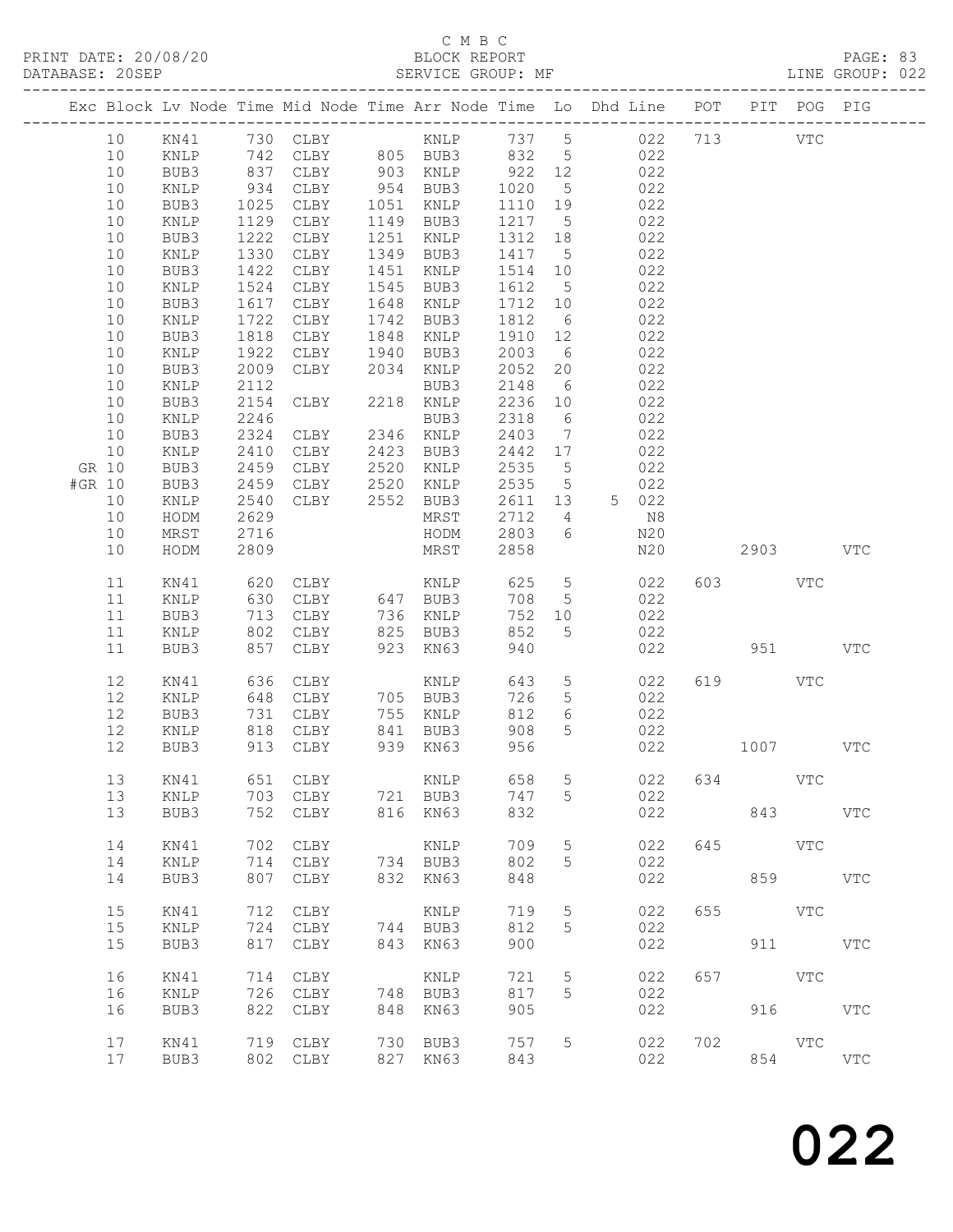C M B C
BLOCK REPORT
SERVICE GROUP: MF

PRINT DATE: 20/08/20
DATABASE: 20SEP
LINE GROUP: 022

| Exc | Block | Lv | Node | Time | Mid Node | Time | Arr Node | Time | Lo | Dhd | Line | POT | PIT | POG | PIG |
|---|---|---|---|---|---|---|---|---|---|---|---|---|---|---|---|
| | 10 | | KN41 | 730 | CLBY | | KNLP | 737 | 5 | | 022 | 713 | | VTC | |
| | 10 | | KNLP | 742 | CLBY | 805 | BUB3 | 832 | 5 | | 022 | | | | |
| | 10 | | BUB3 | 837 | CLBY | 903 | KNLP | 922 | 12 | | 022 | | | | |
| | 10 | | KNLP | 934 | CLBY | 954 | BUB3 | 1020 | 5 | | 022 | | | | |
| | 10 | | BUB3 | 1025 | CLBY | 1051 | KNLP | 1110 | 19 | | 022 | | | | |
| | 10 | | KNLP | 1129 | CLBY | 1149 | BUB3 | 1217 | 5 | | 022 | | | | |
| | 10 | | BUB3 | 1222 | CLBY | 1251 | KNLP | 1312 | 18 | | 022 | | | | |
| | 10 | | KNLP | 1330 | CLBY | 1349 | BUB3 | 1417 | 5 | | 022 | | | | |
| | 10 | | BUB3 | 1422 | CLBY | 1451 | KNLP | 1514 | 10 | | 022 | | | | |
| | 10 | | KNLP | 1524 | CLBY | 1545 | BUB3 | 1612 | 5 | | 022 | | | | |
| | 10 | | BUB3 | 1617 | CLBY | 1648 | KNLP | 1712 | 10 | | 022 | | | | |
| | 10 | | KNLP | 1722 | CLBY | 1742 | BUB3 | 1812 | 6 | | 022 | | | | |
| | 10 | | BUB3 | 1818 | CLBY | 1848 | KNLP | 1910 | 12 | | 022 | | | | |
| | 10 | | KNLP | 1922 | CLBY | 1940 | BUB3 | 2003 | 6 | | 022 | | | | |
| | 10 | | BUB3 | 2009 | CLBY | 2034 | KNLP | 2052 | 20 | | 022 | | | | |
| | 10 | | KNLP | 2112 | | | BUB3 | 2148 | 6 | | 022 | | | | |
| | 10 | | BUB3 | 2154 | CLBY | 2218 | KNLP | 2236 | 10 | | 022 | | | | |
| | 10 | | KNLP | 2246 | | | BUB3 | 2318 | 6 | | 022 | | | | |
| | 10 | | BUB3 | 2324 | CLBY | 2346 | KNLP | 2403 | 7 | | 022 | | | | |
| | 10 | | KNLP | 2410 | CLBY | 2423 | BUB3 | 2442 | 17 | | 022 | | | | |
| GR | 10 | | BUB3 | 2459 | CLBY | 2520 | KNLP | 2535 | 5 | | 022 | | | | |
| #GR | 10 | | BUB3 | 2459 | CLBY | 2520 | KNLP | 2535 | 5 | | 022 | | | | |
| | 10 | | KNLP | 2540 | CLBY | 2552 | BUB3 | 2611 | 13 | 5 | 022 | | | | |
| | 10 | | HODM | 2629 | | | MRST | 2712 | 4 | | N8 | | | | |
| | 10 | | MRST | 2716 | | | HODM | 2803 | 6 | | N20 | | | | |
| | 10 | | HODM | 2809 | | | MRST | 2858 | | | N20 | | 2903 | | VTC |
| | 11 | | KN41 | 620 | CLBY | | KNLP | 625 | 5 | | 022 | 603 | | VTC | |
| | 11 | | KNLP | 630 | CLBY | 647 | BUB3 | 708 | 5 | | 022 | | | | |
| | 11 | | BUB3 | 713 | CLBY | 736 | KNLP | 752 | 10 | | 022 | | | | |
| | 11 | | KNLP | 802 | CLBY | 825 | BUB3 | 852 | 5 | | 022 | | | | |
| | 11 | | BUB3 | 857 | CLBY | 923 | KN63 | 940 | | | 022 | | 951 | | VTC |
| | 12 | | KN41 | 636 | CLBY | | KNLP | 643 | 5 | | 022 | 619 | | VTC | |
| | 12 | | KNLP | 648 | CLBY | 705 | BUB3 | 726 | 5 | | 022 | | | | |
| | 12 | | BUB3 | 731 | CLBY | 755 | KNLP | 812 | 6 | | 022 | | | | |
| | 12 | | KNLP | 818 | CLBY | 841 | BUB3 | 908 | 5 | | 022 | | | | |
| | 12 | | BUB3 | 913 | CLBY | 939 | KN63 | 956 | | | 022 | | 1007 | | VTC |
| | 13 | | KN41 | 651 | CLBY | | KNLP | 658 | 5 | | 022 | 634 | | VTC | |
| | 13 | | KNLP | 703 | CLBY | 721 | BUB3 | 747 | 5 | | 022 | | | | |
| | 13 | | BUB3 | 752 | CLBY | 816 | KN63 | 832 | | | 022 | | 843 | | VTC |
| | 14 | | KN41 | 702 | CLBY | | KNLP | 709 | 5 | | 022 | 645 | | VTC | |
| | 14 | | KNLP | 714 | CLBY | 734 | BUB3 | 802 | 5 | | 022 | | | | |
| | 14 | | BUB3 | 807 | CLBY | 832 | KN63 | 848 | | | 022 | | 859 | | VTC |
| | 15 | | KN41 | 712 | CLBY | | KNLP | 719 | 5 | | 022 | 655 | | VTC | |
| | 15 | | KNLP | 724 | CLBY | 744 | BUB3 | 812 | 5 | | 022 | | | | |
| | 15 | | BUB3 | 817 | CLBY | 843 | KN63 | 900 | | | 022 | | 911 | | VTC |
| | 16 | | KN41 | 714 | CLBY | | KNLP | 721 | 5 | | 022 | 657 | | VTC | |
| | 16 | | KNLP | 726 | CLBY | 748 | BUB3 | 817 | 5 | | 022 | | | | |
| | 16 | | BUB3 | 822 | CLBY | 848 | KN63 | 905 | | | 022 | | 916 | | VTC |
| | 17 | | KN41 | 719 | CLBY | 730 | BUB3 | 757 | 5 | | 022 | 702 | | VTC | |
| | 17 | | BUB3 | 802 | CLBY | 827 | KN63 | 843 | | | 022 | | 854 | | VTC |

022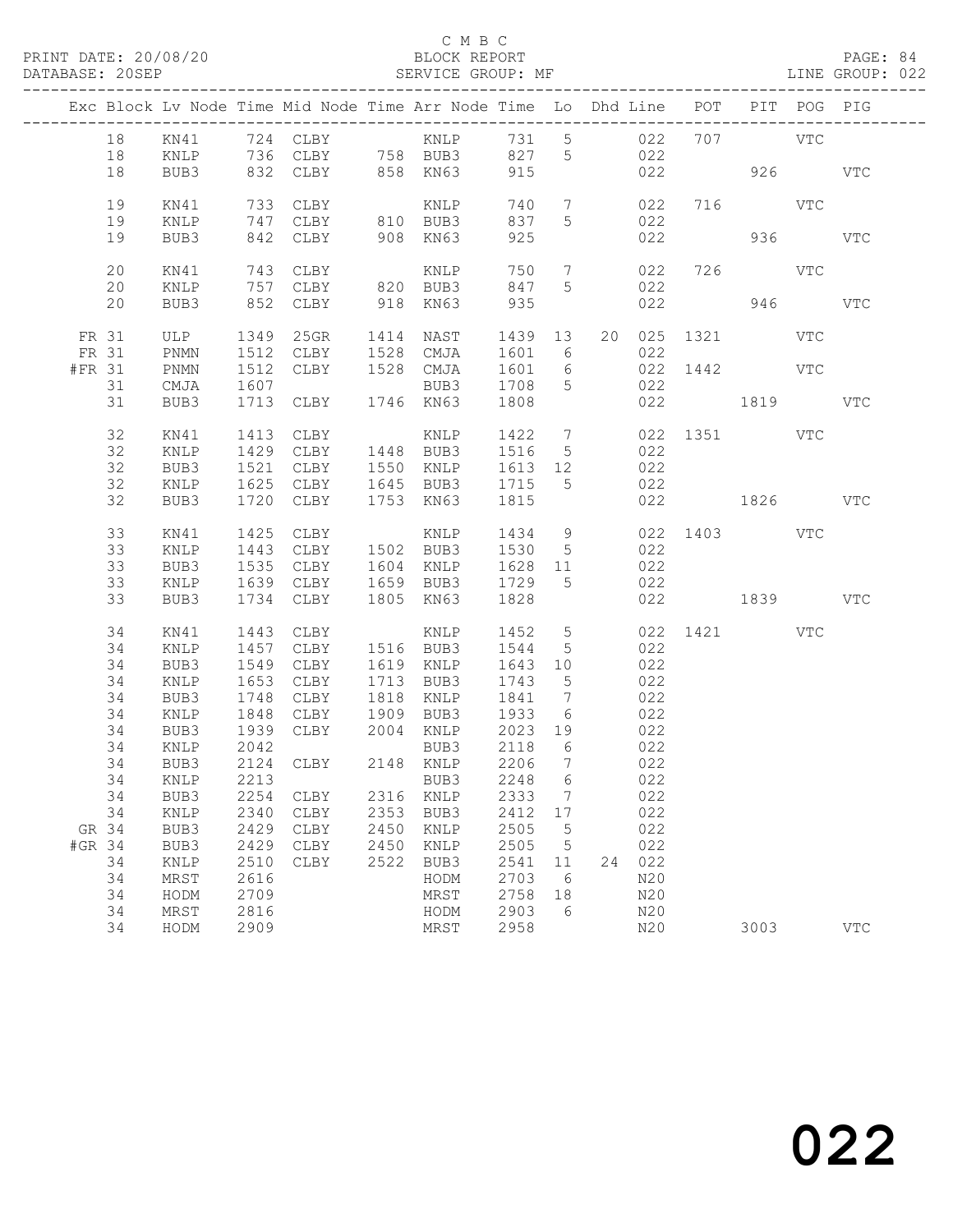C M B C

BLOCK REPORT

SERVICE GROUP: MF

| Exc | Block | Lv | Node | Time | Mid Node | Time | Arr Node | Time | Lo | Dhd | Line | POT | PIT | POG | PIG |
|---|---|---|---|---|---|---|---|---|---|---|---|---|---|---|---|
| | 18 | | KN41 | 724 | CLBY | | KNLP | 731 | 5 | | 022 | 707 | | VTC | |
| | 18 | | KNLP | 736 | CLBY | 758 | BUB3 | 827 | 5 | | 022 | | | | |
| | 18 | | BUB3 | 832 | CLBY | 858 | KN63 | 915 | | | 022 | | 926 | | VTC |
| | 19 | | KN41 | 733 | CLBY | | KNLP | 740 | 7 | | 022 | 716 | | VTC | |
| | 19 | | KNLP | 747 | CLBY | 810 | BUB3 | 837 | 5 | | 022 | | | | |
| | 19 | | BUB3 | 842 | CLBY | 908 | KN63 | 925 | | | 022 | | 936 | | VTC |
| | 20 | | KN41 | 743 | CLBY | | KNLP | 750 | 7 | | 022 | 726 | | VTC | |
| | 20 | | KNLP | 757 | CLBY | 820 | BUB3 | 847 | 5 | | 022 | | | | |
| | 20 | | BUB3 | 852 | CLBY | 918 | KN63 | 935 | | | 022 | | 946 | | VTC |
| FR | 31 | | ULP | 1349 | 25GR | 1414 | NAST | 1439 | 13 | 20 | 025 | 1321 | | VTC | |
| FR | 31 | | PNMN | 1512 | CLBY | 1528 | CMJA | 1601 | 6 | | 022 | | | | |
| #FR | 31 | | PNMN | 1512 | CLBY | 1528 | CMJA | 1601 | 6 | | 022 | 1442 | | VTC | |
| | 31 | | CMJA | 1607 | | | BUB3 | 1708 | 5 | | 022 | | | | |
| | 31 | | BUB3 | 1713 | CLBY | 1746 | KN63 | 1808 | | | 022 | | 1819 | | VTC |
| | 32 | | KN41 | 1413 | CLBY | | KNLP | 1422 | 7 | | 022 | 1351 | | VTC | |
| | 32 | | KNLP | 1429 | CLBY | 1448 | BUB3 | 1516 | 5 | | 022 | | | | |
| | 32 | | BUB3 | 1521 | CLBY | 1550 | KNLP | 1613 | 12 | | 022 | | | | |
| | 32 | | KNLP | 1625 | CLBY | 1645 | BUB3 | 1715 | 5 | | 022 | | | | |
| | 32 | | BUB3 | 1720 | CLBY | 1753 | KN63 | 1815 | | | 022 | | 1826 | | VTC |
| | 33 | | KN41 | 1425 | CLBY | | KNLP | 1434 | 9 | | 022 | 1403 | | VTC | |
| | 33 | | KNLP | 1443 | CLBY | 1502 | BUB3 | 1530 | 5 | | 022 | | | | |
| | 33 | | BUB3 | 1535 | CLBY | 1604 | KNLP | 1628 | 11 | | 022 | | | | |
| | 33 | | KNLP | 1639 | CLBY | 1659 | BUB3 | 1729 | 5 | | 022 | | | | |
| | 33 | | BUB3 | 1734 | CLBY | 1805 | KN63 | 1828 | | | 022 | | 1839 | | VTC |
| | 34 | | KN41 | 1443 | CLBY | | KNLP | 1452 | 5 | | 022 | 1421 | | VTC | |
| | 34 | | KNLP | 1457 | CLBY | 1516 | BUB3 | 1544 | 5 | | 022 | | | | |
| | 34 | | BUB3 | 1549 | CLBY | 1619 | KNLP | 1643 | 10 | | 022 | | | | |
| | 34 | | KNLP | 1653 | CLBY | 1713 | BUB3 | 1743 | 5 | | 022 | | | | |
| | 34 | | BUB3 | 1748 | CLBY | 1818 | KNLP | 1841 | 7 | | 022 | | | | |
| | 34 | | KNLP | 1848 | CLBY | 1909 | BUB3 | 1933 | 6 | | 022 | | | | |
| | 34 | | BUB3 | 1939 | CLBY | 2004 | KNLP | 2023 | 19 | | 022 | | | | |
| | 34 | | KNLP | 2042 | | | BUB3 | 2118 | 6 | | 022 | | | | |
| | 34 | | BUB3 | 2124 | CLBY | 2148 | KNLP | 2206 | 7 | | 022 | | | | |
| | 34 | | KNLP | 2213 | | | BUB3 | 2248 | 6 | | 022 | | | | |
| | 34 | | BUB3 | 2254 | CLBY | 2316 | KNLP | 2333 | 7 | | 022 | | | | |
| | 34 | | KNLP | 2340 | CLBY | 2353 | BUB3 | 2412 | 17 | | 022 | | | | |
| GR | 34 | | BUB3 | 2429 | CLBY | 2450 | KNLP | 2505 | 5 | | 022 | | | | |
| #GR | 34 | | BUB3 | 2429 | CLBY | 2450 | KNLP | 2505 | 5 | | 022 | | | | |
| | 34 | | KNLP | 2510 | CLBY | 2522 | BUB3 | 2541 | 11 | 24 | 022 | | | | |
| | 34 | | MRST | 2616 | | | HODM | 2703 | 6 | | N20 | | | | |
| | 34 | | HODM | 2709 | | | MRST | 2758 | 18 | | N20 | | | | |
| | 34 | | MRST | 2816 | | | HODM | 2903 | 6 | | N20 | | | | |
| | 34 | | HODM | 2909 | | | MRST | 2958 | | | N20 | | 3003 | | VTC |

022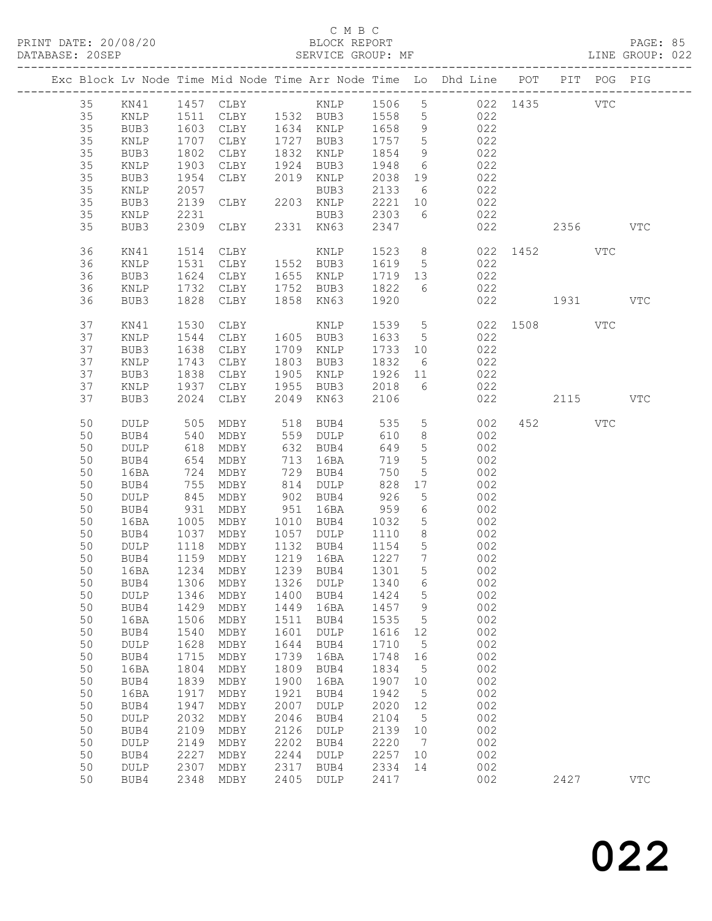C M B C
BLOCK REPORT
SERVICE GROUP: MF

PRINT DATE: 20/08/20
DATABASE: 20SEP
LINE GROUP: 022

| Exc | Block | Lv | Node | Time | Mid Node | Time | Arr Node | Time | Lo | Dhd Line | POT | PIT | POG | PIG |
|---|---|---|---|---|---|---|---|---|---|---|---|---|---|---|
| | 35 | | KN41 | 1457 | CLBY | | KNLP | 1506 | 5 | 022 | 1435 | | VTC | |
| | 35 | | KNLP | 1511 | CLBY | 1532 | BUB3 | 1558 | 5 | 022 | | | | |
| | 35 | | BUB3 | 1603 | CLBY | 1634 | KNLP | 1658 | 9 | 022 | | | | |
| | 35 | | KNLP | 1707 | CLBY | 1727 | BUB3 | 1757 | 5 | 022 | | | | |
| | 35 | | BUB3 | 1802 | CLBY | 1832 | KNLP | 1854 | 9 | 022 | | | | |
| | 35 | | KNLP | 1903 | CLBY | 1924 | BUB3 | 1948 | 6 | 022 | | | | |
| | 35 | | BUB3 | 1954 | CLBY | 2019 | KNLP | 2038 | 19 | 022 | | | | |
| | 35 | | KNLP | 2057 | | | BUB3 | 2133 | 6 | 022 | | | | |
| | 35 | | BUB3 | 2139 | CLBY | 2203 | KNLP | 2221 | 10 | 022 | | | | |
| | 35 | | KNLP | 2231 | | | BUB3 | 2303 | 6 | 022 | | | | |
| | 35 | | BUB3 | 2309 | CLBY | 2331 | KN63 | 2347 | | 022 | | 2356 | | VTC |
| | 36 | | KN41 | 1514 | CLBY | | KNLP | 1523 | 8 | 022 | 1452 | | VTC | |
| | 36 | | KNLP | 1531 | CLBY | 1552 | BUB3 | 1619 | 5 | 022 | | | | |
| | 36 | | BUB3 | 1624 | CLBY | 1655 | KNLP | 1719 | 13 | 022 | | | | |
| | 36 | | KNLP | 1732 | CLBY | 1752 | BUB3 | 1822 | 6 | 022 | | | | |
| | 36 | | BUB3 | 1828 | CLBY | 1858 | KN63 | 1920 | | 022 | | 1931 | | VTC |
| | 37 | | KN41 | 1530 | CLBY | | KNLP | 1539 | 5 | 022 | 1508 | | VTC | |
| | 37 | | KNLP | 1544 | CLBY | 1605 | BUB3 | 1633 | 5 | 022 | | | | |
| | 37 | | BUB3 | 1638 | CLBY | 1709 | KNLP | 1733 | 10 | 022 | | | | |
| | 37 | | KNLP | 1743 | CLBY | 1803 | BUB3 | 1832 | 6 | 022 | | | | |
| | 37 | | BUB3 | 1838 | CLBY | 1905 | KNLP | 1926 | 11 | 022 | | | | |
| | 37 | | KNLP | 1937 | CLBY | 1955 | BUB3 | 2018 | 6 | 022 | | | | |
| | 37 | | BUB3 | 2024 | CLBY | 2049 | KN63 | 2106 | | 022 | | 2115 | | VTC |
| | 50 | | DULP | 505 | MDBY | 518 | BUB4 | 535 | 5 | 002 | 452 | | VTC | |
| | 50 | | BUB4 | 540 | MDBY | 559 | DULP | 610 | 8 | 002 | | | | |
| | 50 | | DULP | 618 | MDBY | 632 | BUB4 | 649 | 5 | 002 | | | | |
| | 50 | | BUB4 | 654 | MDBY | 713 | 16BA | 719 | 5 | 002 | | | | |
| | 50 | | 16BA | 724 | MDBY | 729 | BUB4 | 750 | 5 | 002 | | | | |
| | 50 | | BUB4 | 755 | MDBY | 814 | DULP | 828 | 17 | 002 | | | | |
| | 50 | | DULP | 845 | MDBY | 902 | BUB4 | 926 | 5 | 002 | | | | |
| | 50 | | BUB4 | 931 | MDBY | 951 | 16BA | 959 | 6 | 002 | | | | |
| | 50 | | 16BA | 1005 | MDBY | 1010 | BUB4 | 1032 | 5 | 002 | | | | |
| | 50 | | BUB4 | 1037 | MDBY | 1057 | DULP | 1110 | 8 | 002 | | | | |
| | 50 | | DULP | 1118 | MDBY | 1132 | BUB4 | 1154 | 5 | 002 | | | | |
| | 50 | | BUB4 | 1159 | MDBY | 1219 | 16BA | 1227 | 7 | 002 | | | | |
| | 50 | | 16BA | 1234 | MDBY | 1239 | BUB4 | 1301 | 5 | 002 | | | | |
| | 50 | | BUB4 | 1306 | MDBY | 1326 | DULP | 1340 | 6 | 002 | | | | |
| | 50 | | DULP | 1346 | MDBY | 1400 | BUB4 | 1424 | 5 | 002 | | | | |
| | 50 | | BUB4 | 1429 | MDBY | 1449 | 16BA | 1457 | 9 | 002 | | | | |
| | 50 | | 16BA | 1506 | MDBY | 1511 | BUB4 | 1535 | 5 | 002 | | | | |
| | 50 | | BUB4 | 1540 | MDBY | 1601 | DULP | 1616 | 12 | 002 | | | | |
| | 50 | | DULP | 1628 | MDBY | 1644 | BUB4 | 1710 | 5 | 002 | | | | |
| | 50 | | BUB4 | 1715 | MDBY | 1739 | 16BA | 1748 | 16 | 002 | | | | |
| | 50 | | 16BA | 1804 | MDBY | 1809 | BUB4 | 1834 | 5 | 002 | | | | |
| | 50 | | BUB4 | 1839 | MDBY | 1900 | 16BA | 1907 | 10 | 002 | | | | |
| | 50 | | 16BA | 1917 | MDBY | 1921 | BUB4 | 1942 | 5 | 002 | | | | |
| | 50 | | BUB4 | 1947 | MDBY | 2007 | DULP | 2020 | 12 | 002 | | | | |
| | 50 | | DULP | 2032 | MDBY | 2046 | BUB4 | 2104 | 5 | 002 | | | | |
| | 50 | | BUB4 | 2109 | MDBY | 2126 | DULP | 2139 | 10 | 002 | | | | |
| | 50 | | DULP | 2149 | MDBY | 2202 | BUB4 | 2220 | 7 | 002 | | | | |
| | 50 | | BUB4 | 2227 | MDBY | 2244 | DULP | 2257 | 10 | 002 | | | | |
| | 50 | | DULP | 2307 | MDBY | 2317 | BUB4 | 2334 | 14 | 002 | | | | |
| | 50 | | BUB4 | 2348 | MDBY | 2405 | DULP | 2417 | | 002 | | 2427 | | VTC |

022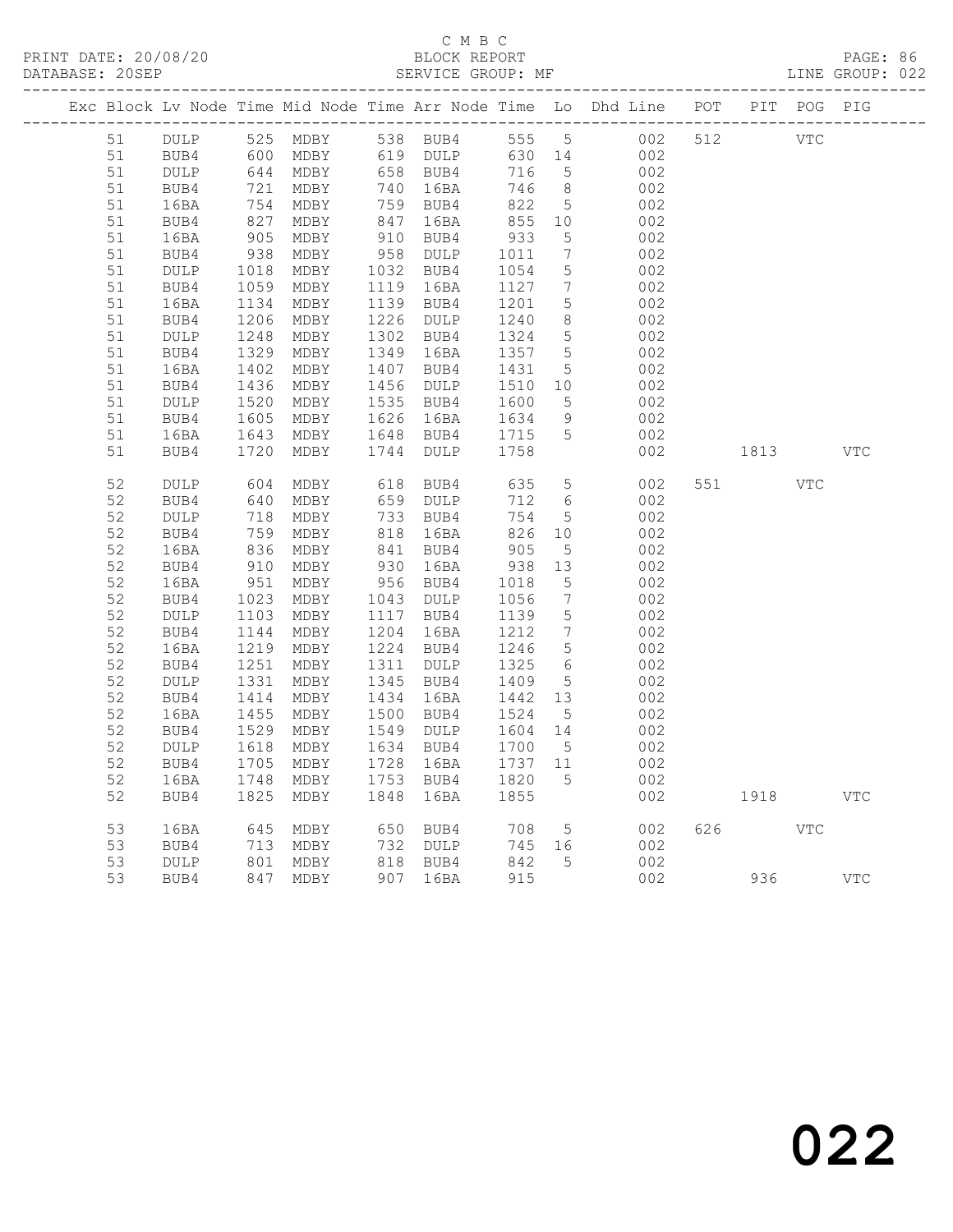C M B C

BLOCK REPORT

SERVICE GROUP: MF

| Exc | Block | Lv | Node | Time | Mid Node | Time | Arr Node | Time | Lo | Dhd Line | POT | PIT | POG | PIG |
|---|---|---|---|---|---|---|---|---|---|---|---|---|---|---|
| | 51 | | DULP | 525 | MDBY | 538 | BUB4 | 555 | 5 | 002 | 512 | | VTC | |
| | 51 | | BUB4 | 600 | MDBY | 619 | DULP | 630 | 14 | 002 | | | | |
| | 51 | | DULP | 644 | MDBY | 658 | BUB4 | 716 | 5 | 002 | | | | |
| | 51 | | BUB4 | 721 | MDBY | 740 | 16BA | 746 | 8 | 002 | | | | |
| | 51 | | 16BA | 754 | MDBY | 759 | BUB4 | 822 | 5 | 002 | | | | |
| | 51 | | BUB4 | 827 | MDBY | 847 | 16BA | 855 | 10 | 002 | | | | |
| | 51 | | 16BA | 905 | MDBY | 910 | BUB4 | 933 | 5 | 002 | | | | |
| | 51 | | BUB4 | 938 | MDBY | 958 | DULP | 1011 | 7 | 002 | | | | |
| | 51 | | DULP | 1018 | MDBY | 1032 | BUB4 | 1054 | 5 | 002 | | | | |
| | 51 | | BUB4 | 1059 | MDBY | 1119 | 16BA | 1127 | 7 | 002 | | | | |
| | 51 | | 16BA | 1134 | MDBY | 1139 | BUB4 | 1201 | 5 | 002 | | | | |
| | 51 | | BUB4 | 1206 | MDBY | 1226 | DULP | 1240 | 8 | 002 | | | | |
| | 51 | | DULP | 1248 | MDBY | 1302 | BUB4 | 1324 | 5 | 002 | | | | |
| | 51 | | BUB4 | 1329 | MDBY | 1349 | 16BA | 1357 | 5 | 002 | | | | |
| | 51 | | 16BA | 1402 | MDBY | 1407 | BUB4 | 1431 | 5 | 002 | | | | |
| | 51 | | BUB4 | 1436 | MDBY | 1456 | DULP | 1510 | 10 | 002 | | | | |
| | 51 | | DULP | 1520 | MDBY | 1535 | BUB4 | 1600 | 5 | 002 | | | | |
| | 51 | | BUB4 | 1605 | MDBY | 1626 | 16BA | 1634 | 9 | 002 | | | | |
| | 51 | | 16BA | 1643 | MDBY | 1648 | BUB4 | 1715 | 5 | 002 | | | | |
| | 51 | | BUB4 | 1720 | MDBY | 1744 | DULP | 1758 | | 002 | | 1813 | | VTC |
| | 52 | | DULP | 604 | MDBY | 618 | BUB4 | 635 | 5 | 002 | 551 | | VTC | |
| | 52 | | BUB4 | 640 | MDBY | 659 | DULP | 712 | 6 | 002 | | | | |
| | 52 | | DULP | 718 | MDBY | 733 | BUB4 | 754 | 5 | 002 | | | | |
| | 52 | | BUB4 | 759 | MDBY | 818 | 16BA | 826 | 10 | 002 | | | | |
| | 52 | | 16BA | 836 | MDBY | 841 | BUB4 | 905 | 5 | 002 | | | | |
| | 52 | | BUB4 | 910 | MDBY | 930 | 16BA | 938 | 13 | 002 | | | | |
| | 52 | | 16BA | 951 | MDBY | 956 | BUB4 | 1018 | 5 | 002 | | | | |
| | 52 | | BUB4 | 1023 | MDBY | 1043 | DULP | 1056 | 7 | 002 | | | | |
| | 52 | | DULP | 1103 | MDBY | 1117 | BUB4 | 1139 | 5 | 002 | | | | |
| | 52 | | BUB4 | 1144 | MDBY | 1204 | 16BA | 1212 | 7 | 002 | | | | |
| | 52 | | 16BA | 1219 | MDBY | 1224 | BUB4 | 1246 | 5 | 002 | | | | |
| | 52 | | BUB4 | 1251 | MDBY | 1311 | DULP | 1325 | 6 | 002 | | | | |
| | 52 | | DULP | 1331 | MDBY | 1345 | BUB4 | 1409 | 5 | 002 | | | | |
| | 52 | | BUB4 | 1414 | MDBY | 1434 | 16BA | 1442 | 13 | 002 | | | | |
| | 52 | | 16BA | 1455 | MDBY | 1500 | BUB4 | 1524 | 5 | 002 | | | | |
| | 52 | | BUB4 | 1529 | MDBY | 1549 | DULP | 1604 | 14 | 002 | | | | |
| | 52 | | DULP | 1618 | MDBY | 1634 | BUB4 | 1700 | 5 | 002 | | | | |
| | 52 | | BUB4 | 1705 | MDBY | 1728 | 16BA | 1737 | 11 | 002 | | | | |
| | 52 | | 16BA | 1748 | MDBY | 1753 | BUB4 | 1820 | 5 | 002 | | | | |
| | 52 | | BUB4 | 1825 | MDBY | 1848 | 16BA | 1855 | | 002 | | 1918 | | VTC |
| | 53 | | 16BA | 645 | MDBY | 650 | BUB4 | 708 | 5 | 002 | 626 | | VTC | |
| | 53 | | BUB4 | 713 | MDBY | 732 | DULP | 745 | 16 | 002 | | | | |
| | 53 | | DULP | 801 | MDBY | 818 | BUB4 | 842 | 5 | 002 | | | | |
| | 53 | | BUB4 | 847 | MDBY | 907 | 16BA | 915 | | 002 | | 936 | | VTC |

022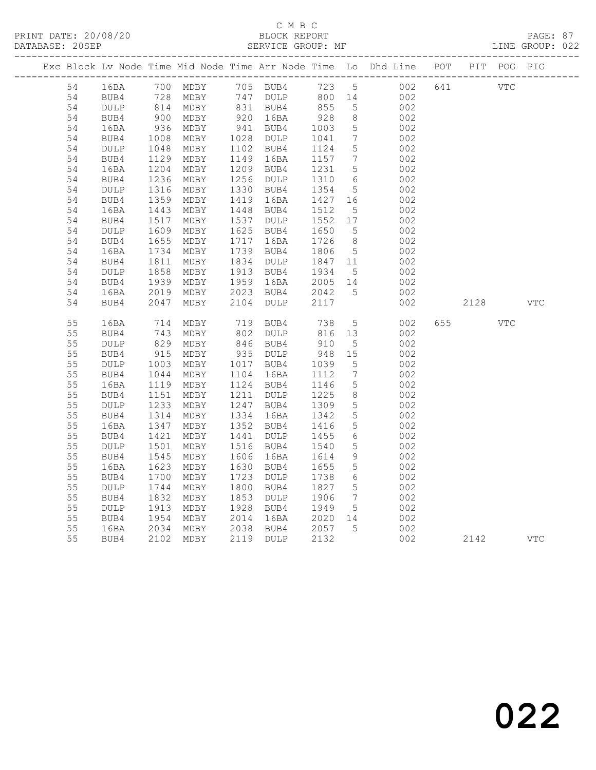C M B C
BLOCK REPORT
SERVICE GROUP: MF

PRINT DATE: 20/08/20
DATABASE: 20SEP
LINE GROUP: 022

| Exc | Block | Lv | Node | Time | Mid Node | Time | Arr Node | Time | Lo | Dhd Line | POT | PIT | POG | PIG |
|---|---|---|---|---|---|---|---|---|---|---|---|---|---|---|
| | 54 | | 16BA | 700 | MDBY | 705 | BUB4 | 723 | 5 | 002 | 641 | | VTC | |
| | 54 | | BUB4 | 728 | MDBY | 747 | DULP | 800 | 14 | 002 | | | | |
| | 54 | | DULP | 814 | MDBY | 831 | BUB4 | 855 | 5 | 002 | | | | |
| | 54 | | BUB4 | 900 | MDBY | 920 | 16BA | 928 | 8 | 002 | | | | |
| | 54 | | 16BA | 936 | MDBY | 941 | BUB4 | 1003 | 5 | 002 | | | | |
| | 54 | | BUB4 | 1008 | MDBY | 1028 | DULP | 1041 | 7 | 002 | | | | |
| | 54 | | DULP | 1048 | MDBY | 1102 | BUB4 | 1124 | 5 | 002 | | | | |
| | 54 | | BUB4 | 1129 | MDBY | 1149 | 16BA | 1157 | 7 | 002 | | | | |
| | 54 | | 16BA | 1204 | MDBY | 1209 | BUB4 | 1231 | 5 | 002 | | | | |
| | 54 | | BUB4 | 1236 | MDBY | 1256 | DULP | 1310 | 6 | 002 | | | | |
| | 54 | | DULP | 1316 | MDBY | 1330 | BUB4 | 1354 | 5 | 002 | | | | |
| | 54 | | BUB4 | 1359 | MDBY | 1419 | 16BA | 1427 | 16 | 002 | | | | |
| | 54 | | 16BA | 1443 | MDBY | 1448 | BUB4 | 1512 | 5 | 002 | | | | |
| | 54 | | BUB4 | 1517 | MDBY | 1537 | DULP | 1552 | 17 | 002 | | | | |
| | 54 | | DULP | 1609 | MDBY | 1625 | BUB4 | 1650 | 5 | 002 | | | | |
| | 54 | | BUB4 | 1655 | MDBY | 1717 | 16BA | 1726 | 8 | 002 | | | | |
| | 54 | | 16BA | 1734 | MDBY | 1739 | BUB4 | 1806 | 5 | 002 | | | | |
| | 54 | | BUB4 | 1811 | MDBY | 1834 | DULP | 1847 | 11 | 002 | | | | |
| | 54 | | DULP | 1858 | MDBY | 1913 | BUB4 | 1934 | 5 | 002 | | | | |
| | 54 | | BUB4 | 1939 | MDBY | 1959 | 16BA | 2005 | 14 | 002 | | | | |
| | 54 | | 16BA | 2019 | MDBY | 2023 | BUB4 | 2042 | 5 | 002 | | | | |
| | 54 | | BUB4 | 2047 | MDBY | 2104 | DULP | 2117 | | 002 | | 2128 | | VTC |
| | 55 | | 16BA | 714 | MDBY | 719 | BUB4 | 738 | 5 | 002 | 655 | | VTC | |
| | 55 | | BUB4 | 743 | MDBY | 802 | DULP | 816 | 13 | 002 | | | | |
| | 55 | | DULP | 829 | MDBY | 846 | BUB4 | 910 | 5 | 002 | | | | |
| | 55 | | BUB4 | 915 | MDBY | 935 | DULP | 948 | 15 | 002 | | | | |
| | 55 | | DULP | 1003 | MDBY | 1017 | BUB4 | 1039 | 5 | 002 | | | | |
| | 55 | | BUB4 | 1044 | MDBY | 1104 | 16BA | 1112 | 7 | 002 | | | | |
| | 55 | | 16BA | 1119 | MDBY | 1124 | BUB4 | 1146 | 5 | 002 | | | | |
| | 55 | | BUB4 | 1151 | MDBY | 1211 | DULP | 1225 | 8 | 002 | | | | |
| | 55 | | DULP | 1233 | MDBY | 1247 | BUB4 | 1309 | 5 | 002 | | | | |
| | 55 | | BUB4 | 1314 | MDBY | 1334 | 16BA | 1342 | 5 | 002 | | | | |
| | 55 | | 16BA | 1347 | MDBY | 1352 | BUB4 | 1416 | 5 | 002 | | | | |
| | 55 | | BUB4 | 1421 | MDBY | 1441 | DULP | 1455 | 6 | 002 | | | | |
| | 55 | | DULP | 1501 | MDBY | 1516 | BUB4 | 1540 | 5 | 002 | | | | |
| | 55 | | BUB4 | 1545 | MDBY | 1606 | 16BA | 1614 | 9 | 002 | | | | |
| | 55 | | 16BA | 1623 | MDBY | 1630 | BUB4 | 1655 | 5 | 002 | | | | |
| | 55 | | BUB4 | 1700 | MDBY | 1723 | DULP | 1738 | 6 | 002 | | | | |
| | 55 | | DULP | 1744 | MDBY | 1800 | BUB4 | 1827 | 5 | 002 | | | | |
| | 55 | | BUB4 | 1832 | MDBY | 1853 | DULP | 1906 | 7 | 002 | | | | |
| | 55 | | DULP | 1913 | MDBY | 1928 | BUB4 | 1949 | 5 | 002 | | | | |
| | 55 | | BUB4 | 1954 | MDBY | 2014 | 16BA | 2020 | 14 | 002 | | | | |
| | 55 | | 16BA | 2034 | MDBY | 2038 | BUB4 | 2057 | 5 | 002 | | | | |
| | 55 | | BUB4 | 2102 | MDBY | 2119 | DULP | 2132 | | 002 | | 2142 | | VTC |

022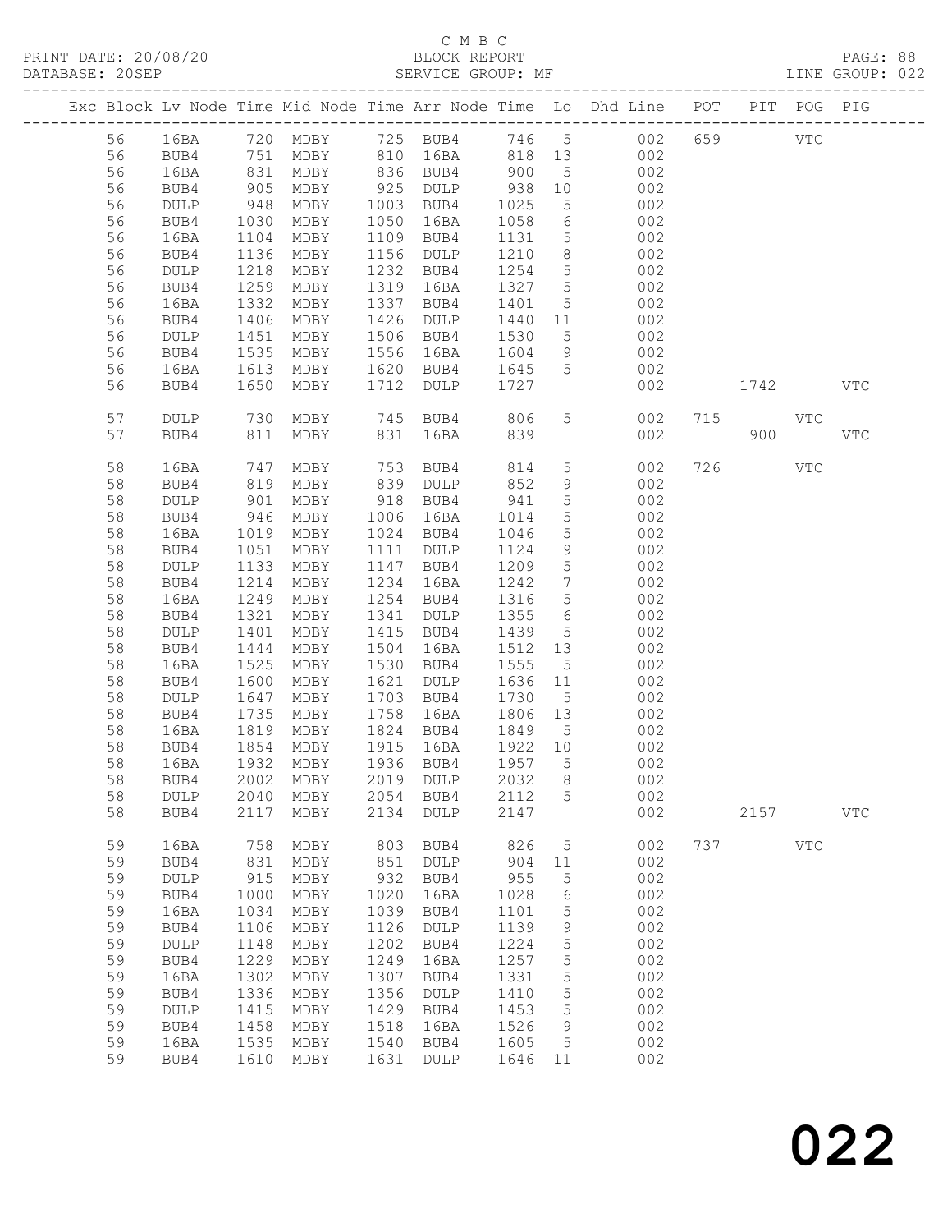C M B C
BLOCK REPORT
SERVICE GROUP: MF

PRINT DATE: 20/08/20
DATABASE: 20SEP
LINE GROUP: 022

| Exc | Block | Lv | Node | Time | Mid Node | Time | Arr Node | Time | Lo | Dhd Line | POT | PIT | POG | PIG |
|---|---|---|---|---|---|---|---|---|---|---|---|---|---|---|
| | 56 | | 16BA | 720 | MDBY | 725 | BUB4 | 746 | 5 | 002 | 659 | | VTC | |
| | 56 | | BUB4 | 751 | MDBY | 810 | 16BA | 818 | 13 | 002 | | | | |
| | 56 | | 16BA | 831 | MDBY | 836 | BUB4 | 900 | 5 | 002 | | | | |
| | 56 | | BUB4 | 905 | MDBY | 925 | DULP | 938 | 10 | 002 | | | | |
| | 56 | | DULP | 948 | MDBY | 1003 | BUB4 | 1025 | 5 | 002 | | | | |
| | 56 | | BUB4 | 1030 | MDBY | 1050 | 16BA | 1058 | 6 | 002 | | | | |
| | 56 | | 16BA | 1104 | MDBY | 1109 | BUB4 | 1131 | 5 | 002 | | | | |
| | 56 | | BUB4 | 1136 | MDBY | 1156 | DULP | 1210 | 8 | 002 | | | | |
| | 56 | | DULP | 1218 | MDBY | 1232 | BUB4 | 1254 | 5 | 002 | | | | |
| | 56 | | BUB4 | 1259 | MDBY | 1319 | 16BA | 1327 | 5 | 002 | | | | |
| | 56 | | 16BA | 1332 | MDBY | 1337 | BUB4 | 1401 | 5 | 002 | | | | |
| | 56 | | BUB4 | 1406 | MDBY | 1426 | DULP | 1440 | 11 | 002 | | | | |
| | 56 | | DULP | 1451 | MDBY | 1506 | BUB4 | 1530 | 5 | 002 | | | | |
| | 56 | | BUB4 | 1535 | MDBY | 1556 | 16BA | 1604 | 9 | 002 | | | | |
| | 56 | | 16BA | 1613 | MDBY | 1620 | BUB4 | 1645 | 5 | 002 | | | | |
| | 56 | | BUB4 | 1650 | MDBY | 1712 | DULP | 1727 | | 002 | | 1742 | | VTC |
| | 57 | | DULP | 730 | MDBY | 745 | BUB4 | 806 | 5 | 002 | 715 | | VTC | |
| | 57 | | BUB4 | 811 | MDBY | 831 | 16BA | 839 | | 002 | | 900 | | VTC |
| | 58 | | 16BA | 747 | MDBY | 753 | BUB4 | 814 | 5 | 002 | 726 | | VTC | |
| | 58 | | BUB4 | 819 | MDBY | 839 | DULP | 852 | 9 | 002 | | | | |
| | 58 | | DULP | 901 | MDBY | 918 | BUB4 | 941 | 5 | 002 | | | | |
| | 58 | | BUB4 | 946 | MDBY | 1006 | 16BA | 1014 | 5 | 002 | | | | |
| | 58 | | 16BA | 1019 | MDBY | 1024 | BUB4 | 1046 | 5 | 002 | | | | |
| | 58 | | BUB4 | 1051 | MDBY | 1111 | DULP | 1124 | 9 | 002 | | | | |
| | 58 | | DULP | 1133 | MDBY | 1147 | BUB4 | 1209 | 5 | 002 | | | | |
| | 58 | | BUB4 | 1214 | MDBY | 1234 | 16BA | 1242 | 7 | 002 | | | | |
| | 58 | | 16BA | 1249 | MDBY | 1254 | BUB4 | 1316 | 5 | 002 | | | | |
| | 58 | | BUB4 | 1321 | MDBY | 1341 | DULP | 1355 | 6 | 002 | | | | |
| | 58 | | DULP | 1401 | MDBY | 1415 | BUB4 | 1439 | 5 | 002 | | | | |
| | 58 | | BUB4 | 1444 | MDBY | 1504 | 16BA | 1512 | 13 | 002 | | | | |
| | 58 | | 16BA | 1525 | MDBY | 1530 | BUB4 | 1555 | 5 | 002 | | | | |
| | 58 | | BUB4 | 1600 | MDBY | 1621 | DULP | 1636 | 11 | 002 | | | | |
| | 58 | | DULP | 1647 | MDBY | 1703 | BUB4 | 1730 | 5 | 002 | | | | |
| | 58 | | BUB4 | 1735 | MDBY | 1758 | 16BA | 1806 | 13 | 002 | | | | |
| | 58 | | 16BA | 1819 | MDBY | 1824 | BUB4 | 1849 | 5 | 002 | | | | |
| | 58 | | BUB4 | 1854 | MDBY | 1915 | 16BA | 1922 | 10 | 002 | | | | |
| | 58 | | 16BA | 1932 | MDBY | 1936 | BUB4 | 1957 | 5 | 002 | | | | |
| | 58 | | BUB4 | 2002 | MDBY | 2019 | DULP | 2032 | 8 | 002 | | | | |
| | 58 | | DULP | 2040 | MDBY | 2054 | BUB4 | 2112 | 5 | 002 | | | | |
| | 58 | | BUB4 | 2117 | MDBY | 2134 | DULP | 2147 | | 002 | | 2157 | | VTC |
| | 59 | | 16BA | 758 | MDBY | 803 | BUB4 | 826 | 5 | 002 | 737 | | VTC | |
| | 59 | | BUB4 | 831 | MDBY | 851 | DULP | 904 | 11 | 002 | | | | |
| | 59 | | DULP | 915 | MDBY | 932 | BUB4 | 955 | 5 | 002 | | | | |
| | 59 | | BUB4 | 1000 | MDBY | 1020 | 16BA | 1028 | 6 | 002 | | | | |
| | 59 | | 16BA | 1034 | MDBY | 1039 | BUB4 | 1101 | 5 | 002 | | | | |
| | 59 | | BUB4 | 1106 | MDBY | 1126 | DULP | 1139 | 9 | 002 | | | | |
| | 59 | | DULP | 1148 | MDBY | 1202 | BUB4 | 1224 | 5 | 002 | | | | |
| | 59 | | BUB4 | 1229 | MDBY | 1249 | 16BA | 1257 | 5 | 002 | | | | |
| | 59 | | 16BA | 1302 | MDBY | 1307 | BUB4 | 1331 | 5 | 002 | | | | |
| | 59 | | BUB4 | 1336 | MDBY | 1356 | DULP | 1410 | 5 | 002 | | | | |
| | 59 | | DULP | 1415 | MDBY | 1429 | BUB4 | 1453 | 5 | 002 | | | | |
| | 59 | | BUB4 | 1458 | MDBY | 1518 | 16BA | 1526 | 9 | 002 | | | | |
| | 59 | | 16BA | 1535 | MDBY | 1540 | BUB4 | 1605 | 5 | 002 | | | | |
| | 59 | | BUB4 | 1610 | MDBY | 1631 | DULP | 1646 | 11 | 002 | | | | |

022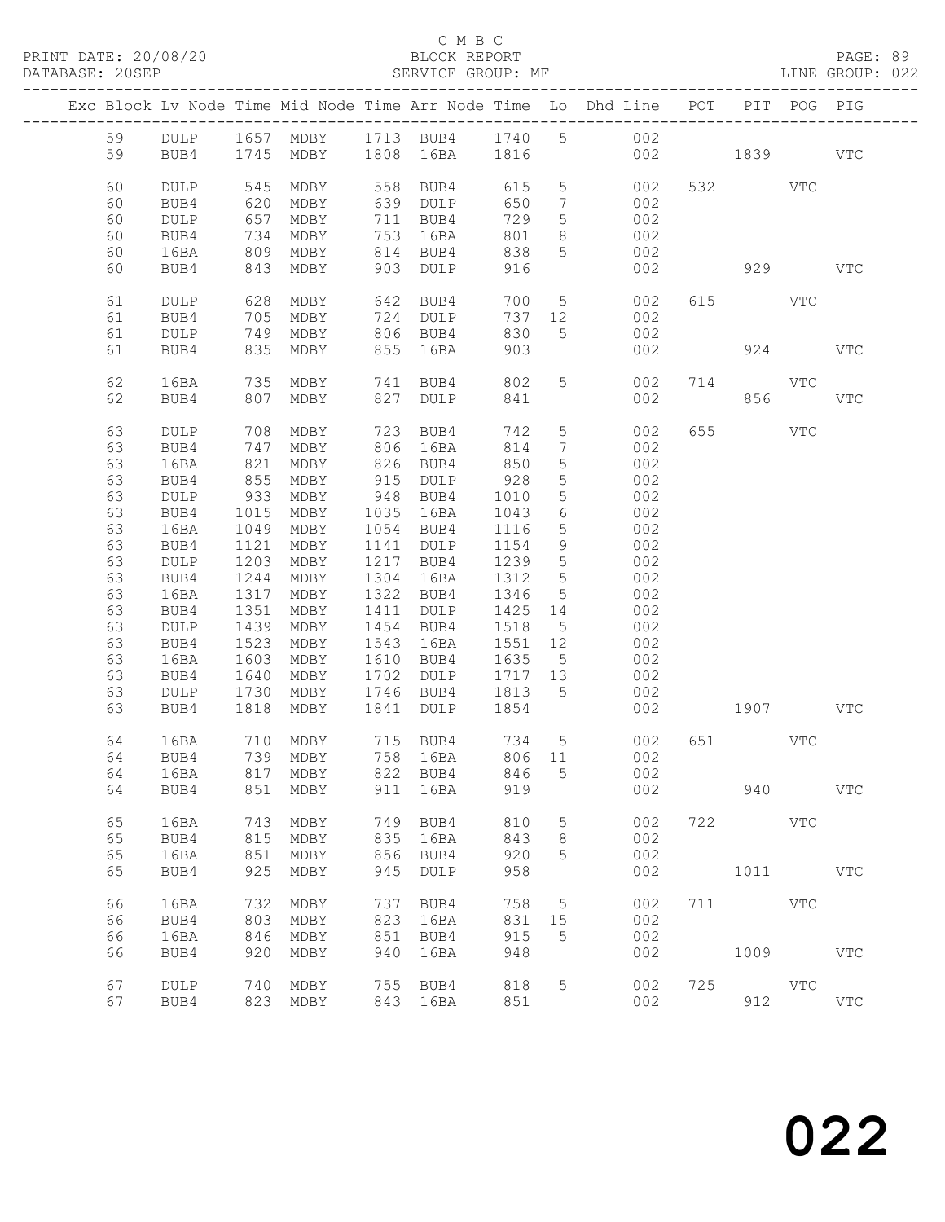C M B C
PRINT DATE: 20/08/20 BLOCK REPORT
DATABASE: 20SEP SERVICE GROUP: MF LINE GROUP: 022

| Exc | Block | Lv | Node | Time | Mid Node | Time | Arr Node | Time | Lo | Dhd Line | POT | PIT | POG | PIG |
|---|---|---|---|---|---|---|---|---|---|---|---|---|---|---|
| | 59 | | DULP | 1657 | MDBY | 1713 | BUB4 | 1740 | 5 | 002 | | | | |
| | 59 | | BUB4 | 1745 | MDBY | 1808 | 16BA | 1816 | | 002 | | 1839 | | VTC |
| | 60 | | DULP | 545 | MDBY | 558 | BUB4 | 615 | 5 | 002 | 532 | | VTC | |
| | 60 | | BUB4 | 620 | MDBY | 639 | DULP | 650 | 7 | 002 | | | | |
| | 60 | | DULP | 657 | MDBY | 711 | BUB4 | 729 | 5 | 002 | | | | |
| | 60 | | BUB4 | 734 | MDBY | 753 | 16BA | 801 | 8 | 002 | | | | |
| | 60 | | 16BA | 809 | MDBY | 814 | BUB4 | 838 | 5 | 002 | | | | |
| | 60 | | BUB4 | 843 | MDBY | 903 | DULP | 916 | | 002 | | 929 | | VTC |
| | 61 | | DULP | 628 | MDBY | 642 | BUB4 | 700 | 5 | 002 | 615 | | VTC | |
| | 61 | | BUB4 | 705 | MDBY | 724 | DULP | 737 | 12 | 002 | | | | |
| | 61 | | DULP | 749 | MDBY | 806 | BUB4 | 830 | 5 | 002 | | | | |
| | 61 | | BUB4 | 835 | MDBY | 855 | 16BA | 903 | | 002 | | 924 | | VTC |
| | 62 | | 16BA | 735 | MDBY | 741 | BUB4 | 802 | 5 | 002 | 714 | | VTC | |
| | 62 | | BUB4 | 807 | MDBY | 827 | DULP | 841 | | 002 | | 856 | | VTC |
| | 63 | | DULP | 708 | MDBY | 723 | BUB4 | 742 | 5 | 002 | 655 | | VTC | |
| | 63 | | BUB4 | 747 | MDBY | 806 | 16BA | 814 | 7 | 002 | | | | |
| | 63 | | 16BA | 821 | MDBY | 826 | BUB4 | 850 | 5 | 002 | | | | |
| | 63 | | BUB4 | 855 | MDBY | 915 | DULP | 928 | 5 | 002 | | | | |
| | 63 | | DULP | 933 | MDBY | 948 | BUB4 | 1010 | 5 | 002 | | | | |
| | 63 | | BUB4 | 1015 | MDBY | 1035 | 16BA | 1043 | 6 | 002 | | | | |
| | 63 | | 16BA | 1049 | MDBY | 1054 | BUB4 | 1116 | 5 | 002 | | | | |
| | 63 | | BUB4 | 1121 | MDBY | 1141 | DULP | 1154 | 9 | 002 | | | | |
| | 63 | | DULP | 1203 | MDBY | 1217 | BUB4 | 1239 | 5 | 002 | | | | |
| | 63 | | BUB4 | 1244 | MDBY | 1304 | 16BA | 1312 | 5 | 002 | | | | |
| | 63 | | 16BA | 1317 | MDBY | 1322 | BUB4 | 1346 | 5 | 002 | | | | |
| | 63 | | BUB4 | 1351 | MDBY | 1411 | DULP | 1425 | 14 | 002 | | | | |
| | 63 | | DULP | 1439 | MDBY | 1454 | BUB4 | 1518 | 5 | 002 | | | | |
| | 63 | | BUB4 | 1523 | MDBY | 1543 | 16BA | 1551 | 12 | 002 | | | | |
| | 63 | | 16BA | 1603 | MDBY | 1610 | BUB4 | 1635 | 5 | 002 | | | | |
| | 63 | | BUB4 | 1640 | MDBY | 1702 | DULP | 1717 | 13 | 002 | | | | |
| | 63 | | DULP | 1730 | MDBY | 1746 | BUB4 | 1813 | 5 | 002 | | | | |
| | 63 | | BUB4 | 1818 | MDBY | 1841 | DULP | 1854 | | 002 | | 1907 | | VTC |
| | 64 | | 16BA | 710 | MDBY | 715 | BUB4 | 734 | 5 | 002 | 651 | | VTC | |
| | 64 | | BUB4 | 739 | MDBY | 758 | 16BA | 806 | 11 | 002 | | | | |
| | 64 | | 16BA | 817 | MDBY | 822 | BUB4 | 846 | 5 | 002 | | | | |
| | 64 | | BUB4 | 851 | MDBY | 911 | 16BA | 919 | | 002 | | 940 | | VTC |
| | 65 | | 16BA | 743 | MDBY | 749 | BUB4 | 810 | 5 | 002 | 722 | | VTC | |
| | 65 | | BUB4 | 815 | MDBY | 835 | 16BA | 843 | 8 | 002 | | | | |
| | 65 | | 16BA | 851 | MDBY | 856 | BUB4 | 920 | 5 | 002 | | | | |
| | 65 | | BUB4 | 925 | MDBY | 945 | DULP | 958 | | 002 | | 1011 | | VTC |
| | 66 | | 16BA | 732 | MDBY | 737 | BUB4 | 758 | 5 | 002 | 711 | | VTC | |
| | 66 | | BUB4 | 803 | MDBY | 823 | 16BA | 831 | 15 | 002 | | | | |
| | 66 | | 16BA | 846 | MDBY | 851 | BUB4 | 915 | 5 | 002 | | | | |
| | 66 | | BUB4 | 920 | MDBY | 940 | 16BA | 948 | | 002 | | 1009 | | VTC |
| | 67 | | DULP | 740 | MDBY | 755 | BUB4 | 818 | 5 | 002 | 725 | | VTC | |
| | 67 | | BUB4 | 823 | MDBY | 843 | 16BA | 851 | | 002 | | 912 | | VTC |

022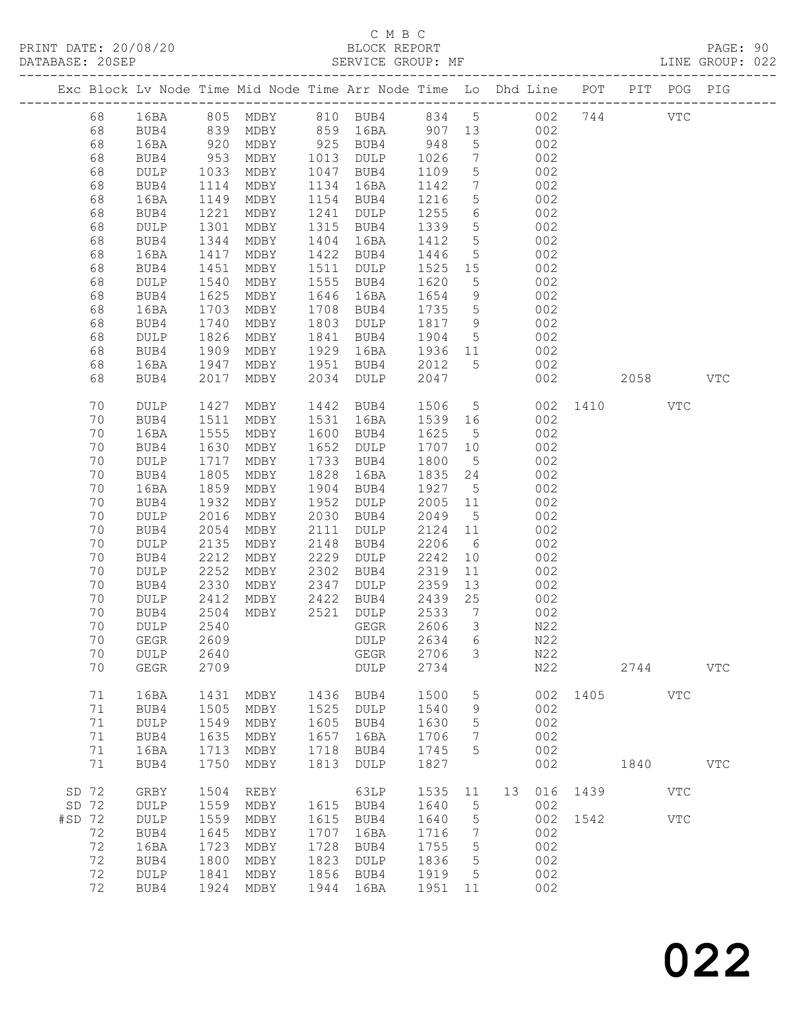C M B C
BLOCK REPORT
SERVICE GROUP: MF

PRINT DATE: 20/08/20
DATABASE: 20SEP
LINE GROUP: 022

| Exc | Block | Lv | Node | Time | Mid Node | Time | Arr Node | Time | Lo | Dhd | Line | POT | PIT | POG | PIG |
|---|---|---|---|---|---|---|---|---|---|---|---|---|---|---|---|
| | 68 | | 16BA | 805 | MDBY | 810 | BUB4 | 834 | 5 | | 002 | 744 | | VTC | |
| | 68 | | BUB4 | 839 | MDBY | 859 | 16BA | 907 | 13 | | 002 | | | | |
| | 68 | | 16BA | 920 | MDBY | 925 | BUB4 | 948 | 5 | | 002 | | | | |
| | 68 | | BUB4 | 953 | MDBY | 1013 | DULP | 1026 | 7 | | 002 | | | | |
| | 68 | | DULP | 1033 | MDBY | 1047 | BUB4 | 1109 | 5 | | 002 | | | | |
| | 68 | | BUB4 | 1114 | MDBY | 1134 | 16BA | 1142 | 7 | | 002 | | | | |
| | 68 | | 16BA | 1149 | MDBY | 1154 | BUB4 | 1216 | 5 | | 002 | | | | |
| | 68 | | BUB4 | 1221 | MDBY | 1241 | DULP | 1255 | 6 | | 002 | | | | |
| | 68 | | DULP | 1301 | MDBY | 1315 | BUB4 | 1339 | 5 | | 002 | | | | |
| | 68 | | BUB4 | 1344 | MDBY | 1404 | 16BA | 1412 | 5 | | 002 | | | | |
| | 68 | | 16BA | 1417 | MDBY | 1422 | BUB4 | 1446 | 5 | | 002 | | | | |
| | 68 | | BUB4 | 1451 | MDBY | 1511 | DULP | 1525 | 15 | | 002 | | | | |
| | 68 | | DULP | 1540 | MDBY | 1555 | BUB4 | 1620 | 5 | | 002 | | | | |
| | 68 | | BUB4 | 1625 | MDBY | 1646 | 16BA | 1654 | 9 | | 002 | | | | |
| | 68 | | 16BA | 1703 | MDBY | 1708 | BUB4 | 1735 | 5 | | 002 | | | | |
| | 68 | | BUB4 | 1740 | MDBY | 1803 | DULP | 1817 | 9 | | 002 | | | | |
| | 68 | | DULP | 1826 | MDBY | 1841 | BUB4 | 1904 | 5 | | 002 | | | | |
| | 68 | | BUB4 | 1909 | MDBY | 1929 | 16BA | 1936 | 11 | | 002 | | | | |
| | 68 | | 16BA | 1947 | MDBY | 1951 | BUB4 | 2012 | 5 | | 002 | | | | |
| | 68 | | BUB4 | 2017 | MDBY | 2034 | DULP | 2047 | | | 002 | | 2058 | | VTC |
| | 70 | | DULP | 1427 | MDBY | 1442 | BUB4 | 1506 | 5 | | 002 | 1410 | | VTC | |
| | 70 | | BUB4 | 1511 | MDBY | 1531 | 16BA | 1539 | 16 | | 002 | | | | |
| | 70 | | 16BA | 1555 | MDBY | 1600 | BUB4 | 1625 | 5 | | 002 | | | | |
| | 70 | | BUB4 | 1630 | MDBY | 1652 | DULP | 1707 | 10 | | 002 | | | | |
| | 70 | | DULP | 1717 | MDBY | 1733 | BUB4 | 1800 | 5 | | 002 | | | | |
| | 70 | | BUB4 | 1805 | MDBY | 1828 | 16BA | 1835 | 24 | | 002 | | | | |
| | 70 | | 16BA | 1859 | MDBY | 1904 | BUB4 | 1927 | 5 | | 002 | | | | |
| | 70 | | BUB4 | 1932 | MDBY | 1952 | DULP | 2005 | 11 | | 002 | | | | |
| | 70 | | DULP | 2016 | MDBY | 2030 | BUB4 | 2049 | 5 | | 002 | | | | |
| | 70 | | BUB4 | 2054 | MDBY | 2111 | DULP | 2124 | 11 | | 002 | | | | |
| | 70 | | DULP | 2135 | MDBY | 2148 | BUB4 | 2206 | 6 | | 002 | | | | |
| | 70 | | BUB4 | 2212 | MDBY | 2229 | DULP | 2242 | 10 | | 002 | | | | |
| | 70 | | DULP | 2252 | MDBY | 2302 | BUB4 | 2319 | 11 | | 002 | | | | |
| | 70 | | BUB4 | 2330 | MDBY | 2347 | DULP | 2359 | 13 | | 002 | | | | |
| | 70 | | DULP | 2412 | MDBY | 2422 | BUB4 | 2439 | 25 | | 002 | | | | |
| | 70 | | BUB4 | 2504 | MDBY | 2521 | DULP | 2533 | 7 | | 002 | | | | |
| | 70 | | DULP | 2540 | | | GEGR | 2606 | 3 | | N22 | | | | |
| | 70 | | GEGR | 2609 | | | DULP | 2634 | 6 | | N22 | | | | |
| | 70 | | DULP | 2640 | | | GEGR | 2706 | 3 | | N22 | | | | |
| | 70 | | GEGR | 2709 | | | DULP | 2734 | | | N22 | | 2744 | | VTC |
| | 71 | | 16BA | 1431 | MDBY | 1436 | BUB4 | 1500 | 5 | | 002 | 1405 | | VTC | |
| | 71 | | BUB4 | 1505 | MDBY | 1525 | DULP | 1540 | 9 | | 002 | | | | |
| | 71 | | DULP | 1549 | MDBY | 1605 | BUB4 | 1630 | 5 | | 002 | | | | |
| | 71 | | BUB4 | 1635 | MDBY | 1657 | 16BA | 1706 | 7 | | 002 | | | | |
| | 71 | | 16BA | 1713 | MDBY | 1718 | BUB4 | 1745 | 5 | | 002 | | | | |
| | 71 | | BUB4 | 1750 | MDBY | 1813 | DULP | 1827 | | | 002 | | 1840 | | VTC |
| SD | 72 | | GRBY | 1504 | REBY | | 63LP | 1535 | 11 | 13 | 016 | 1439 | | VTC | |
| SD | 72 | | DULP | 1559 | MDBY | 1615 | BUB4 | 1640 | 5 | | 002 | | | | |
| #SD | 72 | | DULP | 1559 | MDBY | 1615 | BUB4 | 1640 | 5 | | 002 | 1542 | | VTC | |
| | 72 | | BUB4 | 1645 | MDBY | 1707 | 16BA | 1716 | 7 | | 002 | | | | |
| | 72 | | 16BA | 1723 | MDBY | 1728 | BUB4 | 1755 | 5 | | 002 | | | | |
| | 72 | | BUB4 | 1800 | MDBY | 1823 | DULP | 1836 | 5 | | 002 | | | | |
| | 72 | | DULP | 1841 | MDBY | 1856 | BUB4 | 1919 | 5 | | 002 | | | | |
| | 72 | | BUB4 | 1924 | MDBY | 1944 | 16BA | 1951 | 11 | | 002 | | | | |

022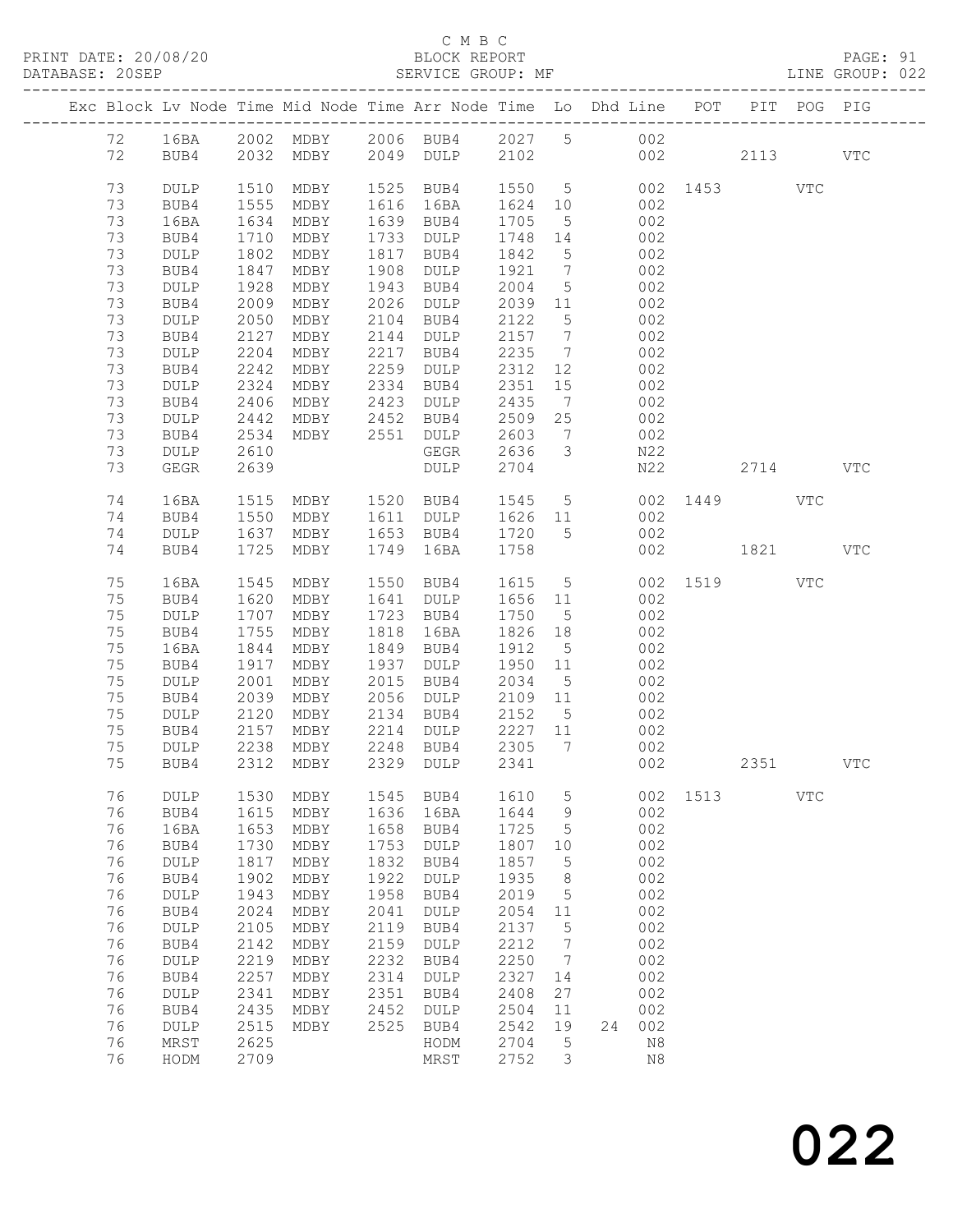C M B C

PRINT DATE: 20/08/20 BLOCK REPORT

DATABASE: 20SEP SERVICE GROUP: MF LINE GROUP: 022

| Exc | Block | Lv | Node | Time | Mid Node | Time | Arr Node | Time | Lo | Dhd Line | POT | PIT | POG | PIG |
|---|---|---|---|---|---|---|---|---|---|---|---|---|---|---|
| | 72 | | 16BA | 2002 | MDBY | 2006 | BUB4 | 2027 | 5 | 002 | | | | |
| | 72 | | BUB4 | 2032 | MDBY | 2049 | DULP | 2102 | | 002 | | 2113 | | VTC |
| | 73 | | DULP | 1510 | MDBY | 1525 | BUB4 | 1550 | 5 | 002 | 1453 | | VTC | |
| | 73 | | BUB4 | 1555 | MDBY | 1616 | 16BA | 1624 | 10 | 002 | | | | |
| | 73 | | 16BA | 1634 | MDBY | 1639 | BUB4 | 1705 | 5 | 002 | | | | |
| | 73 | | BUB4 | 1710 | MDBY | 1733 | DULP | 1748 | 14 | 002 | | | | |
| | 73 | | DULP | 1802 | MDBY | 1817 | BUB4 | 1842 | 5 | 002 | | | | |
| | 73 | | BUB4 | 1847 | MDBY | 1908 | DULP | 1921 | 7 | 002 | | | | |
| | 73 | | DULP | 1928 | MDBY | 1943 | BUB4 | 2004 | 5 | 002 | | | | |
| | 73 | | BUB4 | 2009 | MDBY | 2026 | DULP | 2039 | 11 | 002 | | | | |
| | 73 | | DULP | 2050 | MDBY | 2104 | BUB4 | 2122 | 5 | 002 | | | | |
| | 73 | | BUB4 | 2127 | MDBY | 2144 | DULP | 2157 | 7 | 002 | | | | |
| | 73 | | DULP | 2204 | MDBY | 2217 | BUB4 | 2235 | 7 | 002 | | | | |
| | 73 | | BUB4 | 2242 | MDBY | 2259 | DULP | 2312 | 12 | 002 | | | | |
| | 73 | | DULP | 2324 | MDBY | 2334 | BUB4 | 2351 | 15 | 002 | | | | |
| | 73 | | BUB4 | 2406 | MDBY | 2423 | DULP | 2435 | 7 | 002 | | | | |
| | 73 | | DULP | 2442 | MDBY | 2452 | BUB4 | 2509 | 25 | 002 | | | | |
| | 73 | | BUB4 | 2534 | MDBY | 2551 | DULP | 2603 | 7 | 002 | | | | |
| | 73 | | DULP | 2610 | | | GEGR | 2636 | 3 | N22 | | | | |
| | 73 | | GEGR | 2639 | | | DULP | 2704 | | N22 | | 2714 | | VTC |
| | 74 | | 16BA | 1515 | MDBY | 1520 | BUB4 | 1545 | 5 | 002 | 1449 | | VTC | |
| | 74 | | BUB4 | 1550 | MDBY | 1611 | DULP | 1626 | 11 | 002 | | | | |
| | 74 | | DULP | 1637 | MDBY | 1653 | BUB4 | 1720 | 5 | 002 | | | | |
| | 74 | | BUB4 | 1725 | MDBY | 1749 | 16BA | 1758 | | 002 | | 1821 | | VTC |
| | 75 | | 16BA | 1545 | MDBY | 1550 | BUB4 | 1615 | 5 | 002 | 1519 | | VTC | |
| | 75 | | BUB4 | 1620 | MDBY | 1641 | DULP | 1656 | 11 | 002 | | | | |
| | 75 | | DULP | 1707 | MDBY | 1723 | BUB4 | 1750 | 5 | 002 | | | | |
| | 75 | | BUB4 | 1755 | MDBY | 1818 | 16BA | 1826 | 18 | 002 | | | | |
| | 75 | | 16BA | 1844 | MDBY | 1849 | BUB4 | 1912 | 5 | 002 | | | | |
| | 75 | | BUB4 | 1917 | MDBY | 1937 | DULP | 1950 | 11 | 002 | | | | |
| | 75 | | DULP | 2001 | MDBY | 2015 | BUB4 | 2034 | 5 | 002 | | | | |
| | 75 | | BUB4 | 2039 | MDBY | 2056 | DULP | 2109 | 11 | 002 | | | | |
| | 75 | | DULP | 2120 | MDBY | 2134 | BUB4 | 2152 | 5 | 002 | | | | |
| | 75 | | BUB4 | 2157 | MDBY | 2214 | DULP | 2227 | 11 | 002 | | | | |
| | 75 | | DULP | 2238 | MDBY | 2248 | BUB4 | 2305 | 7 | 002 | | | | |
| | 75 | | BUB4 | 2312 | MDBY | 2329 | DULP | 2341 | | 002 | | 2351 | | VTC |
| | 76 | | DULP | 1530 | MDBY | 1545 | BUB4 | 1610 | 5 | 002 | 1513 | | VTC | |
| | 76 | | BUB4 | 1615 | MDBY | 1636 | 16BA | 1644 | 9 | 002 | | | | |
| | 76 | | 16BA | 1653 | MDBY | 1658 | BUB4 | 1725 | 5 | 002 | | | | |
| | 76 | | BUB4 | 1730 | MDBY | 1753 | DULP | 1807 | 10 | 002 | | | | |
| | 76 | | DULP | 1817 | MDBY | 1832 | BUB4 | 1857 | 5 | 002 | | | | |
| | 76 | | BUB4 | 1902 | MDBY | 1922 | DULP | 1935 | 8 | 002 | | | | |
| | 76 | | DULP | 1943 | MDBY | 1958 | BUB4 | 2019 | 5 | 002 | | | | |
| | 76 | | BUB4 | 2024 | MDBY | 2041 | DULP | 2054 | 11 | 002 | | | | |
| | 76 | | DULP | 2105 | MDBY | 2119 | BUB4 | 2137 | 5 | 002 | | | | |
| | 76 | | BUB4 | 2142 | MDBY | 2159 | DULP | 2212 | 7 | 002 | | | | |
| | 76 | | DULP | 2219 | MDBY | 2232 | BUB4 | 2250 | 7 | 002 | | | | |
| | 76 | | BUB4 | 2257 | MDBY | 2314 | DULP | 2327 | 14 | 002 | | | | |
| | 76 | | DULP | 2341 | MDBY | 2351 | BUB4 | 2408 | 27 | 002 | | | | |
| | 76 | | BUB4 | 2435 | MDBY | 2452 | DULP | 2504 | 11 | 002 | | | | |
| | 76 | | DULP | 2515 | MDBY | 2525 | BUB4 | 2542 | 19 | 24 002 | | | | |
| | 76 | | MRST | 2625 | | | HODM | 2704 | 5 | N8 | | | | |
| | 76 | | HODM | 2709 | | | MRST | 2752 | 3 | N8 | | | | |

022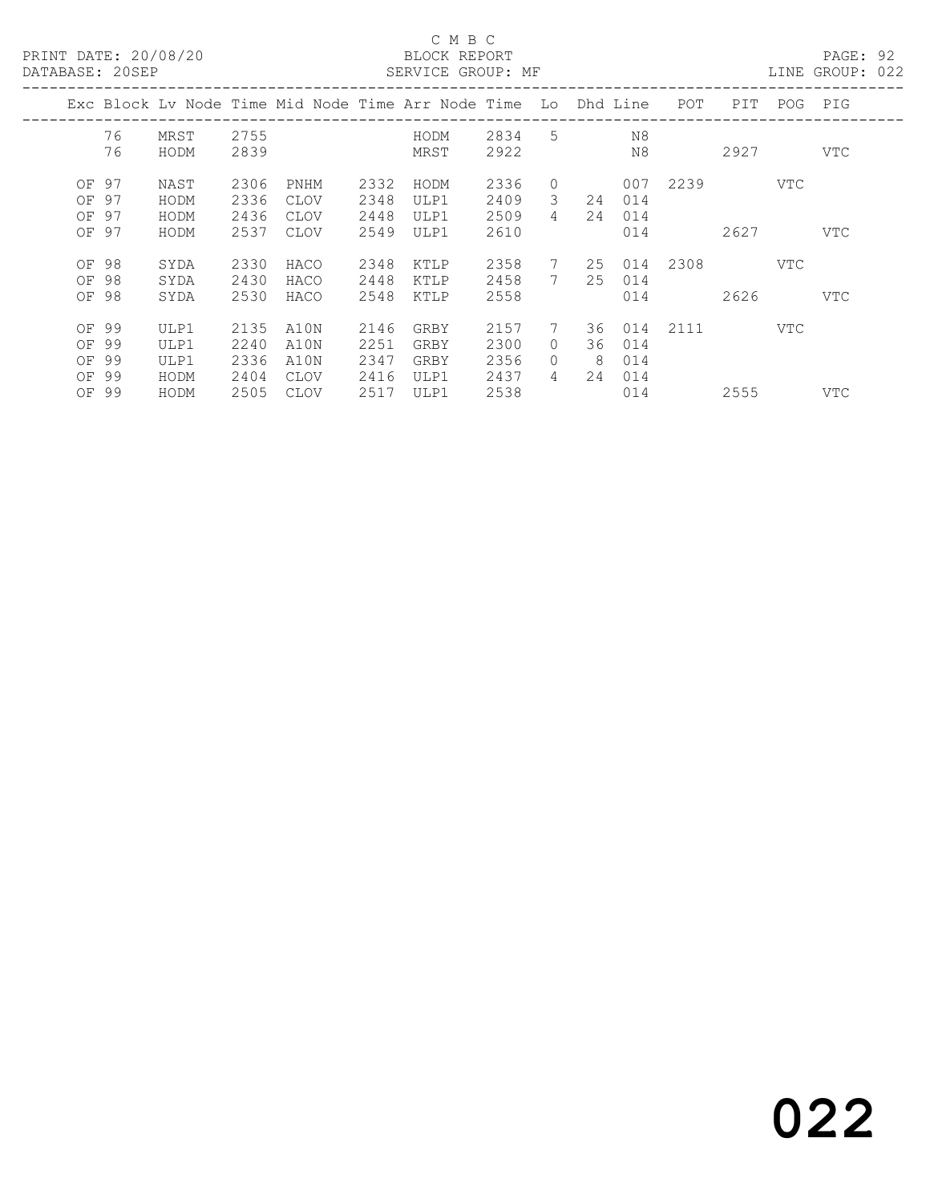C M B C

BLOCK REPORT

SERVICE GROUP: MF

PRINT DATE: 20/08/20

DATABASE: 20SEP

LINE GROUP: 022

| Exc | Block | Lv Node | Time | Mid Node | Time | Arr Node | Time | Lo | Dhd | Line | POT | PIT | POG | PIG |
|---|---|---|---|---|---|---|---|---|---|---|---|---|---|---|
| | 76 | MRST | 2755 | | | HODM | 2834 | 5 | | N8 | | | | |
| | 76 | HODM | 2839 | | | MRST | 2922 | | | N8 | | 2927 | | VTC |
| OF | 97 | NAST | 2306 | PNHM | 2332 | HODM | 2336 | 0 | | 007 | 2239 | | VTC | |
| OF | 97 | HODM | 2336 | CLOV | 2348 | ULP1 | 2409 | 3 | 24 | 014 | | | | |
| OF | 97 | HODM | 2436 | CLOV | 2448 | ULP1 | 2509 | 4 | 24 | 014 | | | | |
| OF | 97 | HODM | 2537 | CLOV | 2549 | ULP1 | 2610 | | | 014 | | 2627 | | VTC |
| OF | 98 | SYDA | 2330 | HACO | 2348 | KTLP | 2358 | 7 | 25 | 014 | 2308 | | VTC | |
| OF | 98 | SYDA | 2430 | HACO | 2448 | KTLP | 2458 | 7 | 25 | 014 | | | | |
| OF | 98 | SYDA | 2530 | HACO | 2548 | KTLP | 2558 | | | 014 | | 2626 | | VTC |
| OF | 99 | ULP1 | 2135 | A10N | 2146 | GRBY | 2157 | 7 | 36 | 014 | 2111 | | VTC | |
| OF | 99 | ULP1 | 2240 | A10N | 2251 | GRBY | 2300 | 0 | 36 | 014 | | | | |
| OF | 99 | ULP1 | 2336 | A10N | 2347 | GRBY | 2356 | 0 | 8 | 014 | | | | |
| OF | 99 | HODM | 2404 | CLOV | 2416 | ULP1 | 2437 | 4 | 24 | 014 | | | | |
| OF | 99 | HODM | 2505 | CLOV | 2517 | ULP1 | 2538 | | | 014 | | 2555 | | VTC |

022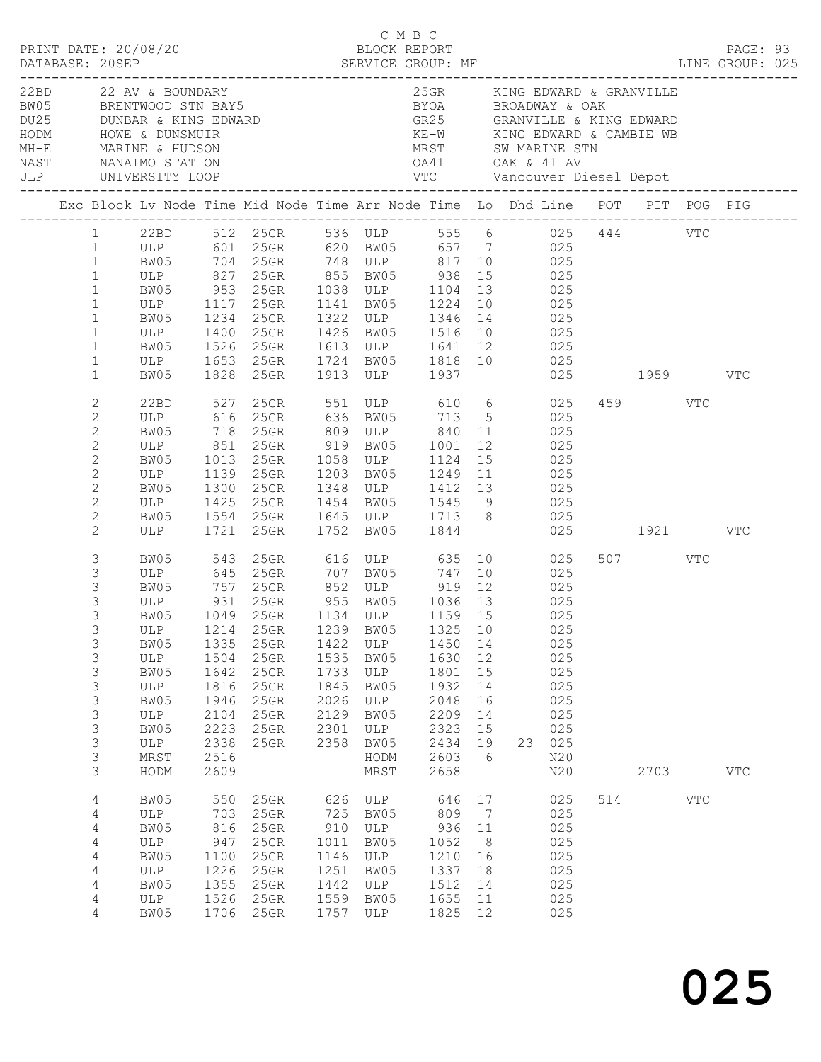C M B C
PRINT DATE: 20/08/20 BLOCK REPORT
DATABASE: 20SEP SERVICE GROUP: MF LINE GROUP: 025

| Code | Location | Code | Location |
|---|---|---|---|
| 22BD | 22 AV & BOUNDARY | 25GR | KING EDWARD & GRANVILLE |
| BW05 | BRENTWOOD STN BAY5 | BYOA | BROADWAY & OAK |
| DU25 | DUNBAR & KING EDWARD | GR25 | GRANVILLE & KING EDWARD |
| HODM | HOWE & DUNSMUIR | KE-W | KING EDWARD & CAMBIE WB |
| MH-E | MARINE & HUDSON | MRST | SW MARINE STN |
| NAST | NANAIMO STATION | OA41 | OAK & 41 AV |
| ULP | UNIVERSITY LOOP | VTC | Vancouver Diesel Depot |

| Exc | Block | Lv Node | Time | Mid Node | Time | Arr Node | Time | Lo | Dhd | Line | POT | PIT | POG | PIG |
|---|---|---|---|---|---|---|---|---|---|---|---|---|---|---|
| | 1 | 22BD | 512 | 25GR | 536 | ULP | 555 | 6 | | 025 | 444 | | VTC | |
| | 1 | ULP | 601 | 25GR | 620 | BW05 | 657 | 7 | | 025 | | | | |
| | 1 | BW05 | 704 | 25GR | 748 | ULP | 817 | 10 | | 025 | | | | |
| | 1 | ULP | 827 | 25GR | 855 | BW05 | 938 | 15 | | 025 | | | | |
| | 1 | BW05 | 953 | 25GR | 1038 | ULP | 1104 | 13 | | 025 | | | | |
| | 1 | ULP | 1117 | 25GR | 1141 | BW05 | 1224 | 10 | | 025 | | | | |
| | 1 | BW05 | 1234 | 25GR | 1322 | ULP | 1346 | 14 | | 025 | | | | |
| | 1 | ULP | 1400 | 25GR | 1426 | BW05 | 1516 | 10 | | 025 | | | | |
| | 1 | BW05 | 1526 | 25GR | 1613 | ULP | 1641 | 12 | | 025 | | | | |
| | 1 | ULP | 1653 | 25GR | 1724 | BW05 | 1818 | 10 | | 025 | | | | |
| | 1 | BW05 | 1828 | 25GR | 1913 | ULP | 1937 | | | 025 | | 1959 | | VTC |
| | 2 | 22BD | 527 | 25GR | 551 | ULP | 610 | 6 | | 025 | 459 | | VTC | |
| | 2 | ULP | 616 | 25GR | 636 | BW05 | 713 | 5 | | 025 | | | | |
| | 2 | BW05 | 718 | 25GR | 809 | ULP | 840 | 11 | | 025 | | | | |
| | 2 | ULP | 851 | 25GR | 919 | BW05 | 1001 | 12 | | 025 | | | | |
| | 2 | BW05 | 1013 | 25GR | 1058 | ULP | 1124 | 15 | | 025 | | | | |
| | 2 | ULP | 1139 | 25GR | 1203 | BW05 | 1249 | 11 | | 025 | | | | |
| | 2 | BW05 | 1300 | 25GR | 1348 | ULP | 1412 | 13 | | 025 | | | | |
| | 2 | ULP | 1425 | 25GR | 1454 | BW05 | 1545 | 9 | | 025 | | | | |
| | 2 | BW05 | 1554 | 25GR | 1645 | ULP | 1713 | 8 | | 025 | | | | |
| | 2 | ULP | 1721 | 25GR | 1752 | BW05 | 1844 | | | 025 | | 1921 | | VTC |
| | 3 | BW05 | 543 | 25GR | 616 | ULP | 635 | 10 | | 025 | 507 | | VTC | |
| | 3 | ULP | 645 | 25GR | 707 | BW05 | 747 | 10 | | 025 | | | | |
| | 3 | BW05 | 757 | 25GR | 852 | ULP | 919 | 12 | | 025 | | | | |
| | 3 | ULP | 931 | 25GR | 955 | BW05 | 1036 | 13 | | 025 | | | | |
| | 3 | BW05 | 1049 | 25GR | 1134 | ULP | 1159 | 15 | | 025 | | | | |
| | 3 | ULP | 1214 | 25GR | 1239 | BW05 | 1325 | 10 | | 025 | | | | |
| | 3 | BW05 | 1335 | 25GR | 1422 | ULP | 1450 | 14 | | 025 | | | | |
| | 3 | ULP | 1504 | 25GR | 1535 | BW05 | 1630 | 12 | | 025 | | | | |
| | 3 | BW05 | 1642 | 25GR | 1733 | ULP | 1801 | 15 | | 025 | | | | |
| | 3 | ULP | 1816 | 25GR | 1845 | BW05 | 1932 | 14 | | 025 | | | | |
| | 3 | BW05 | 1946 | 25GR | 2026 | ULP | 2048 | 16 | | 025 | | | | |
| | 3 | ULP | 2104 | 25GR | 2129 | BW05 | 2209 | 14 | | 025 | | | | |
| | 3 | BW05 | 2223 | 25GR | 2301 | ULP | 2323 | 15 | | 025 | | | | |
| | 3 | ULP | 2338 | 25GR | 2358 | BW05 | 2434 | 19 | 23 | 025 | | | | |
| | 3 | MRST | 2516 | | | HODM | 2603 | 6 | | N20 | | | | |
| | 3 | HODM | 2609 | | | MRST | 2658 | | | N20 | | 2703 | | VTC |
| | 4 | BW05 | 550 | 25GR | 626 | ULP | 646 | 17 | | 025 | 514 | | VTC | |
| | 4 | ULP | 703 | 25GR | 725 | BW05 | 809 | 7 | | 025 | | | | |
| | 4 | BW05 | 816 | 25GR | 910 | ULP | 936 | 11 | | 025 | | | | |
| | 4 | ULP | 947 | 25GR | 1011 | BW05 | 1052 | 8 | | 025 | | | | |
| | 4 | BW05 | 1100 | 25GR | 1146 | ULP | 1210 | 16 | | 025 | | | | |
| | 4 | ULP | 1226 | 25GR | 1251 | BW05 | 1337 | 18 | | 025 | | | | |
| | 4 | BW05 | 1355 | 25GR | 1442 | ULP | 1512 | 14 | | 025 | | | | |
| | 4 | ULP | 1526 | 25GR | 1559 | BW05 | 1655 | 11 | | 025 | | | | |
| | 4 | BW05 | 1706 | 25GR | 1757 | ULP | 1825 | 12 | | 025 | | | | |

025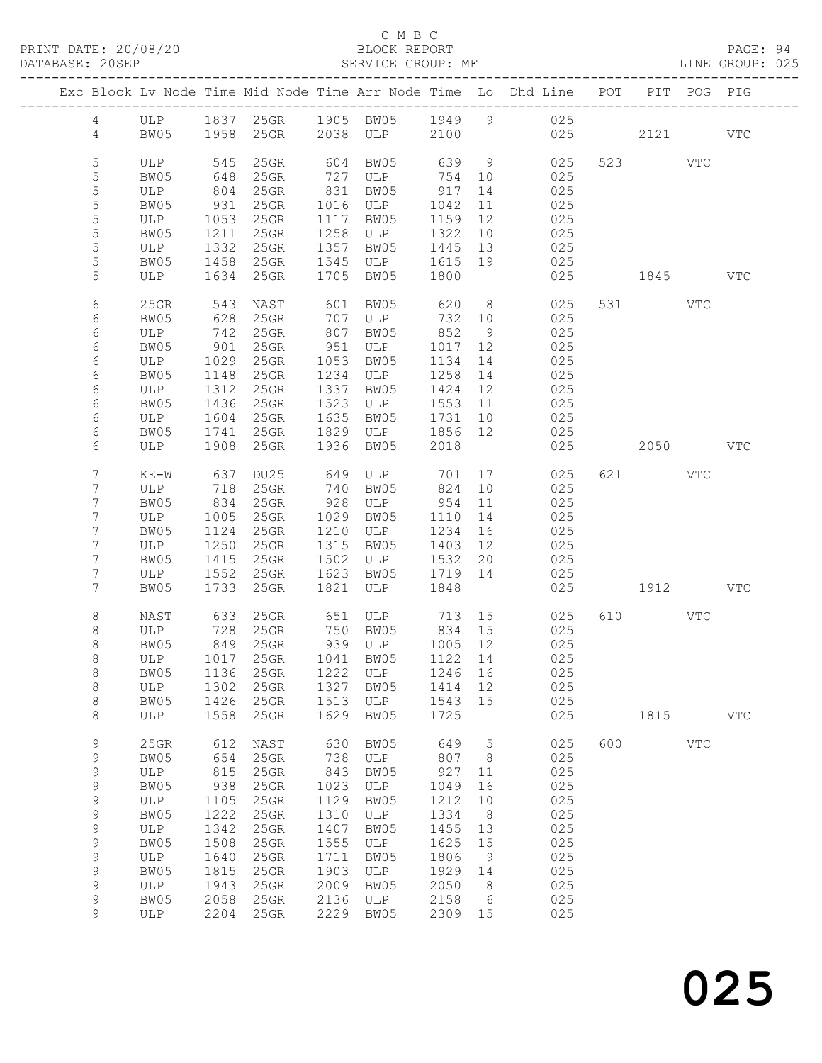C M B C
PRINT DATE: 20/08/20 BLOCK REPORT
DATABASE: 20SEP SERVICE GROUP: MF LINE GROUP: 025

| Exc | Block | Lv | Node | Time | Mid Node | Time | Arr Node | Time | Lo | Dhd Line | POT | PIT | POG | PIG |
|---|---|---|---|---|---|---|---|---|---|---|---|---|---|---|
| | 4 | | ULP | 1837 | 25GR | 1905 | BW05 | 1949 | 9 | 025 | | | | |
| | 4 | | BW05 | 1958 | 25GR | 2038 | ULP | 2100 | | 025 | | 2121 | | VTC |
| | 5 | | ULP | 545 | 25GR | 604 | BW05 | 639 | 9 | 025 | 523 | | VTC | |
| | 5 | | BW05 | 648 | 25GR | 727 | ULP | 754 | 10 | 025 | | | | |
| | 5 | | ULP | 804 | 25GR | 831 | BW05 | 917 | 14 | 025 | | | | |
| | 5 | | BW05 | 931 | 25GR | 1016 | ULP | 1042 | 11 | 025 | | | | |
| | 5 | | ULP | 1053 | 25GR | 1117 | BW05 | 1159 | 12 | 025 | | | | |
| | 5 | | BW05 | 1211 | 25GR | 1258 | ULP | 1322 | 10 | 025 | | | | |
| | 5 | | ULP | 1332 | 25GR | 1357 | BW05 | 1445 | 13 | 025 | | | | |
| | 5 | | BW05 | 1458 | 25GR | 1545 | ULP | 1615 | 19 | 025 | | | | |
| | 5 | | ULP | 1634 | 25GR | 1705 | BW05 | 1800 | | 025 | | 1845 | | VTC |
| | 6 | | 25GR | 543 | NAST | 601 | BW05 | 620 | 8 | 025 | 531 | | VTC | |
| | 6 | | BW05 | 628 | 25GR | 707 | ULP | 732 | 10 | 025 | | | | |
| | 6 | | ULP | 742 | 25GR | 807 | BW05 | 852 | 9 | 025 | | | | |
| | 6 | | BW05 | 901 | 25GR | 951 | ULP | 1017 | 12 | 025 | | | | |
| | 6 | | ULP | 1029 | 25GR | 1053 | BW05 | 1134 | 14 | 025 | | | | |
| | 6 | | BW05 | 1148 | 25GR | 1234 | ULP | 1258 | 14 | 025 | | | | |
| | 6 | | ULP | 1312 | 25GR | 1337 | BW05 | 1424 | 12 | 025 | | | | |
| | 6 | | BW05 | 1436 | 25GR | 1523 | ULP | 1553 | 11 | 025 | | | | |
| | 6 | | ULP | 1604 | 25GR | 1635 | BW05 | 1731 | 10 | 025 | | | | |
| | 6 | | BW05 | 1741 | 25GR | 1829 | ULP | 1856 | 12 | 025 | | | | |
| | 6 | | ULP | 1908 | 25GR | 1936 | BW05 | 2018 | | 025 | | 2050 | | VTC |
| | 7 | | KE-W | 637 | DU25 | 649 | ULP | 701 | 17 | 025 | 621 | | VTC | |
| | 7 | | ULP | 718 | 25GR | 740 | BW05 | 824 | 10 | 025 | | | | |
| | 7 | | BW05 | 834 | 25GR | 928 | ULP | 954 | 11 | 025 | | | | |
| | 7 | | ULP | 1005 | 25GR | 1029 | BW05 | 1110 | 14 | 025 | | | | |
| | 7 | | BW05 | 1124 | 25GR | 1210 | ULP | 1234 | 16 | 025 | | | | |
| | 7 | | ULP | 1250 | 25GR | 1315 | BW05 | 1403 | 12 | 025 | | | | |
| | 7 | | BW05 | 1415 | 25GR | 1502 | ULP | 1532 | 20 | 025 | | | | |
| | 7 | | ULP | 1552 | 25GR | 1623 | BW05 | 1719 | 14 | 025 | | | | |
| | 7 | | BW05 | 1733 | 25GR | 1821 | ULP | 1848 | | 025 | | 1912 | | VTC |
| | 8 | | NAST | 633 | 25GR | 651 | ULP | 713 | 15 | 025 | 610 | | VTC | |
| | 8 | | ULP | 728 | 25GR | 750 | BW05 | 834 | 15 | 025 | | | | |
| | 8 | | BW05 | 849 | 25GR | 939 | ULP | 1005 | 12 | 025 | | | | |
| | 8 | | ULP | 1017 | 25GR | 1041 | BW05 | 1122 | 14 | 025 | | | | |
| | 8 | | BW05 | 1136 | 25GR | 1222 | ULP | 1246 | 16 | 025 | | | | |
| | 8 | | ULP | 1302 | 25GR | 1327 | BW05 | 1414 | 12 | 025 | | | | |
| | 8 | | BW05 | 1426 | 25GR | 1513 | ULP | 1543 | 15 | 025 | | | | |
| | 8 | | ULP | 1558 | 25GR | 1629 | BW05 | 1725 | | 025 | | 1815 | | VTC |
| | 9 | | 25GR | 612 | NAST | 630 | BW05 | 649 | 5 | 025 | 600 | | VTC | |
| | 9 | | BW05 | 654 | 25GR | 738 | ULP | 807 | 8 | 025 | | | | |
| | 9 | | ULP | 815 | 25GR | 843 | BW05 | 927 | 11 | 025 | | | | |
| | 9 | | BW05 | 938 | 25GR | 1023 | ULP | 1049 | 16 | 025 | | | | |
| | 9 | | ULP | 1105 | 25GR | 1129 | BW05 | 1212 | 10 | 025 | | | | |
| | 9 | | BW05 | 1222 | 25GR | 1310 | ULP | 1334 | 8 | 025 | | | | |
| | 9 | | ULP | 1342 | 25GR | 1407 | BW05 | 1455 | 13 | 025 | | | | |
| | 9 | | BW05 | 1508 | 25GR | 1555 | ULP | 1625 | 15 | 025 | | | | |
| | 9 | | ULP | 1640 | 25GR | 1711 | BW05 | 1806 | 9 | 025 | | | | |
| | 9 | | BW05 | 1815 | 25GR | 1903 | ULP | 1929 | 14 | 025 | | | | |
| | 9 | | ULP | 1943 | 25GR | 2009 | BW05 | 2050 | 8 | 025 | | | | |
| | 9 | | BW05 | 2058 | 25GR | 2136 | ULP | 2158 | 6 | 025 | | | | |
| | 9 | | ULP | 2204 | 25GR | 2229 | BW05 | 2309 | 15 | 025 | | | | |

025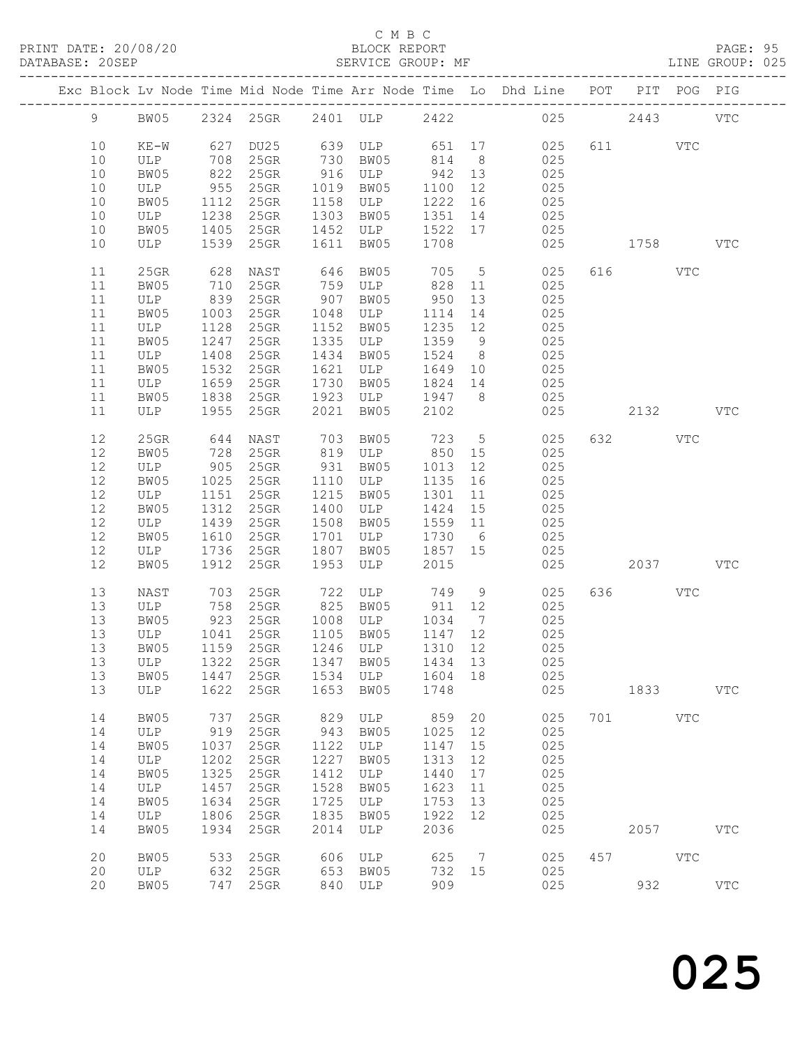C M B C

BLOCK REPORT

SERVICE GROUP: MF

PRINT DATE: 20/08/20
DATABASE: 20SEP

LINE GROUP: 025

| Exc | Block | Lv | Node | Time | Mid Node | Time | Arr Node | Time | Lo | Dhd Line | POT | PIT | POG | PIG |
|---|---|---|---|---|---|---|---|---|---|---|---|---|---|---|
| | 9 | | BW05 | 2324 | 25GR | 2401 | ULP | 2422 | | 025 | | 2443 | | VTC |
| | 10 | | KE-W | 627 | DU25 | 639 | ULP | 651 | 17 | 025 | 611 | | VTC | |
| | 10 | | ULP | 708 | 25GR | 730 | BW05 | 814 | 8 | 025 | | | | |
| | 10 | | BW05 | 822 | 25GR | 916 | ULP | 942 | 13 | 025 | | | | |
| | 10 | | ULP | 955 | 25GR | 1019 | BW05 | 1100 | 12 | 025 | | | | |
| | 10 | | BW05 | 1112 | 25GR | 1158 | ULP | 1222 | 16 | 025 | | | | |
| | 10 | | ULP | 1238 | 25GR | 1303 | BW05 | 1351 | 14 | 025 | | | | |
| | 10 | | BW05 | 1405 | 25GR | 1452 | ULP | 1522 | 17 | 025 | | | | |
| | 10 | | ULP | 1539 | 25GR | 1611 | BW05 | 1708 | | 025 | | 1758 | | VTC |
| | 11 | | 25GR | 628 | NAST | 646 | BW05 | 705 | 5 | 025 | 616 | | VTC | |
| | 11 | | BW05 | 710 | 25GR | 759 | ULP | 828 | 11 | 025 | | | | |
| | 11 | | ULP | 839 | 25GR | 907 | BW05 | 950 | 13 | 025 | | | | |
| | 11 | | BW05 | 1003 | 25GR | 1048 | ULP | 1114 | 14 | 025 | | | | |
| | 11 | | ULP | 1128 | 25GR | 1152 | BW05 | 1235 | 12 | 025 | | | | |
| | 11 | | BW05 | 1247 | 25GR | 1335 | ULP | 1359 | 9 | 025 | | | | |
| | 11 | | ULP | 1408 | 25GR | 1434 | BW05 | 1524 | 8 | 025 | | | | |
| | 11 | | BW05 | 1532 | 25GR | 1621 | ULP | 1649 | 10 | 025 | | | | |
| | 11 | | ULP | 1659 | 25GR | 1730 | BW05 | 1824 | 14 | 025 | | | | |
| | 11 | | BW05 | 1838 | 25GR | 1923 | ULP | 1947 | 8 | 025 | | | | |
| | 11 | | ULP | 1955 | 25GR | 2021 | BW05 | 2102 | | 025 | | 2132 | | VTC |
| | 12 | | 25GR | 644 | NAST | 703 | BW05 | 723 | 5 | 025 | 632 | | VTC | |
| | 12 | | BW05 | 728 | 25GR | 819 | ULP | 850 | 15 | 025 | | | | |
| | 12 | | ULP | 905 | 25GR | 931 | BW05 | 1013 | 12 | 025 | | | | |
| | 12 | | BW05 | 1025 | 25GR | 1110 | ULP | 1135 | 16 | 025 | | | | |
| | 12 | | ULP | 1151 | 25GR | 1215 | BW05 | 1301 | 11 | 025 | | | | |
| | 12 | | BW05 | 1312 | 25GR | 1400 | ULP | 1424 | 15 | 025 | | | | |
| | 12 | | ULP | 1439 | 25GR | 1508 | BW05 | 1559 | 11 | 025 | | | | |
| | 12 | | BW05 | 1610 | 25GR | 1701 | ULP | 1730 | 6 | 025 | | | | |
| | 12 | | ULP | 1736 | 25GR | 1807 | BW05 | 1857 | 15 | 025 | | | | |
| | 12 | | BW05 | 1912 | 25GR | 1953 | ULP | 2015 | | 025 | | 2037 | | VTC |
| | 13 | | NAST | 703 | 25GR | 722 | ULP | 749 | 9 | 025 | 636 | | VTC | |
| | 13 | | ULP | 758 | 25GR | 825 | BW05 | 911 | 12 | 025 | | | | |
| | 13 | | BW05 | 923 | 25GR | 1008 | ULP | 1034 | 7 | 025 | | | | |
| | 13 | | ULP | 1041 | 25GR | 1105 | BW05 | 1147 | 12 | 025 | | | | |
| | 13 | | BW05 | 1159 | 25GR | 1246 | ULP | 1310 | 12 | 025 | | | | |
| | 13 | | ULP | 1322 | 25GR | 1347 | BW05 | 1434 | 13 | 025 | | | | |
| | 13 | | BW05 | 1447 | 25GR | 1534 | ULP | 1604 | 18 | 025 | | | | |
| | 13 | | ULP | 1622 | 25GR | 1653 | BW05 | 1748 | | 025 | | 1833 | | VTC |
| | 14 | | BW05 | 737 | 25GR | 829 | ULP | 859 | 20 | 025 | 701 | | VTC | |
| | 14 | | ULP | 919 | 25GR | 943 | BW05 | 1025 | 12 | 025 | | | | |
| | 14 | | BW05 | 1037 | 25GR | 1122 | ULP | 1147 | 15 | 025 | | | | |
| | 14 | | ULP | 1202 | 25GR | 1227 | BW05 | 1313 | 12 | 025 | | | | |
| | 14 | | BW05 | 1325 | 25GR | 1412 | ULP | 1440 | 17 | 025 | | | | |
| | 14 | | ULP | 1457 | 25GR | 1528 | BW05 | 1623 | 11 | 025 | | | | |
| | 14 | | BW05 | 1634 | 25GR | 1725 | ULP | 1753 | 13 | 025 | | | | |
| | 14 | | ULP | 1806 | 25GR | 1835 | BW05 | 1922 | 12 | 025 | | | | |
| | 14 | | BW05 | 1934 | 25GR | 2014 | ULP | 2036 | | 025 | | 2057 | | VTC |
| | 20 | | BW05 | 533 | 25GR | 606 | ULP | 625 | 7 | 025 | 457 | | VTC | |
| | 20 | | ULP | 632 | 25GR | 653 | BW05 | 732 | 15 | 025 | | | | |
| | 20 | | BW05 | 747 | 25GR | 840 | ULP | 909 | | 025 | | 932 | | VTC |

025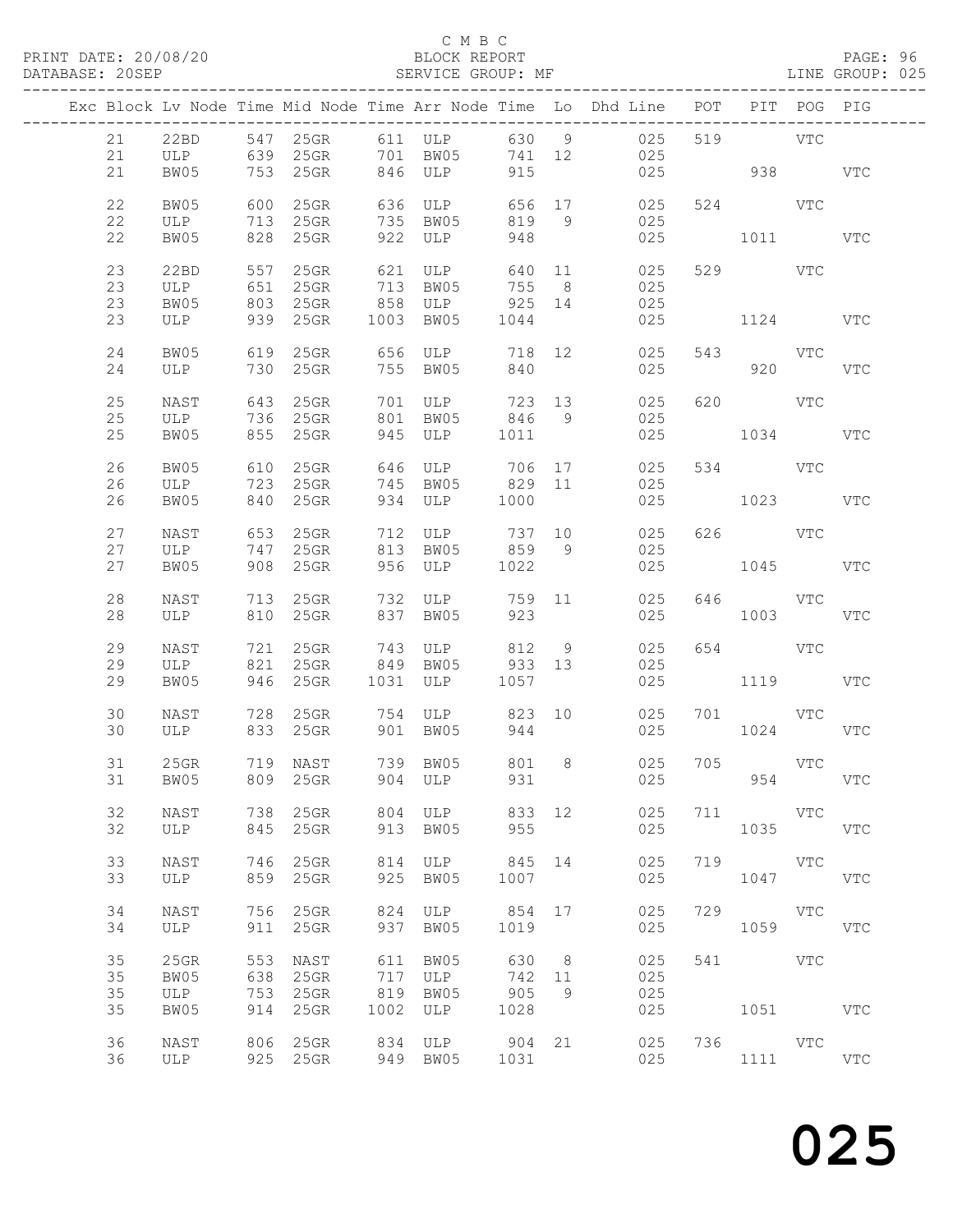C M B C
PRINT DATE: 20/08/20 BLOCK REPORT
DATABASE: 20SEP SERVICE GROUP: MF LINE GROUP: 025

| Exc | Block | Lv | Node | Time | Mid Node | Time | Arr Node | Time | Lo | Dhd Line | POT | PIT | POG | PIG |
|---|---|---|---|---|---|---|---|---|---|---|---|---|---|---|
| | 21 | | 22BD | 547 | 25GR | 611 | ULP | 630 | 9 | 025 | 519 | | VTC | |
| | 21 | | ULP | 639 | 25GR | 701 | BW05 | 741 | 12 | 025 | | | | |
| | 21 | | BW05 | 753 | 25GR | 846 | ULP | 915 | | 025 | | 938 | | VTC |
| | 22 | | BW05 | 600 | 25GR | 636 | ULP | 656 | 17 | 025 | 524 | | VTC | |
| | 22 | | ULP | 713 | 25GR | 735 | BW05 | 819 | 9 | 025 | | | | |
| | 22 | | BW05 | 828 | 25GR | 922 | ULP | 948 | | 025 | | 1011 | | VTC |
| | 23 | | 22BD | 557 | 25GR | 621 | ULP | 640 | 11 | 025 | 529 | | VTC | |
| | 23 | | ULP | 651 | 25GR | 713 | BW05 | 755 | 8 | 025 | | | | |
| | 23 | | BW05 | 803 | 25GR | 858 | ULP | 925 | 14 | 025 | | | | |
| | 23 | | ULP | 939 | 25GR | 1003 | BW05 | 1044 | | 025 | | 1124 | | VTC |
| | 24 | | BW05 | 619 | 25GR | 656 | ULP | 718 | 12 | 025 | 543 | | VTC | |
| | 24 | | ULP | 730 | 25GR | 755 | BW05 | 840 | | 025 | | 920 | | VTC |
| | 25 | | NAST | 643 | 25GR | 701 | ULP | 723 | 13 | 025 | 620 | | VTC | |
| | 25 | | ULP | 736 | 25GR | 801 | BW05 | 846 | 9 | 025 | | | | |
| | 25 | | BW05 | 855 | 25GR | 945 | ULP | 1011 | | 025 | | 1034 | | VTC |
| | 26 | | BW05 | 610 | 25GR | 646 | ULP | 706 | 17 | 025 | 534 | | VTC | |
| | 26 | | ULP | 723 | 25GR | 745 | BW05 | 829 | 11 | 025 | | | | |
| | 26 | | BW05 | 840 | 25GR | 934 | ULP | 1000 | | 025 | | 1023 | | VTC |
| | 27 | | NAST | 653 | 25GR | 712 | ULP | 737 | 10 | 025 | 626 | | VTC | |
| | 27 | | ULP | 747 | 25GR | 813 | BW05 | 859 | 9 | 025 | | | | |
| | 27 | | BW05 | 908 | 25GR | 956 | ULP | 1022 | | 025 | | 1045 | | VTC |
| | 28 | | NAST | 713 | 25GR | 732 | ULP | 759 | 11 | 025 | 646 | | VTC | |
| | 28 | | ULP | 810 | 25GR | 837 | BW05 | 923 | | 025 | | 1003 | | VTC |
| | 29 | | NAST | 721 | 25GR | 743 | ULP | 812 | 9 | 025 | 654 | | VTC | |
| | 29 | | ULP | 821 | 25GR | 849 | BW05 | 933 | 13 | 025 | | | | |
| | 29 | | BW05 | 946 | 25GR | 1031 | ULP | 1057 | | 025 | | 1119 | | VTC |
| | 30 | | NAST | 728 | 25GR | 754 | ULP | 823 | 10 | 025 | 701 | | VTC | |
| | 30 | | ULP | 833 | 25GR | 901 | BW05 | 944 | | 025 | | 1024 | | VTC |
| | 31 | | 25GR | 719 | NAST | 739 | BW05 | 801 | 8 | 025 | 705 | | VTC | |
| | 31 | | BW05 | 809 | 25GR | 904 | ULP | 931 | | 025 | | 954 | | VTC |
| | 32 | | NAST | 738 | 25GR | 804 | ULP | 833 | 12 | 025 | 711 | | VTC | |
| | 32 | | ULP | 845 | 25GR | 913 | BW05 | 955 | | 025 | | 1035 | | VTC |
| | 33 | | NAST | 746 | 25GR | 814 | ULP | 845 | 14 | 025 | 719 | | VTC | |
| | 33 | | ULP | 859 | 25GR | 925 | BW05 | 1007 | | 025 | | 1047 | | VTC |
| | 34 | | NAST | 756 | 25GR | 824 | ULP | 854 | 17 | 025 | 729 | | VTC | |
| | 34 | | ULP | 911 | 25GR | 937 | BW05 | 1019 | | 025 | | 1059 | | VTC |
| | 35 | | 25GR | 553 | NAST | 611 | BW05 | 630 | 8 | 025 | 541 | | VTC | |
| | 35 | | BW05 | 638 | 25GR | 717 | ULP | 742 | 11 | 025 | | | | |
| | 35 | | ULP | 753 | 25GR | 819 | BW05 | 905 | 9 | 025 | | | | |
| | 35 | | BW05 | 914 | 25GR | 1002 | ULP | 1028 | | 025 | | 1051 | | VTC |
| | 36 | | NAST | 806 | 25GR | 834 | ULP | 904 | 21 | 025 | 736 | | VTC | |
| | 36 | | ULP | 925 | 25GR | 949 | BW05 | 1031 | | 025 | | 1111 | | VTC |

025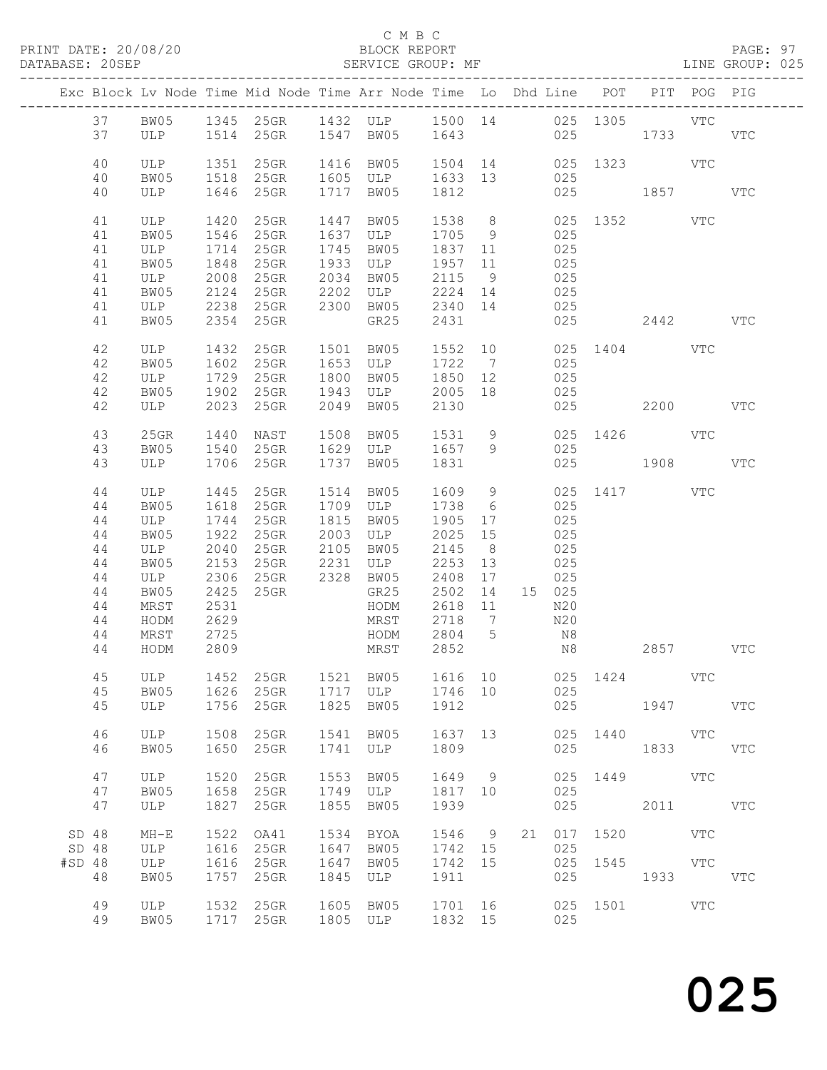C M B C

BLOCK REPORT

SERVICE GROUP: MF

LINE GROUP: 025

| Exc | Block | Lv | Node | Time | Mid Node | Time | Arr Node | Time | Lo | Dhd | Line | POT | PIT | POG | PIG |
|---|---|---|---|---|---|---|---|---|---|---|---|---|---|---|---|
| | 37 | | BW05 | 1345 | 25GR | 1432 | ULP | 1500 | 14 | | 025 | 1305 | | VTC | |
| | 37 | | ULP | 1514 | 25GR | 1547 | BW05 | 1643 | | | 025 | | 1733 | | VTC |
| | 40 | | ULP | 1351 | 25GR | 1416 | BW05 | 1504 | 14 | | 025 | 1323 | | VTC | |
| | 40 | | BW05 | 1518 | 25GR | 1605 | ULP | 1633 | 13 | | 025 | | | | |
| | 40 | | ULP | 1646 | 25GR | 1717 | BW05 | 1812 | | | 025 | | 1857 | | VTC |
| | 41 | | ULP | 1420 | 25GR | 1447 | BW05 | 1538 | 8 | | 025 | 1352 | | VTC | |
| | 41 | | BW05 | 1546 | 25GR | 1637 | ULP | 1705 | 9 | | 025 | | | | |
| | 41 | | ULP | 1714 | 25GR | 1745 | BW05 | 1837 | 11 | | 025 | | | | |
| | 41 | | BW05 | 1848 | 25GR | 1933 | ULP | 1957 | 11 | | 025 | | | | |
| | 41 | | ULP | 2008 | 25GR | 2034 | BW05 | 2115 | 9 | | 025 | | | | |
| | 41 | | BW05 | 2124 | 25GR | 2202 | ULP | 2224 | 14 | | 025 | | | | |
| | 41 | | ULP | 2238 | 25GR | 2300 | BW05 | 2340 | 14 | | 025 | | | | |
| | 41 | | BW05 | 2354 | 25GR | | GR25 | 2431 | | | 025 | | 2442 | | VTC |
| | 42 | | ULP | 1432 | 25GR | 1501 | BW05 | 1552 | 10 | | 025 | 1404 | | VTC | |
| | 42 | | BW05 | 1602 | 25GR | 1653 | ULP | 1722 | 7 | | 025 | | | | |
| | 42 | | ULP | 1729 | 25GR | 1800 | BW05 | 1850 | 12 | | 025 | | | | |
| | 42 | | BW05 | 1902 | 25GR | 1943 | ULP | 2005 | 18 | | 025 | | | | |
| | 42 | | ULP | 2023 | 25GR | 2049 | BW05 | 2130 | | | 025 | | 2200 | | VTC |
| | 43 | | 25GR | 1440 | NAST | 1508 | BW05 | 1531 | 9 | | 025 | 1426 | | VTC | |
| | 43 | | BW05 | 1540 | 25GR | 1629 | ULP | 1657 | 9 | | 025 | | | | |
| | 43 | | ULP | 1706 | 25GR | 1737 | BW05 | 1831 | | | 025 | | 1908 | | VTC |
| | 44 | | ULP | 1445 | 25GR | 1514 | BW05 | 1609 | 9 | | 025 | 1417 | | VTC | |
| | 44 | | BW05 | 1618 | 25GR | 1709 | ULP | 1738 | 6 | | 025 | | | | |
| | 44 | | ULP | 1744 | 25GR | 1815 | BW05 | 1905 | 17 | | 025 | | | | |
| | 44 | | BW05 | 1922 | 25GR | 2003 | ULP | 2025 | 15 | | 025 | | | | |
| | 44 | | ULP | 2040 | 25GR | 2105 | BW05 | 2145 | 8 | | 025 | | | | |
| | 44 | | BW05 | 2153 | 25GR | 2231 | ULP | 2253 | 13 | | 025 | | | | |
| | 44 | | ULP | 2306 | 25GR | 2328 | BW05 | 2408 | 17 | | 025 | | | | |
| | 44 | | BW05 | 2425 | 25GR | | GR25 | 2502 | 14 | 15 | 025 | | | | |
| | 44 | | MRST | 2531 | | | HODM | 2618 | 11 | | N20 | | | | |
| | 44 | | HODM | 2629 | | | MRST | 2718 | 7 | | N20 | | | | |
| | 44 | | MRST | 2725 | | | HODM | 2804 | 5 | | N8 | | | | |
| | 44 | | HODM | 2809 | | | MRST | 2852 | | | N8 | | 2857 | | VTC |
| | 45 | | ULP | 1452 | 25GR | 1521 | BW05 | 1616 | 10 | | 025 | 1424 | | VTC | |
| | 45 | | BW05 | 1626 | 25GR | 1717 | ULP | 1746 | 10 | | 025 | | | | |
| | 45 | | ULP | 1756 | 25GR | 1825 | BW05 | 1912 | | | 025 | | 1947 | | VTC |
| | 46 | | ULP | 1508 | 25GR | 1541 | BW05 | 1637 | 13 | | 025 | 1440 | | VTC | |
| | 46 | | BW05 | 1650 | 25GR | 1741 | ULP | 1809 | | | 025 | | 1833 | | VTC |
| | 47 | | ULP | 1520 | 25GR | 1553 | BW05 | 1649 | 9 | | 025 | 1449 | | VTC | |
| | 47 | | BW05 | 1658 | 25GR | 1749 | ULP | 1817 | 10 | | 025 | | | | |
| | 47 | | ULP | 1827 | 25GR | 1855 | BW05 | 1939 | | | 025 | | 2011 | | VTC |
| SD | 48 | | MH-E | 1522 | OA41 | 1534 | BYOA | 1546 | 9 | 21 | 017 | 1520 | | VTC | |
| SD | 48 | | ULP | 1616 | 25GR | 1647 | BW05 | 1742 | 15 | | 025 | | | | |
| #SD | 48 | | ULP | 1616 | 25GR | 1647 | BW05 | 1742 | 15 | | 025 | 1545 | | VTC | |
| | 48 | | BW05 | 1757 | 25GR | 1845 | ULP | 1911 | | | 025 | | 1933 | | VTC |
| | 49 | | ULP | 1532 | 25GR | 1605 | BW05 | 1701 | 16 | | 025 | 1501 | | VTC | |
| | 49 | | BW05 | 1717 | 25GR | 1805 | ULP | 1832 | 15 | | 025 | | | | |

025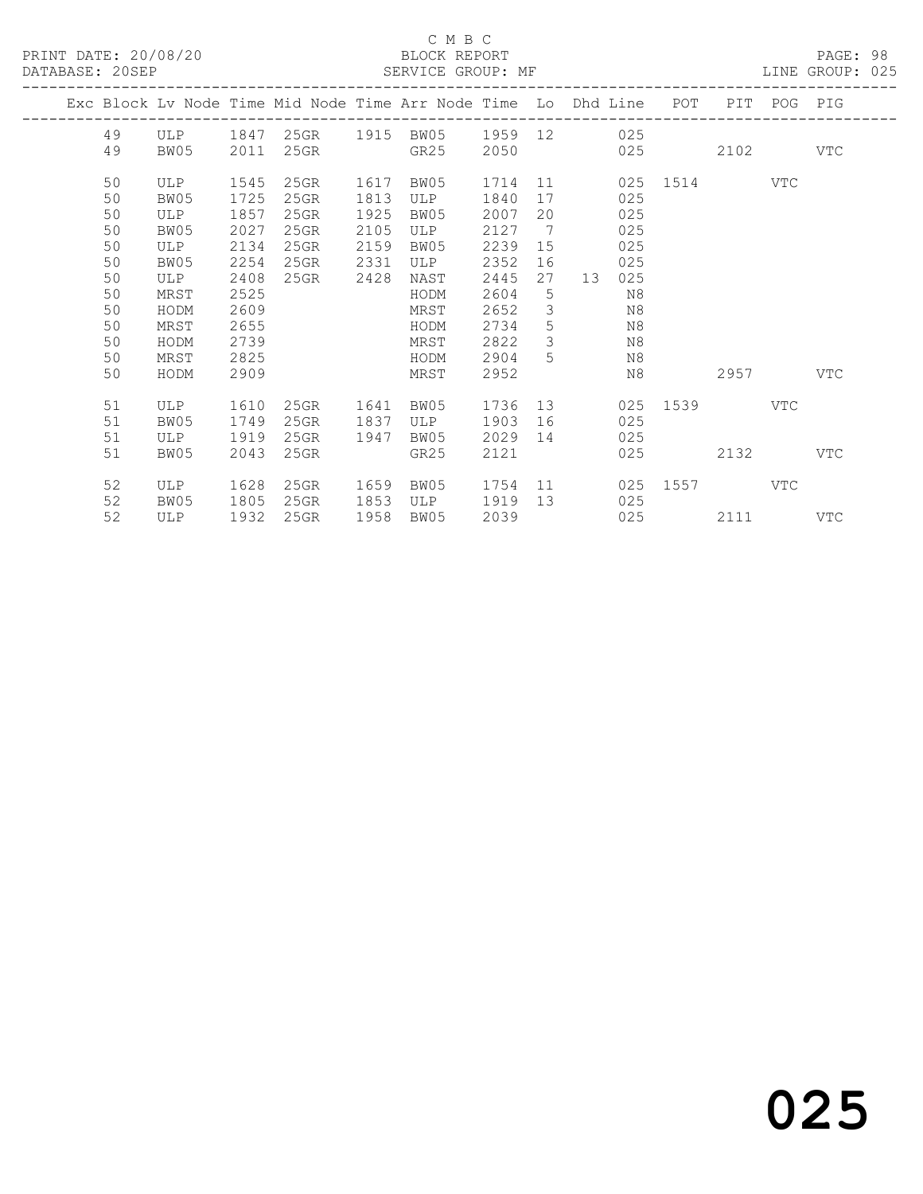C M B C
BLOCK REPORT
SERVICE GROUP: MF

PRINT DATE: 20/08/20
DATABASE: 20SEP
LINE GROUP: 025

| Exc | Block | Lv Node | Time | Mid Node | Time | Arr Node | Time | Lo | Dhd | Line | POT | PIT | POG | PIG |
|---|---|---|---|---|---|---|---|---|---|---|---|---|---|---|
| | 49 | ULP | 1847 | 25GR | 1915 | BW05 | 1959 | 12 | | 025 | | | | |
| | 49 | BW05 | 2011 | 25GR | | GR25 | 2050 | | | 025 | | 2102 | | VTC |
| | 50 | ULP | 1545 | 25GR | 1617 | BW05 | 1714 | 11 | | 025 | 1514 | | VTC | |
| | 50 | BW05 | 1725 | 25GR | 1813 | ULP | 1840 | 17 | | 025 | | | | |
| | 50 | ULP | 1857 | 25GR | 1925 | BW05 | 2007 | 20 | | 025 | | | | |
| | 50 | BW05 | 2027 | 25GR | 2105 | ULP | 2127 | 7 | | 025 | | | | |
| | 50 | ULP | 2134 | 25GR | 2159 | BW05 | 2239 | 15 | | 025 | | | | |
| | 50 | BW05 | 2254 | 25GR | 2331 | ULP | 2352 | 16 | | 025 | | | | |
| | 50 | ULP | 2408 | 25GR | 2428 | NAST | 2445 | 27 | 13 | 025 | | | | |
| | 50 | MRST | 2525 | | | HODM | 2604 | 5 | | N8 | | | | |
| | 50 | HODM | 2609 | | | MRST | 2652 | 3 | | N8 | | | | |
| | 50 | MRST | 2655 | | | HODM | 2734 | 5 | | N8 | | | | |
| | 50 | HODM | 2739 | | | MRST | 2822 | 3 | | N8 | | | | |
| | 50 | MRST | 2825 | | | HODM | 2904 | 5 | | N8 | | | | |
| | 50 | HODM | 2909 | | | MRST | 2952 | | | N8 | | 2957 | | VTC |
| | 51 | ULP | 1610 | 25GR | 1641 | BW05 | 1736 | 13 | | 025 | 1539 | | VTC | |
| | 51 | BW05 | 1749 | 25GR | 1837 | ULP | 1903 | 16 | | 025 | | | | |
| | 51 | ULP | 1919 | 25GR | 1947 | BW05 | 2029 | 14 | | 025 | | | | |
| | 51 | BW05 | 2043 | 25GR | | GR25 | 2121 | | | 025 | | 2132 | | VTC |
| | 52 | ULP | 1628 | 25GR | 1659 | BW05 | 1754 | 11 | | 025 | 1557 | | VTC | |
| | 52 | BW05 | 1805 | 25GR | 1853 | ULP | 1919 | 13 | | 025 | | | | |
| | 52 | ULP | 1932 | 25GR | 1958 | BW05 | 2039 | | | 025 | | 2111 | | VTC |

025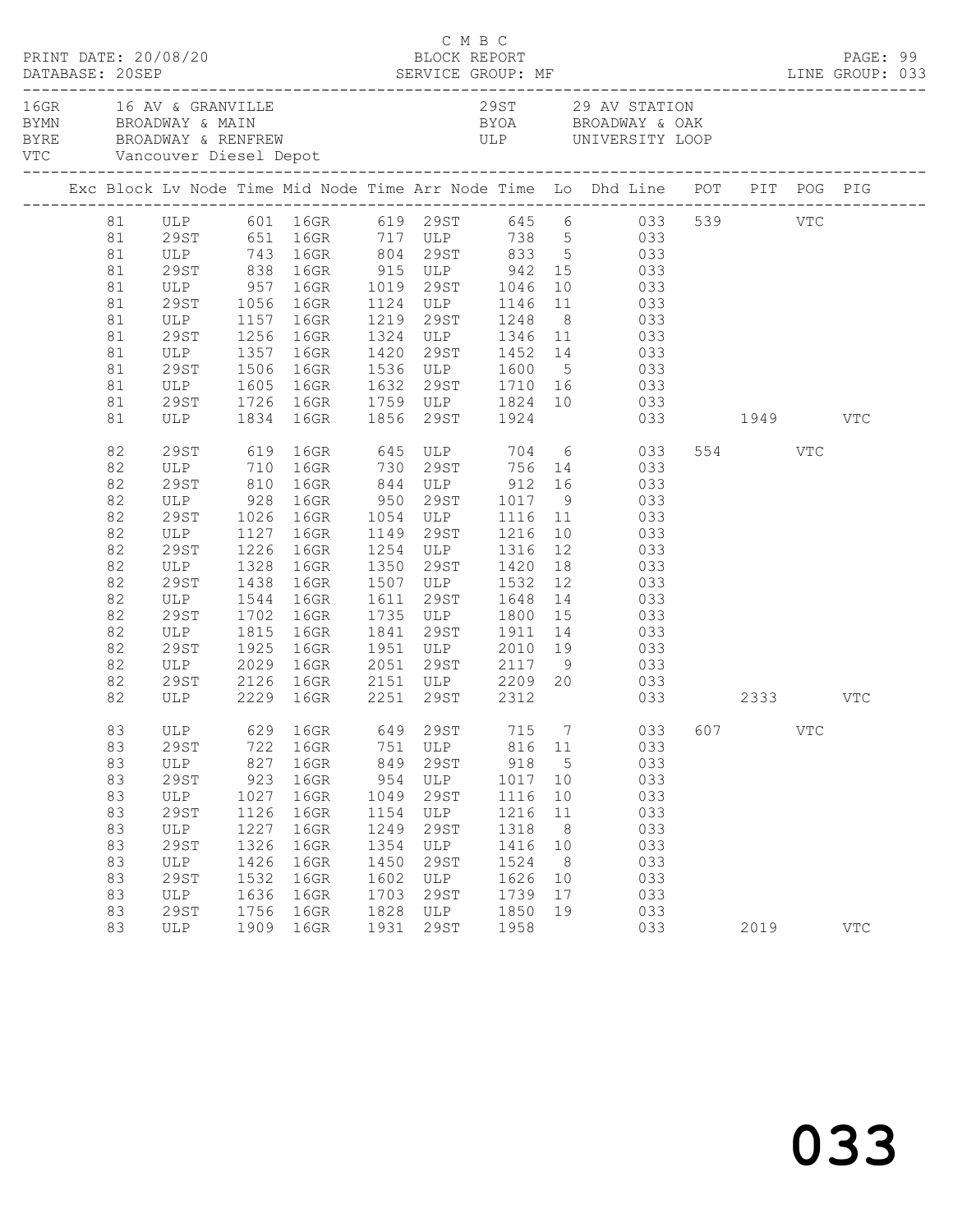C M B C
PRINT DATE: 20/08/20 BLOCK REPORT
DATABASE: 20SEP SERVICE GROUP: MF LINE GROUP: 033

| Code | Name | Code | Name |
|---|---|---|---|
| 16GR | 16 AV & GRANVILLE | 29ST | 29 AV STATION |
| BYMN | BROADWAY & MAIN | BYOA | BROADWAY & OAK |
| BYRE | BROADWAY & RENFREW | ULP | UNIVERSITY LOOP |
| VTC | Vancouver Diesel Depot | | |

| Exc | Block | Lv Node | Time | Mid Node | Time | Arr Node | Time | Lo | Dhd Line | POT | PIT | POG | PIG |
|---|---|---|---|---|---|---|---|---|---|---|---|---|---|
| | 81 | ULP | 601 | 16GR | 619 | 29ST | 645 | 6 | 033 | 539 | | VTC | |
| | 81 | 29ST | 651 | 16GR | 717 | ULP | 738 | 5 | 033 | | | | |
| | 81 | ULP | 743 | 16GR | 804 | 29ST | 833 | 5 | 033 | | | | |
| | 81 | 29ST | 838 | 16GR | 915 | ULP | 942 | 15 | 033 | | | | |
| | 81 | ULP | 957 | 16GR | 1019 | 29ST | 1046 | 10 | 033 | | | | |
| | 81 | 29ST | 1056 | 16GR | 1124 | ULP | 1146 | 11 | 033 | | | | |
| | 81 | ULP | 1157 | 16GR | 1219 | 29ST | 1248 | 8 | 033 | | | | |
| | 81 | 29ST | 1256 | 16GR | 1324 | ULP | 1346 | 11 | 033 | | | | |
| | 81 | ULP | 1357 | 16GR | 1420 | 29ST | 1452 | 14 | 033 | | | | |
| | 81 | 29ST | 1506 | 16GR | 1536 | ULP | 1600 | 5 | 033 | | | | |
| | 81 | ULP | 1605 | 16GR | 1632 | 29ST | 1710 | 16 | 033 | | | | |
| | 81 | 29ST | 1726 | 16GR | 1759 | ULP | 1824 | 10 | 033 | | | | |
| | 81 | ULP | 1834 | 16GR | 1856 | 29ST | 1924 | | 033 | | 1949 | | VTC |
| | 82 | 29ST | 619 | 16GR | 645 | ULP | 704 | 6 | 033 | 554 | | VTC | |
| | 82 | ULP | 710 | 16GR | 730 | 29ST | 756 | 14 | 033 | | | | |
| | 82 | 29ST | 810 | 16GR | 844 | ULP | 912 | 16 | 033 | | | | |
| | 82 | ULP | 928 | 16GR | 950 | 29ST | 1017 | 9 | 033 | | | | |
| | 82 | 29ST | 1026 | 16GR | 1054 | ULP | 1116 | 11 | 033 | | | | |
| | 82 | ULP | 1127 | 16GR | 1149 | 29ST | 1216 | 10 | 033 | | | | |
| | 82 | 29ST | 1226 | 16GR | 1254 | ULP | 1316 | 12 | 033 | | | | |
| | 82 | ULP | 1328 | 16GR | 1350 | 29ST | 1420 | 18 | 033 | | | | |
| | 82 | 29ST | 1438 | 16GR | 1507 | ULP | 1532 | 12 | 033 | | | | |
| | 82 | ULP | 1544 | 16GR | 1611 | 29ST | 1648 | 14 | 033 | | | | |
| | 82 | 29ST | 1702 | 16GR | 1735 | ULP | 1800 | 15 | 033 | | | | |
| | 82 | ULP | 1815 | 16GR | 1841 | 29ST | 1911 | 14 | 033 | | | | |
| | 82 | 29ST | 1925 | 16GR | 1951 | ULP | 2010 | 19 | 033 | | | | |
| | 82 | ULP | 2029 | 16GR | 2051 | 29ST | 2117 | 9 | 033 | | | | |
| | 82 | 29ST | 2126 | 16GR | 2151 | ULP | 2209 | 20 | 033 | | | | |
| | 82 | ULP | 2229 | 16GR | 2251 | 29ST | 2312 | | 033 | | 2333 | | VTC |
| | 83 | ULP | 629 | 16GR | 649 | 29ST | 715 | 7 | 033 | 607 | | VTC | |
| | 83 | 29ST | 722 | 16GR | 751 | ULP | 816 | 11 | 033 | | | | |
| | 83 | ULP | 827 | 16GR | 849 | 29ST | 918 | 5 | 033 | | | | |
| | 83 | 29ST | 923 | 16GR | 954 | ULP | 1017 | 10 | 033 | | | | |
| | 83 | ULP | 1027 | 16GR | 1049 | 29ST | 1116 | 10 | 033 | | | | |
| | 83 | 29ST | 1126 | 16GR | 1154 | ULP | 1216 | 11 | 033 | | | | |
| | 83 | ULP | 1227 | 16GR | 1249 | 29ST | 1318 | 8 | 033 | | | | |
| | 83 | 29ST | 1326 | 16GR | 1354 | ULP | 1416 | 10 | 033 | | | | |
| | 83 | ULP | 1426 | 16GR | 1450 | 29ST | 1524 | 8 | 033 | | | | |
| | 83 | 29ST | 1532 | 16GR | 1602 | ULP | 1626 | 10 | 033 | | | | |
| | 83 | ULP | 1636 | 16GR | 1703 | 29ST | 1739 | 17 | 033 | | | | |
| | 83 | 29ST | 1756 | 16GR | 1828 | ULP | 1850 | 19 | 033 | | | | |
| | 83 | ULP | 1909 | 16GR | 1931 | 29ST | 1958 | | 033 | | 2019 | | VTC |

033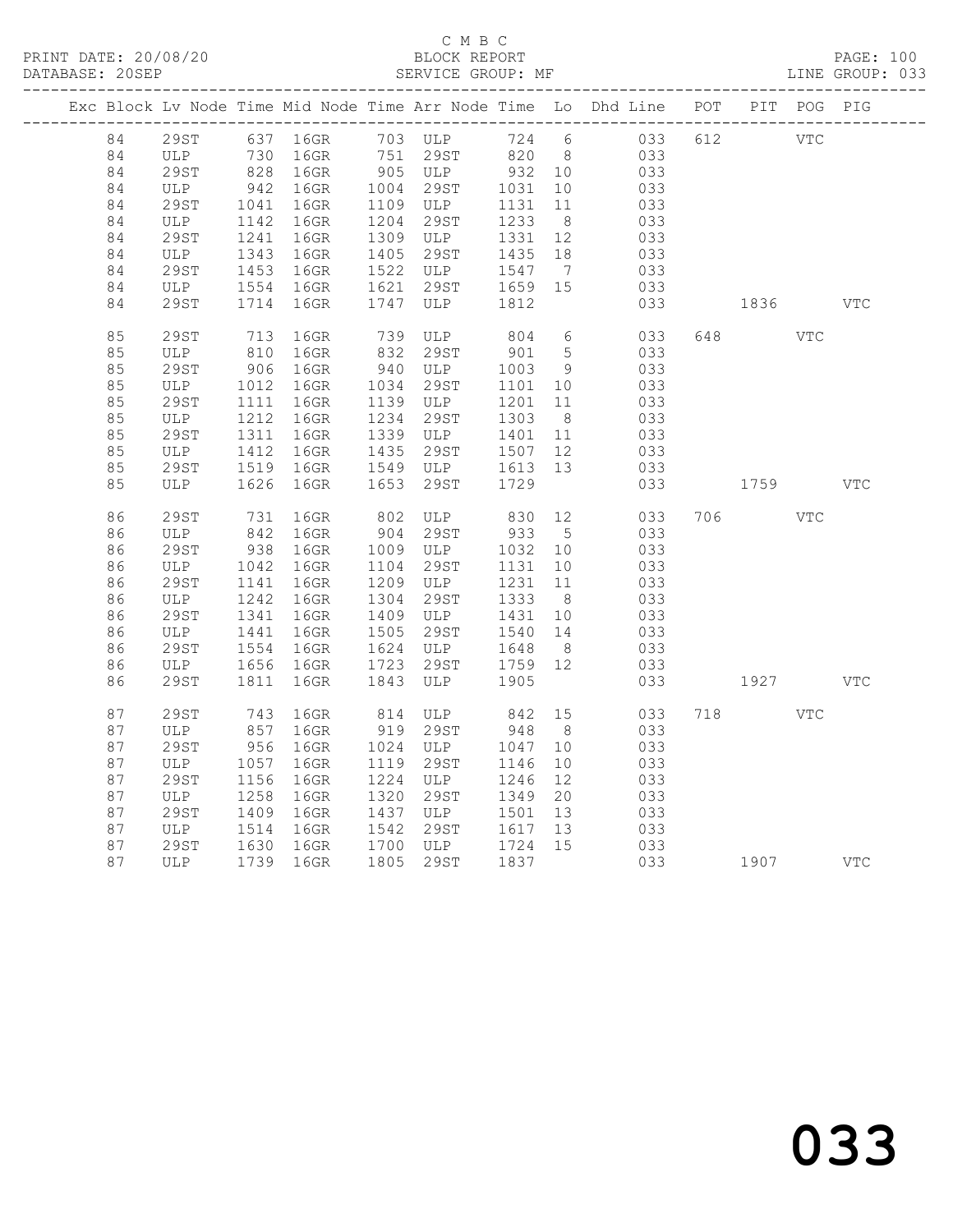C M B C
BLOCK REPORT
SERVICE GROUP: MF

PRINT DATE: 20/08/20
DATABASE: 20SEP

LINE GROUP: 033

| Exc | Block | Lv Node | Time | Mid Node | Time | Arr Node | Time | Lo | Dhd Line | POT | PIT | POG | PIG |
|---|---|---|---|---|---|---|---|---|---|---|---|---|---|
| | 84 | 29ST | 637 | 16GR | 703 | ULP | 724 | 6 | 033 | 612 | | VTC | |
| | 84 | ULP | 730 | 16GR | 751 | 29ST | 820 | 8 | 033 | | | | |
| | 84 | 29ST | 828 | 16GR | 905 | ULP | 932 | 10 | 033 | | | | |
| | 84 | ULP | 942 | 16GR | 1004 | 29ST | 1031 | 10 | 033 | | | | |
| | 84 | 29ST | 1041 | 16GR | 1109 | ULP | 1131 | 11 | 033 | | | | |
| | 84 | ULP | 1142 | 16GR | 1204 | 29ST | 1233 | 8 | 033 | | | | |
| | 84 | 29ST | 1241 | 16GR | 1309 | ULP | 1331 | 12 | 033 | | | | |
| | 84 | ULP | 1343 | 16GR | 1405 | 29ST | 1435 | 18 | 033 | | | | |
| | 84 | 29ST | 1453 | 16GR | 1522 | ULP | 1547 | 7 | 033 | | | | |
| | 84 | ULP | 1554 | 16GR | 1621 | 29ST | 1659 | 15 | 033 | | | | |
| | 84 | 29ST | 1714 | 16GR | 1747 | ULP | 1812 | | 033 | | 1836 | | VTC |
| | 85 | 29ST | 713 | 16GR | 739 | ULP | 804 | 6 | 033 | 648 | | VTC | |
| | 85 | ULP | 810 | 16GR | 832 | 29ST | 901 | 5 | 033 | | | | |
| | 85 | 29ST | 906 | 16GR | 940 | ULP | 1003 | 9 | 033 | | | | |
| | 85 | ULP | 1012 | 16GR | 1034 | 29ST | 1101 | 10 | 033 | | | | |
| | 85 | 29ST | 1111 | 16GR | 1139 | ULP | 1201 | 11 | 033 | | | | |
| | 85 | ULP | 1212 | 16GR | 1234 | 29ST | 1303 | 8 | 033 | | | | |
| | 85 | 29ST | 1311 | 16GR | 1339 | ULP | 1401 | 11 | 033 | | | | |
| | 85 | ULP | 1412 | 16GR | 1435 | 29ST | 1507 | 12 | 033 | | | | |
| | 85 | 29ST | 1519 | 16GR | 1549 | ULP | 1613 | 13 | 033 | | | | |
| | 85 | ULP | 1626 | 16GR | 1653 | 29ST | 1729 | | 033 | | 1759 | | VTC |
| | 86 | 29ST | 731 | 16GR | 802 | ULP | 830 | 12 | 033 | 706 | | VTC | |
| | 86 | ULP | 842 | 16GR | 904 | 29ST | 933 | 5 | 033 | | | | |
| | 86 | 29ST | 938 | 16GR | 1009 | ULP | 1032 | 10 | 033 | | | | |
| | 86 | ULP | 1042 | 16GR | 1104 | 29ST | 1131 | 10 | 033 | | | | |
| | 86 | 29ST | 1141 | 16GR | 1209 | ULP | 1231 | 11 | 033 | | | | |
| | 86 | ULP | 1242 | 16GR | 1304 | 29ST | 1333 | 8 | 033 | | | | |
| | 86 | 29ST | 1341 | 16GR | 1409 | ULP | 1431 | 10 | 033 | | | | |
| | 86 | ULP | 1441 | 16GR | 1505 | 29ST | 1540 | 14 | 033 | | | | |
| | 86 | 29ST | 1554 | 16GR | 1624 | ULP | 1648 | 8 | 033 | | | | |
| | 86 | ULP | 1656 | 16GR | 1723 | 29ST | 1759 | 12 | 033 | | | | |
| | 86 | 29ST | 1811 | 16GR | 1843 | ULP | 1905 | | 033 | | 1927 | | VTC |
| | 87 | 29ST | 743 | 16GR | 814 | ULP | 842 | 15 | 033 | 718 | | VTC | |
| | 87 | ULP | 857 | 16GR | 919 | 29ST | 948 | 8 | 033 | | | | |
| | 87 | 29ST | 956 | 16GR | 1024 | ULP | 1047 | 10 | 033 | | | | |
| | 87 | ULP | 1057 | 16GR | 1119 | 29ST | 1146 | 10 | 033 | | | | |
| | 87 | 29ST | 1156 | 16GR | 1224 | ULP | 1246 | 12 | 033 | | | | |
| | 87 | ULP | 1258 | 16GR | 1320 | 29ST | 1349 | 20 | 033 | | | | |
| | 87 | 29ST | 1409 | 16GR | 1437 | ULP | 1501 | 13 | 033 | | | | |
| | 87 | ULP | 1514 | 16GR | 1542 | 29ST | 1617 | 13 | 033 | | | | |
| | 87 | 29ST | 1630 | 16GR | 1700 | ULP | 1724 | 15 | 033 | | | | |
| | 87 | ULP | 1739 | 16GR | 1805 | 29ST | 1837 | | 033 | | 1907 | | VTC |

033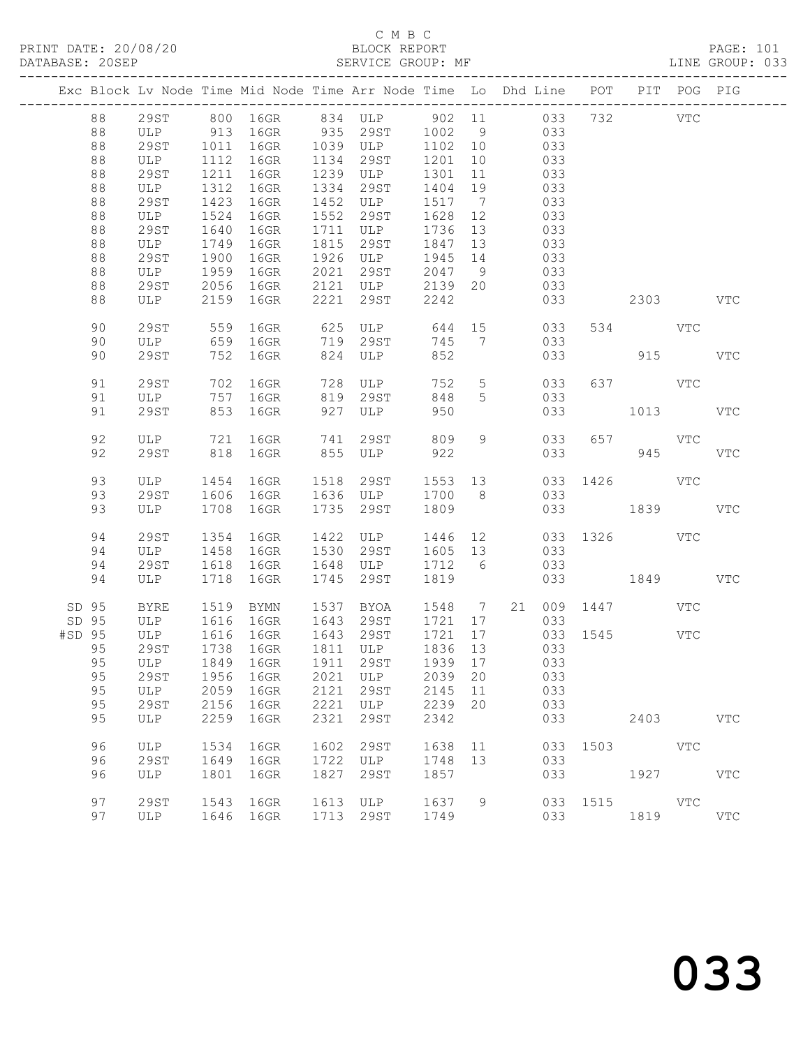C M B C
PRINT DATE: 20/08/20 BLOCK REPORT PAGE: 101
DATABASE: 20SEP SERVICE GROUP: MF LINE GROUP: 033

| Exc | Block | Lv | Node | Time | Mid Node | Time | Arr Node | Time | Lo | Dhd | Line | POT | PIT | POG | PIG |
|---|---|---|---|---|---|---|---|---|---|---|---|---|---|---|---|
| | 88 | | 29ST | 800 | 16GR | 834 | ULP | 902 | 11 | | 033 | 732 | | VTC | |
| | 88 | | ULP | 913 | 16GR | 935 | 29ST | 1002 | 9 | | 033 | | | | |
| | 88 | | 29ST | 1011 | 16GR | 1039 | ULP | 1102 | 10 | | 033 | | | | |
| | 88 | | ULP | 1112 | 16GR | 1134 | 29ST | 1201 | 10 | | 033 | | | | |
| | 88 | | 29ST | 1211 | 16GR | 1239 | ULP | 1301 | 11 | | 033 | | | | |
| | 88 | | ULP | 1312 | 16GR | 1334 | 29ST | 1404 | 19 | | 033 | | | | |
| | 88 | | 29ST | 1423 | 16GR | 1452 | ULP | 1517 | 7 | | 033 | | | | |
| | 88 | | ULP | 1524 | 16GR | 1552 | 29ST | 1628 | 12 | | 033 | | | | |
| | 88 | | 29ST | 1640 | 16GR | 1711 | ULP | 1736 | 13 | | 033 | | | | |
| | 88 | | ULP | 1749 | 16GR | 1815 | 29ST | 1847 | 13 | | 033 | | | | |
| | 88 | | 29ST | 1900 | 16GR | 1926 | ULP | 1945 | 14 | | 033 | | | | |
| | 88 | | ULP | 1959 | 16GR | 2021 | 29ST | 2047 | 9 | | 033 | | | | |
| | 88 | | 29ST | 2056 | 16GR | 2121 | ULP | 2139 | 20 | | 033 | | | | |
| | 88 | | ULP | 2159 | 16GR | 2221 | 29ST | 2242 | | | 033 | | 2303 | | VTC |
| | 90 | | 29ST | 559 | 16GR | 625 | ULP | 644 | 15 | | 033 | 534 | | VTC | |
| | 90 | | ULP | 659 | 16GR | 719 | 29ST | 745 | 7 | | 033 | | | | |
| | 90 | | 29ST | 752 | 16GR | 824 | ULP | 852 | | | 033 | | 915 | | VTC |
| | 91 | | 29ST | 702 | 16GR | 728 | ULP | 752 | 5 | | 033 | 637 | | VTC | |
| | 91 | | ULP | 757 | 16GR | 819 | 29ST | 848 | 5 | | 033 | | | | |
| | 91 | | 29ST | 853 | 16GR | 927 | ULP | 950 | | | 033 | | 1013 | | VTC |
| | 92 | | ULP | 721 | 16GR | 741 | 29ST | 809 | 9 | | 033 | 657 | | VTC | |
| | 92 | | 29ST | 818 | 16GR | 855 | ULP | 922 | | | 033 | | 945 | | VTC |
| | 93 | | ULP | 1454 | 16GR | 1518 | 29ST | 1553 | 13 | | 033 | 1426 | | VTC | |
| | 93 | | 29ST | 1606 | 16GR | 1636 | ULP | 1700 | 8 | | 033 | | | | |
| | 93 | | ULP | 1708 | 16GR | 1735 | 29ST | 1809 | | | 033 | | 1839 | | VTC |
| | 94 | | 29ST | 1354 | 16GR | 1422 | ULP | 1446 | 12 | | 033 | 1326 | | VTC | |
| | 94 | | ULP | 1458 | 16GR | 1530 | 29ST | 1605 | 13 | | 033 | | | | |
| | 94 | | 29ST | 1618 | 16GR | 1648 | ULP | 1712 | 6 | | 033 | | | | |
| | 94 | | ULP | 1718 | 16GR | 1745 | 29ST | 1819 | | | 033 | | 1849 | | VTC |
| SD | 95 | | BYRE | 1519 | BYMN | 1537 | BYOA | 1548 | 7 | 21 | 009 | 1447 | | VTC | |
| SD | 95 | | ULP | 1616 | 16GR | 1643 | 29ST | 1721 | 17 | | 033 | | | | |
| #SD | 95 | | ULP | 1616 | 16GR | 1643 | 29ST | 1721 | 17 | | 033 | 1545 | | VTC | |
| | 95 | | 29ST | 1738 | 16GR | 1811 | ULP | 1836 | 13 | | 033 | | | | |
| | 95 | | ULP | 1849 | 16GR | 1911 | 29ST | 1939 | 17 | | 033 | | | | |
| | 95 | | 29ST | 1956 | 16GR | 2021 | ULP | 2039 | 20 | | 033 | | | | |
| | 95 | | ULP | 2059 | 16GR | 2121 | 29ST | 2145 | 11 | | 033 | | | | |
| | 95 | | 29ST | 2156 | 16GR | 2221 | ULP | 2239 | 20 | | 033 | | | | |
| | 95 | | ULP | 2259 | 16GR | 2321 | 29ST | 2342 | | | 033 | | 2403 | | VTC |
| | 96 | | ULP | 1534 | 16GR | 1602 | 29ST | 1638 | 11 | | 033 | 1503 | | VTC | |
| | 96 | | 29ST | 1649 | 16GR | 1722 | ULP | 1748 | 13 | | 033 | | | | |
| | 96 | | ULP | 1801 | 16GR | 1827 | 29ST | 1857 | | | 033 | | 1927 | | VTC |
| | 97 | | 29ST | 1543 | 16GR | 1613 | ULP | 1637 | 9 | | 033 | 1515 | | VTC | |
| | 97 | | ULP | 1646 | 16GR | 1713 | 29ST | 1749 | | | 033 | | 1819 | | VTC |

033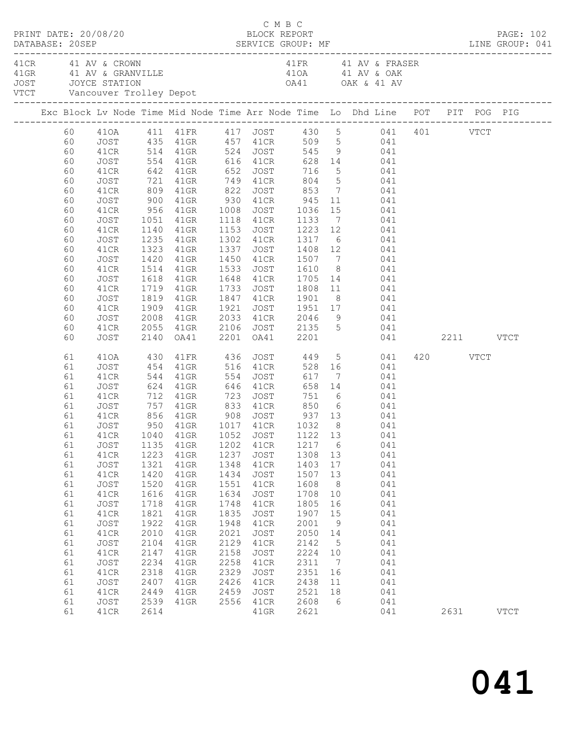C M B C
PRINT DATE: 20/08/20 BLOCK REPORT
DATABASE: 20SEP SERVICE GROUP: MF LINE GROUP: 041

41CR 41 AV & CROWN
41GR 41 AV & GRANVILLE
JOST JOYCE STATION
VTCT Vancouver Trolley Depot
41FR 41 AV & FRASER
41OA 41 AV & OAK
OA41 OAK & 41 AV

| Exc | Block | Lv | Node | Time | Mid Node | Time | Arr Node | Time | Lo | Dhd Line | POT | PIT | POG | PIG |
|---|---|---|---|---|---|---|---|---|---|---|---|---|---|---|
| | 60 | | 41OA | 411 | 41FR | 417 | JOST | 430 | 5 | 041 | 401 | | VTCT | |
| | 60 | | JOST | 435 | 41GR | 457 | 41CR | 509 | 5 | 041 | | | | |
| | 60 | | 41CR | 514 | 41GR | 524 | JOST | 545 | 9 | 041 | | | | |
| | 60 | | JOST | 554 | 41GR | 616 | 41CR | 628 | 14 | 041 | | | | |
| | 60 | | 41CR | 642 | 41GR | 652 | JOST | 716 | 5 | 041 | | | | |
| | 60 | | JOST | 721 | 41GR | 749 | 41CR | 804 | 5 | 041 | | | | |
| | 60 | | 41CR | 809 | 41GR | 822 | JOST | 853 | 7 | 041 | | | | |
| | 60 | | JOST | 900 | 41GR | 930 | 41CR | 945 | 11 | 041 | | | | |
| | 60 | | 41CR | 956 | 41GR | 1008 | JOST | 1036 | 15 | 041 | | | | |
| | 60 | | JOST | 1051 | 41GR | 1118 | 41CR | 1133 | 7 | 041 | | | | |
| | 60 | | 41CR | 1140 | 41GR | 1153 | JOST | 1223 | 12 | 041 | | | | |
| | 60 | | JOST | 1235 | 41GR | 1302 | 41CR | 1317 | 6 | 041 | | | | |
| | 60 | | 41CR | 1323 | 41GR | 1337 | JOST | 1408 | 12 | 041 | | | | |
| | 60 | | JOST | 1420 | 41GR | 1450 | 41CR | 1507 | 7 | 041 | | | | |
| | 60 | | 41CR | 1514 | 41GR | 1533 | JOST | 1610 | 8 | 041 | | | | |
| | 60 | | JOST | 1618 | 41GR | 1648 | 41CR | 1705 | 14 | 041 | | | | |
| | 60 | | 41CR | 1719 | 41GR | 1733 | JOST | 1808 | 11 | 041 | | | | |
| | 60 | | JOST | 1819 | 41GR | 1847 | 41CR | 1901 | 8 | 041 | | | | |
| | 60 | | 41CR | 1909 | 41GR | 1921 | JOST | 1951 | 17 | 041 | | | | |
| | 60 | | JOST | 2008 | 41GR | 2033 | 41CR | 2046 | 9 | 041 | | | | |
| | 60 | | 41CR | 2055 | 41GR | 2106 | JOST | 2135 | 5 | 041 | | | | |
| | 60 | | JOST | 2140 | OA41 | 2201 | OA41 | 2201 | | 041 | | 2211 | | VTCT |
| | 61 | | 41OA | 430 | 41FR | 436 | JOST | 449 | 5 | 041 | 420 | | VTCT | |
| | 61 | | JOST | 454 | 41GR | 516 | 41CR | 528 | 16 | 041 | | | | |
| | 61 | | 41CR | 544 | 41GR | 554 | JOST | 617 | 7 | 041 | | | | |
| | 61 | | JOST | 624 | 41GR | 646 | 41CR | 658 | 14 | 041 | | | | |
| | 61 | | 41CR | 712 | 41GR | 723 | JOST | 751 | 6 | 041 | | | | |
| | 61 | | JOST | 757 | 41GR | 833 | 41CR | 850 | 6 | 041 | | | | |
| | 61 | | 41CR | 856 | 41GR | 908 | JOST | 937 | 13 | 041 | | | | |
| | 61 | | JOST | 950 | 41GR | 1017 | 41CR | 1032 | 8 | 041 | | | | |
| | 61 | | 41CR | 1040 | 41GR | 1052 | JOST | 1122 | 13 | 041 | | | | |
| | 61 | | JOST | 1135 | 41GR | 1202 | 41CR | 1217 | 6 | 041 | | | | |
| | 61 | | 41CR | 1223 | 41GR | 1237 | JOST | 1308 | 13 | 041 | | | | |
| | 61 | | JOST | 1321 | 41GR | 1348 | 41CR | 1403 | 17 | 041 | | | | |
| | 61 | | 41CR | 1420 | 41GR | 1434 | JOST | 1507 | 13 | 041 | | | | |
| | 61 | | JOST | 1520 | 41GR | 1551 | 41CR | 1608 | 8 | 041 | | | | |
| | 61 | | 41CR | 1616 | 41GR | 1634 | JOST | 1708 | 10 | 041 | | | | |
| | 61 | | JOST | 1718 | 41GR | 1748 | 41CR | 1805 | 16 | 041 | | | | |
| | 61 | | 41CR | 1821 | 41GR | 1835 | JOST | 1907 | 15 | 041 | | | | |
| | 61 | | JOST | 1922 | 41GR | 1948 | 41CR | 2001 | 9 | 041 | | | | |
| | 61 | | 41CR | 2010 | 41GR | 2021 | JOST | 2050 | 14 | 041 | | | | |
| | 61 | | JOST | 2104 | 41GR | 2129 | 41CR | 2142 | 5 | 041 | | | | |
| | 61 | | 41CR | 2147 | 41GR | 2158 | JOST | 2224 | 10 | 041 | | | | |
| | 61 | | JOST | 2234 | 41GR | 2258 | 41CR | 2311 | 7 | 041 | | | | |
| | 61 | | 41CR | 2318 | 41GR | 2329 | JOST | 2351 | 16 | 041 | | | | |
| | 61 | | JOST | 2407 | 41GR | 2426 | 41CR | 2438 | 11 | 041 | | | | |
| | 61 | | 41CR | 2449 | 41GR | 2459 | JOST | 2521 | 18 | 041 | | | | |
| | 61 | | JOST | 2539 | 41GR | 2556 | 41CR | 2608 | 6 | 041 | | | | |
| | 61 | | 41CR | 2614 | | | 41GR | 2621 | | 041 | | 2631 | | VTCT |

041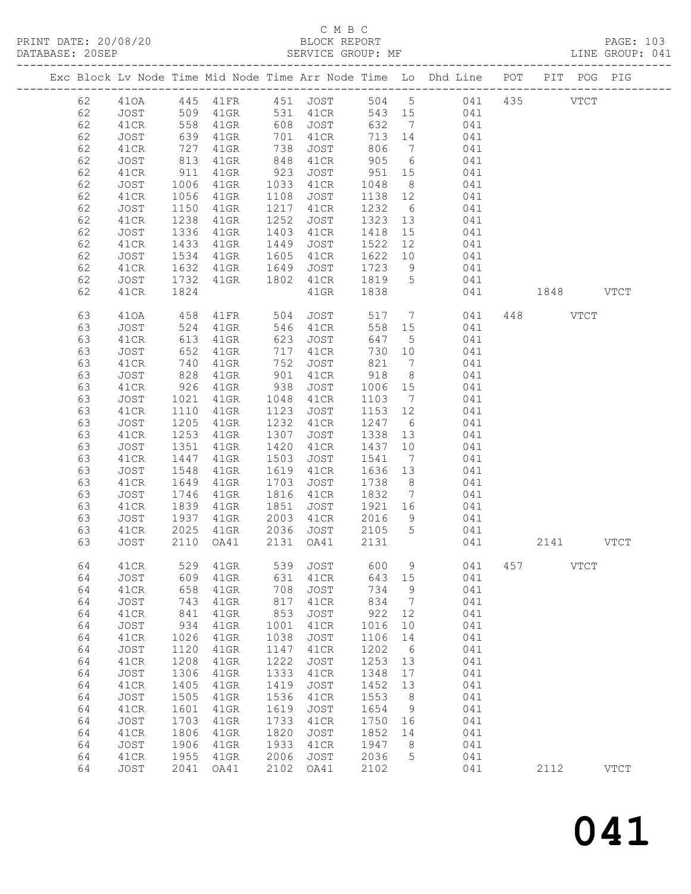C M B C
BLOCK REPORT
SERVICE GROUP: MF

PRINT DATE: 20/08/20
DATABASE: 20SEP
LINE GROUP: 041

| Exc | Block | Lv Node | Time | Mid Node | Time | Arr Node | Time | Lo | Dhd Line | POT | PIT | POG | PIG |
|---|---|---|---|---|---|---|---|---|---|---|---|---|---|
| | 62 | 41OA | 445 | 41FR | 451 | JOST | 504 | 5 | 041 | 435 | | VTCT | |
| | 62 | JOST | 509 | 41GR | 531 | 41CR | 543 | 15 | 041 | | | | |
| | 62 | 41CR | 558 | 41GR | 608 | JOST | 632 | 7 | 041 | | | | |
| | 62 | JOST | 639 | 41GR | 701 | 41CR | 713 | 14 | 041 | | | | |
| | 62 | 41CR | 727 | 41GR | 738 | JOST | 806 | 7 | 041 | | | | |
| | 62 | JOST | 813 | 41GR | 848 | 41CR | 905 | 6 | 041 | | | | |
| | 62 | 41CR | 911 | 41GR | 923 | JOST | 951 | 15 | 041 | | | | |
| | 62 | JOST | 1006 | 41GR | 1033 | 41CR | 1048 | 8 | 041 | | | | |
| | 62 | 41CR | 1056 | 41GR | 1108 | JOST | 1138 | 12 | 041 | | | | |
| | 62 | JOST | 1150 | 41GR | 1217 | 41CR | 1232 | 6 | 041 | | | | |
| | 62 | 41CR | 1238 | 41GR | 1252 | JOST | 1323 | 13 | 041 | | | | |
| | 62 | JOST | 1336 | 41GR | 1403 | 41CR | 1418 | 15 | 041 | | | | |
| | 62 | 41CR | 1433 | 41GR | 1449 | JOST | 1522 | 12 | 041 | | | | |
| | 62 | JOST | 1534 | 41GR | 1605 | 41CR | 1622 | 10 | 041 | | | | |
| | 62 | 41CR | 1632 | 41GR | 1649 | JOST | 1723 | 9 | 041 | | | | |
| | 62 | JOST | 1732 | 41GR | 1802 | 41CR | 1819 | 5 | 041 | | | | |
| | 62 | 41CR | 1824 | | | 41GR | 1838 | | 041 | | 1848 | | VTCT |
| | 63 | 41OA | 458 | 41FR | 504 | JOST | 517 | 7 | 041 | 448 | | VTCT | |
| | 63 | JOST | 524 | 41GR | 546 | 41CR | 558 | 15 | 041 | | | | |
| | 63 | 41CR | 613 | 41GR | 623 | JOST | 647 | 5 | 041 | | | | |
| | 63 | JOST | 652 | 41GR | 717 | 41CR | 730 | 10 | 041 | | | | |
| | 63 | 41CR | 740 | 41GR | 752 | JOST | 821 | 7 | 041 | | | | |
| | 63 | JOST | 828 | 41GR | 901 | 41CR | 918 | 8 | 041 | | | | |
| | 63 | 41CR | 926 | 41GR | 938 | JOST | 1006 | 15 | 041 | | | | |
| | 63 | JOST | 1021 | 41GR | 1048 | 41CR | 1103 | 7 | 041 | | | | |
| | 63 | 41CR | 1110 | 41GR | 1123 | JOST | 1153 | 12 | 041 | | | | |
| | 63 | JOST | 1205 | 41GR | 1232 | 41CR | 1247 | 6 | 041 | | | | |
| | 63 | 41CR | 1253 | 41GR | 1307 | JOST | 1338 | 13 | 041 | | | | |
| | 63 | JOST | 1351 | 41GR | 1420 | 41CR | 1437 | 10 | 041 | | | | |
| | 63 | 41CR | 1447 | 41GR | 1503 | JOST | 1541 | 7 | 041 | | | | |
| | 63 | JOST | 1548 | 41GR | 1619 | 41CR | 1636 | 13 | 041 | | | | |
| | 63 | 41CR | 1649 | 41GR | 1703 | JOST | 1738 | 8 | 041 | | | | |
| | 63 | JOST | 1746 | 41GR | 1816 | 41CR | 1832 | 7 | 041 | | | | |
| | 63 | 41CR | 1839 | 41GR | 1851 | JOST | 1921 | 16 | 041 | | | | |
| | 63 | JOST | 1937 | 41GR | 2003 | 41CR | 2016 | 9 | 041 | | | | |
| | 63 | 41CR | 2025 | 41GR | 2036 | JOST | 2105 | 5 | 041 | | | | |
| | 63 | JOST | 2110 | OA41 | 2131 | OA41 | 2131 | | 041 | | 2141 | | VTCT |
| | 64 | 41CR | 529 | 41GR | 539 | JOST | 600 | 9 | 041 | 457 | | VTCT | |
| | 64 | JOST | 609 | 41GR | 631 | 41CR | 643 | 15 | 041 | | | | |
| | 64 | 41CR | 658 | 41GR | 708 | JOST | 734 | 9 | 041 | | | | |
| | 64 | JOST | 743 | 41GR | 817 | 41CR | 834 | 7 | 041 | | | | |
| | 64 | 41CR | 841 | 41GR | 853 | JOST | 922 | 12 | 041 | | | | |
| | 64 | JOST | 934 | 41GR | 1001 | 41CR | 1016 | 10 | 041 | | | | |
| | 64 | 41CR | 1026 | 41GR | 1038 | JOST | 1106 | 14 | 041 | | | | |
| | 64 | JOST | 1120 | 41GR | 1147 | 41CR | 1202 | 6 | 041 | | | | |
| | 64 | 41CR | 1208 | 41GR | 1222 | JOST | 1253 | 13 | 041 | | | | |
| | 64 | JOST | 1306 | 41GR | 1333 | 41CR | 1348 | 17 | 041 | | | | |
| | 64 | 41CR | 1405 | 41GR | 1419 | JOST | 1452 | 13 | 041 | | | | |
| | 64 | JOST | 1505 | 41GR | 1536 | 41CR | 1553 | 8 | 041 | | | | |
| | 64 | 41CR | 1601 | 41GR | 1619 | JOST | 1654 | 9 | 041 | | | | |
| | 64 | JOST | 1703 | 41GR | 1733 | 41CR | 1750 | 16 | 041 | | | | |
| | 64 | 41CR | 1806 | 41GR | 1820 | JOST | 1852 | 14 | 041 | | | | |
| | 64 | JOST | 1906 | 41GR | 1933 | 41CR | 1947 | 8 | 041 | | | | |
| | 64 | 41CR | 1955 | 41GR | 2006 | JOST | 2036 | 5 | 041 | | | | |
| | 64 | JOST | 2041 | OA41 | 2102 | OA41 | 2102 | | 041 | | 2112 | | VTCT |

041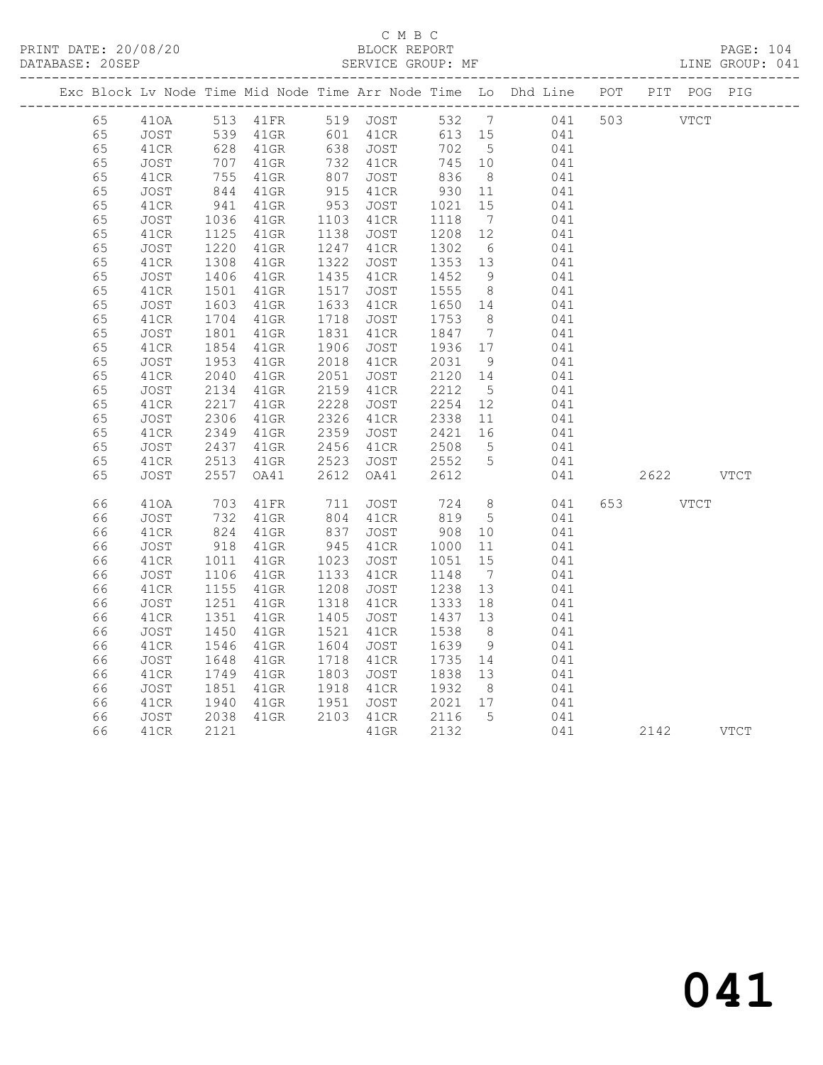C M B C
PRINT DATE: 20/08/20 BLOCK REPORT
DATABASE: 20SEP SERVICE GROUP: MF LINE GROUP: 041

| Exc | Block | Lv | Node | Time | Mid Node | Time | Arr Node | Time | Lo | Dhd Line | POT | PIT | POG | PIG |
|---|---|---|---|---|---|---|---|---|---|---|---|---|---|---|
| | 65 | | 41OA | 513 | 41FR | 519 | JOST | 532 | 7 | 041 | 503 | | VTCT | |
| | 65 | | JOST | 539 | 41GR | 601 | 41CR | 613 | 15 | 041 | | | | |
| | 65 | | 41CR | 628 | 41GR | 638 | JOST | 702 | 5 | 041 | | | | |
| | 65 | | JOST | 707 | 41GR | 732 | 41CR | 745 | 10 | 041 | | | | |
| | 65 | | 41CR | 755 | 41GR | 807 | JOST | 836 | 8 | 041 | | | | |
| | 65 | | JOST | 844 | 41GR | 915 | 41CR | 930 | 11 | 041 | | | | |
| | 65 | | 41CR | 941 | 41GR | 953 | JOST | 1021 | 15 | 041 | | | | |
| | 65 | | JOST | 1036 | 41GR | 1103 | 41CR | 1118 | 7 | 041 | | | | |
| | 65 | | 41CR | 1125 | 41GR | 1138 | JOST | 1208 | 12 | 041 | | | | |
| | 65 | | JOST | 1220 | 41GR | 1247 | 41CR | 1302 | 6 | 041 | | | | |
| | 65 | | 41CR | 1308 | 41GR | 1322 | JOST | 1353 | 13 | 041 | | | | |
| | 65 | | JOST | 1406 | 41GR | 1435 | 41CR | 1452 | 9 | 041 | | | | |
| | 65 | | 41CR | 1501 | 41GR | 1517 | JOST | 1555 | 8 | 041 | | | | |
| | 65 | | JOST | 1603 | 41GR | 1633 | 41CR | 1650 | 14 | 041 | | | | |
| | 65 | | 41CR | 1704 | 41GR | 1718 | JOST | 1753 | 8 | 041 | | | | |
| | 65 | | JOST | 1801 | 41GR | 1831 | 41CR | 1847 | 7 | 041 | | | | |
| | 65 | | 41CR | 1854 | 41GR | 1906 | JOST | 1936 | 17 | 041 | | | | |
| | 65 | | JOST | 1953 | 41GR | 2018 | 41CR | 2031 | 9 | 041 | | | | |
| | 65 | | 41CR | 2040 | 41GR | 2051 | JOST | 2120 | 14 | 041 | | | | |
| | 65 | | JOST | 2134 | 41GR | 2159 | 41CR | 2212 | 5 | 041 | | | | |
| | 65 | | 41CR | 2217 | 41GR | 2228 | JOST | 2254 | 12 | 041 | | | | |
| | 65 | | JOST | 2306 | 41GR | 2326 | 41CR | 2338 | 11 | 041 | | | | |
| | 65 | | 41CR | 2349 | 41GR | 2359 | JOST | 2421 | 16 | 041 | | | | |
| | 65 | | JOST | 2437 | 41GR | 2456 | 41CR | 2508 | 5 | 041 | | | | |
| | 65 | | 41CR | 2513 | 41GR | 2523 | JOST | 2552 | 5 | 041 | | | | |
| | 65 | | JOST | 2557 | OA41 | 2612 | OA41 | 2612 | | 041 | | 2622 | | VTCT |
| | 66 | | 41OA | 703 | 41FR | 711 | JOST | 724 | 8 | 041 | 653 | | VTCT | |
| | 66 | | JOST | 732 | 41GR | 804 | 41CR | 819 | 5 | 041 | | | | |
| | 66 | | 41CR | 824 | 41GR | 837 | JOST | 908 | 10 | 041 | | | | |
| | 66 | | JOST | 918 | 41GR | 945 | 41CR | 1000 | 11 | 041 | | | | |
| | 66 | | 41CR | 1011 | 41GR | 1023 | JOST | 1051 | 15 | 041 | | | | |
| | 66 | | JOST | 1106 | 41GR | 1133 | 41CR | 1148 | 7 | 041 | | | | |
| | 66 | | 41CR | 1155 | 41GR | 1208 | JOST | 1238 | 13 | 041 | | | | |
| | 66 | | JOST | 1251 | 41GR | 1318 | 41CR | 1333 | 18 | 041 | | | | |
| | 66 | | 41CR | 1351 | 41GR | 1405 | JOST | 1437 | 13 | 041 | | | | |
| | 66 | | JOST | 1450 | 41GR | 1521 | 41CR | 1538 | 8 | 041 | | | | |
| | 66 | | 41CR | 1546 | 41GR | 1604 | JOST | 1639 | 9 | 041 | | | | |
| | 66 | | JOST | 1648 | 41GR | 1718 | 41CR | 1735 | 14 | 041 | | | | |
| | 66 | | 41CR | 1749 | 41GR | 1803 | JOST | 1838 | 13 | 041 | | | | |
| | 66 | | JOST | 1851 | 41GR | 1918 | 41CR | 1932 | 8 | 041 | | | | |
| | 66 | | 41CR | 1940 | 41GR | 1951 | JOST | 2021 | 17 | 041 | | | | |
| | 66 | | JOST | 2038 | 41GR | 2103 | 41CR | 2116 | 5 | 041 | | | | |
| | 66 | | 41CR | 2121 | | | 41GR | 2132 | | 041 | | 2142 | | VTCT |

041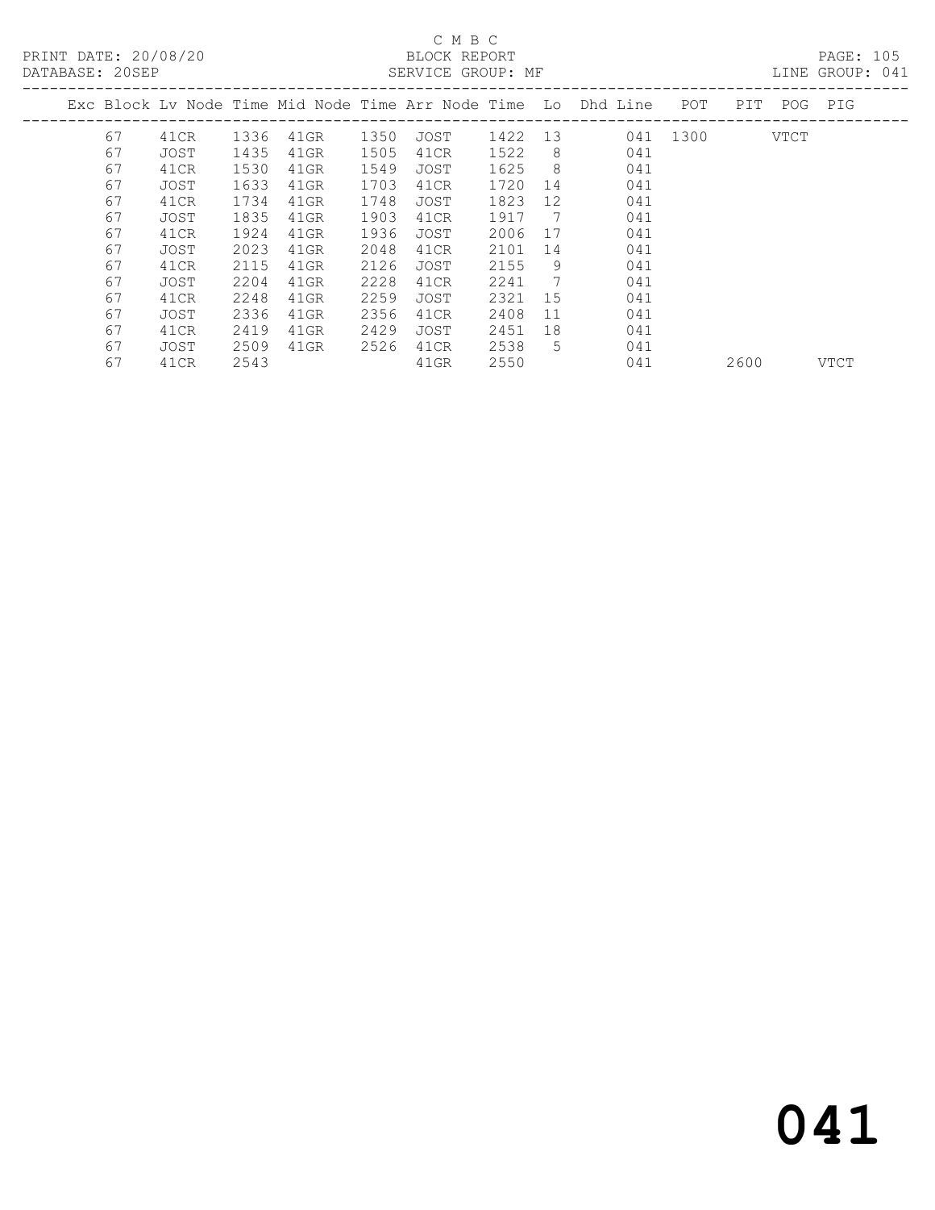C M B C

PRINT DATE: 20/08/20 BLOCK REPORT

DATABASE: 20SEP SERVICE GROUP: MF LINE GROUP: 041

| Exc | Block | Lv | Node | Time | Mid Node | Time | Arr Node | Time | Lo | Dhd Line | POT | PIT | POG | PIG |
|---|---|---|---|---|---|---|---|---|---|---|---|---|---|---|
| | 67 | | 41CR | 1336 | 41GR | 1350 | JOST | 1422 | 13 | 041 | 1300 | | VTCT | |
| | 67 | | JOST | 1435 | 41GR | 1505 | 41CR | 1522 | 8 | 041 | | | | |
| | 67 | | 41CR | 1530 | 41GR | 1549 | JOST | 1625 | 8 | 041 | | | | |
| | 67 | | JOST | 1633 | 41GR | 1703 | 41CR | 1720 | 14 | 041 | | | | |
| | 67 | | 41CR | 1734 | 41GR | 1748 | JOST | 1823 | 12 | 041 | | | | |
| | 67 | | JOST | 1835 | 41GR | 1903 | 41CR | 1917 | 7 | 041 | | | | |
| | 67 | | 41CR | 1924 | 41GR | 1936 | JOST | 2006 | 17 | 041 | | | | |
| | 67 | | JOST | 2023 | 41GR | 2048 | 41CR | 2101 | 14 | 041 | | | | |
| | 67 | | 41CR | 2115 | 41GR | 2126 | JOST | 2155 | 9 | 041 | | | | |
| | 67 | | JOST | 2204 | 41GR | 2228 | 41CR | 2241 | 7 | 041 | | | | |
| | 67 | | 41CR | 2248 | 41GR | 2259 | JOST | 2321 | 15 | 041 | | | | |
| | 67 | | JOST | 2336 | 41GR | 2356 | 41CR | 2408 | 11 | 041 | | | | |
| | 67 | | 41CR | 2419 | 41GR | 2429 | JOST | 2451 | 18 | 041 | | | | |
| | 67 | | JOST | 2509 | 41GR | 2526 | 41CR | 2538 | 5 | 041 | | | | |
| | 67 | | 41CR | 2543 | | | 41GR | 2550 | | 041 | | 2600 | | VTCT |

041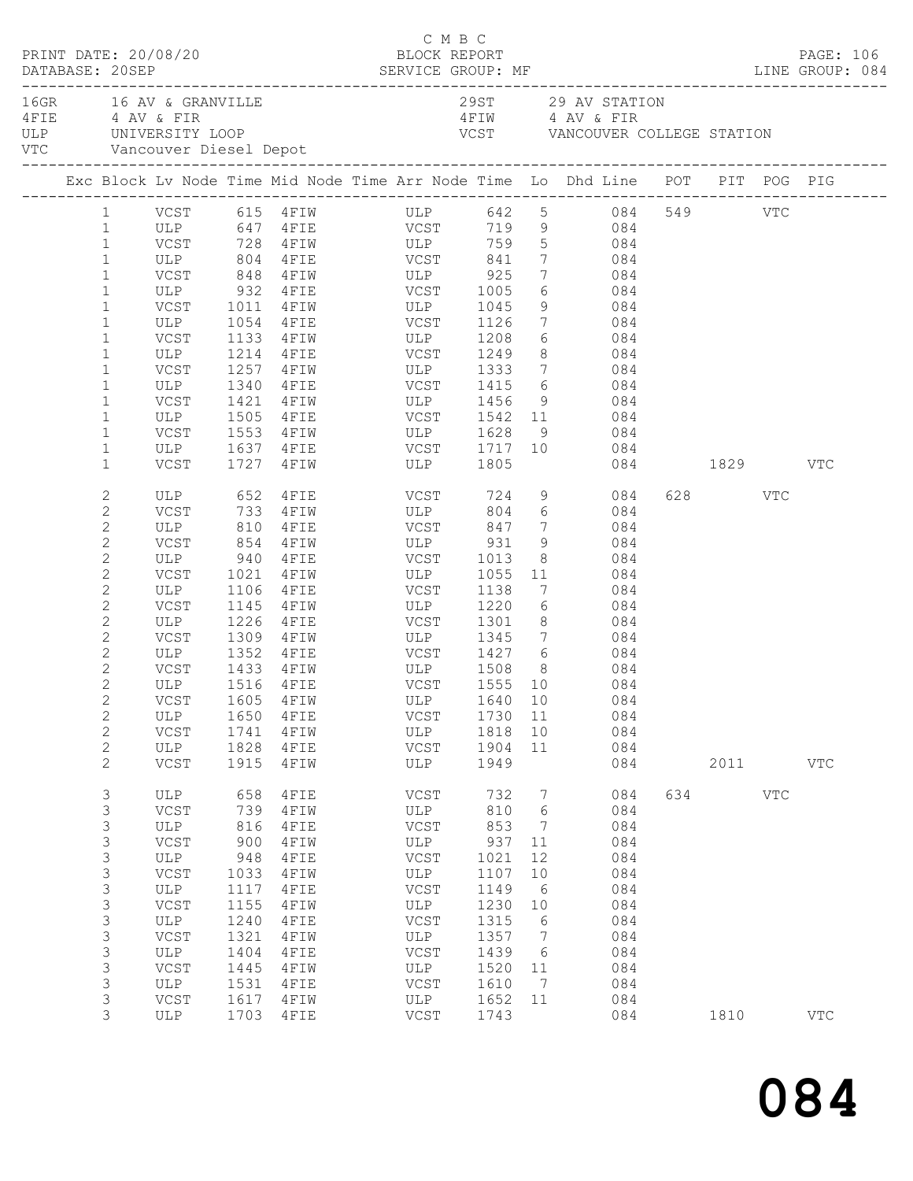C M B C

PRINT DATE: 20/08/20 BLOCK REPORT PAGE: 106
DATABASE: 20SEP SERVICE GROUP: MF LINE GROUP: 084

| Code | Description | Code | Description |
|---|---|---|---|
| 16GR | 16 AV & GRANVILLE | 29ST | 29 AV STATION |
| 4FIE | 4 AV & FIR | 4FIW | 4 AV & FIR |
| ULP | UNIVERSITY LOOP | VCST | VANCOUVER COLLEGE STATION |
| VTC | Vancouver Diesel Depot | | |

| Exc | Block | Lv Node | Time | Mid Node | Time | Arr Node | Time | Lo | Dhd Line | POT | PIT | POG | PIG |
|---|---|---|---|---|---|---|---|---|---|---|---|---|---|
| | 1 | VCST | 615 | 4FIW | | ULP | 642 | 5 | 084 | 549 | | VTC | |
| | 1 | ULP | 647 | 4FIE | | VCST | 719 | 9 | 084 | | | | |
| | 1 | VCST | 728 | 4FIW | | ULP | 759 | 5 | 084 | | | | |
| | 1 | ULP | 804 | 4FIE | | VCST | 841 | 7 | 084 | | | | |
| | 1 | VCST | 848 | 4FIW | | ULP | 925 | 7 | 084 | | | | |
| | 1 | ULP | 932 | 4FIE | | VCST | 1005 | 6 | 084 | | | | |
| | 1 | VCST | 1011 | 4FIW | | ULP | 1045 | 9 | 084 | | | | |
| | 1 | ULP | 1054 | 4FIE | | VCST | 1126 | 7 | 084 | | | | |
| | 1 | VCST | 1133 | 4FIW | | ULP | 1208 | 6 | 084 | | | | |
| | 1 | ULP | 1214 | 4FIE | | VCST | 1249 | 8 | 084 | | | | |
| | 1 | VCST | 1257 | 4FIW | | ULP | 1333 | 7 | 084 | | | | |
| | 1 | ULP | 1340 | 4FIE | | VCST | 1415 | 6 | 084 | | | | |
| | 1 | VCST | 1421 | 4FIW | | ULP | 1456 | 9 | 084 | | | | |
| | 1 | ULP | 1505 | 4FIE | | VCST | 1542 | 11 | 084 | | | | |
| | 1 | VCST | 1553 | 4FIW | | ULP | 1628 | 9 | 084 | | | | |
| | 1 | ULP | 1637 | 4FIE | | VCST | 1717 | 10 | 084 | | | | |
| | 1 | VCST | 1727 | 4FIW | | ULP | 1805 | | 084 | | 1829 | | VTC |
| | 2 | ULP | 652 | 4FIE | | VCST | 724 | 9 | 084 | 628 | | VTC | |
| | 2 | VCST | 733 | 4FIW | | ULP | 804 | 6 | 084 | | | | |
| | 2 | ULP | 810 | 4FIE | | VCST | 847 | 7 | 084 | | | | |
| | 2 | VCST | 854 | 4FIW | | ULP | 931 | 9 | 084 | | | | |
| | 2 | ULP | 940 | 4FIE | | VCST | 1013 | 8 | 084 | | | | |
| | 2 | VCST | 1021 | 4FIW | | ULP | 1055 | 11 | 084 | | | | |
| | 2 | ULP | 1106 | 4FIE | | VCST | 1138 | 7 | 084 | | | | |
| | 2 | VCST | 1145 | 4FIW | | ULP | 1220 | 6 | 084 | | | | |
| | 2 | ULP | 1226 | 4FIE | | VCST | 1301 | 8 | 084 | | | | |
| | 2 | VCST | 1309 | 4FIW | | ULP | 1345 | 7 | 084 | | | | |
| | 2 | ULP | 1352 | 4FIE | | VCST | 1427 | 6 | 084 | | | | |
| | 2 | VCST | 1433 | 4FIW | | ULP | 1508 | 8 | 084 | | | | |
| | 2 | ULP | 1516 | 4FIE | | VCST | 1555 | 10 | 084 | | | | |
| | 2 | VCST | 1605 | 4FIW | | ULP | 1640 | 10 | 084 | | | | |
| | 2 | ULP | 1650 | 4FIE | | VCST | 1730 | 11 | 084 | | | | |
| | 2 | VCST | 1741 | 4FIW | | ULP | 1818 | 10 | 084 | | | | |
| | 2 | ULP | 1828 | 4FIE | | VCST | 1904 | 11 | 084 | | | | |
| | 2 | VCST | 1915 | 4FIW | | ULP | 1949 | | 084 | | 2011 | | VTC |
| | 3 | ULP | 658 | 4FIE | | VCST | 732 | 7 | 084 | 634 | | VTC | |
| | 3 | VCST | 739 | 4FIW | | ULP | 810 | 6 | 084 | | | | |
| | 3 | ULP | 816 | 4FIE | | VCST | 853 | 7 | 084 | | | | |
| | 3 | VCST | 900 | 4FIW | | ULP | 937 | 11 | 084 | | | | |
| | 3 | ULP | 948 | 4FIE | | VCST | 1021 | 12 | 084 | | | | |
| | 3 | VCST | 1033 | 4FIW | | ULP | 1107 | 10 | 084 | | | | |
| | 3 | ULP | 1117 | 4FIE | | VCST | 1149 | 6 | 084 | | | | |
| | 3 | VCST | 1155 | 4FIW | | ULP | 1230 | 10 | 084 | | | | |
| | 3 | ULP | 1240 | 4FIE | | VCST | 1315 | 6 | 084 | | | | |
| | 3 | VCST | 1321 | 4FIW | | ULP | 1357 | 7 | 084 | | | | |
| | 3 | ULP | 1404 | 4FIE | | VCST | 1439 | 6 | 084 | | | | |
| | 3 | VCST | 1445 | 4FIW | | ULP | 1520 | 11 | 084 | | | | |
| | 3 | ULP | 1531 | 4FIE | | VCST | 1610 | 7 | 084 | | | | |
| | 3 | VCST | 1617 | 4FIW | | ULP | 1652 | 11 | 084 | | | | |
| | 3 | ULP | 1703 | 4FIE | | VCST | 1743 | | 084 | | 1810 | | VTC |

# 084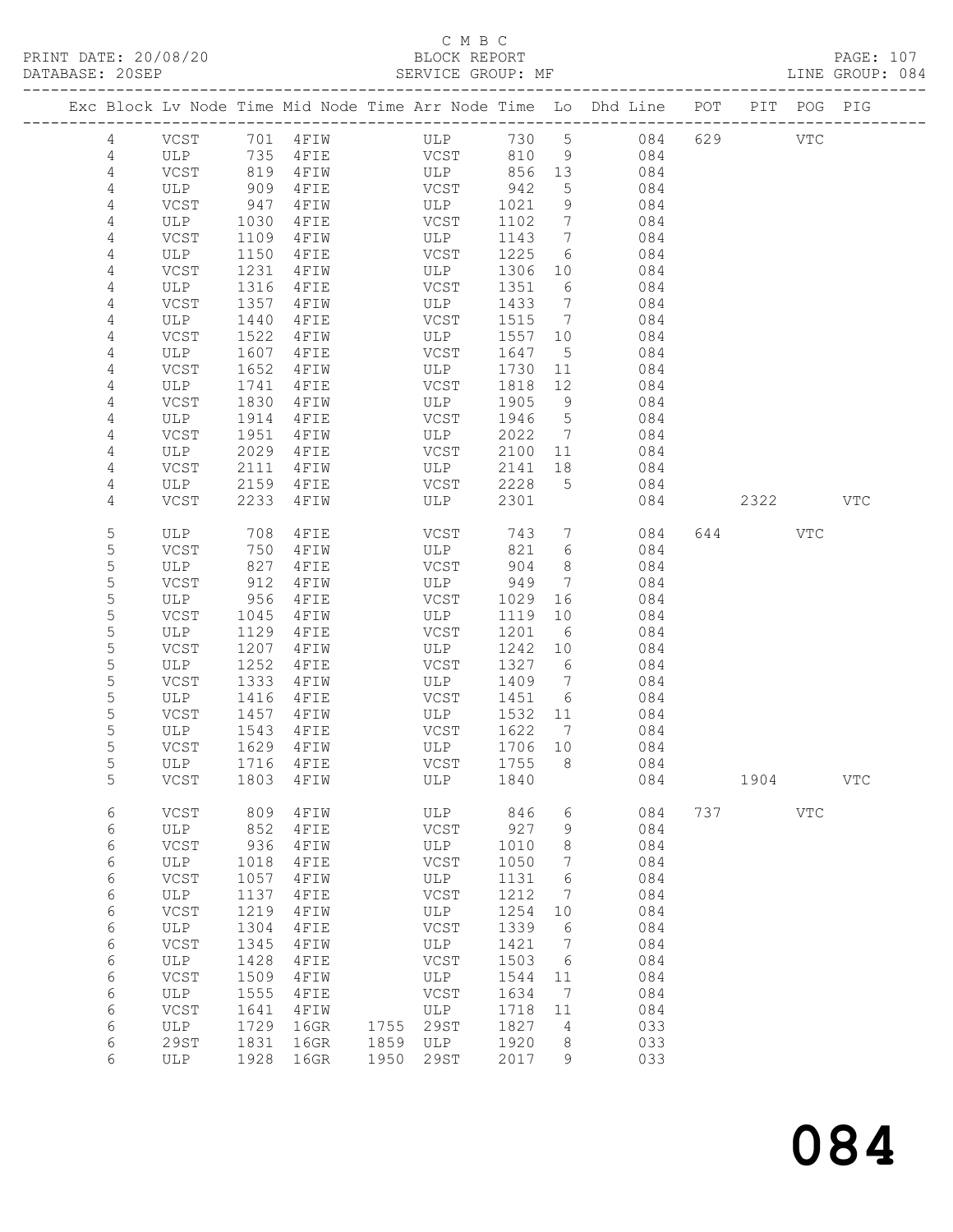C M B C
BLOCK REPORT
SERVICE GROUP: MF

PRINT DATE: 20/08/20
DATABASE: 20SEP
LINE GROUP: 084

| Exc | Block | Lv | Node | Time | Mid Node | Time | Arr Node | Time | Lo | Dhd Line | POT | PIT | POG | PIG |
|---|---|---|---|---|---|---|---|---|---|---|---|---|---|---|
| | 4 | | VCST | 701 | 4FIW | | ULP | 730 | 5 | 084 | 629 | | VTC | |
| | 4 | | ULP | 735 | 4FIE | | VCST | 810 | 9 | 084 | | | | |
| | 4 | | VCST | 819 | 4FIW | | ULP | 856 | 13 | 084 | | | | |
| | 4 | | ULP | 909 | 4FIE | | VCST | 942 | 5 | 084 | | | | |
| | 4 | | VCST | 947 | 4FIW | | ULP | 1021 | 9 | 084 | | | | |
| | 4 | | ULP | 1030 | 4FIE | | VCST | 1102 | 7 | 084 | | | | |
| | 4 | | VCST | 1109 | 4FIW | | ULP | 1143 | 7 | 084 | | | | |
| | 4 | | ULP | 1150 | 4FIE | | VCST | 1225 | 6 | 084 | | | | |
| | 4 | | VCST | 1231 | 4FIW | | ULP | 1306 | 10 | 084 | | | | |
| | 4 | | ULP | 1316 | 4FIE | | VCST | 1351 | 6 | 084 | | | | |
| | 4 | | VCST | 1357 | 4FIW | | ULP | 1433 | 7 | 084 | | | | |
| | 4 | | ULP | 1440 | 4FIE | | VCST | 1515 | 7 | 084 | | | | |
| | 4 | | VCST | 1522 | 4FIW | | ULP | 1557 | 10 | 084 | | | | |
| | 4 | | ULP | 1607 | 4FIE | | VCST | 1647 | 5 | 084 | | | | |
| | 4 | | VCST | 1652 | 4FIW | | ULP | 1730 | 11 | 084 | | | | |
| | 4 | | ULP | 1741 | 4FIE | | VCST | 1818 | 12 | 084 | | | | |
| | 4 | | VCST | 1830 | 4FIW | | ULP | 1905 | 9 | 084 | | | | |
| | 4 | | ULP | 1914 | 4FIE | | VCST | 1946 | 5 | 084 | | | | |
| | 4 | | VCST | 1951 | 4FIW | | ULP | 2022 | 7 | 084 | | | | |
| | 4 | | ULP | 2029 | 4FIE | | VCST | 2100 | 11 | 084 | | | | |
| | 4 | | VCST | 2111 | 4FIW | | ULP | 2141 | 18 | 084 | | | | |
| | 4 | | ULP | 2159 | 4FIE | | VCST | 2228 | 5 | 084 | | | | |
| | 4 | | VCST | 2233 | 4FIW | | ULP | 2301 | | 084 | | 2322 | | VTC |
| | 5 | | ULP | 708 | 4FIE | | VCST | 743 | 7 | 084 | 644 | | VTC | |
| | 5 | | VCST | 750 | 4FIW | | ULP | 821 | 6 | 084 | | | | |
| | 5 | | ULP | 827 | 4FIE | | VCST | 904 | 8 | 084 | | | | |
| | 5 | | VCST | 912 | 4FIW | | ULP | 949 | 7 | 084 | | | | |
| | 5 | | ULP | 956 | 4FIE | | VCST | 1029 | 16 | 084 | | | | |
| | 5 | | VCST | 1045 | 4FIW | | ULP | 1119 | 10 | 084 | | | | |
| | 5 | | ULP | 1129 | 4FIE | | VCST | 1201 | 6 | 084 | | | | |
| | 5 | | VCST | 1207 | 4FIW | | ULP | 1242 | 10 | 084 | | | | |
| | 5 | | ULP | 1252 | 4FIE | | VCST | 1327 | 6 | 084 | | | | |
| | 5 | | VCST | 1333 | 4FIW | | ULP | 1409 | 7 | 084 | | | | |
| | 5 | | ULP | 1416 | 4FIE | | VCST | 1451 | 6 | 084 | | | | |
| | 5 | | VCST | 1457 | 4FIW | | ULP | 1532 | 11 | 084 | | | | |
| | 5 | | ULP | 1543 | 4FIE | | VCST | 1622 | 7 | 084 | | | | |
| | 5 | | VCST | 1629 | 4FIW | | ULP | 1706 | 10 | 084 | | | | |
| | 5 | | ULP | 1716 | 4FIE | | VCST | 1755 | 8 | 084 | | | | |
| | 5 | | VCST | 1803 | 4FIW | | ULP | 1840 | | 084 | | 1904 | | VTC |
| | 6 | | VCST | 809 | 4FIW | | ULP | 846 | 6 | 084 | 737 | | VTC | |
| | 6 | | ULP | 852 | 4FIE | | VCST | 927 | 9 | 084 | | | | |
| | 6 | | VCST | 936 | 4FIW | | ULP | 1010 | 8 | 084 | | | | |
| | 6 | | ULP | 1018 | 4FIE | | VCST | 1050 | 7 | 084 | | | | |
| | 6 | | VCST | 1057 | 4FIW | | ULP | 1131 | 6 | 084 | | | | |
| | 6 | | ULP | 1137 | 4FIE | | VCST | 1212 | 7 | 084 | | | | |
| | 6 | | VCST | 1219 | 4FIW | | ULP | 1254 | 10 | 084 | | | | |
| | 6 | | ULP | 1304 | 4FIE | | VCST | 1339 | 6 | 084 | | | | |
| | 6 | | VCST | 1345 | 4FIW | | ULP | 1421 | 7 | 084 | | | | |
| | 6 | | ULP | 1428 | 4FIE | | VCST | 1503 | 6 | 084 | | | | |
| | 6 | | VCST | 1509 | 4FIW | | ULP | 1544 | 11 | 084 | | | | |
| | 6 | | ULP | 1555 | 4FIE | | VCST | 1634 | 7 | 084 | | | | |
| | 6 | | VCST | 1641 | 4FIW | | ULP | 1718 | 11 | 084 | | | | |
| | 6 | | ULP | 1729 | 16GR | 1755 | 29ST | 1827 | 4 | 033 | | | | |
| | 6 | | 29ST | 1831 | 16GR | 1859 | ULP | 1920 | 8 | 033 | | | | |
| | 6 | | ULP | 1928 | 16GR | 1950 | 29ST | 2017 | 9 | 033 | | | | |

# 084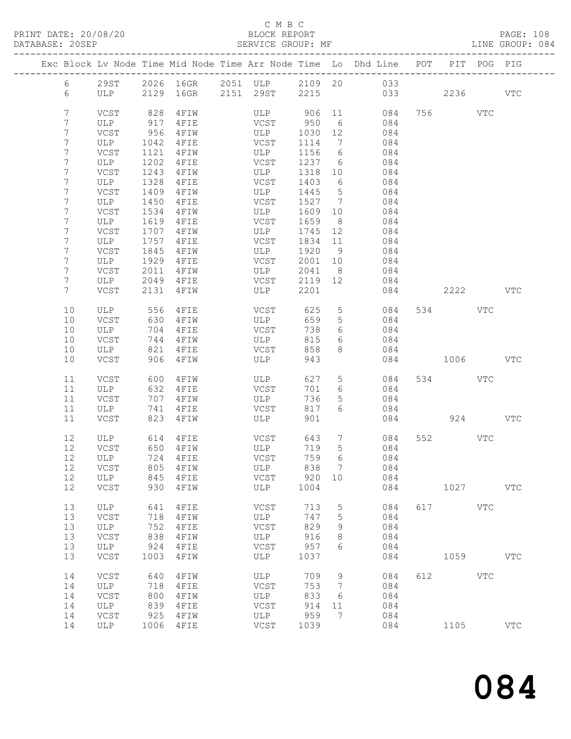C M B C

PRINT DATE: 20/08/20 BLOCK REPORT PAGE: 108
DATABASE: 20SEP SERVICE GROUP: MF LINE GROUP: 084

| Exc | Block | Lv | Node | Time | Mid Node | Time | Arr Node | Time | Lo | Dhd Line | POT | PIT | POG | PIG |
|---|---|---|---|---|---|---|---|---|---|---|---|---|---|---|
| | 6 | | 29ST | 2026 | 16GR | 2051 | ULP | 2109 | 20 | 033 | | | | |
| | 6 | | ULP | 2129 | 16GR | 2151 | 29ST | 2215 | | 033 | | 2236 | | VTC |
| | 7 | | VCST | 828 | 4FIW | | ULP | 906 | 11 | 084 | 756 | | VTC | |
| | 7 | | ULP | 917 | 4FIE | | VCST | 950 | 6 | 084 | | | | |
| | 7 | | VCST | 956 | 4FIW | | ULP | 1030 | 12 | 084 | | | | |
| | 7 | | ULP | 1042 | 4FIE | | VCST | 1114 | 7 | 084 | | | | |
| | 7 | | VCST | 1121 | 4FIW | | ULP | 1156 | 6 | 084 | | | | |
| | 7 | | ULP | 1202 | 4FIE | | VCST | 1237 | 6 | 084 | | | | |
| | 7 | | VCST | 1243 | 4FIW | | ULP | 1318 | 10 | 084 | | | | |
| | 7 | | ULP | 1328 | 4FIE | | VCST | 1403 | 6 | 084 | | | | |
| | 7 | | VCST | 1409 | 4FIW | | ULP | 1445 | 5 | 084 | | | | |
| | 7 | | ULP | 1450 | 4FIE | | VCST | 1527 | 7 | 084 | | | | |
| | 7 | | VCST | 1534 | 4FIW | | ULP | 1609 | 10 | 084 | | | | |
| | 7 | | ULP | 1619 | 4FIE | | VCST | 1659 | 8 | 084 | | | | |
| | 7 | | VCST | 1707 | 4FIW | | ULP | 1745 | 12 | 084 | | | | |
| | 7 | | ULP | 1757 | 4FIE | | VCST | 1834 | 11 | 084 | | | | |
| | 7 | | VCST | 1845 | 4FIW | | ULP | 1920 | 9 | 084 | | | | |
| | 7 | | ULP | 1929 | 4FIE | | VCST | 2001 | 10 | 084 | | | | |
| | 7 | | VCST | 2011 | 4FIW | | ULP | 2041 | 8 | 084 | | | | |
| | 7 | | ULP | 2049 | 4FIE | | VCST | 2119 | 12 | 084 | | | | |
| | 7 | | VCST | 2131 | 4FIW | | ULP | 2201 | | 084 | | 2222 | | VTC |
| | 10 | | ULP | 556 | 4FIE | | VCST | 625 | 5 | 084 | 534 | | VTC | |
| | 10 | | VCST | 630 | 4FIW | | ULP | 659 | 5 | 084 | | | | |
| | 10 | | ULP | 704 | 4FIE | | VCST | 738 | 6 | 084 | | | | |
| | 10 | | VCST | 744 | 4FIW | | ULP | 815 | 6 | 084 | | | | |
| | 10 | | ULP | 821 | 4FIE | | VCST | 858 | 8 | 084 | | | | |
| | 10 | | VCST | 906 | 4FIW | | ULP | 943 | | 084 | | 1006 | | VTC |
| | 11 | | VCST | 600 | 4FIW | | ULP | 627 | 5 | 084 | 534 | | VTC | |
| | 11 | | ULP | 632 | 4FIE | | VCST | 701 | 6 | 084 | | | | |
| | 11 | | VCST | 707 | 4FIW | | ULP | 736 | 5 | 084 | | | | |
| | 11 | | ULP | 741 | 4FIE | | VCST | 817 | 6 | 084 | | | | |
| | 11 | | VCST | 823 | 4FIW | | ULP | 901 | | 084 | | 924 | | VTC |
| | 12 | | ULP | 614 | 4FIE | | VCST | 643 | 7 | 084 | 552 | | VTC | |
| | 12 | | VCST | 650 | 4FIW | | ULP | 719 | 5 | 084 | | | | |
| | 12 | | ULP | 724 | 4FIE | | VCST | 759 | 6 | 084 | | | | |
| | 12 | | VCST | 805 | 4FIW | | ULP | 838 | 7 | 084 | | | | |
| | 12 | | ULP | 845 | 4FIE | | VCST | 920 | 10 | 084 | | | | |
| | 12 | | VCST | 930 | 4FIW | | ULP | 1004 | | 084 | | 1027 | | VTC |
| | 13 | | ULP | 641 | 4FIE | | VCST | 713 | 5 | 084 | 617 | | VTC | |
| | 13 | | VCST | 718 | 4FIW | | ULP | 747 | 5 | 084 | | | | |
| | 13 | | ULP | 752 | 4FIE | | VCST | 829 | 9 | 084 | | | | |
| | 13 | | VCST | 838 | 4FIW | | ULP | 916 | 8 | 084 | | | | |
| | 13 | | ULP | 924 | 4FIE | | VCST | 957 | 6 | 084 | | | | |
| | 13 | | VCST | 1003 | 4FIW | | ULP | 1037 | | 084 | | 1059 | | VTC |
| | 14 | | VCST | 640 | 4FIW | | ULP | 709 | 9 | 084 | 612 | | VTC | |
| | 14 | | ULP | 718 | 4FIE | | VCST | 753 | 7 | 084 | | | | |
| | 14 | | VCST | 800 | 4FIW | | ULP | 833 | 6 | 084 | | | | |
| | 14 | | ULP | 839 | 4FIE | | VCST | 914 | 11 | 084 | | | | |
| | 14 | | VCST | 925 | 4FIW | | ULP | 959 | 7 | 084 | | | | |
| | 14 | | ULP | 1006 | 4FIE | | VCST | 1039 | | 084 | | 1105 | | VTC |

# 084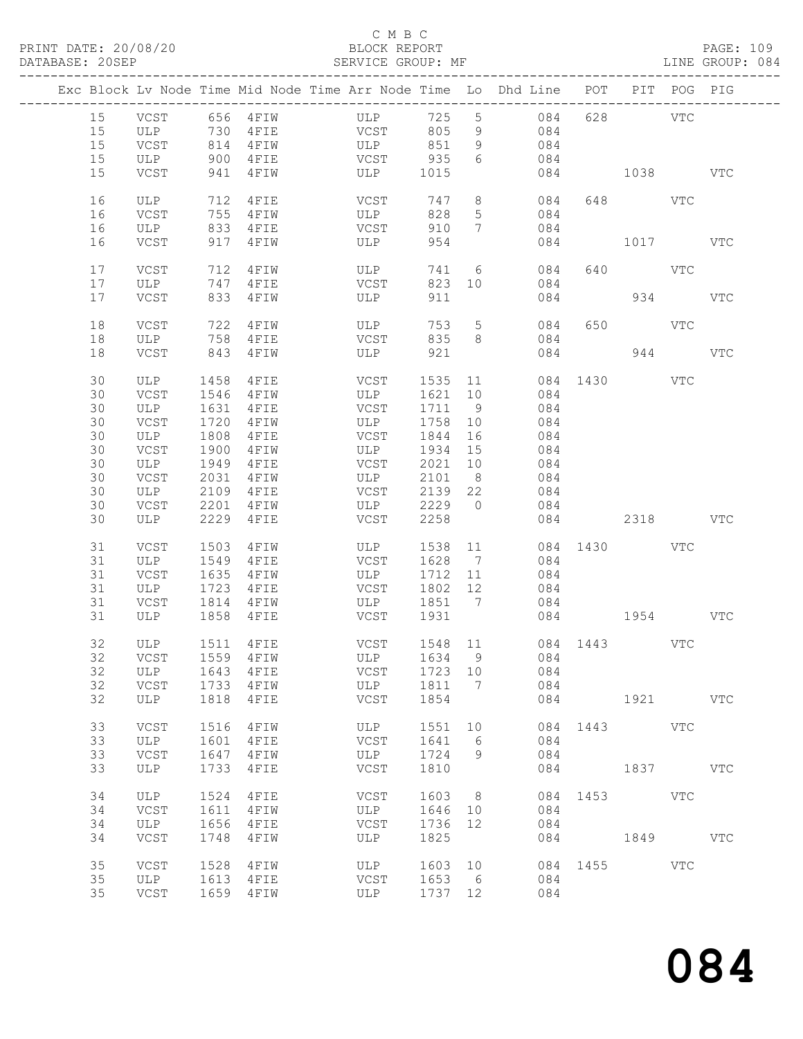C M B C

PRINT DATE: 20/08/20 BLOCK REPORT PAGE: 109
DATABASE: 20SEP SERVICE GROUP: MF LINE GROUP: 084

| Exc | Block | Lv | Node | Time | Mid Node | Time | Arr Node | Time | Lo | Dhd Line | POT | PIT | POG | PIG |
|---|---|---|---|---|---|---|---|---|---|---|---|---|---|---|
| | 15 | | VCST | 656 | 4FIW | | ULP | 725 | 5 | 084 | 628 | | VTC | |
| | 15 | | ULP | 730 | 4FIE | | VCST | 805 | 9 | 084 | | | | |
| | 15 | | VCST | 814 | 4FIW | | ULP | 851 | 9 | 084 | | | | |
| | 15 | | ULP | 900 | 4FIE | | VCST | 935 | 6 | 084 | | | | |
| | 15 | | VCST | 941 | 4FIW | | ULP | 1015 | | 084 | | 1038 | | VTC |
| | 16 | | ULP | 712 | 4FIE | | VCST | 747 | 8 | 084 | 648 | | VTC | |
| | 16 | | VCST | 755 | 4FIW | | ULP | 828 | 5 | 084 | | | | |
| | 16 | | ULP | 833 | 4FIE | | VCST | 910 | 7 | 084 | | | | |
| | 16 | | VCST | 917 | 4FIW | | ULP | 954 | | 084 | | 1017 | | VTC |
| | 17 | | VCST | 712 | 4FIW | | ULP | 741 | 6 | 084 | 640 | | VTC | |
| | 17 | | ULP | 747 | 4FIE | | VCST | 823 | 10 | 084 | | | | |
| | 17 | | VCST | 833 | 4FIW | | ULP | 911 | | 084 | | 934 | | VTC |
| | 18 | | VCST | 722 | 4FIW | | ULP | 753 | 5 | 084 | 650 | | VTC | |
| | 18 | | ULP | 758 | 4FIE | | VCST | 835 | 8 | 084 | | | | |
| | 18 | | VCST | 843 | 4FIW | | ULP | 921 | | 084 | | 944 | | VTC |
| | 30 | | ULP | 1458 | 4FIE | | VCST | 1535 | 11 | 084 | 1430 | | VTC | |
| | 30 | | VCST | 1546 | 4FIW | | ULP | 1621 | 10 | 084 | | | | |
| | 30 | | ULP | 1631 | 4FIE | | VCST | 1711 | 9 | 084 | | | | |
| | 30 | | VCST | 1720 | 4FIW | | ULP | 1758 | 10 | 084 | | | | |
| | 30 | | ULP | 1808 | 4FIE | | VCST | 1844 | 16 | 084 | | | | |
| | 30 | | VCST | 1900 | 4FIW | | ULP | 1934 | 15 | 084 | | | | |
| | 30 | | ULP | 1949 | 4FIE | | VCST | 2021 | 10 | 084 | | | | |
| | 30 | | VCST | 2031 | 4FIW | | ULP | 2101 | 8 | 084 | | | | |
| | 30 | | ULP | 2109 | 4FIE | | VCST | 2139 | 22 | 084 | | | | |
| | 30 | | VCST | 2201 | 4FIW | | ULP | 2229 | 0 | 084 | | | | |
| | 30 | | ULP | 2229 | 4FIE | | VCST | 2258 | | 084 | | 2318 | | VTC |
| | 31 | | VCST | 1503 | 4FIW | | ULP | 1538 | 11 | 084 | 1430 | | VTC | |
| | 31 | | ULP | 1549 | 4FIE | | VCST | 1628 | 7 | 084 | | | | |
| | 31 | | VCST | 1635 | 4FIW | | ULP | 1712 | 11 | 084 | | | | |
| | 31 | | ULP | 1723 | 4FIE | | VCST | 1802 | 12 | 084 | | | | |
| | 31 | | VCST | 1814 | 4FIW | | ULP | 1851 | 7 | 084 | | | | |
| | 31 | | ULP | 1858 | 4FIE | | VCST | 1931 | | 084 | | 1954 | | VTC |
| | 32 | | ULP | 1511 | 4FIE | | VCST | 1548 | 11 | 084 | 1443 | | VTC | |
| | 32 | | VCST | 1559 | 4FIW | | ULP | 1634 | 9 | 084 | | | | |
| | 32 | | ULP | 1643 | 4FIE | | VCST | 1723 | 10 | 084 | | | | |
| | 32 | | VCST | 1733 | 4FIW | | ULP | 1811 | 7 | 084 | | | | |
| | 32 | | ULP | 1818 | 4FIE | | VCST | 1854 | | 084 | | 1921 | | VTC |
| | 33 | | VCST | 1516 | 4FIW | | ULP | 1551 | 10 | 084 | 1443 | | VTC | |
| | 33 | | ULP | 1601 | 4FIE | | VCST | 1641 | 6 | 084 | | | | |
| | 33 | | VCST | 1647 | 4FIW | | ULP | 1724 | 9 | 084 | | | | |
| | 33 | | ULP | 1733 | 4FIE | | VCST | 1810 | | 084 | | 1837 | | VTC |
| | 34 | | ULP | 1524 | 4FIE | | VCST | 1603 | 8 | 084 | 1453 | | VTC | |
| | 34 | | VCST | 1611 | 4FIW | | ULP | 1646 | 10 | 084 | | | | |
| | 34 | | ULP | 1656 | 4FIE | | VCST | 1736 | 12 | 084 | | | | |
| | 34 | | VCST | 1748 | 4FIW | | ULP | 1825 | | 084 | | 1849 | | VTC |
| | 35 | | VCST | 1528 | 4FIW | | ULP | 1603 | 10 | 084 | 1455 | | VTC | |
| | 35 | | ULP | 1613 | 4FIE | | VCST | 1653 | 6 | 084 | | | | |
| | 35 | | VCST | 1659 | 4FIW | | ULP | 1737 | 12 | 084 | | | | |

084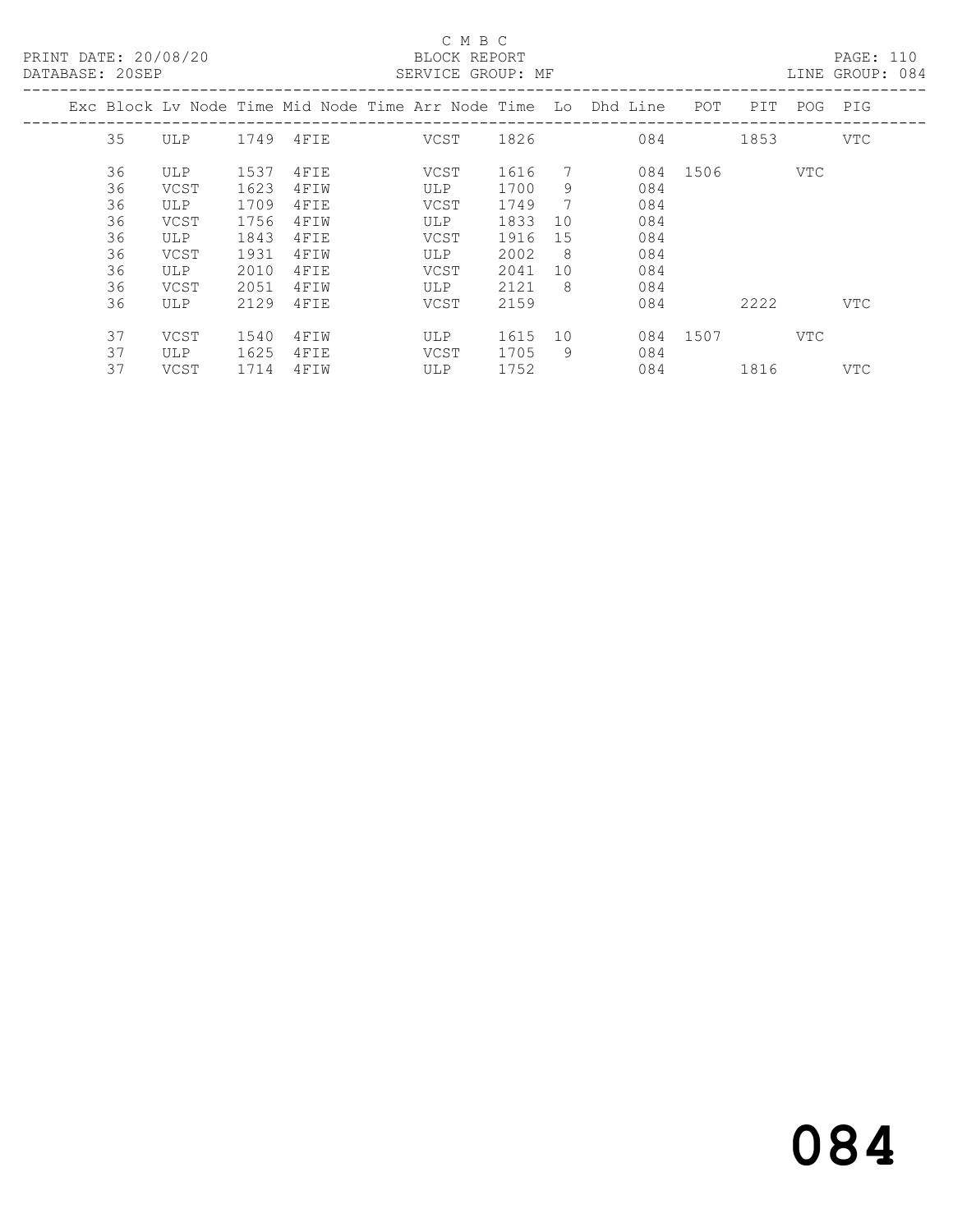C M B C

PRINT DATE: 20/08/20 BLOCK REPORT PAGE: 110
DATABASE: 20SEP SERVICE GROUP: MF LINE GROUP: 084

| Exc | Block | Lv Node | Time | Mid Node | Time | Arr Node | Time | Lo | Dhd Line | POT | PIT | POG | PIG |
|---|---|---|---|---|---|---|---|---|---|---|---|---|---|
| | 35 | ULP | 1749 | 4FIE | | VCST | 1826 | | 084 | | 1853 | | VTC |
| | 36 | ULP | 1537 | 4FIE | | VCST | 1616 | 7 | 084 | 1506 | | VTC | |
| | 36 | VCST | 1623 | 4FIW | | ULP | 1700 | 9 | 084 | | | | |
| | 36 | ULP | 1709 | 4FIE | | VCST | 1749 | 7 | 084 | | | | |
| | 36 | VCST | 1756 | 4FIW | | ULP | 1833 | 10 | 084 | | | | |
| | 36 | ULP | 1843 | 4FIE | | VCST | 1916 | 15 | 084 | | | | |
| | 36 | VCST | 1931 | 4FIW | | ULP | 2002 | 8 | 084 | | | | |
| | 36 | ULP | 2010 | 4FIE | | VCST | 2041 | 10 | 084 | | | | |
| | 36 | VCST | 2051 | 4FIW | | ULP | 2121 | 8 | 084 | | | | |
| | 36 | ULP | 2129 | 4FIE | | VCST | 2159 | | 084 | | 2222 | | VTC |
| | 37 | VCST | 1540 | 4FIW | | ULP | 1615 | 10 | 084 | 1507 | | VTC | |
| | 37 | ULP | 1625 | 4FIE | | VCST | 1705 | 9 | 084 | | | | |
| | 37 | VCST | 1714 | 4FIW | | ULP | 1752 | | 084 | | 1816 | | VTC |

084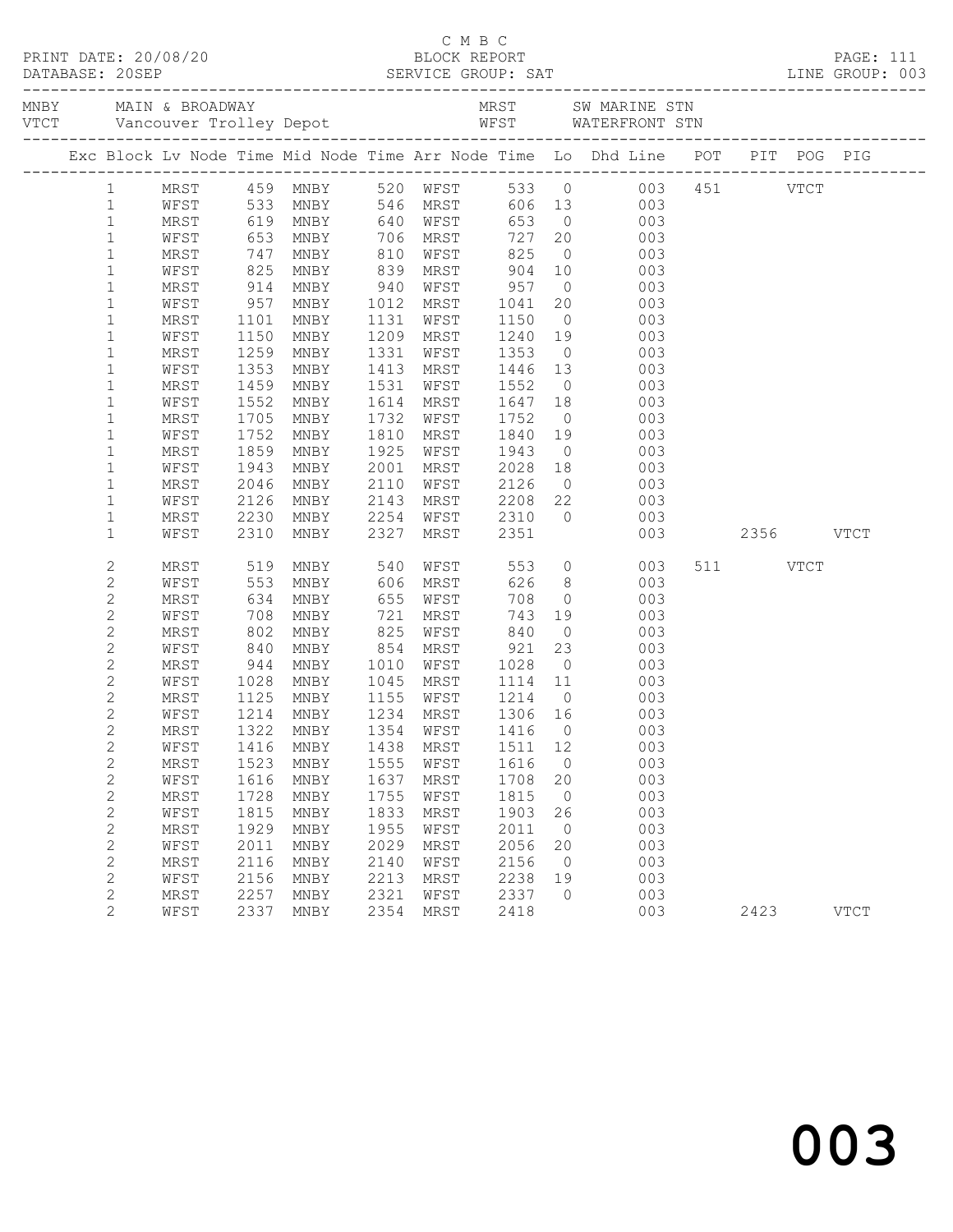C M B C
PRINT DATE: 20/08/20 BLOCK REPORT
DATABASE: 20SEP SERVICE GROUP: SAT LINE GROUP: 003

MNBY MAIN & BROADWAY MRST SW MARINE STN
VTCT Vancouver Trolley Depot WFST WATERFRONT STN

| Exc | Block | Lv Node | Time | Mid Node | Time | Arr Node | Time | Lo | Dhd Line | POT | PIT | POG | PIG |
|---|---|---|---|---|---|---|---|---|---|---|---|---|---|
| | 1 | MRST | 459 | MNBY | 520 | WFST | 533 | 0 | 003 | 451 | | VTCT | |
| | 1 | WFST | 533 | MNBY | 546 | MRST | 606 | 13 | 003 | | | | |
| | 1 | MRST | 619 | MNBY | 640 | WFST | 653 | 0 | 003 | | | | |
| | 1 | WFST | 653 | MNBY | 706 | MRST | 727 | 20 | 003 | | | | |
| | 1 | MRST | 747 | MNBY | 810 | WFST | 825 | 0 | 003 | | | | |
| | 1 | WFST | 825 | MNBY | 839 | MRST | 904 | 10 | 003 | | | | |
| | 1 | MRST | 914 | MNBY | 940 | WFST | 957 | 0 | 003 | | | | |
| | 1 | WFST | 957 | MNBY | 1012 | MRST | 1041 | 20 | 003 | | | | |
| | 1 | MRST | 1101 | MNBY | 1131 | WFST | 1150 | 0 | 003 | | | | |
| | 1 | WFST | 1150 | MNBY | 1209 | MRST | 1240 | 19 | 003 | | | | |
| | 1 | MRST | 1259 | MNBY | 1331 | WFST | 1353 | 0 | 003 | | | | |
| | 1 | WFST | 1353 | MNBY | 1413 | MRST | 1446 | 13 | 003 | | | | |
| | 1 | MRST | 1459 | MNBY | 1531 | WFST | 1552 | 0 | 003 | | | | |
| | 1 | WFST | 1552 | MNBY | 1614 | MRST | 1647 | 18 | 003 | | | | |
| | 1 | MRST | 1705 | MNBY | 1732 | WFST | 1752 | 0 | 003 | | | | |
| | 1 | WFST | 1752 | MNBY | 1810 | MRST | 1840 | 19 | 003 | | | | |
| | 1 | MRST | 1859 | MNBY | 1925 | WFST | 1943 | 0 | 003 | | | | |
| | 1 | WFST | 1943 | MNBY | 2001 | MRST | 2028 | 18 | 003 | | | | |
| | 1 | MRST | 2046 | MNBY | 2110 | WFST | 2126 | 0 | 003 | | | | |
| | 1 | WFST | 2126 | MNBY | 2143 | MRST | 2208 | 22 | 003 | | | | |
| | 1 | MRST | 2230 | MNBY | 2254 | WFST | 2310 | 0 | 003 | | | | |
| | 1 | WFST | 2310 | MNBY | 2327 | MRST | 2351 | | 003 | | 2356 | | VTCT |
| | 2 | MRST | 519 | MNBY | 540 | WFST | 553 | 0 | 003 | 511 | | VTCT | |
| | 2 | WFST | 553 | MNBY | 606 | MRST | 626 | 8 | 003 | | | | |
| | 2 | MRST | 634 | MNBY | 655 | WFST | 708 | 0 | 003 | | | | |
| | 2 | WFST | 708 | MNBY | 721 | MRST | 743 | 19 | 003 | | | | |
| | 2 | MRST | 802 | MNBY | 825 | WFST | 840 | 0 | 003 | | | | |
| | 2 | WFST | 840 | MNBY | 854 | MRST | 921 | 23 | 003 | | | | |
| | 2 | MRST | 944 | MNBY | 1010 | WFST | 1028 | 0 | 003 | | | | |
| | 2 | WFST | 1028 | MNBY | 1045 | MRST | 1114 | 11 | 003 | | | | |
| | 2 | MRST | 1125 | MNBY | 1155 | WFST | 1214 | 0 | 003 | | | | |
| | 2 | WFST | 1214 | MNBY | 1234 | MRST | 1306 | 16 | 003 | | | | |
| | 2 | MRST | 1322 | MNBY | 1354 | WFST | 1416 | 0 | 003 | | | | |
| | 2 | WFST | 1416 | MNBY | 1438 | MRST | 1511 | 12 | 003 | | | | |
| | 2 | MRST | 1523 | MNBY | 1555 | WFST | 1616 | 0 | 003 | | | | |
| | 2 | WFST | 1616 | MNBY | 1637 | MRST | 1708 | 20 | 003 | | | | |
| | 2 | MRST | 1728 | MNBY | 1755 | WFST | 1815 | 0 | 003 | | | | |
| | 2 | WFST | 1815 | MNBY | 1833 | MRST | 1903 | 26 | 003 | | | | |
| | 2 | MRST | 1929 | MNBY | 1955 | WFST | 2011 | 0 | 003 | | | | |
| | 2 | WFST | 2011 | MNBY | 2029 | MRST | 2056 | 20 | 003 | | | | |
| | 2 | MRST | 2116 | MNBY | 2140 | WFST | 2156 | 0 | 003 | | | | |
| | 2 | WFST | 2156 | MNBY | 2213 | MRST | 2238 | 19 | 003 | | | | |
| | 2 | MRST | 2257 | MNBY | 2321 | WFST | 2337 | 0 | 003 | | | | |
| | 2 | WFST | 2337 | MNBY | 2354 | MRST | 2418 | | 003 | | 2423 | | VTCT |

003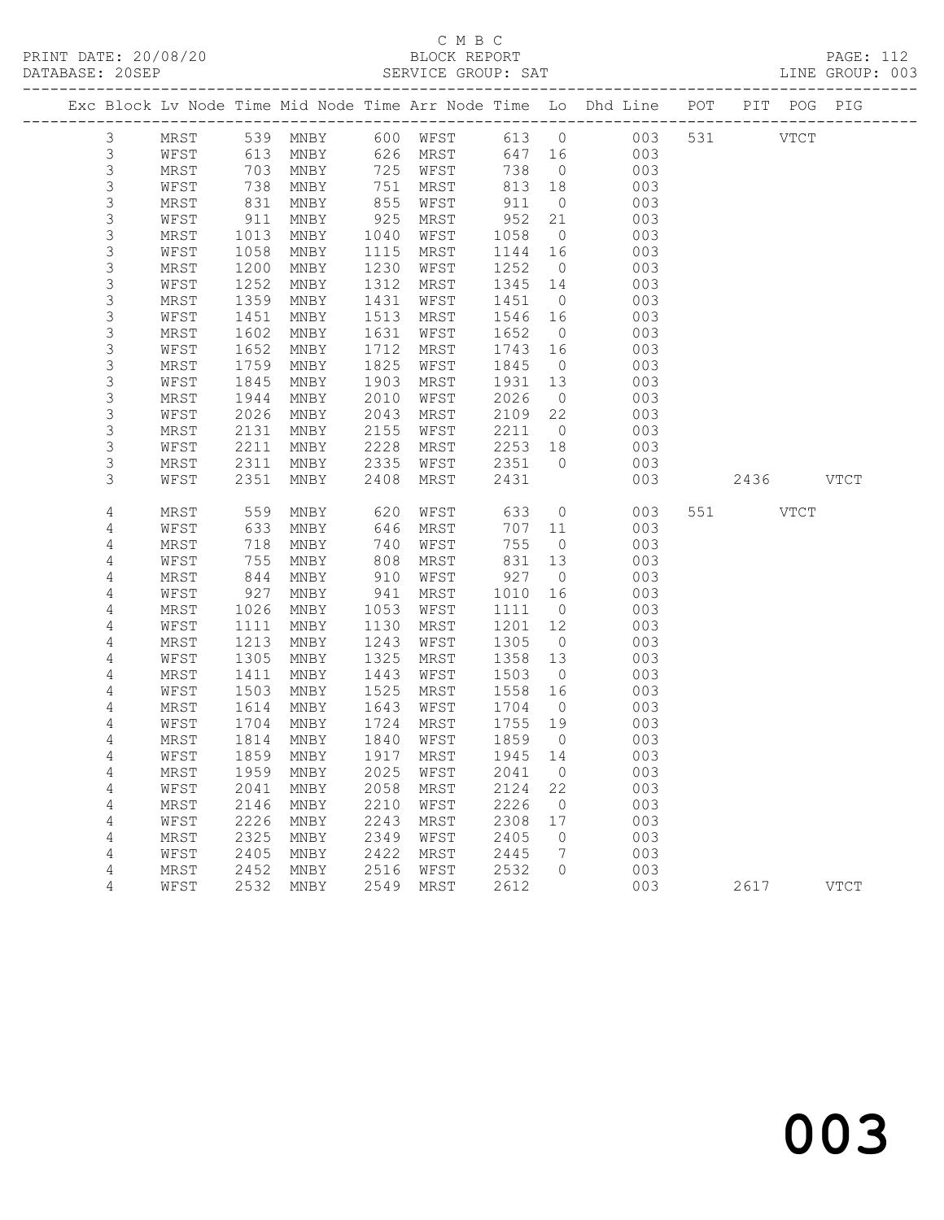C M B C
PRINT DATE: 20/08/20 BLOCK REPORT PAGE: 112
DATABASE: 20SEP SERVICE GROUP: SAT LINE GROUP: 003

| Exc | Block | Lv | Node | Time | Mid Node | Time | Arr Node | Time | Lo | Dhd Line | POT | PIT | POG | PIG |
|---|---|---|---|---|---|---|---|---|---|---|---|---|---|---|
| | 3 | | MRST | 539 | MNBY | 600 | WFST | 613 | 0 | 003 | 531 | | VTCT | |
| | 3 | | WFST | 613 | MNBY | 626 | MRST | 647 | 16 | 003 | | | | |
| | 3 | | MRST | 703 | MNBY | 725 | WFST | 738 | 0 | 003 | | | | |
| | 3 | | WFST | 738 | MNBY | 751 | MRST | 813 | 18 | 003 | | | | |
| | 3 | | MRST | 831 | MNBY | 855 | WFST | 911 | 0 | 003 | | | | |
| | 3 | | WFST | 911 | MNBY | 925 | MRST | 952 | 21 | 003 | | | | |
| | 3 | | MRST | 1013 | MNBY | 1040 | WFST | 1058 | 0 | 003 | | | | |
| | 3 | | WFST | 1058 | MNBY | 1115 | MRST | 1144 | 16 | 003 | | | | |
| | 3 | | MRST | 1200 | MNBY | 1230 | WFST | 1252 | 0 | 003 | | | | |
| | 3 | | WFST | 1252 | MNBY | 1312 | MRST | 1345 | 14 | 003 | | | | |
| | 3 | | MRST | 1359 | MNBY | 1431 | WFST | 1451 | 0 | 003 | | | | |
| | 3 | | WFST | 1451 | MNBY | 1513 | MRST | 1546 | 16 | 003 | | | | |
| | 3 | | MRST | 1602 | MNBY | 1631 | WFST | 1652 | 0 | 003 | | | | |
| | 3 | | WFST | 1652 | MNBY | 1712 | MRST | 1743 | 16 | 003 | | | | |
| | 3 | | MRST | 1759 | MNBY | 1825 | WFST | 1845 | 0 | 003 | | | | |
| | 3 | | WFST | 1845 | MNBY | 1903 | MRST | 1931 | 13 | 003 | | | | |
| | 3 | | MRST | 1944 | MNBY | 2010 | WFST | 2026 | 0 | 003 | | | | |
| | 3 | | WFST | 2026 | MNBY | 2043 | MRST | 2109 | 22 | 003 | | | | |
| | 3 | | MRST | 2131 | MNBY | 2155 | WFST | 2211 | 0 | 003 | | | | |
| | 3 | | WFST | 2211 | MNBY | 2228 | MRST | 2253 | 18 | 003 | | | | |
| | 3 | | MRST | 2311 | MNBY | 2335 | WFST | 2351 | 0 | 003 | | | | |
| | 3 | | WFST | 2351 | MNBY | 2408 | MRST | 2431 | | 003 | | 2436 | | VTCT |
| | 4 | | MRST | 559 | MNBY | 620 | WFST | 633 | 0 | 003 | 551 | | VTCT | |
| | 4 | | WFST | 633 | MNBY | 646 | MRST | 707 | 11 | 003 | | | | |
| | 4 | | MRST | 718 | MNBY | 740 | WFST | 755 | 0 | 003 | | | | |
| | 4 | | WFST | 755 | MNBY | 808 | MRST | 831 | 13 | 003 | | | | |
| | 4 | | MRST | 844 | MNBY | 910 | WFST | 927 | 0 | 003 | | | | |
| | 4 | | WFST | 927 | MNBY | 941 | MRST | 1010 | 16 | 003 | | | | |
| | 4 | | MRST | 1026 | MNBY | 1053 | WFST | 1111 | 0 | 003 | | | | |
| | 4 | | WFST | 1111 | MNBY | 1130 | MRST | 1201 | 12 | 003 | | | | |
| | 4 | | MRST | 1213 | MNBY | 1243 | WFST | 1305 | 0 | 003 | | | | |
| | 4 | | WFST | 1305 | MNBY | 1325 | MRST | 1358 | 13 | 003 | | | | |
| | 4 | | MRST | 1411 | MNBY | 1443 | WFST | 1503 | 0 | 003 | | | | |
| | 4 | | WFST | 1503 | MNBY | 1525 | MRST | 1558 | 16 | 003 | | | | |
| | 4 | | MRST | 1614 | MNBY | 1643 | WFST | 1704 | 0 | 003 | | | | |
| | 4 | | WFST | 1704 | MNBY | 1724 | MRST | 1755 | 19 | 003 | | | | |
| | 4 | | MRST | 1814 | MNBY | 1840 | WFST | 1859 | 0 | 003 | | | | |
| | 4 | | WFST | 1859 | MNBY | 1917 | MRST | 1945 | 14 | 003 | | | | |
| | 4 | | MRST | 1959 | MNBY | 2025 | WFST | 2041 | 0 | 003 | | | | |
| | 4 | | WFST | 2041 | MNBY | 2058 | MRST | 2124 | 22 | 003 | | | | |
| | 4 | | MRST | 2146 | MNBY | 2210 | WFST | 2226 | 0 | 003 | | | | |
| | 4 | | WFST | 2226 | MNBY | 2243 | MRST | 2308 | 17 | 003 | | | | |
| | 4 | | MRST | 2325 | MNBY | 2349 | WFST | 2405 | 0 | 003 | | | | |
| | 4 | | WFST | 2405 | MNBY | 2422 | MRST | 2445 | 7 | 003 | | | | |
| | 4 | | MRST | 2452 | MNBY | 2516 | WFST | 2532 | 0 | 003 | | | | |
| | 4 | | WFST | 2532 | MNBY | 2549 | MRST | 2612 | | 003 | | 2617 | | VTCT |

003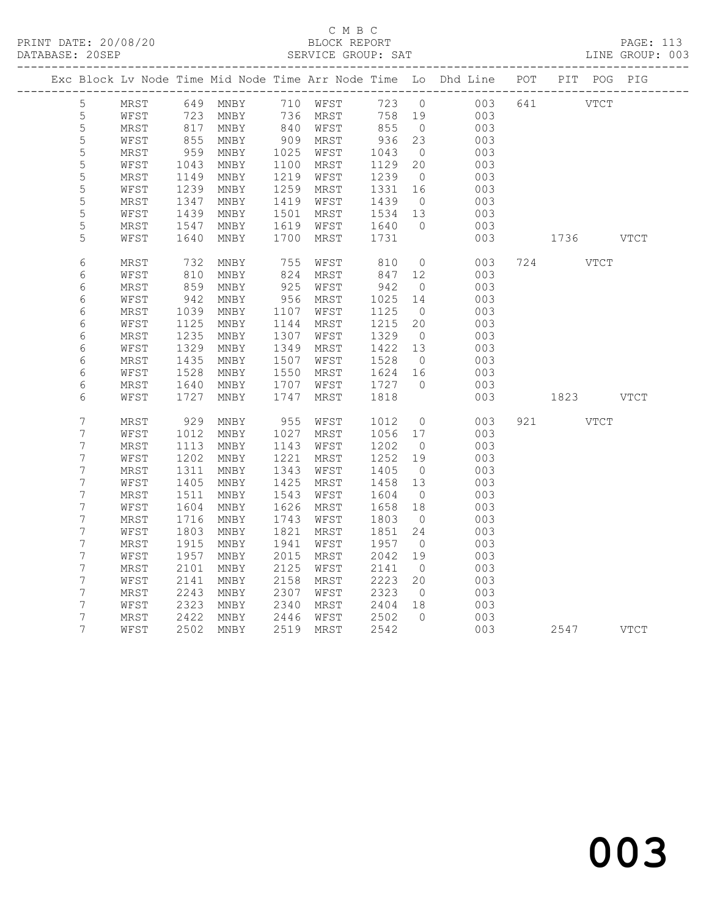C M B C
PRINT DATE: 20/08/20 BLOCK REPORT
DATABASE: 20SEP SERVICE GROUP: SAT LINE GROUP: 003

| Exc | Block | Lv | Node | Time | Mid Node | Time | Arr Node | Time | Lo | Dhd Line | POT | PIT | POG | PIG |
|---|---|---|---|---|---|---|---|---|---|---|---|---|---|---|
| | 5 | | MRST | 649 | MNBY | 710 | WFST | 723 | 0 | 003 | 641 | | VTCT | |
| | 5 | | WFST | 723 | MNBY | 736 | MRST | 758 | 19 | 003 | | | | |
| | 5 | | MRST | 817 | MNBY | 840 | WFST | 855 | 0 | 003 | | | | |
| | 5 | | WFST | 855 | MNBY | 909 | MRST | 936 | 23 | 003 | | | | |
| | 5 | | MRST | 959 | MNBY | 1025 | WFST | 1043 | 0 | 003 | | | | |
| | 5 | | WFST | 1043 | MNBY | 1100 | MRST | 1129 | 20 | 003 | | | | |
| | 5 | | MRST | 1149 | MNBY | 1219 | WFST | 1239 | 0 | 003 | | | | |
| | 5 | | WFST | 1239 | MNBY | 1259 | MRST | 1331 | 16 | 003 | | | | |
| | 5 | | MRST | 1347 | MNBY | 1419 | WFST | 1439 | 0 | 003 | | | | |
| | 5 | | WFST | 1439 | MNBY | 1501 | MRST | 1534 | 13 | 003 | | | | |
| | 5 | | MRST | 1547 | MNBY | 1619 | WFST | 1640 | 0 | 003 | | | | |
| | 5 | | WFST | 1640 | MNBY | 1700 | MRST | 1731 | | 003 | | 1736 | | VTCT |
| | 6 | | MRST | 732 | MNBY | 755 | WFST | 810 | 0 | 003 | 724 | | VTCT | |
| | 6 | | WFST | 810 | MNBY | 824 | MRST | 847 | 12 | 003 | | | | |
| | 6 | | MRST | 859 | MNBY | 925 | WFST | 942 | 0 | 003 | | | | |
| | 6 | | WFST | 942 | MNBY | 956 | MRST | 1025 | 14 | 003 | | | | |
| | 6 | | MRST | 1039 | MNBY | 1107 | WFST | 1125 | 0 | 003 | | | | |
| | 6 | | WFST | 1125 | MNBY | 1144 | MRST | 1215 | 20 | 003 | | | | |
| | 6 | | MRST | 1235 | MNBY | 1307 | WFST | 1329 | 0 | 003 | | | | |
| | 6 | | WFST | 1329 | MNBY | 1349 | MRST | 1422 | 13 | 003 | | | | |
| | 6 | | MRST | 1435 | MNBY | 1507 | WFST | 1528 | 0 | 003 | | | | |
| | 6 | | WFST | 1528 | MNBY | 1550 | MRST | 1624 | 16 | 003 | | | | |
| | 6 | | MRST | 1640 | MNBY | 1707 | WFST | 1727 | 0 | 003 | | | | |
| | 6 | | WFST | 1727 | MNBY | 1747 | MRST | 1818 | | 003 | | 1823 | | VTCT |
| | 7 | | MRST | 929 | MNBY | 955 | WFST | 1012 | 0 | 003 | 921 | | VTCT | |
| | 7 | | WFST | 1012 | MNBY | 1027 | MRST | 1056 | 17 | 003 | | | | |
| | 7 | | MRST | 1113 | MNBY | 1143 | WFST | 1202 | 0 | 003 | | | | |
| | 7 | | WFST | 1202 | MNBY | 1221 | MRST | 1252 | 19 | 003 | | | | |
| | 7 | | MRST | 1311 | MNBY | 1343 | WFST | 1405 | 0 | 003 | | | | |
| | 7 | | WFST | 1405 | MNBY | 1425 | MRST | 1458 | 13 | 003 | | | | |
| | 7 | | MRST | 1511 | MNBY | 1543 | WFST | 1604 | 0 | 003 | | | | |
| | 7 | | WFST | 1604 | MNBY | 1626 | MRST | 1658 | 18 | 003 | | | | |
| | 7 | | MRST | 1716 | MNBY | 1743 | WFST | 1803 | 0 | 003 | | | | |
| | 7 | | WFST | 1803 | MNBY | 1821 | MRST | 1851 | 24 | 003 | | | | |
| | 7 | | MRST | 1915 | MNBY | 1941 | WFST | 1957 | 0 | 003 | | | | |
| | 7 | | WFST | 1957 | MNBY | 2015 | MRST | 2042 | 19 | 003 | | | | |
| | 7 | | MRST | 2101 | MNBY | 2125 | WFST | 2141 | 0 | 003 | | | | |
| | 7 | | WFST | 2141 | MNBY | 2158 | MRST | 2223 | 20 | 003 | | | | |
| | 7 | | MRST | 2243 | MNBY | 2307 | WFST | 2323 | 0 | 003 | | | | |
| | 7 | | WFST | 2323 | MNBY | 2340 | MRST | 2404 | 18 | 003 | | | | |
| | 7 | | MRST | 2422 | MNBY | 2446 | WFST | 2502 | 0 | 003 | | | | |
| | 7 | | WFST | 2502 | MNBY | 2519 | MRST | 2542 | | 003 | | 2547 | | VTCT |

003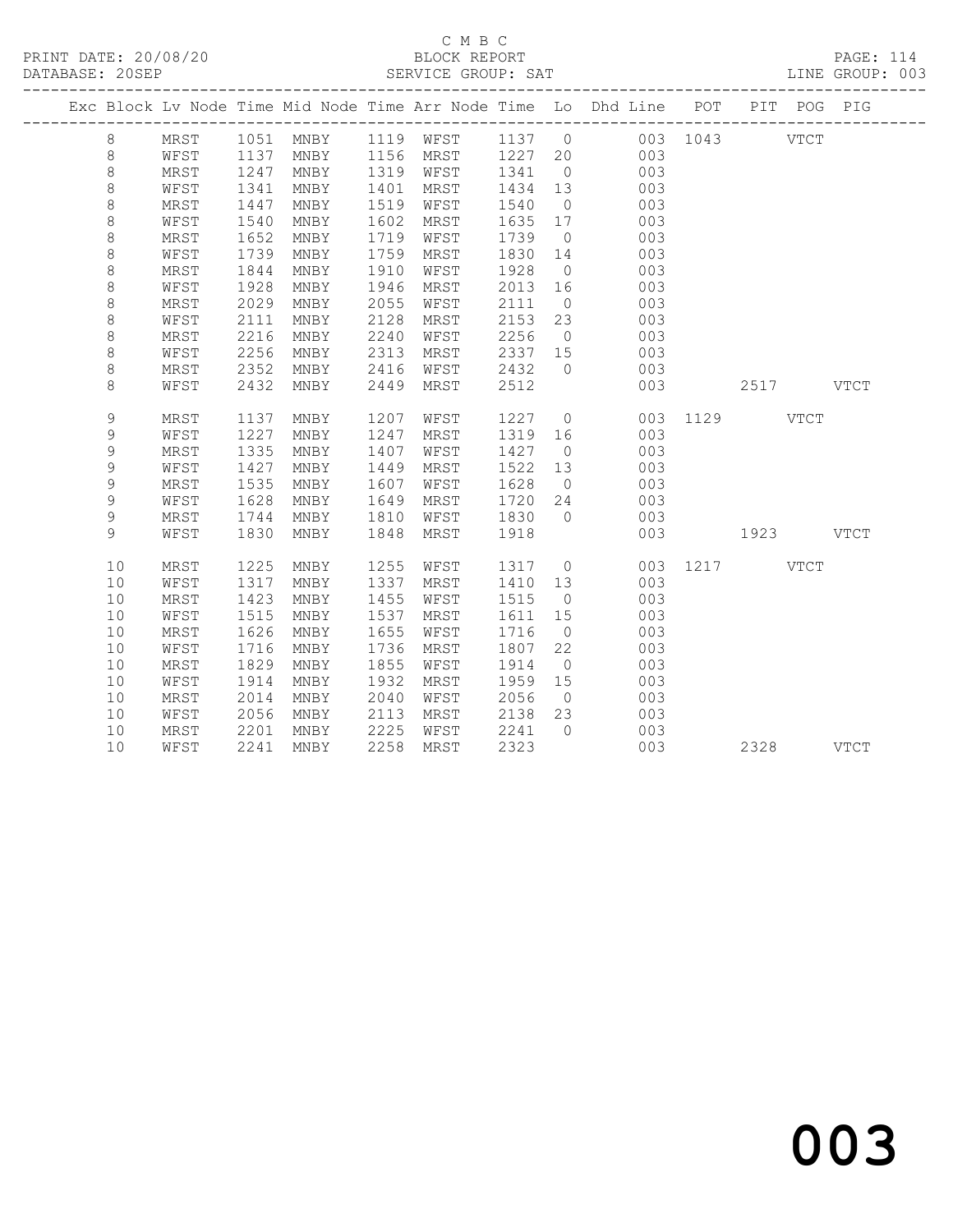C M B C
PRINT DATE: 20/08/20 BLOCK REPORT
DATABASE: 20SEP SERVICE GROUP: SAT LINE GROUP: 003

| Exc | Block | Lv | Node | Time | Mid Node | Time | Arr Node | Time | Lo | Dhd Line | POT | PIT | POG | PIG |
|---|---|---|---|---|---|---|---|---|---|---|---|---|---|---|
| | 8 | | MRST | 1051 | MNBY | 1119 | WFST | 1137 | 0 | 003 | 1043 | | VTCT | |
| | 8 | | WFST | 1137 | MNBY | 1156 | MRST | 1227 | 20 | 003 | | | | |
| | 8 | | MRST | 1247 | MNBY | 1319 | WFST | 1341 | 0 | 003 | | | | |
| | 8 | | WFST | 1341 | MNBY | 1401 | MRST | 1434 | 13 | 003 | | | | |
| | 8 | | MRST | 1447 | MNBY | 1519 | WFST | 1540 | 0 | 003 | | | | |
| | 8 | | WFST | 1540 | MNBY | 1602 | MRST | 1635 | 17 | 003 | | | | |
| | 8 | | MRST | 1652 | MNBY | 1719 | WFST | 1739 | 0 | 003 | | | | |
| | 8 | | WFST | 1739 | MNBY | 1759 | MRST | 1830 | 14 | 003 | | | | |
| | 8 | | MRST | 1844 | MNBY | 1910 | WFST | 1928 | 0 | 003 | | | | |
| | 8 | | WFST | 1928 | MNBY | 1946 | MRST | 2013 | 16 | 003 | | | | |
| | 8 | | MRST | 2029 | MNBY | 2055 | WFST | 2111 | 0 | 003 | | | | |
| | 8 | | WFST | 2111 | MNBY | 2128 | MRST | 2153 | 23 | 003 | | | | |
| | 8 | | MRST | 2216 | MNBY | 2240 | WFST | 2256 | 0 | 003 | | | | |
| | 8 | | WFST | 2256 | MNBY | 2313 | MRST | 2337 | 15 | 003 | | | | |
| | 8 | | MRST | 2352 | MNBY | 2416 | WFST | 2432 | 0 | 003 | | | | |
| | 8 | | WFST | 2432 | MNBY | 2449 | MRST | 2512 | | 003 | | 2517 | | VTCT |
| | 9 | | MRST | 1137 | MNBY | 1207 | WFST | 1227 | 0 | 003 | 1129 | | VTCT | |
| | 9 | | WFST | 1227 | MNBY | 1247 | MRST | 1319 | 16 | 003 | | | | |
| | 9 | | MRST | 1335 | MNBY | 1407 | WFST | 1427 | 0 | 003 | | | | |
| | 9 | | WFST | 1427 | MNBY | 1449 | MRST | 1522 | 13 | 003 | | | | |
| | 9 | | MRST | 1535 | MNBY | 1607 | WFST | 1628 | 0 | 003 | | | | |
| | 9 | | WFST | 1628 | MNBY | 1649 | MRST | 1720 | 24 | 003 | | | | |
| | 9 | | MRST | 1744 | MNBY | 1810 | WFST | 1830 | 0 | 003 | | | | |
| | 9 | | WFST | 1830 | MNBY | 1848 | MRST | 1918 | | 003 | | 1923 | | VTCT |
| | 10 | | MRST | 1225 | MNBY | 1255 | WFST | 1317 | 0 | 003 | 1217 | | VTCT | |
| | 10 | | WFST | 1317 | MNBY | 1337 | MRST | 1410 | 13 | 003 | | | | |
| | 10 | | MRST | 1423 | MNBY | 1455 | WFST | 1515 | 0 | 003 | | | | |
| | 10 | | WFST | 1515 | MNBY | 1537 | MRST | 1611 | 15 | 003 | | | | |
| | 10 | | MRST | 1626 | MNBY | 1655 | WFST | 1716 | 0 | 003 | | | | |
| | 10 | | WFST | 1716 | MNBY | 1736 | MRST | 1807 | 22 | 003 | | | | |
| | 10 | | MRST | 1829 | MNBY | 1855 | WFST | 1914 | 0 | 003 | | | | |
| | 10 | | WFST | 1914 | MNBY | 1932 | MRST | 1959 | 15 | 003 | | | | |
| | 10 | | MRST | 2014 | MNBY | 2040 | WFST | 2056 | 0 | 003 | | | | |
| | 10 | | WFST | 2056 | MNBY | 2113 | MRST | 2138 | 23 | 003 | | | | |
| | 10 | | MRST | 2201 | MNBY | 2225 | WFST | 2241 | 0 | 003 | | | | |
| | 10 | | WFST | 2241 | MNBY | 2258 | MRST | 2323 | | 003 | | 2328 | | VTCT |

003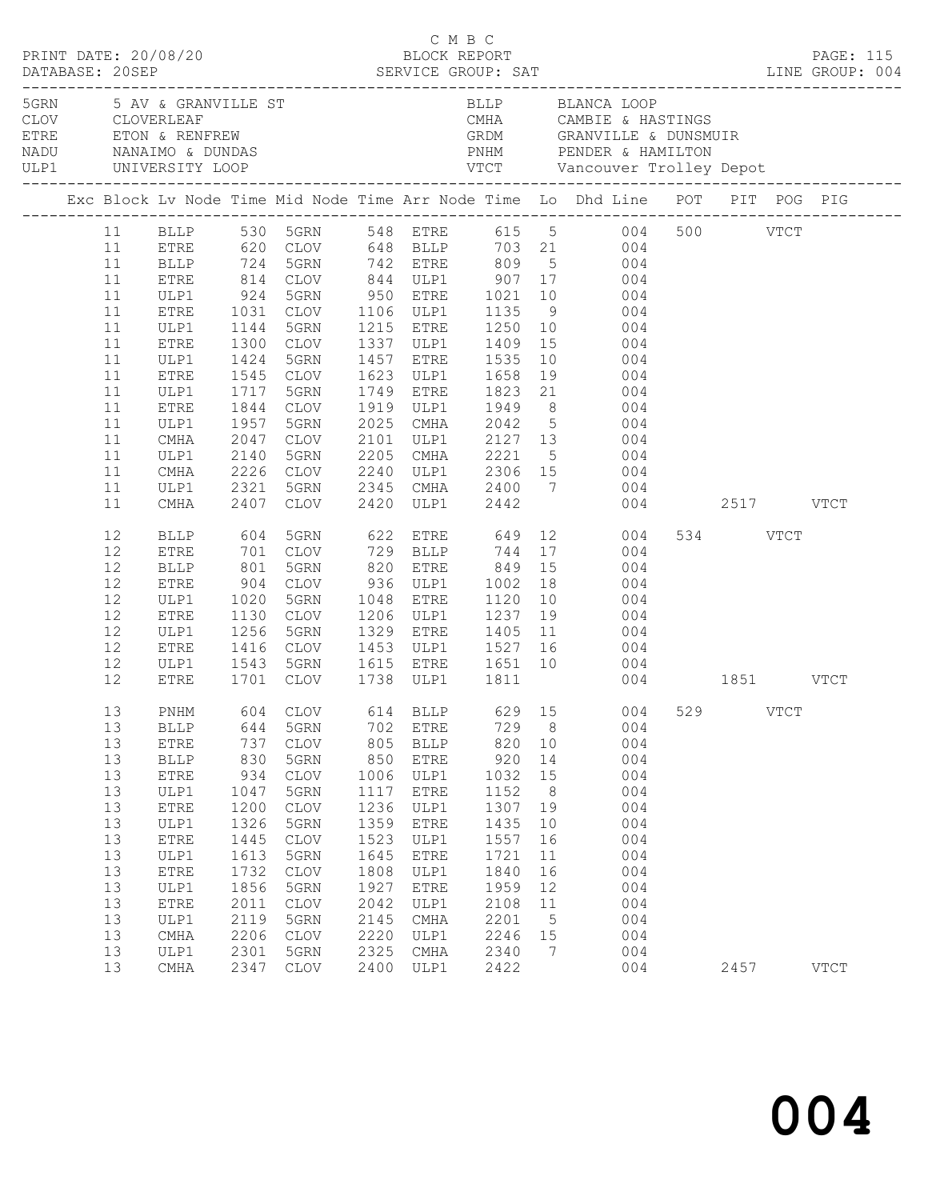C M B C

PRINT DATE: 20/08/20 BLOCK REPORT PAGE: 115
DATABASE: 20SEP SERVICE GROUP: SAT LINE GROUP: 004

| Code | Name | Code | Name |
|---|---|---|---|
| 5GRN | 5 AV & GRANVILLE ST | BLLP | BLANCA LOOP |
| CLOV | CLOVERLEAF | CMHA | CAMBIE & HASTINGS |
| ETRE | ETON & RENFREW | GRDM | GRANVILLE & DUNSMUIR |
| NADU | NANAIMO & DUNDAS | PNHM | PENDER & HAMILTON |
| ULP1 | UNIVERSITY LOOP | VTCT | Vancouver Trolley Depot |

| Exc | Block | Lv Node | Time | Mid Node | Time | Arr Node | Time | Lo | Dhd Line | POT | PIT | POG | PIG |
|---|---|---|---|---|---|---|---|---|---|---|---|---|---|
| | 11 | BLLP | 530 | 5GRN | 548 | ETRE | 615 | 5 | 004 | 500 | | VTCT | |
| | 11 | ETRE | 620 | CLOV | 648 | BLLP | 703 | 21 | 004 | | | | |
| | 11 | BLLP | 724 | 5GRN | 742 | ETRE | 809 | 5 | 004 | | | | |
| | 11 | ETRE | 814 | CLOV | 844 | ULP1 | 907 | 17 | 004 | | | | |
| | 11 | ULP1 | 924 | 5GRN | 950 | ETRE | 1021 | 10 | 004 | | | | |
| | 11 | ETRE | 1031 | CLOV | 1106 | ULP1 | 1135 | 9 | 004 | | | | |
| | 11 | ULP1 | 1144 | 5GRN | 1215 | ETRE | 1250 | 10 | 004 | | | | |
| | 11 | ETRE | 1300 | CLOV | 1337 | ULP1 | 1409 | 15 | 004 | | | | |
| | 11 | ULP1 | 1424 | 5GRN | 1457 | ETRE | 1535 | 10 | 004 | | | | |
| | 11 | ETRE | 1545 | CLOV | 1623 | ULP1 | 1658 | 19 | 004 | | | | |
| | 11 | ULP1 | 1717 | 5GRN | 1749 | ETRE | 1823 | 21 | 004 | | | | |
| | 11 | ETRE | 1844 | CLOV | 1919 | ULP1 | 1949 | 8 | 004 | | | | |
| | 11 | ULP1 | 1957 | 5GRN | 2025 | CMHA | 2042 | 5 | 004 | | | | |
| | 11 | CMHA | 2047 | CLOV | 2101 | ULP1 | 2127 | 13 | 004 | | | | |
| | 11 | ULP1 | 2140 | 5GRN | 2205 | CMHA | 2221 | 5 | 004 | | | | |
| | 11 | CMHA | 2226 | CLOV | 2240 | ULP1 | 2306 | 15 | 004 | | | | |
| | 11 | ULP1 | 2321 | 5GRN | 2345 | CMHA | 2400 | 7 | 004 | | | | |
| | 11 | CMHA | 2407 | CLOV | 2420 | ULP1 | 2442 | | 004 | | 2517 | | VTCT |
| | 12 | BLLP | 604 | 5GRN | 622 | ETRE | 649 | 12 | 004 | 534 | | VTCT | |
| | 12 | ETRE | 701 | CLOV | 729 | BLLP | 744 | 17 | 004 | | | | |
| | 12 | BLLP | 801 | 5GRN | 820 | ETRE | 849 | 15 | 004 | | | | |
| | 12 | ETRE | 904 | CLOV | 936 | ULP1 | 1002 | 18 | 004 | | | | |
| | 12 | ULP1 | 1020 | 5GRN | 1048 | ETRE | 1120 | 10 | 004 | | | | |
| | 12 | ETRE | 1130 | CLOV | 1206 | ULP1 | 1237 | 19 | 004 | | | | |
| | 12 | ULP1 | 1256 | 5GRN | 1329 | ETRE | 1405 | 11 | 004 | | | | |
| | 12 | ETRE | 1416 | CLOV | 1453 | ULP1 | 1527 | 16 | 004 | | | | |
| | 12 | ULP1 | 1543 | 5GRN | 1615 | ETRE | 1651 | 10 | 004 | | | | |
| | 12 | ETRE | 1701 | CLOV | 1738 | ULP1 | 1811 | | 004 | | 1851 | | VTCT |
| | 13 | PNHM | 604 | CLOV | 614 | BLLP | 629 | 15 | 004 | 529 | | VTCT | |
| | 13 | BLLP | 644 | 5GRN | 702 | ETRE | 729 | 8 | 004 | | | | |
| | 13 | ETRE | 737 | CLOV | 805 | BLLP | 820 | 10 | 004 | | | | |
| | 13 | BLLP | 830 | 5GRN | 850 | ETRE | 920 | 14 | 004 | | | | |
| | 13 | ETRE | 934 | CLOV | 1006 | ULP1 | 1032 | 15 | 004 | | | | |
| | 13 | ULP1 | 1047 | 5GRN | 1117 | ETRE | 1152 | 8 | 004 | | | | |
| | 13 | ETRE | 1200 | CLOV | 1236 | ULP1 | 1307 | 19 | 004 | | | | |
| | 13 | ULP1 | 1326 | 5GRN | 1359 | ETRE | 1435 | 10 | 004 | | | | |
| | 13 | ETRE | 1445 | CLOV | 1523 | ULP1 | 1557 | 16 | 004 | | | | |
| | 13 | ULP1 | 1613 | 5GRN | 1645 | ETRE | 1721 | 11 | 004 | | | | |
| | 13 | ETRE | 1732 | CLOV | 1808 | ULP1 | 1840 | 16 | 004 | | | | |
| | 13 | ULP1 | 1856 | 5GRN | 1927 | ETRE | 1959 | 12 | 004 | | | | |
| | 13 | ETRE | 2011 | CLOV | 2042 | ULP1 | 2108 | 11 | 004 | | | | |
| | 13 | ULP1 | 2119 | 5GRN | 2145 | CMHA | 2201 | 5 | 004 | | | | |
| | 13 | CMHA | 2206 | CLOV | 2220 | ULP1 | 2246 | 15 | 004 | | | | |
| | 13 | ULP1 | 2301 | 5GRN | 2325 | CMHA | 2340 | 7 | 004 | | | | |
| | 13 | CMHA | 2347 | CLOV | 2400 | ULP1 | 2422 | | 004 | | 2457 | | VTCT |

004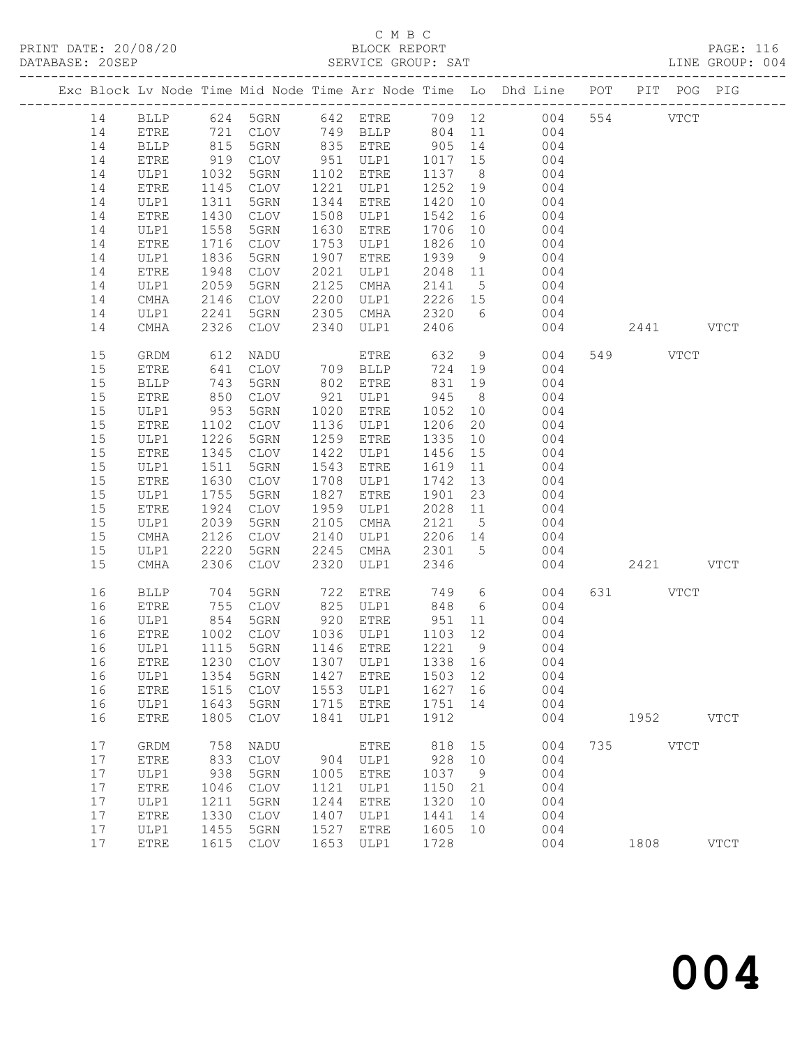C M B C

PRINT DATE: 20/08/20 BLOCK REPORT
DATABASE: 20SEP SERVICE GROUP: SAT LINE GROUP: 004

| Exc | Block | Lv | Node | Time | Mid Node | Time | Arr Node | Time | Lo | Dhd Line | POT | PIT | POG | PIG |
|---|---|---|---|---|---|---|---|---|---|---|---|---|---|---|
| | 14 | | BLLP | 624 | 5GRN | 642 | ETRE | 709 | 12 | 004 | 554 | | VTCT | |
| | 14 | | ETRE | 721 | CLOV | 749 | BLLP | 804 | 11 | 004 | | | | |
| | 14 | | BLLP | 815 | 5GRN | 835 | ETRE | 905 | 14 | 004 | | | | |
| | 14 | | ETRE | 919 | CLOV | 951 | ULP1 | 1017 | 15 | 004 | | | | |
| | 14 | | ULP1 | 1032 | 5GRN | 1102 | ETRE | 1137 | 8 | 004 | | | | |
| | 14 | | ETRE | 1145 | CLOV | 1221 | ULP1 | 1252 | 19 | 004 | | | | |
| | 14 | | ULP1 | 1311 | 5GRN | 1344 | ETRE | 1420 | 10 | 004 | | | | |
| | 14 | | ETRE | 1430 | CLOV | 1508 | ULP1 | 1542 | 16 | 004 | | | | |
| | 14 | | ULP1 | 1558 | 5GRN | 1630 | ETRE | 1706 | 10 | 004 | | | | |
| | 14 | | ETRE | 1716 | CLOV | 1753 | ULP1 | 1826 | 10 | 004 | | | | |
| | 14 | | ULP1 | 1836 | 5GRN | 1907 | ETRE | 1939 | 9 | 004 | | | | |
| | 14 | | ETRE | 1948 | CLOV | 2021 | ULP1 | 2048 | 11 | 004 | | | | |
| | 14 | | ULP1 | 2059 | 5GRN | 2125 | CMHA | 2141 | 5 | 004 | | | | |
| | 14 | | CMHA | 2146 | CLOV | 2200 | ULP1 | 2226 | 15 | 004 | | | | |
| | 14 | | ULP1 | 2241 | 5GRN | 2305 | CMHA | 2320 | 6 | 004 | | | | |
| | 14 | | CMHA | 2326 | CLOV | 2340 | ULP1 | 2406 | | 004 | | 2441 | | VTCT |
| | 15 | | GRDM | 612 | NADU | | ETRE | 632 | 9 | 004 | 549 | | VTCT | |
| | 15 | | ETRE | 641 | CLOV | 709 | BLLP | 724 | 19 | 004 | | | | |
| | 15 | | BLLP | 743 | 5GRN | 802 | ETRE | 831 | 19 | 004 | | | | |
| | 15 | | ETRE | 850 | CLOV | 921 | ULP1 | 945 | 8 | 004 | | | | |
| | 15 | | ULP1 | 953 | 5GRN | 1020 | ETRE | 1052 | 10 | 004 | | | | |
| | 15 | | ETRE | 1102 | CLOV | 1136 | ULP1 | 1206 | 20 | 004 | | | | |
| | 15 | | ULP1 | 1226 | 5GRN | 1259 | ETRE | 1335 | 10 | 004 | | | | |
| | 15 | | ETRE | 1345 | CLOV | 1422 | ULP1 | 1456 | 15 | 004 | | | | |
| | 15 | | ULP1 | 1511 | 5GRN | 1543 | ETRE | 1619 | 11 | 004 | | | | |
| | 15 | | ETRE | 1630 | CLOV | 1708 | ULP1 | 1742 | 13 | 004 | | | | |
| | 15 | | ULP1 | 1755 | 5GRN | 1827 | ETRE | 1901 | 23 | 004 | | | | |
| | 15 | | ETRE | 1924 | CLOV | 1959 | ULP1 | 2028 | 11 | 004 | | | | |
| | 15 | | ULP1 | 2039 | 5GRN | 2105 | CMHA | 2121 | 5 | 004 | | | | |
| | 15 | | CMHA | 2126 | CLOV | 2140 | ULP1 | 2206 | 14 | 004 | | | | |
| | 15 | | ULP1 | 2220 | 5GRN | 2245 | CMHA | 2301 | 5 | 004 | | | | |
| | 15 | | CMHA | 2306 | CLOV | 2320 | ULP1 | 2346 | | 004 | | 2421 | | VTCT |
| | 16 | | BLLP | 704 | 5GRN | 722 | ETRE | 749 | 6 | 004 | 631 | | VTCT | |
| | 16 | | ETRE | 755 | CLOV | 825 | ULP1 | 848 | 6 | 004 | | | | |
| | 16 | | ULP1 | 854 | 5GRN | 920 | ETRE | 951 | 11 | 004 | | | | |
| | 16 | | ETRE | 1002 | CLOV | 1036 | ULP1 | 1103 | 12 | 004 | | | | |
| | 16 | | ULP1 | 1115 | 5GRN | 1146 | ETRE | 1221 | 9 | 004 | | | | |
| | 16 | | ETRE | 1230 | CLOV | 1307 | ULP1 | 1338 | 16 | 004 | | | | |
| | 16 | | ULP1 | 1354 | 5GRN | 1427 | ETRE | 1503 | 12 | 004 | | | | |
| | 16 | | ETRE | 1515 | CLOV | 1553 | ULP1 | 1627 | 16 | 004 | | | | |
| | 16 | | ULP1 | 1643 | 5GRN | 1715 | ETRE | 1751 | 14 | 004 | | | | |
| | 16 | | ETRE | 1805 | CLOV | 1841 | ULP1 | 1912 | | 004 | | 1952 | | VTCT |
| | 17 | | GRDM | 758 | NADU | | ETRE | 818 | 15 | 004 | 735 | | VTCT | |
| | 17 | | ETRE | 833 | CLOV | 904 | ULP1 | 928 | 10 | 004 | | | | |
| | 17 | | ULP1 | 938 | 5GRN | 1005 | ETRE | 1037 | 9 | 004 | | | | |
| | 17 | | ETRE | 1046 | CLOV | 1121 | ULP1 | 1150 | 21 | 004 | | | | |
| | 17 | | ULP1 | 1211 | 5GRN | 1244 | ETRE | 1320 | 10 | 004 | | | | |
| | 17 | | ETRE | 1330 | CLOV | 1407 | ULP1 | 1441 | 14 | 004 | | | | |
| | 17 | | ULP1 | 1455 | 5GRN | 1527 | ETRE | 1605 | 10 | 004 | | | | |
| | 17 | | ETRE | 1615 | CLOV | 1653 | ULP1 | 1728 | | 004 | | 1808 | | VTCT |

# 004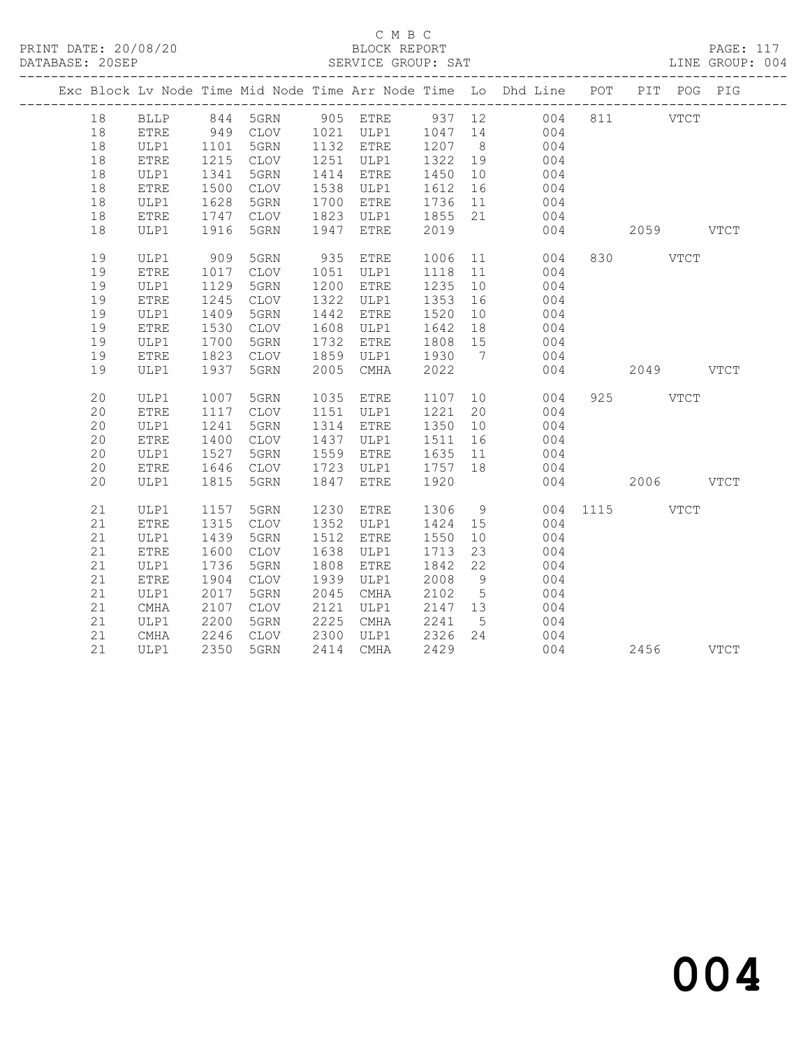C M B C

BLOCK REPORT

PRINT DATE: 20/08/20 DATABASE: 20SEP SERVICE GROUP: SAT LINE GROUP: 004

| Exc | Block | Lv | Node | Time | Mid Node | Time | Arr Node | Time | Lo | Dhd Line | POT | PIT | POG | PIG |
|---|---|---|---|---|---|---|---|---|---|---|---|---|---|---|
| | 18 | | BLLP | 844 | 5GRN | 905 | ETRE | 937 | 12 | 004 | 811 | | VTCT | |
| | 18 | | ETRE | 949 | CLOV | 1021 | ULP1 | 1047 | 14 | 004 | | | | |
| | 18 | | ULP1 | 1101 | 5GRN | 1132 | ETRE | 1207 | 8 | 004 | | | | |
| | 18 | | ETRE | 1215 | CLOV | 1251 | ULP1 | 1322 | 19 | 004 | | | | |
| | 18 | | ULP1 | 1341 | 5GRN | 1414 | ETRE | 1450 | 10 | 004 | | | | |
| | 18 | | ETRE | 1500 | CLOV | 1538 | ULP1 | 1612 | 16 | 004 | | | | |
| | 18 | | ULP1 | 1628 | 5GRN | 1700 | ETRE | 1736 | 11 | 004 | | | | |
| | 18 | | ETRE | 1747 | CLOV | 1823 | ULP1 | 1855 | 21 | 004 | | | | |
| | 18 | | ULP1 | 1916 | 5GRN | 1947 | ETRE | 2019 | | 004 | | 2059 | | VTCT |
| | 19 | | ULP1 | 909 | 5GRN | 935 | ETRE | 1006 | 11 | 004 | 830 | | VTCT | |
| | 19 | | ETRE | 1017 | CLOV | 1051 | ULP1 | 1118 | 11 | 004 | | | | |
| | 19 | | ULP1 | 1129 | 5GRN | 1200 | ETRE | 1235 | 10 | 004 | | | | |
| | 19 | | ETRE | 1245 | CLOV | 1322 | ULP1 | 1353 | 16 | 004 | | | | |
| | 19 | | ULP1 | 1409 | 5GRN | 1442 | ETRE | 1520 | 10 | 004 | | | | |
| | 19 | | ETRE | 1530 | CLOV | 1608 | ULP1 | 1642 | 18 | 004 | | | | |
| | 19 | | ULP1 | 1700 | 5GRN | 1732 | ETRE | 1808 | 15 | 004 | | | | |
| | 19 | | ETRE | 1823 | CLOV | 1859 | ULP1 | 1930 | 7 | 004 | | | | |
| | 19 | | ULP1 | 1937 | 5GRN | 2005 | CMHA | 2022 | | 004 | | 2049 | | VTCT |
| | 20 | | ULP1 | 1007 | 5GRN | 1035 | ETRE | 1107 | 10 | 004 | 925 | | VTCT | |
| | 20 | | ETRE | 1117 | CLOV | 1151 | ULP1 | 1221 | 20 | 004 | | | | |
| | 20 | | ULP1 | 1241 | 5GRN | 1314 | ETRE | 1350 | 10 | 004 | | | | |
| | 20 | | ETRE | 1400 | CLOV | 1437 | ULP1 | 1511 | 16 | 004 | | | | |
| | 20 | | ULP1 | 1527 | 5GRN | 1559 | ETRE | 1635 | 11 | 004 | | | | |
| | 20 | | ETRE | 1646 | CLOV | 1723 | ULP1 | 1757 | 18 | 004 | | | | |
| | 20 | | ULP1 | 1815 | 5GRN | 1847 | ETRE | 1920 | | 004 | | 2006 | | VTCT |
| | 21 | | ULP1 | 1157 | 5GRN | 1230 | ETRE | 1306 | 9 | 004 | 1115 | | VTCT | |
| | 21 | | ETRE | 1315 | CLOV | 1352 | ULP1 | 1424 | 15 | 004 | | | | |
| | 21 | | ULP1 | 1439 | 5GRN | 1512 | ETRE | 1550 | 10 | 004 | | | | |
| | 21 | | ETRE | 1600 | CLOV | 1638 | ULP1 | 1713 | 23 | 004 | | | | |
| | 21 | | ULP1 | 1736 | 5GRN | 1808 | ETRE | 1842 | 22 | 004 | | | | |
| | 21 | | ETRE | 1904 | CLOV | 1939 | ULP1 | 2008 | 9 | 004 | | | | |
| | 21 | | ULP1 | 2017 | 5GRN | 2045 | CMHA | 2102 | 5 | 004 | | | | |
| | 21 | | CMHA | 2107 | CLOV | 2121 | ULP1 | 2147 | 13 | 004 | | | | |
| | 21 | | ULP1 | 2200 | 5GRN | 2225 | CMHA | 2241 | 5 | 004 | | | | |
| | 21 | | CMHA | 2246 | CLOV | 2300 | ULP1 | 2326 | 24 | 004 | | | | |
| | 21 | | ULP1 | 2350 | 5GRN | 2414 | CMHA | 2429 | | 004 | | 2456 | | VTCT |

004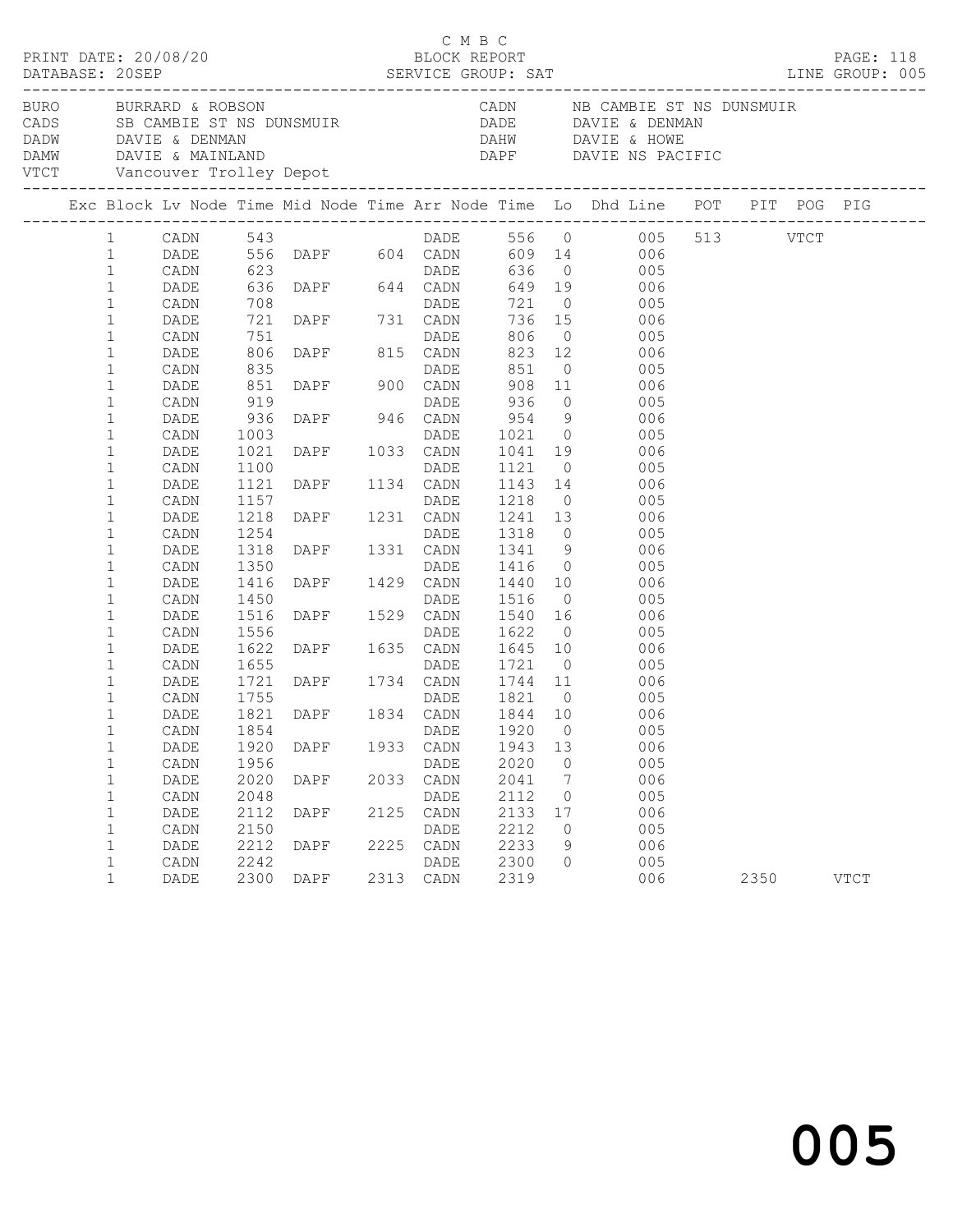C M B C

PRINT DATE: 20/08/20 BLOCK REPORT
DATABASE: 20SEP SERVICE GROUP: SAT LINE GROUP: 005

| Code | Description | Code | Description |
|---|---|---|---|
| BURO | BURRARD & ROBSON | CADN | NB CAMBIE ST NS DUNSMUIR |
| CADS | SB CAMBIE ST NS DUNSMUIR | DADE | DAVIE & DENMAN |
| DADW | DAVIE & DENMAN | DAHW | DAVIE & HOWE |
| DAMW | DAVIE & MAINLAND | DAPF | DAVIE NS PACIFIC |
| VTCT | Vancouver Trolley Depot | | |

| Exc | Block | Lv Node | Time | Mid Node | Time | Arr Node | Time | Lo | Dhd | Line | POT | PIT | POG | PIG |
|---|---|---|---|---|---|---|---|---|---|---|---|---|---|---|
| | 1 | CADN | 543 | | | DADE | 556 | 0 | | 005 | 513 | | VTCT | |
| | 1 | DADE | 556 | DAPF | 604 | CADN | 609 | 14 | | 006 | | | | |
| | 1 | CADN | 623 | | | DADE | 636 | 0 | | 005 | | | | |
| | 1 | DADE | 636 | DAPF | 644 | CADN | 649 | 19 | | 006 | | | | |
| | 1 | CADN | 708 | | | DADE | 721 | 0 | | 005 | | | | |
| | 1 | DADE | 721 | DAPF | 731 | CADN | 736 | 15 | | 006 | | | | |
| | 1 | CADN | 751 | | | DADE | 806 | 0 | | 005 | | | | |
| | 1 | DADE | 806 | DAPF | 815 | CADN | 823 | 12 | | 006 | | | | |
| | 1 | CADN | 835 | | | DADE | 851 | 0 | | 005 | | | | |
| | 1 | DADE | 851 | DAPF | 900 | CADN | 908 | 11 | | 006 | | | | |
| | 1 | CADN | 919 | | | DADE | 936 | 0 | | 005 | | | | |
| | 1 | DADE | 936 | DAPF | 946 | CADN | 954 | 9 | | 006 | | | | |
| | 1 | CADN | 1003 | | | DADE | 1021 | 0 | | 005 | | | | |
| | 1 | DADE | 1021 | DAPF | 1033 | CADN | 1041 | 19 | | 006 | | | | |
| | 1 | CADN | 1100 | | | DADE | 1121 | 0 | | 005 | | | | |
| | 1 | DADE | 1121 | DAPF | 1134 | CADN | 1143 | 14 | | 006 | | | | |
| | 1 | CADN | 1157 | | | DADE | 1218 | 0 | | 005 | | | | |
| | 1 | DADE | 1218 | DAPF | 1231 | CADN | 1241 | 13 | | 006 | | | | |
| | 1 | CADN | 1254 | | | DADE | 1318 | 0 | | 005 | | | | |
| | 1 | DADE | 1318 | DAPF | 1331 | CADN | 1341 | 9 | | 006 | | | | |
| | 1 | CADN | 1350 | | | DADE | 1416 | 0 | | 005 | | | | |
| | 1 | DADE | 1416 | DAPF | 1429 | CADN | 1440 | 10 | | 006 | | | | |
| | 1 | CADN | 1450 | | | DADE | 1516 | 0 | | 005 | | | | |
| | 1 | DADE | 1516 | DAPF | 1529 | CADN | 1540 | 16 | | 006 | | | | |
| | 1 | CADN | 1556 | | | DADE | 1622 | 0 | | 005 | | | | |
| | 1 | DADE | 1622 | DAPF | 1635 | CADN | 1645 | 10 | | 006 | | | | |
| | 1 | CADN | 1655 | | | DADE | 1721 | 0 | | 005 | | | | |
| | 1 | DADE | 1721 | DAPF | 1734 | CADN | 1744 | 11 | | 006 | | | | |
| | 1 | CADN | 1755 | | | DADE | 1821 | 0 | | 005 | | | | |
| | 1 | DADE | 1821 | DAPF | 1834 | CADN | 1844 | 10 | | 006 | | | | |
| | 1 | CADN | 1854 | | | DADE | 1920 | 0 | | 005 | | | | |
| | 1 | DADE | 1920 | DAPF | 1933 | CADN | 1943 | 13 | | 006 | | | | |
| | 1 | CADN | 1956 | | | DADE | 2020 | 0 | | 005 | | | | |
| | 1 | DADE | 2020 | DAPF | 2033 | CADN | 2041 | 7 | | 006 | | | | |
| | 1 | CADN | 2048 | | | DADE | 2112 | 0 | | 005 | | | | |
| | 1 | DADE | 2112 | DAPF | 2125 | CADN | 2133 | 17 | | 006 | | | | |
| | 1 | CADN | 2150 | | | DADE | 2212 | 0 | | 005 | | | | |
| | 1 | DADE | 2212 | DAPF | 2225 | CADN | 2233 | 9 | | 006 | | | | |
| | 1 | CADN | 2242 | | | DADE | 2300 | 0 | | 005 | | | | |
| | 1 | DADE | 2300 | DAPF | 2313 | CADN | 2319 | | | 006 | | 2350 | | VTCT |

005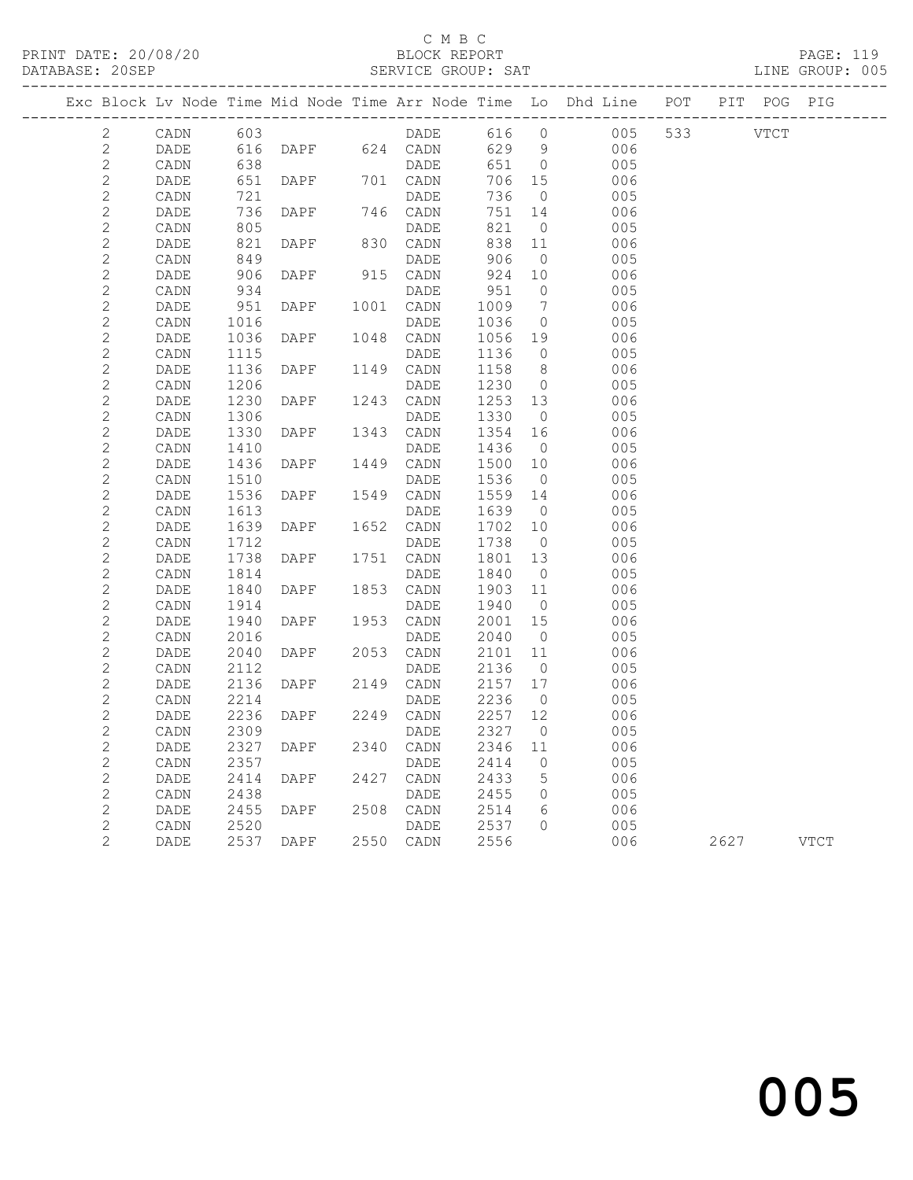C M B C
BLOCK REPORT
SERVICE GROUP: SAT

PRINT DATE: 20/08/20
DATABASE: 20SEP
LINE GROUP: 005

| Exc | Block | Lv | Node | Time | Mid Node | Time | Arr Node | Time | Lo | Dhd Line | POT | PIT | POG | PIG |
|---|---|---|---|---|---|---|---|---|---|---|---|---|---|---|
| | 2 | | CADN | 603 | | | DADE | 616 | 0 | 005 | 533 | | VTCT | |
| | 2 | | DADE | 616 | DAPF | 624 | CADN | 629 | 9 | 006 | | | | |
| | 2 | | CADN | 638 | | | DADE | 651 | 0 | 005 | | | | |
| | 2 | | DADE | 651 | DAPF | 701 | CADN | 706 | 15 | 006 | | | | |
| | 2 | | CADN | 721 | | | DADE | 736 | 0 | 005 | | | | |
| | 2 | | DADE | 736 | DAPF | 746 | CADN | 751 | 14 | 006 | | | | |
| | 2 | | CADN | 805 | | | DADE | 821 | 0 | 005 | | | | |
| | 2 | | DADE | 821 | DAPF | 830 | CADN | 838 | 11 | 006 | | | | |
| | 2 | | CADN | 849 | | | DADE | 906 | 0 | 005 | | | | |
| | 2 | | DADE | 906 | DAPF | 915 | CADN | 924 | 10 | 006 | | | | |
| | 2 | | CADN | 934 | | | DADE | 951 | 0 | 005 | | | | |
| | 2 | | DADE | 951 | DAPF | 1001 | CADN | 1009 | 7 | 006 | | | | |
| | 2 | | CADN | 1016 | | | DADE | 1036 | 0 | 005 | | | | |
| | 2 | | DADE | 1036 | DAPF | 1048 | CADN | 1056 | 19 | 006 | | | | |
| | 2 | | CADN | 1115 | | | DADE | 1136 | 0 | 005 | | | | |
| | 2 | | DADE | 1136 | DAPF | 1149 | CADN | 1158 | 8 | 006 | | | | |
| | 2 | | CADN | 1206 | | | DADE | 1230 | 0 | 005 | | | | |
| | 2 | | DADE | 1230 | DAPF | 1243 | CADN | 1253 | 13 | 006 | | | | |
| | 2 | | CADN | 1306 | | | DADE | 1330 | 0 | 005 | | | | |
| | 2 | | DADE | 1330 | DAPF | 1343 | CADN | 1354 | 16 | 006 | | | | |
| | 2 | | CADN | 1410 | | | DADE | 1436 | 0 | 005 | | | | |
| | 2 | | DADE | 1436 | DAPF | 1449 | CADN | 1500 | 10 | 006 | | | | |
| | 2 | | CADN | 1510 | | | DADE | 1536 | 0 | 005 | | | | |
| | 2 | | DADE | 1536 | DAPF | 1549 | CADN | 1559 | 14 | 006 | | | | |
| | 2 | | CADN | 1613 | | | DADE | 1639 | 0 | 005 | | | | |
| | 2 | | DADE | 1639 | DAPF | 1652 | CADN | 1702 | 10 | 006 | | | | |
| | 2 | | CADN | 1712 | | | DADE | 1738 | 0 | 005 | | | | |
| | 2 | | DADE | 1738 | DAPF | 1751 | CADN | 1801 | 13 | 006 | | | | |
| | 2 | | CADN | 1814 | | | DADE | 1840 | 0 | 005 | | | | |
| | 2 | | DADE | 1840 | DAPF | 1853 | CADN | 1903 | 11 | 006 | | | | |
| | 2 | | CADN | 1914 | | | DADE | 1940 | 0 | 005 | | | | |
| | 2 | | DADE | 1940 | DAPF | 1953 | CADN | 2001 | 15 | 006 | | | | |
| | 2 | | CADN | 2016 | | | DADE | 2040 | 0 | 005 | | | | |
| | 2 | | DADE | 2040 | DAPF | 2053 | CADN | 2101 | 11 | 006 | | | | |
| | 2 | | CADN | 2112 | | | DADE | 2136 | 0 | 005 | | | | |
| | 2 | | DADE | 2136 | DAPF | 2149 | CADN | 2157 | 17 | 006 | | | | |
| | 2 | | CADN | 2214 | | | DADE | 2236 | 0 | 005 | | | | |
| | 2 | | DADE | 2236 | DAPF | 2249 | CADN | 2257 | 12 | 006 | | | | |
| | 2 | | CADN | 2309 | | | DADE | 2327 | 0 | 005 | | | | |
| | 2 | | DADE | 2327 | DAPF | 2340 | CADN | 2346 | 11 | 006 | | | | |
| | 2 | | CADN | 2357 | | | DADE | 2414 | 0 | 005 | | | | |
| | 2 | | DADE | 2414 | DAPF | 2427 | CADN | 2433 | 5 | 006 | | | | |
| | 2 | | CADN | 2438 | | | DADE | 2455 | 0 | 005 | | | | |
| | 2 | | DADE | 2455 | DAPF | 2508 | CADN | 2514 | 6 | 006 | | | | |
| | 2 | | CADN | 2520 | | | DADE | 2537 | 0 | 005 | | | | |
| | 2 | | DADE | 2537 | DAPF | 2550 | CADN | 2556 | | 006 | | 2627 | | VTCT |

005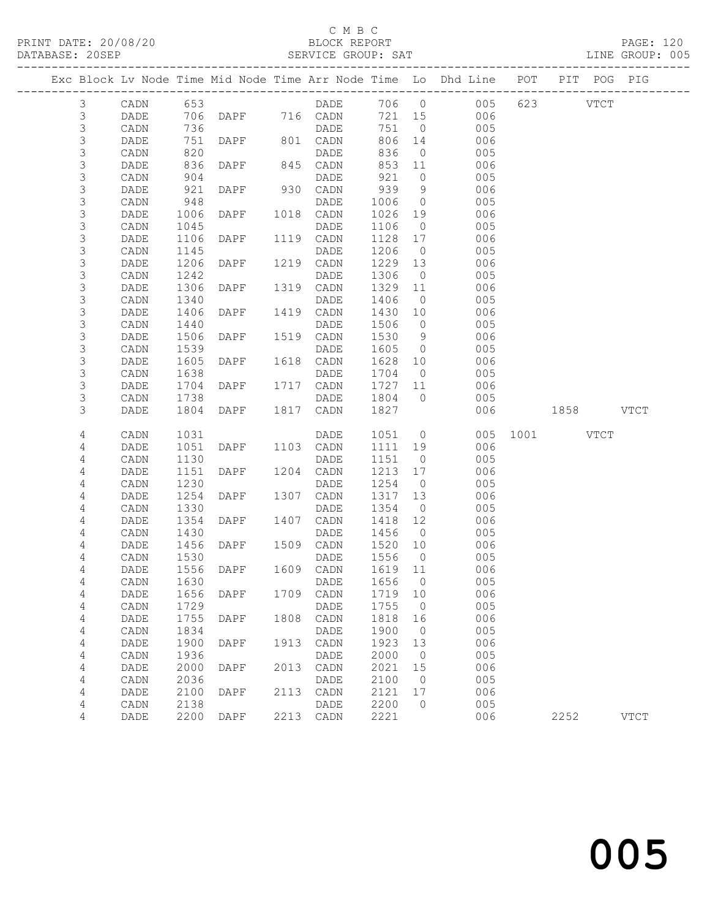C M B C
BLOCK REPORT
SERVICE GROUP: SAT

PRINT DATE: 20/08/20
DATABASE: 20SEP

PAGE: 120
LINE GROUP: 005

| Exc | Block | Lv | Node | Time | Mid Node | Time | Arr Node | Time | Lo | Dhd Line | POT | PIT | POG | PIG |
|---|---|---|---|---|---|---|---|---|---|---|---|---|---|---|
| | 3 | | CADN | 653 | | | DADE | 706 | 0 | 005 | 623 | | VTCT | |
| | 3 | | DADE | 706 | DAPF | 716 | CADN | 721 | 15 | 006 | | | | |
| | 3 | | CADN | 736 | | | DADE | 751 | 0 | 005 | | | | |
| | 3 | | DADE | 751 | DAPF | 801 | CADN | 806 | 14 | 006 | | | | |
| | 3 | | CADN | 820 | | | DADE | 836 | 0 | 005 | | | | |
| | 3 | | DADE | 836 | DAPF | 845 | CADN | 853 | 11 | 006 | | | | |
| | 3 | | CADN | 904 | | | DADE | 921 | 0 | 005 | | | | |
| | 3 | | DADE | 921 | DAPF | 930 | CADN | 939 | 9 | 006 | | | | |
| | 3 | | CADN | 948 | | | DADE | 1006 | 0 | 005 | | | | |
| | 3 | | DADE | 1006 | DAPF | 1018 | CADN | 1026 | 19 | 006 | | | | |
| | 3 | | CADN | 1045 | | | DADE | 1106 | 0 | 005 | | | | |
| | 3 | | DADE | 1106 | DAPF | 1119 | CADN | 1128 | 17 | 006 | | | | |
| | 3 | | CADN | 1145 | | | DADE | 1206 | 0 | 005 | | | | |
| | 3 | | DADE | 1206 | DAPF | 1219 | CADN | 1229 | 13 | 006 | | | | |
| | 3 | | CADN | 1242 | | | DADE | 1306 | 0 | 005 | | | | |
| | 3 | | DADE | 1306 | DAPF | 1319 | CADN | 1329 | 11 | 006 | | | | |
| | 3 | | CADN | 1340 | | | DADE | 1406 | 0 | 005 | | | | |
| | 3 | | DADE | 1406 | DAPF | 1419 | CADN | 1430 | 10 | 006 | | | | |
| | 3 | | CADN | 1440 | | | DADE | 1506 | 0 | 005 | | | | |
| | 3 | | DADE | 1506 | DAPF | 1519 | CADN | 1530 | 9 | 006 | | | | |
| | 3 | | CADN | 1539 | | | DADE | 1605 | 0 | 005 | | | | |
| | 3 | | DADE | 1605 | DAPF | 1618 | CADN | 1628 | 10 | 006 | | | | |
| | 3 | | CADN | 1638 | | | DADE | 1704 | 0 | 005 | | | | |
| | 3 | | DADE | 1704 | DAPF | 1717 | CADN | 1727 | 11 | 006 | | | | |
| | 3 | | CADN | 1738 | | | DADE | 1804 | 0 | 005 | | | | |
| | 3 | | DADE | 1804 | DAPF | 1817 | CADN | 1827 | | 006 | | 1858 | | VTCT |
| | 4 | | CADN | 1031 | | | DADE | 1051 | 0 | 005 | 1001 | | VTCT | |
| | 4 | | DADE | 1051 | DAPF | 1103 | CADN | 1111 | 19 | 006 | | | | |
| | 4 | | CADN | 1130 | | | DADE | 1151 | 0 | 005 | | | | |
| | 4 | | DADE | 1151 | DAPF | 1204 | CADN | 1213 | 17 | 006 | | | | |
| | 4 | | CADN | 1230 | | | DADE | 1254 | 0 | 005 | | | | |
| | 4 | | DADE | 1254 | DAPF | 1307 | CADN | 1317 | 13 | 006 | | | | |
| | 4 | | CADN | 1330 | | | DADE | 1354 | 0 | 005 | | | | |
| | 4 | | DADE | 1354 | DAPF | 1407 | CADN | 1418 | 12 | 006 | | | | |
| | 4 | | CADN | 1430 | | | DADE | 1456 | 0 | 005 | | | | |
| | 4 | | DADE | 1456 | DAPF | 1509 | CADN | 1520 | 10 | 006 | | | | |
| | 4 | | CADN | 1530 | | | DADE | 1556 | 0 | 005 | | | | |
| | 4 | | DADE | 1556 | DAPF | 1609 | CADN | 1619 | 11 | 006 | | | | |
| | 4 | | CADN | 1630 | | | DADE | 1656 | 0 | 005 | | | | |
| | 4 | | DADE | 1656 | DAPF | 1709 | CADN | 1719 | 10 | 006 | | | | |
| | 4 | | CADN | 1729 | | | DADE | 1755 | 0 | 005 | | | | |
| | 4 | | DADE | 1755 | DAPF | 1808 | CADN | 1818 | 16 | 006 | | | | |
| | 4 | | CADN | 1834 | | | DADE | 1900 | 0 | 005 | | | | |
| | 4 | | DADE | 1900 | DAPF | 1913 | CADN | 1923 | 13 | 006 | | | | |
| | 4 | | CADN | 1936 | | | DADE | 2000 | 0 | 005 | | | | |
| | 4 | | DADE | 2000 | DAPF | 2013 | CADN | 2021 | 15 | 006 | | | | |
| | 4 | | CADN | 2036 | | | DADE | 2100 | 0 | 005 | | | | |
| | 4 | | DADE | 2100 | DAPF | 2113 | CADN | 2121 | 17 | 006 | | | | |
| | 4 | | CADN | 2138 | | | DADE | 2200 | 0 | 005 | | | | |
| | 4 | | DADE | 2200 | DAPF | 2213 | CADN | 2221 | | 006 | | 2252 | | VTCT |

005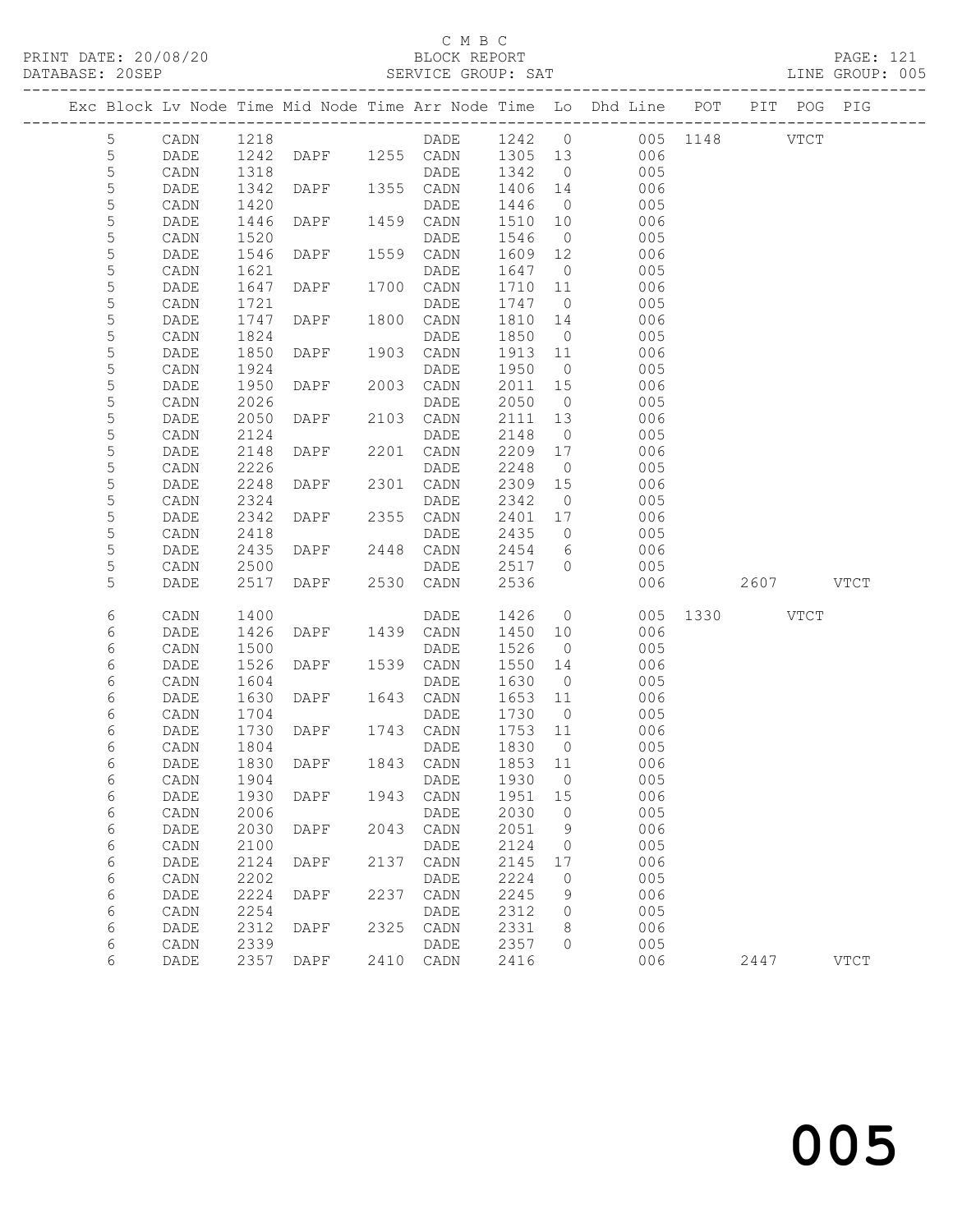C M B C

BLOCK REPORT

SERVICE GROUP: SAT

LINE GROUP: 005

| Exc | Block | Lv | Node | Time | Mid Node | Time | Arr Node | Time | Lo | Dhd Line | POT | PIT | POG | PIG |
|---|---|---|---|---|---|---|---|---|---|---|---|---|---|---|
| | 5 | | CADN | 1218 | | | DADE | 1242 | 0 | 005 | 1148 | | VTCT | |
| | 5 | | DADE | 1242 | DAPF | 1255 | CADN | 1305 | 13 | 006 | | | | |
| | 5 | | CADN | 1318 | | | DADE | 1342 | 0 | 005 | | | | |
| | 5 | | DADE | 1342 | DAPF | 1355 | CADN | 1406 | 14 | 006 | | | | |
| | 5 | | CADN | 1420 | | | DADE | 1446 | 0 | 005 | | | | |
| | 5 | | DADE | 1446 | DAPF | 1459 | CADN | 1510 | 10 | 006 | | | | |
| | 5 | | CADN | 1520 | | | DADE | 1546 | 0 | 005 | | | | |
| | 5 | | DADE | 1546 | DAPF | 1559 | CADN | 1609 | 12 | 006 | | | | |
| | 5 | | CADN | 1621 | | | DADE | 1647 | 0 | 005 | | | | |
| | 5 | | DADE | 1647 | DAPF | 1700 | CADN | 1710 | 11 | 006 | | | | |
| | 5 | | CADN | 1721 | | | DADE | 1747 | 0 | 005 | | | | |
| | 5 | | DADE | 1747 | DAPF | 1800 | CADN | 1810 | 14 | 006 | | | | |
| | 5 | | CADN | 1824 | | | DADE | 1850 | 0 | 005 | | | | |
| | 5 | | DADE | 1850 | DAPF | 1903 | CADN | 1913 | 11 | 006 | | | | |
| | 5 | | CADN | 1924 | | | DADE | 1950 | 0 | 005 | | | | |
| | 5 | | DADE | 1950 | DAPF | 2003 | CADN | 2011 | 15 | 006 | | | | |
| | 5 | | CADN | 2026 | | | DADE | 2050 | 0 | 005 | | | | |
| | 5 | | DADE | 2050 | DAPF | 2103 | CADN | 2111 | 13 | 006 | | | | |
| | 5 | | CADN | 2124 | | | DADE | 2148 | 0 | 005 | | | | |
| | 5 | | DADE | 2148 | DAPF | 2201 | CADN | 2209 | 17 | 006 | | | | |
| | 5 | | CADN | 2226 | | | DADE | 2248 | 0 | 005 | | | | |
| | 5 | | DADE | 2248 | DAPF | 2301 | CADN | 2309 | 15 | 006 | | | | |
| | 5 | | CADN | 2324 | | | DADE | 2342 | 0 | 005 | | | | |
| | 5 | | DADE | 2342 | DAPF | 2355 | CADN | 2401 | 17 | 006 | | | | |
| | 5 | | CADN | 2418 | | | DADE | 2435 | 0 | 005 | | | | |
| | 5 | | DADE | 2435 | DAPF | 2448 | CADN | 2454 | 6 | 006 | | | | |
| | 5 | | CADN | 2500 | | | DADE | 2517 | 0 | 005 | | | | |
| | 5 | | DADE | 2517 | DAPF | 2530 | CADN | 2536 | | 006 | | 2607 | | VTCT |
| | 6 | | CADN | 1400 | | | DADE | 1426 | 0 | 005 | 1330 | | VTCT | |
| | 6 | | DADE | 1426 | DAPF | 1439 | CADN | 1450 | 10 | 006 | | | | |
| | 6 | | CADN | 1500 | | | DADE | 1526 | 0 | 005 | | | | |
| | 6 | | DADE | 1526 | DAPF | 1539 | CADN | 1550 | 14 | 006 | | | | |
| | 6 | | CADN | 1604 | | | DADE | 1630 | 0 | 005 | | | | |
| | 6 | | DADE | 1630 | DAPF | 1643 | CADN | 1653 | 11 | 006 | | | | |
| | 6 | | CADN | 1704 | | | DADE | 1730 | 0 | 005 | | | | |
| | 6 | | DADE | 1730 | DAPF | 1743 | CADN | 1753 | 11 | 006 | | | | |
| | 6 | | CADN | 1804 | | | DADE | 1830 | 0 | 005 | | | | |
| | 6 | | DADE | 1830 | DAPF | 1843 | CADN | 1853 | 11 | 006 | | | | |
| | 6 | | CADN | 1904 | | | DADE | 1930 | 0 | 005 | | | | |
| | 6 | | DADE | 1930 | DAPF | 1943 | CADN | 1951 | 15 | 006 | | | | |
| | 6 | | CADN | 2006 | | | DADE | 2030 | 0 | 005 | | | | |
| | 6 | | DADE | 2030 | DAPF | 2043 | CADN | 2051 | 9 | 006 | | | | |
| | 6 | | CADN | 2100 | | | DADE | 2124 | 0 | 005 | | | | |
| | 6 | | DADE | 2124 | DAPF | 2137 | CADN | 2145 | 17 | 006 | | | | |
| | 6 | | CADN | 2202 | | | DADE | 2224 | 0 | 005 | | | | |
| | 6 | | DADE | 2224 | DAPF | 2237 | CADN | 2245 | 9 | 006 | | | | |
| | 6 | | CADN | 2254 | | | DADE | 2312 | 0 | 005 | | | | |
| | 6 | | DADE | 2312 | DAPF | 2325 | CADN | 2331 | 8 | 006 | | | | |
| | 6 | | CADN | 2339 | | | DADE | 2357 | 0 | 005 | | | | |
| | 6 | | DADE | 2357 | DAPF | 2410 | CADN | 2416 | | 006 | | 2447 | | VTCT |

005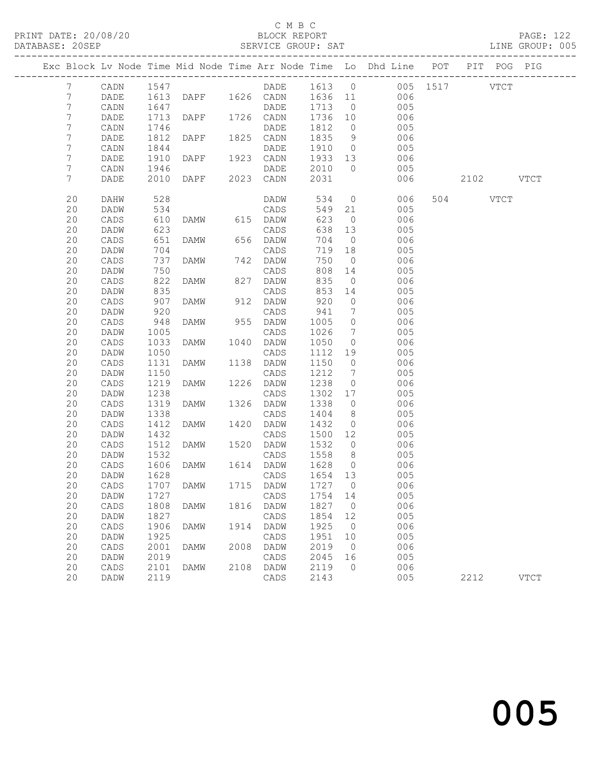C M B C
BLOCK REPORT
SERVICE GROUP: SAT

PRINT DATE: 20/08/20
DATABASE: 20SEP
LINE GROUP: 005

| Exc | Block | Lv | Node | Time | Mid Node | Time | Arr Node | Time | Lo | Dhd Line | POT | PIT | POG | PIG |
|---|---|---|---|---|---|---|---|---|---|---|---|---|---|---|
| | 7 | | CADN | 1547 | | | DADE | 1613 | 0 | 005 | 1517 | | VTCT | |
| | 7 | | DADE | 1613 | DAPF | 1626 | CADN | 1636 | 11 | 006 | | | | |
| | 7 | | CADN | 1647 | | | DADE | 1713 | 0 | 005 | | | | |
| | 7 | | DADE | 1713 | DAPF | 1726 | CADN | 1736 | 10 | 006 | | | | |
| | 7 | | CADN | 1746 | | | DADE | 1812 | 0 | 005 | | | | |
| | 7 | | DADE | 1812 | DAPF | 1825 | CADN | 1835 | 9 | 006 | | | | |
| | 7 | | CADN | 1844 | | | DADE | 1910 | 0 | 005 | | | | |
| | 7 | | DADE | 1910 | DAPF | 1923 | CADN | 1933 | 13 | 006 | | | | |
| | 7 | | CADN | 1946 | | | DADE | 2010 | 0 | 005 | | | | |
| | 7 | | DADE | 2010 | DAPF | 2023 | CADN | 2031 | | 006 | | 2102 | | VTCT |
| | 20 | | DAHW | 528 | | | DADW | 534 | 0 | 006 | 504 | | VTCT | |
| | 20 | | DADW | 534 | | | CADS | 549 | 21 | 005 | | | | |
| | 20 | | CADS | 610 | DAMW | 615 | DADW | 623 | 0 | 006 | | | | |
| | 20 | | DADW | 623 | | | CADS | 638 | 13 | 005 | | | | |
| | 20 | | CADS | 651 | DAMW | 656 | DADW | 704 | 0 | 006 | | | | |
| | 20 | | DADW | 704 | | | CADS | 719 | 18 | 005 | | | | |
| | 20 | | CADS | 737 | DAMW | 742 | DADW | 750 | 0 | 006 | | | | |
| | 20 | | DADW | 750 | | | CADS | 808 | 14 | 005 | | | | |
| | 20 | | CADS | 822 | DAMW | 827 | DADW | 835 | 0 | 006 | | | | |
| | 20 | | DADW | 835 | | | CADS | 853 | 14 | 005 | | | | |
| | 20 | | CADS | 907 | DAMW | 912 | DADW | 920 | 0 | 006 | | | | |
| | 20 | | DADW | 920 | | | CADS | 941 | 7 | 005 | | | | |
| | 20 | | CADS | 948 | DAMW | 955 | DADW | 1005 | 0 | 006 | | | | |
| | 20 | | DADW | 1005 | | | CADS | 1026 | 7 | 005 | | | | |
| | 20 | | CADS | 1033 | DAMW | 1040 | DADW | 1050 | 0 | 006 | | | | |
| | 20 | | DADW | 1050 | | | CADS | 1112 | 19 | 005 | | | | |
| | 20 | | CADS | 1131 | DAMW | 1138 | DADW | 1150 | 0 | 006 | | | | |
| | 20 | | DADW | 1150 | | | CADS | 1212 | 7 | 005 | | | | |
| | 20 | | CADS | 1219 | DAMW | 1226 | DADW | 1238 | 0 | 006 | | | | |
| | 20 | | DADW | 1238 | | | CADS | 1302 | 17 | 005 | | | | |
| | 20 | | CADS | 1319 | DAMW | 1326 | DADW | 1338 | 0 | 006 | | | | |
| | 20 | | DADW | 1338 | | | CADS | 1404 | 8 | 005 | | | | |
| | 20 | | CADS | 1412 | DAMW | 1420 | DADW | 1432 | 0 | 006 | | | | |
| | 20 | | DADW | 1432 | | | CADS | 1500 | 12 | 005 | | | | |
| | 20 | | CADS | 1512 | DAMW | 1520 | DADW | 1532 | 0 | 006 | | | | |
| | 20 | | DADW | 1532 | | | CADS | 1558 | 8 | 005 | | | | |
| | 20 | | CADS | 1606 | DAMW | 1614 | DADW | 1628 | 0 | 006 | | | | |
| | 20 | | DADW | 1628 | | | CADS | 1654 | 13 | 005 | | | | |
| | 20 | | CADS | 1707 | DAMW | 1715 | DADW | 1727 | 0 | 006 | | | | |
| | 20 | | DADW | 1727 | | | CADS | 1754 | 14 | 005 | | | | |
| | 20 | | CADS | 1808 | DAMW | 1816 | DADW | 1827 | 0 | 006 | | | | |
| | 20 | | DADW | 1827 | | | CADS | 1854 | 12 | 005 | | | | |
| | 20 | | CADS | 1906 | DAMW | 1914 | DADW | 1925 | 0 | 006 | | | | |
| | 20 | | DADW | 1925 | | | CADS | 1951 | 10 | 005 | | | | |
| | 20 | | CADS | 2001 | DAMW | 2008 | DADW | 2019 | 0 | 006 | | | | |
| | 20 | | DADW | 2019 | | | CADS | 2045 | 16 | 005 | | | | |
| | 20 | | CADS | 2101 | DAMW | 2108 | DADW | 2119 | 0 | 006 | | | | |
| | 20 | | DADW | 2119 | | | CADS | 2143 | | 005 | | 2212 | | VTCT |

005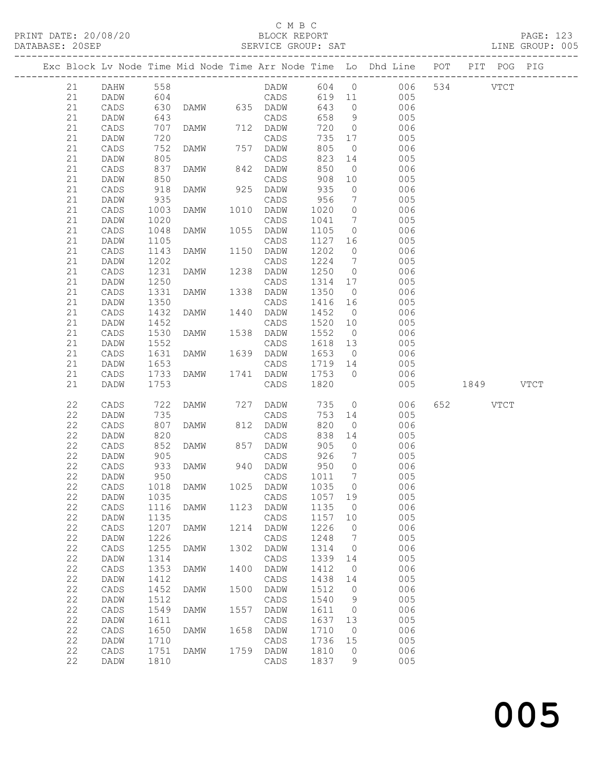C M B C

PRINT DATE: 20/08/20 BLOCK REPORT

DATABASE: 20SEP SERVICE GROUP: SAT LINE GROUP: 005

| Exc | Block | Lv | Node | Time | Mid Node | Time | Arr Node | Time | Lo | Dhd Line | POT | PIT | POG | PIG |
|---|---|---|---|---|---|---|---|---|---|---|---|---|---|---|
| | 21 | | DAHW | 558 | | | DADW | 604 | 0 | 006 | 534 | | VTCT | |
| | 21 | | DADW | 604 | | | CADS | 619 | 11 | 005 | | | | |
| | 21 | | CADS | 630 | DAMW | 635 | DADW | 643 | 0 | 006 | | | | |
| | 21 | | DADW | 643 | | | CADS | 658 | 9 | 005 | | | | |
| | 21 | | CADS | 707 | DAMW | 712 | DADW | 720 | 0 | 006 | | | | |
| | 21 | | DADW | 720 | | | CADS | 735 | 17 | 005 | | | | |
| | 21 | | CADS | 752 | DAMW | 757 | DADW | 805 | 0 | 006 | | | | |
| | 21 | | DADW | 805 | | | CADS | 823 | 14 | 005 | | | | |
| | 21 | | CADS | 837 | DAMW | 842 | DADW | 850 | 0 | 006 | | | | |
| | 21 | | DADW | 850 | | | CADS | 908 | 10 | 005 | | | | |
| | 21 | | CADS | 918 | DAMW | 925 | DADW | 935 | 0 | 006 | | | | |
| | 21 | | DADW | 935 | | | CADS | 956 | 7 | 005 | | | | |
| | 21 | | CADS | 1003 | DAMW | 1010 | DADW | 1020 | 0 | 006 | | | | |
| | 21 | | DADW | 1020 | | | CADS | 1041 | 7 | 005 | | | | |
| | 21 | | CADS | 1048 | DAMW | 1055 | DADW | 1105 | 0 | 006 | | | | |
| | 21 | | DADW | 1105 | | | CADS | 1127 | 16 | 005 | | | | |
| | 21 | | CADS | 1143 | DAMW | 1150 | DADW | 1202 | 0 | 006 | | | | |
| | 21 | | DADW | 1202 | | | CADS | 1224 | 7 | 005 | | | | |
| | 21 | | CADS | 1231 | DAMW | 1238 | DADW | 1250 | 0 | 006 | | | | |
| | 21 | | DADW | 1250 | | | CADS | 1314 | 17 | 005 | | | | |
| | 21 | | CADS | 1331 | DAMW | 1338 | DADW | 1350 | 0 | 006 | | | | |
| | 21 | | DADW | 1350 | | | CADS | 1416 | 16 | 005 | | | | |
| | 21 | | CADS | 1432 | DAMW | 1440 | DADW | 1452 | 0 | 006 | | | | |
| | 21 | | DADW | 1452 | | | CADS | 1520 | 10 | 005 | | | | |
| | 21 | | CADS | 1530 | DAMW | 1538 | DADW | 1552 | 0 | 006 | | | | |
| | 21 | | DADW | 1552 | | | CADS | 1618 | 13 | 005 | | | | |
| | 21 | | CADS | 1631 | DAMW | 1639 | DADW | 1653 | 0 | 006 | | | | |
| | 21 | | DADW | 1653 | | | CADS | 1719 | 14 | 005 | | | | |
| | 21 | | CADS | 1733 | DAMW | 1741 | DADW | 1753 | 0 | 006 | | | | |
| | 21 | | DADW | 1753 | | | CADS | 1820 | | 005 | | 1849 | | VTCT |
| | 22 | | CADS | 722 | DAMW | 727 | DADW | 735 | 0 | 006 | 652 | | VTCT | |
| | 22 | | DADW | 735 | | | CADS | 753 | 14 | 005 | | | | |
| | 22 | | CADS | 807 | DAMW | 812 | DADW | 820 | 0 | 006 | | | | |
| | 22 | | DADW | 820 | | | CADS | 838 | 14 | 005 | | | | |
| | 22 | | CADS | 852 | DAMW | 857 | DADW | 905 | 0 | 006 | | | | |
| | 22 | | DADW | 905 | | | CADS | 926 | 7 | 005 | | | | |
| | 22 | | CADS | 933 | DAMW | 940 | DADW | 950 | 0 | 006 | | | | |
| | 22 | | DADW | 950 | | | CADS | 1011 | 7 | 005 | | | | |
| | 22 | | CADS | 1018 | DAMW | 1025 | DADW | 1035 | 0 | 006 | | | | |
| | 22 | | DADW | 1035 | | | CADS | 1057 | 19 | 005 | | | | |
| | 22 | | CADS | 1116 | DAMW | 1123 | DADW | 1135 | 0 | 006 | | | | |
| | 22 | | DADW | 1135 | | | CADS | 1157 | 10 | 005 | | | | |
| | 22 | | CADS | 1207 | DAMW | 1214 | DADW | 1226 | 0 | 006 | | | | |
| | 22 | | DADW | 1226 | | | CADS | 1248 | 7 | 005 | | | | |
| | 22 | | CADS | 1255 | DAMW | 1302 | DADW | 1314 | 0 | 006 | | | | |
| | 22 | | DADW | 1314 | | | CADS | 1339 | 14 | 005 | | | | |
| | 22 | | CADS | 1353 | DAMW | 1400 | DADW | 1412 | 0 | 006 | | | | |
| | 22 | | DADW | 1412 | | | CADS | 1438 | 14 | 005 | | | | |
| | 22 | | CADS | 1452 | DAMW | 1500 | DADW | 1512 | 0 | 006 | | | | |
| | 22 | | DADW | 1512 | | | CADS | 1540 | 9 | 005 | | | | |
| | 22 | | CADS | 1549 | DAMW | 1557 | DADW | 1611 | 0 | 006 | | | | |
| | 22 | | DADW | 1611 | | | CADS | 1637 | 13 | 005 | | | | |
| | 22 | | CADS | 1650 | DAMW | 1658 | DADW | 1710 | 0 | 006 | | | | |
| | 22 | | DADW | 1710 | | | CADS | 1736 | 15 | 005 | | | | |
| | 22 | | CADS | 1751 | DAMW | 1759 | DADW | 1810 | 0 | 006 | | | | |
| | 22 | | DADW | 1810 | | | CADS | 1837 | 9 | 005 | | | | |

005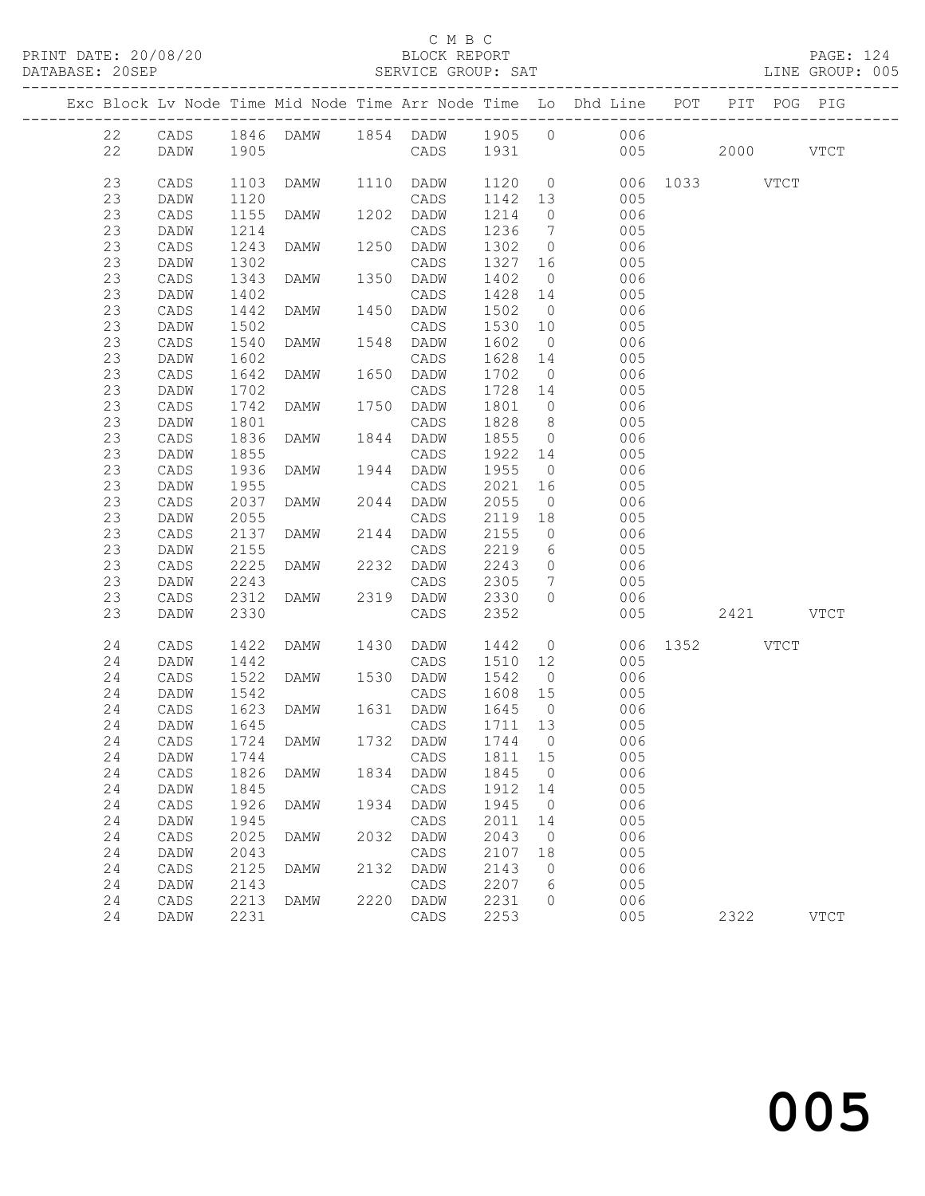C M B C
BLOCK REPORT
SERVICE GROUP: SAT

PRINT DATE: 20/08/20
DATABASE: 20SEP

LINE GROUP: 005

| Exc | Block | Lv | Node | Time | Mid Node | Time | Arr Node | Time | Lo | Dhd Line | POT | PIT | POG | PIG |
|---|---|---|---|---|---|---|---|---|---|---|---|---|---|---|
| | 22 | | CADS | 1846 | DAMW | 1854 | DADW | 1905 | 0 | 006 | | | | |
| | 22 | | DADW | 1905 | | | CADS | 1931 | | 005 | | 2000 | | VTCT |
| | 23 | | CADS | 1103 | DAMW | 1110 | DADW | 1120 | 0 | 006 | 1033 | | VTCT | |
| | 23 | | DADW | 1120 | | | CADS | 1142 | 13 | 005 | | | | |
| | 23 | | CADS | 1155 | DAMW | 1202 | DADW | 1214 | 0 | 006 | | | | |
| | 23 | | DADW | 1214 | | | CADS | 1236 | 7 | 005 | | | | |
| | 23 | | CADS | 1243 | DAMW | 1250 | DADW | 1302 | 0 | 006 | | | | |
| | 23 | | DADW | 1302 | | | CADS | 1327 | 16 | 005 | | | | |
| | 23 | | CADS | 1343 | DAMW | 1350 | DADW | 1402 | 0 | 006 | | | | |
| | 23 | | DADW | 1402 | | | CADS | 1428 | 14 | 005 | | | | |
| | 23 | | CADS | 1442 | DAMW | 1450 | DADW | 1502 | 0 | 006 | | | | |
| | 23 | | DADW | 1502 | | | CADS | 1530 | 10 | 005 | | | | |
| | 23 | | CADS | 1540 | DAMW | 1548 | DADW | 1602 | 0 | 006 | | | | |
| | 23 | | DADW | 1602 | | | CADS | 1628 | 14 | 005 | | | | |
| | 23 | | CADS | 1642 | DAMW | 1650 | DADW | 1702 | 0 | 006 | | | | |
| | 23 | | DADW | 1702 | | | CADS | 1728 | 14 | 005 | | | | |
| | 23 | | CADS | 1742 | DAMW | 1750 | DADW | 1801 | 0 | 006 | | | | |
| | 23 | | DADW | 1801 | | | CADS | 1828 | 8 | 005 | | | | |
| | 23 | | CADS | 1836 | DAMW | 1844 | DADW | 1855 | 0 | 006 | | | | |
| | 23 | | DADW | 1855 | | | CADS | 1922 | 14 | 005 | | | | |
| | 23 | | CADS | 1936 | DAMW | 1944 | DADW | 1955 | 0 | 006 | | | | |
| | 23 | | DADW | 1955 | | | CADS | 2021 | 16 | 005 | | | | |
| | 23 | | CADS | 2037 | DAMW | 2044 | DADW | 2055 | 0 | 006 | | | | |
| | 23 | | DADW | 2055 | | | CADS | 2119 | 18 | 005 | | | | |
| | 23 | | CADS | 2137 | DAMW | 2144 | DADW | 2155 | 0 | 006 | | | | |
| | 23 | | DADW | 2155 | | | CADS | 2219 | 6 | 005 | | | | |
| | 23 | | CADS | 2225 | DAMW | 2232 | DADW | 2243 | 0 | 006 | | | | |
| | 23 | | DADW | 2243 | | | CADS | 2305 | 7 | 005 | | | | |
| | 23 | | CADS | 2312 | DAMW | 2319 | DADW | 2330 | 0 | 006 | | | | |
| | 23 | | DADW | 2330 | | | CADS | 2352 | | 005 | | 2421 | | VTCT |
| | 24 | | CADS | 1422 | DAMW | 1430 | DADW | 1442 | 0 | 006 | 1352 | | VTCT | |
| | 24 | | DADW | 1442 | | | CADS | 1510 | 12 | 005 | | | | |
| | 24 | | CADS | 1522 | DAMW | 1530 | DADW | 1542 | 0 | 006 | | | | |
| | 24 | | DADW | 1542 | | | CADS | 1608 | 15 | 005 | | | | |
| | 24 | | CADS | 1623 | DAMW | 1631 | DADW | 1645 | 0 | 006 | | | | |
| | 24 | | DADW | 1645 | | | CADS | 1711 | 13 | 005 | | | | |
| | 24 | | CADS | 1724 | DAMW | 1732 | DADW | 1744 | 0 | 006 | | | | |
| | 24 | | DADW | 1744 | | | CADS | 1811 | 15 | 005 | | | | |
| | 24 | | CADS | 1826 | DAMW | 1834 | DADW | 1845 | 0 | 006 | | | | |
| | 24 | | DADW | 1845 | | | CADS | 1912 | 14 | 005 | | | | |
| | 24 | | CADS | 1926 | DAMW | 1934 | DADW | 1945 | 0 | 006 | | | | |
| | 24 | | DADW | 1945 | | | CADS | 2011 | 14 | 005 | | | | |
| | 24 | | CADS | 2025 | DAMW | 2032 | DADW | 2043 | 0 | 006 | | | | |
| | 24 | | DADW | 2043 | | | CADS | 2107 | 18 | 005 | | | | |
| | 24 | | CADS | 2125 | DAMW | 2132 | DADW | 2143 | 0 | 006 | | | | |
| | 24 | | DADW | 2143 | | | CADS | 2207 | 6 | 005 | | | | |
| | 24 | | CADS | 2213 | DAMW | 2220 | DADW | 2231 | 0 | 006 | | | | |
| | 24 | | DADW | 2231 | | | CADS | 2253 | | 005 | | 2322 | | VTCT |

# 005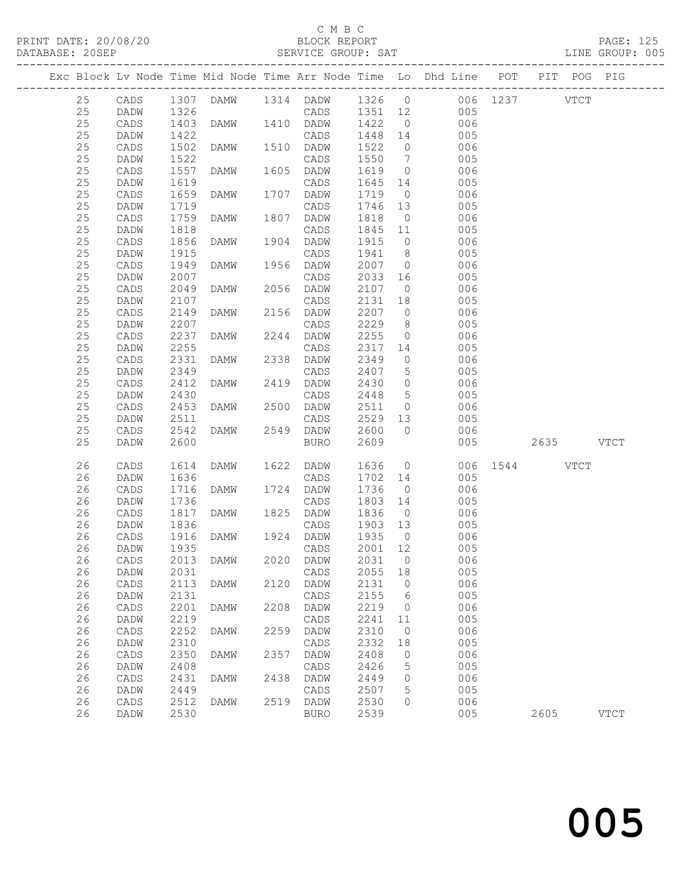C M B C
BLOCK REPORT
SERVICE GROUP: SAT

PRINT DATE: 20/08/20
DATABASE: 20SEP
LINE GROUP: 005

| Exc | Block | Lv | Node | Time | Mid Node | Time | Arr Node | Time | Lo | Dhd Line | POT | PIT | POG | PIG |
|---|---|---|---|---|---|---|---|---|---|---|---|---|---|---|
| | 25 | | CADS | 1307 | DAMW | 1314 | DADW | 1326 | 0 | 006 | 1237 | | VTCT | |
| | 25 | | DADW | 1326 | | | CADS | 1351 | 12 | 005 | | | | |
| | 25 | | CADS | 1403 | DAMW | 1410 | DADW | 1422 | 0 | 006 | | | | |
| | 25 | | DADW | 1422 | | | CADS | 1448 | 14 | 005 | | | | |
| | 25 | | CADS | 1502 | DAMW | 1510 | DADW | 1522 | 0 | 006 | | | | |
| | 25 | | DADW | 1522 | | | CADS | 1550 | 7 | 005 | | | | |
| | 25 | | CADS | 1557 | DAMW | 1605 | DADW | 1619 | 0 | 006 | | | | |
| | 25 | | DADW | 1619 | | | CADS | 1645 | 14 | 005 | | | | |
| | 25 | | CADS | 1659 | DAMW | 1707 | DADW | 1719 | 0 | 006 | | | | |
| | 25 | | DADW | 1719 | | | CADS | 1746 | 13 | 005 | | | | |
| | 25 | | CADS | 1759 | DAMW | 1807 | DADW | 1818 | 0 | 006 | | | | |
| | 25 | | DADW | 1818 | | | CADS | 1845 | 11 | 005 | | | | |
| | 25 | | CADS | 1856 | DAMW | 1904 | DADW | 1915 | 0 | 006 | | | | |
| | 25 | | DADW | 1915 | | | CADS | 1941 | 8 | 005 | | | | |
| | 25 | | CADS | 1949 | DAMW | 1956 | DADW | 2007 | 0 | 006 | | | | |
| | 25 | | DADW | 2007 | | | CADS | 2033 | 16 | 005 | | | | |
| | 25 | | CADS | 2049 | DAMW | 2056 | DADW | 2107 | 0 | 006 | | | | |
| | 25 | | DADW | 2107 | | | CADS | 2131 | 18 | 005 | | | | |
| | 25 | | CADS | 2149 | DAMW | 2156 | DADW | 2207 | 0 | 006 | | | | |
| | 25 | | DADW | 2207 | | | CADS | 2229 | 8 | 005 | | | | |
| | 25 | | CADS | 2237 | DAMW | 2244 | DADW | 2255 | 0 | 006 | | | | |
| | 25 | | DADW | 2255 | | | CADS | 2317 | 14 | 005 | | | | |
| | 25 | | CADS | 2331 | DAMW | 2338 | DADW | 2349 | 0 | 006 | | | | |
| | 25 | | DADW | 2349 | | | CADS | 2407 | 5 | 005 | | | | |
| | 25 | | CADS | 2412 | DAMW | 2419 | DADW | 2430 | 0 | 006 | | | | |
| | 25 | | DADW | 2430 | | | CADS | 2448 | 5 | 005 | | | | |
| | 25 | | CADS | 2453 | DAMW | 2500 | DADW | 2511 | 0 | 006 | | | | |
| | 25 | | DADW | 2511 | | | CADS | 2529 | 13 | 005 | | | | |
| | 25 | | CADS | 2542 | DAMW | 2549 | DADW | 2600 | 0 | 006 | | | | |
| | 25 | | DADW | 2600 | | | BURO | 2609 | | 005 | | 2635 | | VTCT |
| | 26 | | CADS | 1614 | DAMW | 1622 | DADW | 1636 | 0 | 006 | 1544 | | VTCT | |
| | 26 | | DADW | 1636 | | | CADS | 1702 | 14 | 005 | | | | |
| | 26 | | CADS | 1716 | DAMW | 1724 | DADW | 1736 | 0 | 006 | | | | |
| | 26 | | DADW | 1736 | | | CADS | 1803 | 14 | 005 | | | | |
| | 26 | | CADS | 1817 | DAMW | 1825 | DADW | 1836 | 0 | 006 | | | | |
| | 26 | | DADW | 1836 | | | CADS | 1903 | 13 | 005 | | | | |
| | 26 | | CADS | 1916 | DAMW | 1924 | DADW | 1935 | 0 | 006 | | | | |
| | 26 | | DADW | 1935 | | | CADS | 2001 | 12 | 005 | | | | |
| | 26 | | CADS | 2013 | DAMW | 2020 | DADW | 2031 | 0 | 006 | | | | |
| | 26 | | DADW | 2031 | | | CADS | 2055 | 18 | 005 | | | | |
| | 26 | | CADS | 2113 | DAMW | 2120 | DADW | 2131 | 0 | 006 | | | | |
| | 26 | | DADW | 2131 | | | CADS | 2155 | 6 | 005 | | | | |
| | 26 | | CADS | 2201 | DAMW | 2208 | DADW | 2219 | 0 | 006 | | | | |
| | 26 | | DADW | 2219 | | | CADS | 2241 | 11 | 005 | | | | |
| | 26 | | CADS | 2252 | DAMW | 2259 | DADW | 2310 | 0 | 006 | | | | |
| | 26 | | DADW | 2310 | | | CADS | 2332 | 18 | 005 | | | | |
| | 26 | | CADS | 2350 | DAMW | 2357 | DADW | 2408 | 0 | 006 | | | | |
| | 26 | | DADW | 2408 | | | CADS | 2426 | 5 | 005 | | | | |
| | 26 | | CADS | 2431 | DAMW | 2438 | DADW | 2449 | 0 | 006 | | | | |
| | 26 | | DADW | 2449 | | | CADS | 2507 | 5 | 005 | | | | |
| | 26 | | CADS | 2512 | DAMW | 2519 | DADW | 2530 | 0 | 006 | | | | |
| | 26 | | DADW | 2530 | | | BURO | 2539 | | 005 | | 2605 | | VTCT |

005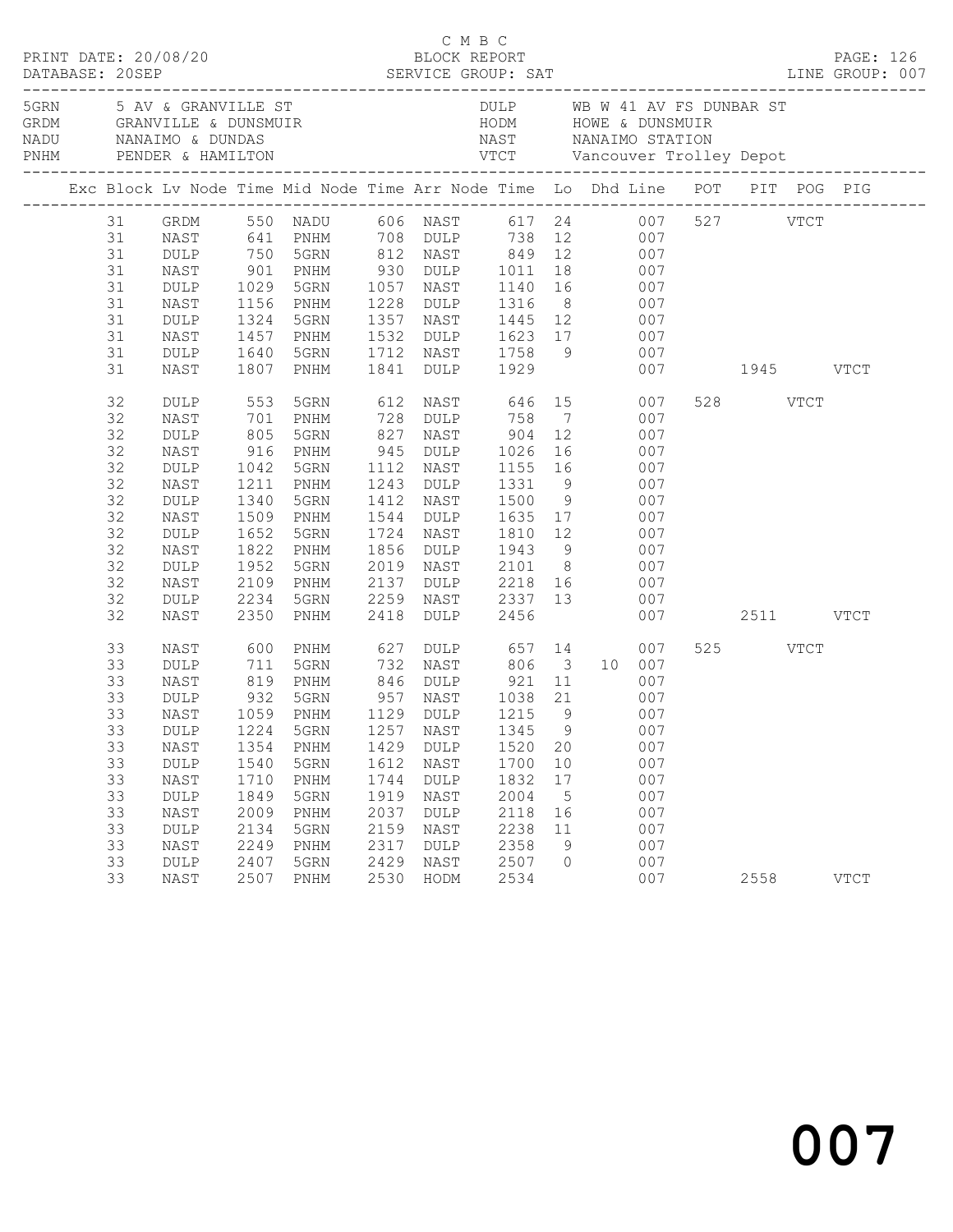C M B C
PRINT DATE: 20/08/20 BLOCK REPORT
DATABASE: 20SEP SERVICE GROUP: SAT LINE GROUP: 007

| Code | Location | Code | Location |
|---|---|---|---|
| 5GRN | 5 AV & GRANVILLE ST | DULP | WB W 41 AV FS DUNBAR ST |
| GRDM | GRANVILLE & DUNSMUIR | HODM | HOWE & DUNSMUIR |
| NADU | NANAIMO & DUNDAS | NAST | NANAIMO STATION |
| PNHM | PENDER & HAMILTON | VTCT | Vancouver Trolley Depot |

| Exc | Block | Lv Node | Time | Mid Node | Time | Arr Node | Time | Lo | Dhd | Line | POT | PIT | POG | PIG |
|---|---|---|---|---|---|---|---|---|---|---|---|---|---|---|
| | 31 | GRDM | 550 | NADU | 606 | NAST | 617 | 24 | | 007 | 527 | | VTCT | |
| | 31 | NAST | 641 | PNHM | 708 | DULP | 738 | 12 | | 007 | | | | |
| | 31 | DULP | 750 | 5GRN | 812 | NAST | 849 | 12 | | 007 | | | | |
| | 31 | NAST | 901 | PNHM | 930 | DULP | 1011 | 18 | | 007 | | | | |
| | 31 | DULP | 1029 | 5GRN | 1057 | NAST | 1140 | 16 | | 007 | | | | |
| | 31 | NAST | 1156 | PNHM | 1228 | DULP | 1316 | 8 | | 007 | | | | |
| | 31 | DULP | 1324 | 5GRN | 1357 | NAST | 1445 | 12 | | 007 | | | | |
| | 31 | NAST | 1457 | PNHM | 1532 | DULP | 1623 | 17 | | 007 | | | | |
| | 31 | DULP | 1640 | 5GRN | 1712 | NAST | 1758 | 9 | | 007 | | | | |
| | 31 | NAST | 1807 | PNHM | 1841 | DULP | 1929 | | | 007 | | 1945 | | VTCT |
| | 32 | DULP | 553 | 5GRN | 612 | NAST | 646 | 15 | | 007 | 528 | | VTCT | |
| | 32 | NAST | 701 | PNHM | 728 | DULP | 758 | 7 | | 007 | | | | |
| | 32 | DULP | 805 | 5GRN | 827 | NAST | 904 | 12 | | 007 | | | | |
| | 32 | NAST | 916 | PNHM | 945 | DULP | 1026 | 16 | | 007 | | | | |
| | 32 | DULP | 1042 | 5GRN | 1112 | NAST | 1155 | 16 | | 007 | | | | |
| | 32 | NAST | 1211 | PNHM | 1243 | DULP | 1331 | 9 | | 007 | | | | |
| | 32 | DULP | 1340 | 5GRN | 1412 | NAST | 1500 | 9 | | 007 | | | | |
| | 32 | NAST | 1509 | PNHM | 1544 | DULP | 1635 | 17 | | 007 | | | | |
| | 32 | DULP | 1652 | 5GRN | 1724 | NAST | 1810 | 12 | | 007 | | | | |
| | 32 | NAST | 1822 | PNHM | 1856 | DULP | 1943 | 9 | | 007 | | | | |
| | 32 | DULP | 1952 | 5GRN | 2019 | NAST | 2101 | 8 | | 007 | | | | |
| | 32 | NAST | 2109 | PNHM | 2137 | DULP | 2218 | 16 | | 007 | | | | |
| | 32 | DULP | 2234 | 5GRN | 2259 | NAST | 2337 | 13 | | 007 | | | | |
| | 32 | NAST | 2350 | PNHM | 2418 | DULP | 2456 | | | 007 | | 2511 | | VTCT |
| | 33 | NAST | 600 | PNHM | 627 | DULP | 657 | 14 | | 007 | 525 | | VTCT | |
| | 33 | DULP | 711 | 5GRN | 732 | NAST | 806 | 3 | 10 | 007 | | | | |
| | 33 | NAST | 819 | PNHM | 846 | DULP | 921 | 11 | | 007 | | | | |
| | 33 | DULP | 932 | 5GRN | 957 | NAST | 1038 | 21 | | 007 | | | | |
| | 33 | NAST | 1059 | PNHM | 1129 | DULP | 1215 | 9 | | 007 | | | | |
| | 33 | DULP | 1224 | 5GRN | 1257 | NAST | 1345 | 9 | | 007 | | | | |
| | 33 | NAST | 1354 | PNHM | 1429 | DULP | 1520 | 20 | | 007 | | | | |
| | 33 | DULP | 1540 | 5GRN | 1612 | NAST | 1700 | 10 | | 007 | | | | |
| | 33 | NAST | 1710 | PNHM | 1744 | DULP | 1832 | 17 | | 007 | | | | |
| | 33 | DULP | 1849 | 5GRN | 1919 | NAST | 2004 | 5 | | 007 | | | | |
| | 33 | NAST | 2009 | PNHM | 2037 | DULP | 2118 | 16 | | 007 | | | | |
| | 33 | DULP | 2134 | 5GRN | 2159 | NAST | 2238 | 11 | | 007 | | | | |
| | 33 | NAST | 2249 | PNHM | 2317 | DULP | 2358 | 9 | | 007 | | | | |
| | 33 | DULP | 2407 | 5GRN | 2429 | NAST | 2507 | 0 | | 007 | | | | |
| | 33 | NAST | 2507 | PNHM | 2530 | HODM | 2534 | | | 007 | | 2558 | | VTCT |

007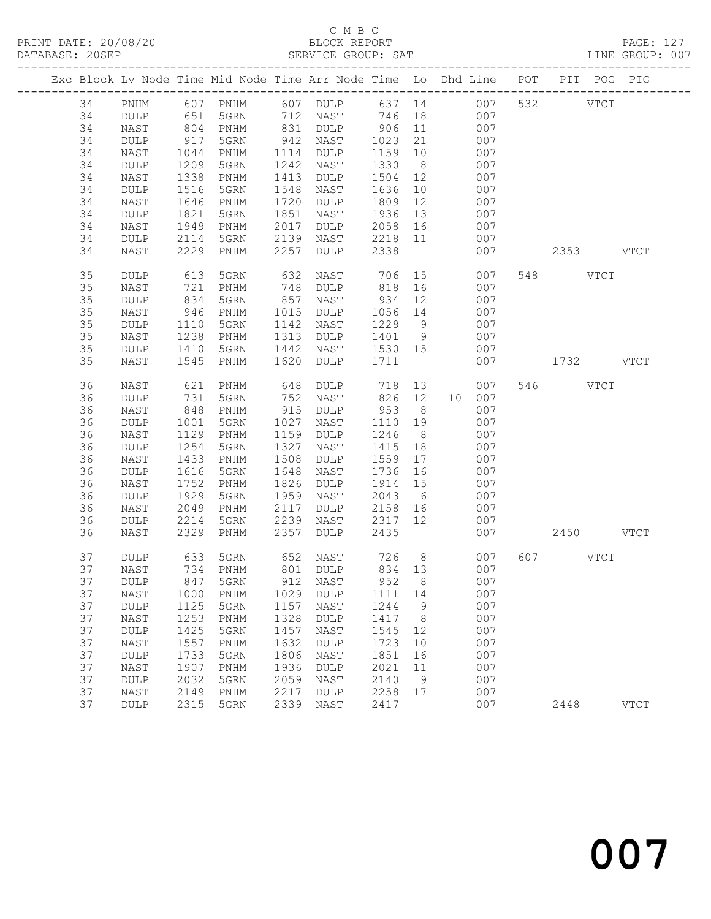C M B C
BLOCK REPORT
SERVICE GROUP: SAT

PRINT DATE: 20/08/20
DATABASE: 20SEP
LINE GROUP: 007

| Exc | Block | Lv | Node | Time | Mid Node | Time | Arr Node | Time | Lo | Dhd Line | POT | PIT | POG | PIG |
|---|---|---|---|---|---|---|---|---|---|---|---|---|---|---|
| | 34 | | PNHM | 607 | PNHM | 607 | DULP | 637 | 14 | 007 | 532 | | VTCT | |
| | 34 | | DULP | 651 | 5GRN | 712 | NAST | 746 | 18 | 007 | | | | |
| | 34 | | NAST | 804 | PNHM | 831 | DULP | 906 | 11 | 007 | | | | |
| | 34 | | DULP | 917 | 5GRN | 942 | NAST | 1023 | 21 | 007 | | | | |
| | 34 | | NAST | 1044 | PNHM | 1114 | DULP | 1159 | 10 | 007 | | | | |
| | 34 | | DULP | 1209 | 5GRN | 1242 | NAST | 1330 | 8 | 007 | | | | |
| | 34 | | NAST | 1338 | PNHM | 1413 | DULP | 1504 | 12 | 007 | | | | |
| | 34 | | DULP | 1516 | 5GRN | 1548 | NAST | 1636 | 10 | 007 | | | | |
| | 34 | | NAST | 1646 | PNHM | 1720 | DULP | 1809 | 12 | 007 | | | | |
| | 34 | | DULP | 1821 | 5GRN | 1851 | NAST | 1936 | 13 | 007 | | | | |
| | 34 | | NAST | 1949 | PNHM | 2017 | DULP | 2058 | 16 | 007 | | | | |
| | 34 | | DULP | 2114 | 5GRN | 2139 | NAST | 2218 | 11 | 007 | | | | |
| | 34 | | NAST | 2229 | PNHM | 2257 | DULP | 2338 | | 007 | | 2353 | | VTCT |
| | 35 | | DULP | 613 | 5GRN | 632 | NAST | 706 | 15 | 007 | 548 | | VTCT | |
| | 35 | | NAST | 721 | PNHM | 748 | DULP | 818 | 16 | 007 | | | | |
| | 35 | | DULP | 834 | 5GRN | 857 | NAST | 934 | 12 | 007 | | | | |
| | 35 | | NAST | 946 | PNHM | 1015 | DULP | 1056 | 14 | 007 | | | | |
| | 35 | | DULP | 1110 | 5GRN | 1142 | NAST | 1229 | 9 | 007 | | | | |
| | 35 | | NAST | 1238 | PNHM | 1313 | DULP | 1401 | 9 | 007 | | | | |
| | 35 | | DULP | 1410 | 5GRN | 1442 | NAST | 1530 | 15 | 007 | | | | |
| | 35 | | NAST | 1545 | PNHM | 1620 | DULP | 1711 | | 007 | | 1732 | | VTCT |
| | 36 | | NAST | 621 | PNHM | 648 | DULP | 718 | 13 | 007 | 546 | | VTCT | |
| | 36 | | DULP | 731 | 5GRN | 752 | NAST | 826 | 12 | 10 007 | | | | |
| | 36 | | NAST | 848 | PNHM | 915 | DULP | 953 | 8 | 007 | | | | |
| | 36 | | DULP | 1001 | 5GRN | 1027 | NAST | 1110 | 19 | 007 | | | | |
| | 36 | | NAST | 1129 | PNHM | 1159 | DULP | 1246 | 8 | 007 | | | | |
| | 36 | | DULP | 1254 | 5GRN | 1327 | NAST | 1415 | 18 | 007 | | | | |
| | 36 | | NAST | 1433 | PNHM | 1508 | DULP | 1559 | 17 | 007 | | | | |
| | 36 | | DULP | 1616 | 5GRN | 1648 | NAST | 1736 | 16 | 007 | | | | |
| | 36 | | NAST | 1752 | PNHM | 1826 | DULP | 1914 | 15 | 007 | | | | |
| | 36 | | DULP | 1929 | 5GRN | 1959 | NAST | 2043 | 6 | 007 | | | | |
| | 36 | | NAST | 2049 | PNHM | 2117 | DULP | 2158 | 16 | 007 | | | | |
| | 36 | | DULP | 2214 | 5GRN | 2239 | NAST | 2317 | 12 | 007 | | | | |
| | 36 | | NAST | 2329 | PNHM | 2357 | DULP | 2435 | | 007 | | 2450 | | VTCT |
| | 37 | | DULP | 633 | 5GRN | 652 | NAST | 726 | 8 | 007 | 607 | | VTCT | |
| | 37 | | NAST | 734 | PNHM | 801 | DULP | 834 | 13 | 007 | | | | |
| | 37 | | DULP | 847 | 5GRN | 912 | NAST | 952 | 8 | 007 | | | | |
| | 37 | | NAST | 1000 | PNHM | 1029 | DULP | 1111 | 14 | 007 | | | | |
| | 37 | | DULP | 1125 | 5GRN | 1157 | NAST | 1244 | 9 | 007 | | | | |
| | 37 | | NAST | 1253 | PNHM | 1328 | DULP | 1417 | 8 | 007 | | | | |
| | 37 | | DULP | 1425 | 5GRN | 1457 | NAST | 1545 | 12 | 007 | | | | |
| | 37 | | NAST | 1557 | PNHM | 1632 | DULP | 1723 | 10 | 007 | | | | |
| | 37 | | DULP | 1733 | 5GRN | 1806 | NAST | 1851 | 16 | 007 | | | | |
| | 37 | | NAST | 1907 | PNHM | 1936 | DULP | 2021 | 11 | 007 | | | | |
| | 37 | | DULP | 2032 | 5GRN | 2059 | NAST | 2140 | 9 | 007 | | | | |
| | 37 | | NAST | 2149 | PNHM | 2217 | DULP | 2258 | 17 | 007 | | | | |
| | 37 | | DULP | 2315 | 5GRN | 2339 | NAST | 2417 | | 007 | | 2448 | | VTCT |

007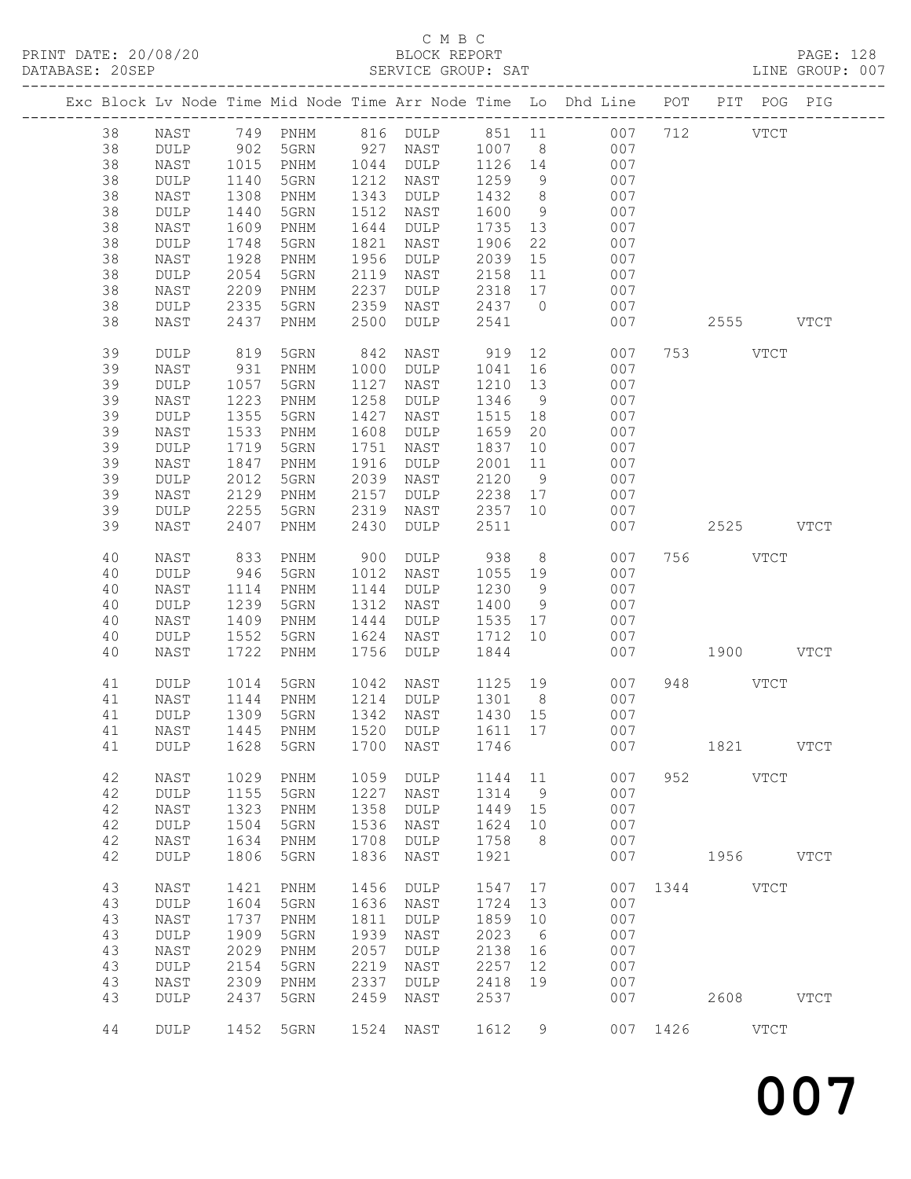C M B C

PRINT DATE: 20/08/20 BLOCK REPORT PAGE: 128
DATABASE: 20SEP SERVICE GROUP: SAT LINE GROUP: 007

| Exc | Block | Lv | Node | Time | Mid Node | Time | Arr Node | Time | Lo | Dhd Line | POT | PIT | POG | PIG |
|---|---|---|---|---|---|---|---|---|---|---|---|---|---|---|
| | 38 | | NAST | 749 | PNHM | 816 | DULP | 851 | 11 | 007 | 712 | | VTCT | |
| | 38 | | DULP | 902 | 5GRN | 927 | NAST | 1007 | 8 | 007 | | | | |
| | 38 | | NAST | 1015 | PNHM | 1044 | DULP | 1126 | 14 | 007 | | | | |
| | 38 | | DULP | 1140 | 5GRN | 1212 | NAST | 1259 | 9 | 007 | | | | |
| | 38 | | NAST | 1308 | PNHM | 1343 | DULP | 1432 | 8 | 007 | | | | |
| | 38 | | DULP | 1440 | 5GRN | 1512 | NAST | 1600 | 9 | 007 | | | | |
| | 38 | | NAST | 1609 | PNHM | 1644 | DULP | 1735 | 13 | 007 | | | | |
| | 38 | | DULP | 1748 | 5GRN | 1821 | NAST | 1906 | 22 | 007 | | | | |
| | 38 | | NAST | 1928 | PNHM | 1956 | DULP | 2039 | 15 | 007 | | | | |
| | 38 | | DULP | 2054 | 5GRN | 2119 | NAST | 2158 | 11 | 007 | | | | |
| | 38 | | NAST | 2209 | PNHM | 2237 | DULP | 2318 | 17 | 007 | | | | |
| | 38 | | DULP | 2335 | 5GRN | 2359 | NAST | 2437 | 0 | 007 | | | | |
| | 38 | | NAST | 2437 | PNHM | 2500 | DULP | 2541 | | 007 | | 2555 | | VTCT |
| | 39 | | DULP | 819 | 5GRN | 842 | NAST | 919 | 12 | 007 | 753 | | VTCT | |
| | 39 | | NAST | 931 | PNHM | 1000 | DULP | 1041 | 16 | 007 | | | | |
| | 39 | | DULP | 1057 | 5GRN | 1127 | NAST | 1210 | 13 | 007 | | | | |
| | 39 | | NAST | 1223 | PNHM | 1258 | DULP | 1346 | 9 | 007 | | | | |
| | 39 | | DULP | 1355 | 5GRN | 1427 | NAST | 1515 | 18 | 007 | | | | |
| | 39 | | NAST | 1533 | PNHM | 1608 | DULP | 1659 | 20 | 007 | | | | |
| | 39 | | DULP | 1719 | 5GRN | 1751 | NAST | 1837 | 10 | 007 | | | | |
| | 39 | | NAST | 1847 | PNHM | 1916 | DULP | 2001 | 11 | 007 | | | | |
| | 39 | | DULP | 2012 | 5GRN | 2039 | NAST | 2120 | 9 | 007 | | | | |
| | 39 | | NAST | 2129 | PNHM | 2157 | DULP | 2238 | 17 | 007 | | | | |
| | 39 | | DULP | 2255 | 5GRN | 2319 | NAST | 2357 | 10 | 007 | | | | |
| | 39 | | NAST | 2407 | PNHM | 2430 | DULP | 2511 | | 007 | | 2525 | | VTCT |
| | 40 | | NAST | 833 | PNHM | 900 | DULP | 938 | 8 | 007 | 756 | | VTCT | |
| | 40 | | DULP | 946 | 5GRN | 1012 | NAST | 1055 | 19 | 007 | | | | |
| | 40 | | NAST | 1114 | PNHM | 1144 | DULP | 1230 | 9 | 007 | | | | |
| | 40 | | DULP | 1239 | 5GRN | 1312 | NAST | 1400 | 9 | 007 | | | | |
| | 40 | | NAST | 1409 | PNHM | 1444 | DULP | 1535 | 17 | 007 | | | | |
| | 40 | | DULP | 1552 | 5GRN | 1624 | NAST | 1712 | 10 | 007 | | | | |
| | 40 | | NAST | 1722 | PNHM | 1756 | DULP | 1844 | | 007 | | 1900 | | VTCT |
| | 41 | | DULP | 1014 | 5GRN | 1042 | NAST | 1125 | 19 | 007 | 948 | | VTCT | |
| | 41 | | NAST | 1144 | PNHM | 1214 | DULP | 1301 | 8 | 007 | | | | |
| | 41 | | DULP | 1309 | 5GRN | 1342 | NAST | 1430 | 15 | 007 | | | | |
| | 41 | | NAST | 1445 | PNHM | 1520 | DULP | 1611 | 17 | 007 | | | | |
| | 41 | | DULP | 1628 | 5GRN | 1700 | NAST | 1746 | | 007 | | 1821 | | VTCT |
| | 42 | | NAST | 1029 | PNHM | 1059 | DULP | 1144 | 11 | 007 | 952 | | VTCT | |
| | 42 | | DULP | 1155 | 5GRN | 1227 | NAST | 1314 | 9 | 007 | | | | |
| | 42 | | NAST | 1323 | PNHM | 1358 | DULP | 1449 | 15 | 007 | | | | |
| | 42 | | DULP | 1504 | 5GRN | 1536 | NAST | 1624 | 10 | 007 | | | | |
| | 42 | | NAST | 1634 | PNHM | 1708 | DULP | 1758 | 8 | 007 | | | | |
| | 42 | | DULP | 1806 | 5GRN | 1836 | NAST | 1921 | | 007 | | 1956 | | VTCT |
| | 43 | | NAST | 1421 | PNHM | 1456 | DULP | 1547 | 17 | 007 | 1344 | | VTCT | |
| | 43 | | DULP | 1604 | 5GRN | 1636 | NAST | 1724 | 13 | 007 | | | | |
| | 43 | | NAST | 1737 | PNHM | 1811 | DULP | 1859 | 10 | 007 | | | | |
| | 43 | | DULP | 1909 | 5GRN | 1939 | NAST | 2023 | 6 | 007 | | | | |
| | 43 | | NAST | 2029 | PNHM | 2057 | DULP | 2138 | 16 | 007 | | | | |
| | 43 | | DULP | 2154 | 5GRN | 2219 | NAST | 2257 | 12 | 007 | | | | |
| | 43 | | NAST | 2309 | PNHM | 2337 | DULP | 2418 | 19 | 007 | | | | |
| | 43 | | DULP | 2437 | 5GRN | 2459 | NAST | 2537 | | 007 | | 2608 | | VTCT |
| | 44 | | DULP | 1452 | 5GRN | 1524 | NAST | 1612 | 9 | 007 | 1426 | | VTCT | |

007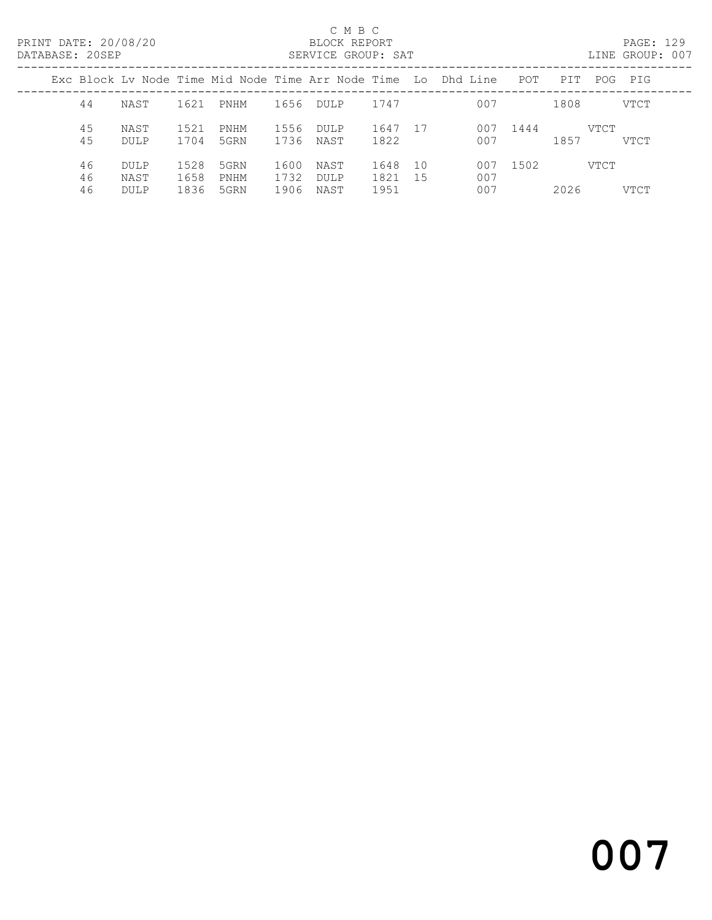C M B C

BLOCK REPORT

SERVICE GROUP: SAT

PRINT DATE: 20/08/20
DATABASE: 20SEP
LINE GROUP: 007

| Exc | Block | Lv | Node | Time | Mid Node | Time | Arr Node | Time | Lo | Dhd Line | POT | PIT | POG | PIG |
|---|---|---|---|---|---|---|---|---|---|---|---|---|---|---|
| | 44 | | NAST | 1621 | PNHM | 1656 | DULP | 1747 | | 007 | | 1808 | | VTCT |
| | 45 | | NAST | 1521 | PNHM | 1556 | DULP | 1647 | 17 | 007 | 1444 | | VTCT | |
| | 45 | | DULP | 1704 | 5GRN | 1736 | NAST | 1822 | | 007 | | 1857 | | VTCT |
| | 46 | | DULP | 1528 | 5GRN | 1600 | NAST | 1648 | 10 | 007 | 1502 | | VTCT | |
| | 46 | | NAST | 1658 | PNHM | 1732 | DULP | 1821 | 15 | 007 | | | | |
| | 46 | | DULP | 1836 | 5GRN | 1906 | NAST | 1951 | | 007 | | 2026 | | VTCT |

007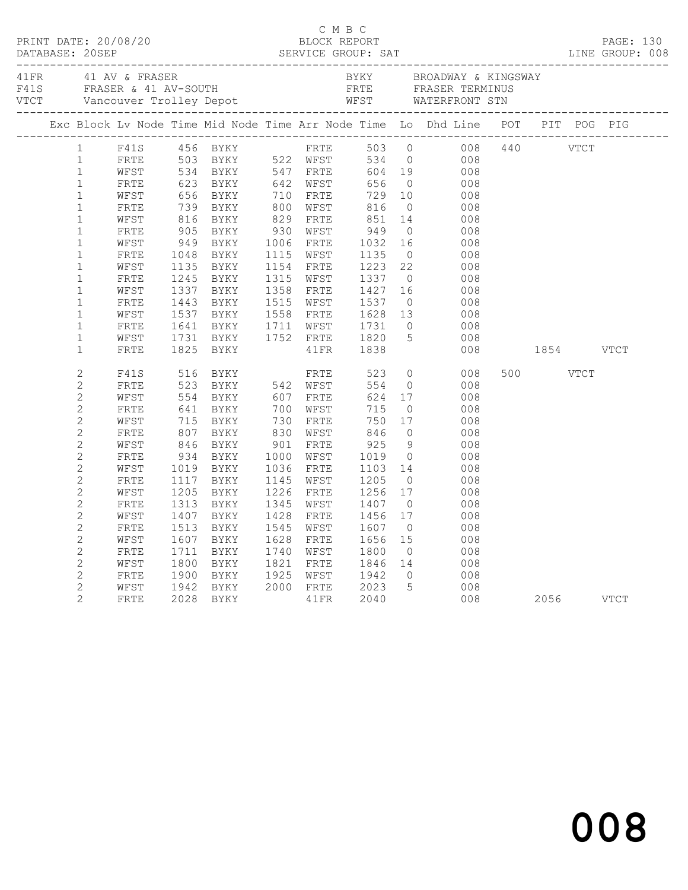C M B C
PRINT DATE: 20/08/20 BLOCK REPORT
DATABASE: 20SEP SERVICE GROUP: SAT LINE GROUP: 008

| Code | Description | Code | Description |
|---|---|---|---|
| 41FR | 41 AV & FRASER | BYKY | BROADWAY & KINGSWAY |
| F41S | FRASER & 41 AV-SOUTH | FRTE | FRASER TERMINUS |
| VTCT | Vancouver Trolley Depot | WFST | WATERFRONT STN |

| Exc | Block | Lv | Node | Time | Mid Node | Time | Arr Node | Time | Lo | Dhd Line | POT | PIT | POG | PIG |
|---|---|---|---|---|---|---|---|---|---|---|---|---|---|---|
| | 1 | | F41S | 456 | BYKY | | FRTE | 503 | 0 | 008 | 440 | | VTCT | |
| | 1 | | FRTE | 503 | BYKY | 522 | WFST | 534 | 0 | 008 | | | | |
| | 1 | | WFST | 534 | BYKY | 547 | FRTE | 604 | 19 | 008 | | | | |
| | 1 | | FRTE | 623 | BYKY | 642 | WFST | 656 | 0 | 008 | | | | |
| | 1 | | WFST | 656 | BYKY | 710 | FRTE | 729 | 10 | 008 | | | | |
| | 1 | | FRTE | 739 | BYKY | 800 | WFST | 816 | 0 | 008 | | | | |
| | 1 | | WFST | 816 | BYKY | 829 | FRTE | 851 | 14 | 008 | | | | |
| | 1 | | FRTE | 905 | BYKY | 930 | WFST | 949 | 0 | 008 | | | | |
| | 1 | | WFST | 949 | BYKY | 1006 | FRTE | 1032 | 16 | 008 | | | | |
| | 1 | | FRTE | 1048 | BYKY | 1115 | WFST | 1135 | 0 | 008 | | | | |
| | 1 | | WFST | 1135 | BYKY | 1154 | FRTE | 1223 | 22 | 008 | | | | |
| | 1 | | FRTE | 1245 | BYKY | 1315 | WFST | 1337 | 0 | 008 | | | | |
| | 1 | | WFST | 1337 | BYKY | 1358 | FRTE | 1427 | 16 | 008 | | | | |
| | 1 | | FRTE | 1443 | BYKY | 1515 | WFST | 1537 | 0 | 008 | | | | |
| | 1 | | WFST | 1537 | BYKY | 1558 | FRTE | 1628 | 13 | 008 | | | | |
| | 1 | | FRTE | 1641 | BYKY | 1711 | WFST | 1731 | 0 | 008 | | | | |
| | 1 | | WFST | 1731 | BYKY | 1752 | FRTE | 1820 | 5 | 008 | | | | |
| | 1 | | FRTE | 1825 | BYKY | | 41FR | 1838 | | 008 | | 1854 | | VTCT |
| | 2 | | F41S | 516 | BYKY | | FRTE | 523 | 0 | 008 | 500 | | VTCT | |
| | 2 | | FRTE | 523 | BYKY | 542 | WFST | 554 | 0 | 008 | | | | |
| | 2 | | WFST | 554 | BYKY | 607 | FRTE | 624 | 17 | 008 | | | | |
| | 2 | | FRTE | 641 | BYKY | 700 | WFST | 715 | 0 | 008 | | | | |
| | 2 | | WFST | 715 | BYKY | 730 | FRTE | 750 | 17 | 008 | | | | |
| | 2 | | FRTE | 807 | BYKY | 830 | WFST | 846 | 0 | 008 | | | | |
| | 2 | | WFST | 846 | BYKY | 901 | FRTE | 925 | 9 | 008 | | | | |
| | 2 | | FRTE | 934 | BYKY | 1000 | WFST | 1019 | 0 | 008 | | | | |
| | 2 | | WFST | 1019 | BYKY | 1036 | FRTE | 1103 | 14 | 008 | | | | |
| | 2 | | FRTE | 1117 | BYKY | 1145 | WFST | 1205 | 0 | 008 | | | | |
| | 2 | | WFST | 1205 | BYKY | 1226 | FRTE | 1256 | 17 | 008 | | | | |
| | 2 | | FRTE | 1313 | BYKY | 1345 | WFST | 1407 | 0 | 008 | | | | |
| | 2 | | WFST | 1407 | BYKY | 1428 | FRTE | 1456 | 17 | 008 | | | | |
| | 2 | | FRTE | 1513 | BYKY | 1545 | WFST | 1607 | 0 | 008 | | | | |
| | 2 | | WFST | 1607 | BYKY | 1628 | FRTE | 1656 | 15 | 008 | | | | |
| | 2 | | FRTE | 1711 | BYKY | 1740 | WFST | 1800 | 0 | 008 | | | | |
| | 2 | | WFST | 1800 | BYKY | 1821 | FRTE | 1846 | 14 | 008 | | | | |
| | 2 | | FRTE | 1900 | BYKY | 1925 | WFST | 1942 | 0 | 008 | | | | |
| | 2 | | WFST | 1942 | BYKY | 2000 | FRTE | 2023 | 5 | 008 | | | | |
| | 2 | | FRTE | 2028 | BYKY | | 41FR | 2040 | | 008 | | 2056 | | VTCT |

008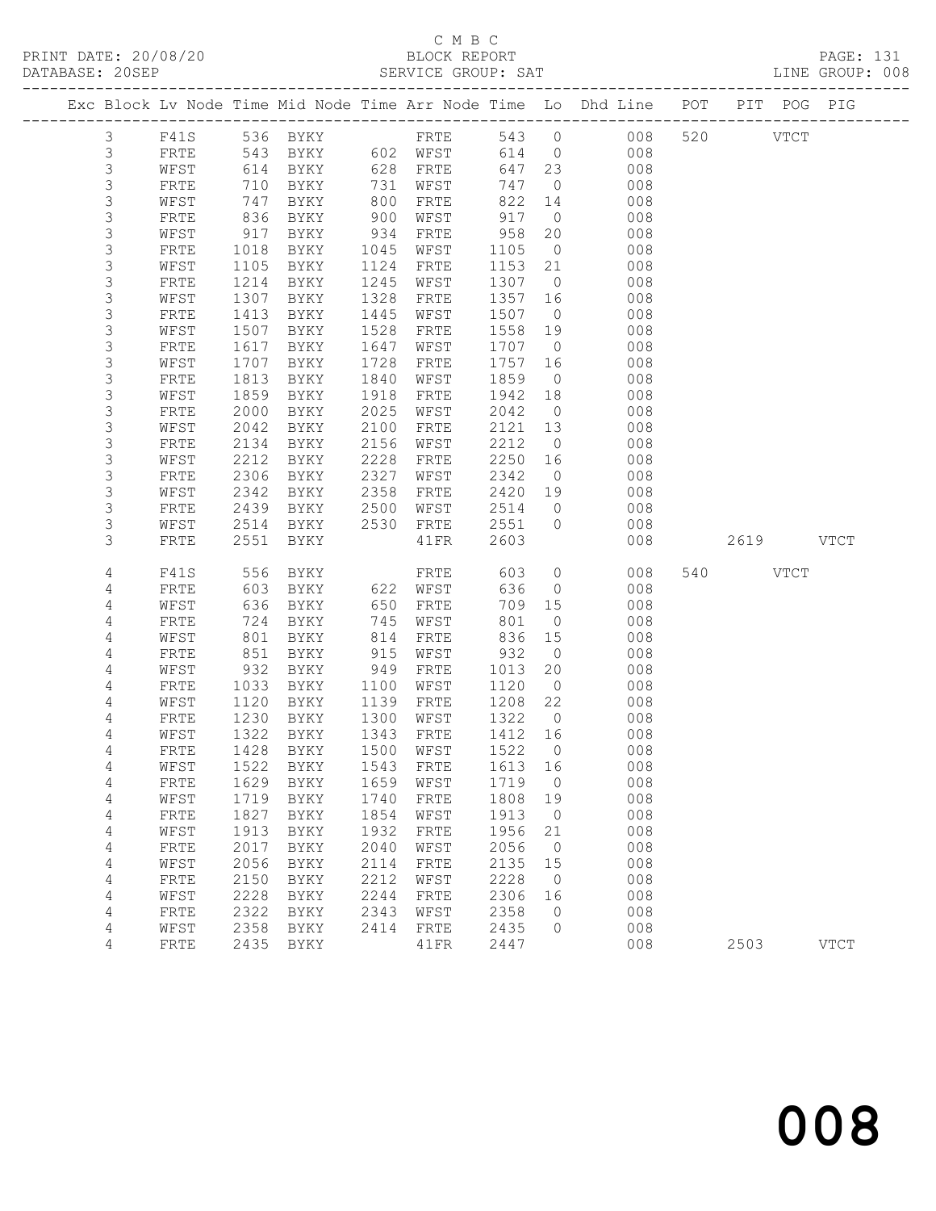C M B C
PRINT DATE: 20/08/20 BLOCK REPORT
DATABASE: 20SEP SERVICE GROUP: SAT LINE GROUP: 008

| Exc | Block | Lv | Node | Time | Mid Node | Time | Arr Node | Time | Lo | Dhd Line | POT | PIT | POG | PIG |
|---|---|---|---|---|---|---|---|---|---|---|---|---|---|---|
| | 3 | | F41S | 536 | BYKY | | FRTE | 543 | 0 | 008 | 520 | | VTCT | |
| | 3 | | FRTE | 543 | BYKY | 602 | WFST | 614 | 0 | 008 | | | | |
| | 3 | | WFST | 614 | BYKY | 628 | FRTE | 647 | 23 | 008 | | | | |
| | 3 | | FRTE | 710 | BYKY | 731 | WFST | 747 | 0 | 008 | | | | |
| | 3 | | WFST | 747 | BYKY | 800 | FRTE | 822 | 14 | 008 | | | | |
| | 3 | | FRTE | 836 | BYKY | 900 | WFST | 917 | 0 | 008 | | | | |
| | 3 | | WFST | 917 | BYKY | 934 | FRTE | 958 | 20 | 008 | | | | |
| | 3 | | FRTE | 1018 | BYKY | 1045 | WFST | 1105 | 0 | 008 | | | | |
| | 3 | | WFST | 1105 | BYKY | 1124 | FRTE | 1153 | 21 | 008 | | | | |
| | 3 | | FRTE | 1214 | BYKY | 1245 | WFST | 1307 | 0 | 008 | | | | |
| | 3 | | WFST | 1307 | BYKY | 1328 | FRTE | 1357 | 16 | 008 | | | | |
| | 3 | | FRTE | 1413 | BYKY | 1445 | WFST | 1507 | 0 | 008 | | | | |
| | 3 | | WFST | 1507 | BYKY | 1528 | FRTE | 1558 | 19 | 008 | | | | |
| | 3 | | FRTE | 1617 | BYKY | 1647 | WFST | 1707 | 0 | 008 | | | | |
| | 3 | | WFST | 1707 | BYKY | 1728 | FRTE | 1757 | 16 | 008 | | | | |
| | 3 | | FRTE | 1813 | BYKY | 1840 | WFST | 1859 | 0 | 008 | | | | |
| | 3 | | WFST | 1859 | BYKY | 1918 | FRTE | 1942 | 18 | 008 | | | | |
| | 3 | | FRTE | 2000 | BYKY | 2025 | WFST | 2042 | 0 | 008 | | | | |
| | 3 | | WFST | 2042 | BYKY | 2100 | FRTE | 2121 | 13 | 008 | | | | |
| | 3 | | FRTE | 2134 | BYKY | 2156 | WFST | 2212 | 0 | 008 | | | | |
| | 3 | | WFST | 2212 | BYKY | 2228 | FRTE | 2250 | 16 | 008 | | | | |
| | 3 | | FRTE | 2306 | BYKY | 2327 | WFST | 2342 | 0 | 008 | | | | |
| | 3 | | WFST | 2342 | BYKY | 2358 | FRTE | 2420 | 19 | 008 | | | | |
| | 3 | | FRTE | 2439 | BYKY | 2500 | WFST | 2514 | 0 | 008 | | | | |
| | 3 | | WFST | 2514 | BYKY | 2530 | FRTE | 2551 | 0 | 008 | | | | |
| | 3 | | FRTE | 2551 | BYKY | | 41FR | 2603 | | 008 | | 2619 | | VTCT |
| | 4 | | F41S | 556 | BYKY | | FRTE | 603 | 0 | 008 | 540 | | VTCT | |
| | 4 | | FRTE | 603 | BYKY | 622 | WFST | 636 | 0 | 008 | | | | |
| | 4 | | WFST | 636 | BYKY | 650 | FRTE | 709 | 15 | 008 | | | | |
| | 4 | | FRTE | 724 | BYKY | 745 | WFST | 801 | 0 | 008 | | | | |
| | 4 | | WFST | 801 | BYKY | 814 | FRTE | 836 | 15 | 008 | | | | |
| | 4 | | FRTE | 851 | BYKY | 915 | WFST | 932 | 0 | 008 | | | | |
| | 4 | | WFST | 932 | BYKY | 949 | FRTE | 1013 | 20 | 008 | | | | |
| | 4 | | FRTE | 1033 | BYKY | 1100 | WFST | 1120 | 0 | 008 | | | | |
| | 4 | | WFST | 1120 | BYKY | 1139 | FRTE | 1208 | 22 | 008 | | | | |
| | 4 | | FRTE | 1230 | BYKY | 1300 | WFST | 1322 | 0 | 008 | | | | |
| | 4 | | WFST | 1322 | BYKY | 1343 | FRTE | 1412 | 16 | 008 | | | | |
| | 4 | | FRTE | 1428 | BYKY | 1500 | WFST | 1522 | 0 | 008 | | | | |
| | 4 | | WFST | 1522 | BYKY | 1543 | FRTE | 1613 | 16 | 008 | | | | |
| | 4 | | FRTE | 1629 | BYKY | 1659 | WFST | 1719 | 0 | 008 | | | | |
| | 4 | | WFST | 1719 | BYKY | 1740 | FRTE | 1808 | 19 | 008 | | | | |
| | 4 | | FRTE | 1827 | BYKY | 1854 | WFST | 1913 | 0 | 008 | | | | |
| | 4 | | WFST | 1913 | BYKY | 1932 | FRTE | 1956 | 21 | 008 | | | | |
| | 4 | | FRTE | 2017 | BYKY | 2040 | WFST | 2056 | 0 | 008 | | | | |
| | 4 | | WFST | 2056 | BYKY | 2114 | FRTE | 2135 | 15 | 008 | | | | |
| | 4 | | FRTE | 2150 | BYKY | 2212 | WFST | 2228 | 0 | 008 | | | | |
| | 4 | | WFST | 2228 | BYKY | 2244 | FRTE | 2306 | 16 | 008 | | | | |
| | 4 | | FRTE | 2322 | BYKY | 2343 | WFST | 2358 | 0 | 008 | | | | |
| | 4 | | WFST | 2358 | BYKY | 2414 | FRTE | 2435 | 0 | 008 | | | | |
| | 4 | | FRTE | 2435 | BYKY | | 41FR | 2447 | | 008 | | 2503 | | VTCT |

008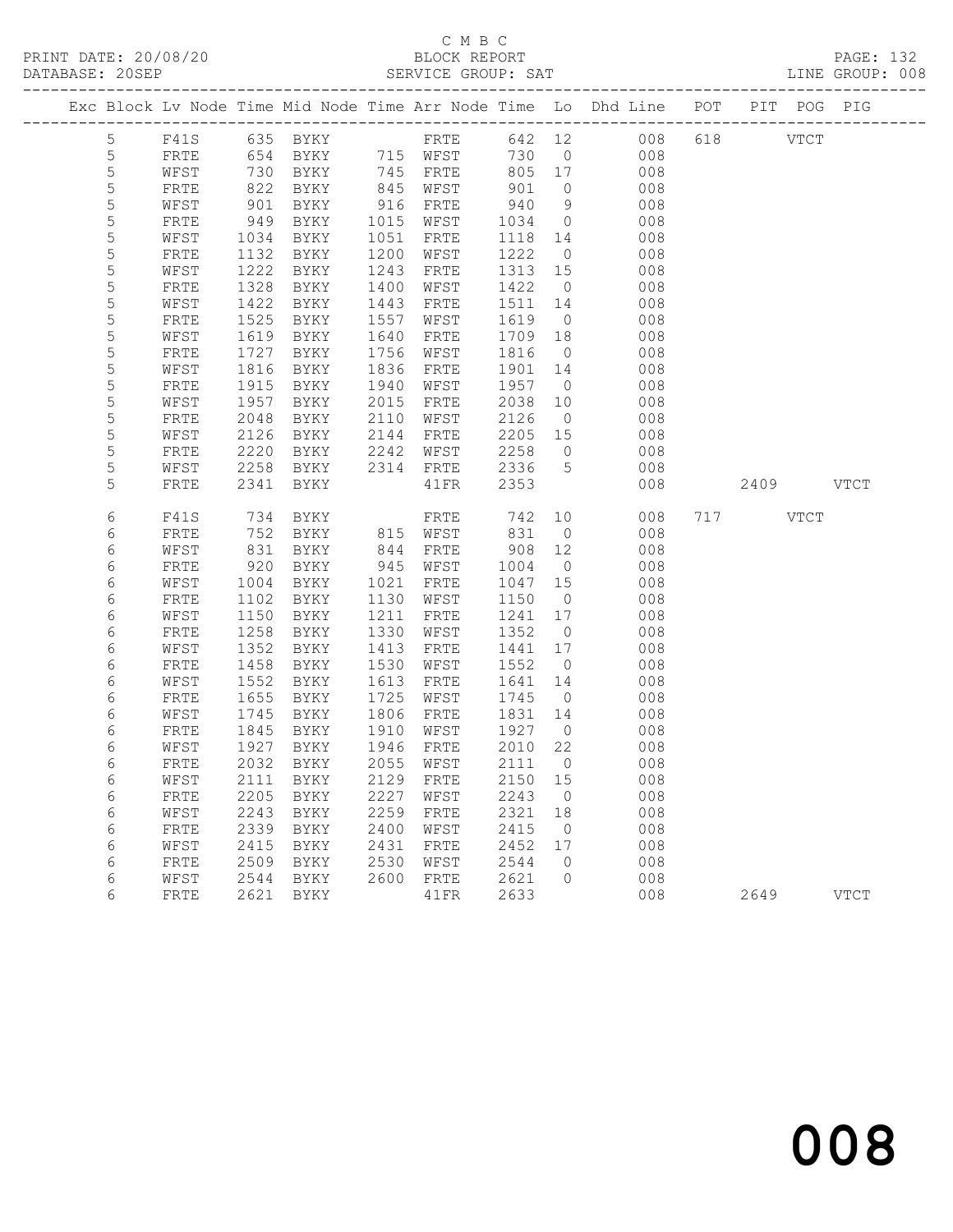C M B C
PRINT DATE: 20/08/20 BLOCK REPORT
DATABASE: 20SEP SERVICE GROUP: SAT LINE GROUP: 008

| Exc | Block | Lv | Node | Time | Mid Node | Time | Arr Node | Time | Lo | Dhd Line | POT | PIT | POG | PIG |
|---|---|---|---|---|---|---|---|---|---|---|---|---|---|---|
| | 5 | | F41S | 635 | BYKY | | FRTE | 642 | 12 | 008 | 618 | | VTCT | |
| | 5 | | FRTE | 654 | BYKY | 715 | WFST | 730 | 0 | 008 | | | | |
| | 5 | | WFST | 730 | BYKY | 745 | FRTE | 805 | 17 | 008 | | | | |
| | 5 | | FRTE | 822 | BYKY | 845 | WFST | 901 | 0 | 008 | | | | |
| | 5 | | WFST | 901 | BYKY | 916 | FRTE | 940 | 9 | 008 | | | | |
| | 5 | | FRTE | 949 | BYKY | 1015 | WFST | 1034 | 0 | 008 | | | | |
| | 5 | | WFST | 1034 | BYKY | 1051 | FRTE | 1118 | 14 | 008 | | | | |
| | 5 | | FRTE | 1132 | BYKY | 1200 | WFST | 1222 | 0 | 008 | | | | |
| | 5 | | WFST | 1222 | BYKY | 1243 | FRTE | 1313 | 15 | 008 | | | | |
| | 5 | | FRTE | 1328 | BYKY | 1400 | WFST | 1422 | 0 | 008 | | | | |
| | 5 | | WFST | 1422 | BYKY | 1443 | FRTE | 1511 | 14 | 008 | | | | |
| | 5 | | FRTE | 1525 | BYKY | 1557 | WFST | 1619 | 0 | 008 | | | | |
| | 5 | | WFST | 1619 | BYKY | 1640 | FRTE | 1709 | 18 | 008 | | | | |
| | 5 | | FRTE | 1727 | BYKY | 1756 | WFST | 1816 | 0 | 008 | | | | |
| | 5 | | WFST | 1816 | BYKY | 1836 | FRTE | 1901 | 14 | 008 | | | | |
| | 5 | | FRTE | 1915 | BYKY | 1940 | WFST | 1957 | 0 | 008 | | | | |
| | 5 | | WFST | 1957 | BYKY | 2015 | FRTE | 2038 | 10 | 008 | | | | |
| | 5 | | FRTE | 2048 | BYKY | 2110 | WFST | 2126 | 0 | 008 | | | | |
| | 5 | | WFST | 2126 | BYKY | 2144 | FRTE | 2205 | 15 | 008 | | | | |
| | 5 | | FRTE | 2220 | BYKY | 2242 | WFST | 2258 | 0 | 008 | | | | |
| | 5 | | WFST | 2258 | BYKY | 2314 | FRTE | 2336 | 5 | 008 | | | | |
| | 5 | | FRTE | 2341 | BYKY | | 41FR | 2353 | | 008 | | 2409 | | VTCT |
| | 6 | | F41S | 734 | BYKY | | FRTE | 742 | 10 | 008 | 717 | | VTCT | |
| | 6 | | FRTE | 752 | BYKY | 815 | WFST | 831 | 0 | 008 | | | | |
| | 6 | | WFST | 831 | BYKY | 844 | FRTE | 908 | 12 | 008 | | | | |
| | 6 | | FRTE | 920 | BYKY | 945 | WFST | 1004 | 0 | 008 | | | | |
| | 6 | | WFST | 1004 | BYKY | 1021 | FRTE | 1047 | 15 | 008 | | | | |
| | 6 | | FRTE | 1102 | BYKY | 1130 | WFST | 1150 | 0 | 008 | | | | |
| | 6 | | WFST | 1150 | BYKY | 1211 | FRTE | 1241 | 17 | 008 | | | | |
| | 6 | | FRTE | 1258 | BYKY | 1330 | WFST | 1352 | 0 | 008 | | | | |
| | 6 | | WFST | 1352 | BYKY | 1413 | FRTE | 1441 | 17 | 008 | | | | |
| | 6 | | FRTE | 1458 | BYKY | 1530 | WFST | 1552 | 0 | 008 | | | | |
| | 6 | | WFST | 1552 | BYKY | 1613 | FRTE | 1641 | 14 | 008 | | | | |
| | 6 | | FRTE | 1655 | BYKY | 1725 | WFST | 1745 | 0 | 008 | | | | |
| | 6 | | WFST | 1745 | BYKY | 1806 | FRTE | 1831 | 14 | 008 | | | | |
| | 6 | | FRTE | 1845 | BYKY | 1910 | WFST | 1927 | 0 | 008 | | | | |
| | 6 | | WFST | 1927 | BYKY | 1946 | FRTE | 2010 | 22 | 008 | | | | |
| | 6 | | FRTE | 2032 | BYKY | 2055 | WFST | 2111 | 0 | 008 | | | | |
| | 6 | | WFST | 2111 | BYKY | 2129 | FRTE | 2150 | 15 | 008 | | | | |
| | 6 | | FRTE | 2205 | BYKY | 2227 | WFST | 2243 | 0 | 008 | | | | |
| | 6 | | WFST | 2243 | BYKY | 2259 | FRTE | 2321 | 18 | 008 | | | | |
| | 6 | | FRTE | 2339 | BYKY | 2400 | WFST | 2415 | 0 | 008 | | | | |
| | 6 | | WFST | 2415 | BYKY | 2431 | FRTE | 2452 | 17 | 008 | | | | |
| | 6 | | FRTE | 2509 | BYKY | 2530 | WFST | 2544 | 0 | 008 | | | | |
| | 6 | | WFST | 2544 | BYKY | 2600 | FRTE | 2621 | 0 | 008 | | | | |
| | 6 | | FRTE | 2621 | BYKY | | 41FR | 2633 | | 008 | | 2649 | | VTCT |

008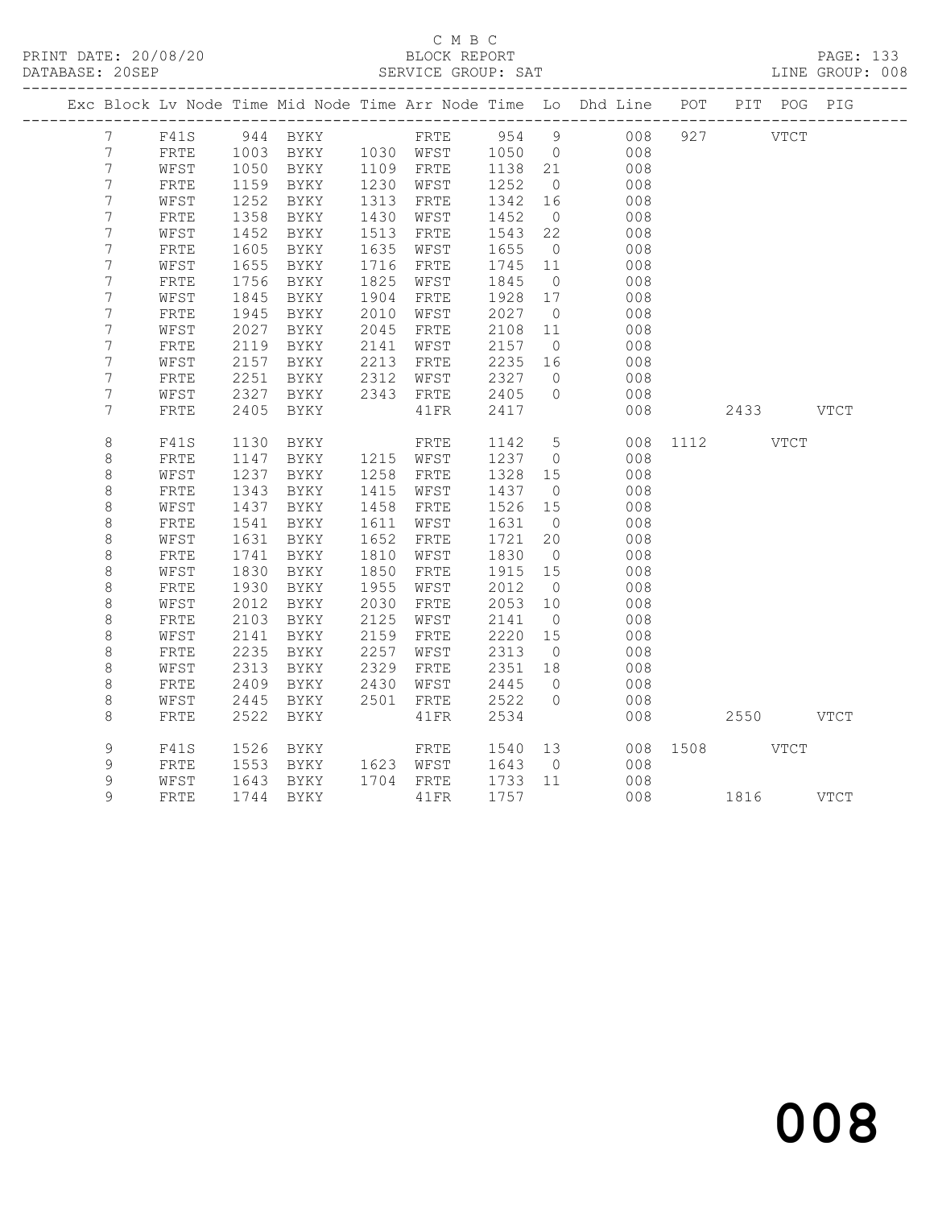C M B C
PRINT DATE: 20/08/20 BLOCK REPORT
DATABASE: 20SEP SERVICE GROUP: SAT LINE GROUP: 008

| Exc | Block | Lv | Node | Time | Mid Node | Time | Arr Node | Time | Lo | Dhd Line | POT | PIT | POG | PIG |
|---|---|---|---|---|---|---|---|---|---|---|---|---|---|---|
| | 7 | | F41S | 944 | BYKY | | FRTE | 954 | 9 | 008 | 927 | | VTCT | |
| | 7 | | FRTE | 1003 | BYKY | 1030 | WFST | 1050 | 0 | 008 | | | | |
| | 7 | | WFST | 1050 | BYKY | 1109 | FRTE | 1138 | 21 | 008 | | | | |
| | 7 | | FRTE | 1159 | BYKY | 1230 | WFST | 1252 | 0 | 008 | | | | |
| | 7 | | WFST | 1252 | BYKY | 1313 | FRTE | 1342 | 16 | 008 | | | | |
| | 7 | | FRTE | 1358 | BYKY | 1430 | WFST | 1452 | 0 | 008 | | | | |
| | 7 | | WFST | 1452 | BYKY | 1513 | FRTE | 1543 | 22 | 008 | | | | |
| | 7 | | FRTE | 1605 | BYKY | 1635 | WFST | 1655 | 0 | 008 | | | | |
| | 7 | | WFST | 1655 | BYKY | 1716 | FRTE | 1745 | 11 | 008 | | | | |
| | 7 | | FRTE | 1756 | BYKY | 1825 | WFST | 1845 | 0 | 008 | | | | |
| | 7 | | WFST | 1845 | BYKY | 1904 | FRTE | 1928 | 17 | 008 | | | | |
| | 7 | | FRTE | 1945 | BYKY | 2010 | WFST | 2027 | 0 | 008 | | | | |
| | 7 | | WFST | 2027 | BYKY | 2045 | FRTE | 2108 | 11 | 008 | | | | |
| | 7 | | FRTE | 2119 | BYKY | 2141 | WFST | 2157 | 0 | 008 | | | | |
| | 7 | | WFST | 2157 | BYKY | 2213 | FRTE | 2235 | 16 | 008 | | | | |
| | 7 | | FRTE | 2251 | BYKY | 2312 | WFST | 2327 | 0 | 008 | | | | |
| | 7 | | WFST | 2327 | BYKY | 2343 | FRTE | 2405 | 0 | 008 | | | | |
| | 7 | | FRTE | 2405 | BYKY | | 41FR | 2417 | | 008 | | 2433 | | VTCT |
| | 8 | | F41S | 1130 | BYKY | | FRTE | 1142 | 5 | 008 | 1112 | | VTCT | |
| | 8 | | FRTE | 1147 | BYKY | 1215 | WFST | 1237 | 0 | 008 | | | | |
| | 8 | | WFST | 1237 | BYKY | 1258 | FRTE | 1328 | 15 | 008 | | | | |
| | 8 | | FRTE | 1343 | BYKY | 1415 | WFST | 1437 | 0 | 008 | | | | |
| | 8 | | WFST | 1437 | BYKY | 1458 | FRTE | 1526 | 15 | 008 | | | | |
| | 8 | | FRTE | 1541 | BYKY | 1611 | WFST | 1631 | 0 | 008 | | | | |
| | 8 | | WFST | 1631 | BYKY | 1652 | FRTE | 1721 | 20 | 008 | | | | |
| | 8 | | FRTE | 1741 | BYKY | 1810 | WFST | 1830 | 0 | 008 | | | | |
| | 8 | | WFST | 1830 | BYKY | 1850 | FRTE | 1915 | 15 | 008 | | | | |
| | 8 | | FRTE | 1930 | BYKY | 1955 | WFST | 2012 | 0 | 008 | | | | |
| | 8 | | WFST | 2012 | BYKY | 2030 | FRTE | 2053 | 10 | 008 | | | | |
| | 8 | | FRTE | 2103 | BYKY | 2125 | WFST | 2141 | 0 | 008 | | | | |
| | 8 | | WFST | 2141 | BYKY | 2159 | FRTE | 2220 | 15 | 008 | | | | |
| | 8 | | FRTE | 2235 | BYKY | 2257 | WFST | 2313 | 0 | 008 | | | | |
| | 8 | | WFST | 2313 | BYKY | 2329 | FRTE | 2351 | 18 | 008 | | | | |
| | 8 | | FRTE | 2409 | BYKY | 2430 | WFST | 2445 | 0 | 008 | | | | |
| | 8 | | WFST | 2445 | BYKY | 2501 | FRTE | 2522 | 0 | 008 | | | | |
| | 8 | | FRTE | 2522 | BYKY | | 41FR | 2534 | | 008 | | 2550 | | VTCT |
| | 9 | | F41S | 1526 | BYKY | | FRTE | 1540 | 13 | 008 | 1508 | | VTCT | |
| | 9 | | FRTE | 1553 | BYKY | 1623 | WFST | 1643 | 0 | 008 | | | | |
| | 9 | | WFST | 1643 | BYKY | 1704 | FRTE | 1733 | 11 | 008 | | | | |
| | 9 | | FRTE | 1744 | BYKY | | 41FR | 1757 | | 008 | | 1816 | | VTCT |

008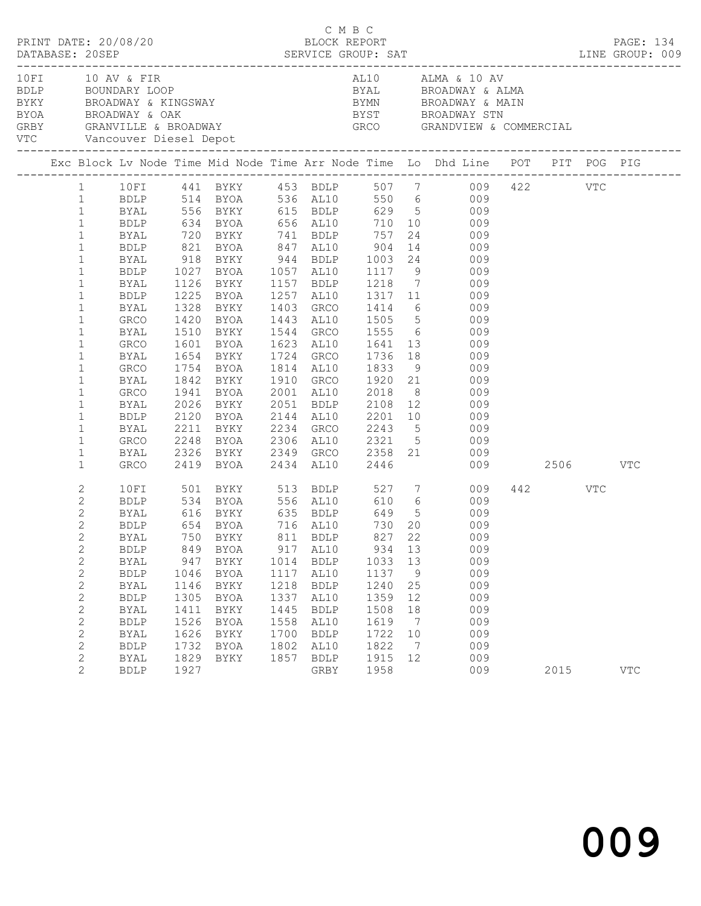C M B C
PRINT DATE: 20/08/20 BLOCK REPORT
DATABASE: 20SEP SERVICE GROUP: SAT LINE GROUP: 009

| Code | Description | Code | Description |
|---|---|---|---|
| 10FI | 10 AV & FIR | AL10 | ALMA & 10 AV |
| BDLP | BOUNDARY LOOP | BYAL | BROADWAY & ALMA |
| BYKY | BROADWAY & KINGSWAY | BYMN | BROADWAY & MAIN |
| BYOA | BROADWAY & OAK | BYST | BROADWAY STN |
| GRBY | GRANVILLE & BROADWAY | GRCO | GRANDVIEW & COMMERCIAL |
| VTC | Vancouver Diesel Depot | | |

| Exc | Block | Lv Node | Time | Mid Node | Time | Arr Node | Time | Lo | Dhd Line | POT | PIT | POG | PIG |
|---|---|---|---|---|---|---|---|---|---|---|---|---|---|
| | 1 | 10FI | 441 | BYKY | 453 | BDLP | 507 | 7 | 009 | 422 | | VTC | |
| | 1 | BDLP | 514 | BYOA | 536 | AL10 | 550 | 6 | 009 | | | | |
| | 1 | BYAL | 556 | BYKY | 615 | BDLP | 629 | 5 | 009 | | | | |
| | 1 | BDLP | 634 | BYOA | 656 | AL10 | 710 | 10 | 009 | | | | |
| | 1 | BYAL | 720 | BYKY | 741 | BDLP | 757 | 24 | 009 | | | | |
| | 1 | BDLP | 821 | BYOA | 847 | AL10 | 904 | 14 | 009 | | | | |
| | 1 | BYAL | 918 | BYKY | 944 | BDLP | 1003 | 24 | 009 | | | | |
| | 1 | BDLP | 1027 | BYOA | 1057 | AL10 | 1117 | 9 | 009 | | | | |
| | 1 | BYAL | 1126 | BYKY | 1157 | BDLP | 1218 | 7 | 009 | | | | |
| | 1 | BDLP | 1225 | BYOA | 1257 | AL10 | 1317 | 11 | 009 | | | | |
| | 1 | BYAL | 1328 | BYKY | 1403 | GRCO | 1414 | 6 | 009 | | | | |
| | 1 | GRCO | 1420 | BYOA | 1443 | AL10 | 1505 | 5 | 009 | | | | |
| | 1 | BYAL | 1510 | BYKY | 1544 | GRCO | 1555 | 6 | 009 | | | | |
| | 1 | GRCO | 1601 | BYOA | 1623 | AL10 | 1641 | 13 | 009 | | | | |
| | 1 | BYAL | 1654 | BYKY | 1724 | GRCO | 1736 | 18 | 009 | | | | |
| | 1 | GRCO | 1754 | BYOA | 1814 | AL10 | 1833 | 9 | 009 | | | | |
| | 1 | BYAL | 1842 | BYKY | 1910 | GRCO | 1920 | 21 | 009 | | | | |
| | 1 | GRCO | 1941 | BYOA | 2001 | AL10 | 2018 | 8 | 009 | | | | |
| | 1 | BYAL | 2026 | BYKY | 2051 | BDLP | 2108 | 12 | 009 | | | | |
| | 1 | BDLP | 2120 | BYOA | 2144 | AL10 | 2201 | 10 | 009 | | | | |
| | 1 | BYAL | 2211 | BYKY | 2234 | GRCO | 2243 | 5 | 009 | | | | |
| | 1 | GRCO | 2248 | BYOA | 2306 | AL10 | 2321 | 5 | 009 | | | | |
| | 1 | BYAL | 2326 | BYKY | 2349 | GRCO | 2358 | 21 | 009 | | | | |
| | 1 | GRCO | 2419 | BYOA | 2434 | AL10 | 2446 | | 009 | | 2506 | | VTC |
| | 2 | 10FI | 501 | BYKY | 513 | BDLP | 527 | 7 | 009 | 442 | | VTC | |
| | 2 | BDLP | 534 | BYOA | 556 | AL10 | 610 | 6 | 009 | | | | |
| | 2 | BYAL | 616 | BYKY | 635 | BDLP | 649 | 5 | 009 | | | | |
| | 2 | BDLP | 654 | BYOA | 716 | AL10 | 730 | 20 | 009 | | | | |
| | 2 | BYAL | 750 | BYKY | 811 | BDLP | 827 | 22 | 009 | | | | |
| | 2 | BDLP | 849 | BYOA | 917 | AL10 | 934 | 13 | 009 | | | | |
| | 2 | BYAL | 947 | BYKY | 1014 | BDLP | 1033 | 13 | 009 | | | | |
| | 2 | BDLP | 1046 | BYOA | 1117 | AL10 | 1137 | 9 | 009 | | | | |
| | 2 | BYAL | 1146 | BYKY | 1218 | BDLP | 1240 | 25 | 009 | | | | |
| | 2 | BDLP | 1305 | BYOA | 1337 | AL10 | 1359 | 12 | 009 | | | | |
| | 2 | BYAL | 1411 | BYKY | 1445 | BDLP | 1508 | 18 | 009 | | | | |
| | 2 | BDLP | 1526 | BYOA | 1558 | AL10 | 1619 | 7 | 009 | | | | |
| | 2 | BYAL | 1626 | BYKY | 1700 | BDLP | 1722 | 10 | 009 | | | | |
| | 2 | BDLP | 1732 | BYOA | 1802 | AL10 | 1822 | 7 | 009 | | | | |
| | 2 | BYAL | 1829 | BYKY | 1857 | BDLP | 1915 | 12 | 009 | | | | |
| | 2 | BDLP | 1927 | | | GRBY | 1958 | | 009 | | 2015 | | VTC |

009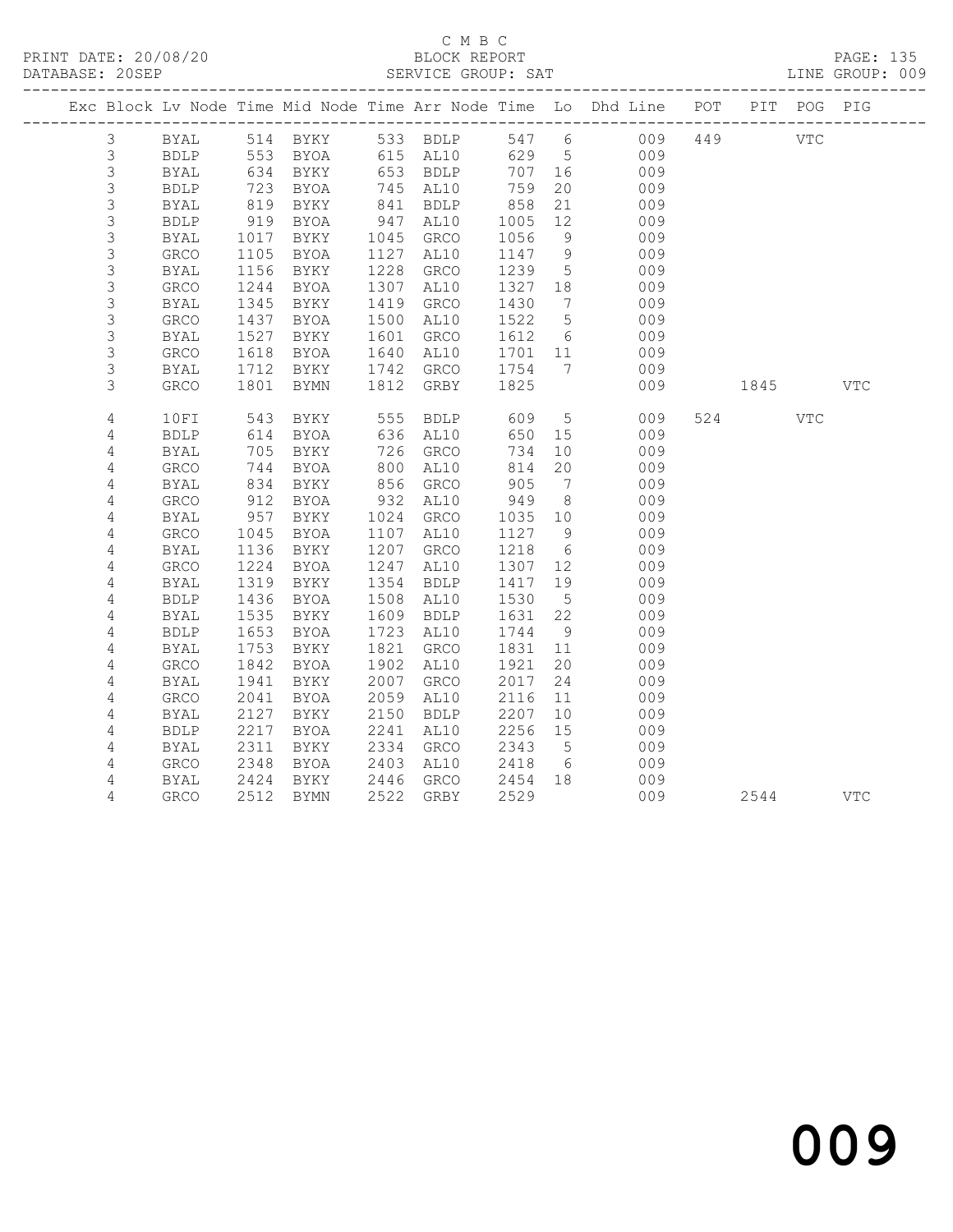C M B C

BLOCK REPORT

PRINT DATE: 20/08/20 DATABASE: 20SEP SERVICE GROUP: SAT LINE GROUP: 009

| Exc | Block | Lv | Node | Time | Mid Node | Time | Arr Node | Time | Lo | Dhd Line | POT | PIT | POG | PIG |
|---|---|---|---|---|---|---|---|---|---|---|---|---|---|---|
| | 3 | | BYAL | 514 | BYKY | 533 | BDLP | 547 | 6 | 009 | 449 | | VTC | |
| | 3 | | BDLP | 553 | BYOA | 615 | AL10 | 629 | 5 | 009 | | | | |
| | 3 | | BYAL | 634 | BYKY | 653 | BDLP | 707 | 16 | 009 | | | | |
| | 3 | | BDLP | 723 | BYOA | 745 | AL10 | 759 | 20 | 009 | | | | |
| | 3 | | BYAL | 819 | BYKY | 841 | BDLP | 858 | 21 | 009 | | | | |
| | 3 | | BDLP | 919 | BYOA | 947 | AL10 | 1005 | 12 | 009 | | | | |
| | 3 | | BYAL | 1017 | BYKY | 1045 | GRCO | 1056 | 9 | 009 | | | | |
| | 3 | | GRCO | 1105 | BYOA | 1127 | AL10 | 1147 | 9 | 009 | | | | |
| | 3 | | BYAL | 1156 | BYKY | 1228 | GRCO | 1239 | 5 | 009 | | | | |
| | 3 | | GRCO | 1244 | BYOA | 1307 | AL10 | 1327 | 18 | 009 | | | | |
| | 3 | | BYAL | 1345 | BYKY | 1419 | GRCO | 1430 | 7 | 009 | | | | |
| | 3 | | GRCO | 1437 | BYOA | 1500 | AL10 | 1522 | 5 | 009 | | | | |
| | 3 | | BYAL | 1527 | BYKY | 1601 | GRCO | 1612 | 6 | 009 | | | | |
| | 3 | | GRCO | 1618 | BYOA | 1640 | AL10 | 1701 | 11 | 009 | | | | |
| | 3 | | BYAL | 1712 | BYKY | 1742 | GRCO | 1754 | 7 | 009 | | | | |
| | 3 | | GRCO | 1801 | BYMN | 1812 | GRBY | 1825 | | 009 | | 1845 | | VTC |
| | 4 | | 10FI | 543 | BYKY | 555 | BDLP | 609 | 5 | 009 | 524 | | VTC | |
| | 4 | | BDLP | 614 | BYOA | 636 | AL10 | 650 | 15 | 009 | | | | |
| | 4 | | BYAL | 705 | BYKY | 726 | GRCO | 734 | 10 | 009 | | | | |
| | 4 | | GRCO | 744 | BYOA | 800 | AL10 | 814 | 20 | 009 | | | | |
| | 4 | | BYAL | 834 | BYKY | 856 | GRCO | 905 | 7 | 009 | | | | |
| | 4 | | GRCO | 912 | BYOA | 932 | AL10 | 949 | 8 | 009 | | | | |
| | 4 | | BYAL | 957 | BYKY | 1024 | GRCO | 1035 | 10 | 009 | | | | |
| | 4 | | GRCO | 1045 | BYOA | 1107 | AL10 | 1127 | 9 | 009 | | | | |
| | 4 | | BYAL | 1136 | BYKY | 1207 | GRCO | 1218 | 6 | 009 | | | | |
| | 4 | | GRCO | 1224 | BYOA | 1247 | AL10 | 1307 | 12 | 009 | | | | |
| | 4 | | BYAL | 1319 | BYKY | 1354 | BDLP | 1417 | 19 | 009 | | | | |
| | 4 | | BDLP | 1436 | BYOA | 1508 | AL10 | 1530 | 5 | 009 | | | | |
| | 4 | | BYAL | 1535 | BYKY | 1609 | BDLP | 1631 | 22 | 009 | | | | |
| | 4 | | BDLP | 1653 | BYOA | 1723 | AL10 | 1744 | 9 | 009 | | | | |
| | 4 | | BYAL | 1753 | BYKY | 1821 | GRCO | 1831 | 11 | 009 | | | | |
| | 4 | | GRCO | 1842 | BYOA | 1902 | AL10 | 1921 | 20 | 009 | | | | |
| | 4 | | BYAL | 1941 | BYKY | 2007 | GRCO | 2017 | 24 | 009 | | | | |
| | 4 | | GRCO | 2041 | BYOA | 2059 | AL10 | 2116 | 11 | 009 | | | | |
| | 4 | | BYAL | 2127 | BYKY | 2150 | BDLP | 2207 | 10 | 009 | | | | |
| | 4 | | BDLP | 2217 | BYOA | 2241 | AL10 | 2256 | 15 | 009 | | | | |
| | 4 | | BYAL | 2311 | BYKY | 2334 | GRCO | 2343 | 5 | 009 | | | | |
| | 4 | | GRCO | 2348 | BYOA | 2403 | AL10 | 2418 | 6 | 009 | | | | |
| | 4 | | BYAL | 2424 | BYKY | 2446 | GRCO | 2454 | 18 | 009 | | | | |
| | 4 | | GRCO | 2512 | BYMN | 2522 | GRBY | 2529 | | 009 | | 2544 | | VTC |

009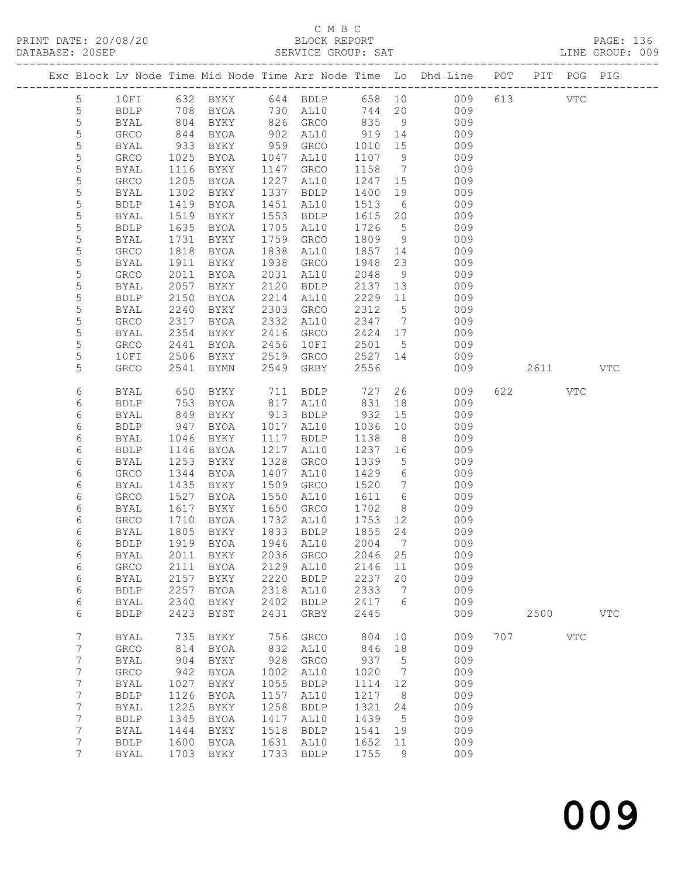C M B C

PRINT DATE: 20/08/20 BLOCK REPORT PAGE: 136
DATABASE: 20SEP SERVICE GROUP: SAT LINE GROUP: 009

| Exc | Block | Lv Node | Time | Mid Node | Time | Arr Node | Time | Lo | Dhd Line | POT | PIT | POG | PIG |
|---|---|---|---|---|---|---|---|---|---|---|---|---|---|
| | 5 | 10FI | 632 | BYKY | 644 | BDLP | 658 | 10 | 009 | 613 | | VTC | |
| | 5 | BDLP | 708 | BYOA | 730 | AL10 | 744 | 20 | 009 | | | | |
| | 5 | BYAL | 804 | BYKY | 826 | GRCO | 835 | 9 | 009 | | | | |
| | 5 | GRCO | 844 | BYOA | 902 | AL10 | 919 | 14 | 009 | | | | |
| | 5 | BYAL | 933 | BYKY | 959 | GRCO | 1010 | 15 | 009 | | | | |
| | 5 | GRCO | 1025 | BYOA | 1047 | AL10 | 1107 | 9 | 009 | | | | |
| | 5 | BYAL | 1116 | BYKY | 1147 | GRCO | 1158 | 7 | 009 | | | | |
| | 5 | GRCO | 1205 | BYOA | 1227 | AL10 | 1247 | 15 | 009 | | | | |
| | 5 | BYAL | 1302 | BYKY | 1337 | BDLP | 1400 | 19 | 009 | | | | |
| | 5 | BDLP | 1419 | BYOA | 1451 | AL10 | 1513 | 6 | 009 | | | | |
| | 5 | BYAL | 1519 | BYKY | 1553 | BDLP | 1615 | 20 | 009 | | | | |
| | 5 | BDLP | 1635 | BYOA | 1705 | AL10 | 1726 | 5 | 009 | | | | |
| | 5 | BYAL | 1731 | BYKY | 1759 | GRCO | 1809 | 9 | 009 | | | | |
| | 5 | GRCO | 1818 | BYOA | 1838 | AL10 | 1857 | 14 | 009 | | | | |
| | 5 | BYAL | 1911 | BYKY | 1938 | GRCO | 1948 | 23 | 009 | | | | |
| | 5 | GRCO | 2011 | BYOA | 2031 | AL10 | 2048 | 9 | 009 | | | | |
| | 5 | BYAL | 2057 | BYKY | 2120 | BDLP | 2137 | 13 | 009 | | | | |
| | 5 | BDLP | 2150 | BYOA | 2214 | AL10 | 2229 | 11 | 009 | | | | |
| | 5 | BYAL | 2240 | BYKY | 2303 | GRCO | 2312 | 5 | 009 | | | | |
| | 5 | GRCO | 2317 | BYOA | 2332 | AL10 | 2347 | 7 | 009 | | | | |
| | 5 | BYAL | 2354 | BYKY | 2416 | GRCO | 2424 | 17 | 009 | | | | |
| | 5 | GRCO | 2441 | BYOA | 2456 | 10FI | 2501 | 5 | 009 | | | | |
| | 5 | 10FI | 2506 | BYKY | 2519 | GRCO | 2527 | 14 | 009 | | | | |
| | 5 | GRCO | 2541 | BYMN | 2549 | GRBY | 2556 | | 009 | | 2611 | | VTC |
| | 6 | BYAL | 650 | BYKY | 711 | BDLP | 727 | 26 | 009 | 622 | | VTC | |
| | 6 | BDLP | 753 | BYOA | 817 | AL10 | 831 | 18 | 009 | | | | |
| | 6 | BYAL | 849 | BYKY | 913 | BDLP | 932 | 15 | 009 | | | | |
| | 6 | BDLP | 947 | BYOA | 1017 | AL10 | 1036 | 10 | 009 | | | | |
| | 6 | BYAL | 1046 | BYKY | 1117 | BDLP | 1138 | 8 | 009 | | | | |
| | 6 | BDLP | 1146 | BYOA | 1217 | AL10 | 1237 | 16 | 009 | | | | |
| | 6 | BYAL | 1253 | BYKY | 1328 | GRCO | 1339 | 5 | 009 | | | | |
| | 6 | GRCO | 1344 | BYOA | 1407 | AL10 | 1429 | 6 | 009 | | | | |
| | 6 | BYAL | 1435 | BYKY | 1509 | GRCO | 1520 | 7 | 009 | | | | |
| | 6 | GRCO | 1527 | BYOA | 1550 | AL10 | 1611 | 6 | 009 | | | | |
| | 6 | BYAL | 1617 | BYKY | 1650 | GRCO | 1702 | 8 | 009 | | | | |
| | 6 | GRCO | 1710 | BYOA | 1732 | AL10 | 1753 | 12 | 009 | | | | |
| | 6 | BYAL | 1805 | BYKY | 1833 | BDLP | 1855 | 24 | 009 | | | | |
| | 6 | BDLP | 1919 | BYOA | 1946 | AL10 | 2004 | 7 | 009 | | | | |
| | 6 | BYAL | 2011 | BYKY | 2036 | GRCO | 2046 | 25 | 009 | | | | |
| | 6 | GRCO | 2111 | BYOA | 2129 | AL10 | 2146 | 11 | 009 | | | | |
| | 6 | BYAL | 2157 | BYKY | 2220 | BDLP | 2237 | 20 | 009 | | | | |
| | 6 | BDLP | 2257 | BYOA | 2318 | AL10 | 2333 | 7 | 009 | | | | |
| | 6 | BYAL | 2340 | BYKY | 2402 | BDLP | 2417 | 6 | 009 | | | | |
| | 6 | BDLP | 2423 | BYST | 2431 | GRBY | 2445 | | 009 | | 2500 | | VTC |
| | 7 | BYAL | 735 | BYKY | 756 | GRCO | 804 | 10 | 009 | 707 | | VTC | |
| | 7 | GRCO | 814 | BYOA | 832 | AL10 | 846 | 18 | 009 | | | | |
| | 7 | BYAL | 904 | BYKY | 928 | GRCO | 937 | 5 | 009 | | | | |
| | 7 | GRCO | 942 | BYOA | 1002 | AL10 | 1020 | 7 | 009 | | | | |
| | 7 | BYAL | 1027 | BYKY | 1055 | BDLP | 1114 | 12 | 009 | | | | |
| | 7 | BDLP | 1126 | BYOA | 1157 | AL10 | 1217 | 8 | 009 | | | | |
| | 7 | BYAL | 1225 | BYKY | 1258 | BDLP | 1321 | 24 | 009 | | | | |
| | 7 | BDLP | 1345 | BYOA | 1417 | AL10 | 1439 | 5 | 009 | | | | |
| | 7 | BYAL | 1444 | BYKY | 1518 | BDLP | 1541 | 19 | 009 | | | | |
| | 7 | BDLP | 1600 | BYOA | 1631 | AL10 | 1652 | 11 | 009 | | | | |
| | 7 | BYAL | 1703 | BYKY | 1733 | BDLP | 1755 | 9 | 009 | | | | |

009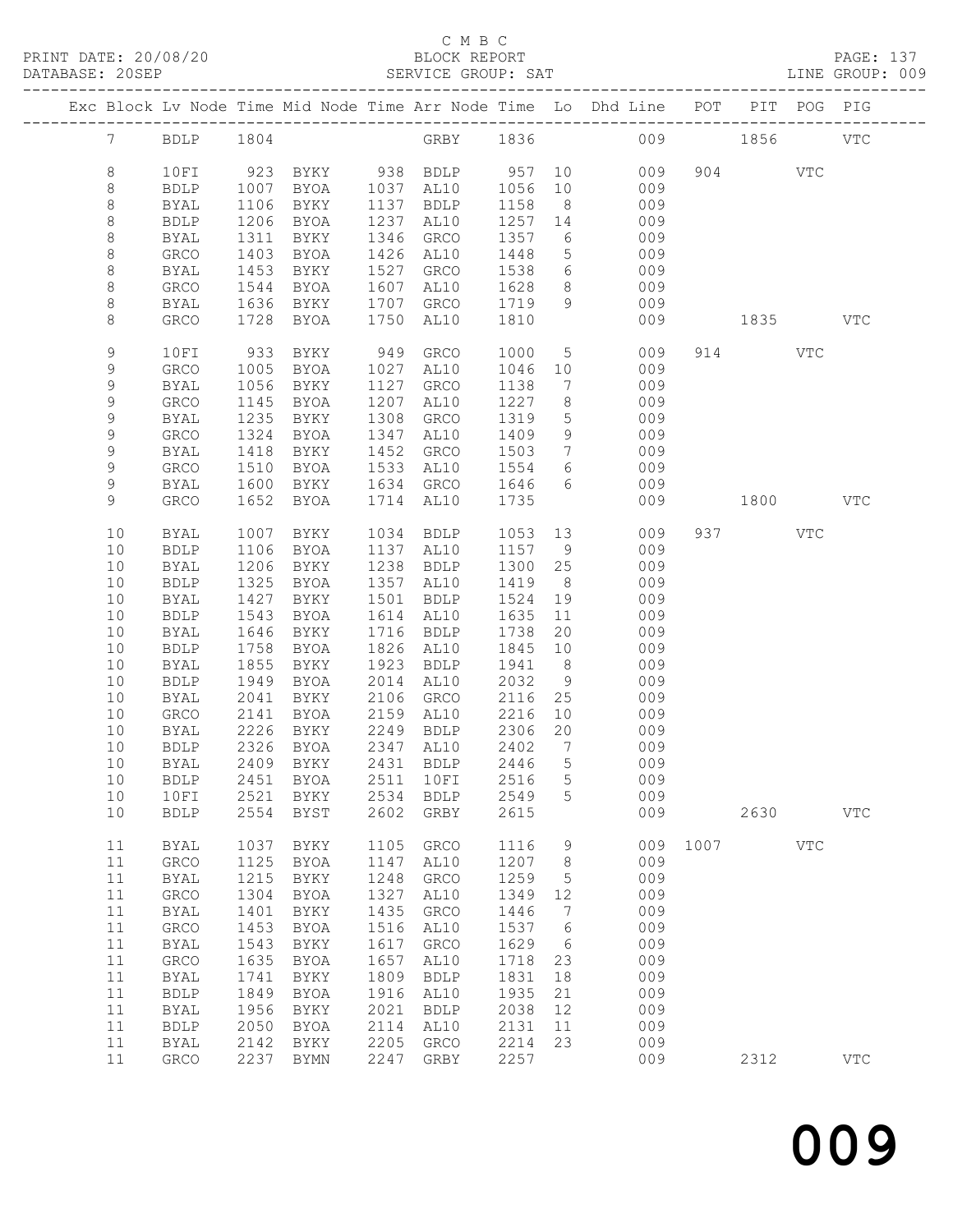C M B C
PRINT DATE: 20/08/20 BLOCK REPORT
DATABASE: 20SEP SERVICE GROUP: SAT LINE GROUP: 009

| Exc | Block | Lv Node | Time | Mid Node | Time | Arr Node | Time | Lo | Dhd Line | POT | PIT | POG | PIG |
|---|---|---|---|---|---|---|---|---|---|---|---|---|---|
| | 7 | BDLP | 1804 | | | GRBY | 1836 | | 009 | | 1856 | | VTC |
| | 8 | 10FI | 923 | BYKY | 938 | BDLP | 957 | 10 | 009 | 904 | | VTC | |
| | 8 | BDLP | 1007 | BYOA | 1037 | AL10 | 1056 | 10 | 009 | | | | |
| | 8 | BYAL | 1106 | BYKY | 1137 | BDLP | 1158 | 8 | 009 | | | | |
| | 8 | BDLP | 1206 | BYOA | 1237 | AL10 | 1257 | 14 | 009 | | | | |
| | 8 | BYAL | 1311 | BYKY | 1346 | GRCO | 1357 | 6 | 009 | | | | |
| | 8 | GRCO | 1403 | BYOA | 1426 | AL10 | 1448 | 5 | 009 | | | | |
| | 8 | BYAL | 1453 | BYKY | 1527 | GRCO | 1538 | 6 | 009 | | | | |
| | 8 | GRCO | 1544 | BYOA | 1607 | AL10 | 1628 | 8 | 009 | | | | |
| | 8 | BYAL | 1636 | BYKY | 1707 | GRCO | 1719 | 9 | 009 | | | | |
| | 8 | GRCO | 1728 | BYOA | 1750 | AL10 | 1810 | | 009 | | 1835 | | VTC |
| | 9 | 10FI | 933 | BYKY | 949 | GRCO | 1000 | 5 | 009 | 914 | | VTC | |
| | 9 | GRCO | 1005 | BYOA | 1027 | AL10 | 1046 | 10 | 009 | | | | |
| | 9 | BYAL | 1056 | BYKY | 1127 | GRCO | 1138 | 7 | 009 | | | | |
| | 9 | GRCO | 1145 | BYOA | 1207 | AL10 | 1227 | 8 | 009 | | | | |
| | 9 | BYAL | 1235 | BYKY | 1308 | GRCO | 1319 | 5 | 009 | | | | |
| | 9 | GRCO | 1324 | BYOA | 1347 | AL10 | 1409 | 9 | 009 | | | | |
| | 9 | BYAL | 1418 | BYKY | 1452 | GRCO | 1503 | 7 | 009 | | | | |
| | 9 | GRCO | 1510 | BYOA | 1533 | AL10 | 1554 | 6 | 009 | | | | |
| | 9 | BYAL | 1600 | BYKY | 1634 | GRCO | 1646 | 6 | 009 | | | | |
| | 9 | GRCO | 1652 | BYOA | 1714 | AL10 | 1735 | | 009 | | 1800 | | VTC |
| | 10 | BYAL | 1007 | BYKY | 1034 | BDLP | 1053 | 13 | 009 | 937 | | VTC | |
| | 10 | BDLP | 1106 | BYOA | 1137 | AL10 | 1157 | 9 | 009 | | | | |
| | 10 | BYAL | 1206 | BYKY | 1238 | BDLP | 1300 | 25 | 009 | | | | |
| | 10 | BDLP | 1325 | BYOA | 1357 | AL10 | 1419 | 8 | 009 | | | | |
| | 10 | BYAL | 1427 | BYKY | 1501 | BDLP | 1524 | 19 | 009 | | | | |
| | 10 | BDLP | 1543 | BYOA | 1614 | AL10 | 1635 | 11 | 009 | | | | |
| | 10 | BYAL | 1646 | BYKY | 1716 | BDLP | 1738 | 20 | 009 | | | | |
| | 10 | BDLP | 1758 | BYOA | 1826 | AL10 | 1845 | 10 | 009 | | | | |
| | 10 | BYAL | 1855 | BYKY | 1923 | BDLP | 1941 | 8 | 009 | | | | |
| | 10 | BDLP | 1949 | BYOA | 2014 | AL10 | 2032 | 9 | 009 | | | | |
| | 10 | BYAL | 2041 | BYKY | 2106 | GRCO | 2116 | 25 | 009 | | | | |
| | 10 | GRCO | 2141 | BYOA | 2159 | AL10 | 2216 | 10 | 009 | | | | |
| | 10 | BYAL | 2226 | BYKY | 2249 | BDLP | 2306 | 20 | 009 | | | | |
| | 10 | BDLP | 2326 | BYOA | 2347 | AL10 | 2402 | 7 | 009 | | | | |
| | 10 | BYAL | 2409 | BYKY | 2431 | BDLP | 2446 | 5 | 009 | | | | |
| | 10 | BDLP | 2451 | BYOA | 2511 | 10FI | 2516 | 5 | 009 | | | | |
| | 10 | 10FI | 2521 | BYKY | 2534 | BDLP | 2549 | 5 | 009 | | | | |
| | 10 | BDLP | 2554 | BYST | 2602 | GRBY | 2615 | | 009 | | 2630 | | VTC |
| | 11 | BYAL | 1037 | BYKY | 1105 | GRCO | 1116 | 9 | 009 | 1007 | | VTC | |
| | 11 | GRCO | 1125 | BYOA | 1147 | AL10 | 1207 | 8 | 009 | | | | |
| | 11 | BYAL | 1215 | BYKY | 1248 | GRCO | 1259 | 5 | 009 | | | | |
| | 11 | GRCO | 1304 | BYOA | 1327 | AL10 | 1349 | 12 | 009 | | | | |
| | 11 | BYAL | 1401 | BYKY | 1435 | GRCO | 1446 | 7 | 009 | | | | |
| | 11 | GRCO | 1453 | BYOA | 1516 | AL10 | 1537 | 6 | 009 | | | | |
| | 11 | BYAL | 1543 | BYKY | 1617 | GRCO | 1629 | 6 | 009 | | | | |
| | 11 | GRCO | 1635 | BYOA | 1657 | AL10 | 1718 | 23 | 009 | | | | |
| | 11 | BYAL | 1741 | BYKY | 1809 | BDLP | 1831 | 18 | 009 | | | | |
| | 11 | BDLP | 1849 | BYOA | 1916 | AL10 | 1935 | 21 | 009 | | | | |
| | 11 | BYAL | 1956 | BYKY | 2021 | BDLP | 2038 | 12 | 009 | | | | |
| | 11 | BDLP | 2050 | BYOA | 2114 | AL10 | 2131 | 11 | 009 | | | | |
| | 11 | BYAL | 2142 | BYKY | 2205 | GRCO | 2214 | 23 | 009 | | | | |
| | 11 | GRCO | 2237 | BYMN | 2247 | GRBY | 2257 | | 009 | | 2312 | | VTC |

009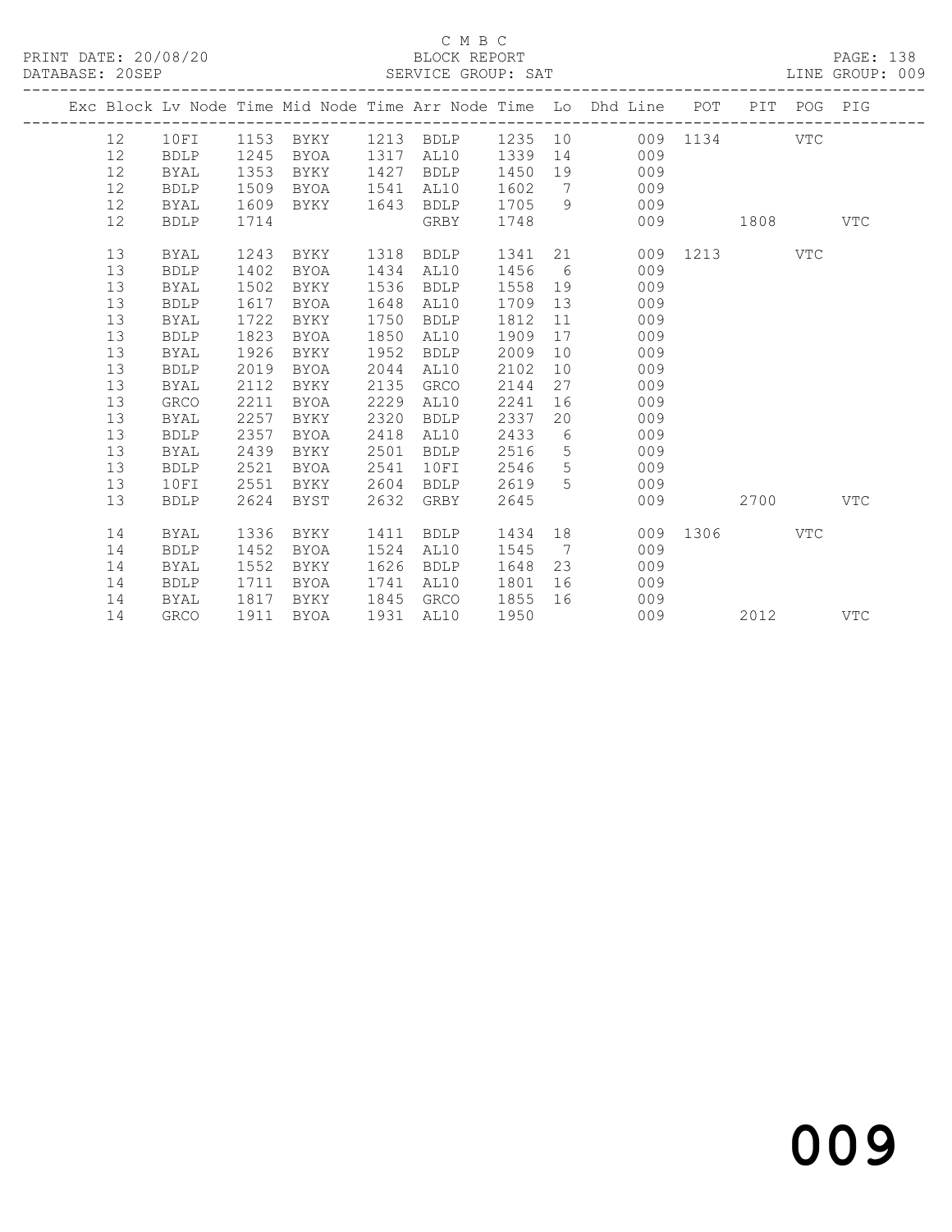C M B C

BLOCK REPORT

SERVICE GROUP: SAT

PRINT DATE: 20/08/20

DATABASE: 20SEP

LINE GROUP: 009

| Exc | Block | Lv | Node | Time | Mid Node | Time | Arr Node | Time | Lo | Dhd Line | POT | PIT | POG | PIG |
|---|---|---|---|---|---|---|---|---|---|---|---|---|---|---|
| | 12 | | 10FI | 1153 | BYKY | 1213 | BDLP | 1235 | 10 | 009 | 1134 | | VTC | |
| | 12 | | BDLP | 1245 | BYOA | 1317 | AL10 | 1339 | 14 | 009 | | | | |
| | 12 | | BYAL | 1353 | BYKY | 1427 | BDLP | 1450 | 19 | 009 | | | | |
| | 12 | | BDLP | 1509 | BYOA | 1541 | AL10 | 1602 | 7 | 009 | | | | |
| | 12 | | BYAL | 1609 | BYKY | 1643 | BDLP | 1705 | 9 | 009 | | | | |
| | 12 | | BDLP | 1714 | | | GRBY | 1748 | | 009 | | 1808 | | VTC |
| | 13 | | BYAL | 1243 | BYKY | 1318 | BDLP | 1341 | 21 | 009 | 1213 | | VTC | |
| | 13 | | BDLP | 1402 | BYOA | 1434 | AL10 | 1456 | 6 | 009 | | | | |
| | 13 | | BYAL | 1502 | BYKY | 1536 | BDLP | 1558 | 19 | 009 | | | | |
| | 13 | | BDLP | 1617 | BYOA | 1648 | AL10 | 1709 | 13 | 009 | | | | |
| | 13 | | BYAL | 1722 | BYKY | 1750 | BDLP | 1812 | 11 | 009 | | | | |
| | 13 | | BDLP | 1823 | BYOA | 1850 | AL10 | 1909 | 17 | 009 | | | | |
| | 13 | | BYAL | 1926 | BYKY | 1952 | BDLP | 2009 | 10 | 009 | | | | |
| | 13 | | BDLP | 2019 | BYOA | 2044 | AL10 | 2102 | 10 | 009 | | | | |
| | 13 | | BYAL | 2112 | BYKY | 2135 | GRCO | 2144 | 27 | 009 | | | | |
| | 13 | | GRCO | 2211 | BYOA | 2229 | AL10 | 2241 | 16 | 009 | | | | |
| | 13 | | BYAL | 2257 | BYKY | 2320 | BDLP | 2337 | 20 | 009 | | | | |
| | 13 | | BDLP | 2357 | BYOA | 2418 | AL10 | 2433 | 6 | 009 | | | | |
| | 13 | | BYAL | 2439 | BYKY | 2501 | BDLP | 2516 | 5 | 009 | | | | |
| | 13 | | BDLP | 2521 | BYOA | 2541 | 10FI | 2546 | 5 | 009 | | | | |
| | 13 | | 10FI | 2551 | BYKY | 2604 | BDLP | 2619 | 5 | 009 | | | | |
| | 13 | | BDLP | 2624 | BYST | 2632 | GRBY | 2645 | | 009 | | 2700 | | VTC |
| | 14 | | BYAL | 1336 | BYKY | 1411 | BDLP | 1434 | 18 | 009 | 1306 | | VTC | |
| | 14 | | BDLP | 1452 | BYOA | 1524 | AL10 | 1545 | 7 | 009 | | | | |
| | 14 | | BYAL | 1552 | BYKY | 1626 | BDLP | 1648 | 23 | 009 | | | | |
| | 14 | | BDLP | 1711 | BYOA | 1741 | AL10 | 1801 | 16 | 009 | | | | |
| | 14 | | BYAL | 1817 | BYKY | 1845 | GRCO | 1855 | 16 | 009 | | | | |
| | 14 | | GRCO | 1911 | BYOA | 1931 | AL10 | 1950 | | 009 | | 2012 | | VTC |

009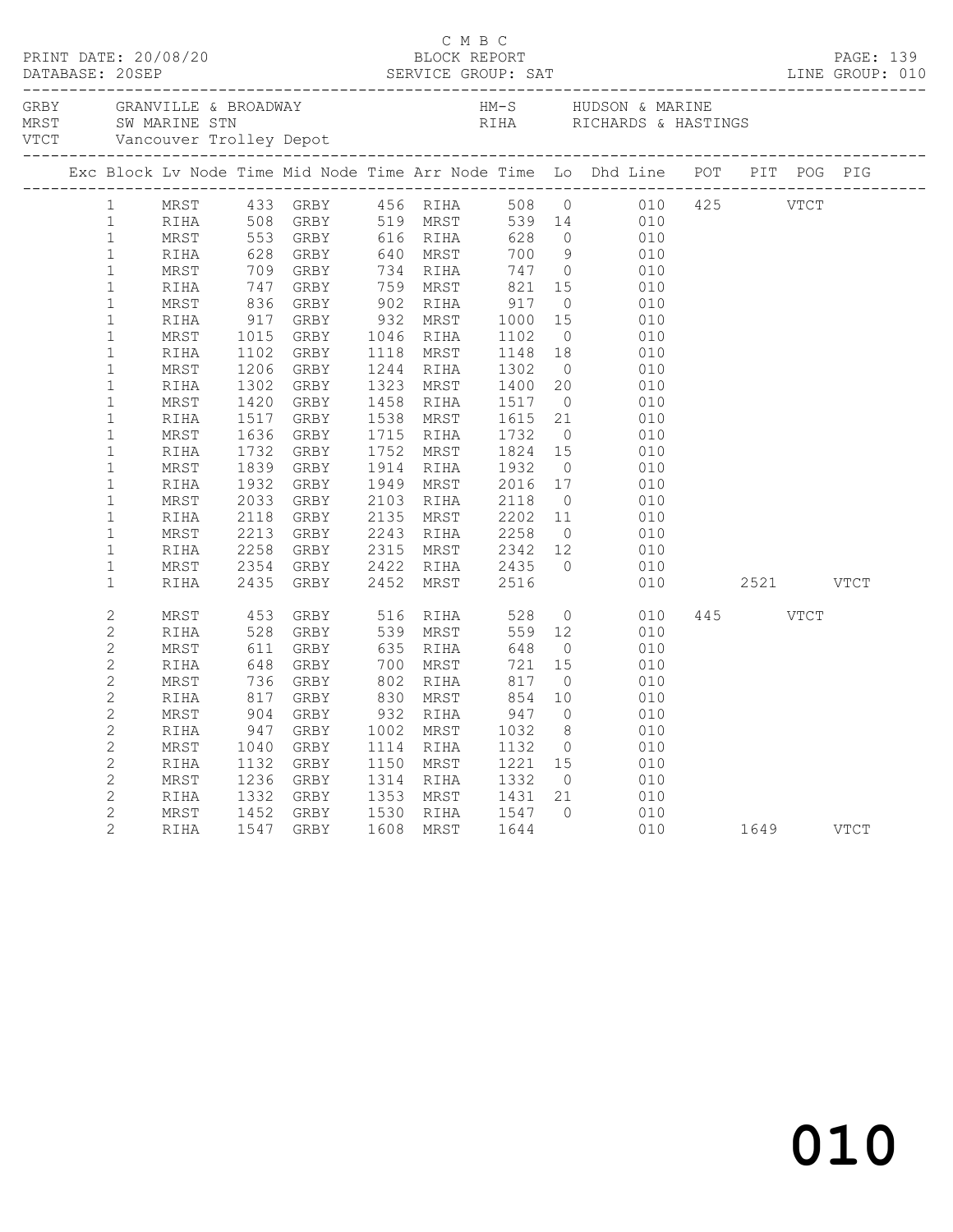C M B C

PRINT DATE: 20/08/20 BLOCK REPORT
DATABASE: 20SEP SERVICE GROUP: SAT LINE GROUP: 010

| Code | Location | Code | Location |
|---|---|---|---|
| GRBY | GRANVILLE & BROADWAY | HM-S | HUDSON & MARINE |
| MRST | SW MARINE STN | RIHA | RICHARDS & HASTINGS |
| VTCT | Vancouver Trolley Depot | | |

| Exc | Block | Lv Node | Time | Mid Node | Time | Arr Node | Time | Lo | Dhd Line | POT | PIT | POG | PIG |
|---|---|---|---|---|---|---|---|---|---|---|---|---|---|
| | 1 | MRST | 433 | GRBY | 456 | RIHA | 508 | 0 | 010 | 425 | | VTCT | |
| | 1 | RIHA | 508 | GRBY | 519 | MRST | 539 | 14 | 010 | | | | |
| | 1 | MRST | 553 | GRBY | 616 | RIHA | 628 | 0 | 010 | | | | |
| | 1 | RIHA | 628 | GRBY | 640 | MRST | 700 | 9 | 010 | | | | |
| | 1 | MRST | 709 | GRBY | 734 | RIHA | 747 | 0 | 010 | | | | |
| | 1 | RIHA | 747 | GRBY | 759 | MRST | 821 | 15 | 010 | | | | |
| | 1 | MRST | 836 | GRBY | 902 | RIHA | 917 | 0 | 010 | | | | |
| | 1 | RIHA | 917 | GRBY | 932 | MRST | 1000 | 15 | 010 | | | | |
| | 1 | MRST | 1015 | GRBY | 1046 | RIHA | 1102 | 0 | 010 | | | | |
| | 1 | RIHA | 1102 | GRBY | 1118 | MRST | 1148 | 18 | 010 | | | | |
| | 1 | MRST | 1206 | GRBY | 1244 | RIHA | 1302 | 0 | 010 | | | | |
| | 1 | RIHA | 1302 | GRBY | 1323 | MRST | 1400 | 20 | 010 | | | | |
| | 1 | MRST | 1420 | GRBY | 1458 | RIHA | 1517 | 0 | 010 | | | | |
| | 1 | RIHA | 1517 | GRBY | 1538 | MRST | 1615 | 21 | 010 | | | | |
| | 1 | MRST | 1636 | GRBY | 1715 | RIHA | 1732 | 0 | 010 | | | | |
| | 1 | RIHA | 1732 | GRBY | 1752 | MRST | 1824 | 15 | 010 | | | | |
| | 1 | MRST | 1839 | GRBY | 1914 | RIHA | 1932 | 0 | 010 | | | | |
| | 1 | RIHA | 1932 | GRBY | 1949 | MRST | 2016 | 17 | 010 | | | | |
| | 1 | MRST | 2033 | GRBY | 2103 | RIHA | 2118 | 0 | 010 | | | | |
| | 1 | RIHA | 2118 | GRBY | 2135 | MRST | 2202 | 11 | 010 | | | | |
| | 1 | MRST | 2213 | GRBY | 2243 | RIHA | 2258 | 0 | 010 | | | | |
| | 1 | RIHA | 2258 | GRBY | 2315 | MRST | 2342 | 12 | 010 | | | | |
| | 1 | MRST | 2354 | GRBY | 2422 | RIHA | 2435 | 0 | 010 | | | | |
| | 1 | RIHA | 2435 | GRBY | 2452 | MRST | 2516 | | 010 | | 2521 | | VTCT |
| | 2 | MRST | 453 | GRBY | 516 | RIHA | 528 | 0 | 010 | 445 | | VTCT | |
| | 2 | RIHA | 528 | GRBY | 539 | MRST | 559 | 12 | 010 | | | | |
| | 2 | MRST | 611 | GRBY | 635 | RIHA | 648 | 0 | 010 | | | | |
| | 2 | RIHA | 648 | GRBY | 700 | MRST | 721 | 15 | 010 | | | | |
| | 2 | MRST | 736 | GRBY | 802 | RIHA | 817 | 0 | 010 | | | | |
| | 2 | RIHA | 817 | GRBY | 830 | MRST | 854 | 10 | 010 | | | | |
| | 2 | MRST | 904 | GRBY | 932 | RIHA | 947 | 0 | 010 | | | | |
| | 2 | RIHA | 947 | GRBY | 1002 | MRST | 1032 | 8 | 010 | | | | |
| | 2 | MRST | 1040 | GRBY | 1114 | RIHA | 1132 | 0 | 010 | | | | |
| | 2 | RIHA | 1132 | GRBY | 1150 | MRST | 1221 | 15 | 010 | | | | |
| | 2 | MRST | 1236 | GRBY | 1314 | RIHA | 1332 | 0 | 010 | | | | |
| | 2 | RIHA | 1332 | GRBY | 1353 | MRST | 1431 | 21 | 010 | | | | |
| | 2 | MRST | 1452 | GRBY | 1530 | RIHA | 1547 | 0 | 010 | | | | |
| | 2 | RIHA | 1547 | GRBY | 1608 | MRST | 1644 | | 010 | | 1649 | | VTCT |

010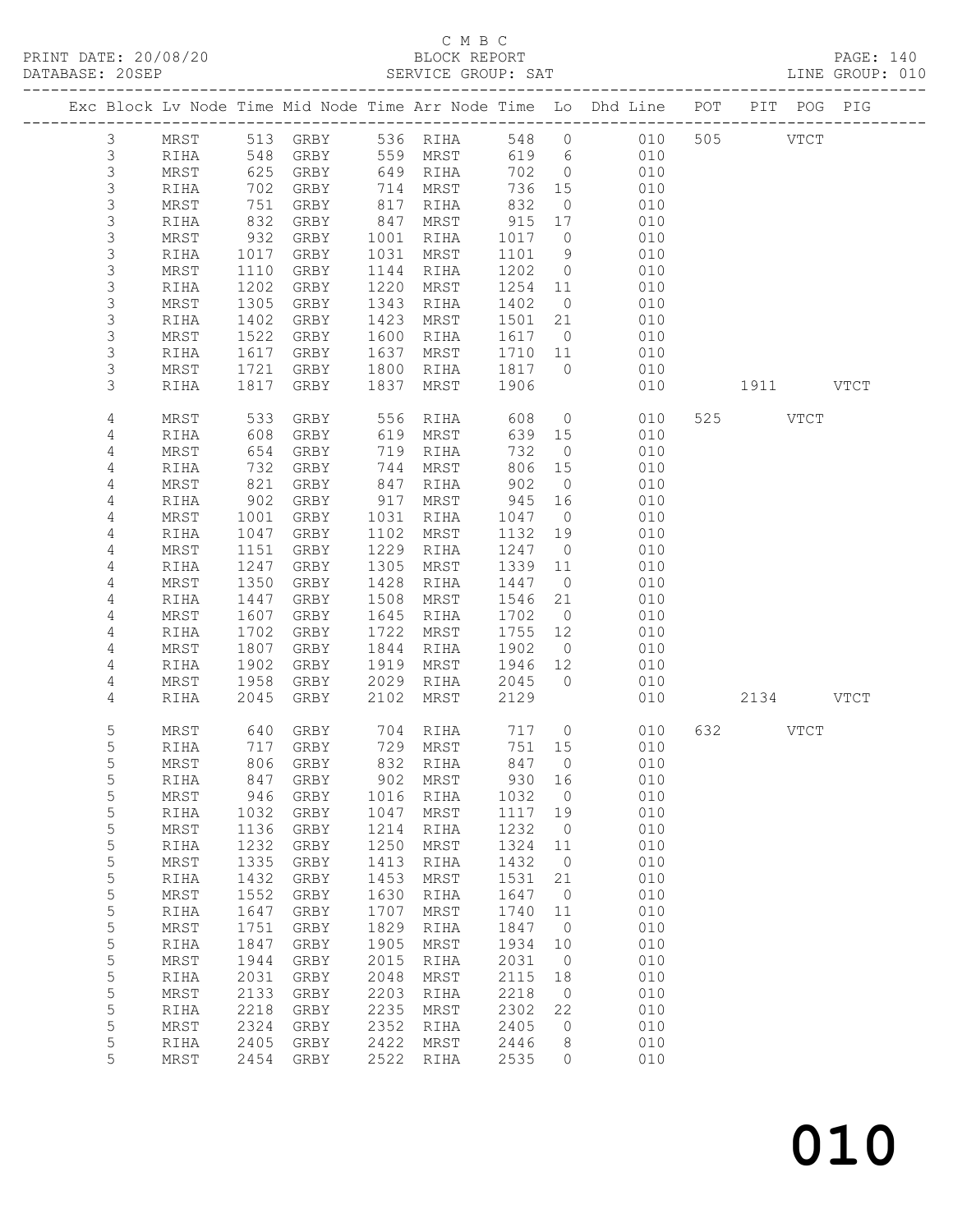C M B C

PRINT DATE: 20/08/20 BLOCK REPORT PAGE: 140
DATABASE: 20SEP SERVICE GROUP: SAT LINE GROUP: 010

| Exc | Block | Lv | Node | Time | Mid Node | Time | Arr Node | Time | Lo | Dhd Line | POT | PIT | POG | PIG |
|---|---|---|---|---|---|---|---|---|---|---|---|---|---|---|
| | 3 | | MRST | 513 | GRBY | 536 | RIHA | 548 | 0 | 010 | 505 | | VTCT | |
| | 3 | | RIHA | 548 | GRBY | 559 | MRST | 619 | 6 | 010 | | | | |
| | 3 | | MRST | 625 | GRBY | 649 | RIHA | 702 | 0 | 010 | | | | |
| | 3 | | RIHA | 702 | GRBY | 714 | MRST | 736 | 15 | 010 | | | | |
| | 3 | | MRST | 751 | GRBY | 817 | RIHA | 832 | 0 | 010 | | | | |
| | 3 | | RIHA | 832 | GRBY | 847 | MRST | 915 | 17 | 010 | | | | |
| | 3 | | MRST | 932 | GRBY | 1001 | RIHA | 1017 | 0 | 010 | | | | |
| | 3 | | RIHA | 1017 | GRBY | 1031 | MRST | 1101 | 9 | 010 | | | | |
| | 3 | | MRST | 1110 | GRBY | 1144 | RIHA | 1202 | 0 | 010 | | | | |
| | 3 | | RIHA | 1202 | GRBY | 1220 | MRST | 1254 | 11 | 010 | | | | |
| | 3 | | MRST | 1305 | GRBY | 1343 | RIHA | 1402 | 0 | 010 | | | | |
| | 3 | | RIHA | 1402 | GRBY | 1423 | MRST | 1501 | 21 | 010 | | | | |
| | 3 | | MRST | 1522 | GRBY | 1600 | RIHA | 1617 | 0 | 010 | | | | |
| | 3 | | RIHA | 1617 | GRBY | 1637 | MRST | 1710 | 11 | 010 | | | | |
| | 3 | | MRST | 1721 | GRBY | 1800 | RIHA | 1817 | 0 | 010 | | | | |
| | 3 | | RIHA | 1817 | GRBY | 1837 | MRST | 1906 | | 010 | | 1911 | | VTCT |
| | 4 | | MRST | 533 | GRBY | 556 | RIHA | 608 | 0 | 010 | 525 | | VTCT | |
| | 4 | | RIHA | 608 | GRBY | 619 | MRST | 639 | 15 | 010 | | | | |
| | 4 | | MRST | 654 | GRBY | 719 | RIHA | 732 | 0 | 010 | | | | |
| | 4 | | RIHA | 732 | GRBY | 744 | MRST | 806 | 15 | 010 | | | | |
| | 4 | | MRST | 821 | GRBY | 847 | RIHA | 902 | 0 | 010 | | | | |
| | 4 | | RIHA | 902 | GRBY | 917 | MRST | 945 | 16 | 010 | | | | |
| | 4 | | MRST | 1001 | GRBY | 1031 | RIHA | 1047 | 0 | 010 | | | | |
| | 4 | | RIHA | 1047 | GRBY | 1102 | MRST | 1132 | 19 | 010 | | | | |
| | 4 | | MRST | 1151 | GRBY | 1229 | RIHA | 1247 | 0 | 010 | | | | |
| | 4 | | RIHA | 1247 | GRBY | 1305 | MRST | 1339 | 11 | 010 | | | | |
| | 4 | | MRST | 1350 | GRBY | 1428 | RIHA | 1447 | 0 | 010 | | | | |
| | 4 | | RIHA | 1447 | GRBY | 1508 | MRST | 1546 | 21 | 010 | | | | |
| | 4 | | MRST | 1607 | GRBY | 1645 | RIHA | 1702 | 0 | 010 | | | | |
| | 4 | | RIHA | 1702 | GRBY | 1722 | MRST | 1755 | 12 | 010 | | | | |
| | 4 | | MRST | 1807 | GRBY | 1844 | RIHA | 1902 | 0 | 010 | | | | |
| | 4 | | RIHA | 1902 | GRBY | 1919 | MRST | 1946 | 12 | 010 | | | | |
| | 4 | | MRST | 1958 | GRBY | 2029 | RIHA | 2045 | 0 | 010 | | | | |
| | 4 | | RIHA | 2045 | GRBY | 2102 | MRST | 2129 | | 010 | | 2134 | | VTCT |
| | 5 | | MRST | 640 | GRBY | 704 | RIHA | 717 | 0 | 010 | 632 | | VTCT | |
| | 5 | | RIHA | 717 | GRBY | 729 | MRST | 751 | 15 | 010 | | | | |
| | 5 | | MRST | 806 | GRBY | 832 | RIHA | 847 | 0 | 010 | | | | |
| | 5 | | RIHA | 847 | GRBY | 902 | MRST | 930 | 16 | 010 | | | | |
| | 5 | | MRST | 946 | GRBY | 1016 | RIHA | 1032 | 0 | 010 | | | | |
| | 5 | | RIHA | 1032 | GRBY | 1047 | MRST | 1117 | 19 | 010 | | | | |
| | 5 | | MRST | 1136 | GRBY | 1214 | RIHA | 1232 | 0 | 010 | | | | |
| | 5 | | RIHA | 1232 | GRBY | 1250 | MRST | 1324 | 11 | 010 | | | | |
| | 5 | | MRST | 1335 | GRBY | 1413 | RIHA | 1432 | 0 | 010 | | | | |
| | 5 | | RIHA | 1432 | GRBY | 1453 | MRST | 1531 | 21 | 010 | | | | |
| | 5 | | MRST | 1552 | GRBY | 1630 | RIHA | 1647 | 0 | 010 | | | | |
| | 5 | | RIHA | 1647 | GRBY | 1707 | MRST | 1740 | 11 | 010 | | | | |
| | 5 | | MRST | 1751 | GRBY | 1829 | RIHA | 1847 | 0 | 010 | | | | |
| | 5 | | RIHA | 1847 | GRBY | 1905 | MRST | 1934 | 10 | 010 | | | | |
| | 5 | | MRST | 1944 | GRBY | 2015 | RIHA | 2031 | 0 | 010 | | | | |
| | 5 | | RIHA | 2031 | GRBY | 2048 | MRST | 2115 | 18 | 010 | | | | |
| | 5 | | MRST | 2133 | GRBY | 2203 | RIHA | 2218 | 0 | 010 | | | | |
| | 5 | | RIHA | 2218 | GRBY | 2235 | MRST | 2302 | 22 | 010 | | | | |
| | 5 | | MRST | 2324 | GRBY | 2352 | RIHA | 2405 | 0 | 010 | | | | |
| | 5 | | RIHA | 2405 | GRBY | 2422 | MRST | 2446 | 8 | 010 | | | | |
| | 5 | | MRST | 2454 | GRBY | 2522 | RIHA | 2535 | 0 | 010 | | | | |

010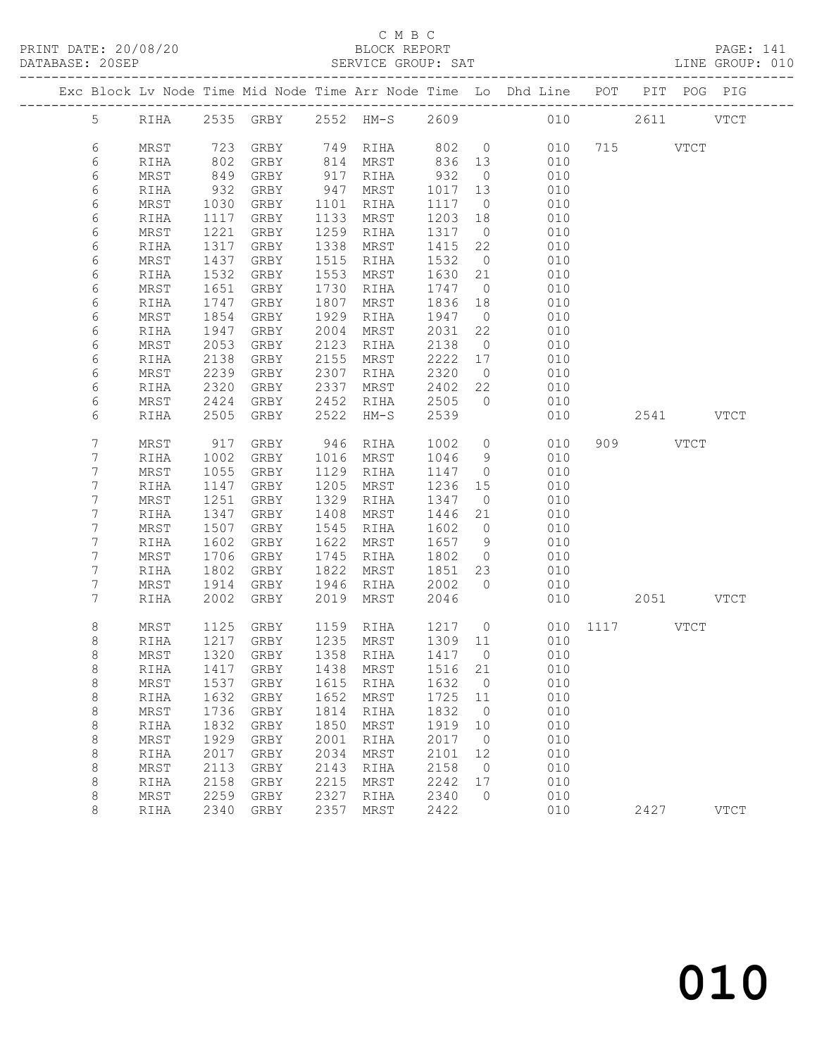C M B C
PRINT DATE: 20/08/20 BLOCK REPORT
DATABASE: 20SEP SERVICE GROUP: SAT LINE GROUP: 010

| Exc | Block | Lv Node | Time | Mid Node | Time | Arr Node | Time | Lo | Dhd Line | POT | PIT | POG | PIG |
|---|---|---|---|---|---|---|---|---|---|---|---|---|---|
| | 5 | RIHA | 2535 | GRBY | 2552 | HM-S | 2609 | | 010 | | 2611 | | VTCT |
| | 6 | MRST | 723 | GRBY | 749 | RIHA | 802 | 0 | 010 | 715 | | VTCT | |
| | 6 | RIHA | 802 | GRBY | 814 | MRST | 836 | 13 | 010 | | | | |
| | 6 | MRST | 849 | GRBY | 917 | RIHA | 932 | 0 | 010 | | | | |
| | 6 | RIHA | 932 | GRBY | 947 | MRST | 1017 | 13 | 010 | | | | |
| | 6 | MRST | 1030 | GRBY | 1101 | RIHA | 1117 | 0 | 010 | | | | |
| | 6 | RIHA | 1117 | GRBY | 1133 | MRST | 1203 | 18 | 010 | | | | |
| | 6 | MRST | 1221 | GRBY | 1259 | RIHA | 1317 | 0 | 010 | | | | |
| | 6 | RIHA | 1317 | GRBY | 1338 | MRST | 1415 | 22 | 010 | | | | |
| | 6 | MRST | 1437 | GRBY | 1515 | RIHA | 1532 | 0 | 010 | | | | |
| | 6 | RIHA | 1532 | GRBY | 1553 | MRST | 1630 | 21 | 010 | | | | |
| | 6 | MRST | 1651 | GRBY | 1730 | RIHA | 1747 | 0 | 010 | | | | |
| | 6 | RIHA | 1747 | GRBY | 1807 | MRST | 1836 | 18 | 010 | | | | |
| | 6 | MRST | 1854 | GRBY | 1929 | RIHA | 1947 | 0 | 010 | | | | |
| | 6 | RIHA | 1947 | GRBY | 2004 | MRST | 2031 | 22 | 010 | | | | |
| | 6 | MRST | 2053 | GRBY | 2123 | RIHA | 2138 | 0 | 010 | | | | |
| | 6 | RIHA | 2138 | GRBY | 2155 | MRST | 2222 | 17 | 010 | | | | |
| | 6 | MRST | 2239 | GRBY | 2307 | RIHA | 2320 | 0 | 010 | | | | |
| | 6 | RIHA | 2320 | GRBY | 2337 | MRST | 2402 | 22 | 010 | | | | |
| | 6 | MRST | 2424 | GRBY | 2452 | RIHA | 2505 | 0 | 010 | | | | |
| | 6 | RIHA | 2505 | GRBY | 2522 | HM-S | 2539 | | 010 | | 2541 | | VTCT |
| | 7 | MRST | 917 | GRBY | 946 | RIHA | 1002 | 0 | 010 | 909 | | VTCT | |
| | 7 | RIHA | 1002 | GRBY | 1016 | MRST | 1046 | 9 | 010 | | | | |
| | 7 | MRST | 1055 | GRBY | 1129 | RIHA | 1147 | 0 | 010 | | | | |
| | 7 | RIHA | 1147 | GRBY | 1205 | MRST | 1236 | 15 | 010 | | | | |
| | 7 | MRST | 1251 | GRBY | 1329 | RIHA | 1347 | 0 | 010 | | | | |
| | 7 | RIHA | 1347 | GRBY | 1408 | MRST | 1446 | 21 | 010 | | | | |
| | 7 | MRST | 1507 | GRBY | 1545 | RIHA | 1602 | 0 | 010 | | | | |
| | 7 | RIHA | 1602 | GRBY | 1622 | MRST | 1657 | 9 | 010 | | | | |
| | 7 | MRST | 1706 | GRBY | 1745 | RIHA | 1802 | 0 | 010 | | | | |
| | 7 | RIHA | 1802 | GRBY | 1822 | MRST | 1851 | 23 | 010 | | | | |
| | 7 | MRST | 1914 | GRBY | 1946 | RIHA | 2002 | 0 | 010 | | | | |
| | 7 | RIHA | 2002 | GRBY | 2019 | MRST | 2046 | | 010 | | 2051 | | VTCT |
| | 8 | MRST | 1125 | GRBY | 1159 | RIHA | 1217 | 0 | 010 | 1117 | | VTCT | |
| | 8 | RIHA | 1217 | GRBY | 1235 | MRST | 1309 | 11 | 010 | | | | |
| | 8 | MRST | 1320 | GRBY | 1358 | RIHA | 1417 | 0 | 010 | | | | |
| | 8 | RIHA | 1417 | GRBY | 1438 | MRST | 1516 | 21 | 010 | | | | |
| | 8 | MRST | 1537 | GRBY | 1615 | RIHA | 1632 | 0 | 010 | | | | |
| | 8 | RIHA | 1632 | GRBY | 1652 | MRST | 1725 | 11 | 010 | | | | |
| | 8 | MRST | 1736 | GRBY | 1814 | RIHA | 1832 | 0 | 010 | | | | |
| | 8 | RIHA | 1832 | GRBY | 1850 | MRST | 1919 | 10 | 010 | | | | |
| | 8 | MRST | 1929 | GRBY | 2001 | RIHA | 2017 | 0 | 010 | | | | |
| | 8 | RIHA | 2017 | GRBY | 2034 | MRST | 2101 | 12 | 010 | | | | |
| | 8 | MRST | 2113 | GRBY | 2143 | RIHA | 2158 | 0 | 010 | | | | |
| | 8 | RIHA | 2158 | GRBY | 2215 | MRST | 2242 | 17 | 010 | | | | |
| | 8 | MRST | 2259 | GRBY | 2327 | RIHA | 2340 | 0 | 010 | | | | |
| | 8 | RIHA | 2340 | GRBY | 2357 | MRST | 2422 | | 010 | | 2427 | | VTCT |

010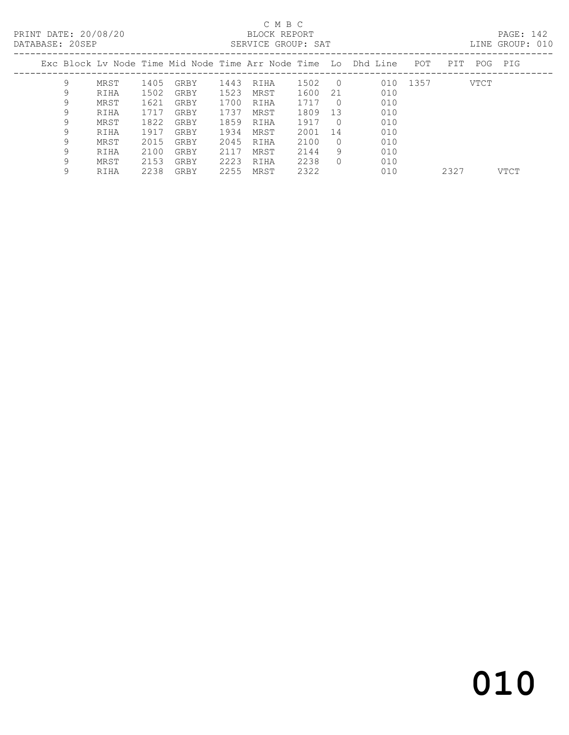C M B C

PRINT DATE: 20/08/20 BLOCK REPORT

DATABASE: 20SEP SERVICE GROUP: SAT LINE GROUP: 010

| Exc | Block | Lv | Node | Time | Mid Node | Time | Arr Node | Time | Lo | Dhd Line | POT | PIT | POG | PIG |
|---|---|---|---|---|---|---|---|---|---|---|---|---|---|---|
| | 9 | | MRST | 1405 | GRBY | 1443 | RIHA | 1502 | 0 | 010 | 1357 | | VTCT | |
| | 9 | | RIHA | 1502 | GRBY | 1523 | MRST | 1600 | 21 | 010 | | | | |
| | 9 | | MRST | 1621 | GRBY | 1700 | RIHA | 1717 | 0 | 010 | | | | |
| | 9 | | RIHA | 1717 | GRBY | 1737 | MRST | 1809 | 13 | 010 | | | | |
| | 9 | | MRST | 1822 | GRBY | 1859 | RIHA | 1917 | 0 | 010 | | | | |
| | 9 | | RIHA | 1917 | GRBY | 1934 | MRST | 2001 | 14 | 010 | | | | |
| | 9 | | MRST | 2015 | GRBY | 2045 | RIHA | 2100 | 0 | 010 | | | | |
| | 9 | | RIHA | 2100 | GRBY | 2117 | MRST | 2144 | 9 | 010 | | | | |
| | 9 | | MRST | 2153 | GRBY | 2223 | RIHA | 2238 | 0 | 010 | | | | |
| | 9 | | RIHA | 2238 | GRBY | 2255 | MRST | 2322 | | 010 | | 2327 | | VTCT |

010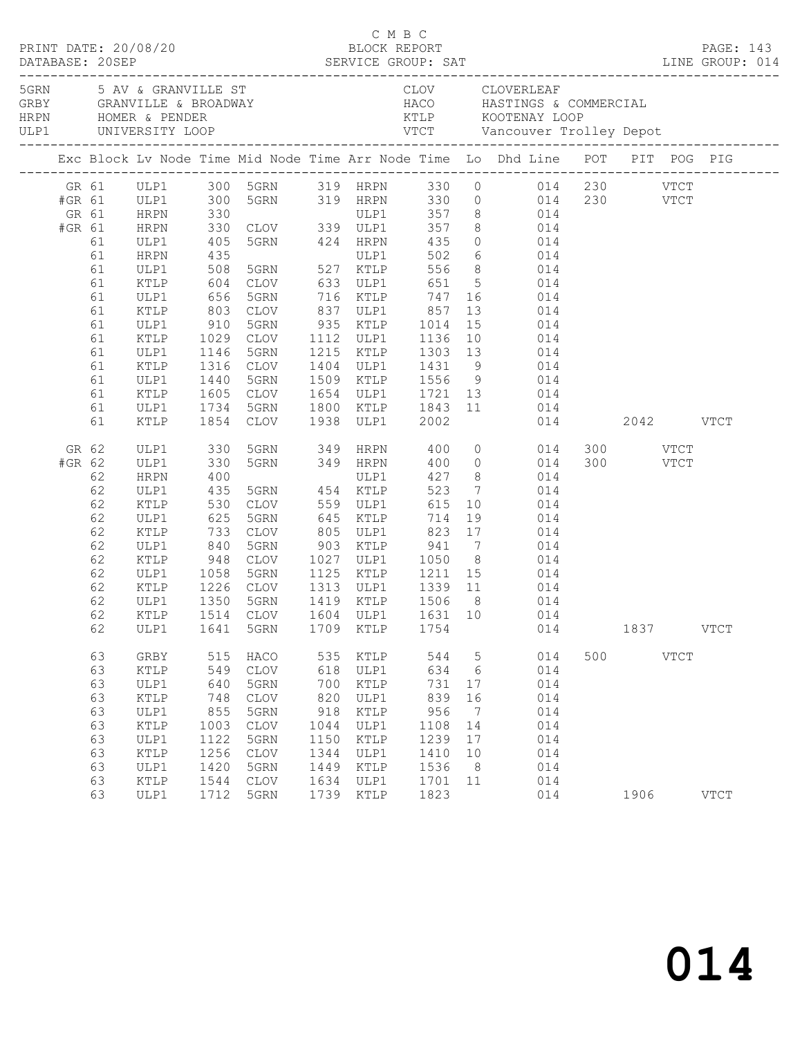C M B C

PRINT DATE: 20/08/20 BLOCK REPORT

DATABASE: 20SEP SERVICE GROUP: SAT LINE GROUP: 014

| Code | Location | Code | Location |
|---|---|---|---|
| 5GRN | 5 AV & GRANVILLE ST | CLOV | CLOVERLEAF |
| GRBY | GRANVILLE & BROADWAY | HACO | HASTINGS & COMMERCIAL |
| HRPN | HOMER & PENDER | KTLP | KOOTENAY LOOP |
| ULP1 | UNIVERSITY LOOP | VTCT | Vancouver Trolley Depot |

| Exc | Block | Lv Node | Time | Mid Node | Time | Arr Node | Time | Lo | Dhd Line | POT | PIT | POG | PIG |
|---|---|---|---|---|---|---|---|---|---|---|---|---|---|
| GR | 61 | ULP1 | 300 | 5GRN | 319 | HRPN | 330 | 0 | 014 | 230 | | VTCT | |
| #GR | 61 | ULP1 | 300 | 5GRN | 319 | HRPN | 330 | 0 | 014 | 230 | | VTCT | |
| GR | 61 | HRPN | 330 | | | ULP1 | 357 | 8 | 014 | | | | |
| #GR | 61 | HRPN | 330 | CLOV | 339 | ULP1 | 357 | 8 | 014 | | | | |
| | 61 | ULP1 | 405 | 5GRN | 424 | HRPN | 435 | 0 | 014 | | | | |
| | 61 | HRPN | 435 | | | ULP1 | 502 | 6 | 014 | | | | |
| | 61 | ULP1 | 508 | 5GRN | 527 | KTLP | 556 | 8 | 014 | | | | |
| | 61 | KTLP | 604 | CLOV | 633 | ULP1 | 651 | 5 | 014 | | | | |
| | 61 | ULP1 | 656 | 5GRN | 716 | KTLP | 747 | 16 | 014 | | | | |
| | 61 | KTLP | 803 | CLOV | 837 | ULP1 | 857 | 13 | 014 | | | | |
| | 61 | ULP1 | 910 | 5GRN | 935 | KTLP | 1014 | 15 | 014 | | | | |
| | 61 | KTLP | 1029 | CLOV | 1112 | ULP1 | 1136 | 10 | 014 | | | | |
| | 61 | ULP1 | 1146 | 5GRN | 1215 | KTLP | 1303 | 13 | 014 | | | | |
| | 61 | KTLP | 1316 | CLOV | 1404 | ULP1 | 1431 | 9 | 014 | | | | |
| | 61 | ULP1 | 1440 | 5GRN | 1509 | KTLP | 1556 | 9 | 014 | | | | |
| | 61 | KTLP | 1605 | CLOV | 1654 | ULP1 | 1721 | 13 | 014 | | | | |
| | 61 | ULP1 | 1734 | 5GRN | 1800 | KTLP | 1843 | 11 | 014 | | | | |
| | 61 | KTLP | 1854 | CLOV | 1938 | ULP1 | 2002 | | 014 | | 2042 | | VTCT |
| GR | 62 | ULP1 | 330 | 5GRN | 349 | HRPN | 400 | 0 | 014 | 300 | | VTCT | |
| #GR | 62 | ULP1 | 330 | 5GRN | 349 | HRPN | 400 | 0 | 014 | 300 | | VTCT | |
| | 62 | HRPN | 400 | | | ULP1 | 427 | 8 | 014 | | | | |
| | 62 | ULP1 | 435 | 5GRN | 454 | KTLP | 523 | 7 | 014 | | | | |
| | 62 | KTLP | 530 | CLOV | 559 | ULP1 | 615 | 10 | 014 | | | | |
| | 62 | ULP1 | 625 | 5GRN | 645 | KTLP | 714 | 19 | 014 | | | | |
| | 62 | KTLP | 733 | CLOV | 805 | ULP1 | 823 | 17 | 014 | | | | |
| | 62 | ULP1 | 840 | 5GRN | 903 | KTLP | 941 | 7 | 014 | | | | |
| | 62 | KTLP | 948 | CLOV | 1027 | ULP1 | 1050 | 8 | 014 | | | | |
| | 62 | ULP1 | 1058 | 5GRN | 1125 | KTLP | 1211 | 15 | 014 | | | | |
| | 62 | KTLP | 1226 | CLOV | 1313 | ULP1 | 1339 | 11 | 014 | | | | |
| | 62 | ULP1 | 1350 | 5GRN | 1419 | KTLP | 1506 | 8 | 014 | | | | |
| | 62 | KTLP | 1514 | CLOV | 1604 | ULP1 | 1631 | 10 | 014 | | | | |
| | 62 | ULP1 | 1641 | 5GRN | 1709 | KTLP | 1754 | | 014 | | 1837 | | VTCT |
| | 63 | GRBY | 515 | HACO | 535 | KTLP | 544 | 5 | 014 | 500 | | VTCT | |
| | 63 | KTLP | 549 | CLOV | 618 | ULP1 | 634 | 6 | 014 | | | | |
| | 63 | ULP1 | 640 | 5GRN | 700 | KTLP | 731 | 17 | 014 | | | | |
| | 63 | KTLP | 748 | CLOV | 820 | ULP1 | 839 | 16 | 014 | | | | |
| | 63 | ULP1 | 855 | 5GRN | 918 | KTLP | 956 | 7 | 014 | | | | |
| | 63 | KTLP | 1003 | CLOV | 1044 | ULP1 | 1108 | 14 | 014 | | | | |
| | 63 | ULP1 | 1122 | 5GRN | 1150 | KTLP | 1239 | 17 | 014 | | | | |
| | 63 | KTLP | 1256 | CLOV | 1344 | ULP1 | 1410 | 10 | 014 | | | | |
| | 63 | ULP1 | 1420 | 5GRN | 1449 | KTLP | 1536 | 8 | 014 | | | | |
| | 63 | KTLP | 1544 | CLOV | 1634 | ULP1 | 1701 | 11 | 014 | | | | |
| | 63 | ULP1 | 1712 | 5GRN | 1739 | KTLP | 1823 | | 014 | | 1906 | | VTCT |

014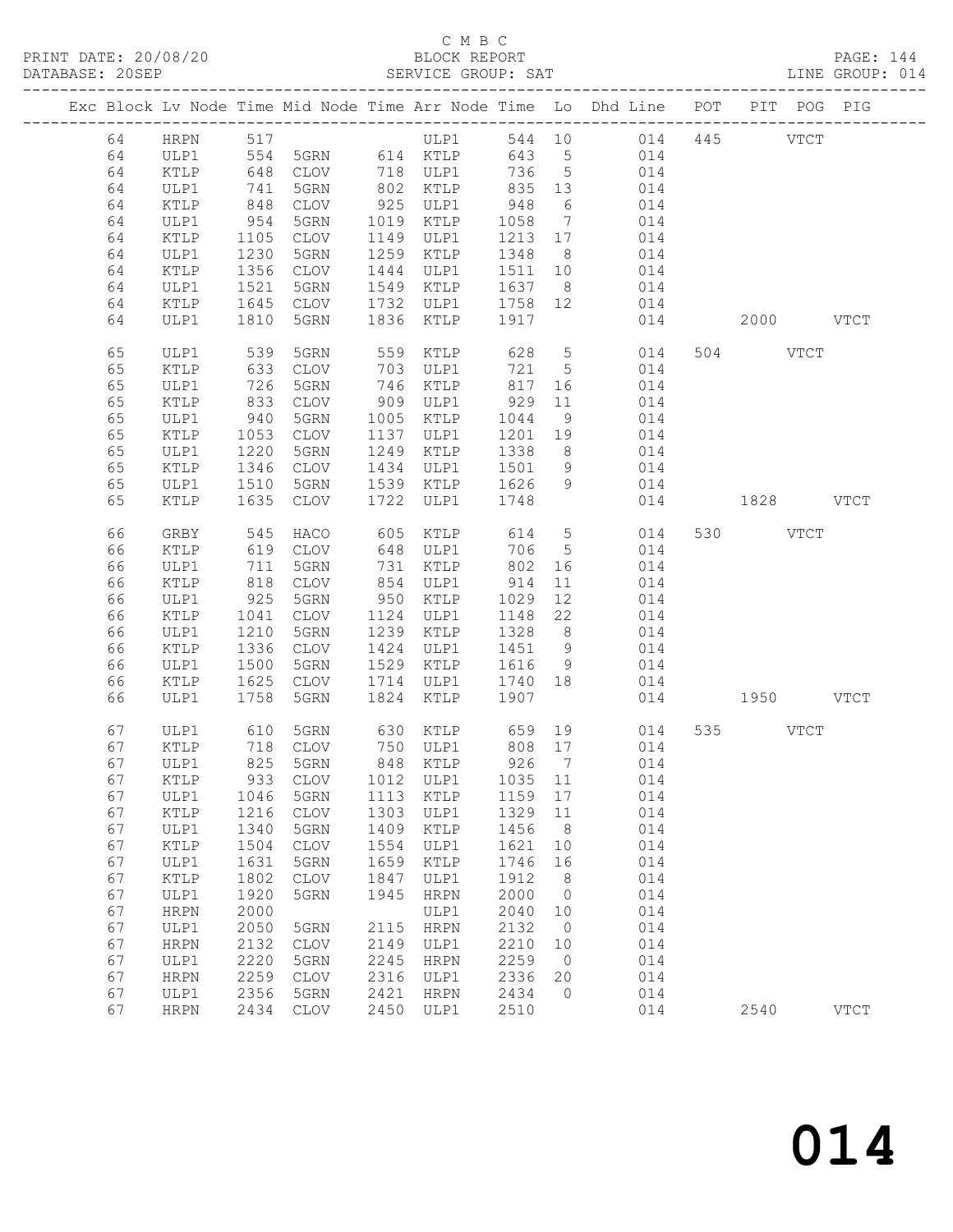C M B C

BLOCK REPORT

SERVICE GROUP: SAT

LINE GROUP: 014

| Exc | Block | Lv | Node | Time | Mid Node | Time | Arr Node | Time | Lo | Dhd Line | POT | PIT | POG | PIG |
|---|---|---|---|---|---|---|---|---|---|---|---|---|---|---|
| | 64 | | HRPN | 517 | | | ULP1 | 544 | 10 | 014 | 445 | | VTCT | |
| | 64 | | ULP1 | 554 | 5GRN | 614 | KTLP | 643 | 5 | 014 | | | | |
| | 64 | | KTLP | 648 | CLOV | 718 | ULP1 | 736 | 5 | 014 | | | | |
| | 64 | | ULP1 | 741 | 5GRN | 802 | KTLP | 835 | 13 | 014 | | | | |
| | 64 | | KTLP | 848 | CLOV | 925 | ULP1 | 948 | 6 | 014 | | | | |
| | 64 | | ULP1 | 954 | 5GRN | 1019 | KTLP | 1058 | 7 | 014 | | | | |
| | 64 | | KTLP | 1105 | CLOV | 1149 | ULP1 | 1213 | 17 | 014 | | | | |
| | 64 | | ULP1 | 1230 | 5GRN | 1259 | KTLP | 1348 | 8 | 014 | | | | |
| | 64 | | KTLP | 1356 | CLOV | 1444 | ULP1 | 1511 | 10 | 014 | | | | |
| | 64 | | ULP1 | 1521 | 5GRN | 1549 | KTLP | 1637 | 8 | 014 | | | | |
| | 64 | | KTLP | 1645 | CLOV | 1732 | ULP1 | 1758 | 12 | 014 | | | | |
| | 64 | | ULP1 | 1810 | 5GRN | 1836 | KTLP | 1917 | | 014 | | 2000 | | VTCT |
| | 65 | | ULP1 | 539 | 5GRN | 559 | KTLP | 628 | 5 | 014 | 504 | | VTCT | |
| | 65 | | KTLP | 633 | CLOV | 703 | ULP1 | 721 | 5 | 014 | | | | |
| | 65 | | ULP1 | 726 | 5GRN | 746 | KTLP | 817 | 16 | 014 | | | | |
| | 65 | | KTLP | 833 | CLOV | 909 | ULP1 | 929 | 11 | 014 | | | | |
| | 65 | | ULP1 | 940 | 5GRN | 1005 | KTLP | 1044 | 9 | 014 | | | | |
| | 65 | | KTLP | 1053 | CLOV | 1137 | ULP1 | 1201 | 19 | 014 | | | | |
| | 65 | | ULP1 | 1220 | 5GRN | 1249 | KTLP | 1338 | 8 | 014 | | | | |
| | 65 | | KTLP | 1346 | CLOV | 1434 | ULP1 | 1501 | 9 | 014 | | | | |
| | 65 | | ULP1 | 1510 | 5GRN | 1539 | KTLP | 1626 | 9 | 014 | | | | |
| | 65 | | KTLP | 1635 | CLOV | 1722 | ULP1 | 1748 | | 014 | | 1828 | | VTCT |
| | 66 | | GRBY | 545 | HACO | 605 | KTLP | 614 | 5 | 014 | 530 | | VTCT | |
| | 66 | | KTLP | 619 | CLOV | 648 | ULP1 | 706 | 5 | 014 | | | | |
| | 66 | | ULP1 | 711 | 5GRN | 731 | KTLP | 802 | 16 | 014 | | | | |
| | 66 | | KTLP | 818 | CLOV | 854 | ULP1 | 914 | 11 | 014 | | | | |
| | 66 | | ULP1 | 925 | 5GRN | 950 | KTLP | 1029 | 12 | 014 | | | | |
| | 66 | | KTLP | 1041 | CLOV | 1124 | ULP1 | 1148 | 22 | 014 | | | | |
| | 66 | | ULP1 | 1210 | 5GRN | 1239 | KTLP | 1328 | 8 | 014 | | | | |
| | 66 | | KTLP | 1336 | CLOV | 1424 | ULP1 | 1451 | 9 | 014 | | | | |
| | 66 | | ULP1 | 1500 | 5GRN | 1529 | KTLP | 1616 | 9 | 014 | | | | |
| | 66 | | KTLP | 1625 | CLOV | 1714 | ULP1 | 1740 | 18 | 014 | | | | |
| | 66 | | ULP1 | 1758 | 5GRN | 1824 | KTLP | 1907 | | 014 | | 1950 | | VTCT |
| | 67 | | ULP1 | 610 | 5GRN | 630 | KTLP | 659 | 19 | 014 | 535 | | VTCT | |
| | 67 | | KTLP | 718 | CLOV | 750 | ULP1 | 808 | 17 | 014 | | | | |
| | 67 | | ULP1 | 825 | 5GRN | 848 | KTLP | 926 | 7 | 014 | | | | |
| | 67 | | KTLP | 933 | CLOV | 1012 | ULP1 | 1035 | 11 | 014 | | | | |
| | 67 | | ULP1 | 1046 | 5GRN | 1113 | KTLP | 1159 | 17 | 014 | | | | |
| | 67 | | KTLP | 1216 | CLOV | 1303 | ULP1 | 1329 | 11 | 014 | | | | |
| | 67 | | ULP1 | 1340 | 5GRN | 1409 | KTLP | 1456 | 8 | 014 | | | | |
| | 67 | | KTLP | 1504 | CLOV | 1554 | ULP1 | 1621 | 10 | 014 | | | | |
| | 67 | | ULP1 | 1631 | 5GRN | 1659 | KTLP | 1746 | 16 | 014 | | | | |
| | 67 | | KTLP | 1802 | CLOV | 1847 | ULP1 | 1912 | 8 | 014 | | | | |
| | 67 | | ULP1 | 1920 | 5GRN | 1945 | HRPN | 2000 | 0 | 014 | | | | |
| | 67 | | HRPN | 2000 | | | ULP1 | 2040 | 10 | 014 | | | | |
| | 67 | | ULP1 | 2050 | 5GRN | 2115 | HRPN | 2132 | 0 | 014 | | | | |
| | 67 | | HRPN | 2132 | CLOV | 2149 | ULP1 | 2210 | 10 | 014 | | | | |
| | 67 | | ULP1 | 2220 | 5GRN | 2245 | HRPN | 2259 | 0 | 014 | | | | |
| | 67 | | HRPN | 2259 | CLOV | 2316 | ULP1 | 2336 | 20 | 014 | | | | |
| | 67 | | ULP1 | 2356 | 5GRN | 2421 | HRPN | 2434 | 0 | 014 | | | | |
| | 67 | | HRPN | 2434 | CLOV | 2450 | ULP1 | 2510 | | 014 | | 2540 | | VTCT |

# 014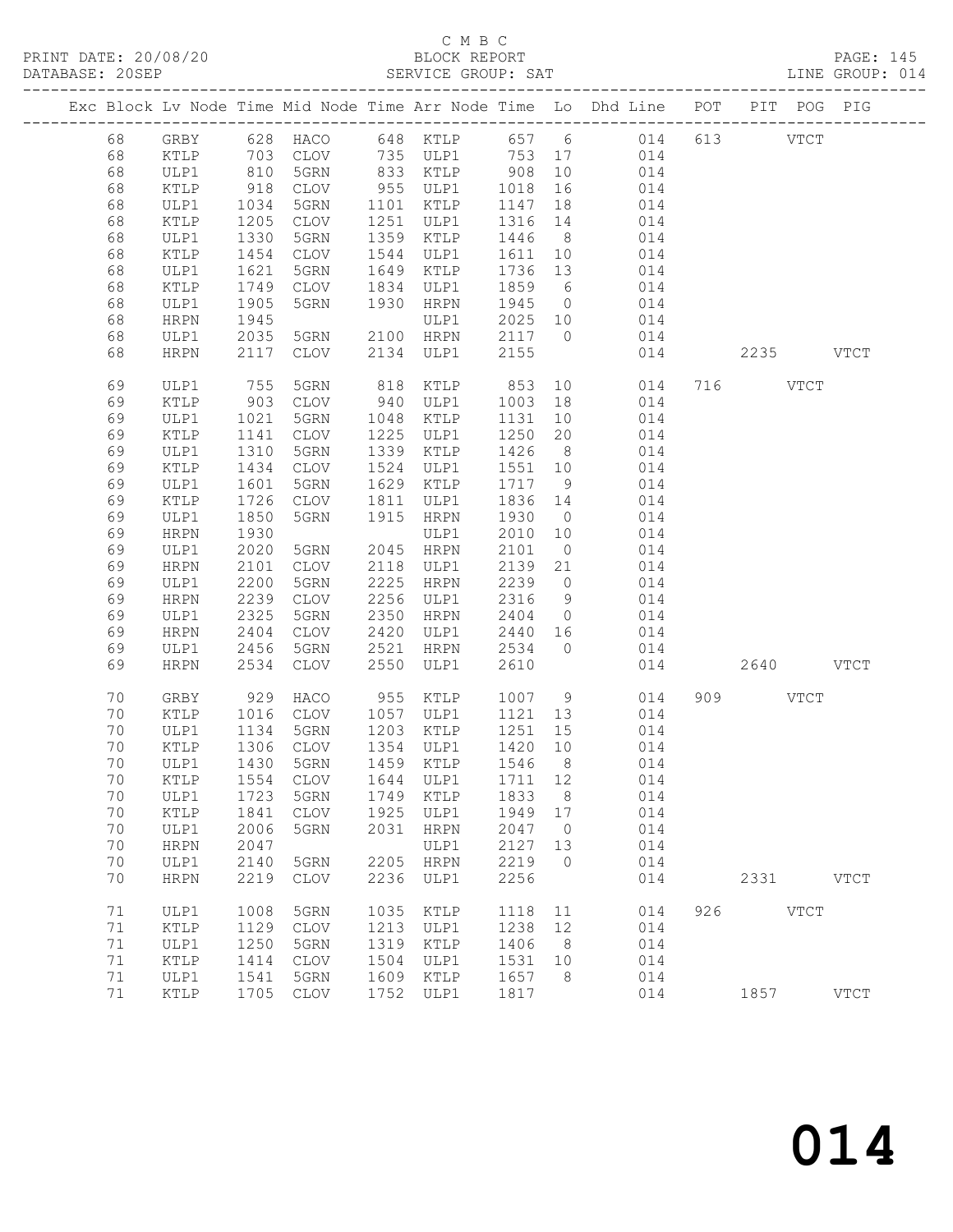C M B C
BLOCK REPORT
SERVICE GROUP: SAT

PRINT DATE: 20/08/20
DATABASE: 20SEP
LINE GROUP: 014

| Exc | Block | Lv | Node | Time | Mid Node | Time | Arr Node | Time | Lo | Dhd Line | POT | PIT | POG | PIG |
|---|---|---|---|---|---|---|---|---|---|---|---|---|---|---|
| | 68 | | GRBY | 628 | HACO | 648 | KTLP | 657 | 6 | 014 | 613 | | VTCT | |
| | 68 | | KTLP | 703 | CLOV | 735 | ULP1 | 753 | 17 | 014 | | | | |
| | 68 | | ULP1 | 810 | 5GRN | 833 | KTLP | 908 | 10 | 014 | | | | |
| | 68 | | KTLP | 918 | CLOV | 955 | ULP1 | 1018 | 16 | 014 | | | | |
| | 68 | | ULP1 | 1034 | 5GRN | 1101 | KTLP | 1147 | 18 | 014 | | | | |
| | 68 | | KTLP | 1205 | CLOV | 1251 | ULP1 | 1316 | 14 | 014 | | | | |
| | 68 | | ULP1 | 1330 | 5GRN | 1359 | KTLP | 1446 | 8 | 014 | | | | |
| | 68 | | KTLP | 1454 | CLOV | 1544 | ULP1 | 1611 | 10 | 014 | | | | |
| | 68 | | ULP1 | 1621 | 5GRN | 1649 | KTLP | 1736 | 13 | 014 | | | | |
| | 68 | | KTLP | 1749 | CLOV | 1834 | ULP1 | 1859 | 6 | 014 | | | | |
| | 68 | | ULP1 | 1905 | 5GRN | 1930 | HRPN | 1945 | 0 | 014 | | | | |
| | 68 | | HRPN | 1945 | | | ULP1 | 2025 | 10 | 014 | | | | |
| | 68 | | ULP1 | 2035 | 5GRN | 2100 | HRPN | 2117 | 0 | 014 | | | | |
| | 68 | | HRPN | 2117 | CLOV | 2134 | ULP1 | 2155 | | 014 | | 2235 | | VTCT |
| | 69 | | ULP1 | 755 | 5GRN | 818 | KTLP | 853 | 10 | 014 | 716 | | VTCT | |
| | 69 | | KTLP | 903 | CLOV | 940 | ULP1 | 1003 | 18 | 014 | | | | |
| | 69 | | ULP1 | 1021 | 5GRN | 1048 | KTLP | 1131 | 10 | 014 | | | | |
| | 69 | | KTLP | 1141 | CLOV | 1225 | ULP1 | 1250 | 20 | 014 | | | | |
| | 69 | | ULP1 | 1310 | 5GRN | 1339 | KTLP | 1426 | 8 | 014 | | | | |
| | 69 | | KTLP | 1434 | CLOV | 1524 | ULP1 | 1551 | 10 | 014 | | | | |
| | 69 | | ULP1 | 1601 | 5GRN | 1629 | KTLP | 1717 | 9 | 014 | | | | |
| | 69 | | KTLP | 1726 | CLOV | 1811 | ULP1 | 1836 | 14 | 014 | | | | |
| | 69 | | ULP1 | 1850 | 5GRN | 1915 | HRPN | 1930 | 0 | 014 | | | | |
| | 69 | | HRPN | 1930 | | | ULP1 | 2010 | 10 | 014 | | | | |
| | 69 | | ULP1 | 2020 | 5GRN | 2045 | HRPN | 2101 | 0 | 014 | | | | |
| | 69 | | HRPN | 2101 | CLOV | 2118 | ULP1 | 2139 | 21 | 014 | | | | |
| | 69 | | ULP1 | 2200 | 5GRN | 2225 | HRPN | 2239 | 0 | 014 | | | | |
| | 69 | | HRPN | 2239 | CLOV | 2256 | ULP1 | 2316 | 9 | 014 | | | | |
| | 69 | | ULP1 | 2325 | 5GRN | 2350 | HRPN | 2404 | 0 | 014 | | | | |
| | 69 | | HRPN | 2404 | CLOV | 2420 | ULP1 | 2440 | 16 | 014 | | | | |
| | 69 | | ULP1 | 2456 | 5GRN | 2521 | HRPN | 2534 | 0 | 014 | | | | |
| | 69 | | HRPN | 2534 | CLOV | 2550 | ULP1 | 2610 | | 014 | | 2640 | | VTCT |
| | 70 | | GRBY | 929 | HACO | 955 | KTLP | 1007 | 9 | 014 | 909 | | VTCT | |
| | 70 | | KTLP | 1016 | CLOV | 1057 | ULP1 | 1121 | 13 | 014 | | | | |
| | 70 | | ULP1 | 1134 | 5GRN | 1203 | KTLP | 1251 | 15 | 014 | | | | |
| | 70 | | KTLP | 1306 | CLOV | 1354 | ULP1 | 1420 | 10 | 014 | | | | |
| | 70 | | ULP1 | 1430 | 5GRN | 1459 | KTLP | 1546 | 8 | 014 | | | | |
| | 70 | | KTLP | 1554 | CLOV | 1644 | ULP1 | 1711 | 12 | 014 | | | | |
| | 70 | | ULP1 | 1723 | 5GRN | 1749 | KTLP | 1833 | 8 | 014 | | | | |
| | 70 | | KTLP | 1841 | CLOV | 1925 | ULP1 | 1949 | 17 | 014 | | | | |
| | 70 | | ULP1 | 2006 | 5GRN | 2031 | HRPN | 2047 | 0 | 014 | | | | |
| | 70 | | HRPN | 2047 | | | ULP1 | 2127 | 13 | 014 | | | | |
| | 70 | | ULP1 | 2140 | 5GRN | 2205 | HRPN | 2219 | 0 | 014 | | | | |
| | 70 | | HRPN | 2219 | CLOV | 2236 | ULP1 | 2256 | | 014 | | 2331 | | VTCT |
| | 71 | | ULP1 | 1008 | 5GRN | 1035 | KTLP | 1118 | 11 | 014 | 926 | | VTCT | |
| | 71 | | KTLP | 1129 | CLOV | 1213 | ULP1 | 1238 | 12 | 014 | | | | |
| | 71 | | ULP1 | 1250 | 5GRN | 1319 | KTLP | 1406 | 8 | 014 | | | | |
| | 71 | | KTLP | 1414 | CLOV | 1504 | ULP1 | 1531 | 10 | 014 | | | | |
| | 71 | | ULP1 | 1541 | 5GRN | 1609 | KTLP | 1657 | 8 | 014 | | | | |
| | 71 | | KTLP | 1705 | CLOV | 1752 | ULP1 | 1817 | | 014 | | 1857 | | VTCT |

014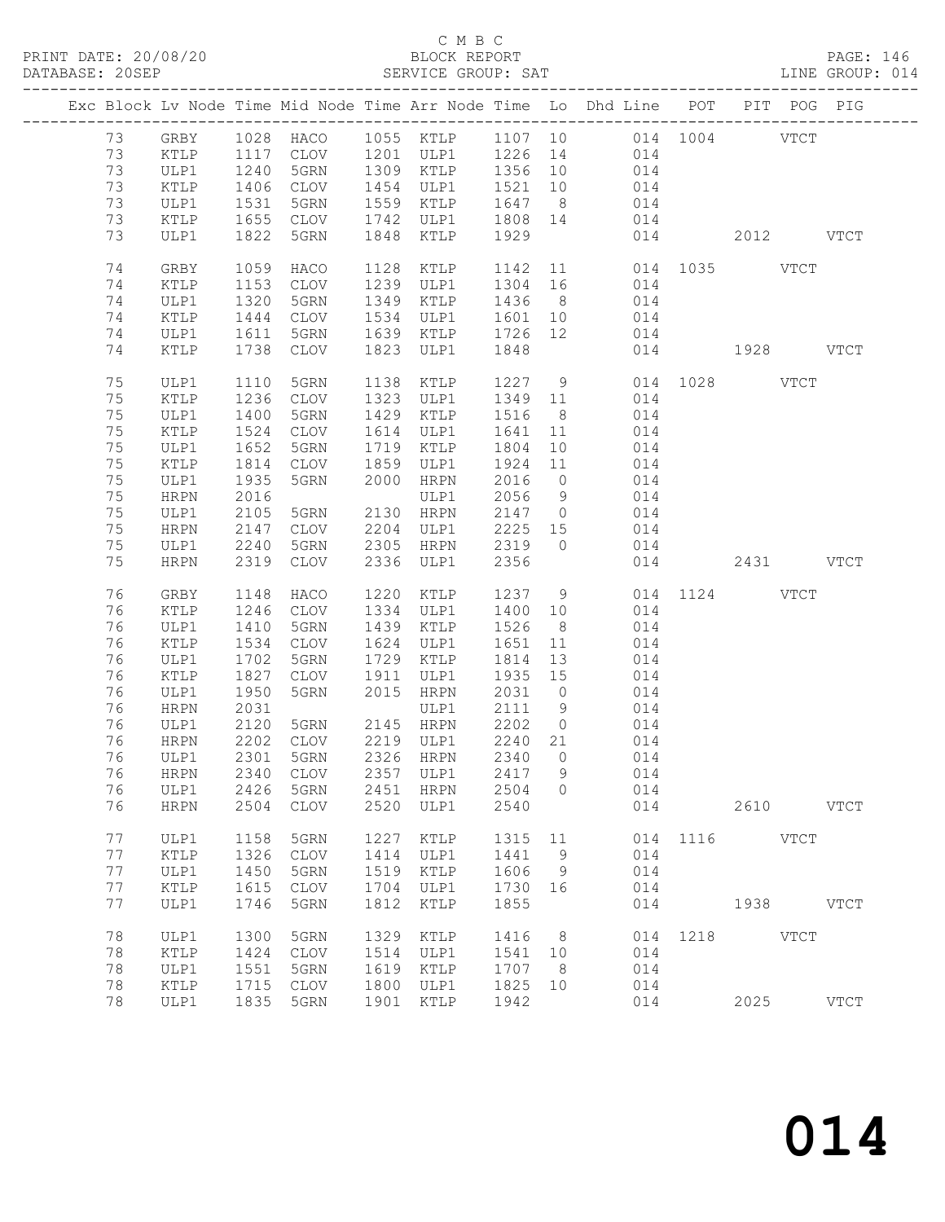C M B C
BLOCK REPORT
SERVICE GROUP: SAT

PRINT DATE: 20/08/20
DATABASE: 20SEP
LINE GROUP: 014

| Exc | Block | Lv | Node | Time | Mid Node | Time | Arr Node | Time | Lo | Dhd Line | POT | PIT | POG | PIG |
|---|---|---|---|---|---|---|---|---|---|---|---|---|---|---|
| | 73 | | GRBY | 1028 | HACO | 1055 | KTLP | 1107 | 10 | 014 | 1004 | | VTCT | |
| | 73 | | KTLP | 1117 | CLOV | 1201 | ULP1 | 1226 | 14 | 014 | | | | |
| | 73 | | ULP1 | 1240 | 5GRN | 1309 | KTLP | 1356 | 10 | 014 | | | | |
| | 73 | | KTLP | 1406 | CLOV | 1454 | ULP1 | 1521 | 10 | 014 | | | | |
| | 73 | | ULP1 | 1531 | 5GRN | 1559 | KTLP | 1647 | 8 | 014 | | | | |
| | 73 | | KTLP | 1655 | CLOV | 1742 | ULP1 | 1808 | 14 | 014 | | | | |
| | 73 | | ULP1 | 1822 | 5GRN | 1848 | KTLP | 1929 | | 014 | | 2012 | | VTCT |
| | 74 | | GRBY | 1059 | HACO | 1128 | KTLP | 1142 | 11 | 014 | 1035 | | VTCT | |
| | 74 | | KTLP | 1153 | CLOV | 1239 | ULP1 | 1304 | 16 | 014 | | | | |
| | 74 | | ULP1 | 1320 | 5GRN | 1349 | KTLP | 1436 | 8 | 014 | | | | |
| | 74 | | KTLP | 1444 | CLOV | 1534 | ULP1 | 1601 | 10 | 014 | | | | |
| | 74 | | ULP1 | 1611 | 5GRN | 1639 | KTLP | 1726 | 12 | 014 | | | | |
| | 74 | | KTLP | 1738 | CLOV | 1823 | ULP1 | 1848 | | 014 | | 1928 | | VTCT |
| | 75 | | ULP1 | 1110 | 5GRN | 1138 | KTLP | 1227 | 9 | 014 | 1028 | | VTCT | |
| | 75 | | KTLP | 1236 | CLOV | 1323 | ULP1 | 1349 | 11 | 014 | | | | |
| | 75 | | ULP1 | 1400 | 5GRN | 1429 | KTLP | 1516 | 8 | 014 | | | | |
| | 75 | | KTLP | 1524 | CLOV | 1614 | ULP1 | 1641 | 11 | 014 | | | | |
| | 75 | | ULP1 | 1652 | 5GRN | 1719 | KTLP | 1804 | 10 | 014 | | | | |
| | 75 | | KTLP | 1814 | CLOV | 1859 | ULP1 | 1924 | 11 | 014 | | | | |
| | 75 | | ULP1 | 1935 | 5GRN | 2000 | HRPN | 2016 | 0 | 014 | | | | |
| | 75 | | HRPN | 2016 | | | ULP1 | 2056 | 9 | 014 | | | | |
| | 75 | | ULP1 | 2105 | 5GRN | 2130 | HRPN | 2147 | 0 | 014 | | | | |
| | 75 | | HRPN | 2147 | CLOV | 2204 | ULP1 | 2225 | 15 | 014 | | | | |
| | 75 | | ULP1 | 2240 | 5GRN | 2305 | HRPN | 2319 | 0 | 014 | | | | |
| | 75 | | HRPN | 2319 | CLOV | 2336 | ULP1 | 2356 | | 014 | | 2431 | | VTCT |
| | 76 | | GRBY | 1148 | HACO | 1220 | KTLP | 1237 | 9 | 014 | 1124 | | VTCT | |
| | 76 | | KTLP | 1246 | CLOV | 1334 | ULP1 | 1400 | 10 | 014 | | | | |
| | 76 | | ULP1 | 1410 | 5GRN | 1439 | KTLP | 1526 | 8 | 014 | | | | |
| | 76 | | KTLP | 1534 | CLOV | 1624 | ULP1 | 1651 | 11 | 014 | | | | |
| | 76 | | ULP1 | 1702 | 5GRN | 1729 | KTLP | 1814 | 13 | 014 | | | | |
| | 76 | | KTLP | 1827 | CLOV | 1911 | ULP1 | 1935 | 15 | 014 | | | | |
| | 76 | | ULP1 | 1950 | 5GRN | 2015 | HRPN | 2031 | 0 | 014 | | | | |
| | 76 | | HRPN | 2031 | | | ULP1 | 2111 | 9 | 014 | | | | |
| | 76 | | ULP1 | 2120 | 5GRN | 2145 | HRPN | 2202 | 0 | 014 | | | | |
| | 76 | | HRPN | 2202 | CLOV | 2219 | ULP1 | 2240 | 21 | 014 | | | | |
| | 76 | | ULP1 | 2301 | 5GRN | 2326 | HRPN | 2340 | 0 | 014 | | | | |
| | 76 | | HRPN | 2340 | CLOV | 2357 | ULP1 | 2417 | 9 | 014 | | | | |
| | 76 | | ULP1 | 2426 | 5GRN | 2451 | HRPN | 2504 | 0 | 014 | | | | |
| | 76 | | HRPN | 2504 | CLOV | 2520 | ULP1 | 2540 | | 014 | | 2610 | | VTCT |
| | 77 | | ULP1 | 1158 | 5GRN | 1227 | KTLP | 1315 | 11 | 014 | 1116 | | VTCT | |
| | 77 | | KTLP | 1326 | CLOV | 1414 | ULP1 | 1441 | 9 | 014 | | | | |
| | 77 | | ULP1 | 1450 | 5GRN | 1519 | KTLP | 1606 | 9 | 014 | | | | |
| | 77 | | KTLP | 1615 | CLOV | 1704 | ULP1 | 1730 | 16 | 014 | | | | |
| | 77 | | ULP1 | 1746 | 5GRN | 1812 | KTLP | 1855 | | 014 | | 1938 | | VTCT |
| | 78 | | ULP1 | 1300 | 5GRN | 1329 | KTLP | 1416 | 8 | 014 | 1218 | | VTCT | |
| | 78 | | KTLP | 1424 | CLOV | 1514 | ULP1 | 1541 | 10 | 014 | | | | |
| | 78 | | ULP1 | 1551 | 5GRN | 1619 | KTLP | 1707 | 8 | 014 | | | | |
| | 78 | | KTLP | 1715 | CLOV | 1800 | ULP1 | 1825 | 10 | 014 | | | | |
| | 78 | | ULP1 | 1835 | 5GRN | 1901 | KTLP | 1942 | | 014 | | 2025 | | VTCT |

014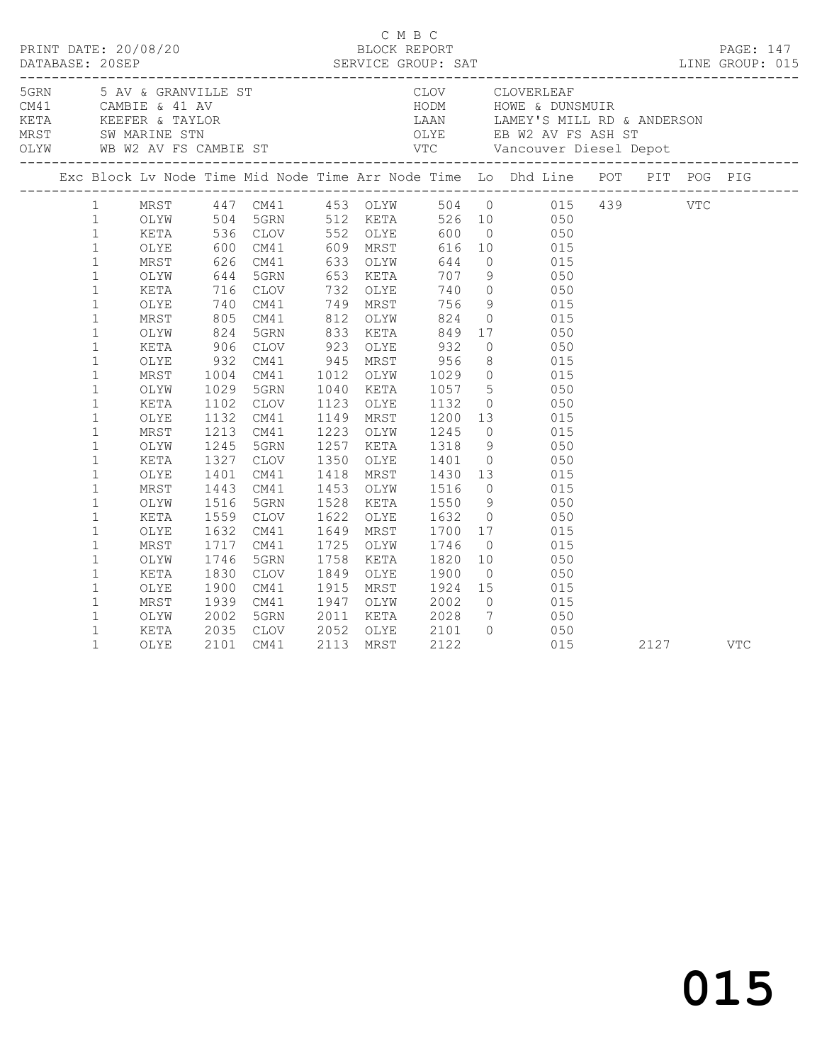C M B C
PRINT DATE: 20/08/20 BLOCK REPORT
DATABASE: 20SEP SERVICE GROUP: SAT LINE GROUP: 015

| Code | Description | Code | Description |
|---|---|---|---|
| 5GRN | 5 AV & GRANVILLE ST | CLOV | CLOVERLEAF |
| CM41 | CAMBIE & 41 AV | HODM | HOWE & DUNSMUIR |
| KETA | KEEFER & TAYLOR | LAAN | LAMEY'S MILL RD & ANDERSON |
| MRST | SW MARINE STN | OLYE | EB W2 AV FS ASH ST |
| OLYW | WB W2 AV FS CAMBIE ST | VTC | Vancouver Diesel Depot |

| Exc | Block | Lv Node | Time | Mid Node | Time | Arr Node | Time | Lo | Dhd Line | POT | PIT | POG | PIG |
|---|---|---|---|---|---|---|---|---|---|---|---|---|---|
| | 1 | MRST | 447 | CM41 | 453 | OLYW | 504 | 0 | 015 | 439 | | VTC | |
| | 1 | OLYW | 504 | 5GRN | 512 | KETA | 526 | 10 | 050 | | | | |
| | 1 | KETA | 536 | CLOV | 552 | OLYE | 600 | 0 | 050 | | | | |
| | 1 | OLYE | 600 | CM41 | 609 | MRST | 616 | 10 | 015 | | | | |
| | 1 | MRST | 626 | CM41 | 633 | OLYW | 644 | 0 | 015 | | | | |
| | 1 | OLYW | 644 | 5GRN | 653 | KETA | 707 | 9 | 050 | | | | |
| | 1 | KETA | 716 | CLOV | 732 | OLYE | 740 | 0 | 050 | | | | |
| | 1 | OLYE | 740 | CM41 | 749 | MRST | 756 | 9 | 015 | | | | |
| | 1 | MRST | 805 | CM41 | 812 | OLYW | 824 | 0 | 015 | | | | |
| | 1 | OLYW | 824 | 5GRN | 833 | KETA | 849 | 17 | 050 | | | | |
| | 1 | KETA | 906 | CLOV | 923 | OLYE | 932 | 0 | 050 | | | | |
| | 1 | OLYE | 932 | CM41 | 945 | MRST | 956 | 8 | 015 | | | | |
| | 1 | MRST | 1004 | CM41 | 1012 | OLYW | 1029 | 0 | 015 | | | | |
| | 1 | OLYW | 1029 | 5GRN | 1040 | KETA | 1057 | 5 | 050 | | | | |
| | 1 | KETA | 1102 | CLOV | 1123 | OLYE | 1132 | 0 | 050 | | | | |
| | 1 | OLYE | 1132 | CM41 | 1149 | MRST | 1200 | 13 | 015 | | | | |
| | 1 | MRST | 1213 | CM41 | 1223 | OLYW | 1245 | 0 | 015 | | | | |
| | 1 | OLYW | 1245 | 5GRN | 1257 | KETA | 1318 | 9 | 050 | | | | |
| | 1 | KETA | 1327 | CLOV | 1350 | OLYE | 1401 | 0 | 050 | | | | |
| | 1 | OLYE | 1401 | CM41 | 1418 | MRST | 1430 | 13 | 015 | | | | |
| | 1 | MRST | 1443 | CM41 | 1453 | OLYW | 1516 | 0 | 015 | | | | |
| | 1 | OLYW | 1516 | 5GRN | 1528 | KETA | 1550 | 9 | 050 | | | | |
| | 1 | KETA | 1559 | CLOV | 1622 | OLYE | 1632 | 0 | 050 | | | | |
| | 1 | OLYE | 1632 | CM41 | 1649 | MRST | 1700 | 17 | 015 | | | | |
| | 1 | MRST | 1717 | CM41 | 1725 | OLYW | 1746 | 0 | 015 | | | | |
| | 1 | OLYW | 1746 | 5GRN | 1758 | KETA | 1820 | 10 | 050 | | | | |
| | 1 | KETA | 1830 | CLOV | 1849 | OLYE | 1900 | 0 | 050 | | | | |
| | 1 | OLYE | 1900 | CM41 | 1915 | MRST | 1924 | 15 | 015 | | | | |
| | 1 | MRST | 1939 | CM41 | 1947 | OLYW | 2002 | 0 | 015 | | | | |
| | 1 | OLYW | 2002 | 5GRN | 2011 | KETA | 2028 | 7 | 050 | | | | |
| | 1 | KETA | 2035 | CLOV | 2052 | OLYE | 2101 | 0 | 050 | | | | |
| | 1 | OLYE | 2101 | CM41 | 2113 | MRST | 2122 | | 015 | | 2127 | | VTC |

015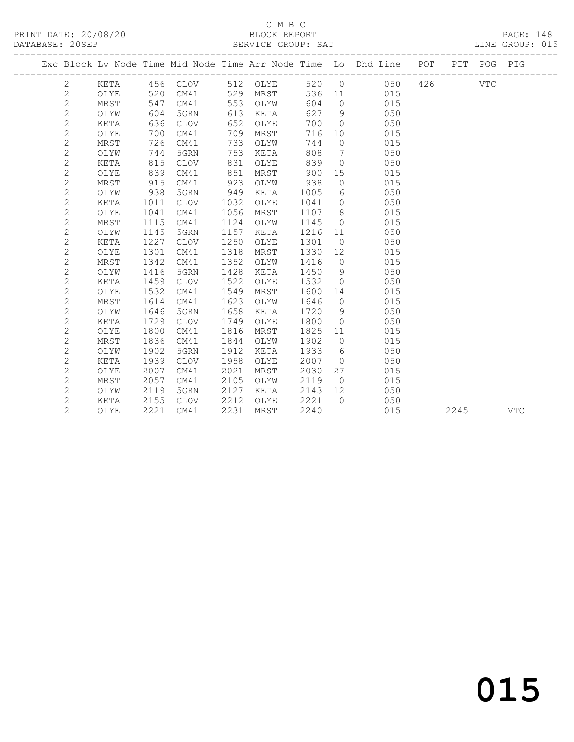C M B C

PRINT DATE: 20/08/20 BLOCK REPORT
DATABASE: 20SEP SERVICE GROUP: SAT LINE GROUP: 015

| Exc | Block | Lv | Node | Time | Mid Node | Time | Arr Node | Time | Lo | Dhd Line | POT | PIT | POG | PIG |
|---|---|---|---|---|---|---|---|---|---|---|---|---|---|---|
| | 2 | | KETA | 456 | CLOV | 512 | OLYE | 520 | 0 | 050 | 426 | | VTC | |
| | 2 | | OLYE | 520 | CM41 | 529 | MRST | 536 | 11 | 015 | | | | |
| | 2 | | MRST | 547 | CM41 | 553 | OLYW | 604 | 0 | 015 | | | | |
| | 2 | | OLYW | 604 | 5GRN | 613 | KETA | 627 | 9 | 050 | | | | |
| | 2 | | KETA | 636 | CLOV | 652 | OLYE | 700 | 0 | 050 | | | | |
| | 2 | | OLYE | 700 | CM41 | 709 | MRST | 716 | 10 | 015 | | | | |
| | 2 | | MRST | 726 | CM41 | 733 | OLYW | 744 | 0 | 015 | | | | |
| | 2 | | OLYW | 744 | 5GRN | 753 | KETA | 808 | 7 | 050 | | | | |
| | 2 | | KETA | 815 | CLOV | 831 | OLYE | 839 | 0 | 050 | | | | |
| | 2 | | OLYE | 839 | CM41 | 851 | MRST | 900 | 15 | 015 | | | | |
| | 2 | | MRST | 915 | CM41 | 923 | OLYW | 938 | 0 | 015 | | | | |
| | 2 | | OLYW | 938 | 5GRN | 949 | KETA | 1005 | 6 | 050 | | | | |
| | 2 | | KETA | 1011 | CLOV | 1032 | OLYE | 1041 | 0 | 050 | | | | |
| | 2 | | OLYE | 1041 | CM41 | 1056 | MRST | 1107 | 8 | 015 | | | | |
| | 2 | | MRST | 1115 | CM41 | 1124 | OLYW | 1145 | 0 | 015 | | | | |
| | 2 | | OLYW | 1145 | 5GRN | 1157 | KETA | 1216 | 11 | 050 | | | | |
| | 2 | | KETA | 1227 | CLOV | 1250 | OLYE | 1301 | 0 | 050 | | | | |
| | 2 | | OLYE | 1301 | CM41 | 1318 | MRST | 1330 | 12 | 015 | | | | |
| | 2 | | MRST | 1342 | CM41 | 1352 | OLYW | 1416 | 0 | 015 | | | | |
| | 2 | | OLYW | 1416 | 5GRN | 1428 | KETA | 1450 | 9 | 050 | | | | |
| | 2 | | KETA | 1459 | CLOV | 1522 | OLYE | 1532 | 0 | 050 | | | | |
| | 2 | | OLYE | 1532 | CM41 | 1549 | MRST | 1600 | 14 | 015 | | | | |
| | 2 | | MRST | 1614 | CM41 | 1623 | OLYW | 1646 | 0 | 015 | | | | |
| | 2 | | OLYW | 1646 | 5GRN | 1658 | KETA | 1720 | 9 | 050 | | | | |
| | 2 | | KETA | 1729 | CLOV | 1749 | OLYE | 1800 | 0 | 050 | | | | |
| | 2 | | OLYE | 1800 | CM41 | 1816 | MRST | 1825 | 11 | 015 | | | | |
| | 2 | | MRST | 1836 | CM41 | 1844 | OLYW | 1902 | 0 | 015 | | | | |
| | 2 | | OLYW | 1902 | 5GRN | 1912 | KETA | 1933 | 6 | 050 | | | | |
| | 2 | | KETA | 1939 | CLOV | 1958 | OLYE | 2007 | 0 | 050 | | | | |
| | 2 | | OLYE | 2007 | CM41 | 2021 | MRST | 2030 | 27 | 015 | | | | |
| | 2 | | MRST | 2057 | CM41 | 2105 | OLYW | 2119 | 0 | 015 | | | | |
| | 2 | | OLYW | 2119 | 5GRN | 2127 | KETA | 2143 | 12 | 050 | | | | |
| | 2 | | KETA | 2155 | CLOV | 2212 | OLYE | 2221 | 0 | 050 | | | | |
| | 2 | | OLYE | 2221 | CM41 | 2231 | MRST | 2240 | | 015 | | 2245 | | VTC |

015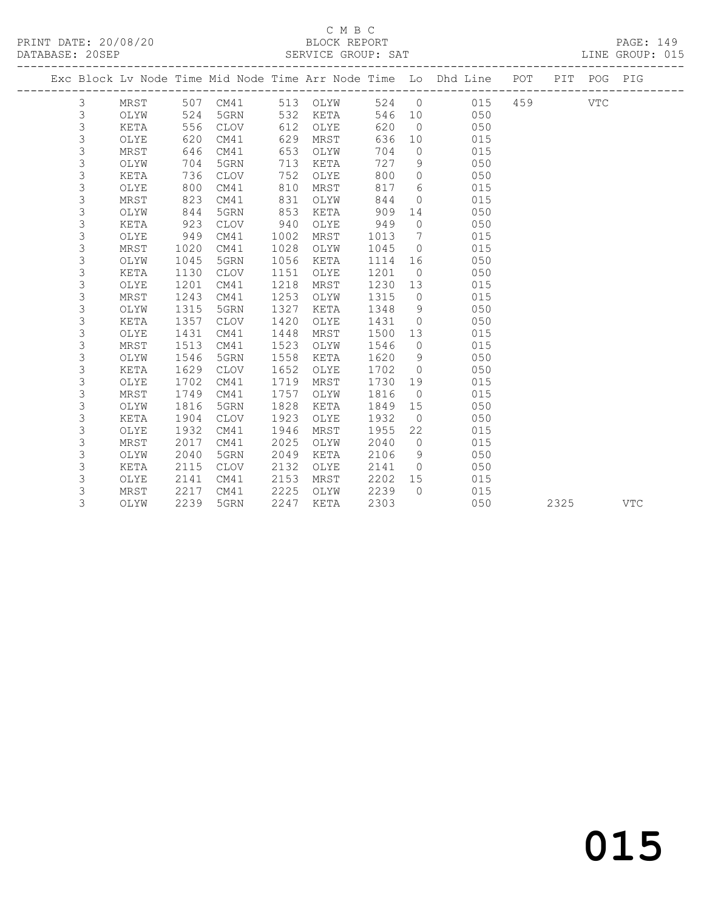C M B C
PRINT DATE: 20/08/20 BLOCK REPORT
DATABASE: 20SEP SERVICE GROUP: SAT LINE GROUP: 015

| Exc | Block | Lv | Node | Time | Mid Node | Time | Arr Node | Time | Lo | Dhd Line | POT | PIT | POG | PIG |
|---|---|---|---|---|---|---|---|---|---|---|---|---|---|---|
| | 3 | | MRST | 507 | CM41 | 513 | OLYW | 524 | 0 | 015 | 459 | | VTC | |
| | 3 | | OLYW | 524 | 5GRN | 532 | KETA | 546 | 10 | 050 | | | | |
| | 3 | | KETA | 556 | CLOV | 612 | OLYE | 620 | 0 | 050 | | | | |
| | 3 | | OLYE | 620 | CM41 | 629 | MRST | 636 | 10 | 015 | | | | |
| | 3 | | MRST | 646 | CM41 | 653 | OLYW | 704 | 0 | 015 | | | | |
| | 3 | | OLYW | 704 | 5GRN | 713 | KETA | 727 | 9 | 050 | | | | |
| | 3 | | KETA | 736 | CLOV | 752 | OLYE | 800 | 0 | 050 | | | | |
| | 3 | | OLYE | 800 | CM41 | 810 | MRST | 817 | 6 | 015 | | | | |
| | 3 | | MRST | 823 | CM41 | 831 | OLYW | 844 | 0 | 015 | | | | |
| | 3 | | OLYW | 844 | 5GRN | 853 | KETA | 909 | 14 | 050 | | | | |
| | 3 | | KETA | 923 | CLOV | 940 | OLYE | 949 | 0 | 050 | | | | |
| | 3 | | OLYE | 949 | CM41 | 1002 | MRST | 1013 | 7 | 015 | | | | |
| | 3 | | MRST | 1020 | CM41 | 1028 | OLYW | 1045 | 0 | 015 | | | | |
| | 3 | | OLYW | 1045 | 5GRN | 1056 | KETA | 1114 | 16 | 050 | | | | |
| | 3 | | KETA | 1130 | CLOV | 1151 | OLYE | 1201 | 0 | 050 | | | | |
| | 3 | | OLYE | 1201 | CM41 | 1218 | MRST | 1230 | 13 | 015 | | | | |
| | 3 | | MRST | 1243 | CM41 | 1253 | OLYW | 1315 | 0 | 015 | | | | |
| | 3 | | OLYW | 1315 | 5GRN | 1327 | KETA | 1348 | 9 | 050 | | | | |
| | 3 | | KETA | 1357 | CLOV | 1420 | OLYE | 1431 | 0 | 050 | | | | |
| | 3 | | OLYE | 1431 | CM41 | 1448 | MRST | 1500 | 13 | 015 | | | | |
| | 3 | | MRST | 1513 | CM41 | 1523 | OLYW | 1546 | 0 | 015 | | | | |
| | 3 | | OLYW | 1546 | 5GRN | 1558 | KETA | 1620 | 9 | 050 | | | | |
| | 3 | | KETA | 1629 | CLOV | 1652 | OLYE | 1702 | 0 | 050 | | | | |
| | 3 | | OLYE | 1702 | CM41 | 1719 | MRST | 1730 | 19 | 015 | | | | |
| | 3 | | MRST | 1749 | CM41 | 1757 | OLYW | 1816 | 0 | 015 | | | | |
| | 3 | | OLYW | 1816 | 5GRN | 1828 | KETA | 1849 | 15 | 050 | | | | |
| | 3 | | KETA | 1904 | CLOV | 1923 | OLYE | 1932 | 0 | 050 | | | | |
| | 3 | | OLYE | 1932 | CM41 | 1946 | MRST | 1955 | 22 | 015 | | | | |
| | 3 | | MRST | 2017 | CM41 | 2025 | OLYW | 2040 | 0 | 015 | | | | |
| | 3 | | OLYW | 2040 | 5GRN | 2049 | KETA | 2106 | 9 | 050 | | | | |
| | 3 | | KETA | 2115 | CLOV | 2132 | OLYE | 2141 | 0 | 050 | | | | |
| | 3 | | OLYE | 2141 | CM41 | 2153 | MRST | 2202 | 15 | 015 | | | | |
| | 3 | | MRST | 2217 | CM41 | 2225 | OLYW | 2239 | 0 | 015 | | | | |
| | 3 | | OLYW | 2239 | 5GRN | 2247 | KETA | 2303 | | 050 | | 2325 | | VTC |

015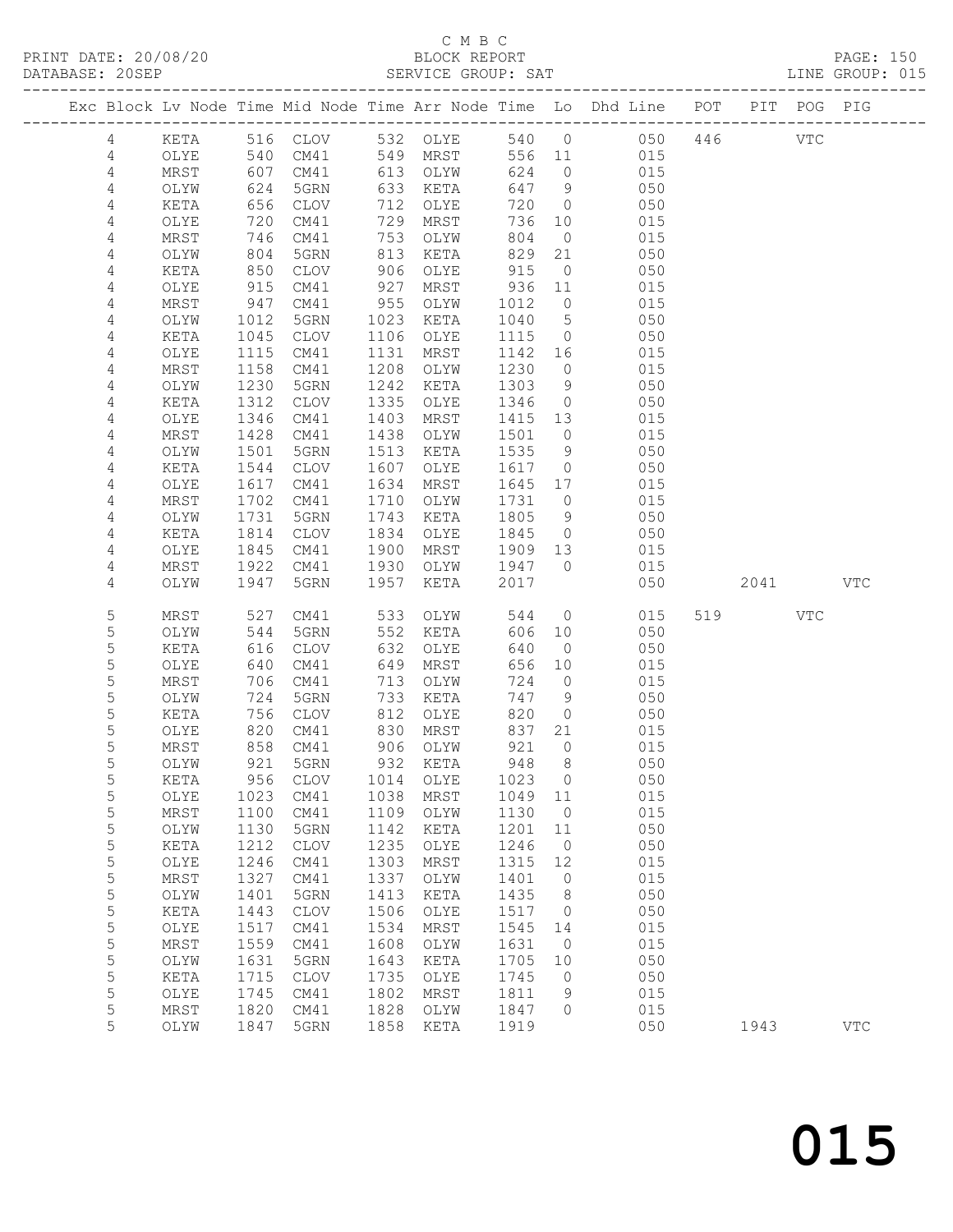C M B C
BLOCK REPORT
DATABASE: 20SEP SERVICE GROUP: SAT LINE GROUP: 015

| Exc | Block | Lv Node | Time | Mid Node | Time | Arr Node | Time | Lo | Dhd Line | POT | PIT | POG | PIG |
|---|---|---|---|---|---|---|---|---|---|---|---|---|---|
| | 4 | KETA | 516 | CLOV | 532 | OLYE | 540 | 0 | 050 | 446 | | VTC | |
| | 4 | OLYE | 540 | CM41 | 549 | MRST | 556 | 11 | 015 | | | | |
| | 4 | MRST | 607 | CM41 | 613 | OLYW | 624 | 0 | 015 | | | | |
| | 4 | OLYW | 624 | 5GRN | 633 | KETA | 647 | 9 | 050 | | | | |
| | 4 | KETA | 656 | CLOV | 712 | OLYE | 720 | 0 | 050 | | | | |
| | 4 | OLYE | 720 | CM41 | 729 | MRST | 736 | 10 | 015 | | | | |
| | 4 | MRST | 746 | CM41 | 753 | OLYW | 804 | 0 | 015 | | | | |
| | 4 | OLYW | 804 | 5GRN | 813 | KETA | 829 | 21 | 050 | | | | |
| | 4 | KETA | 850 | CLOV | 906 | OLYE | 915 | 0 | 050 | | | | |
| | 4 | OLYE | 915 | CM41 | 927 | MRST | 936 | 11 | 015 | | | | |
| | 4 | MRST | 947 | CM41 | 955 | OLYW | 1012 | 0 | 015 | | | | |
| | 4 | OLYW | 1012 | 5GRN | 1023 | KETA | 1040 | 5 | 050 | | | | |
| | 4 | KETA | 1045 | CLOV | 1106 | OLYE | 1115 | 0 | 050 | | | | |
| | 4 | OLYE | 1115 | CM41 | 1131 | MRST | 1142 | 16 | 015 | | | | |
| | 4 | MRST | 1158 | CM41 | 1208 | OLYW | 1230 | 0 | 015 | | | | |
| | 4 | OLYW | 1230 | 5GRN | 1242 | KETA | 1303 | 9 | 050 | | | | |
| | 4 | KETA | 1312 | CLOV | 1335 | OLYE | 1346 | 0 | 050 | | | | |
| | 4 | OLYE | 1346 | CM41 | 1403 | MRST | 1415 | 13 | 015 | | | | |
| | 4 | MRST | 1428 | CM41 | 1438 | OLYW | 1501 | 0 | 015 | | | | |
| | 4 | OLYW | 1501 | 5GRN | 1513 | KETA | 1535 | 9 | 050 | | | | |
| | 4 | KETA | 1544 | CLOV | 1607 | OLYE | 1617 | 0 | 050 | | | | |
| | 4 | OLYE | 1617 | CM41 | 1634 | MRST | 1645 | 17 | 015 | | | | |
| | 4 | MRST | 1702 | CM41 | 1710 | OLYW | 1731 | 0 | 015 | | | | |
| | 4 | OLYW | 1731 | 5GRN | 1743 | KETA | 1805 | 9 | 050 | | | | |
| | 4 | KETA | 1814 | CLOV | 1834 | OLYE | 1845 | 0 | 050 | | | | |
| | 4 | OLYE | 1845 | CM41 | 1900 | MRST | 1909 | 13 | 015 | | | | |
| | 4 | MRST | 1922 | CM41 | 1930 | OLYW | 1947 | 0 | 015 | | | | |
| | 4 | OLYW | 1947 | 5GRN | 1957 | KETA | 2017 | | 050 | | 2041 | | VTC |
| | 5 | MRST | 527 | CM41 | 533 | OLYW | 544 | 0 | 015 | 519 | | VTC | |
| | 5 | OLYW | 544 | 5GRN | 552 | KETA | 606 | 10 | 050 | | | | |
| | 5 | KETA | 616 | CLOV | 632 | OLYE | 640 | 0 | 050 | | | | |
| | 5 | OLYE | 640 | CM41 | 649 | MRST | 656 | 10 | 015 | | | | |
| | 5 | MRST | 706 | CM41 | 713 | OLYW | 724 | 0 | 015 | | | | |
| | 5 | OLYW | 724 | 5GRN | 733 | KETA | 747 | 9 | 050 | | | | |
| | 5 | KETA | 756 | CLOV | 812 | OLYE | 820 | 0 | 050 | | | | |
| | 5 | OLYE | 820 | CM41 | 830 | MRST | 837 | 21 | 015 | | | | |
| | 5 | MRST | 858 | CM41 | 906 | OLYW | 921 | 0 | 015 | | | | |
| | 5 | OLYW | 921 | 5GRN | 932 | KETA | 948 | 8 | 050 | | | | |
| | 5 | KETA | 956 | CLOV | 1014 | OLYE | 1023 | 0 | 050 | | | | |
| | 5 | OLYE | 1023 | CM41 | 1038 | MRST | 1049 | 11 | 015 | | | | |
| | 5 | MRST | 1100 | CM41 | 1109 | OLYW | 1130 | 0 | 015 | | | | |
| | 5 | OLYW | 1130 | 5GRN | 1142 | KETA | 1201 | 11 | 050 | | | | |
| | 5 | KETA | 1212 | CLOV | 1235 | OLYE | 1246 | 0 | 050 | | | | |
| | 5 | OLYE | 1246 | CM41 | 1303 | MRST | 1315 | 12 | 015 | | | | |
| | 5 | MRST | 1327 | CM41 | 1337 | OLYW | 1401 | 0 | 015 | | | | |
| | 5 | OLYW | 1401 | 5GRN | 1413 | KETA | 1435 | 8 | 050 | | | | |
| | 5 | KETA | 1443 | CLOV | 1506 | OLYE | 1517 | 0 | 050 | | | | |
| | 5 | OLYE | 1517 | CM41 | 1534 | MRST | 1545 | 14 | 015 | | | | |
| | 5 | MRST | 1559 | CM41 | 1608 | OLYW | 1631 | 0 | 015 | | | | |
| | 5 | OLYW | 1631 | 5GRN | 1643 | KETA | 1705 | 10 | 050 | | | | |
| | 5 | KETA | 1715 | CLOV | 1735 | OLYE | 1745 | 0 | 050 | | | | |
| | 5 | OLYE | 1745 | CM41 | 1802 | MRST | 1811 | 9 | 015 | | | | |
| | 5 | MRST | 1820 | CM41 | 1828 | OLYW | 1847 | 0 | 015 | | | | |
| | 5 | OLYW | 1847 | 5GRN | 1858 | KETA | 1919 | | 050 | | 1943 | | VTC |

015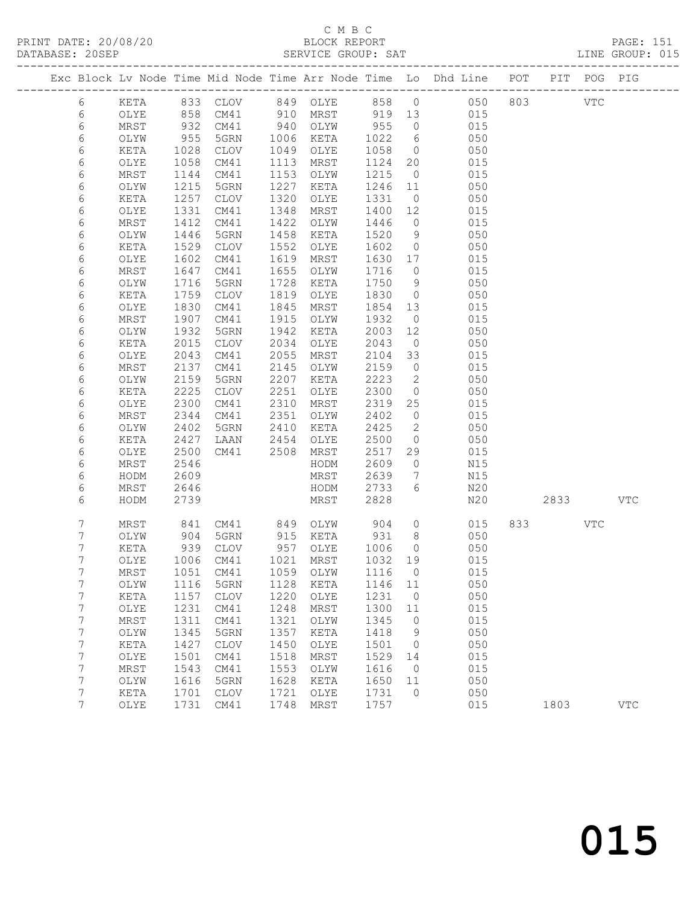C M B C

PRINT DATE: 20/08/20 BLOCK REPORT PAGE: 151
DATABASE: 20SEP SERVICE GROUP: SAT LINE GROUP: 015

| Exc | Block | Lv | Node | Time | Mid Node | Time | Arr Node | Time | Lo | Dhd Line | POT | PIT | POG | PIG |
|---|---|---|---|---|---|---|---|---|---|---|---|---|---|---|
| | 6 | | KETA | 833 | CLOV | 849 | OLYE | 858 | 0 | 050 | 803 | | VTC | |
| | 6 | | OLYE | 858 | CM41 | 910 | MRST | 919 | 13 | 015 | | | | |
| | 6 | | MRST | 932 | CM41 | 940 | OLYW | 955 | 0 | 015 | | | | |
| | 6 | | OLYW | 955 | 5GRN | 1006 | KETA | 1022 | 6 | 050 | | | | |
| | 6 | | KETA | 1028 | CLOV | 1049 | OLYE | 1058 | 0 | 050 | | | | |
| | 6 | | OLYE | 1058 | CM41 | 1113 | MRST | 1124 | 20 | 015 | | | | |
| | 6 | | MRST | 1144 | CM41 | 1153 | OLYW | 1215 | 0 | 015 | | | | |
| | 6 | | OLYW | 1215 | 5GRN | 1227 | KETA | 1246 | 11 | 050 | | | | |
| | 6 | | KETA | 1257 | CLOV | 1320 | OLYE | 1331 | 0 | 050 | | | | |
| | 6 | | OLYE | 1331 | CM41 | 1348 | MRST | 1400 | 12 | 015 | | | | |
| | 6 | | MRST | 1412 | CM41 | 1422 | OLYW | 1446 | 0 | 015 | | | | |
| | 6 | | OLYW | 1446 | 5GRN | 1458 | KETA | 1520 | 9 | 050 | | | | |
| | 6 | | KETA | 1529 | CLOV | 1552 | OLYE | 1602 | 0 | 050 | | | | |
| | 6 | | OLYE | 1602 | CM41 | 1619 | MRST | 1630 | 17 | 015 | | | | |
| | 6 | | MRST | 1647 | CM41 | 1655 | OLYW | 1716 | 0 | 015 | | | | |
| | 6 | | OLYW | 1716 | 5GRN | 1728 | KETA | 1750 | 9 | 050 | | | | |
| | 6 | | KETA | 1759 | CLOV | 1819 | OLYE | 1830 | 0 | 050 | | | | |
| | 6 | | OLYE | 1830 | CM41 | 1845 | MRST | 1854 | 13 | 015 | | | | |
| | 6 | | MRST | 1907 | CM41 | 1915 | OLYW | 1932 | 0 | 015 | | | | |
| | 6 | | OLYW | 1932 | 5GRN | 1942 | KETA | 2003 | 12 | 050 | | | | |
| | 6 | | KETA | 2015 | CLOV | 2034 | OLYE | 2043 | 0 | 050 | | | | |
| | 6 | | OLYE | 2043 | CM41 | 2055 | MRST | 2104 | 33 | 015 | | | | |
| | 6 | | MRST | 2137 | CM41 | 2145 | OLYW | 2159 | 0 | 015 | | | | |
| | 6 | | OLYW | 2159 | 5GRN | 2207 | KETA | 2223 | 2 | 050 | | | | |
| | 6 | | KETA | 2225 | CLOV | 2251 | OLYE | 2300 | 0 | 050 | | | | |
| | 6 | | OLYE | 2300 | CM41 | 2310 | MRST | 2319 | 25 | 015 | | | | |
| | 6 | | MRST | 2344 | CM41 | 2351 | OLYW | 2402 | 0 | 015 | | | | |
| | 6 | | OLYW | 2402 | 5GRN | 2410 | KETA | 2425 | 2 | 050 | | | | |
| | 6 | | KETA | 2427 | LAAN | 2454 | OLYE | 2500 | 0 | 050 | | | | |
| | 6 | | OLYE | 2500 | CM41 | 2508 | MRST | 2517 | 29 | 015 | | | | |
| | 6 | | MRST | 2546 | | | HODM | 2609 | 0 | N15 | | | | |
| | 6 | | HODM | 2609 | | | MRST | 2639 | 7 | N15 | | | | |
| | 6 | | MRST | 2646 | | | HODM | 2733 | 6 | N20 | | | | |
| | 6 | | HODM | 2739 | | | MRST | 2828 | | N20 | | 2833 | | VTC |
| | 7 | | MRST | 841 | CM41 | 849 | OLYW | 904 | 0 | 015 | 833 | | VTC | |
| | 7 | | OLYW | 904 | 5GRN | 915 | KETA | 931 | 8 | 050 | | | | |
| | 7 | | KETA | 939 | CLOV | 957 | OLYE | 1006 | 0 | 050 | | | | |
| | 7 | | OLYE | 1006 | CM41 | 1021 | MRST | 1032 | 19 | 015 | | | | |
| | 7 | | MRST | 1051 | CM41 | 1059 | OLYW | 1116 | 0 | 015 | | | | |
| | 7 | | OLYW | 1116 | 5GRN | 1128 | KETA | 1146 | 11 | 050 | | | | |
| | 7 | | KETA | 1157 | CLOV | 1220 | OLYE | 1231 | 0 | 050 | | | | |
| | 7 | | OLYE | 1231 | CM41 | 1248 | MRST | 1300 | 11 | 015 | | | | |
| | 7 | | MRST | 1311 | CM41 | 1321 | OLYW | 1345 | 0 | 015 | | | | |
| | 7 | | OLYW | 1345 | 5GRN | 1357 | KETA | 1418 | 9 | 050 | | | | |
| | 7 | | KETA | 1427 | CLOV | 1450 | OLYE | 1501 | 0 | 050 | | | | |
| | 7 | | OLYE | 1501 | CM41 | 1518 | MRST | 1529 | 14 | 015 | | | | |
| | 7 | | MRST | 1543 | CM41 | 1553 | OLYW | 1616 | 0 | 015 | | | | |
| | 7 | | OLYW | 1616 | 5GRN | 1628 | KETA | 1650 | 11 | 050 | | | | |
| | 7 | | KETA | 1701 | CLOV | 1721 | OLYE | 1731 | 0 | 050 | | | | |
| | 7 | | OLYE | 1731 | CM41 | 1748 | MRST | 1757 | | 015 | | 1803 | | VTC |

015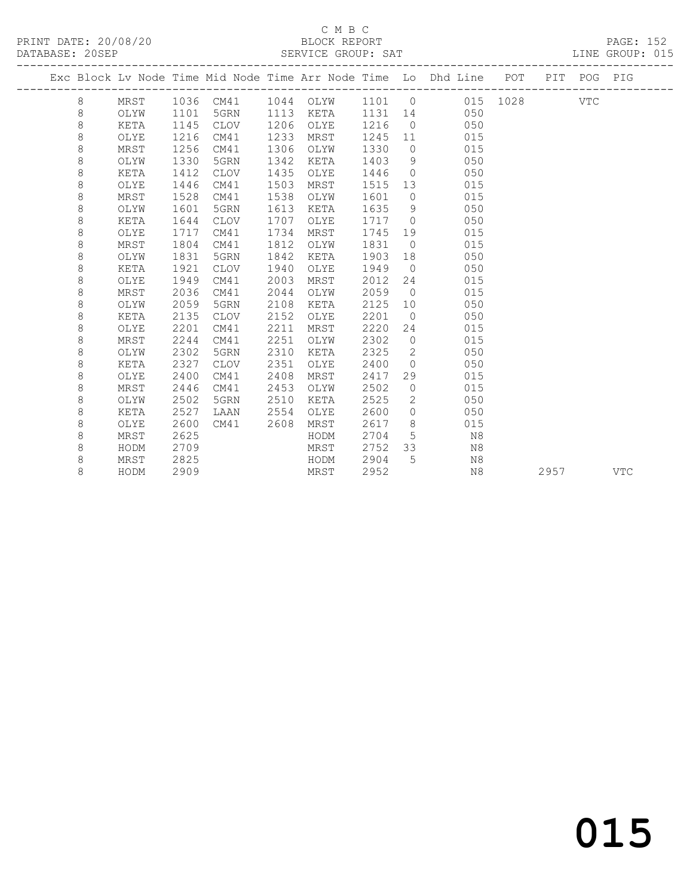C M B C

PRINT DATE: 20/08/20 BLOCK REPORT PAGE: 152
DATABASE: 20SEP SERVICE GROUP: SAT LINE GROUP: 015

| Exc | Block | Lv Node | Time | Mid Node | Time | Arr Node | Time | Lo | Dhd Line | POT | PIT | POG | PIG |
|---|---|---|---|---|---|---|---|---|---|---|---|---|---|
| | 8 | MRST | 1036 | CM41 | 1044 | OLYW | 1101 | 0 | 015 | 1028 | | VTC | |
| | 8 | OLYW | 1101 | 5GRN | 1113 | KETA | 1131 | 14 | 050 | | | | |
| | 8 | KETA | 1145 | CLOV | 1206 | OLYE | 1216 | 0 | 050 | | | | |
| | 8 | OLYE | 1216 | CM41 | 1233 | MRST | 1245 | 11 | 015 | | | | |
| | 8 | MRST | 1256 | CM41 | 1306 | OLYW | 1330 | 0 | 015 | | | | |
| | 8 | OLYW | 1330 | 5GRN | 1342 | KETA | 1403 | 9 | 050 | | | | |
| | 8 | KETA | 1412 | CLOV | 1435 | OLYE | 1446 | 0 | 050 | | | | |
| | 8 | OLYE | 1446 | CM41 | 1503 | MRST | 1515 | 13 | 015 | | | | |
| | 8 | MRST | 1528 | CM41 | 1538 | OLYW | 1601 | 0 | 015 | | | | |
| | 8 | OLYW | 1601 | 5GRN | 1613 | KETA | 1635 | 9 | 050 | | | | |
| | 8 | KETA | 1644 | CLOV | 1707 | OLYE | 1717 | 0 | 050 | | | | |
| | 8 | OLYE | 1717 | CM41 | 1734 | MRST | 1745 | 19 | 015 | | | | |
| | 8 | MRST | 1804 | CM41 | 1812 | OLYW | 1831 | 0 | 015 | | | | |
| | 8 | OLYW | 1831 | 5GRN | 1842 | KETA | 1903 | 18 | 050 | | | | |
| | 8 | KETA | 1921 | CLOV | 1940 | OLYE | 1949 | 0 | 050 | | | | |
| | 8 | OLYE | 1949 | CM41 | 2003 | MRST | 2012 | 24 | 015 | | | | |
| | 8 | MRST | 2036 | CM41 | 2044 | OLYW | 2059 | 0 | 015 | | | | |
| | 8 | OLYW | 2059 | 5GRN | 2108 | KETA | 2125 | 10 | 050 | | | | |
| | 8 | KETA | 2135 | CLOV | 2152 | OLYE | 2201 | 0 | 050 | | | | |
| | 8 | OLYE | 2201 | CM41 | 2211 | MRST | 2220 | 24 | 015 | | | | |
| | 8 | MRST | 2244 | CM41 | 2251 | OLYW | 2302 | 0 | 015 | | | | |
| | 8 | OLYW | 2302 | 5GRN | 2310 | KETA | 2325 | 2 | 050 | | | | |
| | 8 | KETA | 2327 | CLOV | 2351 | OLYE | 2400 | 0 | 050 | | | | |
| | 8 | OLYE | 2400 | CM41 | 2408 | MRST | 2417 | 29 | 015 | | | | |
| | 8 | MRST | 2446 | CM41 | 2453 | OLYW | 2502 | 0 | 015 | | | | |
| | 8 | OLYW | 2502 | 5GRN | 2510 | KETA | 2525 | 2 | 050 | | | | |
| | 8 | KETA | 2527 | LAAN | 2554 | OLYE | 2600 | 0 | 050 | | | | |
| | 8 | OLYE | 2600 | CM41 | 2608 | MRST | 2617 | 8 | 015 | | | | |
| | 8 | MRST | 2625 | | | HODM | 2704 | 5 | N8 | | | | |
| | 8 | HODM | 2709 | | | MRST | 2752 | 33 | N8 | | | | |
| | 8 | MRST | 2825 | | | HODM | 2904 | 5 | N8 | | | | |
| | 8 | HODM | 2909 | | | MRST | 2952 | | N8 | | 2957 | | VTC |

015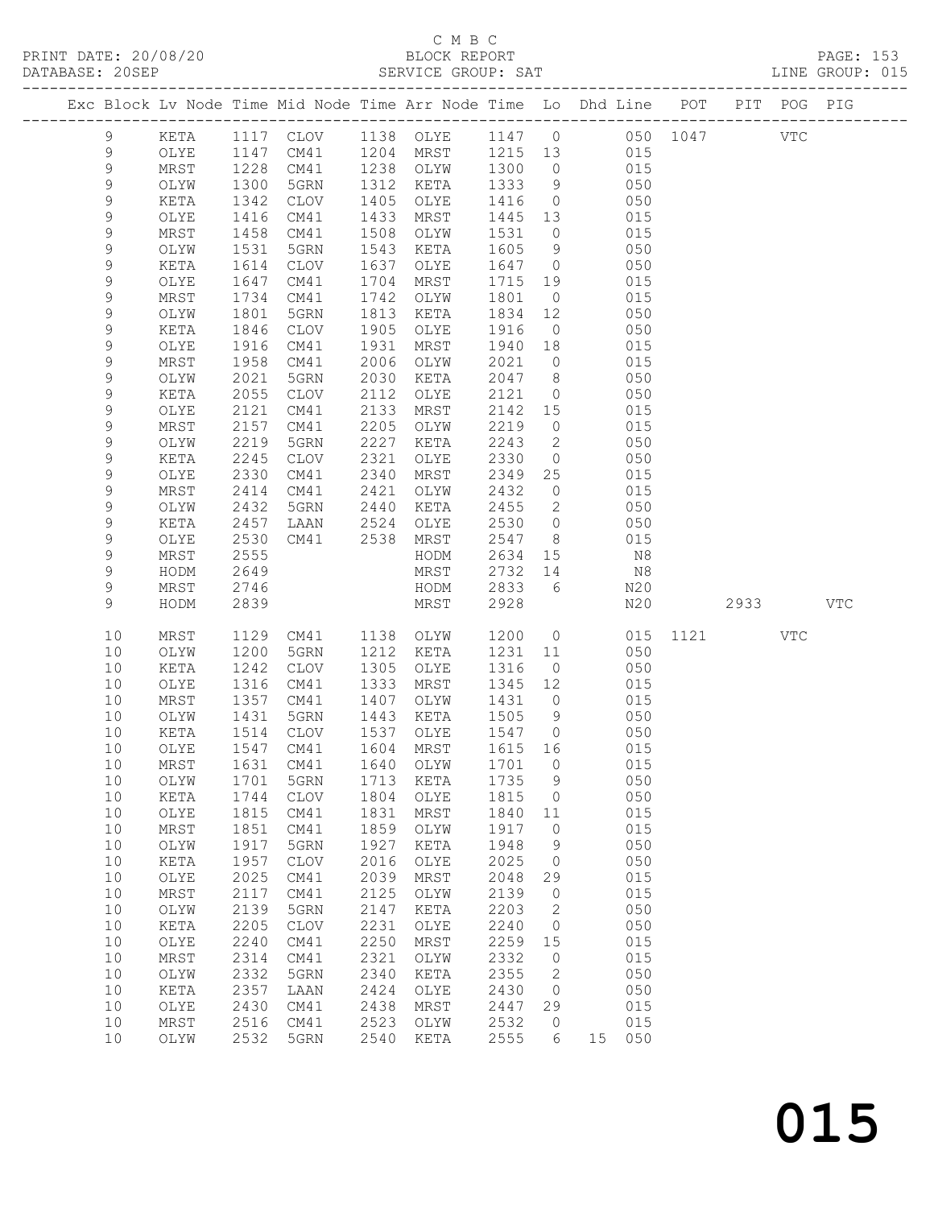# C M B C

PRINT DATE: 20/08/20 BLOCK REPORT
DATABASE: 20SEP SERVICE GROUP: SAT LINE GROUP: 015

| Exc | Block | Lv | Node | Time | Mid Node | Time | Arr Node | Time | Lo | Dhd | Line | POT | PIT | POG | PIG |
|---|---|---|---|---|---|---|---|---|---|---|---|---|---|---|---|
| | 9 | | KETA | 1117 | CLOV | 1138 | OLYE | 1147 | 0 | | 050 | 1047 | | VTC | |
| | 9 | | OLYE | 1147 | CM41 | 1204 | MRST | 1215 | 13 | | 015 | | | | |
| | 9 | | MRST | 1228 | CM41 | 1238 | OLYW | 1300 | 0 | | 015 | | | | |
| | 9 | | OLYW | 1300 | 5GRN | 1312 | KETA | 1333 | 9 | | 050 | | | | |
| | 9 | | KETA | 1342 | CLOV | 1405 | OLYE | 1416 | 0 | | 050 | | | | |
| | 9 | | OLYE | 1416 | CM41 | 1433 | MRST | 1445 | 13 | | 015 | | | | |
| | 9 | | MRST | 1458 | CM41 | 1508 | OLYW | 1531 | 0 | | 015 | | | | |
| | 9 | | OLYW | 1531 | 5GRN | 1543 | KETA | 1605 | 9 | | 050 | | | | |
| | 9 | | KETA | 1614 | CLOV | 1637 | OLYE | 1647 | 0 | | 050 | | | | |
| | 9 | | OLYE | 1647 | CM41 | 1704 | MRST | 1715 | 19 | | 015 | | | | |
| | 9 | | MRST | 1734 | CM41 | 1742 | OLYW | 1801 | 0 | | 015 | | | | |
| | 9 | | OLYW | 1801 | 5GRN | 1813 | KETA | 1834 | 12 | | 050 | | | | |
| | 9 | | KETA | 1846 | CLOV | 1905 | OLYE | 1916 | 0 | | 050 | | | | |
| | 9 | | OLYE | 1916 | CM41 | 1931 | MRST | 1940 | 18 | | 015 | | | | |
| | 9 | | MRST | 1958 | CM41 | 2006 | OLYW | 2021 | 0 | | 015 | | | | |
| | 9 | | OLYW | 2021 | 5GRN | 2030 | KETA | 2047 | 8 | | 050 | | | | |
| | 9 | | KETA | 2055 | CLOV | 2112 | OLYE | 2121 | 0 | | 050 | | | | |
| | 9 | | OLYE | 2121 | CM41 | 2133 | MRST | 2142 | 15 | | 015 | | | | |
| | 9 | | MRST | 2157 | CM41 | 2205 | OLYW | 2219 | 0 | | 015 | | | | |
| | 9 | | OLYW | 2219 | 5GRN | 2227 | KETA | 2243 | 2 | | 050 | | | | |
| | 9 | | KETA | 2245 | CLOV | 2321 | OLYE | 2330 | 0 | | 050 | | | | |
| | 9 | | OLYE | 2330 | CM41 | 2340 | MRST | 2349 | 25 | | 015 | | | | |
| | 9 | | MRST | 2414 | CM41 | 2421 | OLYW | 2432 | 0 | | 015 | | | | |
| | 9 | | OLYW | 2432 | 5GRN | 2440 | KETA | 2455 | 2 | | 050 | | | | |
| | 9 | | KETA | 2457 | LAAN | 2524 | OLYE | 2530 | 0 | | 050 | | | | |
| | 9 | | OLYE | 2530 | CM41 | 2538 | MRST | 2547 | 8 | | 015 | | | | |
| | 9 | | MRST | 2555 | | | HODM | 2634 | 15 | | N8 | | | | |
| | 9 | | HODM | 2649 | | | MRST | 2732 | 14 | | N8 | | | | |
| | 9 | | MRST | 2746 | | | HODM | 2833 | 6 | | N20 | | | | |
| | 9 | | HODM | 2839 | | | MRST | 2928 | | | N20 | | 2933 | | VTC |
| | 10 | | MRST | 1129 | CM41 | 1138 | OLYW | 1200 | 0 | | 015 | 1121 | | VTC | |
| | 10 | | OLYW | 1200 | 5GRN | 1212 | KETA | 1231 | 11 | | 050 | | | | |
| | 10 | | KETA | 1242 | CLOV | 1305 | OLYE | 1316 | 0 | | 050 | | | | |
| | 10 | | OLYE | 1316 | CM41 | 1333 | MRST | 1345 | 12 | | 015 | | | | |
| | 10 | | MRST | 1357 | CM41 | 1407 | OLYW | 1431 | 0 | | 015 | | | | |
| | 10 | | OLYW | 1431 | 5GRN | 1443 | KETA | 1505 | 9 | | 050 | | | | |
| | 10 | | KETA | 1514 | CLOV | 1537 | OLYE | 1547 | 0 | | 050 | | | | |
| | 10 | | OLYE | 1547 | CM41 | 1604 | MRST | 1615 | 16 | | 015 | | | | |
| | 10 | | MRST | 1631 | CM41 | 1640 | OLYW | 1701 | 0 | | 015 | | | | |
| | 10 | | OLYW | 1701 | 5GRN | 1713 | KETA | 1735 | 9 | | 050 | | | | |
| | 10 | | KETA | 1744 | CLOV | 1804 | OLYE | 1815 | 0 | | 050 | | | | |
| | 10 | | OLYE | 1815 | CM41 | 1831 | MRST | 1840 | 11 | | 015 | | | | |
| | 10 | | MRST | 1851 | CM41 | 1859 | OLYW | 1917 | 0 | | 015 | | | | |
| | 10 | | OLYW | 1917 | 5GRN | 1927 | KETA | 1948 | 9 | | 050 | | | | |
| | 10 | | KETA | 1957 | CLOV | 2016 | OLYE | 2025 | 0 | | 050 | | | | |
| | 10 | | OLYE | 2025 | CM41 | 2039 | MRST | 2048 | 29 | | 015 | | | | |
| | 10 | | MRST | 2117 | CM41 | 2125 | OLYW | 2139 | 0 | | 015 | | | | |
| | 10 | | OLYW | 2139 | 5GRN | 2147 | KETA | 2203 | 2 | | 050 | | | | |
| | 10 | | KETA | 2205 | CLOV | 2231 | OLYE | 2240 | 0 | | 050 | | | | |
| | 10 | | OLYE | 2240 | CM41 | 2250 | MRST | 2259 | 15 | | 015 | | | | |
| | 10 | | MRST | 2314 | CM41 | 2321 | OLYW | 2332 | 0 | | 015 | | | | |
| | 10 | | OLYW | 2332 | 5GRN | 2340 | KETA | 2355 | 2 | | 050 | | | | |
| | 10 | | KETA | 2357 | LAAN | 2424 | OLYE | 2430 | 0 | | 050 | | | | |
| | 10 | | OLYE | 2430 | CM41 | 2438 | MRST | 2447 | 29 | | 015 | | | | |
| | 10 | | MRST | 2516 | CM41 | 2523 | OLYW | 2532 | 0 | | 015 | | | | |
| | 10 | | OLYW | 2532 | 5GRN | 2540 | KETA | 2555 | 6 | 15 | 050 | | | | |

# 015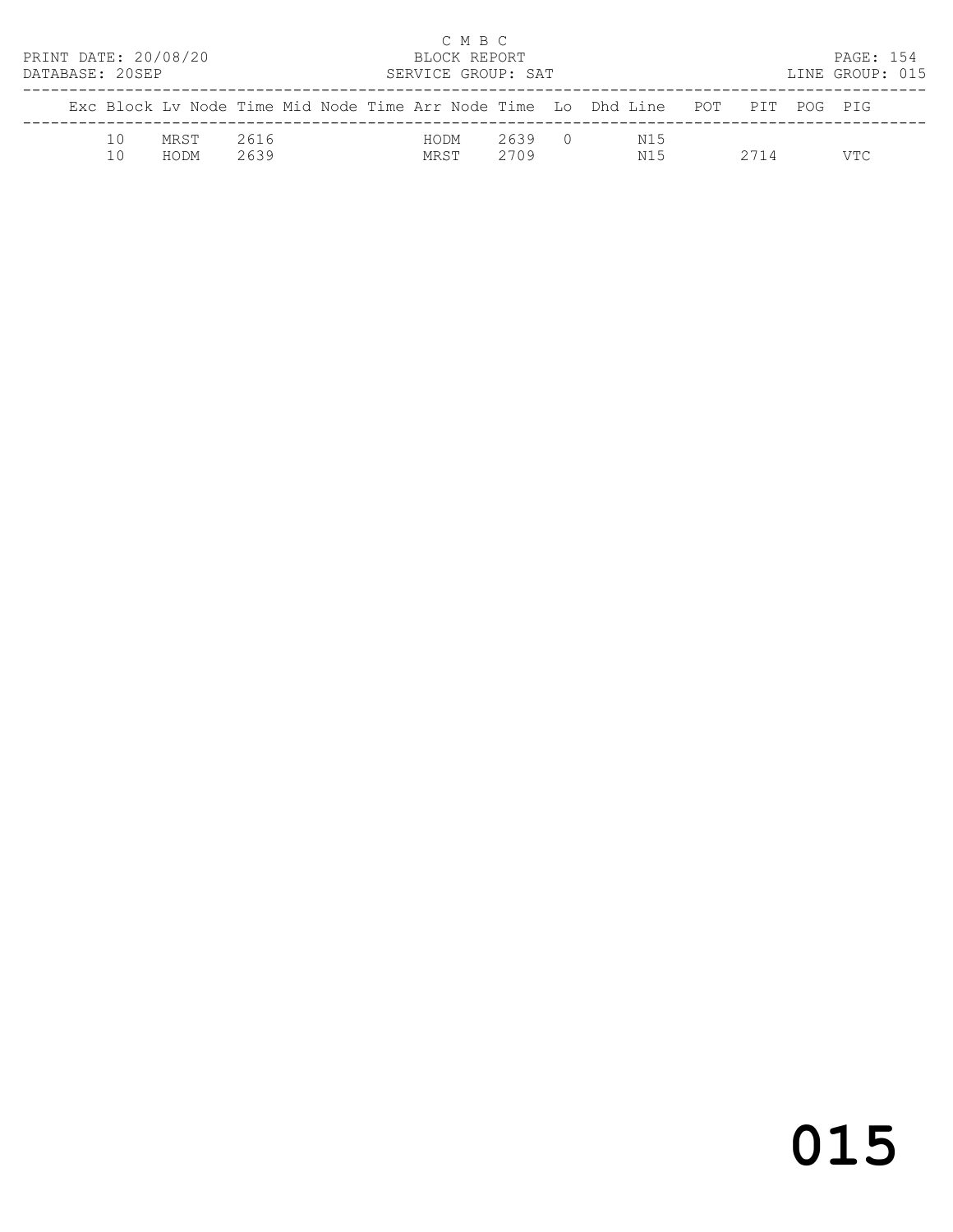C M B C
BLOCK REPORT
SERVICE GROUP: SAT

PRINT DATE: 20/08/20
DATABASE: 20SEP

LINE GROUP: 015

| Exc | Block | Lv | Node | Time | Mid | Node | Time | Arr | Node | Time | Lo | Dhd | Line | POT | PIT | POG | PIG |
|---|---|---|---|---|---|---|---|---|---|---|---|---|---|---|---|---|---|
| | 10 | | MRST | 2616 | | | | | HODM | 2639 | 0 | | N15 | | | | |
| | 10 | | HODM | 2639 | | | | | MRST | 2709 | | | N15 | | 2714 | | VTC |

015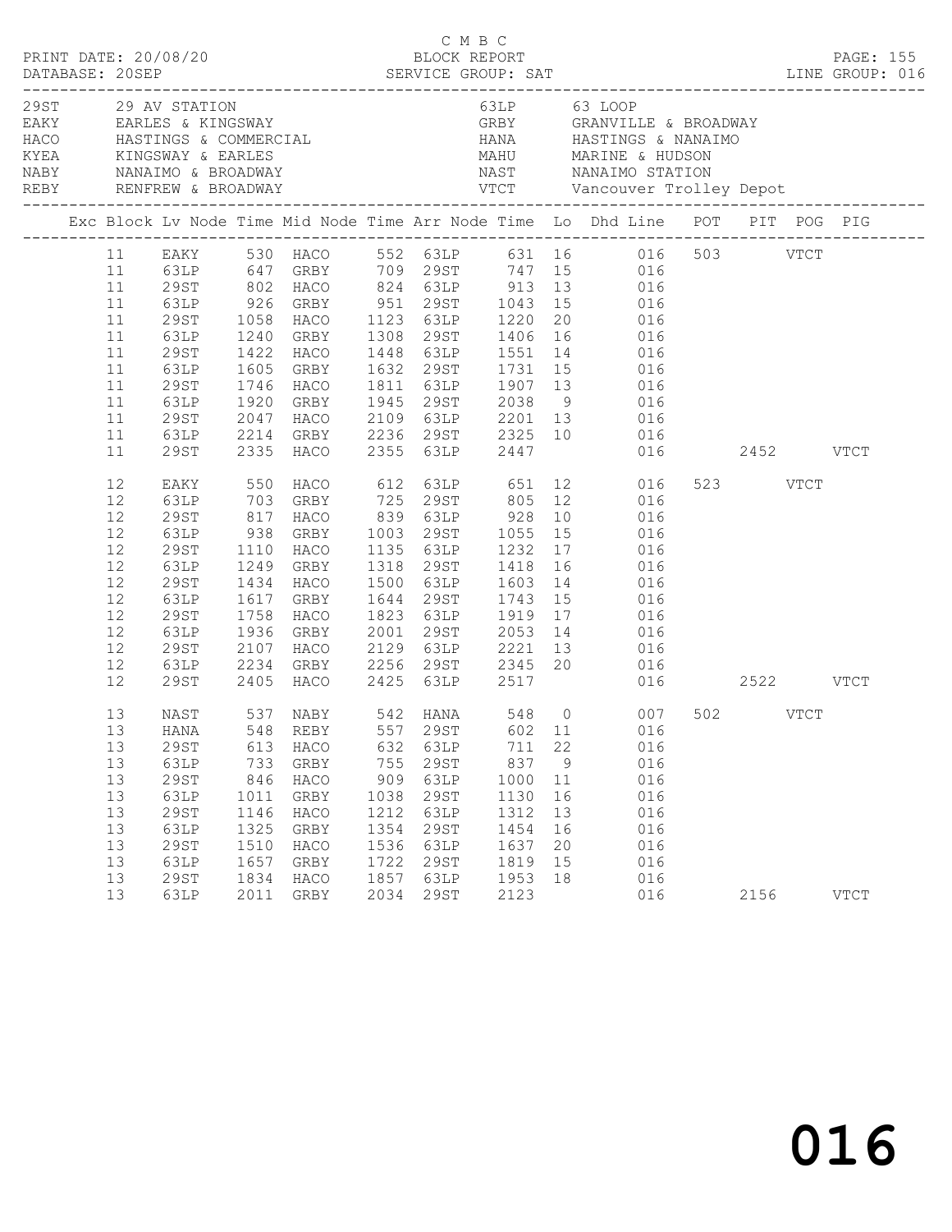C M B C
PRINT DATE: 20/08/20 BLOCK REPORT
DATABASE: 20SEP SERVICE GROUP: SAT LINE GROUP: 016

| Code | Description | Code | Description |
|---|---|---|---|
| 29ST | 29 AV STATION | 63LP | 63 LOOP |
| EAKY | EARLES & KINGSWAY | GRBY | GRANVILLE & BROADWAY |
| HACO | HASTINGS & COMMERCIAL | HANA | HASTINGS & NANAIMO |
| KYEA | KINGSWAY & EARLES | MAHU | MARINE & HUDSON |
| NABY | NANAIMO & BROADWAY | NAST | NANAIMO STATION |
| REBY | RENFREW & BROADWAY | VTCT | Vancouver Trolley Depot |

| Exc | Block | Lv Node | Time | Mid Node | Time | Arr Node | Time | Lo | Dhd Line | POT | PIT | POG | PIG |
|---|---|---|---|---|---|---|---|---|---|---|---|---|---|
| | 11 | EAKY | 530 | HACO | 552 | 63LP | 631 | 16 | 016 | 503 | | VTCT | |
| | 11 | 63LP | 647 | GRBY | 709 | 29ST | 747 | 15 | 016 | | | | |
| | 11 | 29ST | 802 | HACO | 824 | 63LP | 913 | 13 | 016 | | | | |
| | 11 | 63LP | 926 | GRBY | 951 | 29ST | 1043 | 15 | 016 | | | | |
| | 11 | 29ST | 1058 | HACO | 1123 | 63LP | 1220 | 20 | 016 | | | | |
| | 11 | 63LP | 1240 | GRBY | 1308 | 29ST | 1406 | 16 | 016 | | | | |
| | 11 | 29ST | 1422 | HACO | 1448 | 63LP | 1551 | 14 | 016 | | | | |
| | 11 | 63LP | 1605 | GRBY | 1632 | 29ST | 1731 | 15 | 016 | | | | |
| | 11 | 29ST | 1746 | HACO | 1811 | 63LP | 1907 | 13 | 016 | | | | |
| | 11 | 63LP | 1920 | GRBY | 1945 | 29ST | 2038 | 9 | 016 | | | | |
| | 11 | 29ST | 2047 | HACO | 2109 | 63LP | 2201 | 13 | 016 | | | | |
| | 11 | 63LP | 2214 | GRBY | 2236 | 29ST | 2325 | 10 | 016 | | | | |
| | 11 | 29ST | 2335 | HACO | 2355 | 63LP | 2447 | | 016 | | 2452 | | VTCT |
| | 12 | EAKY | 550 | HACO | 612 | 63LP | 651 | 12 | 016 | 523 | | VTCT | |
| | 12 | 63LP | 703 | GRBY | 725 | 29ST | 805 | 12 | 016 | | | | |
| | 12 | 29ST | 817 | HACO | 839 | 63LP | 928 | 10 | 016 | | | | |
| | 12 | 63LP | 938 | GRBY | 1003 | 29ST | 1055 | 15 | 016 | | | | |
| | 12 | 29ST | 1110 | HACO | 1135 | 63LP | 1232 | 17 | 016 | | | | |
| | 12 | 63LP | 1249 | GRBY | 1318 | 29ST | 1418 | 16 | 016 | | | | |
| | 12 | 29ST | 1434 | HACO | 1500 | 63LP | 1603 | 14 | 016 | | | | |
| | 12 | 63LP | 1617 | GRBY | 1644 | 29ST | 1743 | 15 | 016 | | | | |
| | 12 | 29ST | 1758 | HACO | 1823 | 63LP | 1919 | 17 | 016 | | | | |
| | 12 | 63LP | 1936 | GRBY | 2001 | 29ST | 2053 | 14 | 016 | | | | |
| | 12 | 29ST | 2107 | HACO | 2129 | 63LP | 2221 | 13 | 016 | | | | |
| | 12 | 63LP | 2234 | GRBY | 2256 | 29ST | 2345 | 20 | 016 | | | | |
| | 12 | 29ST | 2405 | HACO | 2425 | 63LP | 2517 | | 016 | | 2522 | | VTCT |
| | 13 | NAST | 537 | NABY | 542 | HANA | 548 | 0 | 007 | 502 | | VTCT | |
| | 13 | HANA | 548 | REBY | 557 | 29ST | 602 | 11 | 016 | | | | |
| | 13 | 29ST | 613 | HACO | 632 | 63LP | 711 | 22 | 016 | | | | |
| | 13 | 63LP | 733 | GRBY | 755 | 29ST | 837 | 9 | 016 | | | | |
| | 13 | 29ST | 846 | HACO | 909 | 63LP | 1000 | 11 | 016 | | | | |
| | 13 | 63LP | 1011 | GRBY | 1038 | 29ST | 1130 | 16 | 016 | | | | |
| | 13 | 29ST | 1146 | HACO | 1212 | 63LP | 1312 | 13 | 016 | | | | |
| | 13 | 63LP | 1325 | GRBY | 1354 | 29ST | 1454 | 16 | 016 | | | | |
| | 13 | 29ST | 1510 | HACO | 1536 | 63LP | 1637 | 20 | 016 | | | | |
| | 13 | 63LP | 1657 | GRBY | 1722 | 29ST | 1819 | 15 | 016 | | | | |
| | 13 | 29ST | 1834 | HACO | 1857 | 63LP | 1953 | 18 | 016 | | | | |
| | 13 | 63LP | 2011 | GRBY | 2034 | 29ST | 2123 | | 016 | | 2156 | | VTCT |

016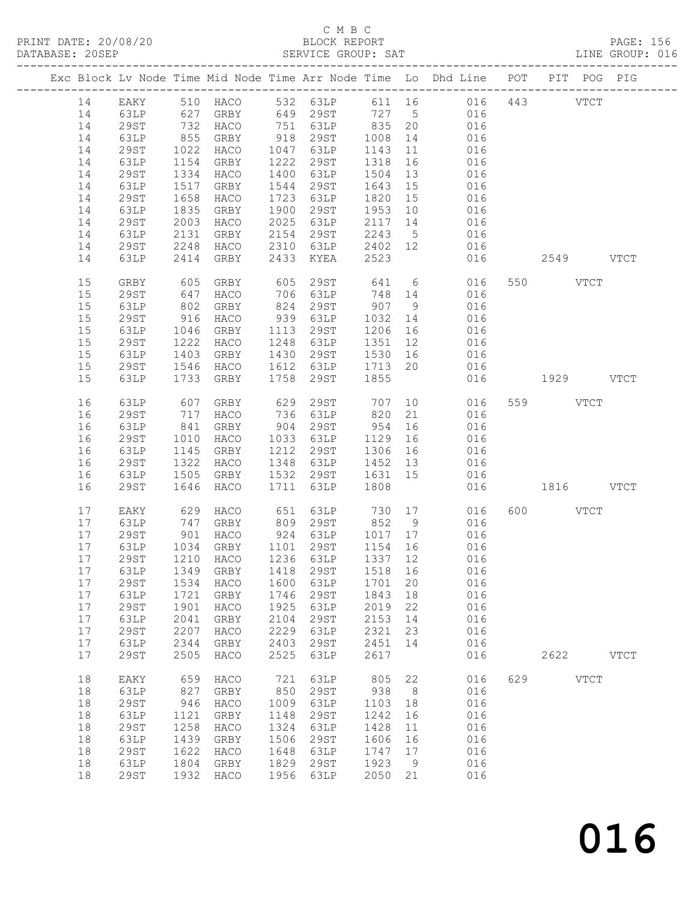C M B C
PRINT DATE: 20/08/20 BLOCK REPORT
DATABASE: 20SEP SERVICE GROUP: SAT LINE GROUP: 016

| Exc | Block | Lv | Node | Time | Mid Node | Time | Arr Node | Time | Lo | Dhd Line | POT | PIT | POG | PIG |
|---|---|---|---|---|---|---|---|---|---|---|---|---|---|---|
| | 14 | | EAKY | 510 | HACO | 532 | 63LP | 611 | 16 | 016 | 443 | | VTCT | |
| | 14 | | 63LP | 627 | GRBY | 649 | 29ST | 727 | 5 | 016 | | | | |
| | 14 | | 29ST | 732 | HACO | 751 | 63LP | 835 | 20 | 016 | | | | |
| | 14 | | 63LP | 855 | GRBY | 918 | 29ST | 1008 | 14 | 016 | | | | |
| | 14 | | 29ST | 1022 | HACO | 1047 | 63LP | 1143 | 11 | 016 | | | | |
| | 14 | | 63LP | 1154 | GRBY | 1222 | 29ST | 1318 | 16 | 016 | | | | |
| | 14 | | 29ST | 1334 | HACO | 1400 | 63LP | 1504 | 13 | 016 | | | | |
| | 14 | | 63LP | 1517 | GRBY | 1544 | 29ST | 1643 | 15 | 016 | | | | |
| | 14 | | 29ST | 1658 | HACO | 1723 | 63LP | 1820 | 15 | 016 | | | | |
| | 14 | | 63LP | 1835 | GRBY | 1900 | 29ST | 1953 | 10 | 016 | | | | |
| | 14 | | 29ST | 2003 | HACO | 2025 | 63LP | 2117 | 14 | 016 | | | | |
| | 14 | | 63LP | 2131 | GRBY | 2154 | 29ST | 2243 | 5 | 016 | | | | |
| | 14 | | 29ST | 2248 | HACO | 2310 | 63LP | 2402 | 12 | 016 | | | | |
| | 14 | | 63LP | 2414 | GRBY | 2433 | KYEA | 2523 | | 016 | | 2549 | | VTCT |
| | 15 | | GRBY | 605 | GRBY | 605 | 29ST | 641 | 6 | 016 | 550 | | VTCT | |
| | 15 | | 29ST | 647 | HACO | 706 | 63LP | 748 | 14 | 016 | | | | |
| | 15 | | 63LP | 802 | GRBY | 824 | 29ST | 907 | 9 | 016 | | | | |
| | 15 | | 29ST | 916 | HACO | 939 | 63LP | 1032 | 14 | 016 | | | | |
| | 15 | | 63LP | 1046 | GRBY | 1113 | 29ST | 1206 | 16 | 016 | | | | |
| | 15 | | 29ST | 1222 | HACO | 1248 | 63LP | 1351 | 12 | 016 | | | | |
| | 15 | | 63LP | 1403 | GRBY | 1430 | 29ST | 1530 | 16 | 016 | | | | |
| | 15 | | 29ST | 1546 | HACO | 1612 | 63LP | 1713 | 20 | 016 | | | | |
| | 15 | | 63LP | 1733 | GRBY | 1758 | 29ST | 1855 | | 016 | | 1929 | | VTCT |
| | 16 | | 63LP | 607 | GRBY | 629 | 29ST | 707 | 10 | 016 | 559 | | VTCT | |
| | 16 | | 29ST | 717 | HACO | 736 | 63LP | 820 | 21 | 016 | | | | |
| | 16 | | 63LP | 841 | GRBY | 904 | 29ST | 954 | 16 | 016 | | | | |
| | 16 | | 29ST | 1010 | HACO | 1033 | 63LP | 1129 | 16 | 016 | | | | |
| | 16 | | 63LP | 1145 | GRBY | 1212 | 29ST | 1306 | 16 | 016 | | | | |
| | 16 | | 29ST | 1322 | HACO | 1348 | 63LP | 1452 | 13 | 016 | | | | |
| | 16 | | 63LP | 1505 | GRBY | 1532 | 29ST | 1631 | 15 | 016 | | | | |
| | 16 | | 29ST | 1646 | HACO | 1711 | 63LP | 1808 | | 016 | | 1816 | | VTCT |
| | 17 | | EAKY | 629 | HACO | 651 | 63LP | 730 | 17 | 016 | 600 | | VTCT | |
| | 17 | | 63LP | 747 | GRBY | 809 | 29ST | 852 | 9 | 016 | | | | |
| | 17 | | 29ST | 901 | HACO | 924 | 63LP | 1017 | 17 | 016 | | | | |
| | 17 | | 63LP | 1034 | GRBY | 1101 | 29ST | 1154 | 16 | 016 | | | | |
| | 17 | | 29ST | 1210 | HACO | 1236 | 63LP | 1337 | 12 | 016 | | | | |
| | 17 | | 63LP | 1349 | GRBY | 1418 | 29ST | 1518 | 16 | 016 | | | | |
| | 17 | | 29ST | 1534 | HACO | 1600 | 63LP | 1701 | 20 | 016 | | | | |
| | 17 | | 63LP | 1721 | GRBY | 1746 | 29ST | 1843 | 18 | 016 | | | | |
| | 17 | | 29ST | 1901 | HACO | 1925 | 63LP | 2019 | 22 | 016 | | | | |
| | 17 | | 63LP | 2041 | GRBY | 2104 | 29ST | 2153 | 14 | 016 | | | | |
| | 17 | | 29ST | 2207 | HACO | 2229 | 63LP | 2321 | 23 | 016 | | | | |
| | 17 | | 63LP | 2344 | GRBY | 2403 | 29ST | 2451 | 14 | 016 | | | | |
| | 17 | | 29ST | 2505 | HACO | 2525 | 63LP | 2617 | | 016 | | 2622 | | VTCT |
| | 18 | | EAKY | 659 | HACO | 721 | 63LP | 805 | 22 | 016 | 629 | | VTCT | |
| | 18 | | 63LP | 827 | GRBY | 850 | 29ST | 938 | 8 | 016 | | | | |
| | 18 | | 29ST | 946 | HACO | 1009 | 63LP | 1103 | 18 | 016 | | | | |
| | 18 | | 63LP | 1121 | GRBY | 1148 | 29ST | 1242 | 16 | 016 | | | | |
| | 18 | | 29ST | 1258 | HACO | 1324 | 63LP | 1428 | 11 | 016 | | | | |
| | 18 | | 63LP | 1439 | GRBY | 1506 | 29ST | 1606 | 16 | 016 | | | | |
| | 18 | | 29ST | 1622 | HACO | 1648 | 63LP | 1747 | 17 | 016 | | | | |
| | 18 | | 63LP | 1804 | GRBY | 1829 | 29ST | 1923 | 9 | 016 | | | | |
| | 18 | | 29ST | 1932 | HACO | 1956 | 63LP | 2050 | 21 | 016 | | | | |

016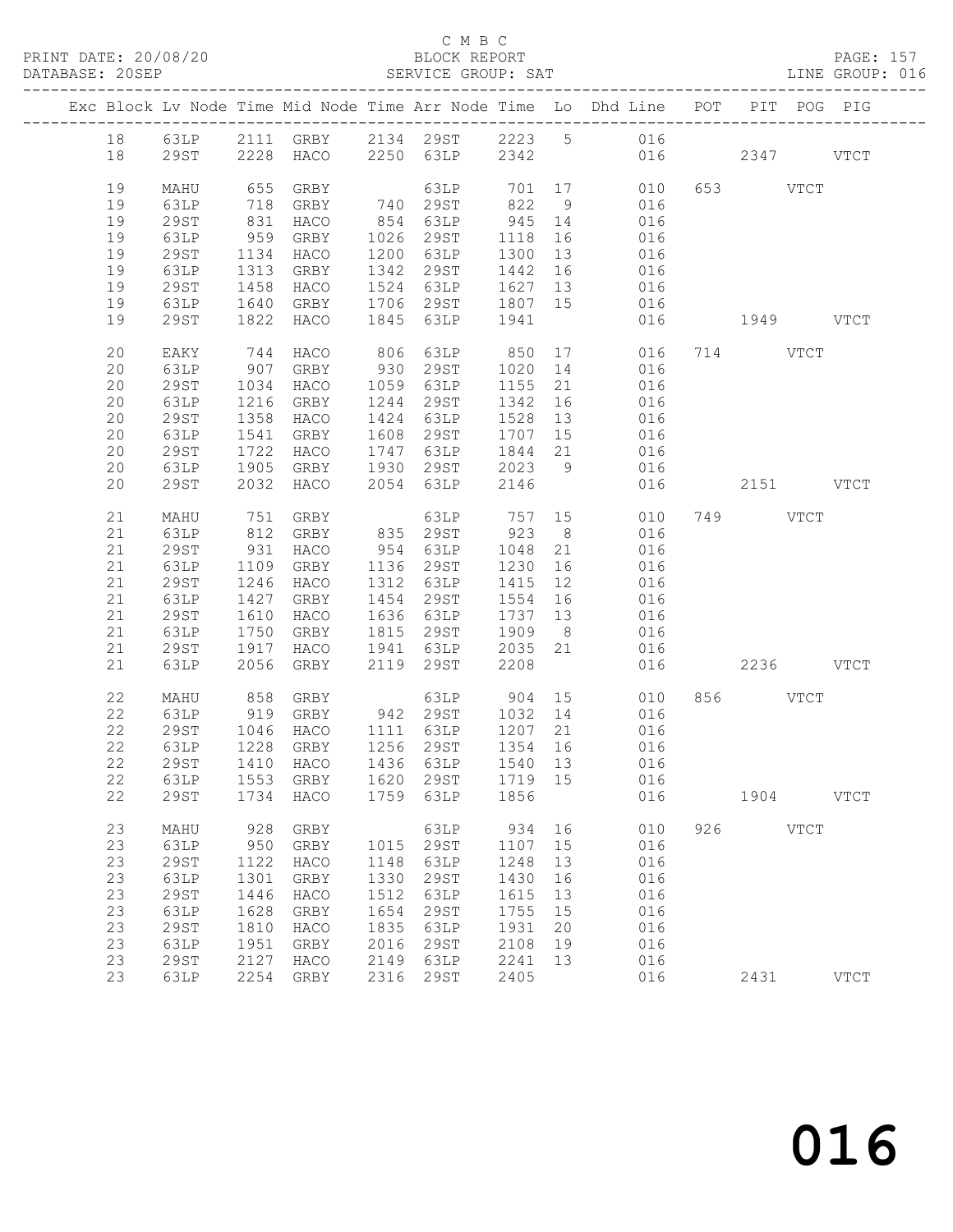C M B C

PRINT DATE: 20/08/20 BLOCK REPORT PAGE: 157
DATABASE: 20SEP SERVICE GROUP: SAT LINE GROUP: 016

| Exc | Block | Lv | Node | Time | Mid Node | Time | Arr Node | Time | Lo | Dhd Line | POT | PIT | POG | PIG |
|---|---|---|---|---|---|---|---|---|---|---|---|---|---|---|
| | 18 | | 63LP | 2111 | GRBY | 2134 | 29ST | 2223 | 5 | 016 | | | | |
| | 18 | | 29ST | 2228 | HACO | 2250 | 63LP | 2342 | | 016 | | 2347 | | VTCT |
| | 19 | | MAHU | 655 | GRBY | | 63LP | 701 | 17 | 010 | 653 | | VTCT | |
| | 19 | | 63LP | 718 | GRBY | 740 | 29ST | 822 | 9 | 016 | | | | |
| | 19 | | 29ST | 831 | HACO | 854 | 63LP | 945 | 14 | 016 | | | | |
| | 19 | | 63LP | 959 | GRBY | 1026 | 29ST | 1118 | 16 | 016 | | | | |
| | 19 | | 29ST | 1134 | HACO | 1200 | 63LP | 1300 | 13 | 016 | | | | |
| | 19 | | 63LP | 1313 | GRBY | 1342 | 29ST | 1442 | 16 | 016 | | | | |
| | 19 | | 29ST | 1458 | HACO | 1524 | 63LP | 1627 | 13 | 016 | | | | |
| | 19 | | 63LP | 1640 | GRBY | 1706 | 29ST | 1807 | 15 | 016 | | | | |
| | 19 | | 29ST | 1822 | HACO | 1845 | 63LP | 1941 | | 016 | | 1949 | | VTCT |
| | 20 | | EAKY | 744 | HACO | 806 | 63LP | 850 | 17 | 016 | 714 | | VTCT | |
| | 20 | | 63LP | 907 | GRBY | 930 | 29ST | 1020 | 14 | 016 | | | | |
| | 20 | | 29ST | 1034 | HACO | 1059 | 63LP | 1155 | 21 | 016 | | | | |
| | 20 | | 63LP | 1216 | GRBY | 1244 | 29ST | 1342 | 16 | 016 | | | | |
| | 20 | | 29ST | 1358 | HACO | 1424 | 63LP | 1528 | 13 | 016 | | | | |
| | 20 | | 63LP | 1541 | GRBY | 1608 | 29ST | 1707 | 15 | 016 | | | | |
| | 20 | | 29ST | 1722 | HACO | 1747 | 63LP | 1844 | 21 | 016 | | | | |
| | 20 | | 63LP | 1905 | GRBY | 1930 | 29ST | 2023 | 9 | 016 | | | | |
| | 20 | | 29ST | 2032 | HACO | 2054 | 63LP | 2146 | | 016 | | 2151 | | VTCT |
| | 21 | | MAHU | 751 | GRBY | | 63LP | 757 | 15 | 010 | 749 | | VTCT | |
| | 21 | | 63LP | 812 | GRBY | 835 | 29ST | 923 | 8 | 016 | | | | |
| | 21 | | 29ST | 931 | HACO | 954 | 63LP | 1048 | 21 | 016 | | | | |
| | 21 | | 63LP | 1109 | GRBY | 1136 | 29ST | 1230 | 16 | 016 | | | | |
| | 21 | | 29ST | 1246 | HACO | 1312 | 63LP | 1415 | 12 | 016 | | | | |
| | 21 | | 63LP | 1427 | GRBY | 1454 | 29ST | 1554 | 16 | 016 | | | | |
| | 21 | | 29ST | 1610 | HACO | 1636 | 63LP | 1737 | 13 | 016 | | | | |
| | 21 | | 63LP | 1750 | GRBY | 1815 | 29ST | 1909 | 8 | 016 | | | | |
| | 21 | | 29ST | 1917 | HACO | 1941 | 63LP | 2035 | 21 | 016 | | | | |
| | 21 | | 63LP | 2056 | GRBY | 2119 | 29ST | 2208 | | 016 | | 2236 | | VTCT |
| | 22 | | MAHU | 858 | GRBY | | 63LP | 904 | 15 | 010 | 856 | | VTCT | |
| | 22 | | 63LP | 919 | GRBY | 942 | 29ST | 1032 | 14 | 016 | | | | |
| | 22 | | 29ST | 1046 | HACO | 1111 | 63LP | 1207 | 21 | 016 | | | | |
| | 22 | | 63LP | 1228 | GRBY | 1256 | 29ST | 1354 | 16 | 016 | | | | |
| | 22 | | 29ST | 1410 | HACO | 1436 | 63LP | 1540 | 13 | 016 | | | | |
| | 22 | | 63LP | 1553 | GRBY | 1620 | 29ST | 1719 | 15 | 016 | | | | |
| | 22 | | 29ST | 1734 | HACO | 1759 | 63LP | 1856 | | 016 | | 1904 | | VTCT |
| | 23 | | MAHU | 928 | GRBY | | 63LP | 934 | 16 | 010 | 926 | | VTCT | |
| | 23 | | 63LP | 950 | GRBY | 1015 | 29ST | 1107 | 15 | 016 | | | | |
| | 23 | | 29ST | 1122 | HACO | 1148 | 63LP | 1248 | 13 | 016 | | | | |
| | 23 | | 63LP | 1301 | GRBY | 1330 | 29ST | 1430 | 16 | 016 | | | | |
| | 23 | | 29ST | 1446 | HACO | 1512 | 63LP | 1615 | 13 | 016 | | | | |
| | 23 | | 63LP | 1628 | GRBY | 1654 | 29ST | 1755 | 15 | 016 | | | | |
| | 23 | | 29ST | 1810 | HACO | 1835 | 63LP | 1931 | 20 | 016 | | | | |
| | 23 | | 63LP | 1951 | GRBY | 2016 | 29ST | 2108 | 19 | 016 | | | | |
| | 23 | | 29ST | 2127 | HACO | 2149 | 63LP | 2241 | 13 | 016 | | | | |
| | 23 | | 63LP | 2254 | GRBY | 2316 | 29ST | 2405 | | 016 | | 2431 | | VTCT |

016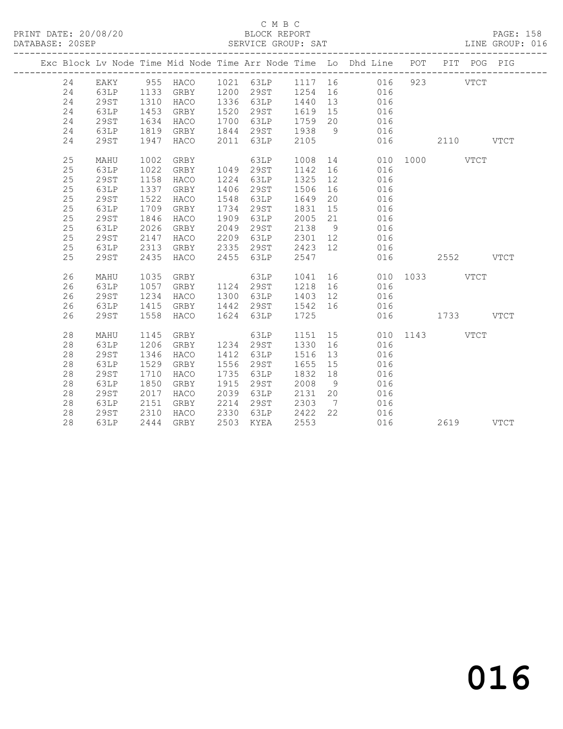C M B C
BLOCK REPORT
SERVICE GROUP: SAT

PRINT DATE: 20/08/20
DATABASE: 20SEP
LINE GROUP: 016

| Exc | Block | Lv | Node | Time | Mid Node | Time | Arr Node | Time | Lo | Dhd Line | POT | PIT | POG | PIG |
|---|---|---|---|---|---|---|---|---|---|---|---|---|---|---|
| | 24 | | EAKY | 955 | HACO | 1021 | 63LP | 1117 | 16 | 016 | 923 | | VTCT | |
| | 24 | | 63LP | 1133 | GRBY | 1200 | 29ST | 1254 | 16 | 016 | | | | |
| | 24 | | 29ST | 1310 | HACO | 1336 | 63LP | 1440 | 13 | 016 | | | | |
| | 24 | | 63LP | 1453 | GRBY | 1520 | 29ST | 1619 | 15 | 016 | | | | |
| | 24 | | 29ST | 1634 | HACO | 1700 | 63LP | 1759 | 20 | 016 | | | | |
| | 24 | | 63LP | 1819 | GRBY | 1844 | 29ST | 1938 | 9 | 016 | | | | |
| | 24 | | 29ST | 1947 | HACO | 2011 | 63LP | 2105 | | 016 | | 2110 | | VTCT |
| | 25 | | MAHU | 1002 | GRBY | | 63LP | 1008 | 14 | 010 | 1000 | | VTCT | |
| | 25 | | 63LP | 1022 | GRBY | 1049 | 29ST | 1142 | 16 | 016 | | | | |
| | 25 | | 29ST | 1158 | HACO | 1224 | 63LP | 1325 | 12 | 016 | | | | |
| | 25 | | 63LP | 1337 | GRBY | 1406 | 29ST | 1506 | 16 | 016 | | | | |
| | 25 | | 29ST | 1522 | HACO | 1548 | 63LP | 1649 | 20 | 016 | | | | |
| | 25 | | 63LP | 1709 | GRBY | 1734 | 29ST | 1831 | 15 | 016 | | | | |
| | 25 | | 29ST | 1846 | HACO | 1909 | 63LP | 2005 | 21 | 016 | | | | |
| | 25 | | 63LP | 2026 | GRBY | 2049 | 29ST | 2138 | 9 | 016 | | | | |
| | 25 | | 29ST | 2147 | HACO | 2209 | 63LP | 2301 | 12 | 016 | | | | |
| | 25 | | 63LP | 2313 | GRBY | 2335 | 29ST | 2423 | 12 | 016 | | | | |
| | 25 | | 29ST | 2435 | HACO | 2455 | 63LP | 2547 | | 016 | | 2552 | | VTCT |
| | 26 | | MAHU | 1035 | GRBY | | 63LP | 1041 | 16 | 010 | 1033 | | VTCT | |
| | 26 | | 63LP | 1057 | GRBY | 1124 | 29ST | 1218 | 16 | 016 | | | | |
| | 26 | | 29ST | 1234 | HACO | 1300 | 63LP | 1403 | 12 | 016 | | | | |
| | 26 | | 63LP | 1415 | GRBY | 1442 | 29ST | 1542 | 16 | 016 | | | | |
| | 26 | | 29ST | 1558 | HACO | 1624 | 63LP | 1725 | | 016 | | 1733 | | VTCT |
| | 28 | | MAHU | 1145 | GRBY | | 63LP | 1151 | 15 | 010 | 1143 | | VTCT | |
| | 28 | | 63LP | 1206 | GRBY | 1234 | 29ST | 1330 | 16 | 016 | | | | |
| | 28 | | 29ST | 1346 | HACO | 1412 | 63LP | 1516 | 13 | 016 | | | | |
| | 28 | | 63LP | 1529 | GRBY | 1556 | 29ST | 1655 | 15 | 016 | | | | |
| | 28 | | 29ST | 1710 | HACO | 1735 | 63LP | 1832 | 18 | 016 | | | | |
| | 28 | | 63LP | 1850 | GRBY | 1915 | 29ST | 2008 | 9 | 016 | | | | |
| | 28 | | 29ST | 2017 | HACO | 2039 | 63LP | 2131 | 20 | 016 | | | | |
| | 28 | | 63LP | 2151 | GRBY | 2214 | 29ST | 2303 | 7 | 016 | | | | |
| | 28 | | 29ST | 2310 | HACO | 2330 | 63LP | 2422 | 22 | 016 | | | | |
| | 28 | | 63LP | 2444 | GRBY | 2503 | KYEA | 2553 | | 016 | | 2619 | | VTCT |

016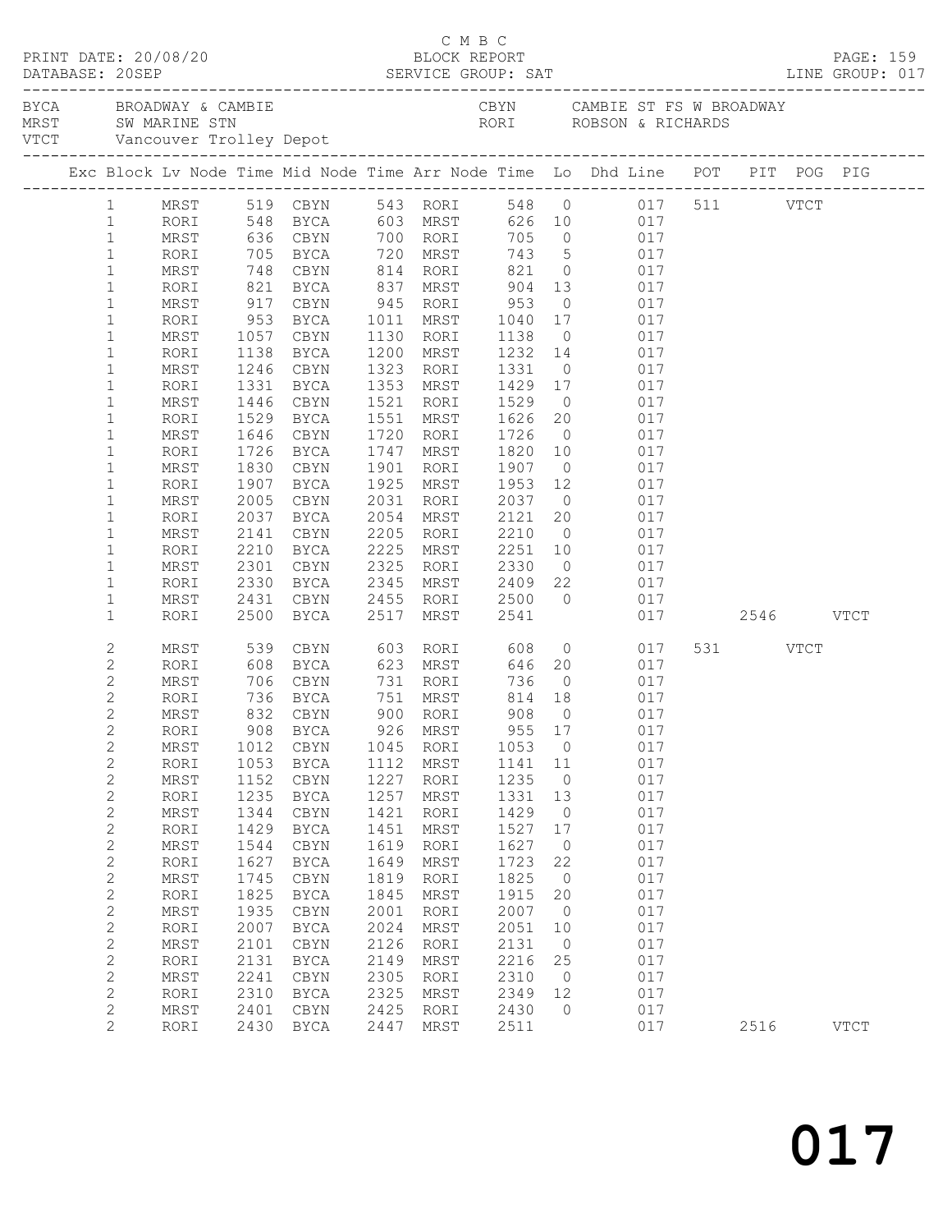C M B C

PRINT DATE: 20/08/20 BLOCK REPORT PAGE: 159
DATABASE: 20SEP SERVICE GROUP: SAT LINE GROUP: 017

BYCA BROADWAY & CAMBIE
MRST SW MARINE STN
VTCT Vancouver Trolley Depot

CBYN CAMBIE ST FS W BROADWAY
RORI ROBSON & RICHARDS

| Exc | Block | Lv | Node | Time | Mid Node | Time | Arr Node | Time | Lo | Dhd Line | POT | PIT | POG | PIG |
|---|---|---|---|---|---|---|---|---|---|---|---|---|---|---|
| | 1 | | MRST | 519 | CBYN | 543 | RORI | 548 | 0 | 017 | 511 | | VTCT | |
| | 1 | | RORI | 548 | BYCA | 603 | MRST | 626 | 10 | 017 | | | | |
| | 1 | | MRST | 636 | CBYN | 700 | RORI | 705 | 0 | 017 | | | | |
| | 1 | | RORI | 705 | BYCA | 720 | MRST | 743 | 5 | 017 | | | | |
| | 1 | | MRST | 748 | CBYN | 814 | RORI | 821 | 0 | 017 | | | | |
| | 1 | | RORI | 821 | BYCA | 837 | MRST | 904 | 13 | 017 | | | | |
| | 1 | | MRST | 917 | CBYN | 945 | RORI | 953 | 0 | 017 | | | | |
| | 1 | | RORI | 953 | BYCA | 1011 | MRST | 1040 | 17 | 017 | | | | |
| | 1 | | MRST | 1057 | CBYN | 1130 | RORI | 1138 | 0 | 017 | | | | |
| | 1 | | RORI | 1138 | BYCA | 1200 | MRST | 1232 | 14 | 017 | | | | |
| | 1 | | MRST | 1246 | CBYN | 1323 | RORI | 1331 | 0 | 017 | | | | |
| | 1 | | RORI | 1331 | BYCA | 1353 | MRST | 1429 | 17 | 017 | | | | |
| | 1 | | MRST | 1446 | CBYN | 1521 | RORI | 1529 | 0 | 017 | | | | |
| | 1 | | RORI | 1529 | BYCA | 1551 | MRST | 1626 | 20 | 017 | | | | |
| | 1 | | MRST | 1646 | CBYN | 1720 | RORI | 1726 | 0 | 017 | | | | |
| | 1 | | RORI | 1726 | BYCA | 1747 | MRST | 1820 | 10 | 017 | | | | |
| | 1 | | MRST | 1830 | CBYN | 1901 | RORI | 1907 | 0 | 017 | | | | |
| | 1 | | RORI | 1907 | BYCA | 1925 | MRST | 1953 | 12 | 017 | | | | |
| | 1 | | MRST | 2005 | CBYN | 2031 | RORI | 2037 | 0 | 017 | | | | |
| | 1 | | RORI | 2037 | BYCA | 2054 | MRST | 2121 | 20 | 017 | | | | |
| | 1 | | MRST | 2141 | CBYN | 2205 | RORI | 2210 | 0 | 017 | | | | |
| | 1 | | RORI | 2210 | BYCA | 2225 | MRST | 2251 | 10 | 017 | | | | |
| | 1 | | MRST | 2301 | CBYN | 2325 | RORI | 2330 | 0 | 017 | | | | |
| | 1 | | RORI | 2330 | BYCA | 2345 | MRST | 2409 | 22 | 017 | | | | |
| | 1 | | MRST | 2431 | CBYN | 2455 | RORI | 2500 | 0 | 017 | | | | |
| | 1 | | RORI | 2500 | BYCA | 2517 | MRST | 2541 | | 017 | | 2546 | | VTCT |
| | 2 | | MRST | 539 | CBYN | 603 | RORI | 608 | 0 | 017 | 531 | | VTCT | |
| | 2 | | RORI | 608 | BYCA | 623 | MRST | 646 | 20 | 017 | | | | |
| | 2 | | MRST | 706 | CBYN | 731 | RORI | 736 | 0 | 017 | | | | |
| | 2 | | RORI | 736 | BYCA | 751 | MRST | 814 | 18 | 017 | | | | |
| | 2 | | MRST | 832 | CBYN | 900 | RORI | 908 | 0 | 017 | | | | |
| | 2 | | RORI | 908 | BYCA | 926 | MRST | 955 | 17 | 017 | | | | |
| | 2 | | MRST | 1012 | CBYN | 1045 | RORI | 1053 | 0 | 017 | | | | |
| | 2 | | RORI | 1053 | BYCA | 1112 | MRST | 1141 | 11 | 017 | | | | |
| | 2 | | MRST | 1152 | CBYN | 1227 | RORI | 1235 | 0 | 017 | | | | |
| | 2 | | RORI | 1235 | BYCA | 1257 | MRST | 1331 | 13 | 017 | | | | |
| | 2 | | MRST | 1344 | CBYN | 1421 | RORI | 1429 | 0 | 017 | | | | |
| | 2 | | RORI | 1429 | BYCA | 1451 | MRST | 1527 | 17 | 017 | | | | |
| | 2 | | MRST | 1544 | CBYN | 1619 | RORI | 1627 | 0 | 017 | | | | |
| | 2 | | RORI | 1627 | BYCA | 1649 | MRST | 1723 | 22 | 017 | | | | |
| | 2 | | MRST | 1745 | CBYN | 1819 | RORI | 1825 | 0 | 017 | | | | |
| | 2 | | RORI | 1825 | BYCA | 1845 | MRST | 1915 | 20 | 017 | | | | |
| | 2 | | MRST | 1935 | CBYN | 2001 | RORI | 2007 | 0 | 017 | | | | |
| | 2 | | RORI | 2007 | BYCA | 2024 | MRST | 2051 | 10 | 017 | | | | |
| | 2 | | MRST | 2101 | CBYN | 2126 | RORI | 2131 | 0 | 017 | | | | |
| | 2 | | RORI | 2131 | BYCA | 2149 | MRST | 2216 | 25 | 017 | | | | |
| | 2 | | MRST | 2241 | CBYN | 2305 | RORI | 2310 | 0 | 017 | | | | |
| | 2 | | RORI | 2310 | BYCA | 2325 | MRST | 2349 | 12 | 017 | | | | |
| | 2 | | MRST | 2401 | CBYN | 2425 | RORI | 2430 | 0 | 017 | | | | |
| | 2 | | RORI | 2430 | BYCA | 2447 | MRST | 2511 | | 017 | | 2516 | | VTCT |

017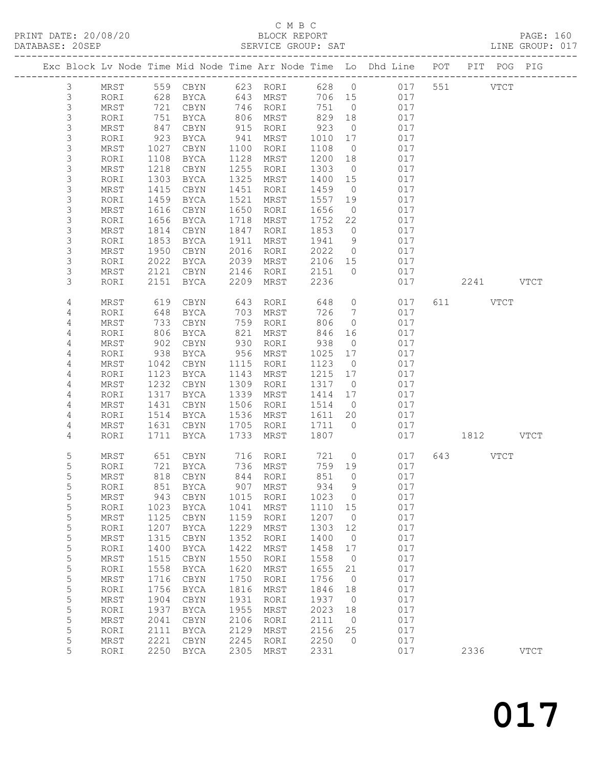C M B C
PRINT DATE: 20/08/20 BLOCK REPORT PAGE: 160
DATABASE: 20SEP SERVICE GROUP: SAT LINE GROUP: 017

| Exc | Block | Lv | Node | Time | Mid Node | Time | Arr Node | Time | Lo | Dhd Line | POT | PIT | POG | PIG |
|---|---|---|---|---|---|---|---|---|---|---|---|---|---|---|
| | 3 | | MRST | 559 | CBYN | 623 | RORI | 628 | 0 | 017 | 551 | | VTCT | |
| | 3 | | RORI | 628 | BYCA | 643 | MRST | 706 | 15 | 017 | | | | |
| | 3 | | MRST | 721 | CBYN | 746 | RORI | 751 | 0 | 017 | | | | |
| | 3 | | RORI | 751 | BYCA | 806 | MRST | 829 | 18 | 017 | | | | |
| | 3 | | MRST | 847 | CBYN | 915 | RORI | 923 | 0 | 017 | | | | |
| | 3 | | RORI | 923 | BYCA | 941 | MRST | 1010 | 17 | 017 | | | | |
| | 3 | | MRST | 1027 | CBYN | 1100 | RORI | 1108 | 0 | 017 | | | | |
| | 3 | | RORI | 1108 | BYCA | 1128 | MRST | 1200 | 18 | 017 | | | | |
| | 3 | | MRST | 1218 | CBYN | 1255 | RORI | 1303 | 0 | 017 | | | | |
| | 3 | | RORI | 1303 | BYCA | 1325 | MRST | 1400 | 15 | 017 | | | | |
| | 3 | | MRST | 1415 | CBYN | 1451 | RORI | 1459 | 0 | 017 | | | | |
| | 3 | | RORI | 1459 | BYCA | 1521 | MRST | 1557 | 19 | 017 | | | | |
| | 3 | | MRST | 1616 | CBYN | 1650 | RORI | 1656 | 0 | 017 | | | | |
| | 3 | | RORI | 1656 | BYCA | 1718 | MRST | 1752 | 22 | 017 | | | | |
| | 3 | | MRST | 1814 | CBYN | 1847 | RORI | 1853 | 0 | 017 | | | | |
| | 3 | | RORI | 1853 | BYCA | 1911 | MRST | 1941 | 9 | 017 | | | | |
| | 3 | | MRST | 1950 | CBYN | 2016 | RORI | 2022 | 0 | 017 | | | | |
| | 3 | | RORI | 2022 | BYCA | 2039 | MRST | 2106 | 15 | 017 | | | | |
| | 3 | | MRST | 2121 | CBYN | 2146 | RORI | 2151 | 0 | 017 | | | | |
| | 3 | | RORI | 2151 | BYCA | 2209 | MRST | 2236 | | 017 | | 2241 | | VTCT |
| | 4 | | MRST | 619 | CBYN | 643 | RORI | 648 | 0 | 017 | 611 | | VTCT | |
| | 4 | | RORI | 648 | BYCA | 703 | MRST | 726 | 7 | 017 | | | | |
| | 4 | | MRST | 733 | CBYN | 759 | RORI | 806 | 0 | 017 | | | | |
| | 4 | | RORI | 806 | BYCA | 821 | MRST | 846 | 16 | 017 | | | | |
| | 4 | | MRST | 902 | CBYN | 930 | RORI | 938 | 0 | 017 | | | | |
| | 4 | | RORI | 938 | BYCA | 956 | MRST | 1025 | 17 | 017 | | | | |
| | 4 | | MRST | 1042 | CBYN | 1115 | RORI | 1123 | 0 | 017 | | | | |
| | 4 | | RORI | 1123 | BYCA | 1143 | MRST | 1215 | 17 | 017 | | | | |
| | 4 | | MRST | 1232 | CBYN | 1309 | RORI | 1317 | 0 | 017 | | | | |
| | 4 | | RORI | 1317 | BYCA | 1339 | MRST | 1414 | 17 | 017 | | | | |
| | 4 | | MRST | 1431 | CBYN | 1506 | RORI | 1514 | 0 | 017 | | | | |
| | 4 | | RORI | 1514 | BYCA | 1536 | MRST | 1611 | 20 | 017 | | | | |
| | 4 | | MRST | 1631 | CBYN | 1705 | RORI | 1711 | 0 | 017 | | | | |
| | 4 | | RORI | 1711 | BYCA | 1733 | MRST | 1807 | | 017 | | 1812 | | VTCT |
| | 5 | | MRST | 651 | CBYN | 716 | RORI | 721 | 0 | 017 | 643 | | VTCT | |
| | 5 | | RORI | 721 | BYCA | 736 | MRST | 759 | 19 | 017 | | | | |
| | 5 | | MRST | 818 | CBYN | 844 | RORI | 851 | 0 | 017 | | | | |
| | 5 | | RORI | 851 | BYCA | 907 | MRST | 934 | 9 | 017 | | | | |
| | 5 | | MRST | 943 | CBYN | 1015 | RORI | 1023 | 0 | 017 | | | | |
| | 5 | | RORI | 1023 | BYCA | 1041 | MRST | 1110 | 15 | 017 | | | | |
| | 5 | | MRST | 1125 | CBYN | 1159 | RORI | 1207 | 0 | 017 | | | | |
| | 5 | | RORI | 1207 | BYCA | 1229 | MRST | 1303 | 12 | 017 | | | | |
| | 5 | | MRST | 1315 | CBYN | 1352 | RORI | 1400 | 0 | 017 | | | | |
| | 5 | | RORI | 1400 | BYCA | 1422 | MRST | 1458 | 17 | 017 | | | | |
| | 5 | | MRST | 1515 | CBYN | 1550 | RORI | 1558 | 0 | 017 | | | | |
| | 5 | | RORI | 1558 | BYCA | 1620 | MRST | 1655 | 21 | 017 | | | | |
| | 5 | | MRST | 1716 | CBYN | 1750 | RORI | 1756 | 0 | 017 | | | | |
| | 5 | | RORI | 1756 | BYCA | 1816 | MRST | 1846 | 18 | 017 | | | | |
| | 5 | | MRST | 1904 | CBYN | 1931 | RORI | 1937 | 0 | 017 | | | | |
| | 5 | | RORI | 1937 | BYCA | 1955 | MRST | 2023 | 18 | 017 | | | | |
| | 5 | | MRST | 2041 | CBYN | 2106 | RORI | 2111 | 0 | 017 | | | | |
| | 5 | | RORI | 2111 | BYCA | 2129 | MRST | 2156 | 25 | 017 | | | | |
| | 5 | | MRST | 2221 | CBYN | 2245 | RORI | 2250 | 0 | 017 | | | | |
| | 5 | | RORI | 2250 | BYCA | 2305 | MRST | 2331 | | 017 | | 2336 | | VTCT |

017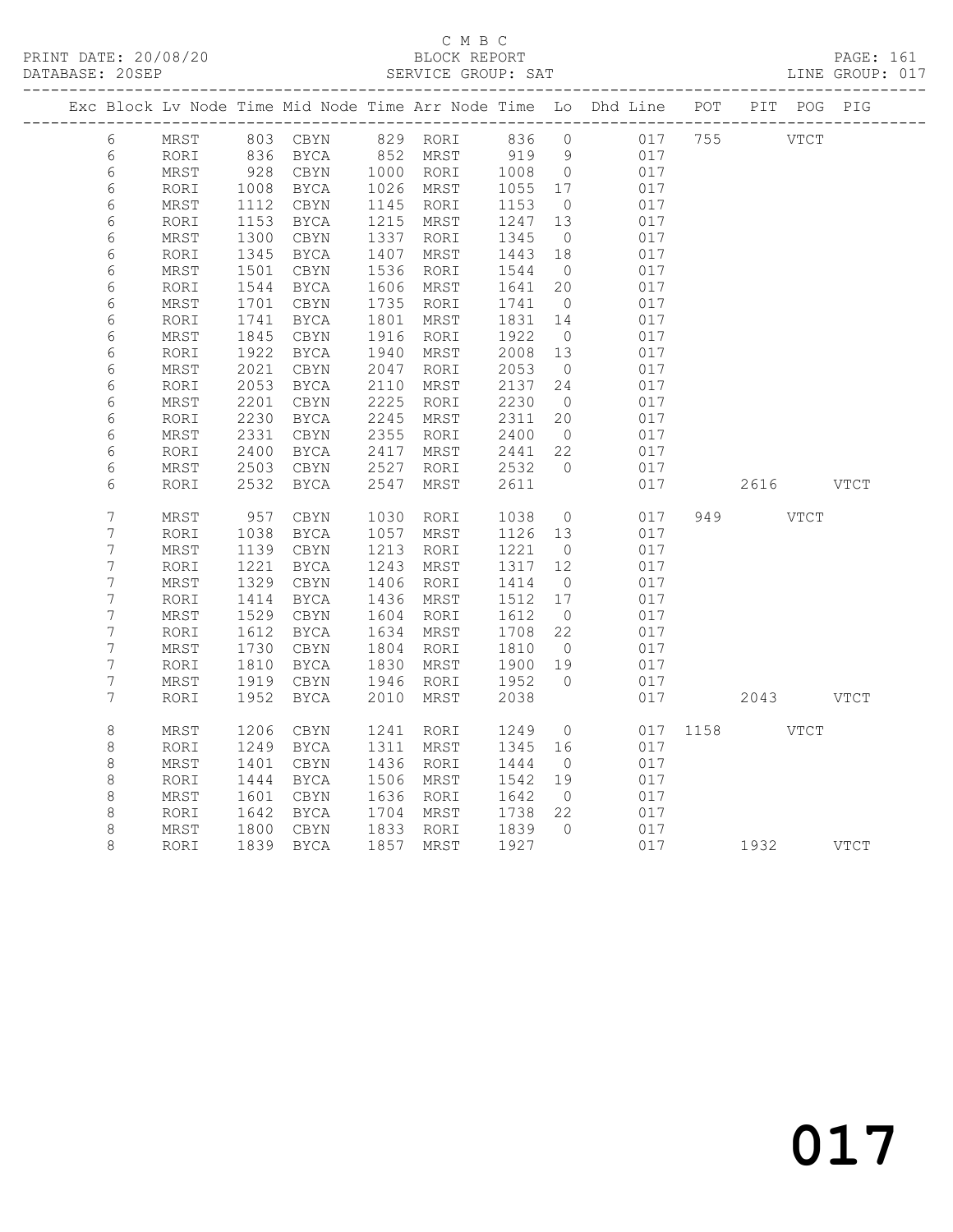C M B C

PRINT DATE: 20/08/20 BLOCK REPORT PAGE: 161
DATABASE: 20SEP SERVICE GROUP: SAT LINE GROUP: 017

| Exc | Block | Lv | Node | Time | Mid Node | Time | Arr Node | Time | Lo | Dhd Line | POT | PIT | POG | PIG |
|---|---|---|---|---|---|---|---|---|---|---|---|---|---|---|
| | 6 | | MRST | 803 | CBYN | 829 | RORI | 836 | 0 | 017 | 755 | | VTCT | |
| | 6 | | RORI | 836 | BYCA | 852 | MRST | 919 | 9 | 017 | | | | |
| | 6 | | MRST | 928 | CBYN | 1000 | RORI | 1008 | 0 | 017 | | | | |
| | 6 | | RORI | 1008 | BYCA | 1026 | MRST | 1055 | 17 | 017 | | | | |
| | 6 | | MRST | 1112 | CBYN | 1145 | RORI | 1153 | 0 | 017 | | | | |
| | 6 | | RORI | 1153 | BYCA | 1215 | MRST | 1247 | 13 | 017 | | | | |
| | 6 | | MRST | 1300 | CBYN | 1337 | RORI | 1345 | 0 | 017 | | | | |
| | 6 | | RORI | 1345 | BYCA | 1407 | MRST | 1443 | 18 | 017 | | | | |
| | 6 | | MRST | 1501 | CBYN | 1536 | RORI | 1544 | 0 | 017 | | | | |
| | 6 | | RORI | 1544 | BYCA | 1606 | MRST | 1641 | 20 | 017 | | | | |
| | 6 | | MRST | 1701 | CBYN | 1735 | RORI | 1741 | 0 | 017 | | | | |
| | 6 | | RORI | 1741 | BYCA | 1801 | MRST | 1831 | 14 | 017 | | | | |
| | 6 | | MRST | 1845 | CBYN | 1916 | RORI | 1922 | 0 | 017 | | | | |
| | 6 | | RORI | 1922 | BYCA | 1940 | MRST | 2008 | 13 | 017 | | | | |
| | 6 | | MRST | 2021 | CBYN | 2047 | RORI | 2053 | 0 | 017 | | | | |
| | 6 | | RORI | 2053 | BYCA | 2110 | MRST | 2137 | 24 | 017 | | | | |
| | 6 | | MRST | 2201 | CBYN | 2225 | RORI | 2230 | 0 | 017 | | | | |
| | 6 | | RORI | 2230 | BYCA | 2245 | MRST | 2311 | 20 | 017 | | | | |
| | 6 | | MRST | 2331 | CBYN | 2355 | RORI | 2400 | 0 | 017 | | | | |
| | 6 | | RORI | 2400 | BYCA | 2417 | MRST | 2441 | 22 | 017 | | | | |
| | 6 | | MRST | 2503 | CBYN | 2527 | RORI | 2532 | 0 | 017 | | | | |
| | 6 | | RORI | 2532 | BYCA | 2547 | MRST | 2611 | | 017 | | 2616 | | VTCT |
| | 7 | | MRST | 957 | CBYN | 1030 | RORI | 1038 | 0 | 017 | 949 | | VTCT | |
| | 7 | | RORI | 1038 | BYCA | 1057 | MRST | 1126 | 13 | 017 | | | | |
| | 7 | | MRST | 1139 | CBYN | 1213 | RORI | 1221 | 0 | 017 | | | | |
| | 7 | | RORI | 1221 | BYCA | 1243 | MRST | 1317 | 12 | 017 | | | | |
| | 7 | | MRST | 1329 | CBYN | 1406 | RORI | 1414 | 0 | 017 | | | | |
| | 7 | | RORI | 1414 | BYCA | 1436 | MRST | 1512 | 17 | 017 | | | | |
| | 7 | | MRST | 1529 | CBYN | 1604 | RORI | 1612 | 0 | 017 | | | | |
| | 7 | | RORI | 1612 | BYCA | 1634 | MRST | 1708 | 22 | 017 | | | | |
| | 7 | | MRST | 1730 | CBYN | 1804 | RORI | 1810 | 0 | 017 | | | | |
| | 7 | | RORI | 1810 | BYCA | 1830 | MRST | 1900 | 19 | 017 | | | | |
| | 7 | | MRST | 1919 | CBYN | 1946 | RORI | 1952 | 0 | 017 | | | | |
| | 7 | | RORI | 1952 | BYCA | 2010 | MRST | 2038 | | 017 | | 2043 | | VTCT |
| | 8 | | MRST | 1206 | CBYN | 1241 | RORI | 1249 | 0 | 017 | 1158 | | VTCT | |
| | 8 | | RORI | 1249 | BYCA | 1311 | MRST | 1345 | 16 | 017 | | | | |
| | 8 | | MRST | 1401 | CBYN | 1436 | RORI | 1444 | 0 | 017 | | | | |
| | 8 | | RORI | 1444 | BYCA | 1506 | MRST | 1542 | 19 | 017 | | | | |
| | 8 | | MRST | 1601 | CBYN | 1636 | RORI | 1642 | 0 | 017 | | | | |
| | 8 | | RORI | 1642 | BYCA | 1704 | MRST | 1738 | 22 | 017 | | | | |
| | 8 | | MRST | 1800 | CBYN | 1833 | RORI | 1839 | 0 | 017 | | | | |
| | 8 | | RORI | 1839 | BYCA | 1857 | MRST | 1927 | | 017 | | 1932 | | VTCT |

017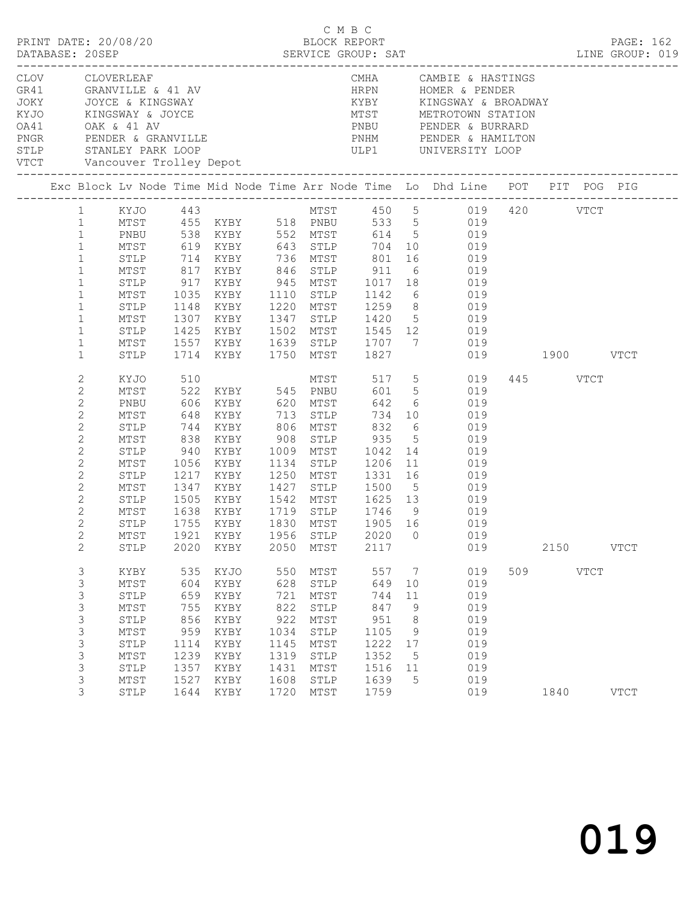C M B C
BLOCK REPORT
SERVICE GROUP: SAT

PRINT DATE: 20/08/20
DATABASE: 20SEP
LINE GROUP: 019

| Code | Name | Code | Name |
|---|---|---|---|
| CLOV | CLOVERLEAF | CMHA | CAMBIE & HASTINGS |
| GR41 | GRANVILLE & 41 AV | HRPN | HOMER & PENDER |
| JOKY | JOYCE & KINGSWAY | KYBY | KINGSWAY & BROADWAY |
| KYJO | KINGSWAY & JOYCE | MTST | METROTOWN STATION |
| OA41 | OAK & 41 AV | PNBU | PENDER & BURRARD |
| PNGR | PENDER & GRANVILLE | PNHM | PENDER & HAMILTON |
| STLP | STANLEY PARK LOOP | ULP1 | UNIVERSITY LOOP |
| VTCT | Vancouver Trolley Depot | | |

| Exc | Block | Lv Node | Time | Mid Node | Time | Arr Node | Time | Lo | Dhd Line | POT | PIT | POG | PIG |
|---|---|---|---|---|---|---|---|---|---|---|---|---|---|
| | 1 | KYJO | 443 | | | MTST | 450 | 5 | 019 | 420 | | VTCT | |
| | 1 | MTST | 455 | KYBY | 518 | PNBU | 533 | 5 | 019 | | | | |
| | 1 | PNBU | 538 | KYBY | 552 | MTST | 614 | 5 | 019 | | | | |
| | 1 | MTST | 619 | KYBY | 643 | STLP | 704 | 10 | 019 | | | | |
| | 1 | STLP | 714 | KYBY | 736 | MTST | 801 | 16 | 019 | | | | |
| | 1 | MTST | 817 | KYBY | 846 | STLP | 911 | 6 | 019 | | | | |
| | 1 | STLP | 917 | KYBY | 945 | MTST | 1017 | 18 | 019 | | | | |
| | 1 | MTST | 1035 | KYBY | 1110 | STLP | 1142 | 6 | 019 | | | | |
| | 1 | STLP | 1148 | KYBY | 1220 | MTST | 1259 | 8 | 019 | | | | |
| | 1 | MTST | 1307 | KYBY | 1347 | STLP | 1420 | 5 | 019 | | | | |
| | 1 | STLP | 1425 | KYBY | 1502 | MTST | 1545 | 12 | 019 | | | | |
| | 1 | MTST | 1557 | KYBY | 1639 | STLP | 1707 | 7 | 019 | | | | |
| | 1 | STLP | 1714 | KYBY | 1750 | MTST | 1827 | | 019 | | 1900 | | VTCT |
| | 2 | KYJO | 510 | | | MTST | 517 | 5 | 019 | 445 | | VTCT | |
| | 2 | MTST | 522 | KYBY | 545 | PNBU | 601 | 5 | 019 | | | | |
| | 2 | PNBU | 606 | KYBY | 620 | MTST | 642 | 6 | 019 | | | | |
| | 2 | MTST | 648 | KYBY | 713 | STLP | 734 | 10 | 019 | | | | |
| | 2 | STLP | 744 | KYBY | 806 | MTST | 832 | 6 | 019 | | | | |
| | 2 | MTST | 838 | KYBY | 908 | STLP | 935 | 5 | 019 | | | | |
| | 2 | STLP | 940 | KYBY | 1009 | MTST | 1042 | 14 | 019 | | | | |
| | 2 | MTST | 1056 | KYBY | 1134 | STLP | 1206 | 11 | 019 | | | | |
| | 2 | STLP | 1217 | KYBY | 1250 | MTST | 1331 | 16 | 019 | | | | |
| | 2 | MTST | 1347 | KYBY | 1427 | STLP | 1500 | 5 | 019 | | | | |
| | 2 | STLP | 1505 | KYBY | 1542 | MTST | 1625 | 13 | 019 | | | | |
| | 2 | MTST | 1638 | KYBY | 1719 | STLP | 1746 | 9 | 019 | | | | |
| | 2 | STLP | 1755 | KYBY | 1830 | MTST | 1905 | 16 | 019 | | | | |
| | 2 | MTST | 1921 | KYBY | 1956 | STLP | 2020 | 0 | 019 | | | | |
| | 2 | STLP | 2020 | KYBY | 2050 | MTST | 2117 | | 019 | | 2150 | | VTCT |
| | 3 | KYBY | 535 | KYJO | 550 | MTST | 557 | 7 | 019 | 509 | | VTCT | |
| | 3 | MTST | 604 | KYBY | 628 | STLP | 649 | 10 | 019 | | | | |
| | 3 | STLP | 659 | KYBY | 721 | MTST | 744 | 11 | 019 | | | | |
| | 3 | MTST | 755 | KYBY | 822 | STLP | 847 | 9 | 019 | | | | |
| | 3 | STLP | 856 | KYBY | 922 | MTST | 951 | 8 | 019 | | | | |
| | 3 | MTST | 959 | KYBY | 1034 | STLP | 1105 | 9 | 019 | | | | |
| | 3 | STLP | 1114 | KYBY | 1145 | MTST | 1222 | 17 | 019 | | | | |
| | 3 | MTST | 1239 | KYBY | 1319 | STLP | 1352 | 5 | 019 | | | | |
| | 3 | STLP | 1357 | KYBY | 1431 | MTST | 1516 | 11 | 019 | | | | |
| | 3 | MTST | 1527 | KYBY | 1608 | STLP | 1639 | 5 | 019 | | | | |
| | 3 | STLP | 1644 | KYBY | 1720 | MTST | 1759 | | 019 | | 1840 | | VTCT |

019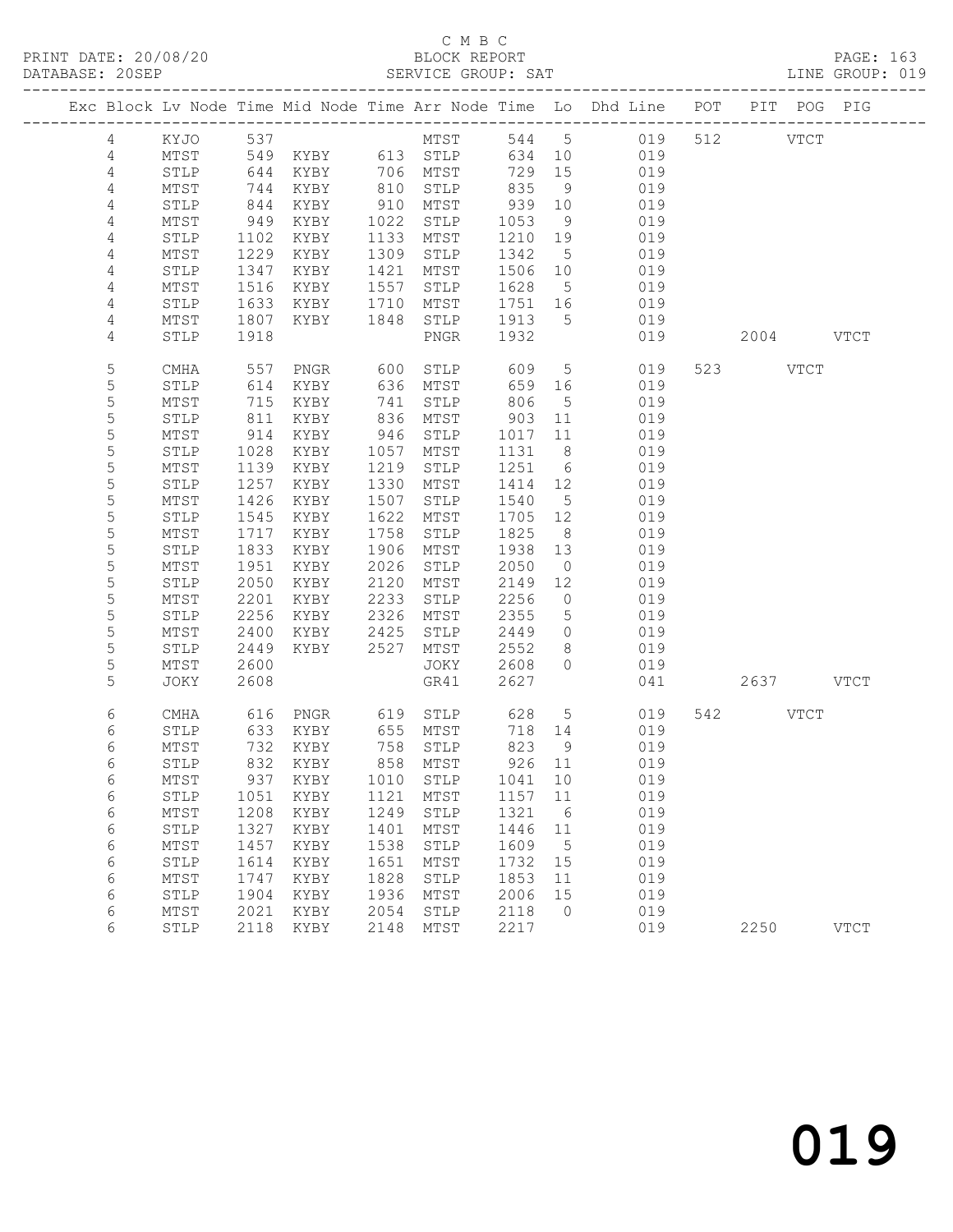C M B C
BLOCK REPORT
SERVICE GROUP: SAT

PRINT DATE: 20/08/20
DATABASE: 20SEP
LINE GROUP: 019

| Exc | Block | Lv | Node | Time | Mid Node | Time | Arr Node | Time | Lo | Dhd Line | POT | PIT | POG | PIG |
|---|---|---|---|---|---|---|---|---|---|---|---|---|---|---|
| | 4 | | KYJO | 537 | | | MTST | 544 | 5 | 019 | 512 | | VTCT | |
| | 4 | | MTST | 549 | KYBY | 613 | STLP | 634 | 10 | 019 | | | | |
| | 4 | | STLP | 644 | KYBY | 706 | MTST | 729 | 15 | 019 | | | | |
| | 4 | | MTST | 744 | KYBY | 810 | STLP | 835 | 9 | 019 | | | | |
| | 4 | | STLP | 844 | KYBY | 910 | MTST | 939 | 10 | 019 | | | | |
| | 4 | | MTST | 949 | KYBY | 1022 | STLP | 1053 | 9 | 019 | | | | |
| | 4 | | STLP | 1102 | KYBY | 1133 | MTST | 1210 | 19 | 019 | | | | |
| | 4 | | MTST | 1229 | KYBY | 1309 | STLP | 1342 | 5 | 019 | | | | |
| | 4 | | STLP | 1347 | KYBY | 1421 | MTST | 1506 | 10 | 019 | | | | |
| | 4 | | MTST | 1516 | KYBY | 1557 | STLP | 1628 | 5 | 019 | | | | |
| | 4 | | STLP | 1633 | KYBY | 1710 | MTST | 1751 | 16 | 019 | | | | |
| | 4 | | MTST | 1807 | KYBY | 1848 | STLP | 1913 | 5 | 019 | | | | |
| | 4 | | STLP | 1918 | | | PNGR | 1932 | | 019 | | 2004 | | VTCT |
| | 5 | | CMHA | 557 | PNGR | 600 | STLP | 609 | 5 | 019 | 523 | | VTCT | |
| | 5 | | STLP | 614 | KYBY | 636 | MTST | 659 | 16 | 019 | | | | |
| | 5 | | MTST | 715 | KYBY | 741 | STLP | 806 | 5 | 019 | | | | |
| | 5 | | STLP | 811 | KYBY | 836 | MTST | 903 | 11 | 019 | | | | |
| | 5 | | MTST | 914 | KYBY | 946 | STLP | 1017 | 11 | 019 | | | | |
| | 5 | | STLP | 1028 | KYBY | 1057 | MTST | 1131 | 8 | 019 | | | | |
| | 5 | | MTST | 1139 | KYBY | 1219 | STLP | 1251 | 6 | 019 | | | | |
| | 5 | | STLP | 1257 | KYBY | 1330 | MTST | 1414 | 12 | 019 | | | | |
| | 5 | | MTST | 1426 | KYBY | 1507 | STLP | 1540 | 5 | 019 | | | | |
| | 5 | | STLP | 1545 | KYBY | 1622 | MTST | 1705 | 12 | 019 | | | | |
| | 5 | | MTST | 1717 | KYBY | 1758 | STLP | 1825 | 8 | 019 | | | | |
| | 5 | | STLP | 1833 | KYBY | 1906 | MTST | 1938 | 13 | 019 | | | | |
| | 5 | | MTST | 1951 | KYBY | 2026 | STLP | 2050 | 0 | 019 | | | | |
| | 5 | | STLP | 2050 | KYBY | 2120 | MTST | 2149 | 12 | 019 | | | | |
| | 5 | | MTST | 2201 | KYBY | 2233 | STLP | 2256 | 0 | 019 | | | | |
| | 5 | | STLP | 2256 | KYBY | 2326 | MTST | 2355 | 5 | 019 | | | | |
| | 5 | | MTST | 2400 | KYBY | 2425 | STLP | 2449 | 0 | 019 | | | | |
| | 5 | | STLP | 2449 | KYBY | 2527 | MTST | 2552 | 8 | 019 | | | | |
| | 5 | | MTST | 2600 | | | JOKY | 2608 | 0 | 019 | | | | |
| | 5 | | JOKY | 2608 | | | GR41 | 2627 | | 041 | | 2637 | | VTCT |
| | 6 | | CMHA | 616 | PNGR | 619 | STLP | 628 | 5 | 019 | 542 | | VTCT | |
| | 6 | | STLP | 633 | KYBY | 655 | MTST | 718 | 14 | 019 | | | | |
| | 6 | | MTST | 732 | KYBY | 758 | STLP | 823 | 9 | 019 | | | | |
| | 6 | | STLP | 832 | KYBY | 858 | MTST | 926 | 11 | 019 | | | | |
| | 6 | | MTST | 937 | KYBY | 1010 | STLP | 1041 | 10 | 019 | | | | |
| | 6 | | STLP | 1051 | KYBY | 1121 | MTST | 1157 | 11 | 019 | | | | |
| | 6 | | MTST | 1208 | KYBY | 1249 | STLP | 1321 | 6 | 019 | | | | |
| | 6 | | STLP | 1327 | KYBY | 1401 | MTST | 1446 | 11 | 019 | | | | |
| | 6 | | MTST | 1457 | KYBY | 1538 | STLP | 1609 | 5 | 019 | | | | |
| | 6 | | STLP | 1614 | KYBY | 1651 | MTST | 1732 | 15 | 019 | | | | |
| | 6 | | MTST | 1747 | KYBY | 1828 | STLP | 1853 | 11 | 019 | | | | |
| | 6 | | STLP | 1904 | KYBY | 1936 | MTST | 2006 | 15 | 019 | | | | |
| | 6 | | MTST | 2021 | KYBY | 2054 | STLP | 2118 | 0 | 019 | | | | |
| | 6 | | STLP | 2118 | KYBY | 2148 | MTST | 2217 | | 019 | | 2250 | | VTCT |

019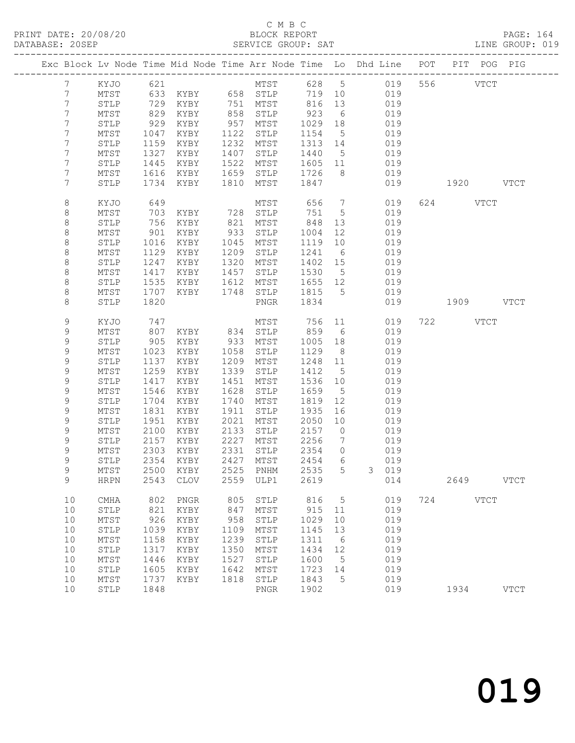C M B C

PRINT DATE: 20/08/20 BLOCK REPORT PAGE: 164
DATABASE: 20SEP SERVICE GROUP: SAT LINE GROUP: 019

| Exc | Block | Lv | Node | Time | Mid Node | Time | Arr Node | Time | Lo | Dhd Line | POT | PIT | POG | PIG |
|---|---|---|---|---|---|---|---|---|---|---|---|---|---|---|
| | 7 | | KYJO | 621 | | | MTST | 628 | 5 | 019 | 556 | | VTCT | |
| | 7 | | MTST | 633 | KYBY | 658 | STLP | 719 | 10 | 019 | | | | |
| | 7 | | STLP | 729 | KYBY | 751 | MTST | 816 | 13 | 019 | | | | |
| | 7 | | MTST | 829 | KYBY | 858 | STLP | 923 | 6 | 019 | | | | |
| | 7 | | STLP | 929 | KYBY | 957 | MTST | 1029 | 18 | 019 | | | | |
| | 7 | | MTST | 1047 | KYBY | 1122 | STLP | 1154 | 5 | 019 | | | | |
| | 7 | | STLP | 1159 | KYBY | 1232 | MTST | 1313 | 14 | 019 | | | | |
| | 7 | | MTST | 1327 | KYBY | 1407 | STLP | 1440 | 5 | 019 | | | | |
| | 7 | | STLP | 1445 | KYBY | 1522 | MTST | 1605 | 11 | 019 | | | | |
| | 7 | | MTST | 1616 | KYBY | 1659 | STLP | 1726 | 8 | 019 | | | | |
| | 7 | | STLP | 1734 | KYBY | 1810 | MTST | 1847 | | 019 | | 1920 | | VTCT |
| | 8 | | KYJO | 649 | | | MTST | 656 | 7 | 019 | 624 | | VTCT | |
| | 8 | | MTST | 703 | KYBY | 728 | STLP | 751 | 5 | 019 | | | | |
| | 8 | | STLP | 756 | KYBY | 821 | MTST | 848 | 13 | 019 | | | | |
| | 8 | | MTST | 901 | KYBY | 933 | STLP | 1004 | 12 | 019 | | | | |
| | 8 | | STLP | 1016 | KYBY | 1045 | MTST | 1119 | 10 | 019 | | | | |
| | 8 | | MTST | 1129 | KYBY | 1209 | STLP | 1241 | 6 | 019 | | | | |
| | 8 | | STLP | 1247 | KYBY | 1320 | MTST | 1402 | 15 | 019 | | | | |
| | 8 | | MTST | 1417 | KYBY | 1457 | STLP | 1530 | 5 | 019 | | | | |
| | 8 | | STLP | 1535 | KYBY | 1612 | MTST | 1655 | 12 | 019 | | | | |
| | 8 | | MTST | 1707 | KYBY | 1748 | STLP | 1815 | 5 | 019 | | | | |
| | 8 | | STLP | 1820 | | | PNGR | 1834 | | 019 | | 1909 | | VTCT |
| | 9 | | KYJO | 747 | | | MTST | 756 | 11 | 019 | 722 | | VTCT | |
| | 9 | | MTST | 807 | KYBY | 834 | STLP | 859 | 6 | 019 | | | | |
| | 9 | | STLP | 905 | KYBY | 933 | MTST | 1005 | 18 | 019 | | | | |
| | 9 | | MTST | 1023 | KYBY | 1058 | STLP | 1129 | 8 | 019 | | | | |
| | 9 | | STLP | 1137 | KYBY | 1209 | MTST | 1248 | 11 | 019 | | | | |
| | 9 | | MTST | 1259 | KYBY | 1339 | STLP | 1412 | 5 | 019 | | | | |
| | 9 | | STLP | 1417 | KYBY | 1451 | MTST | 1536 | 10 | 019 | | | | |
| | 9 | | MTST | 1546 | KYBY | 1628 | STLP | 1659 | 5 | 019 | | | | |
| | 9 | | STLP | 1704 | KYBY | 1740 | MTST | 1819 | 12 | 019 | | | | |
| | 9 | | MTST | 1831 | KYBY | 1911 | STLP | 1935 | 16 | 019 | | | | |
| | 9 | | STLP | 1951 | KYBY | 2021 | MTST | 2050 | 10 | 019 | | | | |
| | 9 | | MTST | 2100 | KYBY | 2133 | STLP | 2157 | 0 | 019 | | | | |
| | 9 | | STLP | 2157 | KYBY | 2227 | MTST | 2256 | 7 | 019 | | | | |
| | 9 | | MTST | 2303 | KYBY | 2331 | STLP | 2354 | 0 | 019 | | | | |
| | 9 | | STLP | 2354 | KYBY | 2427 | MTST | 2454 | 6 | 019 | | | | |
| | 9 | | MTST | 2500 | KYBY | 2525 | PNHM | 2535 | 5 | 3 019 | | | | |
| | 9 | | HRPN | 2543 | CLOV | 2559 | ULP1 | 2619 | | 014 | | 2649 | | VTCT |
| | 10 | | CMHA | 802 | PNGR | 805 | STLP | 816 | 5 | 019 | 724 | | VTCT | |
| | 10 | | STLP | 821 | KYBY | 847 | MTST | 915 | 11 | 019 | | | | |
| | 10 | | MTST | 926 | KYBY | 958 | STLP | 1029 | 10 | 019 | | | | |
| | 10 | | STLP | 1039 | KYBY | 1109 | MTST | 1145 | 13 | 019 | | | | |
| | 10 | | MTST | 1158 | KYBY | 1239 | STLP | 1311 | 6 | 019 | | | | |
| | 10 | | STLP | 1317 | KYBY | 1350 | MTST | 1434 | 12 | 019 | | | | |
| | 10 | | MTST | 1446 | KYBY | 1527 | STLP | 1600 | 5 | 019 | | | | |
| | 10 | | STLP | 1605 | KYBY | 1642 | MTST | 1723 | 14 | 019 | | | | |
| | 10 | | MTST | 1737 | KYBY | 1818 | STLP | 1843 | 5 | 019 | | | | |
| | 10 | | STLP | 1848 | | | PNGR | 1902 | | 019 | | 1934 | | VTCT |

019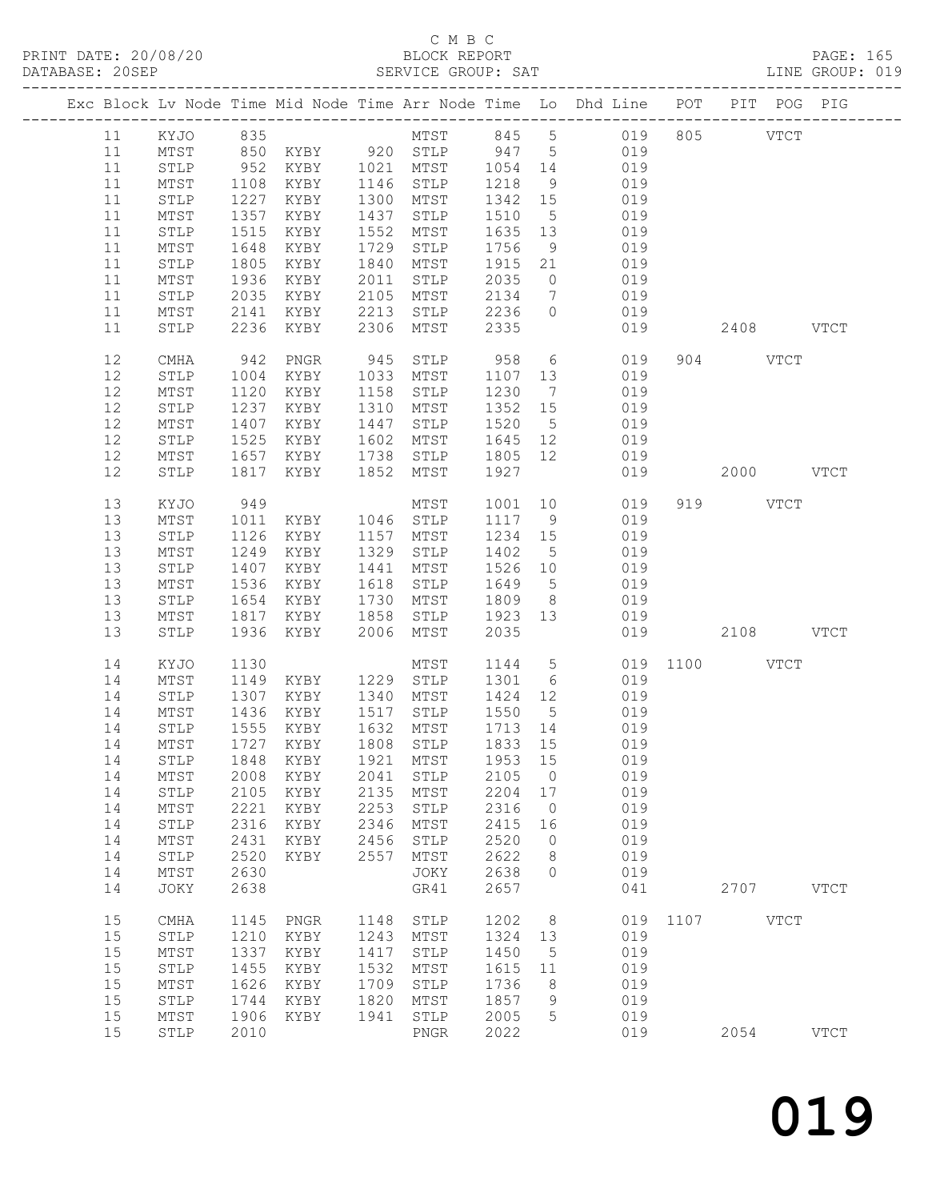C M B C
BLOCK REPORT
SERVICE GROUP: SAT

PRINT DATE: 20/08/20
DATABASE: 20SEP
LINE GROUP: 019

| Exc | Block | Lv | Node | Time | Mid Node | Time | Arr Node | Time | Lo | Dhd Line | POT | PIT | POG | PIG |
|---|---|---|---|---|---|---|---|---|---|---|---|---|---|---|
| | 11 | | KYJO | 835 | | | MTST | 845 | 5 | 019 | 805 | | VTCT | |
| | 11 | | MTST | 850 | KYBY | 920 | STLP | 947 | 5 | 019 | | | | |
| | 11 | | STLP | 952 | KYBY | 1021 | MTST | 1054 | 14 | 019 | | | | |
| | 11 | | MTST | 1108 | KYBY | 1146 | STLP | 1218 | 9 | 019 | | | | |
| | 11 | | STLP | 1227 | KYBY | 1300 | MTST | 1342 | 15 | 019 | | | | |
| | 11 | | MTST | 1357 | KYBY | 1437 | STLP | 1510 | 5 | 019 | | | | |
| | 11 | | STLP | 1515 | KYBY | 1552 | MTST | 1635 | 13 | 019 | | | | |
| | 11 | | MTST | 1648 | KYBY | 1729 | STLP | 1756 | 9 | 019 | | | | |
| | 11 | | STLP | 1805 | KYBY | 1840 | MTST | 1915 | 21 | 019 | | | | |
| | 11 | | MTST | 1936 | KYBY | 2011 | STLP | 2035 | 0 | 019 | | | | |
| | 11 | | STLP | 2035 | KYBY | 2105 | MTST | 2134 | 7 | 019 | | | | |
| | 11 | | MTST | 2141 | KYBY | 2213 | STLP | 2236 | 0 | 019 | | | | |
| | 11 | | STLP | 2236 | KYBY | 2306 | MTST | 2335 | | 019 | | 2408 | | VTCT |
| | 12 | | CMHA | 942 | PNGR | 945 | STLP | 958 | 6 | 019 | 904 | | VTCT | |
| | 12 | | STLP | 1004 | KYBY | 1033 | MTST | 1107 | 13 | 019 | | | | |
| | 12 | | MTST | 1120 | KYBY | 1158 | STLP | 1230 | 7 | 019 | | | | |
| | 12 | | STLP | 1237 | KYBY | 1310 | MTST | 1352 | 15 | 019 | | | | |
| | 12 | | MTST | 1407 | KYBY | 1447 | STLP | 1520 | 5 | 019 | | | | |
| | 12 | | STLP | 1525 | KYBY | 1602 | MTST | 1645 | 12 | 019 | | | | |
| | 12 | | MTST | 1657 | KYBY | 1738 | STLP | 1805 | 12 | 019 | | | | |
| | 12 | | STLP | 1817 | KYBY | 1852 | MTST | 1927 | | 019 | | 2000 | | VTCT |
| | 13 | | KYJO | 949 | | | MTST | 1001 | 10 | 019 | 919 | | VTCT | |
| | 13 | | MTST | 1011 | KYBY | 1046 | STLP | 1117 | 9 | 019 | | | | |
| | 13 | | STLP | 1126 | KYBY | 1157 | MTST | 1234 | 15 | 019 | | | | |
| | 13 | | MTST | 1249 | KYBY | 1329 | STLP | 1402 | 5 | 019 | | | | |
| | 13 | | STLP | 1407 | KYBY | 1441 | MTST | 1526 | 10 | 019 | | | | |
| | 13 | | MTST | 1536 | KYBY | 1618 | STLP | 1649 | 5 | 019 | | | | |
| | 13 | | STLP | 1654 | KYBY | 1730 | MTST | 1809 | 8 | 019 | | | | |
| | 13 | | MTST | 1817 | KYBY | 1858 | STLP | 1923 | 13 | 019 | | | | |
| | 13 | | STLP | 1936 | KYBY | 2006 | MTST | 2035 | | 019 | | 2108 | | VTCT |
| | 14 | | KYJO | 1130 | | | MTST | 1144 | 5 | 019 | 1100 | | VTCT | |
| | 14 | | MTST | 1149 | KYBY | 1229 | STLP | 1301 | 6 | 019 | | | | |
| | 14 | | STLP | 1307 | KYBY | 1340 | MTST | 1424 | 12 | 019 | | | | |
| | 14 | | MTST | 1436 | KYBY | 1517 | STLP | 1550 | 5 | 019 | | | | |
| | 14 | | STLP | 1555 | KYBY | 1632 | MTST | 1713 | 14 | 019 | | | | |
| | 14 | | MTST | 1727 | KYBY | 1808 | STLP | 1833 | 15 | 019 | | | | |
| | 14 | | STLP | 1848 | KYBY | 1921 | MTST | 1953 | 15 | 019 | | | | |
| | 14 | | MTST | 2008 | KYBY | 2041 | STLP | 2105 | 0 | 019 | | | | |
| | 14 | | STLP | 2105 | KYBY | 2135 | MTST | 2204 | 17 | 019 | | | | |
| | 14 | | MTST | 2221 | KYBY | 2253 | STLP | 2316 | 0 | 019 | | | | |
| | 14 | | STLP | 2316 | KYBY | 2346 | MTST | 2415 | 16 | 019 | | | | |
| | 14 | | MTST | 2431 | KYBY | 2456 | STLP | 2520 | 0 | 019 | | | | |
| | 14 | | STLP | 2520 | KYBY | 2557 | MTST | 2622 | 8 | 019 | | | | |
| | 14 | | MTST | 2630 | | | JOKY | 2638 | 0 | 019 | | | | |
| | 14 | | JOKY | 2638 | | | GR41 | 2657 | | 041 | | 2707 | | VTCT |
| | 15 | | CMHA | 1145 | PNGR | 1148 | STLP | 1202 | 8 | 019 | 1107 | | VTCT | |
| | 15 | | STLP | 1210 | KYBY | 1243 | MTST | 1324 | 13 | 019 | | | | |
| | 15 | | MTST | 1337 | KYBY | 1417 | STLP | 1450 | 5 | 019 | | | | |
| | 15 | | STLP | 1455 | KYBY | 1532 | MTST | 1615 | 11 | 019 | | | | |
| | 15 | | MTST | 1626 | KYBY | 1709 | STLP | 1736 | 8 | 019 | | | | |
| | 15 | | STLP | 1744 | KYBY | 1820 | MTST | 1857 | 9 | 019 | | | | |
| | 15 | | MTST | 1906 | KYBY | 1941 | STLP | 2005 | 5 | 019 | | | | |
| | 15 | | STLP | 2010 | | | PNGR | 2022 | | 019 | | 2054 | | VTCT |

019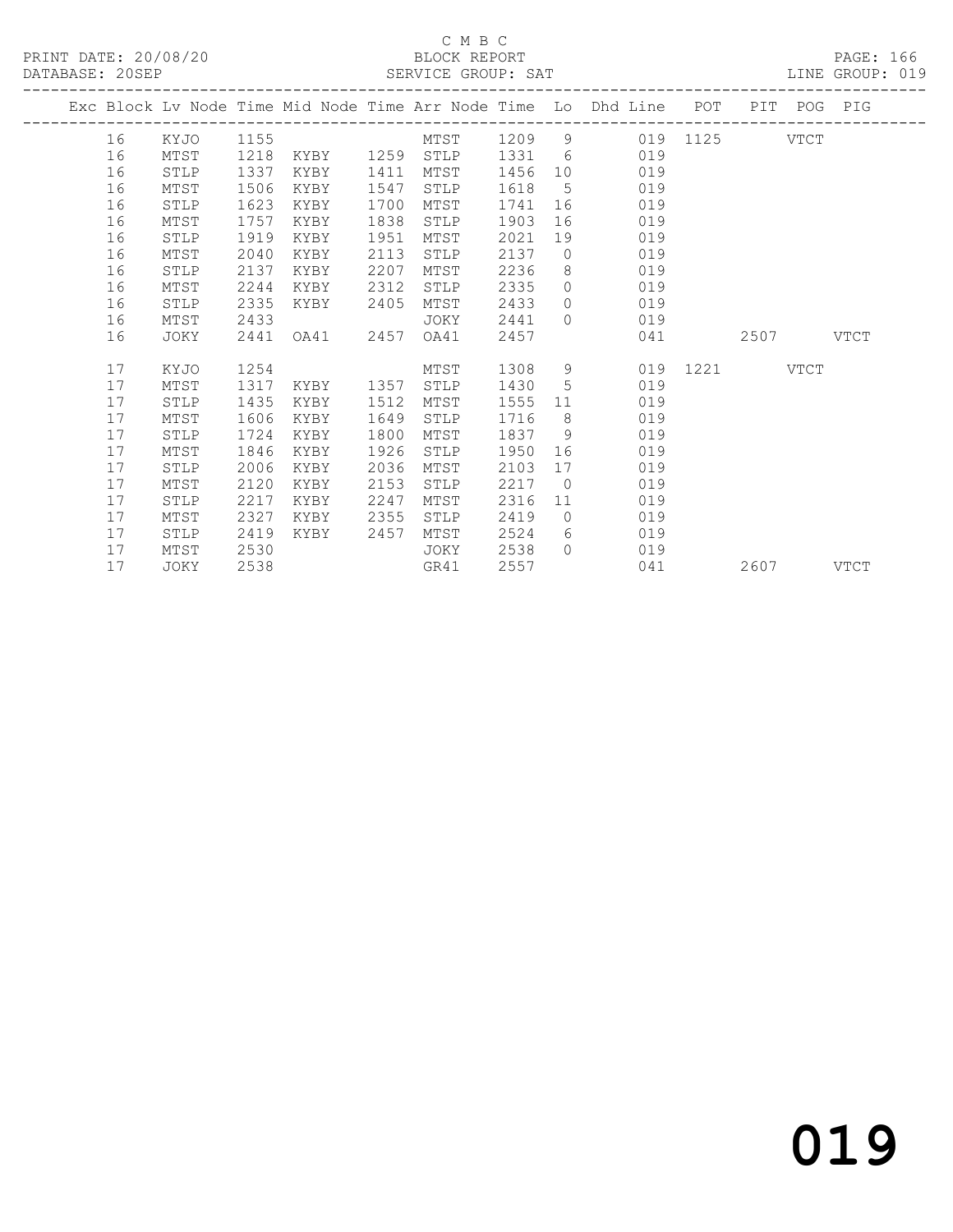C M B C

PRINT DATE: 20/08/20 BLOCK REPORT PAGE: 166
DATABASE: 20SEP SERVICE GROUP: SAT LINE GROUP: 019

| Exc | Block | Lv | Node | Time | Mid Node | Time | Arr Node | Time | Lo | Dhd Line | POT | PIT | POG | PIG |
|---|---|---|---|---|---|---|---|---|---|---|---|---|---|---|
| | 16 | | KYJO | 1155 | | | MTST | 1209 | 9 | 019 | 1125 | | VTCT | |
| | 16 | | MTST | 1218 | KYBY | 1259 | STLP | 1331 | 6 | 019 | | | | |
| | 16 | | STLP | 1337 | KYBY | 1411 | MTST | 1456 | 10 | 019 | | | | |
| | 16 | | MTST | 1506 | KYBY | 1547 | STLP | 1618 | 5 | 019 | | | | |
| | 16 | | STLP | 1623 | KYBY | 1700 | MTST | 1741 | 16 | 019 | | | | |
| | 16 | | MTST | 1757 | KYBY | 1838 | STLP | 1903 | 16 | 019 | | | | |
| | 16 | | STLP | 1919 | KYBY | 1951 | MTST | 2021 | 19 | 019 | | | | |
| | 16 | | MTST | 2040 | KYBY | 2113 | STLP | 2137 | 0 | 019 | | | | |
| | 16 | | STLP | 2137 | KYBY | 2207 | MTST | 2236 | 8 | 019 | | | | |
| | 16 | | MTST | 2244 | KYBY | 2312 | STLP | 2335 | 0 | 019 | | | | |
| | 16 | | STLP | 2335 | KYBY | 2405 | MTST | 2433 | 0 | 019 | | | | |
| | 16 | | MTST | 2433 | | | JOKY | 2441 | 0 | 019 | | | | |
| | 16 | | JOKY | 2441 | OA41 | 2457 | OA41 | 2457 | | 041 | | 2507 | | VTCT |
| | 17 | | KYJO | 1254 | | | MTST | 1308 | 9 | 019 | 1221 | | VTCT | |
| | 17 | | MTST | 1317 | KYBY | 1357 | STLP | 1430 | 5 | 019 | | | | |
| | 17 | | STLP | 1435 | KYBY | 1512 | MTST | 1555 | 11 | 019 | | | | |
| | 17 | | MTST | 1606 | KYBY | 1649 | STLP | 1716 | 8 | 019 | | | | |
| | 17 | | STLP | 1724 | KYBY | 1800 | MTST | 1837 | 9 | 019 | | | | |
| | 17 | | MTST | 1846 | KYBY | 1926 | STLP | 1950 | 16 | 019 | | | | |
| | 17 | | STLP | 2006 | KYBY | 2036 | MTST | 2103 | 17 | 019 | | | | |
| | 17 | | MTST | 2120 | KYBY | 2153 | STLP | 2217 | 0 | 019 | | | | |
| | 17 | | STLP | 2217 | KYBY | 2247 | MTST | 2316 | 11 | 019 | | | | |
| | 17 | | MTST | 2327 | KYBY | 2355 | STLP | 2419 | 0 | 019 | | | | |
| | 17 | | STLP | 2419 | KYBY | 2457 | MTST | 2524 | 6 | 019 | | | | |
| | 17 | | MTST | 2530 | | | JOKY | 2538 | 0 | 019 | | | | |
| | 17 | | JOKY | 2538 | | | GR41 | 2557 | | 041 | | 2607 | | VTCT |

019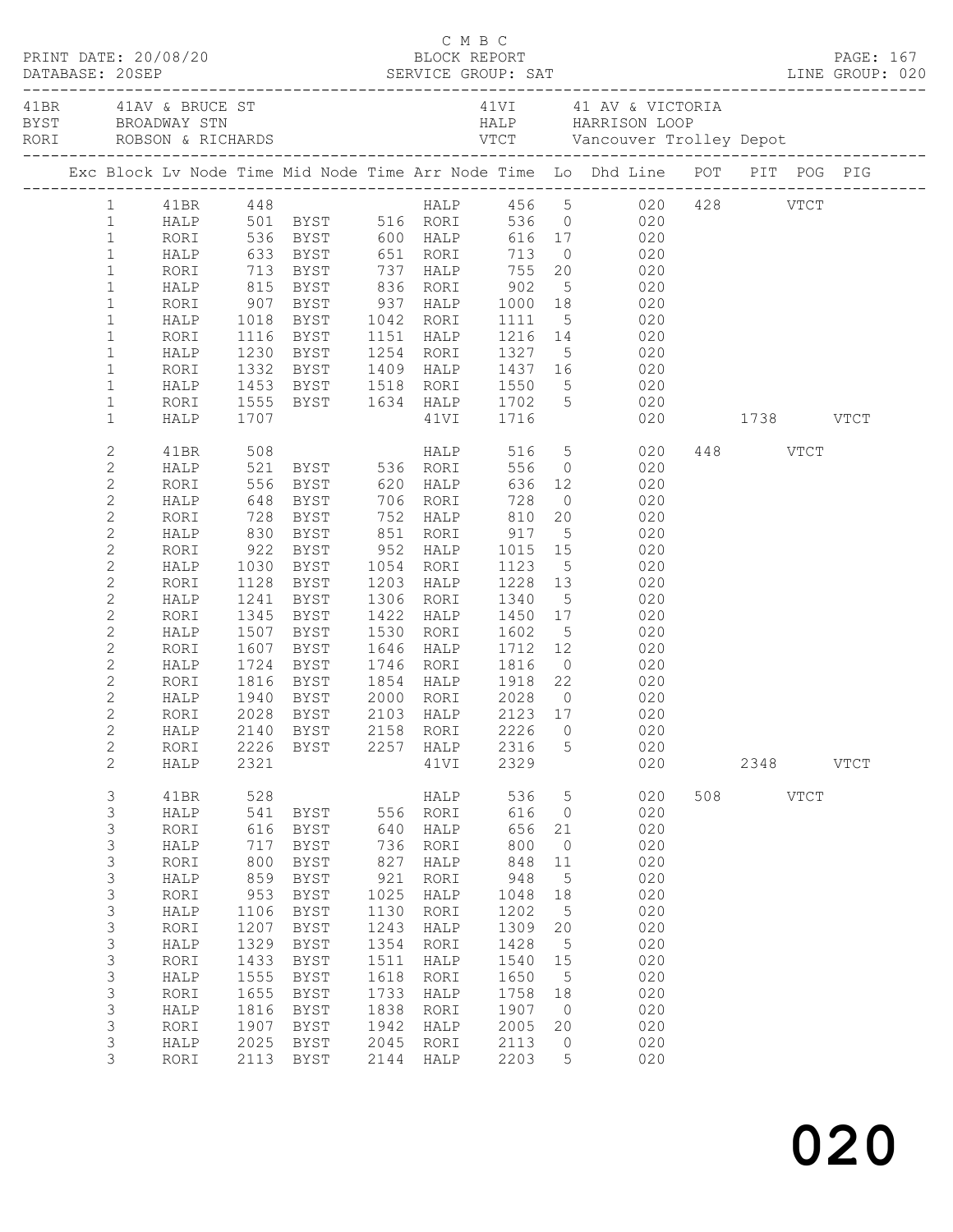C M B C

PRINT DATE: 20/08/20 BLOCK REPORT

DATABASE: 20SEP SERVICE GROUP: SAT LINE GROUP: 020

| Code | Location | Code | Location |
|---|---|---|---|
| 41BR | 41AV & BRUCE ST | 41VI | 41 AV & VICTORIA |
| BYST | BROADWAY STN | HALP | HARRISON LOOP |
| RORI | ROBSON & RICHARDS | VTCT | Vancouver Trolley Depot |

| Exc | Block | Lv Node | Time | Mid Node | Time | Arr Node | Time | Lo | Dhd Line | POT | PIT | POG | PIG |
|---|---|---|---|---|---|---|---|---|---|---|---|---|---|
| | 1 | 41BR | 448 | | | HALP | 456 | 5 | 020 | 428 | | VTCT | |
| | 1 | HALP | 501 | BYST | 516 | RORI | 536 | 0 | 020 | | | | |
| | 1 | RORI | 536 | BYST | 600 | HALP | 616 | 17 | 020 | | | | |
| | 1 | HALP | 633 | BYST | 651 | RORI | 713 | 0 | 020 | | | | |
| | 1 | RORI | 713 | BYST | 737 | HALP | 755 | 20 | 020 | | | | |
| | 1 | HALP | 815 | BYST | 836 | RORI | 902 | 5 | 020 | | | | |
| | 1 | RORI | 907 | BYST | 937 | HALP | 1000 | 18 | 020 | | | | |
| | 1 | HALP | 1018 | BYST | 1042 | RORI | 1111 | 5 | 020 | | | | |
| | 1 | RORI | 1116 | BYST | 1151 | HALP | 1216 | 14 | 020 | | | | |
| | 1 | HALP | 1230 | BYST | 1254 | RORI | 1327 | 5 | 020 | | | | |
| | 1 | RORI | 1332 | BYST | 1409 | HALP | 1437 | 16 | 020 | | | | |
| | 1 | HALP | 1453 | BYST | 1518 | RORI | 1550 | 5 | 020 | | | | |
| | 1 | RORI | 1555 | BYST | 1634 | HALP | 1702 | 5 | 020 | | | | |
| | 1 | HALP | 1707 | | | 41VI | 1716 | | 020 | | 1738 | | VTCT |
| | 2 | 41BR | 508 | | | HALP | 516 | 5 | 020 | 448 | | VTCT | |
| | 2 | HALP | 521 | BYST | 536 | RORI | 556 | 0 | 020 | | | | |
| | 2 | RORI | 556 | BYST | 620 | HALP | 636 | 12 | 020 | | | | |
| | 2 | HALP | 648 | BYST | 706 | RORI | 728 | 0 | 020 | | | | |
| | 2 | RORI | 728 | BYST | 752 | HALP | 810 | 20 | 020 | | | | |
| | 2 | HALP | 830 | BYST | 851 | RORI | 917 | 5 | 020 | | | | |
| | 2 | RORI | 922 | BYST | 952 | HALP | 1015 | 15 | 020 | | | | |
| | 2 | HALP | 1030 | BYST | 1054 | RORI | 1123 | 5 | 020 | | | | |
| | 2 | RORI | 1128 | BYST | 1203 | HALP | 1228 | 13 | 020 | | | | |
| | 2 | HALP | 1241 | BYST | 1306 | RORI | 1340 | 5 | 020 | | | | |
| | 2 | RORI | 1345 | BYST | 1422 | HALP | 1450 | 17 | 020 | | | | |
| | 2 | HALP | 1507 | BYST | 1530 | RORI | 1602 | 5 | 020 | | | | |
| | 2 | RORI | 1607 | BYST | 1646 | HALP | 1712 | 12 | 020 | | | | |
| | 2 | HALP | 1724 | BYST | 1746 | RORI | 1816 | 0 | 020 | | | | |
| | 2 | RORI | 1816 | BYST | 1854 | HALP | 1918 | 22 | 020 | | | | |
| | 2 | HALP | 1940 | BYST | 2000 | RORI | 2028 | 0 | 020 | | | | |
| | 2 | RORI | 2028 | BYST | 2103 | HALP | 2123 | 17 | 020 | | | | |
| | 2 | HALP | 2140 | BYST | 2158 | RORI | 2226 | 0 | 020 | | | | |
| | 2 | RORI | 2226 | BYST | 2257 | HALP | 2316 | 5 | 020 | | | | |
| | 2 | HALP | 2321 | | | 41VI | 2329 | | 020 | | 2348 | | VTCT |
| | 3 | 41BR | 528 | | | HALP | 536 | 5 | 020 | 508 | | VTCT | |
| | 3 | HALP | 541 | BYST | 556 | RORI | 616 | 0 | 020 | | | | |
| | 3 | RORI | 616 | BYST | 640 | HALP | 656 | 21 | 020 | | | | |
| | 3 | HALP | 717 | BYST | 736 | RORI | 800 | 0 | 020 | | | | |
| | 3 | RORI | 800 | BYST | 827 | HALP | 848 | 11 | 020 | | | | |
| | 3 | HALP | 859 | BYST | 921 | RORI | 948 | 5 | 020 | | | | |
| | 3 | RORI | 953 | BYST | 1025 | HALP | 1048 | 18 | 020 | | | | |
| | 3 | HALP | 1106 | BYST | 1130 | RORI | 1202 | 5 | 020 | | | | |
| | 3 | RORI | 1207 | BYST | 1243 | HALP | 1309 | 20 | 020 | | | | |
| | 3 | HALP | 1329 | BYST | 1354 | RORI | 1428 | 5 | 020 | | | | |
| | 3 | RORI | 1433 | BYST | 1511 | HALP | 1540 | 15 | 020 | | | | |
| | 3 | HALP | 1555 | BYST | 1618 | RORI | 1650 | 5 | 020 | | | | |
| | 3 | RORI | 1655 | BYST | 1733 | HALP | 1758 | 18 | 020 | | | | |
| | 3 | HALP | 1816 | BYST | 1838 | RORI | 1907 | 0 | 020 | | | | |
| | 3 | RORI | 1907 | BYST | 1942 | HALP | 2005 | 20 | 020 | | | | |
| | 3 | HALP | 2025 | BYST | 2045 | RORI | 2113 | 0 | 020 | | | | |
| | 3 | RORI | 2113 | BYST | 2144 | HALP | 2203 | 5 | 020 | | | | |

020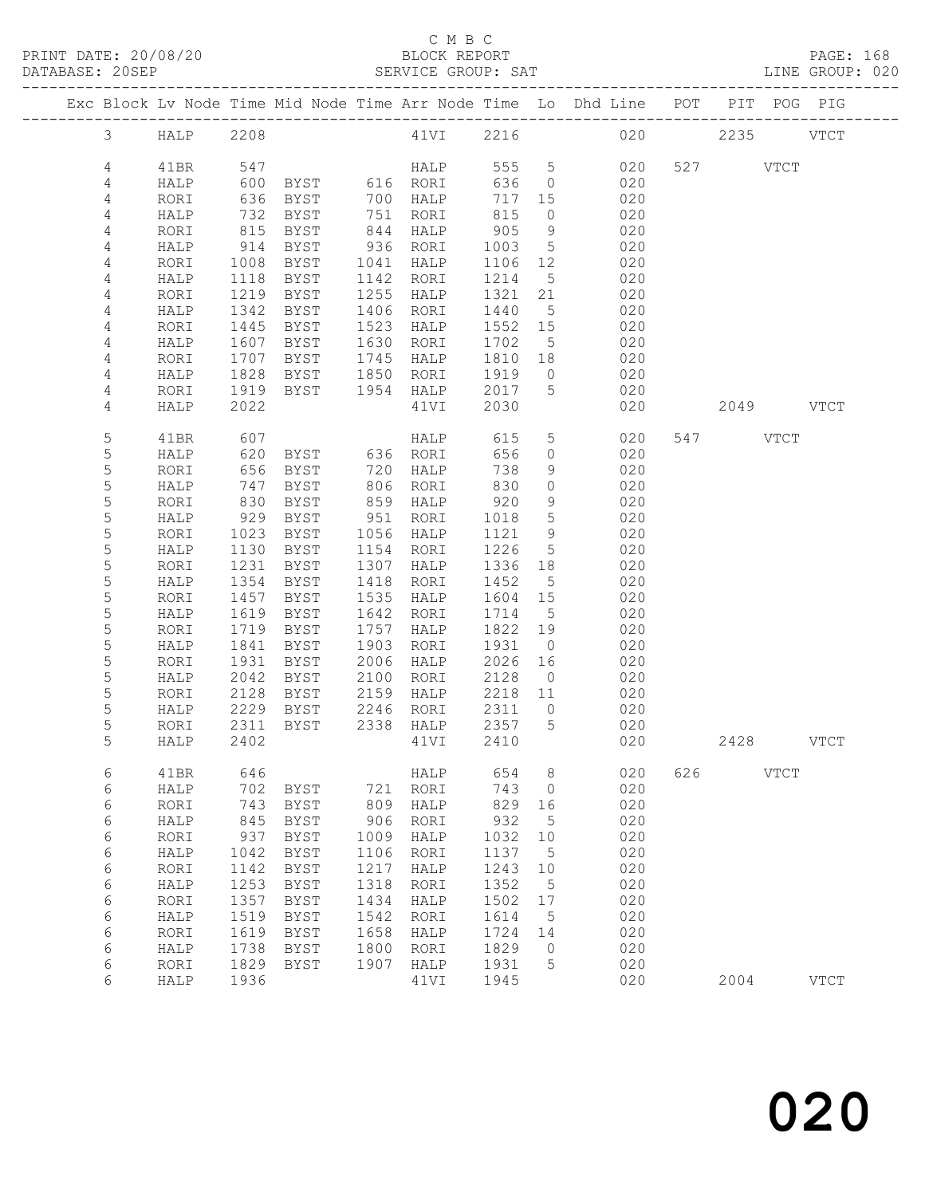C M B C

PRINT DATE: 20/08/20 BLOCK REPORT

DATABASE: 20SEP SERVICE GROUP: SAT LINE GROUP: 020

| Exc | Block | Lv | Node | Time | Mid Node | Time | Arr Node | Time | Lo | Dhd Line | POT | PIT | POG | PIG |
|---|---|---|---|---|---|---|---|---|---|---|---|---|---|---|
| | 3 | | HALP | 2208 | | | 41VI | 2216 | | 020 | | 2235 | | VTCT |
| | 4 | | 41BR | 547 | | | HALP | 555 | 5 | 020 | 527 | | VTCT | |
| | 4 | | HALP | 600 | BYST | 616 | RORI | 636 | 0 | 020 | | | | |
| | 4 | | RORI | 636 | BYST | 700 | HALP | 717 | 15 | 020 | | | | |
| | 4 | | HALP | 732 | BYST | 751 | RORI | 815 | 0 | 020 | | | | |
| | 4 | | RORI | 815 | BYST | 844 | HALP | 905 | 9 | 020 | | | | |
| | 4 | | HALP | 914 | BYST | 936 | RORI | 1003 | 5 | 020 | | | | |
| | 4 | | RORI | 1008 | BYST | 1041 | HALP | 1106 | 12 | 020 | | | | |
| | 4 | | HALP | 1118 | BYST | 1142 | RORI | 1214 | 5 | 020 | | | | |
| | 4 | | RORI | 1219 | BYST | 1255 | HALP | 1321 | 21 | 020 | | | | |
| | 4 | | HALP | 1342 | BYST | 1406 | RORI | 1440 | 5 | 020 | | | | |
| | 4 | | RORI | 1445 | BYST | 1523 | HALP | 1552 | 15 | 020 | | | | |
| | 4 | | HALP | 1607 | BYST | 1630 | RORI | 1702 | 5 | 020 | | | | |
| | 4 | | RORI | 1707 | BYST | 1745 | HALP | 1810 | 18 | 020 | | | | |
| | 4 | | HALP | 1828 | BYST | 1850 | RORI | 1919 | 0 | 020 | | | | |
| | 4 | | RORI | 1919 | BYST | 1954 | HALP | 2017 | 5 | 020 | | | | |
| | 4 | | HALP | 2022 | | | 41VI | 2030 | | 020 | | 2049 | | VTCT |
| | 5 | | 41BR | 607 | | | HALP | 615 | 5 | 020 | 547 | | VTCT | |
| | 5 | | HALP | 620 | BYST | 636 | RORI | 656 | 0 | 020 | | | | |
| | 5 | | RORI | 656 | BYST | 720 | HALP | 738 | 9 | 020 | | | | |
| | 5 | | HALP | 747 | BYST | 806 | RORI | 830 | 0 | 020 | | | | |
| | 5 | | RORI | 830 | BYST | 859 | HALP | 920 | 9 | 020 | | | | |
| | 5 | | HALP | 929 | BYST | 951 | RORI | 1018 | 5 | 020 | | | | |
| | 5 | | RORI | 1023 | BYST | 1056 | HALP | 1121 | 9 | 020 | | | | |
| | 5 | | HALP | 1130 | BYST | 1154 | RORI | 1226 | 5 | 020 | | | | |
| | 5 | | RORI | 1231 | BYST | 1307 | HALP | 1336 | 18 | 020 | | | | |
| | 5 | | HALP | 1354 | BYST | 1418 | RORI | 1452 | 5 | 020 | | | | |
| | 5 | | RORI | 1457 | BYST | 1535 | HALP | 1604 | 15 | 020 | | | | |
| | 5 | | HALP | 1619 | BYST | 1642 | RORI | 1714 | 5 | 020 | | | | |
| | 5 | | RORI | 1719 | BYST | 1757 | HALP | 1822 | 19 | 020 | | | | |
| | 5 | | HALP | 1841 | BYST | 1903 | RORI | 1931 | 0 | 020 | | | | |
| | 5 | | RORI | 1931 | BYST | 2006 | HALP | 2026 | 16 | 020 | | | | |
| | 5 | | HALP | 2042 | BYST | 2100 | RORI | 2128 | 0 | 020 | | | | |
| | 5 | | RORI | 2128 | BYST | 2159 | HALP | 2218 | 11 | 020 | | | | |
| | 5 | | HALP | 2229 | BYST | 2246 | RORI | 2311 | 0 | 020 | | | | |
| | 5 | | RORI | 2311 | BYST | 2338 | HALP | 2357 | 5 | 020 | | | | |
| | 5 | | HALP | 2402 | | | 41VI | 2410 | | 020 | | 2428 | | VTCT |
| | 6 | | 41BR | 646 | | | HALP | 654 | 8 | 020 | 626 | | VTCT | |
| | 6 | | HALP | 702 | BYST | 721 | RORI | 743 | 0 | 020 | | | | |
| | 6 | | RORI | 743 | BYST | 809 | HALP | 829 | 16 | 020 | | | | |
| | 6 | | HALP | 845 | BYST | 906 | RORI | 932 | 5 | 020 | | | | |
| | 6 | | RORI | 937 | BYST | 1009 | HALP | 1032 | 10 | 020 | | | | |
| | 6 | | HALP | 1042 | BYST | 1106 | RORI | 1137 | 5 | 020 | | | | |
| | 6 | | RORI | 1142 | BYST | 1217 | HALP | 1243 | 10 | 020 | | | | |
| | 6 | | HALP | 1253 | BYST | 1318 | RORI | 1352 | 5 | 020 | | | | |
| | 6 | | RORI | 1357 | BYST | 1434 | HALP | 1502 | 17 | 020 | | | | |
| | 6 | | HALP | 1519 | BYST | 1542 | RORI | 1614 | 5 | 020 | | | | |
| | 6 | | RORI | 1619 | BYST | 1658 | HALP | 1724 | 14 | 020 | | | | |
| | 6 | | HALP | 1738 | BYST | 1800 | RORI | 1829 | 0 | 020 | | | | |
| | 6 | | RORI | 1829 | BYST | 1907 | HALP | 1931 | 5 | 020 | | | | |
| | 6 | | HALP | 1936 | | | 41VI | 1945 | | 020 | | 2004 | | VTCT |

020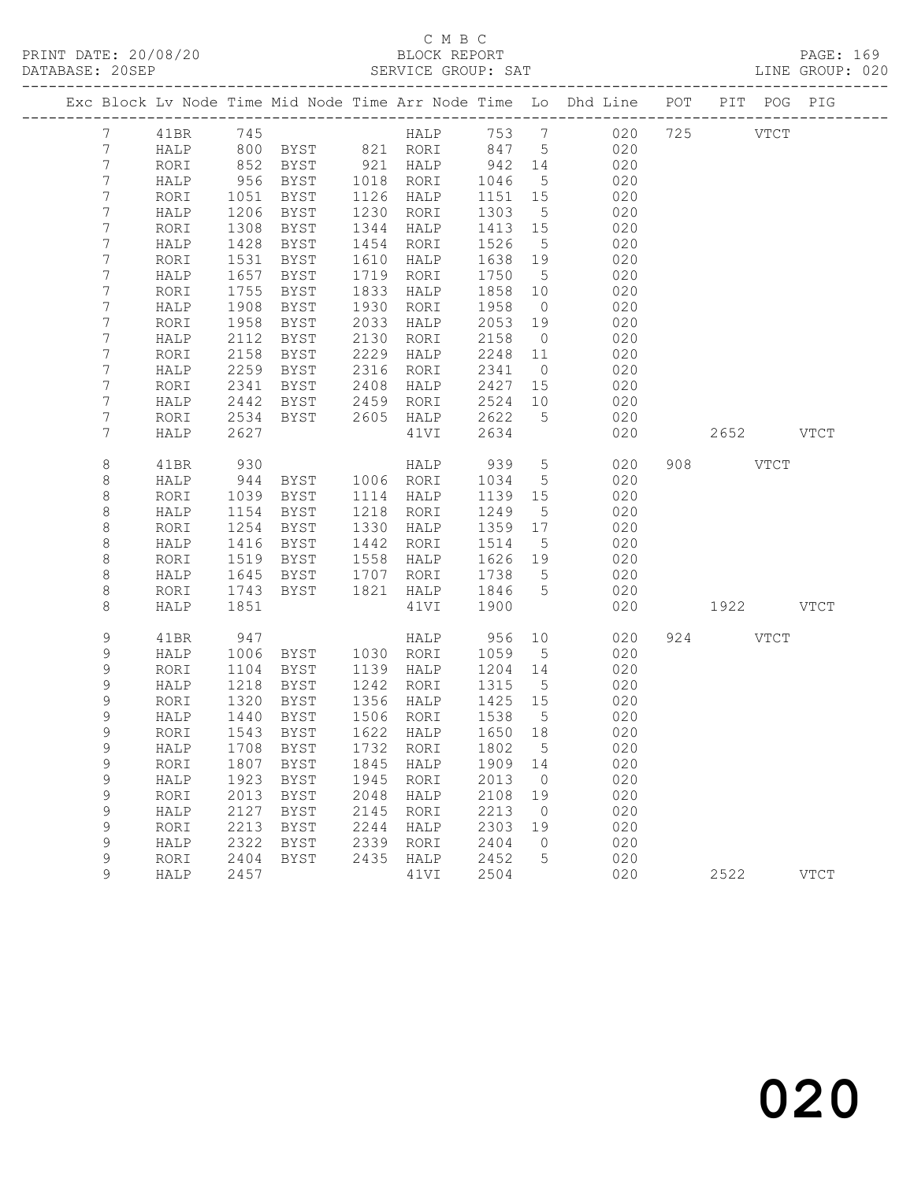C M B C
BLOCK REPORT
SERVICE GROUP: SAT

PRINT DATE: 20/08/20
DATABASE: 20SEP
LINE GROUP: 020

| Exc | Block | Lv | Node | Time | Mid Node | Time | Arr Node | Time | Lo | Dhd Line | POT | PIT | POG | PIG |
|---|---|---|---|---|---|---|---|---|---|---|---|---|---|---|
| | 7 | | 41BR | 745 | | | HALP | 753 | 7 | 020 | 725 | | VTCT | |
| | 7 | | HALP | 800 | BYST | 821 | RORI | 847 | 5 | 020 | | | | |
| | 7 | | RORI | 852 | BYST | 921 | HALP | 942 | 14 | 020 | | | | |
| | 7 | | HALP | 956 | BYST | 1018 | RORI | 1046 | 5 | 020 | | | | |
| | 7 | | RORI | 1051 | BYST | 1126 | HALP | 1151 | 15 | 020 | | | | |
| | 7 | | HALP | 1206 | BYST | 1230 | RORI | 1303 | 5 | 020 | | | | |
| | 7 | | RORI | 1308 | BYST | 1344 | HALP | 1413 | 15 | 020 | | | | |
| | 7 | | HALP | 1428 | BYST | 1454 | RORI | 1526 | 5 | 020 | | | | |
| | 7 | | RORI | 1531 | BYST | 1610 | HALP | 1638 | 19 | 020 | | | | |
| | 7 | | HALP | 1657 | BYST | 1719 | RORI | 1750 | 5 | 020 | | | | |
| | 7 | | RORI | 1755 | BYST | 1833 | HALP | 1858 | 10 | 020 | | | | |
| | 7 | | HALP | 1908 | BYST | 1930 | RORI | 1958 | 0 | 020 | | | | |
| | 7 | | RORI | 1958 | BYST | 2033 | HALP | 2053 | 19 | 020 | | | | |
| | 7 | | HALP | 2112 | BYST | 2130 | RORI | 2158 | 0 | 020 | | | | |
| | 7 | | RORI | 2158 | BYST | 2229 | HALP | 2248 | 11 | 020 | | | | |
| | 7 | | HALP | 2259 | BYST | 2316 | RORI | 2341 | 0 | 020 | | | | |
| | 7 | | RORI | 2341 | BYST | 2408 | HALP | 2427 | 15 | 020 | | | | |
| | 7 | | HALP | 2442 | BYST | 2459 | RORI | 2524 | 10 | 020 | | | | |
| | 7 | | RORI | 2534 | BYST | 2605 | HALP | 2622 | 5 | 020 | | | | |
| | 7 | | HALP | 2627 | | | 41VI | 2634 | | 020 | | 2652 | | VTCT |
| | 8 | | 41BR | 930 | | | HALP | 939 | 5 | 020 | 908 | | VTCT | |
| | 8 | | HALP | 944 | BYST | 1006 | RORI | 1034 | 5 | 020 | | | | |
| | 8 | | RORI | 1039 | BYST | 1114 | HALP | 1139 | 15 | 020 | | | | |
| | 8 | | HALP | 1154 | BYST | 1218 | RORI | 1249 | 5 | 020 | | | | |
| | 8 | | RORI | 1254 | BYST | 1330 | HALP | 1359 | 17 | 020 | | | | |
| | 8 | | HALP | 1416 | BYST | 1442 | RORI | 1514 | 5 | 020 | | | | |
| | 8 | | RORI | 1519 | BYST | 1558 | HALP | 1626 | 19 | 020 | | | | |
| | 8 | | HALP | 1645 | BYST | 1707 | RORI | 1738 | 5 | 020 | | | | |
| | 8 | | RORI | 1743 | BYST | 1821 | HALP | 1846 | 5 | 020 | | | | |
| | 8 | | HALP | 1851 | | | 41VI | 1900 | | 020 | | 1922 | | VTCT |
| | 9 | | 41BR | 947 | | | HALP | 956 | 10 | 020 | 924 | | VTCT | |
| | 9 | | HALP | 1006 | BYST | 1030 | RORI | 1059 | 5 | 020 | | | | |
| | 9 | | RORI | 1104 | BYST | 1139 | HALP | 1204 | 14 | 020 | | | | |
| | 9 | | HALP | 1218 | BYST | 1242 | RORI | 1315 | 5 | 020 | | | | |
| | 9 | | RORI | 1320 | BYST | 1356 | HALP | 1425 | 15 | 020 | | | | |
| | 9 | | HALP | 1440 | BYST | 1506 | RORI | 1538 | 5 | 020 | | | | |
| | 9 | | RORI | 1543 | BYST | 1622 | HALP | 1650 | 18 | 020 | | | | |
| | 9 | | HALP | 1708 | BYST | 1732 | RORI | 1802 | 5 | 020 | | | | |
| | 9 | | RORI | 1807 | BYST | 1845 | HALP | 1909 | 14 | 020 | | | | |
| | 9 | | HALP | 1923 | BYST | 1945 | RORI | 2013 | 0 | 020 | | | | |
| | 9 | | RORI | 2013 | BYST | 2048 | HALP | 2108 | 19 | 020 | | | | |
| | 9 | | HALP | 2127 | BYST | 2145 | RORI | 2213 | 0 | 020 | | | | |
| | 9 | | RORI | 2213 | BYST | 2244 | HALP | 2303 | 19 | 020 | | | | |
| | 9 | | HALP | 2322 | BYST | 2339 | RORI | 2404 | 0 | 020 | | | | |
| | 9 | | RORI | 2404 | BYST | 2435 | HALP | 2452 | 5 | 020 | | | | |
| | 9 | | HALP | 2457 | | | 41VI | 2504 | | 020 | | 2522 | | VTCT |

020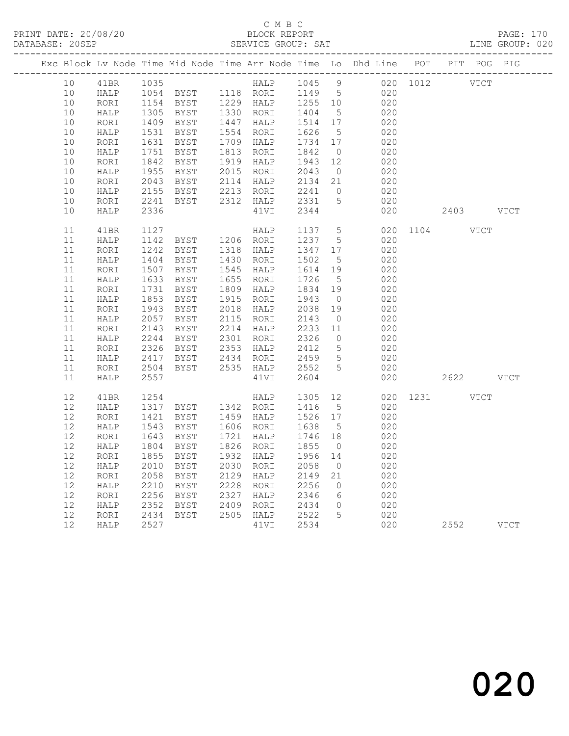C M B C

PRINT DATE: 20/08/20 BLOCK REPORT PAGE: 170
DATABASE: 20SEP SERVICE GROUP: SAT LINE GROUP: 020

| Exc | Block | Lv | Node | Time | Mid Node | Time | Arr Node | Time | Lo | Dhd Line | POT | PIT | POG | PIG |
|---|---|---|---|---|---|---|---|---|---|---|---|---|---|---|
| | 10 | | 41BR | 1035 | | | HALP | 1045 | 9 | 020 | 1012 | | VTCT | |
| | 10 | | HALP | 1054 | BYST | 1118 | RORI | 1149 | 5 | 020 | | | | |
| | 10 | | RORI | 1154 | BYST | 1229 | HALP | 1255 | 10 | 020 | | | | |
| | 10 | | HALP | 1305 | BYST | 1330 | RORI | 1404 | 5 | 020 | | | | |
| | 10 | | RORI | 1409 | BYST | 1447 | HALP | 1514 | 17 | 020 | | | | |
| | 10 | | HALP | 1531 | BYST | 1554 | RORI | 1626 | 5 | 020 | | | | |
| | 10 | | RORI | 1631 | BYST | 1709 | HALP | 1734 | 17 | 020 | | | | |
| | 10 | | HALP | 1751 | BYST | 1813 | RORI | 1842 | 0 | 020 | | | | |
| | 10 | | RORI | 1842 | BYST | 1919 | HALP | 1943 | 12 | 020 | | | | |
| | 10 | | HALP | 1955 | BYST | 2015 | RORI | 2043 | 0 | 020 | | | | |
| | 10 | | RORI | 2043 | BYST | 2114 | HALP | 2134 | 21 | 020 | | | | |
| | 10 | | HALP | 2155 | BYST | 2213 | RORI | 2241 | 0 | 020 | | | | |
| | 10 | | RORI | 2241 | BYST | 2312 | HALP | 2331 | 5 | 020 | | | | |
| | 10 | | HALP | 2336 | | | 41VI | 2344 | | 020 | | 2403 | | VTCT |
| | 11 | | 41BR | 1127 | | | HALP | 1137 | 5 | 020 | 1104 | | VTCT | |
| | 11 | | HALP | 1142 | BYST | 1206 | RORI | 1237 | 5 | 020 | | | | |
| | 11 | | RORI | 1242 | BYST | 1318 | HALP | 1347 | 17 | 020 | | | | |
| | 11 | | HALP | 1404 | BYST | 1430 | RORI | 1502 | 5 | 020 | | | | |
| | 11 | | RORI | 1507 | BYST | 1545 | HALP | 1614 | 19 | 020 | | | | |
| | 11 | | HALP | 1633 | BYST | 1655 | RORI | 1726 | 5 | 020 | | | | |
| | 11 | | RORI | 1731 | BYST | 1809 | HALP | 1834 | 19 | 020 | | | | |
| | 11 | | HALP | 1853 | BYST | 1915 | RORI | 1943 | 0 | 020 | | | | |
| | 11 | | RORI | 1943 | BYST | 2018 | HALP | 2038 | 19 | 020 | | | | |
| | 11 | | HALP | 2057 | BYST | 2115 | RORI | 2143 | 0 | 020 | | | | |
| | 11 | | RORI | 2143 | BYST | 2214 | HALP | 2233 | 11 | 020 | | | | |
| | 11 | | HALP | 2244 | BYST | 2301 | RORI | 2326 | 0 | 020 | | | | |
| | 11 | | RORI | 2326 | BYST | 2353 | HALP | 2412 | 5 | 020 | | | | |
| | 11 | | HALP | 2417 | BYST | 2434 | RORI | 2459 | 5 | 020 | | | | |
| | 11 | | RORI | 2504 | BYST | 2535 | HALP | 2552 | 5 | 020 | | | | |
| | 11 | | HALP | 2557 | | | 41VI | 2604 | | 020 | | 2622 | | VTCT |
| | 12 | | 41BR | 1254 | | | HALP | 1305 | 12 | 020 | 1231 | | VTCT | |
| | 12 | | HALP | 1317 | BYST | 1342 | RORI | 1416 | 5 | 020 | | | | |
| | 12 | | RORI | 1421 | BYST | 1459 | HALP | 1526 | 17 | 020 | | | | |
| | 12 | | HALP | 1543 | BYST | 1606 | RORI | 1638 | 5 | 020 | | | | |
| | 12 | | RORI | 1643 | BYST | 1721 | HALP | 1746 | 18 | 020 | | | | |
| | 12 | | HALP | 1804 | BYST | 1826 | RORI | 1855 | 0 | 020 | | | | |
| | 12 | | RORI | 1855 | BYST | 1932 | HALP | 1956 | 14 | 020 | | | | |
| | 12 | | HALP | 2010 | BYST | 2030 | RORI | 2058 | 0 | 020 | | | | |
| | 12 | | RORI | 2058 | BYST | 2129 | HALP | 2149 | 21 | 020 | | | | |
| | 12 | | HALP | 2210 | BYST | 2228 | RORI | 2256 | 0 | 020 | | | | |
| | 12 | | RORI | 2256 | BYST | 2327 | HALP | 2346 | 6 | 020 | | | | |
| | 12 | | HALP | 2352 | BYST | 2409 | RORI | 2434 | 0 | 020 | | | | |
| | 12 | | RORI | 2434 | BYST | 2505 | HALP | 2522 | 5 | 020 | | | | |
| | 12 | | HALP | 2527 | | | 41VI | 2534 | | 020 | | 2552 | | VTCT |

020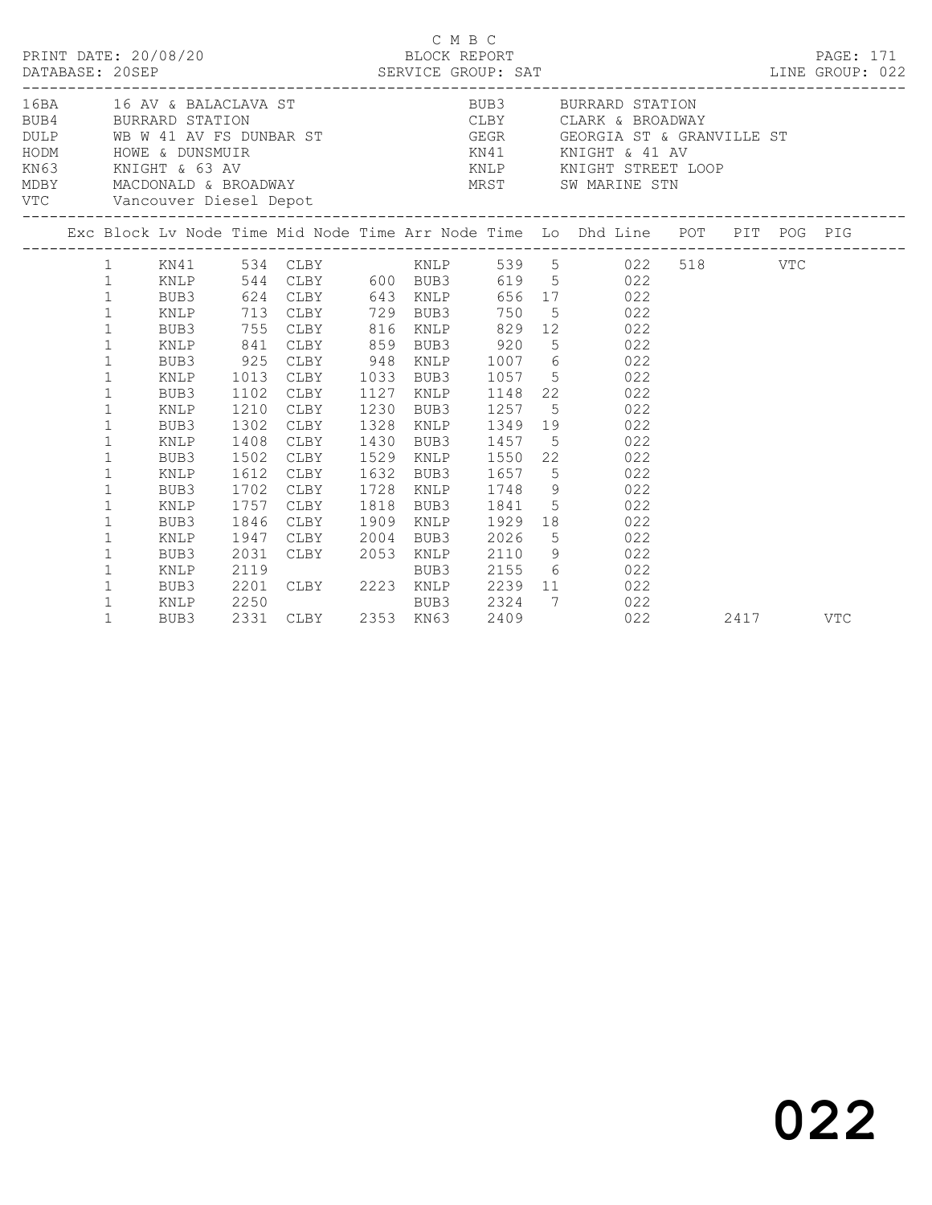C M B C

PRINT DATE: 20/08/20 BLOCK REPORT
DATABASE: 20SEP SERVICE GROUP: SAT LINE GROUP: 022

| Code | Description | Code | Description |
|---|---|---|---|
| 16BA | 16 AV & BALACLAVA ST | BUB3 | BURRARD STATION |
| BUB4 | BURRARD STATION | CLBY | CLARK & BROADWAY |
| DULP | WB W 41 AV FS DUNBAR ST | GEGR | GEORGIA ST & GRANVILLE ST |
| HODM | HOWE & DUNSMUIR | KN41 | KNIGHT & 41 AV |
| KN63 | KNIGHT & 63 AV | KNLP | KNIGHT STREET LOOP |
| MDBY | MACDONALD & BROADWAY | MRST | SW MARINE STN |
| VTC | Vancouver Diesel Depot | | |

| Exc | Block | Lv Node | Time | Mid Node | Time | Arr Node | Time | Lo | Dhd Line | POT | PIT | POG | PIG |
|---|---|---|---|---|---|---|---|---|---|---|---|---|---|
| | 1 | KN41 | 534 | CLBY | | KNLP | 539 | 5 | 022 | 518 | | VTC | |
| | 1 | KNLP | 544 | CLBY | 600 | BUB3 | 619 | 5 | 022 | | | | |
| | 1 | BUB3 | 624 | CLBY | 643 | KNLP | 656 | 17 | 022 | | | | |
| | 1 | KNLP | 713 | CLBY | 729 | BUB3 | 750 | 5 | 022 | | | | |
| | 1 | BUB3 | 755 | CLBY | 816 | KNLP | 829 | 12 | 022 | | | | |
| | 1 | KNLP | 841 | CLBY | 859 | BUB3 | 920 | 5 | 022 | | | | |
| | 1 | BUB3 | 925 | CLBY | 948 | KNLP | 1007 | 6 | 022 | | | | |
| | 1 | KNLP | 1013 | CLBY | 1033 | BUB3 | 1057 | 5 | 022 | | | | |
| | 1 | BUB3 | 1102 | CLBY | 1127 | KNLP | 1148 | 22 | 022 | | | | |
| | 1 | KNLP | 1210 | CLBY | 1230 | BUB3 | 1257 | 5 | 022 | | | | |
| | 1 | BUB3 | 1302 | CLBY | 1328 | KNLP | 1349 | 19 | 022 | | | | |
| | 1 | KNLP | 1408 | CLBY | 1430 | BUB3 | 1457 | 5 | 022 | | | | |
| | 1 | BUB3 | 1502 | CLBY | 1529 | KNLP | 1550 | 22 | 022 | | | | |
| | 1 | KNLP | 1612 | CLBY | 1632 | BUB3 | 1657 | 5 | 022 | | | | |
| | 1 | BUB3 | 1702 | CLBY | 1728 | KNLP | 1748 | 9 | 022 | | | | |
| | 1 | KNLP | 1757 | CLBY | 1818 | BUB3 | 1841 | 5 | 022 | | | | |
| | 1 | BUB3 | 1846 | CLBY | 1909 | KNLP | 1929 | 18 | 022 | | | | |
| | 1 | KNLP | 1947 | CLBY | 2004 | BUB3 | 2026 | 5 | 022 | | | | |
| | 1 | BUB3 | 2031 | CLBY | 2053 | KNLP | 2110 | 9 | 022 | | | | |
| | 1 | KNLP | 2119 | | | BUB3 | 2155 | 6 | 022 | | | | |
| | 1 | BUB3 | 2201 | CLBY | 2223 | KNLP | 2239 | 11 | 022 | | | | |
| | 1 | KNLP | 2250 | | | BUB3 | 2324 | 7 | 022 | | | | |
| | 1 | BUB3 | 2331 | CLBY | 2353 | KN63 | 2409 | | 022 | | 2417 | | VTC |

022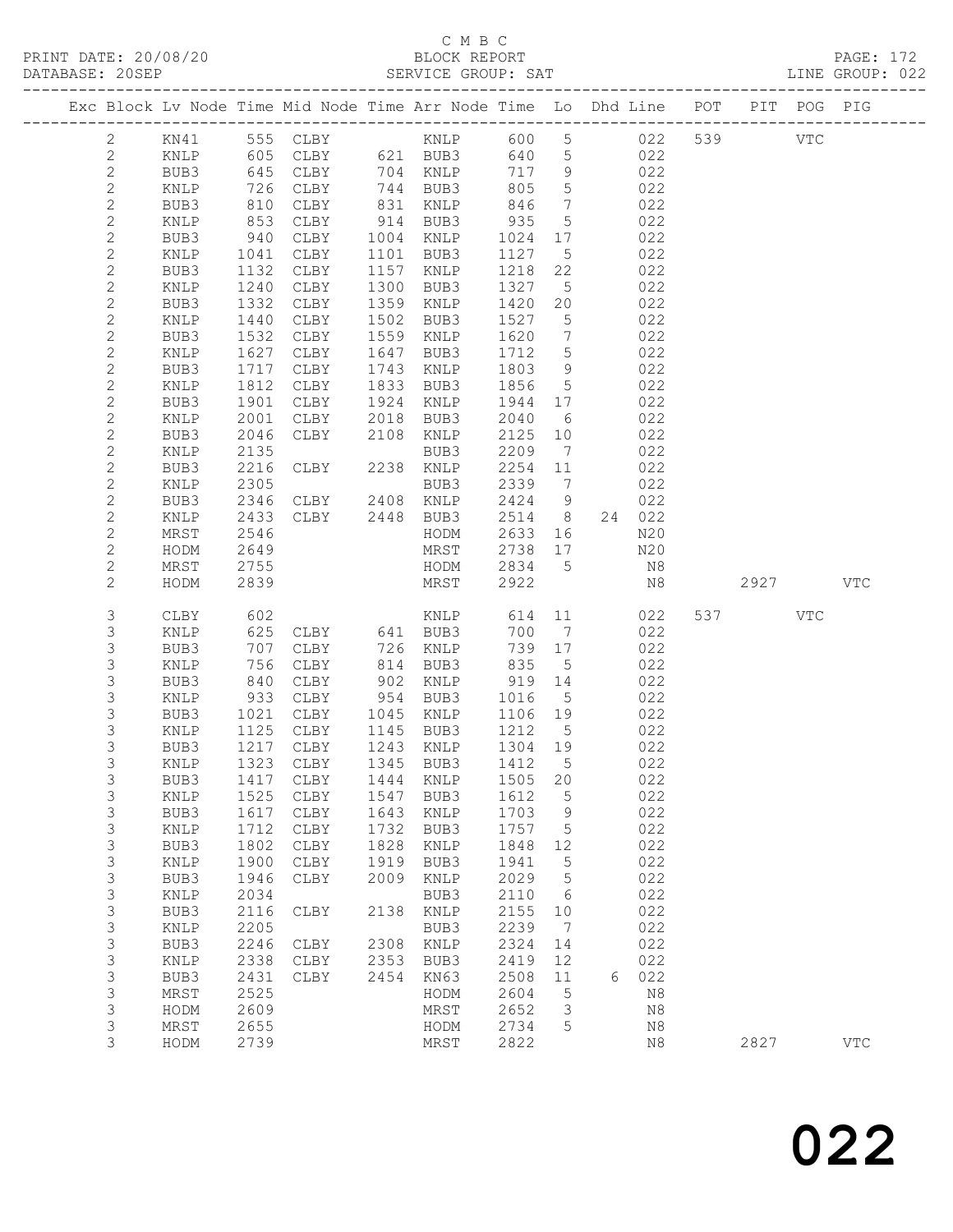C M B C

BLOCK REPORT

SERVICE GROUP: SAT

PRINT DATE: 20/08/20
DATABASE: 20SEP
LINE GROUP: 022

| Exc | Block | Lv | Node | Time | Mid Node | Time | Arr Node | Time | Lo | Dhd | Line | POT | PIT | POG | PIG |
|---|---|---|---|---|---|---|---|---|---|---|---|---|---|---|---|
| | 2 | | KN41 | 555 | CLBY | | KNLP | 600 | 5 | | 022 | 539 | | VTC | |
| | 2 | | KNLP | 605 | CLBY | 621 | BUB3 | 640 | 5 | | 022 | | | | |
| | 2 | | BUB3 | 645 | CLBY | 704 | KNLP | 717 | 9 | | 022 | | | | |
| | 2 | | KNLP | 726 | CLBY | 744 | BUB3 | 805 | 5 | | 022 | | | | |
| | 2 | | BUB3 | 810 | CLBY | 831 | KNLP | 846 | 7 | | 022 | | | | |
| | 2 | | KNLP | 853 | CLBY | 914 | BUB3 | 935 | 5 | | 022 | | | | |
| | 2 | | BUB3 | 940 | CLBY | 1004 | KNLP | 1024 | 17 | | 022 | | | | |
| | 2 | | KNLP | 1041 | CLBY | 1101 | BUB3 | 1127 | 5 | | 022 | | | | |
| | 2 | | BUB3 | 1132 | CLBY | 1157 | KNLP | 1218 | 22 | | 022 | | | | |
| | 2 | | KNLP | 1240 | CLBY | 1300 | BUB3 | 1327 | 5 | | 022 | | | | |
| | 2 | | BUB3 | 1332 | CLBY | 1359 | KNLP | 1420 | 20 | | 022 | | | | |
| | 2 | | KNLP | 1440 | CLBY | 1502 | BUB3 | 1527 | 5 | | 022 | | | | |
| | 2 | | BUB3 | 1532 | CLBY | 1559 | KNLP | 1620 | 7 | | 022 | | | | |
| | 2 | | KNLP | 1627 | CLBY | 1647 | BUB3 | 1712 | 5 | | 022 | | | | |
| | 2 | | BUB3 | 1717 | CLBY | 1743 | KNLP | 1803 | 9 | | 022 | | | | |
| | 2 | | KNLP | 1812 | CLBY | 1833 | BUB3 | 1856 | 5 | | 022 | | | | |
| | 2 | | BUB3 | 1901 | CLBY | 1924 | KNLP | 1944 | 17 | | 022 | | | | |
| | 2 | | KNLP | 2001 | CLBY | 2018 | BUB3 | 2040 | 6 | | 022 | | | | |
| | 2 | | BUB3 | 2046 | CLBY | 2108 | KNLP | 2125 | 10 | | 022 | | | | |
| | 2 | | KNLP | 2135 | | | BUB3 | 2209 | 7 | | 022 | | | | |
| | 2 | | BUB3 | 2216 | CLBY | 2238 | KNLP | 2254 | 11 | | 022 | | | | |
| | 2 | | KNLP | 2305 | | | BUB3 | 2339 | 7 | | 022 | | | | |
| | 2 | | BUB3 | 2346 | CLBY | 2408 | KNLP | 2424 | 9 | | 022 | | | | |
| | 2 | | KNLP | 2433 | CLBY | 2448 | BUB3 | 2514 | 8 | 24 | 022 | | | | |
| | 2 | | MRST | 2546 | | | HODM | 2633 | 16 | | N20 | | | | |
| | 2 | | HODM | 2649 | | | MRST | 2738 | 17 | | N20 | | | | |
| | 2 | | MRST | 2755 | | | HODM | 2834 | 5 | | N8 | | | | |
| | 2 | | HODM | 2839 | | | MRST | 2922 | | | N8 | | 2927 | | VTC |
| | 3 | | CLBY | 602 | | | KNLP | 614 | 11 | | 022 | 537 | | VTC | |
| | 3 | | KNLP | 625 | CLBY | 641 | BUB3 | 700 | 7 | | 022 | | | | |
| | 3 | | BUB3 | 707 | CLBY | 726 | KNLP | 739 | 17 | | 022 | | | | |
| | 3 | | KNLP | 756 | CLBY | 814 | BUB3 | 835 | 5 | | 022 | | | | |
| | 3 | | BUB3 | 840 | CLBY | 902 | KNLP | 919 | 14 | | 022 | | | | |
| | 3 | | KNLP | 933 | CLBY | 954 | BUB3 | 1016 | 5 | | 022 | | | | |
| | 3 | | BUB3 | 1021 | CLBY | 1045 | KNLP | 1106 | 19 | | 022 | | | | |
| | 3 | | KNLP | 1125 | CLBY | 1145 | BUB3 | 1212 | 5 | | 022 | | | | |
| | 3 | | BUB3 | 1217 | CLBY | 1243 | KNLP | 1304 | 19 | | 022 | | | | |
| | 3 | | KNLP | 1323 | CLBY | 1345 | BUB3 | 1412 | 5 | | 022 | | | | |
| | 3 | | BUB3 | 1417 | CLBY | 1444 | KNLP | 1505 | 20 | | 022 | | | | |
| | 3 | | KNLP | 1525 | CLBY | 1547 | BUB3 | 1612 | 5 | | 022 | | | | |
| | 3 | | BUB3 | 1617 | CLBY | 1643 | KNLP | 1703 | 9 | | 022 | | | | |
| | 3 | | KNLP | 1712 | CLBY | 1732 | BUB3 | 1757 | 5 | | 022 | | | | |
| | 3 | | BUB3 | 1802 | CLBY | 1828 | KNLP | 1848 | 12 | | 022 | | | | |
| | 3 | | KNLP | 1900 | CLBY | 1919 | BUB3 | 1941 | 5 | | 022 | | | | |
| | 3 | | BUB3 | 1946 | CLBY | 2009 | KNLP | 2029 | 5 | | 022 | | | | |
| | 3 | | KNLP | 2034 | | | BUB3 | 2110 | 6 | | 022 | | | | |
| | 3 | | BUB3 | 2116 | CLBY | 2138 | KNLP | 2155 | 10 | | 022 | | | | |
| | 3 | | KNLP | 2205 | | | BUB3 | 2239 | 7 | | 022 | | | | |
| | 3 | | BUB3 | 2246 | CLBY | 2308 | KNLP | 2324 | 14 | | 022 | | | | |
| | 3 | | KNLP | 2338 | CLBY | 2353 | BUB3 | 2419 | 12 | | 022 | | | | |
| | 3 | | BUB3 | 2431 | CLBY | 2454 | KN63 | 2508 | 11 | 6 | 022 | | | | |
| | 3 | | MRST | 2525 | | | HODM | 2604 | 5 | | N8 | | | | |
| | 3 | | HODM | 2609 | | | MRST | 2652 | 3 | | N8 | | | | |
| | 3 | | MRST | 2655 | | | HODM | 2734 | 5 | | N8 | | | | |
| | 3 | | HODM | 2739 | | | MRST | 2822 | | | N8 | | 2827 | | VTC |

022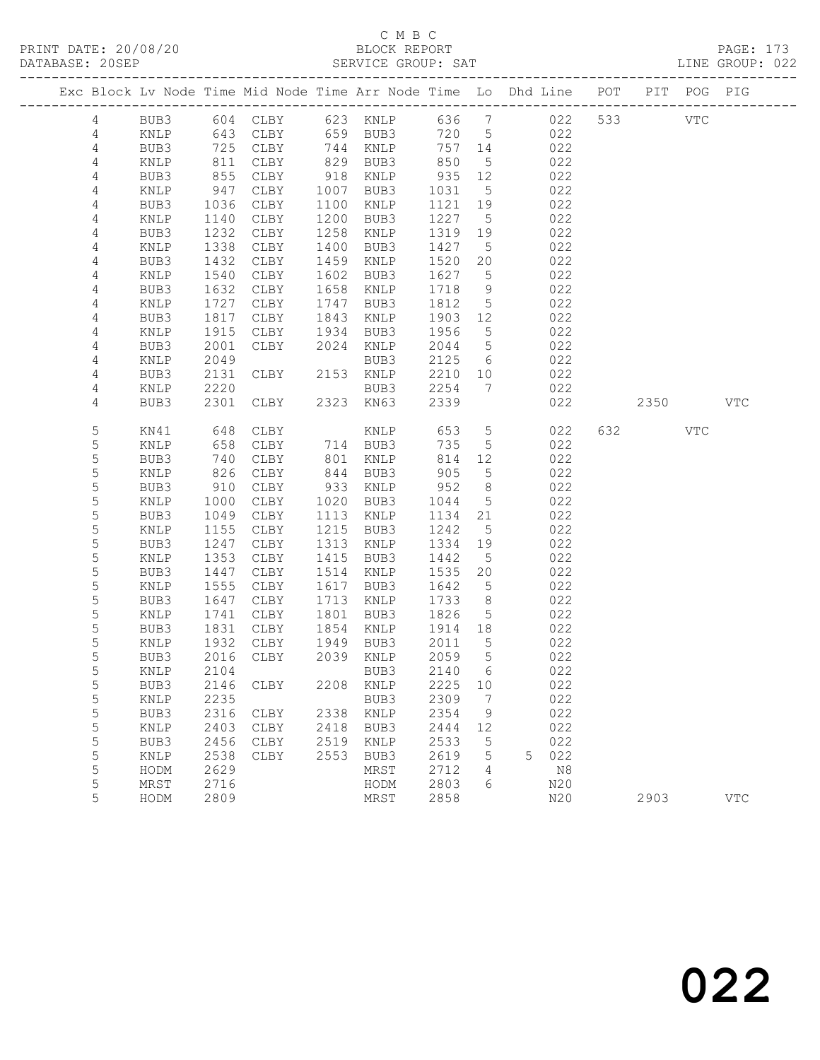C M B C
BLOCK REPORT
SERVICE GROUP: SAT

PRINT DATE: 20/08/20
DATABASE: 20SEP
LINE GROUP: 022

| Exc | Block | Lv | Node | Time | Mid Node | Time | Arr Node | Time | Lo | Dhd Line | POT | PIT | POG | PIG |
|---|---|---|---|---|---|---|---|---|---|---|---|---|---|---|
| | 4 | | BUB3 | 604 | CLBY | 623 | KNLP | 636 | 7 | 022 | 533 | | VTC | |
| | 4 | | KNLP | 643 | CLBY | 659 | BUB3 | 720 | 5 | 022 | | | | |
| | 4 | | BUB3 | 725 | CLBY | 744 | KNLP | 757 | 14 | 022 | | | | |
| | 4 | | KNLP | 811 | CLBY | 829 | BUB3 | 850 | 5 | 022 | | | | |
| | 4 | | BUB3 | 855 | CLBY | 918 | KNLP | 935 | 12 | 022 | | | | |
| | 4 | | KNLP | 947 | CLBY | 1007 | BUB3 | 1031 | 5 | 022 | | | | |
| | 4 | | BUB3 | 1036 | CLBY | 1100 | KNLP | 1121 | 19 | 022 | | | | |
| | 4 | | KNLP | 1140 | CLBY | 1200 | BUB3 | 1227 | 5 | 022 | | | | |
| | 4 | | BUB3 | 1232 | CLBY | 1258 | KNLP | 1319 | 19 | 022 | | | | |
| | 4 | | KNLP | 1338 | CLBY | 1400 | BUB3 | 1427 | 5 | 022 | | | | |
| | 4 | | BUB3 | 1432 | CLBY | 1459 | KNLP | 1520 | 20 | 022 | | | | |
| | 4 | | KNLP | 1540 | CLBY | 1602 | BUB3 | 1627 | 5 | 022 | | | | |
| | 4 | | BUB3 | 1632 | CLBY | 1658 | KNLP | 1718 | 9 | 022 | | | | |
| | 4 | | KNLP | 1727 | CLBY | 1747 | BUB3 | 1812 | 5 | 022 | | | | |
| | 4 | | BUB3 | 1817 | CLBY | 1843 | KNLP | 1903 | 12 | 022 | | | | |
| | 4 | | KNLP | 1915 | CLBY | 1934 | BUB3 | 1956 | 5 | 022 | | | | |
| | 4 | | BUB3 | 2001 | CLBY | 2024 | KNLP | 2044 | 5 | 022 | | | | |
| | 4 | | KNLP | 2049 | | | BUB3 | 2125 | 6 | 022 | | | | |
| | 4 | | BUB3 | 2131 | CLBY | 2153 | KNLP | 2210 | 10 | 022 | | | | |
| | 4 | | KNLP | 2220 | | | BUB3 | 2254 | 7 | 022 | | | | |
| | 4 | | BUB3 | 2301 | CLBY | 2323 | KN63 | 2339 | | 022 | | 2350 | | VTC |
| | 5 | | KN41 | 648 | CLBY | | KNLP | 653 | 5 | 022 | 632 | | VTC | |
| | 5 | | KNLP | 658 | CLBY | 714 | BUB3 | 735 | 5 | 022 | | | | |
| | 5 | | BUB3 | 740 | CLBY | 801 | KNLP | 814 | 12 | 022 | | | | |
| | 5 | | KNLP | 826 | CLBY | 844 | BUB3 | 905 | 5 | 022 | | | | |
| | 5 | | BUB3 | 910 | CLBY | 933 | KNLP | 952 | 8 | 022 | | | | |
| | 5 | | KNLP | 1000 | CLBY | 1020 | BUB3 | 1044 | 5 | 022 | | | | |
| | 5 | | BUB3 | 1049 | CLBY | 1113 | KNLP | 1134 | 21 | 022 | | | | |
| | 5 | | KNLP | 1155 | CLBY | 1215 | BUB3 | 1242 | 5 | 022 | | | | |
| | 5 | | BUB3 | 1247 | CLBY | 1313 | KNLP | 1334 | 19 | 022 | | | | |
| | 5 | | KNLP | 1353 | CLBY | 1415 | BUB3 | 1442 | 5 | 022 | | | | |
| | 5 | | BUB3 | 1447 | CLBY | 1514 | KNLP | 1535 | 20 | 022 | | | | |
| | 5 | | KNLP | 1555 | CLBY | 1617 | BUB3 | 1642 | 5 | 022 | | | | |
| | 5 | | BUB3 | 1647 | CLBY | 1713 | KNLP | 1733 | 8 | 022 | | | | |
| | 5 | | KNLP | 1741 | CLBY | 1801 | BUB3 | 1826 | 5 | 022 | | | | |
| | 5 | | BUB3 | 1831 | CLBY | 1854 | KNLP | 1914 | 18 | 022 | | | | |
| | 5 | | KNLP | 1932 | CLBY | 1949 | BUB3 | 2011 | 5 | 022 | | | | |
| | 5 | | BUB3 | 2016 | CLBY | 2039 | KNLP | 2059 | 5 | 022 | | | | |
| | 5 | | KNLP | 2104 | | | BUB3 | 2140 | 6 | 022 | | | | |
| | 5 | | BUB3 | 2146 | CLBY | 2208 | KNLP | 2225 | 10 | 022 | | | | |
| | 5 | | KNLP | 2235 | | | BUB3 | 2309 | 7 | 022 | | | | |
| | 5 | | BUB3 | 2316 | CLBY | 2338 | KNLP | 2354 | 9 | 022 | | | | |
| | 5 | | KNLP | 2403 | CLBY | 2418 | BUB3 | 2444 | 12 | 022 | | | | |
| | 5 | | BUB3 | 2456 | CLBY | 2519 | KNLP | 2533 | 5 | 022 | | | | |
| | 5 | | KNLP | 2538 | CLBY | 2553 | BUB3 | 2619 | 5 | 5 022 | | | | |
| | 5 | | HODM | 2629 | | | MRST | 2712 | 4 | N8 | | | | |
| | 5 | | MRST | 2716 | | | HODM | 2803 | 6 | N20 | | | | |
| | 5 | | HODM | 2809 | | | MRST | 2858 | | N20 | | 2903 | | VTC |

022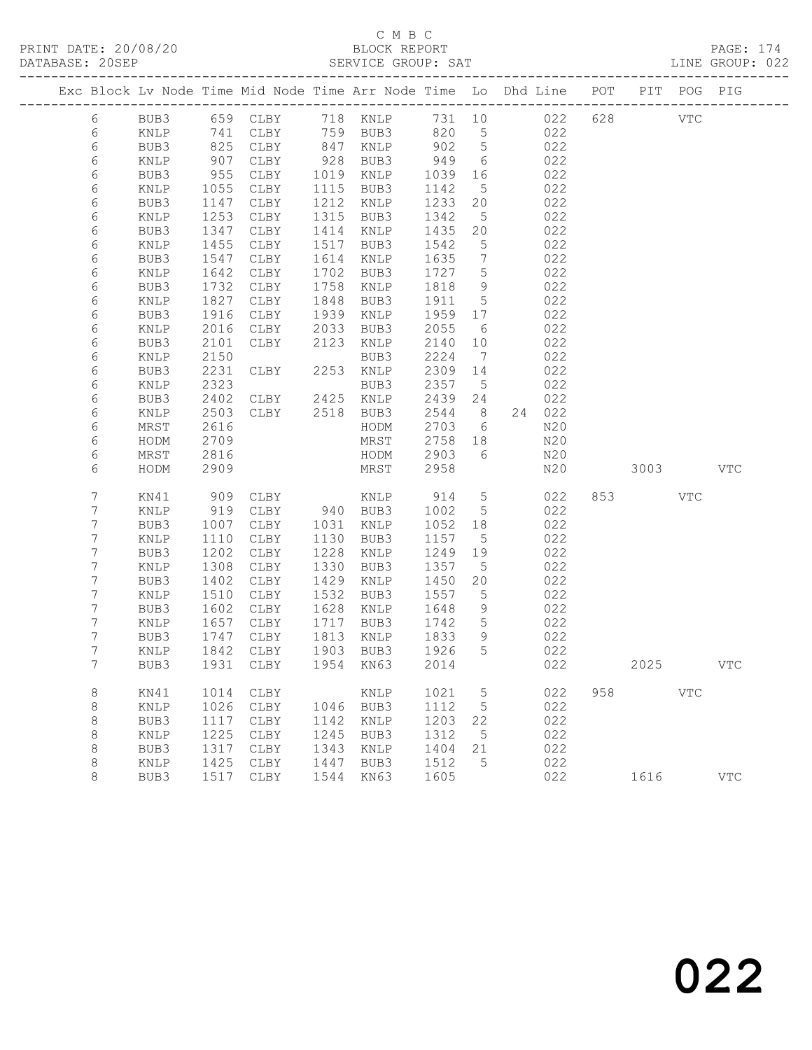C M B C
PRINT DATE: 20/08/20 BLOCK REPORT PAGE: 174
DATABASE: 20SEP SERVICE GROUP: SAT LINE GROUP: 022

| Exc | Block | Lv | Node | Time | Mid Node | Time | Arr Node | Time | Lo | Dhd | Line | POT | PIT | POG | PIG |
|---|---|---|---|---|---|---|---|---|---|---|---|---|---|---|---|
| | 6 | | BUB3 | 659 | CLBY | 718 | KNLP | 731 | 10 | | 022 | 628 | | VTC | |
| | 6 | | KNLP | 741 | CLBY | 759 | BUB3 | 820 | 5 | | 022 | | | | |
| | 6 | | BUB3 | 825 | CLBY | 847 | KNLP | 902 | 5 | | 022 | | | | |
| | 6 | | KNLP | 907 | CLBY | 928 | BUB3 | 949 | 6 | | 022 | | | | |
| | 6 | | BUB3 | 955 | CLBY | 1019 | KNLP | 1039 | 16 | | 022 | | | | |
| | 6 | | KNLP | 1055 | CLBY | 1115 | BUB3 | 1142 | 5 | | 022 | | | | |
| | 6 | | BUB3 | 1147 | CLBY | 1212 | KNLP | 1233 | 20 | | 022 | | | | |
| | 6 | | KNLP | 1253 | CLBY | 1315 | BUB3 | 1342 | 5 | | 022 | | | | |
| | 6 | | BUB3 | 1347 | CLBY | 1414 | KNLP | 1435 | 20 | | 022 | | | | |
| | 6 | | KNLP | 1455 | CLBY | 1517 | BUB3 | 1542 | 5 | | 022 | | | | |
| | 6 | | BUB3 | 1547 | CLBY | 1614 | KNLP | 1635 | 7 | | 022 | | | | |
| | 6 | | KNLP | 1642 | CLBY | 1702 | BUB3 | 1727 | 5 | | 022 | | | | |
| | 6 | | BUB3 | 1732 | CLBY | 1758 | KNLP | 1818 | 9 | | 022 | | | | |
| | 6 | | KNLP | 1827 | CLBY | 1848 | BUB3 | 1911 | 5 | | 022 | | | | |
| | 6 | | BUB3 | 1916 | CLBY | 1939 | KNLP | 1959 | 17 | | 022 | | | | |
| | 6 | | KNLP | 2016 | CLBY | 2033 | BUB3 | 2055 | 6 | | 022 | | | | |
| | 6 | | BUB3 | 2101 | CLBY | 2123 | KNLP | 2140 | 10 | | 022 | | | | |
| | 6 | | KNLP | 2150 | | | BUB3 | 2224 | 7 | | 022 | | | | |
| | 6 | | BUB3 | 2231 | CLBY | 2253 | KNLP | 2309 | 14 | | 022 | | | | |
| | 6 | | KNLP | 2323 | | | BUB3 | 2357 | 5 | | 022 | | | | |
| | 6 | | BUB3 | 2402 | CLBY | 2425 | KNLP | 2439 | 24 | | 022 | | | | |
| | 6 | | KNLP | 2503 | CLBY | 2518 | BUB3 | 2544 | 8 | 24 | 022 | | | | |
| | 6 | | MRST | 2616 | | | HODM | 2703 | 6 | | N20 | | | | |
| | 6 | | HODM | 2709 | | | MRST | 2758 | 18 | | N20 | | | | |
| | 6 | | MRST | 2816 | | | HODM | 2903 | 6 | | N20 | | | | |
| | 6 | | HODM | 2909 | | | MRST | 2958 | | | N20 | | 3003 | | VTC |
| | 7 | | KN41 | 909 | CLBY | | KNLP | 914 | 5 | | 022 | 853 | | VTC | |
| | 7 | | KNLP | 919 | CLBY | 940 | BUB3 | 1002 | 5 | | 022 | | | | |
| | 7 | | BUB3 | 1007 | CLBY | 1031 | KNLP | 1052 | 18 | | 022 | | | | |
| | 7 | | KNLP | 1110 | CLBY | 1130 | BUB3 | 1157 | 5 | | 022 | | | | |
| | 7 | | BUB3 | 1202 | CLBY | 1228 | KNLP | 1249 | 19 | | 022 | | | | |
| | 7 | | KNLP | 1308 | CLBY | 1330 | BUB3 | 1357 | 5 | | 022 | | | | |
| | 7 | | BUB3 | 1402 | CLBY | 1429 | KNLP | 1450 | 20 | | 022 | | | | |
| | 7 | | KNLP | 1510 | CLBY | 1532 | BUB3 | 1557 | 5 | | 022 | | | | |
| | 7 | | BUB3 | 1602 | CLBY | 1628 | KNLP | 1648 | 9 | | 022 | | | | |
| | 7 | | KNLP | 1657 | CLBY | 1717 | BUB3 | 1742 | 5 | | 022 | | | | |
| | 7 | | BUB3 | 1747 | CLBY | 1813 | KNLP | 1833 | 9 | | 022 | | | | |
| | 7 | | KNLP | 1842 | CLBY | 1903 | BUB3 | 1926 | 5 | | 022 | | | | |
| | 7 | | BUB3 | 1931 | CLBY | 1954 | KN63 | 2014 | | | 022 | | 2025 | | VTC |
| | 8 | | KN41 | 1014 | CLBY | | KNLP | 1021 | 5 | | 022 | 958 | | VTC | |
| | 8 | | KNLP | 1026 | CLBY | 1046 | BUB3 | 1112 | 5 | | 022 | | | | |
| | 8 | | BUB3 | 1117 | CLBY | 1142 | KNLP | 1203 | 22 | | 022 | | | | |
| | 8 | | KNLP | 1225 | CLBY | 1245 | BUB3 | 1312 | 5 | | 022 | | | | |
| | 8 | | BUB3 | 1317 | CLBY | 1343 | KNLP | 1404 | 21 | | 022 | | | | |
| | 8 | | KNLP | 1425 | CLBY | 1447 | BUB3 | 1512 | 5 | | 022 | | | | |
| | 8 | | BUB3 | 1517 | CLBY | 1544 | KN63 | 1605 | | | 022 | | 1616 | | VTC |

022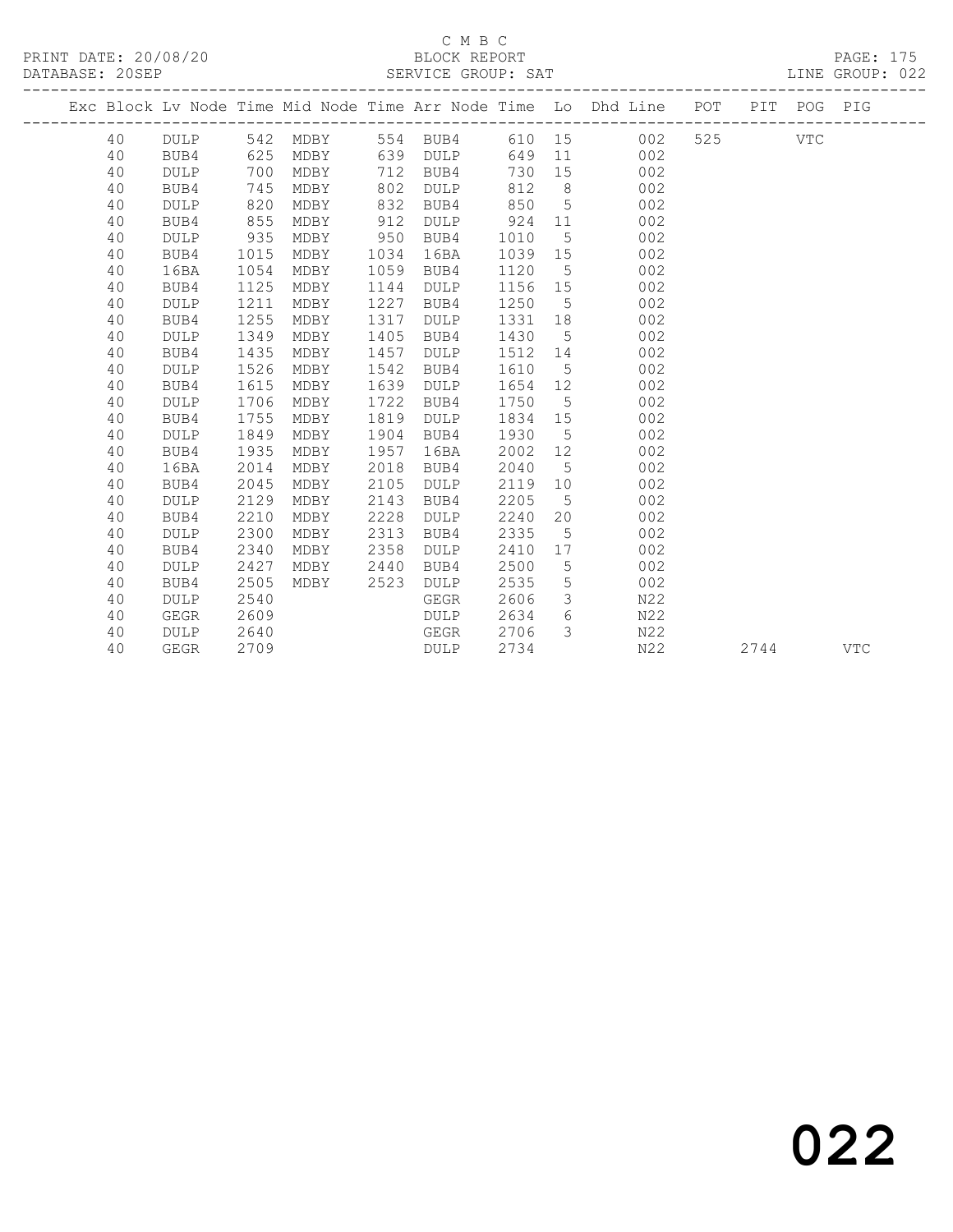C M B C

BLOCK REPORT

PRINT DATE: 20/08/20 DATABASE: 20SEP SERVICE GROUP: SAT LINE GROUP: 022

| Exc | Block | Lv | Node | Time | Mid Node | Time | Arr Node | Time | Lo | Dhd Line | POT | PIT | POG | PIG |
|---|---|---|---|---|---|---|---|---|---|---|---|---|---|---|
| | 40 | | DULP | 542 | MDBY | 554 | BUB4 | 610 | 15 | 002 | 525 | | VTC | |
| | 40 | | BUB4 | 625 | MDBY | 639 | DULP | 649 | 11 | 002 | | | | |
| | 40 | | DULP | 700 | MDBY | 712 | BUB4 | 730 | 15 | 002 | | | | |
| | 40 | | BUB4 | 745 | MDBY | 802 | DULP | 812 | 8 | 002 | | | | |
| | 40 | | DULP | 820 | MDBY | 832 | BUB4 | 850 | 5 | 002 | | | | |
| | 40 | | BUB4 | 855 | MDBY | 912 | DULP | 924 | 11 | 002 | | | | |
| | 40 | | DULP | 935 | MDBY | 950 | BUB4 | 1010 | 5 | 002 | | | | |
| | 40 | | BUB4 | 1015 | MDBY | 1034 | 16BA | 1039 | 15 | 002 | | | | |
| | 40 | | 16BA | 1054 | MDBY | 1059 | BUB4 | 1120 | 5 | 002 | | | | |
| | 40 | | BUB4 | 1125 | MDBY | 1144 | DULP | 1156 | 15 | 002 | | | | |
| | 40 | | DULP | 1211 | MDBY | 1227 | BUB4 | 1250 | 5 | 002 | | | | |
| | 40 | | BUB4 | 1255 | MDBY | 1317 | DULP | 1331 | 18 | 002 | | | | |
| | 40 | | DULP | 1349 | MDBY | 1405 | BUB4 | 1430 | 5 | 002 | | | | |
| | 40 | | BUB4 | 1435 | MDBY | 1457 | DULP | 1512 | 14 | 002 | | | | |
| | 40 | | DULP | 1526 | MDBY | 1542 | BUB4 | 1610 | 5 | 002 | | | | |
| | 40 | | BUB4 | 1615 | MDBY | 1639 | DULP | 1654 | 12 | 002 | | | | |
| | 40 | | DULP | 1706 | MDBY | 1722 | BUB4 | 1750 | 5 | 002 | | | | |
| | 40 | | BUB4 | 1755 | MDBY | 1819 | DULP | 1834 | 15 | 002 | | | | |
| | 40 | | DULP | 1849 | MDBY | 1904 | BUB4 | 1930 | 5 | 002 | | | | |
| | 40 | | BUB4 | 1935 | MDBY | 1957 | 16BA | 2002 | 12 | 002 | | | | |
| | 40 | | 16BA | 2014 | MDBY | 2018 | BUB4 | 2040 | 5 | 002 | | | | |
| | 40 | | BUB4 | 2045 | MDBY | 2105 | DULP | 2119 | 10 | 002 | | | | |
| | 40 | | DULP | 2129 | MDBY | 2143 | BUB4 | 2205 | 5 | 002 | | | | |
| | 40 | | BUB4 | 2210 | MDBY | 2228 | DULP | 2240 | 20 | 002 | | | | |
| | 40 | | DULP | 2300 | MDBY | 2313 | BUB4 | 2335 | 5 | 002 | | | | |
| | 40 | | BUB4 | 2340 | MDBY | 2358 | DULP | 2410 | 17 | 002 | | | | |
| | 40 | | DULP | 2427 | MDBY | 2440 | BUB4 | 2500 | 5 | 002 | | | | |
| | 40 | | BUB4 | 2505 | MDBY | 2523 | DULP | 2535 | 5 | 002 | | | | |
| | 40 | | DULP | 2540 | | | GEGR | 2606 | 3 | N22 | | | | |
| | 40 | | GEGR | 2609 | | | DULP | 2634 | 6 | N22 | | | | |
| | 40 | | DULP | 2640 | | | GEGR | 2706 | 3 | N22 | | | | |
| | 40 | | GEGR | 2709 | | | DULP | 2734 | | N22 | | 2744 | | VTC |

022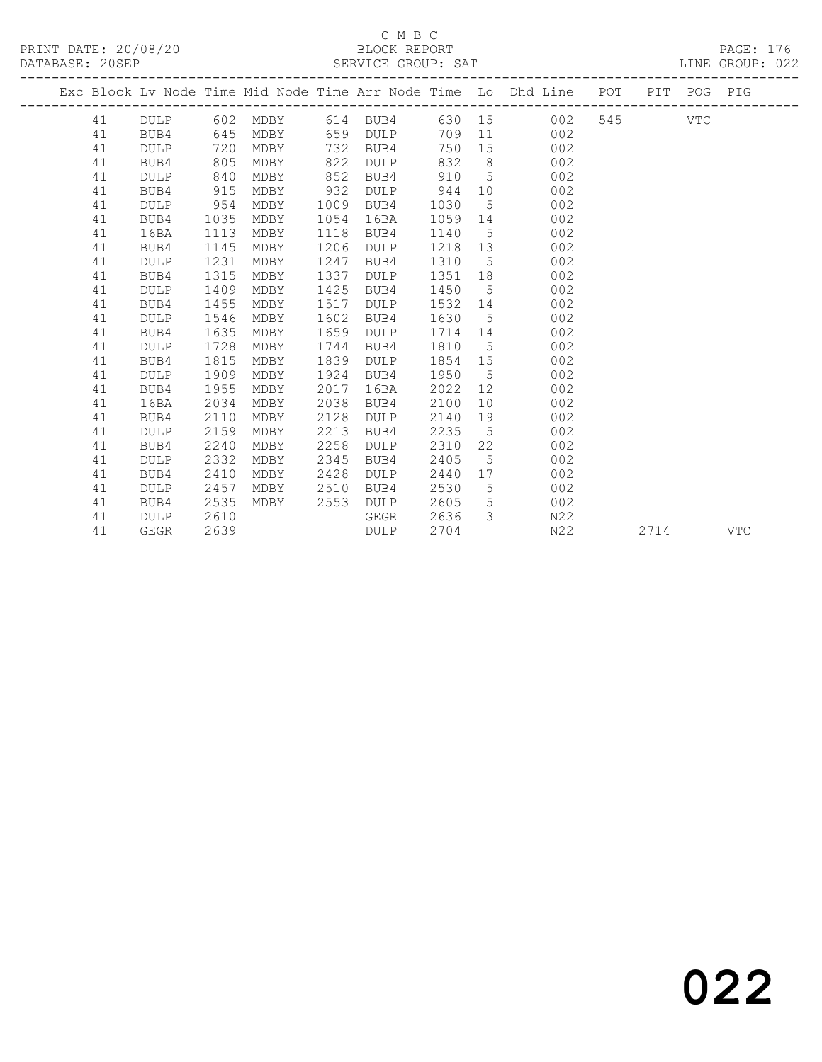C M B C
BLOCK REPORT
SERVICE GROUP: SAT

PRINT DATE: 20/08/20
DATABASE: 20SEP
LINE GROUP: 022

| Exc | Block | Lv | Node | Time | Mid Node | Time | Arr Node | Time | Lo | Dhd Line | POT | PIT | POG | PIG |
|---|---|---|---|---|---|---|---|---|---|---|---|---|---|---|
| | 41 | | DULP | 602 | MDBY | 614 | BUB4 | 630 | 15 | 002 | 545 | | VTC | |
| | 41 | | BUB4 | 645 | MDBY | 659 | DULP | 709 | 11 | 002 | | | | |
| | 41 | | DULP | 720 | MDBY | 732 | BUB4 | 750 | 15 | 002 | | | | |
| | 41 | | BUB4 | 805 | MDBY | 822 | DULP | 832 | 8 | 002 | | | | |
| | 41 | | DULP | 840 | MDBY | 852 | BUB4 | 910 | 5 | 002 | | | | |
| | 41 | | BUB4 | 915 | MDBY | 932 | DULP | 944 | 10 | 002 | | | | |
| | 41 | | DULP | 954 | MDBY | 1009 | BUB4 | 1030 | 5 | 002 | | | | |
| | 41 | | BUB4 | 1035 | MDBY | 1054 | 16BA | 1059 | 14 | 002 | | | | |
| | 41 | | 16BA | 1113 | MDBY | 1118 | BUB4 | 1140 | 5 | 002 | | | | |
| | 41 | | BUB4 | 1145 | MDBY | 1206 | DULP | 1218 | 13 | 002 | | | | |
| | 41 | | DULP | 1231 | MDBY | 1247 | BUB4 | 1310 | 5 | 002 | | | | |
| | 41 | | BUB4 | 1315 | MDBY | 1337 | DULP | 1351 | 18 | 002 | | | | |
| | 41 | | DULP | 1409 | MDBY | 1425 | BUB4 | 1450 | 5 | 002 | | | | |
| | 41 | | BUB4 | 1455 | MDBY | 1517 | DULP | 1532 | 14 | 002 | | | | |
| | 41 | | DULP | 1546 | MDBY | 1602 | BUB4 | 1630 | 5 | 002 | | | | |
| | 41 | | BUB4 | 1635 | MDBY | 1659 | DULP | 1714 | 14 | 002 | | | | |
| | 41 | | DULP | 1728 | MDBY | 1744 | BUB4 | 1810 | 5 | 002 | | | | |
| | 41 | | BUB4 | 1815 | MDBY | 1839 | DULP | 1854 | 15 | 002 | | | | |
| | 41 | | DULP | 1909 | MDBY | 1924 | BUB4 | 1950 | 5 | 002 | | | | |
| | 41 | | BUB4 | 1955 | MDBY | 2017 | 16BA | 2022 | 12 | 002 | | | | |
| | 41 | | 16BA | 2034 | MDBY | 2038 | BUB4 | 2100 | 10 | 002 | | | | |
| | 41 | | BUB4 | 2110 | MDBY | 2128 | DULP | 2140 | 19 | 002 | | | | |
| | 41 | | DULP | 2159 | MDBY | 2213 | BUB4 | 2235 | 5 | 002 | | | | |
| | 41 | | BUB4 | 2240 | MDBY | 2258 | DULP | 2310 | 22 | 002 | | | | |
| | 41 | | DULP | 2332 | MDBY | 2345 | BUB4 | 2405 | 5 | 002 | | | | |
| | 41 | | BUB4 | 2410 | MDBY | 2428 | DULP | 2440 | 17 | 002 | | | | |
| | 41 | | DULP | 2457 | MDBY | 2510 | BUB4 | 2530 | 5 | 002 | | | | |
| | 41 | | BUB4 | 2535 | MDBY | 2553 | DULP | 2605 | 5 | 002 | | | | |
| | 41 | | DULP | 2610 | | | GEGR | 2636 | 3 | N22 | | | | |
| | 41 | | GEGR | 2639 | | | DULP | 2704 | | N22 | | 2714 | | VTC |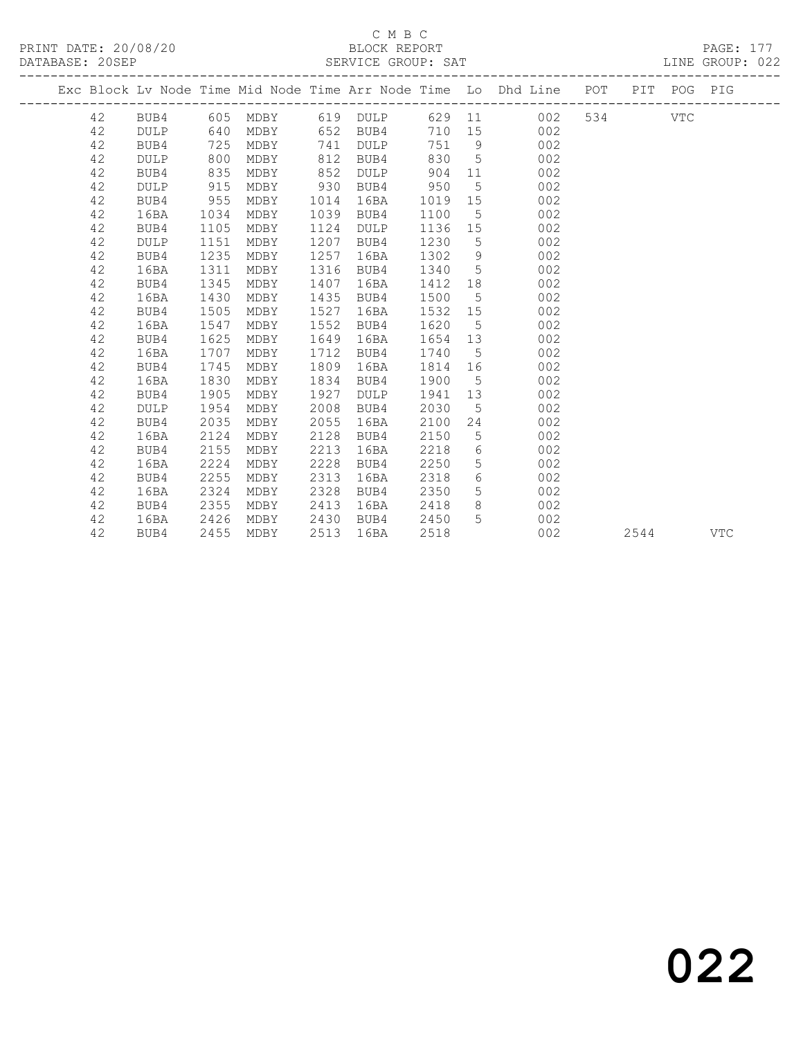C M B C

BLOCK REPORT

SERVICE GROUP: SAT

PRINT DATE: 20/08/20

DATABASE: 20SEP

LINE GROUP: 022

| Exc | Block | Lv | Node | Time | Mid Node | Time | Arr Node | Time | Lo | Dhd Line | POT | PIT | POG | PIG |
|---|---|---|---|---|---|---|---|---|---|---|---|---|---|---|
| | 42 | | BUB4 | 605 | MDBY | 619 | DULP | 629 | 11 | 002 | 534 | | VTC | |
| | 42 | | DULP | 640 | MDBY | 652 | BUB4 | 710 | 15 | 002 | | | | |
| | 42 | | BUB4 | 725 | MDBY | 741 | DULP | 751 | 9 | 002 | | | | |
| | 42 | | DULP | 800 | MDBY | 812 | BUB4 | 830 | 5 | 002 | | | | |
| | 42 | | BUB4 | 835 | MDBY | 852 | DULP | 904 | 11 | 002 | | | | |
| | 42 | | DULP | 915 | MDBY | 930 | BUB4 | 950 | 5 | 002 | | | | |
| | 42 | | BUB4 | 955 | MDBY | 1014 | 16BA | 1019 | 15 | 002 | | | | |
| | 42 | | 16BA | 1034 | MDBY | 1039 | BUB4 | 1100 | 5 | 002 | | | | |
| | 42 | | BUB4 | 1105 | MDBY | 1124 | DULP | 1136 | 15 | 002 | | | | |
| | 42 | | DULP | 1151 | MDBY | 1207 | BUB4 | 1230 | 5 | 002 | | | | |
| | 42 | | BUB4 | 1235 | MDBY | 1257 | 16BA | 1302 | 9 | 002 | | | | |
| | 42 | | 16BA | 1311 | MDBY | 1316 | BUB4 | 1340 | 5 | 002 | | | | |
| | 42 | | BUB4 | 1345 | MDBY | 1407 | 16BA | 1412 | 18 | 002 | | | | |
| | 42 | | 16BA | 1430 | MDBY | 1435 | BUB4 | 1500 | 5 | 002 | | | | |
| | 42 | | BUB4 | 1505 | MDBY | 1527 | 16BA | 1532 | 15 | 002 | | | | |
| | 42 | | 16BA | 1547 | MDBY | 1552 | BUB4 | 1620 | 5 | 002 | | | | |
| | 42 | | BUB4 | 1625 | MDBY | 1649 | 16BA | 1654 | 13 | 002 | | | | |
| | 42 | | 16BA | 1707 | MDBY | 1712 | BUB4 | 1740 | 5 | 002 | | | | |
| | 42 | | BUB4 | 1745 | MDBY | 1809 | 16BA | 1814 | 16 | 002 | | | | |
| | 42 | | 16BA | 1830 | MDBY | 1834 | BUB4 | 1900 | 5 | 002 | | | | |
| | 42 | | BUB4 | 1905 | MDBY | 1927 | DULP | 1941 | 13 | 002 | | | | |
| | 42 | | DULP | 1954 | MDBY | 2008 | BUB4 | 2030 | 5 | 002 | | | | |
| | 42 | | BUB4 | 2035 | MDBY | 2055 | 16BA | 2100 | 24 | 002 | | | | |
| | 42 | | 16BA | 2124 | MDBY | 2128 | BUB4 | 2150 | 5 | 002 | | | | |
| | 42 | | BUB4 | 2155 | MDBY | 2213 | 16BA | 2218 | 6 | 002 | | | | |
| | 42 | | 16BA | 2224 | MDBY | 2228 | BUB4 | 2250 | 5 | 002 | | | | |
| | 42 | | BUB4 | 2255 | MDBY | 2313 | 16BA | 2318 | 6 | 002 | | | | |
| | 42 | | 16BA | 2324 | MDBY | 2328 | BUB4 | 2350 | 5 | 002 | | | | |
| | 42 | | BUB4 | 2355 | MDBY | 2413 | 16BA | 2418 | 8 | 002 | | | | |
| | 42 | | 16BA | 2426 | MDBY | 2430 | BUB4 | 2450 | 5 | 002 | | | | |
| | 42 | | BUB4 | 2455 | MDBY | 2513 | 16BA | 2518 | | 002 | | 2544 | | VTC |

022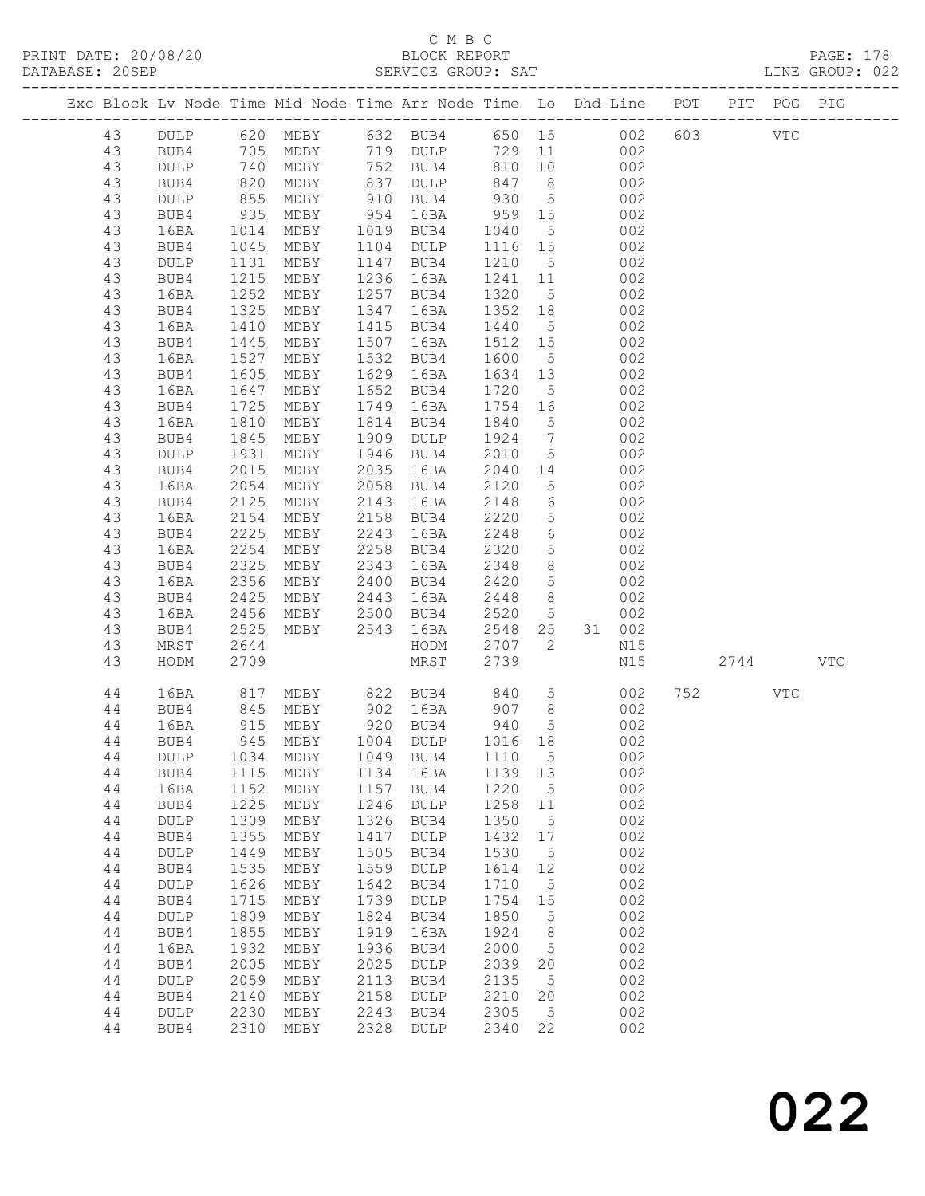C M B C

PRINT DATE: 20/08/20 BLOCK REPORT

DATABASE: 20SEP SERVICE GROUP: SAT LINE GROUP: 022

| Exc | Block | Lv | Node | Time | Mid Node | Time | Arr Node | Time | Lo | Dhd | Line | POT | PIT | POG | PIG |
|---|---|---|---|---|---|---|---|---|---|---|---|---|---|---|---|
| | 43 | | DULP | 620 | MDBY | 632 | BUB4 | 650 | 15 | | 002 | 603 | | VTC | |
| | 43 | | BUB4 | 705 | MDBY | 719 | DULP | 729 | 11 | | 002 | | | | |
| | 43 | | DULP | 740 | MDBY | 752 | BUB4 | 810 | 10 | | 002 | | | | |
| | 43 | | BUB4 | 820 | MDBY | 837 | DULP | 847 | 8 | | 002 | | | | |
| | 43 | | DULP | 855 | MDBY | 910 | BUB4 | 930 | 5 | | 002 | | | | |
| | 43 | | BUB4 | 935 | MDBY | 954 | 16BA | 959 | 15 | | 002 | | | | |
| | 43 | | 16BA | 1014 | MDBY | 1019 | BUB4 | 1040 | 5 | | 002 | | | | |
| | 43 | | BUB4 | 1045 | MDBY | 1104 | DULP | 1116 | 15 | | 002 | | | | |
| | 43 | | DULP | 1131 | MDBY | 1147 | BUB4 | 1210 | 5 | | 002 | | | | |
| | 43 | | BUB4 | 1215 | MDBY | 1236 | 16BA | 1241 | 11 | | 002 | | | | |
| | 43 | | 16BA | 1252 | MDBY | 1257 | BUB4 | 1320 | 5 | | 002 | | | | |
| | 43 | | BUB4 | 1325 | MDBY | 1347 | 16BA | 1352 | 18 | | 002 | | | | |
| | 43 | | 16BA | 1410 | MDBY | 1415 | BUB4 | 1440 | 5 | | 002 | | | | |
| | 43 | | BUB4 | 1445 | MDBY | 1507 | 16BA | 1512 | 15 | | 002 | | | | |
| | 43 | | 16BA | 1527 | MDBY | 1532 | BUB4 | 1600 | 5 | | 002 | | | | |
| | 43 | | BUB4 | 1605 | MDBY | 1629 | 16BA | 1634 | 13 | | 002 | | | | |
| | 43 | | 16BA | 1647 | MDBY | 1652 | BUB4 | 1720 | 5 | | 002 | | | | |
| | 43 | | BUB4 | 1725 | MDBY | 1749 | 16BA | 1754 | 16 | | 002 | | | | |
| | 43 | | 16BA | 1810 | MDBY | 1814 | BUB4 | 1840 | 5 | | 002 | | | | |
| | 43 | | BUB4 | 1845 | MDBY | 1909 | DULP | 1924 | 7 | | 002 | | | | |
| | 43 | | DULP | 1931 | MDBY | 1946 | BUB4 | 2010 | 5 | | 002 | | | | |
| | 43 | | BUB4 | 2015 | MDBY | 2035 | 16BA | 2040 | 14 | | 002 | | | | |
| | 43 | | 16BA | 2054 | MDBY | 2058 | BUB4 | 2120 | 5 | | 002 | | | | |
| | 43 | | BUB4 | 2125 | MDBY | 2143 | 16BA | 2148 | 6 | | 002 | | | | |
| | 43 | | 16BA | 2154 | MDBY | 2158 | BUB4 | 2220 | 5 | | 002 | | | | |
| | 43 | | BUB4 | 2225 | MDBY | 2243 | 16BA | 2248 | 6 | | 002 | | | | |
| | 43 | | 16BA | 2254 | MDBY | 2258 | BUB4 | 2320 | 5 | | 002 | | | | |
| | 43 | | BUB4 | 2325 | MDBY | 2343 | 16BA | 2348 | 8 | | 002 | | | | |
| | 43 | | 16BA | 2356 | MDBY | 2400 | BUB4 | 2420 | 5 | | 002 | | | | |
| | 43 | | BUB4 | 2425 | MDBY | 2443 | 16BA | 2448 | 8 | | 002 | | | | |
| | 43 | | 16BA | 2456 | MDBY | 2500 | BUB4 | 2520 | 5 | | 002 | | | | |
| | 43 | | BUB4 | 2525 | MDBY | 2543 | 16BA | 2548 | 25 | 31 | 002 | | | | |
| | 43 | | MRST | 2644 | | | HODM | 2707 | 2 | | N15 | | | | |
| | 43 | | HODM | 2709 | | | MRST | 2739 | | | N15 | | 2744 | | VTC |
| | 44 | | 16BA | 817 | MDBY | 822 | BUB4 | 840 | 5 | | 002 | 752 | | VTC | |
| | 44 | | BUB4 | 845 | MDBY | 902 | 16BA | 907 | 8 | | 002 | | | | |
| | 44 | | 16BA | 915 | MDBY | 920 | BUB4 | 940 | 5 | | 002 | | | | |
| | 44 | | BUB4 | 945 | MDBY | 1004 | DULP | 1016 | 18 | | 002 | | | | |
| | 44 | | DULP | 1034 | MDBY | 1049 | BUB4 | 1110 | 5 | | 002 | | | | |
| | 44 | | BUB4 | 1115 | MDBY | 1134 | 16BA | 1139 | 13 | | 002 | | | | |
| | 44 | | 16BA | 1152 | MDBY | 1157 | BUB4 | 1220 | 5 | | 002 | | | | |
| | 44 | | BUB4 | 1225 | MDBY | 1246 | DULP | 1258 | 11 | | 002 | | | | |
| | 44 | | DULP | 1309 | MDBY | 1326 | BUB4 | 1350 | 5 | | 002 | | | | |
| | 44 | | BUB4 | 1355 | MDBY | 1417 | DULP | 1432 | 17 | | 002 | | | | |
| | 44 | | DULP | 1449 | MDBY | 1505 | BUB4 | 1530 | 5 | | 002 | | | | |
| | 44 | | BUB4 | 1535 | MDBY | 1559 | DULP | 1614 | 12 | | 002 | | | | |
| | 44 | | DULP | 1626 | MDBY | 1642 | BUB4 | 1710 | 5 | | 002 | | | | |
| | 44 | | BUB4 | 1715 | MDBY | 1739 | DULP | 1754 | 15 | | 002 | | | | |
| | 44 | | DULP | 1809 | MDBY | 1824 | BUB4 | 1850 | 5 | | 002 | | | | |
| | 44 | | BUB4 | 1855 | MDBY | 1919 | 16BA | 1924 | 8 | | 002 | | | | |
| | 44 | | 16BA | 1932 | MDBY | 1936 | BUB4 | 2000 | 5 | | 002 | | | | |
| | 44 | | BUB4 | 2005 | MDBY | 2025 | DULP | 2039 | 20 | | 002 | | | | |
| | 44 | | DULP | 2059 | MDBY | 2113 | BUB4 | 2135 | 5 | | 002 | | | | |
| | 44 | | BUB4 | 2140 | MDBY | 2158 | DULP | 2210 | 20 | | 002 | | | | |
| | 44 | | DULP | 2230 | MDBY | 2243 | BUB4 | 2305 | 5 | | 002 | | | | |
| | 44 | | BUB4 | 2310 | MDBY | 2328 | DULP | 2340 | 22 | | 002 | | | | |

# 022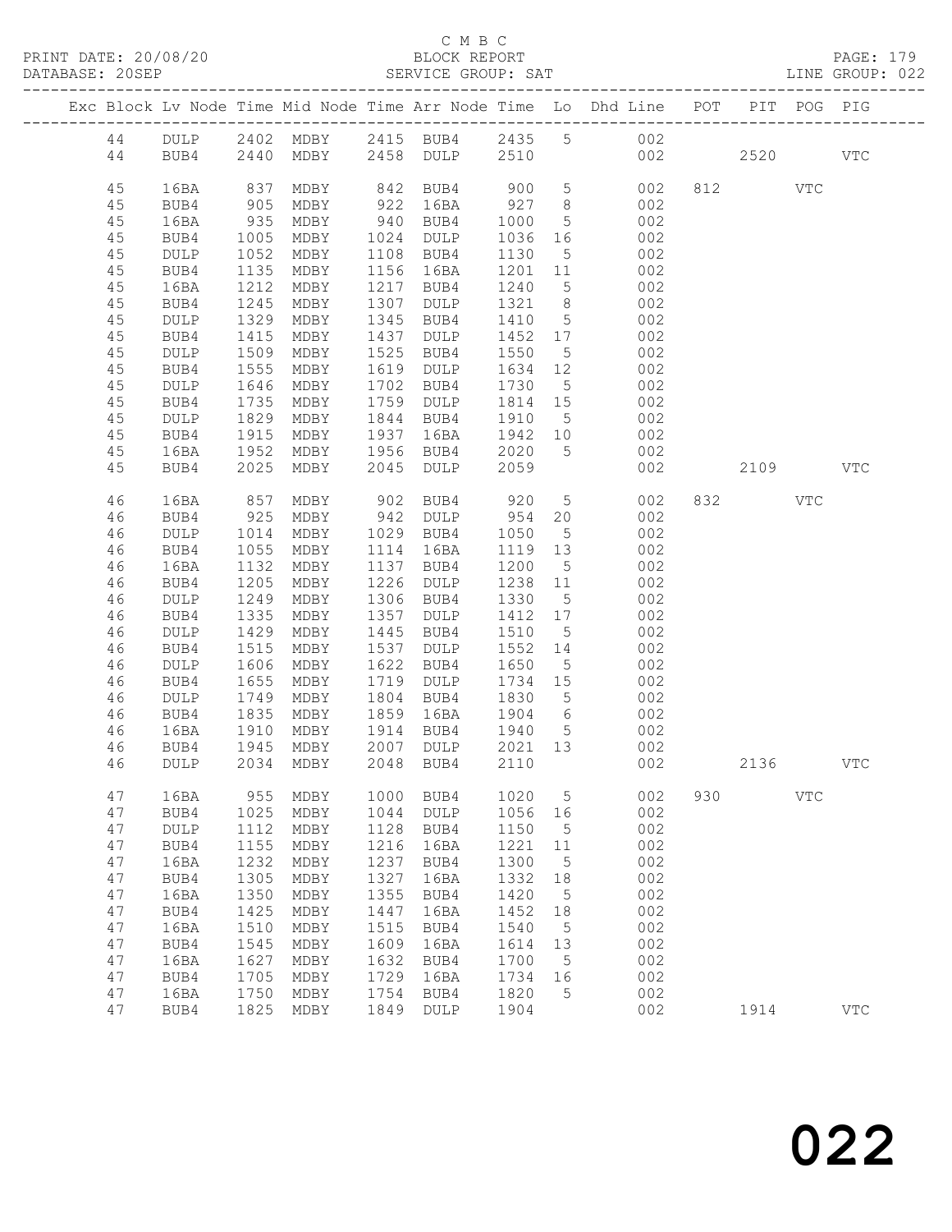C M B C
PRINT DATE: 20/08/20 BLOCK REPORT
DATABASE: 20SEP SERVICE GROUP: SAT LINE GROUP: 022

| Exc | Block | Lv | Node | Time | Mid Node | Time | Arr Node | Time | Lo | Dhd Line | POT | PIT | POG | PIG |
|---|---|---|---|---|---|---|---|---|---|---|---|---|---|---|
| | 44 | | DULP | 2402 | MDBY | 2415 | BUB4 | 2435 | 5 | 002 | | | | |
| | 44 | | BUB4 | 2440 | MDBY | 2458 | DULP | 2510 | | 002 | | 2520 | | VTC |
| | 45 | | 16BA | 837 | MDBY | 842 | BUB4 | 900 | 5 | 002 | 812 | | VTC | |
| | 45 | | BUB4 | 905 | MDBY | 922 | 16BA | 927 | 8 | 002 | | | | |
| | 45 | | 16BA | 935 | MDBY | 940 | BUB4 | 1000 | 5 | 002 | | | | |
| | 45 | | BUB4 | 1005 | MDBY | 1024 | DULP | 1036 | 16 | 002 | | | | |
| | 45 | | DULP | 1052 | MDBY | 1108 | BUB4 | 1130 | 5 | 002 | | | | |
| | 45 | | BUB4 | 1135 | MDBY | 1156 | 16BA | 1201 | 11 | 002 | | | | |
| | 45 | | 16BA | 1212 | MDBY | 1217 | BUB4 | 1240 | 5 | 002 | | | | |
| | 45 | | BUB4 | 1245 | MDBY | 1307 | DULP | 1321 | 8 | 002 | | | | |
| | 45 | | DULP | 1329 | MDBY | 1345 | BUB4 | 1410 | 5 | 002 | | | | |
| | 45 | | BUB4 | 1415 | MDBY | 1437 | DULP | 1452 | 17 | 002 | | | | |
| | 45 | | DULP | 1509 | MDBY | 1525 | BUB4 | 1550 | 5 | 002 | | | | |
| | 45 | | BUB4 | 1555 | MDBY | 1619 | DULP | 1634 | 12 | 002 | | | | |
| | 45 | | DULP | 1646 | MDBY | 1702 | BUB4 | 1730 | 5 | 002 | | | | |
| | 45 | | BUB4 | 1735 | MDBY | 1759 | DULP | 1814 | 15 | 002 | | | | |
| | 45 | | DULP | 1829 | MDBY | 1844 | BUB4 | 1910 | 5 | 002 | | | | |
| | 45 | | BUB4 | 1915 | MDBY | 1937 | 16BA | 1942 | 10 | 002 | | | | |
| | 45 | | 16BA | 1952 | MDBY | 1956 | BUB4 | 2020 | 5 | 002 | | | | |
| | 45 | | BUB4 | 2025 | MDBY | 2045 | DULP | 2059 | | 002 | | 2109 | | VTC |
| | 46 | | 16BA | 857 | MDBY | 902 | BUB4 | 920 | 5 | 002 | 832 | | VTC | |
| | 46 | | BUB4 | 925 | MDBY | 942 | DULP | 954 | 20 | 002 | | | | |
| | 46 | | DULP | 1014 | MDBY | 1029 | BUB4 | 1050 | 5 | 002 | | | | |
| | 46 | | BUB4 | 1055 | MDBY | 1114 | 16BA | 1119 | 13 | 002 | | | | |
| | 46 | | 16BA | 1132 | MDBY | 1137 | BUB4 | 1200 | 5 | 002 | | | | |
| | 46 | | BUB4 | 1205 | MDBY | 1226 | DULP | 1238 | 11 | 002 | | | | |
| | 46 | | DULP | 1249 | MDBY | 1306 | BUB4 | 1330 | 5 | 002 | | | | |
| | 46 | | BUB4 | 1335 | MDBY | 1357 | DULP | 1412 | 17 | 002 | | | | |
| | 46 | | DULP | 1429 | MDBY | 1445 | BUB4 | 1510 | 5 | 002 | | | | |
| | 46 | | BUB4 | 1515 | MDBY | 1537 | DULP | 1552 | 14 | 002 | | | | |
| | 46 | | DULP | 1606 | MDBY | 1622 | BUB4 | 1650 | 5 | 002 | | | | |
| | 46 | | BUB4 | 1655 | MDBY | 1719 | DULP | 1734 | 15 | 002 | | | | |
| | 46 | | DULP | 1749 | MDBY | 1804 | BUB4 | 1830 | 5 | 002 | | | | |
| | 46 | | BUB4 | 1835 | MDBY | 1859 | 16BA | 1904 | 6 | 002 | | | | |
| | 46 | | 16BA | 1910 | MDBY | 1914 | BUB4 | 1940 | 5 | 002 | | | | |
| | 46 | | BUB4 | 1945 | MDBY | 2007 | DULP | 2021 | 13 | 002 | | | | |
| | 46 | | DULP | 2034 | MDBY | 2048 | BUB4 | 2110 | | 002 | | 2136 | | VTC |
| | 47 | | 16BA | 955 | MDBY | 1000 | BUB4 | 1020 | 5 | 002 | 930 | | VTC | |
| | 47 | | BUB4 | 1025 | MDBY | 1044 | DULP | 1056 | 16 | 002 | | | | |
| | 47 | | DULP | 1112 | MDBY | 1128 | BUB4 | 1150 | 5 | 002 | | | | |
| | 47 | | BUB4 | 1155 | MDBY | 1216 | 16BA | 1221 | 11 | 002 | | | | |
| | 47 | | 16BA | 1232 | MDBY | 1237 | BUB4 | 1300 | 5 | 002 | | | | |
| | 47 | | BUB4 | 1305 | MDBY | 1327 | 16BA | 1332 | 18 | 002 | | | | |
| | 47 | | 16BA | 1350 | MDBY | 1355 | BUB4 | 1420 | 5 | 002 | | | | |
| | 47 | | BUB4 | 1425 | MDBY | 1447 | 16BA | 1452 | 18 | 002 | | | | |
| | 47 | | 16BA | 1510 | MDBY | 1515 | BUB4 | 1540 | 5 | 002 | | | | |
| | 47 | | BUB4 | 1545 | MDBY | 1609 | 16BA | 1614 | 13 | 002 | | | | |
| | 47 | | 16BA | 1627 | MDBY | 1632 | BUB4 | 1700 | 5 | 002 | | | | |
| | 47 | | BUB4 | 1705 | MDBY | 1729 | 16BA | 1734 | 16 | 002 | | | | |
| | 47 | | 16BA | 1750 | MDBY | 1754 | BUB4 | 1820 | 5 | 002 | | | | |
| | 47 | | BUB4 | 1825 | MDBY | 1849 | DULP | 1904 | | 002 | | 1914 | | VTC |

022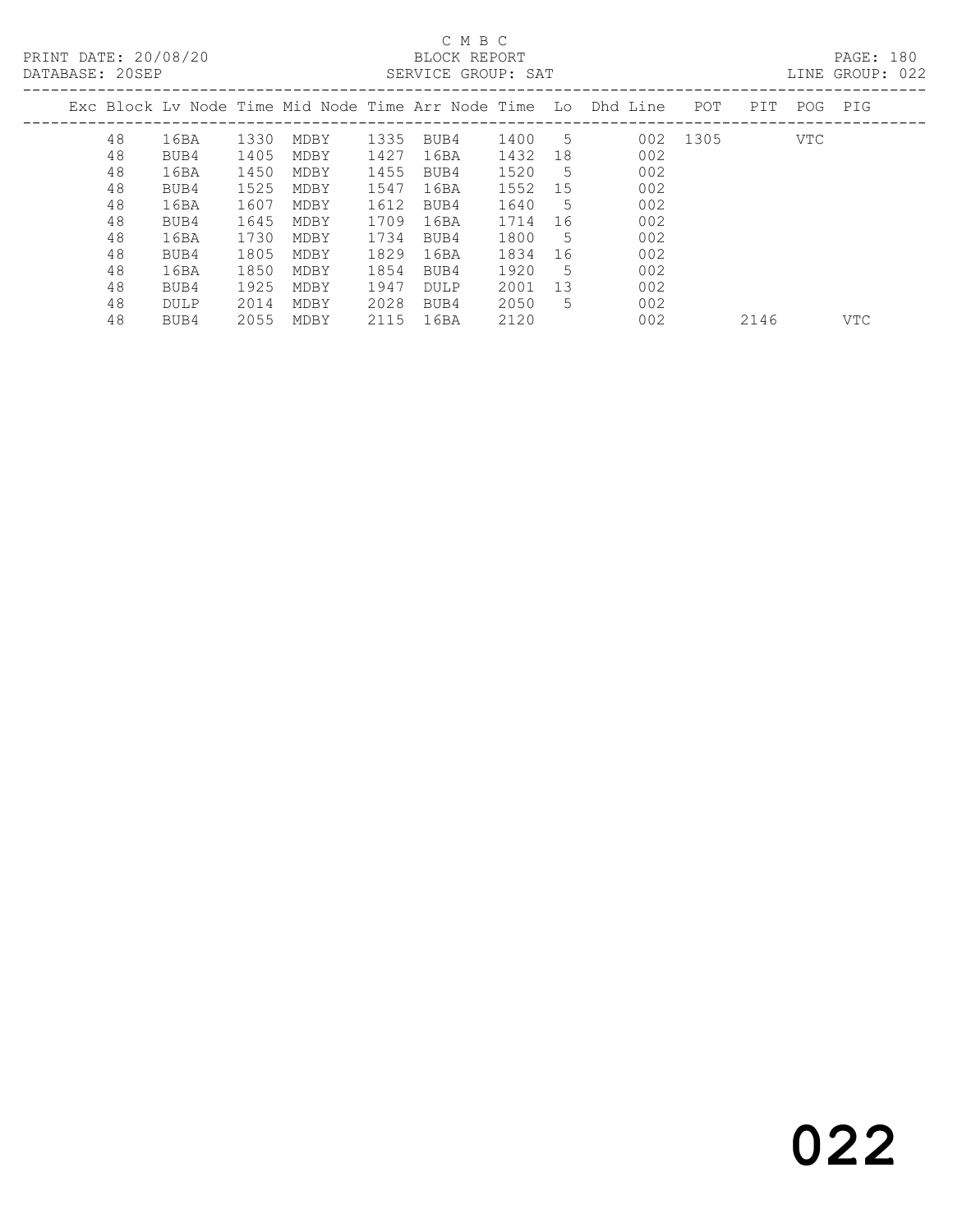C M B C
BLOCK REPORT
SERVICE GROUP: SAT

PRINT DATE: 20/08/20
DATABASE: 20SEP

LINE GROUP: 022

| Exc | Block | Lv Node | Time | Mid Node | Time | Arr Node | Time | Lo | Dhd Line | POT | PIT | POG | PIG |
|---|---|---|---|---|---|---|---|---|---|---|---|---|---|
| | 48 | 16BA | 1330 | MDBY | 1335 | BUB4 | 1400 | 5 | 002 | 1305 | | VTC | |
| | 48 | BUB4 | 1405 | MDBY | 1427 | 16BA | 1432 | 18 | 002 | | | | |
| | 48 | 16BA | 1450 | MDBY | 1455 | BUB4 | 1520 | 5 | 002 | | | | |
| | 48 | BUB4 | 1525 | MDBY | 1547 | 16BA | 1552 | 15 | 002 | | | | |
| | 48 | 16BA | 1607 | MDBY | 1612 | BUB4 | 1640 | 5 | 002 | | | | |
| | 48 | BUB4 | 1645 | MDBY | 1709 | 16BA | 1714 | 16 | 002 | | | | |
| | 48 | 16BA | 1730 | MDBY | 1734 | BUB4 | 1800 | 5 | 002 | | | | |
| | 48 | BUB4 | 1805 | MDBY | 1829 | 16BA | 1834 | 16 | 002 | | | | |
| | 48 | 16BA | 1850 | MDBY | 1854 | BUB4 | 1920 | 5 | 002 | | | | |
| | 48 | BUB4 | 1925 | MDBY | 1947 | DULP | 2001 | 13 | 002 | | | | |
| | 48 | DULP | 2014 | MDBY | 2028 | BUB4 | 2050 | 5 | 002 | | | | |
| | 48 | BUB4 | 2055 | MDBY | 2115 | 16BA | 2120 | | 002 | | 2146 | | VTC |

022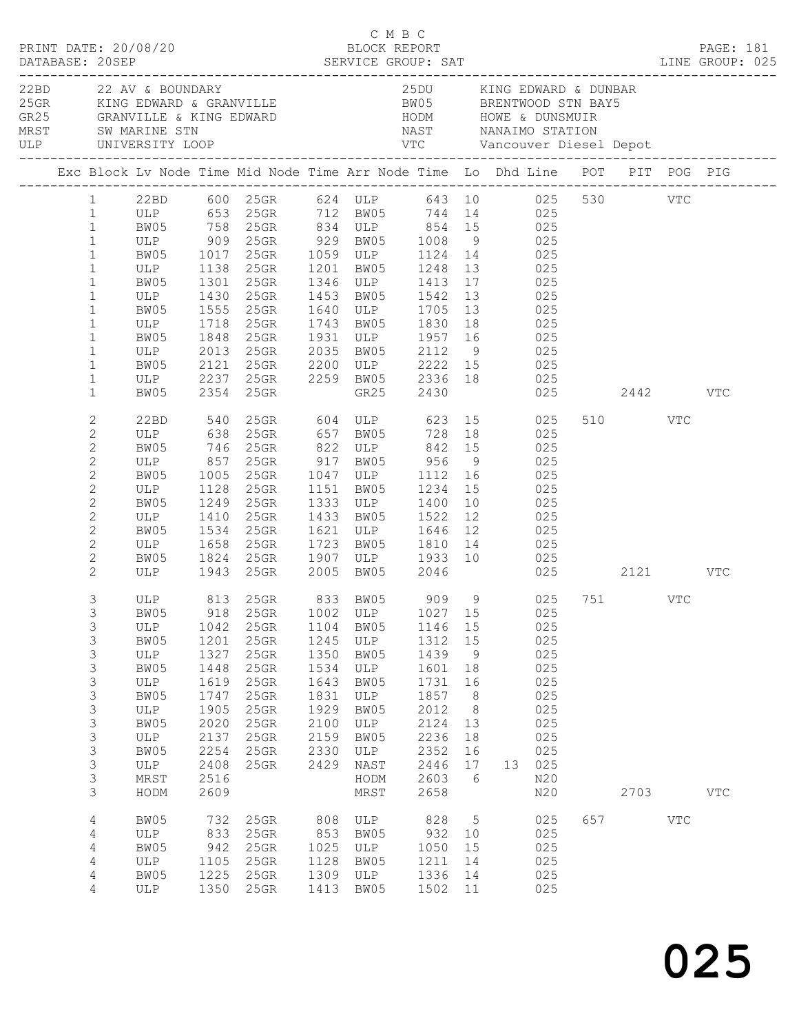C M B C

PRINT DATE: 20/08/20 BLOCK REPORT PAGE: 181
DATABASE: 20SEP SERVICE GROUP: SAT LINE GROUP: 025

| Code | Location | Code | Location |
|---|---|---|---|
| 22BD | 22 AV & BOUNDARY | 25DU | KING EDWARD & DUNBAR |
| 25GR | KING EDWARD & GRANVILLE | BW05 | BRENTWOOD STN BAY5 |
| GR25 | GRANVILLE & KING EDWARD | HODM | HOWE & DUNSMUIR |
| MRST | SW MARINE STN | NAST | NANAIMO STATION |
| ULP | UNIVERSITY LOOP | VTC | Vancouver Diesel Depot |

| Exc | Block | Lv Node | Time | Mid Node | Time | Arr Node | Time | Lo | Dhd | Line | POT | PIT | POG | PIG |
|---|---|---|---|---|---|---|---|---|---|---|---|---|---|---|
| | 1 | 22BD | 600 | 25GR | 624 | ULP | 643 | 10 | | 025 | 530 | | VTC | |
| | 1 | ULP | 653 | 25GR | 712 | BW05 | 744 | 14 | | 025 | | | | |
| | 1 | BW05 | 758 | 25GR | 834 | ULP | 854 | 15 | | 025 | | | | |
| | 1 | ULP | 909 | 25GR | 929 | BW05 | 1008 | 9 | | 025 | | | | |
| | 1 | BW05 | 1017 | 25GR | 1059 | ULP | 1124 | 14 | | 025 | | | | |
| | 1 | ULP | 1138 | 25GR | 1201 | BW05 | 1248 | 13 | | 025 | | | | |
| | 1 | BW05 | 1301 | 25GR | 1346 | ULP | 1413 | 17 | | 025 | | | | |
| | 1 | ULP | 1430 | 25GR | 1453 | BW05 | 1542 | 13 | | 025 | | | | |
| | 1 | BW05 | 1555 | 25GR | 1640 | ULP | 1705 | 13 | | 025 | | | | |
| | 1 | ULP | 1718 | 25GR | 1743 | BW05 | 1830 | 18 | | 025 | | | | |
| | 1 | BW05 | 1848 | 25GR | 1931 | ULP | 1957 | 16 | | 025 | | | | |
| | 1 | ULP | 2013 | 25GR | 2035 | BW05 | 2112 | 9 | | 025 | | | | |
| | 1 | BW05 | 2121 | 25GR | 2200 | ULP | 2222 | 15 | | 025 | | | | |
| | 1 | ULP | 2237 | 25GR | 2259 | BW05 | 2336 | 18 | | 025 | | | | |
| | 1 | BW05 | 2354 | 25GR | | GR25 | 2430 | | | 025 | | 2442 | | VTC |
| | 2 | 22BD | 540 | 25GR | 604 | ULP | 623 | 15 | | 025 | 510 | | VTC | |
| | 2 | ULP | 638 | 25GR | 657 | BW05 | 728 | 18 | | 025 | | | | |
| | 2 | BW05 | 746 | 25GR | 822 | ULP | 842 | 15 | | 025 | | | | |
| | 2 | ULP | 857 | 25GR | 917 | BW05 | 956 | 9 | | 025 | | | | |
| | 2 | BW05 | 1005 | 25GR | 1047 | ULP | 1112 | 16 | | 025 | | | | |
| | 2 | ULP | 1128 | 25GR | 1151 | BW05 | 1234 | 15 | | 025 | | | | |
| | 2 | BW05 | 1249 | 25GR | 1333 | ULP | 1400 | 10 | | 025 | | | | |
| | 2 | ULP | 1410 | 25GR | 1433 | BW05 | 1522 | 12 | | 025 | | | | |
| | 2 | BW05 | 1534 | 25GR | 1621 | ULP | 1646 | 12 | | 025 | | | | |
| | 2 | ULP | 1658 | 25GR | 1723 | BW05 | 1810 | 14 | | 025 | | | | |
| | 2 | BW05 | 1824 | 25GR | 1907 | ULP | 1933 | 10 | | 025 | | | | |
| | 2 | ULP | 1943 | 25GR | 2005 | BW05 | 2046 | | | 025 | | 2121 | | VTC |
| | 3 | ULP | 813 | 25GR | 833 | BW05 | 909 | 9 | | 025 | 751 | | VTC | |
| | 3 | BW05 | 918 | 25GR | 1002 | ULP | 1027 | 15 | | 025 | | | | |
| | 3 | ULP | 1042 | 25GR | 1104 | BW05 | 1146 | 15 | | 025 | | | | |
| | 3 | BW05 | 1201 | 25GR | 1245 | ULP | 1312 | 15 | | 025 | | | | |
| | 3 | ULP | 1327 | 25GR | 1350 | BW05 | 1439 | 9 | | 025 | | | | |
| | 3 | BW05 | 1448 | 25GR | 1534 | ULP | 1601 | 18 | | 025 | | | | |
| | 3 | ULP | 1619 | 25GR | 1643 | BW05 | 1731 | 16 | | 025 | | | | |
| | 3 | BW05 | 1747 | 25GR | 1831 | ULP | 1857 | 8 | | 025 | | | | |
| | 3 | ULP | 1905 | 25GR | 1929 | BW05 | 2012 | 8 | | 025 | | | | |
| | 3 | BW05 | 2020 | 25GR | 2100 | ULP | 2124 | 13 | | 025 | | | | |
| | 3 | ULP | 2137 | 25GR | 2159 | BW05 | 2236 | 18 | | 025 | | | | |
| | 3 | BW05 | 2254 | 25GR | 2330 | ULP | 2352 | 16 | | 025 | | | | |
| | 3 | ULP | 2408 | 25GR | 2429 | NAST | 2446 | 17 | 13 | 025 | | | | |
| | 3 | MRST | 2516 | | | HODM | 2603 | 6 | | N20 | | | | |
| | 3 | HODM | 2609 | | | MRST | 2658 | | | N20 | | 2703 | | VTC |
| | 4 | BW05 | 732 | 25GR | 808 | ULP | 828 | 5 | | 025 | 657 | | VTC | |
| | 4 | ULP | 833 | 25GR | 853 | BW05 | 932 | 10 | | 025 | | | | |
| | 4 | BW05 | 942 | 25GR | 1025 | ULP | 1050 | 15 | | 025 | | | | |
| | 4 | ULP | 1105 | 25GR | 1128 | BW05 | 1211 | 14 | | 025 | | | | |
| | 4 | BW05 | 1225 | 25GR | 1309 | ULP | 1336 | 14 | | 025 | | | | |
| | 4 | ULP | 1350 | 25GR | 1413 | BW05 | 1502 | 11 | | 025 | | | | |

# 025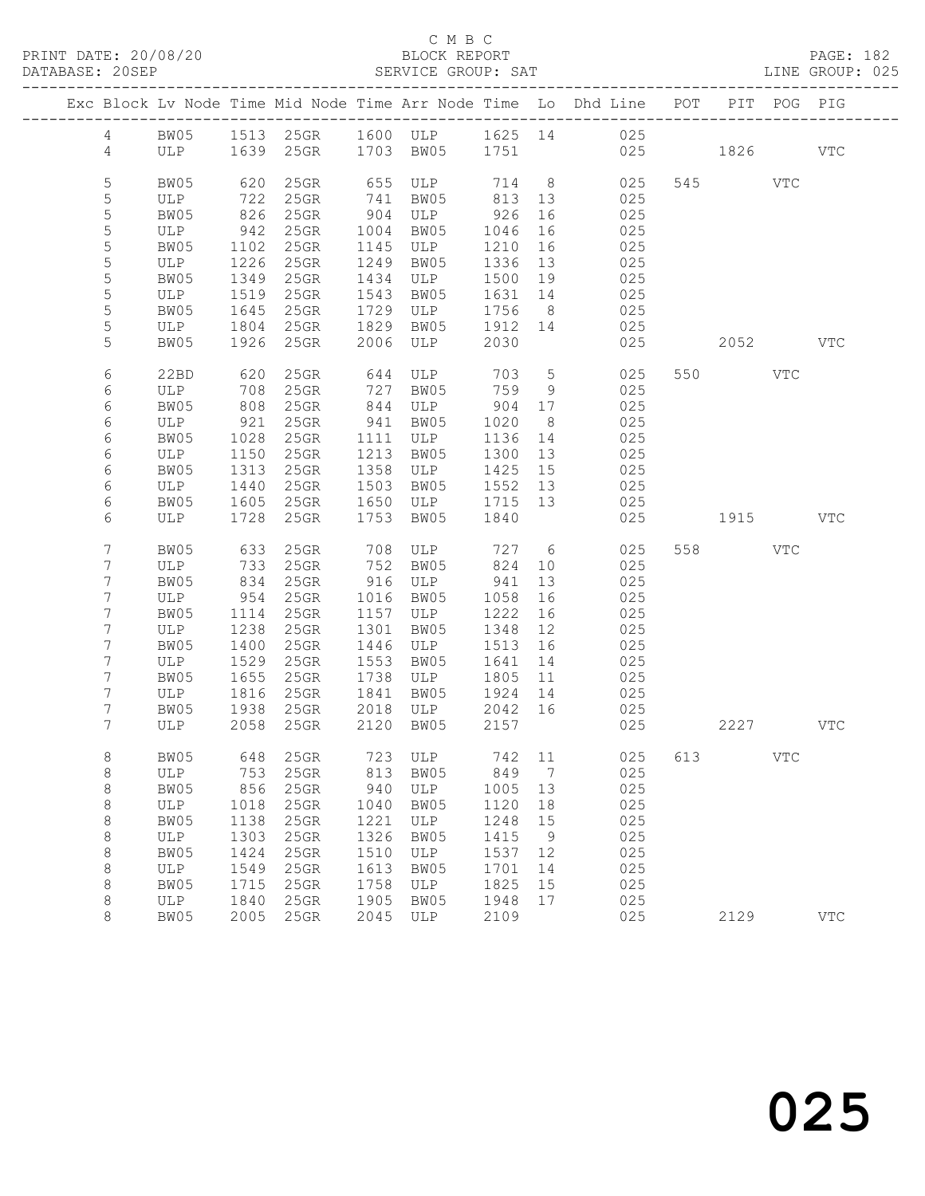C M B C

PRINT DATE: 20/08/20 BLOCK REPORT PAGE: 182
DATABASE: 20SEP SERVICE GROUP: SAT LINE GROUP: 025

| Exc | Block | Lv | Node | Time | Mid Node | Time | Arr Node | Time | Lo | Dhd Line | POT | PIT | POG | PIG |
|---|---|---|---|---|---|---|---|---|---|---|---|---|---|---|
| | 4 | | BW05 | 1513 | 25GR | 1600 | ULP | 1625 | 14 | 025 | | | | |
| | 4 | | ULP | 1639 | 25GR | 1703 | BW05 | 1751 | | 025 | | 1826 | | VTC |
| | 5 | | BW05 | 620 | 25GR | 655 | ULP | 714 | 8 | 025 | 545 | | VTC | |
| | 5 | | ULP | 722 | 25GR | 741 | BW05 | 813 | 13 | 025 | | | | |
| | 5 | | BW05 | 826 | 25GR | 904 | ULP | 926 | 16 | 025 | | | | |
| | 5 | | ULP | 942 | 25GR | 1004 | BW05 | 1046 | 16 | 025 | | | | |
| | 5 | | BW05 | 1102 | 25GR | 1145 | ULP | 1210 | 16 | 025 | | | | |
| | 5 | | ULP | 1226 | 25GR | 1249 | BW05 | 1336 | 13 | 025 | | | | |
| | 5 | | BW05 | 1349 | 25GR | 1434 | ULP | 1500 | 19 | 025 | | | | |
| | 5 | | ULP | 1519 | 25GR | 1543 | BW05 | 1631 | 14 | 025 | | | | |
| | 5 | | BW05 | 1645 | 25GR | 1729 | ULP | 1756 | 8 | 025 | | | | |
| | 5 | | ULP | 1804 | 25GR | 1829 | BW05 | 1912 | 14 | 025 | | | | |
| | 5 | | BW05 | 1926 | 25GR | 2006 | ULP | 2030 | | 025 | | 2052 | | VTC |
| | 6 | | 22BD | 620 | 25GR | 644 | ULP | 703 | 5 | 025 | 550 | | VTC | |
| | 6 | | ULP | 708 | 25GR | 727 | BW05 | 759 | 9 | 025 | | | | |
| | 6 | | BW05 | 808 | 25GR | 844 | ULP | 904 | 17 | 025 | | | | |
| | 6 | | ULP | 921 | 25GR | 941 | BW05 | 1020 | 8 | 025 | | | | |
| | 6 | | BW05 | 1028 | 25GR | 1111 | ULP | 1136 | 14 | 025 | | | | |
| | 6 | | ULP | 1150 | 25GR | 1213 | BW05 | 1300 | 13 | 025 | | | | |
| | 6 | | BW05 | 1313 | 25GR | 1358 | ULP | 1425 | 15 | 025 | | | | |
| | 6 | | ULP | 1440 | 25GR | 1503 | BW05 | 1552 | 13 | 025 | | | | |
| | 6 | | BW05 | 1605 | 25GR | 1650 | ULP | 1715 | 13 | 025 | | | | |
| | 6 | | ULP | 1728 | 25GR | 1753 | BW05 | 1840 | | 025 | | 1915 | | VTC |
| | 7 | | BW05 | 633 | 25GR | 708 | ULP | 727 | 6 | 025 | 558 | | VTC | |
| | 7 | | ULP | 733 | 25GR | 752 | BW05 | 824 | 10 | 025 | | | | |
| | 7 | | BW05 | 834 | 25GR | 916 | ULP | 941 | 13 | 025 | | | | |
| | 7 | | ULP | 954 | 25GR | 1016 | BW05 | 1058 | 16 | 025 | | | | |
| | 7 | | BW05 | 1114 | 25GR | 1157 | ULP | 1222 | 16 | 025 | | | | |
| | 7 | | ULP | 1238 | 25GR | 1301 | BW05 | 1348 | 12 | 025 | | | | |
| | 7 | | BW05 | 1400 | 25GR | 1446 | ULP | 1513 | 16 | 025 | | | | |
| | 7 | | ULP | 1529 | 25GR | 1553 | BW05 | 1641 | 14 | 025 | | | | |
| | 7 | | BW05 | 1655 | 25GR | 1738 | ULP | 1805 | 11 | 025 | | | | |
| | 7 | | ULP | 1816 | 25GR | 1841 | BW05 | 1924 | 14 | 025 | | | | |
| | 7 | | BW05 | 1938 | 25GR | 2018 | ULP | 2042 | 16 | 025 | | | | |
| | 7 | | ULP | 2058 | 25GR | 2120 | BW05 | 2157 | | 025 | | 2227 | | VTC |
| | 8 | | BW05 | 648 | 25GR | 723 | ULP | 742 | 11 | 025 | 613 | | VTC | |
| | 8 | | ULP | 753 | 25GR | 813 | BW05 | 849 | 7 | 025 | | | | |
| | 8 | | BW05 | 856 | 25GR | 940 | ULP | 1005 | 13 | 025 | | | | |
| | 8 | | ULP | 1018 | 25GR | 1040 | BW05 | 1120 | 18 | 025 | | | | |
| | 8 | | BW05 | 1138 | 25GR | 1221 | ULP | 1248 | 15 | 025 | | | | |
| | 8 | | ULP | 1303 | 25GR | 1326 | BW05 | 1415 | 9 | 025 | | | | |
| | 8 | | BW05 | 1424 | 25GR | 1510 | ULP | 1537 | 12 | 025 | | | | |
| | 8 | | ULP | 1549 | 25GR | 1613 | BW05 | 1701 | 14 | 025 | | | | |
| | 8 | | BW05 | 1715 | 25GR | 1758 | ULP | 1825 | 15 | 025 | | | | |
| | 8 | | ULP | 1840 | 25GR | 1905 | BW05 | 1948 | 17 | 025 | | | | |
| | 8 | | BW05 | 2005 | 25GR | 2045 | ULP | 2109 | | 025 | | 2129 | | VTC |

025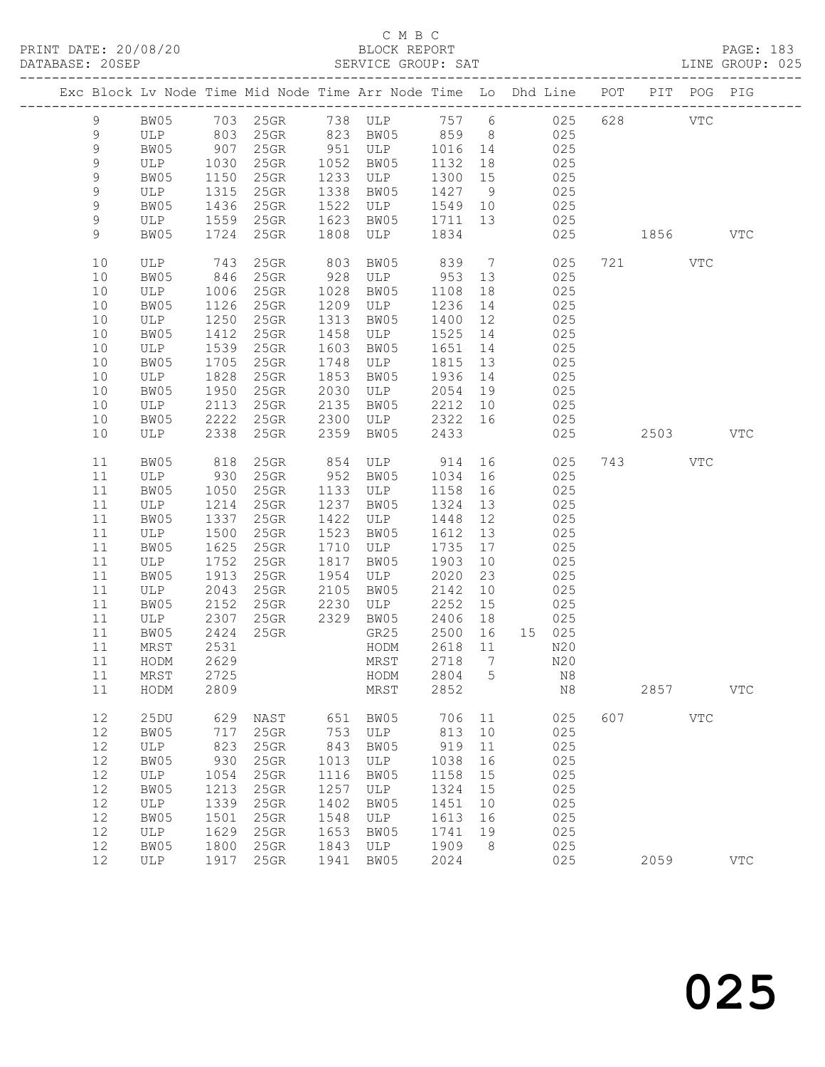C M B C

PRINT DATE: 20/08/20 BLOCK REPORT PAGE: 183
DATABASE: 20SEP SERVICE GROUP: SAT LINE GROUP: 025

| Exc | Block | Lv | Node | Time | Mid Node | Time | Arr Node | Time | Lo | Dhd | Line | POT | PIT | POG | PIG |
|---|---|---|---|---|---|---|---|---|---|---|---|---|---|---|---|
| | 9 | | BW05 | 703 | 25GR | 738 | ULP | 757 | 6 | | 025 | 628 | | VTC | |
| | 9 | | ULP | 803 | 25GR | 823 | BW05 | 859 | 8 | | 025 | | | | |
| | 9 | | BW05 | 907 | 25GR | 951 | ULP | 1016 | 14 | | 025 | | | | |
| | 9 | | ULP | 1030 | 25GR | 1052 | BW05 | 1132 | 18 | | 025 | | | | |
| | 9 | | BW05 | 1150 | 25GR | 1233 | ULP | 1300 | 15 | | 025 | | | | |
| | 9 | | ULP | 1315 | 25GR | 1338 | BW05 | 1427 | 9 | | 025 | | | | |
| | 9 | | BW05 | 1436 | 25GR | 1522 | ULP | 1549 | 10 | | 025 | | | | |
| | 9 | | ULP | 1559 | 25GR | 1623 | BW05 | 1711 | 13 | | 025 | | | | |
| | 9 | | BW05 | 1724 | 25GR | 1808 | ULP | 1834 | | | 025 | | 1856 | | VTC |
| | 10 | | ULP | 743 | 25GR | 803 | BW05 | 839 | 7 | | 025 | 721 | | VTC | |
| | 10 | | BW05 | 846 | 25GR | 928 | ULP | 953 | 13 | | 025 | | | | |
| | 10 | | ULP | 1006 | 25GR | 1028 | BW05 | 1108 | 18 | | 025 | | | | |
| | 10 | | BW05 | 1126 | 25GR | 1209 | ULP | 1236 | 14 | | 025 | | | | |
| | 10 | | ULP | 1250 | 25GR | 1313 | BW05 | 1400 | 12 | | 025 | | | | |
| | 10 | | BW05 | 1412 | 25GR | 1458 | ULP | 1525 | 14 | | 025 | | | | |
| | 10 | | ULP | 1539 | 25GR | 1603 | BW05 | 1651 | 14 | | 025 | | | | |
| | 10 | | BW05 | 1705 | 25GR | 1748 | ULP | 1815 | 13 | | 025 | | | | |
| | 10 | | ULP | 1828 | 25GR | 1853 | BW05 | 1936 | 14 | | 025 | | | | |
| | 10 | | BW05 | 1950 | 25GR | 2030 | ULP | 2054 | 19 | | 025 | | | | |
| | 10 | | ULP | 2113 | 25GR | 2135 | BW05 | 2212 | 10 | | 025 | | | | |
| | 10 | | BW05 | 2222 | 25GR | 2300 | ULP | 2322 | 16 | | 025 | | | | |
| | 10 | | ULP | 2338 | 25GR | 2359 | BW05 | 2433 | | | 025 | | 2503 | | VTC |
| | 11 | | BW05 | 818 | 25GR | 854 | ULP | 914 | 16 | | 025 | 743 | | VTC | |
| | 11 | | ULP | 930 | 25GR | 952 | BW05 | 1034 | 16 | | 025 | | | | |
| | 11 | | BW05 | 1050 | 25GR | 1133 | ULP | 1158 | 16 | | 025 | | | | |
| | 11 | | ULP | 1214 | 25GR | 1237 | BW05 | 1324 | 13 | | 025 | | | | |
| | 11 | | BW05 | 1337 | 25GR | 1422 | ULP | 1448 | 12 | | 025 | | | | |
| | 11 | | ULP | 1500 | 25GR | 1523 | BW05 | 1612 | 13 | | 025 | | | | |
| | 11 | | BW05 | 1625 | 25GR | 1710 | ULP | 1735 | 17 | | 025 | | | | |
| | 11 | | ULP | 1752 | 25GR | 1817 | BW05 | 1903 | 10 | | 025 | | | | |
| | 11 | | BW05 | 1913 | 25GR | 1954 | ULP | 2020 | 23 | | 025 | | | | |
| | 11 | | ULP | 2043 | 25GR | 2105 | BW05 | 2142 | 10 | | 025 | | | | |
| | 11 | | BW05 | 2152 | 25GR | 2230 | ULP | 2252 | 15 | | 025 | | | | |
| | 11 | | ULP | 2307 | 25GR | 2329 | BW05 | 2406 | 18 | | 025 | | | | |
| | 11 | | BW05 | 2424 | 25GR | | GR25 | 2500 | 16 | 15 | 025 | | | | |
| | 11 | | MRST | 2531 | | | HODM | 2618 | 11 | | N20 | | | | |
| | 11 | | HODM | 2629 | | | MRST | 2718 | 7 | | N20 | | | | |
| | 11 | | MRST | 2725 | | | HODM | 2804 | 5 | | N8 | | | | |
| | 11 | | HODM | 2809 | | | MRST | 2852 | | | N8 | | 2857 | | VTC |
| | 12 | | 25DU | 629 | NAST | 651 | BW05 | 706 | 11 | | 025 | 607 | | VTC | |
| | 12 | | BW05 | 717 | 25GR | 753 | ULP | 813 | 10 | | 025 | | | | |
| | 12 | | ULP | 823 | 25GR | 843 | BW05 | 919 | 11 | | 025 | | | | |
| | 12 | | BW05 | 930 | 25GR | 1013 | ULP | 1038 | 16 | | 025 | | | | |
| | 12 | | ULP | 1054 | 25GR | 1116 | BW05 | 1158 | 15 | | 025 | | | | |
| | 12 | | BW05 | 1213 | 25GR | 1257 | ULP | 1324 | 15 | | 025 | | | | |
| | 12 | | ULP | 1339 | 25GR | 1402 | BW05 | 1451 | 10 | | 025 | | | | |
| | 12 | | BW05 | 1501 | 25GR | 1548 | ULP | 1613 | 16 | | 025 | | | | |
| | 12 | | ULP | 1629 | 25GR | 1653 | BW05 | 1741 | 19 | | 025 | | | | |
| | 12 | | BW05 | 1800 | 25GR | 1843 | ULP | 1909 | 8 | | 025 | | | | |
| | 12 | | ULP | 1917 | 25GR | 1941 | BW05 | 2024 | | | 025 | | 2059 | | VTC |

025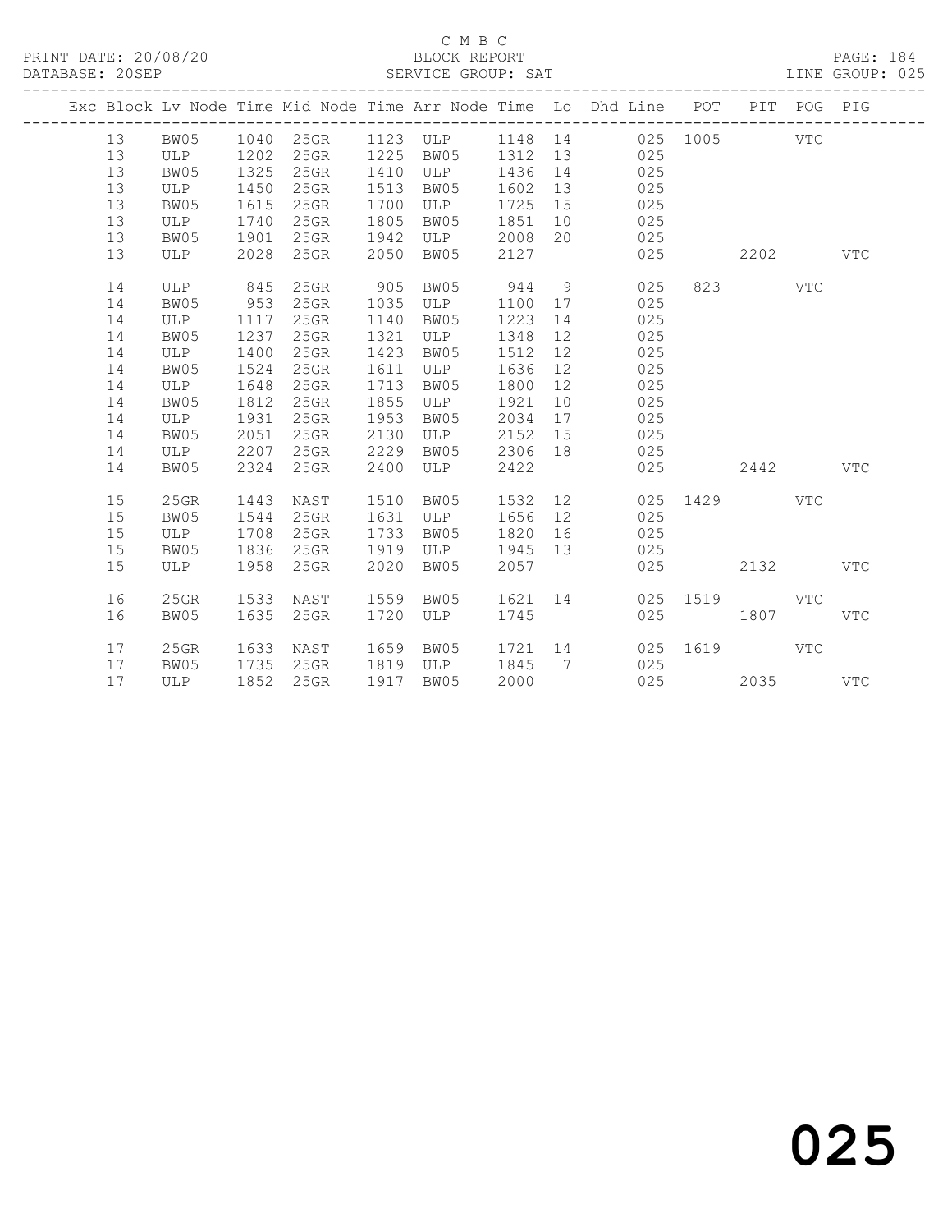C M B C

BLOCK REPORT

SERVICE GROUP: SAT

PRINT DATE: 20/08/20
DATABASE: 20SEP

LINE GROUP: 025

| Exc | Block | Lv | Node | Time | Mid Node | Time | Arr Node | Time | Lo | Dhd Line | POT | PIT | POG | PIG |
|---|---|---|---|---|---|---|---|---|---|---|---|---|---|---|
| | 13 | | BW05 | 1040 | 25GR | 1123 | ULP | 1148 | 14 | 025 | 1005 | | VTC | |
| | 13 | | ULP | 1202 | 25GR | 1225 | BW05 | 1312 | 13 | 025 | | | | |
| | 13 | | BW05 | 1325 | 25GR | 1410 | ULP | 1436 | 14 | 025 | | | | |
| | 13 | | ULP | 1450 | 25GR | 1513 | BW05 | 1602 | 13 | 025 | | | | |
| | 13 | | BW05 | 1615 | 25GR | 1700 | ULP | 1725 | 15 | 025 | | | | |
| | 13 | | ULP | 1740 | 25GR | 1805 | BW05 | 1851 | 10 | 025 | | | | |
| | 13 | | BW05 | 1901 | 25GR | 1942 | ULP | 2008 | 20 | 025 | | | | |
| | 13 | | ULP | 2028 | 25GR | 2050 | BW05 | 2127 | | 025 | | 2202 | | VTC |
| | 14 | | ULP | 845 | 25GR | 905 | BW05 | 944 | 9 | 025 | 823 | | VTC | |
| | 14 | | BW05 | 953 | 25GR | 1035 | ULP | 1100 | 17 | 025 | | | | |
| | 14 | | ULP | 1117 | 25GR | 1140 | BW05 | 1223 | 14 | 025 | | | | |
| | 14 | | BW05 | 1237 | 25GR | 1321 | ULP | 1348 | 12 | 025 | | | | |
| | 14 | | ULP | 1400 | 25GR | 1423 | BW05 | 1512 | 12 | 025 | | | | |
| | 14 | | BW05 | 1524 | 25GR | 1611 | ULP | 1636 | 12 | 025 | | | | |
| | 14 | | ULP | 1648 | 25GR | 1713 | BW05 | 1800 | 12 | 025 | | | | |
| | 14 | | BW05 | 1812 | 25GR | 1855 | ULP | 1921 | 10 | 025 | | | | |
| | 14 | | ULP | 1931 | 25GR | 1953 | BW05 | 2034 | 17 | 025 | | | | |
| | 14 | | BW05 | 2051 | 25GR | 2130 | ULP | 2152 | 15 | 025 | | | | |
| | 14 | | ULP | 2207 | 25GR | 2229 | BW05 | 2306 | 18 | 025 | | | | |
| | 14 | | BW05 | 2324 | 25GR | 2400 | ULP | 2422 | | 025 | | 2442 | | VTC |
| | 15 | | 25GR | 1443 | NAST | 1510 | BW05 | 1532 | 12 | 025 | 1429 | | VTC | |
| | 15 | | BW05 | 1544 | 25GR | 1631 | ULP | 1656 | 12 | 025 | | | | |
| | 15 | | ULP | 1708 | 25GR | 1733 | BW05 | 1820 | 16 | 025 | | | | |
| | 15 | | BW05 | 1836 | 25GR | 1919 | ULP | 1945 | 13 | 025 | | | | |
| | 15 | | ULP | 1958 | 25GR | 2020 | BW05 | 2057 | | 025 | | 2132 | | VTC |
| | 16 | | 25GR | 1533 | NAST | 1559 | BW05 | 1621 | 14 | 025 | 1519 | | VTC | |
| | 16 | | BW05 | 1635 | 25GR | 1720 | ULP | 1745 | | 025 | | 1807 | | VTC |
| | 17 | | 25GR | 1633 | NAST | 1659 | BW05 | 1721 | 14 | 025 | 1619 | | VTC | |
| | 17 | | BW05 | 1735 | 25GR | 1819 | ULP | 1845 | 7 | 025 | | | | |
| | 17 | | ULP | 1852 | 25GR | 1917 | BW05 | 2000 | | 025 | | 2035 | | VTC |

025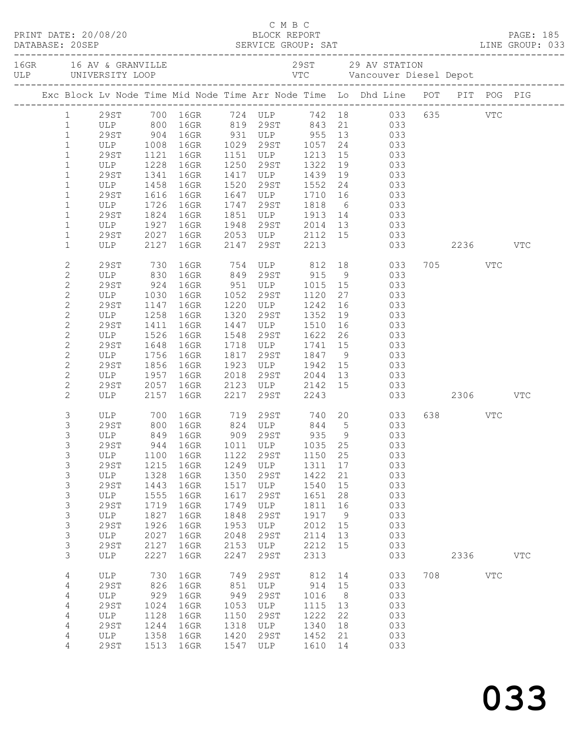C M B C
PRINT DATE: 20/08/20 BLOCK REPORT
DATABASE: 20SEP SERVICE GROUP: SAT LINE GROUP: 033

16GR 16 AV & GRANVILLE 29ST 29 AV STATION
ULP UNIVERSITY LOOP VTC Vancouver Diesel Depot

| Exc | Block | Lv Node | Time | Mid Node | Time | Arr Node | Time | Lo | Dhd Line | POT | PIT | POG | PIG |
|---|---|---|---|---|---|---|---|---|---|---|---|---|---|
| | 1 | 29ST | 700 | 16GR | 724 | ULP | 742 | 18 | 033 | 635 | | VTC | |
| | 1 | ULP | 800 | 16GR | 819 | 29ST | 843 | 21 | 033 | | | | |
| | 1 | 29ST | 904 | 16GR | 931 | ULP | 955 | 13 | 033 | | | | |
| | 1 | ULP | 1008 | 16GR | 1029 | 29ST | 1057 | 24 | 033 | | | | |
| | 1 | 29ST | 1121 | 16GR | 1151 | ULP | 1213 | 15 | 033 | | | | |
| | 1 | ULP | 1228 | 16GR | 1250 | 29ST | 1322 | 19 | 033 | | | | |
| | 1 | 29ST | 1341 | 16GR | 1417 | ULP | 1439 | 19 | 033 | | | | |
| | 1 | ULP | 1458 | 16GR | 1520 | 29ST | 1552 | 24 | 033 | | | | |
| | 1 | 29ST | 1616 | 16GR | 1647 | ULP | 1710 | 16 | 033 | | | | |
| | 1 | ULP | 1726 | 16GR | 1747 | 29ST | 1818 | 6 | 033 | | | | |
| | 1 | 29ST | 1824 | 16GR | 1851 | ULP | 1913 | 14 | 033 | | | | |
| | 1 | ULP | 1927 | 16GR | 1948 | 29ST | 2014 | 13 | 033 | | | | |
| | 1 | 29ST | 2027 | 16GR | 2053 | ULP | 2112 | 15 | 033 | | | | |
| | 1 | ULP | 2127 | 16GR | 2147 | 29ST | 2213 | | 033 | | 2236 | | VTC |
| | 2 | 29ST | 730 | 16GR | 754 | ULP | 812 | 18 | 033 | 705 | | VTC | |
| | 2 | ULP | 830 | 16GR | 849 | 29ST | 915 | 9 | 033 | | | | |
| | 2 | 29ST | 924 | 16GR | 951 | ULP | 1015 | 15 | 033 | | | | |
| | 2 | ULP | 1030 | 16GR | 1052 | 29ST | 1120 | 27 | 033 | | | | |
| | 2 | 29ST | 1147 | 16GR | 1220 | ULP | 1242 | 16 | 033 | | | | |
| | 2 | ULP | 1258 | 16GR | 1320 | 29ST | 1352 | 19 | 033 | | | | |
| | 2 | 29ST | 1411 | 16GR | 1447 | ULP | 1510 | 16 | 033 | | | | |
| | 2 | ULP | 1526 | 16GR | 1548 | 29ST | 1622 | 26 | 033 | | | | |
| | 2 | 29ST | 1648 | 16GR | 1718 | ULP | 1741 | 15 | 033 | | | | |
| | 2 | ULP | 1756 | 16GR | 1817 | 29ST | 1847 | 9 | 033 | | | | |
| | 2 | 29ST | 1856 | 16GR | 1923 | ULP | 1942 | 15 | 033 | | | | |
| | 2 | ULP | 1957 | 16GR | 2018 | 29ST | 2044 | 13 | 033 | | | | |
| | 2 | 29ST | 2057 | 16GR | 2123 | ULP | 2142 | 15 | 033 | | | | |
| | 2 | ULP | 2157 | 16GR | 2217 | 29ST | 2243 | | 033 | | 2306 | | VTC |
| | 3 | ULP | 700 | 16GR | 719 | 29ST | 740 | 20 | 033 | 638 | | VTC | |
| | 3 | 29ST | 800 | 16GR | 824 | ULP | 844 | 5 | 033 | | | | |
| | 3 | ULP | 849 | 16GR | 909 | 29ST | 935 | 9 | 033 | | | | |
| | 3 | 29ST | 944 | 16GR | 1011 | ULP | 1035 | 25 | 033 | | | | |
| | 3 | ULP | 1100 | 16GR | 1122 | 29ST | 1150 | 25 | 033 | | | | |
| | 3 | 29ST | 1215 | 16GR | 1249 | ULP | 1311 | 17 | 033 | | | | |
| | 3 | ULP | 1328 | 16GR | 1350 | 29ST | 1422 | 21 | 033 | | | | |
| | 3 | 29ST | 1443 | 16GR | 1517 | ULP | 1540 | 15 | 033 | | | | |
| | 3 | ULP | 1555 | 16GR | 1617 | 29ST | 1651 | 28 | 033 | | | | |
| | 3 | 29ST | 1719 | 16GR | 1749 | ULP | 1811 | 16 | 033 | | | | |
| | 3 | ULP | 1827 | 16GR | 1848 | 29ST | 1917 | 9 | 033 | | | | |
| | 3 | 29ST | 1926 | 16GR | 1953 | ULP | 2012 | 15 | 033 | | | | |
| | 3 | ULP | 2027 | 16GR | 2048 | 29ST | 2114 | 13 | 033 | | | | |
| | 3 | 29ST | 2127 | 16GR | 2153 | ULP | 2212 | 15 | 033 | | | | |
| | 3 | ULP | 2227 | 16GR | 2247 | 29ST | 2313 | | 033 | | 2336 | | VTC |
| | 4 | ULP | 730 | 16GR | 749 | 29ST | 812 | 14 | 033 | 708 | | VTC | |
| | 4 | 29ST | 826 | 16GR | 851 | ULP | 914 | 15 | 033 | | | | |
| | 4 | ULP | 929 | 16GR | 949 | 29ST | 1016 | 8 | 033 | | | | |
| | 4 | 29ST | 1024 | 16GR | 1053 | ULP | 1115 | 13 | 033 | | | | |
| | 4 | ULP | 1128 | 16GR | 1150 | 29ST | 1222 | 22 | 033 | | | | |
| | 4 | 29ST | 1244 | 16GR | 1318 | ULP | 1340 | 18 | 033 | | | | |
| | 4 | ULP | 1358 | 16GR | 1420 | 29ST | 1452 | 21 | 033 | | | | |
| | 4 | 29ST | 1513 | 16GR | 1547 | ULP | 1610 | 14 | 033 | | | | |

033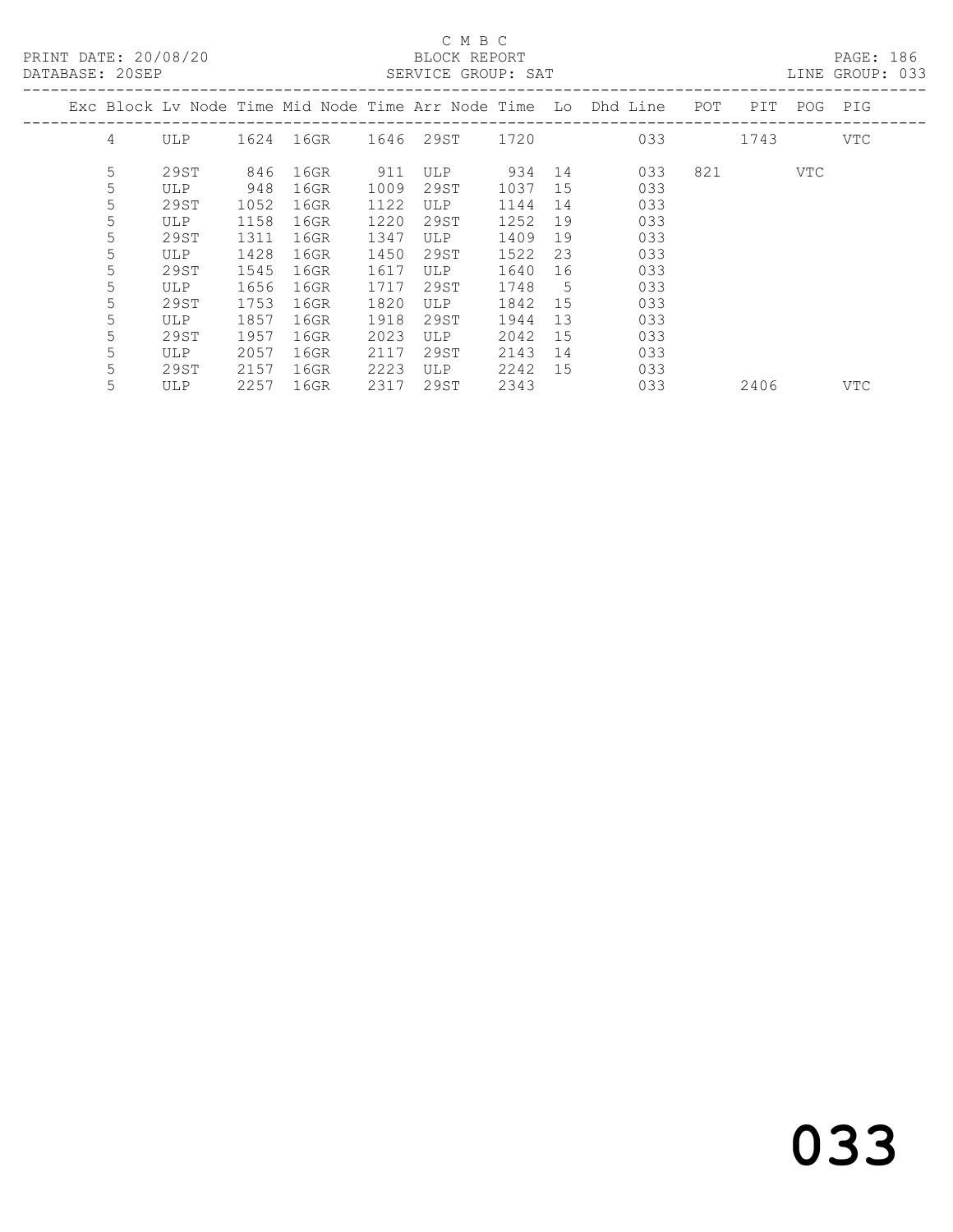C M B C
BLOCK REPORT
SERVICE GROUP: SAT

PRINT DATE: 20/08/20
DATABASE: 20SEP
LINE GROUP: 033

| Exc | Block | Lv Node | Time | Mid Node | Time | Arr Node | Time | Lo | Dhd Line | POT | PIT | POG | PIG |
|---|---|---|---|---|---|---|---|---|---|---|---|---|---|
| | 4 | ULP | 1624 | 16GR | 1646 | 29ST | 1720 | | 033 | | 1743 | | VTC |
| | 5 | 29ST | 846 | 16GR | 911 | ULP | 934 | 14 | 033 | 821 | | VTC | |
| | 5 | ULP | 948 | 16GR | 1009 | 29ST | 1037 | 15 | 033 | | | | |
| | 5 | 29ST | 1052 | 16GR | 1122 | ULP | 1144 | 14 | 033 | | | | |
| | 5 | ULP | 1158 | 16GR | 1220 | 29ST | 1252 | 19 | 033 | | | | |
| | 5 | 29ST | 1311 | 16GR | 1347 | ULP | 1409 | 19 | 033 | | | | |
| | 5 | ULP | 1428 | 16GR | 1450 | 29ST | 1522 | 23 | 033 | | | | |
| | 5 | 29ST | 1545 | 16GR | 1617 | ULP | 1640 | 16 | 033 | | | | |
| | 5 | ULP | 1656 | 16GR | 1717 | 29ST | 1748 | 5 | 033 | | | | |
| | 5 | 29ST | 1753 | 16GR | 1820 | ULP | 1842 | 15 | 033 | | | | |
| | 5 | ULP | 1857 | 16GR | 1918 | 29ST | 1944 | 13 | 033 | | | | |
| | 5 | 29ST | 1957 | 16GR | 2023 | ULP | 2042 | 15 | 033 | | | | |
| | 5 | ULP | 2057 | 16GR | 2117 | 29ST | 2143 | 14 | 033 | | | | |
| | 5 | 29ST | 2157 | 16GR | 2223 | ULP | 2242 | 15 | 033 | | | | |
| | 5 | ULP | 2257 | 16GR | 2317 | 29ST | 2343 | | 033 | | 2406 | | VTC |

033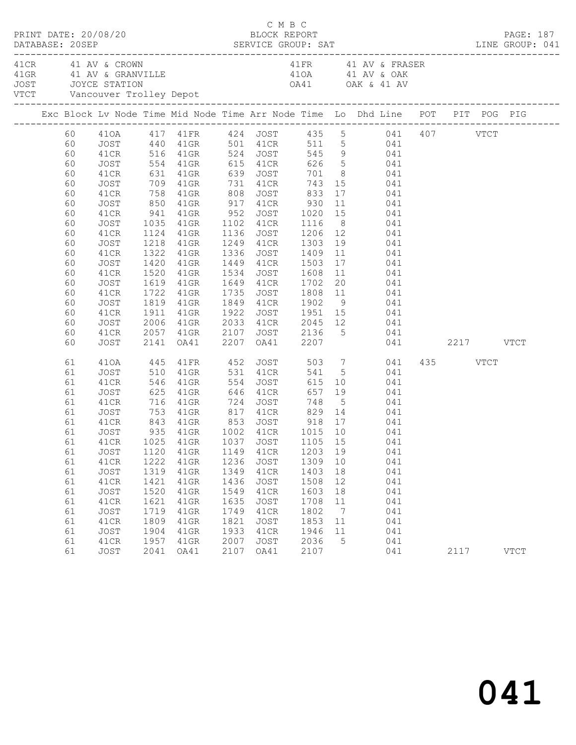C M B C

PRINT DATE: 20/08/20 BLOCK REPORT
DATABASE: 20SEP SERVICE GROUP: SAT LINE GROUP: 041

41CR 41 AV & CROWN
41GR 41 AV & GRANVILLE
JOST JOYCE STATION
VTCT Vancouver Trolley Depot

41FR 41 AV & FRASER
41OA 41 AV & OAK
OA41 OAK & 41 AV

| Exc | Block | Lv Node | Time | Mid Node | Time | Arr Node | Time | Lo | Dhd Line | POT | PIT | POG | PIG |
|---|---|---|---|---|---|---|---|---|---|---|---|---|---|
| | 60 | 41OA | 417 | 41FR | 424 | JOST | 435 | 5 | 041 | 407 | | VTCT | |
| | 60 | JOST | 440 | 41GR | 501 | 41CR | 511 | 5 | 041 | | | | |
| | 60 | 41CR | 516 | 41GR | 524 | JOST | 545 | 9 | 041 | | | | |
| | 60 | JOST | 554 | 41GR | 615 | 41CR | 626 | 5 | 041 | | | | |
| | 60 | 41CR | 631 | 41GR | 639 | JOST | 701 | 8 | 041 | | | | |
| | 60 | JOST | 709 | 41GR | 731 | 41CR | 743 | 15 | 041 | | | | |
| | 60 | 41CR | 758 | 41GR | 808 | JOST | 833 | 17 | 041 | | | | |
| | 60 | JOST | 850 | 41GR | 917 | 41CR | 930 | 11 | 041 | | | | |
| | 60 | 41CR | 941 | 41GR | 952 | JOST | 1020 | 15 | 041 | | | | |
| | 60 | JOST | 1035 | 41GR | 1102 | 41CR | 1116 | 8 | 041 | | | | |
| | 60 | 41CR | 1124 | 41GR | 1136 | JOST | 1206 | 12 | 041 | | | | |
| | 60 | JOST | 1218 | 41GR | 1249 | 41CR | 1303 | 19 | 041 | | | | |
| | 60 | 41CR | 1322 | 41GR | 1336 | JOST | 1409 | 11 | 041 | | | | |
| | 60 | JOST | 1420 | 41GR | 1449 | 41CR | 1503 | 17 | 041 | | | | |
| | 60 | 41CR | 1520 | 41GR | 1534 | JOST | 1608 | 11 | 041 | | | | |
| | 60 | JOST | 1619 | 41GR | 1649 | 41CR | 1702 | 20 | 041 | | | | |
| | 60 | 41CR | 1722 | 41GR | 1735 | JOST | 1808 | 11 | 041 | | | | |
| | 60 | JOST | 1819 | 41GR | 1849 | 41CR | 1902 | 9 | 041 | | | | |
| | 60 | 41CR | 1911 | 41GR | 1922 | JOST | 1951 | 15 | 041 | | | | |
| | 60 | JOST | 2006 | 41GR | 2033 | 41CR | 2045 | 12 | 041 | | | | |
| | 60 | 41CR | 2057 | 41GR | 2107 | JOST | 2136 | 5 | 041 | | | | |
| | 60 | JOST | 2141 | OA41 | 2207 | OA41 | 2207 | | 041 | | 2217 | | VTCT |
| | 61 | 41OA | 445 | 41FR | 452 | JOST | 503 | 7 | 041 | 435 | | VTCT | |
| | 61 | JOST | 510 | 41GR | 531 | 41CR | 541 | 5 | 041 | | | | |
| | 61 | 41CR | 546 | 41GR | 554 | JOST | 615 | 10 | 041 | | | | |
| | 61 | JOST | 625 | 41GR | 646 | 41CR | 657 | 19 | 041 | | | | |
| | 61 | 41CR | 716 | 41GR | 724 | JOST | 748 | 5 | 041 | | | | |
| | 61 | JOST | 753 | 41GR | 817 | 41CR | 829 | 14 | 041 | | | | |
| | 61 | 41CR | 843 | 41GR | 853 | JOST | 918 | 17 | 041 | | | | |
| | 61 | JOST | 935 | 41GR | 1002 | 41CR | 1015 | 10 | 041 | | | | |
| | 61 | 41CR | 1025 | 41GR | 1037 | JOST | 1105 | 15 | 041 | | | | |
| | 61 | JOST | 1120 | 41GR | 1149 | 41CR | 1203 | 19 | 041 | | | | |
| | 61 | 41CR | 1222 | 41GR | 1236 | JOST | 1309 | 10 | 041 | | | | |
| | 61 | JOST | 1319 | 41GR | 1349 | 41CR | 1403 | 18 | 041 | | | | |
| | 61 | 41CR | 1421 | 41GR | 1436 | JOST | 1508 | 12 | 041 | | | | |
| | 61 | JOST | 1520 | 41GR | 1549 | 41CR | 1603 | 18 | 041 | | | | |
| | 61 | 41CR | 1621 | 41GR | 1635 | JOST | 1708 | 11 | 041 | | | | |
| | 61 | JOST | 1719 | 41GR | 1749 | 41CR | 1802 | 7 | 041 | | | | |
| | 61 | 41CR | 1809 | 41GR | 1821 | JOST | 1853 | 11 | 041 | | | | |
| | 61 | JOST | 1904 | 41GR | 1933 | 41CR | 1946 | 11 | 041 | | | | |
| | 61 | 41CR | 1957 | 41GR | 2007 | JOST | 2036 | 5 | 041 | | | | |
| | 61 | JOST | 2041 | OA41 | 2107 | OA41 | 2107 | | 041 | | 2117 | | VTCT |

041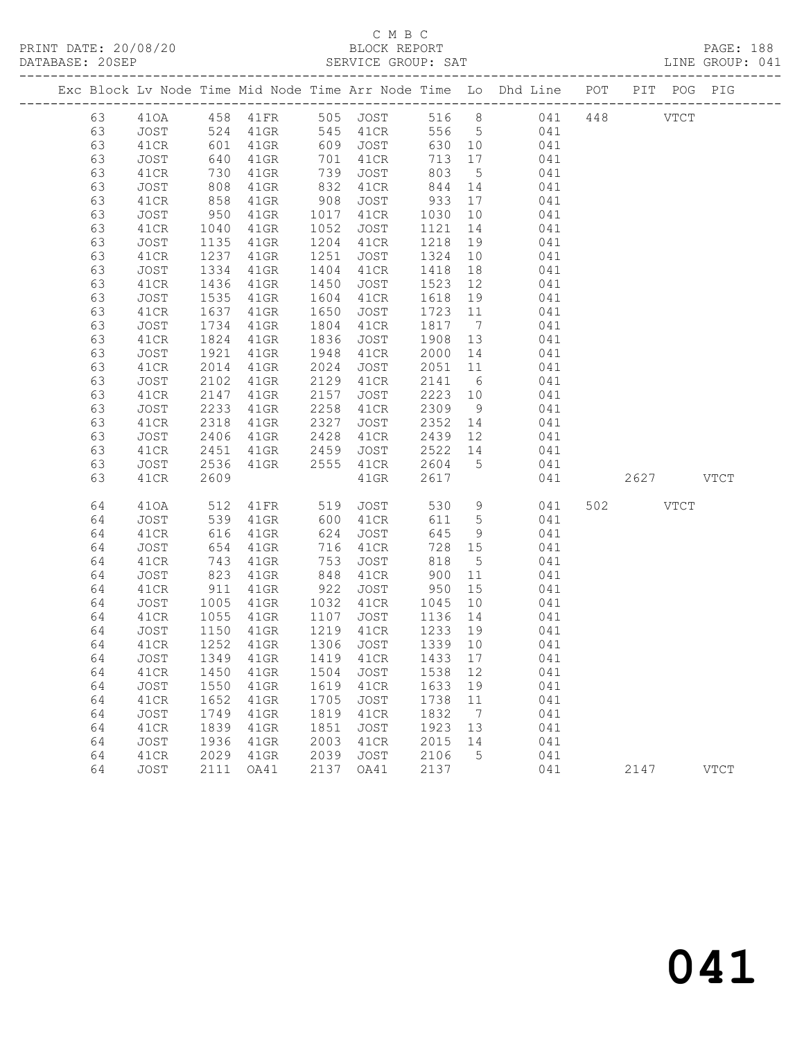C M B C

PRINT DATE: 20/08/20 BLOCK REPORT

DATABASE: 20SEP SERVICE GROUP: SAT LINE GROUP: 041

| Exc | Block | Lv | Node | Time | Mid Node | Time | Arr Node | Time | Lo | Dhd Line | POT | PIT | POG | PIG |
|---|---|---|---|---|---|---|---|---|---|---|---|---|---|---|
| | 63 | | 41OA | 458 | 41FR | 505 | JOST | 516 | 8 | 041 | 448 | | VTCT | |
| | 63 | | JOST | 524 | 41GR | 545 | 41CR | 556 | 5 | 041 | | | | |
| | 63 | | 41CR | 601 | 41GR | 609 | JOST | 630 | 10 | 041 | | | | |
| | 63 | | JOST | 640 | 41GR | 701 | 41CR | 713 | 17 | 041 | | | | |
| | 63 | | 41CR | 730 | 41GR | 739 | JOST | 803 | 5 | 041 | | | | |
| | 63 | | JOST | 808 | 41GR | 832 | 41CR | 844 | 14 | 041 | | | | |
| | 63 | | 41CR | 858 | 41GR | 908 | JOST | 933 | 17 | 041 | | | | |
| | 63 | | JOST | 950 | 41GR | 1017 | 41CR | 1030 | 10 | 041 | | | | |
| | 63 | | 41CR | 1040 | 41GR | 1052 | JOST | 1121 | 14 | 041 | | | | |
| | 63 | | JOST | 1135 | 41GR | 1204 | 41CR | 1218 | 19 | 041 | | | | |
| | 63 | | 41CR | 1237 | 41GR | 1251 | JOST | 1324 | 10 | 041 | | | | |
| | 63 | | JOST | 1334 | 41GR | 1404 | 41CR | 1418 | 18 | 041 | | | | |
| | 63 | | 41CR | 1436 | 41GR | 1450 | JOST | 1523 | 12 | 041 | | | | |
| | 63 | | JOST | 1535 | 41GR | 1604 | 41CR | 1618 | 19 | 041 | | | | |
| | 63 | | 41CR | 1637 | 41GR | 1650 | JOST | 1723 | 11 | 041 | | | | |
| | 63 | | JOST | 1734 | 41GR | 1804 | 41CR | 1817 | 7 | 041 | | | | |
| | 63 | | 41CR | 1824 | 41GR | 1836 | JOST | 1908 | 13 | 041 | | | | |
| | 63 | | JOST | 1921 | 41GR | 1948 | 41CR | 2000 | 14 | 041 | | | | |
| | 63 | | 41CR | 2014 | 41GR | 2024 | JOST | 2051 | 11 | 041 | | | | |
| | 63 | | JOST | 2102 | 41GR | 2129 | 41CR | 2141 | 6 | 041 | | | | |
| | 63 | | 41CR | 2147 | 41GR | 2157 | JOST | 2223 | 10 | 041 | | | | |
| | 63 | | JOST | 2233 | 41GR | 2258 | 41CR | 2309 | 9 | 041 | | | | |
| | 63 | | 41CR | 2318 | 41GR | 2327 | JOST | 2352 | 14 | 041 | | | | |
| | 63 | | JOST | 2406 | 41GR | 2428 | 41CR | 2439 | 12 | 041 | | | | |
| | 63 | | 41CR | 2451 | 41GR | 2459 | JOST | 2522 | 14 | 041 | | | | |
| | 63 | | JOST | 2536 | 41GR | 2555 | 41CR | 2604 | 5 | 041 | | | | |
| | 63 | | 41CR | 2609 | | | 41GR | 2617 | | 041 | | 2627 | | VTCT |
| | 64 | | 41OA | 512 | 41FR | 519 | JOST | 530 | 9 | 041 | 502 | | VTCT | |
| | 64 | | JOST | 539 | 41GR | 600 | 41CR | 611 | 5 | 041 | | | | |
| | 64 | | 41CR | 616 | 41GR | 624 | JOST | 645 | 9 | 041 | | | | |
| | 64 | | JOST | 654 | 41GR | 716 | 41CR | 728 | 15 | 041 | | | | |
| | 64 | | 41CR | 743 | 41GR | 753 | JOST | 818 | 5 | 041 | | | | |
| | 64 | | JOST | 823 | 41GR | 848 | 41CR | 900 | 11 | 041 | | | | |
| | 64 | | 41CR | 911 | 41GR | 922 | JOST | 950 | 15 | 041 | | | | |
| | 64 | | JOST | 1005 | 41GR | 1032 | 41CR | 1045 | 10 | 041 | | | | |
| | 64 | | 41CR | 1055 | 41GR | 1107 | JOST | 1136 | 14 | 041 | | | | |
| | 64 | | JOST | 1150 | 41GR | 1219 | 41CR | 1233 | 19 | 041 | | | | |
| | 64 | | 41CR | 1252 | 41GR | 1306 | JOST | 1339 | 10 | 041 | | | | |
| | 64 | | JOST | 1349 | 41GR | 1419 | 41CR | 1433 | 17 | 041 | | | | |
| | 64 | | 41CR | 1450 | 41GR | 1504 | JOST | 1538 | 12 | 041 | | | | |
| | 64 | | JOST | 1550 | 41GR | 1619 | 41CR | 1633 | 19 | 041 | | | | |
| | 64 | | 41CR | 1652 | 41GR | 1705 | JOST | 1738 | 11 | 041 | | | | |
| | 64 | | JOST | 1749 | 41GR | 1819 | 41CR | 1832 | 7 | 041 | | | | |
| | 64 | | 41CR | 1839 | 41GR | 1851 | JOST | 1923 | 13 | 041 | | | | |
| | 64 | | JOST | 1936 | 41GR | 2003 | 41CR | 2015 | 14 | 041 | | | | |
| | 64 | | 41CR | 2029 | 41GR | 2039 | JOST | 2106 | 5 | 041 | | | | |
| | 64 | | JOST | 2111 | OA41 | 2137 | OA41 | 2137 | | 041 | | 2147 | | VTCT |

041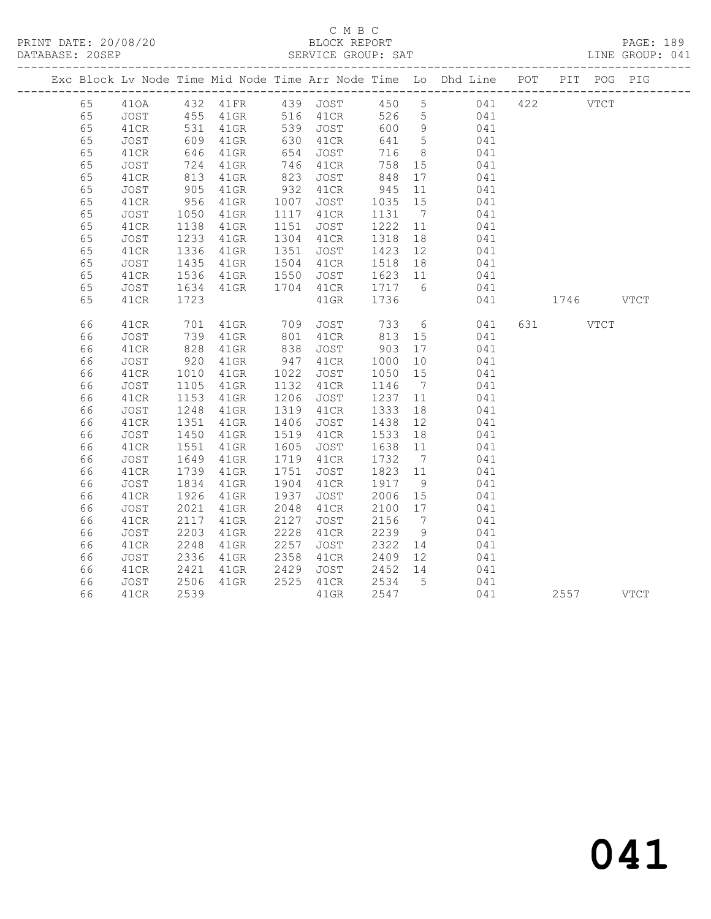C M B C
BLOCK REPORT
SERVICE GROUP: SAT

PRINT DATE: 20/08/20
DATABASE: 20SEP
PAGE: 189
LINE GROUP: 041

| Exc | Block | Lv | Node | Time | Mid Node | Time | Arr Node | Time | Lo | Dhd Line | POT | PIT | POG | PIG |
|---|---|---|---|---|---|---|---|---|---|---|---|---|---|---|
| | 65 | | 41OA | 432 | 41FR | 439 | JOST | 450 | 5 | 041 | 422 | | VTCT | |
| | 65 | | JOST | 455 | 41GR | 516 | 41CR | 526 | 5 | 041 | | | | |
| | 65 | | 41CR | 531 | 41GR | 539 | JOST | 600 | 9 | 041 | | | | |
| | 65 | | JOST | 609 | 41GR | 630 | 41CR | 641 | 5 | 041 | | | | |
| | 65 | | 41CR | 646 | 41GR | 654 | JOST | 716 | 8 | 041 | | | | |
| | 65 | | JOST | 724 | 41GR | 746 | 41CR | 758 | 15 | 041 | | | | |
| | 65 | | 41CR | 813 | 41GR | 823 | JOST | 848 | 17 | 041 | | | | |
| | 65 | | JOST | 905 | 41GR | 932 | 41CR | 945 | 11 | 041 | | | | |
| | 65 | | 41CR | 956 | 41GR | 1007 | JOST | 1035 | 15 | 041 | | | | |
| | 65 | | JOST | 1050 | 41GR | 1117 | 41CR | 1131 | 7 | 041 | | | | |
| | 65 | | 41CR | 1138 | 41GR | 1151 | JOST | 1222 | 11 | 041 | | | | |
| | 65 | | JOST | 1233 | 41GR | 1304 | 41CR | 1318 | 18 | 041 | | | | |
| | 65 | | 41CR | 1336 | 41GR | 1351 | JOST | 1423 | 12 | 041 | | | | |
| | 65 | | JOST | 1435 | 41GR | 1504 | 41CR | 1518 | 18 | 041 | | | | |
| | 65 | | 41CR | 1536 | 41GR | 1550 | JOST | 1623 | 11 | 041 | | | | |
| | 65 | | JOST | 1634 | 41GR | 1704 | 41CR | 1717 | 6 | 041 | | | | |
| | 65 | | 41CR | 1723 | | | 41GR | 1736 | | 041 | | 1746 | | VTCT |
| | 66 | | 41CR | 701 | 41GR | 709 | JOST | 733 | 6 | 041 | 631 | | VTCT | |
| | 66 | | JOST | 739 | 41GR | 801 | 41CR | 813 | 15 | 041 | | | | |
| | 66 | | 41CR | 828 | 41GR | 838 | JOST | 903 | 17 | 041 | | | | |
| | 66 | | JOST | 920 | 41GR | 947 | 41CR | 1000 | 10 | 041 | | | | |
| | 66 | | 41CR | 1010 | 41GR | 1022 | JOST | 1050 | 15 | 041 | | | | |
| | 66 | | JOST | 1105 | 41GR | 1132 | 41CR | 1146 | 7 | 041 | | | | |
| | 66 | | 41CR | 1153 | 41GR | 1206 | JOST | 1237 | 11 | 041 | | | | |
| | 66 | | JOST | 1248 | 41GR | 1319 | 41CR | 1333 | 18 | 041 | | | | |
| | 66 | | 41CR | 1351 | 41GR | 1406 | JOST | 1438 | 12 | 041 | | | | |
| | 66 | | JOST | 1450 | 41GR | 1519 | 41CR | 1533 | 18 | 041 | | | | |
| | 66 | | 41CR | 1551 | 41GR | 1605 | JOST | 1638 | 11 | 041 | | | | |
| | 66 | | JOST | 1649 | 41GR | 1719 | 41CR | 1732 | 7 | 041 | | | | |
| | 66 | | 41CR | 1739 | 41GR | 1751 | JOST | 1823 | 11 | 041 | | | | |
| | 66 | | JOST | 1834 | 41GR | 1904 | 41CR | 1917 | 9 | 041 | | | | |
| | 66 | | 41CR | 1926 | 41GR | 1937 | JOST | 2006 | 15 | 041 | | | | |
| | 66 | | JOST | 2021 | 41GR | 2048 | 41CR | 2100 | 17 | 041 | | | | |
| | 66 | | 41CR | 2117 | 41GR | 2127 | JOST | 2156 | 7 | 041 | | | | |
| | 66 | | JOST | 2203 | 41GR | 2228 | 41CR | 2239 | 9 | 041 | | | | |
| | 66 | | 41CR | 2248 | 41GR | 2257 | JOST | 2322 | 14 | 041 | | | | |
| | 66 | | JOST | 2336 | 41GR | 2358 | 41CR | 2409 | 12 | 041 | | | | |
| | 66 | | 41CR | 2421 | 41GR | 2429 | JOST | 2452 | 14 | 041 | | | | |
| | 66 | | JOST | 2506 | 41GR | 2525 | 41CR | 2534 | 5 | 041 | | | | |
| | 66 | | 41CR | 2539 | | | 41GR | 2547 | | 041 | | 2557 | | VTCT |

041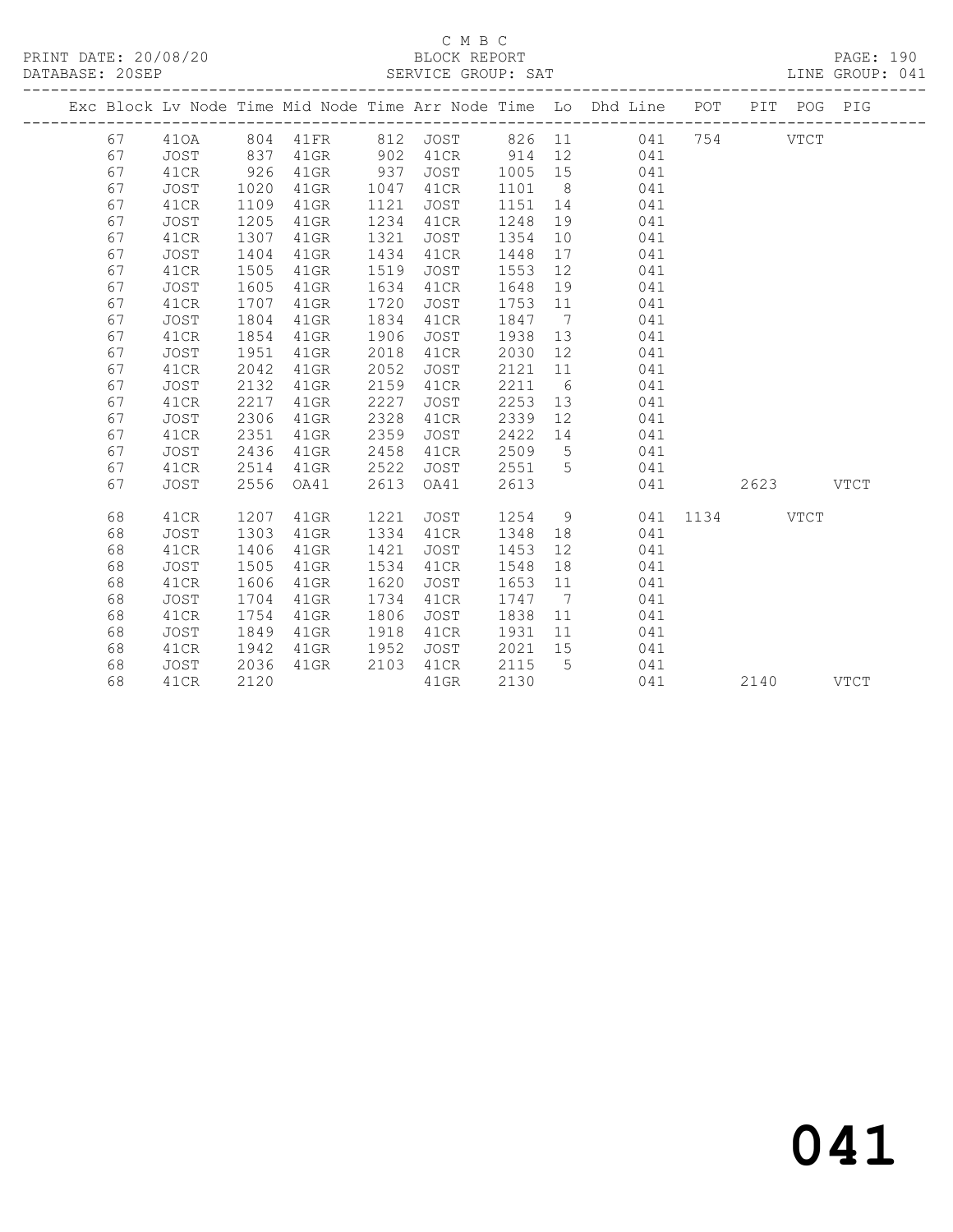C M B C

BLOCK REPORT

SERVICE GROUP: SAT

PRINT DATE: 20/08/20
DATABASE: 20SEP
LINE GROUP: 041

| Exc | Block | Lv | Node | Time | Mid Node | Time | Arr Node | Time | Lo | Dhd Line | POT | PIT | POG | PIG |
|---|---|---|---|---|---|---|---|---|---|---|---|---|---|---|
| | 67 | | 41OA | 804 | 41FR | 812 | JOST | 826 | 11 | 041 | 754 | | VTCT | |
| | 67 | | JOST | 837 | 41GR | 902 | 41CR | 914 | 12 | 041 | | | | |
| | 67 | | 41CR | 926 | 41GR | 937 | JOST | 1005 | 15 | 041 | | | | |
| | 67 | | JOST | 1020 | 41GR | 1047 | 41CR | 1101 | 8 | 041 | | | | |
| | 67 | | 41CR | 1109 | 41GR | 1121 | JOST | 1151 | 14 | 041 | | | | |
| | 67 | | JOST | 1205 | 41GR | 1234 | 41CR | 1248 | 19 | 041 | | | | |
| | 67 | | 41CR | 1307 | 41GR | 1321 | JOST | 1354 | 10 | 041 | | | | |
| | 67 | | JOST | 1404 | 41GR | 1434 | 41CR | 1448 | 17 | 041 | | | | |
| | 67 | | 41CR | 1505 | 41GR | 1519 | JOST | 1553 | 12 | 041 | | | | |
| | 67 | | JOST | 1605 | 41GR | 1634 | 41CR | 1648 | 19 | 041 | | | | |
| | 67 | | 41CR | 1707 | 41GR | 1720 | JOST | 1753 | 11 | 041 | | | | |
| | 67 | | JOST | 1804 | 41GR | 1834 | 41CR | 1847 | 7 | 041 | | | | |
| | 67 | | 41CR | 1854 | 41GR | 1906 | JOST | 1938 | 13 | 041 | | | | |
| | 67 | | JOST | 1951 | 41GR | 2018 | 41CR | 2030 | 12 | 041 | | | | |
| | 67 | | 41CR | 2042 | 41GR | 2052 | JOST | 2121 | 11 | 041 | | | | |
| | 67 | | JOST | 2132 | 41GR | 2159 | 41CR | 2211 | 6 | 041 | | | | |
| | 67 | | 41CR | 2217 | 41GR | 2227 | JOST | 2253 | 13 | 041 | | | | |
| | 67 | | JOST | 2306 | 41GR | 2328 | 41CR | 2339 | 12 | 041 | | | | |
| | 67 | | 41CR | 2351 | 41GR | 2359 | JOST | 2422 | 14 | 041 | | | | |
| | 67 | | JOST | 2436 | 41GR | 2458 | 41CR | 2509 | 5 | 041 | | | | |
| | 67 | | 41CR | 2514 | 41GR | 2522 | JOST | 2551 | 5 | 041 | | | | |
| | 67 | | JOST | 2556 | OA41 | 2613 | OA41 | 2613 | | 041 | | 2623 | | VTCT |
| | 68 | | 41CR | 1207 | 41GR | 1221 | JOST | 1254 | 9 | 041 | 1134 | | VTCT | |
| | 68 | | JOST | 1303 | 41GR | 1334 | 41CR | 1348 | 18 | 041 | | | | |
| | 68 | | 41CR | 1406 | 41GR | 1421 | JOST | 1453 | 12 | 041 | | | | |
| | 68 | | JOST | 1505 | 41GR | 1534 | 41CR | 1548 | 18 | 041 | | | | |
| | 68 | | 41CR | 1606 | 41GR | 1620 | JOST | 1653 | 11 | 041 | | | | |
| | 68 | | JOST | 1704 | 41GR | 1734 | 41CR | 1747 | 7 | 041 | | | | |
| | 68 | | 41CR | 1754 | 41GR | 1806 | JOST | 1838 | 11 | 041 | | | | |
| | 68 | | JOST | 1849 | 41GR | 1918 | 41CR | 1931 | 11 | 041 | | | | |
| | 68 | | 41CR | 1942 | 41GR | 1952 | JOST | 2021 | 15 | 041 | | | | |
| | 68 | | JOST | 2036 | 41GR | 2103 | 41CR | 2115 | 5 | 041 | | | | |
| | 68 | | 41CR | 2120 | | | 41GR | 2130 | | 041 | | 2140 | | VTCT |

041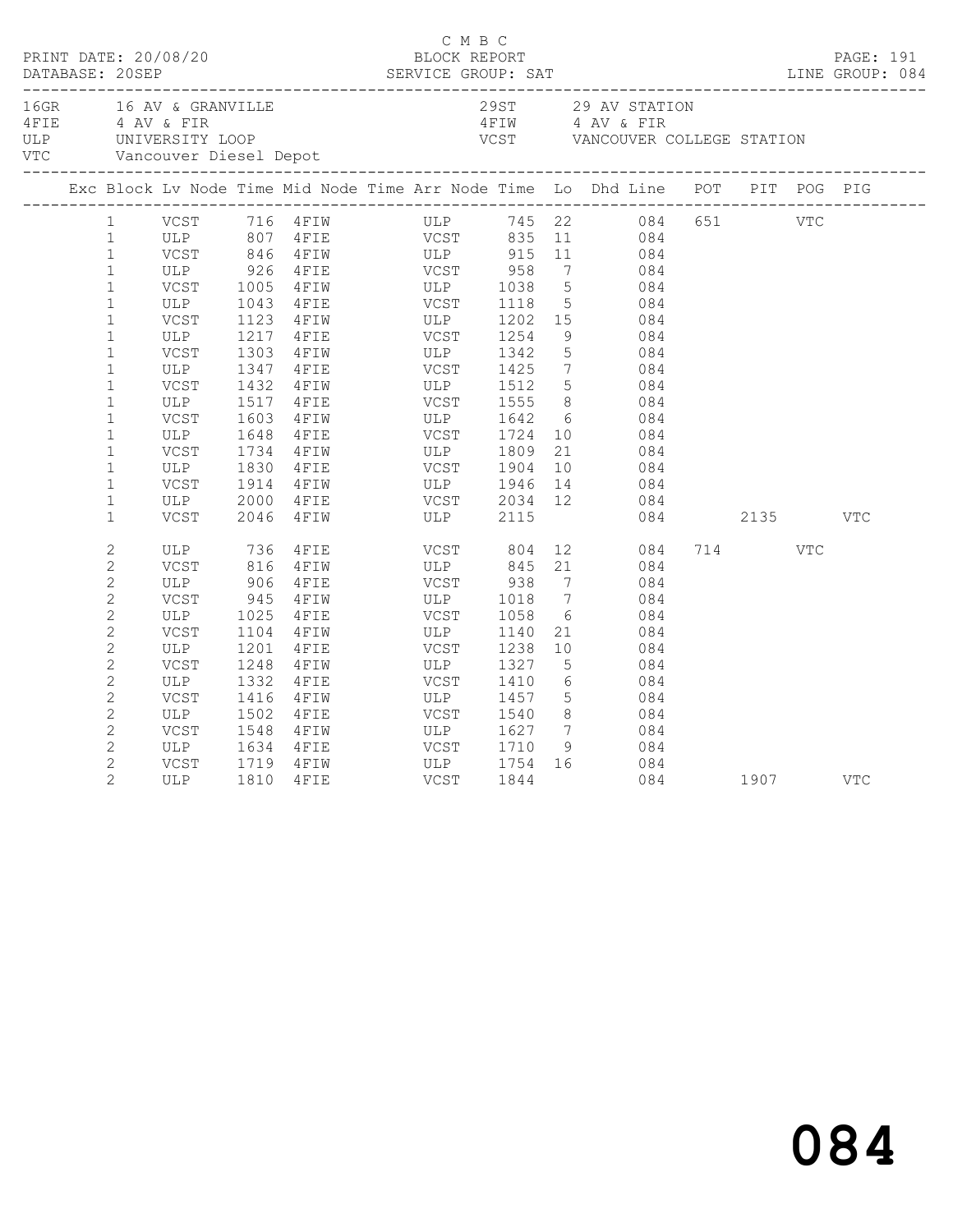C M B C
PRINT DATE: 20/08/20 BLOCK REPORT
DATABASE: 20SEP SERVICE GROUP: SAT LINE GROUP: 084

| Code | Location | Code | Location |
|---|---|---|---|
| 16GR | 16 AV & GRANVILLE | 29ST | 29 AV STATION |
| 4FIE | 4 AV & FIR | 4FIW | 4 AV & FIR |
| ULP | UNIVERSITY LOOP | VCST | VANCOUVER COLLEGE STATION |
| VTC | Vancouver Diesel Depot | | |

| Exc | Block | Lv Node | Time | Mid Node | Time | Arr Node | Time | Lo | Dhd Line | POT | PIT | POG | PIG |
|---|---|---|---|---|---|---|---|---|---|---|---|---|---|
| | 1 | VCST | 716 | 4FIW | | ULP | 745 | 22 | 084 | 651 | | VTC | |
| | 1 | ULP | 807 | 4FIE | | VCST | 835 | 11 | 084 | | | | |
| | 1 | VCST | 846 | 4FIW | | ULP | 915 | 11 | 084 | | | | |
| | 1 | ULP | 926 | 4FIE | | VCST | 958 | 7 | 084 | | | | |
| | 1 | VCST | 1005 | 4FIW | | ULP | 1038 | 5 | 084 | | | | |
| | 1 | ULP | 1043 | 4FIE | | VCST | 1118 | 5 | 084 | | | | |
| | 1 | VCST | 1123 | 4FIW | | ULP | 1202 | 15 | 084 | | | | |
| | 1 | ULP | 1217 | 4FIE | | VCST | 1254 | 9 | 084 | | | | |
| | 1 | VCST | 1303 | 4FIW | | ULP | 1342 | 5 | 084 | | | | |
| | 1 | ULP | 1347 | 4FIE | | VCST | 1425 | 7 | 084 | | | | |
| | 1 | VCST | 1432 | 4FIW | | ULP | 1512 | 5 | 084 | | | | |
| | 1 | ULP | 1517 | 4FIE | | VCST | 1555 | 8 | 084 | | | | |
| | 1 | VCST | 1603 | 4FIW | | ULP | 1642 | 6 | 084 | | | | |
| | 1 | ULP | 1648 | 4FIE | | VCST | 1724 | 10 | 084 | | | | |
| | 1 | VCST | 1734 | 4FIW | | ULP | 1809 | 21 | 084 | | | | |
| | 1 | ULP | 1830 | 4FIE | | VCST | 1904 | 10 | 084 | | | | |
| | 1 | VCST | 1914 | 4FIW | | ULP | 1946 | 14 | 084 | | | | |
| | 1 | ULP | 2000 | 4FIE | | VCST | 2034 | 12 | 084 | | | | |
| | 1 | VCST | 2046 | 4FIW | | ULP | 2115 | | 084 | | 2135 | | VTC |
| | 2 | ULP | 736 | 4FIE | | VCST | 804 | 12 | 084 | 714 | | VTC | |
| | 2 | VCST | 816 | 4FIW | | ULP | 845 | 21 | 084 | | | | |
| | 2 | ULP | 906 | 4FIE | | VCST | 938 | 7 | 084 | | | | |
| | 2 | VCST | 945 | 4FIW | | ULP | 1018 | 7 | 084 | | | | |
| | 2 | ULP | 1025 | 4FIE | | VCST | 1058 | 6 | 084 | | | | |
| | 2 | VCST | 1104 | 4FIW | | ULP | 1140 | 21 | 084 | | | | |
| | 2 | ULP | 1201 | 4FIE | | VCST | 1238 | 10 | 084 | | | | |
| | 2 | VCST | 1248 | 4FIW | | ULP | 1327 | 5 | 084 | | | | |
| | 2 | ULP | 1332 | 4FIE | | VCST | 1410 | 6 | 084 | | | | |
| | 2 | VCST | 1416 | 4FIW | | ULP | 1457 | 5 | 084 | | | | |
| | 2 | ULP | 1502 | 4FIE | | VCST | 1540 | 8 | 084 | | | | |
| | 2 | VCST | 1548 | 4FIW | | ULP | 1627 | 7 | 084 | | | | |
| | 2 | ULP | 1634 | 4FIE | | VCST | 1710 | 9 | 084 | | | | |
| | 2 | VCST | 1719 | 4FIW | | ULP | 1754 | 16 | 084 | | | | |
| | 2 | ULP | 1810 | 4FIE | | VCST | 1844 | | 084 | | 1907 | | VTC |

084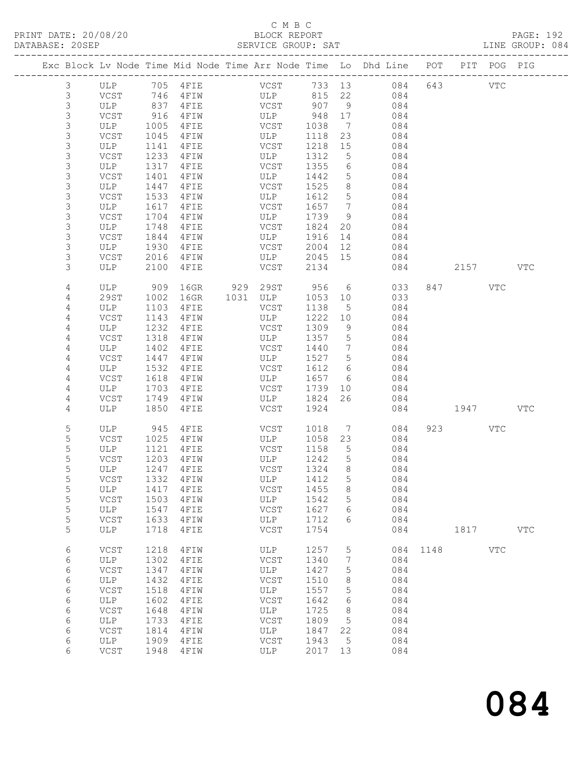C M B C
PRINT DATE: 20/08/20 BLOCK REPORT PAGE: 192
DATABASE: 20SEP SERVICE GROUP: SAT LINE GROUP: 084

| Exc | Block | Lv | Node | Time | Mid Node | Time | Arr Node | Time | Lo | Dhd Line | POT | PIT | POG | PIG |
|---|---|---|---|---|---|---|---|---|---|---|---|---|---|---|
| | 3 | | ULP | 705 | 4FIE | | VCST | 733 | 13 | 084 | 643 | | VTC | |
| | 3 | | VCST | 746 | 4FIW | | ULP | 815 | 22 | 084 | | | | |
| | 3 | | ULP | 837 | 4FIE | | VCST | 907 | 9 | 084 | | | | |
| | 3 | | VCST | 916 | 4FIW | | ULP | 948 | 17 | 084 | | | | |
| | 3 | | ULP | 1005 | 4FIE | | VCST | 1038 | 7 | 084 | | | | |
| | 3 | | VCST | 1045 | 4FIW | | ULP | 1118 | 23 | 084 | | | | |
| | 3 | | ULP | 1141 | 4FIE | | VCST | 1218 | 15 | 084 | | | | |
| | 3 | | VCST | 1233 | 4FIW | | ULP | 1312 | 5 | 084 | | | | |
| | 3 | | ULP | 1317 | 4FIE | | VCST | 1355 | 6 | 084 | | | | |
| | 3 | | VCST | 1401 | 4FIW | | ULP | 1442 | 5 | 084 | | | | |
| | 3 | | ULP | 1447 | 4FIE | | VCST | 1525 | 8 | 084 | | | | |
| | 3 | | VCST | 1533 | 4FIW | | ULP | 1612 | 5 | 084 | | | | |
| | 3 | | ULP | 1617 | 4FIE | | VCST | 1657 | 7 | 084 | | | | |
| | 3 | | VCST | 1704 | 4FIW | | ULP | 1739 | 9 | 084 | | | | |
| | 3 | | ULP | 1748 | 4FIE | | VCST | 1824 | 20 | 084 | | | | |
| | 3 | | VCST | 1844 | 4FIW | | ULP | 1916 | 14 | 084 | | | | |
| | 3 | | ULP | 1930 | 4FIE | | VCST | 2004 | 12 | 084 | | | | |
| | 3 | | VCST | 2016 | 4FIW | | ULP | 2045 | 15 | 084 | | | | |
| | 3 | | ULP | 2100 | 4FIE | | VCST | 2134 | | 084 | | 2157 | | VTC |
| | 4 | | ULP | 909 | 16GR | 929 | 29ST | 956 | 6 | 033 | 847 | | VTC | |
| | 4 | | 29ST | 1002 | 16GR | 1031 | ULP | 1053 | 10 | 033 | | | | |
| | 4 | | ULP | 1103 | 4FIE | | VCST | 1138 | 5 | 084 | | | | |
| | 4 | | VCST | 1143 | 4FIW | | ULP | 1222 | 10 | 084 | | | | |
| | 4 | | ULP | 1232 | 4FIE | | VCST | 1309 | 9 | 084 | | | | |
| | 4 | | VCST | 1318 | 4FIW | | ULP | 1357 | 5 | 084 | | | | |
| | 4 | | ULP | 1402 | 4FIE | | VCST | 1440 | 7 | 084 | | | | |
| | 4 | | VCST | 1447 | 4FIW | | ULP | 1527 | 5 | 084 | | | | |
| | 4 | | ULP | 1532 | 4FIE | | VCST | 1612 | 6 | 084 | | | | |
| | 4 | | VCST | 1618 | 4FIW | | ULP | 1657 | 6 | 084 | | | | |
| | 4 | | ULP | 1703 | 4FIE | | VCST | 1739 | 10 | 084 | | | | |
| | 4 | | VCST | 1749 | 4FIW | | ULP | 1824 | 26 | 084 | | | | |
| | 4 | | ULP | 1850 | 4FIE | | VCST | 1924 | | 084 | | 1947 | | VTC |
| | 5 | | ULP | 945 | 4FIE | | VCST | 1018 | 7 | 084 | 923 | | VTC | |
| | 5 | | VCST | 1025 | 4FIW | | ULP | 1058 | 23 | 084 | | | | |
| | 5 | | ULP | 1121 | 4FIE | | VCST | 1158 | 5 | 084 | | | | |
| | 5 | | VCST | 1203 | 4FIW | | ULP | 1242 | 5 | 084 | | | | |
| | 5 | | ULP | 1247 | 4FIE | | VCST | 1324 | 8 | 084 | | | | |
| | 5 | | VCST | 1332 | 4FIW | | ULP | 1412 | 5 | 084 | | | | |
| | 5 | | ULP | 1417 | 4FIE | | VCST | 1455 | 8 | 084 | | | | |
| | 5 | | VCST | 1503 | 4FIW | | ULP | 1542 | 5 | 084 | | | | |
| | 5 | | ULP | 1547 | 4FIE | | VCST | 1627 | 6 | 084 | | | | |
| | 5 | | VCST | 1633 | 4FIW | | ULP | 1712 | 6 | 084 | | | | |
| | 5 | | ULP | 1718 | 4FIE | | VCST | 1754 | | 084 | | 1817 | | VTC |
| | 6 | | VCST | 1218 | 4FIW | | ULP | 1257 | 5 | 084 | 1148 | | VTC | |
| | 6 | | ULP | 1302 | 4FIE | | VCST | 1340 | 7 | 084 | | | | |
| | 6 | | VCST | 1347 | 4FIW | | ULP | 1427 | 5 | 084 | | | | |
| | 6 | | ULP | 1432 | 4FIE | | VCST | 1510 | 8 | 084 | | | | |
| | 6 | | VCST | 1518 | 4FIW | | ULP | 1557 | 5 | 084 | | | | |
| | 6 | | ULP | 1602 | 4FIE | | VCST | 1642 | 6 | 084 | | | | |
| | 6 | | VCST | 1648 | 4FIW | | ULP | 1725 | 8 | 084 | | | | |
| | 6 | | ULP | 1733 | 4FIE | | VCST | 1809 | 5 | 084 | | | | |
| | 6 | | VCST | 1814 | 4FIW | | ULP | 1847 | 22 | 084 | | | | |
| | 6 | | ULP | 1909 | 4FIE | | VCST | 1943 | 5 | 084 | | | | |
| | 6 | | VCST | 1948 | 4FIW | | ULP | 2017 | 13 | 084 | | | | |

084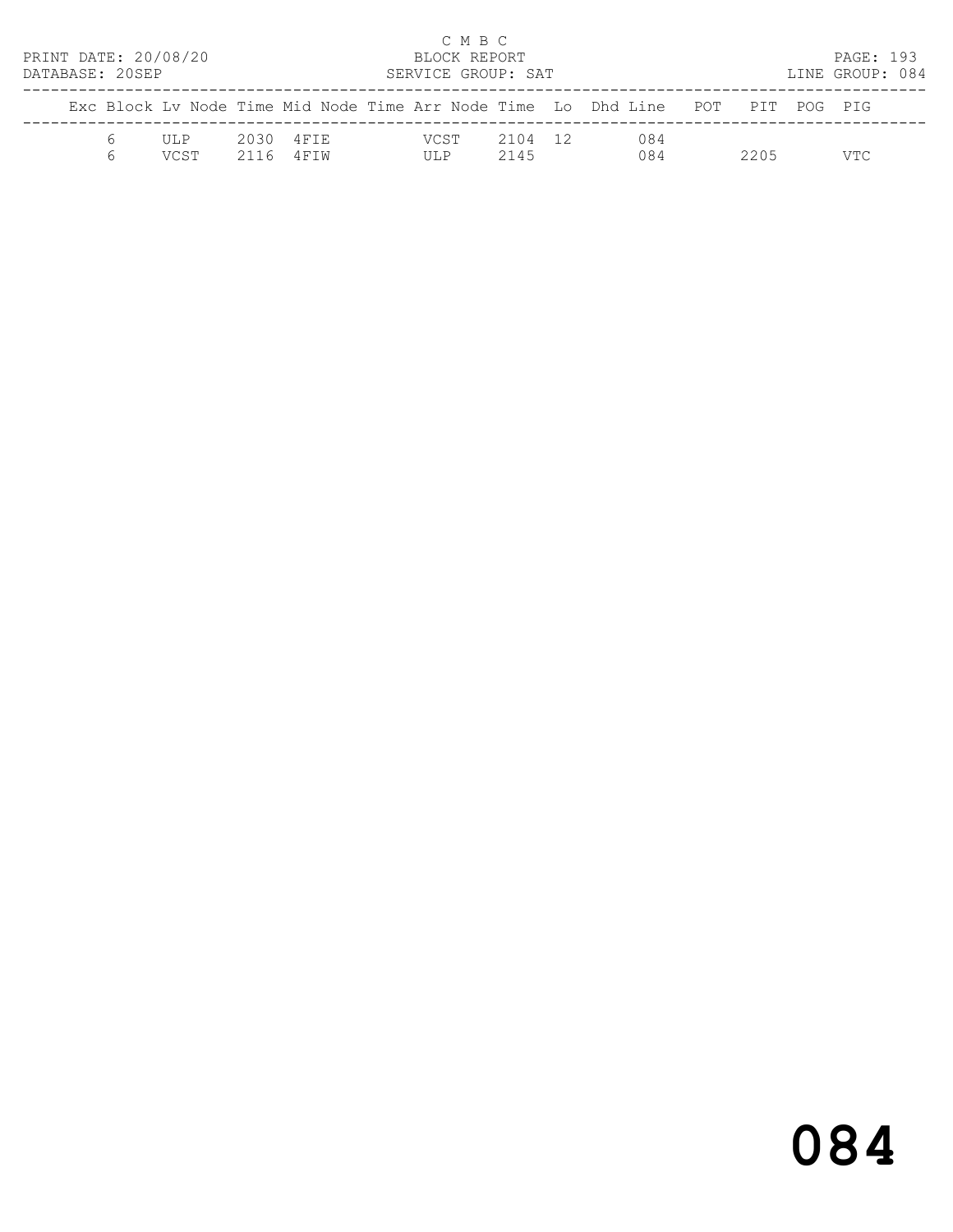C M B C
BLOCK REPORT
SERVICE GROUP: SAT

PRINT DATE: 20/08/20
DATABASE: 20SEP

LINE GROUP: 084

| Exc | Block | Lv Node | Time | Mid Node | Time | Arr Node | Time | Lo | Dhd | Line | POT | PIT | POG | PIG |
|---|---|---|---|---|---|---|---|---|---|---|---|---|---|---|
| | 6 | ULP | 2030 | 4FIE | | VCST | 2104 | 12 | | 084 | | | | |
| | 6 | VCST | 2116 | 4FIW | | ULP | 2145 | | | 084 | | 2205 | | VTC |

# 084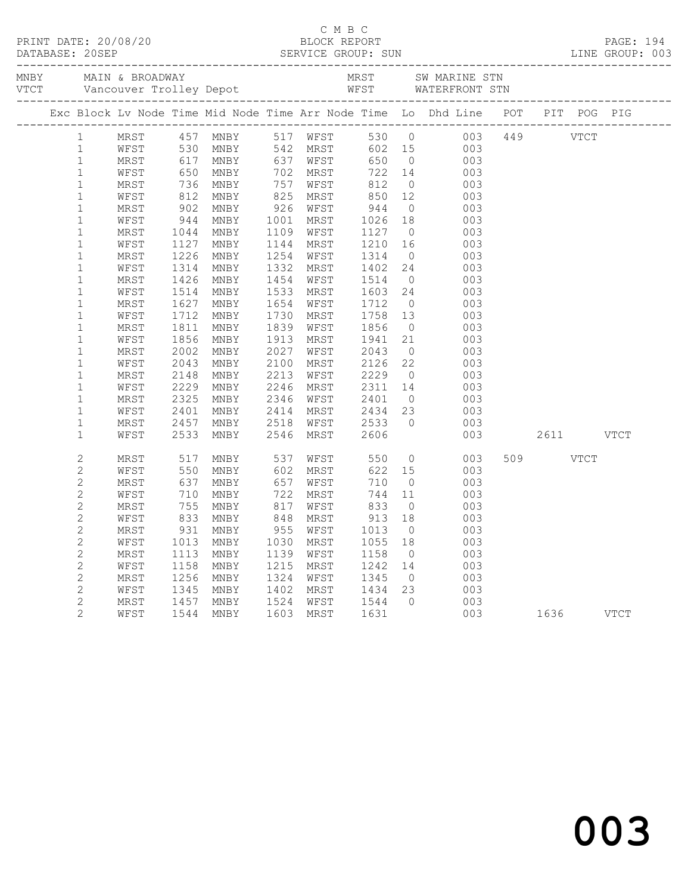C M B C
PRINT DATE: 20/08/20 BLOCK REPORT
DATABASE: 20SEP SERVICE GROUP: SUN LINE GROUP: 003

| MNBY | MAIN & BROADWAY | MRST | SW MARINE STN |
|---|---|---|---|
| VTCT | Vancouver Trolley Depot | WFST | WATERFRONT STN |

| Exc | Block | Lv Node | Time | Mid Node | Time | Arr Node | Time | Lo | Dhd Line | POT | PIT | POG | PIG |
|---|---|---|---|---|---|---|---|---|---|---|---|---|---|
| | 1 | MRST | 457 | MNBY | 517 | WFST | 530 | 0 | 003 | 449 | | VTCT | |
| | 1 | WFST | 530 | MNBY | 542 | MRST | 602 | 15 | 003 | | | | |
| | 1 | MRST | 617 | MNBY | 637 | WFST | 650 | 0 | 003 | | | | |
| | 1 | WFST | 650 | MNBY | 702 | MRST | 722 | 14 | 003 | | | | |
| | 1 | MRST | 736 | MNBY | 757 | WFST | 812 | 0 | 003 | | | | |
| | 1 | WFST | 812 | MNBY | 825 | MRST | 850 | 12 | 003 | | | | |
| | 1 | MRST | 902 | MNBY | 926 | WFST | 944 | 0 | 003 | | | | |
| | 1 | WFST | 944 | MNBY | 1001 | MRST | 1026 | 18 | 003 | | | | |
| | 1 | MRST | 1044 | MNBY | 1109 | WFST | 1127 | 0 | 003 | | | | |
| | 1 | WFST | 1127 | MNBY | 1144 | MRST | 1210 | 16 | 003 | | | | |
| | 1 | MRST | 1226 | MNBY | 1254 | WFST | 1314 | 0 | 003 | | | | |
| | 1 | WFST | 1314 | MNBY | 1332 | MRST | 1402 | 24 | 003 | | | | |
| | 1 | MRST | 1426 | MNBY | 1454 | WFST | 1514 | 0 | 003 | | | | |
| | 1 | WFST | 1514 | MNBY | 1533 | MRST | 1603 | 24 | 003 | | | | |
| | 1 | MRST | 1627 | MNBY | 1654 | WFST | 1712 | 0 | 003 | | | | |
| | 1 | WFST | 1712 | MNBY | 1730 | MRST | 1758 | 13 | 003 | | | | |
| | 1 | MRST | 1811 | MNBY | 1839 | WFST | 1856 | 0 | 003 | | | | |
| | 1 | WFST | 1856 | MNBY | 1913 | MRST | 1941 | 21 | 003 | | | | |
| | 1 | MRST | 2002 | MNBY | 2027 | WFST | 2043 | 0 | 003 | | | | |
| | 1 | WFST | 2043 | MNBY | 2100 | MRST | 2126 | 22 | 003 | | | | |
| | 1 | MRST | 2148 | MNBY | 2213 | WFST | 2229 | 0 | 003 | | | | |
| | 1 | WFST | 2229 | MNBY | 2246 | MRST | 2311 | 14 | 003 | | | | |
| | 1 | MRST | 2325 | MNBY | 2346 | WFST | 2401 | 0 | 003 | | | | |
| | 1 | WFST | 2401 | MNBY | 2414 | MRST | 2434 | 23 | 003 | | | | |
| | 1 | MRST | 2457 | MNBY | 2518 | WFST | 2533 | 0 | 003 | | | | |
| | 1 | WFST | 2533 | MNBY | 2546 | MRST | 2606 | | 003 | | 2611 | | VTCT |
| | 2 | MRST | 517 | MNBY | 537 | WFST | 550 | 0 | 003 | 509 | | VTCT | |
| | 2 | WFST | 550 | MNBY | 602 | MRST | 622 | 15 | 003 | | | | |
| | 2 | MRST | 637 | MNBY | 657 | WFST | 710 | 0 | 003 | | | | |
| | 2 | WFST | 710 | MNBY | 722 | MRST | 744 | 11 | 003 | | | | |
| | 2 | MRST | 755 | MNBY | 817 | WFST | 833 | 0 | 003 | | | | |
| | 2 | WFST | 833 | MNBY | 848 | MRST | 913 | 18 | 003 | | | | |
| | 2 | MRST | 931 | MNBY | 955 | WFST | 1013 | 0 | 003 | | | | |
| | 2 | WFST | 1013 | MNBY | 1030 | MRST | 1055 | 18 | 003 | | | | |
| | 2 | MRST | 1113 | MNBY | 1139 | WFST | 1158 | 0 | 003 | | | | |
| | 2 | WFST | 1158 | MNBY | 1215 | MRST | 1242 | 14 | 003 | | | | |
| | 2 | MRST | 1256 | MNBY | 1324 | WFST | 1345 | 0 | 003 | | | | |
| | 2 | WFST | 1345 | MNBY | 1402 | MRST | 1434 | 23 | 003 | | | | |
| | 2 | MRST | 1457 | MNBY | 1524 | WFST | 1544 | 0 | 003 | | | | |
| | 2 | WFST | 1544 | MNBY | 1603 | MRST | 1631 | | 003 | | 1636 | | VTCT |

003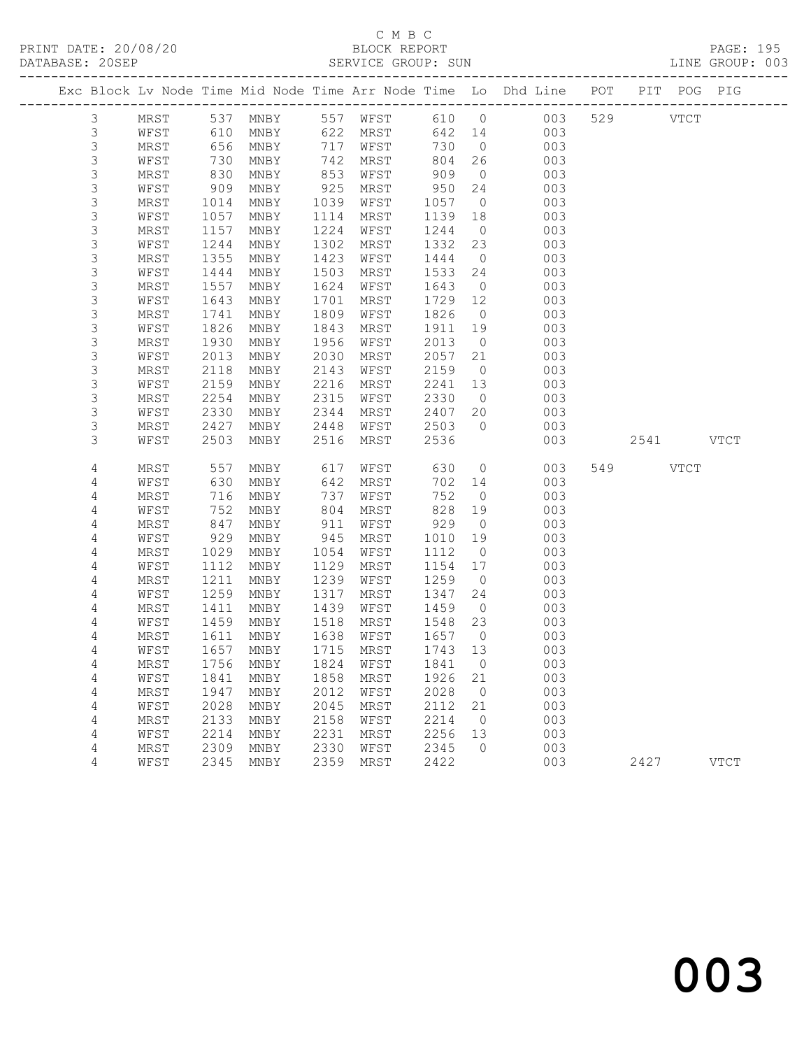C M B C

PRINT DATE: 20/08/20 BLOCK REPORT

DATABASE: 20SEP SERVICE GROUP: SUN LINE GROUP: 003

| Exc | Block | Lv | Node | Time | Mid Node | Time | Arr Node | Time | Lo | Dhd Line | POT | PIT | POG | PIG |
|---|---|---|---|---|---|---|---|---|---|---|---|---|---|---|
| | 3 | | MRST | 537 | MNBY | 557 | WFST | 610 | 0 | 003 | 529 | | VTCT | |
| | 3 | | WFST | 610 | MNBY | 622 | MRST | 642 | 14 | 003 | | | | |
| | 3 | | MRST | 656 | MNBY | 717 | WFST | 730 | 0 | 003 | | | | |
| | 3 | | WFST | 730 | MNBY | 742 | MRST | 804 | 26 | 003 | | | | |
| | 3 | | MRST | 830 | MNBY | 853 | WFST | 909 | 0 | 003 | | | | |
| | 3 | | WFST | 909 | MNBY | 925 | MRST | 950 | 24 | 003 | | | | |
| | 3 | | MRST | 1014 | MNBY | 1039 | WFST | 1057 | 0 | 003 | | | | |
| | 3 | | WFST | 1057 | MNBY | 1114 | MRST | 1139 | 18 | 003 | | | | |
| | 3 | | MRST | 1157 | MNBY | 1224 | WFST | 1244 | 0 | 003 | | | | |
| | 3 | | WFST | 1244 | MNBY | 1302 | MRST | 1332 | 23 | 003 | | | | |
| | 3 | | MRST | 1355 | MNBY | 1423 | WFST | 1444 | 0 | 003 | | | | |
| | 3 | | WFST | 1444 | MNBY | 1503 | MRST | 1533 | 24 | 003 | | | | |
| | 3 | | MRST | 1557 | MNBY | 1624 | WFST | 1643 | 0 | 003 | | | | |
| | 3 | | WFST | 1643 | MNBY | 1701 | MRST | 1729 | 12 | 003 | | | | |
| | 3 | | MRST | 1741 | MNBY | 1809 | WFST | 1826 | 0 | 003 | | | | |
| | 3 | | WFST | 1826 | MNBY | 1843 | MRST | 1911 | 19 | 003 | | | | |
| | 3 | | MRST | 1930 | MNBY | 1956 | WFST | 2013 | 0 | 003 | | | | |
| | 3 | | WFST | 2013 | MNBY | 2030 | MRST | 2057 | 21 | 003 | | | | |
| | 3 | | MRST | 2118 | MNBY | 2143 | WFST | 2159 | 0 | 003 | | | | |
| | 3 | | WFST | 2159 | MNBY | 2216 | MRST | 2241 | 13 | 003 | | | | |
| | 3 | | MRST | 2254 | MNBY | 2315 | WFST | 2330 | 0 | 003 | | | | |
| | 3 | | WFST | 2330 | MNBY | 2344 | MRST | 2407 | 20 | 003 | | | | |
| | 3 | | MRST | 2427 | MNBY | 2448 | WFST | 2503 | 0 | 003 | | | | |
| | 3 | | WFST | 2503 | MNBY | 2516 | MRST | 2536 | | 003 | | 2541 | | VTCT |
| | 4 | | MRST | 557 | MNBY | 617 | WFST | 630 | 0 | 003 | 549 | | VTCT | |
| | 4 | | WFST | 630 | MNBY | 642 | MRST | 702 | 14 | 003 | | | | |
| | 4 | | MRST | 716 | MNBY | 737 | WFST | 752 | 0 | 003 | | | | |
| | 4 | | WFST | 752 | MNBY | 804 | MRST | 828 | 19 | 003 | | | | |
| | 4 | | MRST | 847 | MNBY | 911 | WFST | 929 | 0 | 003 | | | | |
| | 4 | | WFST | 929 | MNBY | 945 | MRST | 1010 | 19 | 003 | | | | |
| | 4 | | MRST | 1029 | MNBY | 1054 | WFST | 1112 | 0 | 003 | | | | |
| | 4 | | WFST | 1112 | MNBY | 1129 | MRST | 1154 | 17 | 003 | | | | |
| | 4 | | MRST | 1211 | MNBY | 1239 | WFST | 1259 | 0 | 003 | | | | |
| | 4 | | WFST | 1259 | MNBY | 1317 | MRST | 1347 | 24 | 003 | | | | |
| | 4 | | MRST | 1411 | MNBY | 1439 | WFST | 1459 | 0 | 003 | | | | |
| | 4 | | WFST | 1459 | MNBY | 1518 | MRST | 1548 | 23 | 003 | | | | |
| | 4 | | MRST | 1611 | MNBY | 1638 | WFST | 1657 | 0 | 003 | | | | |
| | 4 | | WFST | 1657 | MNBY | 1715 | MRST | 1743 | 13 | 003 | | | | |
| | 4 | | MRST | 1756 | MNBY | 1824 | WFST | 1841 | 0 | 003 | | | | |
| | 4 | | WFST | 1841 | MNBY | 1858 | MRST | 1926 | 21 | 003 | | | | |
| | 4 | | MRST | 1947 | MNBY | 2012 | WFST | 2028 | 0 | 003 | | | | |
| | 4 | | WFST | 2028 | MNBY | 2045 | MRST | 2112 | 21 | 003 | | | | |
| | 4 | | MRST | 2133 | MNBY | 2158 | WFST | 2214 | 0 | 003 | | | | |
| | 4 | | WFST | 2214 | MNBY | 2231 | MRST | 2256 | 13 | 003 | | | | |
| | 4 | | MRST | 2309 | MNBY | 2330 | WFST | 2345 | 0 | 003 | | | | |
| | 4 | | WFST | 2345 | MNBY | 2359 | MRST | 2422 | | 003 | | 2427 | | VTCT |

003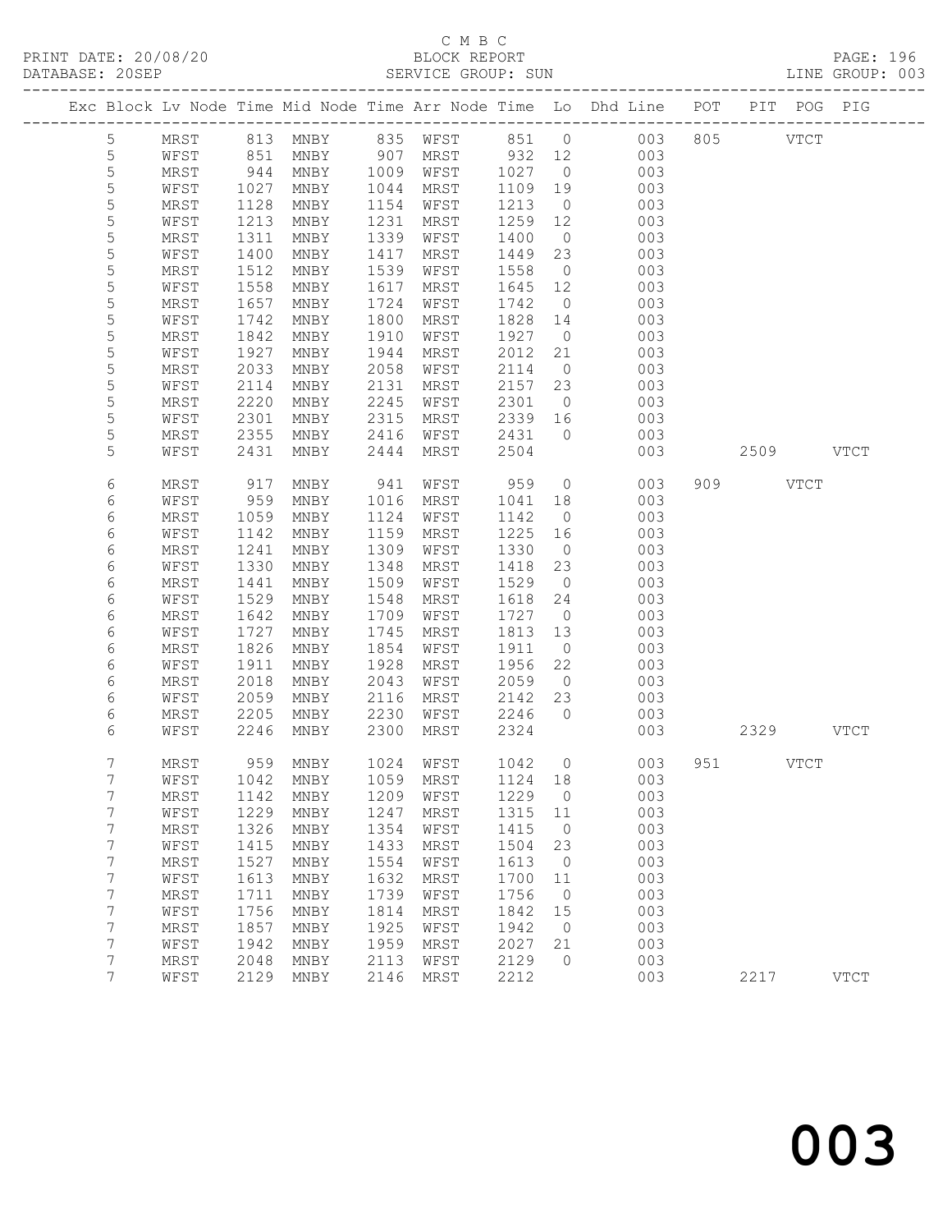C M B C

PRINT DATE: 20/08/20 BLOCK REPORT
DATABASE: 20SEP SERVICE GROUP: SUN LINE GROUP: 003

| Exc | Block | Lv | Node | Time | Mid Node | Time | Arr Node | Time | Lo | Dhd Line | POT | PIT | POG | PIG |
|---|---|---|---|---|---|---|---|---|---|---|---|---|---|---|
| | 5 | | MRST | 813 | MNBY | 835 | WFST | 851 | 0 | 003 | 805 | | VTCT | |
| | 5 | | WFST | 851 | MNBY | 907 | MRST | 932 | 12 | 003 | | | | |
| | 5 | | MRST | 944 | MNBY | 1009 | WFST | 1027 | 0 | 003 | | | | |
| | 5 | | WFST | 1027 | MNBY | 1044 | MRST | 1109 | 19 | 003 | | | | |
| | 5 | | MRST | 1128 | MNBY | 1154 | WFST | 1213 | 0 | 003 | | | | |
| | 5 | | WFST | 1213 | MNBY | 1231 | MRST | 1259 | 12 | 003 | | | | |
| | 5 | | MRST | 1311 | MNBY | 1339 | WFST | 1400 | 0 | 003 | | | | |
| | 5 | | WFST | 1400 | MNBY | 1417 | MRST | 1449 | 23 | 003 | | | | |
| | 5 | | MRST | 1512 | MNBY | 1539 | WFST | 1558 | 0 | 003 | | | | |
| | 5 | | WFST | 1558 | MNBY | 1617 | MRST | 1645 | 12 | 003 | | | | |
| | 5 | | MRST | 1657 | MNBY | 1724 | WFST | 1742 | 0 | 003 | | | | |
| | 5 | | WFST | 1742 | MNBY | 1800 | MRST | 1828 | 14 | 003 | | | | |
| | 5 | | MRST | 1842 | MNBY | 1910 | WFST | 1927 | 0 | 003 | | | | |
| | 5 | | WFST | 1927 | MNBY | 1944 | MRST | 2012 | 21 | 003 | | | | |
| | 5 | | MRST | 2033 | MNBY | 2058 | WFST | 2114 | 0 | 003 | | | | |
| | 5 | | WFST | 2114 | MNBY | 2131 | MRST | 2157 | 23 | 003 | | | | |
| | 5 | | MRST | 2220 | MNBY | 2245 | WFST | 2301 | 0 | 003 | | | | |
| | 5 | | WFST | 2301 | MNBY | 2315 | MRST | 2339 | 16 | 003 | | | | |
| | 5 | | MRST | 2355 | MNBY | 2416 | WFST | 2431 | 0 | 003 | | | | |
| | 5 | | WFST | 2431 | MNBY | 2444 | MRST | 2504 | | 003 | | 2509 | | VTCT |
| | 6 | | MRST | 917 | MNBY | 941 | WFST | 959 | 0 | 003 | 909 | | VTCT | |
| | 6 | | WFST | 959 | MNBY | 1016 | MRST | 1041 | 18 | 003 | | | | |
| | 6 | | MRST | 1059 | MNBY | 1124 | WFST | 1142 | 0 | 003 | | | | |
| | 6 | | WFST | 1142 | MNBY | 1159 | MRST | 1225 | 16 | 003 | | | | |
| | 6 | | MRST | 1241 | MNBY | 1309 | WFST | 1330 | 0 | 003 | | | | |
| | 6 | | WFST | 1330 | MNBY | 1348 | MRST | 1418 | 23 | 003 | | | | |
| | 6 | | MRST | 1441 | MNBY | 1509 | WFST | 1529 | 0 | 003 | | | | |
| | 6 | | WFST | 1529 | MNBY | 1548 | MRST | 1618 | 24 | 003 | | | | |
| | 6 | | MRST | 1642 | MNBY | 1709 | WFST | 1727 | 0 | 003 | | | | |
| | 6 | | WFST | 1727 | MNBY | 1745 | MRST | 1813 | 13 | 003 | | | | |
| | 6 | | MRST | 1826 | MNBY | 1854 | WFST | 1911 | 0 | 003 | | | | |
| | 6 | | WFST | 1911 | MNBY | 1928 | MRST | 1956 | 22 | 003 | | | | |
| | 6 | | MRST | 2018 | MNBY | 2043 | WFST | 2059 | 0 | 003 | | | | |
| | 6 | | WFST | 2059 | MNBY | 2116 | MRST | 2142 | 23 | 003 | | | | |
| | 6 | | MRST | 2205 | MNBY | 2230 | WFST | 2246 | 0 | 003 | | | | |
| | 6 | | WFST | 2246 | MNBY | 2300 | MRST | 2324 | | 003 | | 2329 | | VTCT |
| | 7 | | MRST | 959 | MNBY | 1024 | WFST | 1042 | 0 | 003 | 951 | | VTCT | |
| | 7 | | WFST | 1042 | MNBY | 1059 | MRST | 1124 | 18 | 003 | | | | |
| | 7 | | MRST | 1142 | MNBY | 1209 | WFST | 1229 | 0 | 003 | | | | |
| | 7 | | WFST | 1229 | MNBY | 1247 | MRST | 1315 | 11 | 003 | | | | |
| | 7 | | MRST | 1326 | MNBY | 1354 | WFST | 1415 | 0 | 003 | | | | |
| | 7 | | WFST | 1415 | MNBY | 1433 | MRST | 1504 | 23 | 003 | | | | |
| | 7 | | MRST | 1527 | MNBY | 1554 | WFST | 1613 | 0 | 003 | | | | |
| | 7 | | WFST | 1613 | MNBY | 1632 | MRST | 1700 | 11 | 003 | | | | |
| | 7 | | MRST | 1711 | MNBY | 1739 | WFST | 1756 | 0 | 003 | | | | |
| | 7 | | WFST | 1756 | MNBY | 1814 | MRST | 1842 | 15 | 003 | | | | |
| | 7 | | MRST | 1857 | MNBY | 1925 | WFST | 1942 | 0 | 003 | | | | |
| | 7 | | WFST | 1942 | MNBY | 1959 | MRST | 2027 | 21 | 003 | | | | |
| | 7 | | MRST | 2048 | MNBY | 2113 | WFST | 2129 | 0 | 003 | | | | |
| | 7 | | WFST | 2129 | MNBY | 2146 | MRST | 2212 | | 003 | | 2217 | | VTCT |

003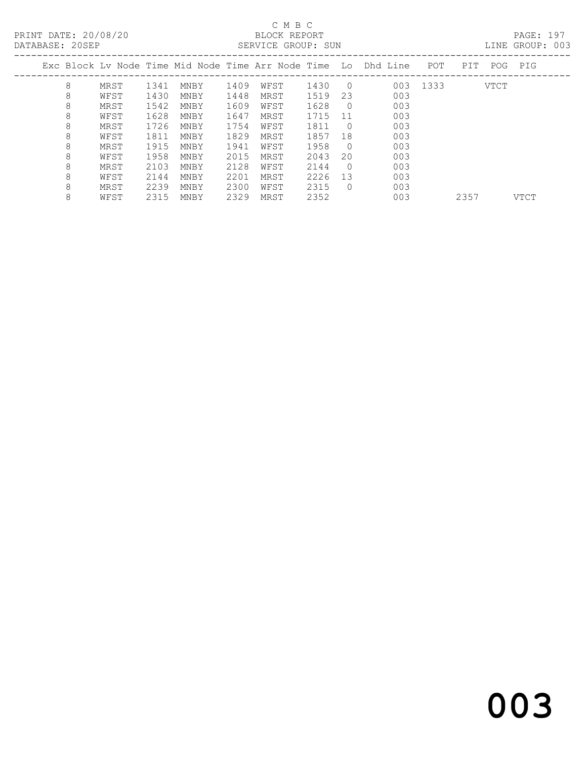C M B C
BLOCK REPORT
SERVICE GROUP: SUN

PRINT DATE: 20/08/20
DATABASE: 20SEP

LINE GROUP: 003

| Exc | Block | Lv | Node | Time | Mid Node | Time | Arr Node | Time | Lo | Dhd | Line | POT | PIT | POG | PIG |
|---|---|---|---|---|---|---|---|---|---|---|---|---|---|---|---|
| | 8 | | MRST | 1341 | MNBY | 1409 | WFST | 1430 | 0 | | 003 | 1333 | | VTCT | |
| | 8 | | WFST | 1430 | MNBY | 1448 | MRST | 1519 | 23 | | 003 | | | | |
| | 8 | | MRST | 1542 | MNBY | 1609 | WFST | 1628 | 0 | | 003 | | | | |
| | 8 | | WFST | 1628 | MNBY | 1647 | MRST | 1715 | 11 | | 003 | | | | |
| | 8 | | MRST | 1726 | MNBY | 1754 | WFST | 1811 | 0 | | 003 | | | | |
| | 8 | | WFST | 1811 | MNBY | 1829 | MRST | 1857 | 18 | | 003 | | | | |
| | 8 | | MRST | 1915 | MNBY | 1941 | WFST | 1958 | 0 | | 003 | | | | |
| | 8 | | WFST | 1958 | MNBY | 2015 | MRST | 2043 | 20 | | 003 | | | | |
| | 8 | | MRST | 2103 | MNBY | 2128 | WFST | 2144 | 0 | | 003 | | | | |
| | 8 | | WFST | 2144 | MNBY | 2201 | MRST | 2226 | 13 | | 003 | | | | |
| | 8 | | MRST | 2239 | MNBY | 2300 | WFST | 2315 | 0 | | 003 | | | | |
| | 8 | | WFST | 2315 | MNBY | 2329 | MRST | 2352 | | | 003 | | 2357 | | VTCT |

# 003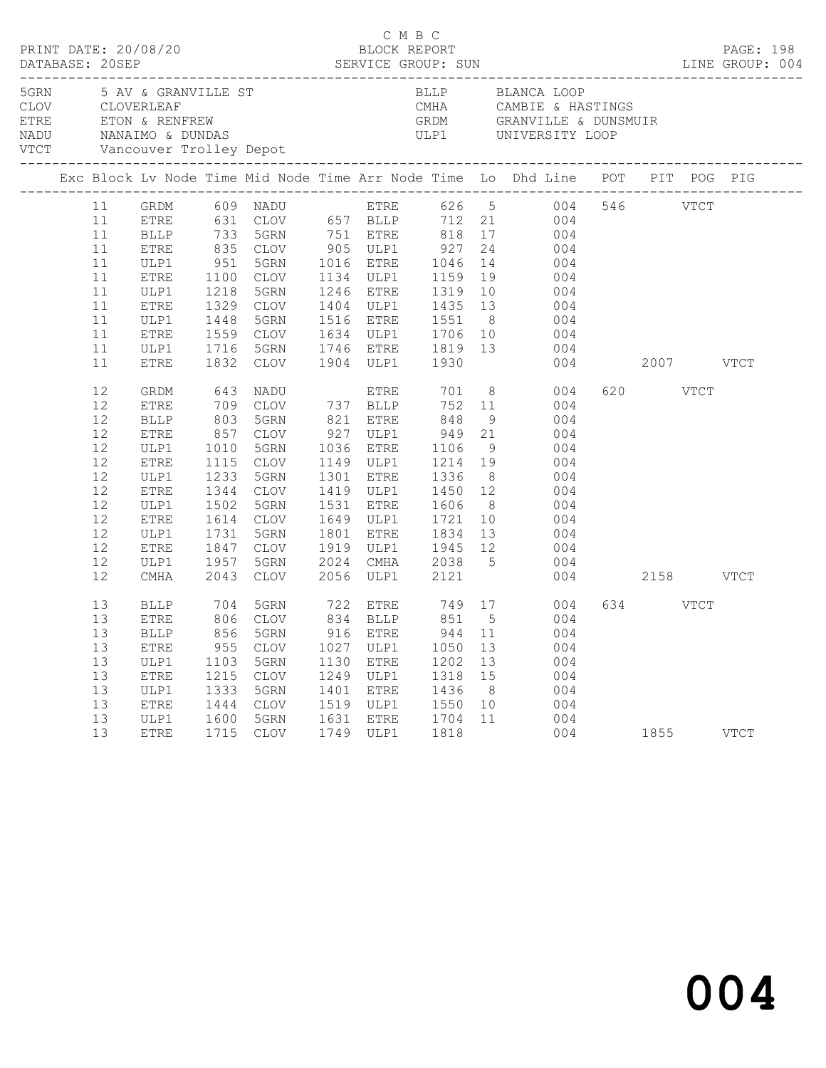C M B C

PRINT DATE: 20/08/20 BLOCK REPORT
DATABASE: 20SEP SERVICE GROUP: SUN LINE GROUP: 004

| Code | Description | Code | Description |
|---|---|---|---|
| 5GRN | 5 AV & GRANVILLE ST | BLLP | BLANCA LOOP |
| CLOV | CLOVERLEAF | CMHA | CAMBIE & HASTINGS |
| ETRE | ETON & RENFREW | GRDM | GRANVILLE & DUNSMUIR |
| NADU | NANAIMO & DUNDAS | ULP1 | UNIVERSITY LOOP |
| VTCT | Vancouver Trolley Depot | | |

| Exc | Block | Lv Node | Time | Mid Node | Time | Arr Node | Time | Lo | Dhd Line | POT | PIT | POG | PIG |
|---|---|---|---|---|---|---|---|---|---|---|---|---|---|
| | 11 | GRDM | 609 | NADU | | ETRE | 626 | 5 | 004 | 546 | | VTCT | |
| | 11 | ETRE | 631 | CLOV | 657 | BLLP | 712 | 21 | 004 | | | | |
| | 11 | BLLP | 733 | 5GRN | 751 | ETRE | 818 | 17 | 004 | | | | |
| | 11 | ETRE | 835 | CLOV | 905 | ULP1 | 927 | 24 | 004 | | | | |
| | 11 | ULP1 | 951 | 5GRN | 1016 | ETRE | 1046 | 14 | 004 | | | | |
| | 11 | ETRE | 1100 | CLOV | 1134 | ULP1 | 1159 | 19 | 004 | | | | |
| | 11 | ULP1 | 1218 | 5GRN | 1246 | ETRE | 1319 | 10 | 004 | | | | |
| | 11 | ETRE | 1329 | CLOV | 1404 | ULP1 | 1435 | 13 | 004 | | | | |
| | 11 | ULP1 | 1448 | 5GRN | 1516 | ETRE | 1551 | 8 | 004 | | | | |
| | 11 | ETRE | 1559 | CLOV | 1634 | ULP1 | 1706 | 10 | 004 | | | | |
| | 11 | ULP1 | 1716 | 5GRN | 1746 | ETRE | 1819 | 13 | 004 | | | | |
| | 11 | ETRE | 1832 | CLOV | 1904 | ULP1 | 1930 | | 004 | | 2007 | | VTCT |
| | 12 | GRDM | 643 | NADU | | ETRE | 701 | 8 | 004 | 620 | | VTCT | |
| | 12 | ETRE | 709 | CLOV | 737 | BLLP | 752 | 11 | 004 | | | | |
| | 12 | BLLP | 803 | 5GRN | 821 | ETRE | 848 | 9 | 004 | | | | |
| | 12 | ETRE | 857 | CLOV | 927 | ULP1 | 949 | 21 | 004 | | | | |
| | 12 | ULP1 | 1010 | 5GRN | 1036 | ETRE | 1106 | 9 | 004 | | | | |
| | 12 | ETRE | 1115 | CLOV | 1149 | ULP1 | 1214 | 19 | 004 | | | | |
| | 12 | ULP1 | 1233 | 5GRN | 1301 | ETRE | 1336 | 8 | 004 | | | | |
| | 12 | ETRE | 1344 | CLOV | 1419 | ULP1 | 1450 | 12 | 004 | | | | |
| | 12 | ULP1 | 1502 | 5GRN | 1531 | ETRE | 1606 | 8 | 004 | | | | |
| | 12 | ETRE | 1614 | CLOV | 1649 | ULP1 | 1721 | 10 | 004 | | | | |
| | 12 | ULP1 | 1731 | 5GRN | 1801 | ETRE | 1834 | 13 | 004 | | | | |
| | 12 | ETRE | 1847 | CLOV | 1919 | ULP1 | 1945 | 12 | 004 | | | | |
| | 12 | ULP1 | 1957 | 5GRN | 2024 | CMHA | 2038 | 5 | 004 | | | | |
| | 12 | CMHA | 2043 | CLOV | 2056 | ULP1 | 2121 | | 004 | | 2158 | | VTCT |
| | 13 | BLLP | 704 | 5GRN | 722 | ETRE | 749 | 17 | 004 | 634 | | VTCT | |
| | 13 | ETRE | 806 | CLOV | 834 | BLLP | 851 | 5 | 004 | | | | |
| | 13 | BLLP | 856 | 5GRN | 916 | ETRE | 944 | 11 | 004 | | | | |
| | 13 | ETRE | 955 | CLOV | 1027 | ULP1 | 1050 | 13 | 004 | | | | |
| | 13 | ULP1 | 1103 | 5GRN | 1130 | ETRE | 1202 | 13 | 004 | | | | |
| | 13 | ETRE | 1215 | CLOV | 1249 | ULP1 | 1318 | 15 | 004 | | | | |
| | 13 | ULP1 | 1333 | 5GRN | 1401 | ETRE | 1436 | 8 | 004 | | | | |
| | 13 | ETRE | 1444 | CLOV | 1519 | ULP1 | 1550 | 10 | 004 | | | | |
| | 13 | ULP1 | 1600 | 5GRN | 1631 | ETRE | 1704 | 11 | 004 | | | | |
| | 13 | ETRE | 1715 | CLOV | 1749 | ULP1 | 1818 | | 004 | | 1855 | | VTCT |

004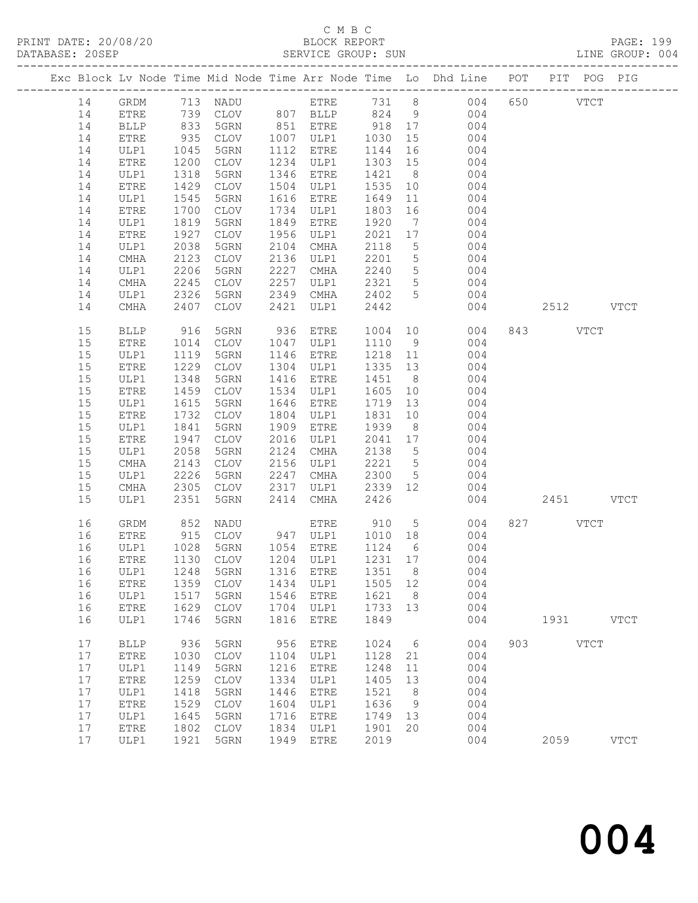C M B C

PRINT DATE: 20/08/20 BLOCK REPORT

DATABASE: 20SEP SERVICE GROUP: SUN LINE GROUP: 004

| Exc | Block | Lv | Node | Time | Mid Node | Time | Arr Node | Time | Lo | Dhd Line | POT | PIT | POG | PIG |
|---|---|---|---|---|---|---|---|---|---|---|---|---|---|---|
| | 14 | | GRDM | 713 | NADU | | ETRE | 731 | 8 | 004 | 650 | | VTCT | |
| | 14 | | ETRE | 739 | CLOV | 807 | BLLP | 824 | 9 | 004 | | | | |
| | 14 | | BLLP | 833 | 5GRN | 851 | ETRE | 918 | 17 | 004 | | | | |
| | 14 | | ETRE | 935 | CLOV | 1007 | ULP1 | 1030 | 15 | 004 | | | | |
| | 14 | | ULP1 | 1045 | 5GRN | 1112 | ETRE | 1144 | 16 | 004 | | | | |
| | 14 | | ETRE | 1200 | CLOV | 1234 | ULP1 | 1303 | 15 | 004 | | | | |
| | 14 | | ULP1 | 1318 | 5GRN | 1346 | ETRE | 1421 | 8 | 004 | | | | |
| | 14 | | ETRE | 1429 | CLOV | 1504 | ULP1 | 1535 | 10 | 004 | | | | |
| | 14 | | ULP1 | 1545 | 5GRN | 1616 | ETRE | 1649 | 11 | 004 | | | | |
| | 14 | | ETRE | 1700 | CLOV | 1734 | ULP1 | 1803 | 16 | 004 | | | | |
| | 14 | | ULP1 | 1819 | 5GRN | 1849 | ETRE | 1920 | 7 | 004 | | | | |
| | 14 | | ETRE | 1927 | CLOV | 1956 | ULP1 | 2021 | 17 | 004 | | | | |
| | 14 | | ULP1 | 2038 | 5GRN | 2104 | CMHA | 2118 | 5 | 004 | | | | |
| | 14 | | CMHA | 2123 | CLOV | 2136 | ULP1 | 2201 | 5 | 004 | | | | |
| | 14 | | ULP1 | 2206 | 5GRN | 2227 | CMHA | 2240 | 5 | 004 | | | | |
| | 14 | | CMHA | 2245 | CLOV | 2257 | ULP1 | 2321 | 5 | 004 | | | | |
| | 14 | | ULP1 | 2326 | 5GRN | 2349 | CMHA | 2402 | 5 | 004 | | | | |
| | 14 | | CMHA | 2407 | CLOV | 2421 | ULP1 | 2442 | | 004 | | 2512 | | VTCT |
| | 15 | | BLLP | 916 | 5GRN | 936 | ETRE | 1004 | 10 | 004 | 843 | | VTCT | |
| | 15 | | ETRE | 1014 | CLOV | 1047 | ULP1 | 1110 | 9 | 004 | | | | |
| | 15 | | ULP1 | 1119 | 5GRN | 1146 | ETRE | 1218 | 11 | 004 | | | | |
| | 15 | | ETRE | 1229 | CLOV | 1304 | ULP1 | 1335 | 13 | 004 | | | | |
| | 15 | | ULP1 | 1348 | 5GRN | 1416 | ETRE | 1451 | 8 | 004 | | | | |
| | 15 | | ETRE | 1459 | CLOV | 1534 | ULP1 | 1605 | 10 | 004 | | | | |
| | 15 | | ULP1 | 1615 | 5GRN | 1646 | ETRE | 1719 | 13 | 004 | | | | |
| | 15 | | ETRE | 1732 | CLOV | 1804 | ULP1 | 1831 | 10 | 004 | | | | |
| | 15 | | ULP1 | 1841 | 5GRN | 1909 | ETRE | 1939 | 8 | 004 | | | | |
| | 15 | | ETRE | 1947 | CLOV | 2016 | ULP1 | 2041 | 17 | 004 | | | | |
| | 15 | | ULP1 | 2058 | 5GRN | 2124 | CMHA | 2138 | 5 | 004 | | | | |
| | 15 | | CMHA | 2143 | CLOV | 2156 | ULP1 | 2221 | 5 | 004 | | | | |
| | 15 | | ULP1 | 2226 | 5GRN | 2247 | CMHA | 2300 | 5 | 004 | | | | |
| | 15 | | CMHA | 2305 | CLOV | 2317 | ULP1 | 2339 | 12 | 004 | | | | |
| | 15 | | ULP1 | 2351 | 5GRN | 2414 | CMHA | 2426 | | 004 | | 2451 | | VTCT |
| | 16 | | GRDM | 852 | NADU | | ETRE | 910 | 5 | 004 | 827 | | VTCT | |
| | 16 | | ETRE | 915 | CLOV | 947 | ULP1 | 1010 | 18 | 004 | | | | |
| | 16 | | ULP1 | 1028 | 5GRN | 1054 | ETRE | 1124 | 6 | 004 | | | | |
| | 16 | | ETRE | 1130 | CLOV | 1204 | ULP1 | 1231 | 17 | 004 | | | | |
| | 16 | | ULP1 | 1248 | 5GRN | 1316 | ETRE | 1351 | 8 | 004 | | | | |
| | 16 | | ETRE | 1359 | CLOV | 1434 | ULP1 | 1505 | 12 | 004 | | | | |
| | 16 | | ULP1 | 1517 | 5GRN | 1546 | ETRE | 1621 | 8 | 004 | | | | |
| | 16 | | ETRE | 1629 | CLOV | 1704 | ULP1 | 1733 | 13 | 004 | | | | |
| | 16 | | ULP1 | 1746 | 5GRN | 1816 | ETRE | 1849 | | 004 | | 1931 | | VTCT |
| | 17 | | BLLP | 936 | 5GRN | 956 | ETRE | 1024 | 6 | 004 | 903 | | VTCT | |
| | 17 | | ETRE | 1030 | CLOV | 1104 | ULP1 | 1128 | 21 | 004 | | | | |
| | 17 | | ULP1 | 1149 | 5GRN | 1216 | ETRE | 1248 | 11 | 004 | | | | |
| | 17 | | ETRE | 1259 | CLOV | 1334 | ULP1 | 1405 | 13 | 004 | | | | |
| | 17 | | ULP1 | 1418 | 5GRN | 1446 | ETRE | 1521 | 8 | 004 | | | | |
| | 17 | | ETRE | 1529 | CLOV | 1604 | ULP1 | 1636 | 9 | 004 | | | | |
| | 17 | | ULP1 | 1645 | 5GRN | 1716 | ETRE | 1749 | 13 | 004 | | | | |
| | 17 | | ETRE | 1802 | CLOV | 1834 | ULP1 | 1901 | 20 | 004 | | | | |
| | 17 | | ULP1 | 1921 | 5GRN | 1949 | ETRE | 2019 | | 004 | | 2059 | | VTCT |

004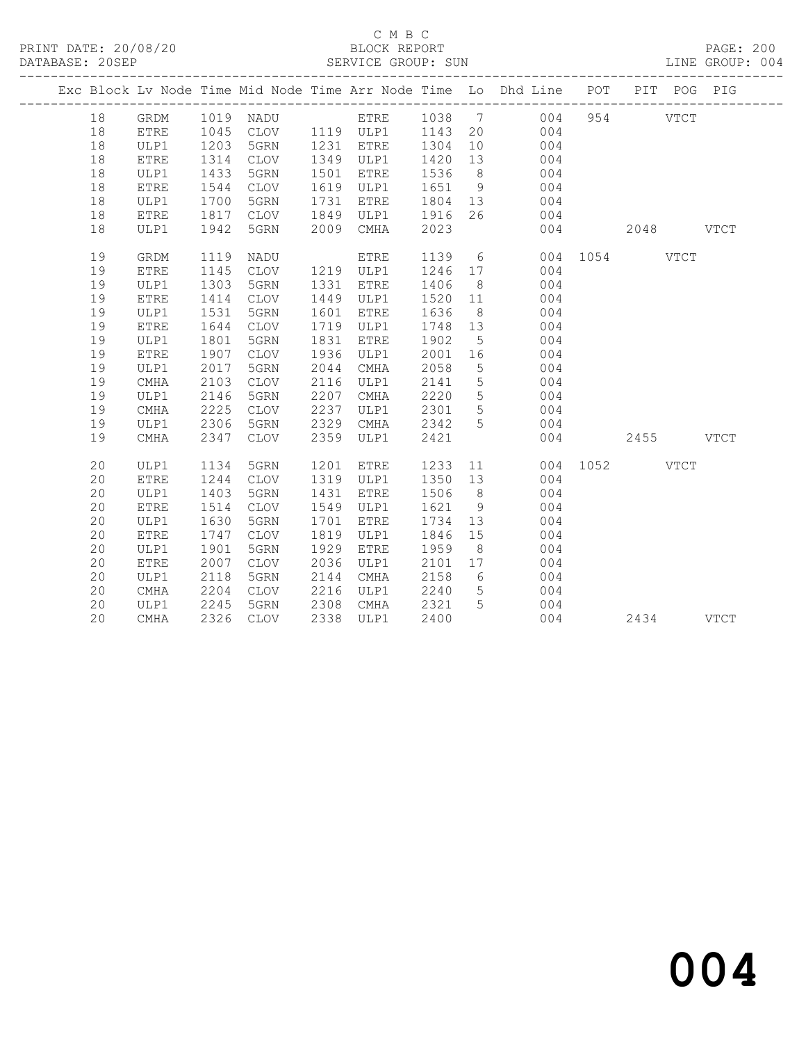C M B C

BLOCK REPORT

SERVICE GROUP: SUN

LINE GROUP: 004

PRINT DATE: 20/08/20

DATABASE: 20SEP

| Exc | Block | Lv | Node | Time | Mid Node | Time | Arr Node | Time | Lo | Dhd Line | POT | PIT | POG | PIG |
|---|---|---|---|---|---|---|---|---|---|---|---|---|---|---|
| | 18 | | GRDM | 1019 | NADU | | ETRE | 1038 | 7 | 004 | 954 | | VTCT | |
| | 18 | | ETRE | 1045 | CLOV | 1119 | ULP1 | 1143 | 20 | 004 | | | | |
| | 18 | | ULP1 | 1203 | 5GRN | 1231 | ETRE | 1304 | 10 | 004 | | | | |
| | 18 | | ETRE | 1314 | CLOV | 1349 | ULP1 | 1420 | 13 | 004 | | | | |
| | 18 | | ULP1 | 1433 | 5GRN | 1501 | ETRE | 1536 | 8 | 004 | | | | |
| | 18 | | ETRE | 1544 | CLOV | 1619 | ULP1 | 1651 | 9 | 004 | | | | |
| | 18 | | ULP1 | 1700 | 5GRN | 1731 | ETRE | 1804 | 13 | 004 | | | | |
| | 18 | | ETRE | 1817 | CLOV | 1849 | ULP1 | 1916 | 26 | 004 | | | | |
| | 18 | | ULP1 | 1942 | 5GRN | 2009 | CMHA | 2023 | | 004 | | 2048 | | VTCT |
| | 19 | | GRDM | 1119 | NADU | | ETRE | 1139 | 6 | 004 | 1054 | | VTCT | |
| | 19 | | ETRE | 1145 | CLOV | 1219 | ULP1 | 1246 | 17 | 004 | | | | |
| | 19 | | ULP1 | 1303 | 5GRN | 1331 | ETRE | 1406 | 8 | 004 | | | | |
| | 19 | | ETRE | 1414 | CLOV | 1449 | ULP1 | 1520 | 11 | 004 | | | | |
| | 19 | | ULP1 | 1531 | 5GRN | 1601 | ETRE | 1636 | 8 | 004 | | | | |
| | 19 | | ETRE | 1644 | CLOV | 1719 | ULP1 | 1748 | 13 | 004 | | | | |
| | 19 | | ULP1 | 1801 | 5GRN | 1831 | ETRE | 1902 | 5 | 004 | | | | |
| | 19 | | ETRE | 1907 | CLOV | 1936 | ULP1 | 2001 | 16 | 004 | | | | |
| | 19 | | ULP1 | 2017 | 5GRN | 2044 | CMHA | 2058 | 5 | 004 | | | | |
| | 19 | | CMHA | 2103 | CLOV | 2116 | ULP1 | 2141 | 5 | 004 | | | | |
| | 19 | | ULP1 | 2146 | 5GRN | 2207 | CMHA | 2220 | 5 | 004 | | | | |
| | 19 | | CMHA | 2225 | CLOV | 2237 | ULP1 | 2301 | 5 | 004 | | | | |
| | 19 | | ULP1 | 2306 | 5GRN | 2329 | CMHA | 2342 | 5 | 004 | | | | |
| | 19 | | CMHA | 2347 | CLOV | 2359 | ULP1 | 2421 | | 004 | | 2455 | | VTCT |
| | 20 | | ULP1 | 1134 | 5GRN | 1201 | ETRE | 1233 | 11 | 004 | 1052 | | VTCT | |
| | 20 | | ETRE | 1244 | CLOV | 1319 | ULP1 | 1350 | 13 | 004 | | | | |
| | 20 | | ULP1 | 1403 | 5GRN | 1431 | ETRE | 1506 | 8 | 004 | | | | |
| | 20 | | ETRE | 1514 | CLOV | 1549 | ULP1 | 1621 | 9 | 004 | | | | |
| | 20 | | ULP1 | 1630 | 5GRN | 1701 | ETRE | 1734 | 13 | 004 | | | | |
| | 20 | | ETRE | 1747 | CLOV | 1819 | ULP1 | 1846 | 15 | 004 | | | | |
| | 20 | | ULP1 | 1901 | 5GRN | 1929 | ETRE | 1959 | 8 | 004 | | | | |
| | 20 | | ETRE | 2007 | CLOV | 2036 | ULP1 | 2101 | 17 | 004 | | | | |
| | 20 | | ULP1 | 2118 | 5GRN | 2144 | CMHA | 2158 | 6 | 004 | | | | |
| | 20 | | CMHA | 2204 | CLOV | 2216 | ULP1 | 2240 | 5 | 004 | | | | |
| | 20 | | ULP1 | 2245 | 5GRN | 2308 | CMHA | 2321 | 5 | 004 | | | | |
| | 20 | | CMHA | 2326 | CLOV | 2338 | ULP1 | 2400 | | 004 | | 2434 | | VTCT |

004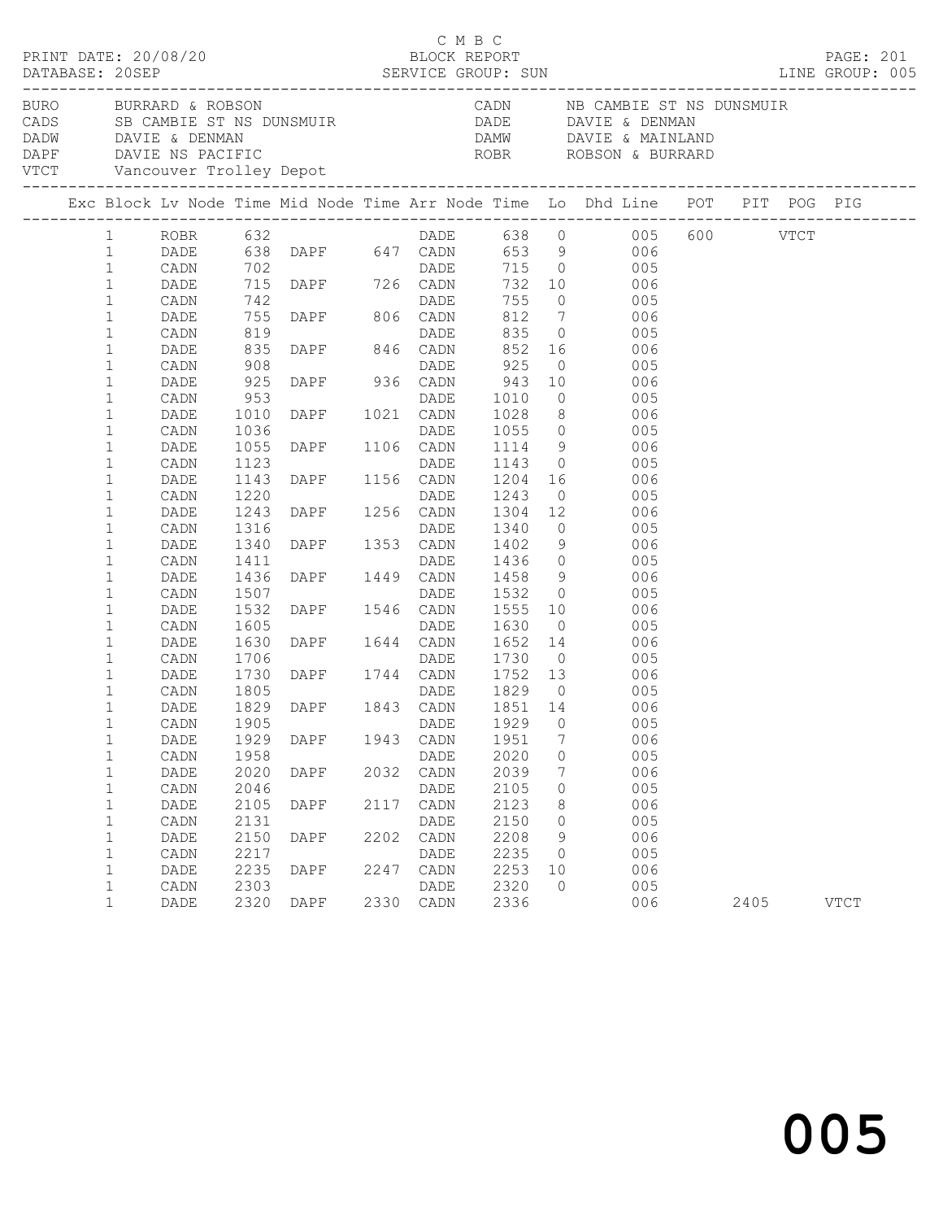C M B C

PRINT DATE: 20/08/20 BLOCK REPORT PAGE: 201
DATABASE: 20SEP SERVICE GROUP: SUN LINE GROUP: 005

| Code | Description | Code | Description |
|---|---|---|---|
| BURO | BURRARD & ROBSON | CADN | NB CAMBIE ST NS DUNSMUIR |
| CADS | SB CAMBIE ST NS DUNSMUIR | DADE | DAVIE & DENMAN |
| DADW | DAVIE & DENMAN | DAMW | DAVIE & MAINLAND |
| DAPF | DAVIE NS PACIFIC | ROBR | ROBSON & BURRARD |
| VTCT | Vancouver Trolley Depot | | |

| Exc | Block | Lv Node | Time | Mid Node | Time | Arr Node | Time | Lo | Dhd Line | POT | PIT | POG | PIG |
|---|---|---|---|---|---|---|---|---|---|---|---|---|---|
| | 1 | ROBR | 632 | | | DADE | 638 | 0 | 005 | 600 | | VTCT | |
| | 1 | DADE | 638 | DAPF | 647 | CADN | 653 | 9 | 006 | | | | |
| | 1 | CADN | 702 | | | DADE | 715 | 0 | 005 | | | | |
| | 1 | DADE | 715 | DAPF | 726 | CADN | 732 | 10 | 006 | | | | |
| | 1 | CADN | 742 | | | DADE | 755 | 0 | 005 | | | | |
| | 1 | DADE | 755 | DAPF | 806 | CADN | 812 | 7 | 006 | | | | |
| | 1 | CADN | 819 | | | DADE | 835 | 0 | 005 | | | | |
| | 1 | DADE | 835 | DAPF | 846 | CADN | 852 | 16 | 006 | | | | |
| | 1 | CADN | 908 | | | DADE | 925 | 0 | 005 | | | | |
| | 1 | DADE | 925 | DAPF | 936 | CADN | 943 | 10 | 006 | | | | |
| | 1 | CADN | 953 | | | DADE | 1010 | 0 | 005 | | | | |
| | 1 | DADE | 1010 | DAPF | 1021 | CADN | 1028 | 8 | 006 | | | | |
| | 1 | CADN | 1036 | | | DADE | 1055 | 0 | 005 | | | | |
| | 1 | DADE | 1055 | DAPF | 1106 | CADN | 1114 | 9 | 006 | | | | |
| | 1 | CADN | 1123 | | | DADE | 1143 | 0 | 005 | | | | |
| | 1 | DADE | 1143 | DAPF | 1156 | CADN | 1204 | 16 | 006 | | | | |
| | 1 | CADN | 1220 | | | DADE | 1243 | 0 | 005 | | | | |
| | 1 | DADE | 1243 | DAPF | 1256 | CADN | 1304 | 12 | 006 | | | | |
| | 1 | CADN | 1316 | | | DADE | 1340 | 0 | 005 | | | | |
| | 1 | DADE | 1340 | DAPF | 1353 | CADN | 1402 | 9 | 006 | | | | |
| | 1 | CADN | 1411 | | | DADE | 1436 | 0 | 005 | | | | |
| | 1 | DADE | 1436 | DAPF | 1449 | CADN | 1458 | 9 | 006 | | | | |
| | 1 | CADN | 1507 | | | DADE | 1532 | 0 | 005 | | | | |
| | 1 | DADE | 1532 | DAPF | 1546 | CADN | 1555 | 10 | 006 | | | | |
| | 1 | CADN | 1605 | | | DADE | 1630 | 0 | 005 | | | | |
| | 1 | DADE | 1630 | DAPF | 1644 | CADN | 1652 | 14 | 006 | | | | |
| | 1 | CADN | 1706 | | | DADE | 1730 | 0 | 005 | | | | |
| | 1 | DADE | 1730 | DAPF | 1744 | CADN | 1752 | 13 | 006 | | | | |
| | 1 | CADN | 1805 | | | DADE | 1829 | 0 | 005 | | | | |
| | 1 | DADE | 1829 | DAPF | 1843 | CADN | 1851 | 14 | 006 | | | | |
| | 1 | CADN | 1905 | | | DADE | 1929 | 0 | 005 | | | | |
| | 1 | DADE | 1929 | DAPF | 1943 | CADN | 1951 | 7 | 006 | | | | |
| | 1 | CADN | 1958 | | | DADE | 2020 | 0 | 005 | | | | |
| | 1 | DADE | 2020 | DAPF | 2032 | CADN | 2039 | 7 | 006 | | | | |
| | 1 | CADN | 2046 | | | DADE | 2105 | 0 | 005 | | | | |
| | 1 | DADE | 2105 | DAPF | 2117 | CADN | 2123 | 8 | 006 | | | | |
| | 1 | CADN | 2131 | | | DADE | 2150 | 0 | 005 | | | | |
| | 1 | DADE | 2150 | DAPF | 2202 | CADN | 2208 | 9 | 006 | | | | |
| | 1 | CADN | 2217 | | | DADE | 2235 | 0 | 005 | | | | |
| | 1 | DADE | 2235 | DAPF | 2247 | CADN | 2253 | 10 | 006 | | | | |
| | 1 | CADN | 2303 | | | DADE | 2320 | 0 | 005 | | | | |
| | 1 | DADE | 2320 | DAPF | 2330 | CADN | 2336 | | 006 | | 2405 | | VTCT |

005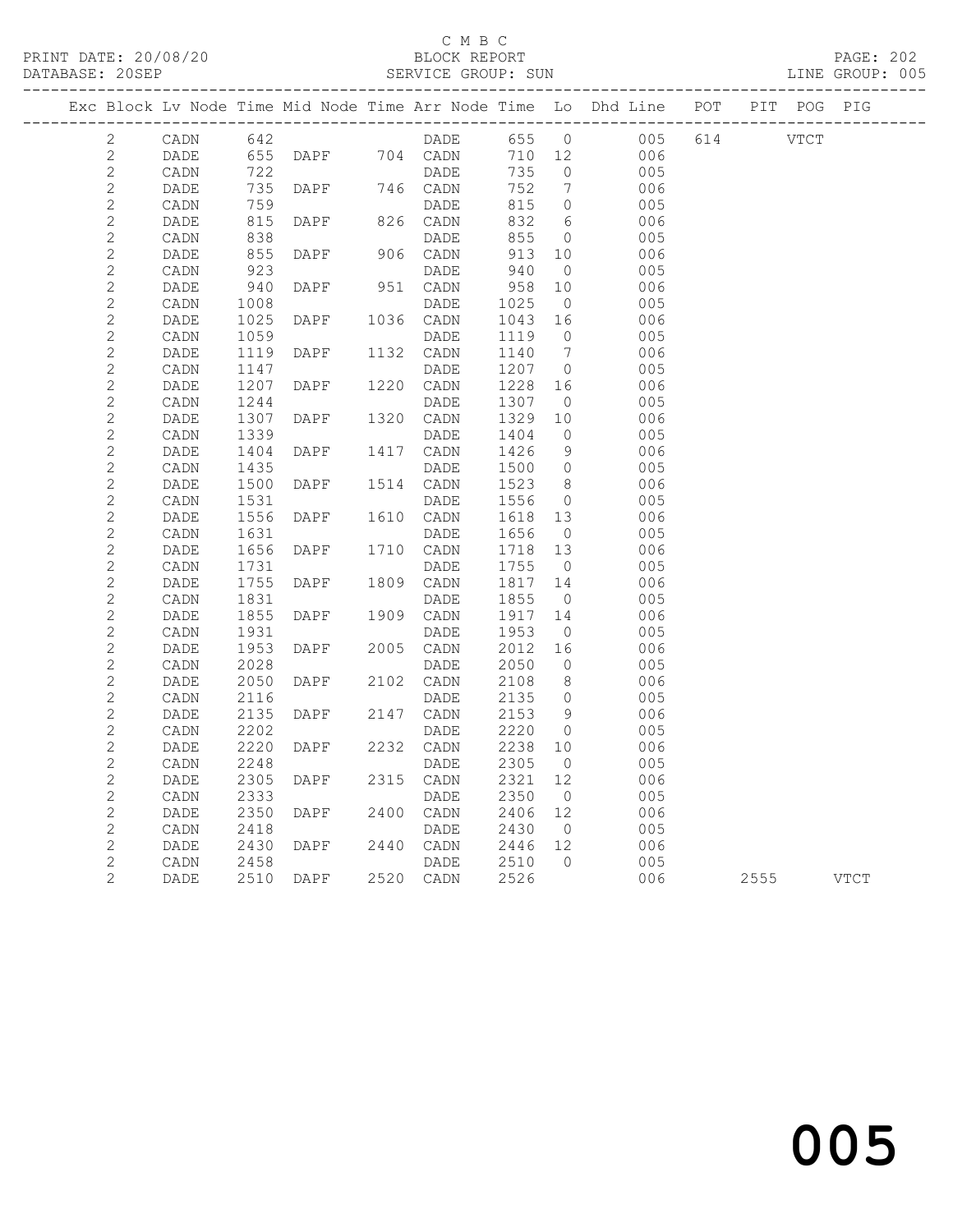C M B C

BLOCK REPORT

SERVICE GROUP: SUN

PRINT DATE: 20/08/20
DATABASE: 20SEP

LINE GROUP: 005

| Exc | Block | Lv | Node | Time | Mid Node | Time | Arr Node | Time | Lo | Dhd Line | POT | PIT | POG | PIG |
|---|---|---|---|---|---|---|---|---|---|---|---|---|---|---|
| | 2 | | CADN | 642 | | | DADE | 655 | 0 | 005 | 614 | | VTCT | |
| | 2 | | DADE | 655 | DAPF | 704 | CADN | 710 | 12 | 006 | | | | |
| | 2 | | CADN | 722 | | | DADE | 735 | 0 | 005 | | | | |
| | 2 | | DADE | 735 | DAPF | 746 | CADN | 752 | 7 | 006 | | | | |
| | 2 | | CADN | 759 | | | DADE | 815 | 0 | 005 | | | | |
| | 2 | | DADE | 815 | DAPF | 826 | CADN | 832 | 6 | 006 | | | | |
| | 2 | | CADN | 838 | | | DADE | 855 | 0 | 005 | | | | |
| | 2 | | DADE | 855 | DAPF | 906 | CADN | 913 | 10 | 006 | | | | |
| | 2 | | CADN | 923 | | | DADE | 940 | 0 | 005 | | | | |
| | 2 | | DADE | 940 | DAPF | 951 | CADN | 958 | 10 | 006 | | | | |
| | 2 | | CADN | 1008 | | | DADE | 1025 | 0 | 005 | | | | |
| | 2 | | DADE | 1025 | DAPF | 1036 | CADN | 1043 | 16 | 006 | | | | |
| | 2 | | CADN | 1059 | | | DADE | 1119 | 0 | 005 | | | | |
| | 2 | | DADE | 1119 | DAPF | 1132 | CADN | 1140 | 7 | 006 | | | | |
| | 2 | | CADN | 1147 | | | DADE | 1207 | 0 | 005 | | | | |
| | 2 | | DADE | 1207 | DAPF | 1220 | CADN | 1228 | 16 | 006 | | | | |
| | 2 | | CADN | 1244 | | | DADE | 1307 | 0 | 005 | | | | |
| | 2 | | DADE | 1307 | DAPF | 1320 | CADN | 1329 | 10 | 006 | | | | |
| | 2 | | CADN | 1339 | | | DADE | 1404 | 0 | 005 | | | | |
| | 2 | | DADE | 1404 | DAPF | 1417 | CADN | 1426 | 9 | 006 | | | | |
| | 2 | | CADN | 1435 | | | DADE | 1500 | 0 | 005 | | | | |
| | 2 | | DADE | 1500 | DAPF | 1514 | CADN | 1523 | 8 | 006 | | | | |
| | 2 | | CADN | 1531 | | | DADE | 1556 | 0 | 005 | | | | |
| | 2 | | DADE | 1556 | DAPF | 1610 | CADN | 1618 | 13 | 006 | | | | |
| | 2 | | CADN | 1631 | | | DADE | 1656 | 0 | 005 | | | | |
| | 2 | | DADE | 1656 | DAPF | 1710 | CADN | 1718 | 13 | 006 | | | | |
| | 2 | | CADN | 1731 | | | DADE | 1755 | 0 | 005 | | | | |
| | 2 | | DADE | 1755 | DAPF | 1809 | CADN | 1817 | 14 | 006 | | | | |
| | 2 | | CADN | 1831 | | | DADE | 1855 | 0 | 005 | | | | |
| | 2 | | DADE | 1855 | DAPF | 1909 | CADN | 1917 | 14 | 006 | | | | |
| | 2 | | CADN | 1931 | | | DADE | 1953 | 0 | 005 | | | | |
| | 2 | | DADE | 1953 | DAPF | 2005 | CADN | 2012 | 16 | 006 | | | | |
| | 2 | | CADN | 2028 | | | DADE | 2050 | 0 | 005 | | | | |
| | 2 | | DADE | 2050 | DAPF | 2102 | CADN | 2108 | 8 | 006 | | | | |
| | 2 | | CADN | 2116 | | | DADE | 2135 | 0 | 005 | | | | |
| | 2 | | DADE | 2135 | DAPF | 2147 | CADN | 2153 | 9 | 006 | | | | |
| | 2 | | CADN | 2202 | | | DADE | 2220 | 0 | 005 | | | | |
| | 2 | | DADE | 2220 | DAPF | 2232 | CADN | 2238 | 10 | 006 | | | | |
| | 2 | | CADN | 2248 | | | DADE | 2305 | 0 | 005 | | | | |
| | 2 | | DADE | 2305 | DAPF | 2315 | CADN | 2321 | 12 | 006 | | | | |
| | 2 | | CADN | 2333 | | | DADE | 2350 | 0 | 005 | | | | |
| | 2 | | DADE | 2350 | DAPF | 2400 | CADN | 2406 | 12 | 006 | | | | |
| | 2 | | CADN | 2418 | | | DADE | 2430 | 0 | 005 | | | | |
| | 2 | | DADE | 2430 | DAPF | 2440 | CADN | 2446 | 12 | 006 | | | | |
| | 2 | | CADN | 2458 | | | DADE | 2510 | 0 | 005 | | | | |
| | 2 | | DADE | 2510 | DAPF | 2520 | CADN | 2526 | | 006 | | 2555 | | VTCT |

005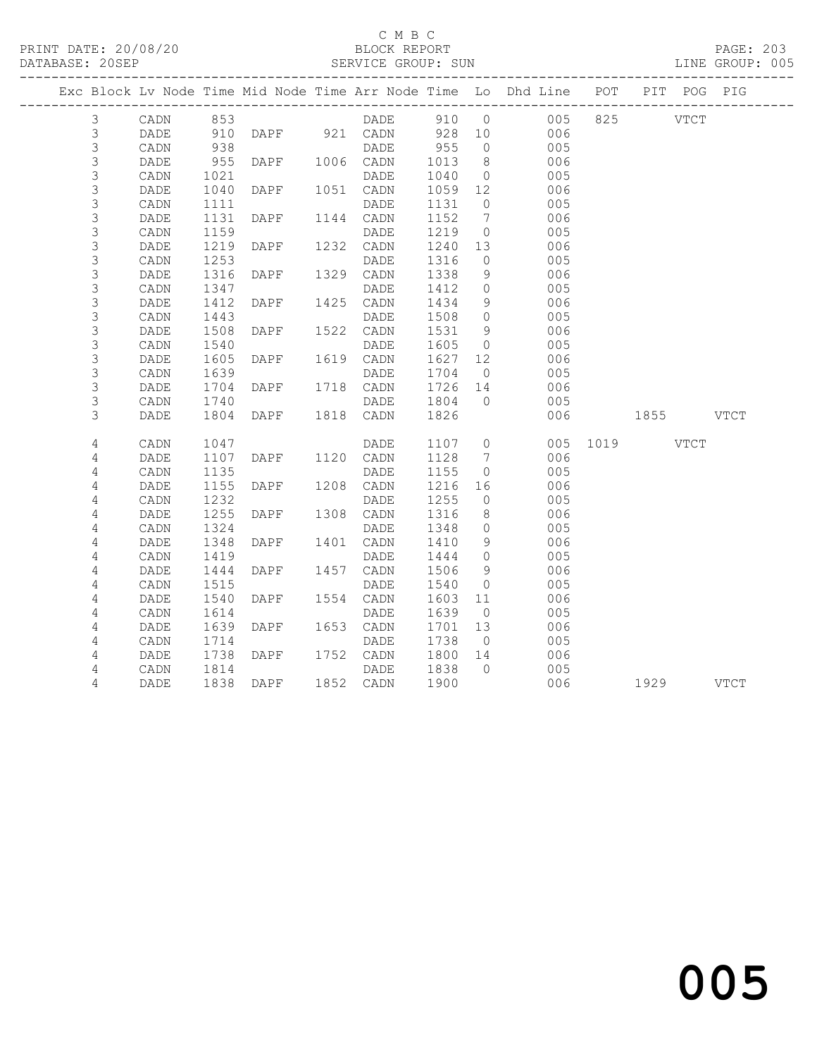C M B C

PRINT DATE: 20/08/20 BLOCK REPORT

DATABASE: 20SEP SERVICE GROUP: SUN LINE GROUP: 005

| Exc | Block | Lv | Node | Time | Mid Node | Time | Arr Node | Time | Lo | Dhd Line | POT | PIT | POG | PIG |
|---|---|---|---|---|---|---|---|---|---|---|---|---|---|---|
| | 3 | | CADN | 853 | | | DADE | 910 | 0 | 005 | 825 | | VTCT | |
| | 3 | | DADE | 910 | DAPF | 921 | CADN | 928 | 10 | 006 | | | | |
| | 3 | | CADN | 938 | | | DADE | 955 | 0 | 005 | | | | |
| | 3 | | DADE | 955 | DAPF | 1006 | CADN | 1013 | 8 | 006 | | | | |
| | 3 | | CADN | 1021 | | | DADE | 1040 | 0 | 005 | | | | |
| | 3 | | DADE | 1040 | DAPF | 1051 | CADN | 1059 | 12 | 006 | | | | |
| | 3 | | CADN | 1111 | | | DADE | 1131 | 0 | 005 | | | | |
| | 3 | | DADE | 1131 | DAPF | 1144 | CADN | 1152 | 7 | 006 | | | | |
| | 3 | | CADN | 1159 | | | DADE | 1219 | 0 | 005 | | | | |
| | 3 | | DADE | 1219 | DAPF | 1232 | CADN | 1240 | 13 | 006 | | | | |
| | 3 | | CADN | 1253 | | | DADE | 1316 | 0 | 005 | | | | |
| | 3 | | DADE | 1316 | DAPF | 1329 | CADN | 1338 | 9 | 006 | | | | |
| | 3 | | CADN | 1347 | | | DADE | 1412 | 0 | 005 | | | | |
| | 3 | | DADE | 1412 | DAPF | 1425 | CADN | 1434 | 9 | 006 | | | | |
| | 3 | | CADN | 1443 | | | DADE | 1508 | 0 | 005 | | | | |
| | 3 | | DADE | 1508 | DAPF | 1522 | CADN | 1531 | 9 | 006 | | | | |
| | 3 | | CADN | 1540 | | | DADE | 1605 | 0 | 005 | | | | |
| | 3 | | DADE | 1605 | DAPF | 1619 | CADN | 1627 | 12 | 006 | | | | |
| | 3 | | CADN | 1639 | | | DADE | 1704 | 0 | 005 | | | | |
| | 3 | | DADE | 1704 | DAPF | 1718 | CADN | 1726 | 14 | 006 | | | | |
| | 3 | | CADN | 1740 | | | DADE | 1804 | 0 | 005 | | | | |
| | 3 | | DADE | 1804 | DAPF | 1818 | CADN | 1826 | | 006 | | 1855 | | VTCT |
| | 4 | | CADN | 1047 | | | DADE | 1107 | 0 | 005 | 1019 | | VTCT | |
| | 4 | | DADE | 1107 | DAPF | 1120 | CADN | 1128 | 7 | 006 | | | | |
| | 4 | | CADN | 1135 | | | DADE | 1155 | 0 | 005 | | | | |
| | 4 | | DADE | 1155 | DAPF | 1208 | CADN | 1216 | 16 | 006 | | | | |
| | 4 | | CADN | 1232 | | | DADE | 1255 | 0 | 005 | | | | |
| | 4 | | DADE | 1255 | DAPF | 1308 | CADN | 1316 | 8 | 006 | | | | |
| | 4 | | CADN | 1324 | | | DADE | 1348 | 0 | 005 | | | | |
| | 4 | | DADE | 1348 | DAPF | 1401 | CADN | 1410 | 9 | 006 | | | | |
| | 4 | | CADN | 1419 | | | DADE | 1444 | 0 | 005 | | | | |
| | 4 | | DADE | 1444 | DAPF | 1457 | CADN | 1506 | 9 | 006 | | | | |
| | 4 | | CADN | 1515 | | | DADE | 1540 | 0 | 005 | | | | |
| | 4 | | DADE | 1540 | DAPF | 1554 | CADN | 1603 | 11 | 006 | | | | |
| | 4 | | CADN | 1614 | | | DADE | 1639 | 0 | 005 | | | | |
| | 4 | | DADE | 1639 | DAPF | 1653 | CADN | 1701 | 13 | 006 | | | | |
| | 4 | | CADN | 1714 | | | DADE | 1738 | 0 | 005 | | | | |
| | 4 | | DADE | 1738 | DAPF | 1752 | CADN | 1800 | 14 | 006 | | | | |
| | 4 | | CADN | 1814 | | | DADE | 1838 | 0 | 005 | | | | |
| | 4 | | DADE | 1838 | DAPF | 1852 | CADN | 1900 | | 006 | | 1929 | | VTCT |

005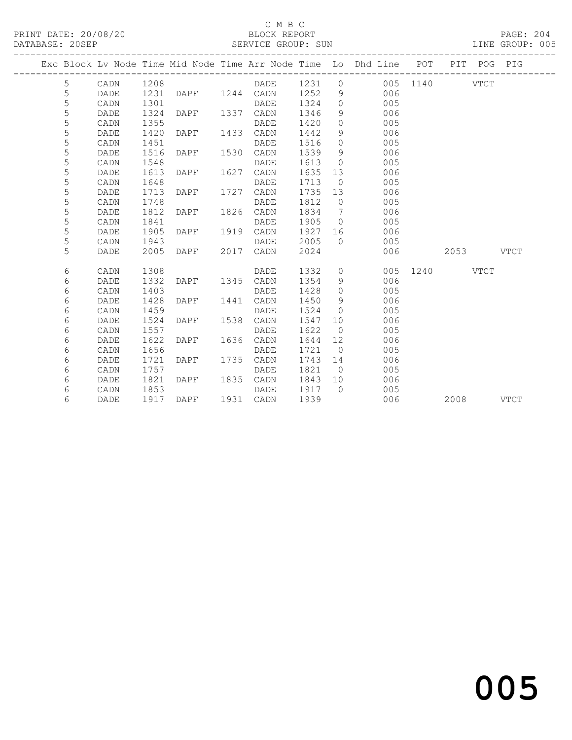C M B C

BLOCK REPORT

SERVICE GROUP: SUN

PRINT DATE: 20/08/20
DATABASE: 20SEP

LINE GROUP: 005

| Exc | Block | Lv Node | Time | Mid Node | Time | Arr Node | Time | Lo | Dhd Line | POT | PIT | POG | PIG |
|---|---|---|---|---|---|---|---|---|---|---|---|---|---|
| | 5 | CADN | 1208 | | | DADE | 1231 | 0 | 005 | 1140 | | VTCT | |
| | 5 | DADE | 1231 | DAPF | 1244 | CADN | 1252 | 9 | 006 | | | | |
| | 5 | CADN | 1301 | | | DADE | 1324 | 0 | 005 | | | | |
| | 5 | DADE | 1324 | DAPF | 1337 | CADN | 1346 | 9 | 006 | | | | |
| | 5 | CADN | 1355 | | | DADE | 1420 | 0 | 005 | | | | |
| | 5 | DADE | 1420 | DAPF | 1433 | CADN | 1442 | 9 | 006 | | | | |
| | 5 | CADN | 1451 | | | DADE | 1516 | 0 | 005 | | | | |
| | 5 | DADE | 1516 | DAPF | 1530 | CADN | 1539 | 9 | 006 | | | | |
| | 5 | CADN | 1548 | | | DADE | 1613 | 0 | 005 | | | | |
| | 5 | DADE | 1613 | DAPF | 1627 | CADN | 1635 | 13 | 006 | | | | |
| | 5 | CADN | 1648 | | | DADE | 1713 | 0 | 005 | | | | |
| | 5 | DADE | 1713 | DAPF | 1727 | CADN | 1735 | 13 | 006 | | | | |
| | 5 | CADN | 1748 | | | DADE | 1812 | 0 | 005 | | | | |
| | 5 | DADE | 1812 | DAPF | 1826 | CADN | 1834 | 7 | 006 | | | | |
| | 5 | CADN | 1841 | | | DADE | 1905 | 0 | 005 | | | | |
| | 5 | DADE | 1905 | DAPF | 1919 | CADN | 1927 | 16 | 006 | | | | |
| | 5 | CADN | 1943 | | | DADE | 2005 | 0 | 005 | | | | |
| | 5 | DADE | 2005 | DAPF | 2017 | CADN | 2024 | | 006 | | 2053 | | VTCT |
| | 6 | CADN | 1308 | | | DADE | 1332 | 0 | 005 | 1240 | | VTCT | |
| | 6 | DADE | 1332 | DAPF | 1345 | CADN | 1354 | 9 | 006 | | | | |
| | 6 | CADN | 1403 | | | DADE | 1428 | 0 | 005 | | | | |
| | 6 | DADE | 1428 | DAPF | 1441 | CADN | 1450 | 9 | 006 | | | | |
| | 6 | CADN | 1459 | | | DADE | 1524 | 0 | 005 | | | | |
| | 6 | DADE | 1524 | DAPF | 1538 | CADN | 1547 | 10 | 006 | | | | |
| | 6 | CADN | 1557 | | | DADE | 1622 | 0 | 005 | | | | |
| | 6 | DADE | 1622 | DAPF | 1636 | CADN | 1644 | 12 | 006 | | | | |
| | 6 | CADN | 1656 | | | DADE | 1721 | 0 | 005 | | | | |
| | 6 | DADE | 1721 | DAPF | 1735 | CADN | 1743 | 14 | 006 | | | | |
| | 6 | CADN | 1757 | | | DADE | 1821 | 0 | 005 | | | | |
| | 6 | DADE | 1821 | DAPF | 1835 | CADN | 1843 | 10 | 006 | | | | |
| | 6 | CADN | 1853 | | | DADE | 1917 | 0 | 005 | | | | |
| | 6 | DADE | 1917 | DAPF | 1931 | CADN | 1939 | | 006 | | 2008 | | VTCT |

005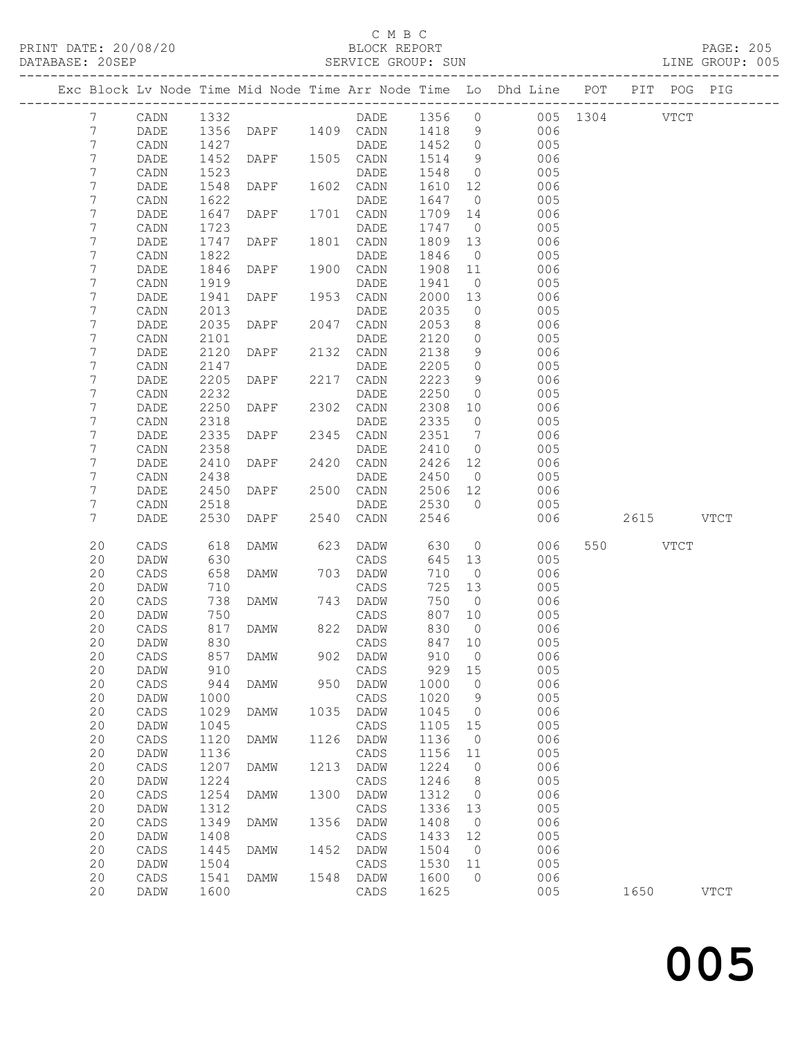C M B C
PRINT DATE: 20/08/20 BLOCK REPORT PAGE: 205
DATABASE: 20SEP SERVICE GROUP: SUN LINE GROUP: 005

| Exc | Block | Lv | Node | Time | Mid Node | Time | Arr Node | Time | Lo | Dhd Line | POT | PIT | POG | PIG |
|---|---|---|---|---|---|---|---|---|---|---|---|---|---|---|
| | 7 | | CADN | 1332 | | | DADE | 1356 | 0 | 005 | 1304 | | VTCT | |
| | 7 | | DADE | 1356 | DAPF | 1409 | CADN | 1418 | 9 | 006 | | | | |
| | 7 | | CADN | 1427 | | | DADE | 1452 | 0 | 005 | | | | |
| | 7 | | DADE | 1452 | DAPF | 1505 | CADN | 1514 | 9 | 006 | | | | |
| | 7 | | CADN | 1523 | | | DADE | 1548 | 0 | 005 | | | | |
| | 7 | | DADE | 1548 | DAPF | 1602 | CADN | 1610 | 12 | 006 | | | | |
| | 7 | | CADN | 1622 | | | DADE | 1647 | 0 | 005 | | | | |
| | 7 | | DADE | 1647 | DAPF | 1701 | CADN | 1709 | 14 | 006 | | | | |
| | 7 | | CADN | 1723 | | | DADE | 1747 | 0 | 005 | | | | |
| | 7 | | DADE | 1747 | DAPF | 1801 | CADN | 1809 | 13 | 006 | | | | |
| | 7 | | CADN | 1822 | | | DADE | 1846 | 0 | 005 | | | | |
| | 7 | | DADE | 1846 | DAPF | 1900 | CADN | 1908 | 11 | 006 | | | | |
| | 7 | | CADN | 1919 | | | DADE | 1941 | 0 | 005 | | | | |
| | 7 | | DADE | 1941 | DAPF | 1953 | CADN | 2000 | 13 | 006 | | | | |
| | 7 | | CADN | 2013 | | | DADE | 2035 | 0 | 005 | | | | |
| | 7 | | DADE | 2035 | DAPF | 2047 | CADN | 2053 | 8 | 006 | | | | |
| | 7 | | CADN | 2101 | | | DADE | 2120 | 0 | 005 | | | | |
| | 7 | | DADE | 2120 | DAPF | 2132 | CADN | 2138 | 9 | 006 | | | | |
| | 7 | | CADN | 2147 | | | DADE | 2205 | 0 | 005 | | | | |
| | 7 | | DADE | 2205 | DAPF | 2217 | CADN | 2223 | 9 | 006 | | | | |
| | 7 | | CADN | 2232 | | | DADE | 2250 | 0 | 005 | | | | |
| | 7 | | DADE | 2250 | DAPF | 2302 | CADN | 2308 | 10 | 006 | | | | |
| | 7 | | CADN | 2318 | | | DADE | 2335 | 0 | 005 | | | | |
| | 7 | | DADE | 2335 | DAPF | 2345 | CADN | 2351 | 7 | 006 | | | | |
| | 7 | | CADN | 2358 | | | DADE | 2410 | 0 | 005 | | | | |
| | 7 | | DADE | 2410 | DAPF | 2420 | CADN | 2426 | 12 | 006 | | | | |
| | 7 | | CADN | 2438 | | | DADE | 2450 | 0 | 005 | | | | |
| | 7 | | DADE | 2450 | DAPF | 2500 | CADN | 2506 | 12 | 006 | | | | |
| | 7 | | CADN | 2518 | | | DADE | 2530 | 0 | 005 | | | | |
| | 7 | | DADE | 2530 | DAPF | 2540 | CADN | 2546 | | 006 | | 2615 | | VTCT |
| | 20 | | CADS | 618 | DAMW | 623 | DADW | 630 | 0 | 006 | 550 | | VTCT | |
| | 20 | | DADW | 630 | | | CADS | 645 | 13 | 005 | | | | |
| | 20 | | CADS | 658 | DAMW | 703 | DADW | 710 | 0 | 006 | | | | |
| | 20 | | DADW | 710 | | | CADS | 725 | 13 | 005 | | | | |
| | 20 | | CADS | 738 | DAMW | 743 | DADW | 750 | 0 | 006 | | | | |
| | 20 | | DADW | 750 | | | CADS | 807 | 10 | 005 | | | | |
| | 20 | | CADS | 817 | DAMW | 822 | DADW | 830 | 0 | 006 | | | | |
| | 20 | | DADW | 830 | | | CADS | 847 | 10 | 005 | | | | |
| | 20 | | CADS | 857 | DAMW | 902 | DADW | 910 | 0 | 006 | | | | |
| | 20 | | DADW | 910 | | | CADS | 929 | 15 | 005 | | | | |
| | 20 | | CADS | 944 | DAMW | 950 | DADW | 1000 | 0 | 006 | | | | |
| | 20 | | DADW | 1000 | | | CADS | 1020 | 9 | 005 | | | | |
| | 20 | | CADS | 1029 | DAMW | 1035 | DADW | 1045 | 0 | 006 | | | | |
| | 20 | | DADW | 1045 | | | CADS | 1105 | 15 | 005 | | | | |
| | 20 | | CADS | 1120 | DAMW | 1126 | DADW | 1136 | 0 | 006 | | | | |
| | 20 | | DADW | 1136 | | | CADS | 1156 | 11 | 005 | | | | |
| | 20 | | CADS | 1207 | DAMW | 1213 | DADW | 1224 | 0 | 006 | | | | |
| | 20 | | DADW | 1224 | | | CADS | 1246 | 8 | 005 | | | | |
| | 20 | | CADS | 1254 | DAMW | 1300 | DADW | 1312 | 0 | 006 | | | | |
| | 20 | | DADW | 1312 | | | CADS | 1336 | 13 | 005 | | | | |
| | 20 | | CADS | 1349 | DAMW | 1356 | DADW | 1408 | 0 | 006 | | | | |
| | 20 | | DADW | 1408 | | | CADS | 1433 | 12 | 005 | | | | |
| | 20 | | CADS | 1445 | DAMW | 1452 | DADW | 1504 | 0 | 006 | | | | |
| | 20 | | DADW | 1504 | | | CADS | 1530 | 11 | 005 | | | | |
| | 20 | | CADS | 1541 | DAMW | 1548 | DADW | 1600 | 0 | 006 | | | | |
| | 20 | | DADW | 1600 | | | CADS | 1625 | | 005 | | 1650 | | VTCT |

005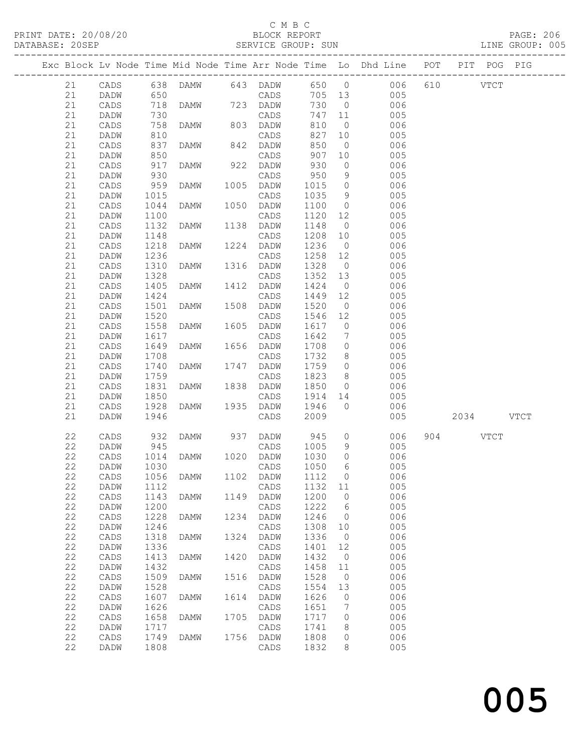C M B C
BLOCK REPORT
SERVICE GROUP: SUN

PRINT DATE: 20/08/20
DATABASE: 20SEP
LINE GROUP: 005

| Exc | Block | Lv | Node | Time | Mid Node | Time | Arr Node | Time | Lo | Dhd Line | POT | PIT | POG | PIG |
|---|---|---|---|---|---|---|---|---|---|---|---|---|---|---|
| | 21 | | CADS | 638 | DAMW | 643 | DADW | 650 | 0 | 006 | 610 | | VTCT | |
| | 21 | | DADW | 650 | | | CADS | 705 | 13 | 005 | | | | |
| | 21 | | CADS | 718 | DAMW | 723 | DADW | 730 | 0 | 006 | | | | |
| | 21 | | DADW | 730 | | | CADS | 747 | 11 | 005 | | | | |
| | 21 | | CADS | 758 | DAMW | 803 | DADW | 810 | 0 | 006 | | | | |
| | 21 | | DADW | 810 | | | CADS | 827 | 10 | 005 | | | | |
| | 21 | | CADS | 837 | DAMW | 842 | DADW | 850 | 0 | 006 | | | | |
| | 21 | | DADW | 850 | | | CADS | 907 | 10 | 005 | | | | |
| | 21 | | CADS | 917 | DAMW | 922 | DADW | 930 | 0 | 006 | | | | |
| | 21 | | DADW | 930 | | | CADS | 950 | 9 | 005 | | | | |
| | 21 | | CADS | 959 | DAMW | 1005 | DADW | 1015 | 0 | 006 | | | | |
| | 21 | | DADW | 1015 | | | CADS | 1035 | 9 | 005 | | | | |
| | 21 | | CADS | 1044 | DAMW | 1050 | DADW | 1100 | 0 | 006 | | | | |
| | 21 | | DADW | 1100 | | | CADS | 1120 | 12 | 005 | | | | |
| | 21 | | CADS | 1132 | DAMW | 1138 | DADW | 1148 | 0 | 006 | | | | |
| | 21 | | DADW | 1148 | | | CADS | 1208 | 10 | 005 | | | | |
| | 21 | | CADS | 1218 | DAMW | 1224 | DADW | 1236 | 0 | 006 | | | | |
| | 21 | | DADW | 1236 | | | CADS | 1258 | 12 | 005 | | | | |
| | 21 | | CADS | 1310 | DAMW | 1316 | DADW | 1328 | 0 | 006 | | | | |
| | 21 | | DADW | 1328 | | | CADS | 1352 | 13 | 005 | | | | |
| | 21 | | CADS | 1405 | DAMW | 1412 | DADW | 1424 | 0 | 006 | | | | |
| | 21 | | DADW | 1424 | | | CADS | 1449 | 12 | 005 | | | | |
| | 21 | | CADS | 1501 | DAMW | 1508 | DADW | 1520 | 0 | 006 | | | | |
| | 21 | | DADW | 1520 | | | CADS | 1546 | 12 | 005 | | | | |
| | 21 | | CADS | 1558 | DAMW | 1605 | DADW | 1617 | 0 | 006 | | | | |
| | 21 | | DADW | 1617 | | | CADS | 1642 | 7 | 005 | | | | |
| | 21 | | CADS | 1649 | DAMW | 1656 | DADW | 1708 | 0 | 006 | | | | |
| | 21 | | DADW | 1708 | | | CADS | 1732 | 8 | 005 | | | | |
| | 21 | | CADS | 1740 | DAMW | 1747 | DADW | 1759 | 0 | 006 | | | | |
| | 21 | | DADW | 1759 | | | CADS | 1823 | 8 | 005 | | | | |
| | 21 | | CADS | 1831 | DAMW | 1838 | DADW | 1850 | 0 | 006 | | | | |
| | 21 | | DADW | 1850 | | | CADS | 1914 | 14 | 005 | | | | |
| | 21 | | CADS | 1928 | DAMW | 1935 | DADW | 1946 | 0 | 006 | | | | |
| | 21 | | DADW | 1946 | | | CADS | 2009 | | 005 | | 2034 | | VTCT |
| | 22 | | CADS | 932 | DAMW | 937 | DADW | 945 | 0 | 006 | 904 | | VTCT | |
| | 22 | | DADW | 945 | | | CADS | 1005 | 9 | 005 | | | | |
| | 22 | | CADS | 1014 | DAMW | 1020 | DADW | 1030 | 0 | 006 | | | | |
| | 22 | | DADW | 1030 | | | CADS | 1050 | 6 | 005 | | | | |
| | 22 | | CADS | 1056 | DAMW | 1102 | DADW | 1112 | 0 | 006 | | | | |
| | 22 | | DADW | 1112 | | | CADS | 1132 | 11 | 005 | | | | |
| | 22 | | CADS | 1143 | DAMW | 1149 | DADW | 1200 | 0 | 006 | | | | |
| | 22 | | DADW | 1200 | | | CADS | 1222 | 6 | 005 | | | | |
| | 22 | | CADS | 1228 | DAMW | 1234 | DADW | 1246 | 0 | 006 | | | | |
| | 22 | | DADW | 1246 | | | CADS | 1308 | 10 | 005 | | | | |
| | 22 | | CADS | 1318 | DAMW | 1324 | DADW | 1336 | 0 | 006 | | | | |
| | 22 | | DADW | 1336 | | | CADS | 1401 | 12 | 005 | | | | |
| | 22 | | CADS | 1413 | DAMW | 1420 | DADW | 1432 | 0 | 006 | | | | |
| | 22 | | DADW | 1432 | | | CADS | 1458 | 11 | 005 | | | | |
| | 22 | | CADS | 1509 | DAMW | 1516 | DADW | 1528 | 0 | 006 | | | | |
| | 22 | | DADW | 1528 | | | CADS | 1554 | 13 | 005 | | | | |
| | 22 | | CADS | 1607 | DAMW | 1614 | DADW | 1626 | 0 | 006 | | | | |
| | 22 | | DADW | 1626 | | | CADS | 1651 | 7 | 005 | | | | |
| | 22 | | CADS | 1658 | DAMW | 1705 | DADW | 1717 | 0 | 006 | | | | |
| | 22 | | DADW | 1717 | | | CADS | 1741 | 8 | 005 | | | | |
| | 22 | | CADS | 1749 | DAMW | 1756 | DADW | 1808 | 0 | 006 | | | | |
| | 22 | | DADW | 1808 | | | CADS | 1832 | 8 | 005 | | | | |

005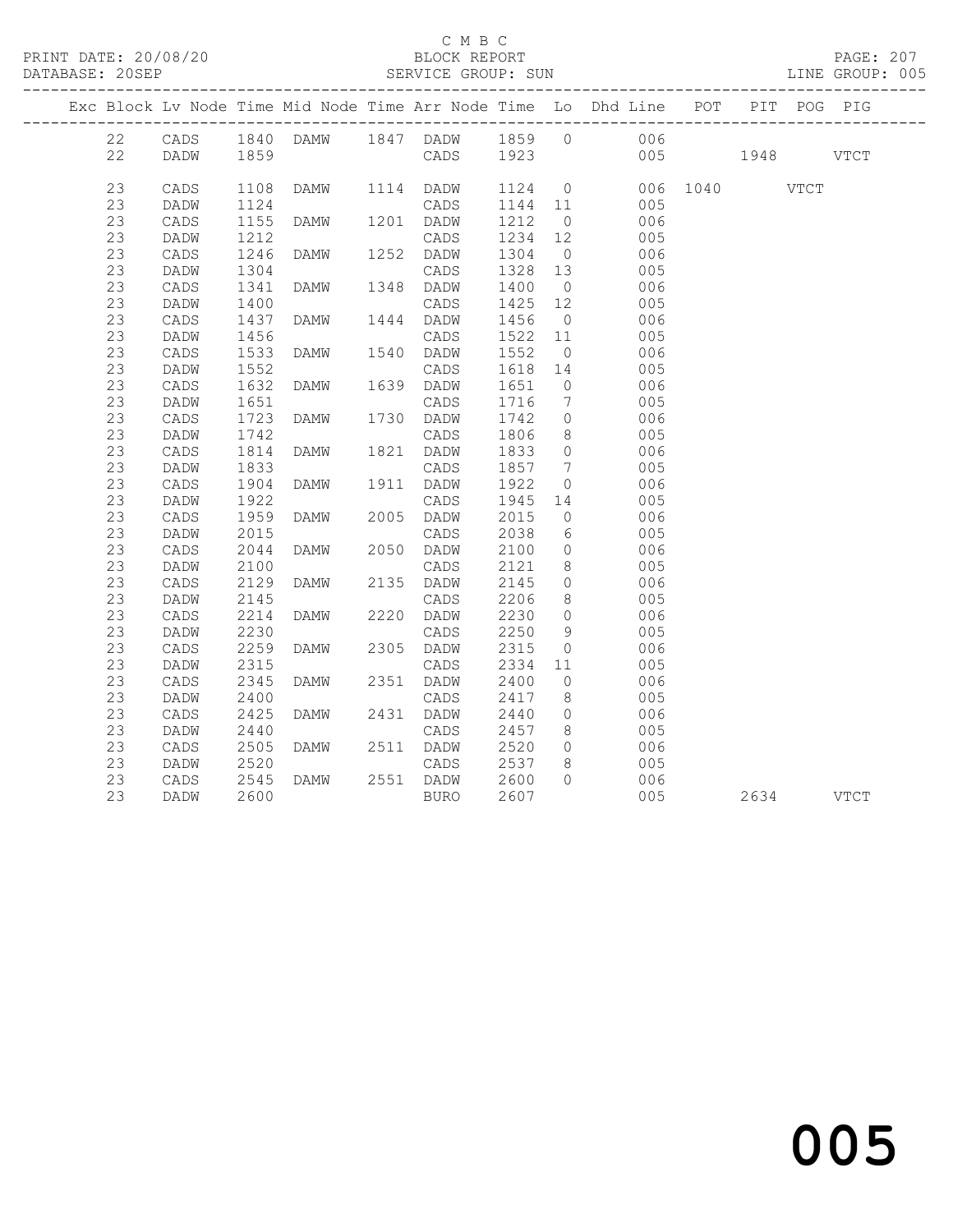C M B C

BLOCK REPORT

SERVICE GROUP: SUN

PRINT DATE: 20/08/20

DATABASE: 20SEP

LINE GROUP: 005

| Exc | Block | Lv Node | Time | Mid Node | Time | Arr Node | Time | Lo | Dhd Line | POT | PIT | POG | PIG |
|---|---|---|---|---|---|---|---|---|---|---|---|---|---|
| | 22 | CADS | 1840 | DAMW | 1847 | DADW | 1859 | 0 | 006 | | | | |
| | 22 | DADW | 1859 | | | CADS | 1923 | | 005 | | 1948 | | VTCT |
| | 23 | CADS | 1108 | DAMW | 1114 | DADW | 1124 | 0 | 006 | 1040 | | VTCT | |
| | 23 | DADW | 1124 | | | CADS | 1144 | 11 | 005 | | | | |
| | 23 | CADS | 1155 | DAMW | 1201 | DADW | 1212 | 0 | 006 | | | | |
| | 23 | DADW | 1212 | | | CADS | 1234 | 12 | 005 | | | | |
| | 23 | CADS | 1246 | DAMW | 1252 | DADW | 1304 | 0 | 006 | | | | |
| | 23 | DADW | 1304 | | | CADS | 1328 | 13 | 005 | | | | |
| | 23 | CADS | 1341 | DAMW | 1348 | DADW | 1400 | 0 | 006 | | | | |
| | 23 | DADW | 1400 | | | CADS | 1425 | 12 | 005 | | | | |
| | 23 | CADS | 1437 | DAMW | 1444 | DADW | 1456 | 0 | 006 | | | | |
| | 23 | DADW | 1456 | | | CADS | 1522 | 11 | 005 | | | | |
| | 23 | CADS | 1533 | DAMW | 1540 | DADW | 1552 | 0 | 006 | | | | |
| | 23 | DADW | 1552 | | | CADS | 1618 | 14 | 005 | | | | |
| | 23 | CADS | 1632 | DAMW | 1639 | DADW | 1651 | 0 | 006 | | | | |
| | 23 | DADW | 1651 | | | CADS | 1716 | 7 | 005 | | | | |
| | 23 | CADS | 1723 | DAMW | 1730 | DADW | 1742 | 0 | 006 | | | | |
| | 23 | DADW | 1742 | | | CADS | 1806 | 8 | 005 | | | | |
| | 23 | CADS | 1814 | DAMW | 1821 | DADW | 1833 | 0 | 006 | | | | |
| | 23 | DADW | 1833 | | | CADS | 1857 | 7 | 005 | | | | |
| | 23 | CADS | 1904 | DAMW | 1911 | DADW | 1922 | 0 | 006 | | | | |
| | 23 | DADW | 1922 | | | CADS | 1945 | 14 | 005 | | | | |
| | 23 | CADS | 1959 | DAMW | 2005 | DADW | 2015 | 0 | 006 | | | | |
| | 23 | DADW | 2015 | | | CADS | 2038 | 6 | 005 | | | | |
| | 23 | CADS | 2044 | DAMW | 2050 | DADW | 2100 | 0 | 006 | | | | |
| | 23 | DADW | 2100 | | | CADS | 2121 | 8 | 005 | | | | |
| | 23 | CADS | 2129 | DAMW | 2135 | DADW | 2145 | 0 | 006 | | | | |
| | 23 | DADW | 2145 | | | CADS | 2206 | 8 | 005 | | | | |
| | 23 | CADS | 2214 | DAMW | 2220 | DADW | 2230 | 0 | 006 | | | | |
| | 23 | DADW | 2230 | | | CADS | 2250 | 9 | 005 | | | | |
| | 23 | CADS | 2259 | DAMW | 2305 | DADW | 2315 | 0 | 006 | | | | |
| | 23 | DADW | 2315 | | | CADS | 2334 | 11 | 005 | | | | |
| | 23 | CADS | 2345 | DAMW | 2351 | DADW | 2400 | 0 | 006 | | | | |
| | 23 | DADW | 2400 | | | CADS | 2417 | 8 | 005 | | | | |
| | 23 | CADS | 2425 | DAMW | 2431 | DADW | 2440 | 0 | 006 | | | | |
| | 23 | DADW | 2440 | | | CADS | 2457 | 8 | 005 | | | | |
| | 23 | CADS | 2505 | DAMW | 2511 | DADW | 2520 | 0 | 006 | | | | |
| | 23 | DADW | 2520 | | | CADS | 2537 | 8 | 005 | | | | |
| | 23 | CADS | 2545 | DAMW | 2551 | DADW | 2600 | 0 | 006 | | | | |
| | 23 | DADW | 2600 | | | BURO | 2607 | | 005 | | 2634 | | VTCT |

005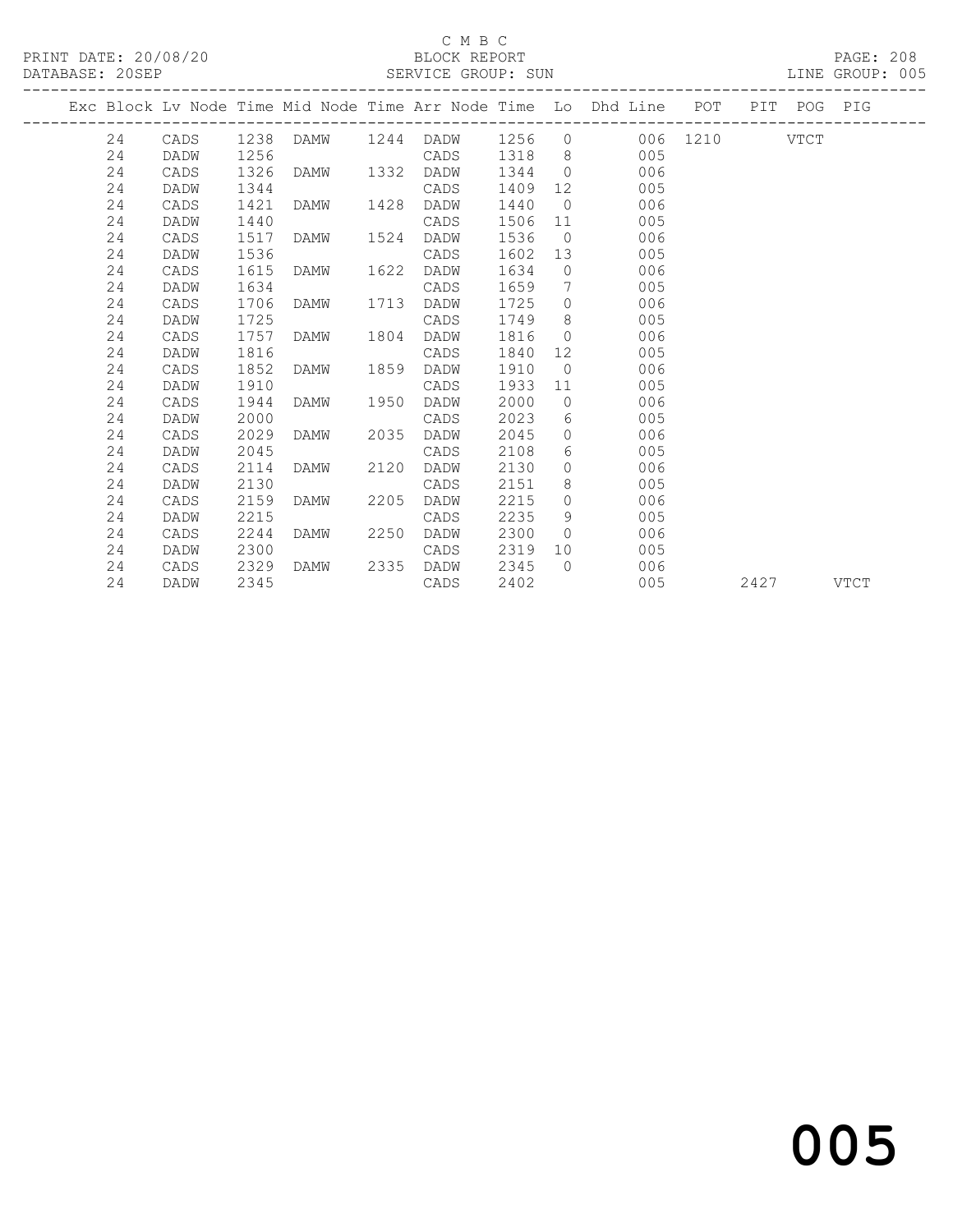C M B C

PRINT DATE: 20/08/20 BLOCK REPORT

DATABASE: 20SEP SERVICE GROUP: SUN LINE GROUP: 005

| Exc | Block | Lv Node | Time | Mid Node | Time | Arr Node | Time | Lo | Dhd Line | POT | PIT | POG | PIG |
|---|---|---|---|---|---|---|---|---|---|---|---|---|---|
| | 24 | CADS | 1238 | DAMW | 1244 | DADW | 1256 | 0 | 006 | 1210 | | VTCT | |
| | 24 | DADW | 1256 | | | CADS | 1318 | 8 | 005 | | | | |
| | 24 | CADS | 1326 | DAMW | 1332 | DADW | 1344 | 0 | 006 | | | | |
| | 24 | DADW | 1344 | | | CADS | 1409 | 12 | 005 | | | | |
| | 24 | CADS | 1421 | DAMW | 1428 | DADW | 1440 | 0 | 006 | | | | |
| | 24 | DADW | 1440 | | | CADS | 1506 | 11 | 005 | | | | |
| | 24 | CADS | 1517 | DAMW | 1524 | DADW | 1536 | 0 | 006 | | | | |
| | 24 | DADW | 1536 | | | CADS | 1602 | 13 | 005 | | | | |
| | 24 | CADS | 1615 | DAMW | 1622 | DADW | 1634 | 0 | 006 | | | | |
| | 24 | DADW | 1634 | | | CADS | 1659 | 7 | 005 | | | | |
| | 24 | CADS | 1706 | DAMW | 1713 | DADW | 1725 | 0 | 006 | | | | |
| | 24 | DADW | 1725 | | | CADS | 1749 | 8 | 005 | | | | |
| | 24 | CADS | 1757 | DAMW | 1804 | DADW | 1816 | 0 | 006 | | | | |
| | 24 | DADW | 1816 | | | CADS | 1840 | 12 | 005 | | | | |
| | 24 | CADS | 1852 | DAMW | 1859 | DADW | 1910 | 0 | 006 | | | | |
| | 24 | DADW | 1910 | | | CADS | 1933 | 11 | 005 | | | | |
| | 24 | CADS | 1944 | DAMW | 1950 | DADW | 2000 | 0 | 006 | | | | |
| | 24 | DADW | 2000 | | | CADS | 2023 | 6 | 005 | | | | |
| | 24 | CADS | 2029 | DAMW | 2035 | DADW | 2045 | 0 | 006 | | | | |
| | 24 | DADW | 2045 | | | CADS | 2108 | 6 | 005 | | | | |
| | 24 | CADS | 2114 | DAMW | 2120 | DADW | 2130 | 0 | 006 | | | | |
| | 24 | DADW | 2130 | | | CADS | 2151 | 8 | 005 | | | | |
| | 24 | CADS | 2159 | DAMW | 2205 | DADW | 2215 | 0 | 006 | | | | |
| | 24 | DADW | 2215 | | | CADS | 2235 | 9 | 005 | | | | |
| | 24 | CADS | 2244 | DAMW | 2250 | DADW | 2300 | 0 | 006 | | | | |
| | 24 | DADW | 2300 | | | CADS | 2319 | 10 | 005 | | | | |
| | 24 | CADS | 2329 | DAMW | 2335 | DADW | 2345 | 0 | 006 | | | | |
| | 24 | DADW | 2345 | | | CADS | 2402 | | 005 | | 2427 | | VTCT |

005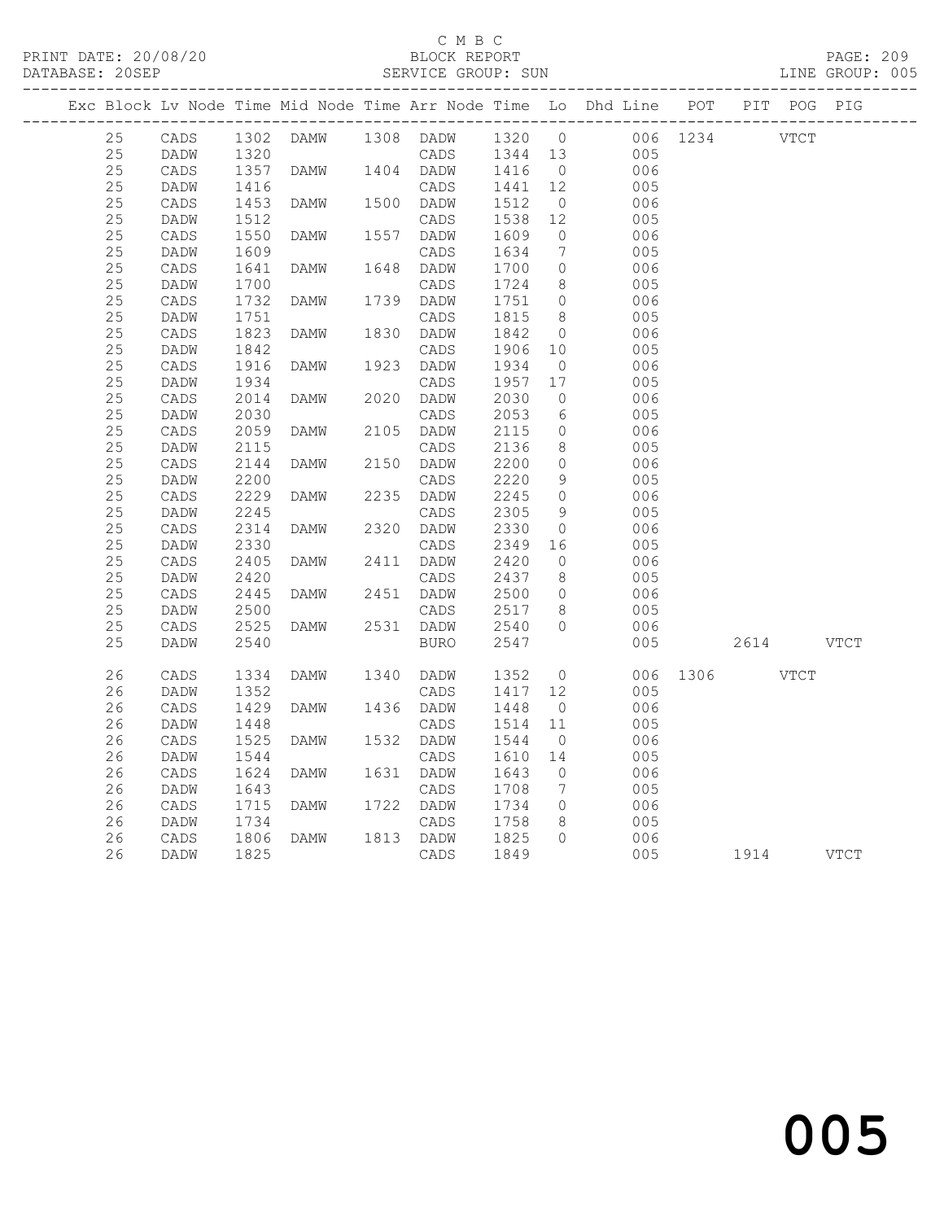C M B C

PRINT DATE: 20/08/20 BLOCK REPORT

DATABASE: 20SEP SERVICE GROUP: SUN LINE GROUP: 005

| Exc | Block | Lv | Node | Time | Mid Node | Time | Arr Node | Time | Lo | Dhd Line | POT | PIT | POG | PIG |
|---|---|---|---|---|---|---|---|---|---|---|---|---|---|---|
| | 25 | | CADS | 1302 | DAMW | 1308 | DADW | 1320 | 0 | 006 | 1234 | | VTCT | |
| | 25 | | DADW | 1320 | | | CADS | 1344 | 13 | 005 | | | | |
| | 25 | | CADS | 1357 | DAMW | 1404 | DADW | 1416 | 0 | 006 | | | | |
| | 25 | | DADW | 1416 | | | CADS | 1441 | 12 | 005 | | | | |
| | 25 | | CADS | 1453 | DAMW | 1500 | DADW | 1512 | 0 | 006 | | | | |
| | 25 | | DADW | 1512 | | | CADS | 1538 | 12 | 005 | | | | |
| | 25 | | CADS | 1550 | DAMW | 1557 | DADW | 1609 | 0 | 006 | | | | |
| | 25 | | DADW | 1609 | | | CADS | 1634 | 7 | 005 | | | | |
| | 25 | | CADS | 1641 | DAMW | 1648 | DADW | 1700 | 0 | 006 | | | | |
| | 25 | | DADW | 1700 | | | CADS | 1724 | 8 | 005 | | | | |
| | 25 | | CADS | 1732 | DAMW | 1739 | DADW | 1751 | 0 | 006 | | | | |
| | 25 | | DADW | 1751 | | | CADS | 1815 | 8 | 005 | | | | |
| | 25 | | CADS | 1823 | DAMW | 1830 | DADW | 1842 | 0 | 006 | | | | |
| | 25 | | DADW | 1842 | | | CADS | 1906 | 10 | 005 | | | | |
| | 25 | | CADS | 1916 | DAMW | 1923 | DADW | 1934 | 0 | 006 | | | | |
| | 25 | | DADW | 1934 | | | CADS | 1957 | 17 | 005 | | | | |
| | 25 | | CADS | 2014 | DAMW | 2020 | DADW | 2030 | 0 | 006 | | | | |
| | 25 | | DADW | 2030 | | | CADS | 2053 | 6 | 005 | | | | |
| | 25 | | CADS | 2059 | DAMW | 2105 | DADW | 2115 | 0 | 006 | | | | |
| | 25 | | DADW | 2115 | | | CADS | 2136 | 8 | 005 | | | | |
| | 25 | | CADS | 2144 | DAMW | 2150 | DADW | 2200 | 0 | 006 | | | | |
| | 25 | | DADW | 2200 | | | CADS | 2220 | 9 | 005 | | | | |
| | 25 | | CADS | 2229 | DAMW | 2235 | DADW | 2245 | 0 | 006 | | | | |
| | 25 | | DADW | 2245 | | | CADS | 2305 | 9 | 005 | | | | |
| | 25 | | CADS | 2314 | DAMW | 2320 | DADW | 2330 | 0 | 006 | | | | |
| | 25 | | DADW | 2330 | | | CADS | 2349 | 16 | 005 | | | | |
| | 25 | | CADS | 2405 | DAMW | 2411 | DADW | 2420 | 0 | 006 | | | | |
| | 25 | | DADW | 2420 | | | CADS | 2437 | 8 | 005 | | | | |
| | 25 | | CADS | 2445 | DAMW | 2451 | DADW | 2500 | 0 | 006 | | | | |
| | 25 | | DADW | 2500 | | | CADS | 2517 | 8 | 005 | | | | |
| | 25 | | CADS | 2525 | DAMW | 2531 | DADW | 2540 | 0 | 006 | | | | |
| | 25 | | DADW | 2540 | | | BURO | 2547 | | 005 | | 2614 | | VTCT |
| | 26 | | CADS | 1334 | DAMW | 1340 | DADW | 1352 | 0 | 006 | 1306 | | VTCT | |
| | 26 | | DADW | 1352 | | | CADS | 1417 | 12 | 005 | | | | |
| | 26 | | CADS | 1429 | DAMW | 1436 | DADW | 1448 | 0 | 006 | | | | |
| | 26 | | DADW | 1448 | | | CADS | 1514 | 11 | 005 | | | | |
| | 26 | | CADS | 1525 | DAMW | 1532 | DADW | 1544 | 0 | 006 | | | | |
| | 26 | | DADW | 1544 | | | CADS | 1610 | 14 | 005 | | | | |
| | 26 | | CADS | 1624 | DAMW | 1631 | DADW | 1643 | 0 | 006 | | | | |
| | 26 | | DADW | 1643 | | | CADS | 1708 | 7 | 005 | | | | |
| | 26 | | CADS | 1715 | DAMW | 1722 | DADW | 1734 | 0 | 006 | | | | |
| | 26 | | DADW | 1734 | | | CADS | 1758 | 8 | 005 | | | | |
| | 26 | | CADS | 1806 | DAMW | 1813 | DADW | 1825 | 0 | 006 | | | | |
| | 26 | | DADW | 1825 | | | CADS | 1849 | | 005 | | 1914 | | VTCT |

005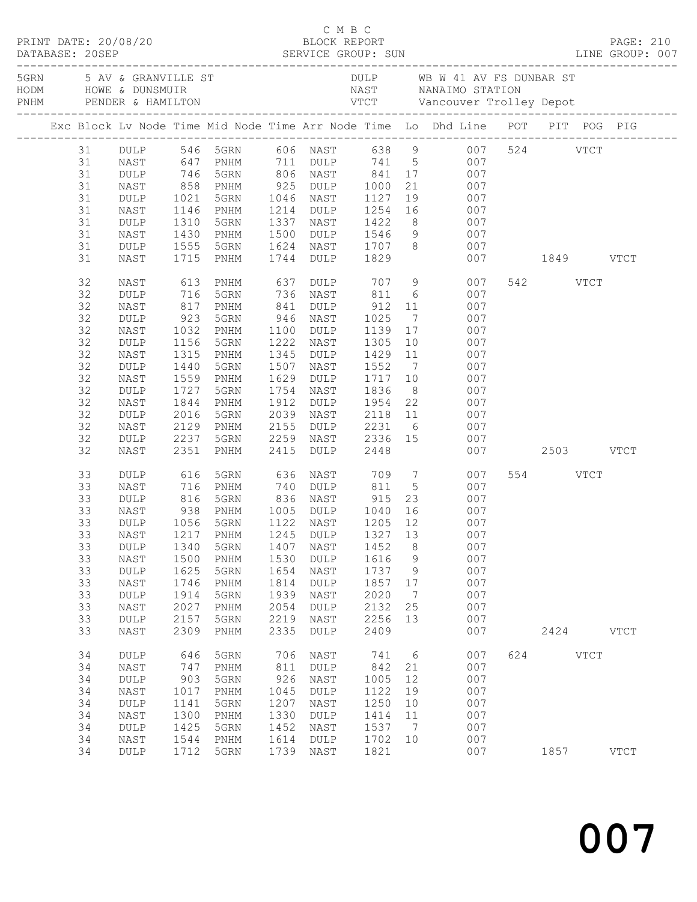C M B C

PRINT DATE: 20/08/20 BLOCK REPORT

DATABASE: 20SEP SERVICE GROUP: SUN LINE GROUP: 007

| | | | |
|---|---|---|---|
| 5GRN | 5 AV & GRANVILLE ST | DULP | WB W 41 AV FS DUNBAR ST |
| HODM | HOWE & DUNSMUIR | NAST | NANAIMO STATION |
| PNHM | PENDER & HAMILTON | VTCT | Vancouver Trolley Depot |

| Exc | Block | Lv Node | Time | Mid Node | Time | Arr Node | Time | Lo | Dhd Line | POT | PIT | POG | PIG |
|---|---|---|---|---|---|---|---|---|---|---|---|---|---|
| | 31 | DULP | 546 | 5GRN | 606 | NAST | 638 | 9 | 007 | 524 | | VTCT | |
| | 31 | NAST | 647 | PNHM | 711 | DULP | 741 | 5 | 007 | | | | |
| | 31 | DULP | 746 | 5GRN | 806 | NAST | 841 | 17 | 007 | | | | |
| | 31 | NAST | 858 | PNHM | 925 | DULP | 1000 | 21 | 007 | | | | |
| | 31 | DULP | 1021 | 5GRN | 1046 | NAST | 1127 | 19 | 007 | | | | |
| | 31 | NAST | 1146 | PNHM | 1214 | DULP | 1254 | 16 | 007 | | | | |
| | 31 | DULP | 1310 | 5GRN | 1337 | NAST | 1422 | 8 | 007 | | | | |
| | 31 | NAST | 1430 | PNHM | 1500 | DULP | 1546 | 9 | 007 | | | | |
| | 31 | DULP | 1555 | 5GRN | 1624 | NAST | 1707 | 8 | 007 | | | | |
| | 31 | NAST | 1715 | PNHM | 1744 | DULP | 1829 | | 007 | | 1849 | | VTCT |
| | 32 | NAST | 613 | PNHM | 637 | DULP | 707 | 9 | 007 | 542 | | VTCT | |
| | 32 | DULP | 716 | 5GRN | 736 | NAST | 811 | 6 | 007 | | | | |
| | 32 | NAST | 817 | PNHM | 841 | DULP | 912 | 11 | 007 | | | | |
| | 32 | DULP | 923 | 5GRN | 946 | NAST | 1025 | 7 | 007 | | | | |
| | 32 | NAST | 1032 | PNHM | 1100 | DULP | 1139 | 17 | 007 | | | | |
| | 32 | DULP | 1156 | 5GRN | 1222 | NAST | 1305 | 10 | 007 | | | | |
| | 32 | NAST | 1315 | PNHM | 1345 | DULP | 1429 | 11 | 007 | | | | |
| | 32 | DULP | 1440 | 5GRN | 1507 | NAST | 1552 | 7 | 007 | | | | |
| | 32 | NAST | 1559 | PNHM | 1629 | DULP | 1717 | 10 | 007 | | | | |
| | 32 | DULP | 1727 | 5GRN | 1754 | NAST | 1836 | 8 | 007 | | | | |
| | 32 | NAST | 1844 | PNHM | 1912 | DULP | 1954 | 22 | 007 | | | | |
| | 32 | DULP | 2016 | 5GRN | 2039 | NAST | 2118 | 11 | 007 | | | | |
| | 32 | NAST | 2129 | PNHM | 2155 | DULP | 2231 | 6 | 007 | | | | |
| | 32 | DULP | 2237 | 5GRN | 2259 | NAST | 2336 | 15 | 007 | | | | |
| | 32 | NAST | 2351 | PNHM | 2415 | DULP | 2448 | | 007 | | 2503 | | VTCT |
| | 33 | DULP | 616 | 5GRN | 636 | NAST | 709 | 7 | 007 | 554 | | VTCT | |
| | 33 | NAST | 716 | PNHM | 740 | DULP | 811 | 5 | 007 | | | | |
| | 33 | DULP | 816 | 5GRN | 836 | NAST | 915 | 23 | 007 | | | | |
| | 33 | NAST | 938 | PNHM | 1005 | DULP | 1040 | 16 | 007 | | | | |
| | 33 | DULP | 1056 | 5GRN | 1122 | NAST | 1205 | 12 | 007 | | | | |
| | 33 | NAST | 1217 | PNHM | 1245 | DULP | 1327 | 13 | 007 | | | | |
| | 33 | DULP | 1340 | 5GRN | 1407 | NAST | 1452 | 8 | 007 | | | | |
| | 33 | NAST | 1500 | PNHM | 1530 | DULP | 1616 | 9 | 007 | | | | |
| | 33 | DULP | 1625 | 5GRN | 1654 | NAST | 1737 | 9 | 007 | | | | |
| | 33 | NAST | 1746 | PNHM | 1814 | DULP | 1857 | 17 | 007 | | | | |
| | 33 | DULP | 1914 | 5GRN | 1939 | NAST | 2020 | 7 | 007 | | | | |
| | 33 | NAST | 2027 | PNHM | 2054 | DULP | 2132 | 25 | 007 | | | | |
| | 33 | DULP | 2157 | 5GRN | 2219 | NAST | 2256 | 13 | 007 | | | | |
| | 33 | NAST | 2309 | PNHM | 2335 | DULP | 2409 | | 007 | | 2424 | | VTCT |
| | 34 | DULP | 646 | 5GRN | 706 | NAST | 741 | 6 | 007 | 624 | | VTCT | |
| | 34 | NAST | 747 | PNHM | 811 | DULP | 842 | 21 | 007 | | | | |
| | 34 | DULP | 903 | 5GRN | 926 | NAST | 1005 | 12 | 007 | | | | |
| | 34 | NAST | 1017 | PNHM | 1045 | DULP | 1122 | 19 | 007 | | | | |
| | 34 | DULP | 1141 | 5GRN | 1207 | NAST | 1250 | 10 | 007 | | | | |
| | 34 | NAST | 1300 | PNHM | 1330 | DULP | 1414 | 11 | 007 | | | | |
| | 34 | DULP | 1425 | 5GRN | 1452 | NAST | 1537 | 7 | 007 | | | | |
| | 34 | NAST | 1544 | PNHM | 1614 | DULP | 1702 | 10 | 007 | | | | |
| | 34 | DULP | 1712 | 5GRN | 1739 | NAST | 1821 | | 007 | | 1857 | | VTCT |

# 007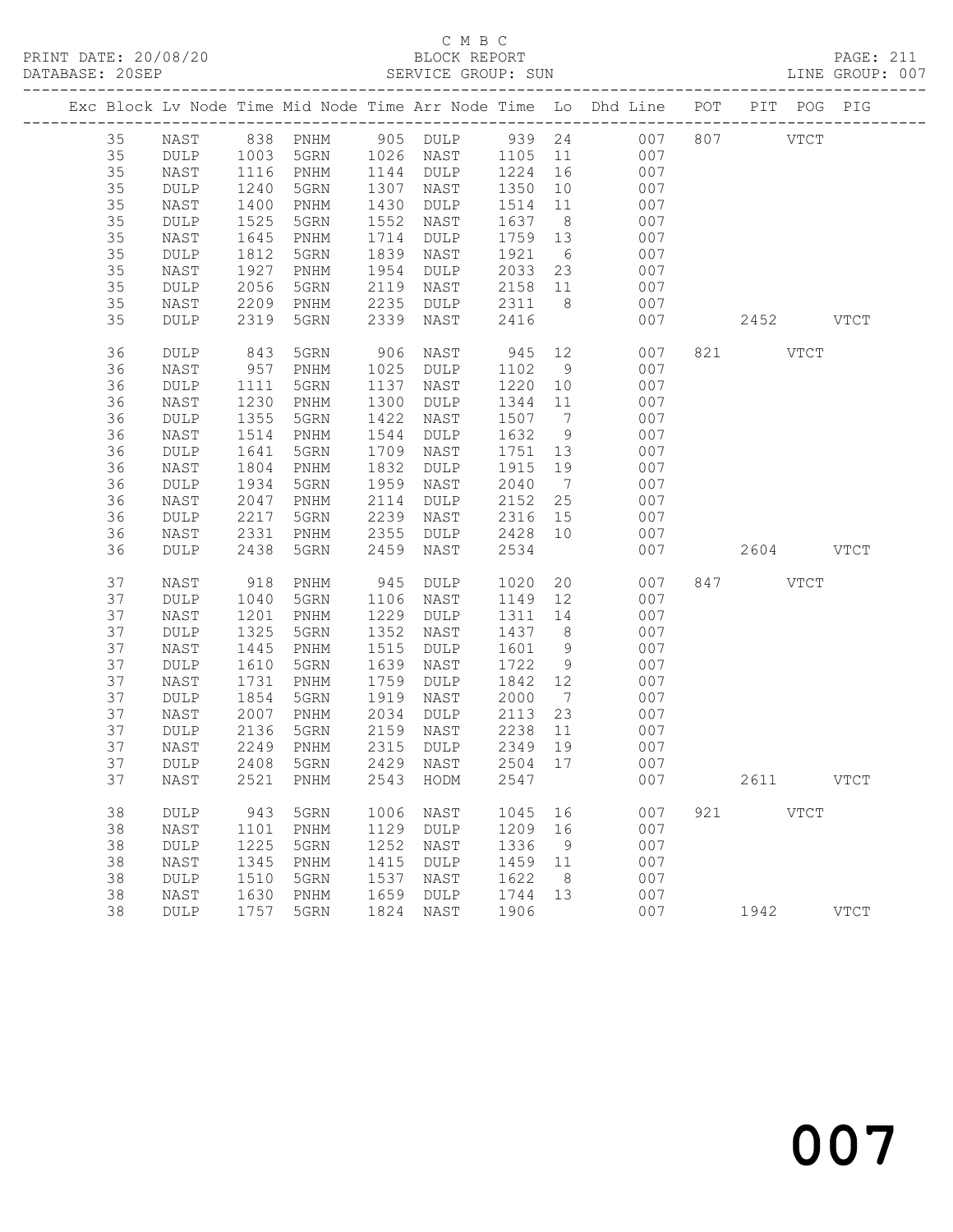C M B C

PRINT DATE: 20/08/20 BLOCK REPORT PAGE: 211
DATABASE: 20SEP SERVICE GROUP: SUN LINE GROUP: 007

| Exc | Block | Lv | Node | Time | Mid | Node | Time | Arr | Node | Time | Lo | Dhd | Line | POT | PIT | POG | PIG |
|---|---|---|---|---|---|---|---|---|---|---|---|---|---|---|---|---|---|
| | 35 | | NAST | 838 | | PNHM | 905 | | DULP | 939 | 24 | | 007 | 807 | | VTCT | |
| | 35 | | DULP | 1003 | | 5GRN | 1026 | | NAST | 1105 | 11 | | 007 | | | | |
| | 35 | | NAST | 1116 | | PNHM | 1144 | | DULP | 1224 | 16 | | 007 | | | | |
| | 35 | | DULP | 1240 | | 5GRN | 1307 | | NAST | 1350 | 10 | | 007 | | | | |
| | 35 | | NAST | 1400 | | PNHM | 1430 | | DULP | 1514 | 11 | | 007 | | | | |
| | 35 | | DULP | 1525 | | 5GRN | 1552 | | NAST | 1637 | 8 | | 007 | | | | |
| | 35 | | NAST | 1645 | | PNHM | 1714 | | DULP | 1759 | 13 | | 007 | | | | |
| | 35 | | DULP | 1812 | | 5GRN | 1839 | | NAST | 1921 | 6 | | 007 | | | | |
| | 35 | | NAST | 1927 | | PNHM | 1954 | | DULP | 2033 | 23 | | 007 | | | | |
| | 35 | | DULP | 2056 | | 5GRN | 2119 | | NAST | 2158 | 11 | | 007 | | | | |
| | 35 | | NAST | 2209 | | PNHM | 2235 | | DULP | 2311 | 8 | | 007 | | | | |
| | 35 | | DULP | 2319 | | 5GRN | 2339 | | NAST | 2416 | | | 007 | | 2452 | | VTCT |
| | 36 | | DULP | 843 | | 5GRN | 906 | | NAST | 945 | 12 | | 007 | 821 | | VTCT | |
| | 36 | | NAST | 957 | | PNHM | 1025 | | DULP | 1102 | 9 | | 007 | | | | |
| | 36 | | DULP | 1111 | | 5GRN | 1137 | | NAST | 1220 | 10 | | 007 | | | | |
| | 36 | | NAST | 1230 | | PNHM | 1300 | | DULP | 1344 | 11 | | 007 | | | | |
| | 36 | | DULP | 1355 | | 5GRN | 1422 | | NAST | 1507 | 7 | | 007 | | | | |
| | 36 | | NAST | 1514 | | PNHM | 1544 | | DULP | 1632 | 9 | | 007 | | | | |
| | 36 | | DULP | 1641 | | 5GRN | 1709 | | NAST | 1751 | 13 | | 007 | | | | |
| | 36 | | NAST | 1804 | | PNHM | 1832 | | DULP | 1915 | 19 | | 007 | | | | |
| | 36 | | DULP | 1934 | | 5GRN | 1959 | | NAST | 2040 | 7 | | 007 | | | | |
| | 36 | | NAST | 2047 | | PNHM | 2114 | | DULP | 2152 | 25 | | 007 | | | | |
| | 36 | | DULP | 2217 | | 5GRN | 2239 | | NAST | 2316 | 15 | | 007 | | | | |
| | 36 | | NAST | 2331 | | PNHM | 2355 | | DULP | 2428 | 10 | | 007 | | | | |
| | 36 | | DULP | 2438 | | 5GRN | 2459 | | NAST | 2534 | | | 007 | | 2604 | | VTCT |
| | 37 | | NAST | 918 | | PNHM | 945 | | DULP | 1020 | 20 | | 007 | 847 | | VTCT | |
| | 37 | | DULP | 1040 | | 5GRN | 1106 | | NAST | 1149 | 12 | | 007 | | | | |
| | 37 | | NAST | 1201 | | PNHM | 1229 | | DULP | 1311 | 14 | | 007 | | | | |
| | 37 | | DULP | 1325 | | 5GRN | 1352 | | NAST | 1437 | 8 | | 007 | | | | |
| | 37 | | NAST | 1445 | | PNHM | 1515 | | DULP | 1601 | 9 | | 007 | | | | |
| | 37 | | DULP | 1610 | | 5GRN | 1639 | | NAST | 1722 | 9 | | 007 | | | | |
| | 37 | | NAST | 1731 | | PNHM | 1759 | | DULP | 1842 | 12 | | 007 | | | | |
| | 37 | | DULP | 1854 | | 5GRN | 1919 | | NAST | 2000 | 7 | | 007 | | | | |
| | 37 | | NAST | 2007 | | PNHM | 2034 | | DULP | 2113 | 23 | | 007 | | | | |
| | 37 | | DULP | 2136 | | 5GRN | 2159 | | NAST | 2238 | 11 | | 007 | | | | |
| | 37 | | NAST | 2249 | | PNHM | 2315 | | DULP | 2349 | 19 | | 007 | | | | |
| | 37 | | DULP | 2408 | | 5GRN | 2429 | | NAST | 2504 | 17 | | 007 | | | | |
| | 37 | | NAST | 2521 | | PNHM | 2543 | | HODM | 2547 | | | 007 | | 2611 | | VTCT |
| | 38 | | DULP | 943 | | 5GRN | 1006 | | NAST | 1045 | 16 | | 007 | 921 | | VTCT | |
| | 38 | | NAST | 1101 | | PNHM | 1129 | | DULP | 1209 | 16 | | 007 | | | | |
| | 38 | | DULP | 1225 | | 5GRN | 1252 | | NAST | 1336 | 9 | | 007 | | | | |
| | 38 | | NAST | 1345 | | PNHM | 1415 | | DULP | 1459 | 11 | | 007 | | | | |
| | 38 | | DULP | 1510 | | 5GRN | 1537 | | NAST | 1622 | 8 | | 007 | | | | |
| | 38 | | NAST | 1630 | | PNHM | 1659 | | DULP | 1744 | 13 | | 007 | | | | |
| | 38 | | DULP | 1757 | | 5GRN | 1824 | | NAST | 1906 | | | 007 | | 1942 | | VTCT |

007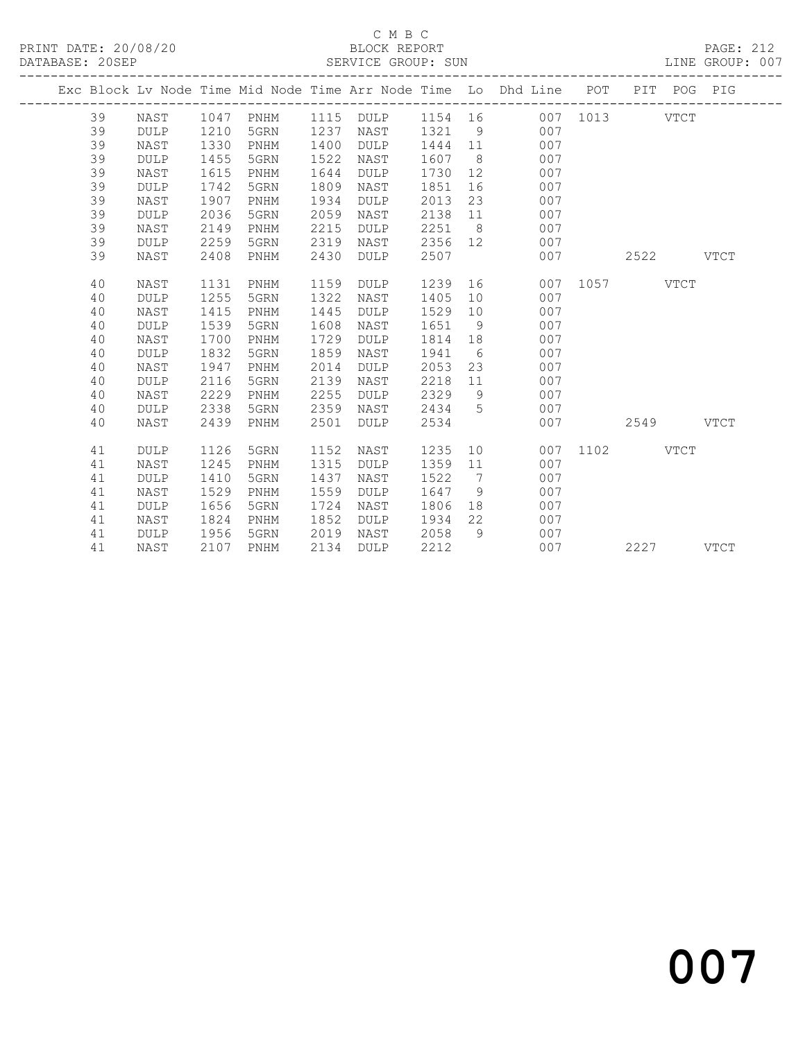C M B C

BLOCK REPORT

SERVICE GROUP: SUN

LINE GROUP: 007

PRINT DATE: 20/08/20
DATABASE: 20SEP

| Exc | Block | Lv | Node | Time | Mid Node | Time | Arr Node | Time | Lo | Dhd Line | POT | PIT | POG | PIG |
|---|---|---|---|---|---|---|---|---|---|---|---|---|---|---|
| | 39 | | NAST | 1047 | PNHM | 1115 | DULP | 1154 | 16 | 007 | 1013 | | VTCT | |
| | 39 | | DULP | 1210 | 5GRN | 1237 | NAST | 1321 | 9 | 007 | | | | |
| | 39 | | NAST | 1330 | PNHM | 1400 | DULP | 1444 | 11 | 007 | | | | |
| | 39 | | DULP | 1455 | 5GRN | 1522 | NAST | 1607 | 8 | 007 | | | | |
| | 39 | | NAST | 1615 | PNHM | 1644 | DULP | 1730 | 12 | 007 | | | | |
| | 39 | | DULP | 1742 | 5GRN | 1809 | NAST | 1851 | 16 | 007 | | | | |
| | 39 | | NAST | 1907 | PNHM | 1934 | DULP | 2013 | 23 | 007 | | | | |
| | 39 | | DULP | 2036 | 5GRN | 2059 | NAST | 2138 | 11 | 007 | | | | |
| | 39 | | NAST | 2149 | PNHM | 2215 | DULP | 2251 | 8 | 007 | | | | |
| | 39 | | DULP | 2259 | 5GRN | 2319 | NAST | 2356 | 12 | 007 | | | | |
| | 39 | | NAST | 2408 | PNHM | 2430 | DULP | 2507 | | 007 | | 2522 | | VTCT |
| | 40 | | NAST | 1131 | PNHM | 1159 | DULP | 1239 | 16 | 007 | 1057 | | VTCT | |
| | 40 | | DULP | 1255 | 5GRN | 1322 | NAST | 1405 | 10 | 007 | | | | |
| | 40 | | NAST | 1415 | PNHM | 1445 | DULP | 1529 | 10 | 007 | | | | |
| | 40 | | DULP | 1539 | 5GRN | 1608 | NAST | 1651 | 9 | 007 | | | | |
| | 40 | | NAST | 1700 | PNHM | 1729 | DULP | 1814 | 18 | 007 | | | | |
| | 40 | | DULP | 1832 | 5GRN | 1859 | NAST | 1941 | 6 | 007 | | | | |
| | 40 | | NAST | 1947 | PNHM | 2014 | DULP | 2053 | 23 | 007 | | | | |
| | 40 | | DULP | 2116 | 5GRN | 2139 | NAST | 2218 | 11 | 007 | | | | |
| | 40 | | NAST | 2229 | PNHM | 2255 | DULP | 2329 | 9 | 007 | | | | |
| | 40 | | DULP | 2338 | 5GRN | 2359 | NAST | 2434 | 5 | 007 | | | | |
| | 40 | | NAST | 2439 | PNHM | 2501 | DULP | 2534 | | 007 | | 2549 | | VTCT |
| | 41 | | DULP | 1126 | 5GRN | 1152 | NAST | 1235 | 10 | 007 | 1102 | | VTCT | |
| | 41 | | NAST | 1245 | PNHM | 1315 | DULP | 1359 | 11 | 007 | | | | |
| | 41 | | DULP | 1410 | 5GRN | 1437 | NAST | 1522 | 7 | 007 | | | | |
| | 41 | | NAST | 1529 | PNHM | 1559 | DULP | 1647 | 9 | 007 | | | | |
| | 41 | | DULP | 1656 | 5GRN | 1724 | NAST | 1806 | 18 | 007 | | | | |
| | 41 | | NAST | 1824 | PNHM | 1852 | DULP | 1934 | 22 | 007 | | | | |
| | 41 | | DULP | 1956 | 5GRN | 2019 | NAST | 2058 | 9 | 007 | | | | |
| | 41 | | NAST | 2107 | PNHM | 2134 | DULP | 2212 | | 007 | | 2227 | | VTCT |

007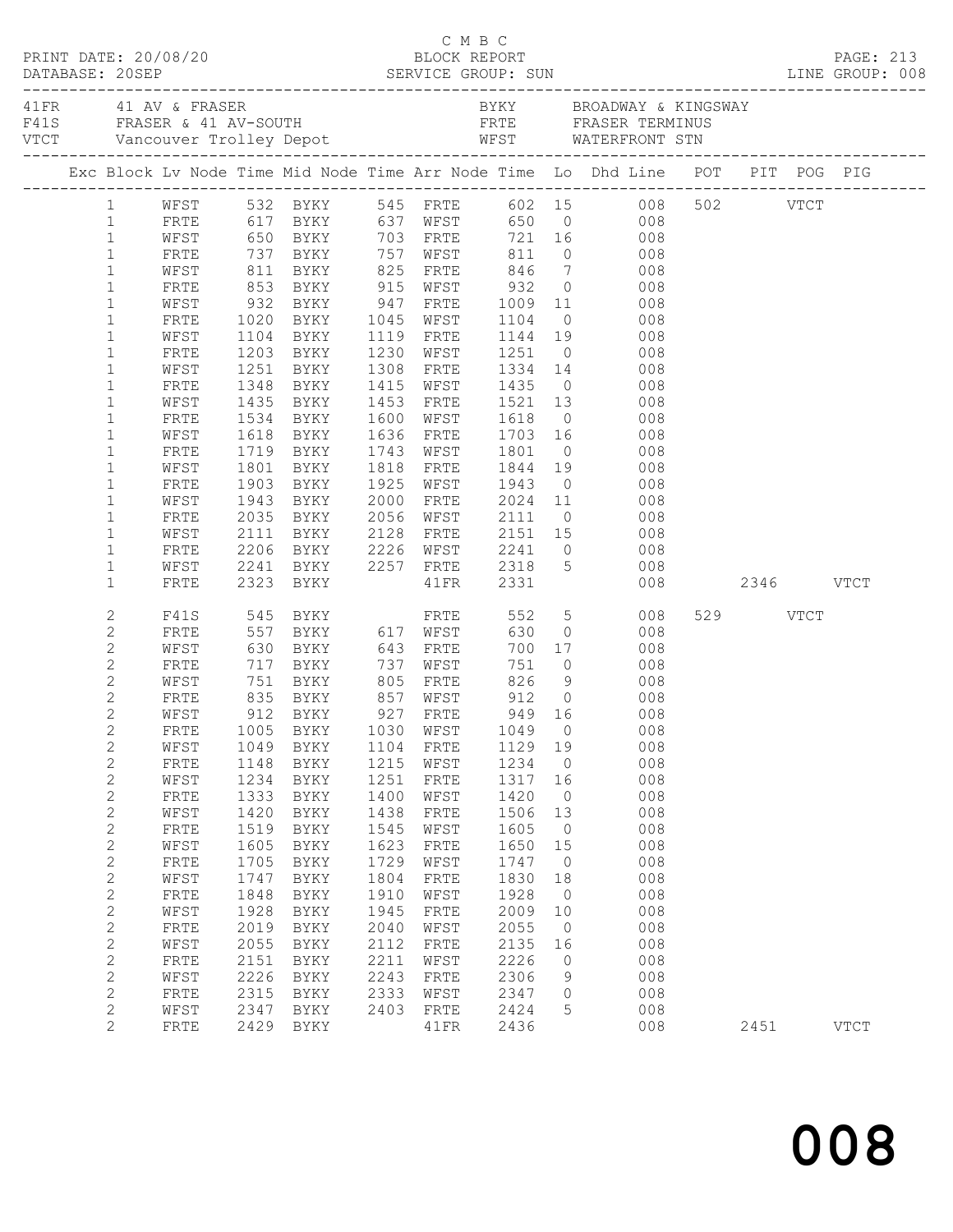C M B C
PRINT DATE: 20/08/20 BLOCK REPORT
DATABASE: 20SEP SERVICE GROUP: SUN LINE GROUP: 008

| | | | |
|---|---|---|---|
| 41FR | 41 AV & FRASER | BYKY | BROADWAY & KINGSWAY |
| F41S | FRASER & 41 AV-SOUTH | FRTE | FRASER TERMINUS |
| VTCT | Vancouver Trolley Depot | WFST | WATERFRONT STN |

| Exc | Block | Lv Node | Time | Mid Node | Time | Arr Node | Time | Lo | Dhd Line | POT | PIT | POG | PIG |
|---|---|---|---|---|---|---|---|---|---|---|---|---|---|
| | 1 | WFST | 532 | BYKY | 545 | FRTE | 602 | 15 | 008 | 502 | | VTCT | |
| | 1 | FRTE | 617 | BYKY | 637 | WFST | 650 | 0 | 008 | | | | |
| | 1 | WFST | 650 | BYKY | 703 | FRTE | 721 | 16 | 008 | | | | |
| | 1 | FRTE | 737 | BYKY | 757 | WFST | 811 | 0 | 008 | | | | |
| | 1 | WFST | 811 | BYKY | 825 | FRTE | 846 | 7 | 008 | | | | |
| | 1 | FRTE | 853 | BYKY | 915 | WFST | 932 | 0 | 008 | | | | |
| | 1 | WFST | 932 | BYKY | 947 | FRTE | 1009 | 11 | 008 | | | | |
| | 1 | FRTE | 1020 | BYKY | 1045 | WFST | 1104 | 0 | 008 | | | | |
| | 1 | WFST | 1104 | BYKY | 1119 | FRTE | 1144 | 19 | 008 | | | | |
| | 1 | FRTE | 1203 | BYKY | 1230 | WFST | 1251 | 0 | 008 | | | | |
| | 1 | WFST | 1251 | BYKY | 1308 | FRTE | 1334 | 14 | 008 | | | | |
| | 1 | FRTE | 1348 | BYKY | 1415 | WFST | 1435 | 0 | 008 | | | | |
| | 1 | WFST | 1435 | BYKY | 1453 | FRTE | 1521 | 13 | 008 | | | | |
| | 1 | FRTE | 1534 | BYKY | 1600 | WFST | 1618 | 0 | 008 | | | | |
| | 1 | WFST | 1618 | BYKY | 1636 | FRTE | 1703 | 16 | 008 | | | | |
| | 1 | FRTE | 1719 | BYKY | 1743 | WFST | 1801 | 0 | 008 | | | | |
| | 1 | WFST | 1801 | BYKY | 1818 | FRTE | 1844 | 19 | 008 | | | | |
| | 1 | FRTE | 1903 | BYKY | 1925 | WFST | 1943 | 0 | 008 | | | | |
| | 1 | WFST | 1943 | BYKY | 2000 | FRTE | 2024 | 11 | 008 | | | | |
| | 1 | FRTE | 2035 | BYKY | 2056 | WFST | 2111 | 0 | 008 | | | | |
| | 1 | WFST | 2111 | BYKY | 2128 | FRTE | 2151 | 15 | 008 | | | | |
| | 1 | FRTE | 2206 | BYKY | 2226 | WFST | 2241 | 0 | 008 | | | | |
| | 1 | WFST | 2241 | BYKY | 2257 | FRTE | 2318 | 5 | 008 | | | | |
| | 1 | FRTE | 2323 | BYKY | | 41FR | 2331 | | 008 | | 2346 | | VTCT |
| | 2 | F41S | 545 | BYKY | | FRTE | 552 | 5 | 008 | 529 | | VTCT | |
| | 2 | FRTE | 557 | BYKY | 617 | WFST | 630 | 0 | 008 | | | | |
| | 2 | WFST | 630 | BYKY | 643 | FRTE | 700 | 17 | 008 | | | | |
| | 2 | FRTE | 717 | BYKY | 737 | WFST | 751 | 0 | 008 | | | | |
| | 2 | WFST | 751 | BYKY | 805 | FRTE | 826 | 9 | 008 | | | | |
| | 2 | FRTE | 835 | BYKY | 857 | WFST | 912 | 0 | 008 | | | | |
| | 2 | WFST | 912 | BYKY | 927 | FRTE | 949 | 16 | 008 | | | | |
| | 2 | FRTE | 1005 | BYKY | 1030 | WFST | 1049 | 0 | 008 | | | | |
| | 2 | WFST | 1049 | BYKY | 1104 | FRTE | 1129 | 19 | 008 | | | | |
| | 2 | FRTE | 1148 | BYKY | 1215 | WFST | 1234 | 0 | 008 | | | | |
| | 2 | WFST | 1234 | BYKY | 1251 | FRTE | 1317 | 16 | 008 | | | | |
| | 2 | FRTE | 1333 | BYKY | 1400 | WFST | 1420 | 0 | 008 | | | | |
| | 2 | WFST | 1420 | BYKY | 1438 | FRTE | 1506 | 13 | 008 | | | | |
| | 2 | FRTE | 1519 | BYKY | 1545 | WFST | 1605 | 0 | 008 | | | | |
| | 2 | WFST | 1605 | BYKY | 1623 | FRTE | 1650 | 15 | 008 | | | | |
| | 2 | FRTE | 1705 | BYKY | 1729 | WFST | 1747 | 0 | 008 | | | | |
| | 2 | WFST | 1747 | BYKY | 1804 | FRTE | 1830 | 18 | 008 | | | | |
| | 2 | FRTE | 1848 | BYKY | 1910 | WFST | 1928 | 0 | 008 | | | | |
| | 2 | WFST | 1928 | BYKY | 1945 | FRTE | 2009 | 10 | 008 | | | | |
| | 2 | FRTE | 2019 | BYKY | 2040 | WFST | 2055 | 0 | 008 | | | | |
| | 2 | WFST | 2055 | BYKY | 2112 | FRTE | 2135 | 16 | 008 | | | | |
| | 2 | FRTE | 2151 | BYKY | 2211 | WFST | 2226 | 0 | 008 | | | | |
| | 2 | WFST | 2226 | BYKY | 2243 | FRTE | 2306 | 9 | 008 | | | | |
| | 2 | FRTE | 2315 | BYKY | 2333 | WFST | 2347 | 0 | 008 | | | | |
| | 2 | WFST | 2347 | BYKY | 2403 | FRTE | 2424 | 5 | 008 | | | | |
| | 2 | FRTE | 2429 | BYKY | | 41FR | 2436 | | 008 | | 2451 | | VTCT |

008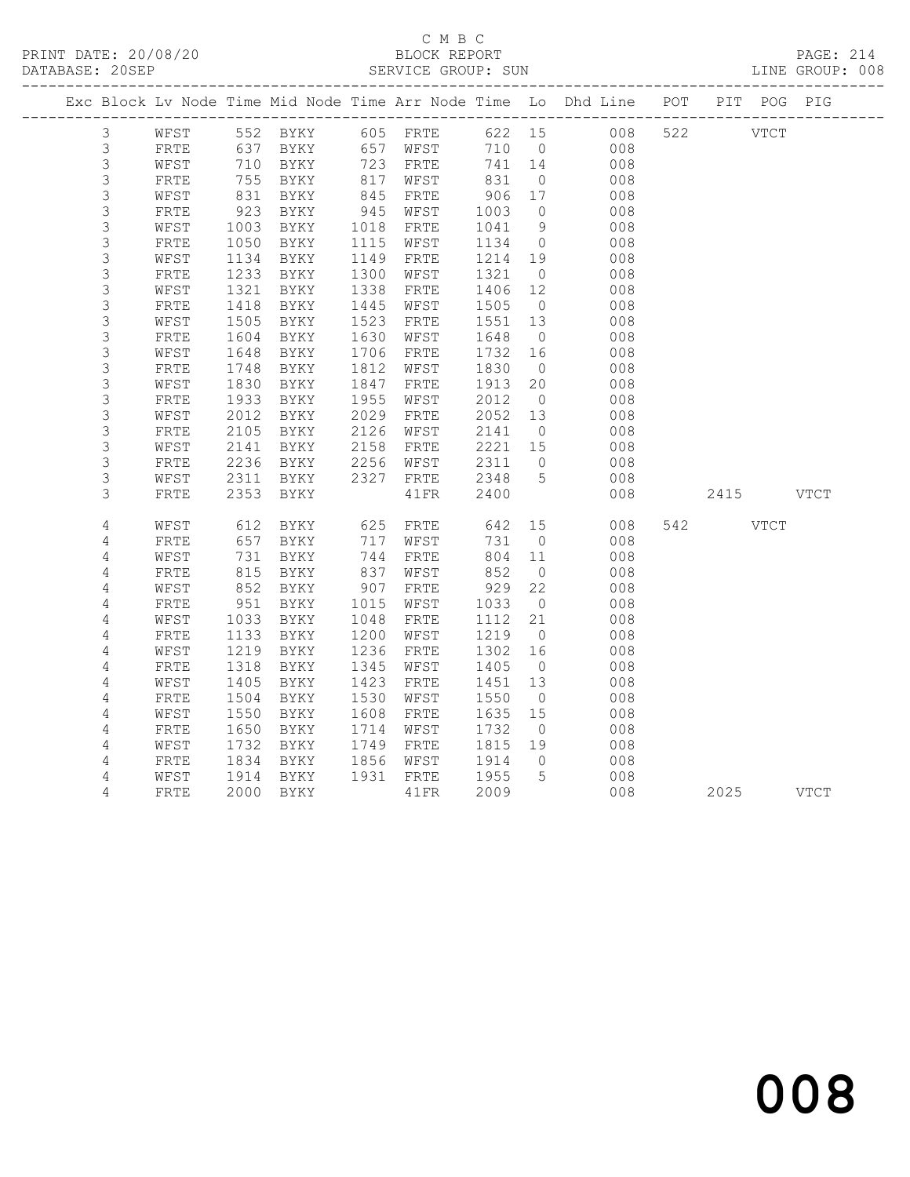C M B C

BLOCK REPORT

PRINT DATE: 20/08/20 DATABASE: 20SEP SERVICE GROUP: SUN LINE GROUP: 008

| Exc | Block | Lv | Node | Time | Mid Node | Time | Arr Node | Time | Lo | Dhd Line | POT | PIT | POG | PIG |
|---|---|---|---|---|---|---|---|---|---|---|---|---|---|---|
| | 3 | | WFST | 552 | BYKY | 605 | FRTE | 622 | 15 | 008 | 522 | | VTCT | |
| | 3 | | FRTE | 637 | BYKY | 657 | WFST | 710 | 0 | 008 | | | | |
| | 3 | | WFST | 710 | BYKY | 723 | FRTE | 741 | 14 | 008 | | | | |
| | 3 | | FRTE | 755 | BYKY | 817 | WFST | 831 | 0 | 008 | | | | |
| | 3 | | WFST | 831 | BYKY | 845 | FRTE | 906 | 17 | 008 | | | | |
| | 3 | | FRTE | 923 | BYKY | 945 | WFST | 1003 | 0 | 008 | | | | |
| | 3 | | WFST | 1003 | BYKY | 1018 | FRTE | 1041 | 9 | 008 | | | | |
| | 3 | | FRTE | 1050 | BYKY | 1115 | WFST | 1134 | 0 | 008 | | | | |
| | 3 | | WFST | 1134 | BYKY | 1149 | FRTE | 1214 | 19 | 008 | | | | |
| | 3 | | FRTE | 1233 | BYKY | 1300 | WFST | 1321 | 0 | 008 | | | | |
| | 3 | | WFST | 1321 | BYKY | 1338 | FRTE | 1406 | 12 | 008 | | | | |
| | 3 | | FRTE | 1418 | BYKY | 1445 | WFST | 1505 | 0 | 008 | | | | |
| | 3 | | WFST | 1505 | BYKY | 1523 | FRTE | 1551 | 13 | 008 | | | | |
| | 3 | | FRTE | 1604 | BYKY | 1630 | WFST | 1648 | 0 | 008 | | | | |
| | 3 | | WFST | 1648 | BYKY | 1706 | FRTE | 1732 | 16 | 008 | | | | |
| | 3 | | FRTE | 1748 | BYKY | 1812 | WFST | 1830 | 0 | 008 | | | | |
| | 3 | | WFST | 1830 | BYKY | 1847 | FRTE | 1913 | 20 | 008 | | | | |
| | 3 | | FRTE | 1933 | BYKY | 1955 | WFST | 2012 | 0 | 008 | | | | |
| | 3 | | WFST | 2012 | BYKY | 2029 | FRTE | 2052 | 13 | 008 | | | | |
| | 3 | | FRTE | 2105 | BYKY | 2126 | WFST | 2141 | 0 | 008 | | | | |
| | 3 | | WFST | 2141 | BYKY | 2158 | FRTE | 2221 | 15 | 008 | | | | |
| | 3 | | FRTE | 2236 | BYKY | 2256 | WFST | 2311 | 0 | 008 | | | | |
| | 3 | | WFST | 2311 | BYKY | 2327 | FRTE | 2348 | 5 | 008 | | | | |
| | 3 | | FRTE | 2353 | BYKY | | 41FR | 2400 | | 008 | | 2415 | | VTCT |
| | 4 | | WFST | 612 | BYKY | 625 | FRTE | 642 | 15 | 008 | 542 | | VTCT | |
| | 4 | | FRTE | 657 | BYKY | 717 | WFST | 731 | 0 | 008 | | | | |
| | 4 | | WFST | 731 | BYKY | 744 | FRTE | 804 | 11 | 008 | | | | |
| | 4 | | FRTE | 815 | BYKY | 837 | WFST | 852 | 0 | 008 | | | | |
| | 4 | | WFST | 852 | BYKY | 907 | FRTE | 929 | 22 | 008 | | | | |
| | 4 | | FRTE | 951 | BYKY | 1015 | WFST | 1033 | 0 | 008 | | | | |
| | 4 | | WFST | 1033 | BYKY | 1048 | FRTE | 1112 | 21 | 008 | | | | |
| | 4 | | FRTE | 1133 | BYKY | 1200 | WFST | 1219 | 0 | 008 | | | | |
| | 4 | | WFST | 1219 | BYKY | 1236 | FRTE | 1302 | 16 | 008 | | | | |
| | 4 | | FRTE | 1318 | BYKY | 1345 | WFST | 1405 | 0 | 008 | | | | |
| | 4 | | WFST | 1405 | BYKY | 1423 | FRTE | 1451 | 13 | 008 | | | | |
| | 4 | | FRTE | 1504 | BYKY | 1530 | WFST | 1550 | 0 | 008 | | | | |
| | 4 | | WFST | 1550 | BYKY | 1608 | FRTE | 1635 | 15 | 008 | | | | |
| | 4 | | FRTE | 1650 | BYKY | 1714 | WFST | 1732 | 0 | 008 | | | | |
| | 4 | | WFST | 1732 | BYKY | 1749 | FRTE | 1815 | 19 | 008 | | | | |
| | 4 | | FRTE | 1834 | BYKY | 1856 | WFST | 1914 | 0 | 008 | | | | |
| | 4 | | WFST | 1914 | BYKY | 1931 | FRTE | 1955 | 5 | 008 | | | | |
| | 4 | | FRTE | 2000 | BYKY | | 41FR | 2009 | | 008 | | 2025 | | VTCT |

008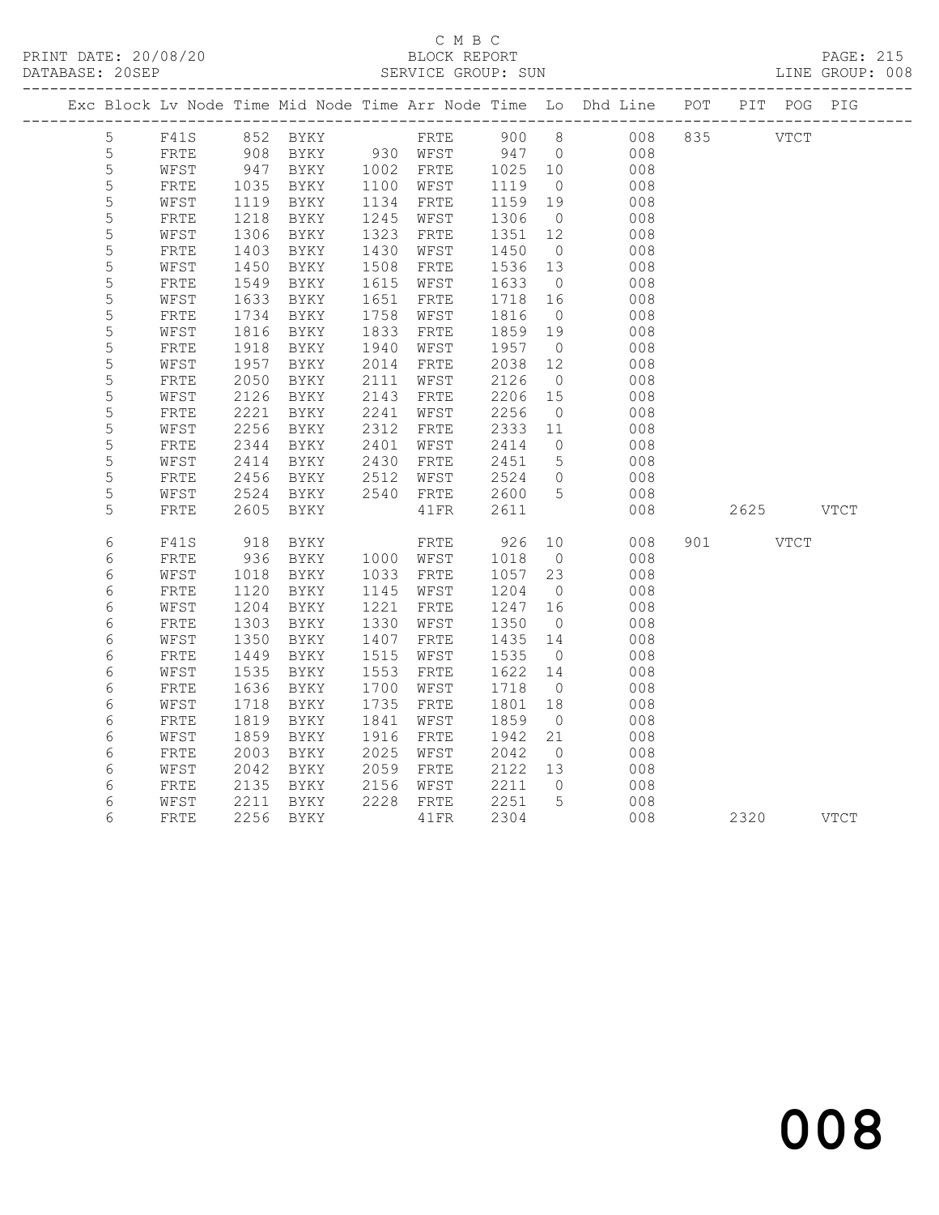C M B C
BLOCK REPORT
SERVICE GROUP: SUN

PRINT DATE: 20/08/20
DATABASE: 20SEP
LINE GROUP: 008

| Exc | Block | Lv | Node | Time | Mid Node | Time | Arr Node | Time | Lo | Dhd Line | POT | PIT | POG | PIG |
|---|---|---|---|---|---|---|---|---|---|---|---|---|---|---|
| | 5 | | F41S | 852 | BYKY | | FRTE | 900 | 8 | 008 | 835 | | VTCT | |
| | 5 | | FRTE | 908 | BYKY | 930 | WFST | 947 | 0 | 008 | | | | |
| | 5 | | WFST | 947 | BYKY | 1002 | FRTE | 1025 | 10 | 008 | | | | |
| | 5 | | FRTE | 1035 | BYKY | 1100 | WFST | 1119 | 0 | 008 | | | | |
| | 5 | | WFST | 1119 | BYKY | 1134 | FRTE | 1159 | 19 | 008 | | | | |
| | 5 | | FRTE | 1218 | BYKY | 1245 | WFST | 1306 | 0 | 008 | | | | |
| | 5 | | WFST | 1306 | BYKY | 1323 | FRTE | 1351 | 12 | 008 | | | | |
| | 5 | | FRTE | 1403 | BYKY | 1430 | WFST | 1450 | 0 | 008 | | | | |
| | 5 | | WFST | 1450 | BYKY | 1508 | FRTE | 1536 | 13 | 008 | | | | |
| | 5 | | FRTE | 1549 | BYKY | 1615 | WFST | 1633 | 0 | 008 | | | | |
| | 5 | | WFST | 1633 | BYKY | 1651 | FRTE | 1718 | 16 | 008 | | | | |
| | 5 | | FRTE | 1734 | BYKY | 1758 | WFST | 1816 | 0 | 008 | | | | |
| | 5 | | WFST | 1816 | BYKY | 1833 | FRTE | 1859 | 19 | 008 | | | | |
| | 5 | | FRTE | 1918 | BYKY | 1940 | WFST | 1957 | 0 | 008 | | | | |
| | 5 | | WFST | 1957 | BYKY | 2014 | FRTE | 2038 | 12 | 008 | | | | |
| | 5 | | FRTE | 2050 | BYKY | 2111 | WFST | 2126 | 0 | 008 | | | | |
| | 5 | | WFST | 2126 | BYKY | 2143 | FRTE | 2206 | 15 | 008 | | | | |
| | 5 | | FRTE | 2221 | BYKY | 2241 | WFST | 2256 | 0 | 008 | | | | |
| | 5 | | WFST | 2256 | BYKY | 2312 | FRTE | 2333 | 11 | 008 | | | | |
| | 5 | | FRTE | 2344 | BYKY | 2401 | WFST | 2414 | 0 | 008 | | | | |
| | 5 | | WFST | 2414 | BYKY | 2430 | FRTE | 2451 | 5 | 008 | | | | |
| | 5 | | FRTE | 2456 | BYKY | 2512 | WFST | 2524 | 0 | 008 | | | | |
| | 5 | | WFST | 2524 | BYKY | 2540 | FRTE | 2600 | 5 | 008 | | | | |
| | 5 | | FRTE | 2605 | BYKY | | 41FR | 2611 | | 008 | | 2625 | | VTCT |
| | 6 | | F41S | 918 | BYKY | | FRTE | 926 | 10 | 008 | 901 | | VTCT | |
| | 6 | | FRTE | 936 | BYKY | 1000 | WFST | 1018 | 0 | 008 | | | | |
| | 6 | | WFST | 1018 | BYKY | 1033 | FRTE | 1057 | 23 | 008 | | | | |
| | 6 | | FRTE | 1120 | BYKY | 1145 | WFST | 1204 | 0 | 008 | | | | |
| | 6 | | WFST | 1204 | BYKY | 1221 | FRTE | 1247 | 16 | 008 | | | | |
| | 6 | | FRTE | 1303 | BYKY | 1330 | WFST | 1350 | 0 | 008 | | | | |
| | 6 | | WFST | 1350 | BYKY | 1407 | FRTE | 1435 | 14 | 008 | | | | |
| | 6 | | FRTE | 1449 | BYKY | 1515 | WFST | 1535 | 0 | 008 | | | | |
| | 6 | | WFST | 1535 | BYKY | 1553 | FRTE | 1622 | 14 | 008 | | | | |
| | 6 | | FRTE | 1636 | BYKY | 1700 | WFST | 1718 | 0 | 008 | | | | |
| | 6 | | WFST | 1718 | BYKY | 1735 | FRTE | 1801 | 18 | 008 | | | | |
| | 6 | | FRTE | 1819 | BYKY | 1841 | WFST | 1859 | 0 | 008 | | | | |
| | 6 | | WFST | 1859 | BYKY | 1916 | FRTE | 1942 | 21 | 008 | | | | |
| | 6 | | FRTE | 2003 | BYKY | 2025 | WFST | 2042 | 0 | 008 | | | | |
| | 6 | | WFST | 2042 | BYKY | 2059 | FRTE | 2122 | 13 | 008 | | | | |
| | 6 | | FRTE | 2135 | BYKY | 2156 | WFST | 2211 | 0 | 008 | | | | |
| | 6 | | WFST | 2211 | BYKY | 2228 | FRTE | 2251 | 5 | 008 | | | | |
| | 6 | | FRTE | 2256 | BYKY | | 41FR | 2304 | | 008 | | 2320 | | VTCT |

008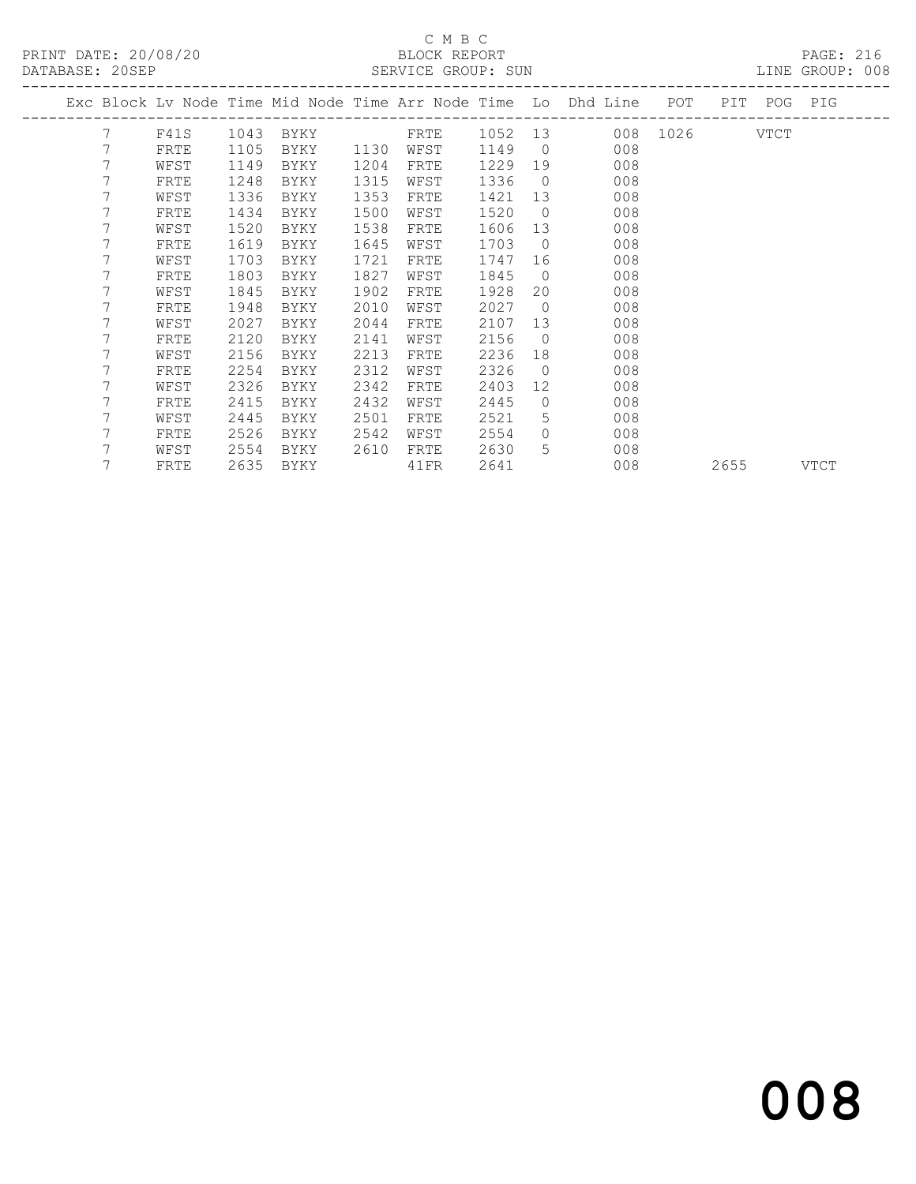C M B C

BLOCK REPORT

SERVICE GROUP: SUN

PRINT DATE: 20/08/20
DATABASE: 20SEP

LINE GROUP: 008

| Exc | Block | Lv | Node | Time | Mid Node | Time | Arr Node | Time | Lo | Dhd Line | POT | PIT | POG | PIG |
|---|---|---|---|---|---|---|---|---|---|---|---|---|---|---|
| | 7 | | F41S | 1043 | BYKY | | FRTE | 1052 | 13 | 008 | 1026 | | VTCT | |
| | 7 | | FRTE | 1105 | BYKY | 1130 | WFST | 1149 | 0 | 008 | | | | |
| | 7 | | WFST | 1149 | BYKY | 1204 | FRTE | 1229 | 19 | 008 | | | | |
| | 7 | | FRTE | 1248 | BYKY | 1315 | WFST | 1336 | 0 | 008 | | | | |
| | 7 | | WFST | 1336 | BYKY | 1353 | FRTE | 1421 | 13 | 008 | | | | |
| | 7 | | FRTE | 1434 | BYKY | 1500 | WFST | 1520 | 0 | 008 | | | | |
| | 7 | | WFST | 1520 | BYKY | 1538 | FRTE | 1606 | 13 | 008 | | | | |
| | 7 | | FRTE | 1619 | BYKY | 1645 | WFST | 1703 | 0 | 008 | | | | |
| | 7 | | WFST | 1703 | BYKY | 1721 | FRTE | 1747 | 16 | 008 | | | | |
| | 7 | | FRTE | 1803 | BYKY | 1827 | WFST | 1845 | 0 | 008 | | | | |
| | 7 | | WFST | 1845 | BYKY | 1902 | FRTE | 1928 | 20 | 008 | | | | |
| | 7 | | FRTE | 1948 | BYKY | 2010 | WFST | 2027 | 0 | 008 | | | | |
| | 7 | | WFST | 2027 | BYKY | 2044 | FRTE | 2107 | 13 | 008 | | | | |
| | 7 | | FRTE | 2120 | BYKY | 2141 | WFST | 2156 | 0 | 008 | | | | |
| | 7 | | WFST | 2156 | BYKY | 2213 | FRTE | 2236 | 18 | 008 | | | | |
| | 7 | | FRTE | 2254 | BYKY | 2312 | WFST | 2326 | 0 | 008 | | | | |
| | 7 | | WFST | 2326 | BYKY | 2342 | FRTE | 2403 | 12 | 008 | | | | |
| | 7 | | FRTE | 2415 | BYKY | 2432 | WFST | 2445 | 0 | 008 | | | | |
| | 7 | | WFST | 2445 | BYKY | 2501 | FRTE | 2521 | 5 | 008 | | | | |
| | 7 | | FRTE | 2526 | BYKY | 2542 | WFST | 2554 | 0 | 008 | | | | |
| | 7 | | WFST | 2554 | BYKY | 2610 | FRTE | 2630 | 5 | 008 | | | | |
| | 7 | | FRTE | 2635 | BYKY | | 41FR | 2641 | | 008 | | 2655 | | VTCT |

008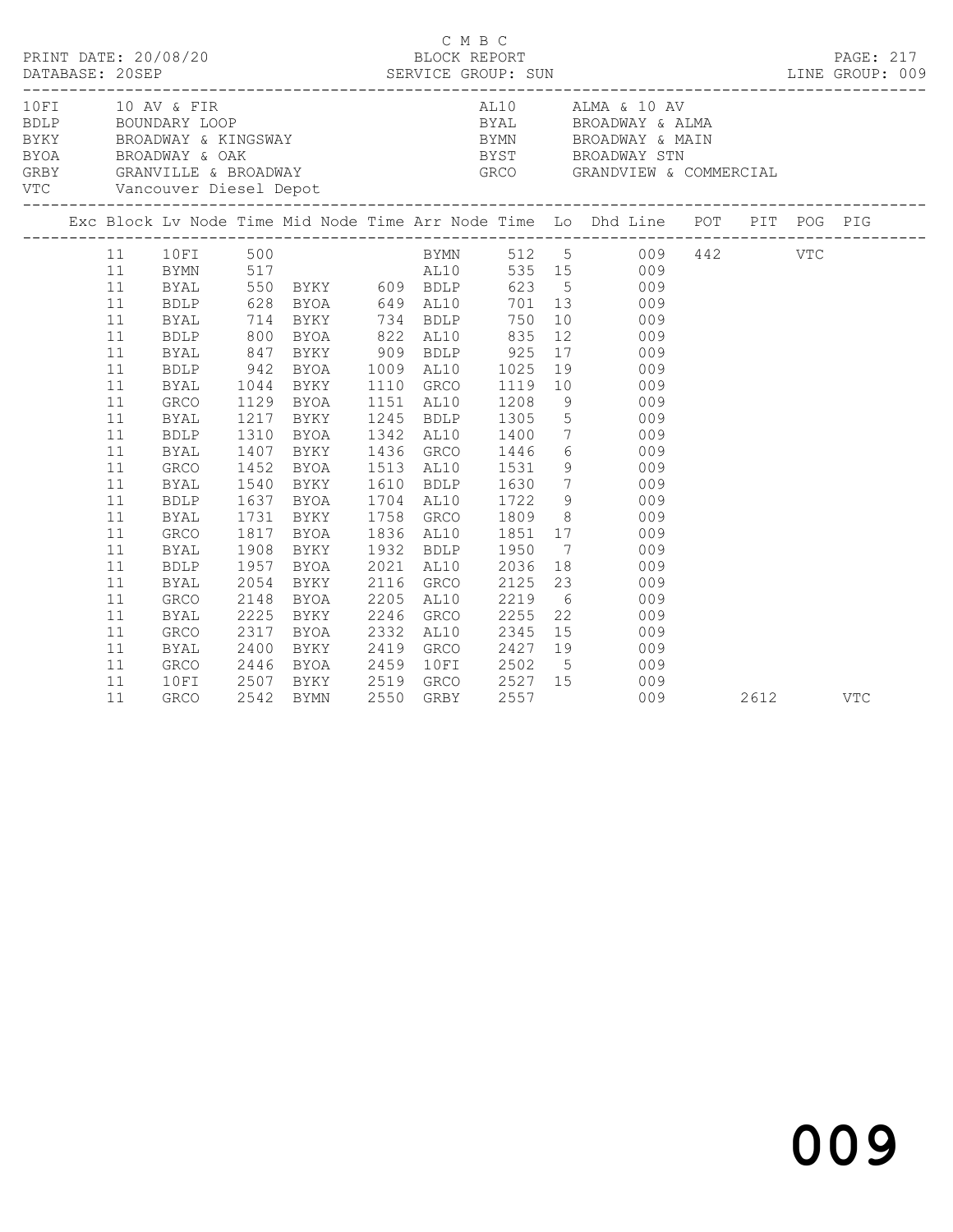C M B C

PRINT DATE: 20/08/20 BLOCK REPORT

DATABASE: 20SEP SERVICE GROUP: SUN LINE GROUP: 009

| Code | Description | Code | Description |
|---|---|---|---|
| 10FI | 10 AV & FIR | AL10 | ALMA & 10 AV |
| BDLP | BOUNDARY LOOP | BYAL | BROADWAY & ALMA |
| BYKY | BROADWAY & KINGSWAY | BYMN | BROADWAY & MAIN |
| BYOA | BROADWAY & OAK | BYST | BROADWAY STN |
| GRBY | GRANVILLE & BROADWAY | GRCO | GRANDVIEW & COMMERCIAL |
| VTC | Vancouver Diesel Depot | | |

| Exc | Block | Lv Node | Time | Mid Node | Time | Arr Node | Time | Lo | Dhd Line | POT | PIT | POG | PIG |
|---|---|---|---|---|---|---|---|---|---|---|---|---|---|
| | 11 | 10FI | 500 | | | BYMN | 512 | 5 | 009 | 442 | | VTC | |
| | 11 | BYMN | 517 | | | AL10 | 535 | 15 | 009 | | | | |
| | 11 | BYAL | 550 | BYKY | 609 | BDLP | 623 | 5 | 009 | | | | |
| | 11 | BDLP | 628 | BYOA | 649 | AL10 | 701 | 13 | 009 | | | | |
| | 11 | BYAL | 714 | BYKY | 734 | BDLP | 750 | 10 | 009 | | | | |
| | 11 | BDLP | 800 | BYOA | 822 | AL10 | 835 | 12 | 009 | | | | |
| | 11 | BYAL | 847 | BYKY | 909 | BDLP | 925 | 17 | 009 | | | | |
| | 11 | BDLP | 942 | BYOA | 1009 | AL10 | 1025 | 19 | 009 | | | | |
| | 11 | BYAL | 1044 | BYKY | 1110 | GRCO | 1119 | 10 | 009 | | | | |
| | 11 | GRCO | 1129 | BYOA | 1151 | AL10 | 1208 | 9 | 009 | | | | |
| | 11 | BYAL | 1217 | BYKY | 1245 | BDLP | 1305 | 5 | 009 | | | | |
| | 11 | BDLP | 1310 | BYOA | 1342 | AL10 | 1400 | 7 | 009 | | | | |
| | 11 | BYAL | 1407 | BYKY | 1436 | GRCO | 1446 | 6 | 009 | | | | |
| | 11 | GRCO | 1452 | BYOA | 1513 | AL10 | 1531 | 9 | 009 | | | | |
| | 11 | BYAL | 1540 | BYKY | 1610 | BDLP | 1630 | 7 | 009 | | | | |
| | 11 | BDLP | 1637 | BYOA | 1704 | AL10 | 1722 | 9 | 009 | | | | |
| | 11 | BYAL | 1731 | BYKY | 1758 | GRCO | 1809 | 8 | 009 | | | | |
| | 11 | GRCO | 1817 | BYOA | 1836 | AL10 | 1851 | 17 | 009 | | | | |
| | 11 | BYAL | 1908 | BYKY | 1932 | BDLP | 1950 | 7 | 009 | | | | |
| | 11 | BDLP | 1957 | BYOA | 2021 | AL10 | 2036 | 18 | 009 | | | | |
| | 11 | BYAL | 2054 | BYKY | 2116 | GRCO | 2125 | 23 | 009 | | | | |
| | 11 | GRCO | 2148 | BYOA | 2205 | AL10 | 2219 | 6 | 009 | | | | |
| | 11 | BYAL | 2225 | BYKY | 2246 | GRCO | 2255 | 22 | 009 | | | | |
| | 11 | GRCO | 2317 | BYOA | 2332 | AL10 | 2345 | 15 | 009 | | | | |
| | 11 | BYAL | 2400 | BYKY | 2419 | GRCO | 2427 | 19 | 009 | | | | |
| | 11 | GRCO | 2446 | BYOA | 2459 | 10FI | 2502 | 5 | 009 | | | | |
| | 11 | 10FI | 2507 | BYKY | 2519 | GRCO | 2527 | 15 | 009 | | | | |
| | 11 | GRCO | 2542 | BYMN | 2550 | GRBY | 2557 | | 009 | | 2612 | | VTC |

009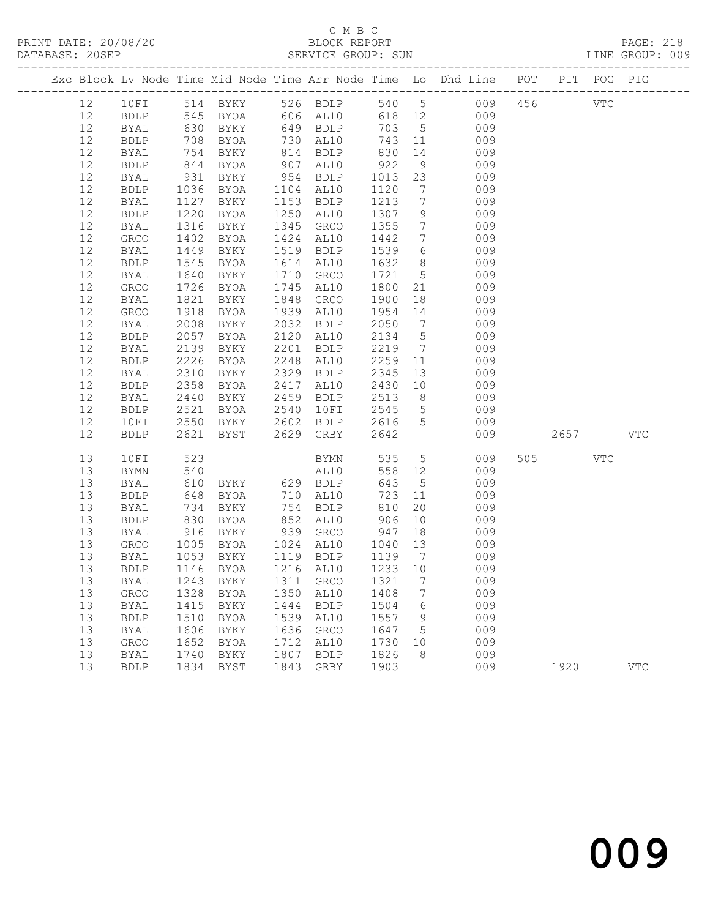C M B C
PRINT DATE: 20/08/20 BLOCK REPORT PAGE: 218
DATABASE: 20SEP SERVICE GROUP: SUN LINE GROUP: 009

| Exc | Block | Lv | Node | Time | Mid Node | Time | Arr Node | Time | Lo | Dhd Line | POT | PIT | POG | PIG |
|---|---|---|---|---|---|---|---|---|---|---|---|---|---|---|
| | 12 | | 10FI | 514 | BYKY | 526 | BDLP | 540 | 5 | 009 | 456 | | VTC | |
| | 12 | | BDLP | 545 | BYOA | 606 | AL10 | 618 | 12 | 009 | | | | |
| | 12 | | BYAL | 630 | BYKY | 649 | BDLP | 703 | 5 | 009 | | | | |
| | 12 | | BDLP | 708 | BYOA | 730 | AL10 | 743 | 11 | 009 | | | | |
| | 12 | | BYAL | 754 | BYKY | 814 | BDLP | 830 | 14 | 009 | | | | |
| | 12 | | BDLP | 844 | BYOA | 907 | AL10 | 922 | 9 | 009 | | | | |
| | 12 | | BYAL | 931 | BYKY | 954 | BDLP | 1013 | 23 | 009 | | | | |
| | 12 | | BDLP | 1036 | BYOA | 1104 | AL10 | 1120 | 7 | 009 | | | | |
| | 12 | | BYAL | 1127 | BYKY | 1153 | BDLP | 1213 | 7 | 009 | | | | |
| | 12 | | BDLP | 1220 | BYOA | 1250 | AL10 | 1307 | 9 | 009 | | | | |
| | 12 | | BYAL | 1316 | BYKY | 1345 | GRCO | 1355 | 7 | 009 | | | | |
| | 12 | | GRCO | 1402 | BYOA | 1424 | AL10 | 1442 | 7 | 009 | | | | |
| | 12 | | BYAL | 1449 | BYKY | 1519 | BDLP | 1539 | 6 | 009 | | | | |
| | 12 | | BDLP | 1545 | BYOA | 1614 | AL10 | 1632 | 8 | 009 | | | | |
| | 12 | | BYAL | 1640 | BYKY | 1710 | GRCO | 1721 | 5 | 009 | | | | |
| | 12 | | GRCO | 1726 | BYOA | 1745 | AL10 | 1800 | 21 | 009 | | | | |
| | 12 | | BYAL | 1821 | BYKY | 1848 | GRCO | 1900 | 18 | 009 | | | | |
| | 12 | | GRCO | 1918 | BYOA | 1939 | AL10 | 1954 | 14 | 009 | | | | |
| | 12 | | BYAL | 2008 | BYKY | 2032 | BDLP | 2050 | 7 | 009 | | | | |
| | 12 | | BDLP | 2057 | BYOA | 2120 | AL10 | 2134 | 5 | 009 | | | | |
| | 12 | | BYAL | 2139 | BYKY | 2201 | BDLP | 2219 | 7 | 009 | | | | |
| | 12 | | BDLP | 2226 | BYOA | 2248 | AL10 | 2259 | 11 | 009 | | | | |
| | 12 | | BYAL | 2310 | BYKY | 2329 | BDLP | 2345 | 13 | 009 | | | | |
| | 12 | | BDLP | 2358 | BYOA | 2417 | AL10 | 2430 | 10 | 009 | | | | |
| | 12 | | BYAL | 2440 | BYKY | 2459 | BDLP | 2513 | 8 | 009 | | | | |
| | 12 | | BDLP | 2521 | BYOA | 2540 | 10FI | 2545 | 5 | 009 | | | | |
| | 12 | | 10FI | 2550 | BYKY | 2602 | BDLP | 2616 | 5 | 009 | | | | |
| | 12 | | BDLP | 2621 | BYST | 2629 | GRBY | 2642 | | 009 | | 2657 | | VTC |
| | 13 | | 10FI | 523 | | | BYMN | 535 | 5 | 009 | 505 | | VTC | |
| | 13 | | BYMN | 540 | | | AL10 | 558 | 12 | 009 | | | | |
| | 13 | | BYAL | 610 | BYKY | 629 | BDLP | 643 | 5 | 009 | | | | |
| | 13 | | BDLP | 648 | BYOA | 710 | AL10 | 723 | 11 | 009 | | | | |
| | 13 | | BYAL | 734 | BYKY | 754 | BDLP | 810 | 20 | 009 | | | | |
| | 13 | | BDLP | 830 | BYOA | 852 | AL10 | 906 | 10 | 009 | | | | |
| | 13 | | BYAL | 916 | BYKY | 939 | GRCO | 947 | 18 | 009 | | | | |
| | 13 | | GRCO | 1005 | BYOA | 1024 | AL10 | 1040 | 13 | 009 | | | | |
| | 13 | | BYAL | 1053 | BYKY | 1119 | BDLP | 1139 | 7 | 009 | | | | |
| | 13 | | BDLP | 1146 | BYOA | 1216 | AL10 | 1233 | 10 | 009 | | | | |
| | 13 | | BYAL | 1243 | BYKY | 1311 | GRCO | 1321 | 7 | 009 | | | | |
| | 13 | | GRCO | 1328 | BYOA | 1350 | AL10 | 1408 | 7 | 009 | | | | |
| | 13 | | BYAL | 1415 | BYKY | 1444 | BDLP | 1504 | 6 | 009 | | | | |
| | 13 | | BDLP | 1510 | BYOA | 1539 | AL10 | 1557 | 9 | 009 | | | | |
| | 13 | | BYAL | 1606 | BYKY | 1636 | GRCO | 1647 | 5 | 009 | | | | |
| | 13 | | GRCO | 1652 | BYOA | 1712 | AL10 | 1730 | 10 | 009 | | | | |
| | 13 | | BYAL | 1740 | BYKY | 1807 | BDLP | 1826 | 8 | 009 | | | | |
| | 13 | | BDLP | 1834 | BYST | 1843 | GRBY | 1903 | | 009 | | 1920 | | VTC |

009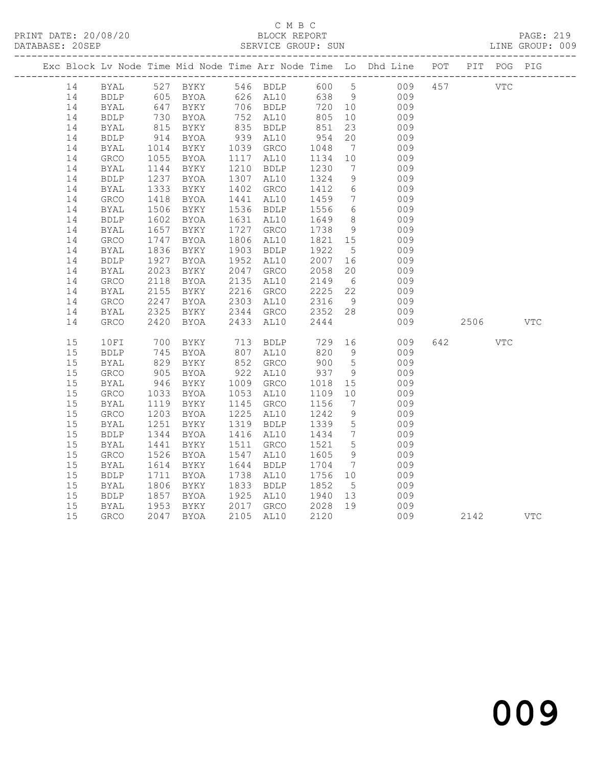C M B C

BLOCK REPORT

SERVICE GROUP: SUN

PRINT DATE: 20/08/20
DATABASE: 20SEP
LINE GROUP: 009

| Exc | Block | Lv | Node | Time | Mid Node | Time | Arr Node | Time | Lo | Dhd Line | POT | PIT | POG | PIG |
|---|---|---|---|---|---|---|---|---|---|---|---|---|---|---|
| | 14 | | BYAL | 527 | BYKY | 546 | BDLP | 600 | 5 | 009 | 457 | | VTC | |
| | 14 | | BDLP | 605 | BYOA | 626 | AL10 | 638 | 9 | 009 | | | | |
| | 14 | | BYAL | 647 | BYKY | 706 | BDLP | 720 | 10 | 009 | | | | |
| | 14 | | BDLP | 730 | BYOA | 752 | AL10 | 805 | 10 | 009 | | | | |
| | 14 | | BYAL | 815 | BYKY | 835 | BDLP | 851 | 23 | 009 | | | | |
| | 14 | | BDLP | 914 | BYOA | 939 | AL10 | 954 | 20 | 009 | | | | |
| | 14 | | BYAL | 1014 | BYKY | 1039 | GRCO | 1048 | 7 | 009 | | | | |
| | 14 | | GRCO | 1055 | BYOA | 1117 | AL10 | 1134 | 10 | 009 | | | | |
| | 14 | | BYAL | 1144 | BYKY | 1210 | BDLP | 1230 | 7 | 009 | | | | |
| | 14 | | BDLP | 1237 | BYOA | 1307 | AL10 | 1324 | 9 | 009 | | | | |
| | 14 | | BYAL | 1333 | BYKY | 1402 | GRCO | 1412 | 6 | 009 | | | | |
| | 14 | | GRCO | 1418 | BYOA | 1441 | AL10 | 1459 | 7 | 009 | | | | |
| | 14 | | BYAL | 1506 | BYKY | 1536 | BDLP | 1556 | 6 | 009 | | | | |
| | 14 | | BDLP | 1602 | BYOA | 1631 | AL10 | 1649 | 8 | 009 | | | | |
| | 14 | | BYAL | 1657 | BYKY | 1727 | GRCO | 1738 | 9 | 009 | | | | |
| | 14 | | GRCO | 1747 | BYOA | 1806 | AL10 | 1821 | 15 | 009 | | | | |
| | 14 | | BYAL | 1836 | BYKY | 1903 | BDLP | 1922 | 5 | 009 | | | | |
| | 14 | | BDLP | 1927 | BYOA | 1952 | AL10 | 2007 | 16 | 009 | | | | |
| | 14 | | BYAL | 2023 | BYKY | 2047 | GRCO | 2058 | 20 | 009 | | | | |
| | 14 | | GRCO | 2118 | BYOA | 2135 | AL10 | 2149 | 6 | 009 | | | | |
| | 14 | | BYAL | 2155 | BYKY | 2216 | GRCO | 2225 | 22 | 009 | | | | |
| | 14 | | GRCO | 2247 | BYOA | 2303 | AL10 | 2316 | 9 | 009 | | | | |
| | 14 | | BYAL | 2325 | BYKY | 2344 | GRCO | 2352 | 28 | 009 | | | | |
| | 14 | | GRCO | 2420 | BYOA | 2433 | AL10 | 2444 | | 009 | | 2506 | | VTC |
| | 15 | | 10FI | 700 | BYKY | 713 | BDLP | 729 | 16 | 009 | 642 | | VTC | |
| | 15 | | BDLP | 745 | BYOA | 807 | AL10 | 820 | 9 | 009 | | | | |
| | 15 | | BYAL | 829 | BYKY | 852 | GRCO | 900 | 5 | 009 | | | | |
| | 15 | | GRCO | 905 | BYOA | 922 | AL10 | 937 | 9 | 009 | | | | |
| | 15 | | BYAL | 946 | BYKY | 1009 | GRCO | 1018 | 15 | 009 | | | | |
| | 15 | | GRCO | 1033 | BYOA | 1053 | AL10 | 1109 | 10 | 009 | | | | |
| | 15 | | BYAL | 1119 | BYKY | 1145 | GRCO | 1156 | 7 | 009 | | | | |
| | 15 | | GRCO | 1203 | BYOA | 1225 | AL10 | 1242 | 9 | 009 | | | | |
| | 15 | | BYAL | 1251 | BYKY | 1319 | BDLP | 1339 | 5 | 009 | | | | |
| | 15 | | BDLP | 1344 | BYOA | 1416 | AL10 | 1434 | 7 | 009 | | | | |
| | 15 | | BYAL | 1441 | BYKY | 1511 | GRCO | 1521 | 5 | 009 | | | | |
| | 15 | | GRCO | 1526 | BYOA | 1547 | AL10 | 1605 | 9 | 009 | | | | |
| | 15 | | BYAL | 1614 | BYKY | 1644 | BDLP | 1704 | 7 | 009 | | | | |
| | 15 | | BDLP | 1711 | BYOA | 1738 | AL10 | 1756 | 10 | 009 | | | | |
| | 15 | | BYAL | 1806 | BYKY | 1833 | BDLP | 1852 | 5 | 009 | | | | |
| | 15 | | BDLP | 1857 | BYOA | 1925 | AL10 | 1940 | 13 | 009 | | | | |
| | 15 | | BYAL | 1953 | BYKY | 2017 | GRCO | 2028 | 19 | 009 | | | | |
| | 15 | | GRCO | 2047 | BYOA | 2105 | AL10 | 2120 | | 009 | | 2142 | | VTC |

009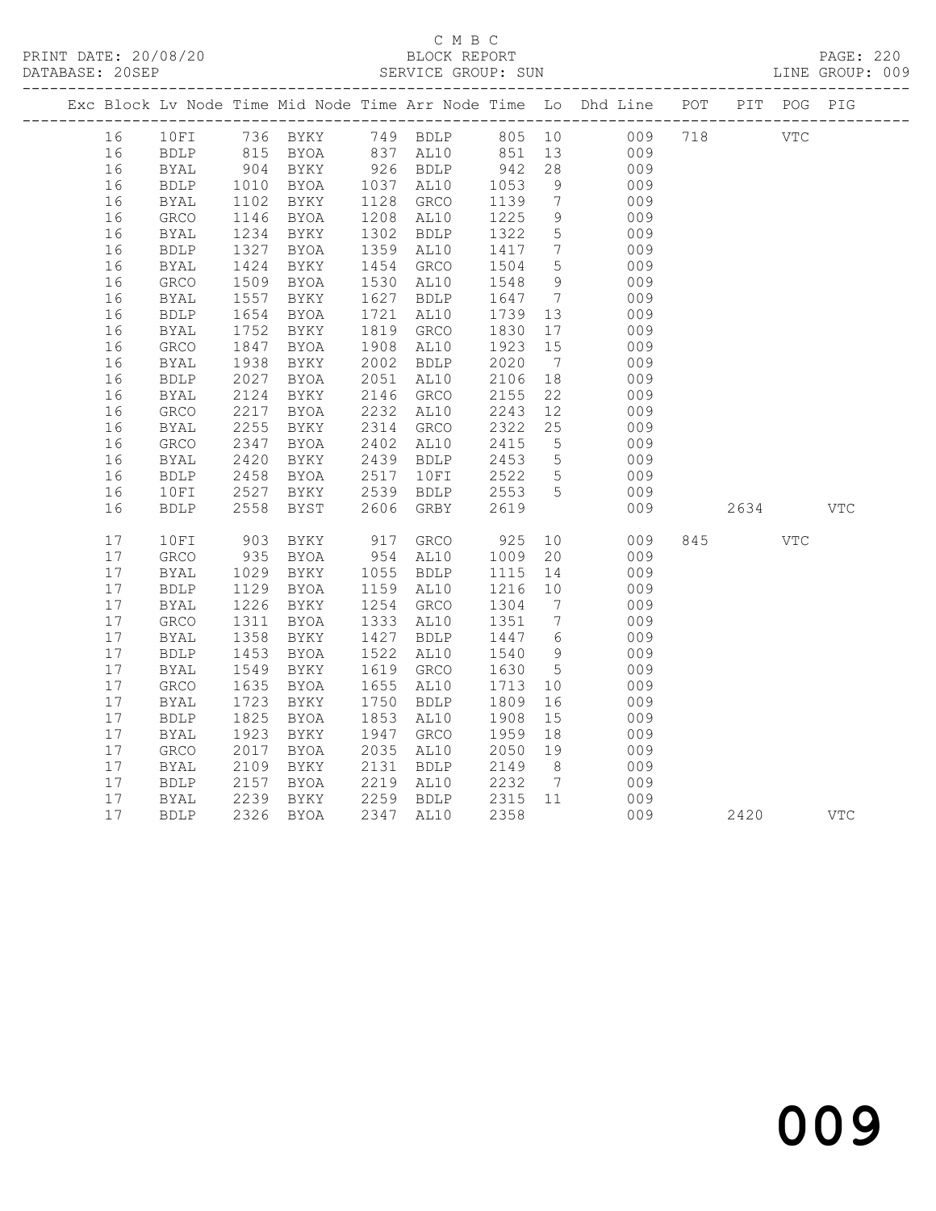C M B C

BLOCK REPORT

SERVICE GROUP: SUN

PRINT DATE: 20/08/20

DATABASE: 20SEP

LINE GROUP: 009

| Exc | Block | Lv | Node | Time | Mid Node | Time | Arr Node | Time | Lo | Dhd Line | POT | PIT | POG | PIG |
|---|---|---|---|---|---|---|---|---|---|---|---|---|---|---|
| | 16 | | 10FI | 736 | BYKY | 749 | BDLP | 805 | 10 | 009 | 718 | | VTC | |
| | 16 | | BDLP | 815 | BYOA | 837 | AL10 | 851 | 13 | 009 | | | | |
| | 16 | | BYAL | 904 | BYKY | 926 | BDLP | 942 | 28 | 009 | | | | |
| | 16 | | BDLP | 1010 | BYOA | 1037 | AL10 | 1053 | 9 | 009 | | | | |
| | 16 | | BYAL | 1102 | BYKY | 1128 | GRCO | 1139 | 7 | 009 | | | | |
| | 16 | | GRCO | 1146 | BYOA | 1208 | AL10 | 1225 | 9 | 009 | | | | |
| | 16 | | BYAL | 1234 | BYKY | 1302 | BDLP | 1322 | 5 | 009 | | | | |
| | 16 | | BDLP | 1327 | BYOA | 1359 | AL10 | 1417 | 7 | 009 | | | | |
| | 16 | | BYAL | 1424 | BYKY | 1454 | GRCO | 1504 | 5 | 009 | | | | |
| | 16 | | GRCO | 1509 | BYOA | 1530 | AL10 | 1548 | 9 | 009 | | | | |
| | 16 | | BYAL | 1557 | BYKY | 1627 | BDLP | 1647 | 7 | 009 | | | | |
| | 16 | | BDLP | 1654 | BYOA | 1721 | AL10 | 1739 | 13 | 009 | | | | |
| | 16 | | BYAL | 1752 | BYKY | 1819 | GRCO | 1830 | 17 | 009 | | | | |
| | 16 | | GRCO | 1847 | BYOA | 1908 | AL10 | 1923 | 15 | 009 | | | | |
| | 16 | | BYAL | 1938 | BYKY | 2002 | BDLP | 2020 | 7 | 009 | | | | |
| | 16 | | BDLP | 2027 | BYOA | 2051 | AL10 | 2106 | 18 | 009 | | | | |
| | 16 | | BYAL | 2124 | BYKY | 2146 | GRCO | 2155 | 22 | 009 | | | | |
| | 16 | | GRCO | 2217 | BYOA | 2232 | AL10 | 2243 | 12 | 009 | | | | |
| | 16 | | BYAL | 2255 | BYKY | 2314 | GRCO | 2322 | 25 | 009 | | | | |
| | 16 | | GRCO | 2347 | BYOA | 2402 | AL10 | 2415 | 5 | 009 | | | | |
| | 16 | | BYAL | 2420 | BYKY | 2439 | BDLP | 2453 | 5 | 009 | | | | |
| | 16 | | BDLP | 2458 | BYOA | 2517 | 10FI | 2522 | 5 | 009 | | | | |
| | 16 | | 10FI | 2527 | BYKY | 2539 | BDLP | 2553 | 5 | 009 | | | | |
| | 16 | | BDLP | 2558 | BYST | 2606 | GRBY | 2619 | | 009 | | 2634 | | VTC |
| | 17 | | 10FI | 903 | BYKY | 917 | GRCO | 925 | 10 | 009 | 845 | | VTC | |
| | 17 | | GRCO | 935 | BYOA | 954 | AL10 | 1009 | 20 | 009 | | | | |
| | 17 | | BYAL | 1029 | BYKY | 1055 | BDLP | 1115 | 14 | 009 | | | | |
| | 17 | | BDLP | 1129 | BYOA | 1159 | AL10 | 1216 | 10 | 009 | | | | |
| | 17 | | BYAL | 1226 | BYKY | 1254 | GRCO | 1304 | 7 | 009 | | | | |
| | 17 | | GRCO | 1311 | BYOA | 1333 | AL10 | 1351 | 7 | 009 | | | | |
| | 17 | | BYAL | 1358 | BYKY | 1427 | BDLP | 1447 | 6 | 009 | | | | |
| | 17 | | BDLP | 1453 | BYOA | 1522 | AL10 | 1540 | 9 | 009 | | | | |
| | 17 | | BYAL | 1549 | BYKY | 1619 | GRCO | 1630 | 5 | 009 | | | | |
| | 17 | | GRCO | 1635 | BYOA | 1655 | AL10 | 1713 | 10 | 009 | | | | |
| | 17 | | BYAL | 1723 | BYKY | 1750 | BDLP | 1809 | 16 | 009 | | | | |
| | 17 | | BDLP | 1825 | BYOA | 1853 | AL10 | 1908 | 15 | 009 | | | | |
| | 17 | | BYAL | 1923 | BYKY | 1947 | GRCO | 1959 | 18 | 009 | | | | |
| | 17 | | GRCO | 2017 | BYOA | 2035 | AL10 | 2050 | 19 | 009 | | | | |
| | 17 | | BYAL | 2109 | BYKY | 2131 | BDLP | 2149 | 8 | 009 | | | | |
| | 17 | | BDLP | 2157 | BYOA | 2219 | AL10 | 2232 | 7 | 009 | | | | |
| | 17 | | BYAL | 2239 | BYKY | 2259 | BDLP | 2315 | 11 | 009 | | | | |
| | 17 | | BDLP | 2326 | BYOA | 2347 | AL10 | 2358 | | 009 | | 2420 | | VTC |

009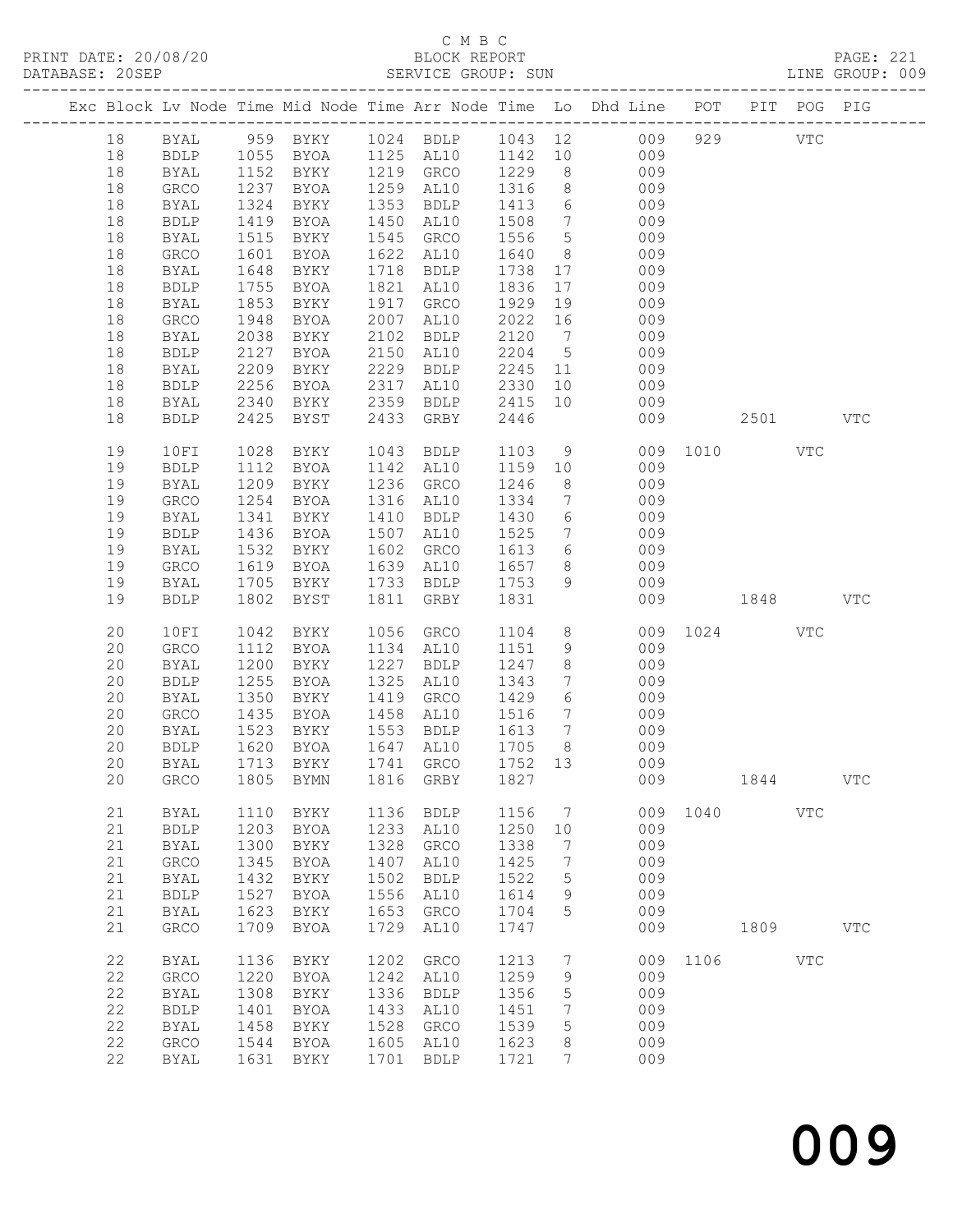C M B C

BLOCK REPORT

SERVICE GROUP: SUN

PRINT DATE: 20/08/20
DATABASE: 20SEP
LINE GROUP: 009

| Exc | Block | Lv | Node | Time | Mid Node | Time | Arr Node | Time | Lo | Dhd Line | POT | PIT | POG | PIG |
|---|---|---|---|---|---|---|---|---|---|---|---|---|---|---|
| | 18 | | BYAL | 959 | BYKY | 1024 | BDLP | 1043 | 12 | 009 | 929 | | VTC | |
| | 18 | | BDLP | 1055 | BYOA | 1125 | AL10 | 1142 | 10 | 009 | | | | |
| | 18 | | BYAL | 1152 | BYKY | 1219 | GRCO | 1229 | 8 | 009 | | | | |
| | 18 | | GRCO | 1237 | BYOA | 1259 | AL10 | 1316 | 8 | 009 | | | | |
| | 18 | | BYAL | 1324 | BYKY | 1353 | BDLP | 1413 | 6 | 009 | | | | |
| | 18 | | BDLP | 1419 | BYOA | 1450 | AL10 | 1508 | 7 | 009 | | | | |
| | 18 | | BYAL | 1515 | BYKY | 1545 | GRCO | 1556 | 5 | 009 | | | | |
| | 18 | | GRCO | 1601 | BYOA | 1622 | AL10 | 1640 | 8 | 009 | | | | |
| | 18 | | BYAL | 1648 | BYKY | 1718 | BDLP | 1738 | 17 | 009 | | | | |
| | 18 | | BDLP | 1755 | BYOA | 1821 | AL10 | 1836 | 17 | 009 | | | | |
| | 18 | | BYAL | 1853 | BYKY | 1917 | GRCO | 1929 | 19 | 009 | | | | |
| | 18 | | GRCO | 1948 | BYOA | 2007 | AL10 | 2022 | 16 | 009 | | | | |
| | 18 | | BYAL | 2038 | BYKY | 2102 | BDLP | 2120 | 7 | 009 | | | | |
| | 18 | | BDLP | 2127 | BYOA | 2150 | AL10 | 2204 | 5 | 009 | | | | |
| | 18 | | BYAL | 2209 | BYKY | 2229 | BDLP | 2245 | 11 | 009 | | | | |
| | 18 | | BDLP | 2256 | BYOA | 2317 | AL10 | 2330 | 10 | 009 | | | | |
| | 18 | | BYAL | 2340 | BYKY | 2359 | BDLP | 2415 | 10 | 009 | | | | |
| | 18 | | BDLP | 2425 | BYST | 2433 | GRBY | 2446 | | 009 | | 2501 | | VTC |
| | 19 | | 10FI | 1028 | BYKY | 1043 | BDLP | 1103 | 9 | 009 | 1010 | | VTC | |
| | 19 | | BDLP | 1112 | BYOA | 1142 | AL10 | 1159 | 10 | 009 | | | | |
| | 19 | | BYAL | 1209 | BYKY | 1236 | GRCO | 1246 | 8 | 009 | | | | |
| | 19 | | GRCO | 1254 | BYOA | 1316 | AL10 | 1334 | 7 | 009 | | | | |
| | 19 | | BYAL | 1341 | BYKY | 1410 | BDLP | 1430 | 6 | 009 | | | | |
| | 19 | | BDLP | 1436 | BYOA | 1507 | AL10 | 1525 | 7 | 009 | | | | |
| | 19 | | BYAL | 1532 | BYKY | 1602 | GRCO | 1613 | 6 | 009 | | | | |
| | 19 | | GRCO | 1619 | BYOA | 1639 | AL10 | 1657 | 8 | 009 | | | | |
| | 19 | | BYAL | 1705 | BYKY | 1733 | BDLP | 1753 | 9 | 009 | | | | |
| | 19 | | BDLP | 1802 | BYST | 1811 | GRBY | 1831 | | 009 | | 1848 | | VTC |
| | 20 | | 10FI | 1042 | BYKY | 1056 | GRCO | 1104 | 8 | 009 | 1024 | | VTC | |
| | 20 | | GRCO | 1112 | BYOA | 1134 | AL10 | 1151 | 9 | 009 | | | | |
| | 20 | | BYAL | 1200 | BYKY | 1227 | BDLP | 1247 | 8 | 009 | | | | |
| | 20 | | BDLP | 1255 | BYOA | 1325 | AL10 | 1343 | 7 | 009 | | | | |
| | 20 | | BYAL | 1350 | BYKY | 1419 | GRCO | 1429 | 6 | 009 | | | | |
| | 20 | | GRCO | 1435 | BYOA | 1458 | AL10 | 1516 | 7 | 009 | | | | |
| | 20 | | BYAL | 1523 | BYKY | 1553 | BDLP | 1613 | 7 | 009 | | | | |
| | 20 | | BDLP | 1620 | BYOA | 1647 | AL10 | 1705 | 8 | 009 | | | | |
| | 20 | | BYAL | 1713 | BYKY | 1741 | GRCO | 1752 | 13 | 009 | | | | |
| | 20 | | GRCO | 1805 | BYMN | 1816 | GRBY | 1827 | | 009 | | 1844 | | VTC |
| | 21 | | BYAL | 1110 | BYKY | 1136 | BDLP | 1156 | 7 | 009 | 1040 | | VTC | |
| | 21 | | BDLP | 1203 | BYOA | 1233 | AL10 | 1250 | 10 | 009 | | | | |
| | 21 | | BYAL | 1300 | BYKY | 1328 | GRCO | 1338 | 7 | 009 | | | | |
| | 21 | | GRCO | 1345 | BYOA | 1407 | AL10 | 1425 | 7 | 009 | | | | |
| | 21 | | BYAL | 1432 | BYKY | 1502 | BDLP | 1522 | 5 | 009 | | | | |
| | 21 | | BDLP | 1527 | BYOA | 1556 | AL10 | 1614 | 9 | 009 | | | | |
| | 21 | | BYAL | 1623 | BYKY | 1653 | GRCO | 1704 | 5 | 009 | | | | |
| | 21 | | GRCO | 1709 | BYOA | 1729 | AL10 | 1747 | | 009 | | 1809 | | VTC |
| | 22 | | BYAL | 1136 | BYKY | 1202 | GRCO | 1213 | 7 | 009 | 1106 | | VTC | |
| | 22 | | GRCO | 1220 | BYOA | 1242 | AL10 | 1259 | 9 | 009 | | | | |
| | 22 | | BYAL | 1308 | BYKY | 1336 | BDLP | 1356 | 5 | 009 | | | | |
| | 22 | | BDLP | 1401 | BYOA | 1433 | AL10 | 1451 | 7 | 009 | | | | |
| | 22 | | BYAL | 1458 | BYKY | 1528 | GRCO | 1539 | 5 | 009 | | | | |
| | 22 | | GRCO | 1544 | BYOA | 1605 | AL10 | 1623 | 8 | 009 | | | | |
| | 22 | | BYAL | 1631 | BYKY | 1701 | BDLP | 1721 | 7 | 009 | | | | |

009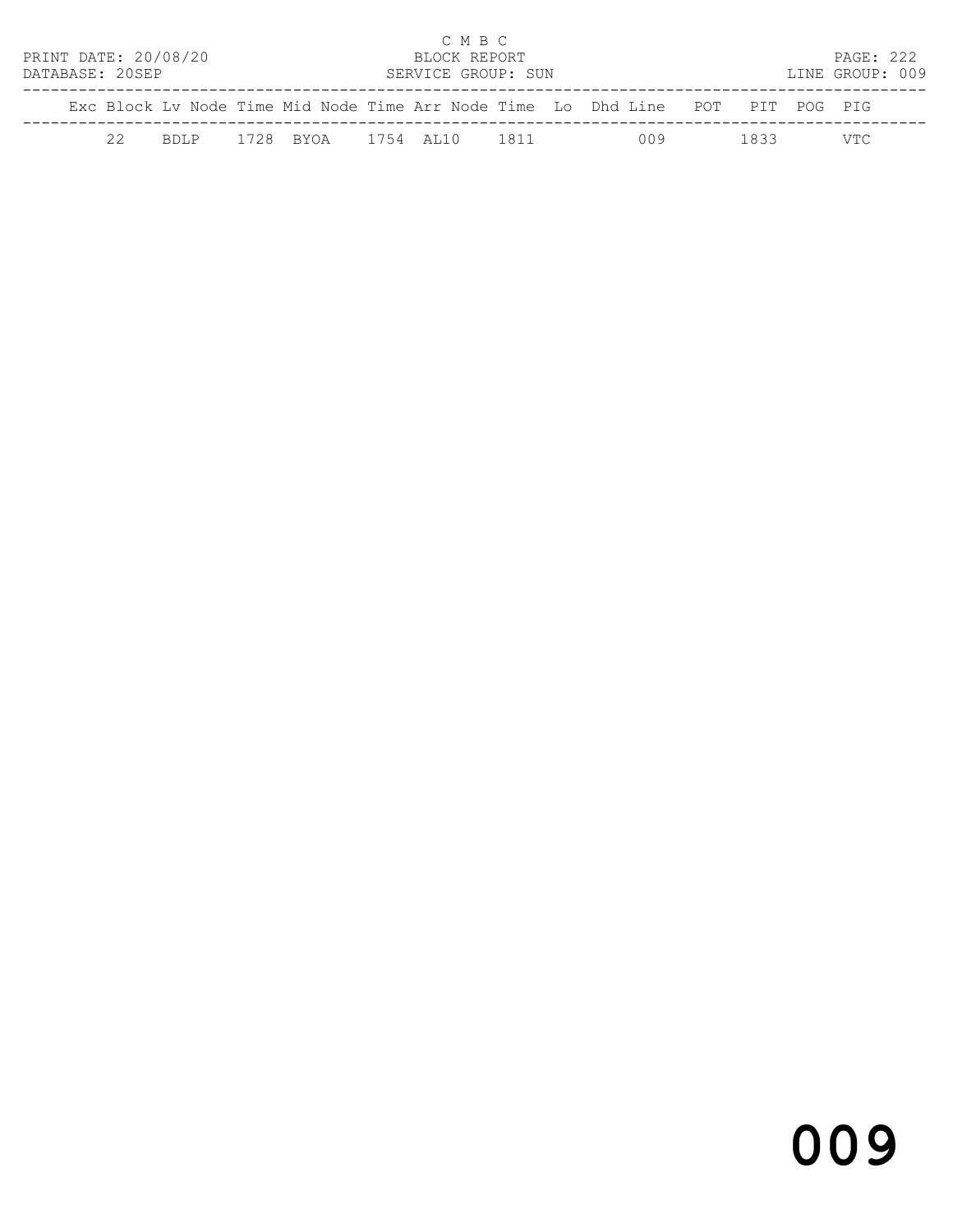PRINT DATE: 20/08/20 — C M B C — BLOCK REPORT
DATABASE: 20SEP — SERVICE GROUP: SUN — LINE GROUP: 009

| Exc | Block | Lv Node | Time | Mid Node | Time | Arr Node | Time | Lo | Dhd | Line | POT | PIT | POG | PIG |
|---|---|---|---|---|---|---|---|---|---|---|---|---|---|---|
| | 22 | BDLP | 1728 | BYOA | 1754 | AL10 | 1811 | | | 009 | | 1833 | | VTC |

009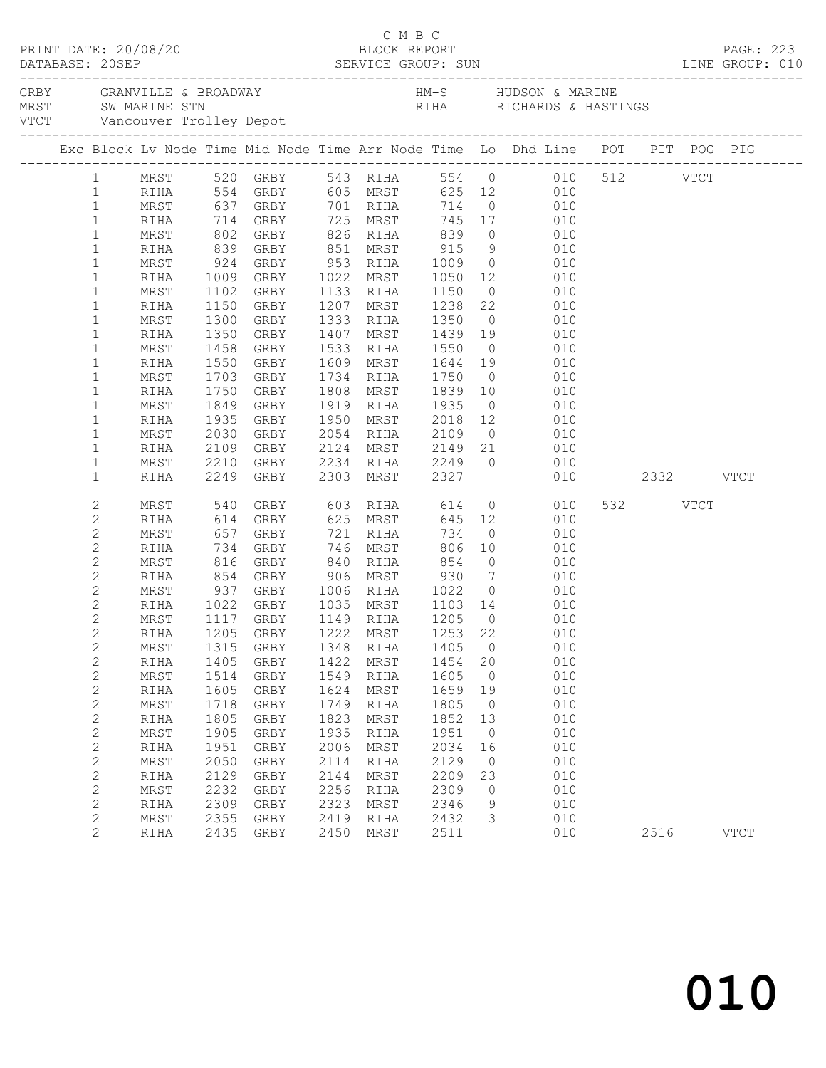C M B C
PRINT DATE: 20/08/20 BLOCK REPORT
DATABASE: 20SEP SERVICE GROUP: SUN LINE GROUP: 010

GRBY GRANVILLE & BROADWAY HM-S HUDSON & MARINE
MRST SW MARINE STN RIHA RICHARDS & HASTINGS
VTCT Vancouver Trolley Depot

| Exc | Block | Lv Node | Time | Mid Node | Time | Arr Node | Time | Lo | Dhd Line | POT | PIT | POG | PIG |
|---|---|---|---|---|---|---|---|---|---|---|---|---|---|
| | 1 | MRST | 520 | GRBY | 543 | RIHA | 554 | 0 | 010 | 512 | | VTCT | |
| | 1 | RIHA | 554 | GRBY | 605 | MRST | 625 | 12 | 010 | | | | |
| | 1 | MRST | 637 | GRBY | 701 | RIHA | 714 | 0 | 010 | | | | |
| | 1 | RIHA | 714 | GRBY | 725 | MRST | 745 | 17 | 010 | | | | |
| | 1 | MRST | 802 | GRBY | 826 | RIHA | 839 | 0 | 010 | | | | |
| | 1 | RIHA | 839 | GRBY | 851 | MRST | 915 | 9 | 010 | | | | |
| | 1 | MRST | 924 | GRBY | 953 | RIHA | 1009 | 0 | 010 | | | | |
| | 1 | RIHA | 1009 | GRBY | 1022 | MRST | 1050 | 12 | 010 | | | | |
| | 1 | MRST | 1102 | GRBY | 1133 | RIHA | 1150 | 0 | 010 | | | | |
| | 1 | RIHA | 1150 | GRBY | 1207 | MRST | 1238 | 22 | 010 | | | | |
| | 1 | MRST | 1300 | GRBY | 1333 | RIHA | 1350 | 0 | 010 | | | | |
| | 1 | RIHA | 1350 | GRBY | 1407 | MRST | 1439 | 19 | 010 | | | | |
| | 1 | MRST | 1458 | GRBY | 1533 | RIHA | 1550 | 0 | 010 | | | | |
| | 1 | RIHA | 1550 | GRBY | 1609 | MRST | 1644 | 19 | 010 | | | | |
| | 1 | MRST | 1703 | GRBY | 1734 | RIHA | 1750 | 0 | 010 | | | | |
| | 1 | RIHA | 1750 | GRBY | 1808 | MRST | 1839 | 10 | 010 | | | | |
| | 1 | MRST | 1849 | GRBY | 1919 | RIHA | 1935 | 0 | 010 | | | | |
| | 1 | RIHA | 1935 | GRBY | 1950 | MRST | 2018 | 12 | 010 | | | | |
| | 1 | MRST | 2030 | GRBY | 2054 | RIHA | 2109 | 0 | 010 | | | | |
| | 1 | RIHA | 2109 | GRBY | 2124 | MRST | 2149 | 21 | 010 | | | | |
| | 1 | MRST | 2210 | GRBY | 2234 | RIHA | 2249 | 0 | 010 | | | | |
| | 1 | RIHA | 2249 | GRBY | 2303 | MRST | 2327 | | 010 | | 2332 | | VTCT |
| | 2 | MRST | 540 | GRBY | 603 | RIHA | 614 | 0 | 010 | 532 | | VTCT | |
| | 2 | RIHA | 614 | GRBY | 625 | MRST | 645 | 12 | 010 | | | | |
| | 2 | MRST | 657 | GRBY | 721 | RIHA | 734 | 0 | 010 | | | | |
| | 2 | RIHA | 734 | GRBY | 746 | MRST | 806 | 10 | 010 | | | | |
| | 2 | MRST | 816 | GRBY | 840 | RIHA | 854 | 0 | 010 | | | | |
| | 2 | RIHA | 854 | GRBY | 906 | MRST | 930 | 7 | 010 | | | | |
| | 2 | MRST | 937 | GRBY | 1006 | RIHA | 1022 | 0 | 010 | | | | |
| | 2 | RIHA | 1022 | GRBY | 1035 | MRST | 1103 | 14 | 010 | | | | |
| | 2 | MRST | 1117 | GRBY | 1149 | RIHA | 1205 | 0 | 010 | | | | |
| | 2 | RIHA | 1205 | GRBY | 1222 | MRST | 1253 | 22 | 010 | | | | |
| | 2 | MRST | 1315 | GRBY | 1348 | RIHA | 1405 | 0 | 010 | | | | |
| | 2 | RIHA | 1405 | GRBY | 1422 | MRST | 1454 | 20 | 010 | | | | |
| | 2 | MRST | 1514 | GRBY | 1549 | RIHA | 1605 | 0 | 010 | | | | |
| | 2 | RIHA | 1605 | GRBY | 1624 | MRST | 1659 | 19 | 010 | | | | |
| | 2 | MRST | 1718 | GRBY | 1749 | RIHA | 1805 | 0 | 010 | | | | |
| | 2 | RIHA | 1805 | GRBY | 1823 | MRST | 1852 | 13 | 010 | | | | |
| | 2 | MRST | 1905 | GRBY | 1935 | RIHA | 1951 | 0 | 010 | | | | |
| | 2 | RIHA | 1951 | GRBY | 2006 | MRST | 2034 | 16 | 010 | | | | |
| | 2 | MRST | 2050 | GRBY | 2114 | RIHA | 2129 | 0 | 010 | | | | |
| | 2 | RIHA | 2129 | GRBY | 2144 | MRST | 2209 | 23 | 010 | | | | |
| | 2 | MRST | 2232 | GRBY | 2256 | RIHA | 2309 | 0 | 010 | | | | |
| | 2 | RIHA | 2309 | GRBY | 2323 | MRST | 2346 | 9 | 010 | | | | |
| | 2 | MRST | 2355 | GRBY | 2419 | RIHA | 2432 | 3 | 010 | | | | |
| | 2 | RIHA | 2435 | GRBY | 2450 | MRST | 2511 | | 010 | | 2516 | | VTCT |

010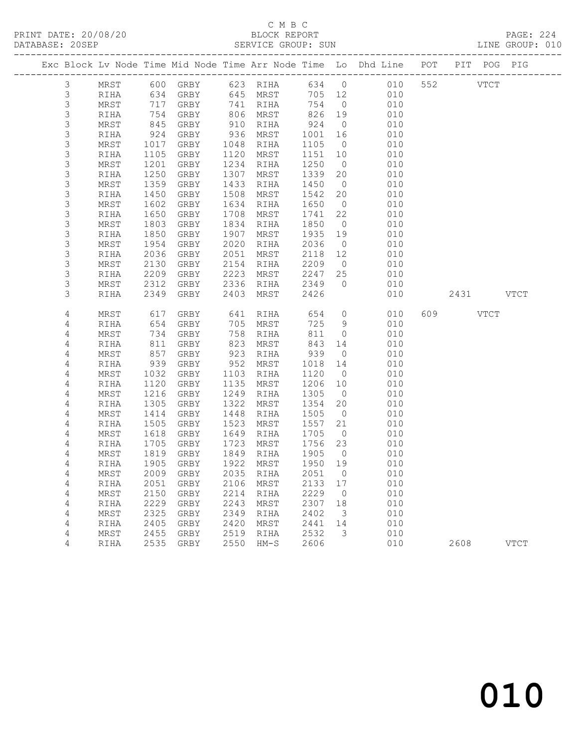C M B C
BLOCK REPORT
SERVICE GROUP: SUN

PRINT DATE: 20/08/20
DATABASE: 20SEP
LINE GROUP: 010

| Exc | Block | Lv | Node | Time | Mid Node | Time | Arr Node | Time | Lo | Dhd Line | POT | PIT | POG | PIG |
|---|---|---|---|---|---|---|---|---|---|---|---|---|---|---|
| | 3 | | MRST | 600 | GRBY | 623 | RIHA | 634 | 0 | 010 | 552 | | VTCT | |
| | 3 | | RIHA | 634 | GRBY | 645 | MRST | 705 | 12 | 010 | | | | |
| | 3 | | MRST | 717 | GRBY | 741 | RIHA | 754 | 0 | 010 | | | | |
| | 3 | | RIHA | 754 | GRBY | 806 | MRST | 826 | 19 | 010 | | | | |
| | 3 | | MRST | 845 | GRBY | 910 | RIHA | 924 | 0 | 010 | | | | |
| | 3 | | RIHA | 924 | GRBY | 936 | MRST | 1001 | 16 | 010 | | | | |
| | 3 | | MRST | 1017 | GRBY | 1048 | RIHA | 1105 | 0 | 010 | | | | |
| | 3 | | RIHA | 1105 | GRBY | 1120 | MRST | 1151 | 10 | 010 | | | | |
| | 3 | | MRST | 1201 | GRBY | 1234 | RIHA | 1250 | 0 | 010 | | | | |
| | 3 | | RIHA | 1250 | GRBY | 1307 | MRST | 1339 | 20 | 010 | | | | |
| | 3 | | MRST | 1359 | GRBY | 1433 | RIHA | 1450 | 0 | 010 | | | | |
| | 3 | | RIHA | 1450 | GRBY | 1508 | MRST | 1542 | 20 | 010 | | | | |
| | 3 | | MRST | 1602 | GRBY | 1634 | RIHA | 1650 | 0 | 010 | | | | |
| | 3 | | RIHA | 1650 | GRBY | 1708 | MRST | 1741 | 22 | 010 | | | | |
| | 3 | | MRST | 1803 | GRBY | 1834 | RIHA | 1850 | 0 | 010 | | | | |
| | 3 | | RIHA | 1850 | GRBY | 1907 | MRST | 1935 | 19 | 010 | | | | |
| | 3 | | MRST | 1954 | GRBY | 2020 | RIHA | 2036 | 0 | 010 | | | | |
| | 3 | | RIHA | 2036 | GRBY | 2051 | MRST | 2118 | 12 | 010 | | | | |
| | 3 | | MRST | 2130 | GRBY | 2154 | RIHA | 2209 | 0 | 010 | | | | |
| | 3 | | RIHA | 2209 | GRBY | 2223 | MRST | 2247 | 25 | 010 | | | | |
| | 3 | | MRST | 2312 | GRBY | 2336 | RIHA | 2349 | 0 | 010 | | | | |
| | 3 | | RIHA | 2349 | GRBY | 2403 | MRST | 2426 | | 010 | | 2431 | | VTCT |
| | 4 | | MRST | 617 | GRBY | 641 | RIHA | 654 | 0 | 010 | 609 | | VTCT | |
| | 4 | | RIHA | 654 | GRBY | 705 | MRST | 725 | 9 | 010 | | | | |
| | 4 | | MRST | 734 | GRBY | 758 | RIHA | 811 | 0 | 010 | | | | |
| | 4 | | RIHA | 811 | GRBY | 823 | MRST | 843 | 14 | 010 | | | | |
| | 4 | | MRST | 857 | GRBY | 923 | RIHA | 939 | 0 | 010 | | | | |
| | 4 | | RIHA | 939 | GRBY | 952 | MRST | 1018 | 14 | 010 | | | | |
| | 4 | | MRST | 1032 | GRBY | 1103 | RIHA | 1120 | 0 | 010 | | | | |
| | 4 | | RIHA | 1120 | GRBY | 1135 | MRST | 1206 | 10 | 010 | | | | |
| | 4 | | MRST | 1216 | GRBY | 1249 | RIHA | 1305 | 0 | 010 | | | | |
| | 4 | | RIHA | 1305 | GRBY | 1322 | MRST | 1354 | 20 | 010 | | | | |
| | 4 | | MRST | 1414 | GRBY | 1448 | RIHA | 1505 | 0 | 010 | | | | |
| | 4 | | RIHA | 1505 | GRBY | 1523 | MRST | 1557 | 21 | 010 | | | | |
| | 4 | | MRST | 1618 | GRBY | 1649 | RIHA | 1705 | 0 | 010 | | | | |
| | 4 | | RIHA | 1705 | GRBY | 1723 | MRST | 1756 | 23 | 010 | | | | |
| | 4 | | MRST | 1819 | GRBY | 1849 | RIHA | 1905 | 0 | 010 | | | | |
| | 4 | | RIHA | 1905 | GRBY | 1922 | MRST | 1950 | 19 | 010 | | | | |
| | 4 | | MRST | 2009 | GRBY | 2035 | RIHA | 2051 | 0 | 010 | | | | |
| | 4 | | RIHA | 2051 | GRBY | 2106 | MRST | 2133 | 17 | 010 | | | | |
| | 4 | | MRST | 2150 | GRBY | 2214 | RIHA | 2229 | 0 | 010 | | | | |
| | 4 | | RIHA | 2229 | GRBY | 2243 | MRST | 2307 | 18 | 010 | | | | |
| | 4 | | MRST | 2325 | GRBY | 2349 | RIHA | 2402 | 3 | 010 | | | | |
| | 4 | | RIHA | 2405 | GRBY | 2420 | MRST | 2441 | 14 | 010 | | | | |
| | 4 | | MRST | 2455 | GRBY | 2519 | RIHA | 2532 | 3 | 010 | | | | |
| | 4 | | RIHA | 2535 | GRBY | 2550 | HM-S | 2606 | | 010 | | 2608 | | VTCT |

010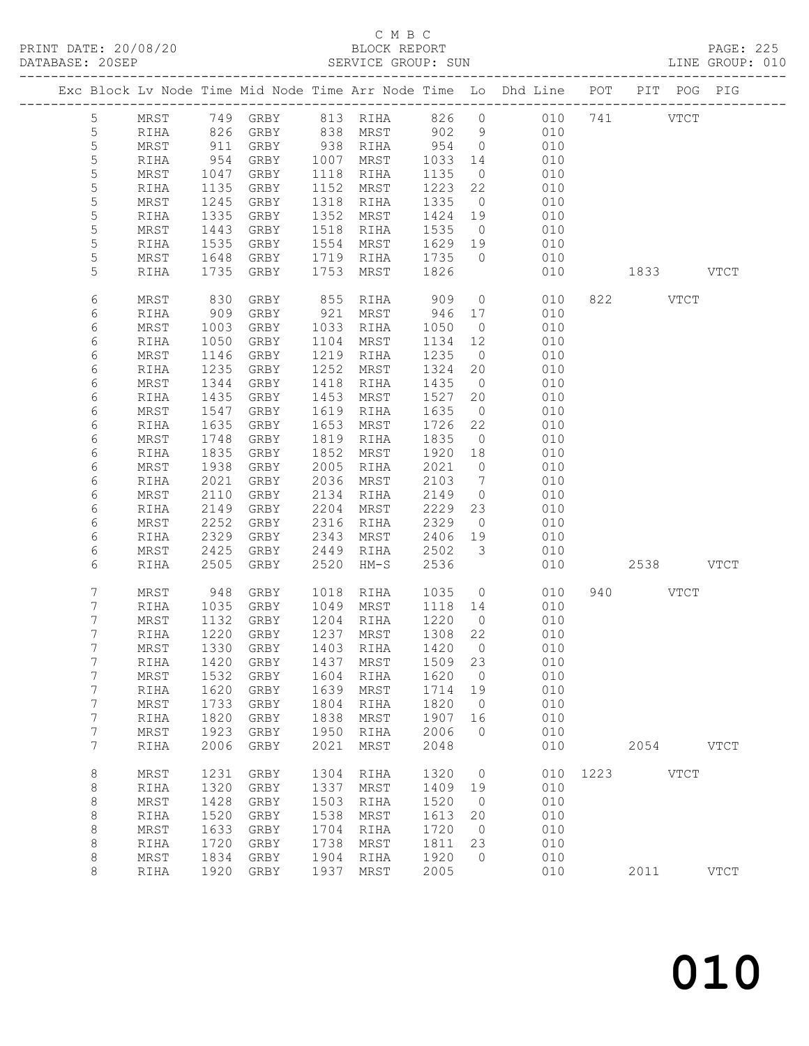C M B C

PRINT DATE: 20/08/20 BLOCK REPORT

DATABASE: 20SEP SERVICE GROUP: SUN LINE GROUP: 010

| Exc | Block | Lv | Node | Time | Mid Node | Time | Arr Node | Time | Lo | Dhd Line | POT | PIT | POG | PIG |
|---|---|---|---|---|---|---|---|---|---|---|---|---|---|---|
| | 5 | | MRST | 749 | GRBY | 813 | RIHA | 826 | 0 | 010 | 741 | | VTCT | |
| | 5 | | RIHA | 826 | GRBY | 838 | MRST | 902 | 9 | 010 | | | | |
| | 5 | | MRST | 911 | GRBY | 938 | RIHA | 954 | 0 | 010 | | | | |
| | 5 | | RIHA | 954 | GRBY | 1007 | MRST | 1033 | 14 | 010 | | | | |
| | 5 | | MRST | 1047 | GRBY | 1118 | RIHA | 1135 | 0 | 010 | | | | |
| | 5 | | RIHA | 1135 | GRBY | 1152 | MRST | 1223 | 22 | 010 | | | | |
| | 5 | | MRST | 1245 | GRBY | 1318 | RIHA | 1335 | 0 | 010 | | | | |
| | 5 | | RIHA | 1335 | GRBY | 1352 | MRST | 1424 | 19 | 010 | | | | |
| | 5 | | MRST | 1443 | GRBY | 1518 | RIHA | 1535 | 0 | 010 | | | | |
| | 5 | | RIHA | 1535 | GRBY | 1554 | MRST | 1629 | 19 | 010 | | | | |
| | 5 | | MRST | 1648 | GRBY | 1719 | RIHA | 1735 | 0 | 010 | | | | |
| | 5 | | RIHA | 1735 | GRBY | 1753 | MRST | 1826 | | 010 | | 1833 | | VTCT |
| | 6 | | MRST | 830 | GRBY | 855 | RIHA | 909 | 0 | 010 | 822 | | VTCT | |
| | 6 | | RIHA | 909 | GRBY | 921 | MRST | 946 | 17 | 010 | | | | |
| | 6 | | MRST | 1003 | GRBY | 1033 | RIHA | 1050 | 0 | 010 | | | | |
| | 6 | | RIHA | 1050 | GRBY | 1104 | MRST | 1134 | 12 | 010 | | | | |
| | 6 | | MRST | 1146 | GRBY | 1219 | RIHA | 1235 | 0 | 010 | | | | |
| | 6 | | RIHA | 1235 | GRBY | 1252 | MRST | 1324 | 20 | 010 | | | | |
| | 6 | | MRST | 1344 | GRBY | 1418 | RIHA | 1435 | 0 | 010 | | | | |
| | 6 | | RIHA | 1435 | GRBY | 1453 | MRST | 1527 | 20 | 010 | | | | |
| | 6 | | MRST | 1547 | GRBY | 1619 | RIHA | 1635 | 0 | 010 | | | | |
| | 6 | | RIHA | 1635 | GRBY | 1653 | MRST | 1726 | 22 | 010 | | | | |
| | 6 | | MRST | 1748 | GRBY | 1819 | RIHA | 1835 | 0 | 010 | | | | |
| | 6 | | RIHA | 1835 | GRBY | 1852 | MRST | 1920 | 18 | 010 | | | | |
| | 6 | | MRST | 1938 | GRBY | 2005 | RIHA | 2021 | 0 | 010 | | | | |
| | 6 | | RIHA | 2021 | GRBY | 2036 | MRST | 2103 | 7 | 010 | | | | |
| | 6 | | MRST | 2110 | GRBY | 2134 | RIHA | 2149 | 0 | 010 | | | | |
| | 6 | | RIHA | 2149 | GRBY | 2204 | MRST | 2229 | 23 | 010 | | | | |
| | 6 | | MRST | 2252 | GRBY | 2316 | RIHA | 2329 | 0 | 010 | | | | |
| | 6 | | RIHA | 2329 | GRBY | 2343 | MRST | 2406 | 19 | 010 | | | | |
| | 6 | | MRST | 2425 | GRBY | 2449 | RIHA | 2502 | 3 | 010 | | | | |
| | 6 | | RIHA | 2505 | GRBY | 2520 | HM-S | 2536 | | 010 | | 2538 | | VTCT |
| | 7 | | MRST | 948 | GRBY | 1018 | RIHA | 1035 | 0 | 010 | 940 | | VTCT | |
| | 7 | | RIHA | 1035 | GRBY | 1049 | MRST | 1118 | 14 | 010 | | | | |
| | 7 | | MRST | 1132 | GRBY | 1204 | RIHA | 1220 | 0 | 010 | | | | |
| | 7 | | RIHA | 1220 | GRBY | 1237 | MRST | 1308 | 22 | 010 | | | | |
| | 7 | | MRST | 1330 | GRBY | 1403 | RIHA | 1420 | 0 | 010 | | | | |
| | 7 | | RIHA | 1420 | GRBY | 1437 | MRST | 1509 | 23 | 010 | | | | |
| | 7 | | MRST | 1532 | GRBY | 1604 | RIHA | 1620 | 0 | 010 | | | | |
| | 7 | | RIHA | 1620 | GRBY | 1639 | MRST | 1714 | 19 | 010 | | | | |
| | 7 | | MRST | 1733 | GRBY | 1804 | RIHA | 1820 | 0 | 010 | | | | |
| | 7 | | RIHA | 1820 | GRBY | 1838 | MRST | 1907 | 16 | 010 | | | | |
| | 7 | | MRST | 1923 | GRBY | 1950 | RIHA | 2006 | 0 | 010 | | | | |
| | 7 | | RIHA | 2006 | GRBY | 2021 | MRST | 2048 | | 010 | | 2054 | | VTCT |
| | 8 | | MRST | 1231 | GRBY | 1304 | RIHA | 1320 | 0 | 010 | 1223 | | VTCT | |
| | 8 | | RIHA | 1320 | GRBY | 1337 | MRST | 1409 | 19 | 010 | | | | |
| | 8 | | MRST | 1428 | GRBY | 1503 | RIHA | 1520 | 0 | 010 | | | | |
| | 8 | | RIHA | 1520 | GRBY | 1538 | MRST | 1613 | 20 | 010 | | | | |
| | 8 | | MRST | 1633 | GRBY | 1704 | RIHA | 1720 | 0 | 010 | | | | |
| | 8 | | RIHA | 1720 | GRBY | 1738 | MRST | 1811 | 23 | 010 | | | | |
| | 8 | | MRST | 1834 | GRBY | 1904 | RIHA | 1920 | 0 | 010 | | | | |
| | 8 | | RIHA | 1920 | GRBY | 1937 | MRST | 2005 | | 010 | | 2011 | | VTCT |

# 010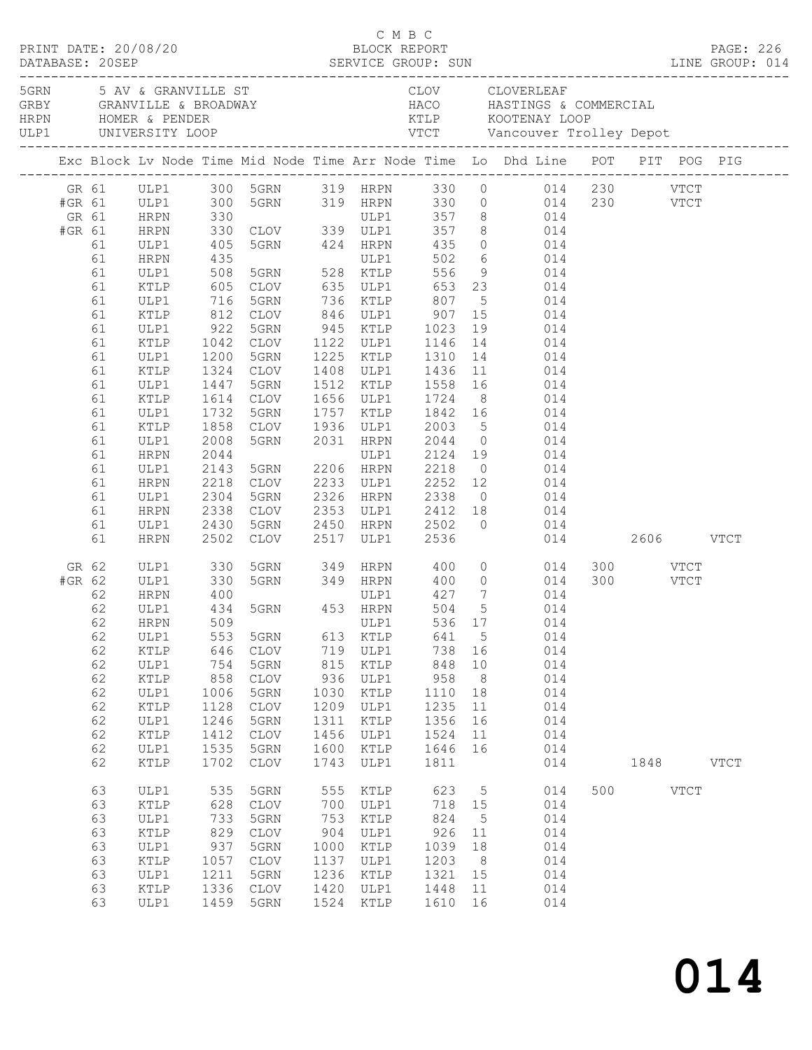C M B C

PRINT DATE: 20/08/20 BLOCK REPORT
DATABASE: 20SEP SERVICE GROUP: SUN LINE GROUP: 014

| Code | Location | Code | Location |
|---|---|---|---|
| 5GRN | 5 AV & GRANVILLE ST | CLOV | CLOVERLEAF |
| GRBY | GRANVILLE & BROADWAY | HACO | HASTINGS & COMMERCIAL |
| HRPN | HOMER & PENDER | KTLP | KOOTENAY LOOP |
| ULP1 | UNIVERSITY LOOP | VTCT | Vancouver Trolley Depot |

| Exc | Block | Lv Node | Time | Mid Node | Time | Arr Node | Time | Lo | Dhd Line | POT | PIT | POG | PIG |
|---|---|---|---|---|---|---|---|---|---|---|---|---|---|
| GR | 61 | ULP1 | 300 | 5GRN | 319 | HRPN | 330 | 0 | 014 | 230 | | VTCT | |
| #GR | 61 | ULP1 | 300 | 5GRN | 319 | HRPN | 330 | 0 | 014 | 230 | | VTCT | |
| GR | 61 | HRPN | 330 | | | ULP1 | 357 | 8 | 014 | | | | |
| #GR | 61 | HRPN | 330 | CLOV | 339 | ULP1 | 357 | 8 | 014 | | | | |
| | 61 | ULP1 | 405 | 5GRN | 424 | HRPN | 435 | 0 | 014 | | | | |
| | 61 | HRPN | 435 | | | ULP1 | 502 | 6 | 014 | | | | |
| | 61 | ULP1 | 508 | 5GRN | 528 | KTLP | 556 | 9 | 014 | | | | |
| | 61 | KTLP | 605 | CLOV | 635 | ULP1 | 653 | 23 | 014 | | | | |
| | 61 | ULP1 | 716 | 5GRN | 736 | KTLP | 807 | 5 | 014 | | | | |
| | 61 | KTLP | 812 | CLOV | 846 | ULP1 | 907 | 15 | 014 | | | | |
| | 61 | ULP1 | 922 | 5GRN | 945 | KTLP | 1023 | 19 | 014 | | | | |
| | 61 | KTLP | 1042 | CLOV | 1122 | ULP1 | 1146 | 14 | 014 | | | | |
| | 61 | ULP1 | 1200 | 5GRN | 1225 | KTLP | 1310 | 14 | 014 | | | | |
| | 61 | KTLP | 1324 | CLOV | 1408 | ULP1 | 1436 | 11 | 014 | | | | |
| | 61 | ULP1 | 1447 | 5GRN | 1512 | KTLP | 1558 | 16 | 014 | | | | |
| | 61 | KTLP | 1614 | CLOV | 1656 | ULP1 | 1724 | 8 | 014 | | | | |
| | 61 | ULP1 | 1732 | 5GRN | 1757 | KTLP | 1842 | 16 | 014 | | | | |
| | 61 | KTLP | 1858 | CLOV | 1936 | ULP1 | 2003 | 5 | 014 | | | | |
| | 61 | ULP1 | 2008 | 5GRN | 2031 | HRPN | 2044 | 0 | 014 | | | | |
| | 61 | HRPN | 2044 | | | ULP1 | 2124 | 19 | 014 | | | | |
| | 61 | ULP1 | 2143 | 5GRN | 2206 | HRPN | 2218 | 0 | 014 | | | | |
| | 61 | HRPN | 2218 | CLOV | 2233 | ULP1 | 2252 | 12 | 014 | | | | |
| | 61 | ULP1 | 2304 | 5GRN | 2326 | HRPN | 2338 | 0 | 014 | | | | |
| | 61 | HRPN | 2338 | CLOV | 2353 | ULP1 | 2412 | 18 | 014 | | | | |
| | 61 | ULP1 | 2430 | 5GRN | 2450 | HRPN | 2502 | 0 | 014 | | | | |
| | 61 | HRPN | 2502 | CLOV | 2517 | ULP1 | 2536 | | 014 | | 2606 | | VTCT |
| GR | 62 | ULP1 | 330 | 5GRN | 349 | HRPN | 400 | 0 | 014 | 300 | | VTCT | |
| #GR | 62 | ULP1 | 330 | 5GRN | 349 | HRPN | 400 | 0 | 014 | 300 | | VTCT | |
| | 62 | HRPN | 400 | | | ULP1 | 427 | 7 | 014 | | | | |
| | 62 | ULP1 | 434 | 5GRN | 453 | HRPN | 504 | 5 | 014 | | | | |
| | 62 | HRPN | 509 | | | ULP1 | 536 | 17 | 014 | | | | |
| | 62 | ULP1 | 553 | 5GRN | 613 | KTLP | 641 | 5 | 014 | | | | |
| | 62 | KTLP | 646 | CLOV | 719 | ULP1 | 738 | 16 | 014 | | | | |
| | 62 | ULP1 | 754 | 5GRN | 815 | KTLP | 848 | 10 | 014 | | | | |
| | 62 | KTLP | 858 | CLOV | 936 | ULP1 | 958 | 8 | 014 | | | | |
| | 62 | ULP1 | 1006 | 5GRN | 1030 | KTLP | 1110 | 18 | 014 | | | | |
| | 62 | KTLP | 1128 | CLOV | 1209 | ULP1 | 1235 | 11 | 014 | | | | |
| | 62 | ULP1 | 1246 | 5GRN | 1311 | KTLP | 1356 | 16 | 014 | | | | |
| | 62 | KTLP | 1412 | CLOV | 1456 | ULP1 | 1524 | 11 | 014 | | | | |
| | 62 | ULP1 | 1535 | 5GRN | 1600 | KTLP | 1646 | 16 | 014 | | | | |
| | 62 | KTLP | 1702 | CLOV | 1743 | ULP1 | 1811 | | 014 | | 1848 | | VTCT |
| | 63 | ULP1 | 535 | 5GRN | 555 | KTLP | 623 | 5 | 014 | 500 | | VTCT | |
| | 63 | KTLP | 628 | CLOV | 700 | ULP1 | 718 | 15 | 014 | | | | |
| | 63 | ULP1 | 733 | 5GRN | 753 | KTLP | 824 | 5 | 014 | | | | |
| | 63 | KTLP | 829 | CLOV | 904 | ULP1 | 926 | 11 | 014 | | | | |
| | 63 | ULP1 | 937 | 5GRN | 1000 | KTLP | 1039 | 18 | 014 | | | | |
| | 63 | KTLP | 1057 | CLOV | 1137 | ULP1 | 1203 | 8 | 014 | | | | |
| | 63 | ULP1 | 1211 | 5GRN | 1236 | KTLP | 1321 | 15 | 014 | | | | |
| | 63 | KTLP | 1336 | CLOV | 1420 | ULP1 | 1448 | 11 | 014 | | | | |
| | 63 | ULP1 | 1459 | 5GRN | 1524 | KTLP | 1610 | 16 | 014 | | | | |

# 014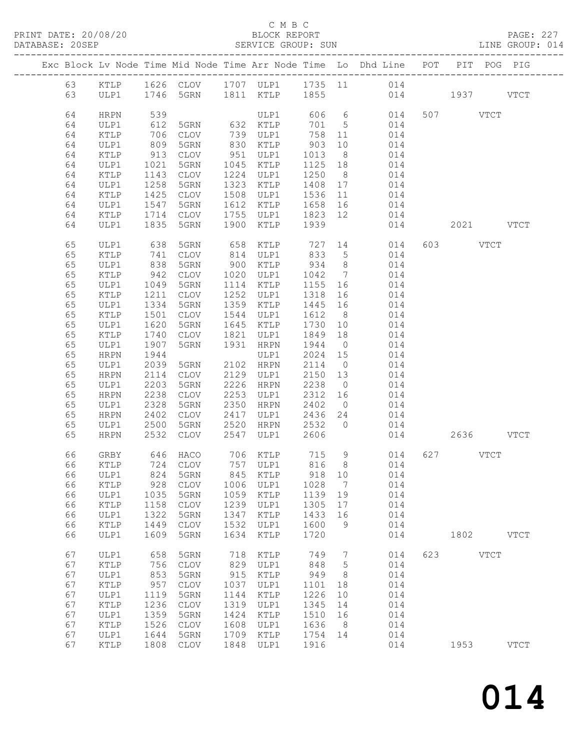C M B C
BLOCK REPORT
SERVICE GROUP: SUN

PRINT DATE: 20/08/20
DATABASE: 20SEP
PAGE: 227
LINE GROUP: 014

| Exc | Block | Lv | Node | Time | Mid Node | Time | Arr Node | Time | Lo | Dhd Line | POT | PIT | POG | PIG |
|---|---|---|---|---|---|---|---|---|---|---|---|---|---|---|
| | 63 | | KTLP | 1626 | CLOV | 1707 | ULP1 | 1735 | 11 | 014 | | | | |
| | 63 | | ULP1 | 1746 | 5GRN | 1811 | KTLP | 1855 | | 014 | | 1937 | | VTCT |
| | 64 | | HRPN | 539 | | | ULP1 | 606 | 6 | 014 | 507 | | VTCT | |
| | 64 | | ULP1 | 612 | 5GRN | 632 | KTLP | 701 | 5 | 014 | | | | |
| | 64 | | KTLP | 706 | CLOV | 739 | ULP1 | 758 | 11 | 014 | | | | |
| | 64 | | ULP1 | 809 | 5GRN | 830 | KTLP | 903 | 10 | 014 | | | | |
| | 64 | | KTLP | 913 | CLOV | 951 | ULP1 | 1013 | 8 | 014 | | | | |
| | 64 | | ULP1 | 1021 | 5GRN | 1045 | KTLP | 1125 | 18 | 014 | | | | |
| | 64 | | KTLP | 1143 | CLOV | 1224 | ULP1 | 1250 | 8 | 014 | | | | |
| | 64 | | ULP1 | 1258 | 5GRN | 1323 | KTLP | 1408 | 17 | 014 | | | | |
| | 64 | | KTLP | 1425 | CLOV | 1508 | ULP1 | 1536 | 11 | 014 | | | | |
| | 64 | | ULP1 | 1547 | 5GRN | 1612 | KTLP | 1658 | 16 | 014 | | | | |
| | 64 | | KTLP | 1714 | CLOV | 1755 | ULP1 | 1823 | 12 | 014 | | | | |
| | 64 | | ULP1 | 1835 | 5GRN | 1900 | KTLP | 1939 | | 014 | | 2021 | | VTCT |
| | 65 | | ULP1 | 638 | 5GRN | 658 | KTLP | 727 | 14 | 014 | 603 | | VTCT | |
| | 65 | | KTLP | 741 | CLOV | 814 | ULP1 | 833 | 5 | 014 | | | | |
| | 65 | | ULP1 | 838 | 5GRN | 900 | KTLP | 934 | 8 | 014 | | | | |
| | 65 | | KTLP | 942 | CLOV | 1020 | ULP1 | 1042 | 7 | 014 | | | | |
| | 65 | | ULP1 | 1049 | 5GRN | 1114 | KTLP | 1155 | 16 | 014 | | | | |
| | 65 | | KTLP | 1211 | CLOV | 1252 | ULP1 | 1318 | 16 | 014 | | | | |
| | 65 | | ULP1 | 1334 | 5GRN | 1359 | KTLP | 1445 | 16 | 014 | | | | |
| | 65 | | KTLP | 1501 | CLOV | 1544 | ULP1 | 1612 | 8 | 014 | | | | |
| | 65 | | ULP1 | 1620 | 5GRN | 1645 | KTLP | 1730 | 10 | 014 | | | | |
| | 65 | | KTLP | 1740 | CLOV | 1821 | ULP1 | 1849 | 18 | 014 | | | | |
| | 65 | | ULP1 | 1907 | 5GRN | 1931 | HRPN | 1944 | 0 | 014 | | | | |
| | 65 | | HRPN | 1944 | | | ULP1 | 2024 | 15 | 014 | | | | |
| | 65 | | ULP1 | 2039 | 5GRN | 2102 | HRPN | 2114 | 0 | 014 | | | | |
| | 65 | | HRPN | 2114 | CLOV | 2129 | ULP1 | 2150 | 13 | 014 | | | | |
| | 65 | | ULP1 | 2203 | 5GRN | 2226 | HRPN | 2238 | 0 | 014 | | | | |
| | 65 | | HRPN | 2238 | CLOV | 2253 | ULP1 | 2312 | 16 | 014 | | | | |
| | 65 | | ULP1 | 2328 | 5GRN | 2350 | HRPN | 2402 | 0 | 014 | | | | |
| | 65 | | HRPN | 2402 | CLOV | 2417 | ULP1 | 2436 | 24 | 014 | | | | |
| | 65 | | ULP1 | 2500 | 5GRN | 2520 | HRPN | 2532 | 0 | 014 | | | | |
| | 65 | | HRPN | 2532 | CLOV | 2547 | ULP1 | 2606 | | 014 | | 2636 | | VTCT |
| | 66 | | GRBY | 646 | HACO | 706 | KTLP | 715 | 9 | 014 | 627 | | VTCT | |
| | 66 | | KTLP | 724 | CLOV | 757 | ULP1 | 816 | 8 | 014 | | | | |
| | 66 | | ULP1 | 824 | 5GRN | 845 | KTLP | 918 | 10 | 014 | | | | |
| | 66 | | KTLP | 928 | CLOV | 1006 | ULP1 | 1028 | 7 | 014 | | | | |
| | 66 | | ULP1 | 1035 | 5GRN | 1059 | KTLP | 1139 | 19 | 014 | | | | |
| | 66 | | KTLP | 1158 | CLOV | 1239 | ULP1 | 1305 | 17 | 014 | | | | |
| | 66 | | ULP1 | 1322 | 5GRN | 1347 | KTLP | 1433 | 16 | 014 | | | | |
| | 66 | | KTLP | 1449 | CLOV | 1532 | ULP1 | 1600 | 9 | 014 | | | | |
| | 66 | | ULP1 | 1609 | 5GRN | 1634 | KTLP | 1720 | | 014 | | 1802 | | VTCT |
| | 67 | | ULP1 | 658 | 5GRN | 718 | KTLP | 749 | 7 | 014 | 623 | | VTCT | |
| | 67 | | KTLP | 756 | CLOV | 829 | ULP1 | 848 | 5 | 014 | | | | |
| | 67 | | ULP1 | 853 | 5GRN | 915 | KTLP | 949 | 8 | 014 | | | | |
| | 67 | | KTLP | 957 | CLOV | 1037 | ULP1 | 1101 | 18 | 014 | | | | |
| | 67 | | ULP1 | 1119 | 5GRN | 1144 | KTLP | 1226 | 10 | 014 | | | | |
| | 67 | | KTLP | 1236 | CLOV | 1319 | ULP1 | 1345 | 14 | 014 | | | | |
| | 67 | | ULP1 | 1359 | 5GRN | 1424 | KTLP | 1510 | 16 | 014 | | | | |
| | 67 | | KTLP | 1526 | CLOV | 1608 | ULP1 | 1636 | 8 | 014 | | | | |
| | 67 | | ULP1 | 1644 | 5GRN | 1709 | KTLP | 1754 | 14 | 014 | | | | |
| | 67 | | KTLP | 1808 | CLOV | 1848 | ULP1 | 1916 | | 014 | | 1953 | | VTCT |

# 014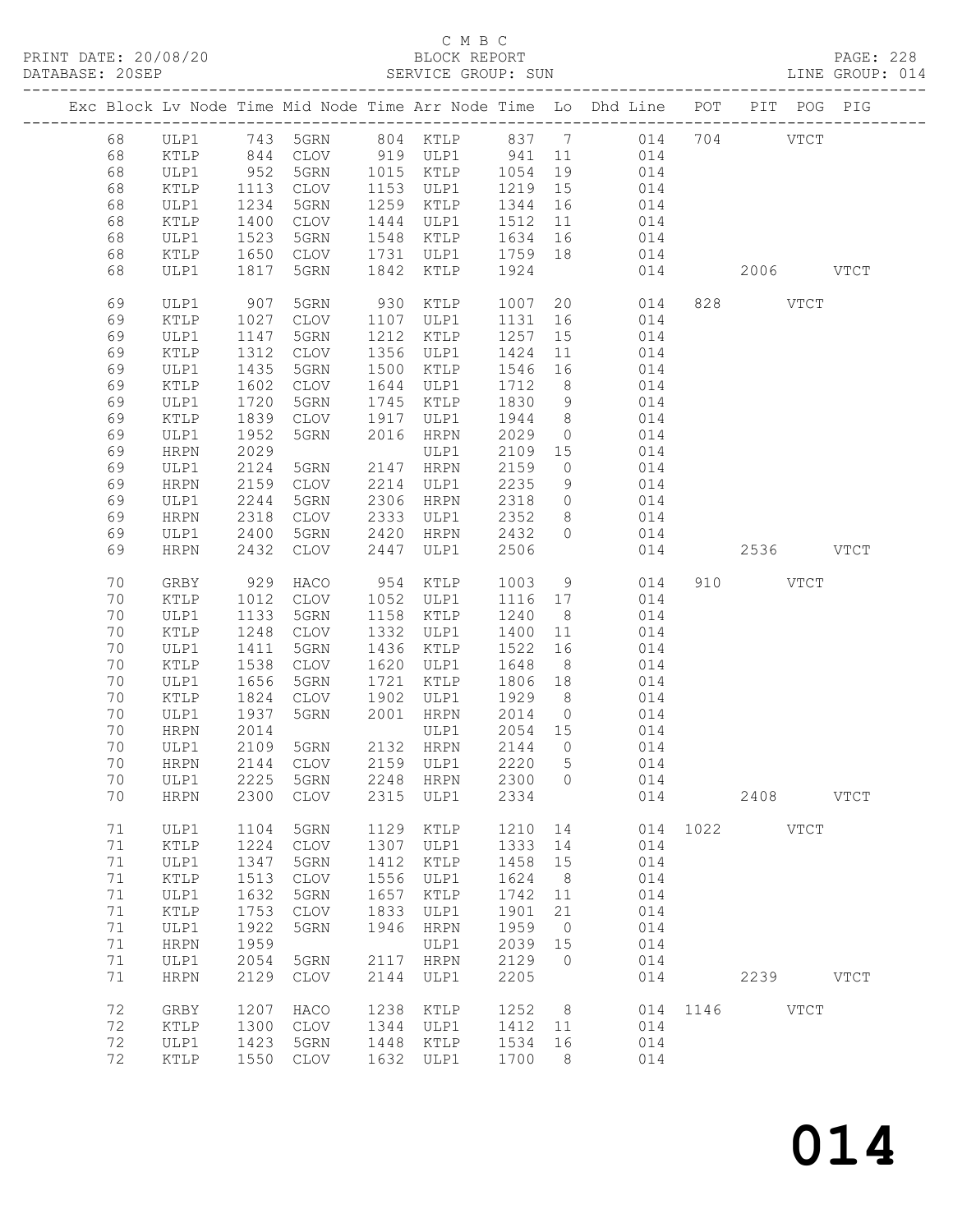C M B C
PRINT DATE: 20/08/20 BLOCK REPORT
DATABASE: 20SEP SERVICE GROUP: SUN LINE GROUP: 014

| Exc | Block | Lv | Node | Time | Mid Node | Time | Arr Node | Time | Lo | Dhd Line | POT | PIT | POG | PIG |
|---|---|---|---|---|---|---|---|---|---|---|---|---|---|---|
| | 68 | | ULP1 | 743 | 5GRN | 804 | KTLP | 837 | 7 | 014 | 704 | | VTCT | |
| | 68 | | KTLP | 844 | CLOV | 919 | ULP1 | 941 | 11 | 014 | | | | |
| | 68 | | ULP1 | 952 | 5GRN | 1015 | KTLP | 1054 | 19 | 014 | | | | |
| | 68 | | KTLP | 1113 | CLOV | 1153 | ULP1 | 1219 | 15 | 014 | | | | |
| | 68 | | ULP1 | 1234 | 5GRN | 1259 | KTLP | 1344 | 16 | 014 | | | | |
| | 68 | | KTLP | 1400 | CLOV | 1444 | ULP1 | 1512 | 11 | 014 | | | | |
| | 68 | | ULP1 | 1523 | 5GRN | 1548 | KTLP | 1634 | 16 | 014 | | | | |
| | 68 | | KTLP | 1650 | CLOV | 1731 | ULP1 | 1759 | 18 | 014 | | | | |
| | 68 | | ULP1 | 1817 | 5GRN | 1842 | KTLP | 1924 | | 014 | | 2006 | | VTCT |
| | 69 | | ULP1 | 907 | 5GRN | 930 | KTLP | 1007 | 20 | 014 | 828 | | VTCT | |
| | 69 | | KTLP | 1027 | CLOV | 1107 | ULP1 | 1131 | 16 | 014 | | | | |
| | 69 | | ULP1 | 1147 | 5GRN | 1212 | KTLP | 1257 | 15 | 014 | | | | |
| | 69 | | KTLP | 1312 | CLOV | 1356 | ULP1 | 1424 | 11 | 014 | | | | |
| | 69 | | ULP1 | 1435 | 5GRN | 1500 | KTLP | 1546 | 16 | 014 | | | | |
| | 69 | | KTLP | 1602 | CLOV | 1644 | ULP1 | 1712 | 8 | 014 | | | | |
| | 69 | | ULP1 | 1720 | 5GRN | 1745 | KTLP | 1830 | 9 | 014 | | | | |
| | 69 | | KTLP | 1839 | CLOV | 1917 | ULP1 | 1944 | 8 | 014 | | | | |
| | 69 | | ULP1 | 1952 | 5GRN | 2016 | HRPN | 2029 | 0 | 014 | | | | |
| | 69 | | HRPN | 2029 | | | ULP1 | 2109 | 15 | 014 | | | | |
| | 69 | | ULP1 | 2124 | 5GRN | 2147 | HRPN | 2159 | 0 | 014 | | | | |
| | 69 | | HRPN | 2159 | CLOV | 2214 | ULP1 | 2235 | 9 | 014 | | | | |
| | 69 | | ULP1 | 2244 | 5GRN | 2306 | HRPN | 2318 | 0 | 014 | | | | |
| | 69 | | HRPN | 2318 | CLOV | 2333 | ULP1 | 2352 | 8 | 014 | | | | |
| | 69 | | ULP1 | 2400 | 5GRN | 2420 | HRPN | 2432 | 0 | 014 | | | | |
| | 69 | | HRPN | 2432 | CLOV | 2447 | ULP1 | 2506 | | 014 | | 2536 | | VTCT |
| | 70 | | GRBY | 929 | HACO | 954 | KTLP | 1003 | 9 | 014 | 910 | | VTCT | |
| | 70 | | KTLP | 1012 | CLOV | 1052 | ULP1 | 1116 | 17 | 014 | | | | |
| | 70 | | ULP1 | 1133 | 5GRN | 1158 | KTLP | 1240 | 8 | 014 | | | | |
| | 70 | | KTLP | 1248 | CLOV | 1332 | ULP1 | 1400 | 11 | 014 | | | | |
| | 70 | | ULP1 | 1411 | 5GRN | 1436 | KTLP | 1522 | 16 | 014 | | | | |
| | 70 | | KTLP | 1538 | CLOV | 1620 | ULP1 | 1648 | 8 | 014 | | | | |
| | 70 | | ULP1 | 1656 | 5GRN | 1721 | KTLP | 1806 | 18 | 014 | | | | |
| | 70 | | KTLP | 1824 | CLOV | 1902 | ULP1 | 1929 | 8 | 014 | | | | |
| | 70 | | ULP1 | 1937 | 5GRN | 2001 | HRPN | 2014 | 0 | 014 | | | | |
| | 70 | | HRPN | 2014 | | | ULP1 | 2054 | 15 | 014 | | | | |
| | 70 | | ULP1 | 2109 | 5GRN | 2132 | HRPN | 2144 | 0 | 014 | | | | |
| | 70 | | HRPN | 2144 | CLOV | 2159 | ULP1 | 2220 | 5 | 014 | | | | |
| | 70 | | ULP1 | 2225 | 5GRN | 2248 | HRPN | 2300 | 0 | 014 | | | | |
| | 70 | | HRPN | 2300 | CLOV | 2315 | ULP1 | 2334 | | 014 | | 2408 | | VTCT |
| | 71 | | ULP1 | 1104 | 5GRN | 1129 | KTLP | 1210 | 14 | 014 | 1022 | | VTCT | |
| | 71 | | KTLP | 1224 | CLOV | 1307 | ULP1 | 1333 | 14 | 014 | | | | |
| | 71 | | ULP1 | 1347 | 5GRN | 1412 | KTLP | 1458 | 15 | 014 | | | | |
| | 71 | | KTLP | 1513 | CLOV | 1556 | ULP1 | 1624 | 8 | 014 | | | | |
| | 71 | | ULP1 | 1632 | 5GRN | 1657 | KTLP | 1742 | 11 | 014 | | | | |
| | 71 | | KTLP | 1753 | CLOV | 1833 | ULP1 | 1901 | 21 | 014 | | | | |
| | 71 | | ULP1 | 1922 | 5GRN | 1946 | HRPN | 1959 | 0 | 014 | | | | |
| | 71 | | HRPN | 1959 | | | ULP1 | 2039 | 15 | 014 | | | | |
| | 71 | | ULP1 | 2054 | 5GRN | 2117 | HRPN | 2129 | 0 | 014 | | | | |
| | 71 | | HRPN | 2129 | CLOV | 2144 | ULP1 | 2205 | | 014 | | 2239 | | VTCT |
| | 72 | | GRBY | 1207 | HACO | 1238 | KTLP | 1252 | 8 | 014 | 1146 | | VTCT | |
| | 72 | | KTLP | 1300 | CLOV | 1344 | ULP1 | 1412 | 11 | 014 | | | | |
| | 72 | | ULP1 | 1423 | 5GRN | 1448 | KTLP | 1534 | 16 | 014 | | | | |
| | 72 | | KTLP | 1550 | CLOV | 1632 | ULP1 | 1700 | 8 | 014 | | | | |

# 014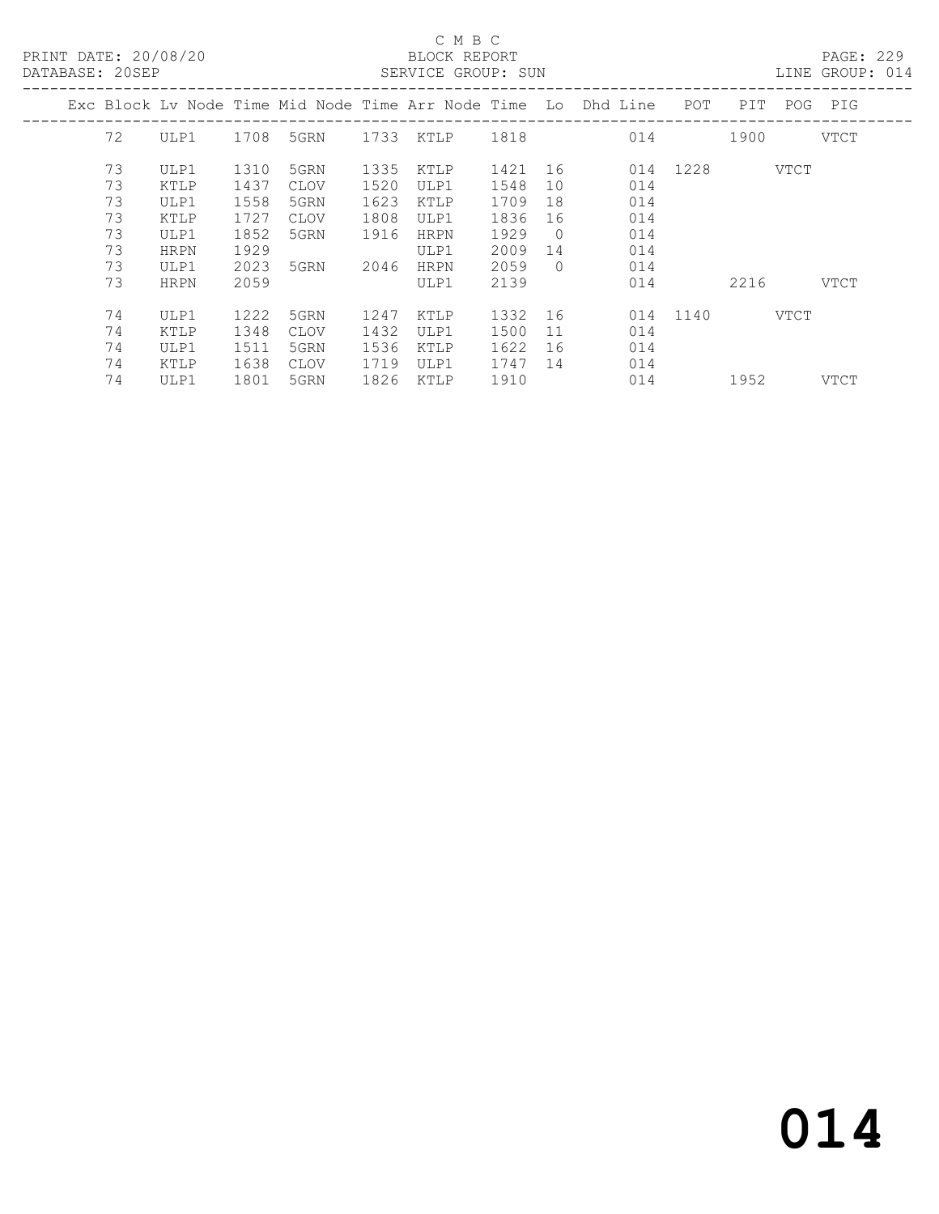C M B C

PRINT DATE: 20/08/20 BLOCK REPORT PAGE: 229

DATABASE: 20SEP SERVICE GROUP: SUN LINE GROUP: 014

| Exc | Block | Lv Node | Time | Mid Node | Time | Arr Node | Time | Lo | Dhd Line | POT | PIT | POG | PIG |
|---|---|---|---|---|---|---|---|---|---|---|---|---|---|
| | 72 | ULP1 | 1708 | 5GRN | 1733 | KTLP | 1818 | | 014 | | 1900 | | VTCT |
| | 73 | ULP1 | 1310 | 5GRN | 1335 | KTLP | 1421 | 16 | 014 | 1228 | | VTCT | |
| | 73 | KTLP | 1437 | CLOV | 1520 | ULP1 | 1548 | 10 | 014 | | | | |
| | 73 | ULP1 | 1558 | 5GRN | 1623 | KTLP | 1709 | 18 | 014 | | | | |
| | 73 | KTLP | 1727 | CLOV | 1808 | ULP1 | 1836 | 16 | 014 | | | | |
| | 73 | ULP1 | 1852 | 5GRN | 1916 | HRPN | 1929 | 0 | 014 | | | | |
| | 73 | HRPN | 1929 | | | ULP1 | 2009 | 14 | 014 | | | | |
| | 73 | ULP1 | 2023 | 5GRN | 2046 | HRPN | 2059 | 0 | 014 | | | | |
| | 73 | HRPN | 2059 | | | ULP1 | 2139 | | 014 | | 2216 | | VTCT |
| | 74 | ULP1 | 1222 | 5GRN | 1247 | KTLP | 1332 | 16 | 014 | 1140 | | VTCT | |
| | 74 | KTLP | 1348 | CLOV | 1432 | ULP1 | 1500 | 11 | 014 | | | | |
| | 74 | ULP1 | 1511 | 5GRN | 1536 | KTLP | 1622 | 16 | 014 | | | | |
| | 74 | KTLP | 1638 | CLOV | 1719 | ULP1 | 1747 | 14 | 014 | | | | |
| | 74 | ULP1 | 1801 | 5GRN | 1826 | KTLP | 1910 | | 014 | | 1952 | | VTCT |

# 014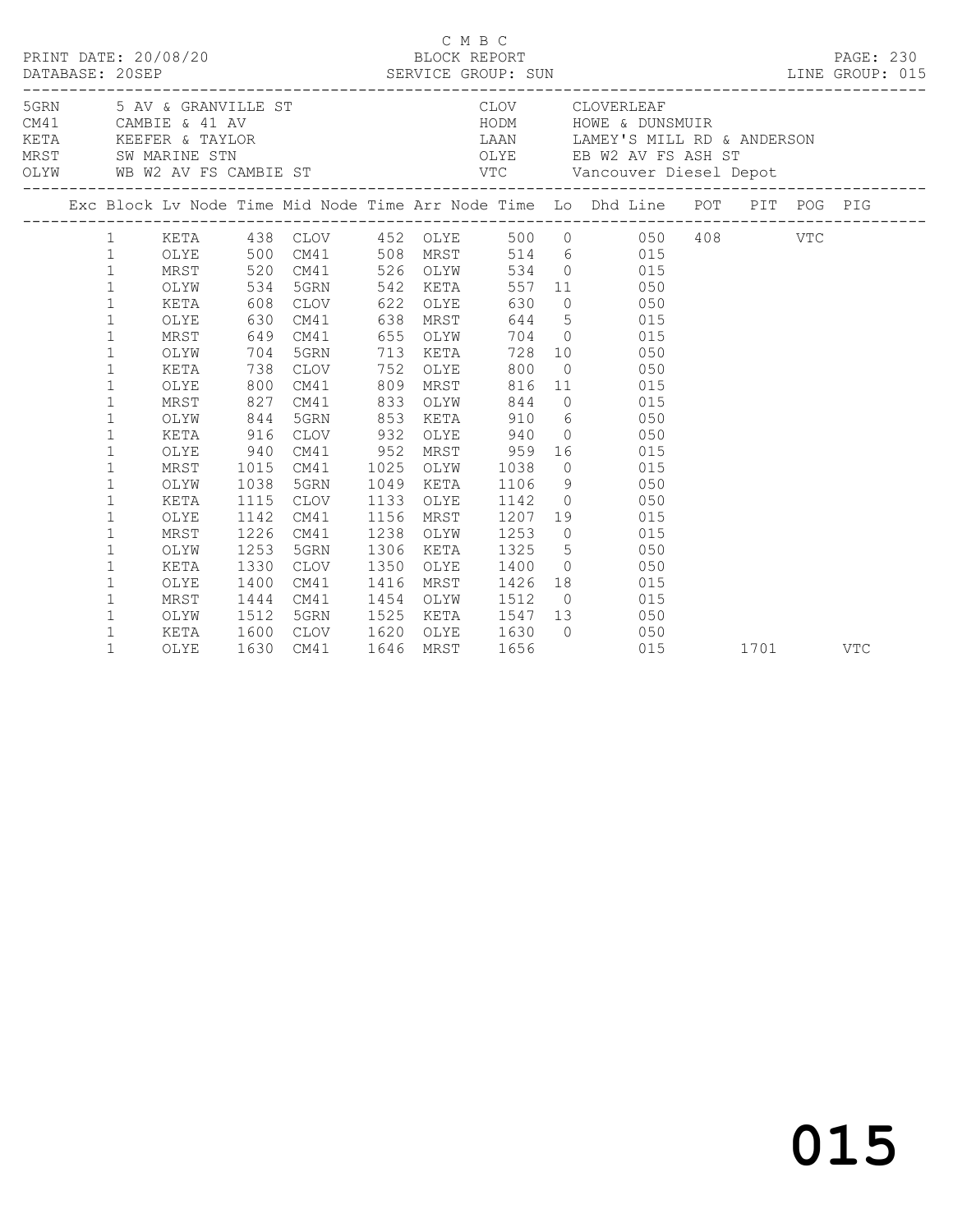C M B C
PRINT DATE: 20/08/20 BLOCK REPORT
DATABASE: 20SEP SERVICE GROUP: SUN LINE GROUP: 015

| Code | Name | Code | Name |
|---|---|---|---|
| 5GRN | 5 AV & GRANVILLE ST | CLOV | CLOVERLEAF |
| CM41 | CAMBIE & 41 AV | HODM | HOWE & DUNSMUIR |
| KETA | KEEFER & TAYLOR | LAAN | LAMEY'S MILL RD & ANDERSON |
| MRST | SW MARINE STN | OLYE | EB W2 AV FS ASH ST |
| OLYW | WB W2 AV FS CAMBIE ST | VTC | Vancouver Diesel Depot |

| Exc | Block | Lv Node | Time | Mid Node | Time | Arr Node | Time | Lo | Dhd Line | POT | PIT | POG | PIG |
|---|---|---|---|---|---|---|---|---|---|---|---|---|---|
| | 1 | KETA | 438 | CLOV | 452 | OLYE | 500 | 0 | 050 | 408 | | VTC | |
| | 1 | OLYE | 500 | CM41 | 508 | MRST | 514 | 6 | 015 | | | | |
| | 1 | MRST | 520 | CM41 | 526 | OLYW | 534 | 0 | 015 | | | | |
| | 1 | OLYW | 534 | 5GRN | 542 | KETA | 557 | 11 | 050 | | | | |
| | 1 | KETA | 608 | CLOV | 622 | OLYE | 630 | 0 | 050 | | | | |
| | 1 | OLYE | 630 | CM41 | 638 | MRST | 644 | 5 | 015 | | | | |
| | 1 | MRST | 649 | CM41 | 655 | OLYW | 704 | 0 | 015 | | | | |
| | 1 | OLYW | 704 | 5GRN | 713 | KETA | 728 | 10 | 050 | | | | |
| | 1 | KETA | 738 | CLOV | 752 | OLYE | 800 | 0 | 050 | | | | |
| | 1 | OLYE | 800 | CM41 | 809 | MRST | 816 | 11 | 015 | | | | |
| | 1 | MRST | 827 | CM41 | 833 | OLYW | 844 | 0 | 015 | | | | |
| | 1 | OLYW | 844 | 5GRN | 853 | KETA | 910 | 6 | 050 | | | | |
| | 1 | KETA | 916 | CLOV | 932 | OLYE | 940 | 0 | 050 | | | | |
| | 1 | OLYE | 940 | CM41 | 952 | MRST | 959 | 16 | 015 | | | | |
| | 1 | MRST | 1015 | CM41 | 1025 | OLYW | 1038 | 0 | 015 | | | | |
| | 1 | OLYW | 1038 | 5GRN | 1049 | KETA | 1106 | 9 | 050 | | | | |
| | 1 | KETA | 1115 | CLOV | 1133 | OLYE | 1142 | 0 | 050 | | | | |
| | 1 | OLYE | 1142 | CM41 | 1156 | MRST | 1207 | 19 | 015 | | | | |
| | 1 | MRST | 1226 | CM41 | 1238 | OLYW | 1253 | 0 | 015 | | | | |
| | 1 | OLYW | 1253 | 5GRN | 1306 | KETA | 1325 | 5 | 050 | | | | |
| | 1 | KETA | 1330 | CLOV | 1350 | OLYE | 1400 | 0 | 050 | | | | |
| | 1 | OLYE | 1400 | CM41 | 1416 | MRST | 1426 | 18 | 015 | | | | |
| | 1 | MRST | 1444 | CM41 | 1454 | OLYW | 1512 | 0 | 015 | | | | |
| | 1 | OLYW | 1512 | 5GRN | 1525 | KETA | 1547 | 13 | 050 | | | | |
| | 1 | KETA | 1600 | CLOV | 1620 | OLYE | 1630 | 0 | 050 | | | | |
| | 1 | OLYE | 1630 | CM41 | 1646 | MRST | 1656 | | 015 | | 1701 | | VTC |

015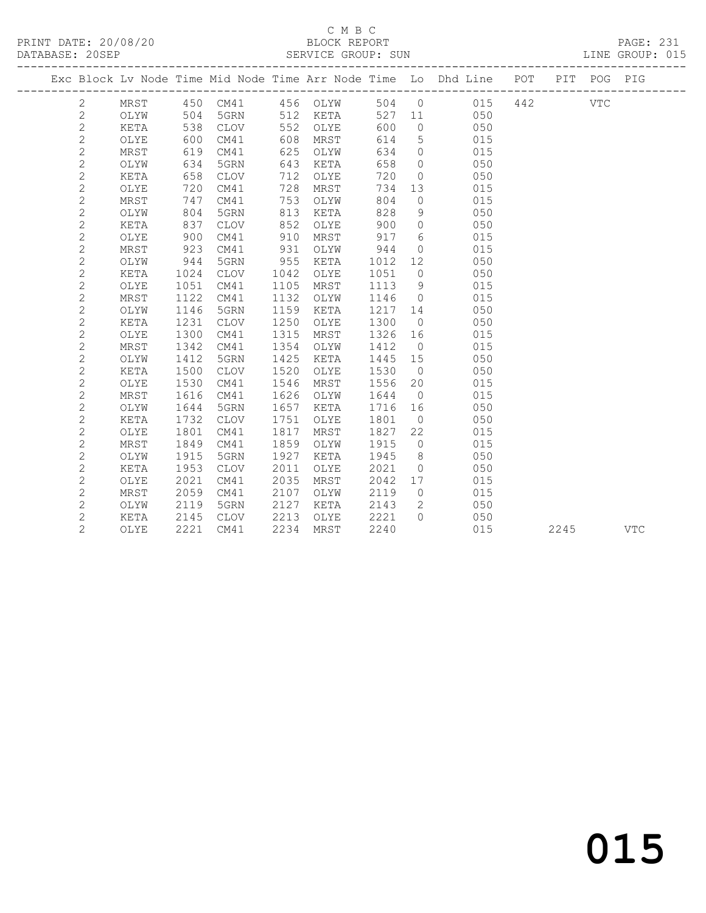C M B C
BLOCK REPORT
SERVICE GROUP: SUN

PRINT DATE: 20/08/20
DATABASE: 20SEP
LINE GROUP: 015

| Exc | Block | Lv | Node | Time | Mid Node | Time | Arr Node | Time | Lo | Dhd Line | POT | PIT | POG | PIG |
|---|---|---|---|---|---|---|---|---|---|---|---|---|---|---|
| | 2 | | MRST | 450 | CM41 | 456 | OLYW | 504 | 0 | 015 | 442 | | VTC | |
| | 2 | | OLYW | 504 | 5GRN | 512 | KETA | 527 | 11 | 050 | | | | |
| | 2 | | KETA | 538 | CLOV | 552 | OLYE | 600 | 0 | 050 | | | | |
| | 2 | | OLYE | 600 | CM41 | 608 | MRST | 614 | 5 | 015 | | | | |
| | 2 | | MRST | 619 | CM41 | 625 | OLYW | 634 | 0 | 015 | | | | |
| | 2 | | OLYW | 634 | 5GRN | 643 | KETA | 658 | 0 | 050 | | | | |
| | 2 | | KETA | 658 | CLOV | 712 | OLYE | 720 | 0 | 050 | | | | |
| | 2 | | OLYE | 720 | CM41 | 728 | MRST | 734 | 13 | 015 | | | | |
| | 2 | | MRST | 747 | CM41 | 753 | OLYW | 804 | 0 | 015 | | | | |
| | 2 | | OLYW | 804 | 5GRN | 813 | KETA | 828 | 9 | 050 | | | | |
| | 2 | | KETA | 837 | CLOV | 852 | OLYE | 900 | 0 | 050 | | | | |
| | 2 | | OLYE | 900 | CM41 | 910 | MRST | 917 | 6 | 015 | | | | |
| | 2 | | MRST | 923 | CM41 | 931 | OLYW | 944 | 0 | 015 | | | | |
| | 2 | | OLYW | 944 | 5GRN | 955 | KETA | 1012 | 12 | 050 | | | | |
| | 2 | | KETA | 1024 | CLOV | 1042 | OLYE | 1051 | 0 | 050 | | | | |
| | 2 | | OLYE | 1051 | CM41 | 1105 | MRST | 1113 | 9 | 015 | | | | |
| | 2 | | MRST | 1122 | CM41 | 1132 | OLYW | 1146 | 0 | 015 | | | | |
| | 2 | | OLYW | 1146 | 5GRN | 1159 | KETA | 1217 | 14 | 050 | | | | |
| | 2 | | KETA | 1231 | CLOV | 1250 | OLYE | 1300 | 0 | 050 | | | | |
| | 2 | | OLYE | 1300 | CM41 | 1315 | MRST | 1326 | 16 | 015 | | | | |
| | 2 | | MRST | 1342 | CM41 | 1354 | OLYW | 1412 | 0 | 015 | | | | |
| | 2 | | OLYW | 1412 | 5GRN | 1425 | KETA | 1445 | 15 | 050 | | | | |
| | 2 | | KETA | 1500 | CLOV | 1520 | OLYE | 1530 | 0 | 050 | | | | |
| | 2 | | OLYE | 1530 | CM41 | 1546 | MRST | 1556 | 20 | 015 | | | | |
| | 2 | | MRST | 1616 | CM41 | 1626 | OLYW | 1644 | 0 | 015 | | | | |
| | 2 | | OLYW | 1644 | 5GRN | 1657 | KETA | 1716 | 16 | 050 | | | | |
| | 2 | | KETA | 1732 | CLOV | 1751 | OLYE | 1801 | 0 | 050 | | | | |
| | 2 | | OLYE | 1801 | CM41 | 1817 | MRST | 1827 | 22 | 015 | | | | |
| | 2 | | MRST | 1849 | CM41 | 1859 | OLYW | 1915 | 0 | 015 | | | | |
| | 2 | | OLYW | 1915 | 5GRN | 1927 | KETA | 1945 | 8 | 050 | | | | |
| | 2 | | KETA | 1953 | CLOV | 2011 | OLYE | 2021 | 0 | 050 | | | | |
| | 2 | | OLYE | 2021 | CM41 | 2035 | MRST | 2042 | 17 | 015 | | | | |
| | 2 | | MRST | 2059 | CM41 | 2107 | OLYW | 2119 | 0 | 015 | | | | |
| | 2 | | OLYW | 2119 | 5GRN | 2127 | KETA | 2143 | 2 | 050 | | | | |
| | 2 | | KETA | 2145 | CLOV | 2213 | OLYE | 2221 | 0 | 050 | | | | |
| | 2 | | OLYE | 2221 | CM41 | 2234 | MRST | 2240 | | 015 | | 2245 | | VTC |

015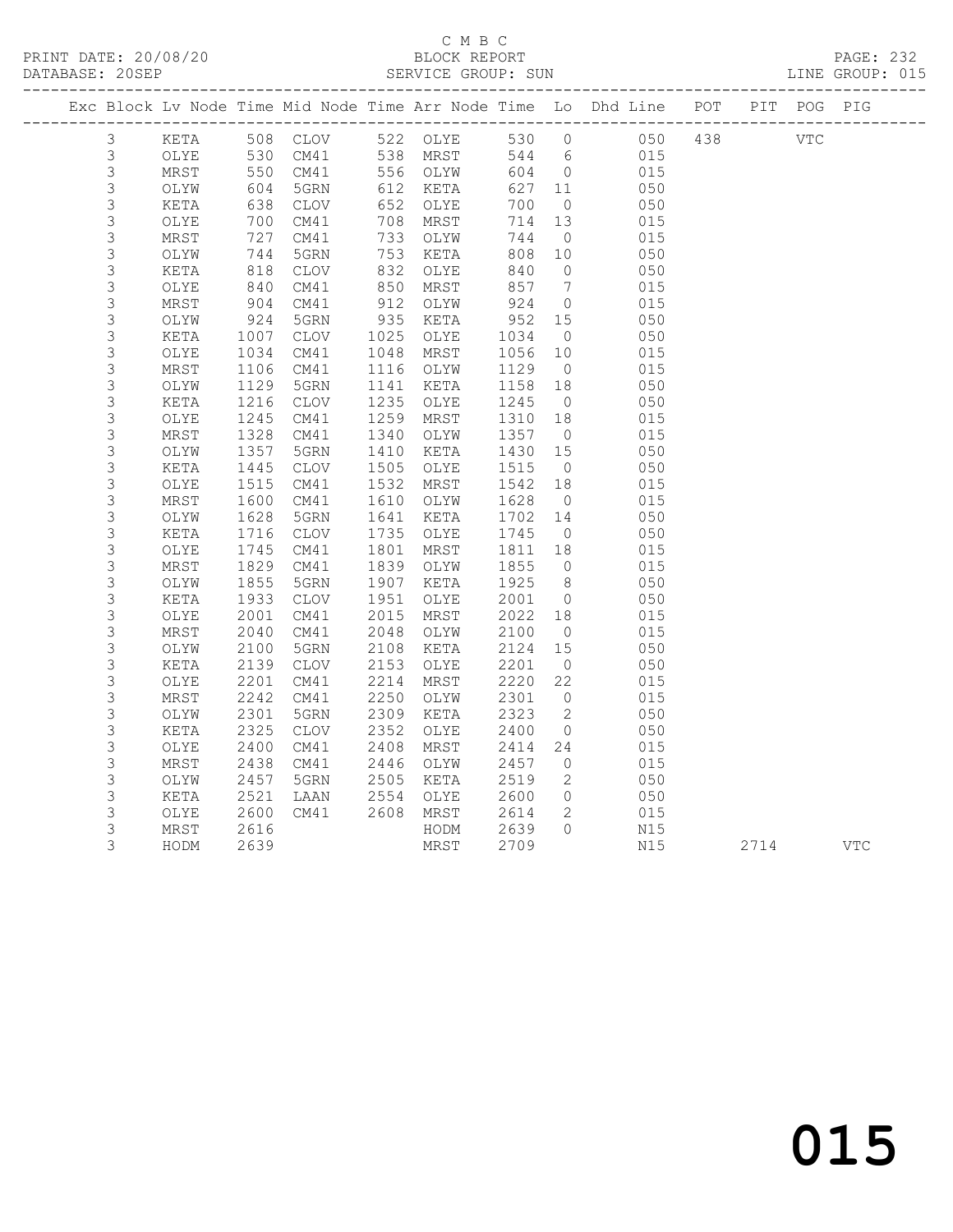C M B C
BLOCK REPORT
SERVICE GROUP: SUN

PRINT DATE: 20/08/20
DATABASE: 20SEP
LINE GROUP: 015

| Exc | Block | Lv | Node | Time | Mid Node | Time | Arr Node | Time | Lo | Dhd Line | POT | PIT | POG | PIG |
|---|---|---|---|---|---|---|---|---|---|---|---|---|---|---|
| | 3 | | KETA | 508 | CLOV | 522 | OLYE | 530 | 0 | 050 | 438 | | VTC | |
| | 3 | | OLYE | 530 | CM41 | 538 | MRST | 544 | 6 | 015 | | | | |
| | 3 | | MRST | 550 | CM41 | 556 | OLYW | 604 | 0 | 015 | | | | |
| | 3 | | OLYW | 604 | 5GRN | 612 | KETA | 627 | 11 | 050 | | | | |
| | 3 | | KETA | 638 | CLOV | 652 | OLYE | 700 | 0 | 050 | | | | |
| | 3 | | OLYE | 700 | CM41 | 708 | MRST | 714 | 13 | 015 | | | | |
| | 3 | | MRST | 727 | CM41 | 733 | OLYW | 744 | 0 | 015 | | | | |
| | 3 | | OLYW | 744 | 5GRN | 753 | KETA | 808 | 10 | 050 | | | | |
| | 3 | | KETA | 818 | CLOV | 832 | OLYE | 840 | 0 | 050 | | | | |
| | 3 | | OLYE | 840 | CM41 | 850 | MRST | 857 | 7 | 015 | | | | |
| | 3 | | MRST | 904 | CM41 | 912 | OLYW | 924 | 0 | 015 | | | | |
| | 3 | | OLYW | 924 | 5GRN | 935 | KETA | 952 | 15 | 050 | | | | |
| | 3 | | KETA | 1007 | CLOV | 1025 | OLYE | 1034 | 0 | 050 | | | | |
| | 3 | | OLYE | 1034 | CM41 | 1048 | MRST | 1056 | 10 | 015 | | | | |
| | 3 | | MRST | 1106 | CM41 | 1116 | OLYW | 1129 | 0 | 015 | | | | |
| | 3 | | OLYW | 1129 | 5GRN | 1141 | KETA | 1158 | 18 | 050 | | | | |
| | 3 | | KETA | 1216 | CLOV | 1235 | OLYE | 1245 | 0 | 050 | | | | |
| | 3 | | OLYE | 1245 | CM41 | 1259 | MRST | 1310 | 18 | 015 | | | | |
| | 3 | | MRST | 1328 | CM41 | 1340 | OLYW | 1357 | 0 | 015 | | | | |
| | 3 | | OLYW | 1357 | 5GRN | 1410 | KETA | 1430 | 15 | 050 | | | | |
| | 3 | | KETA | 1445 | CLOV | 1505 | OLYE | 1515 | 0 | 050 | | | | |
| | 3 | | OLYE | 1515 | CM41 | 1532 | MRST | 1542 | 18 | 015 | | | | |
| | 3 | | MRST | 1600 | CM41 | 1610 | OLYW | 1628 | 0 | 015 | | | | |
| | 3 | | OLYW | 1628 | 5GRN | 1641 | KETA | 1702 | 14 | 050 | | | | |
| | 3 | | KETA | 1716 | CLOV | 1735 | OLYE | 1745 | 0 | 050 | | | | |
| | 3 | | OLYE | 1745 | CM41 | 1801 | MRST | 1811 | 18 | 015 | | | | |
| | 3 | | MRST | 1829 | CM41 | 1839 | OLYW | 1855 | 0 | 015 | | | | |
| | 3 | | OLYW | 1855 | 5GRN | 1907 | KETA | 1925 | 8 | 050 | | | | |
| | 3 | | KETA | 1933 | CLOV | 1951 | OLYE | 2001 | 0 | 050 | | | | |
| | 3 | | OLYE | 2001 | CM41 | 2015 | MRST | 2022 | 18 | 015 | | | | |
| | 3 | | MRST | 2040 | CM41 | 2048 | OLYW | 2100 | 0 | 015 | | | | |
| | 3 | | OLYW | 2100 | 5GRN | 2108 | KETA | 2124 | 15 | 050 | | | | |
| | 3 | | KETA | 2139 | CLOV | 2153 | OLYE | 2201 | 0 | 050 | | | | |
| | 3 | | OLYE | 2201 | CM41 | 2214 | MRST | 2220 | 22 | 015 | | | | |
| | 3 | | MRST | 2242 | CM41 | 2250 | OLYW | 2301 | 0 | 015 | | | | |
| | 3 | | OLYW | 2301 | 5GRN | 2309 | KETA | 2323 | 2 | 050 | | | | |
| | 3 | | KETA | 2325 | CLOV | 2352 | OLYE | 2400 | 0 | 050 | | | | |
| | 3 | | OLYE | 2400 | CM41 | 2408 | MRST | 2414 | 24 | 015 | | | | |
| | 3 | | MRST | 2438 | CM41 | 2446 | OLYW | 2457 | 0 | 015 | | | | |
| | 3 | | OLYW | 2457 | 5GRN | 2505 | KETA | 2519 | 2 | 050 | | | | |
| | 3 | | KETA | 2521 | LAAN | 2554 | OLYE | 2600 | 0 | 050 | | | | |
| | 3 | | OLYE | 2600 | CM41 | 2608 | MRST | 2614 | 2 | 015 | | | | |
| | 3 | | MRST | 2616 | | | HODM | 2639 | 0 | N15 | | | | |
| | 3 | | HODM | 2639 | | | MRST | 2709 | | N15 | | 2714 | | VTC |

015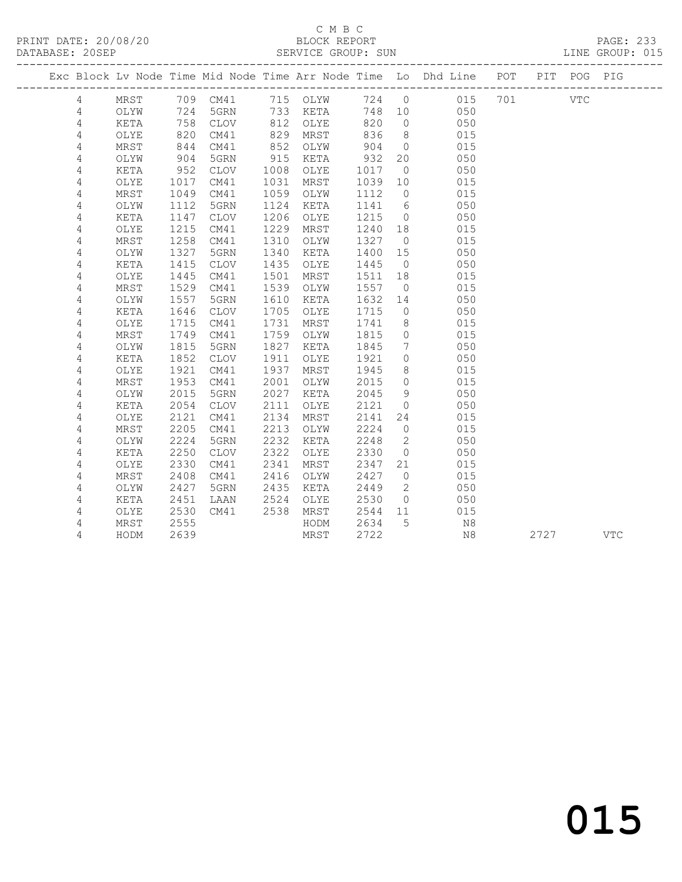C M B C
BLOCK REPORT
SERVICE GROUP: SUN

PRINT DATE: 20/08/20
DATABASE: 20SEP
LINE GROUP: 015

| Exc | Block | Lv | Node | Time | Mid Node | Time | Arr Node | Time | Lo | Dhd Line | POT | PIT | POG | PIG |
|---|---|---|---|---|---|---|---|---|---|---|---|---|---|---|
| | 4 | | MRST | 709 | CM41 | 715 | OLYW | 724 | 0 | 015 | 701 | | VTC | |
| | 4 | | OLYW | 724 | 5GRN | 733 | KETA | 748 | 10 | 050 | | | | |
| | 4 | | KETA | 758 | CLOV | 812 | OLYE | 820 | 0 | 050 | | | | |
| | 4 | | OLYE | 820 | CM41 | 829 | MRST | 836 | 8 | 015 | | | | |
| | 4 | | MRST | 844 | CM41 | 852 | OLYW | 904 | 0 | 015 | | | | |
| | 4 | | OLYW | 904 | 5GRN | 915 | KETA | 932 | 20 | 050 | | | | |
| | 4 | | KETA | 952 | CLOV | 1008 | OLYE | 1017 | 0 | 050 | | | | |
| | 4 | | OLYE | 1017 | CM41 | 1031 | MRST | 1039 | 10 | 015 | | | | |
| | 4 | | MRST | 1049 | CM41 | 1059 | OLYW | 1112 | 0 | 015 | | | | |
| | 4 | | OLYW | 1112 | 5GRN | 1124 | KETA | 1141 | 6 | 050 | | | | |
| | 4 | | KETA | 1147 | CLOV | 1206 | OLYE | 1215 | 0 | 050 | | | | |
| | 4 | | OLYE | 1215 | CM41 | 1229 | MRST | 1240 | 18 | 015 | | | | |
| | 4 | | MRST | 1258 | CM41 | 1310 | OLYW | 1327 | 0 | 015 | | | | |
| | 4 | | OLYW | 1327 | 5GRN | 1340 | KETA | 1400 | 15 | 050 | | | | |
| | 4 | | KETA | 1415 | CLOV | 1435 | OLYE | 1445 | 0 | 050 | | | | |
| | 4 | | OLYE | 1445 | CM41 | 1501 | MRST | 1511 | 18 | 015 | | | | |
| | 4 | | MRST | 1529 | CM41 | 1539 | OLYW | 1557 | 0 | 015 | | | | |
| | 4 | | OLYW | 1557 | 5GRN | 1610 | KETA | 1632 | 14 | 050 | | | | |
| | 4 | | KETA | 1646 | CLOV | 1705 | OLYE | 1715 | 0 | 050 | | | | |
| | 4 | | OLYE | 1715 | CM41 | 1731 | MRST | 1741 | 8 | 015 | | | | |
| | 4 | | MRST | 1749 | CM41 | 1759 | OLYW | 1815 | 0 | 015 | | | | |
| | 4 | | OLYW | 1815 | 5GRN | 1827 | KETA | 1845 | 7 | 050 | | | | |
| | 4 | | KETA | 1852 | CLOV | 1911 | OLYE | 1921 | 0 | 050 | | | | |
| | 4 | | OLYE | 1921 | CM41 | 1937 | MRST | 1945 | 8 | 015 | | | | |
| | 4 | | MRST | 1953 | CM41 | 2001 | OLYW | 2015 | 0 | 015 | | | | |
| | 4 | | OLYW | 2015 | 5GRN | 2027 | KETA | 2045 | 9 | 050 | | | | |
| | 4 | | KETA | 2054 | CLOV | 2111 | OLYE | 2121 | 0 | 050 | | | | |
| | 4 | | OLYE | 2121 | CM41 | 2134 | MRST | 2141 | 24 | 015 | | | | |
| | 4 | | MRST | 2205 | CM41 | 2213 | OLYW | 2224 | 0 | 015 | | | | |
| | 4 | | OLYW | 2224 | 5GRN | 2232 | KETA | 2248 | 2 | 050 | | | | |
| | 4 | | KETA | 2250 | CLOV | 2322 | OLYE | 2330 | 0 | 050 | | | | |
| | 4 | | OLYE | 2330 | CM41 | 2341 | MRST | 2347 | 21 | 015 | | | | |
| | 4 | | MRST | 2408 | CM41 | 2416 | OLYW | 2427 | 0 | 015 | | | | |
| | 4 | | OLYW | 2427 | 5GRN | 2435 | KETA | 2449 | 2 | 050 | | | | |
| | 4 | | KETA | 2451 | LAAN | 2524 | OLYE | 2530 | 0 | 050 | | | | |
| | 4 | | OLYE | 2530 | CM41 | 2538 | MRST | 2544 | 11 | 015 | | | | |
| | 4 | | MRST | 2555 | | | HODM | 2634 | 5 | N8 | | | | |
| | 4 | | HODM | 2639 | | | MRST | 2722 | | N8 | | 2727 | | VTC |

015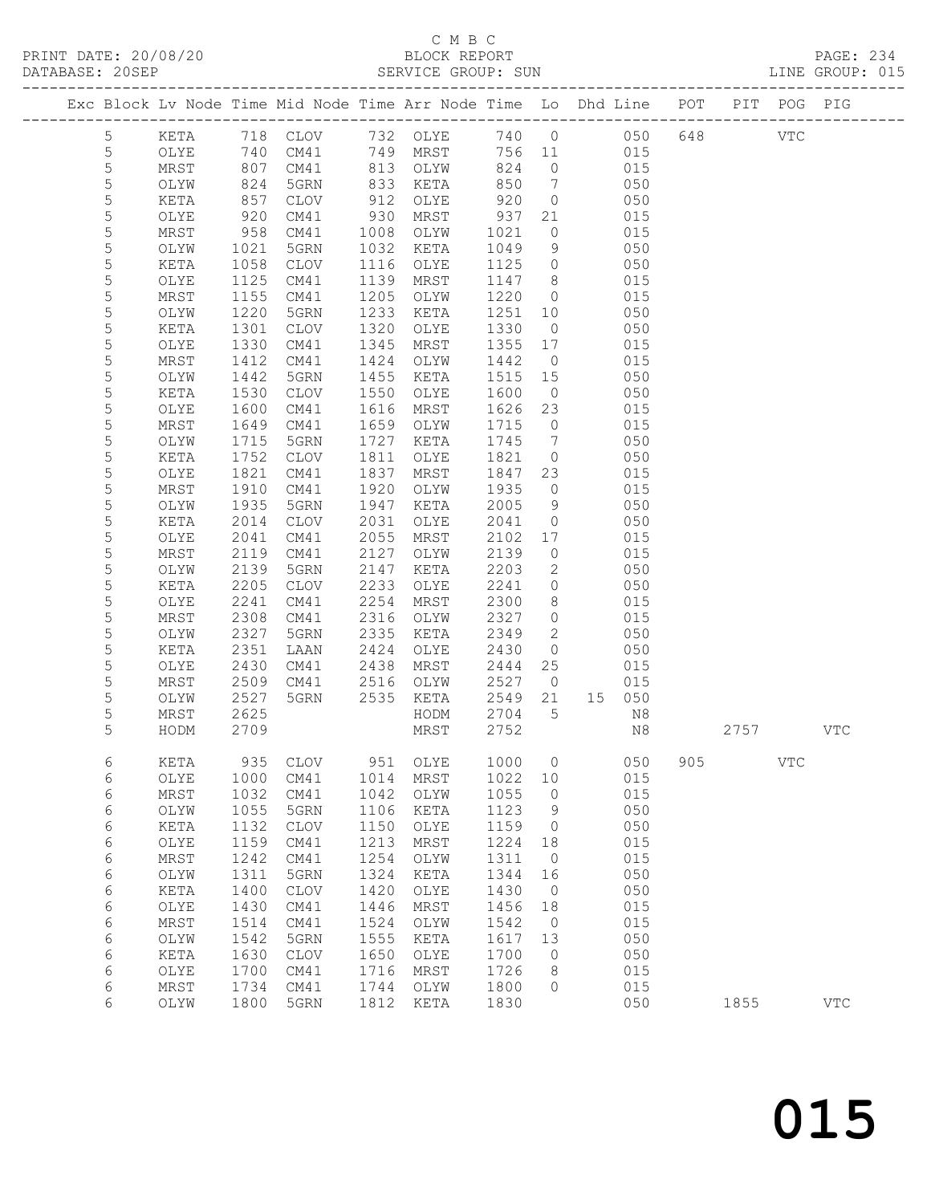C M B C

BLOCK REPORT

SERVICE GROUP: SUN

| Exc | Block | Lv | Node | Time | Mid Node | Time | Arr Node | Time | Lo | Dhd Line | POT | PIT | POG | PIG |
|---|---|---|---|---|---|---|---|---|---|---|---|---|---|---|
| | 5 | | KETA | 718 | CLOV | 732 | OLYE | 740 | 0 | 050 | 648 | | VTC | |
| | 5 | | OLYE | 740 | CM41 | 749 | MRST | 756 | 11 | 015 | | | | |
| | 5 | | MRST | 807 | CM41 | 813 | OLYW | 824 | 0 | 015 | | | | |
| | 5 | | OLYW | 824 | 5GRN | 833 | KETA | 850 | 7 | 050 | | | | |
| | 5 | | KETA | 857 | CLOV | 912 | OLYE | 920 | 0 | 050 | | | | |
| | 5 | | OLYE | 920 | CM41 | 930 | MRST | 937 | 21 | 015 | | | | |
| | 5 | | MRST | 958 | CM41 | 1008 | OLYW | 1021 | 0 | 015 | | | | |
| | 5 | | OLYW | 1021 | 5GRN | 1032 | KETA | 1049 | 9 | 050 | | | | |
| | 5 | | KETA | 1058 | CLOV | 1116 | OLYE | 1125 | 0 | 050 | | | | |
| | 5 | | OLYE | 1125 | CM41 | 1139 | MRST | 1147 | 8 | 015 | | | | |
| | 5 | | MRST | 1155 | CM41 | 1205 | OLYW | 1220 | 0 | 015 | | | | |
| | 5 | | OLYW | 1220 | 5GRN | 1233 | KETA | 1251 | 10 | 050 | | | | |
| | 5 | | KETA | 1301 | CLOV | 1320 | OLYE | 1330 | 0 | 050 | | | | |
| | 5 | | OLYE | 1330 | CM41 | 1345 | MRST | 1355 | 17 | 015 | | | | |
| | 5 | | MRST | 1412 | CM41 | 1424 | OLYW | 1442 | 0 | 015 | | | | |
| | 5 | | OLYW | 1442 | 5GRN | 1455 | KETA | 1515 | 15 | 050 | | | | |
| | 5 | | KETA | 1530 | CLOV | 1550 | OLYE | 1600 | 0 | 050 | | | | |
| | 5 | | OLYE | 1600 | CM41 | 1616 | MRST | 1626 | 23 | 015 | | | | |
| | 5 | | MRST | 1649 | CM41 | 1659 | OLYW | 1715 | 0 | 015 | | | | |
| | 5 | | OLYW | 1715 | 5GRN | 1727 | KETA | 1745 | 7 | 050 | | | | |
| | 5 | | KETA | 1752 | CLOV | 1811 | OLYE | 1821 | 0 | 050 | | | | |
| | 5 | | OLYE | 1821 | CM41 | 1837 | MRST | 1847 | 23 | 015 | | | | |
| | 5 | | MRST | 1910 | CM41 | 1920 | OLYW | 1935 | 0 | 015 | | | | |
| | 5 | | OLYW | 1935 | 5GRN | 1947 | KETA | 2005 | 9 | 050 | | | | |
| | 5 | | KETA | 2014 | CLOV | 2031 | OLYE | 2041 | 0 | 050 | | | | |
| | 5 | | OLYE | 2041 | CM41 | 2055 | MRST | 2102 | 17 | 015 | | | | |
| | 5 | | MRST | 2119 | CM41 | 2127 | OLYW | 2139 | 0 | 015 | | | | |
| | 5 | | OLYW | 2139 | 5GRN | 2147 | KETA | 2203 | 2 | 050 | | | | |
| | 5 | | KETA | 2205 | CLOV | 2233 | OLYE | 2241 | 0 | 050 | | | | |
| | 5 | | OLYE | 2241 | CM41 | 2254 | MRST | 2300 | 8 | 015 | | | | |
| | 5 | | MRST | 2308 | CM41 | 2316 | OLYW | 2327 | 0 | 015 | | | | |
| | 5 | | OLYW | 2327 | 5GRN | 2335 | KETA | 2349 | 2 | 050 | | | | |
| | 5 | | KETA | 2351 | LAAN | 2424 | OLYE | 2430 | 0 | 050 | | | | |
| | 5 | | OLYE | 2430 | CM41 | 2438 | MRST | 2444 | 25 | 015 | | | | |
| | 5 | | MRST | 2509 | CM41 | 2516 | OLYW | 2527 | 0 | 015 | | | | |
| | 5 | | OLYW | 2527 | 5GRN | 2535 | KETA | 2549 | 21 | 15 050 | | | | |
| | 5 | | MRST | 2625 | | | HODM | 2704 | 5 | N8 | | | | |
| | 5 | | HODM | 2709 | | | MRST | 2752 | | N8 | | 2757 | | VTC |
| | 6 | | KETA | 935 | CLOV | 951 | OLYE | 1000 | 0 | 050 | 905 | | VTC | |
| | 6 | | OLYE | 1000 | CM41 | 1014 | MRST | 1022 | 10 | 015 | | | | |
| | 6 | | MRST | 1032 | CM41 | 1042 | OLYW | 1055 | 0 | 015 | | | | |
| | 6 | | OLYW | 1055 | 5GRN | 1106 | KETA | 1123 | 9 | 050 | | | | |
| | 6 | | KETA | 1132 | CLOV | 1150 | OLYE | 1159 | 0 | 050 | | | | |
| | 6 | | OLYE | 1159 | CM41 | 1213 | MRST | 1224 | 18 | 015 | | | | |
| | 6 | | MRST | 1242 | CM41 | 1254 | OLYW | 1311 | 0 | 015 | | | | |
| | 6 | | OLYW | 1311 | 5GRN | 1324 | KETA | 1344 | 16 | 050 | | | | |
| | 6 | | KETA | 1400 | CLOV | 1420 | OLYE | 1430 | 0 | 050 | | | | |
| | 6 | | OLYE | 1430 | CM41 | 1446 | MRST | 1456 | 18 | 015 | | | | |
| | 6 | | MRST | 1514 | CM41 | 1524 | OLYW | 1542 | 0 | 015 | | | | |
| | 6 | | OLYW | 1542 | 5GRN | 1555 | KETA | 1617 | 13 | 050 | | | | |
| | 6 | | KETA | 1630 | CLOV | 1650 | OLYE | 1700 | 0 | 050 | | | | |
| | 6 | | OLYE | 1700 | CM41 | 1716 | MRST | 1726 | 8 | 015 | | | | |
| | 6 | | MRST | 1734 | CM41 | 1744 | OLYW | 1800 | 0 | 015 | | | | |
| | 6 | | OLYW | 1800 | 5GRN | 1812 | KETA | 1830 | | 050 | | 1855 | | VTC |

015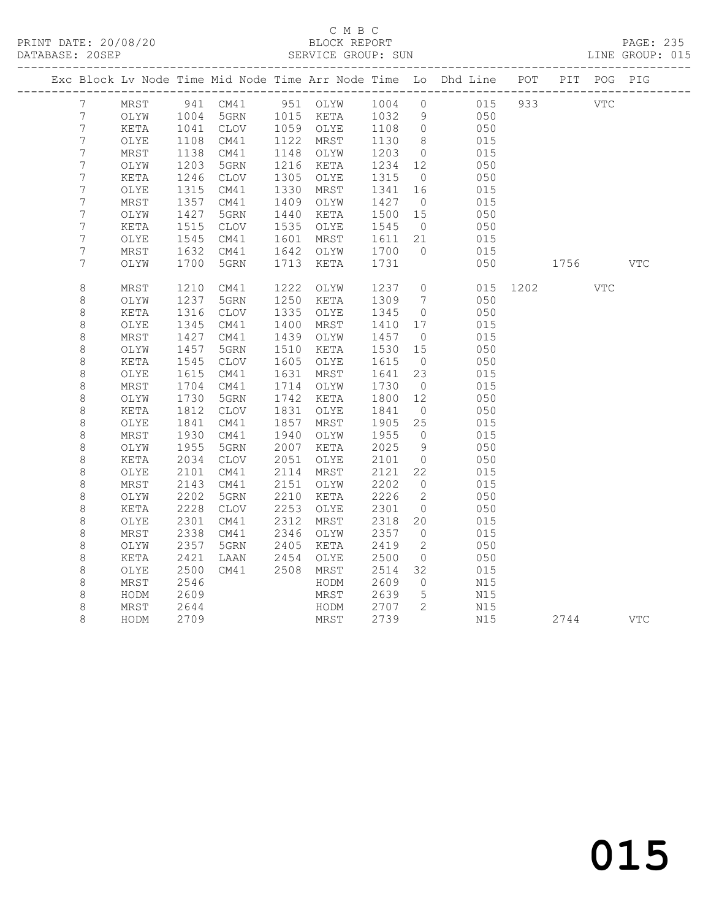C M B C

BLOCK REPORT

SERVICE GROUP: SUN

| Exc | Block | Lv Node | Time | Mid Node | Time | Arr Node | Time | Lo | Dhd Line | POT | PIT | POG | PIG |
|---|---|---|---|---|---|---|---|---|---|---|---|---|---|
| | 7 | MRST | 941 | CM41 | 951 | OLYW | 1004 | 0 | 015 | 933 | | VTC | |
| | 7 | OLYW | 1004 | 5GRN | 1015 | KETA | 1032 | 9 | 050 | | | | |
| | 7 | KETA | 1041 | CLOV | 1059 | OLYE | 1108 | 0 | 050 | | | | |
| | 7 | OLYE | 1108 | CM41 | 1122 | MRST | 1130 | 8 | 015 | | | | |
| | 7 | MRST | 1138 | CM41 | 1148 | OLYW | 1203 | 0 | 015 | | | | |
| | 7 | OLYW | 1203 | 5GRN | 1216 | KETA | 1234 | 12 | 050 | | | | |
| | 7 | KETA | 1246 | CLOV | 1305 | OLYE | 1315 | 0 | 050 | | | | |
| | 7 | OLYE | 1315 | CM41 | 1330 | MRST | 1341 | 16 | 015 | | | | |
| | 7 | MRST | 1357 | CM41 | 1409 | OLYW | 1427 | 0 | 015 | | | | |
| | 7 | OLYW | 1427 | 5GRN | 1440 | KETA | 1500 | 15 | 050 | | | | |
| | 7 | KETA | 1515 | CLOV | 1535 | OLYE | 1545 | 0 | 050 | | | | |
| | 7 | OLYE | 1545 | CM41 | 1601 | MRST | 1611 | 21 | 015 | | | | |
| | 7 | MRST | 1632 | CM41 | 1642 | OLYW | 1700 | 0 | 015 | | | | |
| | 7 | OLYW | 1700 | 5GRN | 1713 | KETA | 1731 | | 050 | | 1756 | | VTC |
| | 8 | MRST | 1210 | CM41 | 1222 | OLYW | 1237 | 0 | 015 | 1202 | | VTC | |
| | 8 | OLYW | 1237 | 5GRN | 1250 | KETA | 1309 | 7 | 050 | | | | |
| | 8 | KETA | 1316 | CLOV | 1335 | OLYE | 1345 | 0 | 050 | | | | |
| | 8 | OLYE | 1345 | CM41 | 1400 | MRST | 1410 | 17 | 015 | | | | |
| | 8 | MRST | 1427 | CM41 | 1439 | OLYW | 1457 | 0 | 015 | | | | |
| | 8 | OLYW | 1457 | 5GRN | 1510 | KETA | 1530 | 15 | 050 | | | | |
| | 8 | KETA | 1545 | CLOV | 1605 | OLYE | 1615 | 0 | 050 | | | | |
| | 8 | OLYE | 1615 | CM41 | 1631 | MRST | 1641 | 23 | 015 | | | | |
| | 8 | MRST | 1704 | CM41 | 1714 | OLYW | 1730 | 0 | 015 | | | | |
| | 8 | OLYW | 1730 | 5GRN | 1742 | KETA | 1800 | 12 | 050 | | | | |
| | 8 | KETA | 1812 | CLOV | 1831 | OLYE | 1841 | 0 | 050 | | | | |
| | 8 | OLYE | 1841 | CM41 | 1857 | MRST | 1905 | 25 | 015 | | | | |
| | 8 | MRST | 1930 | CM41 | 1940 | OLYW | 1955 | 0 | 015 | | | | |
| | 8 | OLYW | 1955 | 5GRN | 2007 | KETA | 2025 | 9 | 050 | | | | |
| | 8 | KETA | 2034 | CLOV | 2051 | OLYE | 2101 | 0 | 050 | | | | |
| | 8 | OLYE | 2101 | CM41 | 2114 | MRST | 2121 | 22 | 015 | | | | |
| | 8 | MRST | 2143 | CM41 | 2151 | OLYW | 2202 | 0 | 015 | | | | |
| | 8 | OLYW | 2202 | 5GRN | 2210 | KETA | 2226 | 2 | 050 | | | | |
| | 8 | KETA | 2228 | CLOV | 2253 | OLYE | 2301 | 0 | 050 | | | | |
| | 8 | OLYE | 2301 | CM41 | 2312 | MRST | 2318 | 20 | 015 | | | | |
| | 8 | MRST | 2338 | CM41 | 2346 | OLYW | 2357 | 0 | 015 | | | | |
| | 8 | OLYW | 2357 | 5GRN | 2405 | KETA | 2419 | 2 | 050 | | | | |
| | 8 | KETA | 2421 | LAAN | 2454 | OLYE | 2500 | 0 | 050 | | | | |
| | 8 | OLYE | 2500 | CM41 | 2508 | MRST | 2514 | 32 | 015 | | | | |
| | 8 | MRST | 2546 | | | HODM | 2609 | 0 | N15 | | | | |
| | 8 | HODM | 2609 | | | MRST | 2639 | 5 | N15 | | | | |
| | 8 | MRST | 2644 | | | HODM | 2707 | 2 | N15 | | | | |
| | 8 | HODM | 2709 | | | MRST | 2739 | | N15 | | 2744 | | VTC |

015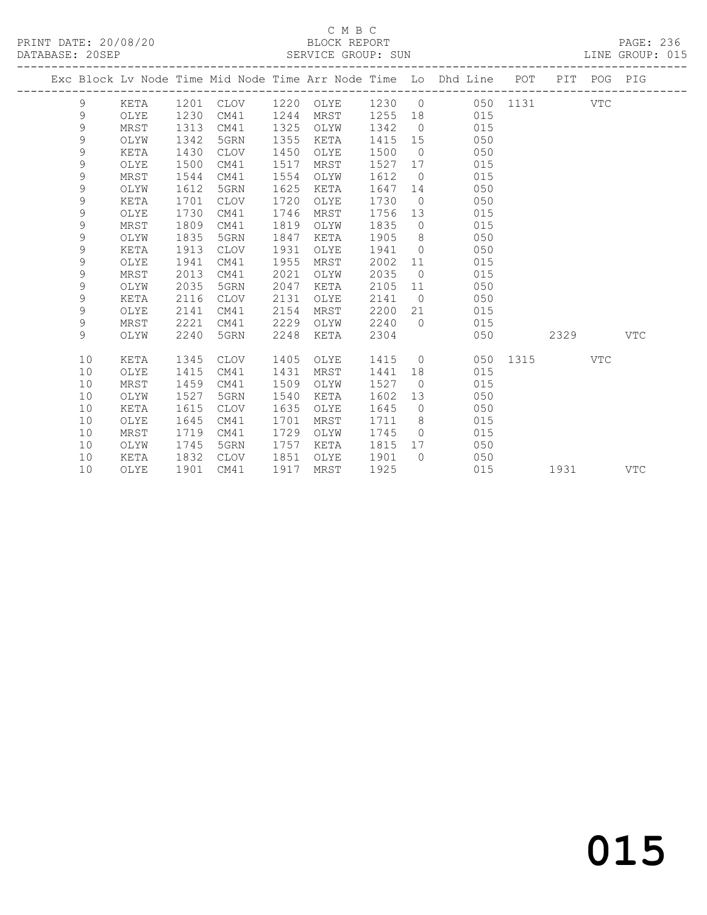C M B C
BLOCK REPORT
SERVICE GROUP: SUN

PRINT DATE: 20/08/20
DATABASE: 20SEP
LINE GROUP: 015

| Exc | Block | Lv | Node | Time | Mid Node | Time | Arr Node | Time | Lo | Dhd Line | POT | PIT | POG | PIG |
|---|---|---|---|---|---|---|---|---|---|---|---|---|---|---|
| | 9 | | KETA | 1201 | CLOV | 1220 | OLYE | 1230 | 0 | 050 | 1131 | | VTC | |
| | 9 | | OLYE | 1230 | CM41 | 1244 | MRST | 1255 | 18 | 015 | | | | |
| | 9 | | MRST | 1313 | CM41 | 1325 | OLYW | 1342 | 0 | 015 | | | | |
| | 9 | | OLYW | 1342 | 5GRN | 1355 | KETA | 1415 | 15 | 050 | | | | |
| | 9 | | KETA | 1430 | CLOV | 1450 | OLYE | 1500 | 0 | 050 | | | | |
| | 9 | | OLYE | 1500 | CM41 | 1517 | MRST | 1527 | 17 | 015 | | | | |
| | 9 | | MRST | 1544 | CM41 | 1554 | OLYW | 1612 | 0 | 015 | | | | |
| | 9 | | OLYW | 1612 | 5GRN | 1625 | KETA | 1647 | 14 | 050 | | | | |
| | 9 | | KETA | 1701 | CLOV | 1720 | OLYE | 1730 | 0 | 050 | | | | |
| | 9 | | OLYE | 1730 | CM41 | 1746 | MRST | 1756 | 13 | 015 | | | | |
| | 9 | | MRST | 1809 | CM41 | 1819 | OLYW | 1835 | 0 | 015 | | | | |
| | 9 | | OLYW | 1835 | 5GRN | 1847 | KETA | 1905 | 8 | 050 | | | | |
| | 9 | | KETA | 1913 | CLOV | 1931 | OLYE | 1941 | 0 | 050 | | | | |
| | 9 | | OLYE | 1941 | CM41 | 1955 | MRST | 2002 | 11 | 015 | | | | |
| | 9 | | MRST | 2013 | CM41 | 2021 | OLYW | 2035 | 0 | 015 | | | | |
| | 9 | | OLYW | 2035 | 5GRN | 2047 | KETA | 2105 | 11 | 050 | | | | |
| | 9 | | KETA | 2116 | CLOV | 2131 | OLYE | 2141 | 0 | 050 | | | | |
| | 9 | | OLYE | 2141 | CM41 | 2154 | MRST | 2200 | 21 | 015 | | | | |
| | 9 | | MRST | 2221 | CM41 | 2229 | OLYW | 2240 | 0 | 015 | | | | |
| | 9 | | OLYW | 2240 | 5GRN | 2248 | KETA | 2304 | | 050 | | 2329 | | VTC |
| | 10 | | KETA | 1345 | CLOV | 1405 | OLYE | 1415 | 0 | 050 | 1315 | | VTC | |
| | 10 | | OLYE | 1415 | CM41 | 1431 | MRST | 1441 | 18 | 015 | | | | |
| | 10 | | MRST | 1459 | CM41 | 1509 | OLYW | 1527 | 0 | 015 | | | | |
| | 10 | | OLYW | 1527 | 5GRN | 1540 | KETA | 1602 | 13 | 050 | | | | |
| | 10 | | KETA | 1615 | CLOV | 1635 | OLYE | 1645 | 0 | 050 | | | | |
| | 10 | | OLYE | 1645 | CM41 | 1701 | MRST | 1711 | 8 | 015 | | | | |
| | 10 | | MRST | 1719 | CM41 | 1729 | OLYW | 1745 | 0 | 015 | | | | |
| | 10 | | OLYW | 1745 | 5GRN | 1757 | KETA | 1815 | 17 | 050 | | | | |
| | 10 | | KETA | 1832 | CLOV | 1851 | OLYE | 1901 | 0 | 050 | | | | |
| | 10 | | OLYE | 1901 | CM41 | 1917 | MRST | 1925 | | 015 | | 1931 | | VTC |

015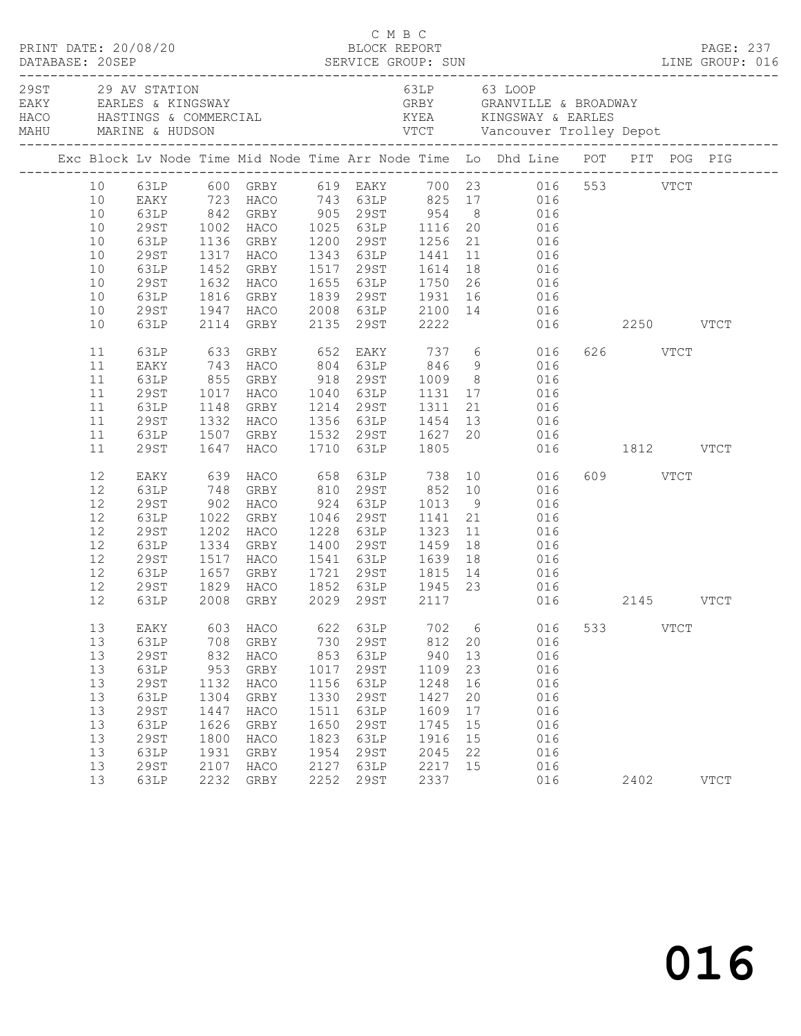C M B C

PRINT DATE: 20/08/20 BLOCK REPORT
DATABASE: 20SEP SERVICE GROUP: SUN LINE GROUP: 016

| Code | Location | Code | Location |
|---|---|---|---|
| 29ST | 29 AV STATION | 63LP | 63 LOOP |
| EAKY | EARLES & KINGSWAY | GRBY | GRANVILLE & BROADWAY |
| HACO | HASTINGS & COMMERCIAL | KYEA | KINGSWAY & EARLES |
| MAHU | MARINE & HUDSON | VTCT | Vancouver Trolley Depot |

| Exc | Block | Lv Node | Time | Mid Node | Time | Arr Node | Time | Lo | Dhd Line | POT | PIT | POG | PIG |
|---|---|---|---|---|---|---|---|---|---|---|---|---|---|
| | 10 | 63LP | 600 | GRBY | 619 | EAKY | 700 | 23 | 016 | 553 | | VTCT | |
| | 10 | EAKY | 723 | HACO | 743 | 63LP | 825 | 17 | 016 | | | | |
| | 10 | 63LP | 842 | GRBY | 905 | 29ST | 954 | 8 | 016 | | | | |
| | 10 | 29ST | 1002 | HACO | 1025 | 63LP | 1116 | 20 | 016 | | | | |
| | 10 | 63LP | 1136 | GRBY | 1200 | 29ST | 1256 | 21 | 016 | | | | |
| | 10 | 29ST | 1317 | HACO | 1343 | 63LP | 1441 | 11 | 016 | | | | |
| | 10 | 63LP | 1452 | GRBY | 1517 | 29ST | 1614 | 18 | 016 | | | | |
| | 10 | 29ST | 1632 | HACO | 1655 | 63LP | 1750 | 26 | 016 | | | | |
| | 10 | 63LP | 1816 | GRBY | 1839 | 29ST | 1931 | 16 | 016 | | | | |
| | 10 | 29ST | 1947 | HACO | 2008 | 63LP | 2100 | 14 | 016 | | | | |
| | 10 | 63LP | 2114 | GRBY | 2135 | 29ST | 2222 | | 016 | | 2250 | | VTCT |
| | 11 | 63LP | 633 | GRBY | 652 | EAKY | 737 | 6 | 016 | 626 | | VTCT | |
| | 11 | EAKY | 743 | HACO | 804 | 63LP | 846 | 9 | 016 | | | | |
| | 11 | 63LP | 855 | GRBY | 918 | 29ST | 1009 | 8 | 016 | | | | |
| | 11 | 29ST | 1017 | HACO | 1040 | 63LP | 1131 | 17 | 016 | | | | |
| | 11 | 63LP | 1148 | GRBY | 1214 | 29ST | 1311 | 21 | 016 | | | | |
| | 11 | 29ST | 1332 | HACO | 1356 | 63LP | 1454 | 13 | 016 | | | | |
| | 11 | 63LP | 1507 | GRBY | 1532 | 29ST | 1627 | 20 | 016 | | | | |
| | 11 | 29ST | 1647 | HACO | 1710 | 63LP | 1805 | | 016 | | 1812 | | VTCT |
| | 12 | EAKY | 639 | HACO | 658 | 63LP | 738 | 10 | 016 | 609 | | VTCT | |
| | 12 | 63LP | 748 | GRBY | 810 | 29ST | 852 | 10 | 016 | | | | |
| | 12 | 29ST | 902 | HACO | 924 | 63LP | 1013 | 9 | 016 | | | | |
| | 12 | 63LP | 1022 | GRBY | 1046 | 29ST | 1141 | 21 | 016 | | | | |
| | 12 | 29ST | 1202 | HACO | 1228 | 63LP | 1323 | 11 | 016 | | | | |
| | 12 | 63LP | 1334 | GRBY | 1400 | 29ST | 1459 | 18 | 016 | | | | |
| | 12 | 29ST | 1517 | HACO | 1541 | 63LP | 1639 | 18 | 016 | | | | |
| | 12 | 63LP | 1657 | GRBY | 1721 | 29ST | 1815 | 14 | 016 | | | | |
| | 12 | 29ST | 1829 | HACO | 1852 | 63LP | 1945 | 23 | 016 | | | | |
| | 12 | 63LP | 2008 | GRBY | 2029 | 29ST | 2117 | | 016 | | 2145 | | VTCT |
| | 13 | EAKY | 603 | HACO | 622 | 63LP | 702 | 6 | 016 | 533 | | VTCT | |
| | 13 | 63LP | 708 | GRBY | 730 | 29ST | 812 | 20 | 016 | | | | |
| | 13 | 29ST | 832 | HACO | 853 | 63LP | 940 | 13 | 016 | | | | |
| | 13 | 63LP | 953 | GRBY | 1017 | 29ST | 1109 | 23 | 016 | | | | |
| | 13 | 29ST | 1132 | HACO | 1156 | 63LP | 1248 | 16 | 016 | | | | |
| | 13 | 63LP | 1304 | GRBY | 1330 | 29ST | 1427 | 20 | 016 | | | | |
| | 13 | 29ST | 1447 | HACO | 1511 | 63LP | 1609 | 17 | 016 | | | | |
| | 13 | 63LP | 1626 | GRBY | 1650 | 29ST | 1745 | 15 | 016 | | | | |
| | 13 | 29ST | 1800 | HACO | 1823 | 63LP | 1916 | 15 | 016 | | | | |
| | 13 | 63LP | 1931 | GRBY | 1954 | 29ST | 2045 | 22 | 016 | | | | |
| | 13 | 29ST | 2107 | HACO | 2127 | 63LP | 2217 | 15 | 016 | | | | |
| | 13 | 63LP | 2232 | GRBY | 2252 | 29ST | 2337 | | 016 | | 2402 | | VTCT |

016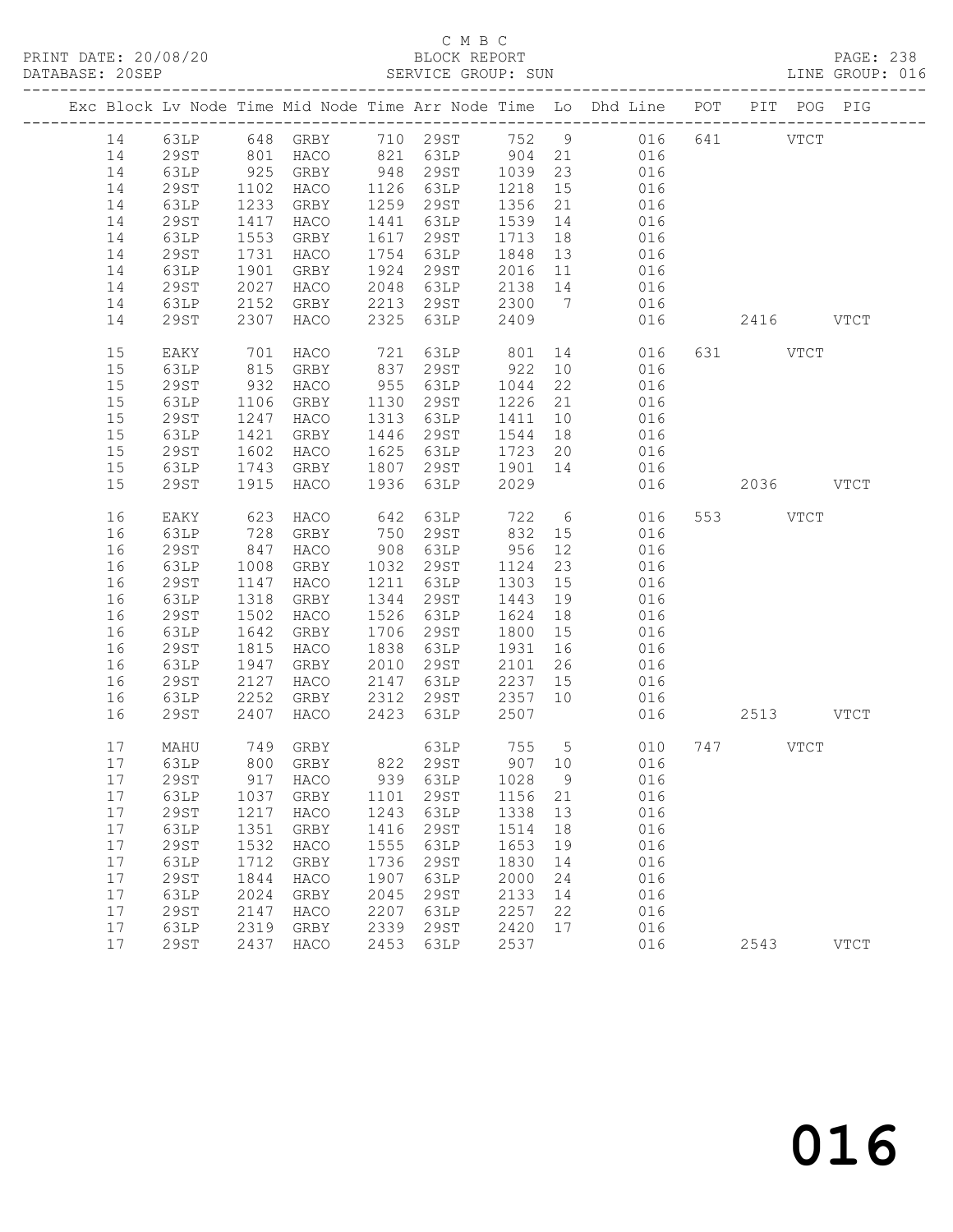C M B C

PRINT DATE: 20/08/20 BLOCK REPORT
DATABASE: 20SEP SERVICE GROUP: SUN LINE GROUP: 016

| Exc | Block | Lv | Node | Time | Mid Node | Time | Arr Node | Time | Lo | Dhd Line | POT | PIT | POG | PIG |
|---|---|---|---|---|---|---|---|---|---|---|---|---|---|---|
| | 14 | | 63LP | 648 | GRBY | 710 | 29ST | 752 | 9 | 016 | 641 | | VTCT | |
| | 14 | | 29ST | 801 | HACO | 821 | 63LP | 904 | 21 | 016 | | | | |
| | 14 | | 63LP | 925 | GRBY | 948 | 29ST | 1039 | 23 | 016 | | | | |
| | 14 | | 29ST | 1102 | HACO | 1126 | 63LP | 1218 | 15 | 016 | | | | |
| | 14 | | 63LP | 1233 | GRBY | 1259 | 29ST | 1356 | 21 | 016 | | | | |
| | 14 | | 29ST | 1417 | HACO | 1441 | 63LP | 1539 | 14 | 016 | | | | |
| | 14 | | 63LP | 1553 | GRBY | 1617 | 29ST | 1713 | 18 | 016 | | | | |
| | 14 | | 29ST | 1731 | HACO | 1754 | 63LP | 1848 | 13 | 016 | | | | |
| | 14 | | 63LP | 1901 | GRBY | 1924 | 29ST | 2016 | 11 | 016 | | | | |
| | 14 | | 29ST | 2027 | HACO | 2048 | 63LP | 2138 | 14 | 016 | | | | |
| | 14 | | 63LP | 2152 | GRBY | 2213 | 29ST | 2300 | 7 | 016 | | | | |
| | 14 | | 29ST | 2307 | HACO | 2325 | 63LP | 2409 | | 016 | | 2416 | | VTCT |
| | 15 | | EAKY | 701 | HACO | 721 | 63LP | 801 | 14 | 016 | 631 | | VTCT | |
| | 15 | | 63LP | 815 | GRBY | 837 | 29ST | 922 | 10 | 016 | | | | |
| | 15 | | 29ST | 932 | HACO | 955 | 63LP | 1044 | 22 | 016 | | | | |
| | 15 | | 63LP | 1106 | GRBY | 1130 | 29ST | 1226 | 21 | 016 | | | | |
| | 15 | | 29ST | 1247 | HACO | 1313 | 63LP | 1411 | 10 | 016 | | | | |
| | 15 | | 63LP | 1421 | GRBY | 1446 | 29ST | 1544 | 18 | 016 | | | | |
| | 15 | | 29ST | 1602 | HACO | 1625 | 63LP | 1723 | 20 | 016 | | | | |
| | 15 | | 63LP | 1743 | GRBY | 1807 | 29ST | 1901 | 14 | 016 | | | | |
| | 15 | | 29ST | 1915 | HACO | 1936 | 63LP | 2029 | | 016 | | 2036 | | VTCT |
| | 16 | | EAKY | 623 | HACO | 642 | 63LP | 722 | 6 | 016 | 553 | | VTCT | |
| | 16 | | 63LP | 728 | GRBY | 750 | 29ST | 832 | 15 | 016 | | | | |
| | 16 | | 29ST | 847 | HACO | 908 | 63LP | 956 | 12 | 016 | | | | |
| | 16 | | 63LP | 1008 | GRBY | 1032 | 29ST | 1124 | 23 | 016 | | | | |
| | 16 | | 29ST | 1147 | HACO | 1211 | 63LP | 1303 | 15 | 016 | | | | |
| | 16 | | 63LP | 1318 | GRBY | 1344 | 29ST | 1443 | 19 | 016 | | | | |
| | 16 | | 29ST | 1502 | HACO | 1526 | 63LP | 1624 | 18 | 016 | | | | |
| | 16 | | 63LP | 1642 | GRBY | 1706 | 29ST | 1800 | 15 | 016 | | | | |
| | 16 | | 29ST | 1815 | HACO | 1838 | 63LP | 1931 | 16 | 016 | | | | |
| | 16 | | 63LP | 1947 | GRBY | 2010 | 29ST | 2101 | 26 | 016 | | | | |
| | 16 | | 29ST | 2127 | HACO | 2147 | 63LP | 2237 | 15 | 016 | | | | |
| | 16 | | 63LP | 2252 | GRBY | 2312 | 29ST | 2357 | 10 | 016 | | | | |
| | 16 | | 29ST | 2407 | HACO | 2423 | 63LP | 2507 | | 016 | | 2513 | | VTCT |
| | 17 | | MAHU | 749 | GRBY | | 63LP | 755 | 5 | 010 | 747 | | VTCT | |
| | 17 | | 63LP | 800 | GRBY | 822 | 29ST | 907 | 10 | 016 | | | | |
| | 17 | | 29ST | 917 | HACO | 939 | 63LP | 1028 | 9 | 016 | | | | |
| | 17 | | 63LP | 1037 | GRBY | 1101 | 29ST | 1156 | 21 | 016 | | | | |
| | 17 | | 29ST | 1217 | HACO | 1243 | 63LP | 1338 | 13 | 016 | | | | |
| | 17 | | 63LP | 1351 | GRBY | 1416 | 29ST | 1514 | 18 | 016 | | | | |
| | 17 | | 29ST | 1532 | HACO | 1555 | 63LP | 1653 | 19 | 016 | | | | |
| | 17 | | 63LP | 1712 | GRBY | 1736 | 29ST | 1830 | 14 | 016 | | | | |
| | 17 | | 29ST | 1844 | HACO | 1907 | 63LP | 2000 | 24 | 016 | | | | |
| | 17 | | 63LP | 2024 | GRBY | 2045 | 29ST | 2133 | 14 | 016 | | | | |
| | 17 | | 29ST | 2147 | HACO | 2207 | 63LP | 2257 | 22 | 016 | | | | |
| | 17 | | 63LP | 2319 | GRBY | 2339 | 29ST | 2420 | 17 | 016 | | | | |
| | 17 | | 29ST | 2437 | HACO | 2453 | 63LP | 2537 | | 016 | | 2543 | | VTCT |

016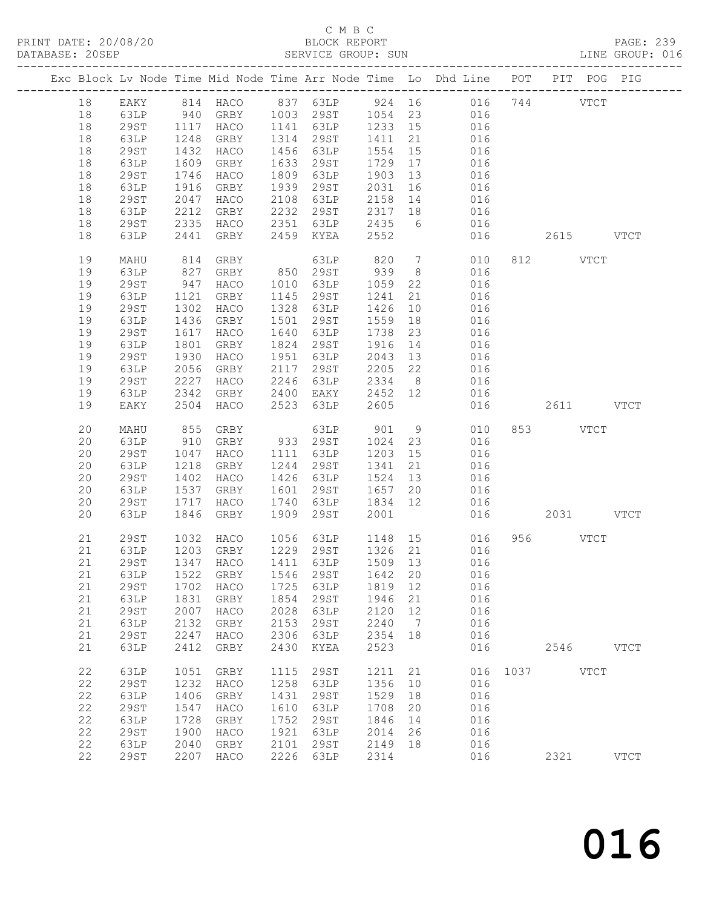C M B C

PRINT DATE: 20/08/20 BLOCK REPORT

DATABASE: 20SEP SERVICE GROUP: SUN LINE GROUP: 016

| Exc | Block | Lv | Node | Time | Mid Node | Time | Arr Node | Time | Lo | Dhd Line | POT | PIT | POG | PIG |
|---|---|---|---|---|---|---|---|---|---|---|---|---|---|---|
| | 18 | | EAKY | 814 | HACO | 837 | 63LP | 924 | 16 | 016 | 744 | | VTCT | |
| | 18 | | 63LP | 940 | GRBY | 1003 | 29ST | 1054 | 23 | 016 | | | | |
| | 18 | | 29ST | 1117 | HACO | 1141 | 63LP | 1233 | 15 | 016 | | | | |
| | 18 | | 63LP | 1248 | GRBY | 1314 | 29ST | 1411 | 21 | 016 | | | | |
| | 18 | | 29ST | 1432 | HACO | 1456 | 63LP | 1554 | 15 | 016 | | | | |
| | 18 | | 63LP | 1609 | GRBY | 1633 | 29ST | 1729 | 17 | 016 | | | | |
| | 18 | | 29ST | 1746 | HACO | 1809 | 63LP | 1903 | 13 | 016 | | | | |
| | 18 | | 63LP | 1916 | GRBY | 1939 | 29ST | 2031 | 16 | 016 | | | | |
| | 18 | | 29ST | 2047 | HACO | 2108 | 63LP | 2158 | 14 | 016 | | | | |
| | 18 | | 63LP | 2212 | GRBY | 2232 | 29ST | 2317 | 18 | 016 | | | | |
| | 18 | | 29ST | 2335 | HACO | 2351 | 63LP | 2435 | 6 | 016 | | | | |
| | 18 | | 63LP | 2441 | GRBY | 2459 | KYEA | 2552 | | 016 | | 2615 | | VTCT |
| | 19 | | MAHU | 814 | GRBY | | 63LP | 820 | 7 | 010 | 812 | | VTCT | |
| | 19 | | 63LP | 827 | GRBY | 850 | 29ST | 939 | 8 | 016 | | | | |
| | 19 | | 29ST | 947 | HACO | 1010 | 63LP | 1059 | 22 | 016 | | | | |
| | 19 | | 63LP | 1121 | GRBY | 1145 | 29ST | 1241 | 21 | 016 | | | | |
| | 19 | | 29ST | 1302 | HACO | 1328 | 63LP | 1426 | 10 | 016 | | | | |
| | 19 | | 63LP | 1436 | GRBY | 1501 | 29ST | 1559 | 18 | 016 | | | | |
| | 19 | | 29ST | 1617 | HACO | 1640 | 63LP | 1738 | 23 | 016 | | | | |
| | 19 | | 63LP | 1801 | GRBY | 1824 | 29ST | 1916 | 14 | 016 | | | | |
| | 19 | | 29ST | 1930 | HACO | 1951 | 63LP | 2043 | 13 | 016 | | | | |
| | 19 | | 63LP | 2056 | GRBY | 2117 | 29ST | 2205 | 22 | 016 | | | | |
| | 19 | | 29ST | 2227 | HACO | 2246 | 63LP | 2334 | 8 | 016 | | | | |
| | 19 | | 63LP | 2342 | GRBY | 2400 | EAKY | 2452 | 12 | 016 | | | | |
| | 19 | | EAKY | 2504 | HACO | 2523 | 63LP | 2605 | | 016 | | 2611 | | VTCT |
| | 20 | | MAHU | 855 | GRBY | | 63LP | 901 | 9 | 010 | 853 | | VTCT | |
| | 20 | | 63LP | 910 | GRBY | 933 | 29ST | 1024 | 23 | 016 | | | | |
| | 20 | | 29ST | 1047 | HACO | 1111 | 63LP | 1203 | 15 | 016 | | | | |
| | 20 | | 63LP | 1218 | GRBY | 1244 | 29ST | 1341 | 21 | 016 | | | | |
| | 20 | | 29ST | 1402 | HACO | 1426 | 63LP | 1524 | 13 | 016 | | | | |
| | 20 | | 63LP | 1537 | GRBY | 1601 | 29ST | 1657 | 20 | 016 | | | | |
| | 20 | | 29ST | 1717 | HACO | 1740 | 63LP | 1834 | 12 | 016 | | | | |
| | 20 | | 63LP | 1846 | GRBY | 1909 | 29ST | 2001 | | 016 | | 2031 | | VTCT |
| | 21 | | 29ST | 1032 | HACO | 1056 | 63LP | 1148 | 15 | 016 | 956 | | VTCT | |
| | 21 | | 63LP | 1203 | GRBY | 1229 | 29ST | 1326 | 21 | 016 | | | | |
| | 21 | | 29ST | 1347 | HACO | 1411 | 63LP | 1509 | 13 | 016 | | | | |
| | 21 | | 63LP | 1522 | GRBY | 1546 | 29ST | 1642 | 20 | 016 | | | | |
| | 21 | | 29ST | 1702 | HACO | 1725 | 63LP | 1819 | 12 | 016 | | | | |
| | 21 | | 63LP | 1831 | GRBY | 1854 | 29ST | 1946 | 21 | 016 | | | | |
| | 21 | | 29ST | 2007 | HACO | 2028 | 63LP | 2120 | 12 | 016 | | | | |
| | 21 | | 63LP | 2132 | GRBY | 2153 | 29ST | 2240 | 7 | 016 | | | | |
| | 21 | | 29ST | 2247 | HACO | 2306 | 63LP | 2354 | 18 | 016 | | | | |
| | 21 | | 63LP | 2412 | GRBY | 2430 | KYEA | 2523 | | 016 | | 2546 | | VTCT |
| | 22 | | 63LP | 1051 | GRBY | 1115 | 29ST | 1211 | 21 | 016 | 1037 | | VTCT | |
| | 22 | | 29ST | 1232 | HACO | 1258 | 63LP | 1356 | 10 | 016 | | | | |
| | 22 | | 63LP | 1406 | GRBY | 1431 | 29ST | 1529 | 18 | 016 | | | | |
| | 22 | | 29ST | 1547 | HACO | 1610 | 63LP | 1708 | 20 | 016 | | | | |
| | 22 | | 63LP | 1728 | GRBY | 1752 | 29ST | 1846 | 14 | 016 | | | | |
| | 22 | | 29ST | 1900 | HACO | 1921 | 63LP | 2014 | 26 | 016 | | | | |
| | 22 | | 63LP | 2040 | GRBY | 2101 | 29ST | 2149 | 18 | 016 | | | | |
| | 22 | | 29ST | 2207 | HACO | 2226 | 63LP | 2314 | | 016 | | 2321 | | VTCT |

016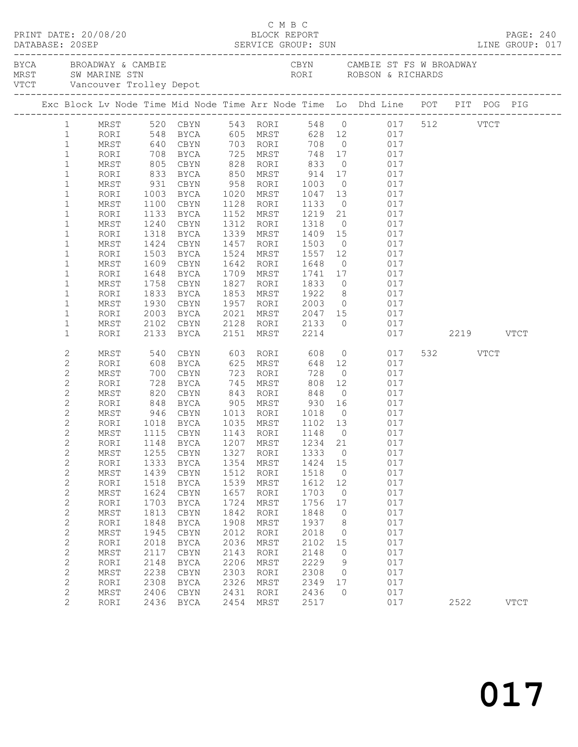C M B C
PRINT DATE: 20/08/20 BLOCK REPORT PAGE: 240
DATABASE: 20SEP SERVICE GROUP: SUN LINE GROUP: 017

BYCA BROADWAY & CAMBIE  CBYN CAMBIE ST FS W BROADWAY
MRST SW MARINE STN  RORI ROBSON & RICHARDS
VTCT Vancouver Trolley Depot

| Exc | Block | Lv Node | Time | Mid Node | Time | Arr Node | Time | Lo | Dhd Line | POT | PIT | POG | PIG |
|---|---|---|---|---|---|---|---|---|---|---|---|---|---|
| | 1 | MRST | 520 | CBYN | 543 | RORI | 548 | 0 | 017 | 512 | | VTCT | |
| | 1 | RORI | 548 | BYCA | 605 | MRST | 628 | 12 | 017 | | | | |
| | 1 | MRST | 640 | CBYN | 703 | RORI | 708 | 0 | 017 | | | | |
| | 1 | RORI | 708 | BYCA | 725 | MRST | 748 | 17 | 017 | | | | |
| | 1 | MRST | 805 | CBYN | 828 | RORI | 833 | 0 | 017 | | | | |
| | 1 | RORI | 833 | BYCA | 850 | MRST | 914 | 17 | 017 | | | | |
| | 1 | MRST | 931 | CBYN | 958 | RORI | 1003 | 0 | 017 | | | | |
| | 1 | RORI | 1003 | BYCA | 1020 | MRST | 1047 | 13 | 017 | | | | |
| | 1 | MRST | 1100 | CBYN | 1128 | RORI | 1133 | 0 | 017 | | | | |
| | 1 | RORI | 1133 | BYCA | 1152 | MRST | 1219 | 21 | 017 | | | | |
| | 1 | MRST | 1240 | CBYN | 1312 | RORI | 1318 | 0 | 017 | | | | |
| | 1 | RORI | 1318 | BYCA | 1339 | MRST | 1409 | 15 | 017 | | | | |
| | 1 | MRST | 1424 | CBYN | 1457 | RORI | 1503 | 0 | 017 | | | | |
| | 1 | RORI | 1503 | BYCA | 1524 | MRST | 1557 | 12 | 017 | | | | |
| | 1 | MRST | 1609 | CBYN | 1642 | RORI | 1648 | 0 | 017 | | | | |
| | 1 | RORI | 1648 | BYCA | 1709 | MRST | 1741 | 17 | 017 | | | | |
| | 1 | MRST | 1758 | CBYN | 1827 | RORI | 1833 | 0 | 017 | | | | |
| | 1 | RORI | 1833 | BYCA | 1853 | MRST | 1922 | 8 | 017 | | | | |
| | 1 | MRST | 1930 | CBYN | 1957 | RORI | 2003 | 0 | 017 | | | | |
| | 1 | RORI | 2003 | BYCA | 2021 | MRST | 2047 | 15 | 017 | | | | |
| | 1 | MRST | 2102 | CBYN | 2128 | RORI | 2133 | 0 | 017 | | | | |
| | 1 | RORI | 2133 | BYCA | 2151 | MRST | 2214 | | 017 | | 2219 | | VTCT |
| | 2 | MRST | 540 | CBYN | 603 | RORI | 608 | 0 | 017 | 532 | | VTCT | |
| | 2 | RORI | 608 | BYCA | 625 | MRST | 648 | 12 | 017 | | | | |
| | 2 | MRST | 700 | CBYN | 723 | RORI | 728 | 0 | 017 | | | | |
| | 2 | RORI | 728 | BYCA | 745 | MRST | 808 | 12 | 017 | | | | |
| | 2 | MRST | 820 | CBYN | 843 | RORI | 848 | 0 | 017 | | | | |
| | 2 | RORI | 848 | BYCA | 905 | MRST | 930 | 16 | 017 | | | | |
| | 2 | MRST | 946 | CBYN | 1013 | RORI | 1018 | 0 | 017 | | | | |
| | 2 | RORI | 1018 | BYCA | 1035 | MRST | 1102 | 13 | 017 | | | | |
| | 2 | MRST | 1115 | CBYN | 1143 | RORI | 1148 | 0 | 017 | | | | |
| | 2 | RORI | 1148 | BYCA | 1207 | MRST | 1234 | 21 | 017 | | | | |
| | 2 | MRST | 1255 | CBYN | 1327 | RORI | 1333 | 0 | 017 | | | | |
| | 2 | RORI | 1333 | BYCA | 1354 | MRST | 1424 | 15 | 017 | | | | |
| | 2 | MRST | 1439 | CBYN | 1512 | RORI | 1518 | 0 | 017 | | | | |
| | 2 | RORI | 1518 | BYCA | 1539 | MRST | 1612 | 12 | 017 | | | | |
| | 2 | MRST | 1624 | CBYN | 1657 | RORI | 1703 | 0 | 017 | | | | |
| | 2 | RORI | 1703 | BYCA | 1724 | MRST | 1756 | 17 | 017 | | | | |
| | 2 | MRST | 1813 | CBYN | 1842 | RORI | 1848 | 0 | 017 | | | | |
| | 2 | RORI | 1848 | BYCA | 1908 | MRST | 1937 | 8 | 017 | | | | |
| | 2 | MRST | 1945 | CBYN | 2012 | RORI | 2018 | 0 | 017 | | | | |
| | 2 | RORI | 2018 | BYCA | 2036 | MRST | 2102 | 15 | 017 | | | | |
| | 2 | MRST | 2117 | CBYN | 2143 | RORI | 2148 | 0 | 017 | | | | |
| | 2 | RORI | 2148 | BYCA | 2206 | MRST | 2229 | 9 | 017 | | | | |
| | 2 | MRST | 2238 | CBYN | 2303 | RORI | 2308 | 0 | 017 | | | | |
| | 2 | RORI | 2308 | BYCA | 2326 | MRST | 2349 | 17 | 017 | | | | |
| | 2 | MRST | 2406 | CBYN | 2431 | RORI | 2436 | 0 | 017 | | | | |
| | 2 | RORI | 2436 | BYCA | 2454 | MRST | 2517 | | 017 | | 2522 | | VTCT |

017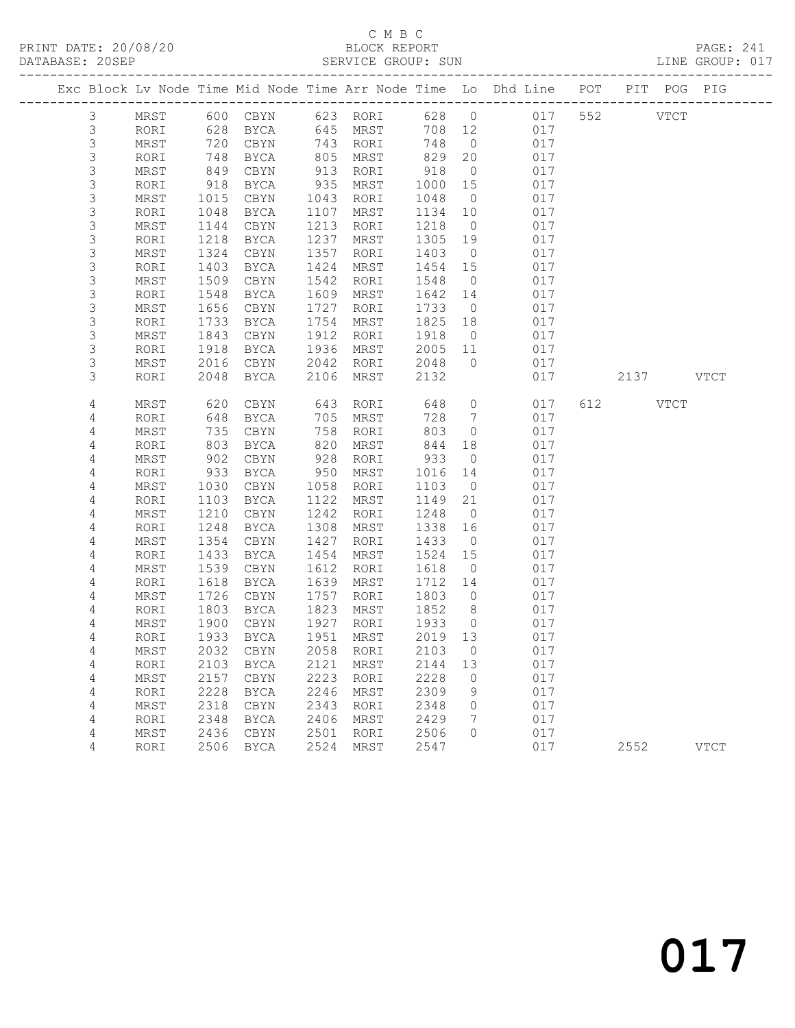C M B C

PRINT DATE: 20/08/20 BLOCK REPORT PAGE: 241
DATABASE: 20SEP SERVICE GROUP: SUN LINE GROUP: 017

| Exc | Block | Lv | Node | Time | Mid Node | Time | Arr Node | Time | Lo | Dhd Line | POT | PIT | POG | PIG |
|---|---|---|---|---|---|---|---|---|---|---|---|---|---|---|
| | 3 | | MRST | 600 | CBYN | 623 | RORI | 628 | 0 | 017 | 552 | | VTCT | |
| | 3 | | RORI | 628 | BYCA | 645 | MRST | 708 | 12 | 017 | | | | |
| | 3 | | MRST | 720 | CBYN | 743 | RORI | 748 | 0 | 017 | | | | |
| | 3 | | RORI | 748 | BYCA | 805 | MRST | 829 | 20 | 017 | | | | |
| | 3 | | MRST | 849 | CBYN | 913 | RORI | 918 | 0 | 017 | | | | |
| | 3 | | RORI | 918 | BYCA | 935 | MRST | 1000 | 15 | 017 | | | | |
| | 3 | | MRST | 1015 | CBYN | 1043 | RORI | 1048 | 0 | 017 | | | | |
| | 3 | | RORI | 1048 | BYCA | 1107 | MRST | 1134 | 10 | 017 | | | | |
| | 3 | | MRST | 1144 | CBYN | 1213 | RORI | 1218 | 0 | 017 | | | | |
| | 3 | | RORI | 1218 | BYCA | 1237 | MRST | 1305 | 19 | 017 | | | | |
| | 3 | | MRST | 1324 | CBYN | 1357 | RORI | 1403 | 0 | 017 | | | | |
| | 3 | | RORI | 1403 | BYCA | 1424 | MRST | 1454 | 15 | 017 | | | | |
| | 3 | | MRST | 1509 | CBYN | 1542 | RORI | 1548 | 0 | 017 | | | | |
| | 3 | | RORI | 1548 | BYCA | 1609 | MRST | 1642 | 14 | 017 | | | | |
| | 3 | | MRST | 1656 | CBYN | 1727 | RORI | 1733 | 0 | 017 | | | | |
| | 3 | | RORI | 1733 | BYCA | 1754 | MRST | 1825 | 18 | 017 | | | | |
| | 3 | | MRST | 1843 | CBYN | 1912 | RORI | 1918 | 0 | 017 | | | | |
| | 3 | | RORI | 1918 | BYCA | 1936 | MRST | 2005 | 11 | 017 | | | | |
| | 3 | | MRST | 2016 | CBYN | 2042 | RORI | 2048 | 0 | 017 | | | | |
| | 3 | | RORI | 2048 | BYCA | 2106 | MRST | 2132 | | 017 | | 2137 | | VTCT |
| | 4 | | MRST | 620 | CBYN | 643 | RORI | 648 | 0 | 017 | 612 | | VTCT | |
| | 4 | | RORI | 648 | BYCA | 705 | MRST | 728 | 7 | 017 | | | | |
| | 4 | | MRST | 735 | CBYN | 758 | RORI | 803 | 0 | 017 | | | | |
| | 4 | | RORI | 803 | BYCA | 820 | MRST | 844 | 18 | 017 | | | | |
| | 4 | | MRST | 902 | CBYN | 928 | RORI | 933 | 0 | 017 | | | | |
| | 4 | | RORI | 933 | BYCA | 950 | MRST | 1016 | 14 | 017 | | | | |
| | 4 | | MRST | 1030 | CBYN | 1058 | RORI | 1103 | 0 | 017 | | | | |
| | 4 | | RORI | 1103 | BYCA | 1122 | MRST | 1149 | 21 | 017 | | | | |
| | 4 | | MRST | 1210 | CBYN | 1242 | RORI | 1248 | 0 | 017 | | | | |
| | 4 | | RORI | 1248 | BYCA | 1308 | MRST | 1338 | 16 | 017 | | | | |
| | 4 | | MRST | 1354 | CBYN | 1427 | RORI | 1433 | 0 | 017 | | | | |
| | 4 | | RORI | 1433 | BYCA | 1454 | MRST | 1524 | 15 | 017 | | | | |
| | 4 | | MRST | 1539 | CBYN | 1612 | RORI | 1618 | 0 | 017 | | | | |
| | 4 | | RORI | 1618 | BYCA | 1639 | MRST | 1712 | 14 | 017 | | | | |
| | 4 | | MRST | 1726 | CBYN | 1757 | RORI | 1803 | 0 | 017 | | | | |
| | 4 | | RORI | 1803 | BYCA | 1823 | MRST | 1852 | 8 | 017 | | | | |
| | 4 | | MRST | 1900 | CBYN | 1927 | RORI | 1933 | 0 | 017 | | | | |
| | 4 | | RORI | 1933 | BYCA | 1951 | MRST | 2019 | 13 | 017 | | | | |
| | 4 | | MRST | 2032 | CBYN | 2058 | RORI | 2103 | 0 | 017 | | | | |
| | 4 | | RORI | 2103 | BYCA | 2121 | MRST | 2144 | 13 | 017 | | | | |
| | 4 | | MRST | 2157 | CBYN | 2223 | RORI | 2228 | 0 | 017 | | | | |
| | 4 | | RORI | 2228 | BYCA | 2246 | MRST | 2309 | 9 | 017 | | | | |
| | 4 | | MRST | 2318 | CBYN | 2343 | RORI | 2348 | 0 | 017 | | | | |
| | 4 | | RORI | 2348 | BYCA | 2406 | MRST | 2429 | 7 | 017 | | | | |
| | 4 | | MRST | 2436 | CBYN | 2501 | RORI | 2506 | 0 | 017 | | | | |
| | 4 | | RORI | 2506 | BYCA | 2524 | MRST | 2547 | | 017 | | 2552 | | VTCT |

017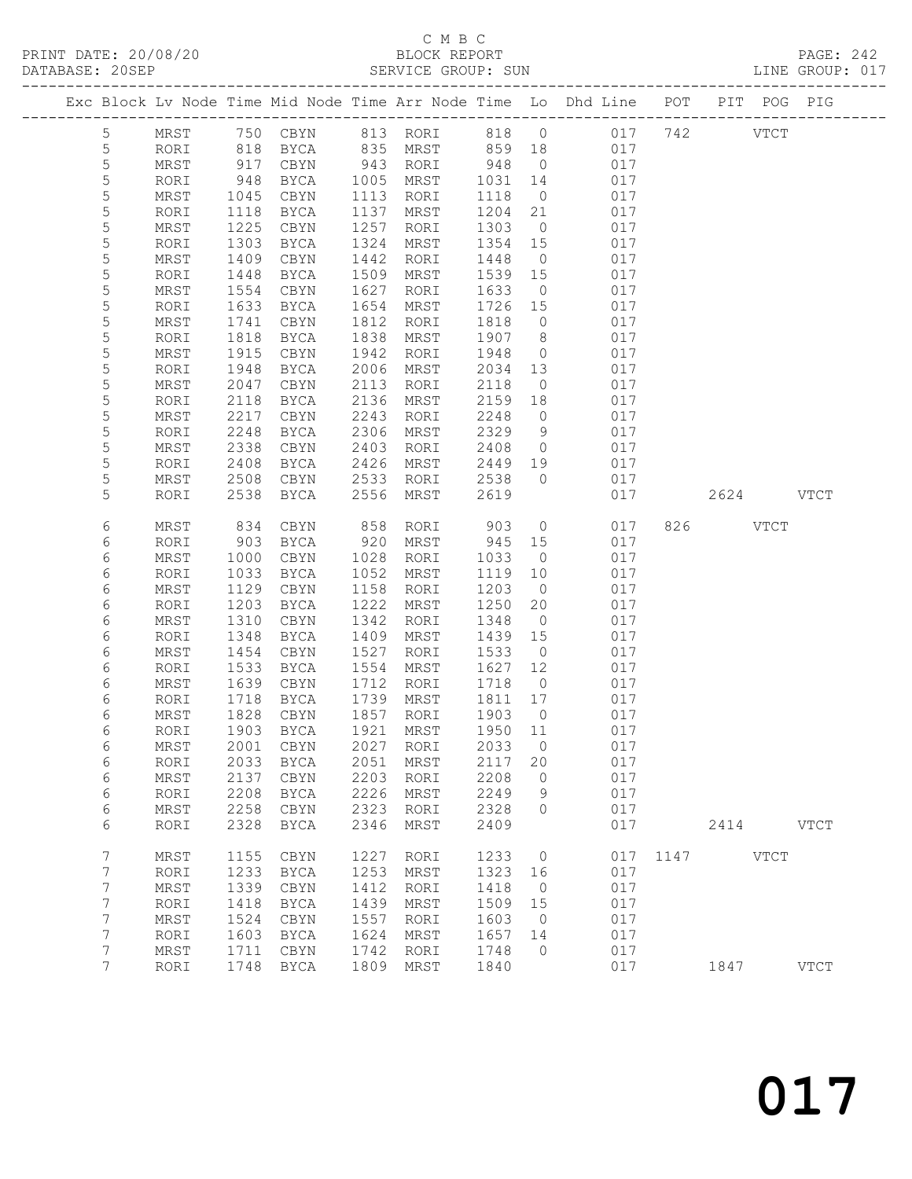C M B C

PRINT DATE: 20/08/20 BLOCK REPORT PAGE: 242
DATABASE: 20SEP SERVICE GROUP: SUN LINE GROUP: 017

| Exc | Block | Lv | Node | Time | Mid Node | Time | Arr Node | Time | Lo | Dhd Line | POT | PIT | POG | PIG |
|---|---|---|---|---|---|---|---|---|---|---|---|---|---|---|
| | 5 | | MRST | 750 | CBYN | 813 | RORI | 818 | 0 | 017 | 742 | | VTCT | |
| | 5 | | RORI | 818 | BYCA | 835 | MRST | 859 | 18 | 017 | | | | |
| | 5 | | MRST | 917 | CBYN | 943 | RORI | 948 | 0 | 017 | | | | |
| | 5 | | RORI | 948 | BYCA | 1005 | MRST | 1031 | 14 | 017 | | | | |
| | 5 | | MRST | 1045 | CBYN | 1113 | RORI | 1118 | 0 | 017 | | | | |
| | 5 | | RORI | 1118 | BYCA | 1137 | MRST | 1204 | 21 | 017 | | | | |
| | 5 | | MRST | 1225 | CBYN | 1257 | RORI | 1303 | 0 | 017 | | | | |
| | 5 | | RORI | 1303 | BYCA | 1324 | MRST | 1354 | 15 | 017 | | | | |
| | 5 | | MRST | 1409 | CBYN | 1442 | RORI | 1448 | 0 | 017 | | | | |
| | 5 | | RORI | 1448 | BYCA | 1509 | MRST | 1539 | 15 | 017 | | | | |
| | 5 | | MRST | 1554 | CBYN | 1627 | RORI | 1633 | 0 | 017 | | | | |
| | 5 | | RORI | 1633 | BYCA | 1654 | MRST | 1726 | 15 | 017 | | | | |
| | 5 | | MRST | 1741 | CBYN | 1812 | RORI | 1818 | 0 | 017 | | | | |
| | 5 | | RORI | 1818 | BYCA | 1838 | MRST | 1907 | 8 | 017 | | | | |
| | 5 | | MRST | 1915 | CBYN | 1942 | RORI | 1948 | 0 | 017 | | | | |
| | 5 | | RORI | 1948 | BYCA | 2006 | MRST | 2034 | 13 | 017 | | | | |
| | 5 | | MRST | 2047 | CBYN | 2113 | RORI | 2118 | 0 | 017 | | | | |
| | 5 | | RORI | 2118 | BYCA | 2136 | MRST | 2159 | 18 | 017 | | | | |
| | 5 | | MRST | 2217 | CBYN | 2243 | RORI | 2248 | 0 | 017 | | | | |
| | 5 | | RORI | 2248 | BYCA | 2306 | MRST | 2329 | 9 | 017 | | | | |
| | 5 | | MRST | 2338 | CBYN | 2403 | RORI | 2408 | 0 | 017 | | | | |
| | 5 | | RORI | 2408 | BYCA | 2426 | MRST | 2449 | 19 | 017 | | | | |
| | 5 | | MRST | 2508 | CBYN | 2533 | RORI | 2538 | 0 | 017 | | | | |
| | 5 | | RORI | 2538 | BYCA | 2556 | MRST | 2619 | | 017 | | 2624 | | VTCT |
| | 6 | | MRST | 834 | CBYN | 858 | RORI | 903 | 0 | 017 | 826 | | VTCT | |
| | 6 | | RORI | 903 | BYCA | 920 | MRST | 945 | 15 | 017 | | | | |
| | 6 | | MRST | 1000 | CBYN | 1028 | RORI | 1033 | 0 | 017 | | | | |
| | 6 | | RORI | 1033 | BYCA | 1052 | MRST | 1119 | 10 | 017 | | | | |
| | 6 | | MRST | 1129 | CBYN | 1158 | RORI | 1203 | 0 | 017 | | | | |
| | 6 | | RORI | 1203 | BYCA | 1222 | MRST | 1250 | 20 | 017 | | | | |
| | 6 | | MRST | 1310 | CBYN | 1342 | RORI | 1348 | 0 | 017 | | | | |
| | 6 | | RORI | 1348 | BYCA | 1409 | MRST | 1439 | 15 | 017 | | | | |
| | 6 | | MRST | 1454 | CBYN | 1527 | RORI | 1533 | 0 | 017 | | | | |
| | 6 | | RORI | 1533 | BYCA | 1554 | MRST | 1627 | 12 | 017 | | | | |
| | 6 | | MRST | 1639 | CBYN | 1712 | RORI | 1718 | 0 | 017 | | | | |
| | 6 | | RORI | 1718 | BYCA | 1739 | MRST | 1811 | 17 | 017 | | | | |
| | 6 | | MRST | 1828 | CBYN | 1857 | RORI | 1903 | 0 | 017 | | | | |
| | 6 | | RORI | 1903 | BYCA | 1921 | MRST | 1950 | 11 | 017 | | | | |
| | 6 | | MRST | 2001 | CBYN | 2027 | RORI | 2033 | 0 | 017 | | | | |
| | 6 | | RORI | 2033 | BYCA | 2051 | MRST | 2117 | 20 | 017 | | | | |
| | 6 | | MRST | 2137 | CBYN | 2203 | RORI | 2208 | 0 | 017 | | | | |
| | 6 | | RORI | 2208 | BYCA | 2226 | MRST | 2249 | 9 | 017 | | | | |
| | 6 | | MRST | 2258 | CBYN | 2323 | RORI | 2328 | 0 | 017 | | | | |
| | 6 | | RORI | 2328 | BYCA | 2346 | MRST | 2409 | | 017 | | 2414 | | VTCT |
| | 7 | | MRST | 1155 | CBYN | 1227 | RORI | 1233 | 0 | 017 | 1147 | | VTCT | |
| | 7 | | RORI | 1233 | BYCA | 1253 | MRST | 1323 | 16 | 017 | | | | |
| | 7 | | MRST | 1339 | CBYN | 1412 | RORI | 1418 | 0 | 017 | | | | |
| | 7 | | RORI | 1418 | BYCA | 1439 | MRST | 1509 | 15 | 017 | | | | |
| | 7 | | MRST | 1524 | CBYN | 1557 | RORI | 1603 | 0 | 017 | | | | |
| | 7 | | RORI | 1603 | BYCA | 1624 | MRST | 1657 | 14 | 017 | | | | |
| | 7 | | MRST | 1711 | CBYN | 1742 | RORI | 1748 | 0 | 017 | | | | |
| | 7 | | RORI | 1748 | BYCA | 1809 | MRST | 1840 | | 017 | | 1847 | | VTCT |

017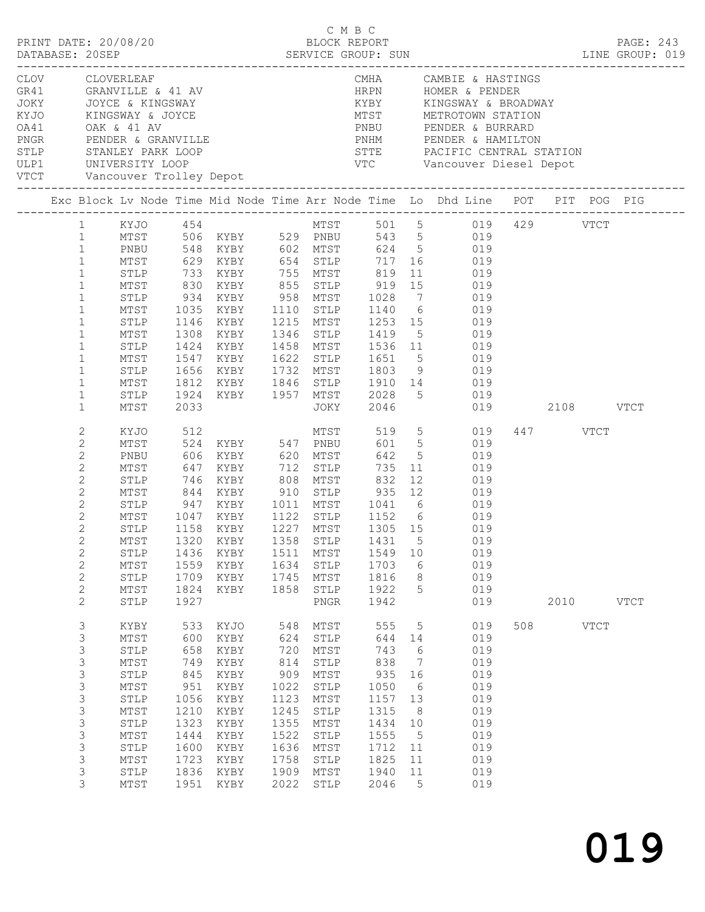C M B C

PRINT DATE: 20/08/20 BLOCK REPORT

DATABASE: 20SEP SERVICE GROUP: SUN LINE GROUP: 019

| Code | Name | Code | Name |
|---|---|---|---|
| CLOV | CLOVERLEAF | CMHA | CAMBIE & HASTINGS |
| GR41 | GRANVILLE & 41 AV | HRPN | HOMER & PENDER |
| JOKY | JOYCE & KINGSWAY | KYBY | KINGSWAY & BROADWAY |
| KYJO | KINGSWAY & JOYCE | MTST | METROTOWN STATION |
| OA41 | OAK & 41 AV | PNBU | PENDER & BURRARD |
| PNGR | PENDER & GRANVILLE | PNHM | PENDER & HAMILTON |
| STLP | STANLEY PARK LOOP | STTE | PACIFIC CENTRAL STATION |
| ULP1 | UNIVERSITY LOOP | VTC | Vancouver Diesel Depot |
| VTCT | Vancouver Trolley Depot | | |

| Exc | Block | Lv Node | Time | Mid Node | Time | Arr Node | Time | Lo | Dhd Line | POT | PIT | POG | PIG |
|---|---|---|---|---|---|---|---|---|---|---|---|---|---|
| | 1 | KYJO | 454 | | | MTST | 501 | 5 | 019 | 429 | | VTCT | |
| | 1 | MTST | 506 | KYBY | 529 | PNBU | 543 | 5 | 019 | | | | |
| | 1 | PNBU | 548 | KYBY | 602 | MTST | 624 | 5 | 019 | | | | |
| | 1 | MTST | 629 | KYBY | 654 | STLP | 717 | 16 | 019 | | | | |
| | 1 | STLP | 733 | KYBY | 755 | MTST | 819 | 11 | 019 | | | | |
| | 1 | MTST | 830 | KYBY | 855 | STLP | 919 | 15 | 019 | | | | |
| | 1 | STLP | 934 | KYBY | 958 | MTST | 1028 | 7 | 019 | | | | |
| | 1 | MTST | 1035 | KYBY | 1110 | STLP | 1140 | 6 | 019 | | | | |
| | 1 | STLP | 1146 | KYBY | 1215 | MTST | 1253 | 15 | 019 | | | | |
| | 1 | MTST | 1308 | KYBY | 1346 | STLP | 1419 | 5 | 019 | | | | |
| | 1 | STLP | 1424 | KYBY | 1458 | MTST | 1536 | 11 | 019 | | | | |
| | 1 | MTST | 1547 | KYBY | 1622 | STLP | 1651 | 5 | 019 | | | | |
| | 1 | STLP | 1656 | KYBY | 1732 | MTST | 1803 | 9 | 019 | | | | |
| | 1 | MTST | 1812 | KYBY | 1846 | STLP | 1910 | 14 | 019 | | | | |
| | 1 | STLP | 1924 | KYBY | 1957 | MTST | 2028 | 5 | 019 | | | | |
| | 1 | MTST | 2033 | | | JOKY | 2046 | | 019 | | 2108 | | VTCT |
| | 2 | KYJO | 512 | | | MTST | 519 | 5 | 019 | 447 | | VTCT | |
| | 2 | MTST | 524 | KYBY | 547 | PNBU | 601 | 5 | 019 | | | | |
| | 2 | PNBU | 606 | KYBY | 620 | MTST | 642 | 5 | 019 | | | | |
| | 2 | MTST | 647 | KYBY | 712 | STLP | 735 | 11 | 019 | | | | |
| | 2 | STLP | 746 | KYBY | 808 | MTST | 832 | 12 | 019 | | | | |
| | 2 | MTST | 844 | KYBY | 910 | STLP | 935 | 12 | 019 | | | | |
| | 2 | STLP | 947 | KYBY | 1011 | MTST | 1041 | 6 | 019 | | | | |
| | 2 | MTST | 1047 | KYBY | 1122 | STLP | 1152 | 6 | 019 | | | | |
| | 2 | STLP | 1158 | KYBY | 1227 | MTST | 1305 | 15 | 019 | | | | |
| | 2 | MTST | 1320 | KYBY | 1358 | STLP | 1431 | 5 | 019 | | | | |
| | 2 | STLP | 1436 | KYBY | 1511 | MTST | 1549 | 10 | 019 | | | | |
| | 2 | MTST | 1559 | KYBY | 1634 | STLP | 1703 | 6 | 019 | | | | |
| | 2 | STLP | 1709 | KYBY | 1745 | MTST | 1816 | 8 | 019 | | | | |
| | 2 | MTST | 1824 | KYBY | 1858 | STLP | 1922 | 5 | 019 | | | | |
| | 2 | STLP | 1927 | | | PNGR | 1942 | | 019 | | 2010 | | VTCT |
| | 3 | KYBY | 533 | KYJO | 548 | MTST | 555 | 5 | 019 | 508 | | VTCT | |
| | 3 | MTST | 600 | KYBY | 624 | STLP | 644 | 14 | 019 | | | | |
| | 3 | STLP | 658 | KYBY | 720 | MTST | 743 | 6 | 019 | | | | |
| | 3 | MTST | 749 | KYBY | 814 | STLP | 838 | 7 | 019 | | | | |
| | 3 | STLP | 845 | KYBY | 909 | MTST | 935 | 16 | 019 | | | | |
| | 3 | MTST | 951 | KYBY | 1022 | STLP | 1050 | 6 | 019 | | | | |
| | 3 | STLP | 1056 | KYBY | 1123 | MTST | 1157 | 13 | 019 | | | | |
| | 3 | MTST | 1210 | KYBY | 1245 | STLP | 1315 | 8 | 019 | | | | |
| | 3 | STLP | 1323 | KYBY | 1355 | MTST | 1434 | 10 | 019 | | | | |
| | 3 | MTST | 1444 | KYBY | 1522 | STLP | 1555 | 5 | 019 | | | | |
| | 3 | STLP | 1600 | KYBY | 1636 | MTST | 1712 | 11 | 019 | | | | |
| | 3 | MTST | 1723 | KYBY | 1758 | STLP | 1825 | 11 | 019 | | | | |
| | 3 | STLP | 1836 | KYBY | 1909 | MTST | 1940 | 11 | 019 | | | | |
| | 3 | MTST | 1951 | KYBY | 2022 | STLP | 2046 | 5 | 019 | | | | |

019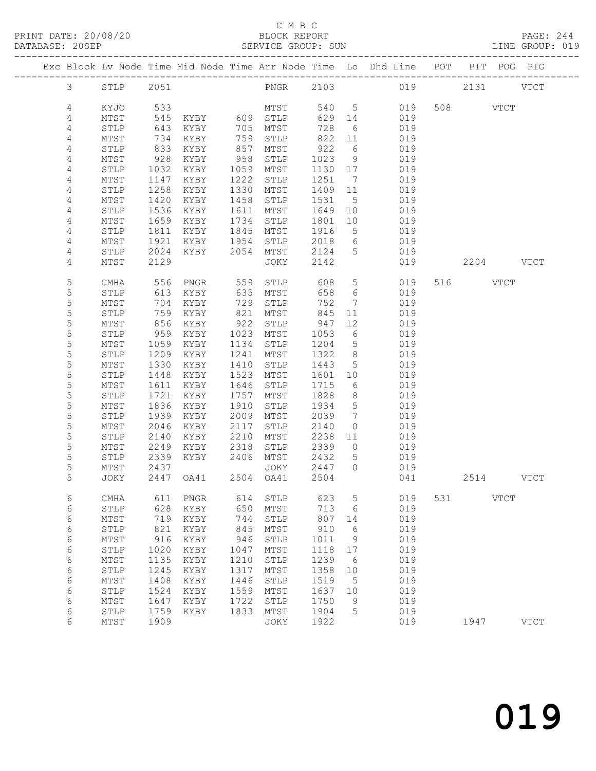C M B C

BLOCK REPORT

SERVICE GROUP: SUN

PRINT DATE: 20/08/20

DATABASE: 20SEP

LINE GROUP: 019

| Exc | Block | Lv | Node | Time | Mid Node | Time | Arr Node | Time | Lo | Dhd Line | POT | PIT | POG | PIG |
|---|---|---|---|---|---|---|---|---|---|---|---|---|---|---|
| | 3 | | STLP | 2051 | | | PNGR | 2103 | | 019 | | 2131 | | VTCT |
| | 4 | | KYJO | 533 | | | MTST | 540 | 5 | 019 | 508 | | VTCT | |
| | 4 | | MTST | 545 | KYBY | 609 | STLP | 629 | 14 | 019 | | | | |
| | 4 | | STLP | 643 | KYBY | 705 | MTST | 728 | 6 | 019 | | | | |
| | 4 | | MTST | 734 | KYBY | 759 | STLP | 822 | 11 | 019 | | | | |
| | 4 | | STLP | 833 | KYBY | 857 | MTST | 922 | 6 | 019 | | | | |
| | 4 | | MTST | 928 | KYBY | 958 | STLP | 1023 | 9 | 019 | | | | |
| | 4 | | STLP | 1032 | KYBY | 1059 | MTST | 1130 | 17 | 019 | | | | |
| | 4 | | MTST | 1147 | KYBY | 1222 | STLP | 1251 | 7 | 019 | | | | |
| | 4 | | STLP | 1258 | KYBY | 1330 | MTST | 1409 | 11 | 019 | | | | |
| | 4 | | MTST | 1420 | KYBY | 1458 | STLP | 1531 | 5 | 019 | | | | |
| | 4 | | STLP | 1536 | KYBY | 1611 | MTST | 1649 | 10 | 019 | | | | |
| | 4 | | MTST | 1659 | KYBY | 1734 | STLP | 1801 | 10 | 019 | | | | |
| | 4 | | STLP | 1811 | KYBY | 1845 | MTST | 1916 | 5 | 019 | | | | |
| | 4 | | MTST | 1921 | KYBY | 1954 | STLP | 2018 | 6 | 019 | | | | |
| | 4 | | STLP | 2024 | KYBY | 2054 | MTST | 2124 | 5 | 019 | | | | |
| | 4 | | MTST | 2129 | | | JOKY | 2142 | | 019 | | 2204 | | VTCT |
| | 5 | | CMHA | 556 | PNGR | 559 | STLP | 608 | 5 | 019 | 516 | | VTCT | |
| | 5 | | STLP | 613 | KYBY | 635 | MTST | 658 | 6 | 019 | | | | |
| | 5 | | MTST | 704 | KYBY | 729 | STLP | 752 | 7 | 019 | | | | |
| | 5 | | STLP | 759 | KYBY | 821 | MTST | 845 | 11 | 019 | | | | |
| | 5 | | MTST | 856 | KYBY | 922 | STLP | 947 | 12 | 019 | | | | |
| | 5 | | STLP | 959 | KYBY | 1023 | MTST | 1053 | 6 | 019 | | | | |
| | 5 | | MTST | 1059 | KYBY | 1134 | STLP | 1204 | 5 | 019 | | | | |
| | 5 | | STLP | 1209 | KYBY | 1241 | MTST | 1322 | 8 | 019 | | | | |
| | 5 | | MTST | 1330 | KYBY | 1410 | STLP | 1443 | 5 | 019 | | | | |
| | 5 | | STLP | 1448 | KYBY | 1523 | MTST | 1601 | 10 | 019 | | | | |
| | 5 | | MTST | 1611 | KYBY | 1646 | STLP | 1715 | 6 | 019 | | | | |
| | 5 | | STLP | 1721 | KYBY | 1757 | MTST | 1828 | 8 | 019 | | | | |
| | 5 | | MTST | 1836 | KYBY | 1910 | STLP | 1934 | 5 | 019 | | | | |
| | 5 | | STLP | 1939 | KYBY | 2009 | MTST | 2039 | 7 | 019 | | | | |
| | 5 | | MTST | 2046 | KYBY | 2117 | STLP | 2140 | 0 | 019 | | | | |
| | 5 | | STLP | 2140 | KYBY | 2210 | MTST | 2238 | 11 | 019 | | | | |
| | 5 | | MTST | 2249 | KYBY | 2318 | STLP | 2339 | 0 | 019 | | | | |
| | 5 | | STLP | 2339 | KYBY | 2406 | MTST | 2432 | 5 | 019 | | | | |
| | 5 | | MTST | 2437 | | | JOKY | 2447 | 0 | 019 | | | | |
| | 5 | | JOKY | 2447 | OA41 | 2504 | OA41 | 2504 | | 041 | | 2514 | | VTCT |
| | 6 | | CMHA | 611 | PNGR | 614 | STLP | 623 | 5 | 019 | 531 | | VTCT | |
| | 6 | | STLP | 628 | KYBY | 650 | MTST | 713 | 6 | 019 | | | | |
| | 6 | | MTST | 719 | KYBY | 744 | STLP | 807 | 14 | 019 | | | | |
| | 6 | | STLP | 821 | KYBY | 845 | MTST | 910 | 6 | 019 | | | | |
| | 6 | | MTST | 916 | KYBY | 946 | STLP | 1011 | 9 | 019 | | | | |
| | 6 | | STLP | 1020 | KYBY | 1047 | MTST | 1118 | 17 | 019 | | | | |
| | 6 | | MTST | 1135 | KYBY | 1210 | STLP | 1239 | 6 | 019 | | | | |
| | 6 | | STLP | 1245 | KYBY | 1317 | MTST | 1358 | 10 | 019 | | | | |
| | 6 | | MTST | 1408 | KYBY | 1446 | STLP | 1519 | 5 | 019 | | | | |
| | 6 | | STLP | 1524 | KYBY | 1559 | MTST | 1637 | 10 | 019 | | | | |
| | 6 | | MTST | 1647 | KYBY | 1722 | STLP | 1750 | 9 | 019 | | | | |
| | 6 | | STLP | 1759 | KYBY | 1833 | MTST | 1904 | 5 | 019 | | | | |
| | 6 | | MTST | 1909 | | | JOKY | 1922 | | 019 | | 1947 | | VTCT |

019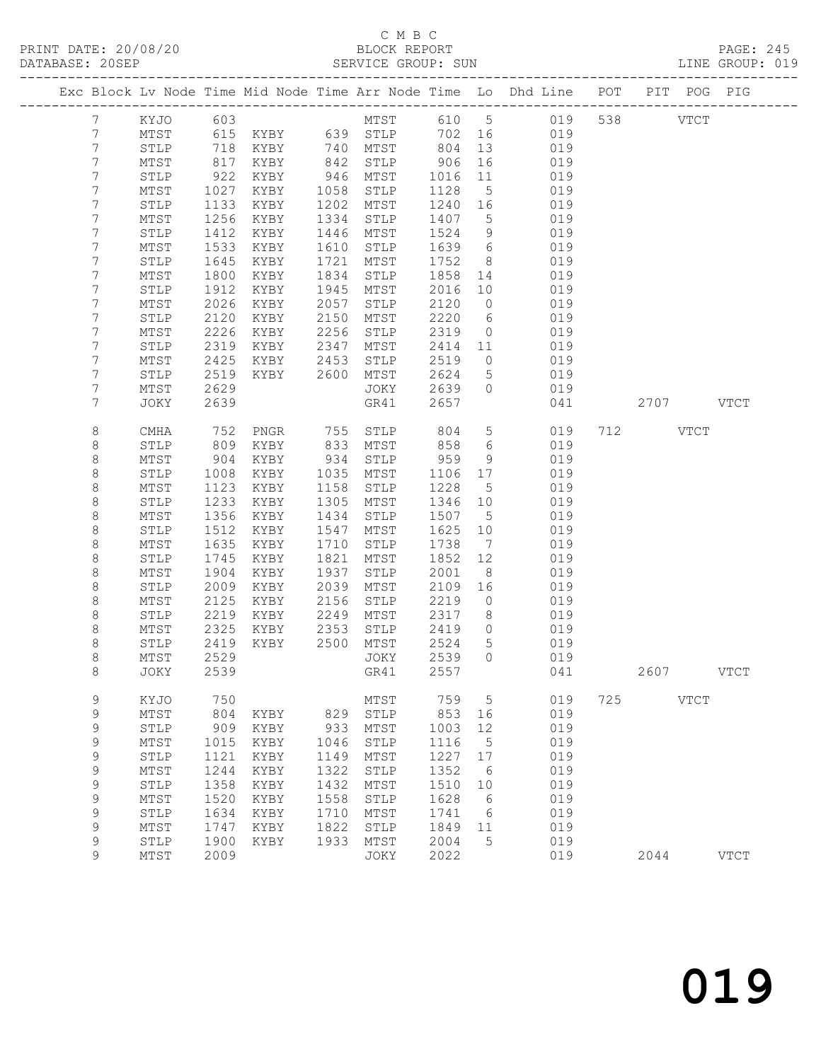C M B C

PRINT DATE: 20/08/20 BLOCK REPORT
DATABASE: 20SEP SERVICE GROUP: SUN LINE GROUP: 019

| Exc | Block | Lv | Node | Time | Mid Node | Time | Arr Node | Time | Lo | Dhd Line | POT | PIT | POG | PIG |
|---|---|---|---|---|---|---|---|---|---|---|---|---|---|---|
| | 7 | | KYJO | 603 | | | MTST | 610 | 5 | 019 | 538 | | VTCT | |
| | 7 | | MTST | 615 | KYBY | 639 | STLP | 702 | 16 | 019 | | | | |
| | 7 | | STLP | 718 | KYBY | 740 | MTST | 804 | 13 | 019 | | | | |
| | 7 | | MTST | 817 | KYBY | 842 | STLP | 906 | 16 | 019 | | | | |
| | 7 | | STLP | 922 | KYBY | 946 | MTST | 1016 | 11 | 019 | | | | |
| | 7 | | MTST | 1027 | KYBY | 1058 | STLP | 1128 | 5 | 019 | | | | |
| | 7 | | STLP | 1133 | KYBY | 1202 | MTST | 1240 | 16 | 019 | | | | |
| | 7 | | MTST | 1256 | KYBY | 1334 | STLP | 1407 | 5 | 019 | | | | |
| | 7 | | STLP | 1412 | KYBY | 1446 | MTST | 1524 | 9 | 019 | | | | |
| | 7 | | MTST | 1533 | KYBY | 1610 | STLP | 1639 | 6 | 019 | | | | |
| | 7 | | STLP | 1645 | KYBY | 1721 | MTST | 1752 | 8 | 019 | | | | |
| | 7 | | MTST | 1800 | KYBY | 1834 | STLP | 1858 | 14 | 019 | | | | |
| | 7 | | STLP | 1912 | KYBY | 1945 | MTST | 2016 | 10 | 019 | | | | |
| | 7 | | MTST | 2026 | KYBY | 2057 | STLP | 2120 | 0 | 019 | | | | |
| | 7 | | STLP | 2120 | KYBY | 2150 | MTST | 2220 | 6 | 019 | | | | |
| | 7 | | MTST | 2226 | KYBY | 2256 | STLP | 2319 | 0 | 019 | | | | |
| | 7 | | STLP | 2319 | KYBY | 2347 | MTST | 2414 | 11 | 019 | | | | |
| | 7 | | MTST | 2425 | KYBY | 2453 | STLP | 2519 | 0 | 019 | | | | |
| | 7 | | STLP | 2519 | KYBY | 2600 | MTST | 2624 | 5 | 019 | | | | |
| | 7 | | MTST | 2629 | | | JOKY | 2639 | 0 | 019 | | | | |
| | 7 | | JOKY | 2639 | | | GR41 | 2657 | | 041 | | 2707 | | VTCT |
| | 8 | | CMHA | 752 | PNGR | 755 | STLP | 804 | 5 | 019 | 712 | | VTCT | |
| | 8 | | STLP | 809 | KYBY | 833 | MTST | 858 | 6 | 019 | | | | |
| | 8 | | MTST | 904 | KYBY | 934 | STLP | 959 | 9 | 019 | | | | |
| | 8 | | STLP | 1008 | KYBY | 1035 | MTST | 1106 | 17 | 019 | | | | |
| | 8 | | MTST | 1123 | KYBY | 1158 | STLP | 1228 | 5 | 019 | | | | |
| | 8 | | STLP | 1233 | KYBY | 1305 | MTST | 1346 | 10 | 019 | | | | |
| | 8 | | MTST | 1356 | KYBY | 1434 | STLP | 1507 | 5 | 019 | | | | |
| | 8 | | STLP | 1512 | KYBY | 1547 | MTST | 1625 | 10 | 019 | | | | |
| | 8 | | MTST | 1635 | KYBY | 1710 | STLP | 1738 | 7 | 019 | | | | |
| | 8 | | STLP | 1745 | KYBY | 1821 | MTST | 1852 | 12 | 019 | | | | |
| | 8 | | MTST | 1904 | KYBY | 1937 | STLP | 2001 | 8 | 019 | | | | |
| | 8 | | STLP | 2009 | KYBY | 2039 | MTST | 2109 | 16 | 019 | | | | |
| | 8 | | MTST | 2125 | KYBY | 2156 | STLP | 2219 | 0 | 019 | | | | |
| | 8 | | STLP | 2219 | KYBY | 2249 | MTST | 2317 | 8 | 019 | | | | |
| | 8 | | MTST | 2325 | KYBY | 2353 | STLP | 2419 | 0 | 019 | | | | |
| | 8 | | STLP | 2419 | KYBY | 2500 | MTST | 2524 | 5 | 019 | | | | |
| | 8 | | MTST | 2529 | | | JOKY | 2539 | 0 | 019 | | | | |
| | 8 | | JOKY | 2539 | | | GR41 | 2557 | | 041 | | 2607 | | VTCT |
| | 9 | | KYJO | 750 | | | MTST | 759 | 5 | 019 | 725 | | VTCT | |
| | 9 | | MTST | 804 | KYBY | 829 | STLP | 853 | 16 | 019 | | | | |
| | 9 | | STLP | 909 | KYBY | 933 | MTST | 1003 | 12 | 019 | | | | |
| | 9 | | MTST | 1015 | KYBY | 1046 | STLP | 1116 | 5 | 019 | | | | |
| | 9 | | STLP | 1121 | KYBY | 1149 | MTST | 1227 | 17 | 019 | | | | |
| | 9 | | MTST | 1244 | KYBY | 1322 | STLP | 1352 | 6 | 019 | | | | |
| | 9 | | STLP | 1358 | KYBY | 1432 | MTST | 1510 | 10 | 019 | | | | |
| | 9 | | MTST | 1520 | KYBY | 1558 | STLP | 1628 | 6 | 019 | | | | |
| | 9 | | STLP | 1634 | KYBY | 1710 | MTST | 1741 | 6 | 019 | | | | |
| | 9 | | MTST | 1747 | KYBY | 1822 | STLP | 1849 | 11 | 019 | | | | |
| | 9 | | STLP | 1900 | KYBY | 1933 | MTST | 2004 | 5 | 019 | | | | |
| | 9 | | MTST | 2009 | | | JOKY | 2022 | | 019 | | 2044 | | VTCT |

# 019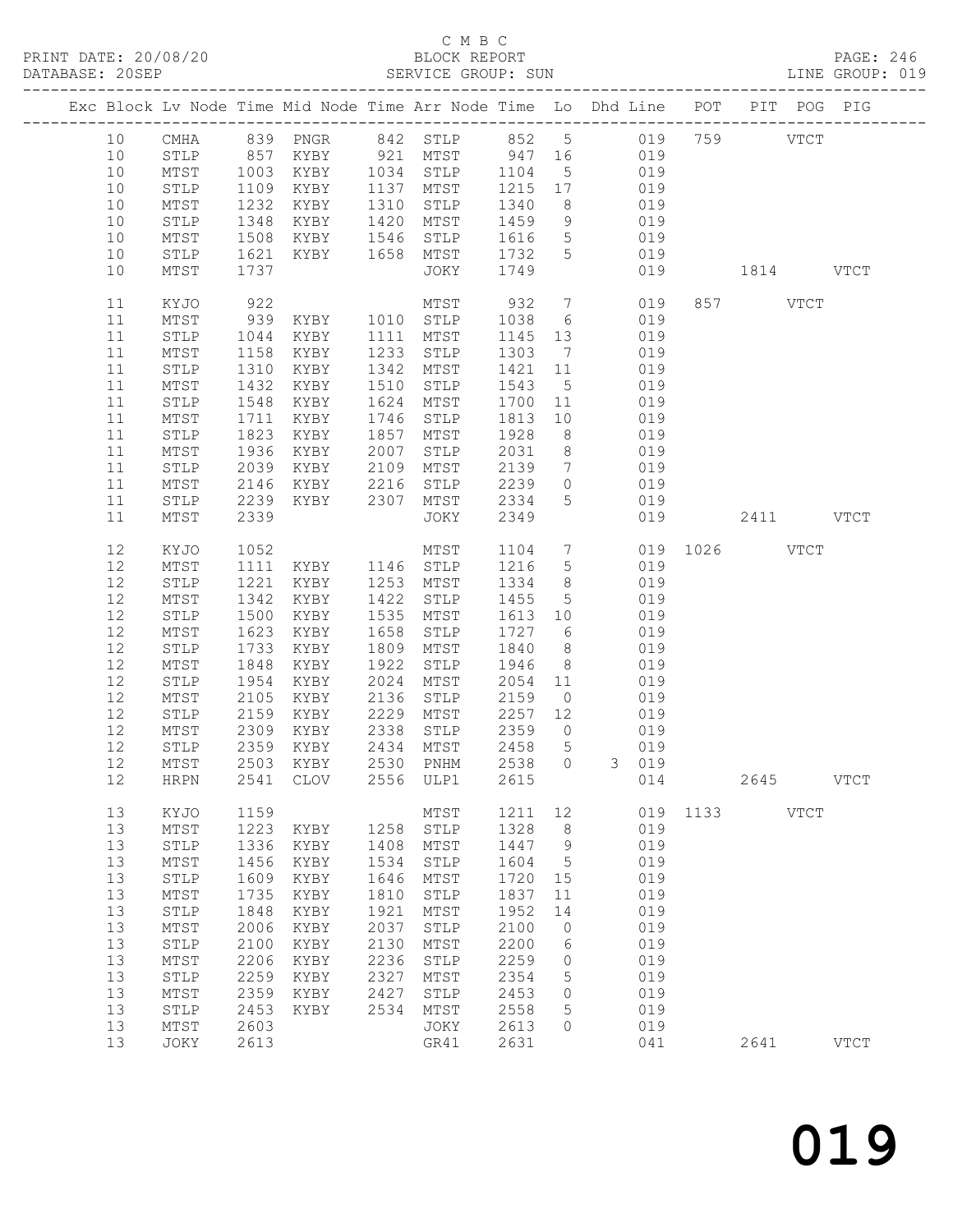C M B C
BLOCK REPORT
SERVICE GROUP: SUN

PRINT DATE: 20/08/20
DATABASE: 20SEP
LINE GROUP: 019

| Exc | Block | Lv | Node | Time | Mid Node | Time | Arr Node | Time | Lo | Dhd | Line | POT | PIT | POG | PIG |
|---|---|---|---|---|---|---|---|---|---|---|---|---|---|---|---|
| | 10 | | CMHA | 839 | PNGR | 842 | STLP | 852 | 5 | | 019 | 759 | | VTCT | |
| | 10 | | STLP | 857 | KYBY | 921 | MTST | 947 | 16 | | 019 | | | | |
| | 10 | | MTST | 1003 | KYBY | 1034 | STLP | 1104 | 5 | | 019 | | | | |
| | 10 | | STLP | 1109 | KYBY | 1137 | MTST | 1215 | 17 | | 019 | | | | |
| | 10 | | MTST | 1232 | KYBY | 1310 | STLP | 1340 | 8 | | 019 | | | | |
| | 10 | | STLP | 1348 | KYBY | 1420 | MTST | 1459 | 9 | | 019 | | | | |
| | 10 | | MTST | 1508 | KYBY | 1546 | STLP | 1616 | 5 | | 019 | | | | |
| | 10 | | STLP | 1621 | KYBY | 1658 | MTST | 1732 | 5 | | 019 | | | | |
| | 10 | | MTST | 1737 | | | JOKY | 1749 | | | 019 | | 1814 | | VTCT |
| | 11 | | KYJO | 922 | | | MTST | 932 | 7 | | 019 | 857 | | VTCT | |
| | 11 | | MTST | 939 | KYBY | 1010 | STLP | 1038 | 6 | | 019 | | | | |
| | 11 | | STLP | 1044 | KYBY | 1111 | MTST | 1145 | 13 | | 019 | | | | |
| | 11 | | MTST | 1158 | KYBY | 1233 | STLP | 1303 | 7 | | 019 | | | | |
| | 11 | | STLP | 1310 | KYBY | 1342 | MTST | 1421 | 11 | | 019 | | | | |
| | 11 | | MTST | 1432 | KYBY | 1510 | STLP | 1543 | 5 | | 019 | | | | |
| | 11 | | STLP | 1548 | KYBY | 1624 | MTST | 1700 | 11 | | 019 | | | | |
| | 11 | | MTST | 1711 | KYBY | 1746 | STLP | 1813 | 10 | | 019 | | | | |
| | 11 | | STLP | 1823 | KYBY | 1857 | MTST | 1928 | 8 | | 019 | | | | |
| | 11 | | MTST | 1936 | KYBY | 2007 | STLP | 2031 | 8 | | 019 | | | | |
| | 11 | | STLP | 2039 | KYBY | 2109 | MTST | 2139 | 7 | | 019 | | | | |
| | 11 | | MTST | 2146 | KYBY | 2216 | STLP | 2239 | 0 | | 019 | | | | |
| | 11 | | STLP | 2239 | KYBY | 2307 | MTST | 2334 | 5 | | 019 | | | | |
| | 11 | | MTST | 2339 | | | JOKY | 2349 | | | 019 | | 2411 | | VTCT |
| | 12 | | KYJO | 1052 | | | MTST | 1104 | 7 | | 019 | 1026 | | VTCT | |
| | 12 | | MTST | 1111 | KYBY | 1146 | STLP | 1216 | 5 | | 019 | | | | |
| | 12 | | STLP | 1221 | KYBY | 1253 | MTST | 1334 | 8 | | 019 | | | | |
| | 12 | | MTST | 1342 | KYBY | 1422 | STLP | 1455 | 5 | | 019 | | | | |
| | 12 | | STLP | 1500 | KYBY | 1535 | MTST | 1613 | 10 | | 019 | | | | |
| | 12 | | MTST | 1623 | KYBY | 1658 | STLP | 1727 | 6 | | 019 | | | | |
| | 12 | | STLP | 1733 | KYBY | 1809 | MTST | 1840 | 8 | | 019 | | | | |
| | 12 | | MTST | 1848 | KYBY | 1922 | STLP | 1946 | 8 | | 019 | | | | |
| | 12 | | STLP | 1954 | KYBY | 2024 | MTST | 2054 | 11 | | 019 | | | | |
| | 12 | | MTST | 2105 | KYBY | 2136 | STLP | 2159 | 0 | | 019 | | | | |
| | 12 | | STLP | 2159 | KYBY | 2229 | MTST | 2257 | 12 | | 019 | | | | |
| | 12 | | MTST | 2309 | KYBY | 2338 | STLP | 2359 | 0 | | 019 | | | | |
| | 12 | | STLP | 2359 | KYBY | 2434 | MTST | 2458 | 5 | | 019 | | | | |
| | 12 | | MTST | 2503 | KYBY | 2530 | PNHM | 2538 | 0 | 3 | 019 | | | | |
| | 12 | | HRPN | 2541 | CLOV | 2556 | ULP1 | 2615 | | | 014 | | 2645 | | VTCT |
| | 13 | | KYJO | 1159 | | | MTST | 1211 | 12 | | 019 | 1133 | | VTCT | |
| | 13 | | MTST | 1223 | KYBY | 1258 | STLP | 1328 | 8 | | 019 | | | | |
| | 13 | | STLP | 1336 | KYBY | 1408 | MTST | 1447 | 9 | | 019 | | | | |
| | 13 | | MTST | 1456 | KYBY | 1534 | STLP | 1604 | 5 | | 019 | | | | |
| | 13 | | STLP | 1609 | KYBY | 1646 | MTST | 1720 | 15 | | 019 | | | | |
| | 13 | | MTST | 1735 | KYBY | 1810 | STLP | 1837 | 11 | | 019 | | | | |
| | 13 | | STLP | 1848 | KYBY | 1921 | MTST | 1952 | 14 | | 019 | | | | |
| | 13 | | MTST | 2006 | KYBY | 2037 | STLP | 2100 | 0 | | 019 | | | | |
| | 13 | | STLP | 2100 | KYBY | 2130 | MTST | 2200 | 6 | | 019 | | | | |
| | 13 | | MTST | 2206 | KYBY | 2236 | STLP | 2259 | 0 | | 019 | | | | |
| | 13 | | STLP | 2259 | KYBY | 2327 | MTST | 2354 | 5 | | 019 | | | | |
| | 13 | | MTST | 2359 | KYBY | 2427 | STLP | 2453 | 0 | | 019 | | | | |
| | 13 | | STLP | 2453 | KYBY | 2534 | MTST | 2558 | 5 | | 019 | | | | |
| | 13 | | MTST | 2603 | | | JOKY | 2613 | 0 | | 019 | | | | |
| | 13 | | JOKY | 2613 | | | GR41 | 2631 | | | 041 | | 2641 | | VTCT |

019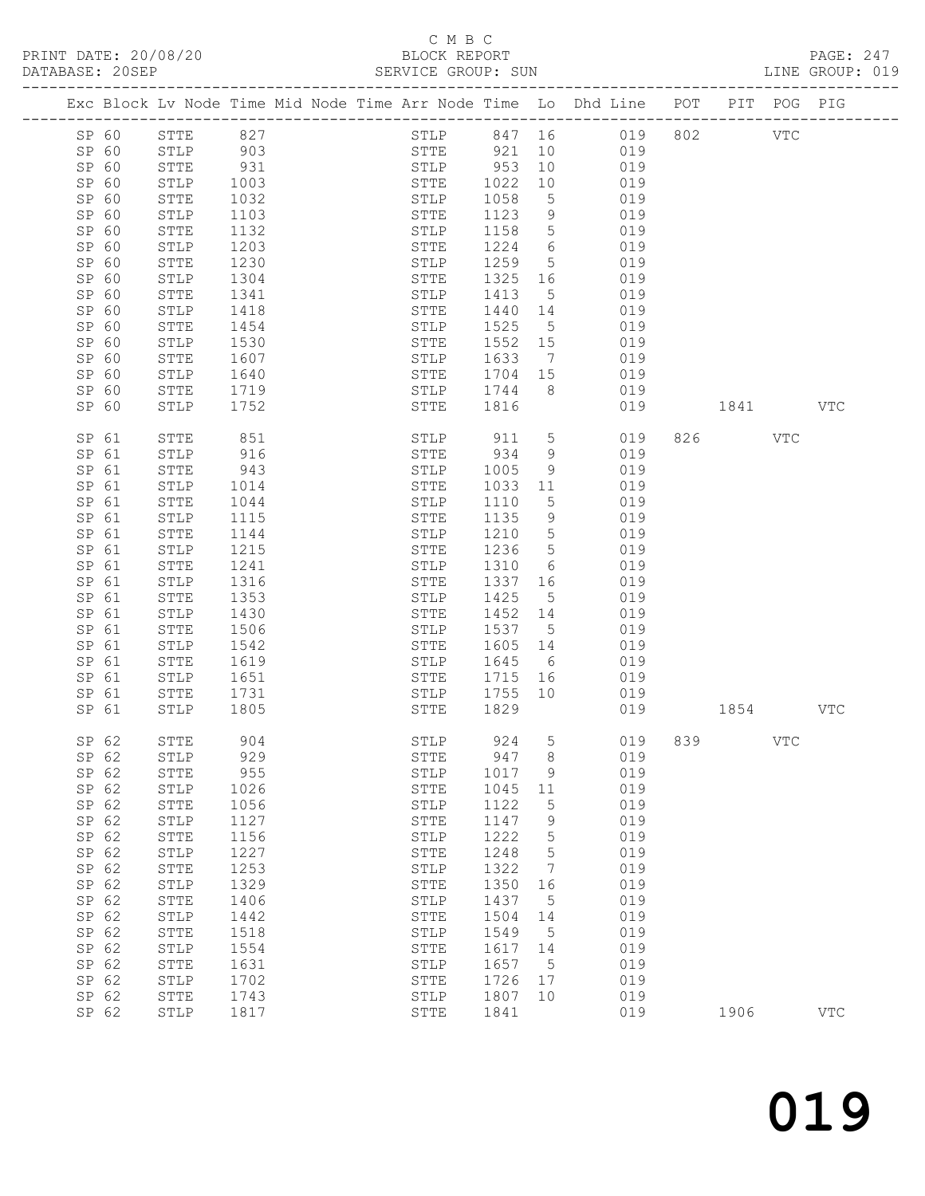C M B C

PRINT DATE: 20/08/20 BLOCK REPORT
DATABASE: 20SEP SERVICE GROUP: SUN LINE GROUP: 019

| Exc | Block | Lv | Node | Time | Mid Node | Time | Arr Node | Time | Lo | Dhd Line | POT | PIT | POG | PIG |
|---|---|---|---|---|---|---|---|---|---|---|---|---|---|---|
| | SP 60 | | STTE | 827 | | | STLP | 847 | 16 | 019 | 802 | | VTC | |
| | SP 60 | | STLP | 903 | | | STTE | 921 | 10 | 019 | | | | |
| | SP 60 | | STTE | 931 | | | STLP | 953 | 10 | 019 | | | | |
| | SP 60 | | STLP | 1003 | | | STTE | 1022 | 10 | 019 | | | | |
| | SP 60 | | STTE | 1032 | | | STLP | 1058 | 5 | 019 | | | | |
| | SP 60 | | STLP | 1103 | | | STTE | 1123 | 9 | 019 | | | | |
| | SP 60 | | STTE | 1132 | | | STLP | 1158 | 5 | 019 | | | | |
| | SP 60 | | STLP | 1203 | | | STTE | 1224 | 6 | 019 | | | | |
| | SP 60 | | STTE | 1230 | | | STLP | 1259 | 5 | 019 | | | | |
| | SP 60 | | STLP | 1304 | | | STTE | 1325 | 16 | 019 | | | | |
| | SP 60 | | STTE | 1341 | | | STLP | 1413 | 5 | 019 | | | | |
| | SP 60 | | STLP | 1418 | | | STTE | 1440 | 14 | 019 | | | | |
| | SP 60 | | STTE | 1454 | | | STLP | 1525 | 5 | 019 | | | | |
| | SP 60 | | STLP | 1530 | | | STTE | 1552 | 15 | 019 | | | | |
| | SP 60 | | STTE | 1607 | | | STLP | 1633 | 7 | 019 | | | | |
| | SP 60 | | STLP | 1640 | | | STTE | 1704 | 15 | 019 | | | | |
| | SP 60 | | STTE | 1719 | | | STLP | 1744 | 8 | 019 | | | | |
| | SP 60 | | STLP | 1752 | | | STTE | 1816 | | 019 | | 1841 | | VTC |
| | SP 61 | | STTE | 851 | | | STLP | 911 | 5 | 019 | 826 | | VTC | |
| | SP 61 | | STLP | 916 | | | STTE | 934 | 9 | 019 | | | | |
| | SP 61 | | STTE | 943 | | | STLP | 1005 | 9 | 019 | | | | |
| | SP 61 | | STLP | 1014 | | | STTE | 1033 | 11 | 019 | | | | |
| | SP 61 | | STTE | 1044 | | | STLP | 1110 | 5 | 019 | | | | |
| | SP 61 | | STLP | 1115 | | | STTE | 1135 | 9 | 019 | | | | |
| | SP 61 | | STTE | 1144 | | | STLP | 1210 | 5 | 019 | | | | |
| | SP 61 | | STLP | 1215 | | | STTE | 1236 | 5 | 019 | | | | |
| | SP 61 | | STTE | 1241 | | | STLP | 1310 | 6 | 019 | | | | |
| | SP 61 | | STLP | 1316 | | | STTE | 1337 | 16 | 019 | | | | |
| | SP 61 | | STTE | 1353 | | | STLP | 1425 | 5 | 019 | | | | |
| | SP 61 | | STLP | 1430 | | | STTE | 1452 | 14 | 019 | | | | |
| | SP 61 | | STTE | 1506 | | | STLP | 1537 | 5 | 019 | | | | |
| | SP 61 | | STLP | 1542 | | | STTE | 1605 | 14 | 019 | | | | |
| | SP 61 | | STTE | 1619 | | | STLP | 1645 | 6 | 019 | | | | |
| | SP 61 | | STLP | 1651 | | | STTE | 1715 | 16 | 019 | | | | |
| | SP 61 | | STTE | 1731 | | | STLP | 1755 | 10 | 019 | | | | |
| | SP 61 | | STLP | 1805 | | | STTE | 1829 | | 019 | | 1854 | | VTC |
| | SP 62 | | STTE | 904 | | | STLP | 924 | 5 | 019 | 839 | | VTC | |
| | SP 62 | | STLP | 929 | | | STTE | 947 | 8 | 019 | | | | |
| | SP 62 | | STTE | 955 | | | STLP | 1017 | 9 | 019 | | | | |
| | SP 62 | | STLP | 1026 | | | STTE | 1045 | 11 | 019 | | | | |
| | SP 62 | | STTE | 1056 | | | STLP | 1122 | 5 | 019 | | | | |
| | SP 62 | | STLP | 1127 | | | STTE | 1147 | 9 | 019 | | | | |
| | SP 62 | | STTE | 1156 | | | STLP | 1222 | 5 | 019 | | | | |
| | SP 62 | | STLP | 1227 | | | STTE | 1248 | 5 | 019 | | | | |
| | SP 62 | | STTE | 1253 | | | STLP | 1322 | 7 | 019 | | | | |
| | SP 62 | | STLP | 1329 | | | STTE | 1350 | 16 | 019 | | | | |
| | SP 62 | | STTE | 1406 | | | STLP | 1437 | 5 | 019 | | | | |
| | SP 62 | | STLP | 1442 | | | STTE | 1504 | 14 | 019 | | | | |
| | SP 62 | | STTE | 1518 | | | STLP | 1549 | 5 | 019 | | | | |
| | SP 62 | | STLP | 1554 | | | STTE | 1617 | 14 | 019 | | | | |
| | SP 62 | | STTE | 1631 | | | STLP | 1657 | 5 | 019 | | | | |
| | SP 62 | | STLP | 1702 | | | STTE | 1726 | 17 | 019 | | | | |
| | SP 62 | | STTE | 1743 | | | STLP | 1807 | 10 | 019 | | | | |
| | SP 62 | | STLP | 1817 | | | STTE | 1841 | | 019 | | 1906 | | VTC |

019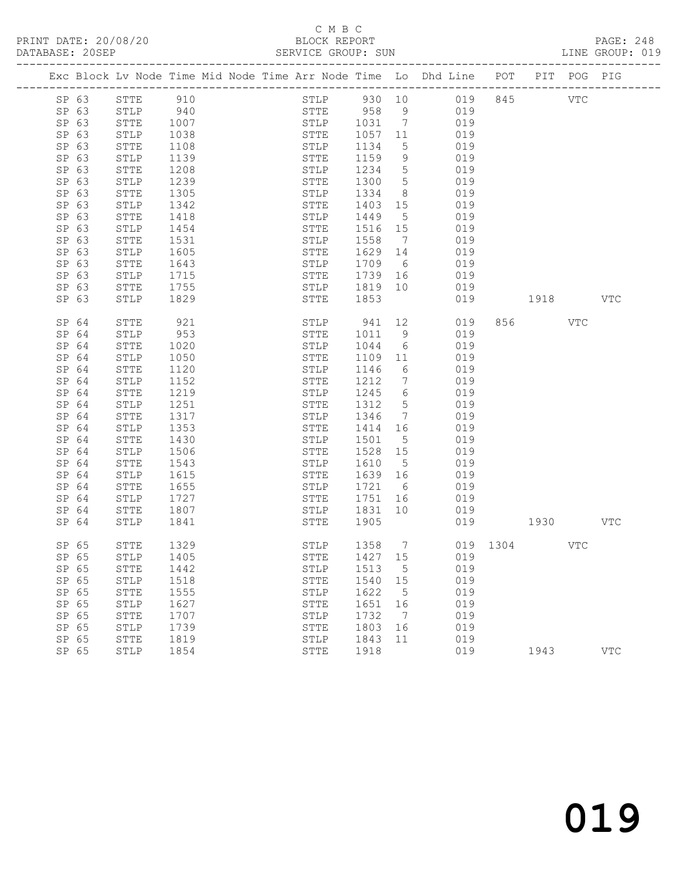C M B C
BLOCK REPORT
SERVICE GROUP: SUN

PRINT DATE: 20/08/20
DATABASE: 20SEP

LINE GROUP: 019

| Exc | Block | Lv | Node | Time | Mid Node | Time | Arr Node | Time | Lo | Dhd Line | POT | PIT | POG | PIG |
|---|---|---|---|---|---|---|---|---|---|---|---|---|---|---|
| | SP | 63 | STTE | 910 | | | STLP | 930 | 10 | 019 | 845 | | VTC | |
| | SP | 63 | STLP | 940 | | | STTE | 958 | 9 | 019 | | | | |
| | SP | 63 | STTE | 1007 | | | STLP | 1031 | 7 | 019 | | | | |
| | SP | 63 | STLP | 1038 | | | STTE | 1057 | 11 | 019 | | | | |
| | SP | 63 | STTE | 1108 | | | STLP | 1134 | 5 | 019 | | | | |
| | SP | 63 | STLP | 1139 | | | STTE | 1159 | 9 | 019 | | | | |
| | SP | 63 | STTE | 1208 | | | STLP | 1234 | 5 | 019 | | | | |
| | SP | 63 | STLP | 1239 | | | STTE | 1300 | 5 | 019 | | | | |
| | SP | 63 | STTE | 1305 | | | STLP | 1334 | 8 | 019 | | | | |
| | SP | 63 | STLP | 1342 | | | STTE | 1403 | 15 | 019 | | | | |
| | SP | 63 | STTE | 1418 | | | STLP | 1449 | 5 | 019 | | | | |
| | SP | 63 | STLP | 1454 | | | STTE | 1516 | 15 | 019 | | | | |
| | SP | 63 | STTE | 1531 | | | STLP | 1558 | 7 | 019 | | | | |
| | SP | 63 | STLP | 1605 | | | STTE | 1629 | 14 | 019 | | | | |
| | SP | 63 | STTE | 1643 | | | STLP | 1709 | 6 | 019 | | | | |
| | SP | 63 | STLP | 1715 | | | STTE | 1739 | 16 | 019 | | | | |
| | SP | 63 | STTE | 1755 | | | STLP | 1819 | 10 | 019 | | | | |
| | SP | 63 | STLP | 1829 | | | STTE | 1853 | | 019 | | 1918 | | VTC |
| | SP | 64 | STTE | 921 | | | STLP | 941 | 12 | 019 | 856 | | VTC | |
| | SP | 64 | STLP | 953 | | | STTE | 1011 | 9 | 019 | | | | |
| | SP | 64 | STTE | 1020 | | | STLP | 1044 | 6 | 019 | | | | |
| | SP | 64 | STLP | 1050 | | | STTE | 1109 | 11 | 019 | | | | |
| | SP | 64 | STTE | 1120 | | | STLP | 1146 | 6 | 019 | | | | |
| | SP | 64 | STLP | 1152 | | | STTE | 1212 | 7 | 019 | | | | |
| | SP | 64 | STTE | 1219 | | | STLP | 1245 | 6 | 019 | | | | |
| | SP | 64 | STLP | 1251 | | | STTE | 1312 | 5 | 019 | | | | |
| | SP | 64 | STTE | 1317 | | | STLP | 1346 | 7 | 019 | | | | |
| | SP | 64 | STLP | 1353 | | | STTE | 1414 | 16 | 019 | | | | |
| | SP | 64 | STTE | 1430 | | | STLP | 1501 | 5 | 019 | | | | |
| | SP | 64 | STLP | 1506 | | | STTE | 1528 | 15 | 019 | | | | |
| | SP | 64 | STTE | 1543 | | | STLP | 1610 | 5 | 019 | | | | |
| | SP | 64 | STLP | 1615 | | | STTE | 1639 | 16 | 019 | | | | |
| | SP | 64 | STTE | 1655 | | | STLP | 1721 | 6 | 019 | | | | |
| | SP | 64 | STLP | 1727 | | | STTE | 1751 | 16 | 019 | | | | |
| | SP | 64 | STTE | 1807 | | | STLP | 1831 | 10 | 019 | | | | |
| | SP | 64 | STLP | 1841 | | | STTE | 1905 | | 019 | | 1930 | | VTC |
| | SP | 65 | STTE | 1329 | | | STLP | 1358 | 7 | 019 | 1304 | | VTC | |
| | SP | 65 | STLP | 1405 | | | STTE | 1427 | 15 | 019 | | | | |
| | SP | 65 | STTE | 1442 | | | STLP | 1513 | 5 | 019 | | | | |
| | SP | 65 | STLP | 1518 | | | STTE | 1540 | 15 | 019 | | | | |
| | SP | 65 | STTE | 1555 | | | STLP | 1622 | 5 | 019 | | | | |
| | SP | 65 | STLP | 1627 | | | STTE | 1651 | 16 | 019 | | | | |
| | SP | 65 | STTE | 1707 | | | STLP | 1732 | 7 | 019 | | | | |
| | SP | 65 | STLP | 1739 | | | STTE | 1803 | 16 | 019 | | | | |
| | SP | 65 | STTE | 1819 | | | STLP | 1843 | 11 | 019 | | | | |
| | SP | 65 | STLP | 1854 | | | STTE | 1918 | | 019 | | 1943 | | VTC |

019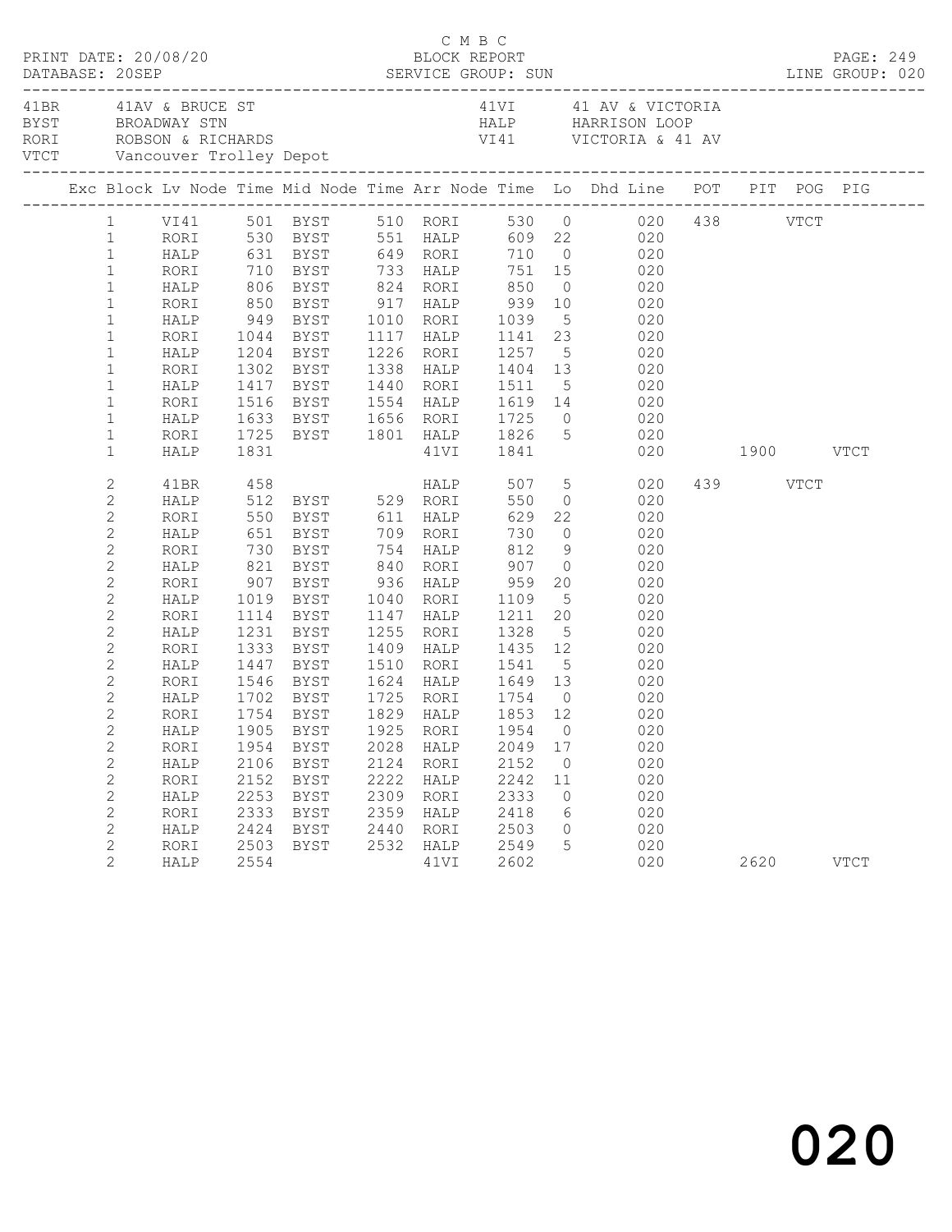C M B C
BLOCK REPORT
SERVICE GROUP: SUN

PRINT DATE: 20/08/20
DATABASE: 20SEP
LINE GROUP: 020

| | | | |
|---|---|---|---|
| 41BR | 41AV & BRUCE ST | 41VI | 41 AV & VICTORIA |
| BYST | BROADWAY STN | HALP | HARRISON LOOP |
| RORI | ROBSON & RICHARDS | VI41 | VICTORIA & 41 AV |
| VTCT | Vancouver Trolley Depot | | |

| Exc | Block | Lv Node | Time | Mid Node | Time | Arr Node | Time | Lo | Dhd Line | POT | PIT | POG | PIG |
|---|---|---|---|---|---|---|---|---|---|---|---|---|---|
| | 1 | VI41 | 501 | BYST | 510 | RORI | 530 | 0 | 020 | 438 | | VTCT | |
| | 1 | RORI | 530 | BYST | 551 | HALP | 609 | 22 | 020 | | | | |
| | 1 | HALP | 631 | BYST | 649 | RORI | 710 | 0 | 020 | | | | |
| | 1 | RORI | 710 | BYST | 733 | HALP | 751 | 15 | 020 | | | | |
| | 1 | HALP | 806 | BYST | 824 | RORI | 850 | 0 | 020 | | | | |
| | 1 | RORI | 850 | BYST | 917 | HALP | 939 | 10 | 020 | | | | |
| | 1 | HALP | 949 | BYST | 1010 | RORI | 1039 | 5 | 020 | | | | |
| | 1 | RORI | 1044 | BYST | 1117 | HALP | 1141 | 23 | 020 | | | | |
| | 1 | HALP | 1204 | BYST | 1226 | RORI | 1257 | 5 | 020 | | | | |
| | 1 | RORI | 1302 | BYST | 1338 | HALP | 1404 | 13 | 020 | | | | |
| | 1 | HALP | 1417 | BYST | 1440 | RORI | 1511 | 5 | 020 | | | | |
| | 1 | RORI | 1516 | BYST | 1554 | HALP | 1619 | 14 | 020 | | | | |
| | 1 | HALP | 1633 | BYST | 1656 | RORI | 1725 | 0 | 020 | | | | |
| | 1 | RORI | 1725 | BYST | 1801 | HALP | 1826 | 5 | 020 | | | | |
| | 1 | HALP | 1831 | | | 41VI | 1841 | | 020 | | 1900 | | VTCT |
| | 2 | 41BR | 458 | | | HALP | 507 | 5 | 020 | 439 | | VTCT | |
| | 2 | HALP | 512 | BYST | 529 | RORI | 550 | 0 | 020 | | | | |
| | 2 | RORI | 550 | BYST | 611 | HALP | 629 | 22 | 020 | | | | |
| | 2 | HALP | 651 | BYST | 709 | RORI | 730 | 0 | 020 | | | | |
| | 2 | RORI | 730 | BYST | 754 | HALP | 812 | 9 | 020 | | | | |
| | 2 | HALP | 821 | BYST | 840 | RORI | 907 | 0 | 020 | | | | |
| | 2 | RORI | 907 | BYST | 936 | HALP | 959 | 20 | 020 | | | | |
| | 2 | HALP | 1019 | BYST | 1040 | RORI | 1109 | 5 | 020 | | | | |
| | 2 | RORI | 1114 | BYST | 1147 | HALP | 1211 | 20 | 020 | | | | |
| | 2 | HALP | 1231 | BYST | 1255 | RORI | 1328 | 5 | 020 | | | | |
| | 2 | RORI | 1333 | BYST | 1409 | HALP | 1435 | 12 | 020 | | | | |
| | 2 | HALP | 1447 | BYST | 1510 | RORI | 1541 | 5 | 020 | | | | |
| | 2 | RORI | 1546 | BYST | 1624 | HALP | 1649 | 13 | 020 | | | | |
| | 2 | HALP | 1702 | BYST | 1725 | RORI | 1754 | 0 | 020 | | | | |
| | 2 | RORI | 1754 | BYST | 1829 | HALP | 1853 | 12 | 020 | | | | |
| | 2 | HALP | 1905 | BYST | 1925 | RORI | 1954 | 0 | 020 | | | | |
| | 2 | RORI | 1954 | BYST | 2028 | HALP | 2049 | 17 | 020 | | | | |
| | 2 | HALP | 2106 | BYST | 2124 | RORI | 2152 | 0 | 020 | | | | |
| | 2 | RORI | 2152 | BYST | 2222 | HALP | 2242 | 11 | 020 | | | | |
| | 2 | HALP | 2253 | BYST | 2309 | RORI | 2333 | 0 | 020 | | | | |
| | 2 | RORI | 2333 | BYST | 2359 | HALP | 2418 | 6 | 020 | | | | |
| | 2 | HALP | 2424 | BYST | 2440 | RORI | 2503 | 0 | 020 | | | | |
| | 2 | RORI | 2503 | BYST | 2532 | HALP | 2549 | 5 | 020 | | | | |
| | 2 | HALP | 2554 | | | 41VI | 2602 | | 020 | | 2620 | | VTCT |

020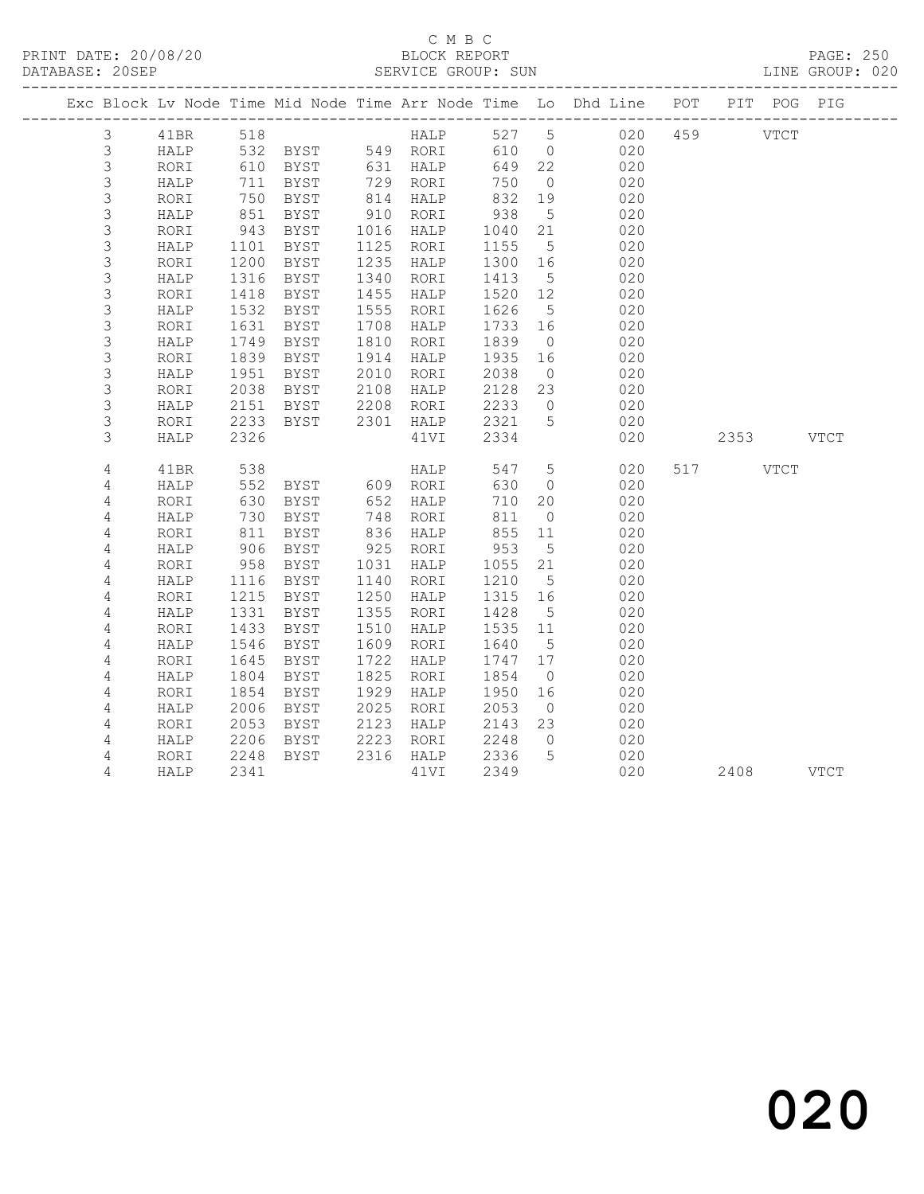C M B C

PRINT DATE: 20/08/20 BLOCK REPORT
DATABASE: 20SEP SERVICE GROUP: SUN LINE GROUP: 020

| Exc | Block | Lv | Node | Time | Mid Node | Time | Arr Node | Time | Lo | Dhd Line | POT | PIT | POG | PIG |
|---|---|---|---|---|---|---|---|---|---|---|---|---|---|---|
| | 3 | | 41BR | 518 | | | HALP | 527 | 5 | 020 | 459 | | VTCT | |
| | 3 | | HALP | 532 | BYST | 549 | RORI | 610 | 0 | 020 | | | | |
| | 3 | | RORI | 610 | BYST | 631 | HALP | 649 | 22 | 020 | | | | |
| | 3 | | HALP | 711 | BYST | 729 | RORI | 750 | 0 | 020 | | | | |
| | 3 | | RORI | 750 | BYST | 814 | HALP | 832 | 19 | 020 | | | | |
| | 3 | | HALP | 851 | BYST | 910 | RORI | 938 | 5 | 020 | | | | |
| | 3 | | RORI | 943 | BYST | 1016 | HALP | 1040 | 21 | 020 | | | | |
| | 3 | | HALP | 1101 | BYST | 1125 | RORI | 1155 | 5 | 020 | | | | |
| | 3 | | RORI | 1200 | BYST | 1235 | HALP | 1300 | 16 | 020 | | | | |
| | 3 | | HALP | 1316 | BYST | 1340 | RORI | 1413 | 5 | 020 | | | | |
| | 3 | | RORI | 1418 | BYST | 1455 | HALP | 1520 | 12 | 020 | | | | |
| | 3 | | HALP | 1532 | BYST | 1555 | RORI | 1626 | 5 | 020 | | | | |
| | 3 | | RORI | 1631 | BYST | 1708 | HALP | 1733 | 16 | 020 | | | | |
| | 3 | | HALP | 1749 | BYST | 1810 | RORI | 1839 | 0 | 020 | | | | |
| | 3 | | RORI | 1839 | BYST | 1914 | HALP | 1935 | 16 | 020 | | | | |
| | 3 | | HALP | 1951 | BYST | 2010 | RORI | 2038 | 0 | 020 | | | | |
| | 3 | | RORI | 2038 | BYST | 2108 | HALP | 2128 | 23 | 020 | | | | |
| | 3 | | HALP | 2151 | BYST | 2208 | RORI | 2233 | 0 | 020 | | | | |
| | 3 | | RORI | 2233 | BYST | 2301 | HALP | 2321 | 5 | 020 | | | | |
| | 3 | | HALP | 2326 | | | 41VI | 2334 | | 020 | | 2353 | | VTCT |
| | 4 | | 41BR | 538 | | | HALP | 547 | 5 | 020 | 517 | | VTCT | |
| | 4 | | HALP | 552 | BYST | 609 | RORI | 630 | 0 | 020 | | | | |
| | 4 | | RORI | 630 | BYST | 652 | HALP | 710 | 20 | 020 | | | | |
| | 4 | | HALP | 730 | BYST | 748 | RORI | 811 | 0 | 020 | | | | |
| | 4 | | RORI | 811 | BYST | 836 | HALP | 855 | 11 | 020 | | | | |
| | 4 | | HALP | 906 | BYST | 925 | RORI | 953 | 5 | 020 | | | | |
| | 4 | | RORI | 958 | BYST | 1031 | HALP | 1055 | 21 | 020 | | | | |
| | 4 | | HALP | 1116 | BYST | 1140 | RORI | 1210 | 5 | 020 | | | | |
| | 4 | | RORI | 1215 | BYST | 1250 | HALP | 1315 | 16 | 020 | | | | |
| | 4 | | HALP | 1331 | BYST | 1355 | RORI | 1428 | 5 | 020 | | | | |
| | 4 | | RORI | 1433 | BYST | 1510 | HALP | 1535 | 11 | 020 | | | | |
| | 4 | | HALP | 1546 | BYST | 1609 | RORI | 1640 | 5 | 020 | | | | |
| | 4 | | RORI | 1645 | BYST | 1722 | HALP | 1747 | 17 | 020 | | | | |
| | 4 | | HALP | 1804 | BYST | 1825 | RORI | 1854 | 0 | 020 | | | | |
| | 4 | | RORI | 1854 | BYST | 1929 | HALP | 1950 | 16 | 020 | | | | |
| | 4 | | HALP | 2006 | BYST | 2025 | RORI | 2053 | 0 | 020 | | | | |
| | 4 | | RORI | 2053 | BYST | 2123 | HALP | 2143 | 23 | 020 | | | | |
| | 4 | | HALP | 2206 | BYST | 2223 | RORI | 2248 | 0 | 020 | | | | |
| | 4 | | RORI | 2248 | BYST | 2316 | HALP | 2336 | 5 | 020 | | | | |
| | 4 | | HALP | 2341 | | | 41VI | 2349 | | 020 | | 2408 | | VTCT |

020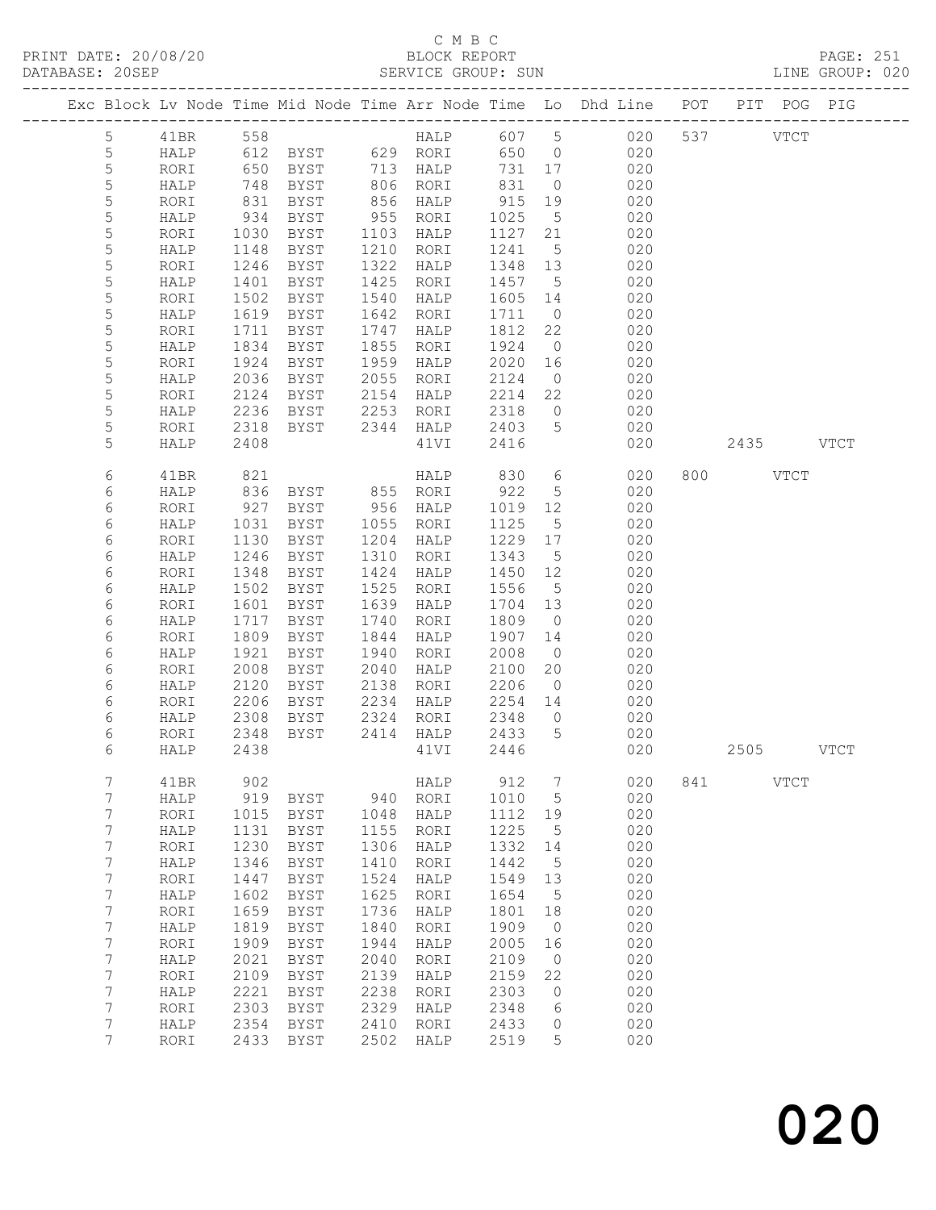C M B C
BLOCK REPORT
SERVICE GROUP: SUN

PRINT DATE: 20/08/20
DATABASE: 20SEP

PAGE: 251
LINE GROUP: 020

| Exc | Block | Lv | Node | Time | Mid Node | Time | Arr Node | Time | Lo | Dhd Line | POT | PIT | POG | PIG |
|---|---|---|---|---|---|---|---|---|---|---|---|---|---|---|
| | 5 | | 41BR | 558 | | | HALP | 607 | 5 | 020 | 537 | | VTCT | |
| | 5 | | HALP | 612 | BYST | 629 | RORI | 650 | 0 | 020 | | | | |
| | 5 | | RORI | 650 | BYST | 713 | HALP | 731 | 17 | 020 | | | | |
| | 5 | | HALP | 748 | BYST | 806 | RORI | 831 | 0 | 020 | | | | |
| | 5 | | RORI | 831 | BYST | 856 | HALP | 915 | 19 | 020 | | | | |
| | 5 | | HALP | 934 | BYST | 955 | RORI | 1025 | 5 | 020 | | | | |
| | 5 | | RORI | 1030 | BYST | 1103 | HALP | 1127 | 21 | 020 | | | | |
| | 5 | | HALP | 1148 | BYST | 1210 | RORI | 1241 | 5 | 020 | | | | |
| | 5 | | RORI | 1246 | BYST | 1322 | HALP | 1348 | 13 | 020 | | | | |
| | 5 | | HALP | 1401 | BYST | 1425 | RORI | 1457 | 5 | 020 | | | | |
| | 5 | | RORI | 1502 | BYST | 1540 | HALP | 1605 | 14 | 020 | | | | |
| | 5 | | HALP | 1619 | BYST | 1642 | RORI | 1711 | 0 | 020 | | | | |
| | 5 | | RORI | 1711 | BYST | 1747 | HALP | 1812 | 22 | 020 | | | | |
| | 5 | | HALP | 1834 | BYST | 1855 | RORI | 1924 | 0 | 020 | | | | |
| | 5 | | RORI | 1924 | BYST | 1959 | HALP | 2020 | 16 | 020 | | | | |
| | 5 | | HALP | 2036 | BYST | 2055 | RORI | 2124 | 0 | 020 | | | | |
| | 5 | | RORI | 2124 | BYST | 2154 | HALP | 2214 | 22 | 020 | | | | |
| | 5 | | HALP | 2236 | BYST | 2253 | RORI | 2318 | 0 | 020 | | | | |
| | 5 | | RORI | 2318 | BYST | 2344 | HALP | 2403 | 5 | 020 | | | | |
| | 5 | | HALP | 2408 | | | 41VI | 2416 | | 020 | | 2435 | | VTCT |
| | 6 | | 41BR | 821 | | | HALP | 830 | 6 | 020 | 800 | | VTCT | |
| | 6 | | HALP | 836 | BYST | 855 | RORI | 922 | 5 | 020 | | | | |
| | 6 | | RORI | 927 | BYST | 956 | HALP | 1019 | 12 | 020 | | | | |
| | 6 | | HALP | 1031 | BYST | 1055 | RORI | 1125 | 5 | 020 | | | | |
| | 6 | | RORI | 1130 | BYST | 1204 | HALP | 1229 | 17 | 020 | | | | |
| | 6 | | HALP | 1246 | BYST | 1310 | RORI | 1343 | 5 | 020 | | | | |
| | 6 | | RORI | 1348 | BYST | 1424 | HALP | 1450 | 12 | 020 | | | | |
| | 6 | | HALP | 1502 | BYST | 1525 | RORI | 1556 | 5 | 020 | | | | |
| | 6 | | RORI | 1601 | BYST | 1639 | HALP | 1704 | 13 | 020 | | | | |
| | 6 | | HALP | 1717 | BYST | 1740 | RORI | 1809 | 0 | 020 | | | | |
| | 6 | | RORI | 1809 | BYST | 1844 | HALP | 1907 | 14 | 020 | | | | |
| | 6 | | HALP | 1921 | BYST | 1940 | RORI | 2008 | 0 | 020 | | | | |
| | 6 | | RORI | 2008 | BYST | 2040 | HALP | 2100 | 20 | 020 | | | | |
| | 6 | | HALP | 2120 | BYST | 2138 | RORI | 2206 | 0 | 020 | | | | |
| | 6 | | RORI | 2206 | BYST | 2234 | HALP | 2254 | 14 | 020 | | | | |
| | 6 | | HALP | 2308 | BYST | 2324 | RORI | 2348 | 0 | 020 | | | | |
| | 6 | | RORI | 2348 | BYST | 2414 | HALP | 2433 | 5 | 020 | | | | |
| | 6 | | HALP | 2438 | | | 41VI | 2446 | | 020 | | 2505 | | VTCT |
| | 7 | | 41BR | 902 | | | HALP | 912 | 7 | 020 | 841 | | VTCT | |
| | 7 | | HALP | 919 | BYST | 940 | RORI | 1010 | 5 | 020 | | | | |
| | 7 | | RORI | 1015 | BYST | 1048 | HALP | 1112 | 19 | 020 | | | | |
| | 7 | | HALP | 1131 | BYST | 1155 | RORI | 1225 | 5 | 020 | | | | |
| | 7 | | RORI | 1230 | BYST | 1306 | HALP | 1332 | 14 | 020 | | | | |
| | 7 | | HALP | 1346 | BYST | 1410 | RORI | 1442 | 5 | 020 | | | | |
| | 7 | | RORI | 1447 | BYST | 1524 | HALP | 1549 | 13 | 020 | | | | |
| | 7 | | HALP | 1602 | BYST | 1625 | RORI | 1654 | 5 | 020 | | | | |
| | 7 | | RORI | 1659 | BYST | 1736 | HALP | 1801 | 18 | 020 | | | | |
| | 7 | | HALP | 1819 | BYST | 1840 | RORI | 1909 | 0 | 020 | | | | |
| | 7 | | RORI | 1909 | BYST | 1944 | HALP | 2005 | 16 | 020 | | | | |
| | 7 | | HALP | 2021 | BYST | 2040 | RORI | 2109 | 0 | 020 | | | | |
| | 7 | | RORI | 2109 | BYST | 2139 | HALP | 2159 | 22 | 020 | | | | |
| | 7 | | HALP | 2221 | BYST | 2238 | RORI | 2303 | 0 | 020 | | | | |
| | 7 | | RORI | 2303 | BYST | 2329 | HALP | 2348 | 6 | 020 | | | | |
| | 7 | | HALP | 2354 | BYST | 2410 | RORI | 2433 | 0 | 020 | | | | |
| | 7 | | RORI | 2433 | BYST | 2502 | HALP | 2519 | 5 | 020 | | | | |

# 020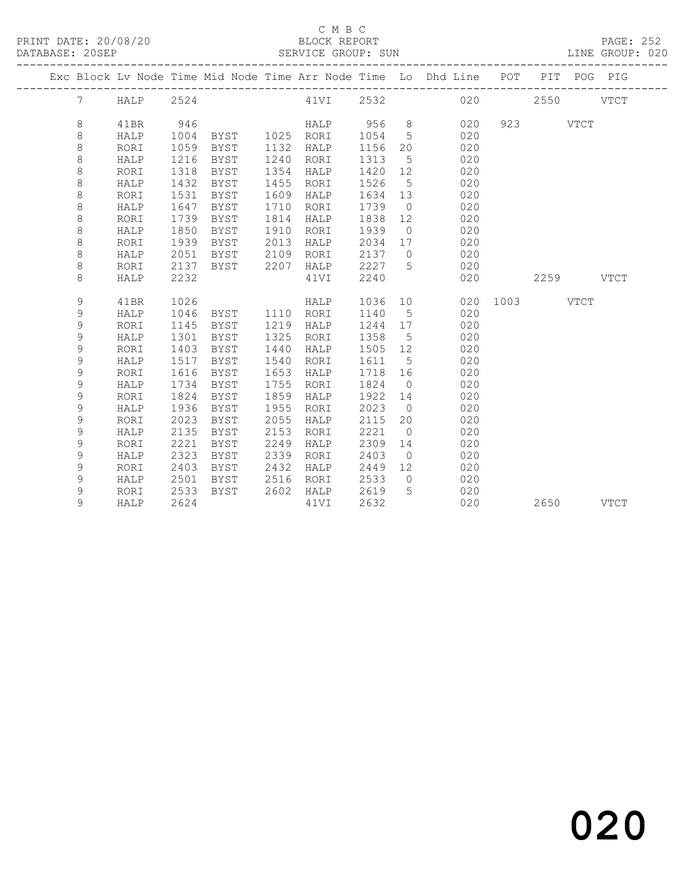C M B C

BLOCK REPORT

SERVICE GROUP: SUN

PRINT DATE: 20/08/20
DATABASE: 20SEP

LINE GROUP: 020

| Exc | Block | Lv Node | Time | Mid Node | Time | Arr Node | Time | Lo | Dhd Line | POT | PIT | POG | PIG |
|---|---|---|---|---|---|---|---|---|---|---|---|---|---|
| | 7 | HALP | 2524 | | | 41VI | 2532 | | 020 | | 2550 | | VTCT |
| | 8 | 41BR | 946 | | | HALP | 956 | 8 | 020 | 923 | | VTCT | |
| | 8 | HALP | 1004 | BYST | 1025 | RORI | 1054 | 5 | 020 | | | | |
| | 8 | RORI | 1059 | BYST | 1132 | HALP | 1156 | 20 | 020 | | | | |
| | 8 | HALP | 1216 | BYST | 1240 | RORI | 1313 | 5 | 020 | | | | |
| | 8 | RORI | 1318 | BYST | 1354 | HALP | 1420 | 12 | 020 | | | | |
| | 8 | HALP | 1432 | BYST | 1455 | RORI | 1526 | 5 | 020 | | | | |
| | 8 | RORI | 1531 | BYST | 1609 | HALP | 1634 | 13 | 020 | | | | |
| | 8 | HALP | 1647 | BYST | 1710 | RORI | 1739 | 0 | 020 | | | | |
| | 8 | RORI | 1739 | BYST | 1814 | HALP | 1838 | 12 | 020 | | | | |
| | 8 | HALP | 1850 | BYST | 1910 | RORI | 1939 | 0 | 020 | | | | |
| | 8 | RORI | 1939 | BYST | 2013 | HALP | 2034 | 17 | 020 | | | | |
| | 8 | HALP | 2051 | BYST | 2109 | RORI | 2137 | 0 | 020 | | | | |
| | 8 | RORI | 2137 | BYST | 2207 | HALP | 2227 | 5 | 020 | | | | |
| | 8 | HALP | 2232 | | | 41VI | 2240 | | 020 | | 2259 | | VTCT |
| | 9 | 41BR | 1026 | | | HALP | 1036 | 10 | 020 | 1003 | | VTCT | |
| | 9 | HALP | 1046 | BYST | 1110 | RORI | 1140 | 5 | 020 | | | | |
| | 9 | RORI | 1145 | BYST | 1219 | HALP | 1244 | 17 | 020 | | | | |
| | 9 | HALP | 1301 | BYST | 1325 | RORI | 1358 | 5 | 020 | | | | |
| | 9 | RORI | 1403 | BYST | 1440 | HALP | 1505 | 12 | 020 | | | | |
| | 9 | HALP | 1517 | BYST | 1540 | RORI | 1611 | 5 | 020 | | | | |
| | 9 | RORI | 1616 | BYST | 1653 | HALP | 1718 | 16 | 020 | | | | |
| | 9 | HALP | 1734 | BYST | 1755 | RORI | 1824 | 0 | 020 | | | | |
| | 9 | RORI | 1824 | BYST | 1859 | HALP | 1922 | 14 | 020 | | | | |
| | 9 | HALP | 1936 | BYST | 1955 | RORI | 2023 | 0 | 020 | | | | |
| | 9 | RORI | 2023 | BYST | 2055 | HALP | 2115 | 20 | 020 | | | | |
| | 9 | HALP | 2135 | BYST | 2153 | RORI | 2221 | 0 | 020 | | | | |
| | 9 | RORI | 2221 | BYST | 2249 | HALP | 2309 | 14 | 020 | | | | |
| | 9 | HALP | 2323 | BYST | 2339 | RORI | 2403 | 0 | 020 | | | | |
| | 9 | RORI | 2403 | BYST | 2432 | HALP | 2449 | 12 | 020 | | | | |
| | 9 | HALP | 2501 | BYST | 2516 | RORI | 2533 | 0 | 020 | | | | |
| | 9 | RORI | 2533 | BYST | 2602 | HALP | 2619 | 5 | 020 | | | | |
| | 9 | HALP | 2624 | | | 41VI | 2632 | | 020 | | 2650 | | VTCT |

020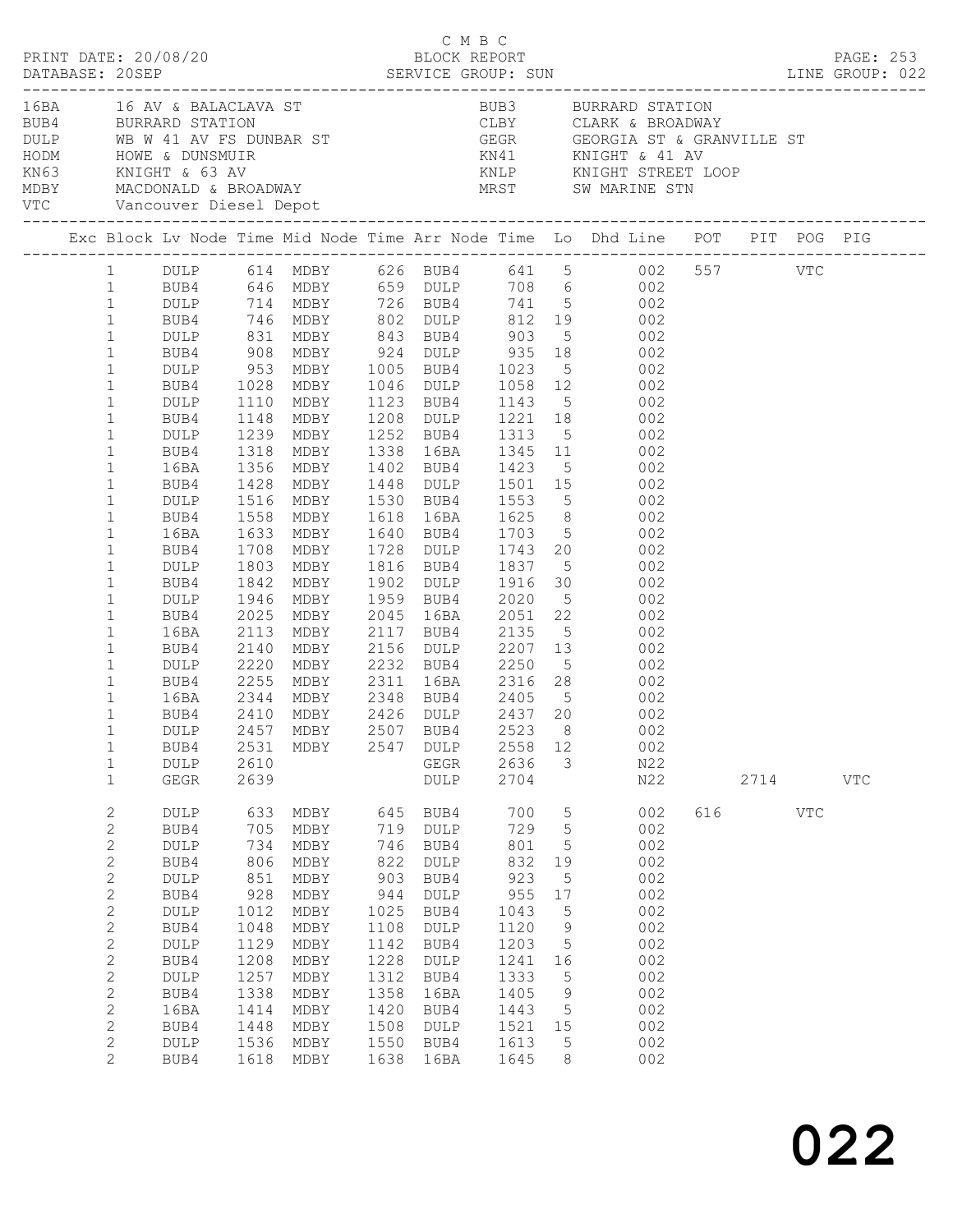C M B C

PRINT DATE: 20/08/20 BLOCK REPORT PAGE: 253
DATABASE: 20SEP SERVICE GROUP: SUN LINE GROUP: 022

| Code | Description | Code | Description |
|---|---|---|---|
| 16BA | 16 AV & BALACLAVA ST | BUB3 | BURRARD STATION |
| BUB4 | BURRARD STATION | CLBY | CLARK & BROADWAY |
| DULP | WB W 41 AV FS DUNBAR ST | GEGR | GEORGIA ST & GRANVILLE ST |
| HODM | HOWE & DUNSMUIR | KN41 | KNIGHT & 41 AV |
| KN63 | KNIGHT & 63 AV | KNLP | KNIGHT STREET LOOP |
| MDBY | MACDONALD & BROADWAY | MRST | SW MARINE STN |
| VTC | Vancouver Diesel Depot | | |

| Exc | Block | Lv Node | Time | Mid Node | Time | Arr Node | Time | Lo | Dhd Line | POT | PIT | POG | PIG |
|---|---|---|---|---|---|---|---|---|---|---|---|---|---|
| | 1 | DULP | 614 | MDBY | 626 | BUB4 | 641 | 5 | 002 | 557 | | VTC | |
| | 1 | BUB4 | 646 | MDBY | 659 | DULP | 708 | 6 | 002 | | | | |
| | 1 | DULP | 714 | MDBY | 726 | BUB4 | 741 | 5 | 002 | | | | |
| | 1 | BUB4 | 746 | MDBY | 802 | DULP | 812 | 19 | 002 | | | | |
| | 1 | DULP | 831 | MDBY | 843 | BUB4 | 903 | 5 | 002 | | | | |
| | 1 | BUB4 | 908 | MDBY | 924 | DULP | 935 | 18 | 002 | | | | |
| | 1 | DULP | 953 | MDBY | 1005 | BUB4 | 1023 | 5 | 002 | | | | |
| | 1 | BUB4 | 1028 | MDBY | 1046 | DULP | 1058 | 12 | 002 | | | | |
| | 1 | DULP | 1110 | MDBY | 1123 | BUB4 | 1143 | 5 | 002 | | | | |
| | 1 | BUB4 | 1148 | MDBY | 1208 | DULP | 1221 | 18 | 002 | | | | |
| | 1 | DULP | 1239 | MDBY | 1252 | BUB4 | 1313 | 5 | 002 | | | | |
| | 1 | BUB4 | 1318 | MDBY | 1338 | 16BA | 1345 | 11 | 002 | | | | |
| | 1 | 16BA | 1356 | MDBY | 1402 | BUB4 | 1423 | 5 | 002 | | | | |
| | 1 | BUB4 | 1428 | MDBY | 1448 | DULP | 1501 | 15 | 002 | | | | |
| | 1 | DULP | 1516 | MDBY | 1530 | BUB4 | 1553 | 5 | 002 | | | | |
| | 1 | BUB4 | 1558 | MDBY | 1618 | 16BA | 1625 | 8 | 002 | | | | |
| | 1 | 16BA | 1633 | MDBY | 1640 | BUB4 | 1703 | 5 | 002 | | | | |
| | 1 | BUB4 | 1708 | MDBY | 1728 | DULP | 1743 | 20 | 002 | | | | |
| | 1 | DULP | 1803 | MDBY | 1816 | BUB4 | 1837 | 5 | 002 | | | | |
| | 1 | BUB4 | 1842 | MDBY | 1902 | DULP | 1916 | 30 | 002 | | | | |
| | 1 | DULP | 1946 | MDBY | 1959 | BUB4 | 2020 | 5 | 002 | | | | |
| | 1 | BUB4 | 2025 | MDBY | 2045 | 16BA | 2051 | 22 | 002 | | | | |
| | 1 | 16BA | 2113 | MDBY | 2117 | BUB4 | 2135 | 5 | 002 | | | | |
| | 1 | BUB4 | 2140 | MDBY | 2156 | DULP | 2207 | 13 | 002 | | | | |
| | 1 | DULP | 2220 | MDBY | 2232 | BUB4 | 2250 | 5 | 002 | | | | |
| | 1 | BUB4 | 2255 | MDBY | 2311 | 16BA | 2316 | 28 | 002 | | | | |
| | 1 | 16BA | 2344 | MDBY | 2348 | BUB4 | 2405 | 5 | 002 | | | | |
| | 1 | BUB4 | 2410 | MDBY | 2426 | DULP | 2437 | 20 | 002 | | | | |
| | 1 | DULP | 2457 | MDBY | 2507 | BUB4 | 2523 | 8 | 002 | | | | |
| | 1 | BUB4 | 2531 | MDBY | 2547 | DULP | 2558 | 12 | 002 | | | | |
| | 1 | DULP | 2610 | | | GEGR | 2636 | 3 | N22 | | | | |
| | 1 | GEGR | 2639 | | | DULP | 2704 | | N22 | | 2714 | | VTC |
| | 2 | DULP | 633 | MDBY | 645 | BUB4 | 700 | 5 | 002 | 616 | | VTC | |
| | 2 | BUB4 | 705 | MDBY | 719 | DULP | 729 | 5 | 002 | | | | |
| | 2 | DULP | 734 | MDBY | 746 | BUB4 | 801 | 5 | 002 | | | | |
| | 2 | BUB4 | 806 | MDBY | 822 | DULP | 832 | 19 | 002 | | | | |
| | 2 | DULP | 851 | MDBY | 903 | BUB4 | 923 | 5 | 002 | | | | |
| | 2 | BUB4 | 928 | MDBY | 944 | DULP | 955 | 17 | 002 | | | | |
| | 2 | DULP | 1012 | MDBY | 1025 | BUB4 | 1043 | 5 | 002 | | | | |
| | 2 | BUB4 | 1048 | MDBY | 1108 | DULP | 1120 | 9 | 002 | | | | |
| | 2 | DULP | 1129 | MDBY | 1142 | BUB4 | 1203 | 5 | 002 | | | | |
| | 2 | BUB4 | 1208 | MDBY | 1228 | DULP | 1241 | 16 | 002 | | | | |
| | 2 | DULP | 1257 | MDBY | 1312 | BUB4 | 1333 | 5 | 002 | | | | |
| | 2 | BUB4 | 1338 | MDBY | 1358 | 16BA | 1405 | 9 | 002 | | | | |
| | 2 | 16BA | 1414 | MDBY | 1420 | BUB4 | 1443 | 5 | 002 | | | | |
| | 2 | BUB4 | 1448 | MDBY | 1508 | DULP | 1521 | 15 | 002 | | | | |
| | 2 | DULP | 1536 | MDBY | 1550 | BUB4 | 1613 | 5 | 002 | | | | |
| | 2 | BUB4 | 1618 | MDBY | 1638 | 16BA | 1645 | 8 | 002 | | | | |

022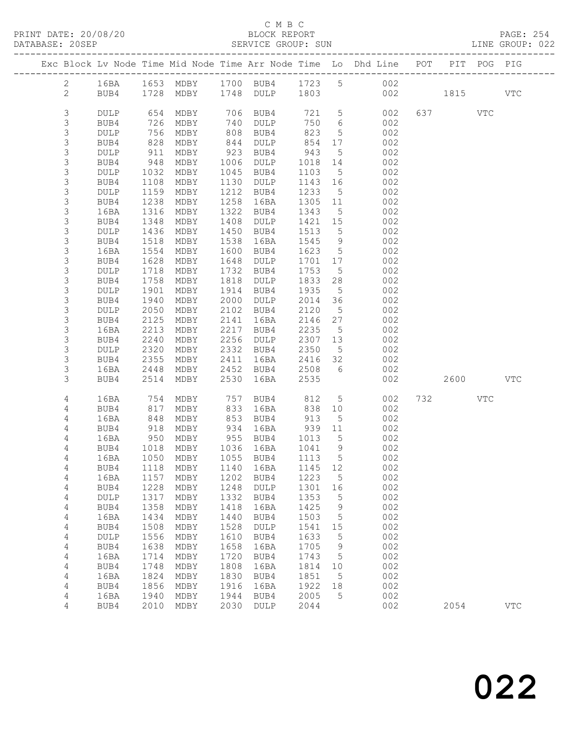C M B C

PRINT DATE: 20/08/20 BLOCK REPORT PAGE: 254
DATABASE: 20SEP SERVICE GROUP: SUN LINE GROUP: 022

| Exc | Block | Lv Node | Time | Mid Node | Time | Arr Node | Time | Lo | Dhd Line | POT | PIT | POG | PIG |
|---|---|---|---|---|---|---|---|---|---|---|---|---|---|
| | 2 | 16BA | 1653 | MDBY | 1700 | BUB4 | 1723 | 5 | 002 | | | | |
| | 2 | BUB4 | 1728 | MDBY | 1748 | DULP | 1803 | | 002 | | 1815 | | VTC |
| | 3 | DULP | 654 | MDBY | 706 | BUB4 | 721 | 5 | 002 | 637 | | VTC | |
| | 3 | BUB4 | 726 | MDBY | 740 | DULP | 750 | 6 | 002 | | | | |
| | 3 | DULP | 756 | MDBY | 808 | BUB4 | 823 | 5 | 002 | | | | |
| | 3 | BUB4 | 828 | MDBY | 844 | DULP | 854 | 17 | 002 | | | | |
| | 3 | DULP | 911 | MDBY | 923 | BUB4 | 943 | 5 | 002 | | | | |
| | 3 | BUB4 | 948 | MDBY | 1006 | DULP | 1018 | 14 | 002 | | | | |
| | 3 | DULP | 1032 | MDBY | 1045 | BUB4 | 1103 | 5 | 002 | | | | |
| | 3 | BUB4 | 1108 | MDBY | 1130 | DULP | 1143 | 16 | 002 | | | | |
| | 3 | DULP | 1159 | MDBY | 1212 | BUB4 | 1233 | 5 | 002 | | | | |
| | 3 | BUB4 | 1238 | MDBY | 1258 | 16BA | 1305 | 11 | 002 | | | | |
| | 3 | 16BA | 1316 | MDBY | 1322 | BUB4 | 1343 | 5 | 002 | | | | |
| | 3 | BUB4 | 1348 | MDBY | 1408 | DULP | 1421 | 15 | 002 | | | | |
| | 3 | DULP | 1436 | MDBY | 1450 | BUB4 | 1513 | 5 | 002 | | | | |
| | 3 | BUB4 | 1518 | MDBY | 1538 | 16BA | 1545 | 9 | 002 | | | | |
| | 3 | 16BA | 1554 | MDBY | 1600 | BUB4 | 1623 | 5 | 002 | | | | |
| | 3 | BUB4 | 1628 | MDBY | 1648 | DULP | 1701 | 17 | 002 | | | | |
| | 3 | DULP | 1718 | MDBY | 1732 | BUB4 | 1753 | 5 | 002 | | | | |
| | 3 | BUB4 | 1758 | MDBY | 1818 | DULP | 1833 | 28 | 002 | | | | |
| | 3 | DULP | 1901 | MDBY | 1914 | BUB4 | 1935 | 5 | 002 | | | | |
| | 3 | BUB4 | 1940 | MDBY | 2000 | DULP | 2014 | 36 | 002 | | | | |
| | 3 | DULP | 2050 | MDBY | 2102 | BUB4 | 2120 | 5 | 002 | | | | |
| | 3 | BUB4 | 2125 | MDBY | 2141 | 16BA | 2146 | 27 | 002 | | | | |
| | 3 | 16BA | 2213 | MDBY | 2217 | BUB4 | 2235 | 5 | 002 | | | | |
| | 3 | BUB4 | 2240 | MDBY | 2256 | DULP | 2307 | 13 | 002 | | | | |
| | 3 | DULP | 2320 | MDBY | 2332 | BUB4 | 2350 | 5 | 002 | | | | |
| | 3 | BUB4 | 2355 | MDBY | 2411 | 16BA | 2416 | 32 | 002 | | | | |
| | 3 | 16BA | 2448 | MDBY | 2452 | BUB4 | 2508 | 6 | 002 | | | | |
| | 3 | BUB4 | 2514 | MDBY | 2530 | 16BA | 2535 | | 002 | | 2600 | | VTC |
| | 4 | 16BA | 754 | MDBY | 757 | BUB4 | 812 | 5 | 002 | 732 | | VTC | |
| | 4 | BUB4 | 817 | MDBY | 833 | 16BA | 838 | 10 | 002 | | | | |
| | 4 | 16BA | 848 | MDBY | 853 | BUB4 | 913 | 5 | 002 | | | | |
| | 4 | BUB4 | 918 | MDBY | 934 | 16BA | 939 | 11 | 002 | | | | |
| | 4 | 16BA | 950 | MDBY | 955 | BUB4 | 1013 | 5 | 002 | | | | |
| | 4 | BUB4 | 1018 | MDBY | 1036 | 16BA | 1041 | 9 | 002 | | | | |
| | 4 | 16BA | 1050 | MDBY | 1055 | BUB4 | 1113 | 5 | 002 | | | | |
| | 4 | BUB4 | 1118 | MDBY | 1140 | 16BA | 1145 | 12 | 002 | | | | |
| | 4 | 16BA | 1157 | MDBY | 1202 | BUB4 | 1223 | 5 | 002 | | | | |
| | 4 | BUB4 | 1228 | MDBY | 1248 | DULP | 1301 | 16 | 002 | | | | |
| | 4 | DULP | 1317 | MDBY | 1332 | BUB4 | 1353 | 5 | 002 | | | | |
| | 4 | BUB4 | 1358 | MDBY | 1418 | 16BA | 1425 | 9 | 002 | | | | |
| | 4 | 16BA | 1434 | MDBY | 1440 | BUB4 | 1503 | 5 | 002 | | | | |
| | 4 | BUB4 | 1508 | MDBY | 1528 | DULP | 1541 | 15 | 002 | | | | |
| | 4 | DULP | 1556 | MDBY | 1610 | BUB4 | 1633 | 5 | 002 | | | | |
| | 4 | BUB4 | 1638 | MDBY | 1658 | 16BA | 1705 | 9 | 002 | | | | |
| | 4 | 16BA | 1714 | MDBY | 1720 | BUB4 | 1743 | 5 | 002 | | | | |
| | 4 | BUB4 | 1748 | MDBY | 1808 | 16BA | 1814 | 10 | 002 | | | | |
| | 4 | 16BA | 1824 | MDBY | 1830 | BUB4 | 1851 | 5 | 002 | | | | |
| | 4 | BUB4 | 1856 | MDBY | 1916 | 16BA | 1922 | 18 | 002 | | | | |
| | 4 | 16BA | 1940 | MDBY | 1944 | BUB4 | 2005 | 5 | 002 | | | | |
| | 4 | BUB4 | 2010 | MDBY | 2030 | DULP | 2044 | | 002 | | 2054 | | VTC |

022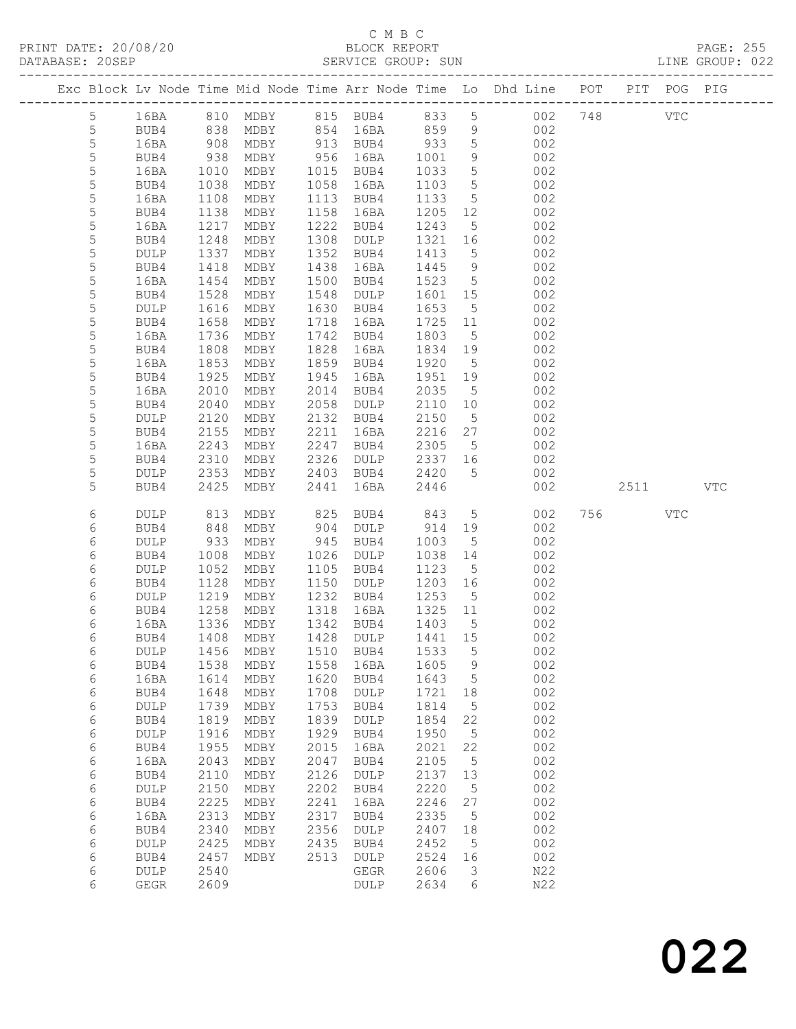C M B C
PRINT DATE: 20/08/20 BLOCK REPORT
DATABASE: 20SEP SERVICE GROUP: SUN LINE GROUP: 022

| Exc | Block | Lv Node | Time | Mid Node | Time | Arr Node | Time | Lo | Dhd Line | POT | PIT | POG | PIG |
|---|---|---|---|---|---|---|---|---|---|---|---|---|---|
| | 5 | 16BA | 810 | MDBY | 815 | BUB4 | 833 | 5 | 002 | 748 | | VTC | |
| | 5 | BUB4 | 838 | MDBY | 854 | 16BA | 859 | 9 | 002 | | | | |
| | 5 | 16BA | 908 | MDBY | 913 | BUB4 | 933 | 5 | 002 | | | | |
| | 5 | BUB4 | 938 | MDBY | 956 | 16BA | 1001 | 9 | 002 | | | | |
| | 5 | 16BA | 1010 | MDBY | 1015 | BUB4 | 1033 | 5 | 002 | | | | |
| | 5 | BUB4 | 1038 | MDBY | 1058 | 16BA | 1103 | 5 | 002 | | | | |
| | 5 | 16BA | 1108 | MDBY | 1113 | BUB4 | 1133 | 5 | 002 | | | | |
| | 5 | BUB4 | 1138 | MDBY | 1158 | 16BA | 1205 | 12 | 002 | | | | |
| | 5 | 16BA | 1217 | MDBY | 1222 | BUB4 | 1243 | 5 | 002 | | | | |
| | 5 | BUB4 | 1248 | MDBY | 1308 | DULP | 1321 | 16 | 002 | | | | |
| | 5 | DULP | 1337 | MDBY | 1352 | BUB4 | 1413 | 5 | 002 | | | | |
| | 5 | BUB4 | 1418 | MDBY | 1438 | 16BA | 1445 | 9 | 002 | | | | |
| | 5 | 16BA | 1454 | MDBY | 1500 | BUB4 | 1523 | 5 | 002 | | | | |
| | 5 | BUB4 | 1528 | MDBY | 1548 | DULP | 1601 | 15 | 002 | | | | |
| | 5 | DULP | 1616 | MDBY | 1630 | BUB4 | 1653 | 5 | 002 | | | | |
| | 5 | BUB4 | 1658 | MDBY | 1718 | 16BA | 1725 | 11 | 002 | | | | |
| | 5 | 16BA | 1736 | MDBY | 1742 | BUB4 | 1803 | 5 | 002 | | | | |
| | 5 | BUB4 | 1808 | MDBY | 1828 | 16BA | 1834 | 19 | 002 | | | | |
| | 5 | 16BA | 1853 | MDBY | 1859 | BUB4 | 1920 | 5 | 002 | | | | |
| | 5 | BUB4 | 1925 | MDBY | 1945 | 16BA | 1951 | 19 | 002 | | | | |
| | 5 | 16BA | 2010 | MDBY | 2014 | BUB4 | 2035 | 5 | 002 | | | | |
| | 5 | BUB4 | 2040 | MDBY | 2058 | DULP | 2110 | 10 | 002 | | | | |
| | 5 | DULP | 2120 | MDBY | 2132 | BUB4 | 2150 | 5 | 002 | | | | |
| | 5 | BUB4 | 2155 | MDBY | 2211 | 16BA | 2216 | 27 | 002 | | | | |
| | 5 | 16BA | 2243 | MDBY | 2247 | BUB4 | 2305 | 5 | 002 | | | | |
| | 5 | BUB4 | 2310 | MDBY | 2326 | DULP | 2337 | 16 | 002 | | | | |
| | 5 | DULP | 2353 | MDBY | 2403 | BUB4 | 2420 | 5 | 002 | | | | |
| | 5 | BUB4 | 2425 | MDBY | 2441 | 16BA | 2446 | | 002 | | 2511 | | VTC |
| | 6 | DULP | 813 | MDBY | 825 | BUB4 | 843 | 5 | 002 | 756 | | VTC | |
| | 6 | BUB4 | 848 | MDBY | 904 | DULP | 914 | 19 | 002 | | | | |
| | 6 | DULP | 933 | MDBY | 945 | BUB4 | 1003 | 5 | 002 | | | | |
| | 6 | BUB4 | 1008 | MDBY | 1026 | DULP | 1038 | 14 | 002 | | | | |
| | 6 | DULP | 1052 | MDBY | 1105 | BUB4 | 1123 | 5 | 002 | | | | |
| | 6 | BUB4 | 1128 | MDBY | 1150 | DULP | 1203 | 16 | 002 | | | | |
| | 6 | DULP | 1219 | MDBY | 1232 | BUB4 | 1253 | 5 | 002 | | | | |
| | 6 | BUB4 | 1258 | MDBY | 1318 | 16BA | 1325 | 11 | 002 | | | | |
| | 6 | 16BA | 1336 | MDBY | 1342 | BUB4 | 1403 | 5 | 002 | | | | |
| | 6 | BUB4 | 1408 | MDBY | 1428 | DULP | 1441 | 15 | 002 | | | | |
| | 6 | DULP | 1456 | MDBY | 1510 | BUB4 | 1533 | 5 | 002 | | | | |
| | 6 | BUB4 | 1538 | MDBY | 1558 | 16BA | 1605 | 9 | 002 | | | | |
| | 6 | 16BA | 1614 | MDBY | 1620 | BUB4 | 1643 | 5 | 002 | | | | |
| | 6 | BUB4 | 1648 | MDBY | 1708 | DULP | 1721 | 18 | 002 | | | | |
| | 6 | DULP | 1739 | MDBY | 1753 | BUB4 | 1814 | 5 | 002 | | | | |
| | 6 | BUB4 | 1819 | MDBY | 1839 | DULP | 1854 | 22 | 002 | | | | |
| | 6 | DULP | 1916 | MDBY | 1929 | BUB4 | 1950 | 5 | 002 | | | | |
| | 6 | BUB4 | 1955 | MDBY | 2015 | 16BA | 2021 | 22 | 002 | | | | |
| | 6 | 16BA | 2043 | MDBY | 2047 | BUB4 | 2105 | 5 | 002 | | | | |
| | 6 | BUB4 | 2110 | MDBY | 2126 | DULP | 2137 | 13 | 002 | | | | |
| | 6 | DULP | 2150 | MDBY | 2202 | BUB4 | 2220 | 5 | 002 | | | | |
| | 6 | BUB4 | 2225 | MDBY | 2241 | 16BA | 2246 | 27 | 002 | | | | |
| | 6 | 16BA | 2313 | MDBY | 2317 | BUB4 | 2335 | 5 | 002 | | | | |
| | 6 | BUB4 | 2340 | MDBY | 2356 | DULP | 2407 | 18 | 002 | | | | |
| | 6 | DULP | 2425 | MDBY | 2435 | BUB4 | 2452 | 5 | 002 | | | | |
| | 6 | BUB4 | 2457 | MDBY | 2513 | DULP | 2524 | 16 | 002 | | | | |
| | 6 | DULP | 2540 | | | GEGR | 2606 | 3 | N22 | | | | |
| | 6 | GEGR | 2609 | | | DULP | 2634 | 6 | N22 | | | | |

022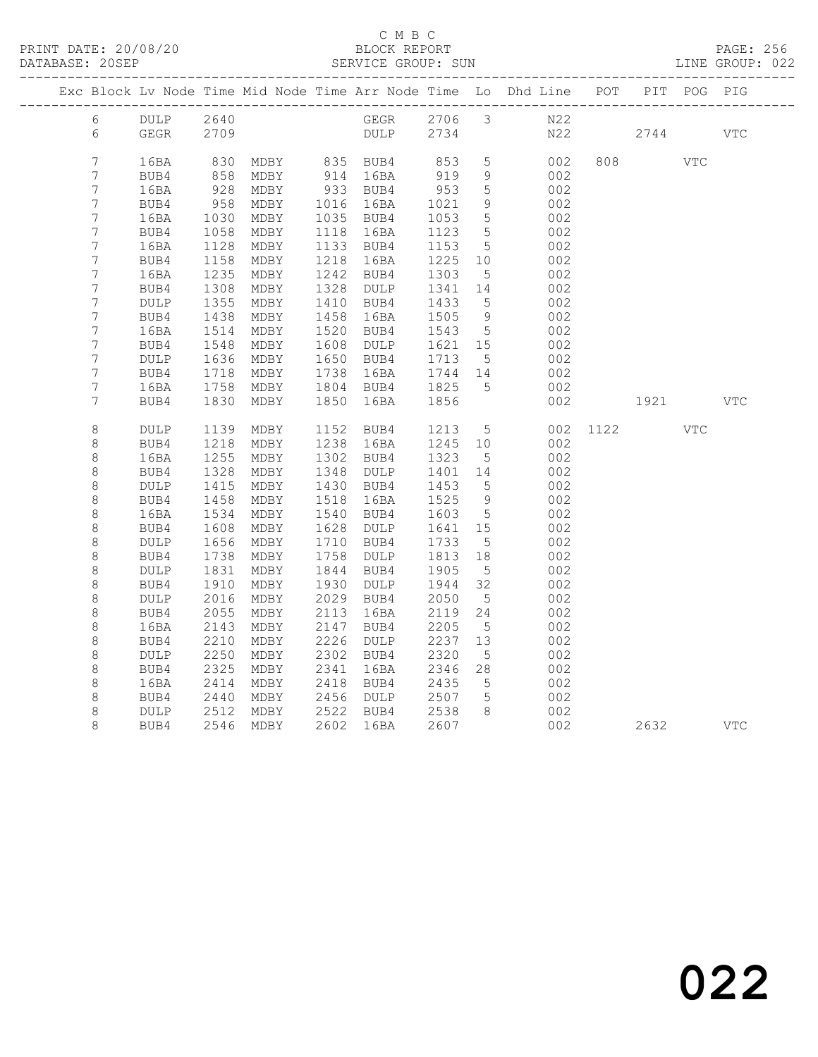C M B C

BLOCK REPORT

SERVICE GROUP: SUN

PRINT DATE: 20/08/20

DATABASE: 20SEP

LINE GROUP: 022

| Exc | Block | Lv | Node | Time | Mid Node | Time | Arr Node | Time | Lo | Dhd Line | POT | PIT | POG | PIG |
|---|---|---|---|---|---|---|---|---|---|---|---|---|---|---|
| | 6 | | DULP | 2640 | | | GEGR | 2706 | 3 | N22 | | | | |
| | 6 | | GEGR | 2709 | | | DULP | 2734 | | N22 | | 2744 | | VTC |
| | 7 | | 16BA | 830 | MDBY | 835 | BUB4 | 853 | 5 | 002 | 808 | | VTC | |
| | 7 | | BUB4 | 858 | MDBY | 914 | 16BA | 919 | 9 | 002 | | | | |
| | 7 | | 16BA | 928 | MDBY | 933 | BUB4 | 953 | 5 | 002 | | | | |
| | 7 | | BUB4 | 958 | MDBY | 1016 | 16BA | 1021 | 9 | 002 | | | | |
| | 7 | | 16BA | 1030 | MDBY | 1035 | BUB4 | 1053 | 5 | 002 | | | | |
| | 7 | | BUB4 | 1058 | MDBY | 1118 | 16BA | 1123 | 5 | 002 | | | | |
| | 7 | | 16BA | 1128 | MDBY | 1133 | BUB4 | 1153 | 5 | 002 | | | | |
| | 7 | | BUB4 | 1158 | MDBY | 1218 | 16BA | 1225 | 10 | 002 | | | | |
| | 7 | | 16BA | 1235 | MDBY | 1242 | BUB4 | 1303 | 5 | 002 | | | | |
| | 7 | | BUB4 | 1308 | MDBY | 1328 | DULP | 1341 | 14 | 002 | | | | |
| | 7 | | DULP | 1355 | MDBY | 1410 | BUB4 | 1433 | 5 | 002 | | | | |
| | 7 | | BUB4 | 1438 | MDBY | 1458 | 16BA | 1505 | 9 | 002 | | | | |
| | 7 | | 16BA | 1514 | MDBY | 1520 | BUB4 | 1543 | 5 | 002 | | | | |
| | 7 | | BUB4 | 1548 | MDBY | 1608 | DULP | 1621 | 15 | 002 | | | | |
| | 7 | | DULP | 1636 | MDBY | 1650 | BUB4 | 1713 | 5 | 002 | | | | |
| | 7 | | BUB4 | 1718 | MDBY | 1738 | 16BA | 1744 | 14 | 002 | | | | |
| | 7 | | 16BA | 1758 | MDBY | 1804 | BUB4 | 1825 | 5 | 002 | | | | |
| | 7 | | BUB4 | 1830 | MDBY | 1850 | 16BA | 1856 | | 002 | | 1921 | | VTC |
| | 8 | | DULP | 1139 | MDBY | 1152 | BUB4 | 1213 | 5 | 002 | 1122 | | VTC | |
| | 8 | | BUB4 | 1218 | MDBY | 1238 | 16BA | 1245 | 10 | 002 | | | | |
| | 8 | | 16BA | 1255 | MDBY | 1302 | BUB4 | 1323 | 5 | 002 | | | | |
| | 8 | | BUB4 | 1328 | MDBY | 1348 | DULP | 1401 | 14 | 002 | | | | |
| | 8 | | DULP | 1415 | MDBY | 1430 | BUB4 | 1453 | 5 | 002 | | | | |
| | 8 | | BUB4 | 1458 | MDBY | 1518 | 16BA | 1525 | 9 | 002 | | | | |
| | 8 | | 16BA | 1534 | MDBY | 1540 | BUB4 | 1603 | 5 | 002 | | | | |
| | 8 | | BUB4 | 1608 | MDBY | 1628 | DULP | 1641 | 15 | 002 | | | | |
| | 8 | | DULP | 1656 | MDBY | 1710 | BUB4 | 1733 | 5 | 002 | | | | |
| | 8 | | BUB4 | 1738 | MDBY | 1758 | DULP | 1813 | 18 | 002 | | | | |
| | 8 | | DULP | 1831 | MDBY | 1844 | BUB4 | 1905 | 5 | 002 | | | | |
| | 8 | | BUB4 | 1910 | MDBY | 1930 | DULP | 1944 | 32 | 002 | | | | |
| | 8 | | DULP | 2016 | MDBY | 2029 | BUB4 | 2050 | 5 | 002 | | | | |
| | 8 | | BUB4 | 2055 | MDBY | 2113 | 16BA | 2119 | 24 | 002 | | | | |
| | 8 | | 16BA | 2143 | MDBY | 2147 | BUB4 | 2205 | 5 | 002 | | | | |
| | 8 | | BUB4 | 2210 | MDBY | 2226 | DULP | 2237 | 13 | 002 | | | | |
| | 8 | | DULP | 2250 | MDBY | 2302 | BUB4 | 2320 | 5 | 002 | | | | |
| | 8 | | BUB4 | 2325 | MDBY | 2341 | 16BA | 2346 | 28 | 002 | | | | |
| | 8 | | 16BA | 2414 | MDBY | 2418 | BUB4 | 2435 | 5 | 002 | | | | |
| | 8 | | BUB4 | 2440 | MDBY | 2456 | DULP | 2507 | 5 | 002 | | | | |
| | 8 | | DULP | 2512 | MDBY | 2522 | BUB4 | 2538 | 8 | 002 | | | | |
| | 8 | | BUB4 | 2546 | MDBY | 2602 | 16BA | 2607 | | 002 | | 2632 | | VTC |

022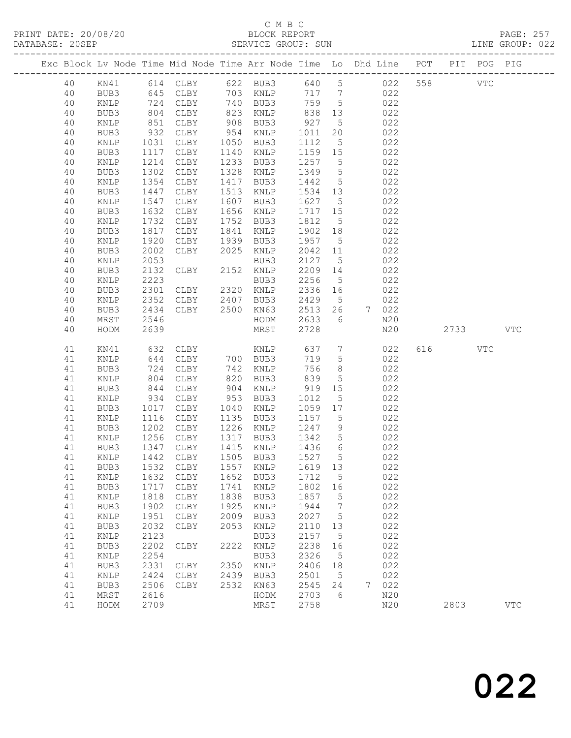C M B C
PRINT DATE: 20/08/20 BLOCK REPORT
DATABASE: 20SEP SERVICE GROUP: SUN LINE GROUP: 022

| Exc | Block | Lv | Node | Time | Mid Node | Time | Arr Node | Time | Lo | Dhd Line | POT | PIT | POG | PIG |
|---|---|---|---|---|---|---|---|---|---|---|---|---|---|---|
| | 40 | | KN41 | 614 | CLBY | 622 | BUB3 | 640 | 5 | 022 | 558 | | VTC | |
| | 40 | | BUB3 | 645 | CLBY | 703 | KNLP | 717 | 7 | 022 | | | | |
| | 40 | | KNLP | 724 | CLBY | 740 | BUB3 | 759 | 5 | 022 | | | | |
| | 40 | | BUB3 | 804 | CLBY | 823 | KNLP | 838 | 13 | 022 | | | | |
| | 40 | | KNLP | 851 | CLBY | 908 | BUB3 | 927 | 5 | 022 | | | | |
| | 40 | | BUB3 | 932 | CLBY | 954 | KNLP | 1011 | 20 | 022 | | | | |
| | 40 | | KNLP | 1031 | CLBY | 1050 | BUB3 | 1112 | 5 | 022 | | | | |
| | 40 | | BUB3 | 1117 | CLBY | 1140 | KNLP | 1159 | 15 | 022 | | | | |
| | 40 | | KNLP | 1214 | CLBY | 1233 | BUB3 | 1257 | 5 | 022 | | | | |
| | 40 | | BUB3 | 1302 | CLBY | 1328 | KNLP | 1349 | 5 | 022 | | | | |
| | 40 | | KNLP | 1354 | CLBY | 1417 | BUB3 | 1442 | 5 | 022 | | | | |
| | 40 | | BUB3 | 1447 | CLBY | 1513 | KNLP | 1534 | 13 | 022 | | | | |
| | 40 | | KNLP | 1547 | CLBY | 1607 | BUB3 | 1627 | 5 | 022 | | | | |
| | 40 | | BUB3 | 1632 | CLBY | 1656 | KNLP | 1717 | 15 | 022 | | | | |
| | 40 | | KNLP | 1732 | CLBY | 1752 | BUB3 | 1812 | 5 | 022 | | | | |
| | 40 | | BUB3 | 1817 | CLBY | 1841 | KNLP | 1902 | 18 | 022 | | | | |
| | 40 | | KNLP | 1920 | CLBY | 1939 | BUB3 | 1957 | 5 | 022 | | | | |
| | 40 | | BUB3 | 2002 | CLBY | 2025 | KNLP | 2042 | 11 | 022 | | | | |
| | 40 | | KNLP | 2053 | | | BUB3 | 2127 | 5 | 022 | | | | |
| | 40 | | BUB3 | 2132 | CLBY | 2152 | KNLP | 2209 | 14 | 022 | | | | |
| | 40 | | KNLP | 2223 | | | BUB3 | 2256 | 5 | 022 | | | | |
| | 40 | | BUB3 | 2301 | CLBY | 2320 | KNLP | 2336 | 16 | 022 | | | | |
| | 40 | | KNLP | 2352 | CLBY | 2407 | BUB3 | 2429 | 5 | 022 | | | | |
| | 40 | | BUB3 | 2434 | CLBY | 2500 | KN63 | 2513 | 26 | 7 022 | | | | |
| | 40 | | MRST | 2546 | | | HODM | 2633 | 6 | N20 | | | | |
| | 40 | | HODM | 2639 | | | MRST | 2728 | | N20 | | 2733 | | VTC |
| | 41 | | KN41 | 632 | CLBY | | KNLP | 637 | 7 | 022 | 616 | | VTC | |
| | 41 | | KNLP | 644 | CLBY | 700 | BUB3 | 719 | 5 | 022 | | | | |
| | 41 | | BUB3 | 724 | CLBY | 742 | KNLP | 756 | 8 | 022 | | | | |
| | 41 | | KNLP | 804 | CLBY | 820 | BUB3 | 839 | 5 | 022 | | | | |
| | 41 | | BUB3 | 844 | CLBY | 904 | KNLP | 919 | 15 | 022 | | | | |
| | 41 | | KNLP | 934 | CLBY | 953 | BUB3 | 1012 | 5 | 022 | | | | |
| | 41 | | BUB3 | 1017 | CLBY | 1040 | KNLP | 1059 | 17 | 022 | | | | |
| | 41 | | KNLP | 1116 | CLBY | 1135 | BUB3 | 1157 | 5 | 022 | | | | |
| | 41 | | BUB3 | 1202 | CLBY | 1226 | KNLP | 1247 | 9 | 022 | | | | |
| | 41 | | KNLP | 1256 | CLBY | 1317 | BUB3 | 1342 | 5 | 022 | | | | |
| | 41 | | BUB3 | 1347 | CLBY | 1415 | KNLP | 1436 | 6 | 022 | | | | |
| | 41 | | KNLP | 1442 | CLBY | 1505 | BUB3 | 1527 | 5 | 022 | | | | |
| | 41 | | BUB3 | 1532 | CLBY | 1557 | KNLP | 1619 | 13 | 022 | | | | |
| | 41 | | KNLP | 1632 | CLBY | 1652 | BUB3 | 1712 | 5 | 022 | | | | |
| | 41 | | BUB3 | 1717 | CLBY | 1741 | KNLP | 1802 | 16 | 022 | | | | |
| | 41 | | KNLP | 1818 | CLBY | 1838 | BUB3 | 1857 | 5 | 022 | | | | |
| | 41 | | BUB3 | 1902 | CLBY | 1925 | KNLP | 1944 | 7 | 022 | | | | |
| | 41 | | KNLP | 1951 | CLBY | 2009 | BUB3 | 2027 | 5 | 022 | | | | |
| | 41 | | BUB3 | 2032 | CLBY | 2053 | KNLP | 2110 | 13 | 022 | | | | |
| | 41 | | KNLP | 2123 | | | BUB3 | 2157 | 5 | 022 | | | | |
| | 41 | | BUB3 | 2202 | CLBY | 2222 | KNLP | 2238 | 16 | 022 | | | | |
| | 41 | | KNLP | 2254 | | | BUB3 | 2326 | 5 | 022 | | | | |
| | 41 | | BUB3 | 2331 | CLBY | 2350 | KNLP | 2406 | 18 | 022 | | | | |
| | 41 | | KNLP | 2424 | CLBY | 2439 | BUB3 | 2501 | 5 | 022 | | | | |
| | 41 | | BUB3 | 2506 | CLBY | 2532 | KN63 | 2545 | 24 | 7 022 | | | | |
| | 41 | | MRST | 2616 | | | HODM | 2703 | 6 | N20 | | | | |
| | 41 | | HODM | 2709 | | | MRST | 2758 | | N20 | | 2803 | | VTC |

022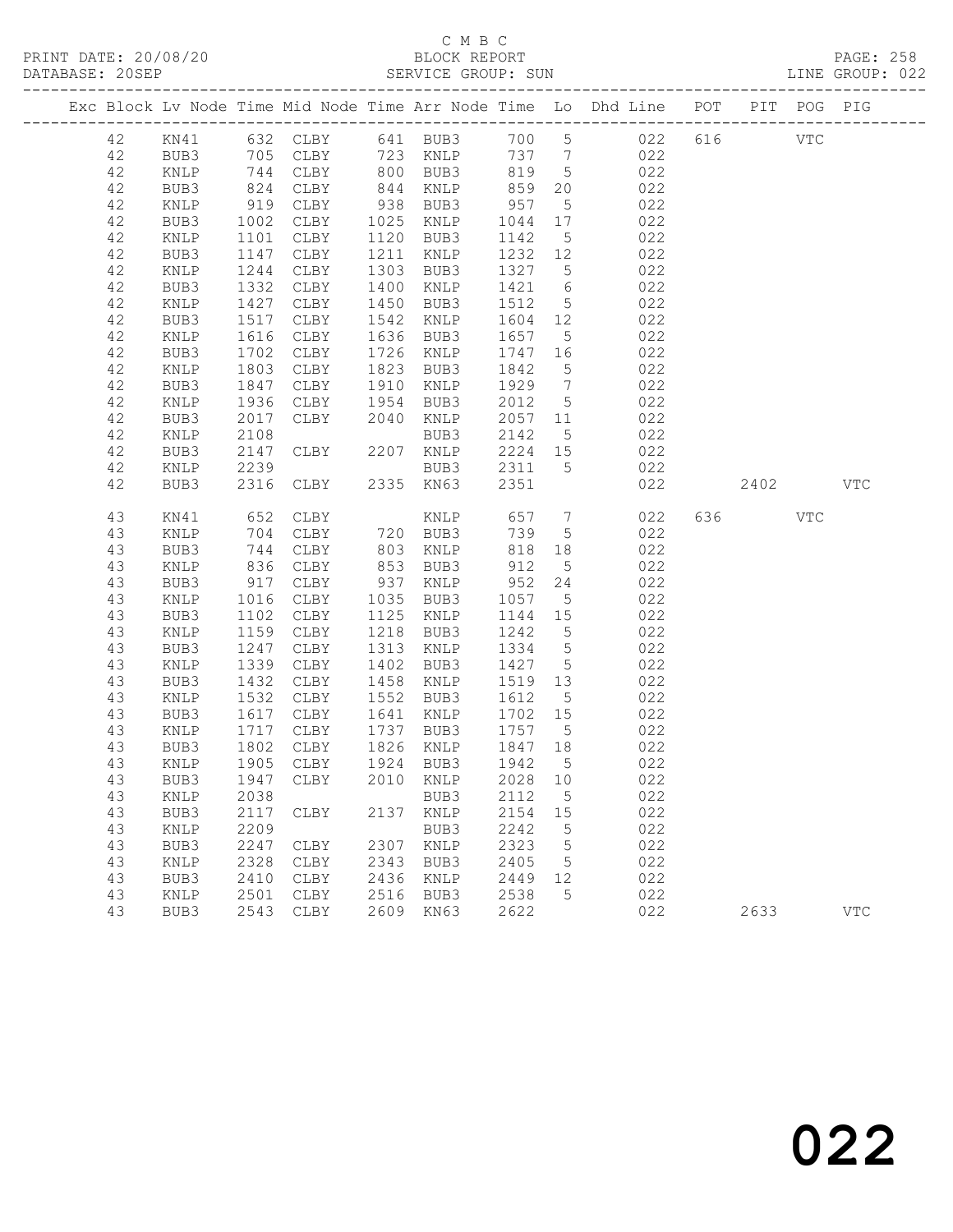C M B C

BLOCK REPORT

SERVICE GROUP: SUN

PRINT DATE: 20/08/20
DATABASE: 20SEP

PAGE: 258
LINE GROUP: 022

| Exc | Block | Lv | Node | Time | Mid Node | Time | Arr Node | Time | Lo | Dhd Line | POT | PIT | POG | PIG |
|---|---|---|---|---|---|---|---|---|---|---|---|---|---|---|
| | 42 | | KN41 | 632 | CLBY | 641 | BUB3 | 700 | 5 | 022 | 616 | | VTC | |
| | 42 | | BUB3 | 705 | CLBY | 723 | KNLP | 737 | 7 | 022 | | | | |
| | 42 | | KNLP | 744 | CLBY | 800 | BUB3 | 819 | 5 | 022 | | | | |
| | 42 | | BUB3 | 824 | CLBY | 844 | KNLP | 859 | 20 | 022 | | | | |
| | 42 | | KNLP | 919 | CLBY | 938 | BUB3 | 957 | 5 | 022 | | | | |
| | 42 | | BUB3 | 1002 | CLBY | 1025 | KNLP | 1044 | 17 | 022 | | | | |
| | 42 | | KNLP | 1101 | CLBY | 1120 | BUB3 | 1142 | 5 | 022 | | | | |
| | 42 | | BUB3 | 1147 | CLBY | 1211 | KNLP | 1232 | 12 | 022 | | | | |
| | 42 | | KNLP | 1244 | CLBY | 1303 | BUB3 | 1327 | 5 | 022 | | | | |
| | 42 | | BUB3 | 1332 | CLBY | 1400 | KNLP | 1421 | 6 | 022 | | | | |
| | 42 | | KNLP | 1427 | CLBY | 1450 | BUB3 | 1512 | 5 | 022 | | | | |
| | 42 | | BUB3 | 1517 | CLBY | 1542 | KNLP | 1604 | 12 | 022 | | | | |
| | 42 | | KNLP | 1616 | CLBY | 1636 | BUB3 | 1657 | 5 | 022 | | | | |
| | 42 | | BUB3 | 1702 | CLBY | 1726 | KNLP | 1747 | 16 | 022 | | | | |
| | 42 | | KNLP | 1803 | CLBY | 1823 | BUB3 | 1842 | 5 | 022 | | | | |
| | 42 | | BUB3 | 1847 | CLBY | 1910 | KNLP | 1929 | 7 | 022 | | | | |
| | 42 | | KNLP | 1936 | CLBY | 1954 | BUB3 | 2012 | 5 | 022 | | | | |
| | 42 | | BUB3 | 2017 | CLBY | 2040 | KNLP | 2057 | 11 | 022 | | | | |
| | 42 | | KNLP | 2108 | | | BUB3 | 2142 | 5 | 022 | | | | |
| | 42 | | BUB3 | 2147 | CLBY | 2207 | KNLP | 2224 | 15 | 022 | | | | |
| | 42 | | KNLP | 2239 | | | BUB3 | 2311 | 5 | 022 | | | | |
| | 42 | | BUB3 | 2316 | CLBY | 2335 | KN63 | 2351 | | 022 | | 2402 | | VTC |
| | 43 | | KN41 | 652 | CLBY | | KNLP | 657 | 7 | 022 | 636 | | VTC | |
| | 43 | | KNLP | 704 | CLBY | 720 | BUB3 | 739 | 5 | 022 | | | | |
| | 43 | | BUB3 | 744 | CLBY | 803 | KNLP | 818 | 18 | 022 | | | | |
| | 43 | | KNLP | 836 | CLBY | 853 | BUB3 | 912 | 5 | 022 | | | | |
| | 43 | | BUB3 | 917 | CLBY | 937 | KNLP | 952 | 24 | 022 | | | | |
| | 43 | | KNLP | 1016 | CLBY | 1035 | BUB3 | 1057 | 5 | 022 | | | | |
| | 43 | | BUB3 | 1102 | CLBY | 1125 | KNLP | 1144 | 15 | 022 | | | | |
| | 43 | | KNLP | 1159 | CLBY | 1218 | BUB3 | 1242 | 5 | 022 | | | | |
| | 43 | | BUB3 | 1247 | CLBY | 1313 | KNLP | 1334 | 5 | 022 | | | | |
| | 43 | | KNLP | 1339 | CLBY | 1402 | BUB3 | 1427 | 5 | 022 | | | | |
| | 43 | | BUB3 | 1432 | CLBY | 1458 | KNLP | 1519 | 13 | 022 | | | | |
| | 43 | | KNLP | 1532 | CLBY | 1552 | BUB3 | 1612 | 5 | 022 | | | | |
| | 43 | | BUB3 | 1617 | CLBY | 1641 | KNLP | 1702 | 15 | 022 | | | | |
| | 43 | | KNLP | 1717 | CLBY | 1737 | BUB3 | 1757 | 5 | 022 | | | | |
| | 43 | | BUB3 | 1802 | CLBY | 1826 | KNLP | 1847 | 18 | 022 | | | | |
| | 43 | | KNLP | 1905 | CLBY | 1924 | BUB3 | 1942 | 5 | 022 | | | | |
| | 43 | | BUB3 | 1947 | CLBY | 2010 | KNLP | 2028 | 10 | 022 | | | | |
| | 43 | | KNLP | 2038 | | | BUB3 | 2112 | 5 | 022 | | | | |
| | 43 | | BUB3 | 2117 | CLBY | 2137 | KNLP | 2154 | 15 | 022 | | | | |
| | 43 | | KNLP | 2209 | | | BUB3 | 2242 | 5 | 022 | | | | |
| | 43 | | BUB3 | 2247 | CLBY | 2307 | KNLP | 2323 | 5 | 022 | | | | |
| | 43 | | KNLP | 2328 | CLBY | 2343 | BUB3 | 2405 | 5 | 022 | | | | |
| | 43 | | BUB3 | 2410 | CLBY | 2436 | KNLP | 2449 | 12 | 022 | | | | |
| | 43 | | KNLP | 2501 | CLBY | 2516 | BUB3 | 2538 | 5 | 022 | | | | |
| | 43 | | BUB3 | 2543 | CLBY | 2609 | KN63 | 2622 | | 022 | | 2633 | | VTC |

022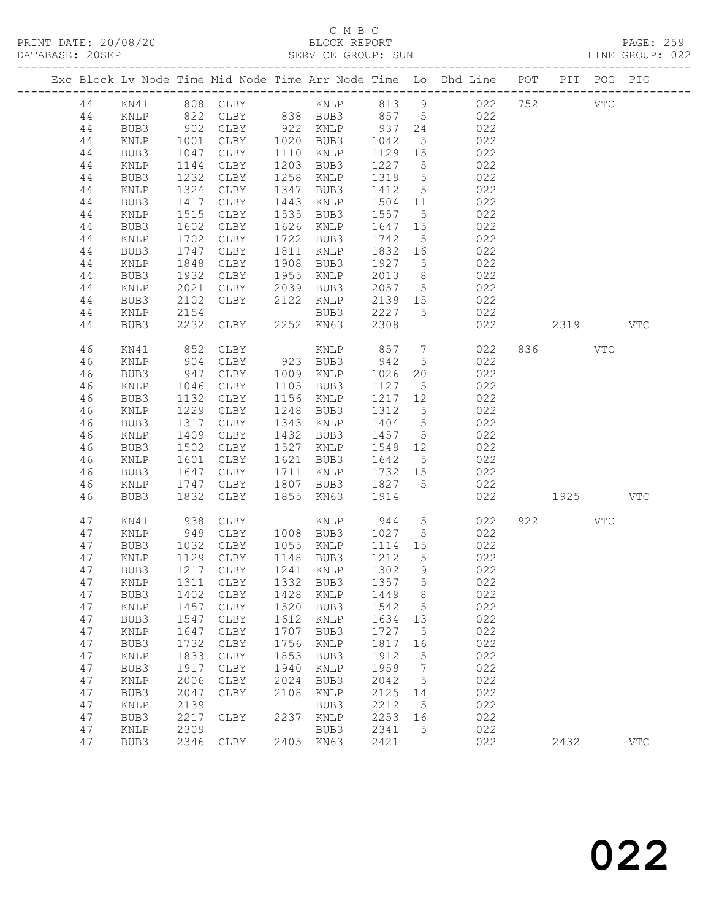C M B C

PRINT DATE: 20/08/20 BLOCK REPORT PAGE: 259
DATABASE: 20SEP SERVICE GROUP: SUN LINE GROUP: 022

| Exc | Block | Lv | Node | Time | Mid Node | Time | Arr Node | Time | Lo | Dhd Line | POT | PIT | POG | PIG |
|---|---|---|---|---|---|---|---|---|---|---|---|---|---|---|
| | 44 | | KN41 | 808 | CLBY | | KNLP | 813 | 9 | 022 | 752 | | VTC | |
| | 44 | | KNLP | 822 | CLBY | 838 | BUB3 | 857 | 5 | 022 | | | | |
| | 44 | | BUB3 | 902 | CLBY | 922 | KNLP | 937 | 24 | 022 | | | | |
| | 44 | | KNLP | 1001 | CLBY | 1020 | BUB3 | 1042 | 5 | 022 | | | | |
| | 44 | | BUB3 | 1047 | CLBY | 1110 | KNLP | 1129 | 15 | 022 | | | | |
| | 44 | | KNLP | 1144 | CLBY | 1203 | BUB3 | 1227 | 5 | 022 | | | | |
| | 44 | | BUB3 | 1232 | CLBY | 1258 | KNLP | 1319 | 5 | 022 | | | | |
| | 44 | | KNLP | 1324 | CLBY | 1347 | BUB3 | 1412 | 5 | 022 | | | | |
| | 44 | | BUB3 | 1417 | CLBY | 1443 | KNLP | 1504 | 11 | 022 | | | | |
| | 44 | | KNLP | 1515 | CLBY | 1535 | BUB3 | 1557 | 5 | 022 | | | | |
| | 44 | | BUB3 | 1602 | CLBY | 1626 | KNLP | 1647 | 15 | 022 | | | | |
| | 44 | | KNLP | 1702 | CLBY | 1722 | BUB3 | 1742 | 5 | 022 | | | | |
| | 44 | | BUB3 | 1747 | CLBY | 1811 | KNLP | 1832 | 16 | 022 | | | | |
| | 44 | | KNLP | 1848 | CLBY | 1908 | BUB3 | 1927 | 5 | 022 | | | | |
| | 44 | | BUB3 | 1932 | CLBY | 1955 | KNLP | 2013 | 8 | 022 | | | | |
| | 44 | | KNLP | 2021 | CLBY | 2039 | BUB3 | 2057 | 5 | 022 | | | | |
| | 44 | | BUB3 | 2102 | CLBY | 2122 | KNLP | 2139 | 15 | 022 | | | | |
| | 44 | | KNLP | 2154 | | | BUB3 | 2227 | 5 | 022 | | | | |
| | 44 | | BUB3 | 2232 | CLBY | 2252 | KN63 | 2308 | | 022 | | 2319 | | VTC |
| | 46 | | KN41 | 852 | CLBY | | KNLP | 857 | 7 | 022 | 836 | | VTC | |
| | 46 | | KNLP | 904 | CLBY | 923 | BUB3 | 942 | 5 | 022 | | | | |
| | 46 | | BUB3 | 947 | CLBY | 1009 | KNLP | 1026 | 20 | 022 | | | | |
| | 46 | | KNLP | 1046 | CLBY | 1105 | BUB3 | 1127 | 5 | 022 | | | | |
| | 46 | | BUB3 | 1132 | CLBY | 1156 | KNLP | 1217 | 12 | 022 | | | | |
| | 46 | | KNLP | 1229 | CLBY | 1248 | BUB3 | 1312 | 5 | 022 | | | | |
| | 46 | | BUB3 | 1317 | CLBY | 1343 | KNLP | 1404 | 5 | 022 | | | | |
| | 46 | | KNLP | 1409 | CLBY | 1432 | BUB3 | 1457 | 5 | 022 | | | | |
| | 46 | | BUB3 | 1502 | CLBY | 1527 | KNLP | 1549 | 12 | 022 | | | | |
| | 46 | | KNLP | 1601 | CLBY | 1621 | BUB3 | 1642 | 5 | 022 | | | | |
| | 46 | | BUB3 | 1647 | CLBY | 1711 | KNLP | 1732 | 15 | 022 | | | | |
| | 46 | | KNLP | 1747 | CLBY | 1807 | BUB3 | 1827 | 5 | 022 | | | | |
| | 46 | | BUB3 | 1832 | CLBY | 1855 | KN63 | 1914 | | 022 | | 1925 | | VTC |
| | 47 | | KN41 | 938 | CLBY | | KNLP | 944 | 5 | 022 | 922 | | VTC | |
| | 47 | | KNLP | 949 | CLBY | 1008 | BUB3 | 1027 | 5 | 022 | | | | |
| | 47 | | BUB3 | 1032 | CLBY | 1055 | KNLP | 1114 | 15 | 022 | | | | |
| | 47 | | KNLP | 1129 | CLBY | 1148 | BUB3 | 1212 | 5 | 022 | | | | |
| | 47 | | BUB3 | 1217 | CLBY | 1241 | KNLP | 1302 | 9 | 022 | | | | |
| | 47 | | KNLP | 1311 | CLBY | 1332 | BUB3 | 1357 | 5 | 022 | | | | |
| | 47 | | BUB3 | 1402 | CLBY | 1428 | KNLP | 1449 | 8 | 022 | | | | |
| | 47 | | KNLP | 1457 | CLBY | 1520 | BUB3 | 1542 | 5 | 022 | | | | |
| | 47 | | BUB3 | 1547 | CLBY | 1612 | KNLP | 1634 | 13 | 022 | | | | |
| | 47 | | KNLP | 1647 | CLBY | 1707 | BUB3 | 1727 | 5 | 022 | | | | |
| | 47 | | BUB3 | 1732 | CLBY | 1756 | KNLP | 1817 | 16 | 022 | | | | |
| | 47 | | KNLP | 1833 | CLBY | 1853 | BUB3 | 1912 | 5 | 022 | | | | |
| | 47 | | BUB3 | 1917 | CLBY | 1940 | KNLP | 1959 | 7 | 022 | | | | |
| | 47 | | KNLP | 2006 | CLBY | 2024 | BUB3 | 2042 | 5 | 022 | | | | |
| | 47 | | BUB3 | 2047 | CLBY | 2108 | KNLP | 2125 | 14 | 022 | | | | |
| | 47 | | KNLP | 2139 | | | BUB3 | 2212 | 5 | 022 | | | | |
| | 47 | | BUB3 | 2217 | CLBY | 2237 | KNLP | 2253 | 16 | 022 | | | | |
| | 47 | | KNLP | 2309 | | | BUB3 | 2341 | 5 | 022 | | | | |
| | 47 | | BUB3 | 2346 | CLBY | 2405 | KN63 | 2421 | | 022 | | 2432 | | VTC |

022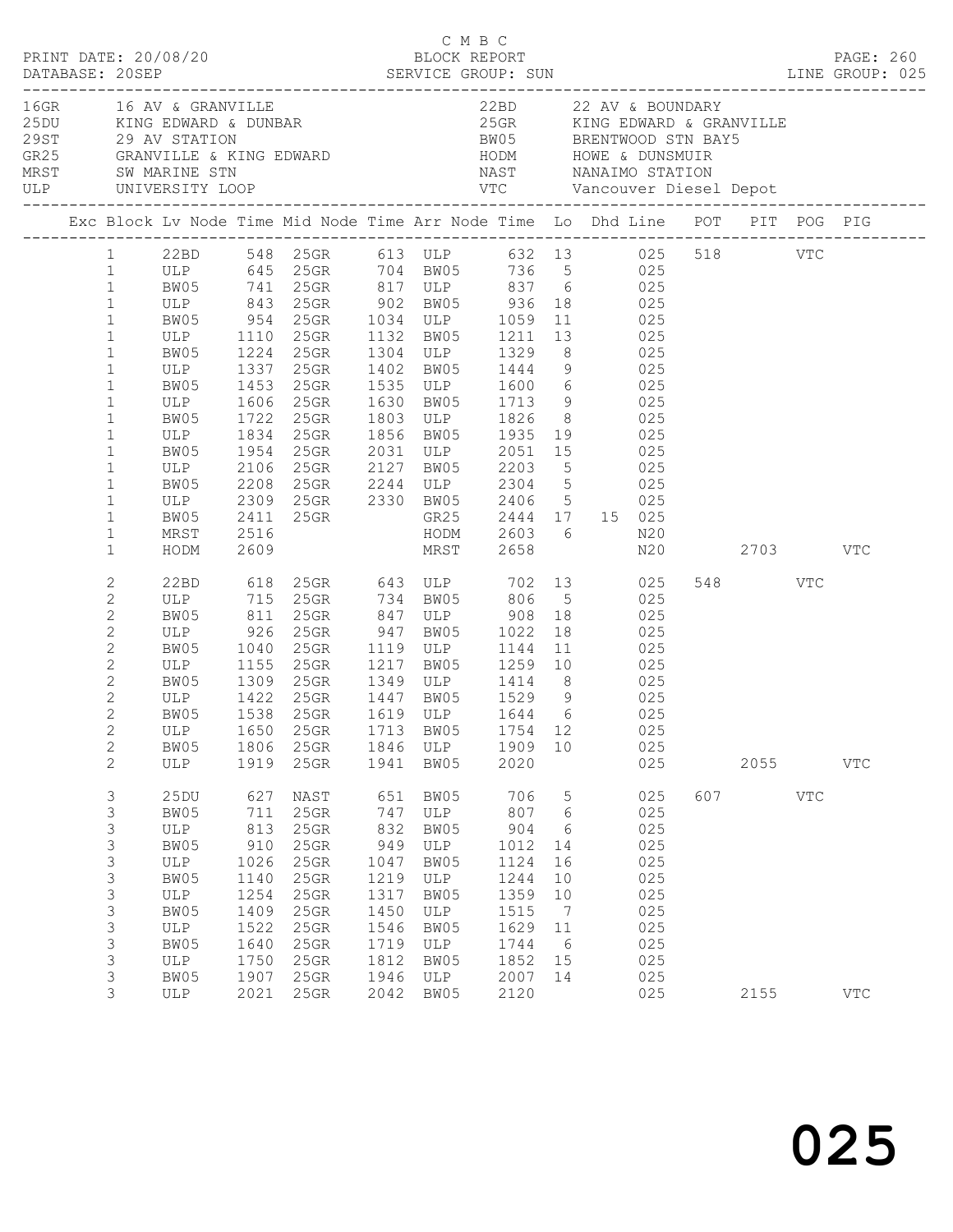C M B C
BLOCK REPORT
SERVICE GROUP: SUN

PRINT DATE: 20/08/20
DATABASE: 20SEP

PAGE: 260
LINE GROUP: 025

| Code | Location | Code | Location |
|---|---|---|---|
| 16GR | 16 AV & GRANVILLE | 22BD | 22 AV & BOUNDARY |
| 25DU | KING EDWARD & DUNBAR | 25GR | KING EDWARD & GRANVILLE |
| 29ST | 29 AV STATION | BW05 | BRENTWOOD STN BAY5 |
| GR25 | GRANVILLE & KING EDWARD | HODM | HOWE & DUNSMUIR |
| MRST | SW MARINE STN | NAST | NANAIMO STATION |
| ULP | UNIVERSITY LOOP | VTC | Vancouver Diesel Depot |

| Exc | Block | Lv Node | Time | Mid Node | Time | Arr Node | Time | Lo | Dhd | Line | POT | PIT | POG | PIG |
|---|---|---|---|---|---|---|---|---|---|---|---|---|---|---|
| | 1 | 22BD | 548 | 25GR | 613 | ULP | 632 | 13 | | 025 | 518 | | VTC | |
| | 1 | ULP | 645 | 25GR | 704 | BW05 | 736 | 5 | | 025 | | | | |
| | 1 | BW05 | 741 | 25GR | 817 | ULP | 837 | 6 | | 025 | | | | |
| | 1 | ULP | 843 | 25GR | 902 | BW05 | 936 | 18 | | 025 | | | | |
| | 1 | BW05 | 954 | 25GR | 1034 | ULP | 1059 | 11 | | 025 | | | | |
| | 1 | ULP | 1110 | 25GR | 1132 | BW05 | 1211 | 13 | | 025 | | | | |
| | 1 | BW05 | 1224 | 25GR | 1304 | ULP | 1329 | 8 | | 025 | | | | |
| | 1 | ULP | 1337 | 25GR | 1402 | BW05 | 1444 | 9 | | 025 | | | | |
| | 1 | BW05 | 1453 | 25GR | 1535 | ULP | 1600 | 6 | | 025 | | | | |
| | 1 | ULP | 1606 | 25GR | 1630 | BW05 | 1713 | 9 | | 025 | | | | |
| | 1 | BW05 | 1722 | 25GR | 1803 | ULP | 1826 | 8 | | 025 | | | | |
| | 1 | ULP | 1834 | 25GR | 1856 | BW05 | 1935 | 19 | | 025 | | | | |
| | 1 | BW05 | 1954 | 25GR | 2031 | ULP | 2051 | 15 | | 025 | | | | |
| | 1 | ULP | 2106 | 25GR | 2127 | BW05 | 2203 | 5 | | 025 | | | | |
| | 1 | BW05 | 2208 | 25GR | 2244 | ULP | 2304 | 5 | | 025 | | | | |
| | 1 | ULP | 2309 | 25GR | 2330 | BW05 | 2406 | 5 | | 025 | | | | |
| | 1 | BW05 | 2411 | 25GR | | GR25 | 2444 | 17 | 15 | 025 | | | | |
| | 1 | MRST | 2516 | | | HODM | 2603 | 6 | | N20 | | | | |
| | 1 | HODM | 2609 | | | MRST | 2658 | | | N20 | | 2703 | | VTC |
| | 2 | 22BD | 618 | 25GR | 643 | ULP | 702 | 13 | | 025 | 548 | | VTC | |
| | 2 | ULP | 715 | 25GR | 734 | BW05 | 806 | 5 | | 025 | | | | |
| | 2 | BW05 | 811 | 25GR | 847 | ULP | 908 | 18 | | 025 | | | | |
| | 2 | ULP | 926 | 25GR | 947 | BW05 | 1022 | 18 | | 025 | | | | |
| | 2 | BW05 | 1040 | 25GR | 1119 | ULP | 1144 | 11 | | 025 | | | | |
| | 2 | ULP | 1155 | 25GR | 1217 | BW05 | 1259 | 10 | | 025 | | | | |
| | 2 | BW05 | 1309 | 25GR | 1349 | ULP | 1414 | 8 | | 025 | | | | |
| | 2 | ULP | 1422 | 25GR | 1447 | BW05 | 1529 | 9 | | 025 | | | | |
| | 2 | BW05 | 1538 | 25GR | 1619 | ULP | 1644 | 6 | | 025 | | | | |
| | 2 | ULP | 1650 | 25GR | 1713 | BW05 | 1754 | 12 | | 025 | | | | |
| | 2 | BW05 | 1806 | 25GR | 1846 | ULP | 1909 | 10 | | 025 | | | | |
| | 2 | ULP | 1919 | 25GR | 1941 | BW05 | 2020 | | | 025 | | 2055 | | VTC |
| | 3 | 25DU | 627 | NAST | 651 | BW05 | 706 | 5 | | 025 | 607 | | VTC | |
| | 3 | BW05 | 711 | 25GR | 747 | ULP | 807 | 6 | | 025 | | | | |
| | 3 | ULP | 813 | 25GR | 832 | BW05 | 904 | 6 | | 025 | | | | |
| | 3 | BW05 | 910 | 25GR | 949 | ULP | 1012 | 14 | | 025 | | | | |
| | 3 | ULP | 1026 | 25GR | 1047 | BW05 | 1124 | 16 | | 025 | | | | |
| | 3 | BW05 | 1140 | 25GR | 1219 | ULP | 1244 | 10 | | 025 | | | | |
| | 3 | ULP | 1254 | 25GR | 1317 | BW05 | 1359 | 10 | | 025 | | | | |
| | 3 | BW05 | 1409 | 25GR | 1450 | ULP | 1515 | 7 | | 025 | | | | |
| | 3 | ULP | 1522 | 25GR | 1546 | BW05 | 1629 | 11 | | 025 | | | | |
| | 3 | BW05 | 1640 | 25GR | 1719 | ULP | 1744 | 6 | | 025 | | | | |
| | 3 | ULP | 1750 | 25GR | 1812 | BW05 | 1852 | 15 | | 025 | | | | |
| | 3 | BW05 | 1907 | 25GR | 1946 | ULP | 2007 | 14 | | 025 | | | | |
| | 3 | ULP | 2021 | 25GR | 2042 | BW05 | 2120 | | | 025 | | 2155 | | VTC |

025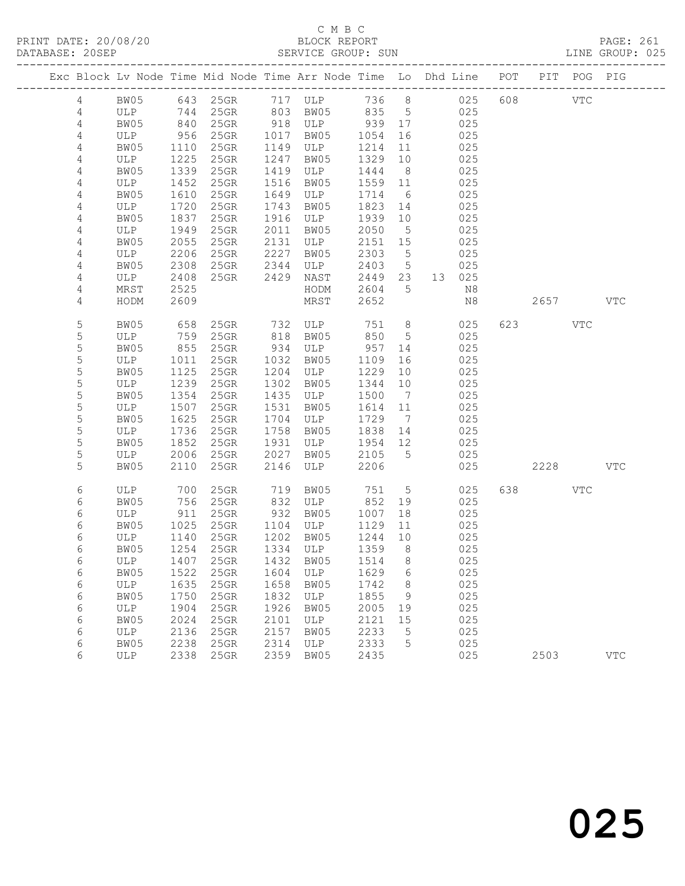C M B C
BLOCK REPORT
SERVICE GROUP: SUN

PRINT DATE: 20/08/20
DATABASE: 20SEP
LINE GROUP: 025

| Exc | Block | Lv | Node | Time | Mid Node | Time | Arr Node | Time | Lo | Dhd | Line | POT | PIT | POG | PIG |
|---|---|---|---|---|---|---|---|---|---|---|---|---|---|---|---|
| | 4 | | BW05 | 643 | 25GR | 717 | ULP | 736 | 8 | | 025 | 608 | | VTC | |
| | 4 | | ULP | 744 | 25GR | 803 | BW05 | 835 | 5 | | 025 | | | | |
| | 4 | | BW05 | 840 | 25GR | 918 | ULP | 939 | 17 | | 025 | | | | |
| | 4 | | ULP | 956 | 25GR | 1017 | BW05 | 1054 | 16 | | 025 | | | | |
| | 4 | | BW05 | 1110 | 25GR | 1149 | ULP | 1214 | 11 | | 025 | | | | |
| | 4 | | ULP | 1225 | 25GR | 1247 | BW05 | 1329 | 10 | | 025 | | | | |
| | 4 | | BW05 | 1339 | 25GR | 1419 | ULP | 1444 | 8 | | 025 | | | | |
| | 4 | | ULP | 1452 | 25GR | 1516 | BW05 | 1559 | 11 | | 025 | | | | |
| | 4 | | BW05 | 1610 | 25GR | 1649 | ULP | 1714 | 6 | | 025 | | | | |
| | 4 | | ULP | 1720 | 25GR | 1743 | BW05 | 1823 | 14 | | 025 | | | | |
| | 4 | | BW05 | 1837 | 25GR | 1916 | ULP | 1939 | 10 | | 025 | | | | |
| | 4 | | ULP | 1949 | 25GR | 2011 | BW05 | 2050 | 5 | | 025 | | | | |
| | 4 | | BW05 | 2055 | 25GR | 2131 | ULP | 2151 | 15 | | 025 | | | | |
| | 4 | | ULP | 2206 | 25GR | 2227 | BW05 | 2303 | 5 | | 025 | | | | |
| | 4 | | BW05 | 2308 | 25GR | 2344 | ULP | 2403 | 5 | | 025 | | | | |
| | 4 | | ULP | 2408 | 25GR | 2429 | NAST | 2449 | 23 | 13 | 025 | | | | |
| | 4 | | MRST | 2525 | | | HODM | 2604 | 5 | | N8 | | | | |
| | 4 | | HODM | 2609 | | | MRST | 2652 | | | N8 | | 2657 | | VTC |
| | 5 | | BW05 | 658 | 25GR | 732 | ULP | 751 | 8 | | 025 | 623 | | VTC | |
| | 5 | | ULP | 759 | 25GR | 818 | BW05 | 850 | 5 | | 025 | | | | |
| | 5 | | BW05 | 855 | 25GR | 934 | ULP | 957 | 14 | | 025 | | | | |
| | 5 | | ULP | 1011 | 25GR | 1032 | BW05 | 1109 | 16 | | 025 | | | | |
| | 5 | | BW05 | 1125 | 25GR | 1204 | ULP | 1229 | 10 | | 025 | | | | |
| | 5 | | ULP | 1239 | 25GR | 1302 | BW05 | 1344 | 10 | | 025 | | | | |
| | 5 | | BW05 | 1354 | 25GR | 1435 | ULP | 1500 | 7 | | 025 | | | | |
| | 5 | | ULP | 1507 | 25GR | 1531 | BW05 | 1614 | 11 | | 025 | | | | |
| | 5 | | BW05 | 1625 | 25GR | 1704 | ULP | 1729 | 7 | | 025 | | | | |
| | 5 | | ULP | 1736 | 25GR | 1758 | BW05 | 1838 | 14 | | 025 | | | | |
| | 5 | | BW05 | 1852 | 25GR | 1931 | ULP | 1954 | 12 | | 025 | | | | |
| | 5 | | ULP | 2006 | 25GR | 2027 | BW05 | 2105 | 5 | | 025 | | | | |
| | 5 | | BW05 | 2110 | 25GR | 2146 | ULP | 2206 | | | 025 | | 2228 | | VTC |
| | 6 | | ULP | 700 | 25GR | 719 | BW05 | 751 | 5 | | 025 | 638 | | VTC | |
| | 6 | | BW05 | 756 | 25GR | 832 | ULP | 852 | 19 | | 025 | | | | |
| | 6 | | ULP | 911 | 25GR | 932 | BW05 | 1007 | 18 | | 025 | | | | |
| | 6 | | BW05 | 1025 | 25GR | 1104 | ULP | 1129 | 11 | | 025 | | | | |
| | 6 | | ULP | 1140 | 25GR | 1202 | BW05 | 1244 | 10 | | 025 | | | | |
| | 6 | | BW05 | 1254 | 25GR | 1334 | ULP | 1359 | 8 | | 025 | | | | |
| | 6 | | ULP | 1407 | 25GR | 1432 | BW05 | 1514 | 8 | | 025 | | | | |
| | 6 | | BW05 | 1522 | 25GR | 1604 | ULP | 1629 | 6 | | 025 | | | | |
| | 6 | | ULP | 1635 | 25GR | 1658 | BW05 | 1742 | 8 | | 025 | | | | |
| | 6 | | BW05 | 1750 | 25GR | 1832 | ULP | 1855 | 9 | | 025 | | | | |
| | 6 | | ULP | 1904 | 25GR | 1926 | BW05 | 2005 | 19 | | 025 | | | | |
| | 6 | | BW05 | 2024 | 25GR | 2101 | ULP | 2121 | 15 | | 025 | | | | |
| | 6 | | ULP | 2136 | 25GR | 2157 | BW05 | 2233 | 5 | | 025 | | | | |
| | 6 | | BW05 | 2238 | 25GR | 2314 | ULP | 2333 | 5 | | 025 | | | | |
| | 6 | | ULP | 2338 | 25GR | 2359 | BW05 | 2435 | | | 025 | | 2503 | | VTC |

025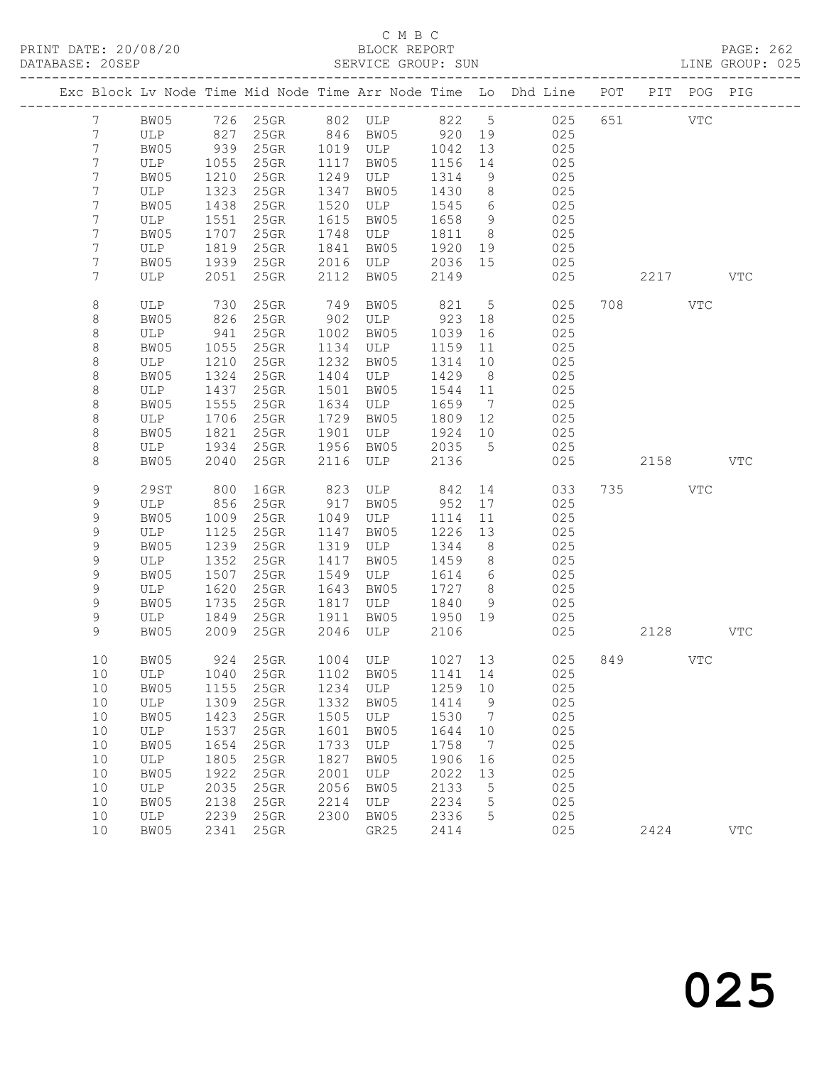C M B C

PRINT DATE: 20/08/20 BLOCK REPORT

DATABASE: 20SEP SERVICE GROUP: SUN LINE GROUP: 025

| Exc | Block | Lv | Node | Time | Mid Node | Time | Arr Node | Time | Lo | Dhd Line | POT | PIT | POG | PIG |
|---|---|---|---|---|---|---|---|---|---|---|---|---|---|---|
| | 7 | | BW05 | 726 | 25GR | 802 | ULP | 822 | 5 | 025 | 651 | | VTC | |
| | 7 | | ULP | 827 | 25GR | 846 | BW05 | 920 | 19 | 025 | | | | |
| | 7 | | BW05 | 939 | 25GR | 1019 | ULP | 1042 | 13 | 025 | | | | |
| | 7 | | ULP | 1055 | 25GR | 1117 | BW05 | 1156 | 14 | 025 | | | | |
| | 7 | | BW05 | 1210 | 25GR | 1249 | ULP | 1314 | 9 | 025 | | | | |
| | 7 | | ULP | 1323 | 25GR | 1347 | BW05 | 1430 | 8 | 025 | | | | |
| | 7 | | BW05 | 1438 | 25GR | 1520 | ULP | 1545 | 6 | 025 | | | | |
| | 7 | | ULP | 1551 | 25GR | 1615 | BW05 | 1658 | 9 | 025 | | | | |
| | 7 | | BW05 | 1707 | 25GR | 1748 | ULP | 1811 | 8 | 025 | | | | |
| | 7 | | ULP | 1819 | 25GR | 1841 | BW05 | 1920 | 19 | 025 | | | | |
| | 7 | | BW05 | 1939 | 25GR | 2016 | ULP | 2036 | 15 | 025 | | | | |
| | 7 | | ULP | 2051 | 25GR | 2112 | BW05 | 2149 | | 025 | | 2217 | | VTC |
| | 8 | | ULP | 730 | 25GR | 749 | BW05 | 821 | 5 | 025 | 708 | | VTC | |
| | 8 | | BW05 | 826 | 25GR | 902 | ULP | 923 | 18 | 025 | | | | |
| | 8 | | ULP | 941 | 25GR | 1002 | BW05 | 1039 | 16 | 025 | | | | |
| | 8 | | BW05 | 1055 | 25GR | 1134 | ULP | 1159 | 11 | 025 | | | | |
| | 8 | | ULP | 1210 | 25GR | 1232 | BW05 | 1314 | 10 | 025 | | | | |
| | 8 | | BW05 | 1324 | 25GR | 1404 | ULP | 1429 | 8 | 025 | | | | |
| | 8 | | ULP | 1437 | 25GR | 1501 | BW05 | 1544 | 11 | 025 | | | | |
| | 8 | | BW05 | 1555 | 25GR | 1634 | ULP | 1659 | 7 | 025 | | | | |
| | 8 | | ULP | 1706 | 25GR | 1729 | BW05 | 1809 | 12 | 025 | | | | |
| | 8 | | BW05 | 1821 | 25GR | 1901 | ULP | 1924 | 10 | 025 | | | | |
| | 8 | | ULP | 1934 | 25GR | 1956 | BW05 | 2035 | 5 | 025 | | | | |
| | 8 | | BW05 | 2040 | 25GR | 2116 | ULP | 2136 | | 025 | | 2158 | | VTC |
| | 9 | | 29ST | 800 | 16GR | 823 | ULP | 842 | 14 | 033 | 735 | | VTC | |
| | 9 | | ULP | 856 | 25GR | 917 | BW05 | 952 | 17 | 025 | | | | |
| | 9 | | BW05 | 1009 | 25GR | 1049 | ULP | 1114 | 11 | 025 | | | | |
| | 9 | | ULP | 1125 | 25GR | 1147 | BW05 | 1226 | 13 | 025 | | | | |
| | 9 | | BW05 | 1239 | 25GR | 1319 | ULP | 1344 | 8 | 025 | | | | |
| | 9 | | ULP | 1352 | 25GR | 1417 | BW05 | 1459 | 8 | 025 | | | | |
| | 9 | | BW05 | 1507 | 25GR | 1549 | ULP | 1614 | 6 | 025 | | | | |
| | 9 | | ULP | 1620 | 25GR | 1643 | BW05 | 1727 | 8 | 025 | | | | |
| | 9 | | BW05 | 1735 | 25GR | 1817 | ULP | 1840 | 9 | 025 | | | | |
| | 9 | | ULP | 1849 | 25GR | 1911 | BW05 | 1950 | 19 | 025 | | | | |
| | 9 | | BW05 | 2009 | 25GR | 2046 | ULP | 2106 | | 025 | | 2128 | | VTC |
| | 10 | | BW05 | 924 | 25GR | 1004 | ULP | 1027 | 13 | 025 | 849 | | VTC | |
| | 10 | | ULP | 1040 | 25GR | 1102 | BW05 | 1141 | 14 | 025 | | | | |
| | 10 | | BW05 | 1155 | 25GR | 1234 | ULP | 1259 | 10 | 025 | | | | |
| | 10 | | ULP | 1309 | 25GR | 1332 | BW05 | 1414 | 9 | 025 | | | | |
| | 10 | | BW05 | 1423 | 25GR | 1505 | ULP | 1530 | 7 | 025 | | | | |
| | 10 | | ULP | 1537 | 25GR | 1601 | BW05 | 1644 | 10 | 025 | | | | |
| | 10 | | BW05 | 1654 | 25GR | 1733 | ULP | 1758 | 7 | 025 | | | | |
| | 10 | | ULP | 1805 | 25GR | 1827 | BW05 | 1906 | 16 | 025 | | | | |
| | 10 | | BW05 | 1922 | 25GR | 2001 | ULP | 2022 | 13 | 025 | | | | |
| | 10 | | ULP | 2035 | 25GR | 2056 | BW05 | 2133 | 5 | 025 | | | | |
| | 10 | | BW05 | 2138 | 25GR | 2214 | ULP | 2234 | 5 | 025 | | | | |
| | 10 | | ULP | 2239 | 25GR | 2300 | BW05 | 2336 | 5 | 025 | | | | |
| | 10 | | BW05 | 2341 | 25GR | | GR25 | 2414 | | 025 | | 2424 | | VTC |

025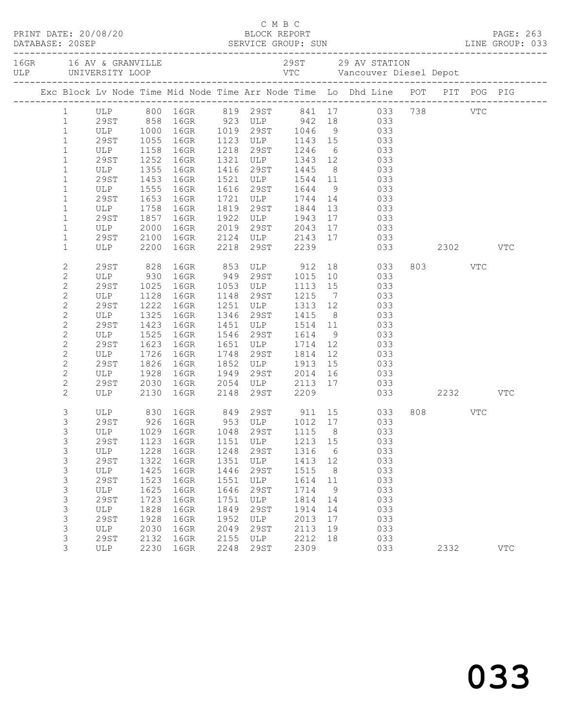C M B C

PRINT DATE: 20/08/20 BLOCK REPORT
DATABASE: 20SEP SERVICE GROUP: SUN LINE GROUP: 033

16GR 16 AV & GRANVILLE 29ST 29 AV STATION
ULP UNIVERSITY LOOP VTC Vancouver Diesel Depot

| Exc | Block | Lv Node | Time | Mid Node | Time | Arr Node | Time | Lo | Dhd Line | POT | PIT | POG | PIG |
|---|---|---|---|---|---|---|---|---|---|---|---|---|---|
| | 1 | ULP | 800 | 16GR | 819 | 29ST | 841 | 17 | 033 | 738 | | VTC | |
| | 1 | 29ST | 858 | 16GR | 923 | ULP | 942 | 18 | 033 | | | | |
| | 1 | ULP | 1000 | 16GR | 1019 | 29ST | 1046 | 9 | 033 | | | | |
| | 1 | 29ST | 1055 | 16GR | 1123 | ULP | 1143 | 15 | 033 | | | | |
| | 1 | ULP | 1158 | 16GR | 1218 | 29ST | 1246 | 6 | 033 | | | | |
| | 1 | 29ST | 1252 | 16GR | 1321 | ULP | 1343 | 12 | 033 | | | | |
| | 1 | ULP | 1355 | 16GR | 1416 | 29ST | 1445 | 8 | 033 | | | | |
| | 1 | 29ST | 1453 | 16GR | 1521 | ULP | 1544 | 11 | 033 | | | | |
| | 1 | ULP | 1555 | 16GR | 1616 | 29ST | 1644 | 9 | 033 | | | | |
| | 1 | 29ST | 1653 | 16GR | 1721 | ULP | 1744 | 14 | 033 | | | | |
| | 1 | ULP | 1758 | 16GR | 1819 | 29ST | 1844 | 13 | 033 | | | | |
| | 1 | 29ST | 1857 | 16GR | 1922 | ULP | 1943 | 17 | 033 | | | | |
| | 1 | ULP | 2000 | 16GR | 2019 | 29ST | 2043 | 17 | 033 | | | | |
| | 1 | 29ST | 2100 | 16GR | 2124 | ULP | 2143 | 17 | 033 | | | | |
| | 1 | ULP | 2200 | 16GR | 2218 | 29ST | 2239 | | 033 | | 2302 | | VTC |
| | 2 | 29ST | 828 | 16GR | 853 | ULP | 912 | 18 | 033 | 803 | | VTC | |
| | 2 | ULP | 930 | 16GR | 949 | 29ST | 1015 | 10 | 033 | | | | |
| | 2 | 29ST | 1025 | 16GR | 1053 | ULP | 1113 | 15 | 033 | | | | |
| | 2 | ULP | 1128 | 16GR | 1148 | 29ST | 1215 | 7 | 033 | | | | |
| | 2 | 29ST | 1222 | 16GR | 1251 | ULP | 1313 | 12 | 033 | | | | |
| | 2 | ULP | 1325 | 16GR | 1346 | 29ST | 1415 | 8 | 033 | | | | |
| | 2 | 29ST | 1423 | 16GR | 1451 | ULP | 1514 | 11 | 033 | | | | |
| | 2 | ULP | 1525 | 16GR | 1546 | 29ST | 1614 | 9 | 033 | | | | |
| | 2 | 29ST | 1623 | 16GR | 1651 | ULP | 1714 | 12 | 033 | | | | |
| | 2 | ULP | 1726 | 16GR | 1748 | 29ST | 1814 | 12 | 033 | | | | |
| | 2 | 29ST | 1826 | 16GR | 1852 | ULP | 1913 | 15 | 033 | | | | |
| | 2 | ULP | 1928 | 16GR | 1949 | 29ST | 2014 | 16 | 033 | | | | |
| | 2 | 29ST | 2030 | 16GR | 2054 | ULP | 2113 | 17 | 033 | | | | |
| | 2 | ULP | 2130 | 16GR | 2148 | 29ST | 2209 | | 033 | | 2232 | | VTC |
| | 3 | ULP | 830 | 16GR | 849 | 29ST | 911 | 15 | 033 | 808 | | VTC | |
| | 3 | 29ST | 926 | 16GR | 953 | ULP | 1012 | 17 | 033 | | | | |
| | 3 | ULP | 1029 | 16GR | 1048 | 29ST | 1115 | 8 | 033 | | | | |
| | 3 | 29ST | 1123 | 16GR | 1151 | ULP | 1213 | 15 | 033 | | | | |
| | 3 | ULP | 1228 | 16GR | 1248 | 29ST | 1316 | 6 | 033 | | | | |
| | 3 | 29ST | 1322 | 16GR | 1351 | ULP | 1413 | 12 | 033 | | | | |
| | 3 | ULP | 1425 | 16GR | 1446 | 29ST | 1515 | 8 | 033 | | | | |
| | 3 | 29ST | 1523 | 16GR | 1551 | ULP | 1614 | 11 | 033 | | | | |
| | 3 | ULP | 1625 | 16GR | 1646 | 29ST | 1714 | 9 | 033 | | | | |
| | 3 | 29ST | 1723 | 16GR | 1751 | ULP | 1814 | 14 | 033 | | | | |
| | 3 | ULP | 1828 | 16GR | 1849 | 29ST | 1914 | 14 | 033 | | | | |
| | 3 | 29ST | 1928 | 16GR | 1952 | ULP | 2013 | 17 | 033 | | | | |
| | 3 | ULP | 2030 | 16GR | 2049 | 29ST | 2113 | 19 | 033 | | | | |
| | 3 | 29ST | 2132 | 16GR | 2155 | ULP | 2212 | 18 | 033 | | | | |
| | 3 | ULP | 2230 | 16GR | 2248 | 29ST | 2309 | | 033 | | 2332 | | VTC |

033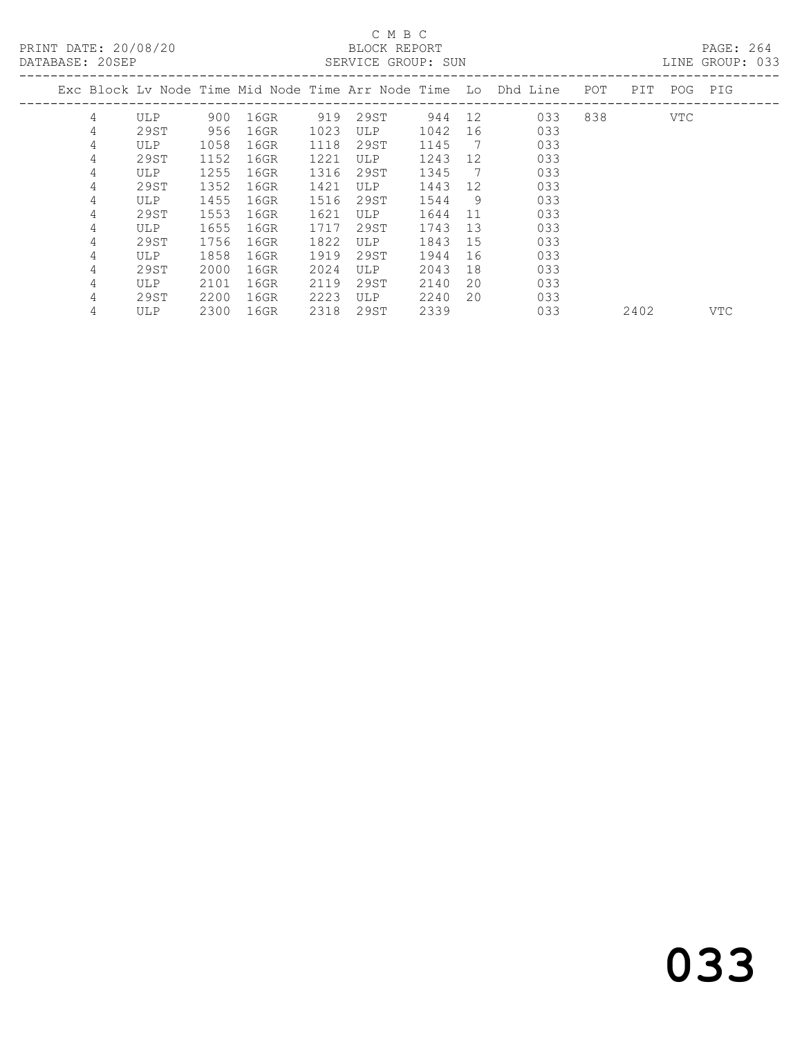C M B C

PRINT DATE: 20/08/20 BLOCK REPORT

DATABASE: 20SEP SERVICE GROUP: SUN LINE GROUP: 033

| Exc | Block | Lv | Node | Time | Mid Node | Time | Arr Node | Time | Lo | Dhd Line | POT | PIT | POG | PIG |
|---|---|---|---|---|---|---|---|---|---|---|---|---|---|---|
| | 4 | | ULP | 900 | 16GR | 919 | 29ST | 944 | 12 | 033 | 838 | | VTC | |
| | 4 | | 29ST | 956 | 16GR | 1023 | ULP | 1042 | 16 | 033 | | | | |
| | 4 | | ULP | 1058 | 16GR | 1118 | 29ST | 1145 | 7 | 033 | | | | |
| | 4 | | 29ST | 1152 | 16GR | 1221 | ULP | 1243 | 12 | 033 | | | | |
| | 4 | | ULP | 1255 | 16GR | 1316 | 29ST | 1345 | 7 | 033 | | | | |
| | 4 | | 29ST | 1352 | 16GR | 1421 | ULP | 1443 | 12 | 033 | | | | |
| | 4 | | ULP | 1455 | 16GR | 1516 | 29ST | 1544 | 9 | 033 | | | | |
| | 4 | | 29ST | 1553 | 16GR | 1621 | ULP | 1644 | 11 | 033 | | | | |
| | 4 | | ULP | 1655 | 16GR | 1717 | 29ST | 1743 | 13 | 033 | | | | |
| | 4 | | 29ST | 1756 | 16GR | 1822 | ULP | 1843 | 15 | 033 | | | | |
| | 4 | | ULP | 1858 | 16GR | 1919 | 29ST | 1944 | 16 | 033 | | | | |
| | 4 | | 29ST | 2000 | 16GR | 2024 | ULP | 2043 | 18 | 033 | | | | |
| | 4 | | ULP | 2101 | 16GR | 2119 | 29ST | 2140 | 20 | 033 | | | | |
| | 4 | | 29ST | 2200 | 16GR | 2223 | ULP | 2240 | 20 | 033 | | | | |
| | 4 | | ULP | 2300 | 16GR | 2318 | 29ST | 2339 | | 033 | | 2402 | | VTC |

033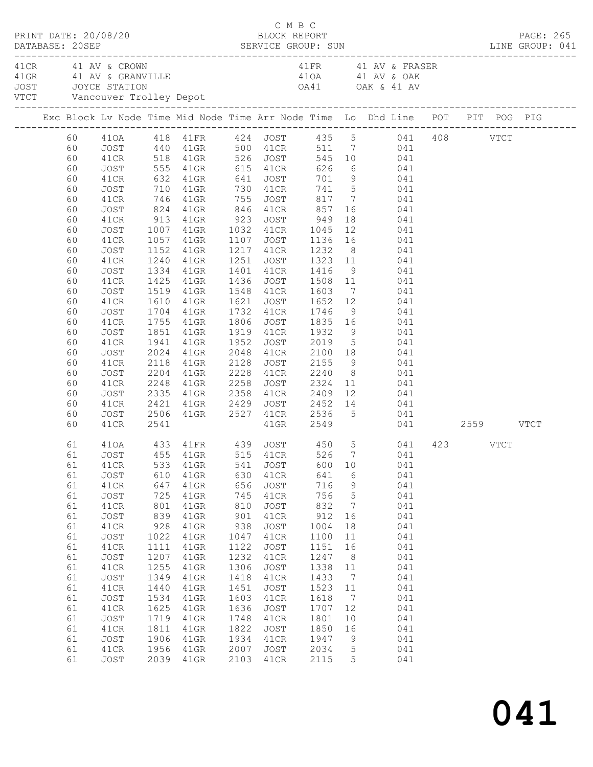C M B C

PRINT DATE: 20/08/20 BLOCK REPORT

DATABASE: 20SEP SERVICE GROUP: SUN LINE GROUP: 041

| | | | |
|---|---|---|---|
| 41CR | 41 AV & CROWN | 41FR | 41 AV & FRASER |
| 41GR | 41 AV & GRANVILLE | 41OA | 41 AV & OAK |
| JOST | JOYCE STATION | OA41 | OAK & 41 AV |
| VTCT | Vancouver Trolley Depot | | |

| Exc | Block | Lv Node | Time | Mid Node | Time | Arr Node | Time | Lo | Dhd Line | POT | PIT | POG | PIG |
|---|---|---|---|---|---|---|---|---|---|---|---|---|---|
| | 60 | 41OA | 418 | 41FR | 424 | JOST | 435 | 5 | 041 | 408 | | VTCT | |
| | 60 | JOST | 440 | 41GR | 500 | 41CR | 511 | 7 | 041 | | | | |
| | 60 | 41CR | 518 | 41GR | 526 | JOST | 545 | 10 | 041 | | | | |
| | 60 | JOST | 555 | 41GR | 615 | 41CR | 626 | 6 | 041 | | | | |
| | 60 | 41CR | 632 | 41GR | 641 | JOST | 701 | 9 | 041 | | | | |
| | 60 | JOST | 710 | 41GR | 730 | 41CR | 741 | 5 | 041 | | | | |
| | 60 | 41CR | 746 | 41GR | 755 | JOST | 817 | 7 | 041 | | | | |
| | 60 | JOST | 824 | 41GR | 846 | 41CR | 857 | 16 | 041 | | | | |
| | 60 | 41CR | 913 | 41GR | 923 | JOST | 949 | 18 | 041 | | | | |
| | 60 | JOST | 1007 | 41GR | 1032 | 41CR | 1045 | 12 | 041 | | | | |
| | 60 | 41CR | 1057 | 41GR | 1107 | JOST | 1136 | 16 | 041 | | | | |
| | 60 | JOST | 1152 | 41GR | 1217 | 41CR | 1232 | 8 | 041 | | | | |
| | 60 | 41CR | 1240 | 41GR | 1251 | JOST | 1323 | 11 | 041 | | | | |
| | 60 | JOST | 1334 | 41GR | 1401 | 41CR | 1416 | 9 | 041 | | | | |
| | 60 | 41CR | 1425 | 41GR | 1436 | JOST | 1508 | 11 | 041 | | | | |
| | 60 | JOST | 1519 | 41GR | 1548 | 41CR | 1603 | 7 | 041 | | | | |
| | 60 | 41CR | 1610 | 41GR | 1621 | JOST | 1652 | 12 | 041 | | | | |
| | 60 | JOST | 1704 | 41GR | 1732 | 41CR | 1746 | 9 | 041 | | | | |
| | 60 | 41CR | 1755 | 41GR | 1806 | JOST | 1835 | 16 | 041 | | | | |
| | 60 | JOST | 1851 | 41GR | 1919 | 41CR | 1932 | 9 | 041 | | | | |
| | 60 | 41CR | 1941 | 41GR | 1952 | JOST | 2019 | 5 | 041 | | | | |
| | 60 | JOST | 2024 | 41GR | 2048 | 41CR | 2100 | 18 | 041 | | | | |
| | 60 | 41CR | 2118 | 41GR | 2128 | JOST | 2155 | 9 | 041 | | | | |
| | 60 | JOST | 2204 | 41GR | 2228 | 41CR | 2240 | 8 | 041 | | | | |
| | 60 | 41CR | 2248 | 41GR | 2258 | JOST | 2324 | 11 | 041 | | | | |
| | 60 | JOST | 2335 | 41GR | 2358 | 41CR | 2409 | 12 | 041 | | | | |
| | 60 | 41CR | 2421 | 41GR | 2429 | JOST | 2452 | 14 | 041 | | | | |
| | 60 | JOST | 2506 | 41GR | 2527 | 41CR | 2536 | 5 | 041 | | | | |
| | 60 | 41CR | 2541 | | | 41GR | 2549 | | 041 | | 2559 | | VTCT |
| | 61 | 41OA | 433 | 41FR | 439 | JOST | 450 | 5 | 041 | 423 | | VTCT | |
| | 61 | JOST | 455 | 41GR | 515 | 41CR | 526 | 7 | 041 | | | | |
| | 61 | 41CR | 533 | 41GR | 541 | JOST | 600 | 10 | 041 | | | | |
| | 61 | JOST | 610 | 41GR | 630 | 41CR | 641 | 6 | 041 | | | | |
| | 61 | 41CR | 647 | 41GR | 656 | JOST | 716 | 9 | 041 | | | | |
| | 61 | JOST | 725 | 41GR | 745 | 41CR | 756 | 5 | 041 | | | | |
| | 61 | 41CR | 801 | 41GR | 810 | JOST | 832 | 7 | 041 | | | | |
| | 61 | JOST | 839 | 41GR | 901 | 41CR | 912 | 16 | 041 | | | | |
| | 61 | 41CR | 928 | 41GR | 938 | JOST | 1004 | 18 | 041 | | | | |
| | 61 | JOST | 1022 | 41GR | 1047 | 41CR | 1100 | 11 | 041 | | | | |
| | 61 | 41CR | 1111 | 41GR | 1122 | JOST | 1151 | 16 | 041 | | | | |
| | 61 | JOST | 1207 | 41GR | 1232 | 41CR | 1247 | 8 | 041 | | | | |
| | 61 | 41CR | 1255 | 41GR | 1306 | JOST | 1338 | 11 | 041 | | | | |
| | 61 | JOST | 1349 | 41GR | 1418 | 41CR | 1433 | 7 | 041 | | | | |
| | 61 | 41CR | 1440 | 41GR | 1451 | JOST | 1523 | 11 | 041 | | | | |
| | 61 | JOST | 1534 | 41GR | 1603 | 41CR | 1618 | 7 | 041 | | | | |
| | 61 | 41CR | 1625 | 41GR | 1636 | JOST | 1707 | 12 | 041 | | | | |
| | 61 | JOST | 1719 | 41GR | 1748 | 41CR | 1801 | 10 | 041 | | | | |
| | 61 | 41CR | 1811 | 41GR | 1822 | JOST | 1850 | 16 | 041 | | | | |
| | 61 | JOST | 1906 | 41GR | 1934 | 41CR | 1947 | 9 | 041 | | | | |
| | 61 | 41CR | 1956 | 41GR | 2007 | JOST | 2034 | 5 | 041 | | | | |
| | 61 | JOST | 2039 | 41GR | 2103 | 41CR | 2115 | 5 | 041 | | | | |

041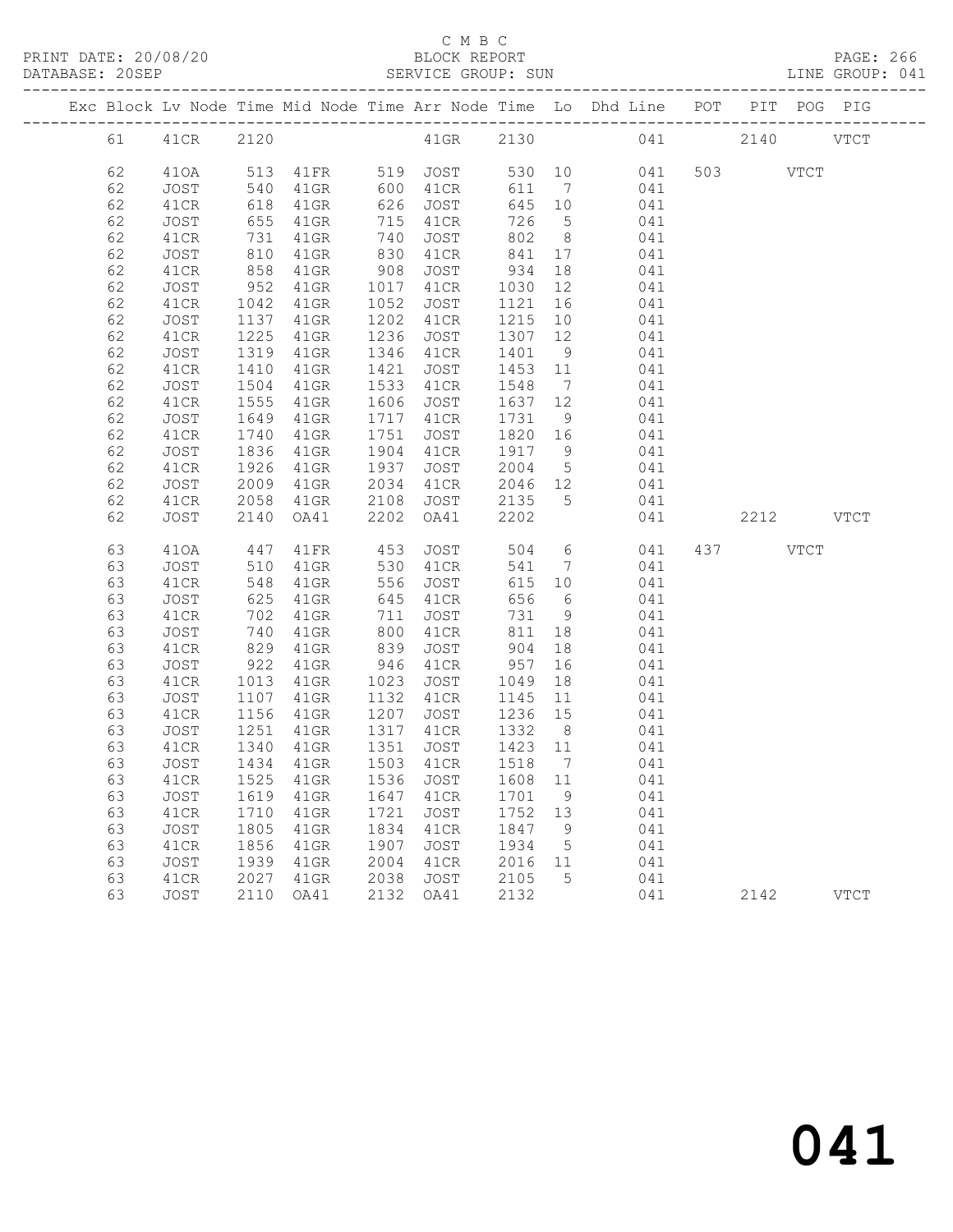C M B C

BLOCK REPORT

SERVICE GROUP: SUN

PRINT DATE: 20/08/20

DATABASE: 20SEP

LINE GROUP: 041

| Exc | Block | Lv | Node | Time | Mid Node | Time | Arr Node | Time | Lo | Dhd Line | POT | PIT | POG | PIG |
|---|---|---|---|---|---|---|---|---|---|---|---|---|---|---|
| | 61 | | 41CR | 2120 | | | 41GR | 2130 | | 041 | | 2140 | | VTCT |
| | 62 | | 41OA | 513 | 41FR | 519 | JOST | 530 | 10 | 041 | 503 | | VTCT | |
| | 62 | | JOST | 540 | 41GR | 600 | 41CR | 611 | 7 | 041 | | | | |
| | 62 | | 41CR | 618 | 41GR | 626 | JOST | 645 | 10 | 041 | | | | |
| | 62 | | JOST | 655 | 41GR | 715 | 41CR | 726 | 5 | 041 | | | | |
| | 62 | | 41CR | 731 | 41GR | 740 | JOST | 802 | 8 | 041 | | | | |
| | 62 | | JOST | 810 | 41GR | 830 | 41CR | 841 | 17 | 041 | | | | |
| | 62 | | 41CR | 858 | 41GR | 908 | JOST | 934 | 18 | 041 | | | | |
| | 62 | | JOST | 952 | 41GR | 1017 | 41CR | 1030 | 12 | 041 | | | | |
| | 62 | | 41CR | 1042 | 41GR | 1052 | JOST | 1121 | 16 | 041 | | | | |
| | 62 | | JOST | 1137 | 41GR | 1202 | 41CR | 1215 | 10 | 041 | | | | |
| | 62 | | 41CR | 1225 | 41GR | 1236 | JOST | 1307 | 12 | 041 | | | | |
| | 62 | | JOST | 1319 | 41GR | 1346 | 41CR | 1401 | 9 | 041 | | | | |
| | 62 | | 41CR | 1410 | 41GR | 1421 | JOST | 1453 | 11 | 041 | | | | |
| | 62 | | JOST | 1504 | 41GR | 1533 | 41CR | 1548 | 7 | 041 | | | | |
| | 62 | | 41CR | 1555 | 41GR | 1606 | JOST | 1637 | 12 | 041 | | | | |
| | 62 | | JOST | 1649 | 41GR | 1717 | 41CR | 1731 | 9 | 041 | | | | |
| | 62 | | 41CR | 1740 | 41GR | 1751 | JOST | 1820 | 16 | 041 | | | | |
| | 62 | | JOST | 1836 | 41GR | 1904 | 41CR | 1917 | 9 | 041 | | | | |
| | 62 | | 41CR | 1926 | 41GR | 1937 | JOST | 2004 | 5 | 041 | | | | |
| | 62 | | JOST | 2009 | 41GR | 2034 | 41CR | 2046 | 12 | 041 | | | | |
| | 62 | | 41CR | 2058 | 41GR | 2108 | JOST | 2135 | 5 | 041 | | | | |
| | 62 | | JOST | 2140 | OA41 | 2202 | OA41 | 2202 | | 041 | | 2212 | | VTCT |
| | 63 | | 41OA | 447 | 41FR | 453 | JOST | 504 | 6 | 041 | 437 | | VTCT | |
| | 63 | | JOST | 510 | 41GR | 530 | 41CR | 541 | 7 | 041 | | | | |
| | 63 | | 41CR | 548 | 41GR | 556 | JOST | 615 | 10 | 041 | | | | |
| | 63 | | JOST | 625 | 41GR | 645 | 41CR | 656 | 6 | 041 | | | | |
| | 63 | | 41CR | 702 | 41GR | 711 | JOST | 731 | 9 | 041 | | | | |
| | 63 | | JOST | 740 | 41GR | 800 | 41CR | 811 | 18 | 041 | | | | |
| | 63 | | 41CR | 829 | 41GR | 839 | JOST | 904 | 18 | 041 | | | | |
| | 63 | | JOST | 922 | 41GR | 946 | 41CR | 957 | 16 | 041 | | | | |
| | 63 | | 41CR | 1013 | 41GR | 1023 | JOST | 1049 | 18 | 041 | | | | |
| | 63 | | JOST | 1107 | 41GR | 1132 | 41CR | 1145 | 11 | 041 | | | | |
| | 63 | | 41CR | 1156 | 41GR | 1207 | JOST | 1236 | 15 | 041 | | | | |
| | 63 | | JOST | 1251 | 41GR | 1317 | 41CR | 1332 | 8 | 041 | | | | |
| | 63 | | 41CR | 1340 | 41GR | 1351 | JOST | 1423 | 11 | 041 | | | | |
| | 63 | | JOST | 1434 | 41GR | 1503 | 41CR | 1518 | 7 | 041 | | | | |
| | 63 | | 41CR | 1525 | 41GR | 1536 | JOST | 1608 | 11 | 041 | | | | |
| | 63 | | JOST | 1619 | 41GR | 1647 | 41CR | 1701 | 9 | 041 | | | | |
| | 63 | | 41CR | 1710 | 41GR | 1721 | JOST | 1752 | 13 | 041 | | | | |
| | 63 | | JOST | 1805 | 41GR | 1834 | 41CR | 1847 | 9 | 041 | | | | |
| | 63 | | 41CR | 1856 | 41GR | 1907 | JOST | 1934 | 5 | 041 | | | | |
| | 63 | | JOST | 1939 | 41GR | 2004 | 41CR | 2016 | 11 | 041 | | | | |
| | 63 | | 41CR | 2027 | 41GR | 2038 | JOST | 2105 | 5 | 041 | | | | |
| | 63 | | JOST | 2110 | OA41 | 2132 | OA41 | 2132 | | 041 | | 2142 | | VTCT |

041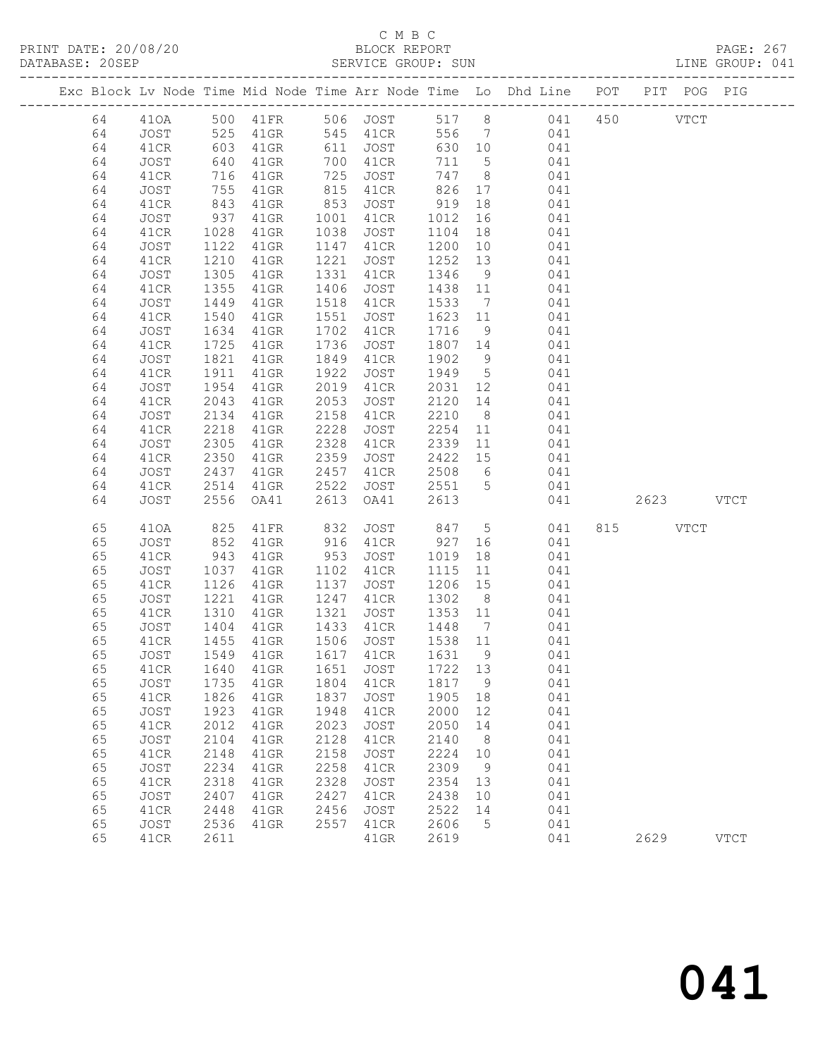C M B C

BLOCK REPORT

SERVICE GROUP: SUN

PRINT DATE: 20/08/20
DATABASE: 20SEP
LINE GROUP: 041

| Exc | Block | Lv | Node | Time | Mid Node | Time | Arr Node | Time | Lo | Dhd Line | POT | PIT | POG | PIG |
|---|---|---|---|---|---|---|---|---|---|---|---|---|---|---|
| | 64 | | 41OA | 500 | 41FR | 506 | JOST | 517 | 8 | 041 | 450 | | VTCT | |
| | 64 | | JOST | 525 | 41GR | 545 | 41CR | 556 | 7 | 041 | | | | |
| | 64 | | 41CR | 603 | 41GR | 611 | JOST | 630 | 10 | 041 | | | | |
| | 64 | | JOST | 640 | 41GR | 700 | 41CR | 711 | 5 | 041 | | | | |
| | 64 | | 41CR | 716 | 41GR | 725 | JOST | 747 | 8 | 041 | | | | |
| | 64 | | JOST | 755 | 41GR | 815 | 41CR | 826 | 17 | 041 | | | | |
| | 64 | | 41CR | 843 | 41GR | 853 | JOST | 919 | 18 | 041 | | | | |
| | 64 | | JOST | 937 | 41GR | 1001 | 41CR | 1012 | 16 | 041 | | | | |
| | 64 | | 41CR | 1028 | 41GR | 1038 | JOST | 1104 | 18 | 041 | | | | |
| | 64 | | JOST | 1122 | 41GR | 1147 | 41CR | 1200 | 10 | 041 | | | | |
| | 64 | | 41CR | 1210 | 41GR | 1221 | JOST | 1252 | 13 | 041 | | | | |
| | 64 | | JOST | 1305 | 41GR | 1331 | 41CR | 1346 | 9 | 041 | | | | |
| | 64 | | 41CR | 1355 | 41GR | 1406 | JOST | 1438 | 11 | 041 | | | | |
| | 64 | | JOST | 1449 | 41GR | 1518 | 41CR | 1533 | 7 | 041 | | | | |
| | 64 | | 41CR | 1540 | 41GR | 1551 | JOST | 1623 | 11 | 041 | | | | |
| | 64 | | JOST | 1634 | 41GR | 1702 | 41CR | 1716 | 9 | 041 | | | | |
| | 64 | | 41CR | 1725 | 41GR | 1736 | JOST | 1807 | 14 | 041 | | | | |
| | 64 | | JOST | 1821 | 41GR | 1849 | 41CR | 1902 | 9 | 041 | | | | |
| | 64 | | 41CR | 1911 | 41GR | 1922 | JOST | 1949 | 5 | 041 | | | | |
| | 64 | | JOST | 1954 | 41GR | 2019 | 41CR | 2031 | 12 | 041 | | | | |
| | 64 | | 41CR | 2043 | 41GR | 2053 | JOST | 2120 | 14 | 041 | | | | |
| | 64 | | JOST | 2134 | 41GR | 2158 | 41CR | 2210 | 8 | 041 | | | | |
| | 64 | | 41CR | 2218 | 41GR | 2228 | JOST | 2254 | 11 | 041 | | | | |
| | 64 | | JOST | 2305 | 41GR | 2328 | 41CR | 2339 | 11 | 041 | | | | |
| | 64 | | 41CR | 2350 | 41GR | 2359 | JOST | 2422 | 15 | 041 | | | | |
| | 64 | | JOST | 2437 | 41GR | 2457 | 41CR | 2508 | 6 | 041 | | | | |
| | 64 | | 41CR | 2514 | 41GR | 2522 | JOST | 2551 | 5 | 041 | | | | |
| | 64 | | JOST | 2556 | OA41 | 2613 | OA41 | 2613 | | 041 | | 2623 | | VTCT |
| | 65 | | 41OA | 825 | 41FR | 832 | JOST | 847 | 5 | 041 | 815 | | VTCT | |
| | 65 | | JOST | 852 | 41GR | 916 | 41CR | 927 | 16 | 041 | | | | |
| | 65 | | 41CR | 943 | 41GR | 953 | JOST | 1019 | 18 | 041 | | | | |
| | 65 | | JOST | 1037 | 41GR | 1102 | 41CR | 1115 | 11 | 041 | | | | |
| | 65 | | 41CR | 1126 | 41GR | 1137 | JOST | 1206 | 15 | 041 | | | | |
| | 65 | | JOST | 1221 | 41GR | 1247 | 41CR | 1302 | 8 | 041 | | | | |
| | 65 | | 41CR | 1310 | 41GR | 1321 | JOST | 1353 | 11 | 041 | | | | |
| | 65 | | JOST | 1404 | 41GR | 1433 | 41CR | 1448 | 7 | 041 | | | | |
| | 65 | | 41CR | 1455 | 41GR | 1506 | JOST | 1538 | 11 | 041 | | | | |
| | 65 | | JOST | 1549 | 41GR | 1617 | 41CR | 1631 | 9 | 041 | | | | |
| | 65 | | 41CR | 1640 | 41GR | 1651 | JOST | 1722 | 13 | 041 | | | | |
| | 65 | | JOST | 1735 | 41GR | 1804 | 41CR | 1817 | 9 | 041 | | | | |
| | 65 | | 41CR | 1826 | 41GR | 1837 | JOST | 1905 | 18 | 041 | | | | |
| | 65 | | JOST | 1923 | 41GR | 1948 | 41CR | 2000 | 12 | 041 | | | | |
| | 65 | | 41CR | 2012 | 41GR | 2023 | JOST | 2050 | 14 | 041 | | | | |
| | 65 | | JOST | 2104 | 41GR | 2128 | 41CR | 2140 | 8 | 041 | | | | |
| | 65 | | 41CR | 2148 | 41GR | 2158 | JOST | 2224 | 10 | 041 | | | | |
| | 65 | | JOST | 2234 | 41GR | 2258 | 41CR | 2309 | 9 | 041 | | | | |
| | 65 | | 41CR | 2318 | 41GR | 2328 | JOST | 2354 | 13 | 041 | | | | |
| | 65 | | JOST | 2407 | 41GR | 2427 | 41CR | 2438 | 10 | 041 | | | | |
| | 65 | | 41CR | 2448 | 41GR | 2456 | JOST | 2522 | 14 | 041 | | | | |
| | 65 | | JOST | 2536 | 41GR | 2557 | 41CR | 2606 | 5 | 041 | | | | |
| | 65 | | 41CR | 2611 | | | 41GR | 2619 | | 041 | | 2629 | | VTCT |

041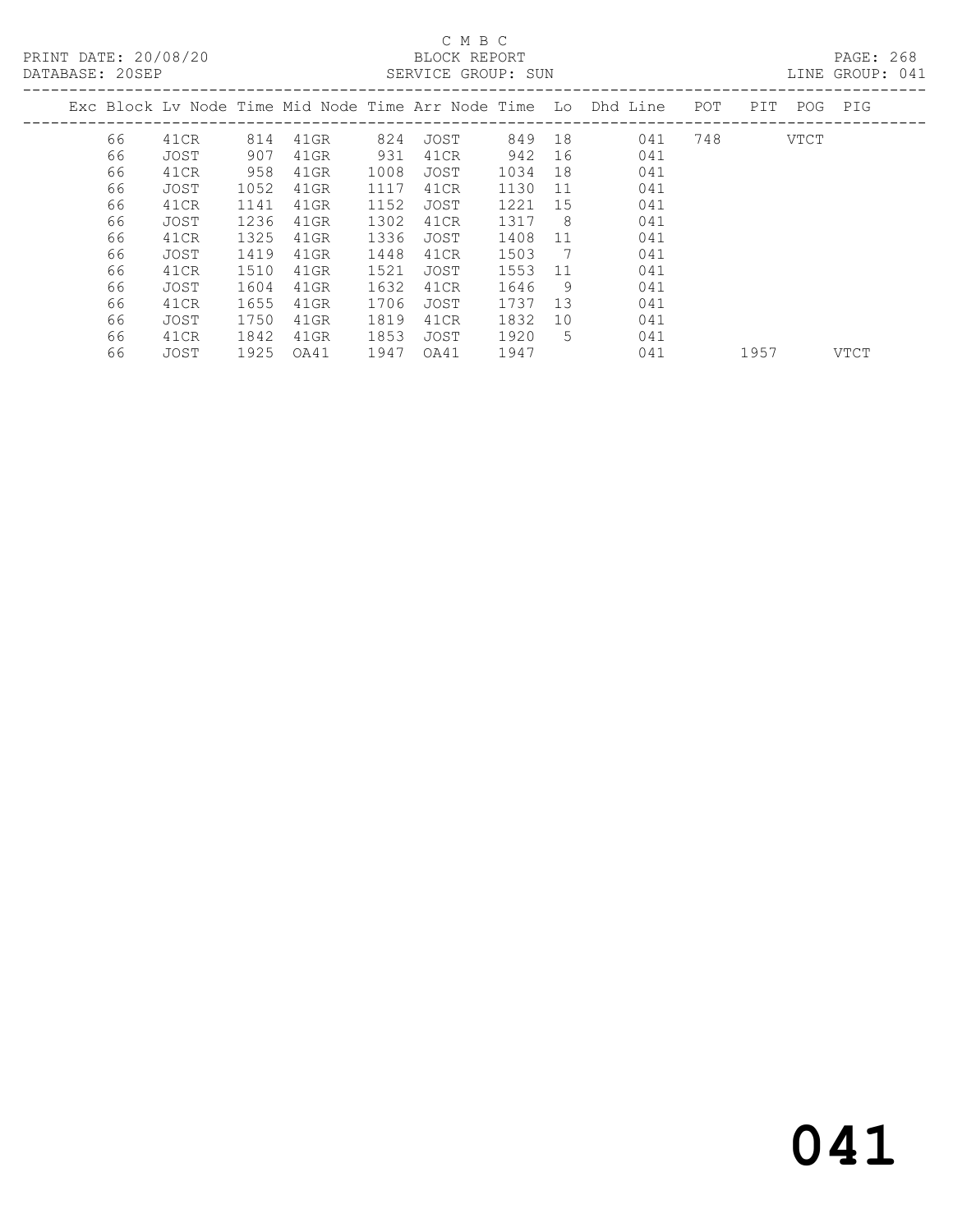C M B C

PRINT DATE: 20/08/20 BLOCK REPORT

DATABASE: 20SEP SERVICE GROUP: SUN LINE GROUP: 041

| Exc | Block | Lv Node | Time | Mid Node | Time | Arr Node | Time | Lo | Dhd Line | POT | PIT | POG | PIG |
|---|---|---|---|---|---|---|---|---|---|---|---|---|---|
| | 66 | 41CR | 814 | 41GR | 824 | JOST | 849 | 18 | 041 | 748 | | VTCT | |
| | 66 | JOST | 907 | 41GR | 931 | 41CR | 942 | 16 | 041 | | | | |
| | 66 | 41CR | 958 | 41GR | 1008 | JOST | 1034 | 18 | 041 | | | | |
| | 66 | JOST | 1052 | 41GR | 1117 | 41CR | 1130 | 11 | 041 | | | | |
| | 66 | 41CR | 1141 | 41GR | 1152 | JOST | 1221 | 15 | 041 | | | | |
| | 66 | JOST | 1236 | 41GR | 1302 | 41CR | 1317 | 8 | 041 | | | | |
| | 66 | 41CR | 1325 | 41GR | 1336 | JOST | 1408 | 11 | 041 | | | | |
| | 66 | JOST | 1419 | 41GR | 1448 | 41CR | 1503 | 7 | 041 | | | | |
| | 66 | 41CR | 1510 | 41GR | 1521 | JOST | 1553 | 11 | 041 | | | | |
| | 66 | JOST | 1604 | 41GR | 1632 | 41CR | 1646 | 9 | 041 | | | | |
| | 66 | 41CR | 1655 | 41GR | 1706 | JOST | 1737 | 13 | 041 | | | | |
| | 66 | JOST | 1750 | 41GR | 1819 | 41CR | 1832 | 10 | 041 | | | | |
| | 66 | 41CR | 1842 | 41GR | 1853 | JOST | 1920 | 5 | 041 | | | | |
| | 66 | JOST | 1925 | OA41 | 1947 | OA41 | 1947 | | 041 | | 1957 | | VTCT |

# 041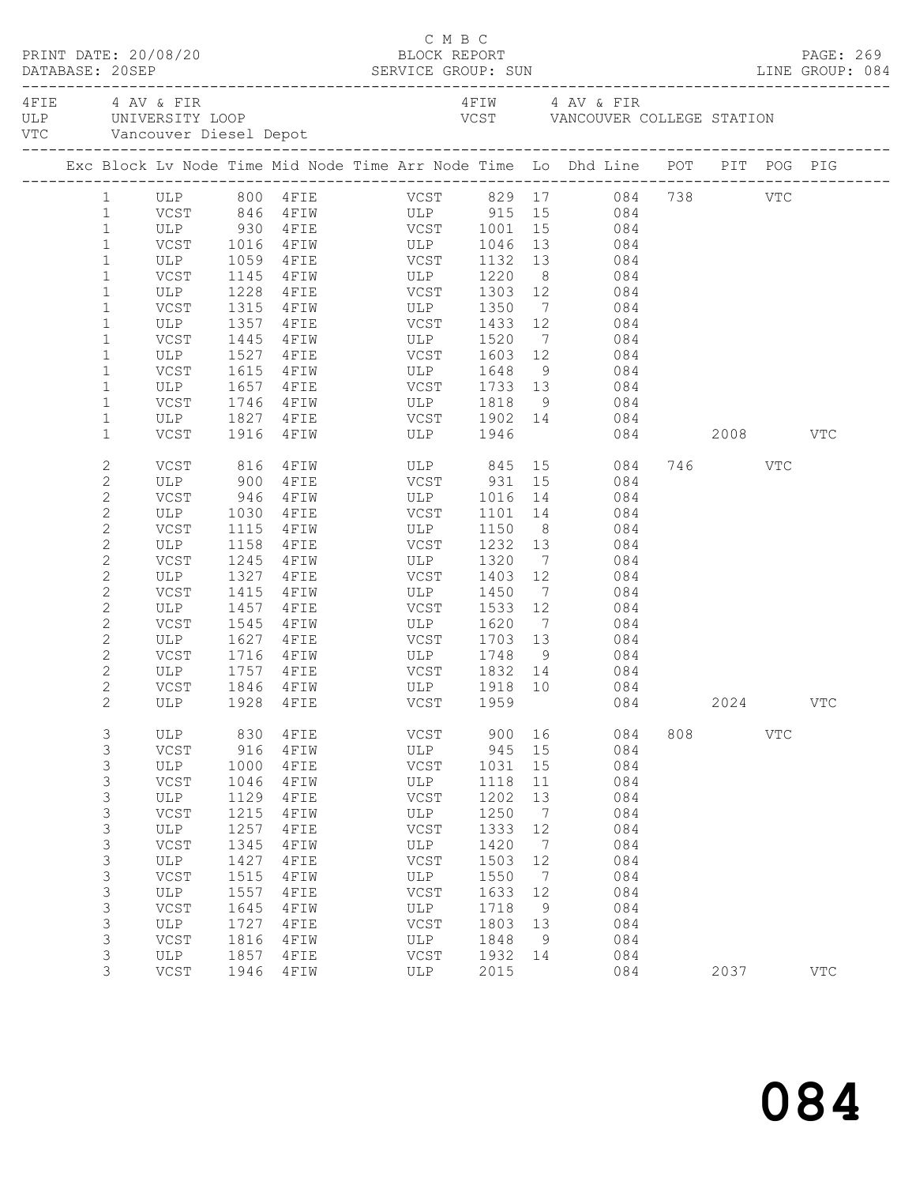C M B C

PRINT DATE: 20/08/20 BLOCK REPORT PAGE: 269
DATABASE: 20SEP SERVICE GROUP: SUN LINE GROUP: 084

4FIE 4 AV & FIR 4FIW 4 AV & FIR
ULP UNIVERSITY LOOP VCST VANCOUVER COLLEGE STATION
VTC Vancouver Diesel Depot

| Exc | Block | Lv Node | Time | Mid Node | Time | Arr Node | Time | Lo | Dhd Line | POT | PIT | POG | PIG |
|---|---|---|---|---|---|---|---|---|---|---|---|---|---|
| | 1 | ULP | 800 | 4FIE | | VCST | 829 | 17 | 084 | 738 | | VTC | |
| | 1 | VCST | 846 | 4FIW | | ULP | 915 | 15 | 084 | | | | |
| | 1 | ULP | 930 | 4FIE | | VCST | 1001 | 15 | 084 | | | | |
| | 1 | VCST | 1016 | 4FIW | | ULP | 1046 | 13 | 084 | | | | |
| | 1 | ULP | 1059 | 4FIE | | VCST | 1132 | 13 | 084 | | | | |
| | 1 | VCST | 1145 | 4FIW | | ULP | 1220 | 8 | 084 | | | | |
| | 1 | ULP | 1228 | 4FIE | | VCST | 1303 | 12 | 084 | | | | |
| | 1 | VCST | 1315 | 4FIW | | ULP | 1350 | 7 | 084 | | | | |
| | 1 | ULP | 1357 | 4FIE | | VCST | 1433 | 12 | 084 | | | | |
| | 1 | VCST | 1445 | 4FIW | | ULP | 1520 | 7 | 084 | | | | |
| | 1 | ULP | 1527 | 4FIE | | VCST | 1603 | 12 | 084 | | | | |
| | 1 | VCST | 1615 | 4FIW | | ULP | 1648 | 9 | 084 | | | | |
| | 1 | ULP | 1657 | 4FIE | | VCST | 1733 | 13 | 084 | | | | |
| | 1 | VCST | 1746 | 4FIW | | ULP | 1818 | 9 | 084 | | | | |
| | 1 | ULP | 1827 | 4FIE | | VCST | 1902 | 14 | 084 | | | | |
| | 1 | VCST | 1916 | 4FIW | | ULP | 1946 | | 084 | | 2008 | | VTC |
| | 2 | VCST | 816 | 4FIW | | ULP | 845 | 15 | 084 | 746 | | VTC | |
| | 2 | ULP | 900 | 4FIE | | VCST | 931 | 15 | 084 | | | | |
| | 2 | VCST | 946 | 4FIW | | ULP | 1016 | 14 | 084 | | | | |
| | 2 | ULP | 1030 | 4FIE | | VCST | 1101 | 14 | 084 | | | | |
| | 2 | VCST | 1115 | 4FIW | | ULP | 1150 | 8 | 084 | | | | |
| | 2 | ULP | 1158 | 4FIE | | VCST | 1232 | 13 | 084 | | | | |
| | 2 | VCST | 1245 | 4FIW | | ULP | 1320 | 7 | 084 | | | | |
| | 2 | ULP | 1327 | 4FIE | | VCST | 1403 | 12 | 084 | | | | |
| | 2 | VCST | 1415 | 4FIW | | ULP | 1450 | 7 | 084 | | | | |
| | 2 | ULP | 1457 | 4FIE | | VCST | 1533 | 12 | 084 | | | | |
| | 2 | VCST | 1545 | 4FIW | | ULP | 1620 | 7 | 084 | | | | |
| | 2 | ULP | 1627 | 4FIE | | VCST | 1703 | 13 | 084 | | | | |
| | 2 | VCST | 1716 | 4FIW | | ULP | 1748 | 9 | 084 | | | | |
| | 2 | ULP | 1757 | 4FIE | | VCST | 1832 | 14 | 084 | | | | |
| | 2 | VCST | 1846 | 4FIW | | ULP | 1918 | 10 | 084 | | | | |
| | 2 | ULP | 1928 | 4FIE | | VCST | 1959 | | 084 | | 2024 | | VTC |
| | 3 | ULP | 830 | 4FIE | | VCST | 900 | 16 | 084 | 808 | | VTC | |
| | 3 | VCST | 916 | 4FIW | | ULP | 945 | 15 | 084 | | | | |
| | 3 | ULP | 1000 | 4FIE | | VCST | 1031 | 15 | 084 | | | | |
| | 3 | VCST | 1046 | 4FIW | | ULP | 1118 | 11 | 084 | | | | |
| | 3 | ULP | 1129 | 4FIE | | VCST | 1202 | 13 | 084 | | | | |
| | 3 | VCST | 1215 | 4FIW | | ULP | 1250 | 7 | 084 | | | | |
| | 3 | ULP | 1257 | 4FIE | | VCST | 1333 | 12 | 084 | | | | |
| | 3 | VCST | 1345 | 4FIW | | ULP | 1420 | 7 | 084 | | | | |
| | 3 | ULP | 1427 | 4FIE | | VCST | 1503 | 12 | 084 | | | | |
| | 3 | VCST | 1515 | 4FIW | | ULP | 1550 | 7 | 084 | | | | |
| | 3 | ULP | 1557 | 4FIE | | VCST | 1633 | 12 | 084 | | | | |
| | 3 | VCST | 1645 | 4FIW | | ULP | 1718 | 9 | 084 | | | | |
| | 3 | ULP | 1727 | 4FIE | | VCST | 1803 | 13 | 084 | | | | |
| | 3 | VCST | 1816 | 4FIW | | ULP | 1848 | 9 | 084 | | | | |
| | 3 | ULP | 1857 | 4FIE | | VCST | 1932 | 14 | 084 | | | | |
| | 3 | VCST | 1946 | 4FIW | | ULP | 2015 | | 084 | | 2037 | | VTC |

# 084